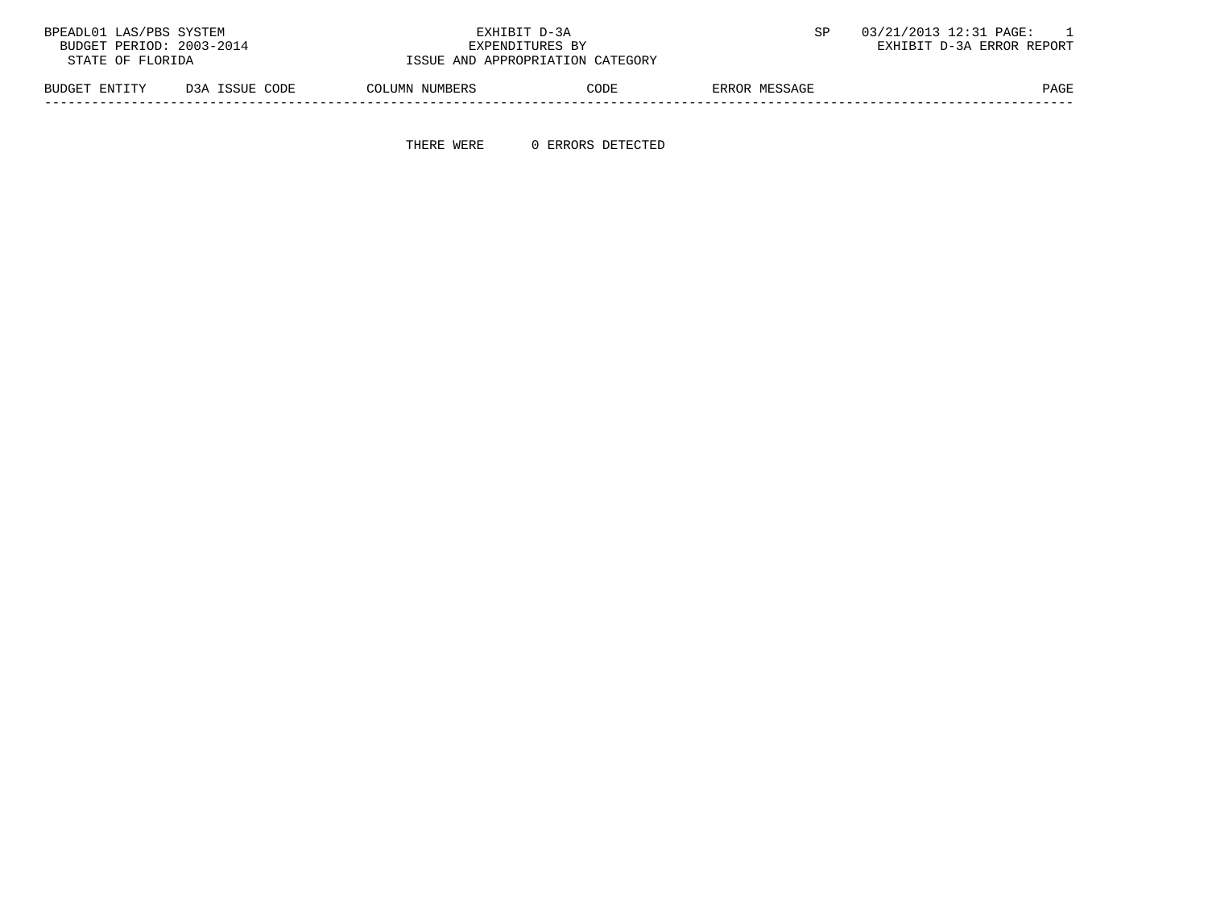BPEADL01 LAS/PBS SYSTEM
BUDGET PERIOD: 2003-2014
STATE OF FLORIDA

EXHIBIT D-3A
EXPENDITURES BY
ISSUE AND APPROPRIATION CATEGORY

SP 03/21/2013 12:31 PAGE: 1
EXHIBIT D-3A ERROR REPORT

| BUDGET ENTITY | D3A ISSUE CODE | COLUMN NUMBERS | CODE | ERROR MESSAGE | PAGE |
|---|---|---|---|---|---|

THERE WERE 0 ERRORS DETECTED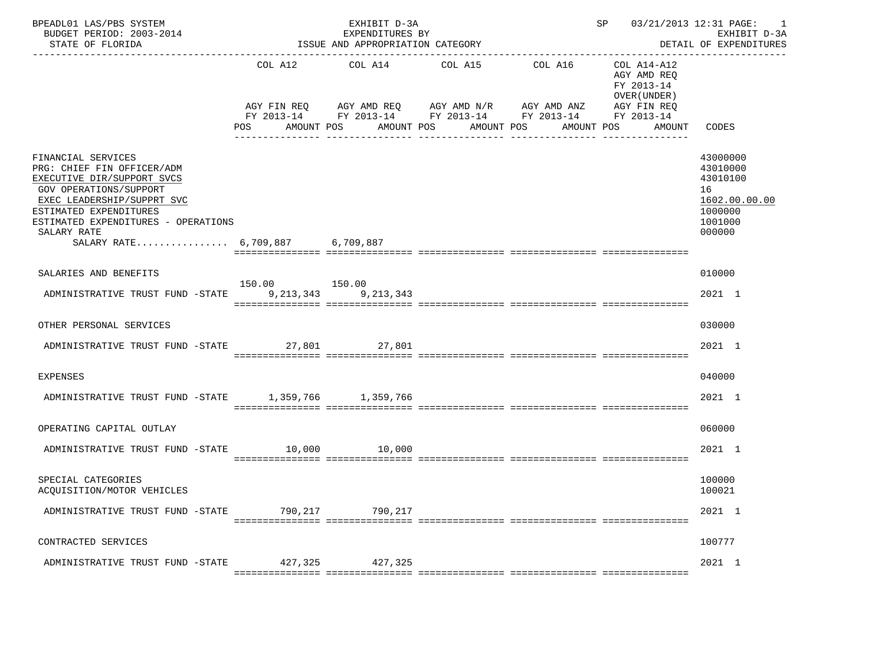BPEADL01 LAS/PBS SYSTEM | EXHIBIT D-3A | SP 03/21/2013 12:31 PAGE: 1
BUDGET PERIOD: 2003-2014 | EXPENDITURES BY | EXHIBIT D-3A
STATE OF FLORIDA | ISSUE AND APPROPRIATION CATEGORY | DETAIL OF EXPENDITURES

| | COL A12 AGY FIN REQ FY 2013-14 POS AMOUNT | COL A14 AGY AMD REQ FY 2013-14 POS AMOUNT | COL A15 AGY AMD N/R FY 2013-14 POS AMOUNT | COL A16 AGY AMD ANZ FY 2013-14 POS AMOUNT | COL A14-A12 AGY AMD REQ FY 2013-14 OVER(UNDER) AGY FIN REQ FY 2013-14 POS AMOUNT | CODES |
|---|---|---|---|---|---|---|
| FINANCIAL SERVICES | | | | | | 43000000 |
| PRG: CHIEF FIN OFFICER/ADM | | | | | | 43010000 |
| EXECUTIVE DIR/SUPPORT SVCS | | | | | | 43010100 |
| GOV OPERATIONS/SUPPORT | | | | | | 16 |
| EXEC LEADERSHIP/SUPPRT SVC | | | | | | 1602.00.00.00 |
| ESTIMATED EXPENDITURES | | | | | | 1000000 |
| ESTIMATED EXPENDITURES - OPERATIONS | | | | | | 1001000 |
| SALARY RATE | | | | | | 000000 |
| SALARY RATE................ | 6,709,887 | 6,709,887 | | | | |
| SALARIES AND BENEFITS | | | | | | 010000 |
| | 150.00 | 150.00 | | | | |
| ADMINISTRATIVE TRUST FUND -STATE | 9,213,343 | 9,213,343 | | | | 2021 1 |
| OTHER PERSONAL SERVICES | | | | | | 030000 |
| ADMINISTRATIVE TRUST FUND -STATE | 27,801 | 27,801 | | | | 2021 1 |
| EXPENSES | | | | | | 040000 |
| ADMINISTRATIVE TRUST FUND -STATE | 1,359,766 | 1,359,766 | | | | 2021 1 |
| OPERATING CAPITAL OUTLAY | | | | | | 060000 |
| ADMINISTRATIVE TRUST FUND -STATE | 10,000 | 10,000 | | | | 2021 1 |
| SPECIAL CATEGORIES | | | | | | 100000 |
| ACQUISITION/MOTOR VEHICLES | | | | | | 100021 |
| ADMINISTRATIVE TRUST FUND -STATE | 790,217 | 790,217 | | | | 2021 1 |
| CONTRACTED SERVICES | | | | | | 100777 |
| ADMINISTRATIVE TRUST FUND -STATE | 427,325 | 427,325 | | | | 2021 1 |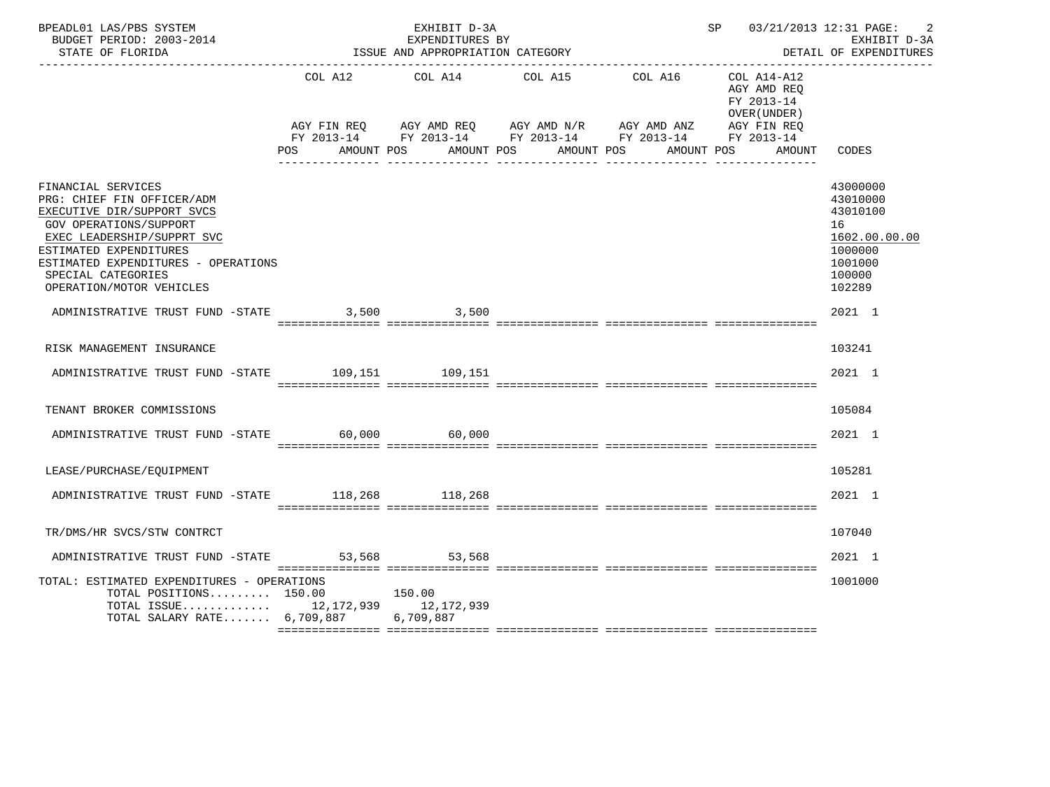BPEADL01 LAS/PBS SYSTEM | EXHIBIT D-3A | SP 03/21/2013 12:31 PAGE: 2
BUDGET PERIOD: 2003-2014 | EXPENDITURES BY | EXHIBIT D-3A
STATE OF FLORIDA | ISSUE AND APPROPRIATION CATEGORY | DETAIL OF EXPENDITURES

| | COL A12 AGY FIN REQ FY 2013-14 POS AMOUNT | COL A14 AGY AMD REQ FY 2013-14 POS AMOUNT | COL A15 AGY AMD N/R FY 2013-14 POS AMOUNT | COL A16 AGY AMD ANZ FY 2013-14 POS AMOUNT | COL A14-A12 AGY AMD REQ FY 2013-14 OVER(UNDER) AGY FIN REQ FY 2013-14 POS AMOUNT | CODES |
|---|---|---|---|---|---|---|
| FINANCIAL SERVICES | | | | | | 43000000 |
| PRG: CHIEF FIN OFFICER/ADM | | | | | | 43010000 |
| EXECUTIVE DIR/SUPPORT SVCS | | | | | | 43010100 |
| GOV OPERATIONS/SUPPORT | | | | | | 16 |
| EXEC LEADERSHIP/SUPPRT SVC | | | | | | 1602.00.00.00 |
| ESTIMATED EXPENDITURES | | | | | | 1000000 |
| ESTIMATED EXPENDITURES - OPERATIONS | | | | | | 1001000 |
| SPECIAL CATEGORIES | | | | | | 100000 |
| OPERATION/MOTOR VEHICLES | | | | | | 102289 |
| ADMINISTRATIVE TRUST FUND -STATE | 3,500 | 3,500 | | | | 2021 1 |
| RISK MANAGEMENT INSURANCE | | | | | | 103241 |
| ADMINISTRATIVE TRUST FUND -STATE | 109,151 | 109,151 | | | | 2021 1 |
| TENANT BROKER COMMISSIONS | | | | | | 105084 |
| ADMINISTRATIVE TRUST FUND -STATE | 60,000 | 60,000 | | | | 2021 1 |
| LEASE/PURCHASE/EQUIPMENT | | | | | | 105281 |
| ADMINISTRATIVE TRUST FUND -STATE | 118,268 | 118,268 | | | | 2021 1 |
| TR/DMS/HR SVCS/STW CONTRCT | | | | | | 107040 |
| ADMINISTRATIVE TRUST FUND -STATE | 53,568 | 53,568 | | | | 2021 1 |
| TOTAL: ESTIMATED EXPENDITURES - OPERATIONS | | | | | | 1001000 |
| TOTAL POSITIONS......... | 150.00 | 150.00 | | | | |
| TOTAL ISSUE............. | 12,172,939 | 12,172,939 | | | | |
| TOTAL SALARY RATE....... | 6,709,887 | 6,709,887 | | | | |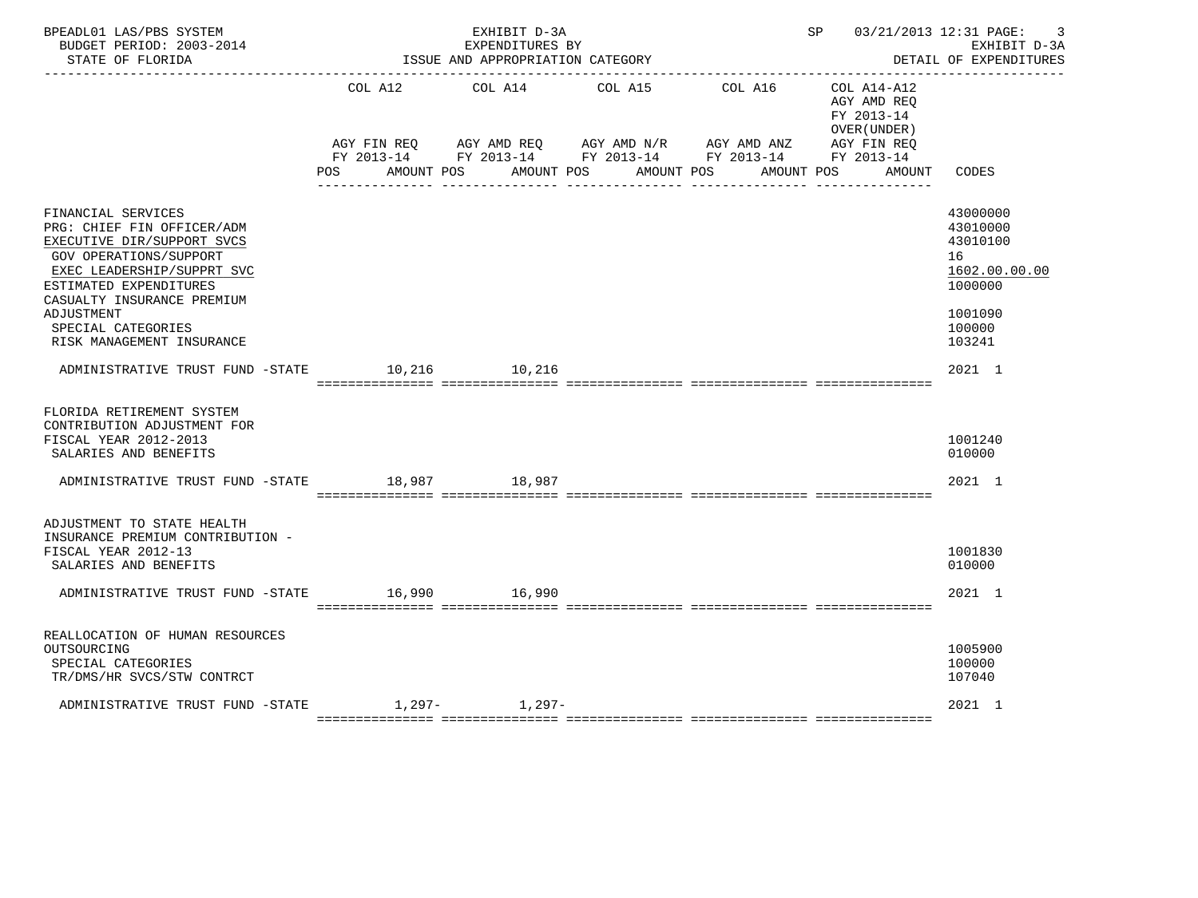BPEADL01 LAS/PBS SYSTEM — EXHIBIT D-3A — EXPENDITURES BY ISSUE AND APPROPRIATION CATEGORY
BUDGET PERIOD: 2003-2014 — STATE OF FLORIDA — SP 03/21/2013 12:31 — EXHIBIT D-3A DETAIL OF EXPENDITURES

| | COL A12 AGY FIN REQ FY 2013-14 POS AMOUNT | COL A14 AGY AMD REQ FY 2013-14 POS AMOUNT | COL A15 AGY AMD N/R FY 2013-14 POS AMOUNT | COL A16 AGY AMD ANZ FY 2013-14 POS AMOUNT | COL A14-A12 AGY AMD REQ FY 2013-14 OVER(UNDER) AGY FIN REQ FY 2013-14 POS AMOUNT | CODES |
|---|---|---|---|---|---|---|
| FINANCIAL SERVICES | | | | | | 43000000 |
| PRG: CHIEF FIN OFFICER/ADM | | | | | | 43010000 |
| EXECUTIVE DIR/SUPPORT SVCS | | | | | | 43010100 |
| GOV OPERATIONS/SUPPORT | | | | | | 16 |
| EXEC LEADERSHIP/SUPPRT SVC | | | | | | 1602.00.00.00 |
| ESTIMATED EXPENDITURES | | | | | | 1000000 |
| CASUALTY INSURANCE PREMIUM ADJUSTMENT | | | | | | 1001090 |
| SPECIAL CATEGORIES | | | | | | 100000 |
| RISK MANAGEMENT INSURANCE | | | | | | 103241 |
| ADMINISTRATIVE TRUST FUND -STATE | 10,216 | 10,216 | | | | 2021 1 |
| FLORIDA RETIREMENT SYSTEM CONTRIBUTION ADJUSTMENT FOR FISCAL YEAR 2012-2013 | | | | | | 1001240 |
| SALARIES AND BENEFITS | | | | | | 010000 |
| ADMINISTRATIVE TRUST FUND -STATE | 18,987 | 18,987 | | | | 2021 1 |
| ADJUSTMENT TO STATE HEALTH INSURANCE PREMIUM CONTRIBUTION - FISCAL YEAR 2012-13 | | | | | | 1001830 |
| SALARIES AND BENEFITS | | | | | | 010000 |
| ADMINISTRATIVE TRUST FUND -STATE | 16,990 | 16,990 | | | | 2021 1 |
| REALLOCATION OF HUMAN RESOURCES OUTSOURCING | | | | | | 1005900 |
| SPECIAL CATEGORIES | | | | | | 100000 |
| TR/DMS/HR SVCS/STW CONTRCT | | | | | | 107040 |
| ADMINISTRATIVE TRUST FUND -STATE | 1,297- | 1,297- | | | | 2021 1 |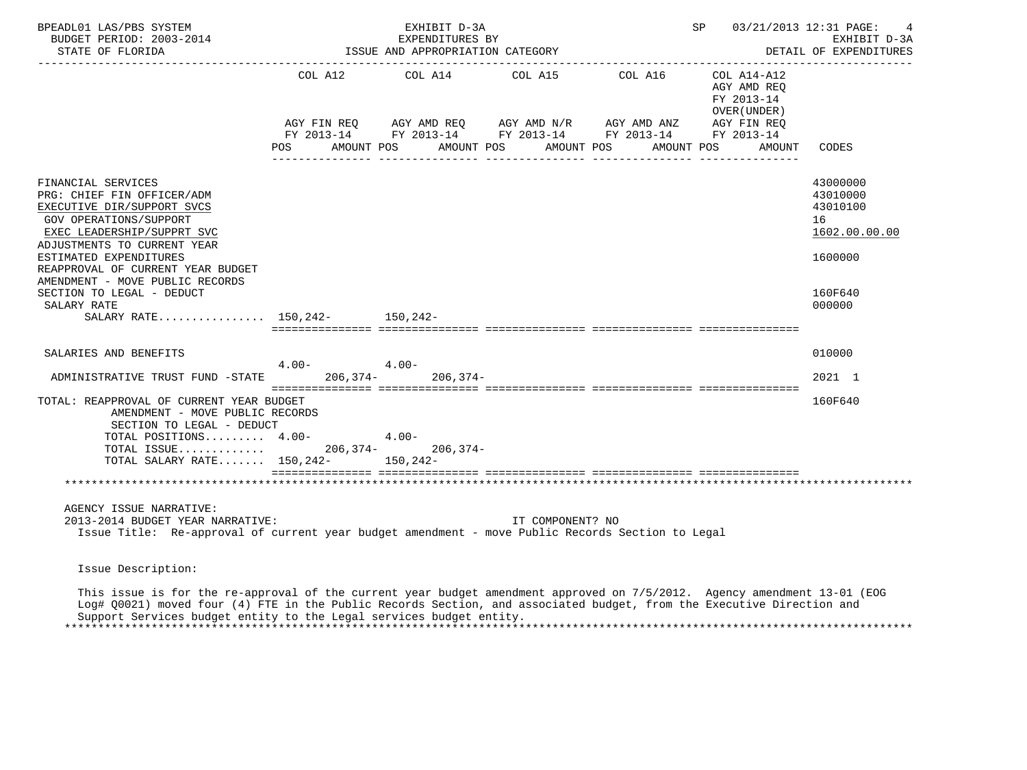BPEADL01 LAS/PBS SYSTEM — EXHIBIT D-3A — EXPENDITURES BY ISSUE AND APPROPRIATION CATEGORY — SP 03/21/2013 12:31
BUDGET PERIOD: 2003-2014
STATE OF FLORIDA — EXHIBIT D-3A DETAIL OF EXPENDITURES

| | COL A12 AGY FIN REQ FY 2013-14 POS AMOUNT | COL A14 AGY AMD REQ FY 2013-14 POS AMOUNT | COL A15 AGY AMD N/R FY 2013-14 POS AMOUNT | COL A16 AGY AMD ANZ FY 2013-14 POS AMOUNT | COL A14-A12 AGY AMD REQ FY 2013-14 OVER(UNDER) AGY FIN REQ FY 2013-14 POS AMOUNT | CODES |
|---|---|---|---|---|---|---|
| FINANCIAL SERVICES | | | | | | 43000000 |
| PRG: CHIEF FIN OFFICER/ADM | | | | | | 43010000 |
| EXECUTIVE DIR/SUPPORT SVCS | | | | | | 43010100 |
| GOV OPERATIONS/SUPPORT | | | | | | 16 |
| EXEC LEADERSHIP/SUPPRT SVC | | | | | | 1602.00.00.00 |
| ADJUSTMENTS TO CURRENT YEAR ESTIMATED EXPENDITURES | | | | | | 1600000 |
| REAPPROVAL OF CURRENT YEAR BUDGET AMENDMENT - MOVE PUBLIC RECORDS SECTION TO LEGAL - DEDUCT | | | | | | 160F640 |
| SALARY RATE | | | | | | 000000 |
| SALARY RATE................ | 150,242- | 150,242- | | | | |
| SALARIES AND BENEFITS | | | | | | 010000 |
| ADMINISTRATIVE TRUST FUND -STATE | 4.00- 206,374- | 4.00- 206,374- | | | | 2021 1 |
| TOTAL: REAPPROVAL OF CURRENT YEAR BUDGET AMENDMENT - MOVE PUBLIC RECORDS SECTION TO LEGAL - DEDUCT | | | | | | 160F640 |
| TOTAL POSITIONS......... | 4.00- | 4.00- | | | | |
| TOTAL ISSUE............. | 206,374- | 206,374- | | | | |
| TOTAL SALARY RATE....... | 150,242- | 150,242- | | | | |

AGENCY ISSUE NARRATIVE:
2013-2014 BUDGET YEAR NARRATIVE: IT COMPONENT? NO

Issue Title: Re-approval of current year budget amendment - move Public Records Section to Legal

Issue Description:

This issue is for the re-approval of the current year budget amendment approved on 7/5/2012. Agency amendment 13-01 (EOG Log# Q0021) moved four (4) FTE in the Public Records Section, and associated budget, from the Executive Direction and Support Services budget entity to the Legal services budget entity.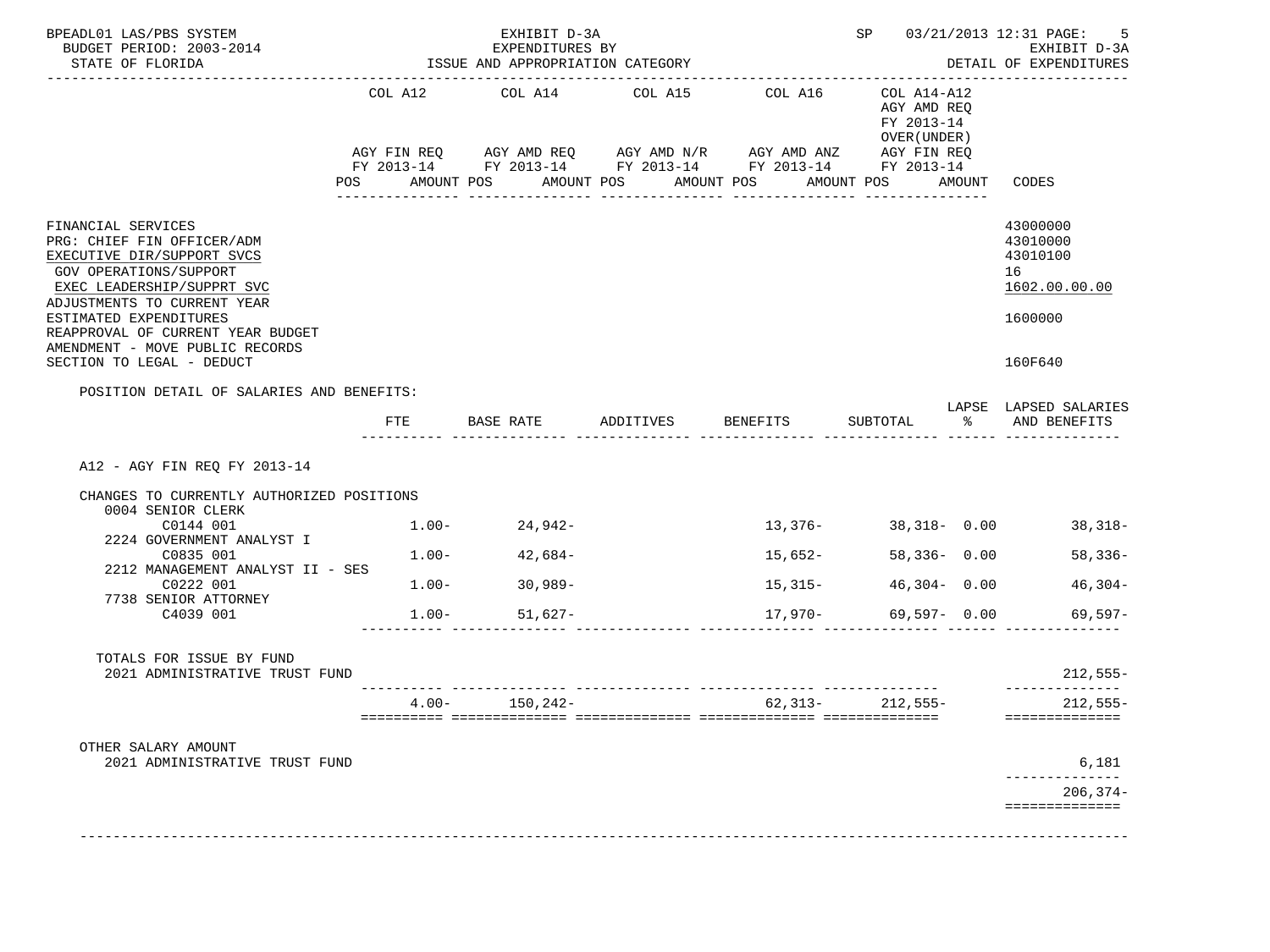BPEADL01 LAS/PBS SYSTEM — EXHIBIT D-3A — SP 03/21/2013 12:31

BUDGET PERIOD: 2003-2014 — EXPENDITURES BY — EXHIBIT D-3A

STATE OF FLORIDA — ISSUE AND APPROPRIATION CATEGORY — DETAIL OF EXPENDITURES

| | COL A12 AGY FIN REQ FY 2013-14 POS AMOUNT | COL A14 AGY AMD REQ FY 2013-14 POS AMOUNT | COL A15 AGY AMD N/R FY 2013-14 POS AMOUNT | COL A16 AGY AMD ANZ FY 2013-14 POS AMOUNT | COL A14-A12 AGY AMD REQ FY 2013-14 OVER(UNDER) AGY FIN REQ FY 2013-14 POS AMOUNT | CODES |
|---|---|---|---|---|---|---|
| FINANCIAL SERVICES | | | | | | 43000000 |
| PRG: CHIEF FIN OFFICER/ADM | | | | | | 43010000 |
| EXECUTIVE DIR/SUPPORT SVCS | | | | | | 43010100 |
| GOV OPERATIONS/SUPPORT | | | | | | 16 |
| EXEC LEADERSHIP/SUPPRT SVC | | | | | | 1602.00.00.00 |
| ADJUSTMENTS TO CURRENT YEAR ESTIMATED EXPENDITURES | | | | | | 1600000 |
| REAPPROVAL OF CURRENT YEAR BUDGET AMENDMENT - MOVE PUBLIC RECORDS SECTION TO LEGAL - DEDUCT | | | | | | 160F640 |

POSITION DETAIL OF SALARIES AND BENEFITS:

| | FTE | BASE RATE | ADDITIVES | BENEFITS | SUBTOTAL | LAPSE % | LAPSED SALARIES AND BENEFITS |
|---|---|---|---|---|---|---|---|
| A12 - AGY FIN REQ FY 2013-14 | | | | | | | |
| CHANGES TO CURRENTLY AUTHORIZED POSITIONS | | | | | | | |
| 0004 SENIOR CLERK | | | | | | | |
| C0144 001 | 1.00- | 24,942- | | 13,376- | 38,318- | 0.00 | 38,318- |
| 2224 GOVERNMENT ANALYST I | | | | | | | |
| C0835 001 | 1.00- | 42,684- | | 15,652- | 58,336- | 0.00 | 58,336- |
| 2212 MANAGEMENT ANALYST II - SES | | | | | | | |
| C0222 001 | 1.00- | 30,989- | | 15,315- | 46,304- | 0.00 | 46,304- |
| 7738 SENIOR ATTORNEY | | | | | | | |
| C4039 001 | 1.00- | 51,627- | | 17,970- | 69,597- | 0.00 | 69,597- |
| TOTALS FOR ISSUE BY FUND | | | | | | | |
| 2021 ADMINISTRATIVE TRUST FUND | | | | | | | 212,555- |
| | 4.00- | 150,242- | | 62,313- | 212,555- | | 212,555- |
| OTHER SALARY AMOUNT | | | | | | | |
| 2021 ADMINISTRATIVE TRUST FUND | | | | | | | 6,181 |
| | | | | | | | 206,374- |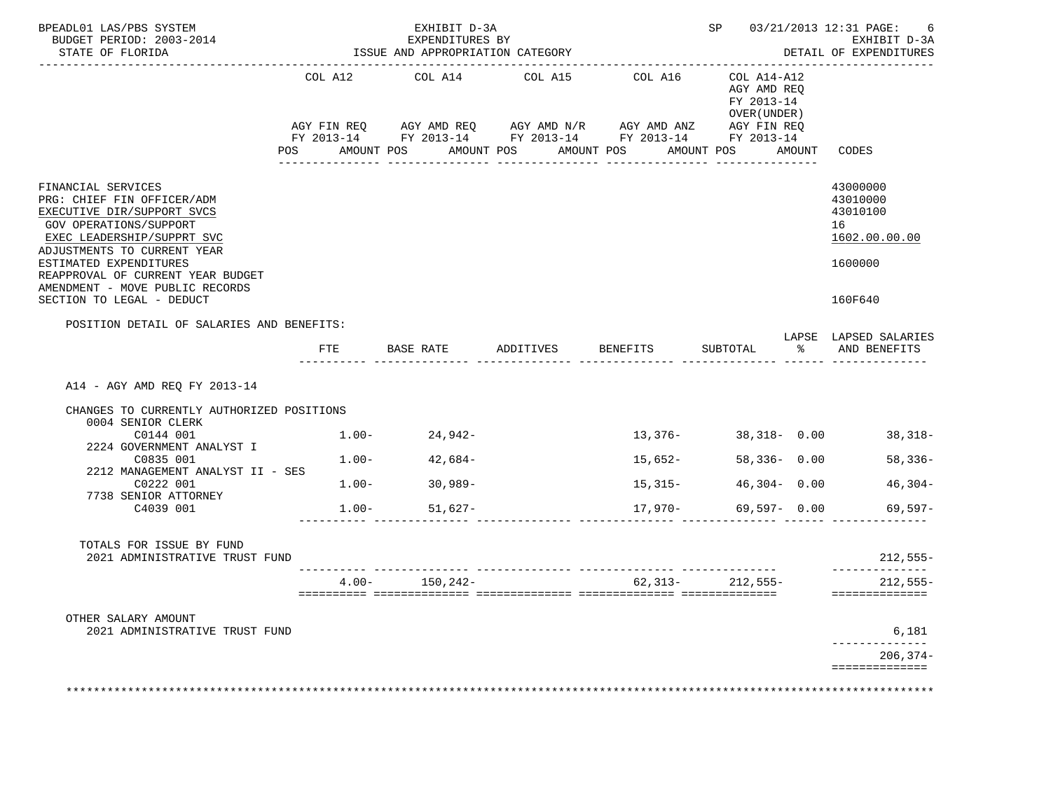BPEADL01 LAS/PBS SYSTEM — EXHIBIT D-3A — SP 03/21/2013 12:31 PAGE: 6
BUDGET PERIOD: 2003-2014 — EXPENDITURES BY — EXHIBIT D-3A
STATE OF FLORIDA — ISSUE AND APPROPRIATION CATEGORY — DETAIL OF EXPENDITURES

| | COL A12 | COL A14 | COL A15 | COL A16 | COL A14-A12 AGY AMD REQ FY 2013-14 OVER(UNDER) | |
|---|---|---|---|---|---|---|
| | AGY FIN REQ FY 2013-14 | AGY AMD REQ FY 2013-14 | AGY AMD N/R FY 2013-14 | AGY AMD ANZ FY 2013-14 | AGY FIN REQ FY 2013-14 | |
| | POS AMOUNT | POS AMOUNT | POS AMOUNT | POS AMOUNT | POS AMOUNT | CODES |

| | CODES |
|---|---|
| FINANCIAL SERVICES | 43000000 |
| PRG: CHIEF FIN OFFICER/ADM | 43010000 |
| EXECUTIVE DIR/SUPPORT SVCS | 43010100 |
| GOV OPERATIONS/SUPPORT | 16 |
| EXEC LEADERSHIP/SUPPRT SVC | 1602.00.00.00 |
| ADJUSTMENTS TO CURRENT YEAR ESTIMATED EXPENDITURES | 1600000 |
| REAPPROVAL OF CURRENT YEAR BUDGET AMENDMENT - MOVE PUBLIC RECORDS SECTION TO LEGAL - DEDUCT | 160F640 |

POSITION DETAIL OF SALARIES AND BENEFITS:

| | FTE | BASE RATE | ADDITIVES | BENEFITS | SUBTOTAL | LAPSE % | LAPSED SALARIES AND BENEFITS |
|---|---|---|---|---|---|---|---|
| A14 - AGY AMD REQ FY 2013-14 | | | | | | | |
| CHANGES TO CURRENTLY AUTHORIZED POSITIONS | | | | | | | |
| 0004 SENIOR CLERK | | | | | | | |
| C0144 001 | 1.00- | 24,942- | | 13,376- | 38,318- | 0.00 | 38,318- |
| 2224 GOVERNMENT ANALYST I | | | | | | | |
| C0835 001 | 1.00- | 42,684- | | 15,652- | 58,336- | 0.00 | 58,336- |
| 2212 MANAGEMENT ANALYST II - SES | | | | | | | |
| C0222 001 | 1.00- | 30,989- | | 15,315- | 46,304- | 0.00 | 46,304- |
| 7738 SENIOR ATTORNEY | | | | | | | |
| C4039 001 | 1.00- | 51,627- | | 17,970- | 69,597- | 0.00 | 69,597- |
| TOTALS FOR ISSUE BY FUND | | | | | | | |
| 2021 ADMINISTRATIVE TRUST FUND | | | | | | | 212,555- |
| | 4.00- | 150,242- | | 62,313- | 212,555- | | 212,555- |
| OTHER SALARY AMOUNT | | | | | | | |
| 2021 ADMINISTRATIVE TRUST FUND | | | | | | | 6,181 |
| | | | | | | | 206,374- |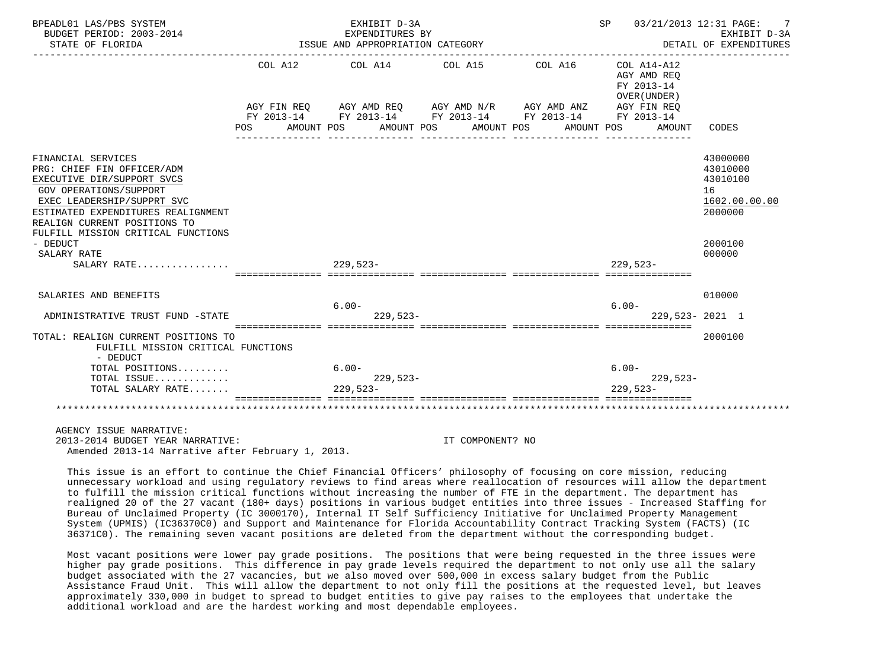BPEADL01 LAS/PBS SYSTEM | EXHIBIT D-3A | SP 03/21/2013 12:31

BUDGET PERIOD: 2003-2014 | EXPENDITURES BY | EXHIBIT D-3A

STATE OF FLORIDA | ISSUE AND APPROPRIATION CATEGORY | DETAIL OF EXPENDITURES

| | COL A12 AGY FIN REQ FY 2013-14 POS | AMOUNT | COL A14 AGY AMD REQ FY 2013-14 POS | AMOUNT | COL A15 AGY AMD N/R FY 2013-14 POS | AMOUNT | COL A16 AGY AMD ANZ FY 2013-14 POS | AMOUNT | COL A14-A12 AGY AMD REQ FY 2013-14 OVER(UNDER) AGY FIN REQ FY 2013-14 POS | AMOUNT | CODES |
|---|---|---|---|---|---|---|---|---|---|---|---|
| FINANCIAL SERVICES | | | | | | | | | | | 43000000 |
| PRG: CHIEF FIN OFFICER/ADM | | | | | | | | | | | 43010000 |
| EXECUTIVE DIR/SUPPORT SVCS | | | | | | | | | | | 43010100 |
| GOV OPERATIONS/SUPPORT | | | | | | | | | | | 16 |
| EXEC LEADERSHIP/SUPPRT SVC | | | | | | | | | | | 1602.00.00.00 |
| ESTIMATED EXPENDITURES REALIGNMENT | | | | | | | | | | | 2000000 |
| REALIGN CURRENT POSITIONS TO FULFILL MISSION CRITICAL FUNCTIONS - DEDUCT | | | | | | | | | | | 2000100 |
| SALARY RATE | | | | | | | | | | | 000000 |
| SALARY RATE................ | | | 229,523- | | | | | | 229,523- | | |
| SALARIES AND BENEFITS | | | | | | | | | | | 010000 |
| ADMINISTRATIVE TRUST FUND -STATE | | | 6.00- | 229,523- | | | | | 6.00- | 229,523- | 2021 1 |
| TOTAL: REALIGN CURRENT POSITIONS TO FULFILL MISSION CRITICAL FUNCTIONS - DEDUCT | | | | | | | | | | | 2000100 |
| TOTAL POSITIONS......... | | | 6.00- | | | | | | 6.00- | | |
| TOTAL ISSUE............. | | | | 229,523- | | | | | | 229,523- | |
| TOTAL SALARY RATE....... | | | 229,523- | | | | | | 229,523- | | |

AGENCY ISSUE NARRATIVE:

2013-2014 BUDGET YEAR NARRATIVE: IT COMPONENT? NO

Amended 2013-14 Narrative after February 1, 2013.

This issue is an effort to continue the Chief Financial Officers' philosophy of focusing on core mission, reducing unnecessary workload and using regulatory reviews to find areas where reallocation of resources will allow the department to fulfill the mission critical functions without increasing the number of FTE in the department. The department has realigned 20 of the 27 vacant (180+ days) positions in various budget entities into three issues - Increased Staffing for Bureau of Unclaimed Property (IC 3000170), Internal IT Self Sufficiency Initiative for Unclaimed Property Management System (UPMIS) (IC36370C0) and Support and Maintenance for Florida Accountability Contract Tracking System (FACTS) (IC 36371C0). The remaining seven vacant positions are deleted from the department without the corresponding budget.

Most vacant positions were lower pay grade positions. The positions that were being requested in the three issues were higher pay grade positions. This difference in pay grade levels required the department to not only use all the salary budget associated with the 27 vacancies, but we also moved over 500,000 in excess salary budget from the Public Assistance Fraud Unit. This will allow the department to not only fill the positions at the requested level, but leaves approximately 330,000 in budget to spread to budget entities to give pay raises to the employees that undertake the additional workload and are the hardest working and most dependable employees.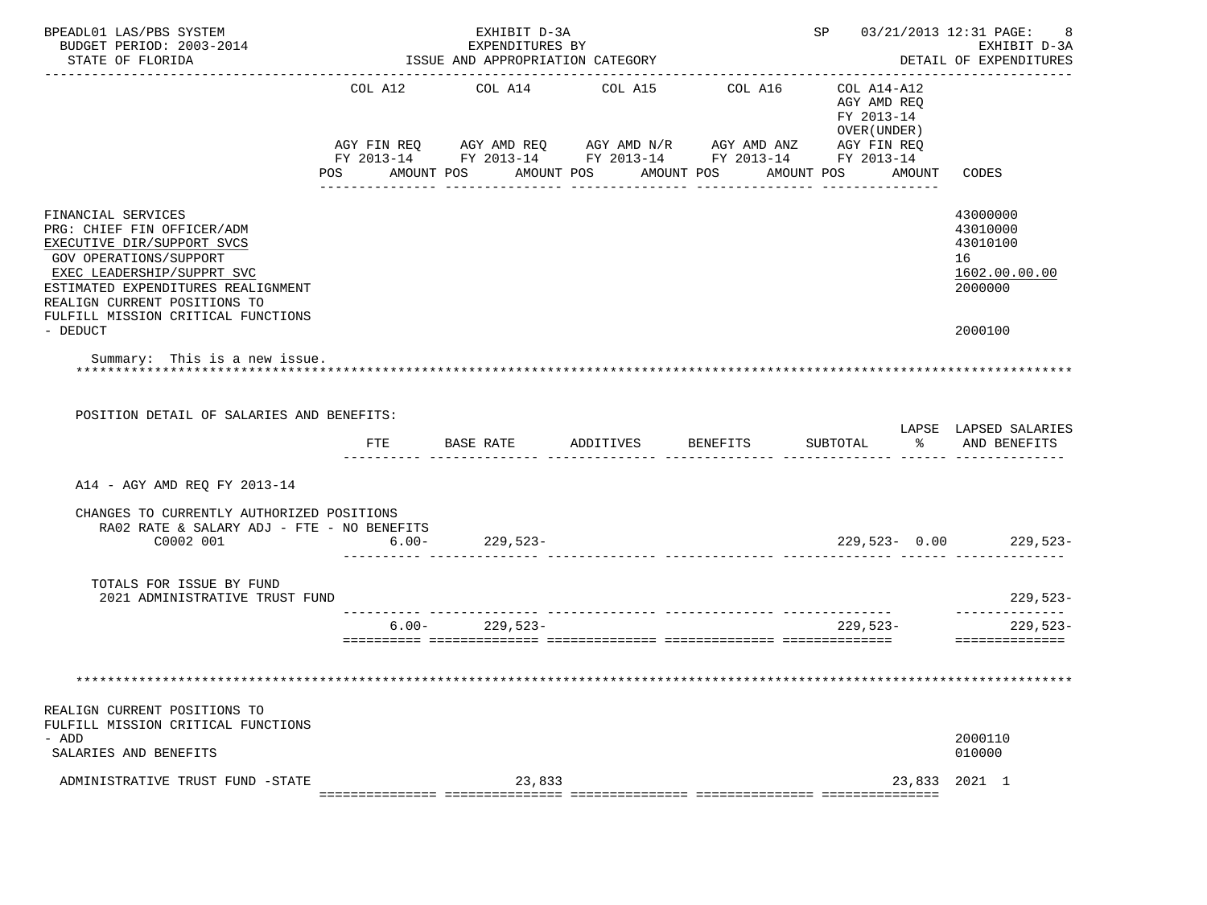BPEADL01 LAS/PBS SYSTEM — EXHIBIT D-3A — SP 03/21/2013 12:31 PAGE: 8
BUDGET PERIOD: 2003-2014 — EXPENDITURES BY — EXHIBIT D-3A
STATE OF FLORIDA — ISSUE AND APPROPRIATION CATEGORY — DETAIL OF EXPENDITURES

| | COL A12<br>AGY FIN REQ<br>FY 2013-14<br>POS AMOUNT | COL A14<br>AGY AMD REQ<br>FY 2013-14<br>POS AMOUNT | COL A15<br>AGY AMD N/R<br>FY 2013-14<br>POS AMOUNT | COL A16<br>AGY AMD ANZ<br>FY 2013-14<br>POS AMOUNT | COL A14-A12<br>AGY AMD REQ<br>FY 2013-14<br>OVER(UNDER)<br>AGY FIN REQ<br>FY 2013-14<br>POS AMOUNT | CODES |
|---|---|---|---|---|---|---|
| FINANCIAL SERVICES | | | | | | 43000000 |
| PRG: CHIEF FIN OFFICER/ADM | | | | | | 43010000 |
| EXECUTIVE DIR/SUPPORT SVCS | | | | | | 43010100 |
| GOV OPERATIONS/SUPPORT | | | | | | 16 |
| EXEC LEADERSHIP/SUPPRT SVC | | | | | | 1602.00.00.00 |
| ESTIMATED EXPENDITURES REALIGNMENT | | | | | | 2000000 |
| REALIGN CURRENT POSITIONS TO FULFILL MISSION CRITICAL FUNCTIONS - DEDUCT | | | | | | 2000100 |

Summary: This is a new issue.

POSITION DETAIL OF SALARIES AND BENEFITS:

| | FTE | BASE RATE | ADDITIVES | BENEFITS | SUBTOTAL | LAPSE % | LAPSED SALARIES AND BENEFITS |
|---|---|---|---|---|---|---|---|
| A14 - AGY AMD REQ FY 2013-14 | | | | | | | |
| CHANGES TO CURRENTLY AUTHORIZED POSITIONS | | | | | | | |
| RA02 RATE & SALARY ADJ - FTE - NO BENEFITS | | | | | | | |
| C0002 001 | 6.00- | 229,523- | | | 229,523- | 0.00 | 229,523- |
| TOTALS FOR ISSUE BY FUND | | | | | | | |
| 2021 ADMINISTRATIVE TRUST FUND | | | | | | | 229,523- |
| | 6.00- | 229,523- | | | 229,523- | | 229,523- |

| | COL A12 | COL A14 | COL A15 | COL A16 | COL A14-A12 | CODES |
|---|---|---|---|---|---|---|
| REALIGN CURRENT POSITIONS TO FULFILL MISSION CRITICAL FUNCTIONS - ADD | | | | | | 2000110 |
| SALARIES AND BENEFITS | | | | | | 010000 |
| ADMINISTRATIVE TRUST FUND -STATE | | 23,833 | | | 23,833 | 2021 1 |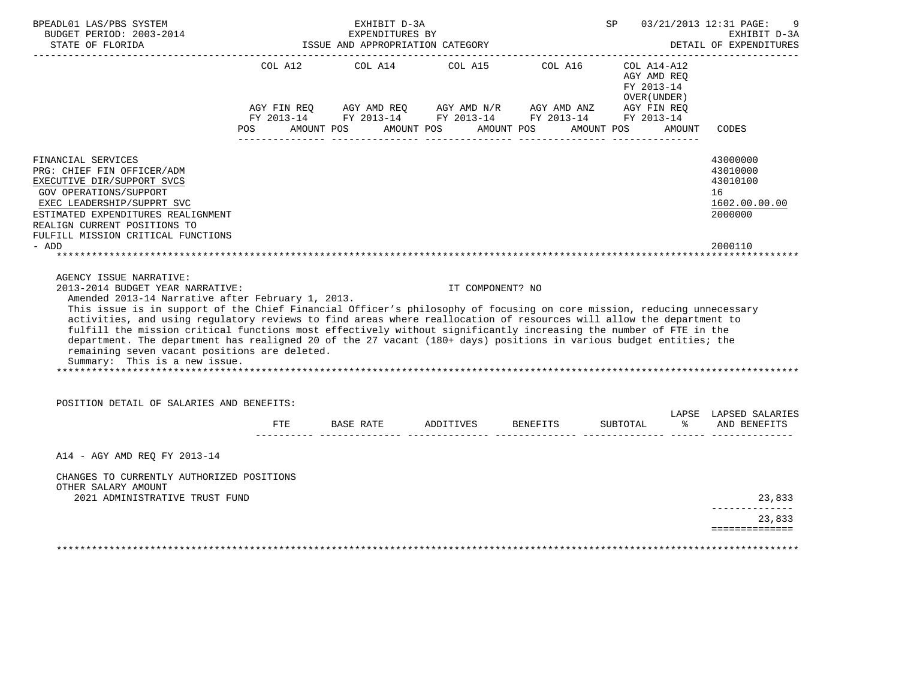| | COL A12 | | COL A14 | | COL A15 | | COL A16 | | COL A14-A12 AGY AMD REQ FY 2013-14 OVER(UNDER) | | |
|---|---|---|---|---|---|---|---|---|---|---|---|
| | AGY FIN REQ FY 2013-14 | | AGY AMD REQ FY 2013-14 | | AGY AMD N/R FY 2013-14 | | AGY AMD ANZ FY 2013-14 | | AGY FIN REQ FY 2013-14 | | |
| | POS | AMOUNT | POS | AMOUNT | POS | AMOUNT | POS | AMOUNT | POS | AMOUNT | CODES |
| FINANCIAL SERVICES | | | | | | | | | | | 43000000 |
| PRG: CHIEF FIN OFFICER/ADM | | | | | | | | | | | 43010000 |
| EXECUTIVE DIR/SUPPORT SVCS | | | | | | | | | | | 43010100 |
| GOV OPERATIONS/SUPPORT | | | | | | | | | | | 16 |
| EXEC LEADERSHIP/SUPPRT SVC | | | | | | | | | | | 1602.00.00.00 |
| ESTIMATED EXPENDITURES REALIGNMENT | | | | | | | | | | | 2000000 |
| REALIGN CURRENT POSITIONS TO FULFILL MISSION CRITICAL FUNCTIONS - ADD | | | | | | | | | | | 2000110 |

AGENCY ISSUE NARRATIVE:

2013-2014 BUDGET YEAR NARRATIVE: IT COMPONENT? NO

Amended 2013-14 Narrative after February 1, 2013.

This issue is in support of the Chief Financial Officer's philosophy of focusing on core mission, reducing unnecessary activities, and using regulatory reviews to find areas where reallocation of resources will allow the department to fulfill the mission critical functions most effectively without significantly increasing the number of FTE in the department. The department has realigned 20 of the 27 vacant (180+ days) positions in various budget entities; the remaining seven vacant positions are deleted.

Summary: This is a new issue.

POSITION DETAIL OF SALARIES AND BENEFITS:

| | FTE | BASE RATE | ADDITIVES | BENEFITS | SUBTOTAL | LAPSE % | LAPSED SALARIES AND BENEFITS |
|---|---|---|---|---|---|---|---|
| A14 - AGY AMD REQ FY 2013-14 | | | | | | | |
| CHANGES TO CURRENTLY AUTHORIZED POSITIONS | | | | | | | |
| OTHER SALARY AMOUNT | | | | | | | |
| 2021 ADMINISTRATIVE TRUST FUND | | | | | | | 23,833 |
| | | | | | | | 23,833 |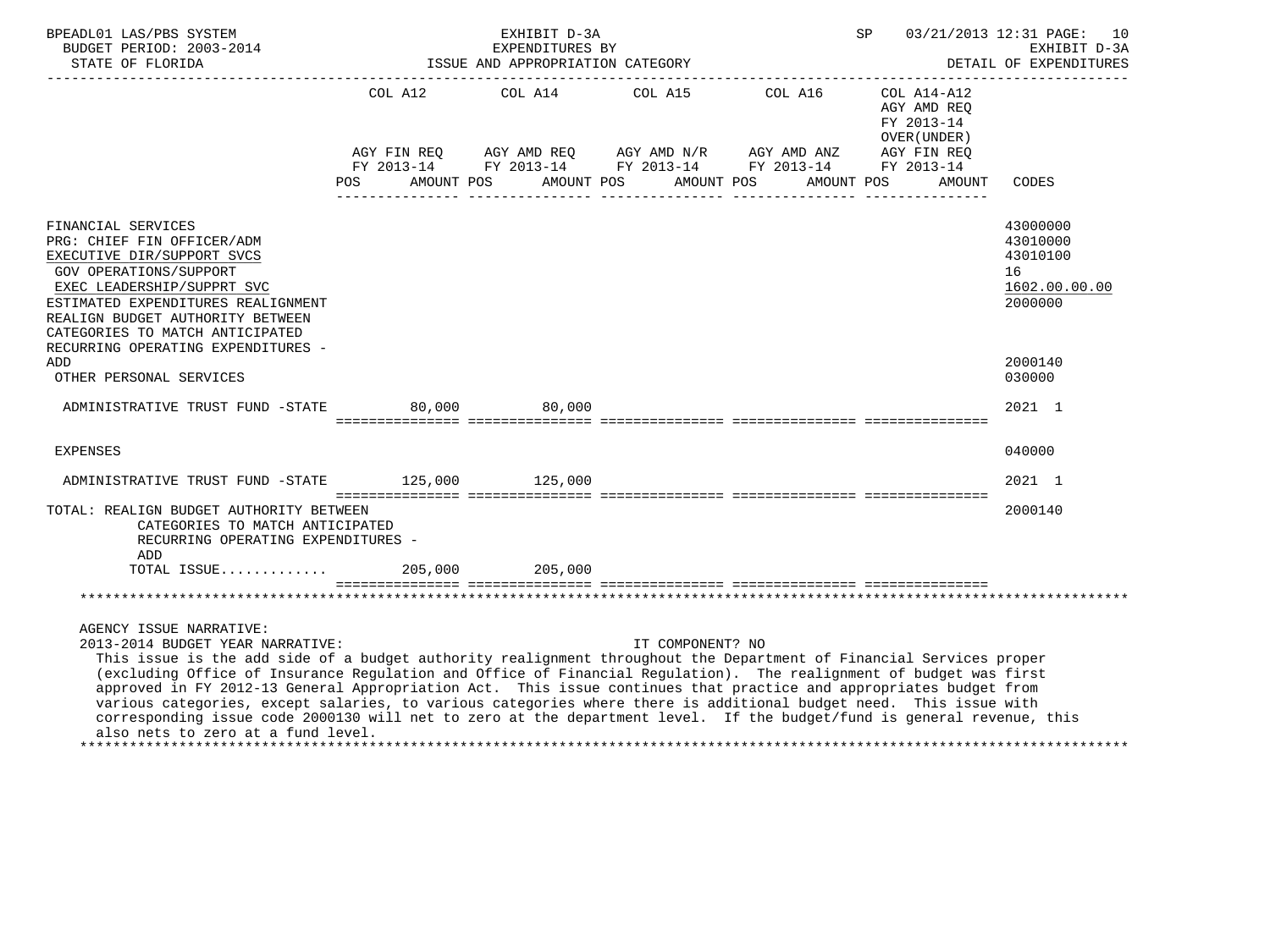BPEADL01 LAS/PBS SYSTEM — EXHIBIT D-3A — EXPENDITURES BY ISSUE AND APPROPRIATION CATEGORY — SP 03/21/2013 12:31
BUDGET PERIOD: 2003-2014 — STATE OF FLORIDA — EXHIBIT D-3A DETAIL OF EXPENDITURES

| | COL A12 AGY FIN REQ FY 2013-14 POS AMOUNT | COL A14 AGY AMD REQ FY 2013-14 POS AMOUNT | COL A15 AGY AMD N/R FY 2013-14 POS AMOUNT | COL A16 AGY AMD ANZ FY 2013-14 POS AMOUNT | COL A14-A12 AGY AMD REQ FY 2013-14 OVER(UNDER) AGY FIN REQ FY 2013-14 POS AMOUNT | CODES |
|---|---|---|---|---|---|---|
| FINANCIAL SERVICES | | | | | | 43000000 |
| PRG: CHIEF FIN OFFICER/ADM | | | | | | 43010000 |
| EXECUTIVE DIR/SUPPORT SVCS | | | | | | 43010100 |
| GOV OPERATIONS/SUPPORT | | | | | | 16 |
| EXEC LEADERSHIP/SUPPRT SVC | | | | | | 1602.00.00.00 |
| ESTIMATED EXPENDITURES REALIGNMENT | | | | | | 2000000 |
| REALIGN BUDGET AUTHORITY BETWEEN CATEGORIES TO MATCH ANTICIPATED RECURRING OPERATING EXPENDITURES - ADD | | | | | | 2000140 |
| OTHER PERSONAL SERVICES | | | | | | 030000 |
| ADMINISTRATIVE TRUST FUND -STATE | 80,000 | 80,000 | | | | 2021 1 |
| EXPENSES | | | | | | 040000 |
| ADMINISTRATIVE TRUST FUND -STATE | 125,000 | 125,000 | | | | 2021 1 |
| TOTAL: REALIGN BUDGET AUTHORITY BETWEEN CATEGORIES TO MATCH ANTICIPATED RECURRING OPERATING EXPENDITURES - ADD | | | | | | 2000140 |
| TOTAL ISSUE............ | 205,000 | 205,000 | | | | |

AGENCY ISSUE NARRATIVE:

2013-2014 BUDGET YEAR NARRATIVE: IT COMPONENT? NO

This issue is the add side of a budget authority realignment throughout the Department of Financial Services proper (excluding Office of Insurance Regulation and Office of Financial Regulation). The realignment of budget was first approved in FY 2012-13 General Appropriation Act. This issue continues that practice and appropriates budget from various categories, except salaries, to various categories where there is additional budget need. This issue with corresponding issue code 2000130 will net to zero at the department level. If the budget/fund is general revenue, this also nets to zero at a fund level.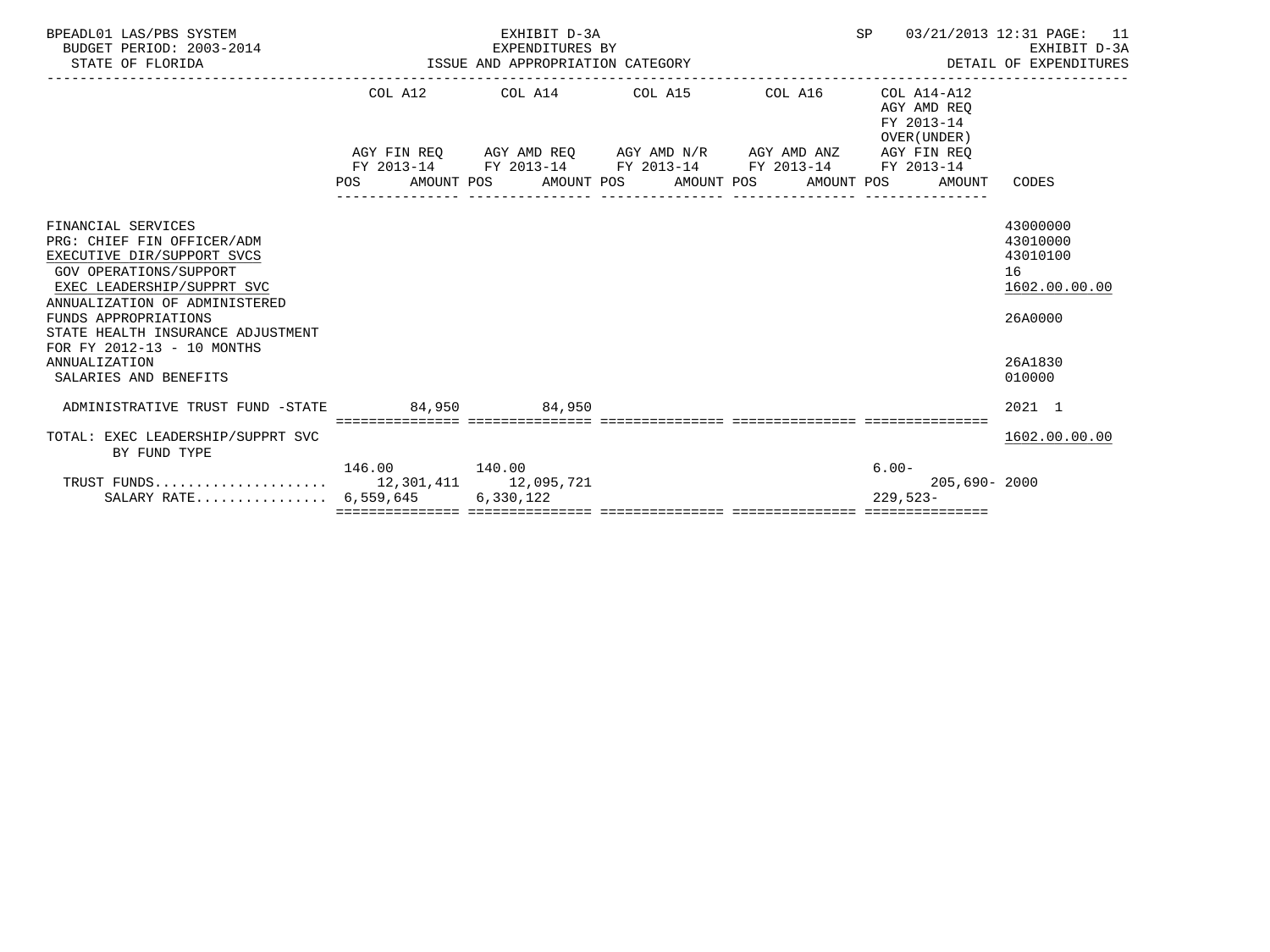BPEADL01 LAS/PBS SYSTEM | EXHIBIT D-3A | SP 03/21/2013 12:31

BUDGET PERIOD: 2003-2014 | EXPENDITURES BY | EXHIBIT D-3A

STATE OF FLORIDA | ISSUE AND APPROPRIATION CATEGORY | DETAIL OF EXPENDITURES

| | COL A12 AGY FIN REQ FY 2013-14 POS AMOUNT | COL A14 AGY AMD REQ FY 2013-14 POS AMOUNT | COL A15 AGY AMD N/R FY 2013-14 POS AMOUNT | COL A16 AGY AMD ANZ FY 2013-14 POS AMOUNT | COL A14-A12 AGY AMD REQ FY 2013-14 OVER(UNDER) AGY FIN REQ FY 2013-14 POS AMOUNT | CODES |
|---|---|---|---|---|---|---|
| FINANCIAL SERVICES | | | | | | 43000000 |
| PRG: CHIEF FIN OFFICER/ADM | | | | | | 43010000 |
| EXECUTIVE DIR/SUPPORT SVCS | | | | | | 43010100 |
| GOV OPERATIONS/SUPPORT | | | | | | 16 |
| EXEC LEADERSHIP/SUPPRT SVC | | | | | | 1602.00.00.00 |
| ANNUALIZATION OF ADMINISTERED FUNDS APPROPRIATIONS | | | | | | 26A0000 |
| STATE HEALTH INSURANCE ADJUSTMENT FOR FY 2012-13 - 10 MONTHS ANNUALIZATION | | | | | | 26A1830 |
| SALARIES AND BENEFITS | | | | | | 010000 |
| ADMINISTRATIVE TRUST FUND -STATE | 84,950 | 84,950 | | | | 2021 1 |
| TOTAL: EXEC LEADERSHIP/SUPPRT SVC BY FUND TYPE | | | | | | 1602.00.00.00 |
| | 146.00 | 140.00 | | | 6.00- | |
| TRUST FUNDS..................... | 12,301,411 | 12,095,721 | | | 205,690- | 2000 |
| SALARY RATE................ | 6,559,645 | 6,330,122 | | | 229,523- | |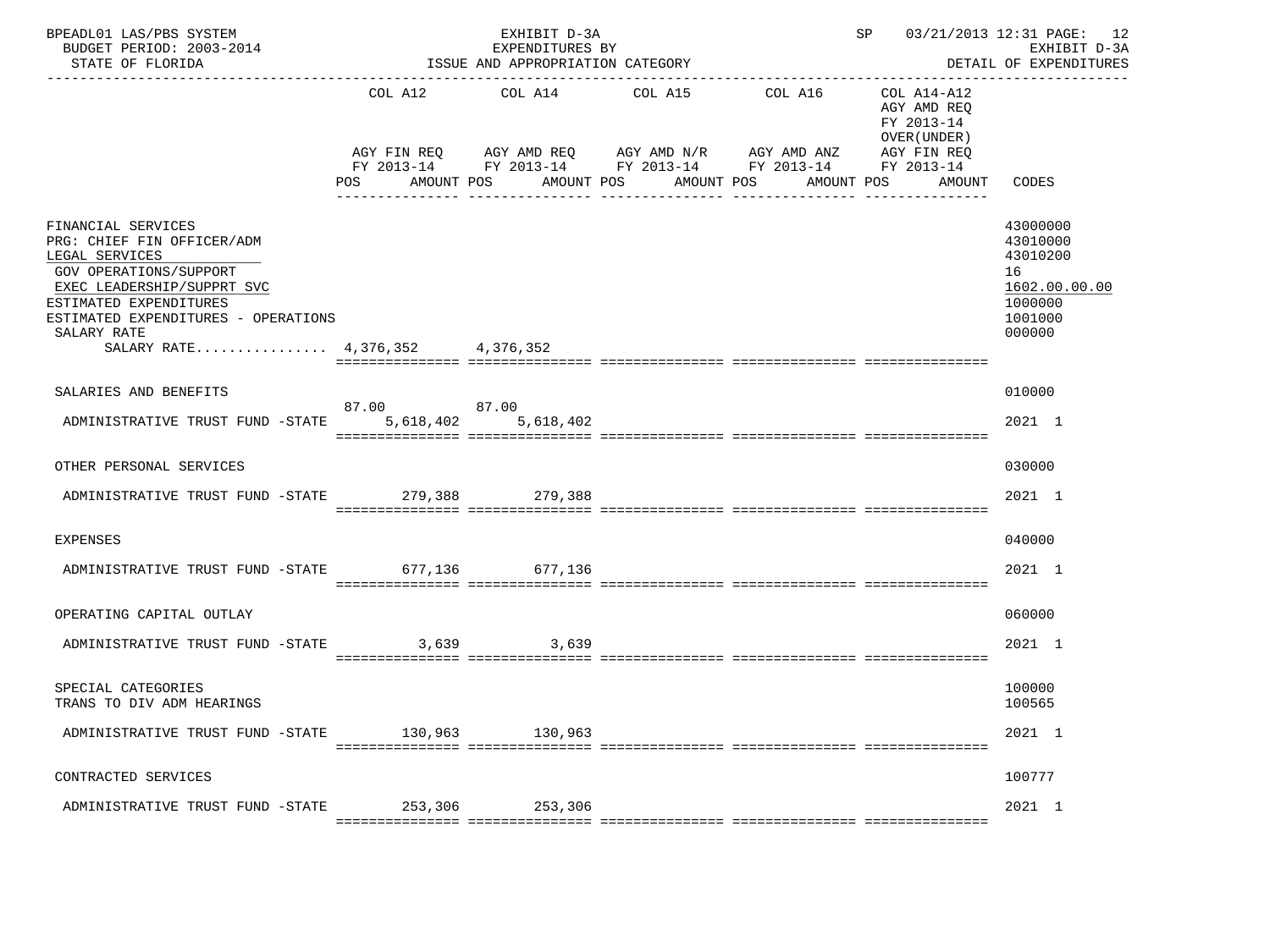BPEADL01 LAS/PBS SYSTEM | EXHIBIT D-3A | SP 03/21/2013 12:31

BUDGET PERIOD: 2003-2014 | EXPENDITURES BY | EXHIBIT D-3A

STATE OF FLORIDA | ISSUE AND APPROPRIATION CATEGORY | DETAIL OF EXPENDITURES

| | COL A12 AGY FIN REQ FY 2013-14 POS AMOUNT | COL A14 AGY AMD REQ FY 2013-14 POS AMOUNT | COL A15 AGY AMD N/R FY 2013-14 POS AMOUNT | COL A16 AGY AMD ANZ FY 2013-14 POS AMOUNT | COL A14-A12 AGY AMD REQ FY 2013-14 OVER(UNDER) AGY FIN REQ FY 2013-14 POS AMOUNT | CODES |
|---|---|---|---|---|---|---|
| FINANCIAL SERVICES | | | | | | 43000000 |
| PRG: CHIEF FIN OFFICER/ADM | | | | | | 43010000 |
| LEGAL SERVICES | | | | | | 43010200 |
| GOV OPERATIONS/SUPPORT | | | | | | 16 |
| EXEC LEADERSHIP/SUPPRT SVC | | | | | | 1602.00.00.00 |
| ESTIMATED EXPENDITURES | | | | | | 1000000 |
| ESTIMATED EXPENDITURES - OPERATIONS | | | | | | 1001000 |
| SALARY RATE | | | | | | 000000 |
| SALARY RATE................ | 4,376,352 | 4,376,352 | | | | |
| SALARIES AND BENEFITS | | | | | | 010000 |
| ADMINISTRATIVE TRUST FUND -STATE | 87.00 5,618,402 | 87.00 5,618,402 | | | | 2021 1 |
| OTHER PERSONAL SERVICES | | | | | | 030000 |
| ADMINISTRATIVE TRUST FUND -STATE | 279,388 | 279,388 | | | | 2021 1 |
| EXPENSES | | | | | | 040000 |
| ADMINISTRATIVE TRUST FUND -STATE | 677,136 | 677,136 | | | | 2021 1 |
| OPERATING CAPITAL OUTLAY | | | | | | 060000 |
| ADMINISTRATIVE TRUST FUND -STATE | 3,639 | 3,639 | | | | 2021 1 |
| SPECIAL CATEGORIES | | | | | | 100000 |
| TRANS TO DIV ADM HEARINGS | | | | | | 100565 |
| ADMINISTRATIVE TRUST FUND -STATE | 130,963 | 130,963 | | | | 2021 1 |
| CONTRACTED SERVICES | | | | | | 100777 |
| ADMINISTRATIVE TRUST FUND -STATE | 253,306 | 253,306 | | | | 2021 1 |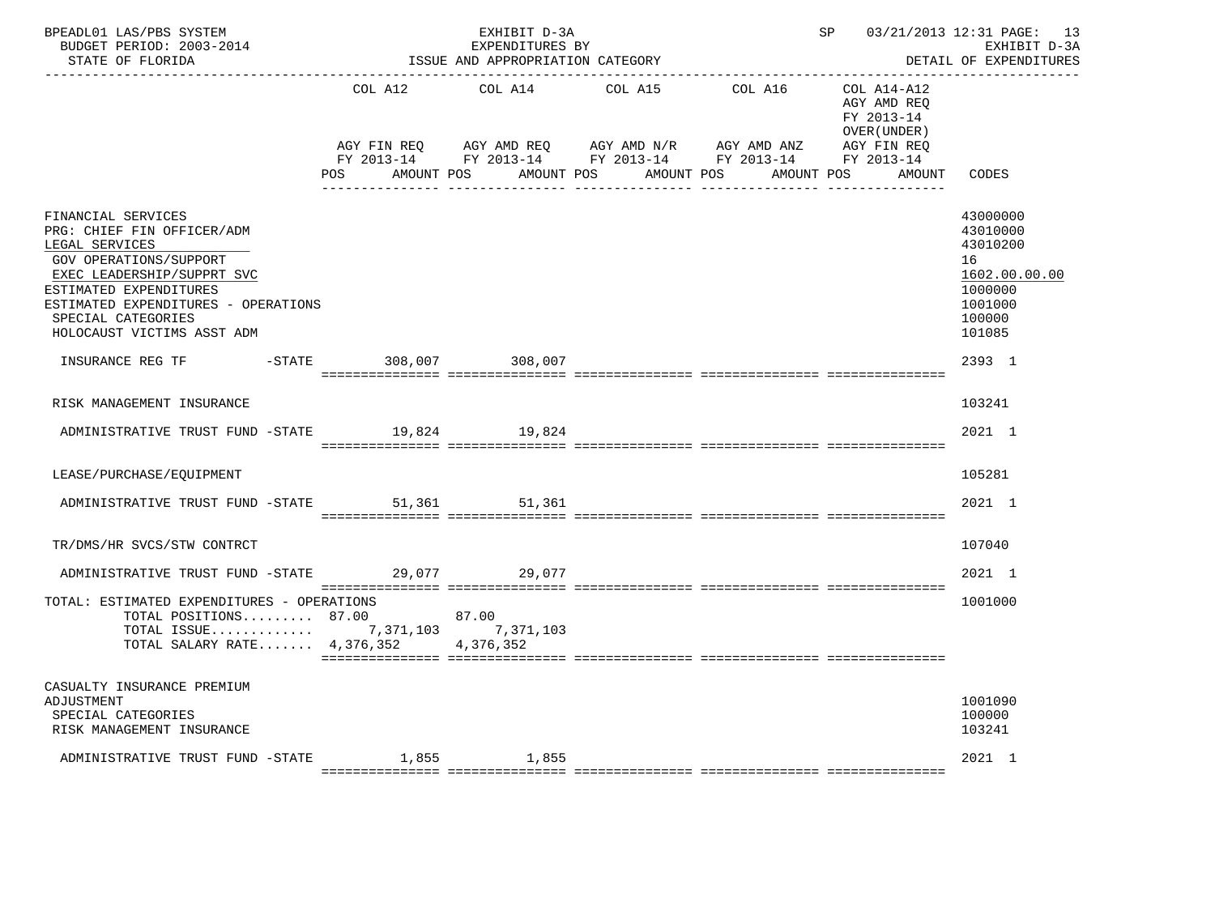BPEADL01 LAS/PBS SYSTEM — EXHIBIT D-3A — EXPENDITURES BY ISSUE AND APPROPRIATION CATEGORY — SP 03/21/2013 12:31 PAGE: 13
BUDGET PERIOD: 2003-2014 — EXHIBIT D-3A
STATE OF FLORIDA — DETAIL OF EXPENDITURES

| | COL A12 AGY FIN REQ FY 2013-14 POS AMOUNT | COL A14 AGY AMD REQ FY 2013-14 POS AMOUNT | COL A15 AGY AMD N/R FY 2013-14 POS AMOUNT | COL A16 AGY AMD ANZ FY 2013-14 POS AMOUNT | COL A14-A12 AGY AMD REQ FY 2013-14 OVER(UNDER) AGY FIN REQ FY 2013-14 POS AMOUNT | CODES |
|---|---|---|---|---|---|---|
| FINANCIAL SERVICES | | | | | | 43000000 |
| PRG: CHIEF FIN OFFICER/ADM | | | | | | 43010000 |
| LEGAL SERVICES | | | | | | 43010200 |
| GOV OPERATIONS/SUPPORT | | | | | | 16 |
| EXEC LEADERSHIP/SUPPRT SVC | | | | | | 1602.00.00.00 |
| ESTIMATED EXPENDITURES | | | | | | 1000000 |
| ESTIMATED EXPENDITURES - OPERATIONS | | | | | | 1001000 |
| SPECIAL CATEGORIES | | | | | | 100000 |
| HOLOCAUST VICTIMS ASST ADM | | | | | | 101085 |
| INSURANCE REG TF -STATE | 308,007 | 308,007 | | | | 2393 1 |
| RISK MANAGEMENT INSURANCE | | | | | | 103241 |
| ADMINISTRATIVE TRUST FUND -STATE | 19,824 | 19,824 | | | | 2021 1 |
| LEASE/PURCHASE/EQUIPMENT | | | | | | 105281 |
| ADMINISTRATIVE TRUST FUND -STATE | 51,361 | 51,361 | | | | 2021 1 |
| TR/DMS/HR SVCS/STW CONTRCT | | | | | | 107040 |
| ADMINISTRATIVE TRUST FUND -STATE | 29,077 | 29,077 | | | | 2021 1 |
| TOTAL: ESTIMATED EXPENDITURES - OPERATIONS | | | | | | 1001000 |
| TOTAL POSITIONS......... | 87.00 | 87.00 | | | | |
| TOTAL ISSUE............. | 7,371,103 | 7,371,103 | | | | |
| TOTAL SALARY RATE....... | 4,376,352 | 4,376,352 | | | | |
| CASUALTY INSURANCE PREMIUM ADJUSTMENT | | | | | | 1001090 |
| SPECIAL CATEGORIES | | | | | | 100000 |
| RISK MANAGEMENT INSURANCE | | | | | | 103241 |
| ADMINISTRATIVE TRUST FUND -STATE | 1,855 | 1,855 | | | | 2021 1 |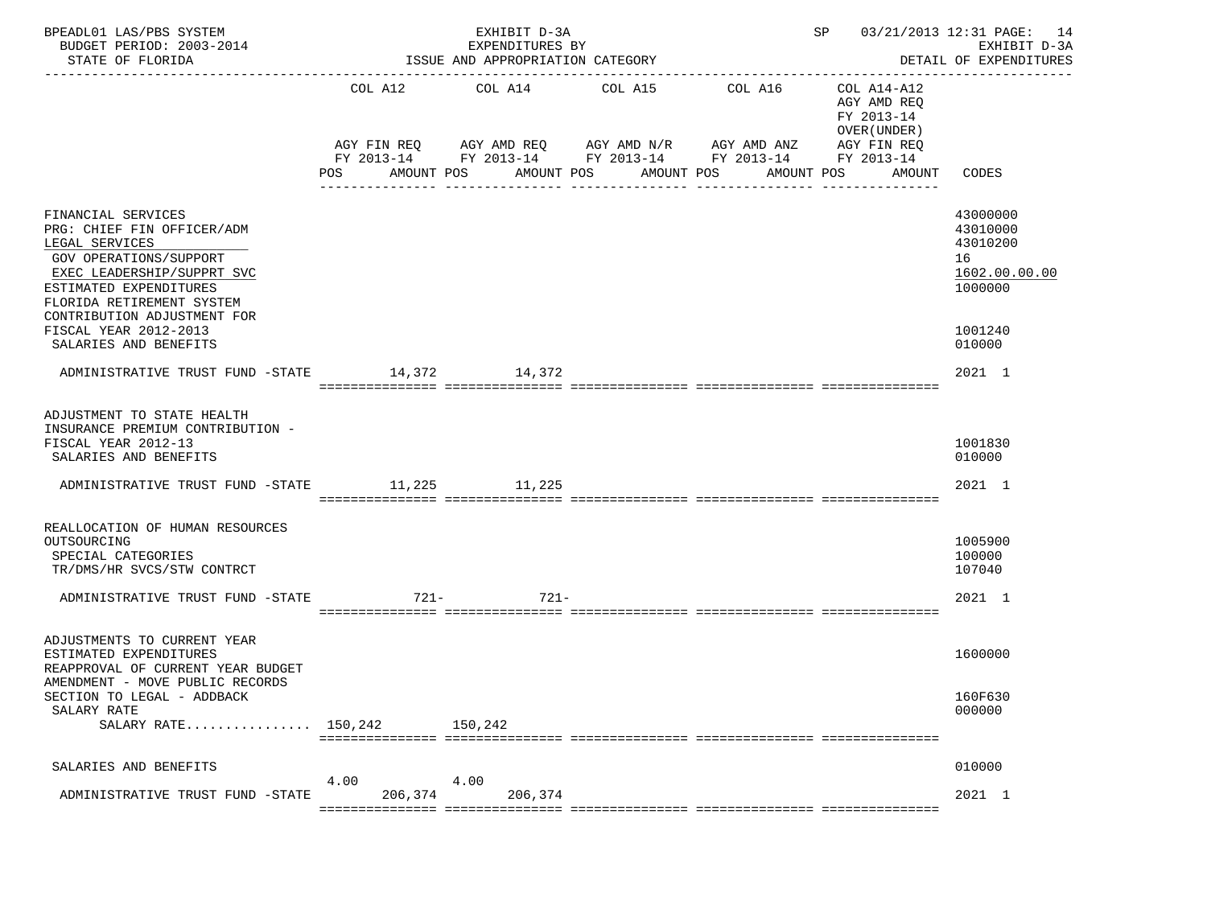BPEADL01 LAS/PBS SYSTEM | EXHIBIT D-3A | SP 03/21/2013 12:31

BUDGET PERIOD: 2003-2014 | EXPENDITURES BY | EXHIBIT D-3A

STATE OF FLORIDA | ISSUE AND APPROPRIATION CATEGORY | DETAIL OF EXPENDITURES

| | COL A12 AGY FIN REQ FY 2013-14 POS AMOUNT | COL A14 AGY AMD REQ FY 2013-14 POS AMOUNT | COL A15 AGY AMD N/R FY 2013-14 POS AMOUNT | COL A16 AGY AMD ANZ FY 2013-14 POS AMOUNT | COL A14-A12 AGY AMD REQ FY 2013-14 OVER(UNDER) AGY FIN REQ FY 2013-14 POS AMOUNT | CODES |
|---|---|---|---|---|---|---|
| FINANCIAL SERVICES | | | | | | 43000000 |
| PRG: CHIEF FIN OFFICER/ADM | | | | | | 43010000 |
| LEGAL SERVICES | | | | | | 43010200 |
| GOV OPERATIONS/SUPPORT | | | | | | 16 |
| EXEC LEADERSHIP/SUPPRT SVC | | | | | | 1602.00.00.00 |
| ESTIMATED EXPENDITURES | | | | | | 1000000 |
| FLORIDA RETIREMENT SYSTEM CONTRIBUTION ADJUSTMENT FOR FISCAL YEAR 2012-2013 | | | | | | 1001240 |
| SALARIES AND BENEFITS | | | | | | 010000 |
| ADMINISTRATIVE TRUST FUND -STATE | 14,372 | 14,372 | | | | 2021 1 |
| ADJUSTMENT TO STATE HEALTH INSURANCE PREMIUM CONTRIBUTION - FISCAL YEAR 2012-13 | | | | | | 1001830 |
| SALARIES AND BENEFITS | | | | | | 010000 |
| ADMINISTRATIVE TRUST FUND -STATE | 11,225 | 11,225 | | | | 2021 1 |
| REALLOCATION OF HUMAN RESOURCES OUTSOURCING | | | | | | 1005900 |
| SPECIAL CATEGORIES | | | | | | 100000 |
| TR/DMS/HR SVCS/STW CONTRCT | | | | | | 107040 |
| ADMINISTRATIVE TRUST FUND -STATE | 721- | 721- | | | | 2021 1 |
| ADJUSTMENTS TO CURRENT YEAR ESTIMATED EXPENDITURES | | | | | | 1600000 |
| REAPPROVAL OF CURRENT YEAR BUDGET AMENDMENT - MOVE PUBLIC RECORDS SECTION TO LEGAL - ADDBACK | | | | | | 160F630 |
| SALARY RATE | | | | | | 000000 |
| SALARY RATE................ | 150,242 | 150,242 | | | | |
| SALARIES AND BENEFITS | | | | | | 010000 |
| ADMINISTRATIVE TRUST FUND -STATE | 4.00 206,374 | 4.00 206,374 | | | | 2021 1 |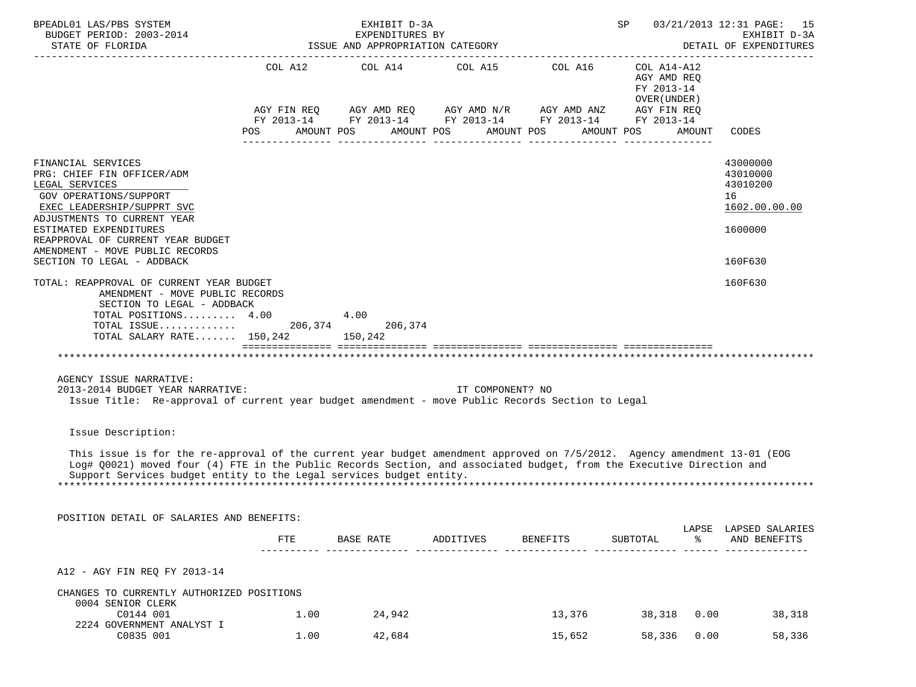BPEADL01 LAS/PBS SYSTEM — EXHIBIT D-3A — EXPENDITURES BY ISSUE AND APPROPRIATION CATEGORY — DETAIL OF EXPENDITURES
BUDGET PERIOD: 2003-2014 — STATE OF FLORIDA — SP 03/21/2013 12:31

| | COL A12 AGY FIN REQ FY 2013-14 POS / AMOUNT | COL A14 AGY AMD REQ FY 2013-14 POS / AMOUNT | COL A15 AGY AMD N/R FY 2013-14 POS / AMOUNT | COL A16 AGY AMD ANZ FY 2013-14 POS / AMOUNT | COL A14-A12 AGY AMD REQ FY 2013-14 OVER(UNDER) AGY FIN REQ FY 2013-14 POS / AMOUNT | CODES |
|---|---|---|---|---|---|---|
| FINANCIAL SERVICES | | | | | | 43000000 |
| PRG: CHIEF FIN OFFICER/ADM | | | | | | 43010000 |
| LEGAL SERVICES | | | | | | 43010200 |
| GOV OPERATIONS/SUPPORT | | | | | | 16 |
| EXEC LEADERSHIP/SUPPRT SVC | | | | | | 1602.00.00.00 |
| ADJUSTMENTS TO CURRENT YEAR ESTIMATED EXPENDITURES | | | | | | 1600000 |
| REAPPROVAL OF CURRENT YEAR BUDGET AMENDMENT - MOVE PUBLIC RECORDS SECTION TO LEGAL - ADDBACK | | | | | | 160F630 |
| TOTAL: REAPPROVAL OF CURRENT YEAR BUDGET AMENDMENT - MOVE PUBLIC RECORDS SECTION TO LEGAL - ADDBACK | | | | | | 160F630 |
| TOTAL POSITIONS | 4.00 | 4.00 | | | | |
| TOTAL ISSUE | 206,374 | 206,374 | | | | |
| TOTAL SALARY RATE | 150,242 | 150,242 | | | | |

AGENCY ISSUE NARRATIVE:
2013-2014 BUDGET YEAR NARRATIVE: IT COMPONENT? NO

Issue Title: Re-approval of current year budget amendment - move Public Records Section to Legal

Issue Description:

This issue is for the re-approval of the current year budget amendment approved on 7/5/2012. Agency amendment 13-01 (EOG Log# Q0021) moved four (4) FTE in the Public Records Section, and associated budget, from the Executive Direction and Support Services budget entity to the Legal services budget entity.

POSITION DETAIL OF SALARIES AND BENEFITS:

| | FTE | BASE RATE | ADDITIVES | BENEFITS | SUBTOTAL | LAPSE % | LAPSED SALARIES AND BENEFITS |
|---|---|---|---|---|---|---|---|
| A12 - AGY FIN REQ FY 2013-14 | | | | | | | |
| CHANGES TO CURRENTLY AUTHORIZED POSITIONS | | | | | | | |
| 0004 SENIOR CLERK C0144 001 | 1.00 | 24,942 | | 13,376 | 38,318 | 0.00 | 38,318 |
| 2224 GOVERNMENT ANALYST I C0835 001 | 1.00 | 42,684 | | 15,652 | 58,336 | 0.00 | 58,336 |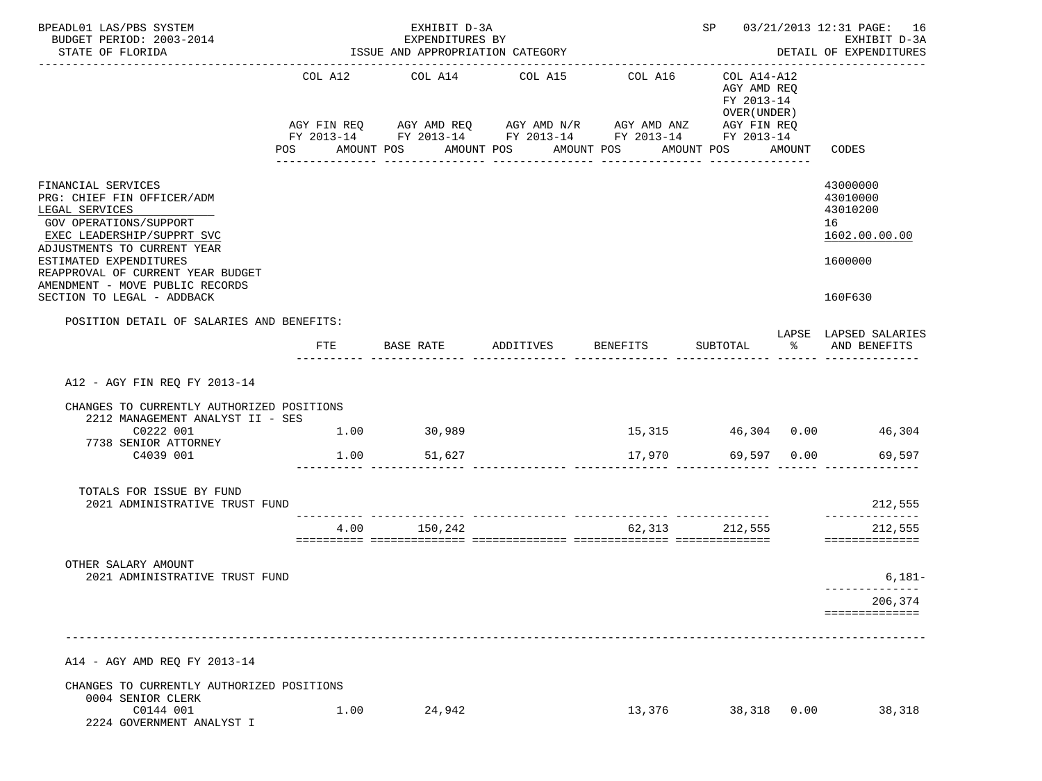BPEADL01 LAS/PBS SYSTEM — EXHIBIT D-3A — SP 03/21/2013 12:31

BUDGET PERIOD: 2003-2014 — EXPENDITURES BY — EXHIBIT D-3A

STATE OF FLORIDA — ISSUE AND APPROPRIATION CATEGORY — DETAIL OF EXPENDITURES

| | COL A12 AGY FIN REQ FY 2013-14 POS AMOUNT | COL A14 AGY AMD REQ FY 2013-14 POS AMOUNT | COL A15 AGY AMD N/R FY 2013-14 POS AMOUNT | COL A16 AGY AMD ANZ FY 2013-14 POS AMOUNT | COL A14-A12 AGY AMD REQ FY 2013-14 OVER(UNDER) AGY FIN REQ FY 2013-14 POS AMOUNT | CODES |
|---|---|---|---|---|---|---|
| FINANCIAL SERVICES | | | | | | 43000000 |
| PRG: CHIEF FIN OFFICER/ADM | | | | | | 43010000 |
| LEGAL SERVICES | | | | | | 43010200 |
| GOV OPERATIONS/SUPPORT | | | | | | 16 |
| EXEC LEADERSHIP/SUPPRT SVC | | | | | | 1602.00.00.00 |
| ADJUSTMENTS TO CURRENT YEAR ESTIMATED EXPENDITURES | | | | | | 1600000 |
| REAPPROVAL OF CURRENT YEAR BUDGET AMENDMENT - MOVE PUBLIC RECORDS SECTION TO LEGAL - ADDBACK | | | | | | 160F630 |

POSITION DETAIL OF SALARIES AND BENEFITS:

| | FTE | BASE RATE | ADDITIVES | BENEFITS | SUBTOTAL | LAPSE % | LAPSED SALARIES AND BENEFITS |
|---|---|---|---|---|---|---|---|
| **A12 - AGY FIN REQ FY 2013-14** | | | | | | | |
| CHANGES TO CURRENTLY AUTHORIZED POSITIONS | | | | | | | |
| 2212 MANAGEMENT ANALYST II - SES | | | | | | | |
| C0222 001 | 1.00 | 30,989 | | 15,315 | 46,304 | 0.00 | 46,304 |
| 7738 SENIOR ATTORNEY | | | | | | | |
| C4039 001 | 1.00 | 51,627 | | 17,970 | 69,597 | 0.00 | 69,597 |
| TOTALS FOR ISSUE BY FUND | | | | | | | |
| 2021 ADMINISTRATIVE TRUST FUND | | | | | | | 212,555 |
| | 4.00 | 150,242 | | 62,313 | 212,555 | | 212,555 |
| OTHER SALARY AMOUNT | | | | | | | |
| 2021 ADMINISTRATIVE TRUST FUND | | | | | | | 6,181- |
| | | | | | | | 206,374 |
| **A14 - AGY AMD REQ FY 2013-14** | | | | | | | |
| CHANGES TO CURRENTLY AUTHORIZED POSITIONS | | | | | | | |
| 0004 SENIOR CLERK | | | | | | | |
| C0144 001 | 1.00 | 24,942 | | 13,376 | 38,318 | 0.00 | 38,318 |
| 2224 GOVERNMENT ANALYST I | | | | | | | |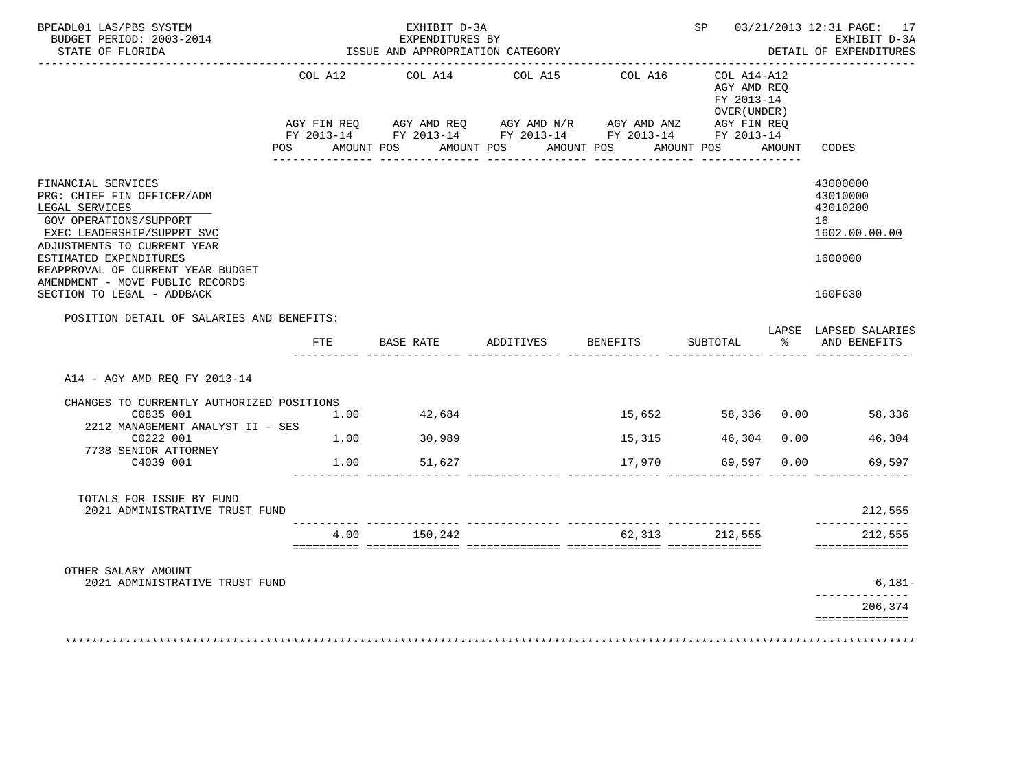BPEADL01 LAS/PBS SYSTEM — EXHIBIT D-3A — SP 03/21/2013 12:31

BUDGET PERIOD: 2003-2014 — EXPENDITURES BY — EXHIBIT D-3A

STATE OF FLORIDA — ISSUE AND APPROPRIATION CATEGORY — DETAIL OF EXPENDITURES

| | COL A12 AGY FIN REQ FY 2013-14 POS AMOUNT | COL A14 AGY AMD REQ FY 2013-14 POS AMOUNT | COL A15 AGY AMD N/R FY 2013-14 POS AMOUNT | COL A16 AGY AMD ANZ FY 2013-14 POS AMOUNT | COL A14-A12 AGY AMD REQ FY 2013-14 OVER(UNDER) AGY FIN REQ FY 2013-14 POS AMOUNT | CODES |
|---|---|---|---|---|---|---|
| FINANCIAL SERVICES | | | | | | 43000000 |
| PRG: CHIEF FIN OFFICER/ADM | | | | | | 43010000 |
| LEGAL SERVICES | | | | | | 43010200 |
| GOV OPERATIONS/SUPPORT | | | | | | 16 |
| EXEC LEADERSHIP/SUPPRT SVC | | | | | | 1602.00.00.00 |
| ADJUSTMENTS TO CURRENT YEAR ESTIMATED EXPENDITURES | | | | | | 1600000 |
| REAPPROVAL OF CURRENT YEAR BUDGET AMENDMENT - MOVE PUBLIC RECORDS SECTION TO LEGAL - ADDBACK | | | | | | 160F630 |

POSITION DETAIL OF SALARIES AND BENEFITS:

| | FTE | BASE RATE | ADDITIVES | BENEFITS | SUBTOTAL | LAPSE % | LAPSED SALARIES AND BENEFITS |
|---|---|---|---|---|---|---|---|
| A14 - AGY AMD REQ FY 2013-14 | | | | | | | |
| CHANGES TO CURRENTLY AUTHORIZED POSITIONS | | | | | | | |
| C0835 001 | 1.00 | 42,684 | | 15,652 | 58,336 | 0.00 | 58,336 |
| 2212 MANAGEMENT ANALYST II - SES C0222 001 | 1.00 | 30,989 | | 15,315 | 46,304 | 0.00 | 46,304 |
| 7738 SENIOR ATTORNEY C4039 001 | 1.00 | 51,627 | | 17,970 | 69,597 | 0.00 | 69,597 |
| TOTALS FOR ISSUE BY FUND | | | | | | | |
| 2021 ADMINISTRATIVE TRUST FUND | | | | | | | 212,555 |
| | 4.00 | 150,242 | | 62,313 | 212,555 | | 212,555 |
| OTHER SALARY AMOUNT | | | | | | | |
| 2021 ADMINISTRATIVE TRUST FUND | | | | | | | 6,181- |
| | | | | | | | 206,374 |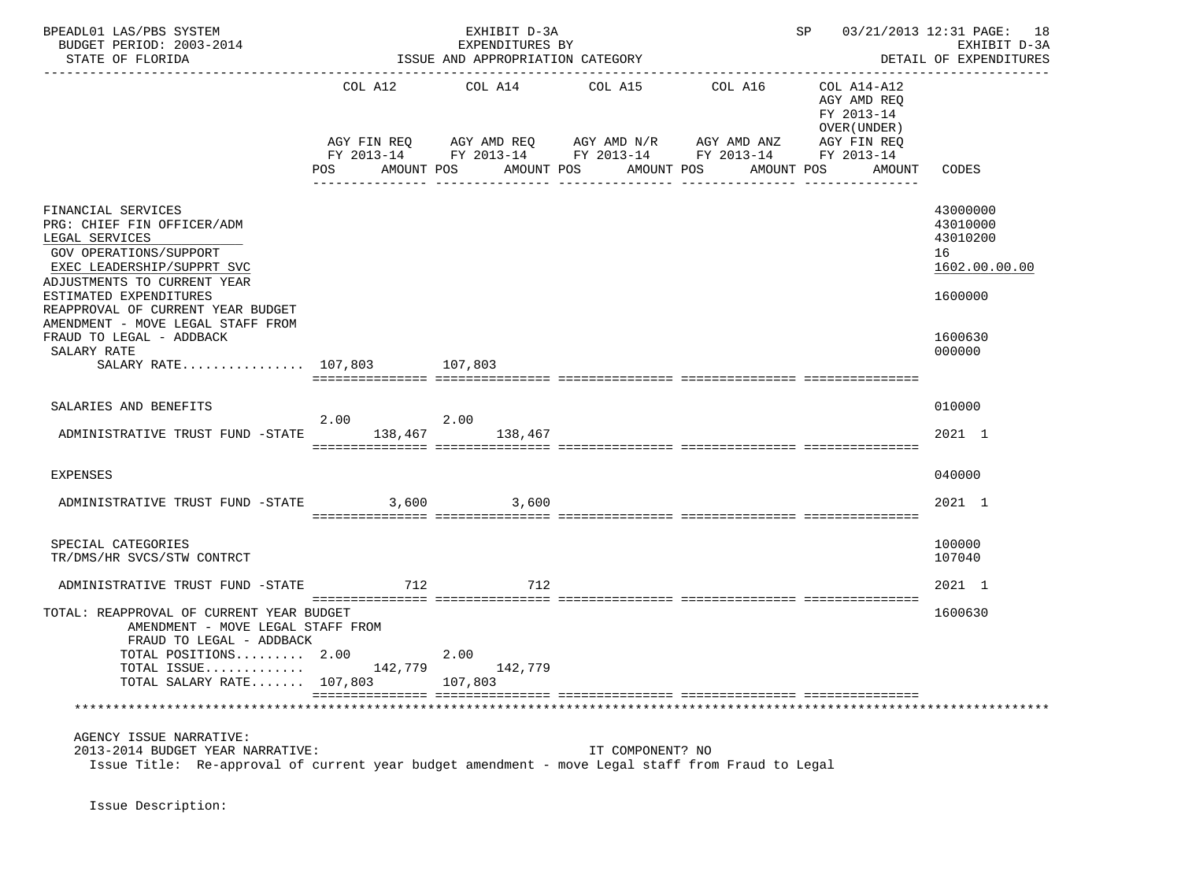BPEADL01 LAS/PBS SYSTEM — EXHIBIT D-3A — EXPENDITURES BY ISSUE AND APPROPRIATION CATEGORY — SP 03/21/2013 12:31 PAGE: 18
BUDGET PERIOD: 2003-2014 — EXHIBIT D-3A
STATE OF FLORIDA — DETAIL OF EXPENDITURES

| | COL A12 AGY FIN REQ FY 2013-14 POS AMOUNT | COL A14 AGY AMD REQ FY 2013-14 POS AMOUNT | COL A15 AGY AMD N/R FY 2013-14 POS AMOUNT | COL A16 AGY AMD ANZ FY 2013-14 POS AMOUNT | COL A14-A12 AGY AMD REQ FY 2013-14 OVER(UNDER) AGY FIN REQ FY 2013-14 POS AMOUNT | CODES |
|---|---|---|---|---|---|---|
| FINANCIAL SERVICES | | | | | | 43000000 |
| PRG: CHIEF FIN OFFICER/ADM | | | | | | 43010000 |
| LEGAL SERVICES | | | | | | 43010200 |
| GOV OPERATIONS/SUPPORT | | | | | | 16 |
| EXEC LEADERSHIP/SUPPRT SVC | | | | | | 1602.00.00.00 |
| ADJUSTMENTS TO CURRENT YEAR ESTIMATED EXPENDITURES | | | | | | 1600000 |
| REAPPROVAL OF CURRENT YEAR BUDGET AMENDMENT - MOVE LEGAL STAFF FROM FRAUD TO LEGAL - ADDBACK | | | | | | 1600630 |
| SALARY RATE | | | | | | 000000 |
| SALARY RATE................ | 107,803 | 107,803 | | | | |
| SALARIES AND BENEFITS | | | | | | 010000 |
| | 2.00 | 2.00 | | | | |
| ADMINISTRATIVE TRUST FUND -STATE | 138,467 | 138,467 | | | | 2021 1 |
| EXPENSES | | | | | | 040000 |
| ADMINISTRATIVE TRUST FUND -STATE | 3,600 | 3,600 | | | | 2021 1 |
| SPECIAL CATEGORIES | | | | | | 100000 |
| TR/DMS/HR SVCS/STW CONTRCT | | | | | | 107040 |
| ADMINISTRATIVE TRUST FUND -STATE | 712 | 712 | | | | 2021 1 |
| TOTAL: REAPPROVAL OF CURRENT YEAR BUDGET AMENDMENT - MOVE LEGAL STAFF FROM FRAUD TO LEGAL - ADDBACK | | | | | | 1600630 |
| TOTAL POSITIONS......... | 2.00 | 2.00 | | | | |
| TOTAL ISSUE............. | 142,779 | 142,779 | | | | |
| TOTAL SALARY RATE....... | 107,803 | 107,803 | | | | |

AGENCY ISSUE NARRATIVE:
2013-2014 BUDGET YEAR NARRATIVE: IT COMPONENT? NO
Issue Title: Re-approval of current year budget amendment - move Legal staff from Fraud to Legal

Issue Description: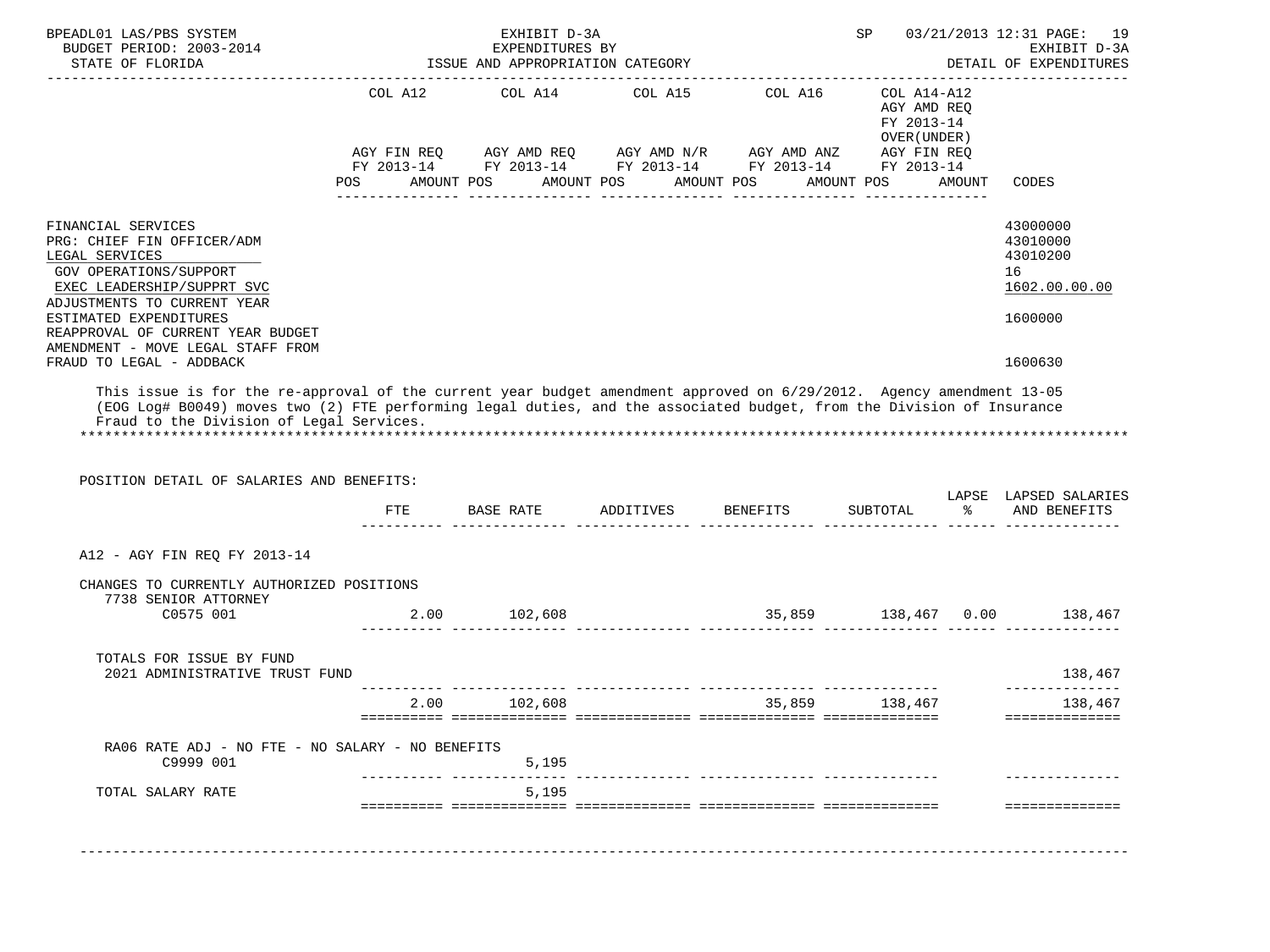BPEADL01 LAS/PBS SYSTEM | EXHIBIT D-3A | SP 03/21/2013 12:31 PAGE: 19
BUDGET PERIOD: 2003-2014 | EXPENDITURES BY | EXHIBIT D-3A
STATE OF FLORIDA | ISSUE AND APPROPRIATION CATEGORY | DETAIL OF EXPENDITURES

| | COL A12 AGY FIN REQ FY 2013-14 POS AMOUNT | COL A14 AGY AMD REQ FY 2013-14 POS AMOUNT | COL A15 AGY AMD N/R FY 2013-14 POS AMOUNT | COL A16 AGY AMD ANZ FY 2013-14 POS AMOUNT | COL A14-A12 AGY AMD REQ FY 2013-14 OVER(UNDER) AGY FIN REQ FY 2013-14 POS AMOUNT | CODES |
|---|---|---|---|---|---|---|
| FINANCIAL SERVICES | | | | | | 43000000 |
| PRG: CHIEF FIN OFFICER/ADM | | | | | | 43010000 |
| LEGAL SERVICES | | | | | | 43010200 |
| GOV OPERATIONS/SUPPORT | | | | | | 16 |
| EXEC LEADERSHIP/SUPPRT SVC | | | | | | 1602.00.00.00 |
| ADJUSTMENTS TO CURRENT YEAR ESTIMATED EXPENDITURES | | | | | | 1600000 |
| REAPPROVAL OF CURRENT YEAR BUDGET AMENDMENT - MOVE LEGAL STAFF FROM FRAUD TO LEGAL - ADDBACK | | | | | | 1600630 |

This issue is for the re-approval of the current year budget amendment approved on 6/29/2012. Agency amendment 13-05 (EOG Log# B0049) moves two (2) FTE performing legal duties, and the associated budget, from the Division of Insurance Fraud to the Division of Legal Services.

POSITION DETAIL OF SALARIES AND BENEFITS:

| | FTE | BASE RATE | ADDITIVES | BENEFITS | SUBTOTAL | LAPSE % | LAPSED SALARIES AND BENEFITS |
|---|---|---|---|---|---|---|---|
| A12 - AGY FIN REQ FY 2013-14 | | | | | | | |
| CHANGES TO CURRENTLY AUTHORIZED POSITIONS | | | | | | | |
| 7738 SENIOR ATTORNEY C0575 001 | 2.00 | 102,608 | | 35,859 | 138,467 | 0.00 | 138,467 |
| TOTALS FOR ISSUE BY FUND | | | | | | | |
| 2021 ADMINISTRATIVE TRUST FUND | | | | | | | 138,467 |
| | 2.00 | 102,608 | | 35,859 | 138,467 | | 138,467 |
| RA06 RATE ADJ - NO FTE - NO SALARY - NO BENEFITS C9999 001 | | 5,195 | | | | | |
| TOTAL SALARY RATE | | 5,195 | | | | | |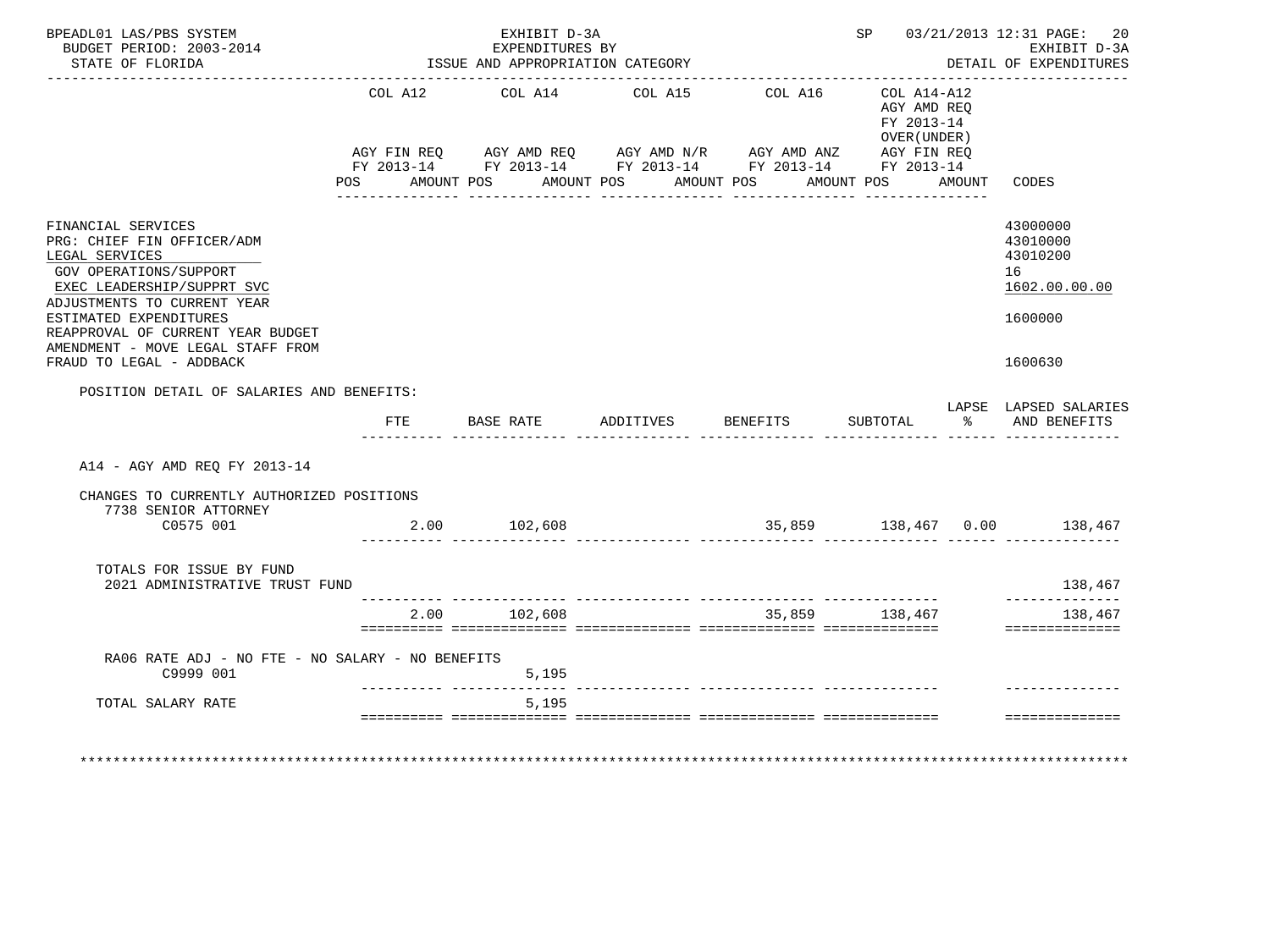BPEADL01 LAS/PBS SYSTEM
BUDGET PERIOD: 2003-2014
STATE OF FLORIDA

EXHIBIT D-3A
EXPENDITURES BY
ISSUE AND APPROPRIATION CATEGORY

SP 03/21/2013 12:31
EXHIBIT D-3A
DETAIL OF EXPENDITURES

| | COL A12 AGY FIN REQ FY 2013-14 POS AMOUNT | COL A14 AGY AMD REQ FY 2013-14 POS AMOUNT | COL A15 AGY AMD N/R FY 2013-14 POS AMOUNT | COL A16 AGY AMD ANZ FY 2013-14 POS AMOUNT | COL A14-A12 AGY AMD REQ FY 2013-14 OVER(UNDER) AGY FIN REQ FY 2013-14 POS AMOUNT | CODES |
|---|---|---|---|---|---|---|
| FINANCIAL SERVICES | | | | | | 43000000 |
| PRG: CHIEF FIN OFFICER/ADM | | | | | | 43010000 |
| LEGAL SERVICES | | | | | | 43010200 |
| GOV OPERATIONS/SUPPORT | | | | | | 16 |
| EXEC LEADERSHIP/SUPPRT SVC | | | | | | 1602.00.00.00 |
| ADJUSTMENTS TO CURRENT YEAR ESTIMATED EXPENDITURES | | | | | | 1600000 |
| REAPPROVAL OF CURRENT YEAR BUDGET AMENDMENT - MOVE LEGAL STAFF FROM FRAUD TO LEGAL - ADDBACK | | | | | | 1600630 |

POSITION DETAIL OF SALARIES AND BENEFITS:

| | FTE | BASE RATE | ADDITIVES | BENEFITS | SUBTOTAL | LAPSE % | LAPSED SALARIES AND BENEFITS |
|---|---|---|---|---|---|---|---|
| A14 - AGY AMD REQ FY 2013-14 | | | | | | | |
| CHANGES TO CURRENTLY AUTHORIZED POSITIONS | | | | | | | |
| 7738 SENIOR ATTORNEY C0575 001 | 2.00 | 102,608 | | 35,859 | 138,467 | 0.00 | 138,467 |
| TOTALS FOR ISSUE BY FUND | | | | | | | |
| 2021 ADMINISTRATIVE TRUST FUND | | | | | | | 138,467 |
| | 2.00 | 102,608 | | 35,859 | 138,467 | | 138,467 |
| RA06 RATE ADJ - NO FTE - NO SALARY - NO BENEFITS C9999 001 | | 5,195 | | | | | |
| TOTAL SALARY RATE | | 5,195 | | | | | |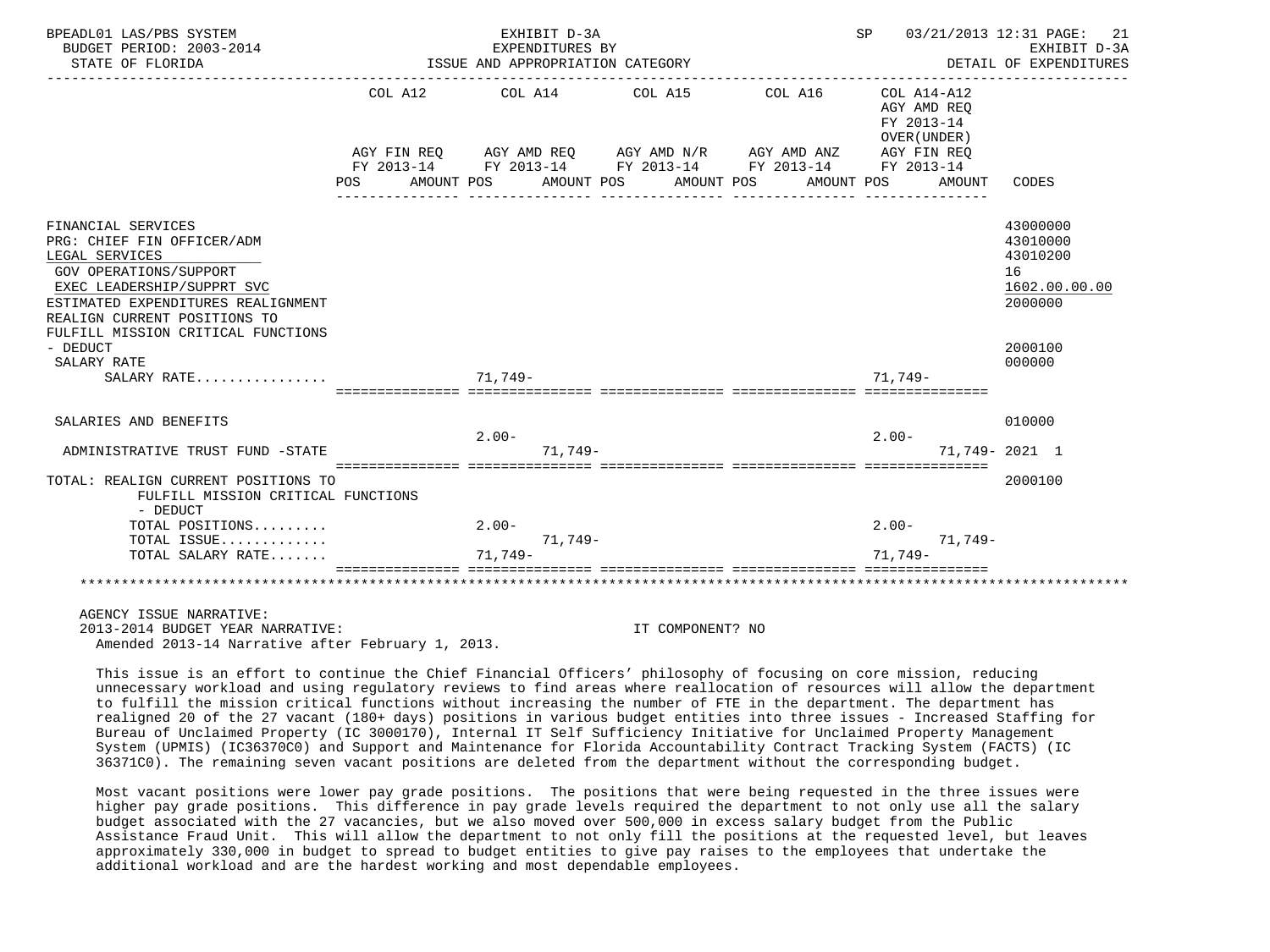BPEADL01 LAS/PBS SYSTEM | EXHIBIT D-3A | SP 03/21/2013 12:31

BUDGET PERIOD: 2003-2014 | EXPENDITURES BY | EXHIBIT D-3A

STATE OF FLORIDA | ISSUE AND APPROPRIATION CATEGORY | DETAIL OF EXPENDITURES

| | COL A12 AGY FIN REQ FY 2013-14 POS | AMOUNT | COL A14 AGY AMD REQ FY 2013-14 POS | AMOUNT | COL A15 AGY AMD N/R FY 2013-14 POS | AMOUNT | COL A16 AGY AMD ANZ FY 2013-14 POS | AMOUNT | COL A14-A12 AGY AMD REQ FY 2013-14 OVER(UNDER) AGY FIN REQ FY 2013-14 POS | AMOUNT | CODES |
|---|---|---|---|---|---|---|---|---|---|---|---|
| FINANCIAL SERVICES | | | | | | | | | | | 43000000 |
| PRG: CHIEF FIN OFFICER/ADM | | | | | | | | | | | 43010000 |
| LEGAL SERVICES | | | | | | | | | | | 43010200 |
| GOV OPERATIONS/SUPPORT | | | | | | | | | | | 16 |
| EXEC LEADERSHIP/SUPPRT SVC | | | | | | | | | | | 1602.00.00.00 |
| ESTIMATED EXPENDITURES REALIGNMENT | | | | | | | | | | | 2000000 |
| REALIGN CURRENT POSITIONS TO FULFILL MISSION CRITICAL FUNCTIONS - DEDUCT | | | | | | | | | | | 2000100 |
| SALARY RATE | | | | | | | | | | | 000000 |
| SALARY RATE................ | | | 71,749- | | | | | | 71,749- | | |
| SALARIES AND BENEFITS | | | | | | | | | | | 010000 |
| ADMINISTRATIVE TRUST FUND -STATE | | | 2.00- | 71,749- | | | | | 2.00- | 71,749- | 2021 1 |
| TOTAL: REALIGN CURRENT POSITIONS TO FULFILL MISSION CRITICAL FUNCTIONS - DEDUCT | | | | | | | | | | | 2000100 |
| TOTAL POSITIONS......... | | | 2.00- | | | | | | 2.00- | | |
| TOTAL ISSUE............. | | | | 71,749- | | | | | | 71,749- | |
| TOTAL SALARY RATE....... | | | 71,749- | | | | | | 71,749- | | |

AGENCY ISSUE NARRATIVE:

2013-2014 BUDGET YEAR NARRATIVE: IT COMPONENT? NO

Amended 2013-14 Narrative after February 1, 2013.

This issue is an effort to continue the Chief Financial Officers' philosophy of focusing on core mission, reducing unnecessary workload and using regulatory reviews to find areas where reallocation of resources will allow the department to fulfill the mission critical functions without increasing the number of FTE in the department. The department has realigned 20 of the 27 vacant (180+ days) positions in various budget entities into three issues - Increased Staffing for Bureau of Unclaimed Property (IC 3000170), Internal IT Self Sufficiency Initiative for Unclaimed Property Management System (UPMIS) (IC36370C0) and Support and Maintenance for Florida Accountability Contract Tracking System (FACTS) (IC 36371C0). The remaining seven vacant positions are deleted from the department without the corresponding budget.

Most vacant positions were lower pay grade positions. The positions that were being requested in the three issues were higher pay grade positions. This difference in pay grade levels required the department to not only use all the salary budget associated with the 27 vacancies, but we also moved over 500,000 in excess salary budget from the Public Assistance Fraud Unit. This will allow the department to not only fill the positions at the requested level, but leaves approximately 330,000 in budget to spread to budget entities to give pay raises to the employees that undertake the additional workload and are the hardest working and most dependable employees.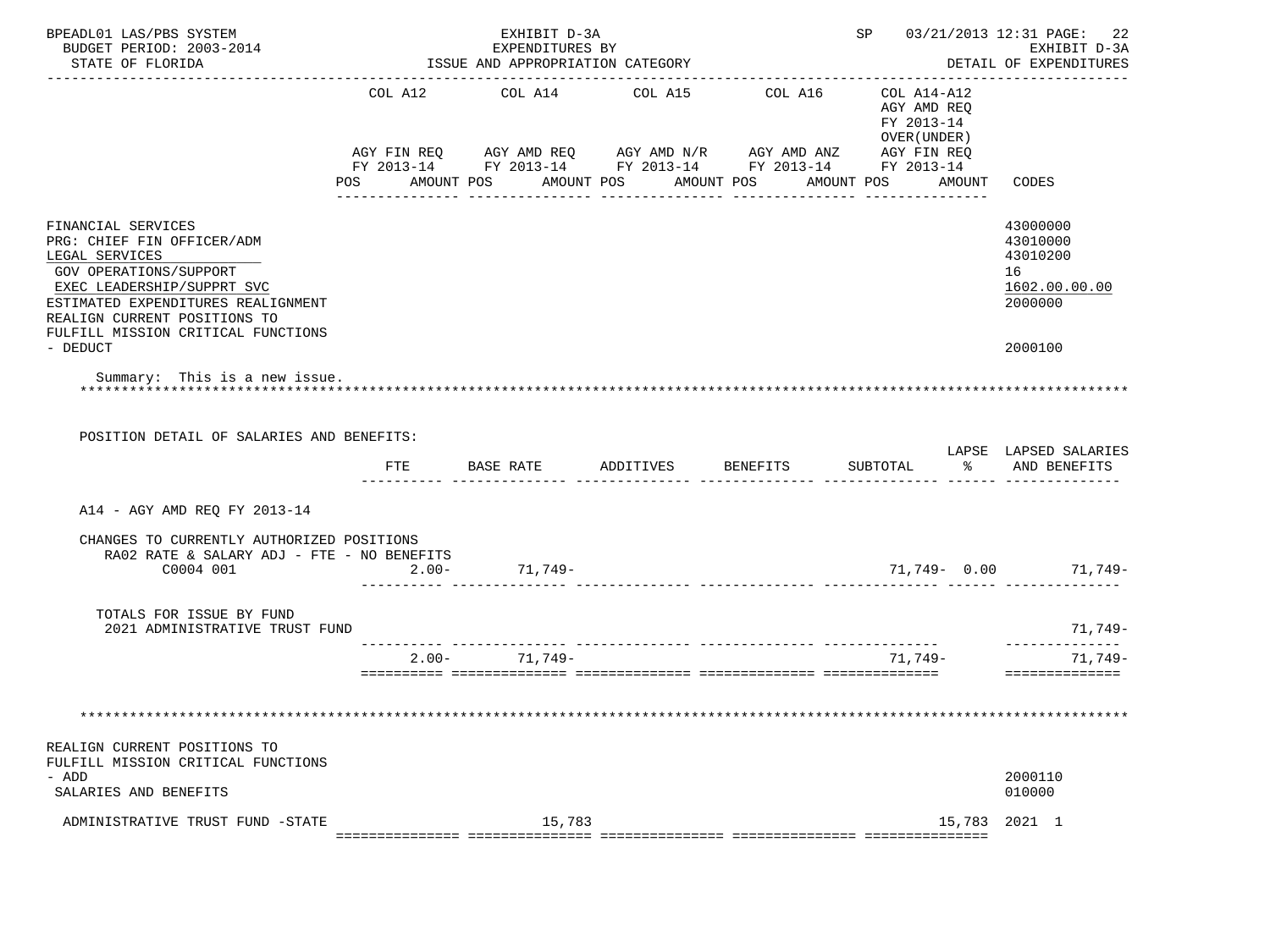| | COL A12 | COL A14 | COL A15 | COL A16 | COL A14-A12 AGY AMD REQ FY 2013-14 OVER(UNDER) | |
|---|---|---|---|---|---|---|
| | AGY FIN REQ FY 2013-14 | AGY AMD REQ FY 2013-14 | AGY AMD N/R FY 2013-14 | AGY AMD ANZ FY 2013-14 | AGY FIN REQ FY 2013-14 | |
| | POS AMOUNT | POS AMOUNT | POS AMOUNT | POS AMOUNT | POS AMOUNT | CODES |

FINANCIAL SERVICES — 43000000
PRG: CHIEF FIN OFFICER/ADM — 43010000
LEGAL SERVICES — 43010200
GOV OPERATIONS/SUPPORT — 16
EXEC LEADERSHIP/SUPPRT SVC — 1602.00.00.00
ESTIMATED EXPENDITURES REALIGNMENT — 2000000
REALIGN CURRENT POSITIONS TO FULFILL MISSION CRITICAL FUNCTIONS - DEDUCT — 2000100

Summary: This is a new issue.

POSITION DETAIL OF SALARIES AND BENEFITS:

| | FTE | BASE RATE | ADDITIVES | BENEFITS | SUBTOTAL | LAPSE % | LAPSED SALARIES AND BENEFITS |
|---|---|---|---|---|---|---|---|
| A14 - AGY AMD REQ FY 2013-14 | | | | | | | |
| CHANGES TO CURRENTLY AUTHORIZED POSITIONS | | | | | | | |
| RA02 RATE & SALARY ADJ - FTE - NO BENEFITS | | | | | | | |
| C0004 001 | 2.00- | 71,749- | | | 71,749- | 0.00 | 71,749- |
| TOTALS FOR ISSUE BY FUND | | | | | | | |
| 2021 ADMINISTRATIVE TRUST FUND | | | | | | | 71,749- |
| | 2.00- | 71,749- | | | 71,749- | | 71,749- |

REALIGN CURRENT POSITIONS TO FULFILL MISSION CRITICAL FUNCTIONS - ADD — 2000110
SALARIES AND BENEFITS — 010000

| | COL A12 | COL A14 | COL A15 | COL A16 | COL A14-A12 | CODES |
|---|---|---|---|---|---|---|
| ADMINISTRATIVE TRUST FUND -STATE | | 15,783 | | | 15,783 | 2021 1 |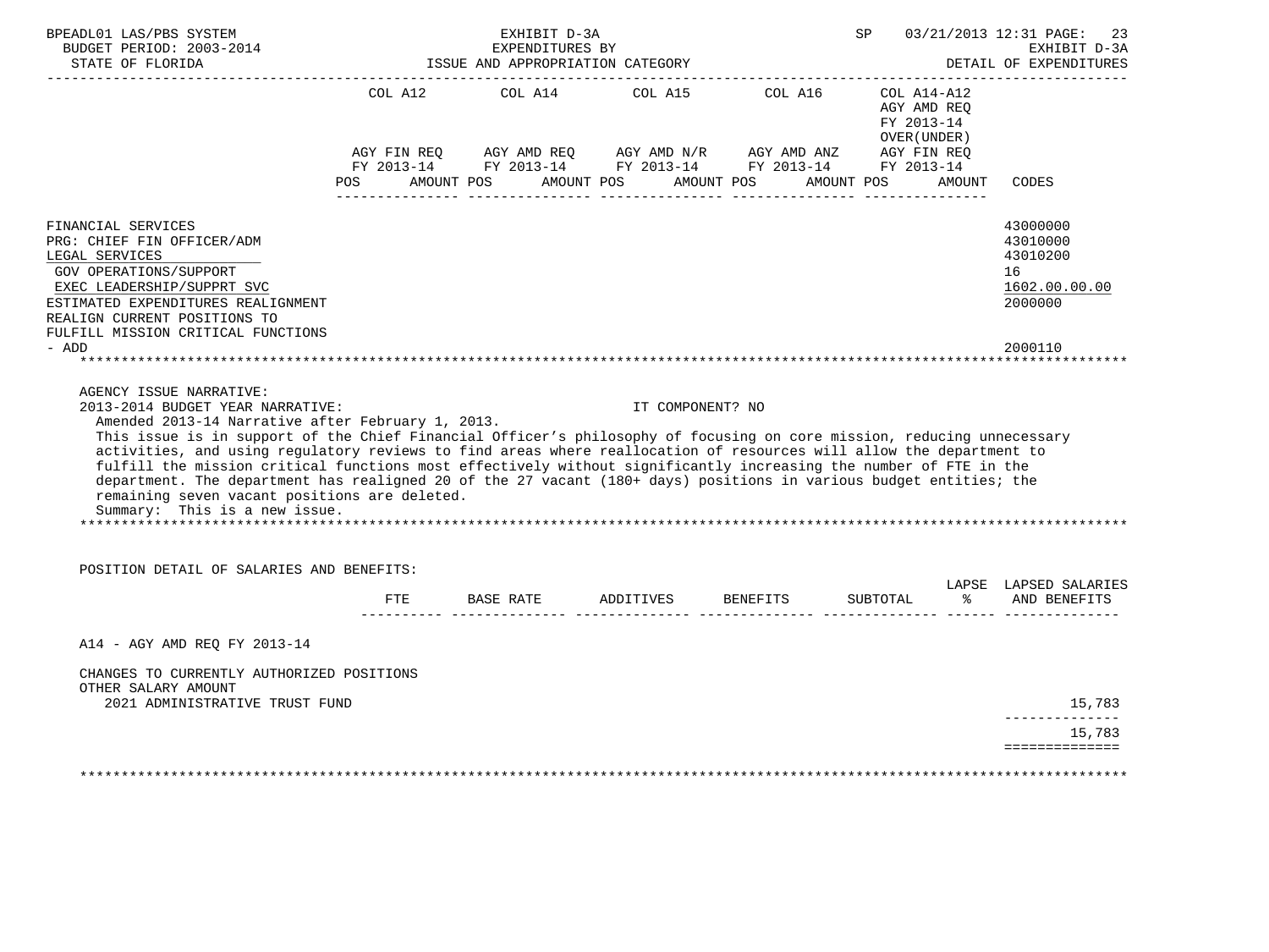BPEADL01 LAS/PBS SYSTEM | EXHIBIT D-3A | SP 03/21/2013 12:31 PAGE: 23
BUDGET PERIOD: 2003-2014 | EXPENDITURES BY | EXHIBIT D-3A
STATE OF FLORIDA | ISSUE AND APPROPRIATION CATEGORY | DETAIL OF EXPENDITURES

| | COL A12 AGY FIN REQ FY 2013-14 POS AMOUNT | COL A14 AGY AMD REQ FY 2013-14 POS AMOUNT | COL A15 AGY AMD N/R FY 2013-14 POS AMOUNT | COL A16 AGY AMD ANZ FY 2013-14 POS AMOUNT | COL A14-A12 AGY AMD REQ FY 2013-14 OVER(UNDER) AGY FIN REQ FY 2013-14 POS AMOUNT | CODES |
|---|---|---|---|---|---|---|
| FINANCIAL SERVICES | | | | | | 43000000 |
| PRG: CHIEF FIN OFFICER/ADM | | | | | | 43010000 |
| LEGAL SERVICES | | | | | | 43010200 |
| GOV OPERATIONS/SUPPORT | | | | | | 16 |
| EXEC LEADERSHIP/SUPPRT SVC | | | | | | 1602.00.00.00 |
| ESTIMATED EXPENDITURES REALIGNMENT | | | | | | 2000000 |
| REALIGN CURRENT POSITIONS TO FULFILL MISSION CRITICAL FUNCTIONS - ADD | | | | | | 2000110 |

AGENCY ISSUE NARRATIVE:

2013-2014 BUDGET YEAR NARRATIVE: IT COMPONENT? NO

Amended 2013-14 Narrative after February 1, 2013.

This issue is in support of the Chief Financial Officer's philosophy of focusing on core mission, reducing unnecessary activities, and using regulatory reviews to find areas where reallocation of resources will allow the department to fulfill the mission critical functions most effectively without significantly increasing the number of FTE in the department. The department has realigned 20 of the 27 vacant (180+ days) positions in various budget entities; the remaining seven vacant positions are deleted.

Summary: This is a new issue.

POSITION DETAIL OF SALARIES AND BENEFITS:

| | FTE | BASE RATE | ADDITIVES | BENEFITS | SUBTOTAL | LAPSE % | LAPSED SALARIES AND BENEFITS |
|---|---|---|---|---|---|---|---|
| A14 - AGY AMD REQ FY 2013-14 | | | | | | | |
| CHANGES TO CURRENTLY AUTHORIZED POSITIONS | | | | | | | |
| OTHER SALARY AMOUNT | | | | | | | |
| 2021 ADMINISTRATIVE TRUST FUND | | | | | | | 15,783 |
| | | | | | | | 15,783 |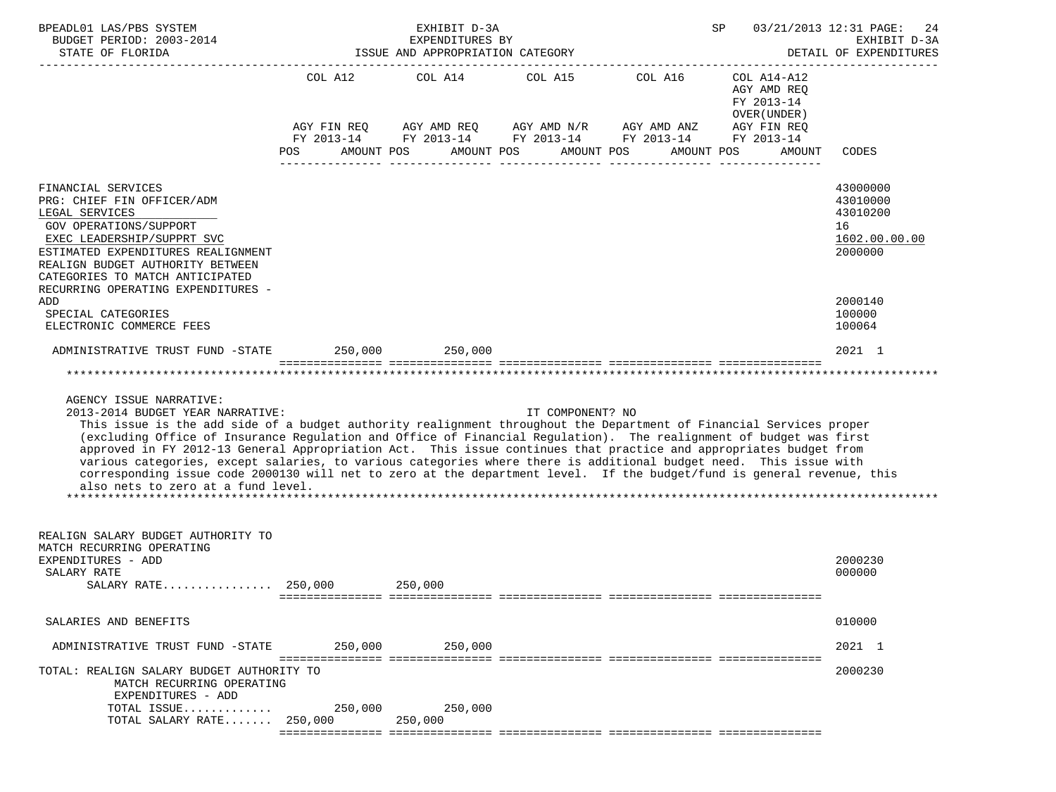BPEADL01 LAS/PBS SYSTEM | EXHIBIT D-3A | SP 03/21/2013 12:31

BUDGET PERIOD: 2003-2014 | EXPENDITURES BY | EXHIBIT D-3A

STATE OF FLORIDA | ISSUE AND APPROPRIATION CATEGORY | DETAIL OF EXPENDITURES

| | COL A12 AGY FIN REQ FY 2013-14 POS AMOUNT | COL A14 AGY AMD REQ FY 2013-14 POS AMOUNT | COL A15 AGY AMD N/R FY 2013-14 POS AMOUNT | COL A16 AGY AMD ANZ FY 2013-14 POS AMOUNT | COL A14-A12 AGY AMD REQ FY 2013-14 OVER(UNDER) AGY FIN REQ FY 2013-14 POS AMOUNT | CODES |
|---|---|---|---|---|---|---|
| FINANCIAL SERVICES | | | | | | 43000000 |
| PRG: CHIEF FIN OFFICER/ADM | | | | | | 43010000 |
| LEGAL SERVICES | | | | | | 43010200 |
| GOV OPERATIONS/SUPPORT | | | | | | 16 |
| EXEC LEADERSHIP/SUPPRT SVC | | | | | | 1602.00.00.00 |
| ESTIMATED EXPENDITURES REALIGNMENT | | | | | | 2000000 |
| REALIGN BUDGET AUTHORITY BETWEEN CATEGORIES TO MATCH ANTICIPATED RECURRING OPERATING EXPENDITURES - ADD | | | | | | 2000140 |
| SPECIAL CATEGORIES | | | | | | 100000 |
| ELECTRONIC COMMERCE FEES | | | | | | 100064 |
| ADMINISTRATIVE TRUST FUND -STATE | 250,000 | 250,000 | | | | 2021 1 |

AGENCY ISSUE NARRATIVE:

2013-2014 BUDGET YEAR NARRATIVE: IT COMPONENT? NO

This issue is the add side of a budget authority realignment throughout the Department of Financial Services proper (excluding Office of Insurance Regulation and Office of Financial Regulation). The realignment of budget was first approved in FY 2012-13 General Appropriation Act. This issue continues that practice and appropriates budget from various categories, except salaries, to various categories where there is additional budget need. This issue with corresponding issue code 2000130 will net to zero at the department level. If the budget/fund is general revenue, this also nets to zero at a fund level.

| | COL A12 | COL A14 | COL A15 | COL A16 | COL A14-A12 | CODES |
|---|---|---|---|---|---|---|
| REALIGN SALARY BUDGET AUTHORITY TO MATCH RECURRING OPERATING EXPENDITURES - ADD | | | | | | 2000230 |
| SALARY RATE | | | | | | 000000 |
| SALARY RATE................ | 250,000 | 250,000 | | | | |
| SALARIES AND BENEFITS | | | | | | 010000 |
| ADMINISTRATIVE TRUST FUND -STATE | 250,000 | 250,000 | | | | 2021 1 |
| TOTAL: REALIGN SALARY BUDGET AUTHORITY TO MATCH RECURRING OPERATING EXPENDITURES - ADD | | | | | | 2000230 |
| TOTAL ISSUE............ | 250,000 | 250,000 | | | | |
| TOTAL SALARY RATE....... | 250,000 | 250,000 | | | | |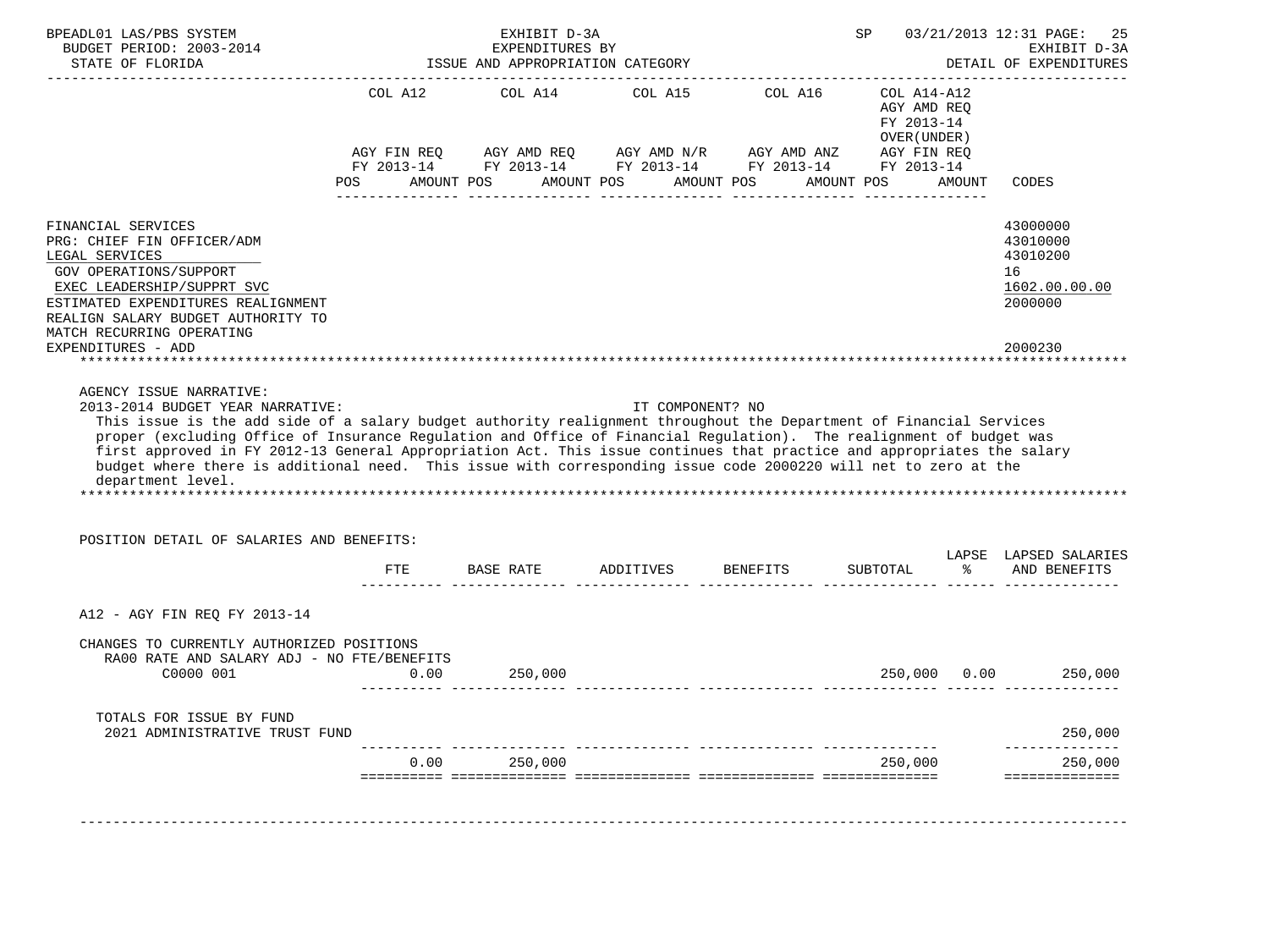BPEADL01 LAS/PBS SYSTEM | EXHIBIT D-3A | SP 03/21/2013 12:31

BUDGET PERIOD: 2003-2014 | EXPENDITURES BY | EXHIBIT D-3A

STATE OF FLORIDA | ISSUE AND APPROPRIATION CATEGORY | DETAIL OF EXPENDITURES

| | COL A12 AGY FIN REQ FY 2013-14 POS AMOUNT | COL A14 AGY AMD REQ FY 2013-14 POS AMOUNT | COL A15 AGY AMD N/R FY 2013-14 POS AMOUNT | COL A16 AGY AMD ANZ FY 2013-14 POS AMOUNT | COL A14-A12 AGY AMD REQ FY 2013-14 OVER(UNDER) AGY FIN REQ FY 2013-14 POS AMOUNT | CODES |
|---|---|---|---|---|---|---|
| FINANCIAL SERVICES | | | | | | 43000000 |
| PRG: CHIEF FIN OFFICER/ADM | | | | | | 43010000 |
| LEGAL SERVICES | | | | | | 43010200 |
| GOV OPERATIONS/SUPPORT | | | | | | 16 |
| EXEC LEADERSHIP/SUPPRT SVC | | | | | | 1602.00.00.00 |
| ESTIMATED EXPENDITURES REALIGNMENT | | | | | | 2000000 |
| REALIGN SALARY BUDGET AUTHORITY TO MATCH RECURRING OPERATING EXPENDITURES - ADD | | | | | | 2000230 |

AGENCY ISSUE NARRATIVE:

2013-2014 BUDGET YEAR NARRATIVE: IT COMPONENT? NO

This issue is the add side of a salary budget authority realignment throughout the Department of Financial Services proper (excluding Office of Insurance Regulation and Office of Financial Regulation). The realignment of budget was first approved in FY 2012-13 General Appropriation Act. This issue continues that practice and appropriates the salary budget where there is additional need. This issue with corresponding issue code 2000220 will net to zero at the department level.

POSITION DETAIL OF SALARIES AND BENEFITS:

| | FTE | BASE RATE | ADDITIVES | BENEFITS | SUBTOTAL | LAPSE % | LAPSED SALARIES AND BENEFITS |
|---|---|---|---|---|---|---|---|
| A12 - AGY FIN REQ FY 2013-14 | | | | | | | |
| CHANGES TO CURRENTLY AUTHORIZED POSITIONS | | | | | | | |
| RA00 RATE AND SALARY ADJ - NO FTE/BENEFITS | | | | | | | |
| C0000 001 | 0.00 | 250,000 | | | 250,000 | 0.00 | 250,000 |
| TOTALS FOR ISSUE BY FUND | | | | | | | |
| 2021 ADMINISTRATIVE TRUST FUND | | | | | | | 250,000 |
| | 0.00 | 250,000 | | | 250,000 | | 250,000 |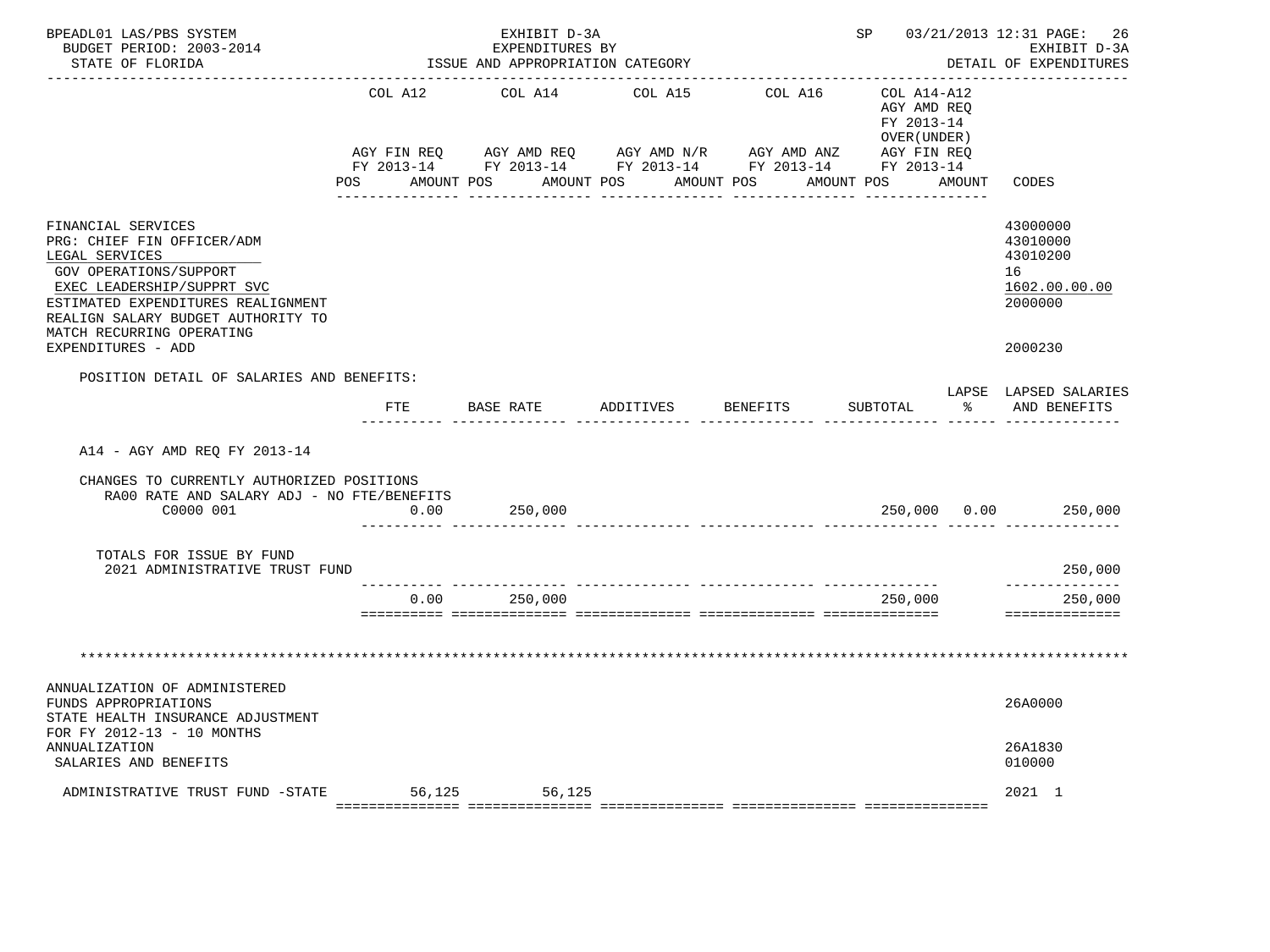BPEADL01 LAS/PBS SYSTEM | EXHIBIT D-3A | SP 03/21/2013 12:31 PAGE: 26
BUDGET PERIOD: 2003-2014 | EXPENDITURES BY | EXHIBIT D-3A
STATE OF FLORIDA | ISSUE AND APPROPRIATION CATEGORY | DETAIL OF EXPENDITURES

| | COL A12 AGY FIN REQ FY 2013-14 POS AMOUNT | COL A14 AGY AMD REQ FY 2013-14 POS AMOUNT | COL A15 AGY AMD N/R FY 2013-14 POS AMOUNT | COL A16 AGY AMD ANZ FY 2013-14 POS AMOUNT | COL A14-A12 AGY AMD REQ FY 2013-14 OVER(UNDER) AGY FIN REQ FY 2013-14 POS AMOUNT | CODES |
|---|---|---|---|---|---|---|
| FINANCIAL SERVICES | | | | | | 43000000 |
| PRG: CHIEF FIN OFFICER/ADM | | | | | | 43010000 |
| LEGAL SERVICES | | | | | | 43010200 |
| GOV OPERATIONS/SUPPORT | | | | | | 16 |
| EXEC LEADERSHIP/SUPPRT SVC | | | | | | 1602.00.00.00 |
| ESTIMATED EXPENDITURES REALIGNMENT | | | | | | 2000000 |
| REALIGN SALARY BUDGET AUTHORITY TO MATCH RECURRING OPERATING EXPENDITURES - ADD | | | | | | 2000230 |

POSITION DETAIL OF SALARIES AND BENEFITS:

| | FTE | BASE RATE | ADDITIVES | BENEFITS | SUBTOTAL | LAPSE % | LAPSED SALARIES AND BENEFITS |
|---|---|---|---|---|---|---|---|
| A14 - AGY AMD REQ FY 2013-14 | | | | | | | |
| CHANGES TO CURRENTLY AUTHORIZED POSITIONS | | | | | | | |
| RA00 RATE AND SALARY ADJ - NO FTE/BENEFITS | | | | | | | |
| C0000 001 | 0.00 | 250,000 | | | 250,000 | 0.00 | 250,000 |
| TOTALS FOR ISSUE BY FUND | | | | | | | |
| 2021 ADMINISTRATIVE TRUST FUND | | | | | | | 250,000 |
| | 0.00 | 250,000 | | | 250,000 | | 250,000 |

*******************************************************************************************************************

| | COL A12 | COL A14 | COL A15 | COL A16 | COL A14-A12 | CODES |
|---|---|---|---|---|---|---|
| ANNUALIZATION OF ADMINISTERED FUNDS APPROPRIATIONS | | | | | | 26A0000 |
| STATE HEALTH INSURANCE ADJUSTMENT FOR FY 2012-13 - 10 MONTHS ANNUALIZATION | | | | | | 26A1830 |
| SALARIES AND BENEFITS | | | | | | 010000 |
| ADMINISTRATIVE TRUST FUND -STATE | 56,125 | 56,125 | | | | 2021 1 |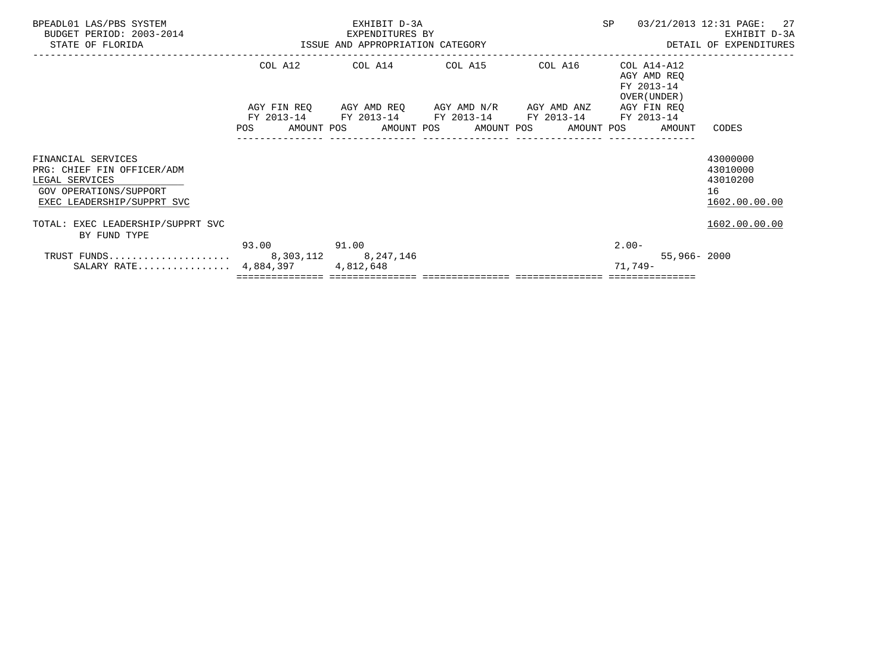BPEADL01 LAS/PBS SYSTEM
BUDGET PERIOD: 2003-2014
STATE OF FLORIDA

EXHIBIT D-3A
EXPENDITURES BY
ISSUE AND APPROPRIATION CATEGORY

SP 03/21/2013 12:31 PAGE: 27
EXHIBIT D-3A
DETAIL OF EXPENDITURES

| | COL A12 AGY FIN REQ FY 2013-14 | | COL A14 AGY AMD REQ FY 2013-14 | | COL A15 AGY AMD N/R FY 2013-14 | | COL A16 AGY AMD ANZ FY 2013-14 | | COL A14-A12 AGY AMD REQ FY 2013-14 OVER(UNDER) AGY FIN REQ FY 2013-14 | | CODES |
|---|---|---|---|---|---|---|---|---|---|---|---|
| | POS | AMOUNT | POS | AMOUNT | POS | AMOUNT | POS | AMOUNT | POS | AMOUNT | |
| FINANCIAL SERVICES | | | | | | | | | | | 43000000 |
| PRG: CHIEF FIN OFFICER/ADM | | | | | | | | | | | 43010000 |
| LEGAL SERVICES | | | | | | | | | | | 43010200 |
| GOV OPERATIONS/SUPPORT | | | | | | | | | | | 16 |
| EXEC LEADERSHIP/SUPPRT SVC | | | | | | | | | | | 1602.00.00.00 |
| TOTAL: EXEC LEADERSHIP/SUPPRT SVC BY FUND TYPE | | | | | | | | | | | 1602.00.00.00 |
| | 93.00 | | 91.00 | | | | | | 2.00- | | |
| TRUST FUNDS.................... | | 8,303,112 | | 8,247,146 | | | | | | 55,966- | 2000 |
| SALARY RATE............... | | 4,884,397 | | 4,812,648 | | | | | | 71,749- | |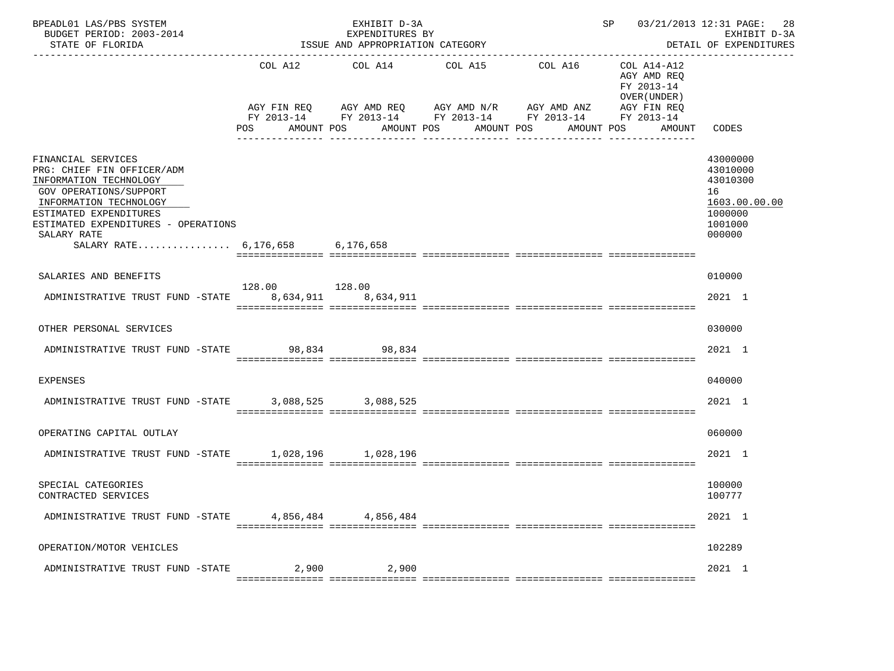BPEADL01 LAS/PBS SYSTEM — EXHIBIT D-3A — EXPENDITURES BY ISSUE AND APPROPRIATION CATEGORY — SP 03/21/2013 12:31 — EXHIBIT D-3A DETAIL OF EXPENDITURES

BUDGET PERIOD: 2003-2014
STATE OF FLORIDA

| | COL A12 AGY FIN REQ FY 2013-14 POS AMOUNT | COL A14 AGY AMD REQ FY 2013-14 POS AMOUNT | COL A15 AGY AMD N/R FY 2013-14 POS AMOUNT | COL A16 AGY AMD ANZ FY 2013-14 POS AMOUNT | COL A14-A12 AGY AMD REQ FY 2013-14 OVER(UNDER) AGY FIN REQ FY 2013-14 POS AMOUNT | CODES |
|---|---|---|---|---|---|---|
| FINANCIAL SERVICES | | | | | | 43000000 |
| PRG: CHIEF FIN OFFICER/ADM | | | | | | 43010000 |
| INFORMATION TECHNOLOGY | | | | | | 43010300 |
| GOV OPERATIONS/SUPPORT | | | | | | 16 |
| INFORMATION TECHNOLOGY | | | | | | 1603.00.00.00 |
| ESTIMATED EXPENDITURES | | | | | | 1000000 |
| ESTIMATED EXPENDITURES - OPERATIONS | | | | | | 1001000 |
| SALARY RATE | | | | | | 000000 |
| SALARY RATE................ | 6,176,658 | 6,176,658 | | | | |
| SALARIES AND BENEFITS | | | | | | 010000 |
| ADMINISTRATIVE TRUST FUND -STATE | 128.00 8,634,911 | 128.00 8,634,911 | | | | 2021 1 |
| OTHER PERSONAL SERVICES | | | | | | 030000 |
| ADMINISTRATIVE TRUST FUND -STATE | 98,834 | 98,834 | | | | 2021 1 |
| EXPENSES | | | | | | 040000 |
| ADMINISTRATIVE TRUST FUND -STATE | 3,088,525 | 3,088,525 | | | | 2021 1 |
| OPERATING CAPITAL OUTLAY | | | | | | 060000 |
| ADMINISTRATIVE TRUST FUND -STATE | 1,028,196 | 1,028,196 | | | | 2021 1 |
| SPECIAL CATEGORIES | | | | | | 100000 |
| CONTRACTED SERVICES | | | | | | 100777 |
| ADMINISTRATIVE TRUST FUND -STATE | 4,856,484 | 4,856,484 | | | | 2021 1 |
| OPERATION/MOTOR VEHICLES | | | | | | 102289 |
| ADMINISTRATIVE TRUST FUND -STATE | 2,900 | 2,900 | | | | 2021 1 |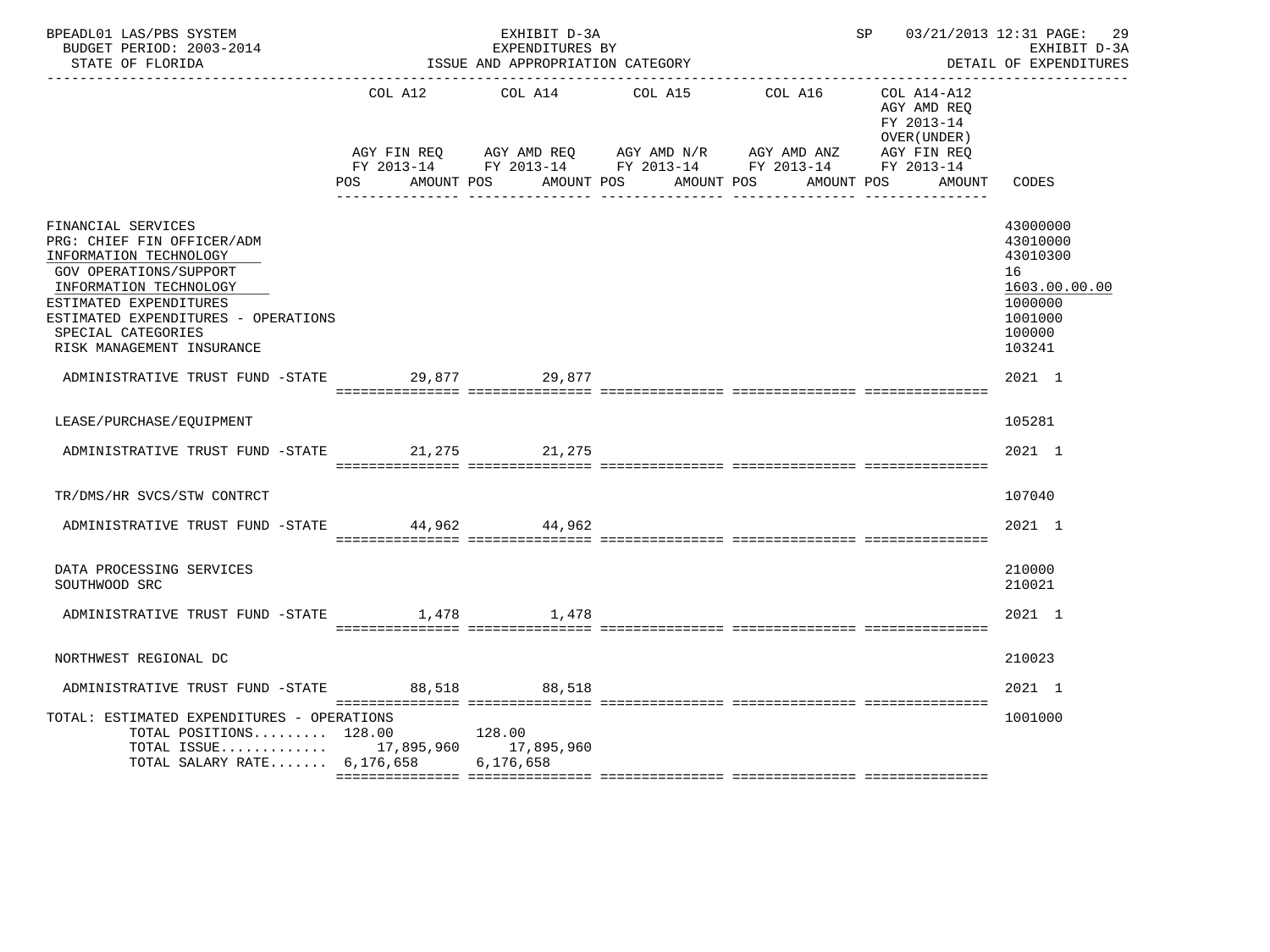BPEADL01 LAS/PBS SYSTEM — EXHIBIT D-3A — EXPENDITURES BY ISSUE AND APPROPRIATION CATEGORY — SP 03/21/2013 12:31 PAGE: 29
BUDGET PERIOD: 2003-2014 — EXHIBIT D-3A
STATE OF FLORIDA — DETAIL OF EXPENDITURES

| | COL A12 AGY FIN REQ FY 2013-14 POS AMOUNT | COL A14 AGY AMD REQ FY 2013-14 POS AMOUNT | COL A15 AGY AMD N/R FY 2013-14 POS AMOUNT | COL A16 AGY AMD ANZ FY 2013-14 POS AMOUNT | COL A14-A12 AGY AMD REQ FY 2013-14 OVER(UNDER) AGY FIN REQ FY 2013-14 POS AMOUNT | CODES |
|---|---|---|---|---|---|---|
| FINANCIAL SERVICES | | | | | | 43000000 |
| PRG: CHIEF FIN OFFICER/ADM | | | | | | 43010000 |
| INFORMATION TECHNOLOGY | | | | | | 43010300 |
| GOV OPERATIONS/SUPPORT | | | | | | 16 |
| INFORMATION TECHNOLOGY | | | | | | 1603.00.00.00 |
| ESTIMATED EXPENDITURES | | | | | | 1000000 |
| ESTIMATED EXPENDITURES - OPERATIONS | | | | | | 1001000 |
| SPECIAL CATEGORIES | | | | | | 100000 |
| RISK MANAGEMENT INSURANCE | | | | | | 103241 |
| ADMINISTRATIVE TRUST FUND -STATE | 29,877 | 29,877 | | | | 2021 1 |
| LEASE/PURCHASE/EQUIPMENT | | | | | | 105281 |
| ADMINISTRATIVE TRUST FUND -STATE | 21,275 | 21,275 | | | | 2021 1 |
| TR/DMS/HR SVCS/STW CONTRCT | | | | | | 107040 |
| ADMINISTRATIVE TRUST FUND -STATE | 44,962 | 44,962 | | | | 2021 1 |
| DATA PROCESSING SERVICES | | | | | | 210000 |
| SOUTHWOOD SRC | | | | | | 210021 |
| ADMINISTRATIVE TRUST FUND -STATE | 1,478 | 1,478 | | | | 2021 1 |
| NORTHWEST REGIONAL DC | | | | | | 210023 |
| ADMINISTRATIVE TRUST FUND -STATE | 88,518 | 88,518 | | | | 2021 1 |
| TOTAL: ESTIMATED EXPENDITURES - OPERATIONS | | | | | | 1001000 |
| TOTAL POSITIONS......... | 128.00 | 128.00 | | | | |
| TOTAL ISSUE............ | 17,895,960 | 17,895,960 | | | | |
| TOTAL SALARY RATE....... | 6,176,658 | 6,176,658 | | | | |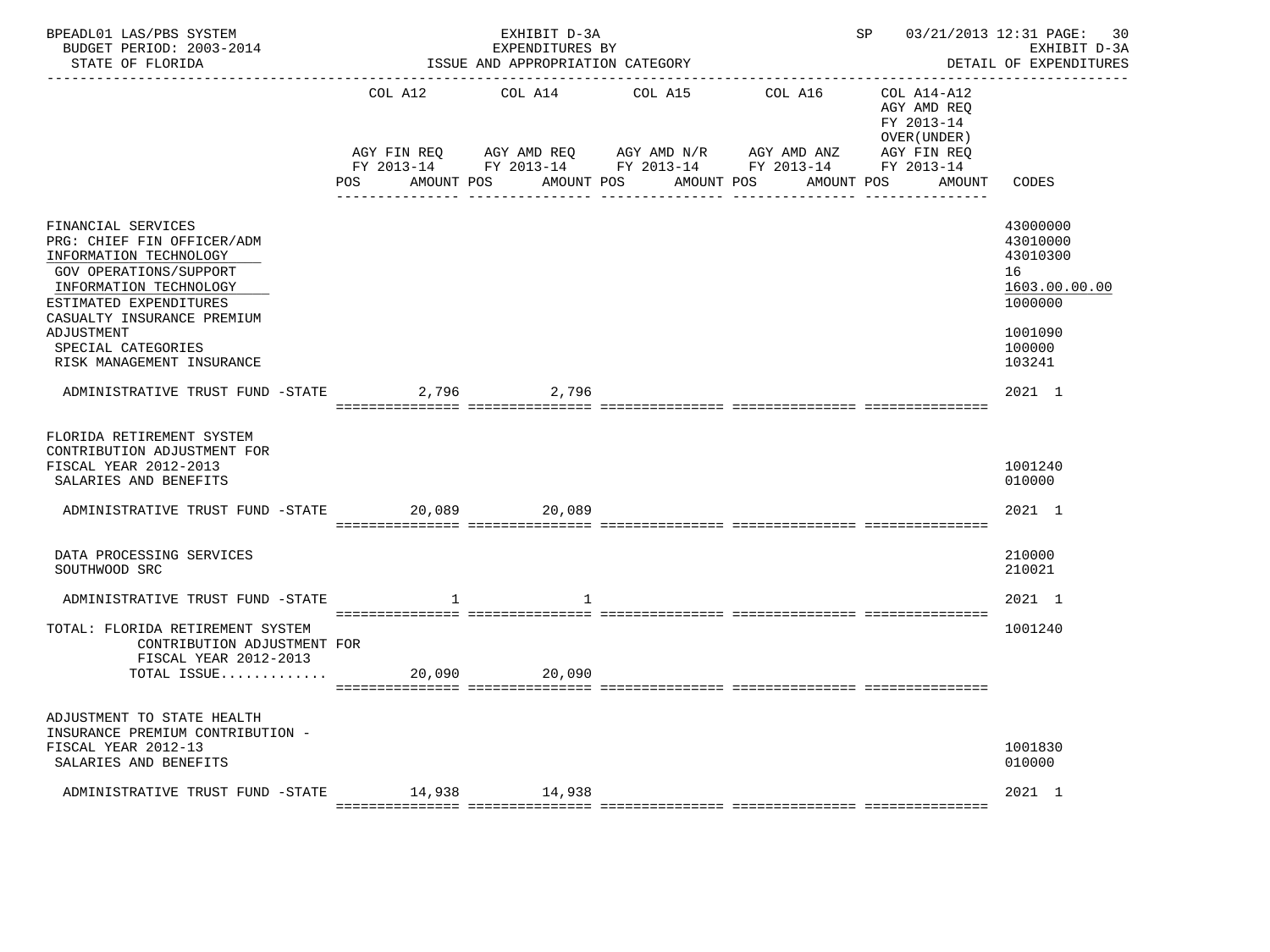BPEADL01 LAS/PBS SYSTEM — EXHIBIT D-3A — EXPENDITURES BY ISSUE AND APPROPRIATION CATEGORY — BUDGET PERIOD: 2003-2014 — STATE OF FLORIDA — SP 03/21/2013 12:31 — EXHIBIT D-3A DETAIL OF EXPENDITURES

| | COL A12 AGY FIN REQ FY 2013-14 POS AMOUNT | COL A14 AGY AMD REQ FY 2013-14 POS AMOUNT | COL A15 AGY AMD N/R FY 2013-14 POS AMOUNT | COL A16 AGY AMD ANZ FY 2013-14 POS AMOUNT | COL A14-A12 AGY AMD REQ FY 2013-14 OVER(UNDER) AGY FIN REQ FY 2013-14 POS AMOUNT | CODES |
|---|---|---|---|---|---|---|
| FINANCIAL SERVICES | | | | | | 43000000 |
| PRG: CHIEF FIN OFFICER/ADM | | | | | | 43010000 |
| INFORMATION TECHNOLOGY | | | | | | 43010300 |
| GOV OPERATIONS/SUPPORT | | | | | | 16 |
| INFORMATION TECHNOLOGY | | | | | | 1603.00.00.00 |
| ESTIMATED EXPENDITURES | | | | | | 1000000 |
| CASUALTY INSURANCE PREMIUM ADJUSTMENT | | | | | | 1001090 |
| SPECIAL CATEGORIES | | | | | | 100000 |
| RISK MANAGEMENT INSURANCE | | | | | | 103241 |
| ADMINISTRATIVE TRUST FUND -STATE | 2,796 | 2,796 | | | | 2021 1 |
| FLORIDA RETIREMENT SYSTEM CONTRIBUTION ADJUSTMENT FOR FISCAL YEAR 2012-2013 | | | | | | 1001240 |
| SALARIES AND BENEFITS | | | | | | 010000 |
| ADMINISTRATIVE TRUST FUND -STATE | 20,089 | 20,089 | | | | 2021 1 |
| DATA PROCESSING SERVICES | | | | | | 210000 |
| SOUTHWOOD SRC | | | | | | 210021 |
| ADMINISTRATIVE TRUST FUND -STATE | 1 | 1 | | | | 2021 1 |
| TOTAL: FLORIDA RETIREMENT SYSTEM CONTRIBUTION ADJUSTMENT FOR FISCAL YEAR 2012-2013 | | | | | | 1001240 |
| TOTAL ISSUE............. | 20,090 | 20,090 | | | | |
| ADJUSTMENT TO STATE HEALTH INSURANCE PREMIUM CONTRIBUTION - FISCAL YEAR 2012-13 | | | | | | 1001830 |
| SALARIES AND BENEFITS | | | | | | 010000 |
| ADMINISTRATIVE TRUST FUND -STATE | 14,938 | 14,938 | | | | 2021 1 |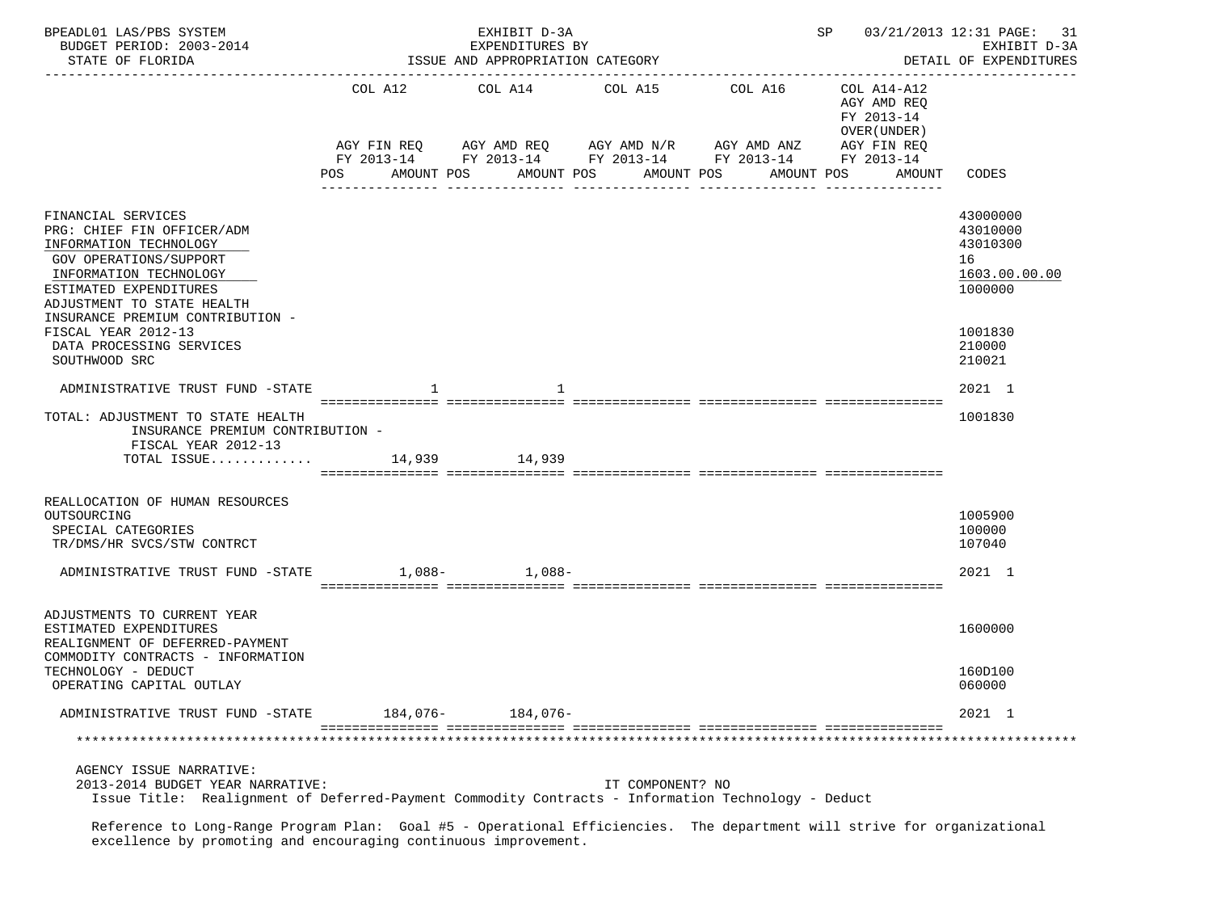BPEADL01 LAS/PBS SYSTEM — EXHIBIT D-3A — EXPENDITURES BY ISSUE AND APPROPRIATION CATEGORY — SP 03/21/2013 12:31 PAGE: 31
BUDGET PERIOD: 2003-2014 — EXHIBIT D-3A
STATE OF FLORIDA — DETAIL OF EXPENDITURES

| | COL A12 AGY FIN REQ FY 2013-14 POS AMOUNT | COL A14 AGY AMD REQ FY 2013-14 POS AMOUNT | COL A15 AGY AMD N/R FY 2013-14 POS AMOUNT | COL A16 AGY AMD ANZ FY 2013-14 POS AMOUNT | COL A14-A12 AGY AMD REQ FY 2013-14 OVER(UNDER) AGY FIN REQ FY 2013-14 POS AMOUNT | CODES |
|---|---|---|---|---|---|---|
| FINANCIAL SERVICES | | | | | | 43000000 |
| PRG: CHIEF FIN OFFICER/ADM | | | | | | 43010000 |
| INFORMATION TECHNOLOGY | | | | | | 43010300 |
| GOV OPERATIONS/SUPPORT | | | | | | 16 |
| INFORMATION TECHNOLOGY | | | | | | 1603.00.00.00 |
| ESTIMATED EXPENDITURES | | | | | | 1000000 |
| ADJUSTMENT TO STATE HEALTH INSURANCE PREMIUM CONTRIBUTION - FISCAL YEAR 2012-13 | | | | | | 1001830 |
| DATA PROCESSING SERVICES | | | | | | 210000 |
| SOUTHWOOD SRC | | | | | | 210021 |
| ADMINISTRATIVE TRUST FUND -STATE | 1 | 1 | | | | 2021 1 |
| TOTAL: ADJUSTMENT TO STATE HEALTH INSURANCE PREMIUM CONTRIBUTION - FISCAL YEAR 2012-13 | | | | | | 1001830 |
| TOTAL ISSUE............. | 14,939 | 14,939 | | | | |
| REALLOCATION OF HUMAN RESOURCES OUTSOURCING | | | | | | 1005900 |
| SPECIAL CATEGORIES | | | | | | 100000 |
| TR/DMS/HR SVCS/STW CONTRCT | | | | | | 107040 |
| ADMINISTRATIVE TRUST FUND -STATE | 1,088- | 1,088- | | | | 2021 1 |
| ADJUSTMENTS TO CURRENT YEAR ESTIMATED EXPENDITURES | | | | | | 1600000 |
| REALIGNMENT OF DEFERRED-PAYMENT COMMODITY CONTRACTS - INFORMATION TECHNOLOGY - DEDUCT | | | | | | 160D100 |
| OPERATING CAPITAL OUTLAY | | | | | | 060000 |
| ADMINISTRATIVE TRUST FUND -STATE | 184,076- | 184,076- | | | | 2021 1 |

AGENCY ISSUE NARRATIVE:
2013-2014 BUDGET YEAR NARRATIVE: IT COMPONENT? NO
Issue Title: Realignment of Deferred-Payment Commodity Contracts - Information Technology - Deduct

Reference to Long-Range Program Plan: Goal #5 - Operational Efficiencies. The department will strive for organizational excellence by promoting and encouraging continuous improvement.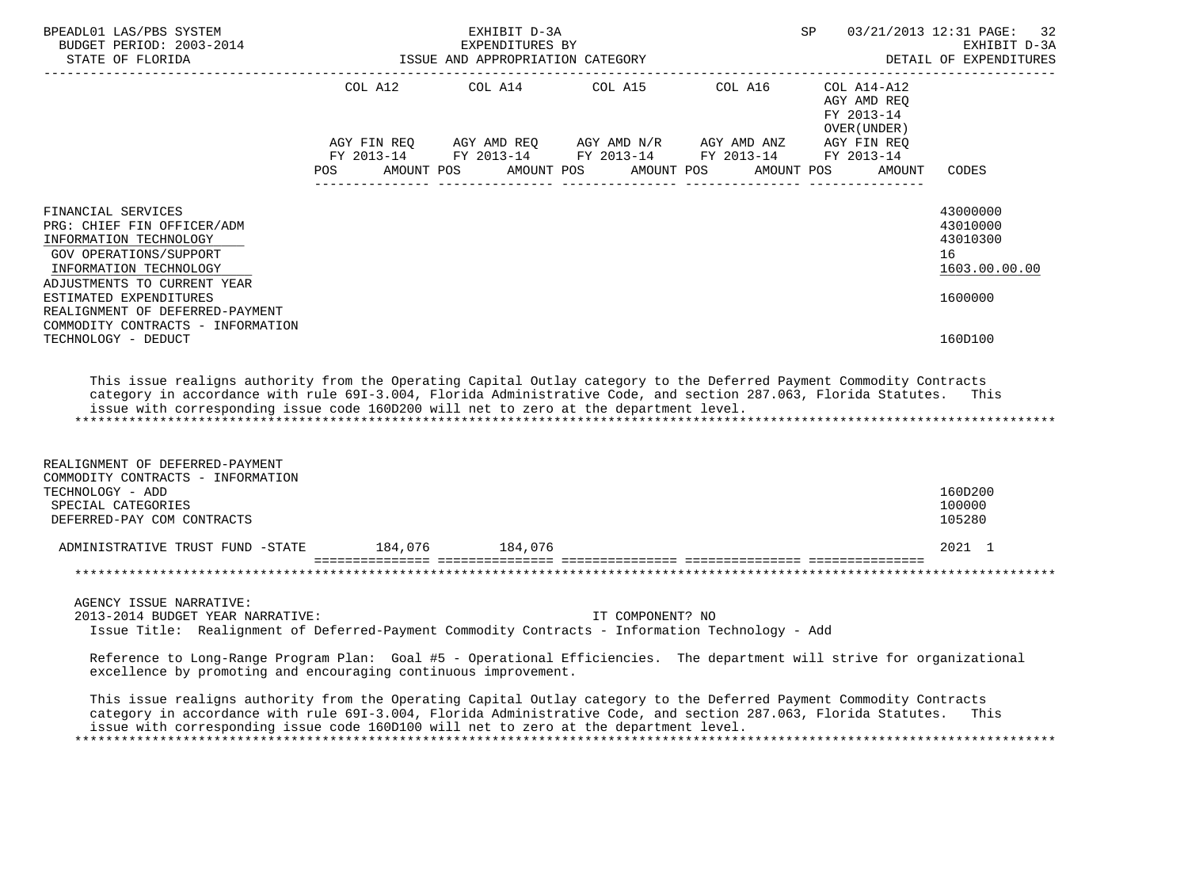EXHIBIT D-3A
EXPENDITURES BY
ISSUE AND APPROPRIATION CATEGORY

BPEADL01 LAS/PBS SYSTEM — BUDGET PERIOD: 2003-2014 — STATE OF FLORIDA — SP 03/21/2013 12:31 — EXHIBIT D-3A — DETAIL OF EXPENDITURES

| | COL A12 AGY FIN REQ FY 2013-14 POS AMOUNT | COL A14 AGY AMD REQ FY 2013-14 POS AMOUNT | COL A15 AGY AMD N/R FY 2013-14 POS AMOUNT | COL A16 AGY AMD ANZ FY 2013-14 POS AMOUNT | COL A14-A12 AGY AMD REQ FY 2013-14 OVER(UNDER) AGY FIN REQ FY 2013-14 POS AMOUNT | CODES |
|---|---|---|---|---|---|---|
| FINANCIAL SERVICES | | | | | | 43000000 |
| PRG: CHIEF FIN OFFICER/ADM | | | | | | 43010000 |
| INFORMATION TECHNOLOGY | | | | | | 43010300 |
| GOV OPERATIONS/SUPPORT | | | | | | 16 |
| INFORMATION TECHNOLOGY | | | | | | 1603.00.00.00 |
| ADJUSTMENTS TO CURRENT YEAR ESTIMATED EXPENDITURES | | | | | | 1600000 |
| REALIGNMENT OF DEFERRED-PAYMENT COMMODITY CONTRACTS - INFORMATION TECHNOLOGY - DEDUCT | | | | | | 160D100 |

This issue realigns authority from the Operating Capital Outlay category to the Deferred Payment Commodity Contracts category in accordance with rule 69I-3.004, Florida Administrative Code, and section 287.063, Florida Statutes. This issue with corresponding issue code 160D200 will net to zero at the department level.

| | COL A12 | COL A14 | COL A15 | COL A16 | COL A14-A12 | CODES |
|---|---|---|---|---|---|---|
| REALIGNMENT OF DEFERRED-PAYMENT COMMODITY CONTRACTS - INFORMATION TECHNOLOGY - ADD | | | | | | 160D200 |
| SPECIAL CATEGORIES | | | | | | 100000 |
| DEFERRED-PAY COM CONTRACTS | | | | | | 105280 |
| ADMINISTRATIVE TRUST FUND -STATE | 184,076 | 184,076 | | | | 2021 1 |

AGENCY ISSUE NARRATIVE:
2013-2014 BUDGET YEAR NARRATIVE: IT COMPONENT? NO
Issue Title: Realignment of Deferred-Payment Commodity Contracts - Information Technology - Add

Reference to Long-Range Program Plan: Goal #5 - Operational Efficiencies. The department will strive for organizational excellence by promoting and encouraging continuous improvement.

This issue realigns authority from the Operating Capital Outlay category to the Deferred Payment Commodity Contracts category in accordance with rule 69I-3.004, Florida Administrative Code, and section 287.063, Florida Statutes. This issue with corresponding issue code 160D100 will net to zero at the department level.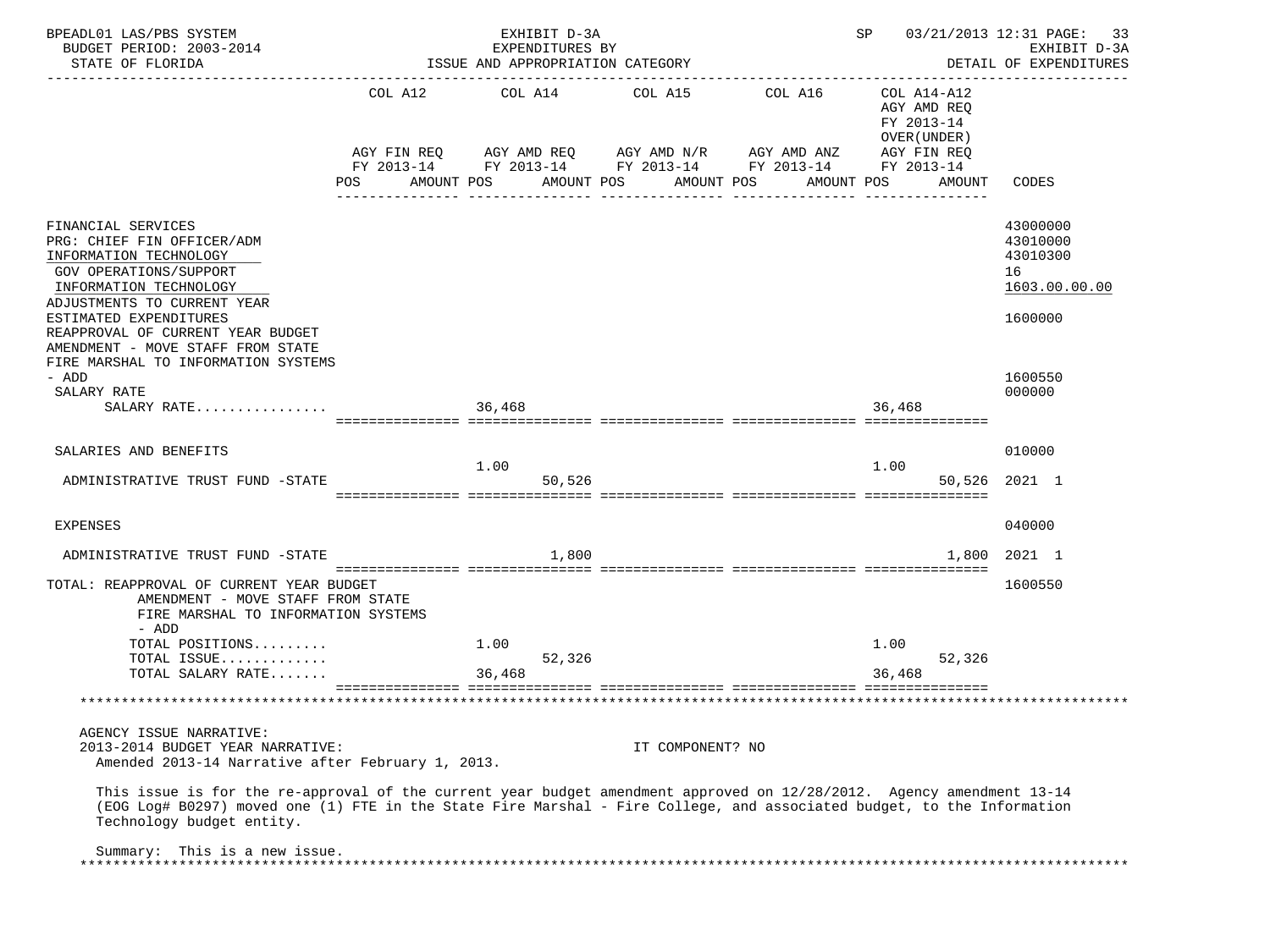BPEADL01 LAS/PBS SYSTEM — EXHIBIT D-3A — EXPENDITURES BY ISSUE AND APPROPRIATION CATEGORY — SP 03/21/2013 12:31 — EXHIBIT D-3A DETAIL OF EXPENDITURES
BUDGET PERIOD: 2003-2014
STATE OF FLORIDA

| | COL A12 AGY FIN REQ FY 2013-14 POS | AMOUNT | COL A14 AGY AMD REQ FY 2013-14 POS | AMOUNT | COL A15 AGY AMD N/R FY 2013-14 POS | AMOUNT | COL A16 AGY AMD ANZ FY 2013-14 POS | AMOUNT | COL A14-A12 AGY AMD REQ FY 2013-14 OVER(UNDER) AGY FIN REQ FY 2013-14 POS | AMOUNT | CODES |
|---|---|---|---|---|---|---|---|---|---|---|---|
| FINANCIAL SERVICES | | | | | | | | | | | 43000000 |
| PRG: CHIEF FIN OFFICER/ADM | | | | | | | | | | | 43010000 |
| INFORMATION TECHNOLOGY | | | | | | | | | | | 43010300 |
| GOV OPERATIONS/SUPPORT | | | | | | | | | | | 16 |
| INFORMATION TECHNOLOGY | | | | | | | | | | | 1603.00.00.00 |
| ADJUSTMENTS TO CURRENT YEAR ESTIMATED EXPENDITURES | | | | | | | | | | | 1600000 |
| REAPPROVAL OF CURRENT YEAR BUDGET AMENDMENT - MOVE STAFF FROM STATE FIRE MARSHAL TO INFORMATION SYSTEMS - ADD | | | | | | | | | | | 1600550 |
| SALARY RATE | | | | | | | | | | | 000000 |
| SALARY RATE................ | | | 36,468 | | | | | | 36,468 | | |
| SALARIES AND BENEFITS | | | | | | | | | | | 010000 |
| ADMINISTRATIVE TRUST FUND -STATE | | | 1.00 | 50,526 | | | | | 1.00 | 50,526 | 2021 1 |
| EXPENSES | | | | | | | | | | | 040000 |
| ADMINISTRATIVE TRUST FUND -STATE | | | | 1,800 | | | | | | 1,800 | 2021 1 |
| TOTAL: REAPPROVAL OF CURRENT YEAR BUDGET AMENDMENT - MOVE STAFF FROM STATE FIRE MARSHAL TO INFORMATION SYSTEMS - ADD | | | | | | | | | | | 1600550 |
| TOTAL POSITIONS......... | | | 1.00 | | | | | | 1.00 | | |
| TOTAL ISSUE............. | | | | 52,326 | | | | | | 52,326 | |
| TOTAL SALARY RATE....... | | | 36,468 | | | | | | 36,468 | | |

AGENCY ISSUE NARRATIVE:
2013-2014 BUDGET YEAR NARRATIVE: IT COMPONENT? NO
Amended 2013-14 Narrative after February 1, 2013.

This issue is for the re-approval of the current year budget amendment approved on 12/28/2012. Agency amendment 13-14 (EOG Log# B0297) moved one (1) FTE in the State Fire Marshal - Fire College, and associated budget, to the Information Technology budget entity.

Summary: This is a new issue.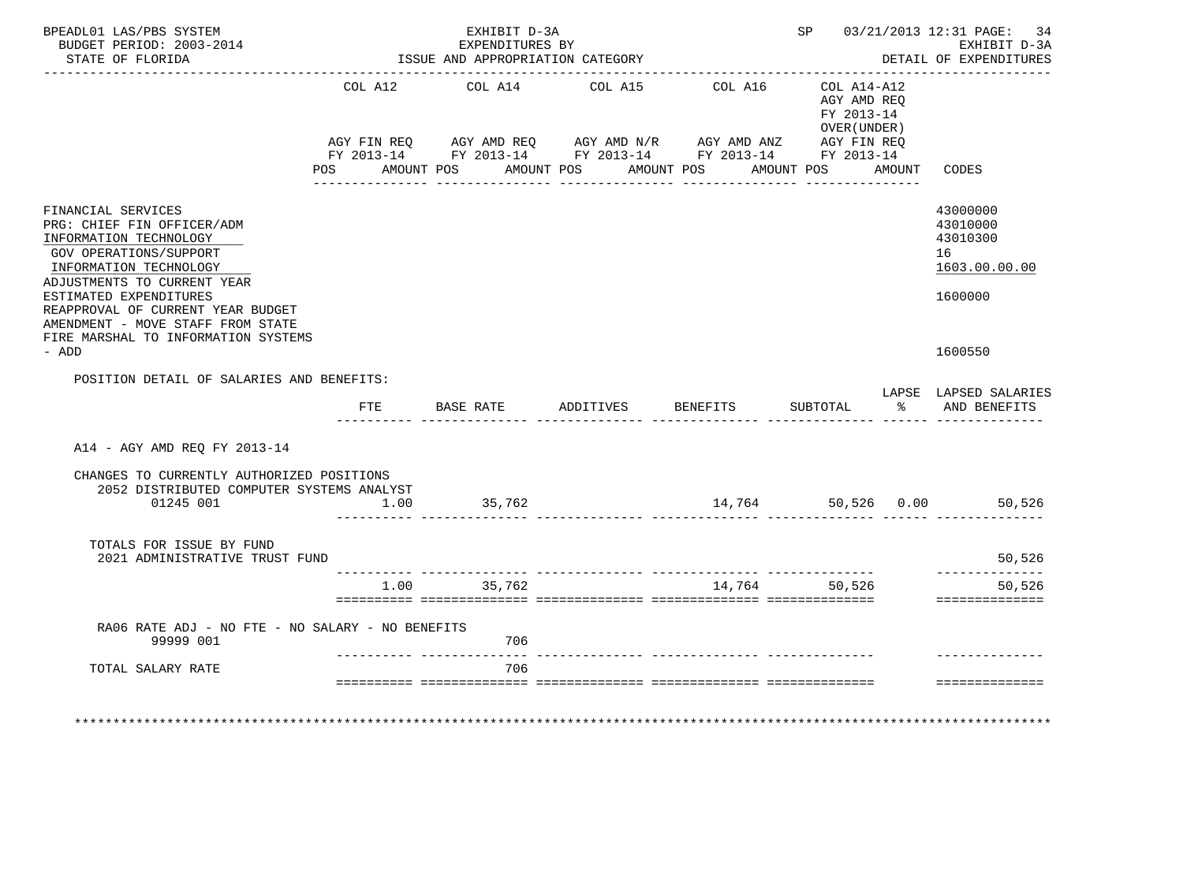BPEADL01 LAS/PBS SYSTEM — EXHIBIT D-3A — EXPENDITURES BY ISSUE AND APPROPRIATION CATEGORY
BUDGET PERIOD: 2003-2014 — STATE OF FLORIDA
SP 03/21/2013 12:31 — EXHIBIT D-3A — DETAIL OF EXPENDITURES

| | COL A12 AGY FIN REQ FY 2013-14 POS AMOUNT | COL A14 AGY AMD REQ FY 2013-14 POS AMOUNT | COL A15 AGY AMD N/R FY 2013-14 POS AMOUNT | COL A16 AGY AMD ANZ FY 2013-14 POS AMOUNT | COL A14-A12 AGY AMD REQ FY 2013-14 OVER(UNDER) AGY FIN REQ FY 2013-14 POS AMOUNT | CODES |
|---|---|---|---|---|---|---|
| FINANCIAL SERVICES | | | | | | 43000000 |
| PRG: CHIEF FIN OFFICER/ADM | | | | | | 43010000 |
| INFORMATION TECHNOLOGY | | | | | | 43010300 |
| GOV OPERATIONS/SUPPORT | | | | | | 16 |
| INFORMATION TECHNOLOGY | | | | | | 1603.00.00.00 |
| ADJUSTMENTS TO CURRENT YEAR ESTIMATED EXPENDITURES | | | | | | 1600000 |
| REAPPROVAL OF CURRENT YEAR BUDGET AMENDMENT - MOVE STAFF FROM STATE FIRE MARSHAL TO INFORMATION SYSTEMS - ADD | | | | | | 1600550 |

POSITION DETAIL OF SALARIES AND BENEFITS:

| | FTE | BASE RATE | ADDITIVES | BENEFITS | SUBTOTAL | LAPSE % | LAPSED SALARIES AND BENEFITS |
|---|---|---|---|---|---|---|---|
| A14 - AGY AMD REQ FY 2013-14 | | | | | | | |
| CHANGES TO CURRENTLY AUTHORIZED POSITIONS | | | | | | | |
| 2052 DISTRIBUTED COMPUTER SYSTEMS ANALYST 01245 001 | 1.00 | 35,762 | | 14,764 | 50,526 | 0.00 | 50,526 |
| TOTALS FOR ISSUE BY FUND | | | | | | | |
| 2021 ADMINISTRATIVE TRUST FUND | | | | | | | 50,526 |
| | 1.00 | 35,762 | | 14,764 | 50,526 | | 50,526 |
| RA06 RATE ADJ - NO FTE - NO SALARY - NO BENEFITS 99999 001 | | 706 | | | | | |
| TOTAL SALARY RATE | | 706 | | | | | |

*******************************************************************************************************************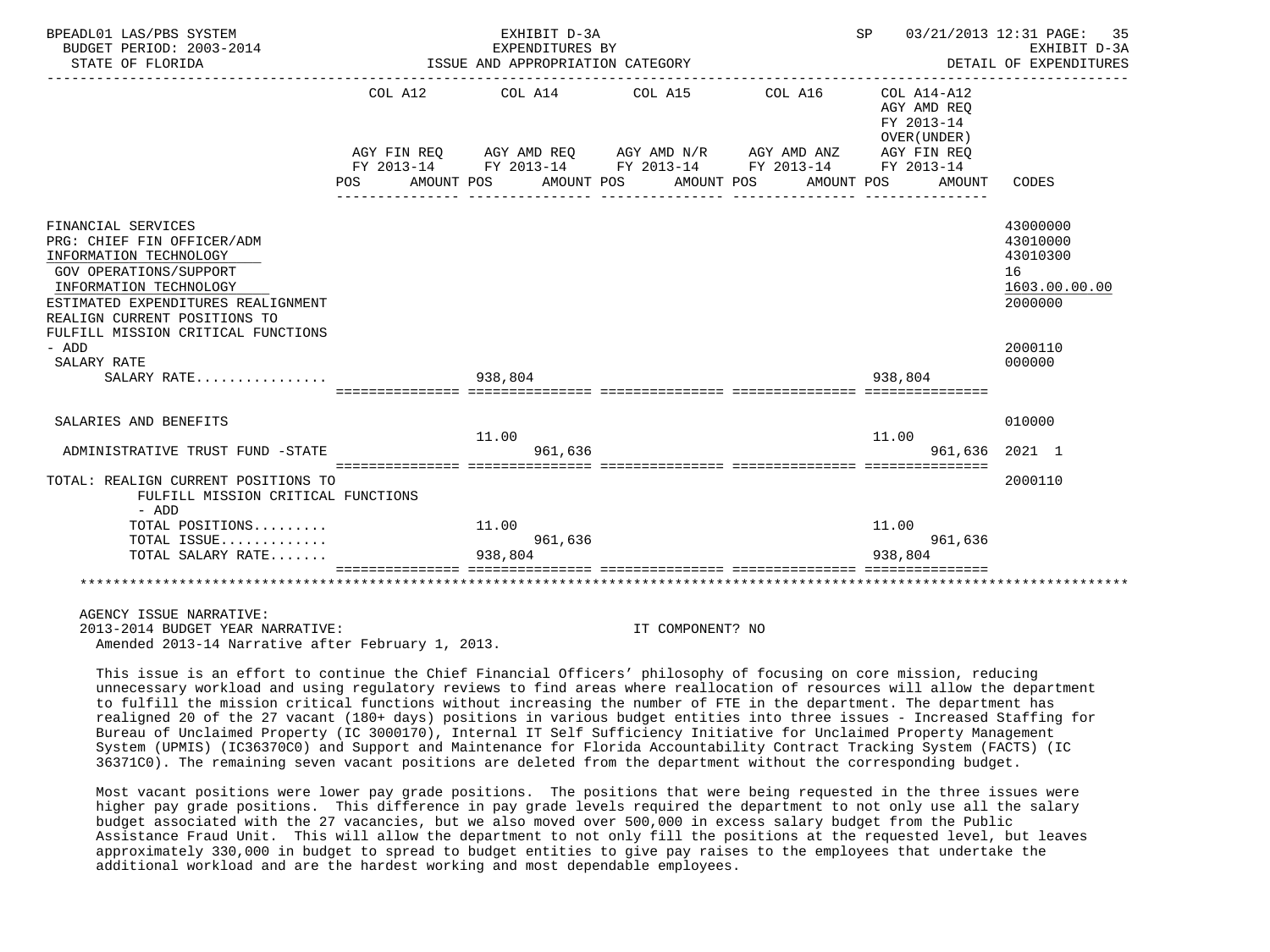BPEADL01 LAS/PBS SYSTEM — EXHIBIT D-3A — EXPENDITURES BY ISSUE AND APPROPRIATION CATEGORY — DETAIL OF EXPENDITURES
BUDGET PERIOD: 2003-2014
STATE OF FLORIDA
SP 03/21/2013 12:31

| | COL A12 AGY FIN REQ FY 2013-14 POS | AMOUNT | COL A14 AGY AMD REQ FY 2013-14 POS | AMOUNT | COL A15 AGY AMD N/R FY 2013-14 POS | AMOUNT | COL A16 AGY AMD ANZ FY 2013-14 POS | AMOUNT | COL A14-A12 AGY AMD REQ FY 2013-14 OVER(UNDER) AGY FIN REQ FY 2013-14 POS | AMOUNT | CODES |
|---|---|---|---|---|---|---|---|---|---|---|---|
| FINANCIAL SERVICES | | | | | | | | | | | 43000000 |
| PRG: CHIEF FIN OFFICER/ADM | | | | | | | | | | | 43010000 |
| INFORMATION TECHNOLOGY | | | | | | | | | | | 43010300 |
| GOV OPERATIONS/SUPPORT | | | | | | | | | | | 16 |
| INFORMATION TECHNOLOGY | | | | | | | | | | | 1603.00.00.00 |
| ESTIMATED EXPENDITURES REALIGNMENT | | | | | | | | | | | 2000000 |
| REALIGN CURRENT POSITIONS TO FULFILL MISSION CRITICAL FUNCTIONS - ADD | | | | | | | | | | | 2000110 |
| SALARY RATE | | | | | | | | | | | 000000 |
| SALARY RATE................ | | | 938,804 | | | | | | 938,804 | | |
| SALARIES AND BENEFITS | | | | | | | | | | | 010000 |
| ADMINISTRATIVE TRUST FUND -STATE | | | 11.00 | 961,636 | | | | | 11.00 | 961,636 | 2021 1 |
| TOTAL: REALIGN CURRENT POSITIONS TO FULFILL MISSION CRITICAL FUNCTIONS - ADD | | | | | | | | | | | 2000110 |
| TOTAL POSITIONS......... | | | 11.00 | | | | | | 11.00 | | |
| TOTAL ISSUE............. | | | | 961,636 | | | | | | 961,636 | |
| TOTAL SALARY RATE....... | | | 938,804 | | | | | | 938,804 | | |

AGENCY ISSUE NARRATIVE:
2013-2014 BUDGET YEAR NARRATIVE: IT COMPONENT? NO
Amended 2013-14 Narrative after February 1, 2013.

This issue is an effort to continue the Chief Financial Officers' philosophy of focusing on core mission, reducing unnecessary workload and using regulatory reviews to find areas where reallocation of resources will allow the department to fulfill the mission critical functions without increasing the number of FTE in the department. The department has realigned 20 of the 27 vacant (180+ days) positions in various budget entities into three issues - Increased Staffing for Bureau of Unclaimed Property (IC 3000170), Internal IT Self Sufficiency Initiative for Unclaimed Property Management System (UPMIS) (IC36370C0) and Support and Maintenance for Florida Accountability Contract Tracking System (FACTS) (IC 36371C0). The remaining seven vacant positions are deleted from the department without the corresponding budget.

Most vacant positions were lower pay grade positions. The positions that were being requested in the three issues were higher pay grade positions. This difference in pay grade levels required the department to not only use all the salary budget associated with the 27 vacancies, but we also moved over 500,000 in excess salary budget from the Public Assistance Fraud Unit. This will allow the department to not only fill the positions at the requested level, but leaves approximately 330,000 in budget to spread to budget entities to give pay raises to the employees that undertake the additional workload and are the hardest working and most dependable employees.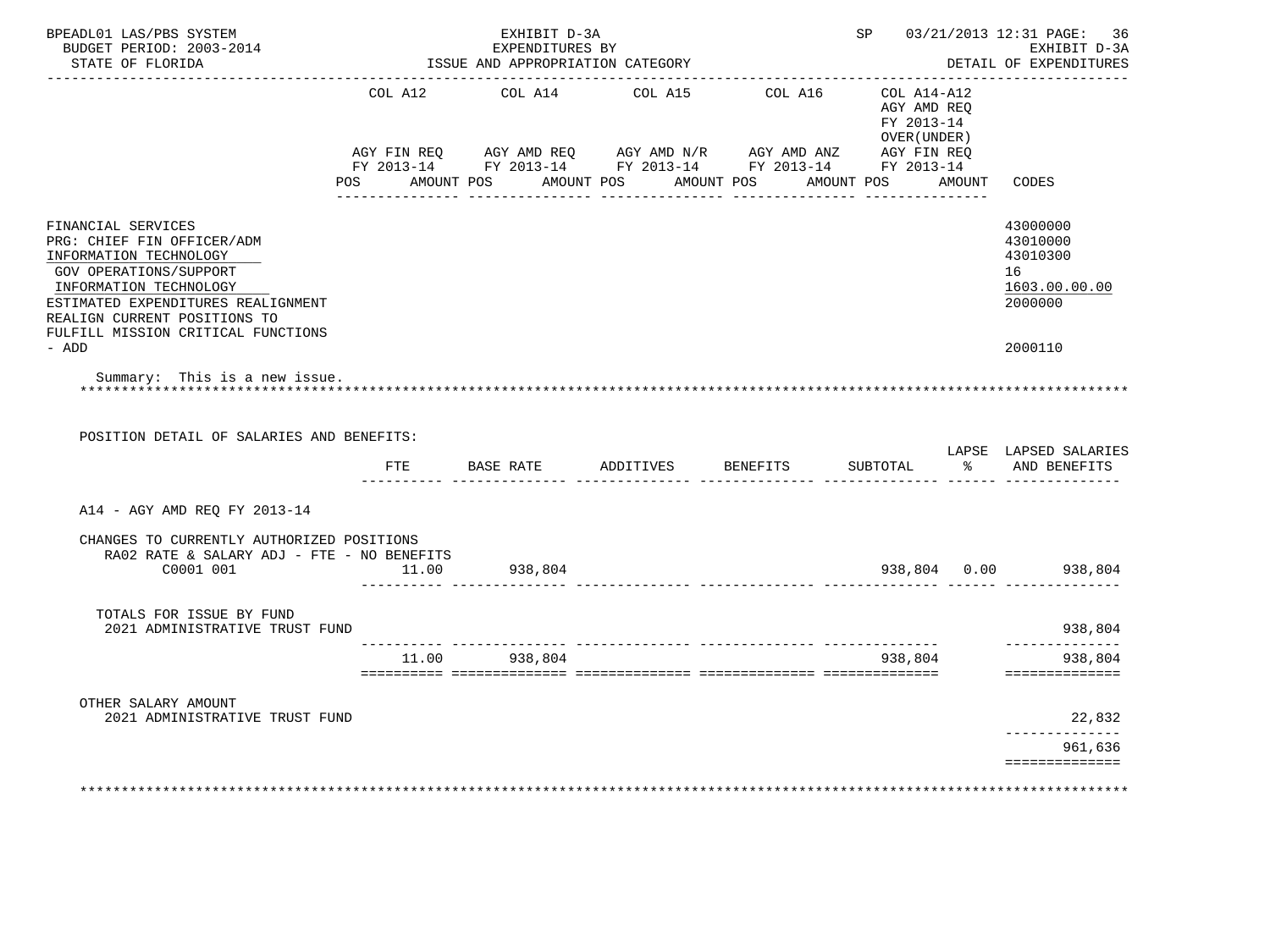BPEADL01 LAS/PBS SYSTEM — EXHIBIT D-3A — SP 03/21/2013 12:31 PAGE: 36
BUDGET PERIOD: 2003-2014 — EXPENDITURES BY — EXHIBIT D-3A
STATE OF FLORIDA — ISSUE AND APPROPRIATION CATEGORY — DETAIL OF EXPENDITURES

| | COL A12 AGY FIN REQ FY 2013-14 POS AMOUNT | COL A14 AGY AMD REQ FY 2013-14 POS AMOUNT | COL A15 AGY AMD N/R FY 2013-14 POS AMOUNT | COL A16 AGY AMD ANZ FY 2013-14 POS AMOUNT | COL A14-A12 AGY AMD REQ FY 2013-14 OVER(UNDER) AGY FIN REQ FY 2013-14 POS AMOUNT | CODES |
|---|---|---|---|---|---|---|
| FINANCIAL SERVICES | | | | | | 43000000 |
| PRG: CHIEF FIN OFFICER/ADM | | | | | | 43010000 |
| INFORMATION TECHNOLOGY | | | | | | 43010300 |
| GOV OPERATIONS/SUPPORT | | | | | | 16 |
| INFORMATION TECHNOLOGY | | | | | | 1603.00.00.00 |
| ESTIMATED EXPENDITURES REALIGNMENT | | | | | | 2000000 |
| REALIGN CURRENT POSITIONS TO FULFILL MISSION CRITICAL FUNCTIONS - ADD | | | | | | 2000110 |

Summary: This is a new issue.

POSITION DETAIL OF SALARIES AND BENEFITS:

| | FTE | BASE RATE | ADDITIVES | BENEFITS | SUBTOTAL | LAPSE % | LAPSED SALARIES AND BENEFITS |
|---|---|---|---|---|---|---|---|
| A14 - AGY AMD REQ FY 2013-14 | | | | | | | |
| CHANGES TO CURRENTLY AUTHORIZED POSITIONS | | | | | | | |
| RA02 RATE & SALARY ADJ - FTE - NO BENEFITS | | | | | | | |
| C0001 001 | 11.00 | 938,804 | | | 938,804 | 0.00 | 938,804 |
| TOTALS FOR ISSUE BY FUND | | | | | | | |
| 2021 ADMINISTRATIVE TRUST FUND | | | | | | | 938,804 |
| | 11.00 | 938,804 | | | 938,804 | | 938,804 |
| OTHER SALARY AMOUNT | | | | | | | |
| 2021 ADMINISTRATIVE TRUST FUND | | | | | | | 22,832 |
| | | | | | | | 961,636 |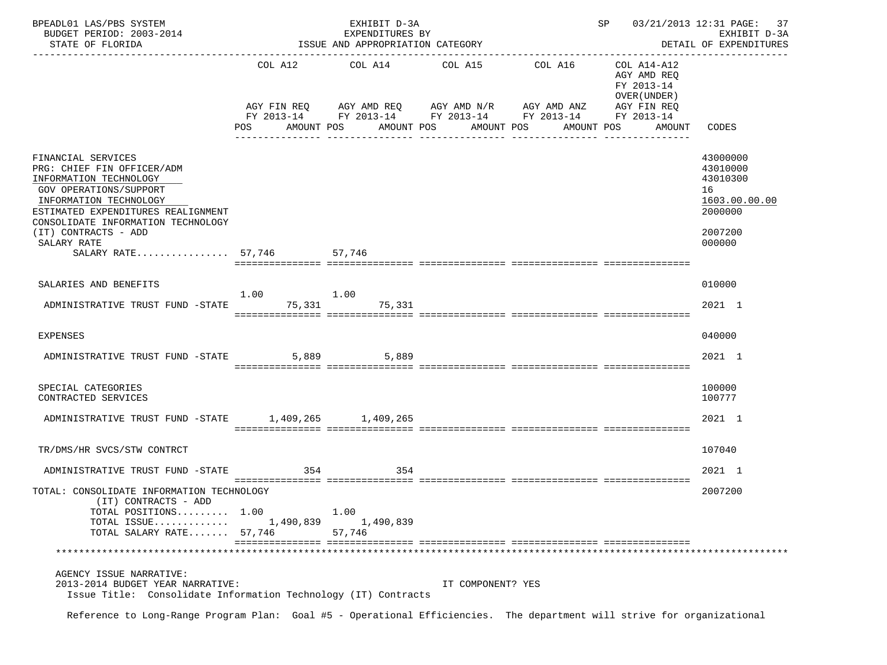BPEADL01 LAS/PBS SYSTEM | EXHIBIT D-3A | SP 03/21/2013 12:31
BUDGET PERIOD: 2003-2014 | EXPENDITURES BY | EXHIBIT D-3A
STATE OF FLORIDA | ISSUE AND APPROPRIATION CATEGORY | DETAIL OF EXPENDITURES

| | COL A12 AGY FIN REQ FY 2013-14 POS AMOUNT | COL A14 AGY AMD REQ FY 2013-14 POS AMOUNT | COL A15 AGY AMD N/R FY 2013-14 POS AMOUNT | COL A16 AGY AMD ANZ FY 2013-14 POS AMOUNT | COL A14-A12 AGY AMD REQ FY 2013-14 OVER(UNDER) AGY FIN REQ FY 2013-14 POS AMOUNT | CODES |
|---|---|---|---|---|---|---|
| FINANCIAL SERVICES | | | | | | 43000000 |
| PRG: CHIEF FIN OFFICER/ADM | | | | | | 43010000 |
| INFORMATION TECHNOLOGY | | | | | | 43010300 |
| GOV OPERATIONS/SUPPORT | | | | | | 16 |
| INFORMATION TECHNOLOGY | | | | | | 1603.00.00.00 |
| ESTIMATED EXPENDITURES REALIGNMENT | | | | | | 2000000 |
| CONSOLIDATE INFORMATION TECHNOLOGY (IT) CONTRACTS - ADD | | | | | | 2007200 |
| SALARY RATE | | | | | | 000000 |
| SALARY RATE................ | 57,746 | 57,746 | | | | |
| SALARIES AND BENEFITS | | | | | | 010000 |
| ADMINISTRATIVE TRUST FUND -STATE | 1.00 75,331 | 1.00 75,331 | | | | 2021 1 |
| EXPENSES | | | | | | 040000 |
| ADMINISTRATIVE TRUST FUND -STATE | 5,889 | 5,889 | | | | 2021 1 |
| SPECIAL CATEGORIES | | | | | | 100000 |
| CONTRACTED SERVICES | | | | | | 100777 |
| ADMINISTRATIVE TRUST FUND -STATE | 1,409,265 | 1,409,265 | | | | 2021 1 |
| TR/DMS/HR SVCS/STW CONTRCT | | | | | | 107040 |
| ADMINISTRATIVE TRUST FUND -STATE | 354 | 354 | | | | 2021 1 |
| TOTAL: CONSOLIDATE INFORMATION TECHNOLOGY (IT) CONTRACTS - ADD | | | | | | 2007200 |
| TOTAL POSITIONS......... | 1.00 | 1.00 | | | | |
| TOTAL ISSUE............. | 1,490,839 | 1,490,839 | | | | |
| TOTAL SALARY RATE....... | 57,746 | 57,746 | | | | |

AGENCY ISSUE NARRATIVE:
2013-2014 BUDGET YEAR NARRATIVE: IT COMPONENT? YES
Issue Title: Consolidate Information Technology (IT) Contracts

Reference to Long-Range Program Plan: Goal #5 - Operational Efficiencies. The department will strive for organizational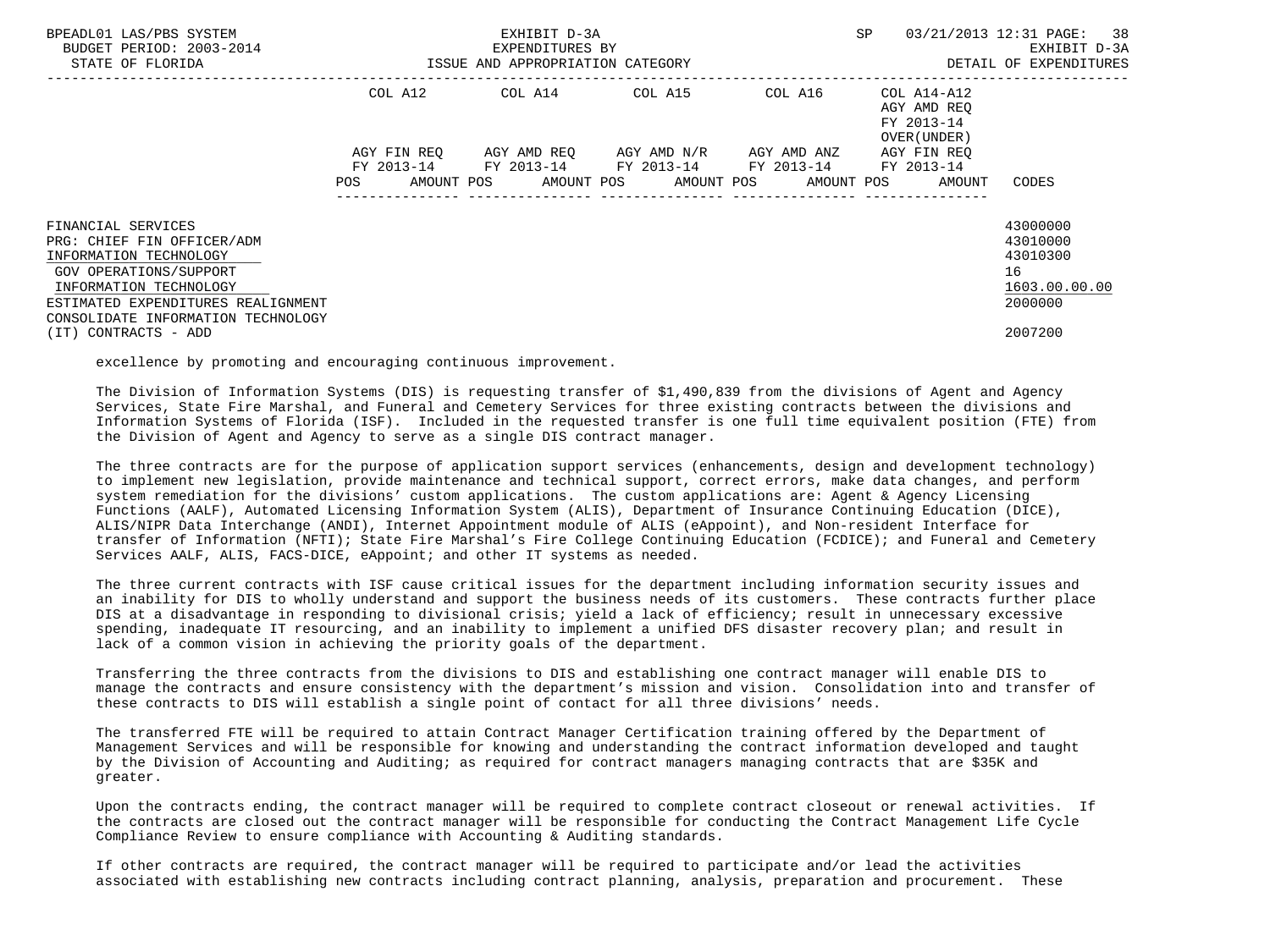| | COL A12 | COL A14 | COL A15 | COL A16 | COL A14-A12 AGY AMD REQ FY 2013-14 OVER(UNDER) | |
|---|---|---|---|---|---|---|
| | AGY FIN REQ FY 2013-14 | AGY AMD REQ FY 2013-14 | AGY AMD N/R FY 2013-14 | AGY AMD ANZ FY 2013-14 | AGY FIN REQ FY 2013-14 | |
| | POS AMOUNT | POS AMOUNT | POS AMOUNT | POS AMOUNT | POS AMOUNT | CODES |
| FINANCIAL SERVICES | | | | | | 43000000 |
| PRG: CHIEF FIN OFFICER/ADM | | | | | | 43010000 |
| INFORMATION TECHNOLOGY | | | | | | 43010300 |
| GOV OPERATIONS/SUPPORT | | | | | | 16 |
| INFORMATION TECHNOLOGY | | | | | | 1603.00.00.00 |
| ESTIMATED EXPENDITURES REALIGNMENT | | | | | | 2000000 |
| CONSOLIDATE INFORMATION TECHNOLOGY (IT) CONTRACTS - ADD | | | | | | 2007200 |

excellence by promoting and encouraging continuous improvement.

The Division of Information Systems (DIS) is requesting transfer of $1,490,839 from the divisions of Agent and Agency Services, State Fire Marshal, and Funeral and Cemetery Services for three existing contracts between the divisions and Information Systems of Florida (ISF). Included in the requested transfer is one full time equivalent position (FTE) from the Division of Agent and Agency to serve as a single DIS contract manager.

The three contracts are for the purpose of application support services (enhancements, design and development technology) to implement new legislation, provide maintenance and technical support, correct errors, make data changes, and perform system remediation for the divisions' custom applications. The custom applications are: Agent & Agency Licensing Functions (AALF), Automated Licensing Information System (ALIS), Department of Insurance Continuing Education (DICE), ALIS/NIPR Data Interchange (ANDI), Internet Appointment module of ALIS (eAppoint), and Non-resident Interface for transfer of Information (NFTI); State Fire Marshal's Fire College Continuing Education (FCDICE); and Funeral and Cemetery Services AALF, ALIS, FACS-DICE, eAppoint; and other IT systems as needed.

The three current contracts with ISF cause critical issues for the department including information security issues and an inability for DIS to wholly understand and support the business needs of its customers. These contracts further place DIS at a disadvantage in responding to divisional crisis; yield a lack of efficiency; result in unnecessary excessive spending, inadequate IT resourcing, and an inability to implement a unified DFS disaster recovery plan; and result in lack of a common vision in achieving the priority goals of the department.

Transferring the three contracts from the divisions to DIS and establishing one contract manager will enable DIS to manage the contracts and ensure consistency with the department's mission and vision. Consolidation into and transfer of these contracts to DIS will establish a single point of contact for all three divisions' needs.

The transferred FTE will be required to attain Contract Manager Certification training offered by the Department of Management Services and will be responsible for knowing and understanding the contract information developed and taught by the Division of Accounting and Auditing; as required for contract managers managing contracts that are $35K and greater.

Upon the contracts ending, the contract manager will be required to complete contract closeout or renewal activities. If the contracts are closed out the contract manager will be responsible for conducting the Contract Management Life Cycle Compliance Review to ensure compliance with Accounting & Auditing standards.

If other contracts are required, the contract manager will be required to participate and/or lead the activities associated with establishing new contracts including contract planning, analysis, preparation and procurement. These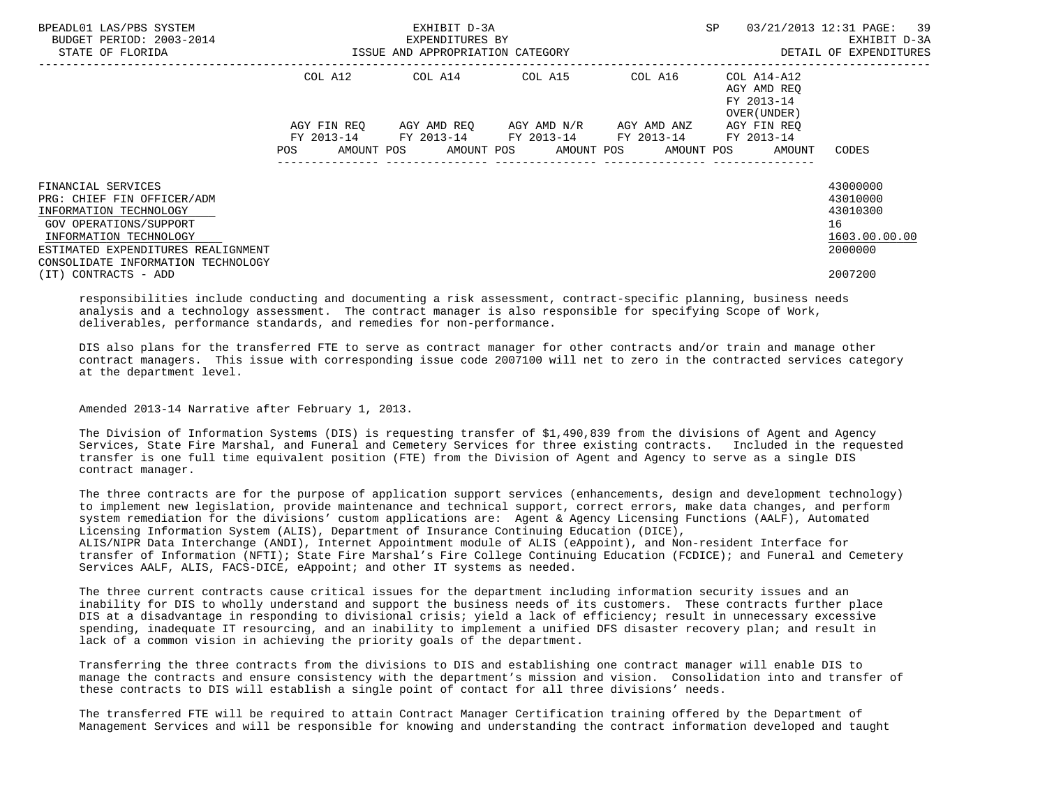| | COL A12 | COL A14 | COL A15 | COL A16 | COL A14-A12 AGY AMD REQ FY 2013-14 OVER(UNDER) | |
|---|---|---|---|---|---|---|
| | AGY FIN REQ FY 2013-14 | AGY AMD REQ FY 2013-14 | AGY AMD N/R FY 2013-14 | AGY AMD ANZ FY 2013-14 | AGY FIN REQ FY 2013-14 | |
| | POS AMOUNT | POS AMOUNT | POS AMOUNT | POS AMOUNT | POS AMOUNT | CODES |
| FINANCIAL SERVICES | | | | | | 43000000 |
| PRG: CHIEF FIN OFFICER/ADM | | | | | | 43010000 |
| INFORMATION TECHNOLOGY | | | | | | 43010300 |
| GOV OPERATIONS/SUPPORT | | | | | | 16 |
| INFORMATION TECHNOLOGY | | | | | | 1603.00.00.00 |
| ESTIMATED EXPENDITURES REALIGNMENT | | | | | | 2000000 |
| CONSOLIDATE INFORMATION TECHNOLOGY (IT) CONTRACTS - ADD | | | | | | 2007200 |

responsibilities include conducting and documenting a risk assessment, contract-specific planning, business needs analysis and a technology assessment. The contract manager is also responsible for specifying Scope of Work, deliverables, performance standards, and remedies for non-performance.

DIS also plans for the transferred FTE to serve as contract manager for other contracts and/or train and manage other contract managers. This issue with corresponding issue code 2007100 will net to zero in the contracted services category at the department level.

Amended 2013-14 Narrative after February 1, 2013.

The Division of Information Systems (DIS) is requesting transfer of $1,490,839 from the divisions of Agent and Agency Services, State Fire Marshal, and Funeral and Cemetery Services for three existing contracts. Included in the requested transfer is one full time equivalent position (FTE) from the Division of Agent and Agency to serve as a single DIS contract manager.

The three contracts are for the purpose of application support services (enhancements, design and development technology) to implement new legislation, provide maintenance and technical support, correct errors, make data changes, and perform system remediation for the divisions' custom applications are: Agent & Agency Licensing Functions (AALF), Automated Licensing Information System (ALIS), Department of Insurance Continuing Education (DICE), ALIS/NIPR Data Interchange (ANDI), Internet Appointment module of ALIS (eAppoint), and Non-resident Interface for transfer of Information (NFTI); State Fire Marshal's Fire College Continuing Education (FCDICE); and Funeral and Cemetery Services AALF, ALIS, FACS-DICE, eAppoint; and other IT systems as needed.

The three current contracts cause critical issues for the department including information security issues and an inability for DIS to wholly understand and support the business needs of its customers. These contracts further place DIS at a disadvantage in responding to divisional crisis; yield a lack of efficiency; result in unnecessary excessive spending, inadequate IT resourcing, and an inability to implement a unified DFS disaster recovery plan; and result in lack of a common vision in achieving the priority goals of the department.

Transferring the three contracts from the divisions to DIS and establishing one contract manager will enable DIS to manage the contracts and ensure consistency with the department's mission and vision. Consolidation into and transfer of these contracts to DIS will establish a single point of contact for all three divisions' needs.

The transferred FTE will be required to attain Contract Manager Certification training offered by the Department of Management Services and will be responsible for knowing and understanding the contract information developed and taught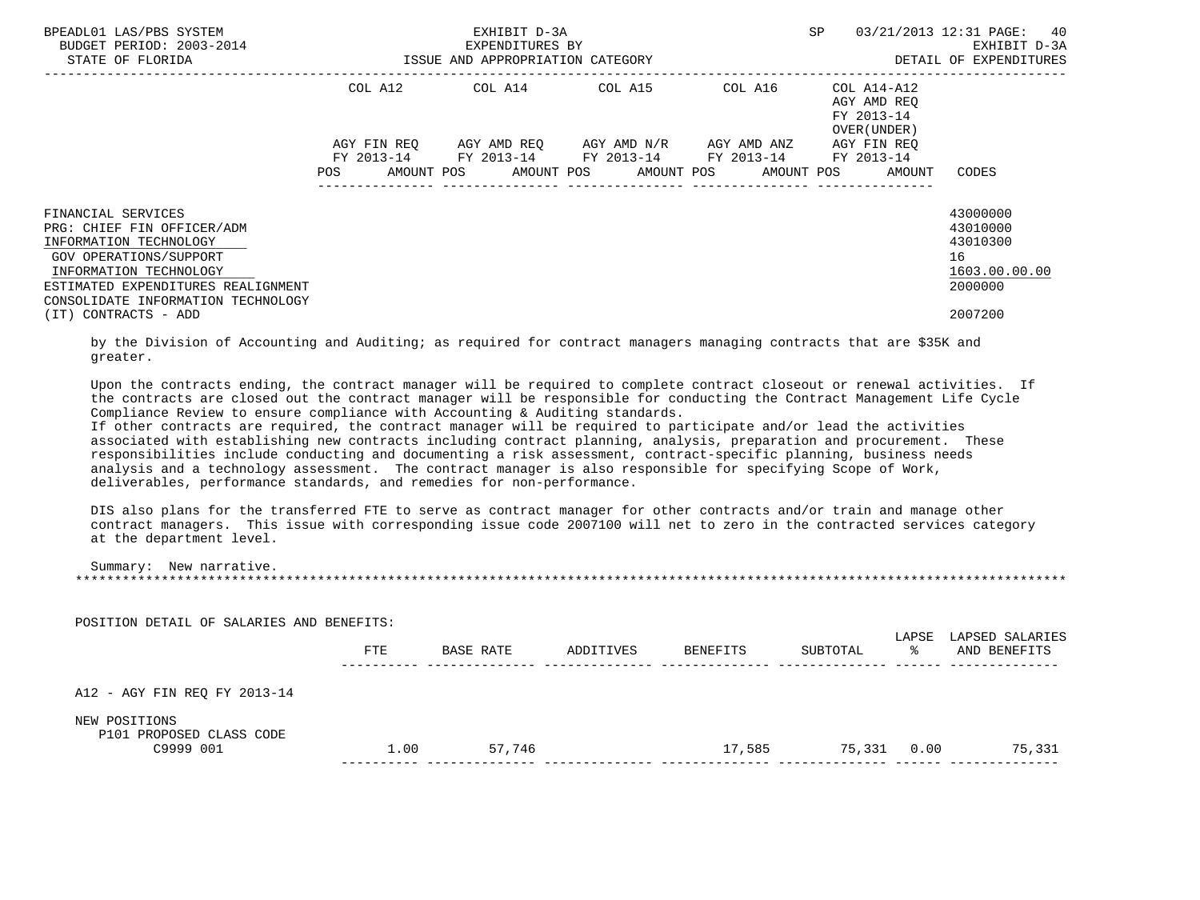| | COL A12 | | COL A14 | | COL A15 | | COL A16 | | COL A14-A12 AGY AMD REQ FY 2013-14 OVER(UNDER) | | |
|---|---|---|---|---|---|---|---|---|---|---|---|
| | AGY FIN REQ FY 2013-14 | | AGY AMD REQ FY 2013-14 | | AGY AMD N/R FY 2013-14 | | AGY AMD ANZ FY 2013-14 | | AGY FIN REQ FY 2013-14 | | |
| | POS | AMOUNT | POS | AMOUNT | POS | AMOUNT | POS | AMOUNT | POS | AMOUNT | CODES |
| FINANCIAL SERVICES | | | | | | | | | | | 43000000 |
| PRG: CHIEF FIN OFFICER/ADM | | | | | | | | | | | 43010000 |
| INFORMATION TECHNOLOGY | | | | | | | | | | | 43010300 |
| GOV OPERATIONS/SUPPORT | | | | | | | | | | | 16 |
| INFORMATION TECHNOLOGY | | | | | | | | | | | 1603.00.00.00 |
| ESTIMATED EXPENDITURES REALIGNMENT | | | | | | | | | | | 2000000 |
| CONSOLIDATE INFORMATION TECHNOLOGY (IT) CONTRACTS - ADD | | | | | | | | | | | 2007200 |

by the Division of Accounting and Auditing; as required for contract managers managing contracts that are $35K and greater.

Upon the contracts ending, the contract manager will be required to complete contract closeout or renewal activities. If the contracts are closed out the contract manager will be responsible for conducting the Contract Management Life Cycle Compliance Review to ensure compliance with Accounting & Auditing standards.
If other contracts are required, the contract manager will be required to participate and/or lead the activities associated with establishing new contracts including contract planning, analysis, preparation and procurement. These responsibilities include conducting and documenting a risk assessment, contract-specific planning, business needs analysis and a technology assessment. The contract manager is also responsible for specifying Scope of Work, deliverables, performance standards, and remedies for non-performance.

DIS also plans for the transferred FTE to serve as contract manager for other contracts and/or train and manage other contract managers. This issue with corresponding issue code 2007100 will net to zero in the contracted services category at the department level.

Summary: New narrative.

POSITION DETAIL OF SALARIES AND BENEFITS:

| | FTE | BASE RATE | ADDITIVES | BENEFITS | SUBTOTAL | LAPSE % | LAPSED SALARIES AND BENEFITS |
|---|---|---|---|---|---|---|---|
| A12 - AGY FIN REQ FY 2013-14 | | | | | | | |
| NEW POSITIONS | | | | | | | |
| P101 PROPOSED CLASS CODE C9999 001 | 1.00 | 57,746 | | 17,585 | 75,331 | 0.00 | 75,331 |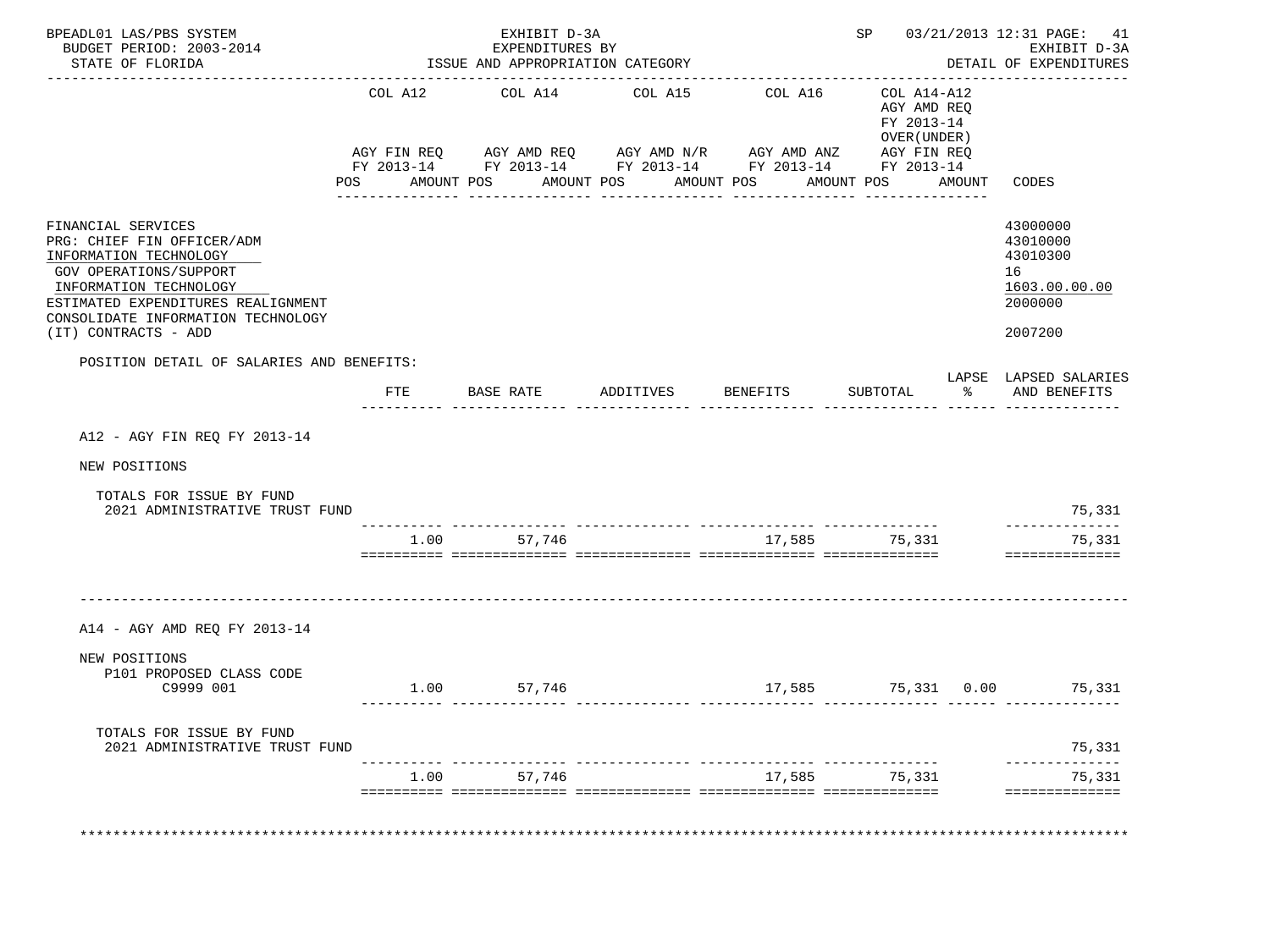BPEADL01 LAS/PBS SYSTEM | EXHIBIT D-3A | SP 03/21/2013 12:31

BUDGET PERIOD: 2003-2014 | EXPENDITURES BY | EXHIBIT D-3A

STATE OF FLORIDA | ISSUE AND APPROPRIATION CATEGORY | DETAIL OF EXPENDITURES

| | COL A12 AGY FIN REQ FY 2013-14 POS AMOUNT | COL A14 AGY AMD REQ FY 2013-14 POS AMOUNT | COL A15 AGY AMD N/R FY 2013-14 POS AMOUNT | COL A16 AGY AMD ANZ FY 2013-14 POS AMOUNT | COL A14-A12 AGY AMD REQ FY 2013-14 OVER(UNDER) AGY FIN REQ FY 2013-14 POS AMOUNT | CODES |
|---|---|---|---|---|---|---|
| FINANCIAL SERVICES | | | | | | 43000000 |
| PRG: CHIEF FIN OFFICER/ADM | | | | | | 43010000 |
| INFORMATION TECHNOLOGY | | | | | | 43010300 |
| GOV OPERATIONS/SUPPORT | | | | | | 16 |
| INFORMATION TECHNOLOGY | | | | | | 1603.00.00.00 |
| ESTIMATED EXPENDITURES REALIGNMENT | | | | | | 2000000 |
| CONSOLIDATE INFORMATION TECHNOLOGY (IT) CONTRACTS - ADD | | | | | | 2007200 |

POSITION DETAIL OF SALARIES AND BENEFITS:

| | FTE | BASE RATE | ADDITIVES | BENEFITS | SUBTOTAL | LAPSE % | LAPSED SALARIES AND BENEFITS |
|---|---|---|---|---|---|---|---|
| **A12 - AGY FIN REQ FY 2013-14** | | | | | | | |
| NEW POSITIONS | | | | | | | |
| TOTALS FOR ISSUE BY FUND | | | | | | | |
| 2021 ADMINISTRATIVE TRUST FUND | | | | | | | 75,331 |
| | 1.00 | 57,746 | | 17,585 | 75,331 | | 75,331 |
| **A14 - AGY AMD REQ FY 2013-14** | | | | | | | |
| NEW POSITIONS | | | | | | | |
| P101 PROPOSED CLASS CODE C9999 001 | 1.00 | 57,746 | | 17,585 | 75,331 | 0.00 | 75,331 |
| TOTALS FOR ISSUE BY FUND | | | | | | | |
| 2021 ADMINISTRATIVE TRUST FUND | | | | | | | 75,331 |
| | 1.00 | 57,746 | | 17,585 | 75,331 | | 75,331 |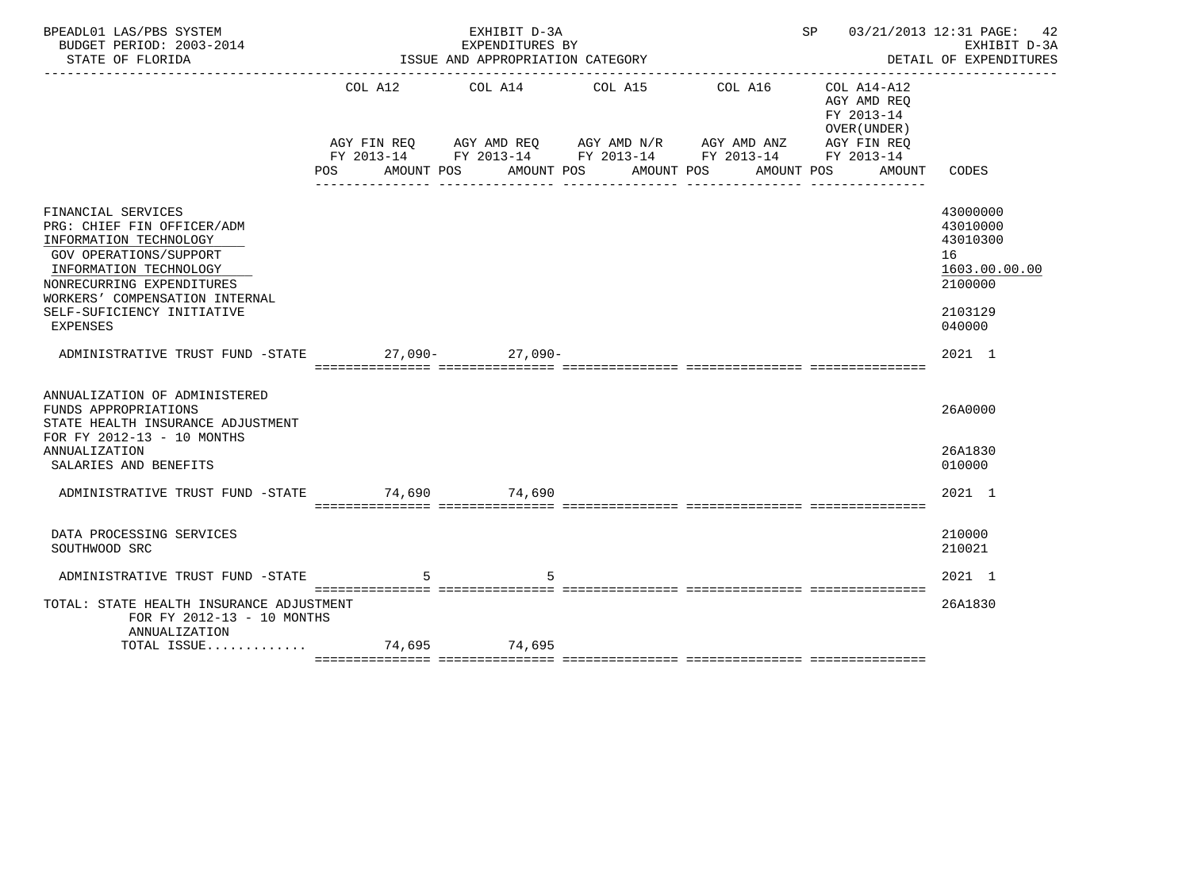BPEADL01 LAS/PBS SYSTEM
BUDGET PERIOD: 2003-2014
STATE OF FLORIDA

EXHIBIT D-3A
EXPENDITURES BY
ISSUE AND APPROPRIATION CATEGORY

SP 03/21/2013 12:31 PAGE: 42
EXHIBIT D-3A
DETAIL OF EXPENDITURES

| | COL A12 AGY FIN REQ FY 2013-14 POS AMOUNT | COL A14 AGY AMD REQ FY 2013-14 POS AMOUNT | COL A15 AGY AMD N/R FY 2013-14 POS AMOUNT | COL A16 AGY AMD ANZ FY 2013-14 POS AMOUNT | COL A14-A12 AGY AMD REQ FY 2013-14 OVER(UNDER) AGY FIN REQ FY 2013-14 POS AMOUNT | CODES |
|---|---|---|---|---|---|---|
| FINANCIAL SERVICES | | | | | | 43000000 |
| PRG: CHIEF FIN OFFICER/ADM | | | | | | 43010000 |
| INFORMATION TECHNOLOGY | | | | | | 43010300 |
| GOV OPERATIONS/SUPPORT | | | | | | 16 |
| INFORMATION TECHNOLOGY | | | | | | 1603.00.00.00 |
| NONRECURRING EXPENDITURES | | | | | | 2100000 |
| WORKERS' COMPENSATION INTERNAL SELF-SUFICIENCY INITIATIVE | | | | | | 2103129 |
| EXPENSES | | | | | | 040000 |
| ADMINISTRATIVE TRUST FUND -STATE | 27,090- | 27,090- | | | | 2021 1 |
| ANNUALIZATION OF ADMINISTERED FUNDS APPROPRIATIONS | | | | | | 26A0000 |
| STATE HEALTH INSURANCE ADJUSTMENT FOR FY 2012-13 - 10 MONTHS ANNUALIZATION | | | | | | 26A1830 |
| SALARIES AND BENEFITS | | | | | | 010000 |
| ADMINISTRATIVE TRUST FUND -STATE | 74,690 | 74,690 | | | | 2021 1 |
| DATA PROCESSING SERVICES | | | | | | 210000 |
| SOUTHWOOD SRC | | | | | | 210021 |
| ADMINISTRATIVE TRUST FUND -STATE | 5 | 5 | | | | 2021 1 |
| TOTAL: STATE HEALTH INSURANCE ADJUSTMENT FOR FY 2012-13 - 10 MONTHS ANNUALIZATION | | | | | | 26A1830 |
| TOTAL ISSUE............ | 74,695 | 74,695 | | | | |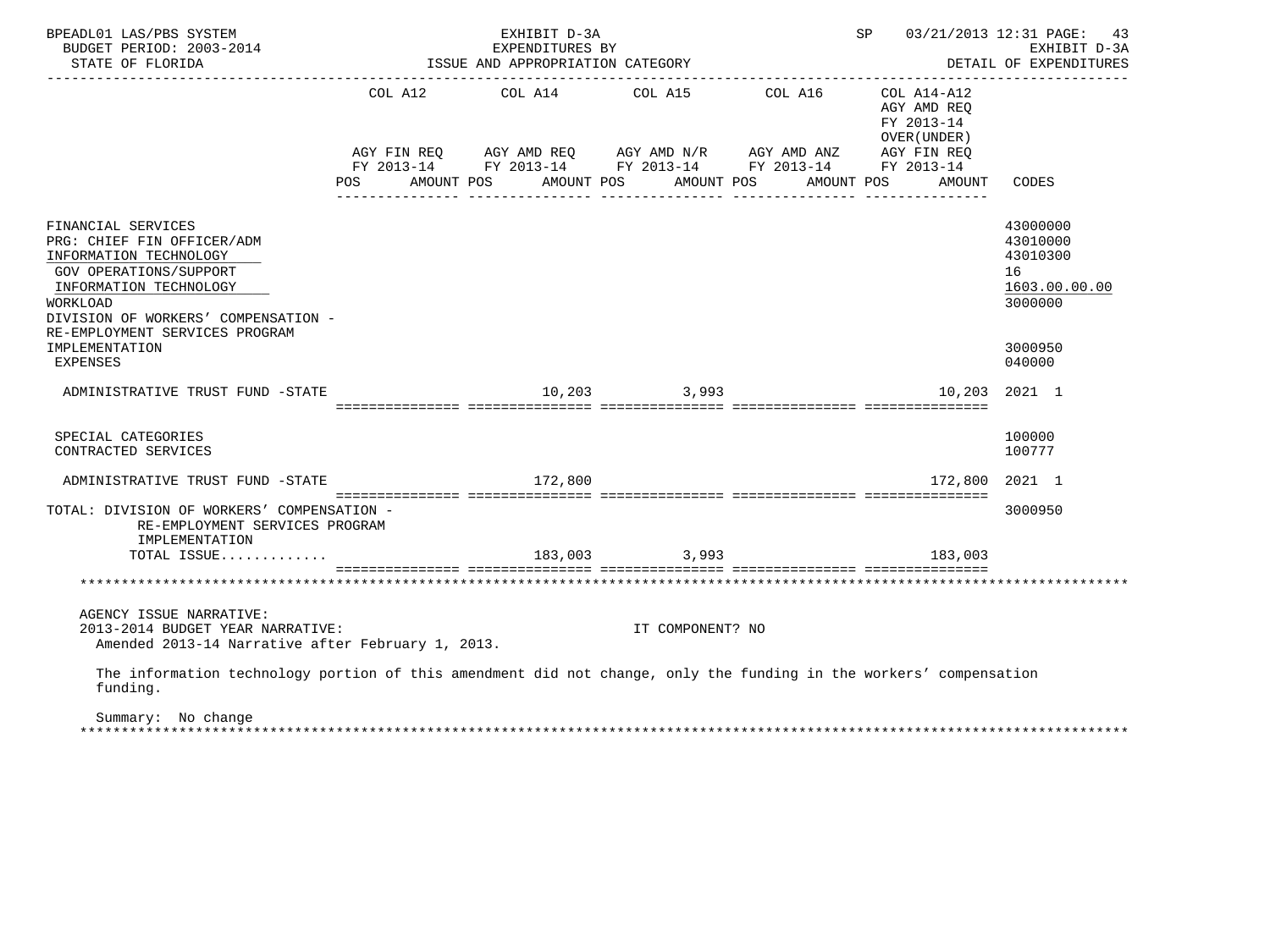| | COL A12 | | COL A14 | | COL A15 | | COL A16 | | COL A14-A12 AGY AMD REQ FY 2013-14 OVER(UNDER) | | |
|---|---|---|---|---|---|---|---|---|---|---|---|
| | AGY FIN REQ FY 2013-14 | | AGY AMD REQ FY 2013-14 | | AGY AMD N/R FY 2013-14 | | AGY AMD ANZ FY 2013-14 | | AGY FIN REQ FY 2013-14 | | |
| | POS | AMOUNT | POS | AMOUNT | POS | AMOUNT | POS | AMOUNT | POS | AMOUNT | CODES |
| FINANCIAL SERVICES | | | | | | | | | | | 43000000 |
| PRG: CHIEF FIN OFFICER/ADM | | | | | | | | | | | 43010000 |
| INFORMATION TECHNOLOGY | | | | | | | | | | | 43010300 |
| GOV OPERATIONS/SUPPORT | | | | | | | | | | | 16 |
| INFORMATION TECHNOLOGY | | | | | | | | | | | 1603.00.00.00 |
| WORKLOAD | | | | | | | | | | | 3000000 |
| DIVISION OF WORKERS' COMPENSATION - RE-EMPLOYMENT SERVICES PROGRAM IMPLEMENTATION | | | | | | | | | | | 3000950 |
| EXPENSES | | | | | | | | | | | 040000 |
| ADMINISTRATIVE TRUST FUND -STATE | | | | 10,203 | | 3,993 | | | | 10,203 | 2021 1 |
| SPECIAL CATEGORIES | | | | | | | | | | | 100000 |
| CONTRACTED SERVICES | | | | | | | | | | | 100777 |
| ADMINISTRATIVE TRUST FUND -STATE | | | | 172,800 | | | | | | 172,800 | 2021 1 |
| TOTAL: DIVISION OF WORKERS' COMPENSATION - RE-EMPLOYMENT SERVICES PROGRAM IMPLEMENTATION | | | | | | | | | | | 3000950 |
| TOTAL ISSUE............ | | | | 183,003 | | 3,993 | | | | 183,003 | |

AGENCY ISSUE NARRATIVE:
2013-2014 BUDGET YEAR NARRATIVE: IT COMPONENT? NO
Amended 2013-14 Narrative after February 1, 2013.

The information technology portion of this amendment did not change, only the funding in the workers' compensation funding.

Summary: No change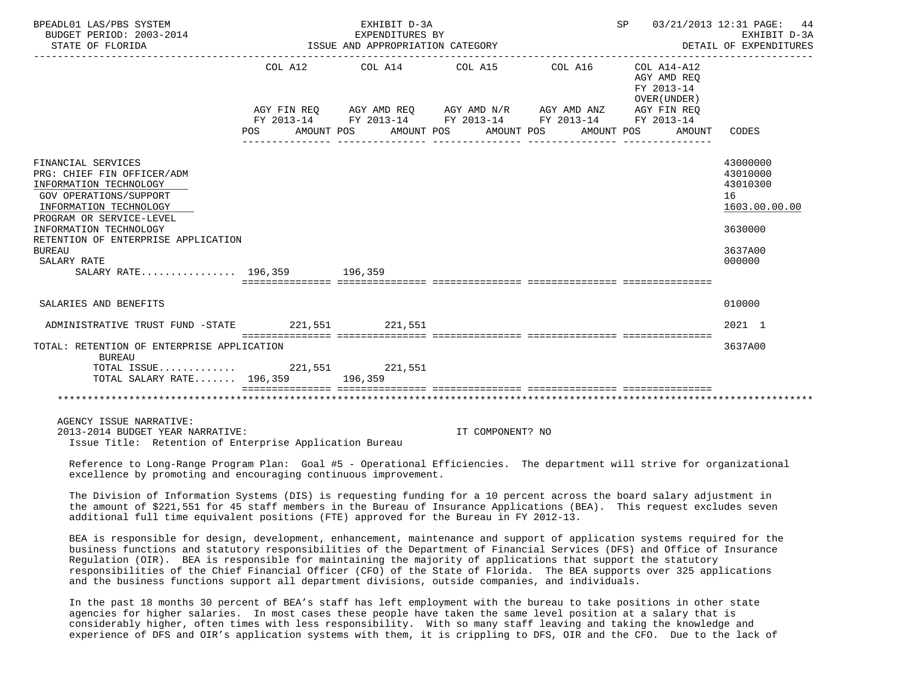| | COL A12 AGY FIN REQ FY 2013-14 POS AMOUNT | COL A14 AGY AMD REQ FY 2013-14 POS AMOUNT | COL A15 AGY AMD N/R FY 2013-14 POS AMOUNT | COL A16 AGY AMD ANZ FY 2013-14 POS AMOUNT | COL A14-A12 AGY AMD REQ FY 2013-14 OVER(UNDER) AGY FIN REQ FY 2013-14 POS AMOUNT | CODES |
|---|---|---|---|---|---|---|
| FINANCIAL SERVICES | | | | | | 43000000 |
| PRG: CHIEF FIN OFFICER/ADM | | | | | | 43010000 |
| INFORMATION TECHNOLOGY | | | | | | 43010300 |
| GOV OPERATIONS/SUPPORT | | | | | | 16 |
| INFORMATION TECHNOLOGY | | | | | | 1603.00.00.00 |
| PROGRAM OR SERVICE-LEVEL | | | | | | |
| INFORMATION TECHNOLOGY | | | | | | 3630000 |
| RETENTION OF ENTERPRISE APPLICATION BUREAU | | | | | | 3637A00 |
| SALARY RATE | | | | | | 000000 |
| SALARY RATE................ | 196,359 | 196,359 | | | | |
| SALARIES AND BENEFITS | | | | | | 010000 |
| ADMINISTRATIVE TRUST FUND -STATE | 221,551 | 221,551 | | | | 2021 1 |
| TOTAL: RETENTION OF ENTERPRISE APPLICATION BUREAU | | | | | | 3637A00 |
| TOTAL ISSUE............. | 221,551 | 221,551 | | | | |
| TOTAL SALARY RATE....... | 196,359 | 196,359 | | | | |

AGENCY ISSUE NARRATIVE:
2013-2014 BUDGET YEAR NARRATIVE: IT COMPONENT? NO
Issue Title: Retention of Enterprise Application Bureau

Reference to Long-Range Program Plan: Goal #5 - Operational Efficiencies. The department will strive for organizational excellence by promoting and encouraging continuous improvement.

The Division of Information Systems (DIS) is requesting funding for a 10 percent across the board salary adjustment in the amount of $221,551 for 45 staff members in the Bureau of Insurance Applications (BEA). This request excludes seven additional full time equivalent positions (FTE) approved for the Bureau in FY 2012-13.

BEA is responsible for design, development, enhancement, maintenance and support of application systems required for the business functions and statutory responsibilities of the Department of Financial Services (DFS) and Office of Insurance Regulation (OIR). BEA is responsible for maintaining the majority of applications that support the statutory responsibilities of the Chief Financial Officer (CFO) of the State of Florida. The BEA supports over 325 applications and the business functions support all department divisions, outside companies, and individuals.

In the past 18 months 30 percent of BEA's staff has left employment with the bureau to take positions in other state agencies for higher salaries. In most cases these people have taken the same level position at a salary that is considerably higher, often times with less responsibility. With so many staff leaving and taking the knowledge and experience of DFS and OIR's application systems with them, it is crippling to DFS, OIR and the CFO. Due to the lack of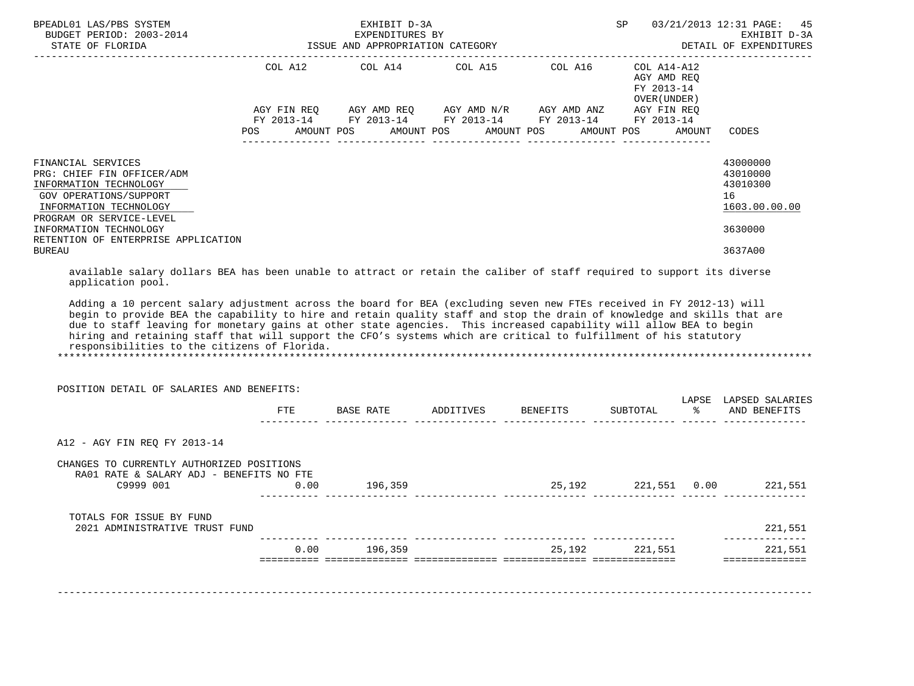| | COL A12 | COL A14 | COL A15 | COL A16 | COL A14-A12 AGY AMD REQ FY 2013-14 OVER(UNDER) | |
|---|---|---|---|---|---|---|
| | AGY FIN REQ FY 2013-14 | AGY AMD REQ FY 2013-14 | AGY AMD N/R FY 2013-14 | AGY AMD ANZ FY 2013-14 | AGY FIN REQ FY 2013-14 | |
| | POS AMOUNT | POS AMOUNT | POS AMOUNT | POS AMOUNT | POS AMOUNT | CODES |

FINANCIAL SERVICES — 43000000
PRG: CHIEF FIN OFFICER/ADM — 43010000
INFORMATION TECHNOLOGY — 43010300
GOV OPERATIONS/SUPPORT — 16
INFORMATION TECHNOLOGY — 1603.00.00.00
PROGRAM OR SERVICE-LEVEL
INFORMATION TECHNOLOGY — 3630000
RETENTION OF ENTERPRISE APPLICATION BUREAU — 3637A00

available salary dollars BEA has been unable to attract or retain the caliber of staff required to support its diverse application pool.

Adding a 10 percent salary adjustment across the board for BEA (excluding seven new FTEs received in FY 2012-13) will begin to provide BEA the capability to hire and retain quality staff and stop the drain of knowledge and skills that are due to staff leaving for monetary gains at other state agencies. This increased capability will allow BEA to begin hiring and retaining staff that will support the CFO's systems which are critical to fulfillment of his statutory responsibilities to the citizens of Florida.

***

POSITION DETAIL OF SALARIES AND BENEFITS:

| | FTE | BASE RATE | ADDITIVES | BENEFITS | SUBTOTAL | LAPSE % | LAPSED SALARIES AND BENEFITS |
|---|---|---|---|---|---|---|---|
| A12 - AGY FIN REQ FY 2013-14 | | | | | | | |
| CHANGES TO CURRENTLY AUTHORIZED POSITIONS | | | | | | | |
| RA01 RATE & SALARY ADJ - BENEFITS NO FTE | | | | | | | |
| C9999 001 | 0.00 | 196,359 | | 25,192 | 221,551 | 0.00 | 221,551 |
| TOTALS FOR ISSUE BY FUND | | | | | | | |
| 2021 ADMINISTRATIVE TRUST FUND | | | | | | | 221,551 |
| | 0.00 | 196,359 | | 25,192 | 221,551 | | 221,551 |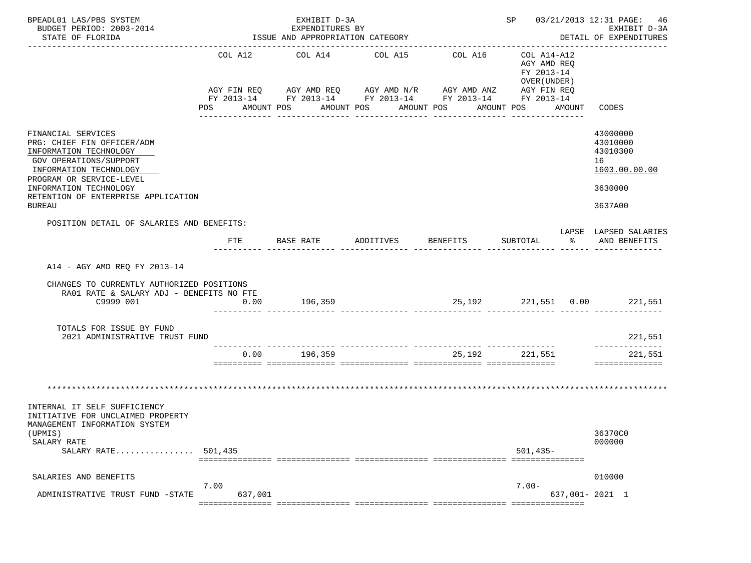BPEADL01 LAS/PBS SYSTEM — EXHIBIT D-3A — EXPENDITURES BY ISSUE AND APPROPRIATION CATEGORY — SP 03/21/2013 12:31 PAGE: 46
BUDGET PERIOD: 2003-2014 — EXHIBIT D-3A
STATE OF FLORIDA — DETAIL OF EXPENDITURES

| | COL A12 AGY FIN REQ FY 2013-14 POS AMOUNT | COL A14 AGY AMD REQ FY 2013-14 POS AMOUNT | COL A15 AGY AMD N/R FY 2013-14 POS AMOUNT | COL A16 AGY AMD ANZ FY 2013-14 POS AMOUNT | COL A14-A12 AGY AMD REQ FY 2013-14 OVER(UNDER) AGY FIN REQ FY 2013-14 POS AMOUNT | CODES |
|---|---|---|---|---|---|---|
| FINANCIAL SERVICES | | | | | | 43000000 |
| PRG: CHIEF FIN OFFICER/ADM | | | | | | 43010000 |
| INFORMATION TECHNOLOGY | | | | | | 43010300 |
| GOV OPERATIONS/SUPPORT | | | | | | 16 |
| INFORMATION TECHNOLOGY | | | | | | 1603.00.00.00 |
| PROGRAM OR SERVICE-LEVEL INFORMATION TECHNOLOGY | | | | | | 3630000 |
| RETENTION OF ENTERPRISE APPLICATION BUREAU | | | | | | 3637A00 |

POSITION DETAIL OF SALARIES AND BENEFITS:

| | FTE | BASE RATE | ADDITIVES | BENEFITS | SUBTOTAL | LAPSE % | LAPSED SALARIES AND BENEFITS |
|---|---|---|---|---|---|---|---|
| A14 - AGY AMD REQ FY 2013-14 | | | | | | | |
| CHANGES TO CURRENTLY AUTHORIZED POSITIONS | | | | | | | |
| RA01 RATE & SALARY ADJ - BENEFITS NO FTE | | | | | | | |
| C9999 001 | 0.00 | 196,359 | | 25,192 | 221,551 | 0.00 | 221,551 |
| TOTALS FOR ISSUE BY FUND | | | | | | | |
| 2021 ADMINISTRATIVE TRUST FUND | | | | | | | 221,551 |
| | 0.00 | 196,359 | | 25,192 | 221,551 | | 221,551 |

*******************************************************************************************************************

| | COL A12 POS AMOUNT | COL A14 POS AMOUNT | COL A15 POS AMOUNT | COL A16 POS AMOUNT | COL A14-A12 POS AMOUNT | CODES |
|---|---|---|---|---|---|---|
| INTERNAL IT SELF SUFFICIENCY INITIATIVE FOR UNCLAIMED PROPERTY MANAGEMENT INFORMATION SYSTEM (UPMIS) | | | | | | 36370C0 |
| SALARY RATE | | | | | | 000000 |
| SALARY RATE................ | 501,435 | | | | 501,435- | |
| SALARIES AND BENEFITS | | | | | | 010000 |
| ADMINISTRATIVE TRUST FUND -STATE | 7.00 637,001 | | | | 7.00- 637,001- | 2021 1 |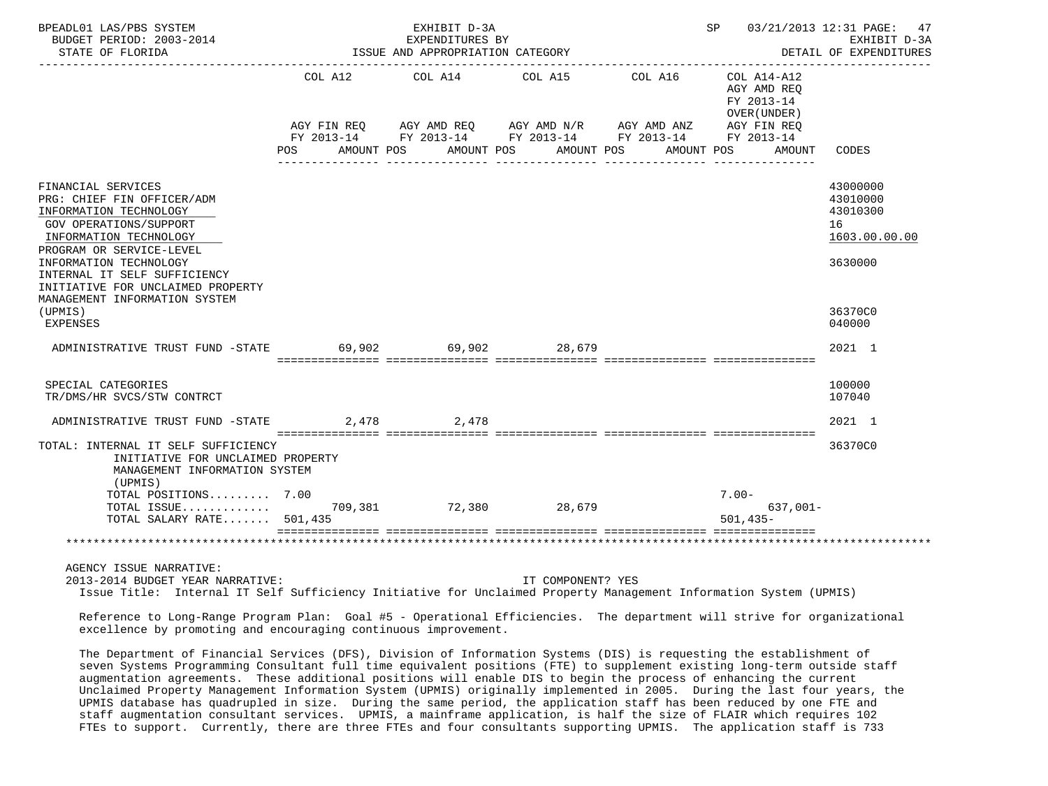BPEADL01 LAS/PBS SYSTEM
BUDGET PERIOD: 2003-2014
STATE OF FLORIDA

EXHIBIT D-3A
EXPENDITURES BY
ISSUE AND APPROPRIATION CATEGORY

SP 03/21/2013 12:31
EXHIBIT D-3A
DETAIL OF EXPENDITURES

| | COL A12 AGY FIN REQ FY 2013-14 POS AMOUNT | COL A14 AGY AMD REQ FY 2013-14 POS AMOUNT | COL A15 AGY AMD N/R FY 2013-14 POS AMOUNT | COL A16 AGY AMD ANZ FY 2013-14 POS AMOUNT | COL A14-A12 AGY AMD REQ FY 2013-14 OVER(UNDER) AGY FIN REQ FY 2013-14 POS AMOUNT | CODES |
|---|---|---|---|---|---|---|
| FINANCIAL SERVICES | | | | | | 43000000 |
| PRG: CHIEF FIN OFFICER/ADM | | | | | | 43010000 |
| INFORMATION TECHNOLOGY | | | | | | 43010300 |
| GOV OPERATIONS/SUPPORT | | | | | | 16 |
| INFORMATION TECHNOLOGY | | | | | | 1603.00.00.00 |
| PROGRAM OR SERVICE-LEVEL INFORMATION TECHNOLOGY | | | | | | 3630000 |
| INTERNAL IT SELF SUFFICIENCY INITIATIVE FOR UNCLAIMED PROPERTY MANAGEMENT INFORMATION SYSTEM (UPMIS) | | | | | | 36370C0 |
| EXPENSES | | | | | | 040000 |
| ADMINISTRATIVE TRUST FUND -STATE | 69,902 | 69,902 | 28,679 | | | 2021 1 |
| SPECIAL CATEGORIES | | | | | | 100000 |
| TR/DMS/HR SVCS/STW CONTRCT | | | | | | 107040 |
| ADMINISTRATIVE TRUST FUND -STATE | 2,478 | 2,478 | | | | 2021 1 |
| TOTAL: INTERNAL IT SELF SUFFICIENCY INITIATIVE FOR UNCLAIMED PROPERTY MANAGEMENT INFORMATION SYSTEM (UPMIS) | | | | | | 36370C0 |
| TOTAL POSITIONS......... | 7.00 | | | | 7.00- | |
| TOTAL ISSUE............. | 709,381 | 72,380 | 28,679 | | 637,001- | |
| TOTAL SALARY RATE....... | 501,435 | | | | 501,435- | |

AGENCY ISSUE NARRATIVE:

2013-2014 BUDGET YEAR NARRATIVE: IT COMPONENT? YES

Issue Title: Internal IT Self Sufficiency Initiative for Unclaimed Property Management Information System (UPMIS)

Reference to Long-Range Program Plan: Goal #5 - Operational Efficiencies. The department will strive for organizational excellence by promoting and encouraging continuous improvement.

The Department of Financial Services (DFS), Division of Information Systems (DIS) is requesting the establishment of seven Systems Programming Consultant full time equivalent positions (FTE) to supplement existing long-term outside staff augmentation agreements. These additional positions will enable DIS to begin the process of enhancing the current Unclaimed Property Management Information System (UPMIS) originally implemented in 2005. During the last four years, the UPMIS database has quadrupled in size. During the same period, the application staff has been reduced by one FTE and staff augmentation consultant services. UPMIS, a mainframe application, is half the size of FLAIR which requires 102 FTEs to support. Currently, there are three FTEs and four consultants supporting UPMIS. The application staff is 733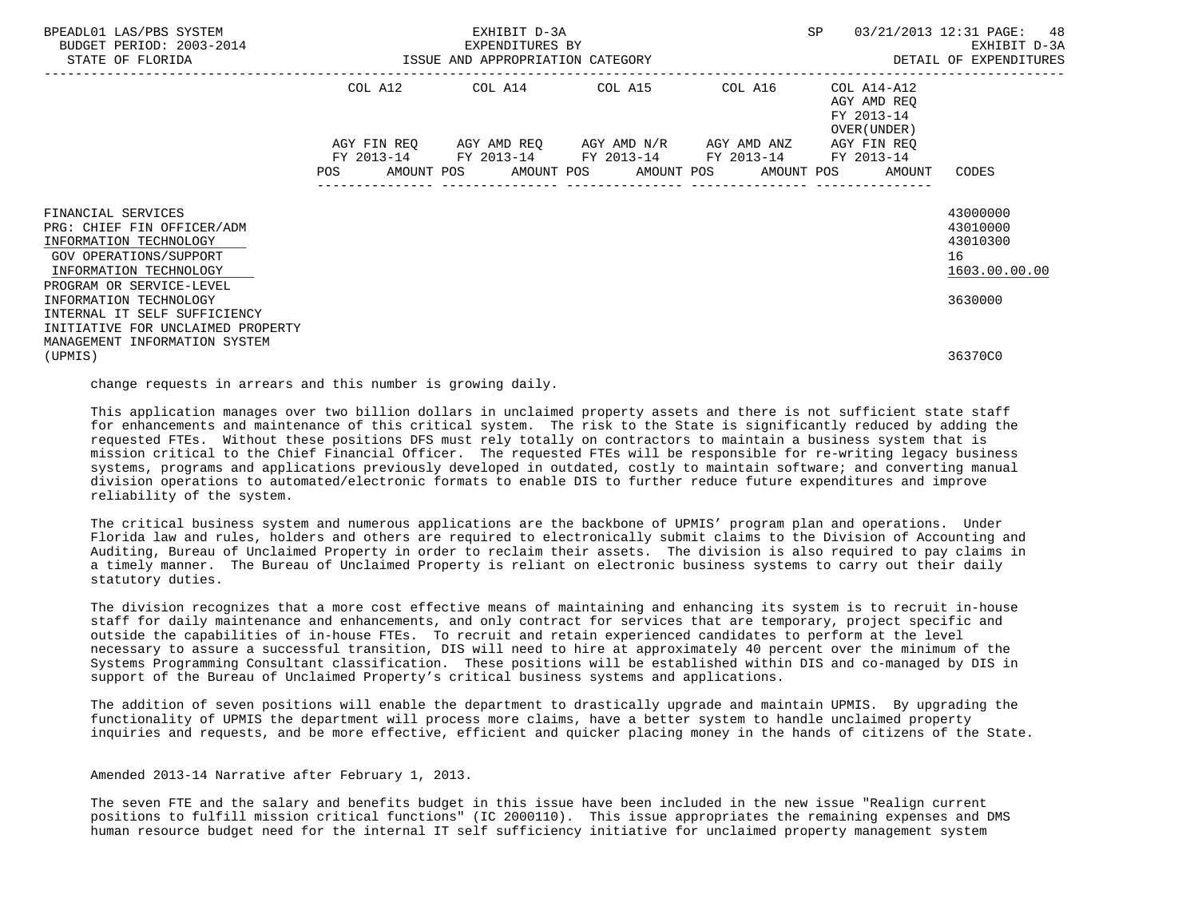BPEADL01 LAS/PBS SYSTEM — EXHIBIT D-3A — EXPENDITURES BY ISSUE AND APPROPRIATION CATEGORY
BUDGET PERIOD: 2003-2014 — STATE OF FLORIDA — SP 03/21/2013 12:31 — EXHIBIT D-3A DETAIL OF EXPENDITURES

| | COL A12 AGY FIN REQ FY 2013-14 | | COL A14 AGY AMD REQ FY 2013-14 | | COL A15 AGY AMD N/R FY 2013-14 | | COL A16 AGY AMD ANZ FY 2013-14 | | COL A14-A12 AGY AMD REQ FY 2013-14 OVER(UNDER) AGY FIN REQ FY 2013-14 | | |
|---|---|---|---|---|---|---|---|---|---|---|---|
| | POS | AMOUNT | POS | AMOUNT | POS | AMOUNT | POS | AMOUNT | POS | AMOUNT | CODES |
| FINANCIAL SERVICES | | | | | | | | | | | 43000000 |
| PRG: CHIEF FIN OFFICER/ADM | | | | | | | | | | | 43010000 |
| INFORMATION TECHNOLOGY | | | | | | | | | | | 43010300 |
| GOV OPERATIONS/SUPPORT | | | | | | | | | | | 16 |
| INFORMATION TECHNOLOGY | | | | | | | | | | | 1603.00.00.00 |
| PROGRAM OR SERVICE-LEVEL INFORMATION TECHNOLOGY | | | | | | | | | | | 3630000 |
| INTERNAL IT SELF SUFFICIENCY INITIATIVE FOR UNCLAIMED PROPERTY MANAGEMENT INFORMATION SYSTEM (UPMIS) | | | | | | | | | | | 36370C0 |

change requests in arrears and this number is growing daily.

This application manages over two billion dollars in unclaimed property assets and there is not sufficient state staff for enhancements and maintenance of this critical system. The risk to the State is significantly reduced by adding the requested FTEs. Without these positions DFS must rely totally on contractors to maintain a business system that is mission critical to the Chief Financial Officer. The requested FTEs will be responsible for re-writing legacy business systems, programs and applications previously developed in outdated, costly to maintain software; and converting manual division operations to automated/electronic formats to enable DIS to further reduce future expenditures and improve reliability of the system.

The critical business system and numerous applications are the backbone of UPMIS' program plan and operations. Under Florida law and rules, holders and others are required to electronically submit claims to the Division of Accounting and Auditing, Bureau of Unclaimed Property in order to reclaim their assets. The division is also required to pay claims in a timely manner. The Bureau of Unclaimed Property is reliant on electronic business systems to carry out their daily statutory duties.

The division recognizes that a more cost effective means of maintaining and enhancing its system is to recruit in-house staff for daily maintenance and enhancements, and only contract for services that are temporary, project specific and outside the capabilities of in-house FTEs. To recruit and retain experienced candidates to perform at the level necessary to assure a successful transition, DIS will need to hire at approximately 40 percent over the minimum of the Systems Programming Consultant classification. These positions will be established within DIS and co-managed by DIS in support of the Bureau of Unclaimed Property's critical business systems and applications.

The addition of seven positions will enable the department to drastically upgrade and maintain UPMIS. By upgrading the functionality of UPMIS the department will process more claims, have a better system to handle unclaimed property inquiries and requests, and be more effective, efficient and quicker placing money in the hands of citizens of the State.

Amended 2013-14 Narrative after February 1, 2013.

The seven FTE and the salary and benefits budget in this issue have been included in the new issue "Realign current positions to fulfill mission critical functions" (IC 2000110). This issue appropriates the remaining expenses and DMS human resource budget need for the internal IT self sufficiency initiative for unclaimed property management system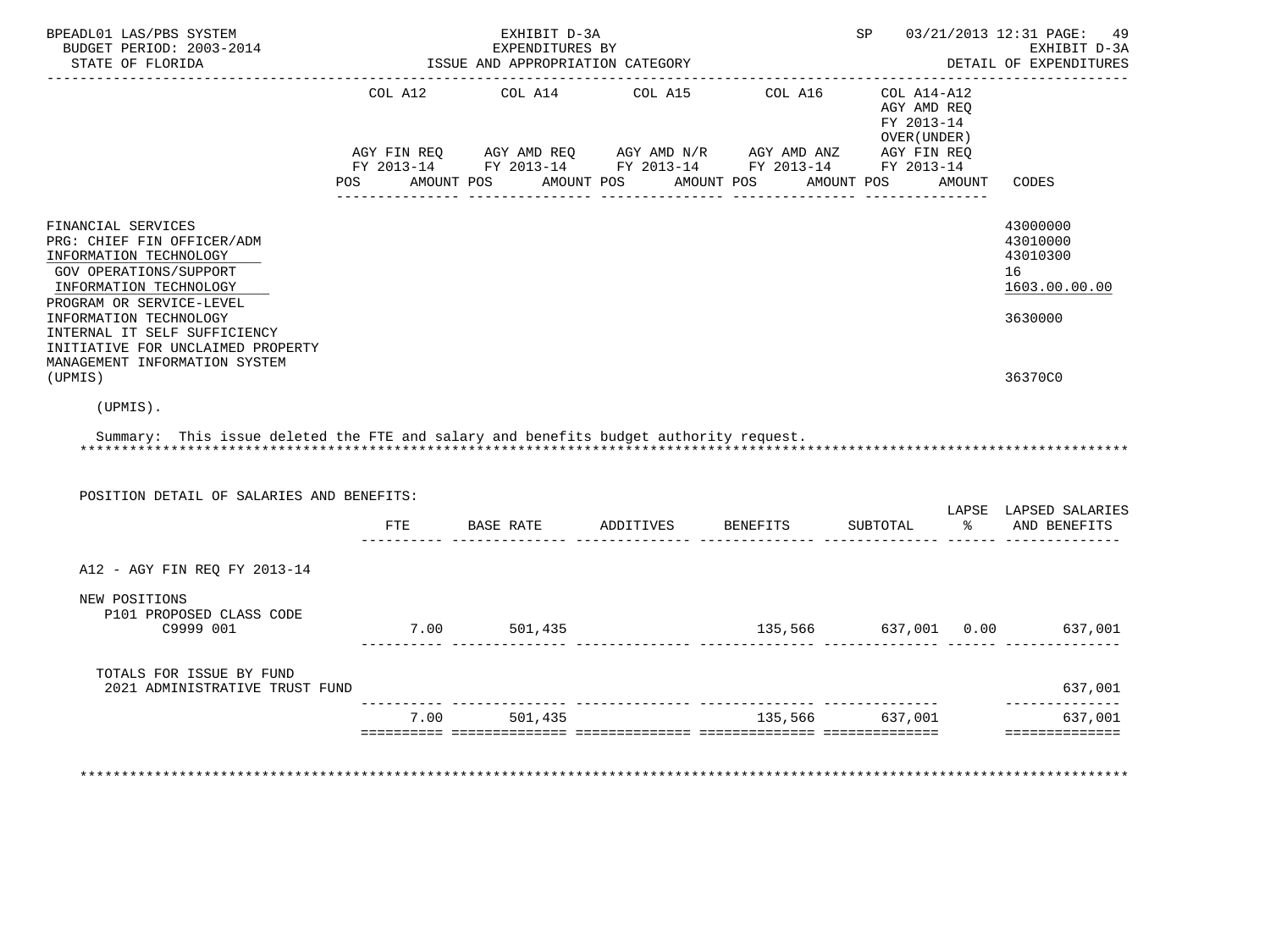BPEADL01 LAS/PBS SYSTEM — EXHIBIT D-3A — SP 03/21/2013 12:31 PAGE: 49
BUDGET PERIOD: 2003-2014 — EXPENDITURES BY — EXHIBIT D-3A
STATE OF FLORIDA — ISSUE AND APPROPRIATION CATEGORY — DETAIL OF EXPENDITURES

| | COL A12 AGY FIN REQ FY 2013-14 POS AMOUNT | COL A14 AGY AMD REQ FY 2013-14 POS AMOUNT | COL A15 AGY AMD N/R FY 2013-14 POS AMOUNT | COL A16 AGY AMD ANZ FY 2013-14 POS AMOUNT | COL A14-A12 AGY AMD REQ FY 2013-14 OVER(UNDER) AGY FIN REQ FY 2013-14 POS AMOUNT | CODES |
|---|---|---|---|---|---|---|
| FINANCIAL SERVICES | | | | | | 43000000 |
| PRG: CHIEF FIN OFFICER/ADM | | | | | | 43010000 |
| INFORMATION TECHNOLOGY | | | | | | 43010300 |
| GOV OPERATIONS/SUPPORT | | | | | | 16 |
| INFORMATION TECHNOLOGY | | | | | | 1603.00.00.00 |
| PROGRAM OR SERVICE-LEVEL INFORMATION TECHNOLOGY | | | | | | 3630000 |
| INTERNAL IT SELF SUFFICIENCY INITIATIVE FOR UNCLAIMED PROPERTY MANAGEMENT INFORMATION SYSTEM (UPMIS) | | | | | | 36370C0 |

(UPMIS).

Summary: This issue deleted the FTE and salary and benefits budget authority request.

POSITION DETAIL OF SALARIES AND BENEFITS:

| | FTE | BASE RATE | ADDITIVES | BENEFITS | SUBTOTAL | LAPSE % | LAPSED SALARIES AND BENEFITS |
|---|---|---|---|---|---|---|---|
| A12 - AGY FIN REQ FY 2013-14 | | | | | | | |
| NEW POSITIONS | | | | | | | |
| P101 PROPOSED CLASS CODE C9999 001 | 7.00 | 501,435 | | 135,566 | 637,001 | 0.00 | 637,001 |
| TOTALS FOR ISSUE BY FUND | | | | | | | |
| 2021 ADMINISTRATIVE TRUST FUND | | | | | | | 637,001 |
| | 7.00 | 501,435 | | 135,566 | 637,001 | | 637,001 |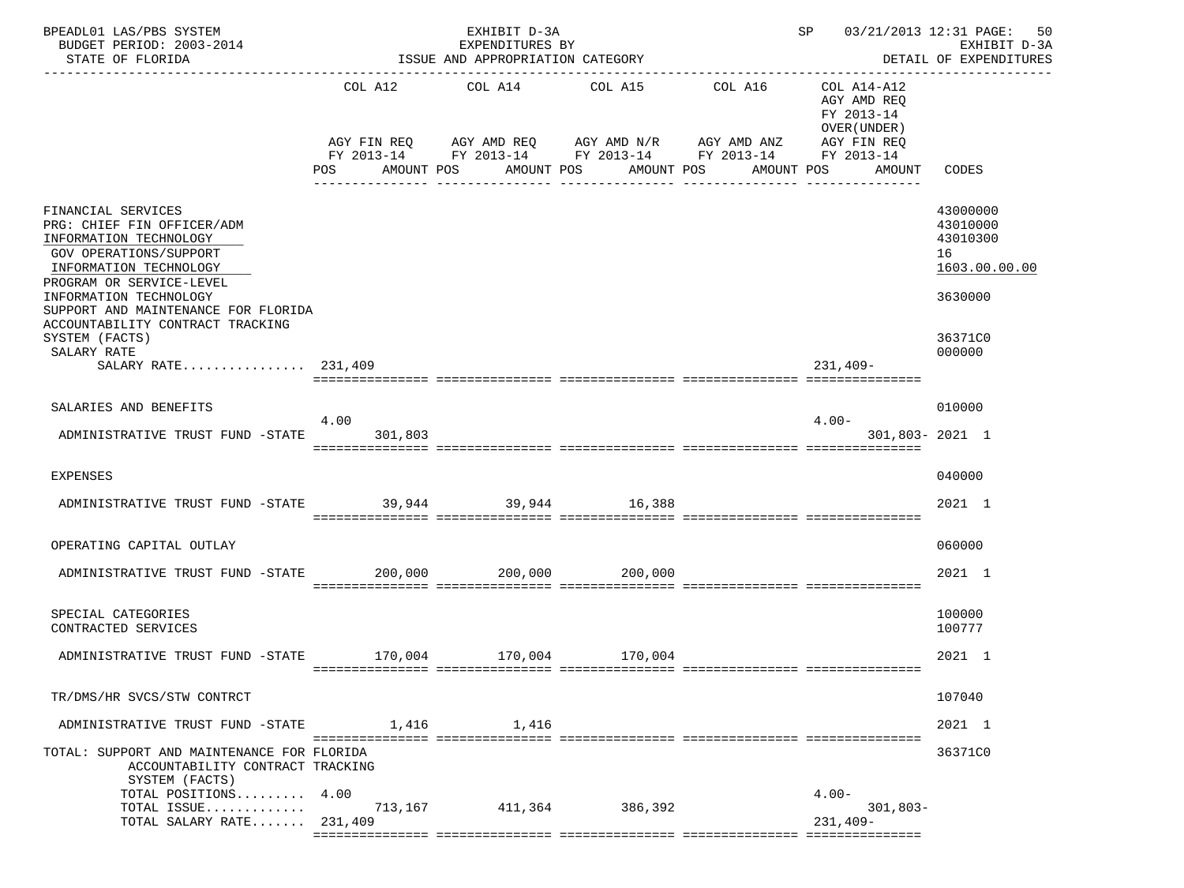BPEADL01 LAS/PBS SYSTEM — EXHIBIT D-3A — SP 03/21/2013 12:31 PAGE: 50
BUDGET PERIOD: 2003-2014 — EXPENDITURES BY — EXHIBIT D-3A
STATE OF FLORIDA — ISSUE AND APPROPRIATION CATEGORY — DETAIL OF EXPENDITURES

| | COL A12 AGY FIN REQ FY 2013-14 POS AMOUNT | COL A14 AGY AMD REQ FY 2013-14 POS AMOUNT | COL A15 AGY AMD N/R FY 2013-14 POS AMOUNT | COL A16 AGY AMD ANZ FY 2013-14 POS AMOUNT | COL A14-A12 AGY AMD REQ FY 2013-14 OVER(UNDER) AGY FIN REQ FY 2013-14 POS AMOUNT | CODES |
|---|---|---|---|---|---|---|
| FINANCIAL SERVICES | | | | | | 43000000 |
| PRG: CHIEF FIN OFFICER/ADM | | | | | | 43010000 |
| INFORMATION TECHNOLOGY | | | | | | 43010300 |
| GOV OPERATIONS/SUPPORT | | | | | | 16 |
| INFORMATION TECHNOLOGY | | | | | | 1603.00.00.00 |
| PROGRAM OR SERVICE-LEVEL INFORMATION TECHNOLOGY | | | | | | 3630000 |
| SUPPORT AND MAINTENANCE FOR FLORIDA ACCOUNTABILITY CONTRACT TRACKING SYSTEM (FACTS) | | | | | | 36371C0 |
| SALARY RATE | | | | | | 000000 |
| SALARY RATE................ | 231,409 | | | | 231,409- | |
| SALARIES AND BENEFITS | | | | | | 010000 |
| | 4.00 | | | | 4.00- | |
| ADMINISTRATIVE TRUST FUND -STATE | 301,803 | | | | 301,803- | 2021 1 |
| EXPENSES | | | | | | 040000 |
| ADMINISTRATIVE TRUST FUND -STATE | 39,944 | 39,944 | 16,388 | | | 2021 1 |
| OPERATING CAPITAL OUTLAY | | | | | | 060000 |
| ADMINISTRATIVE TRUST FUND -STATE | 200,000 | 200,000 | 200,000 | | | 2021 1 |
| SPECIAL CATEGORIES | | | | | | 100000 |
| CONTRACTED SERVICES | | | | | | 100777 |
| ADMINISTRATIVE TRUST FUND -STATE | 170,004 | 170,004 | 170,004 | | | 2021 1 |
| TR/DMS/HR SVCS/STW CONTRCT | | | | | | 107040 |
| ADMINISTRATIVE TRUST FUND -STATE | 1,416 | 1,416 | | | | 2021 1 |
| TOTAL: SUPPORT AND MAINTENANCE FOR FLORIDA ACCOUNTABILITY CONTRACT TRACKING SYSTEM (FACTS) | | | | | | 36371C0 |
| TOTAL POSITIONS......... | 4.00 | | | | 4.00- | |
| TOTAL ISSUE............. | 713,167 | 411,364 | 386,392 | | 301,803- | |
| TOTAL SALARY RATE....... | 231,409 | | | | 231,409- | |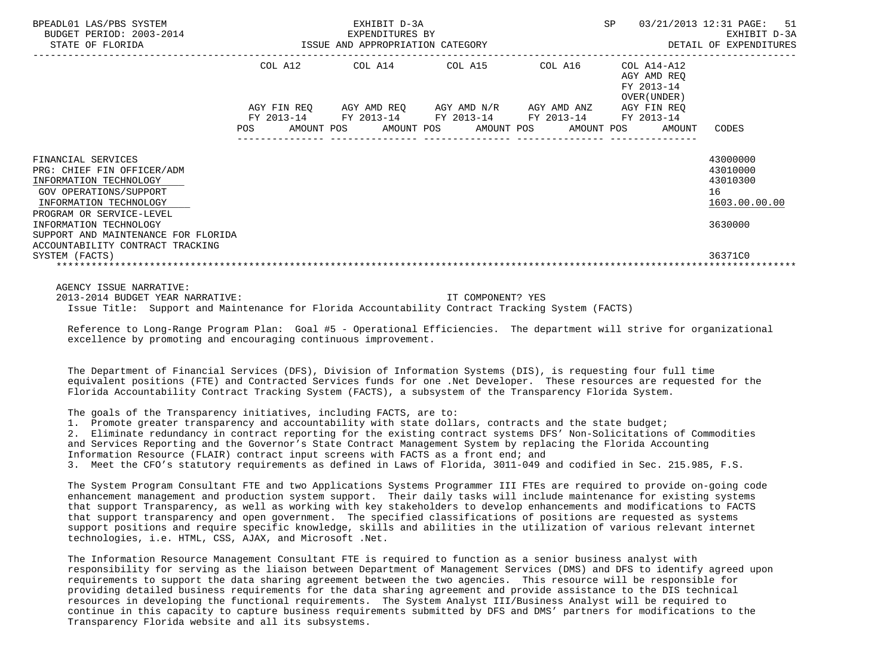| | COL A12 | COL A14 | COL A15 | COL A16 | COL A14-A12 AGY AMD REQ FY 2013-14 OVER(UNDER) | |
|---|---|---|---|---|---|---|
| | AGY FIN REQ FY 2013-14 | AGY AMD REQ FY 2013-14 | AGY AMD N/R FY 2013-14 | AGY AMD ANZ FY 2013-14 | AGY FIN REQ FY 2013-14 | |
| | POS AMOUNT | POS AMOUNT | POS AMOUNT | POS AMOUNT | POS AMOUNT | CODES |
| FINANCIAL SERVICES | | | | | | 43000000 |
| PRG: CHIEF FIN OFFICER/ADM | | | | | | 43010000 |
| INFORMATION TECHNOLOGY | | | | | | 43010300 |
| GOV OPERATIONS/SUPPORT | | | | | | 16 |
| INFORMATION TECHNOLOGY | | | | | | 1603.00.00.00 |
| PROGRAM OR SERVICE-LEVEL INFORMATION TECHNOLOGY | | | | | | 3630000 |
| SUPPORT AND MAINTENANCE FOR FLORIDA ACCOUNTABILITY CONTRACT TRACKING SYSTEM (FACTS) | | | | | | 36371C0 |

AGENCY ISSUE NARRATIVE:

2013-2014 BUDGET YEAR NARRATIVE: IT COMPONENT? YES

Issue Title: Support and Maintenance for Florida Accountability Contract Tracking System (FACTS)

Reference to Long-Range Program Plan: Goal #5 - Operational Efficiencies. The department will strive for organizational excellence by promoting and encouraging continuous improvement.

The Department of Financial Services (DFS), Division of Information Systems (DIS), is requesting four full time equivalent positions (FTE) and Contracted Services funds for one .Net Developer. These resources are requested for the Florida Accountability Contract Tracking System (FACTS), a subsystem of the Transparency Florida System.

The goals of the Transparency initiatives, including FACTS, are to:

1. Promote greater transparency and accountability with state dollars, contracts and the state budget;
2. Eliminate redundancy in contract reporting for the existing contract systems DFS' Non-Solicitations of Commodities and Services Reporting and the Governor's State Contract Management System by replacing the Florida Accounting Information Resource (FLAIR) contract input screens with FACTS as a front end; and
3. Meet the CFO's statutory requirements as defined in Laws of Florida, 3011-049 and codified in Sec. 215.985, F.S.

The System Program Consultant FTE and two Applications Systems Programmer III FTEs are required to provide on-going code enhancement management and production system support. Their daily tasks will include maintenance for existing systems that support Transparency, as well as working with key stakeholders to develop enhancements and modifications to FACTS that support transparency and open government. The specified classifications of positions are requested as systems support positions and require specific knowledge, skills and abilities in the utilization of various relevant internet technologies, i.e. HTML, CSS, AJAX, and Microsoft .Net.

The Information Resource Management Consultant FTE is required to function as a senior business analyst with responsibility for serving as the liaison between Department of Management Services (DMS) and DFS to identify agreed upon requirements to support the data sharing agreement between the two agencies. This resource will be responsible for providing detailed business requirements for the data sharing agreement and provide assistance to the DIS technical resources in developing the functional requirements. The System Analyst III/Business Analyst will be required to continue in this capacity to capture business requirements submitted by DFS and DMS' partners for modifications to the Transparency Florida website and all its subsystems.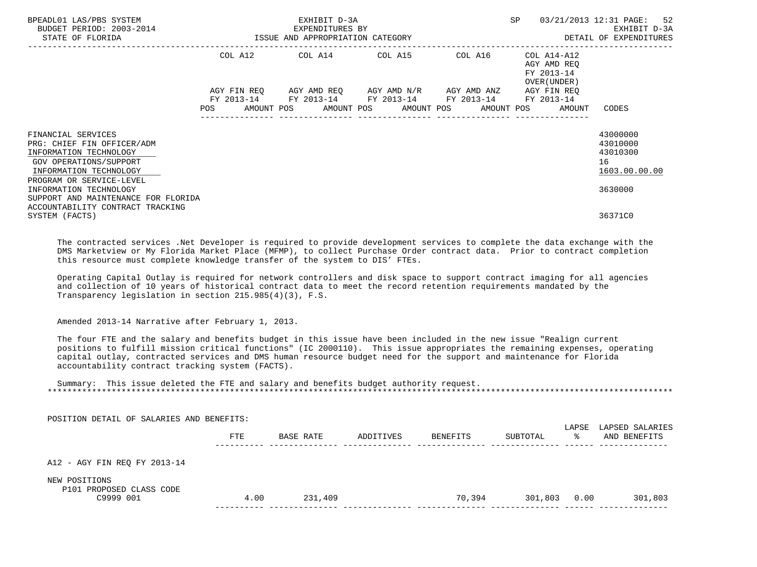| | COL A12 AGY FIN REQ FY 2013-14 POS AMOUNT | COL A14 AGY AMD REQ FY 2013-14 POS AMOUNT | COL A15 AGY AMD N/R FY 2013-14 POS AMOUNT | COL A16 AGY AMD ANZ FY 2013-14 POS AMOUNT | COL A14-A12 AGY AMD REQ FY 2013-14 OVER(UNDER) AGY FIN REQ FY 2013-14 POS AMOUNT | CODES |
|---|---|---|---|---|---|---|
| FINANCIAL SERVICES | | | | | | 43000000 |
| PRG: CHIEF FIN OFFICER/ADM | | | | | | 43010000 |
| INFORMATION TECHNOLOGY | | | | | | 43010300 |
| GOV OPERATIONS/SUPPORT | | | | | | 16 |
| INFORMATION TECHNOLOGY | | | | | | 1603.00.00.00 |
| PROGRAM OR SERVICE-LEVEL | | | | | | |
| INFORMATION TECHNOLOGY | | | | | | 3630000 |
| SUPPORT AND MAINTENANCE FOR FLORIDA ACCOUNTABILITY CONTRACT TRACKING SYSTEM (FACTS) | | | | | | 36371C0 |

The contracted services .Net Developer is required to provide development services to complete the data exchange with the DMS Marketview or My Florida Market Place (MFMP), to collect Purchase Order contract data. Prior to contract completion this resource must complete knowledge transfer of the system to DIS' FTEs.

Operating Capital Outlay is required for network controllers and disk space to support contract imaging for all agencies and collection of 10 years of historical contract data to meet the record retention requirements mandated by the Transparency legislation in section 215.985(4)(3), F.S.

Amended 2013-14 Narrative after February 1, 2013.

The four FTE and the salary and benefits budget in this issue have been included in the new issue "Realign current positions to fulfill mission critical functions" (IC 2000110). This issue appropriates the remaining expenses, operating capital outlay, contracted services and DMS human resource budget need for the support and maintenance for Florida accountability contract tracking system (FACTS).

Summary: This issue deleted the FTE and salary and benefits budget authority request.

***

POSITION DETAIL OF SALARIES AND BENEFITS:

| | FTE | BASE RATE | ADDITIVES | BENEFITS | SUBTOTAL | LAPSE % | LAPSED SALARIES AND BENEFITS |
|---|---|---|---|---|---|---|---|
| A12 - AGY FIN REQ FY 2013-14 | | | | | | | |
| NEW POSITIONS | | | | | | | |
| P101 PROPOSED CLASS CODE C9999 001 | 4.00 | 231,409 | | 70,394 | 301,803 | 0.00 | 301,803 |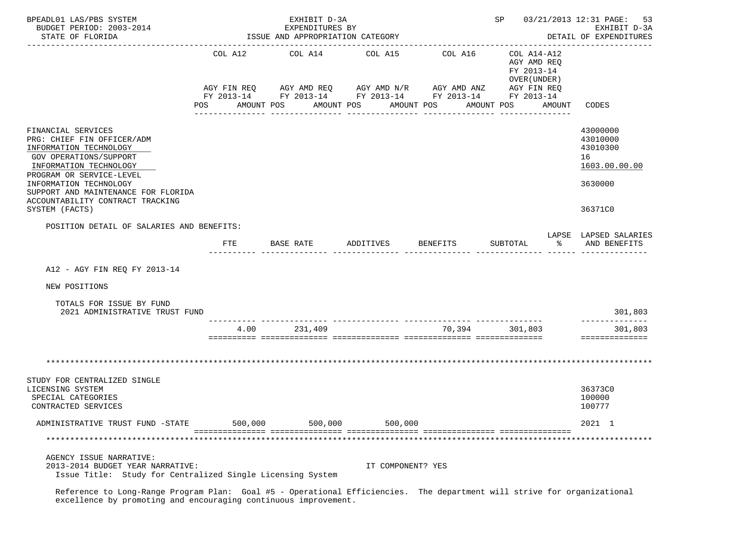| | COL A12 | COL A14 | COL A15 | COL A16 | COL A14-A12 AGY AMD REQ FY 2013-14 OVER(UNDER) | |
|---|---|---|---|---|---|---|
| | AGY FIN REQ FY 2013-14 | AGY AMD REQ FY 2013-14 | AGY AMD N/R FY 2013-14 | AGY AMD ANZ FY 2013-14 | AGY FIN REQ FY 2013-14 | |
| | POS AMOUNT | POS AMOUNT | POS AMOUNT | POS AMOUNT | POS AMOUNT | CODES |

FINANCIAL SERVICES — 43000000
PRG: CHIEF FIN OFFICER/ADM — 43010000
INFORMATION TECHNOLOGY — 43010300
GOV OPERATIONS/SUPPORT — 16
INFORMATION TECHNOLOGY — 1603.00.00.00
PROGRAM OR SERVICE-LEVEL
INFORMATION TECHNOLOGY — 3630000
SUPPORT AND MAINTENANCE FOR FLORIDA ACCOUNTABILITY CONTRACT TRACKING SYSTEM (FACTS) — 36371C0

POSITION DETAIL OF SALARIES AND BENEFITS:

| | FTE | BASE RATE | ADDITIVES | BENEFITS | SUBTOTAL | LAPSE % | LAPSED SALARIES AND BENEFITS |
|---|---|---|---|---|---|---|---|
| A12 - AGY FIN REQ FY 2013-14 | | | | | | | |
| NEW POSITIONS | | | | | | | |
| TOTALS FOR ISSUE BY FUND | | | | | | | |
| 2021 ADMINISTRATIVE TRUST FUND | | | | | | | 301,803 |
| | 4.00 | 231,409 | | 70,394 | 301,803 | | 301,803 |

STUDY FOR CENTRALIZED SINGLE LICENSING SYSTEM — 36373C0
SPECIAL CATEGORIES — 100000
CONTRACTED SERVICES — 100777

| | COL A12 | COL A14 | COL A15 | COL A16 | COL A14-A12 | CODES |
|---|---|---|---|---|---|---|
| ADMINISTRATIVE TRUST FUND -STATE | 500,000 | 500,000 | 500,000 | | | 2021 1 |

AGENCY ISSUE NARRATIVE:
2013-2014 BUDGET YEAR NARRATIVE: IT COMPONENT? YES
Issue Title: Study for Centralized Single Licensing System

Reference to Long-Range Program Plan: Goal #5 - Operational Efficiencies. The department will strive for organizational excellence by promoting and encouraging continuous improvement.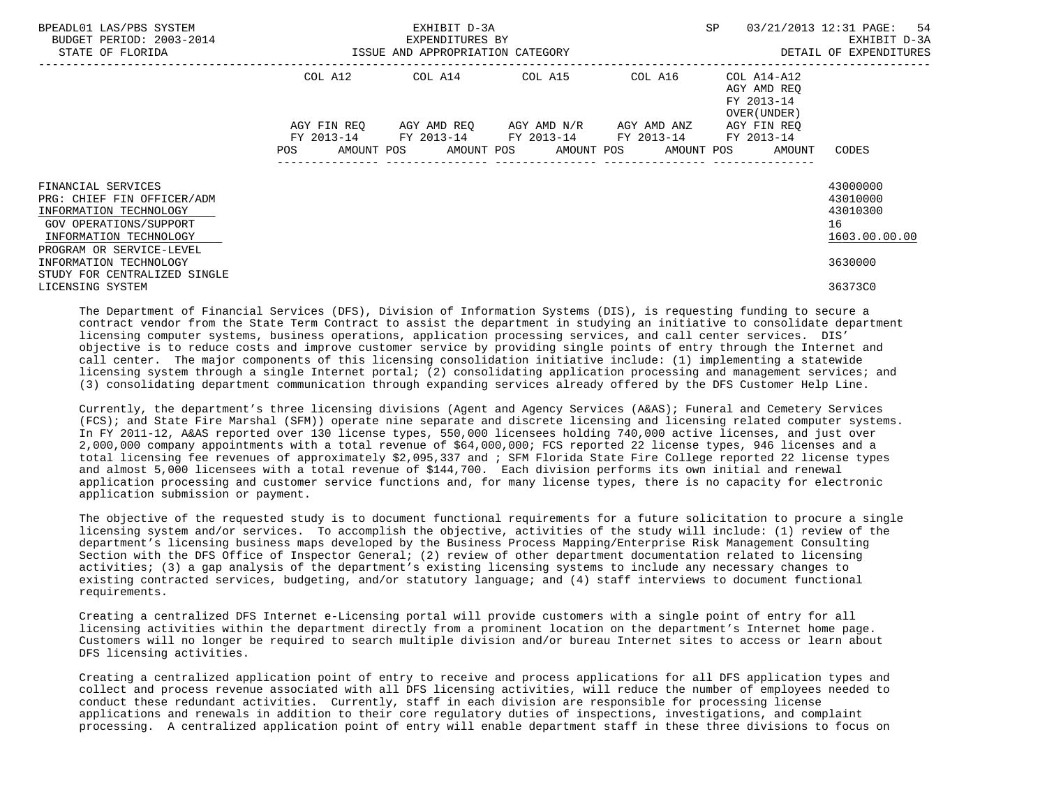| | COL A12 | COL A14 | COL A15 | COL A16 | COL A14-A12 AGY AMD REQ FY 2013-14 OVER(UNDER) | |
|---|---|---|---|---|---|---|
| | AGY FIN REQ FY 2013-14 | AGY AMD REQ FY 2013-14 | AGY AMD N/R FY 2013-14 | AGY AMD ANZ FY 2013-14 | AGY FIN REQ FY 2013-14 | |
| | POS AMOUNT | POS AMOUNT | POS AMOUNT | POS AMOUNT | POS AMOUNT | CODES |
| FINANCIAL SERVICES | | | | | | 43000000 |
| PRG: CHIEF FIN OFFICER/ADM | | | | | | 43010000 |
| INFORMATION TECHNOLOGY | | | | | | 43010300 |
| GOV OPERATIONS/SUPPORT | | | | | | 16 |
| INFORMATION TECHNOLOGY | | | | | | 1603.00.00.00 |
| PROGRAM OR SERVICE-LEVEL INFORMATION TECHNOLOGY | | | | | | 3630000 |
| STUDY FOR CENTRALIZED SINGLE LICENSING SYSTEM | | | | | | 36373C0 |

The Department of Financial Services (DFS), Division of Information Systems (DIS), is requesting funding to secure a contract vendor from the State Term Contract to assist the department in studying an initiative to consolidate department licensing computer systems, business operations, application processing services, and call center services. DIS' objective is to reduce costs and improve customer service by providing single points of entry through the Internet and call center. The major components of this licensing consolidation initiative include: (1) implementing a statewide licensing system through a single Internet portal; (2) consolidating application processing and management services; and (3) consolidating department communication through expanding services already offered by the DFS Customer Help Line.

Currently, the department's three licensing divisions (Agent and Agency Services (A&AS); Funeral and Cemetery Services (FCS); and State Fire Marshal (SFM)) operate nine separate and discrete licensing and licensing related computer systems. In FY 2011-12, A&AS reported over 130 license types, 550,000 licensees holding 740,000 active licenses, and just over 2,000,000 company appointments with a total revenue of $64,000,000; FCS reported 22 license types, 946 licenses and a total licensing fee revenues of approximately $2,095,337 and ; SFM Florida State Fire College reported 22 license types and almost 5,000 licensees with a total revenue of $144,700. Each division performs its own initial and renewal application processing and customer service functions and, for many license types, there is no capacity for electronic application submission or payment.

The objective of the requested study is to document functional requirements for a future solicitation to procure a single licensing system and/or services. To accomplish the objective, activities of the study will include: (1) review of the department's licensing business maps developed by the Business Process Mapping/Enterprise Risk Management Consulting Section with the DFS Office of Inspector General; (2) review of other department documentation related to licensing activities; (3) a gap analysis of the department's existing licensing systems to include any necessary changes to existing contracted services, budgeting, and/or statutory language; and (4) staff interviews to document functional requirements.

Creating a centralized DFS Internet e-Licensing portal will provide customers with a single point of entry for all licensing activities within the department directly from a prominent location on the department's Internet home page. Customers will no longer be required to search multiple division and/or bureau Internet sites to access or learn about DFS licensing activities.

Creating a centralized application point of entry to receive and process applications for all DFS application types and collect and process revenue associated with all DFS licensing activities, will reduce the number of employees needed to conduct these redundant activities. Currently, staff in each division are responsible for processing license applications and renewals in addition to their core regulatory duties of inspections, investigations, and complaint processing. A centralized application point of entry will enable department staff in these three divisions to focus on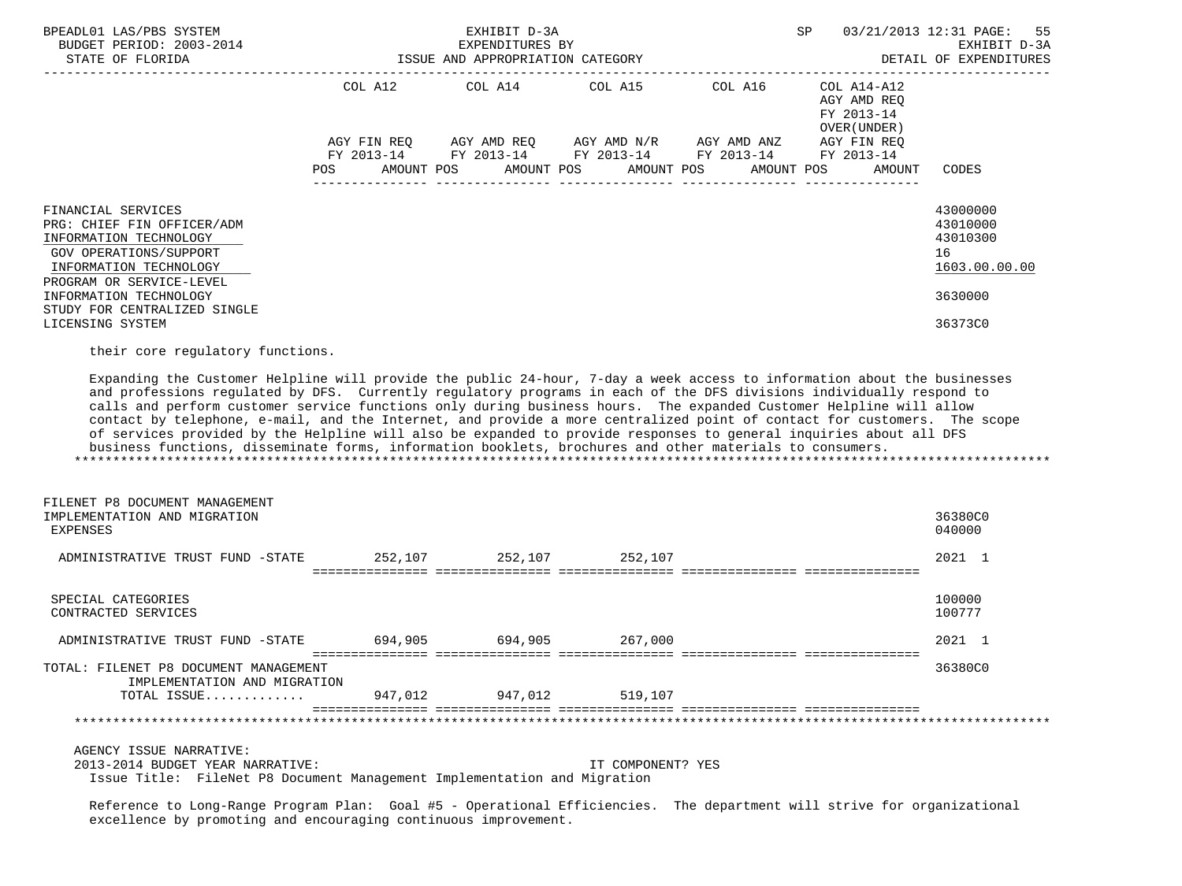| | COL A12 | COL A14 | COL A15 | COL A16 | COL A14-A12 | |
|---|---|---|---|---|---|---|
| | | | | | AGY AMD REQ FY 2013-14 OVER(UNDER) | |
| | AGY FIN REQ FY 2013-14 | AGY AMD REQ FY 2013-14 | AGY AMD N/R FY 2013-14 | AGY AMD ANZ FY 2013-14 | AGY FIN REQ FY 2013-14 | |
| | POS AMOUNT | POS AMOUNT | POS AMOUNT | POS AMOUNT | POS AMOUNT | CODES |

FINANCIAL SERVICES — 43000000
PRG: CHIEF FIN OFFICER/ADM — 43010000
INFORMATION TECHNOLOGY — 43010300
GOV OPERATIONS/SUPPORT — 16
INFORMATION TECHNOLOGY — 1603.00.00.00
PROGRAM OR SERVICE-LEVEL
INFORMATION TECHNOLOGY — 3630000
STUDY FOR CENTRALIZED SINGLE
LICENSING SYSTEM — 36373C0

their core regulatory functions.

Expanding the Customer Helpline will provide the public 24-hour, 7-day a week access to information about the businesses and professions regulated by DFS. Currently regulatory programs in each of the DFS divisions individually respond to calls and perform customer service functions only during business hours. The expanded Customer Helpline will allow contact by telephone, e-mail, and the Internet, and provide a more centralized point of contact for customers. The scope of services provided by the Helpline will also be expanded to provide responses to general inquiries about all DFS business functions, disseminate forms, information booklets, brochures and other materials to consumers.

*******************************************************************************************************************

| | COL A12 | COL A14 | COL A15 | COL A16 | COL A14-A12 | CODES |
|---|---|---|---|---|---|---|
| FILENET P8 DOCUMENT MANAGEMENT IMPLEMENTATION AND MIGRATION | | | | | | 36380C0 |
| EXPENSES | | | | | | 040000 |
| ADMINISTRATIVE TRUST FUND -STATE | 252,107 | 252,107 | 252,107 | | | 2021 1 |
| SPECIAL CATEGORIES | | | | | | 100000 |
| CONTRACTED SERVICES | | | | | | 100777 |
| ADMINISTRATIVE TRUST FUND -STATE | 694,905 | 694,905 | 267,000 | | | 2021 1 |
| TOTAL: FILENET P8 DOCUMENT MANAGEMENT IMPLEMENTATION AND MIGRATION | | | | | | 36380C0 |
| TOTAL ISSUE............ | 947,012 | 947,012 | 519,107 | | | |

*******************************************************************************************************************

AGENCY ISSUE NARRATIVE:
2013-2014 BUDGET YEAR NARRATIVE: IT COMPONENT? YES
Issue Title: FileNet P8 Document Management Implementation and Migration

Reference to Long-Range Program Plan: Goal #5 - Operational Efficiencies. The department will strive for organizational excellence by promoting and encouraging continuous improvement.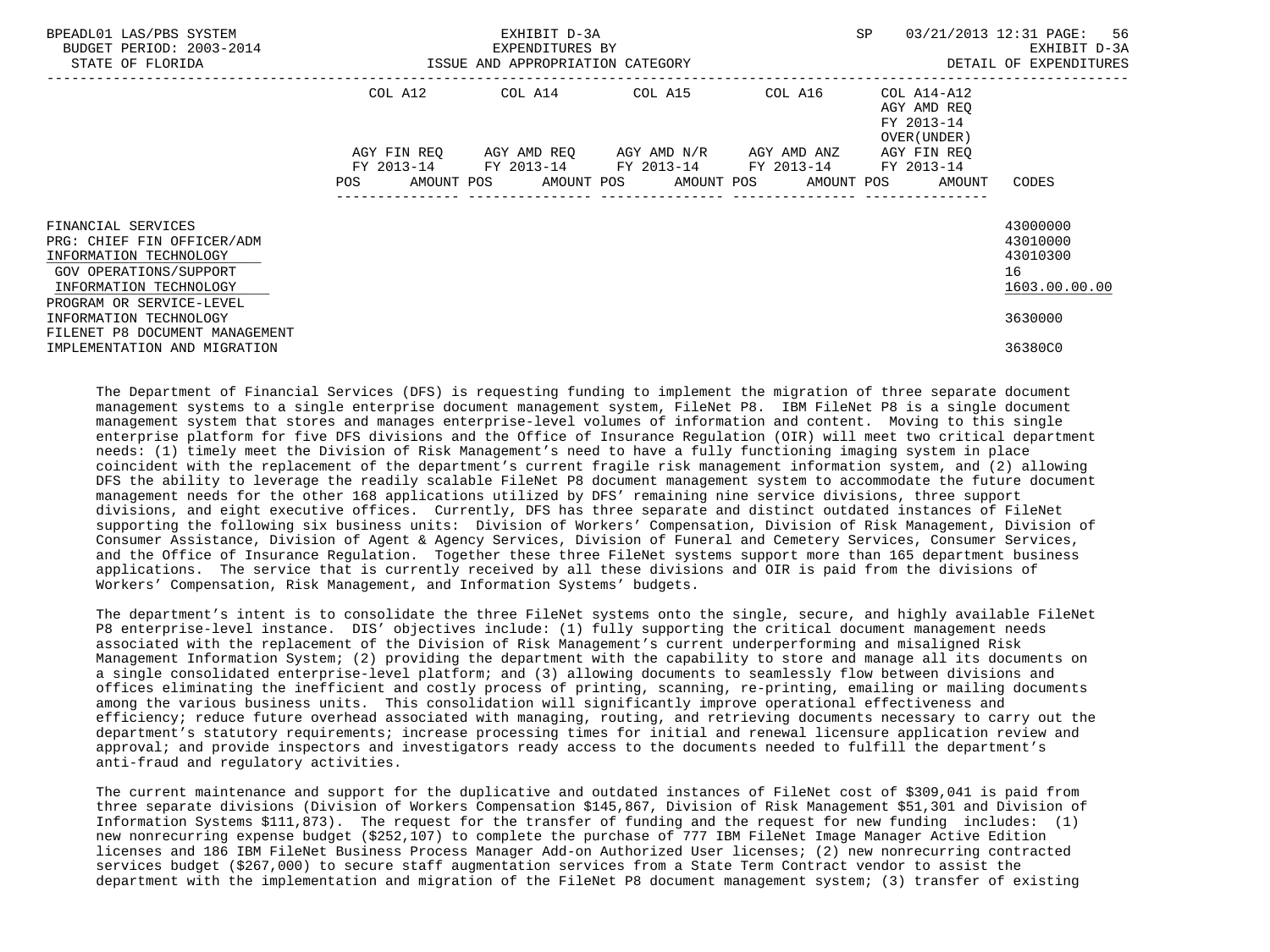| | COL A12 | COL A14 | COL A15 | COL A16 | COL A14-A12 AGY AMD REQ FY 2013-14 OVER(UNDER) | |
|---|---|---|---|---|---|---|
| | AGY FIN REQ FY 2013-14 | AGY AMD REQ FY 2013-14 | AGY AMD N/R FY 2013-14 | AGY AMD ANZ FY 2013-14 | AGY FIN REQ FY 2013-14 | |
| | POS AMOUNT | POS AMOUNT | POS AMOUNT | POS AMOUNT | POS AMOUNT | CODES |
| FINANCIAL SERVICES | | | | | | 43000000 |
| PRG: CHIEF FIN OFFICER/ADM | | | | | | 43010000 |
| INFORMATION TECHNOLOGY | | | | | | 43010300 |
| GOV OPERATIONS/SUPPORT | | | | | | 16 |
| INFORMATION TECHNOLOGY | | | | | | 1603.00.00.00 |
| PROGRAM OR SERVICE-LEVEL | | | | | | |
| INFORMATION TECHNOLOGY | | | | | | 3630000 |
| FILENET P8 DOCUMENT MANAGEMENT | | | | | | |
| IMPLEMENTATION AND MIGRATION | | | | | | 36380C0 |

The Department of Financial Services (DFS) is requesting funding to implement the migration of three separate document management systems to a single enterprise document management system, FileNet P8. IBM FileNet P8 is a single document management system that stores and manages enterprise-level volumes of information and content. Moving to this single enterprise platform for five DFS divisions and the Office of Insurance Regulation (OIR) will meet two critical department needs: (1) timely meet the Division of Risk Management's need to have a fully functioning imaging system in place coincident with the replacement of the department's current fragile risk management information system, and (2) allowing DFS the ability to leverage the readily scalable FileNet P8 document management system to accommodate the future document management needs for the other 168 applications utilized by DFS' remaining nine service divisions, three support divisions, and eight executive offices. Currently, DFS has three separate and distinct outdated instances of FileNet supporting the following six business units: Division of Workers' Compensation, Division of Risk Management, Division of Consumer Assistance, Division of Agent & Agency Services, Division of Funeral and Cemetery Services, Consumer Services, and the Office of Insurance Regulation. Together these three FileNet systems support more than 165 department business applications. The service that is currently received by all these divisions and OIR is paid from the divisions of Workers' Compensation, Risk Management, and Information Systems' budgets.

The department's intent is to consolidate the three FileNet systems onto the single, secure, and highly available FileNet P8 enterprise-level instance. DIS' objectives include: (1) fully supporting the critical document management needs associated with the replacement of the Division of Risk Management's current underperforming and misaligned Risk Management Information System; (2) providing the department with the capability to store and manage all its documents on a single consolidated enterprise-level platform; and (3) allowing documents to seamlessly flow between divisions and offices eliminating the inefficient and costly process of printing, scanning, re-printing, emailing or mailing documents among the various business units. This consolidation will significantly improve operational effectiveness and efficiency; reduce future overhead associated with managing, routing, and retrieving documents necessary to carry out the department's statutory requirements; increase processing times for initial and renewal licensure application review and approval; and provide inspectors and investigators ready access to the documents needed to fulfill the department's anti-fraud and regulatory activities.

The current maintenance and support for the duplicative and outdated instances of FileNet cost of $309,041 is paid from three separate divisions (Division of Workers Compensation $145,867, Division of Risk Management $51,301 and Division of Information Systems $111,873). The request for the transfer of funding and the request for new funding includes: (1) new nonrecurring expense budget ($252,107) to complete the purchase of 777 IBM FileNet Image Manager Active Edition licenses and 186 IBM FileNet Business Process Manager Add-on Authorized User licenses; (2) new nonrecurring contracted services budget ($267,000) to secure staff augmentation services from a State Term Contract vendor to assist the department with the implementation and migration of the FileNet P8 document management system; (3) transfer of existing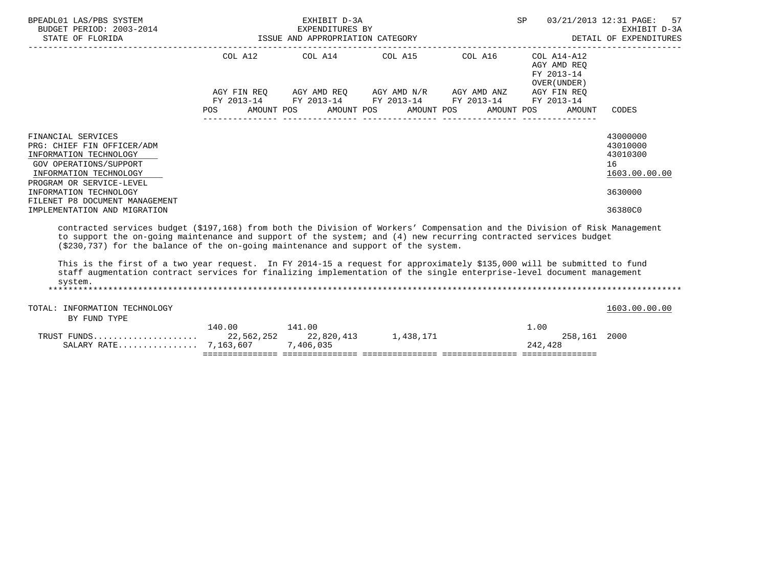| | COL A12 | | COL A14 | | COL A15 | | COL A16 | | COL A14-A12 AGY AMD REQ FY 2013-14 OVER(UNDER) | | |
|---|---|---|---|---|---|---|---|---|---|---|---|
| | AGY FIN REQ FY 2013-14 | | AGY AMD REQ FY 2013-14 | | AGY AMD N/R FY 2013-14 | | AGY AMD ANZ FY 2013-14 | | AGY FIN REQ FY 2013-14 | | |
| | POS | AMOUNT | POS | AMOUNT | POS | AMOUNT | POS | AMOUNT | POS | AMOUNT | CODES |

FINANCIAL SERVICES — 43000000
PRG: CHIEF FIN OFFICER/ADM — 43010000
INFORMATION TECHNOLOGY — 43010300
GOV OPERATIONS/SUPPORT — 16
INFORMATION TECHNOLOGY — 1603.00.00.00
PROGRAM OR SERVICE-LEVEL
INFORMATION TECHNOLOGY — 3630000
FILENET P8 DOCUMENT MANAGEMENT
IMPLEMENTATION AND MIGRATION — 36380C0

contracted services budget ($197,168) from both the Division of Workers' Compensation and the Division of Risk Management to support the on-going maintenance and support of the system; and (4) new recurring contracted services budget ($230,737) for the balance of the on-going maintenance and support of the system.

This is the first of a two year request. In FY 2014-15 a request for approximately $135,000 will be submitted to fund staff augmentation contract services for finalizing implementation of the single enterprise-level document management system.

*******************************************************************************************************************

TOTAL: INFORMATION TECHNOLOGY — 1603.00.00.00

BY FUND TYPE

| | COL A12 POS | COL A12 AMOUNT | COL A14 POS | COL A14 AMOUNT | COL A15 POS | COL A15 AMOUNT | COL A16 POS | COL A16 AMOUNT | COL A14-A12 POS | COL A14-A12 AMOUNT | CODES |
|---|---|---|---|---|---|---|---|---|---|---|---|
| | 140.00 | | 141.00 | | | | | | 1.00 | | |
| TRUST FUNDS.................... | | 22,562,252 | | 22,820,413 | | 1,438,171 | | | | 258,161 | 2000 |
| SALARY RATE................ | | 7,163,607 | | 7,406,035 | | | | | | 242,428 | |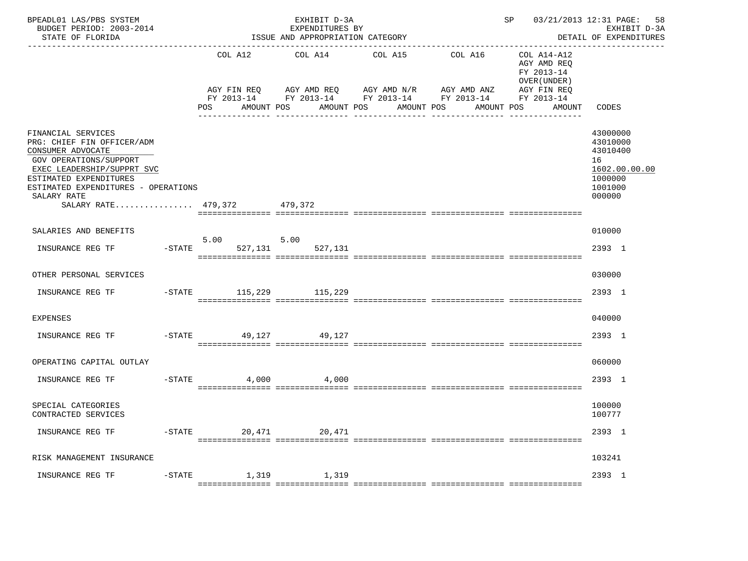BPEADL01 LAS/PBS SYSTEM | EXHIBIT D-3A | SP 03/21/2013 12:31
BUDGET PERIOD: 2003-2014 | EXPENDITURES BY | EXHIBIT D-3A
STATE OF FLORIDA | ISSUE AND APPROPRIATION CATEGORY | DETAIL OF EXPENDITURES

| | | COL A12 AGY FIN REQ FY 2013-14 | | COL A14 AGY AMD REQ FY 2013-14 | | COL A15 AGY AMD N/R FY 2013-14 | | COL A16 AGY AMD ANZ FY 2013-14 | | COL A14-A12 AGY AMD REQ FY 2013-14 OVER(UNDER) AGY FIN REQ FY 2013-14 | | CODES |
|---|---|---|---|---|---|---|---|---|---|---|---|---|
| | | POS | AMOUNT | POS | AMOUNT | POS | AMOUNT | POS | AMOUNT | POS | AMOUNT | |
| FINANCIAL SERVICES | | | | | | | | | | | | 43000000 |
| PRG: CHIEF FIN OFFICER/ADM | | | | | | | | | | | | 43010000 |
| CONSUMER ADVOCATE | | | | | | | | | | | | 43010400 |
| GOV OPERATIONS/SUPPORT | | | | | | | | | | | | 16 |
| EXEC LEADERSHIP/SUPPRT SVC | | | | | | | | | | | | 1602.00.00.00 |
| ESTIMATED EXPENDITURES | | | | | | | | | | | | 1000000 |
| ESTIMATED EXPENDITURES - OPERATIONS | | | | | | | | | | | | 1001000 |
| SALARY RATE | | | | | | | | | | | | 000000 |
| SALARY RATE................ | | | 479,372 | | 479,372 | | | | | | | |
| SALARIES AND BENEFITS | | | | | | | | | | | | 010000 |
| INSURANCE REG TF | -STATE | 5.00 | 527,131 | 5.00 | 527,131 | | | | | | | 2393 1 |
| OTHER PERSONAL SERVICES | | | | | | | | | | | | 030000 |
| INSURANCE REG TF | -STATE | | 115,229 | | 115,229 | | | | | | | 2393 1 |
| EXPENSES | | | | | | | | | | | | 040000 |
| INSURANCE REG TF | -STATE | | 49,127 | | 49,127 | | | | | | | 2393 1 |
| OPERATING CAPITAL OUTLAY | | | | | | | | | | | | 060000 |
| INSURANCE REG TF | -STATE | | 4,000 | | 4,000 | | | | | | | 2393 1 |
| SPECIAL CATEGORIES | | | | | | | | | | | | 100000 |
| CONTRACTED SERVICES | | | | | | | | | | | | 100777 |
| INSURANCE REG TF | -STATE | | 20,471 | | 20,471 | | | | | | | 2393 1 |
| RISK MANAGEMENT INSURANCE | | | | | | | | | | | | 103241 |
| INSURANCE REG TF | -STATE | | 1,319 | | 1,319 | | | | | | | 2393 1 |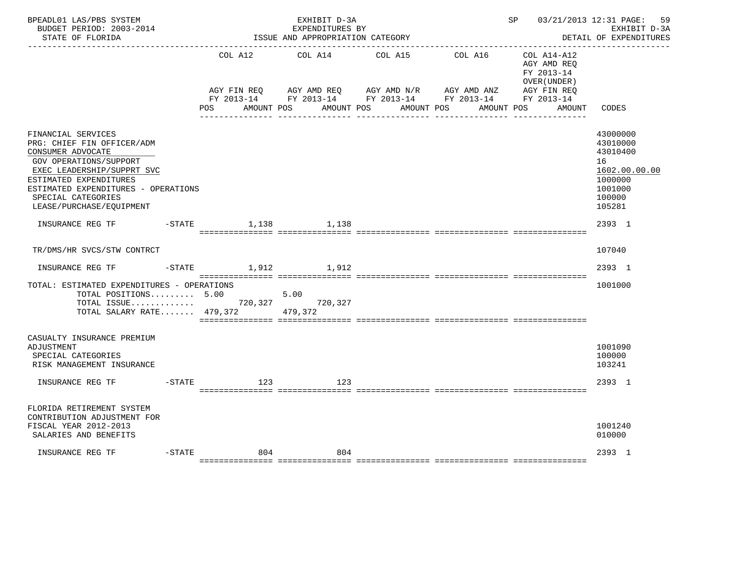BPEADL01 LAS/PBS SYSTEM — EXHIBIT D-3A — EXPENDITURES BY ISSUE AND APPROPRIATION CATEGORY
BUDGET PERIOD: 2003-2014 — STATE OF FLORIDA — SP 03/21/2013 12:31 — EXHIBIT D-3A DETAIL OF EXPENDITURES

| | COL A12 AGY FIN REQ FY 2013-14 POS AMOUNT | COL A14 AGY AMD REQ FY 2013-14 POS AMOUNT | COL A15 AGY AMD N/R FY 2013-14 POS AMOUNT | COL A16 AGY AMD ANZ FY 2013-14 POS AMOUNT | COL A14-A12 AGY AMD REQ FY 2013-14 OVER(UNDER) AGY FIN REQ FY 2013-14 POS AMOUNT | CODES |
|---|---|---|---|---|---|---|
| FINANCIAL SERVICES | | | | | | 43000000 |
| PRG: CHIEF FIN OFFICER/ADM | | | | | | 43010000 |
| CONSUMER ADVOCATE | | | | | | 43010400 |
| GOV OPERATIONS/SUPPORT | | | | | | 16 |
| EXEC LEADERSHIP/SUPPRT SVC | | | | | | 1602.00.00.00 |
| ESTIMATED EXPENDITURES | | | | | | 1000000 |
| ESTIMATED EXPENDITURES - OPERATIONS | | | | | | 1001000 |
| SPECIAL CATEGORIES | | | | | | 100000 |
| LEASE/PURCHASE/EQUIPMENT | | | | | | 105281 |
| INSURANCE REG TF -STATE | 1,138 | 1,138 | | | | 2393 1 |
| TR/DMS/HR SVCS/STW CONTRCT | | | | | | 107040 |
| INSURANCE REG TF -STATE | 1,912 | 1,912 | | | | 2393 1 |
| TOTAL: ESTIMATED EXPENDITURES - OPERATIONS | | | | | | 1001000 |
| TOTAL POSITIONS......... | 5.00 | 5.00 | | | | |
| TOTAL ISSUE............. | 720,327 | 720,327 | | | | |
| TOTAL SALARY RATE....... | 479,372 | 479,372 | | | | |
| CASUALTY INSURANCE PREMIUM ADJUSTMENT | | | | | | 1001090 |
| SPECIAL CATEGORIES | | | | | | 100000 |
| RISK MANAGEMENT INSURANCE | | | | | | 103241 |
| INSURANCE REG TF -STATE | 123 | 123 | | | | 2393 1 |
| FLORIDA RETIREMENT SYSTEM CONTRIBUTION ADJUSTMENT FOR FISCAL YEAR 2012-2013 | | | | | | 1001240 |
| SALARIES AND BENEFITS | | | | | | 010000 |
| INSURANCE REG TF -STATE | 804 | 804 | | | | 2393 1 |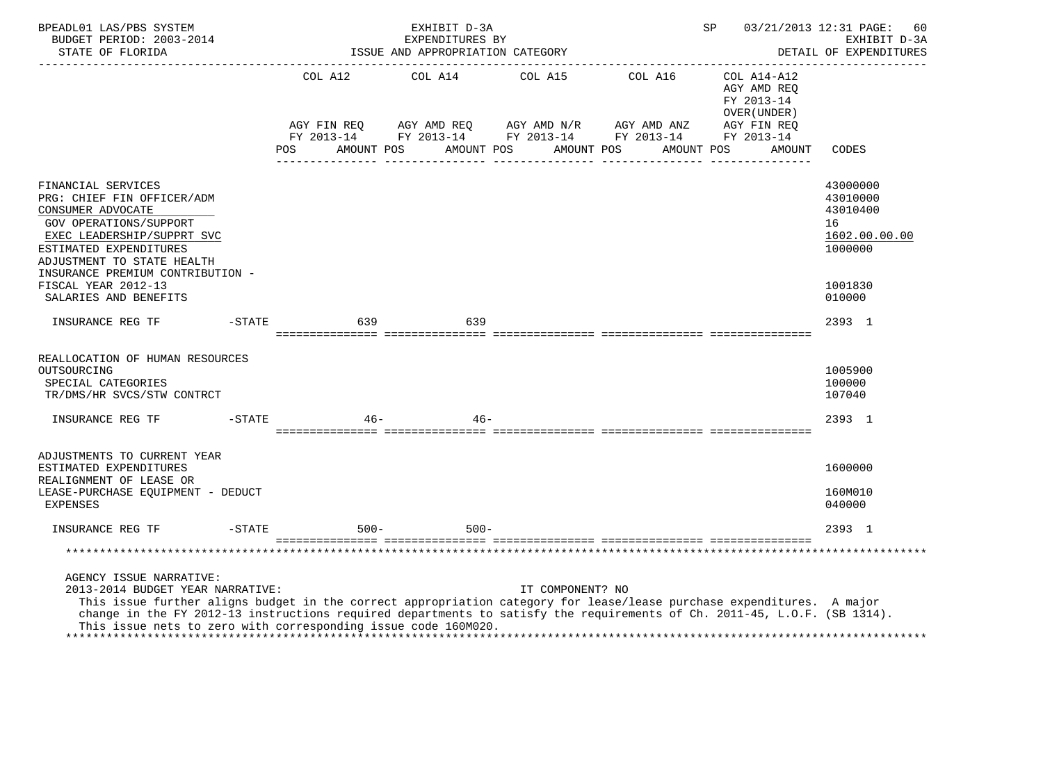BPEADL01 LAS/PBS SYSTEM — EXHIBIT D-3A — EXPENDITURES BY ISSUE AND APPROPRIATION CATEGORY — SP 03/21/2013 12:31

BUDGET PERIOD: 2003-2014 — STATE OF FLORIDA — EXHIBIT D-3A DETAIL OF EXPENDITURES

| | COL A12 AGY FIN REQ FY 2013-14 POS AMOUNT | COL A14 AGY AMD REQ FY 2013-14 POS AMOUNT | COL A15 AGY AMD N/R FY 2013-14 POS AMOUNT | COL A16 AGY AMD ANZ FY 2013-14 POS AMOUNT | COL A14-A12 AGY AMD REQ FY 2013-14 OVER(UNDER) AGY FIN REQ FY 2013-14 POS AMOUNT | CODES |
|---|---|---|---|---|---|---|
| FINANCIAL SERVICES | | | | | | 43000000 |
| PRG: CHIEF FIN OFFICER/ADM | | | | | | 43010000 |
| CONSUMER ADVOCATE | | | | | | 43010400 |
| GOV OPERATIONS/SUPPORT | | | | | | 16 |
| EXEC LEADERSHIP/SUPPRT SVC | | | | | | 1602.00.00.00 |
| ESTIMATED EXPENDITURES | | | | | | 1000000 |
| ADJUSTMENT TO STATE HEALTH INSURANCE PREMIUM CONTRIBUTION - FISCAL YEAR 2012-13 | | | | | | 1001830 |
| SALARIES AND BENEFITS | | | | | | 010000 |
| INSURANCE REG TF -STATE | 639 | 639 | | | | 2393 1 |
| REALLOCATION OF HUMAN RESOURCES OUTSOURCING | | | | | | 1005900 |
| SPECIAL CATEGORIES | | | | | | 100000 |
| TR/DMS/HR SVCS/STW CONTRCT | | | | | | 107040 |
| INSURANCE REG TF -STATE | 46- | 46- | | | | 2393 1 |
| ADJUSTMENTS TO CURRENT YEAR ESTIMATED EXPENDITURES | | | | | | 1600000 |
| REALIGNMENT OF LEASE OR LEASE-PURCHASE EQUIPMENT - DEDUCT | | | | | | 160M010 |
| EXPENSES | | | | | | 040000 |
| INSURANCE REG TF -STATE | 500- | 500- | | | | 2393 1 |

AGENCY ISSUE NARRATIVE:

2013-2014 BUDGET YEAR NARRATIVE: IT COMPONENT? NO

This issue further aligns budget in the correct appropriation category for lease/lease purchase expenditures. A major change in the FY 2012-13 instructions required departments to satisfy the requirements of Ch. 2011-45, L.O.F. (SB 1314). This issue nets to zero with corresponding issue code 160M020.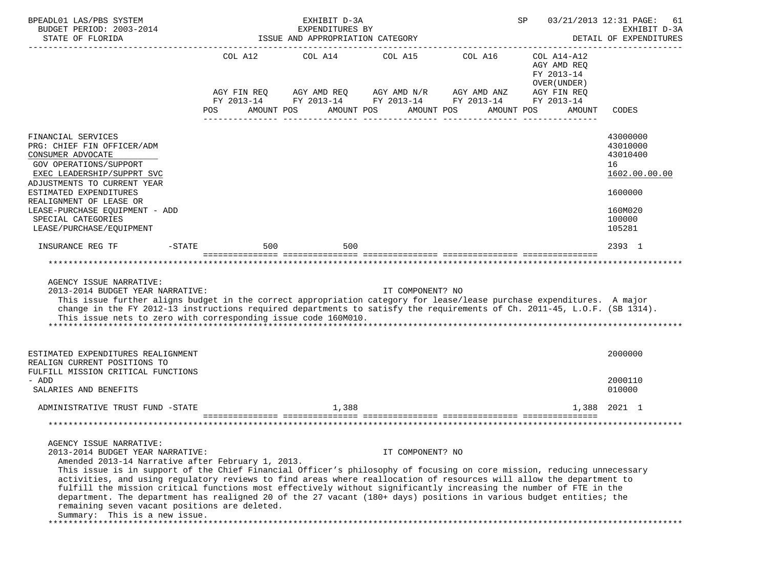BPEADL01 LAS/PBS SYSTEM — EXHIBIT D-3A — EXPENDITURES BY ISSUE AND APPROPRIATION CATEGORY — SP 03/21/2013 12:31 — EXHIBIT D-3A DETAIL OF EXPENDITURES
BUDGET PERIOD: 2003-2014
STATE OF FLORIDA

| | COL A12 AGY FIN REQ FY 2013-14 POS AMOUNT | COL A14 AGY AMD REQ FY 2013-14 POS AMOUNT | COL A15 AGY AMD N/R FY 2013-14 POS AMOUNT | COL A16 AGY AMD ANZ FY 2013-14 POS AMOUNT | COL A14-A12 AGY AMD REQ FY 2013-14 OVER(UNDER) AGY FIN REQ FY 2013-14 POS AMOUNT | CODES |
|---|---|---|---|---|---|---|
| FINANCIAL SERVICES | | | | | | 43000000 |
| PRG: CHIEF FIN OFFICER/ADM | | | | | | 43010000 |
| CONSUMER ADVOCATE | | | | | | 43010400 |
| GOV OPERATIONS/SUPPORT | | | | | | 16 |
| EXEC LEADERSHIP/SUPPRT SVC | | | | | | 1602.00.00.00 |
| ADJUSTMENTS TO CURRENT YEAR ESTIMATED EXPENDITURES | | | | | | 1600000 |
| REALIGNMENT OF LEASE OR LEASE-PURCHASE EQUIPMENT - ADD | | | | | | 160M020 |
| SPECIAL CATEGORIES | | | | | | 100000 |
| LEASE/PURCHASE/EQUIPMENT | | | | | | 105281 |
| INSURANCE REG TF -STATE | 500 | 500 | | | | 2393 1 |

AGENCY ISSUE NARRATIVE:
2013-2014 BUDGET YEAR NARRATIVE: IT COMPONENT? NO
This issue further aligns budget in the correct appropriation category for lease/lease purchase expenditures. A major change in the FY 2012-13 instructions required departments to satisfy the requirements of Ch. 2011-45, L.O.F. (SB 1314). This issue nets to zero with corresponding issue code 160M010.

| | COL A12 | COL A14 | COL A15 | COL A16 | COL A14-A12 | CODES |
|---|---|---|---|---|---|---|
| ESTIMATED EXPENDITURES REALIGNMENT | | | | | | 2000000 |
| REALIGN CURRENT POSITIONS TO FULFILL MISSION CRITICAL FUNCTIONS - ADD | | | | | | 2000110 |
| SALARIES AND BENEFITS | | | | | | 010000 |
| ADMINISTRATIVE TRUST FUND -STATE | | 1,388 | | | 1,388 | 2021 1 |

AGENCY ISSUE NARRATIVE:
2013-2014 BUDGET YEAR NARRATIVE: IT COMPONENT? NO
Amended 2013-14 Narrative after February 1, 2013.
This issue is in support of the Chief Financial Officer's philosophy of focusing on core mission, reducing unnecessary activities, and using regulatory reviews to find areas where reallocation of resources will allow the department to fulfill the mission critical functions most effectively without significantly increasing the number of FTE in the department. The department has realigned 20 of the 27 vacant (180+ days) positions in various budget entities; the remaining seven vacant positions are deleted.
Summary: This is a new issue.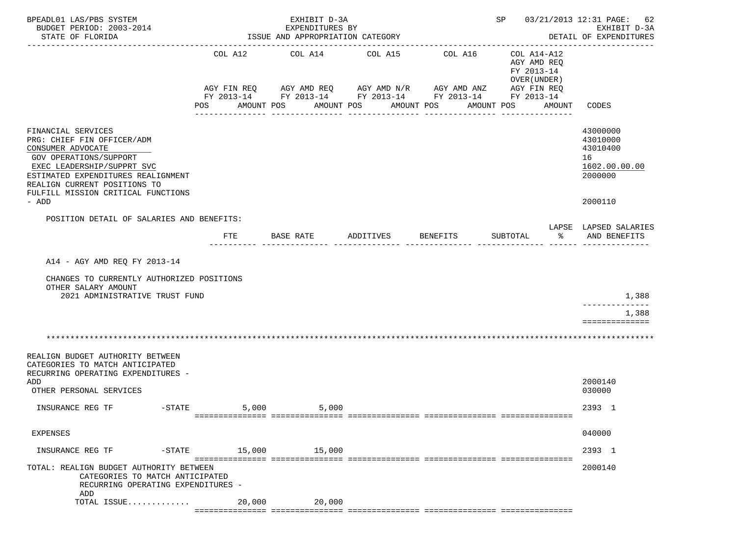BPEADL01 LAS/PBS SYSTEM — EXHIBIT D-3A — EXPENDITURES BY ISSUE AND APPROPRIATION CATEGORY
BUDGET PERIOD: 2003-2014 — STATE OF FLORIDA — SP 03/21/2013 12:31 — EXHIBIT D-3A DETAIL OF EXPENDITURES

| | COL A12 AGY FIN REQ FY 2013-14 POS AMOUNT | COL A14 AGY AMD REQ FY 2013-14 POS AMOUNT | COL A15 AGY AMD N/R FY 2013-14 POS AMOUNT | COL A16 AGY AMD ANZ FY 2013-14 POS AMOUNT | COL A14-A12 AGY AMD REQ FY 2013-14 OVER(UNDER) AGY FIN REQ FY 2013-14 POS AMOUNT | CODES |
|---|---|---|---|---|---|---|
| FINANCIAL SERVICES | | | | | | 43000000 |
| PRG: CHIEF FIN OFFICER/ADM | | | | | | 43010000 |
| CONSUMER ADVOCATE | | | | | | 43010400 |
| GOV OPERATIONS/SUPPORT | | | | | | 16 |
| EXEC LEADERSHIP/SUPPRT SVC | | | | | | 1602.00.00.00 |
| ESTIMATED EXPENDITURES REALIGNMENT | | | | | | 2000000 |
| REALIGN CURRENT POSITIONS TO FULFILL MISSION CRITICAL FUNCTIONS - ADD | | | | | | 2000110 |

POSITION DETAIL OF SALARIES AND BENEFITS:

| | FTE | BASE RATE | ADDITIVES | BENEFITS | SUBTOTAL | LAPSE % | LAPSED SALARIES AND BENEFITS |
|---|---|---|---|---|---|---|---|
| A14 - AGY AMD REQ FY 2013-14 | | | | | | | |
| CHANGES TO CURRENTLY AUTHORIZED POSITIONS | | | | | | | |
| OTHER SALARY AMOUNT | | | | | | | |
| 2021 ADMINISTRATIVE TRUST FUND | | | | | | | 1,388 |
| | | | | | | | 1,388 |

*******************************************************************************************************************

| | COL A12 | COL A14 | COL A15 | COL A16 | COL A14-A12 | CODES |
|---|---|---|---|---|---|---|
| REALIGN BUDGET AUTHORITY BETWEEN CATEGORIES TO MATCH ANTICIPATED RECURRING OPERATING EXPENDITURES - ADD | | | | | | 2000140 |
| OTHER PERSONAL SERVICES | | | | | | 030000 |
| INSURANCE REG TF -STATE | 5,000 | 5,000 | | | | 2393 1 |
| EXPENSES | | | | | | 040000 |
| INSURANCE REG TF -STATE | 15,000 | 15,000 | | | | 2393 1 |
| TOTAL: REALIGN BUDGET AUTHORITY BETWEEN CATEGORIES TO MATCH ANTICIPATED RECURRING OPERATING EXPENDITURES - ADD | | | | | | 2000140 |
| TOTAL ISSUE............ | 20,000 | 20,000 | | | | |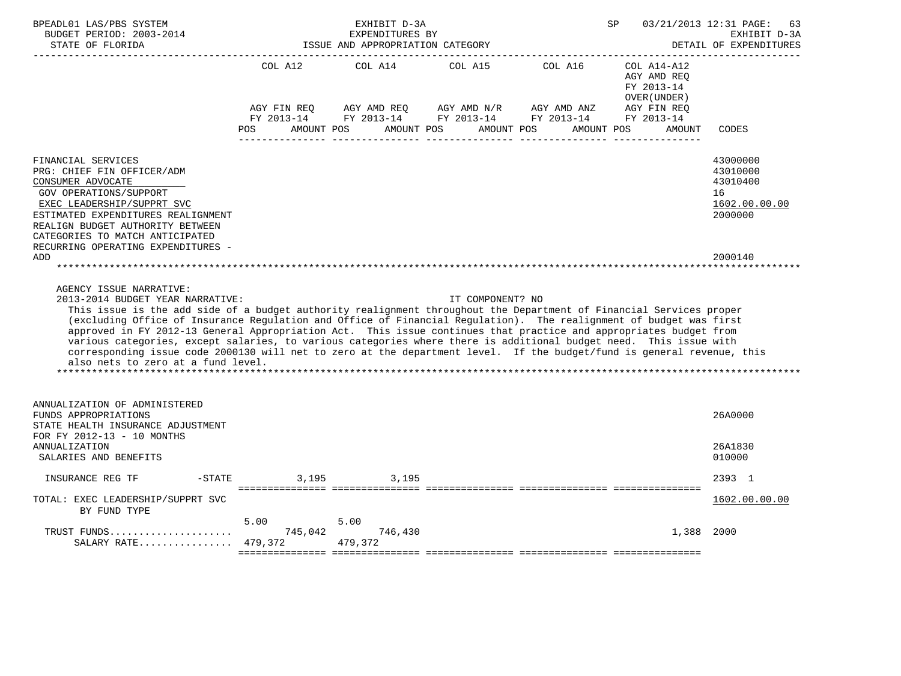BPEADL01 LAS/PBS SYSTEM — EXHIBIT D-3A — EXPENDITURES BY ISSUE AND APPROPRIATION CATEGORY — SP 03/21/2013 12:31

BUDGET PERIOD: 2003-2014 — STATE OF FLORIDA — EXHIBIT D-3A DETAIL OF EXPENDITURES

| | COL A12 AGY FIN REQ FY 2013-14 POS AMOUNT | COL A14 AGY AMD REQ FY 2013-14 POS AMOUNT | COL A15 AGY AMD N/R FY 2013-14 POS AMOUNT | COL A16 AGY AMD ANZ FY 2013-14 POS AMOUNT | COL A14-A12 AGY AMD REQ FY 2013-14 OVER(UNDER) AGY FIN REQ FY 2013-14 AMOUNT | CODES |
|---|---|---|---|---|---|---|
| FINANCIAL SERVICES | | | | | | 43000000 |
| PRG: CHIEF FIN OFFICER/ADM | | | | | | 43010000 |
| CONSUMER ADVOCATE | | | | | | 43010400 |
| GOV OPERATIONS/SUPPORT | | | | | | 16 |
| EXEC LEADERSHIP/SUPPRT SVC | | | | | | 1602.00.00.00 |
| ESTIMATED EXPENDITURES REALIGNMENT | | | | | | 2000000 |
| REALIGN BUDGET AUTHORITY BETWEEN CATEGORIES TO MATCH ANTICIPATED RECURRING OPERATING EXPENDITURES - ADD | | | | | | 2000140 |

AGENCY ISSUE NARRATIVE:

2013-2014 BUDGET YEAR NARRATIVE: IT COMPONENT? NO

This issue is the add side of a budget authority realignment throughout the Department of Financial Services proper (excluding Office of Insurance Regulation and Office of Financial Regulation). The realignment of budget was first approved in FY 2012-13 General Appropriation Act. This issue continues that practice and appropriates budget from various categories, except salaries, to various categories where there is additional budget need. This issue with corresponding issue code 2000130 will net to zero at the department level. If the budget/fund is general revenue, this also nets to zero at a fund level.

| | COL A12 | COL A14 | COL A15 | COL A16 | COL A14-A12 | CODES |
|---|---|---|---|---|---|---|
| ANNUALIZATION OF ADMINISTERED FUNDS APPROPRIATIONS | | | | | | 26A0000 |
| STATE HEALTH INSURANCE ADJUSTMENT FOR FY 2012-13 - 10 MONTHS ANNUALIZATION | | | | | | 26A1830 |
| SALARIES AND BENEFITS | | | | | | 010000 |
| INSURANCE REG TF -STATE | 3,195 | 3,195 | | | | 2393 1 |
| TOTAL: EXEC LEADERSHIP/SUPPRT SVC BY FUND TYPE | | | | | | 1602.00.00.00 |
| TRUST FUNDS | 5.00 745,042 | 5.00 746,430 | | | 1,388 | 2000 |
| SALARY RATE | 479,372 | 479,372 | | | | |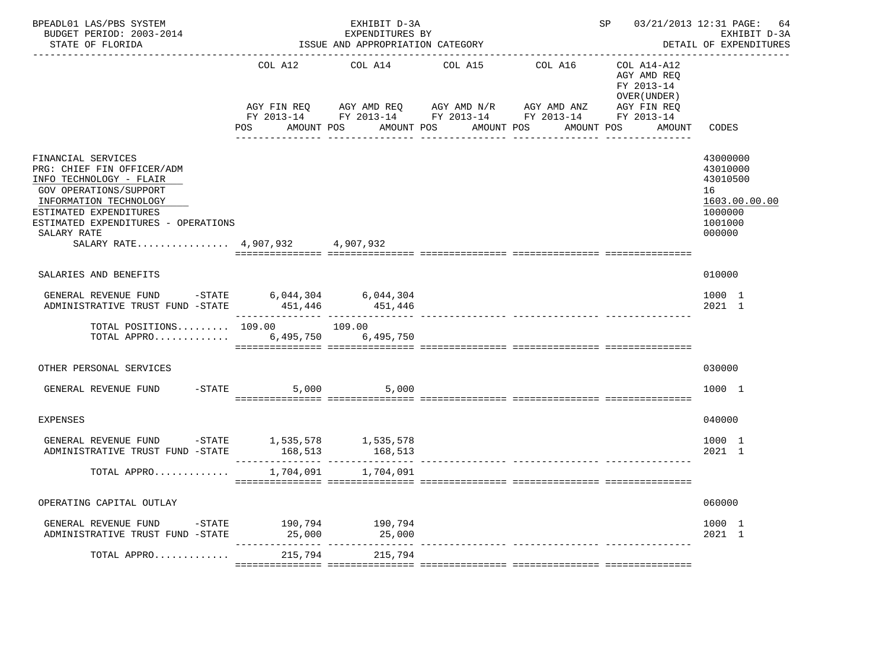BPEADL01 LAS/PBS SYSTEM — EXHIBIT D-3A — EXPENDITURES BY ISSUE AND APPROPRIATION CATEGORY — SP 03/21/2013 12:31

BUDGET PERIOD: 2003-2014

STATE OF FLORIDA

EXHIBIT D-3A — DETAIL OF EXPENDITURES

| | COL A12 AGY FIN REQ FY 2013-14 POS AMOUNT | COL A14 AGY AMD REQ FY 2013-14 POS AMOUNT | COL A15 AGY AMD N/R FY 2013-14 POS AMOUNT | COL A16 AGY AMD ANZ FY 2013-14 POS AMOUNT | COL A14-A12 AGY AMD REQ FY 2013-14 OVER(UNDER) AGY FIN REQ FY 2013-14 POS AMOUNT | CODES |
|---|---|---|---|---|---|---|
| FINANCIAL SERVICES | | | | | | 43000000 |
| PRG: CHIEF FIN OFFICER/ADM | | | | | | 43010000 |
| INFO TECHNOLOGY - FLAIR | | | | | | 43010500 |
| GOV OPERATIONS/SUPPORT | | | | | | 16 |
| INFORMATION TECHNOLOGY | | | | | | 1603.00.00.00 |
| ESTIMATED EXPENDITURES | | | | | | 1000000 |
| ESTIMATED EXPENDITURES - OPERATIONS | | | | | | 1001000 |
| SALARY RATE | | | | | | 000000 |
| SALARY RATE................ | 4,907,932 | 4,907,932 | | | | |
| SALARIES AND BENEFITS | | | | | | 010000 |
| GENERAL REVENUE FUND -STATE | 6,044,304 | 6,044,304 | | | | 1000 1 |
| ADMINISTRATIVE TRUST FUND -STATE | 451,446 | 451,446 | | | | 2021 1 |
| TOTAL POSITIONS......... | 109.00 | 109.00 | | | | |
| TOTAL APPRO............. | 6,495,750 | 6,495,750 | | | | |
| OTHER PERSONAL SERVICES | | | | | | 030000 |
| GENERAL REVENUE FUND -STATE | 5,000 | 5,000 | | | | 1000 1 |
| EXPENSES | | | | | | 040000 |
| GENERAL REVENUE FUND -STATE | 1,535,578 | 1,535,578 | | | | 1000 1 |
| ADMINISTRATIVE TRUST FUND -STATE | 168,513 | 168,513 | | | | 2021 1 |
| TOTAL APPRO............. | 1,704,091 | 1,704,091 | | | | |
| OPERATING CAPITAL OUTLAY | | | | | | 060000 |
| GENERAL REVENUE FUND -STATE | 190,794 | 190,794 | | | | 1000 1 |
| ADMINISTRATIVE TRUST FUND -STATE | 25,000 | 25,000 | | | | 2021 1 |
| TOTAL APPRO............. | 215,794 | 215,794 | | | | |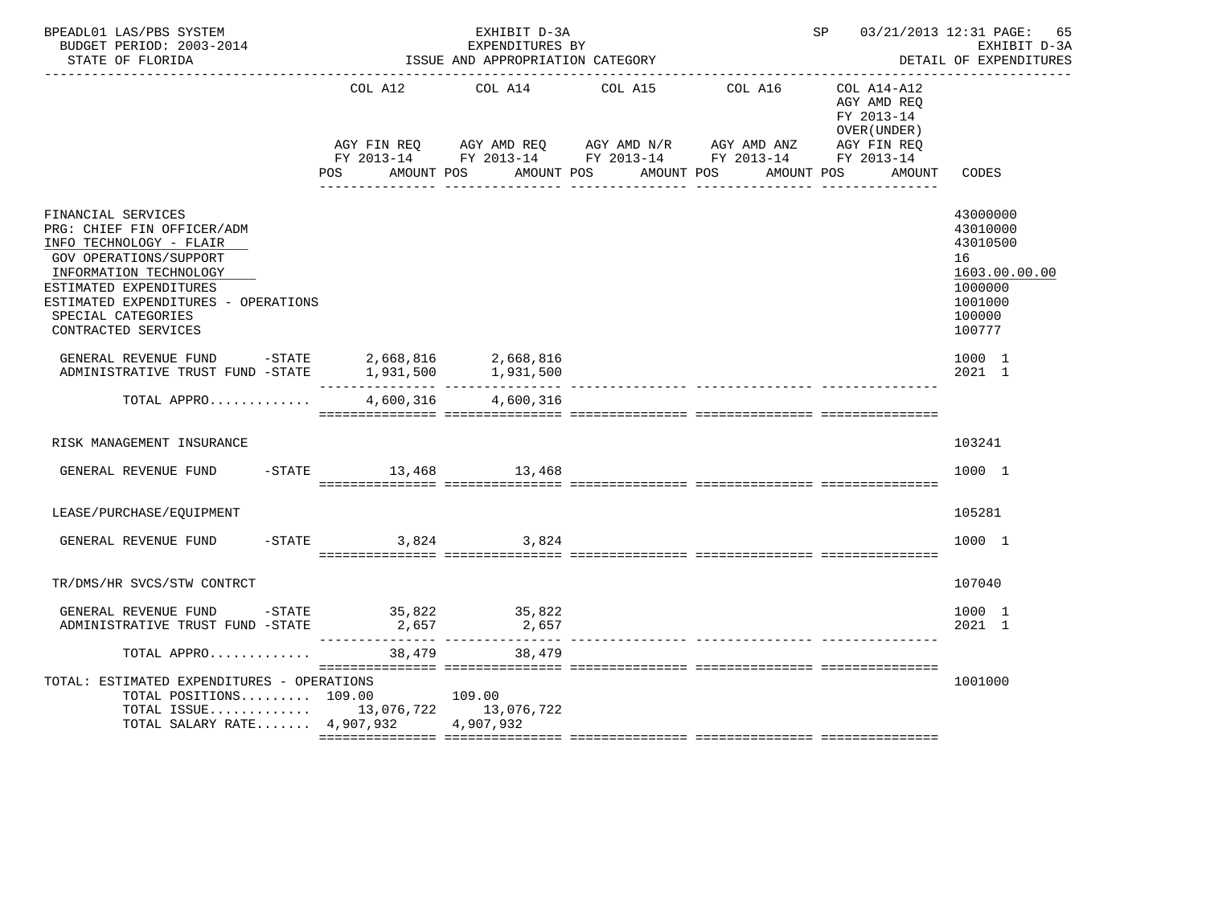BPEADL01 LAS/PBS SYSTEM — EXHIBIT D-3A — EXPENDITURES BY ISSUE AND APPROPRIATION CATEGORY — SP 03/21/2013 12:31 PAGE: 65
BUDGET PERIOD: 2003-2014 — EXHIBIT D-3A
STATE OF FLORIDA — DETAIL OF EXPENDITURES

| | COL A12 AGY FIN REQ FY 2013-14 POS AMOUNT | COL A14 AGY AMD REQ FY 2013-14 POS AMOUNT | COL A15 AGY AMD N/R FY 2013-14 POS AMOUNT | COL A16 AGY AMD ANZ FY 2013-14 POS AMOUNT | COL A14-A12 AGY AMD REQ FY 2013-14 OVER(UNDER) AGY FIN REQ FY 2013-14 POS AMOUNT | CODES |
|---|---|---|---|---|---|---|
| FINANCIAL SERVICES | | | | | | 43000000 |
| PRG: CHIEF FIN OFFICER/ADM | | | | | | 43010000 |
| INFO TECHNOLOGY - FLAIR | | | | | | 43010500 |
| GOV OPERATIONS/SUPPORT | | | | | | 16 |
| INFORMATION TECHNOLOGY | | | | | | 1603.00.00.00 |
| ESTIMATED EXPENDITURES | | | | | | 1000000 |
| ESTIMATED EXPENDITURES - OPERATIONS | | | | | | 1001000 |
| SPECIAL CATEGORIES | | | | | | 100000 |
| CONTRACTED SERVICES | | | | | | 100777 |
| GENERAL REVENUE FUND -STATE | 2,668,816 | 2,668,816 | | | | 1000 1 |
| ADMINISTRATIVE TRUST FUND -STATE | 1,931,500 | 1,931,500 | | | | 2021 1 |
| TOTAL APPRO............ | 4,600,316 | 4,600,316 | | | | |
| RISK MANAGEMENT INSURANCE | | | | | | 103241 |
| GENERAL REVENUE FUND -STATE | 13,468 | 13,468 | | | | 1000 1 |
| LEASE/PURCHASE/EQUIPMENT | | | | | | 105281 |
| GENERAL REVENUE FUND -STATE | 3,824 | 3,824 | | | | 1000 1 |
| TR/DMS/HR SVCS/STW CONTRCT | | | | | | 107040 |
| GENERAL REVENUE FUND -STATE | 35,822 | 35,822 | | | | 1000 1 |
| ADMINISTRATIVE TRUST FUND -STATE | 2,657 | 2,657 | | | | 2021 1 |
| TOTAL APPRO............ | 38,479 | 38,479 | | | | |
| TOTAL: ESTIMATED EXPENDITURES - OPERATIONS | | | | | | 1001000 |
| TOTAL POSITIONS......... | 109.00 | 109.00 | | | | |
| TOTAL ISSUE............ | 13,076,722 | 13,076,722 | | | | |
| TOTAL SALARY RATE....... | 4,907,932 | 4,907,932 | | | | |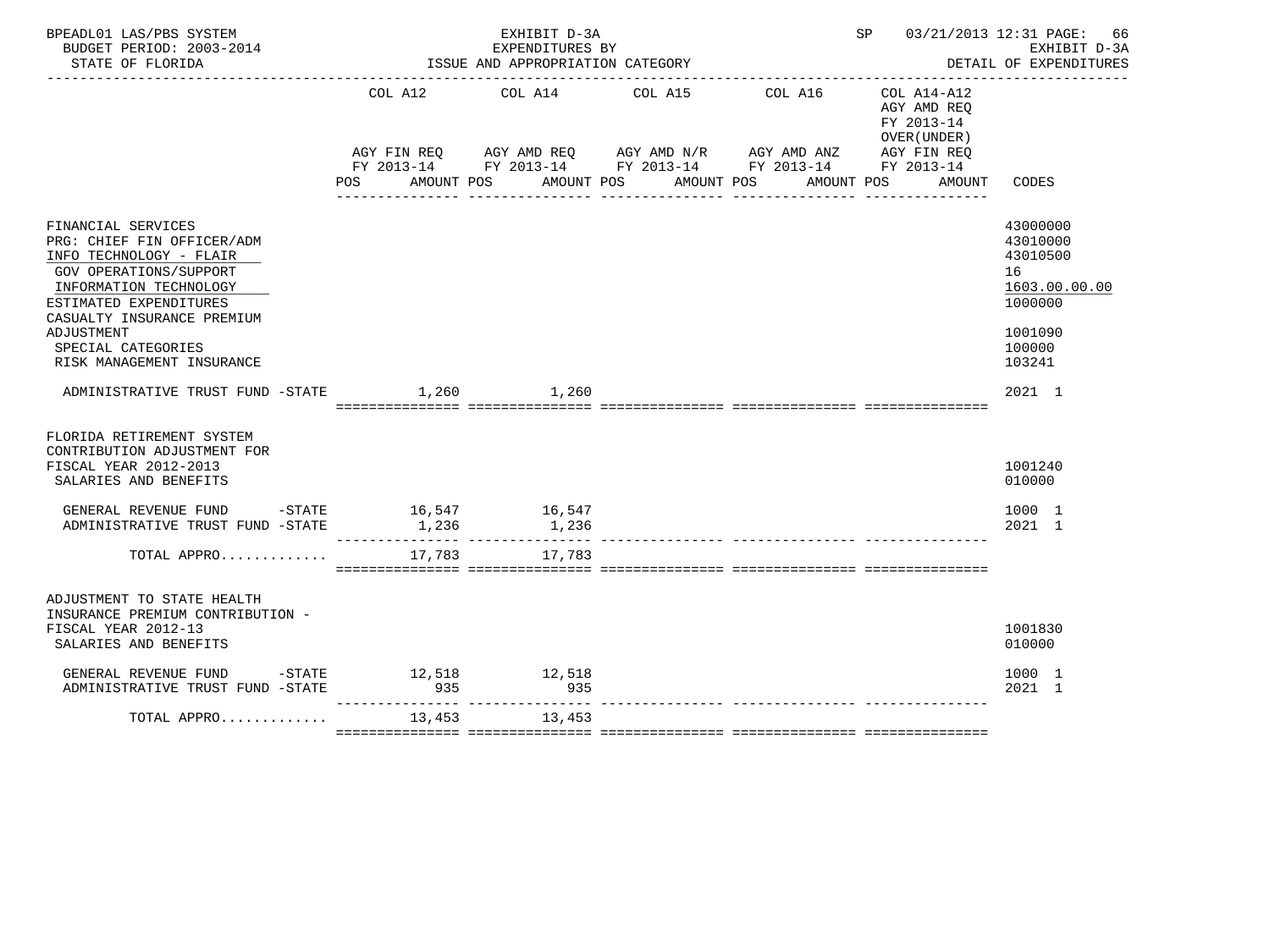BPEADL01 LAS/PBS SYSTEM — EXHIBIT D-3A — SP 03/21/2013 12:31 PAGE: 66
BUDGET PERIOD: 2003-2014 — EXPENDITURES BY — EXHIBIT D-3A
STATE OF FLORIDA — ISSUE AND APPROPRIATION CATEGORY — DETAIL OF EXPENDITURES

| | COL A12 AGY FIN REQ FY 2013-14 POS AMOUNT | COL A14 AGY AMD REQ FY 2013-14 POS AMOUNT | COL A15 AGY AMD N/R FY 2013-14 POS AMOUNT | COL A16 AGY AMD ANZ FY 2013-14 POS AMOUNT | COL A14-A12 AGY AMD REQ FY 2013-14 OVER(UNDER) AGY FIN REQ FY 2013-14 POS AMOUNT | CODES |
|---|---|---|---|---|---|---|
| FINANCIAL SERVICES | | | | | | 43000000 |
| PRG: CHIEF FIN OFFICER/ADM | | | | | | 43010000 |
| INFO TECHNOLOGY - FLAIR | | | | | | 43010500 |
| GOV OPERATIONS/SUPPORT | | | | | | 16 |
| INFORMATION TECHNOLOGY | | | | | | 1603.00.00.00 |
| ESTIMATED EXPENDITURES | | | | | | 1000000 |
| CASUALTY INSURANCE PREMIUM ADJUSTMENT | | | | | | 1001090 |
| SPECIAL CATEGORIES | | | | | | 100000 |
| RISK MANAGEMENT INSURANCE | | | | | | 103241 |
| ADMINISTRATIVE TRUST FUND -STATE | 1,260 | 1,260 | | | | 2021 1 |
| FLORIDA RETIREMENT SYSTEM CONTRIBUTION ADJUSTMENT FOR FISCAL YEAR 2012-2013 | | | | | | 1001240 |
| SALARIES AND BENEFITS | | | | | | 010000 |
| GENERAL REVENUE FUND -STATE | 16,547 | 16,547 | | | | 1000 1 |
| ADMINISTRATIVE TRUST FUND -STATE | 1,236 | 1,236 | | | | 2021 1 |
| TOTAL APPRO............ | 17,783 | 17,783 | | | | |
| ADJUSTMENT TO STATE HEALTH INSURANCE PREMIUM CONTRIBUTION - FISCAL YEAR 2012-13 | | | | | | 1001830 |
| SALARIES AND BENEFITS | | | | | | 010000 |
| GENERAL REVENUE FUND -STATE | 12,518 | 12,518 | | | | 1000 1 |
| ADMINISTRATIVE TRUST FUND -STATE | 935 | 935 | | | | 2021 1 |
| TOTAL APPRO............ | 13,453 | 13,453 | | | | |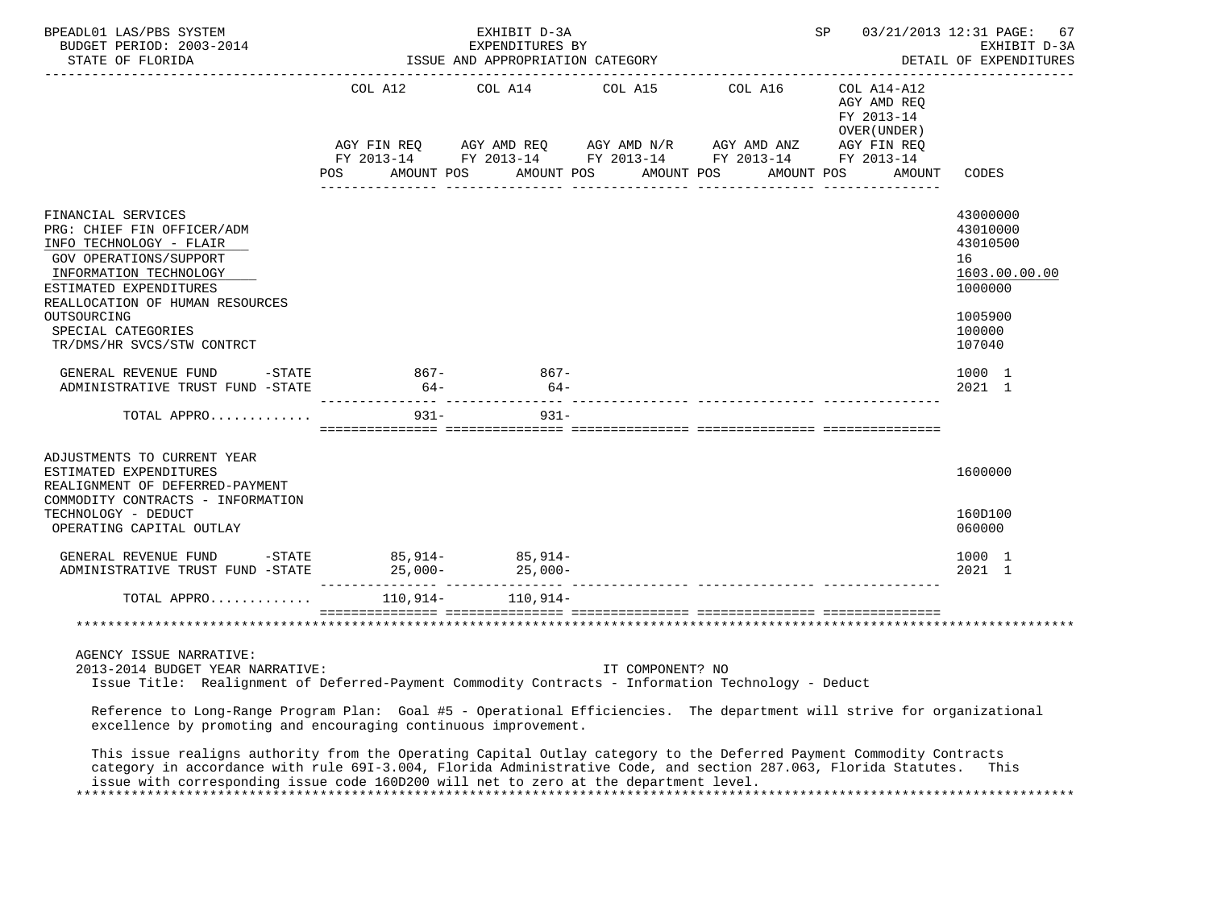BPEADL01 LAS/PBS SYSTEM — EXHIBIT D-3A — EXPENDITURES BY ISSUE AND APPROPRIATION CATEGORY
BUDGET PERIOD: 2003-2014 — STATE OF FLORIDA — SP 03/21/2013 12:31 — EXHIBIT D-3A DETAIL OF EXPENDITURES

| | COL A12 AGY FIN REQ FY 2013-14 POS AMOUNT | COL A14 AGY AMD REQ FY 2013-14 POS AMOUNT | COL A15 AGY AMD N/R FY 2013-14 POS AMOUNT | COL A16 AGY AMD ANZ FY 2013-14 POS AMOUNT | COL A14-A12 AGY AMD REQ FY 2013-14 OVER(UNDER) AGY FIN REQ FY 2013-14 POS AMOUNT | CODES |
|---|---|---|---|---|---|---|
| FINANCIAL SERVICES | | | | | | 43000000 |
| PRG: CHIEF FIN OFFICER/ADM | | | | | | 43010000 |
| INFO TECHNOLOGY - FLAIR | | | | | | 43010500 |
| GOV OPERATIONS/SUPPORT | | | | | | 16 |
| INFORMATION TECHNOLOGY | | | | | | 1603.00.00.00 |
| ESTIMATED EXPENDITURES | | | | | | 1000000 |
| REALLOCATION OF HUMAN RESOURCES OUTSOURCING | | | | | | 1005900 |
| SPECIAL CATEGORIES | | | | | | 100000 |
| TR/DMS/HR SVCS/STW CONTRCT | | | | | | 107040 |
| GENERAL REVENUE FUND -STATE | 867- | 867- | | | | 1000 1 |
| ADMINISTRATIVE TRUST FUND -STATE | 64- | 64- | | | | 2021 1 |
| TOTAL APPRO............ | 931- | 931- | | | | |
| ADJUSTMENTS TO CURRENT YEAR ESTIMATED EXPENDITURES | | | | | | 1600000 |
| REALIGNMENT OF DEFERRED-PAYMENT COMMODITY CONTRACTS - INFORMATION TECHNOLOGY - DEDUCT | | | | | | 160D100 |
| OPERATING CAPITAL OUTLAY | | | | | | 060000 |
| GENERAL REVENUE FUND -STATE | 85,914- | 85,914- | | | | 1000 1 |
| ADMINISTRATIVE TRUST FUND -STATE | 25,000- | 25,000- | | | | 2021 1 |
| TOTAL APPRO............ | 110,914- | 110,914- | | | | |

AGENCY ISSUE NARRATIVE:
2013-2014 BUDGET YEAR NARRATIVE: IT COMPONENT? NO

Issue Title: Realignment of Deferred-Payment Commodity Contracts - Information Technology - Deduct

Reference to Long-Range Program Plan: Goal #5 - Operational Efficiencies. The department will strive for organizational excellence by promoting and encouraging continuous improvement.

This issue realigns authority from the Operating Capital Outlay category to the Deferred Payment Commodity Contracts category in accordance with rule 69I-3.004, Florida Administrative Code, and section 287.063, Florida Statutes. This issue with corresponding issue code 160D200 will net to zero at the department level.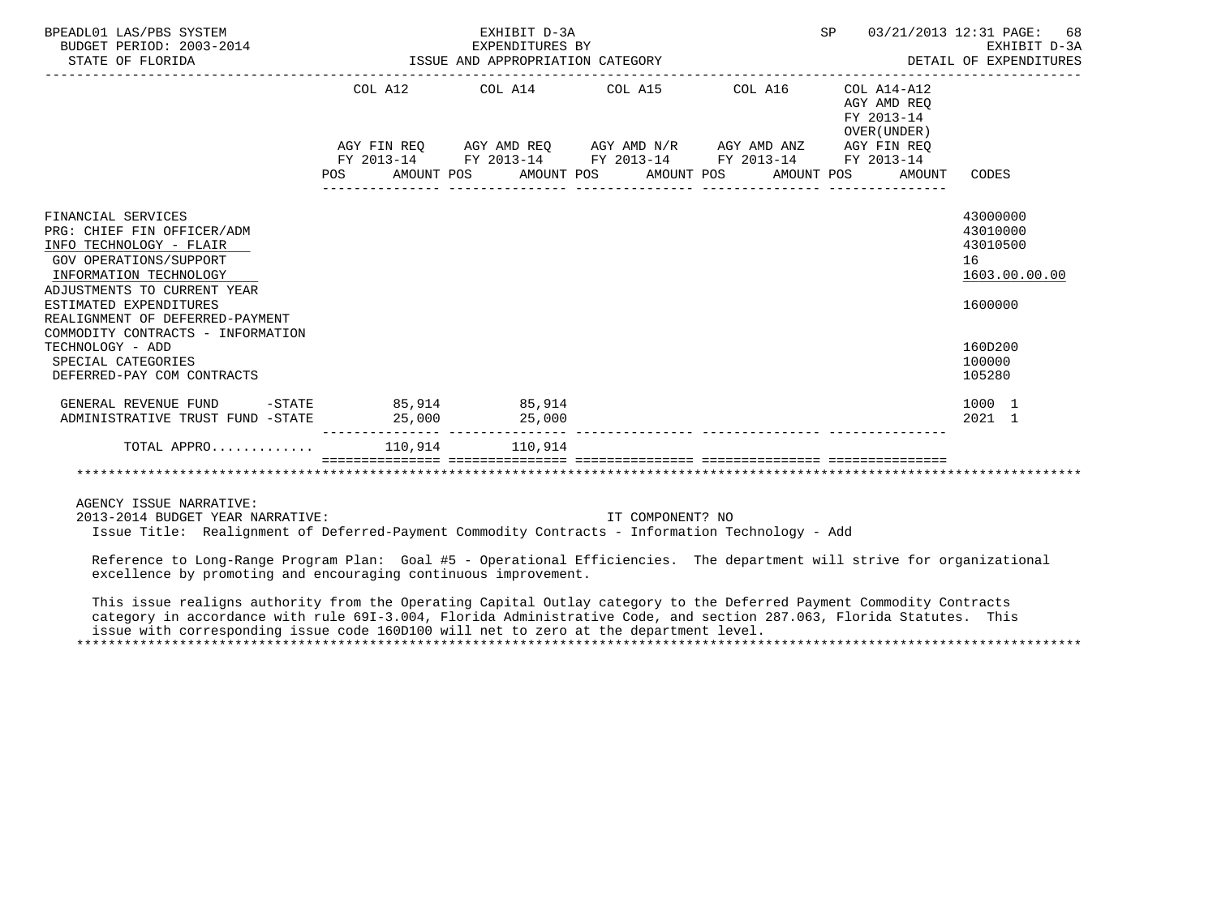EXHIBIT D-3A
EXPENDITURES BY
ISSUE AND APPROPRIATION CATEGORY

BPEADL01 LAS/PBS SYSTEM — BUDGET PERIOD: 2003-2014 — STATE OF FLORIDA — SP 03/21/2013 12:31 — EXHIBIT D-3A DETAIL OF EXPENDITURES

| | COL A12 AGY FIN REQ FY 2013-14 POS AMOUNT | COL A14 AGY AMD REQ FY 2013-14 POS AMOUNT | COL A15 AGY AMD N/R FY 2013-14 POS AMOUNT | COL A16 AGY AMD ANZ FY 2013-14 POS AMOUNT | COL A14-A12 AGY AMD REQ FY 2013-14 OVER(UNDER) AGY FIN REQ FY 2013-14 POS AMOUNT | CODES |
|---|---|---|---|---|---|---|
| FINANCIAL SERVICES | | | | | | 43000000 |
| PRG: CHIEF FIN OFFICER/ADM | | | | | | 43010000 |
| INFO TECHNOLOGY - FLAIR | | | | | | 43010500 |
| GOV OPERATIONS/SUPPORT | | | | | | 16 |
| INFORMATION TECHNOLOGY | | | | | | 1603.00.00.00 |
| ADJUSTMENTS TO CURRENT YEAR ESTIMATED EXPENDITURES | | | | | | 1600000 |
| REALIGNMENT OF DEFERRED-PAYMENT COMMODITY CONTRACTS - INFORMATION TECHNOLOGY - ADD | | | | | | 160D200 |
| SPECIAL CATEGORIES | | | | | | 100000 |
| DEFERRED-PAY COM CONTRACTS | | | | | | 105280 |
| GENERAL REVENUE FUND -STATE | 85,914 | 85,914 | | | | 1000 1 |
| ADMINISTRATIVE TRUST FUND -STATE | 25,000 | 25,000 | | | | 2021 1 |
| TOTAL APPRO............ | 110,914 | 110,914 | | | | |

AGENCY ISSUE NARRATIVE:
2013-2014 BUDGET YEAR NARRATIVE: IT COMPONENT? NO
Issue Title: Realignment of Deferred-Payment Commodity Contracts - Information Technology - Add

Reference to Long-Range Program Plan: Goal #5 - Operational Efficiencies. The department will strive for organizational excellence by promoting and encouraging continuous improvement.

This issue realigns authority from the Operating Capital Outlay category to the Deferred Payment Commodity Contracts category in accordance with rule 69I-3.004, Florida Administrative Code, and section 287.063, Florida Statutes. This issue with corresponding issue code 160D100 will net to zero at the department level.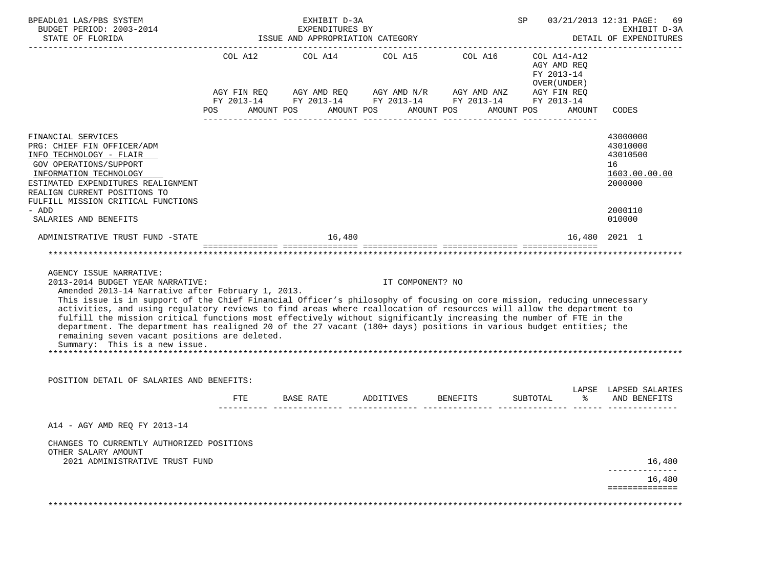BPEADL01 LAS/PBS SYSTEM — EXHIBIT D-3A — SP 03/21/2013 12:31

BUDGET PERIOD: 2003-2014 — EXPENDITURES BY — EXHIBIT D-3A

STATE OF FLORIDA — ISSUE AND APPROPRIATION CATEGORY — DETAIL OF EXPENDITURES

| | COL A12 AGY FIN REQ FY 2013-14 POS AMOUNT | COL A14 AGY AMD REQ FY 2013-14 POS AMOUNT | COL A15 AGY AMD N/R FY 2013-14 POS AMOUNT | COL A16 AGY AMD ANZ FY 2013-14 POS AMOUNT | COL A14-A12 AGY AMD REQ FY 2013-14 OVER(UNDER) AGY FIN REQ FY 2013-14 POS AMOUNT | CODES |
|---|---|---|---|---|---|---|
| FINANCIAL SERVICES | | | | | | 43000000 |
| PRG: CHIEF FIN OFFICER/ADM | | | | | | 43010000 |
| INFO TECHNOLOGY - FLAIR | | | | | | 43010500 |
| GOV OPERATIONS/SUPPORT | | | | | | 16 |
| INFORMATION TECHNOLOGY | | | | | | 1603.00.00.00 |
| ESTIMATED EXPENDITURES REALIGNMENT | | | | | | 2000000 |
| REALIGN CURRENT POSITIONS TO FULFILL MISSION CRITICAL FUNCTIONS - ADD | | | | | | 2000110 |
| SALARIES AND BENEFITS | | | | | | 010000 |
| ADMINISTRATIVE TRUST FUND -STATE | | 16,480 | | | 16,480 | 2021 1 |

AGENCY ISSUE NARRATIVE:

2013-2014 BUDGET YEAR NARRATIVE: IT COMPONENT? NO

Amended 2013-14 Narrative after February 1, 2013.

This issue is in support of the Chief Financial Officer's philosophy of focusing on core mission, reducing unnecessary activities, and using regulatory reviews to find areas where reallocation of resources will allow the department to fulfill the mission critical functions most effectively without significantly increasing the number of FTE in the department. The department has realigned 20 of the 27 vacant (180+ days) positions in various budget entities; the remaining seven vacant positions are deleted.

Summary: This is a new issue.

POSITION DETAIL OF SALARIES AND BENEFITS:

| | FTE | BASE RATE | ADDITIVES | BENEFITS | SUBTOTAL | LAPSE % | LAPSED SALARIES AND BENEFITS |
|---|---|---|---|---|---|---|---|
| A14 - AGY AMD REQ FY 2013-14 | | | | | | | |
| CHANGES TO CURRENTLY AUTHORIZED POSITIONS | | | | | | | |
| OTHER SALARY AMOUNT | | | | | | | |
| 2021 ADMINISTRATIVE TRUST FUND | | | | | | | 16,480 |
| | | | | | | | 16,480 |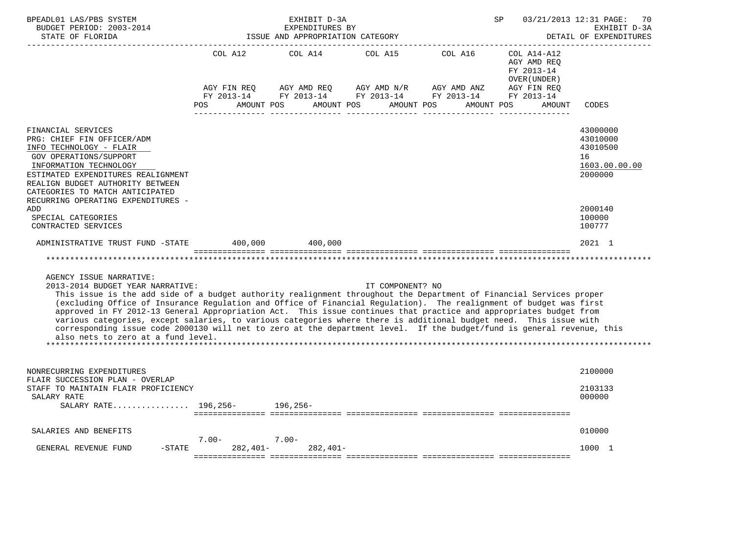| | COL A12 AGY FIN REQ FY 2013-14 POS AMOUNT | COL A14 AGY AMD REQ FY 2013-14 POS AMOUNT | COL A15 AGY AMD N/R FY 2013-14 POS AMOUNT | COL A16 AGY AMD ANZ FY 2013-14 POS AMOUNT | COL A14-A12 AGY AMD REQ FY 2013-14 OVER(UNDER) AGY FIN REQ FY 2013-14 POS AMOUNT | CODES |
|---|---|---|---|---|---|---|
| FINANCIAL SERVICES | | | | | | 43000000 |
| PRG: CHIEF FIN OFFICER/ADM | | | | | | 43010000 |
| INFO TECHNOLOGY - FLAIR | | | | | | 43010500 |
| GOV OPERATIONS/SUPPORT | | | | | | 16 |
| INFORMATION TECHNOLOGY | | | | | | 1603.00.00.00 |
| ESTIMATED EXPENDITURES REALIGNMENT | | | | | | 2000000 |
| REALIGN BUDGET AUTHORITY BETWEEN CATEGORIES TO MATCH ANTICIPATED RECURRING OPERATING EXPENDITURES - ADD | | | | | | 2000140 |
| SPECIAL CATEGORIES | | | | | | 100000 |
| CONTRACTED SERVICES | | | | | | 100777 |
| ADMINISTRATIVE TRUST FUND -STATE | 400,000 | 400,000 | | | | 2021 1 |

AGENCY ISSUE NARRATIVE:

2013-2014 BUDGET YEAR NARRATIVE: IT COMPONENT? NO

This issue is the add side of a budget authority realignment throughout the Department of Financial Services proper (excluding Office of Insurance Regulation and Office of Financial Regulation). The realignment of budget was first approved in FY 2012-13 General Appropriation Act. This issue continues that practice and appropriates budget from various categories, except salaries, to various categories where there is additional budget need. This issue with corresponding issue code 2000130 will net to zero at the department level. If the budget/fund is general revenue, this also nets to zero at a fund level.

| | COL A12 POS | COL A12 AMOUNT | COL A14 POS | COL A14 AMOUNT | COL A15 | COL A16 | COL A14-A12 | CODES |
|---|---|---|---|---|---|---|---|---|
| NONRECURRING EXPENDITURES | | | | | | | | 2100000 |
| FLAIR SUCCESSION PLAN - OVERLAP STAFF TO MAINTAIN FLAIR PROFICIENCY | | | | | | | | 2103133 |
| SALARY RATE | | | | | | | | 000000 |
| SALARY RATE................ | | 196,256- | | 196,256- | | | | |
| SALARIES AND BENEFITS | | | | | | | | 010000 |
| GENERAL REVENUE FUND -STATE | 7.00- | 282,401- | 7.00- | 282,401- | | | | 1000 1 |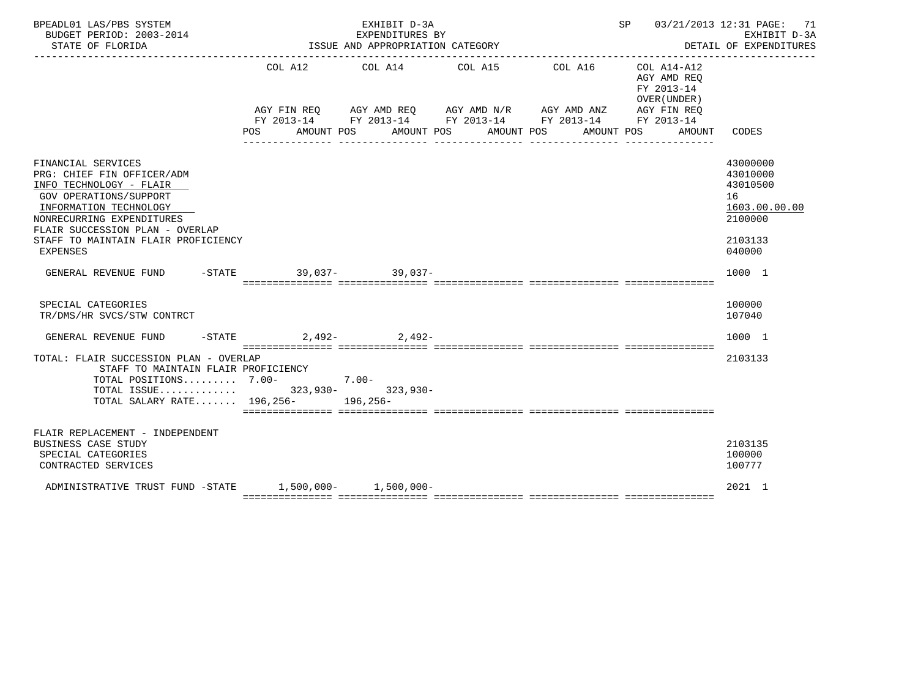BPEADL01 LAS/PBS SYSTEM — EXHIBIT D-3A — EXPENDITURES BY ISSUE AND APPROPRIATION CATEGORY — SP 03/21/2013 12:31 — EXHIBIT D-3A DETAIL OF EXPENDITURES

BUDGET PERIOD: 2003-2014
STATE OF FLORIDA

| | COL A12 AGY FIN REQ FY 2013-14 POS AMOUNT | COL A14 AGY AMD REQ FY 2013-14 POS AMOUNT | COL A15 AGY AMD N/R FY 2013-14 POS AMOUNT | COL A16 AGY AMD ANZ FY 2013-14 POS AMOUNT | COL A14-A12 AGY AMD REQ FY 2013-14 OVER(UNDER) AGY FIN REQ FY 2013-14 POS AMOUNT | CODES |
|---|---|---|---|---|---|---|
| FINANCIAL SERVICES | | | | | | 43000000 |
| PRG: CHIEF FIN OFFICER/ADM | | | | | | 43010000 |
| INFO TECHNOLOGY - FLAIR | | | | | | 43010500 |
| GOV OPERATIONS/SUPPORT | | | | | | 16 |
| INFORMATION TECHNOLOGY | | | | | | 1603.00.00.00 |
| NONRECURRING EXPENDITURES | | | | | | 2100000 |
| FLAIR SUCCESSION PLAN - OVERLAP STAFF TO MAINTAIN FLAIR PROFICIENCY | | | | | | 2103133 |
| EXPENSES | | | | | | 040000 |
| GENERAL REVENUE FUND -STATE | 39,037- | 39,037- | | | | 1000 1 |
| SPECIAL CATEGORIES | | | | | | 100000 |
| TR/DMS/HR SVCS/STW CONTRCT | | | | | | 107040 |
| GENERAL REVENUE FUND -STATE | 2,492- | 2,492- | | | | 1000 1 |
| TOTAL: FLAIR SUCCESSION PLAN - OVERLAP STAFF TO MAINTAIN FLAIR PROFICIENCY | | | | | | 2103133 |
| TOTAL POSITIONS......... | 7.00- | 7.00- | | | | |
| TOTAL ISSUE............. | 323,930- | 323,930- | | | | |
| TOTAL SALARY RATE....... | 196,256- | 196,256- | | | | |
| FLAIR REPLACEMENT - INDEPENDENT BUSINESS CASE STUDY | | | | | | 2103135 |
| SPECIAL CATEGORIES | | | | | | 100000 |
| CONTRACTED SERVICES | | | | | | 100777 |
| ADMINISTRATIVE TRUST FUND -STATE | 1,500,000- | 1,500,000- | | | | 2021 1 |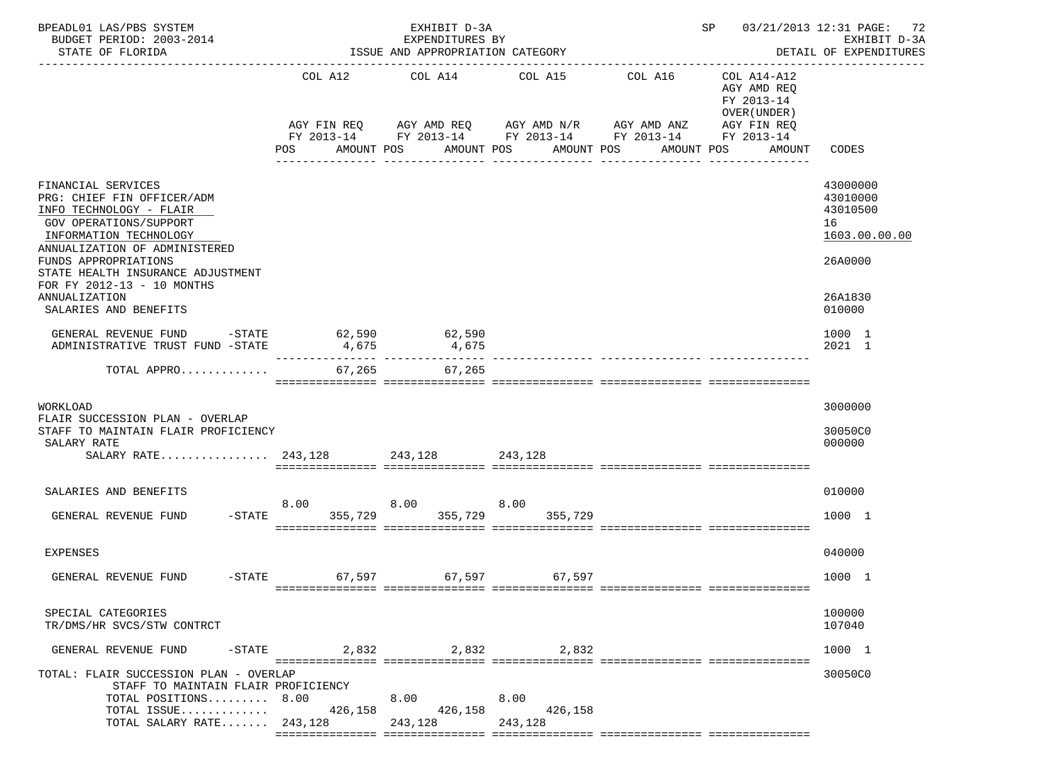BPEADL01 LAS/PBS SYSTEM — EXHIBIT D-3A — EXPENDITURES BY ISSUE AND APPROPRIATION CATEGORY
BUDGET PERIOD: 2003-2014 — STATE OF FLORIDA
SP 03/21/2013 12:31 — EXHIBIT D-3A — DETAIL OF EXPENDITURES

| | COL A12 AGY FIN REQ FY 2013-14 POS AMOUNT | COL A14 AGY AMD REQ FY 2013-14 POS AMOUNT | COL A15 AGY AMD N/R FY 2013-14 POS AMOUNT | COL A16 AGY AMD ANZ FY 2013-14 POS AMOUNT | COL A14-A12 AGY AMD REQ FY 2013-14 OVER(UNDER) AGY FIN REQ FY 2013-14 POS AMOUNT | CODES |
|---|---|---|---|---|---|---|
| FINANCIAL SERVICES | | | | | | 43000000 |
| PRG: CHIEF FIN OFFICER/ADM | | | | | | 43010000 |
| INFO TECHNOLOGY - FLAIR | | | | | | 43010500 |
| GOV OPERATIONS/SUPPORT | | | | | | 16 |
| INFORMATION TECHNOLOGY | | | | | | 1603.00.00.00 |
| ANNUALIZATION OF ADMINISTERED FUNDS APPROPRIATIONS | | | | | | 26A0000 |
| STATE HEALTH INSURANCE ADJUSTMENT FOR FY 2012-13 - 10 MONTHS ANNUALIZATION | | | | | | 26A1830 |
| SALARIES AND BENEFITS | | | | | | 010000 |
| GENERAL REVENUE FUND -STATE | 62,590 | 62,590 | | | | 1000 1 |
| ADMINISTRATIVE TRUST FUND -STATE | 4,675 | 4,675 | | | | 2021 1 |
| TOTAL APPRO............. | 67,265 | 67,265 | | | | |
| WORKLOAD | | | | | | 3000000 |
| FLAIR SUCCESSION PLAN - OVERLAP STAFF TO MAINTAIN FLAIR PROFICIENCY | | | | | | 30050C0 |
| SALARY RATE | | | | | | 000000 |
| SALARY RATE................ | 243,128 | 243,128 | 243,128 | | | |
| SALARIES AND BENEFITS | | | | | | 010000 |
| GENERAL REVENUE FUND -STATE | 8.00 355,729 | 8.00 355,729 | 8.00 355,729 | | | 1000 1 |
| EXPENSES | | | | | | 040000 |
| GENERAL REVENUE FUND -STATE | 67,597 | 67,597 | 67,597 | | | 1000 1 |
| SPECIAL CATEGORIES | | | | | | 100000 |
| TR/DMS/HR SVCS/STW CONTRCT | | | | | | 107040 |
| GENERAL REVENUE FUND -STATE | 2,832 | 2,832 | 2,832 | | | 1000 1 |
| TOTAL: FLAIR SUCCESSION PLAN - OVERLAP STAFF TO MAINTAIN FLAIR PROFICIENCY | | | | | | 30050C0 |
| TOTAL POSITIONS......... | 8.00 | 8.00 | 8.00 | | | |
| TOTAL ISSUE............. | 426,158 | 426,158 | 426,158 | | | |
| TOTAL SALARY RATE....... | 243,128 | 243,128 | 243,128 | | | |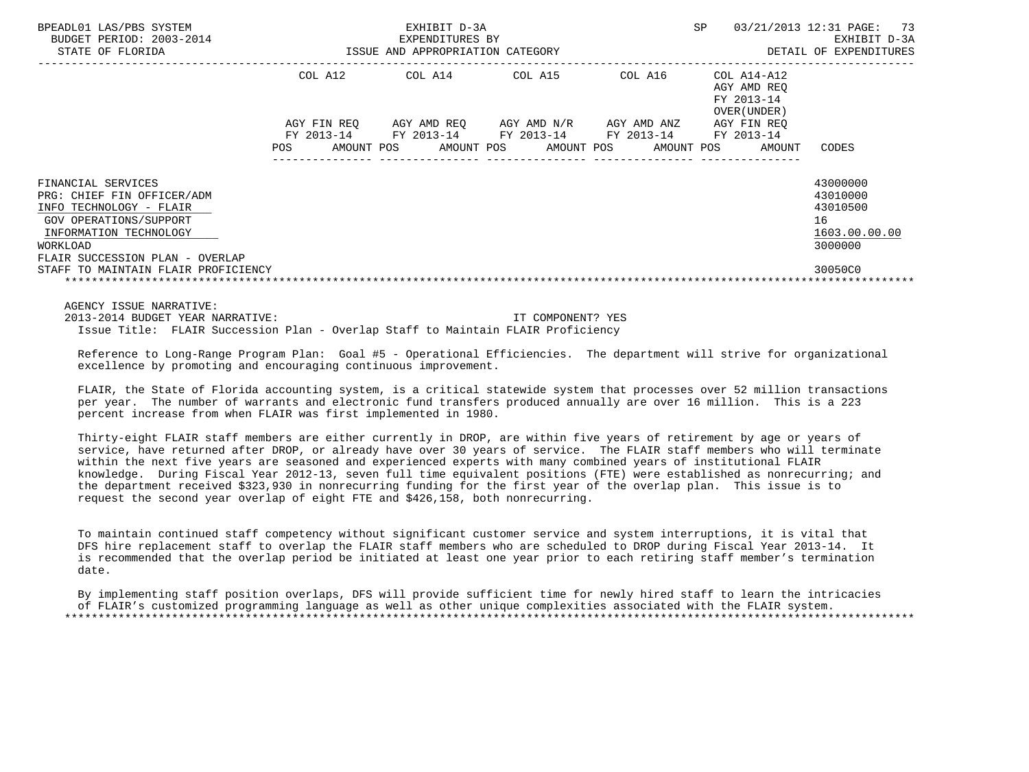BPEADL01 LAS/PBS SYSTEM — EXHIBIT D-3A — EXPENDITURES BY ISSUE AND APPROPRIATION CATEGORY
BUDGET PERIOD: 2003-2014
STATE OF FLORIDA
SP 03/21/2013 12:31 — EXHIBIT D-3A — DETAIL OF EXPENDITURES

| | COL A12 AGY FIN REQ FY 2013-14 POS AMOUNT | COL A14 AGY AMD REQ FY 2013-14 POS AMOUNT | COL A15 AGY AMD N/R FY 2013-14 POS AMOUNT | COL A16 AGY AMD ANZ FY 2013-14 POS AMOUNT | COL A14-A12 AGY AMD REQ FY 2013-14 OVER(UNDER) AGY FIN REQ FY 2013-14 POS AMOUNT | CODES |
|---|---|---|---|---|---|---|
| FINANCIAL SERVICES | | | | | | 43000000 |
| PRG: CHIEF FIN OFFICER/ADM | | | | | | 43010000 |
| INFO TECHNOLOGY - FLAIR | | | | | | 43010500 |
| GOV OPERATIONS/SUPPORT | | | | | | 16 |
| INFORMATION TECHNOLOGY | | | | | | 1603.00.00.00 |
| WORKLOAD | | | | | | 3000000 |
| FLAIR SUCCESSION PLAN - OVERLAP STAFF TO MAINTAIN FLAIR PROFICIENCY | | | | | | 30050C0 |

AGENCY ISSUE NARRATIVE:

2013-2014 BUDGET YEAR NARRATIVE: IT COMPONENT? YES

Issue Title: FLAIR Succession Plan - Overlap Staff to Maintain FLAIR Proficiency

Reference to Long-Range Program Plan: Goal #5 - Operational Efficiencies. The department will strive for organizational excellence by promoting and encouraging continuous improvement.

FLAIR, the State of Florida accounting system, is a critical statewide system that processes over 52 million transactions per year. The number of warrants and electronic fund transfers produced annually are over 16 million. This is a 223 percent increase from when FLAIR was first implemented in 1980.

Thirty-eight FLAIR staff members are either currently in DROP, are within five years of retirement by age or years of service, have returned after DROP, or already have over 30 years of service. The FLAIR staff members who will terminate within the next five years are seasoned and experienced experts with many combined years of institutional FLAIR knowledge. During Fiscal Year 2012-13, seven full time equivalent positions (FTE) were established as nonrecurring; and the department received $323,930 in nonrecurring funding for the first year of the overlap plan. This issue is to request the second year overlap of eight FTE and $426,158, both nonrecurring.

To maintain continued staff competency without significant customer service and system interruptions, it is vital that DFS hire replacement staff to overlap the FLAIR staff members who are scheduled to DROP during Fiscal Year 2013-14. It is recommended that the overlap period be initiated at least one year prior to each retiring staff member's termination date.

By implementing staff position overlaps, DFS will provide sufficient time for newly hired staff to learn the intricacies of FLAIR's customized programming language as well as other unique complexities associated with the FLAIR system.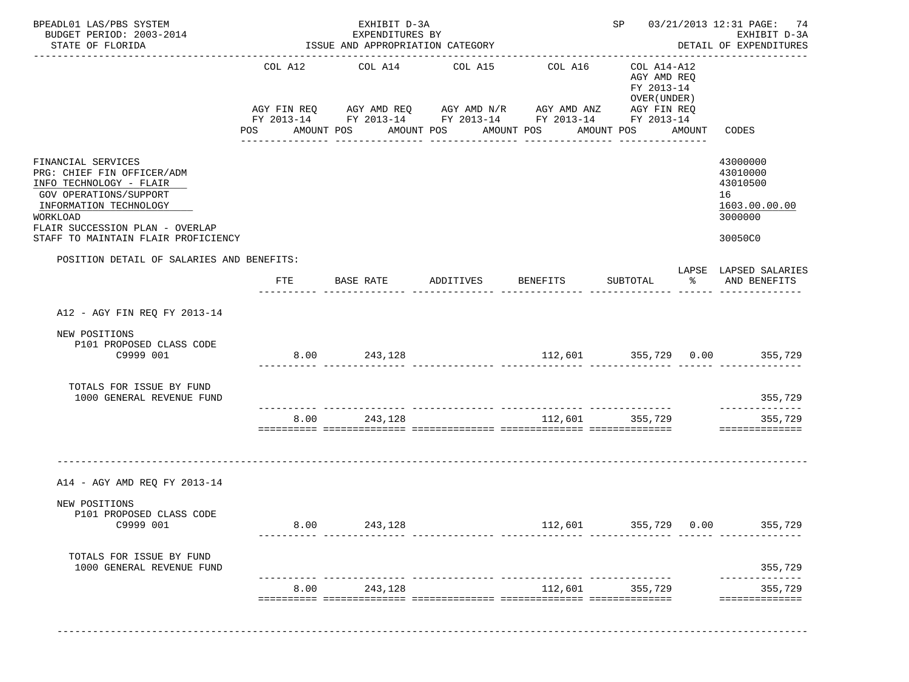BPEADL01 LAS/PBS SYSTEM — EXHIBIT D-3A — SP 03/21/2013 12:31 PAGE: 74
BUDGET PERIOD: 2003-2014 — EXPENDITURES BY — EXHIBIT D-3A
STATE OF FLORIDA — ISSUE AND APPROPRIATION CATEGORY — DETAIL OF EXPENDITURES

| | COL A12 AGY FIN REQ FY 2013-14 POS AMOUNT | COL A14 AGY AMD REQ FY 2013-14 POS AMOUNT | COL A15 AGY AMD N/R FY 2013-14 POS AMOUNT | COL A16 AGY AMD ANZ FY 2013-14 POS AMOUNT | COL A14-A12 AGY AMD REQ FY 2013-14 OVER(UNDER) AGY FIN REQ FY 2013-14 POS AMOUNT | CODES |
|---|---|---|---|---|---|---|
| FINANCIAL SERVICES | | | | | | 43000000 |
| PRG: CHIEF FIN OFFICER/ADM | | | | | | 43010000 |
| INFO TECHNOLOGY - FLAIR | | | | | | 43010500 |
| GOV OPERATIONS/SUPPORT | | | | | | 16 |
| INFORMATION TECHNOLOGY | | | | | | 1603.00.00.00 |
| WORKLOAD | | | | | | 3000000 |
| FLAIR SUCCESSION PLAN - OVERLAP STAFF TO MAINTAIN FLAIR PROFICIENCY | | | | | | 30050C0 |

POSITION DETAIL OF SALARIES AND BENEFITS:

| | FTE | BASE RATE | ADDITIVES | BENEFITS | SUBTOTAL | LAPSE % | LAPSED SALARIES AND BENEFITS |
|---|---|---|---|---|---|---|---|
| **A12 - AGY FIN REQ FY 2013-14** | | | | | | | |
| NEW POSITIONS | | | | | | | |
| P101 PROPOSED CLASS CODE C9999 001 | 8.00 | 243,128 | | 112,601 | 355,729 | 0.00 | 355,729 |
| TOTALS FOR ISSUE BY FUND | | | | | | | |
| 1000 GENERAL REVENUE FUND | | | | | | | 355,729 |
| | 8.00 | 243,128 | | 112,601 | 355,729 | | 355,729 |
| **A14 - AGY AMD REQ FY 2013-14** | | | | | | | |
| NEW POSITIONS | | | | | | | |
| P101 PROPOSED CLASS CODE C9999 001 | 8.00 | 243,128 | | 112,601 | 355,729 | 0.00 | 355,729 |
| TOTALS FOR ISSUE BY FUND | | | | | | | |
| 1000 GENERAL REVENUE FUND | | | | | | | 355,729 |
| | 8.00 | 243,128 | | 112,601 | 355,729 | | 355,729 |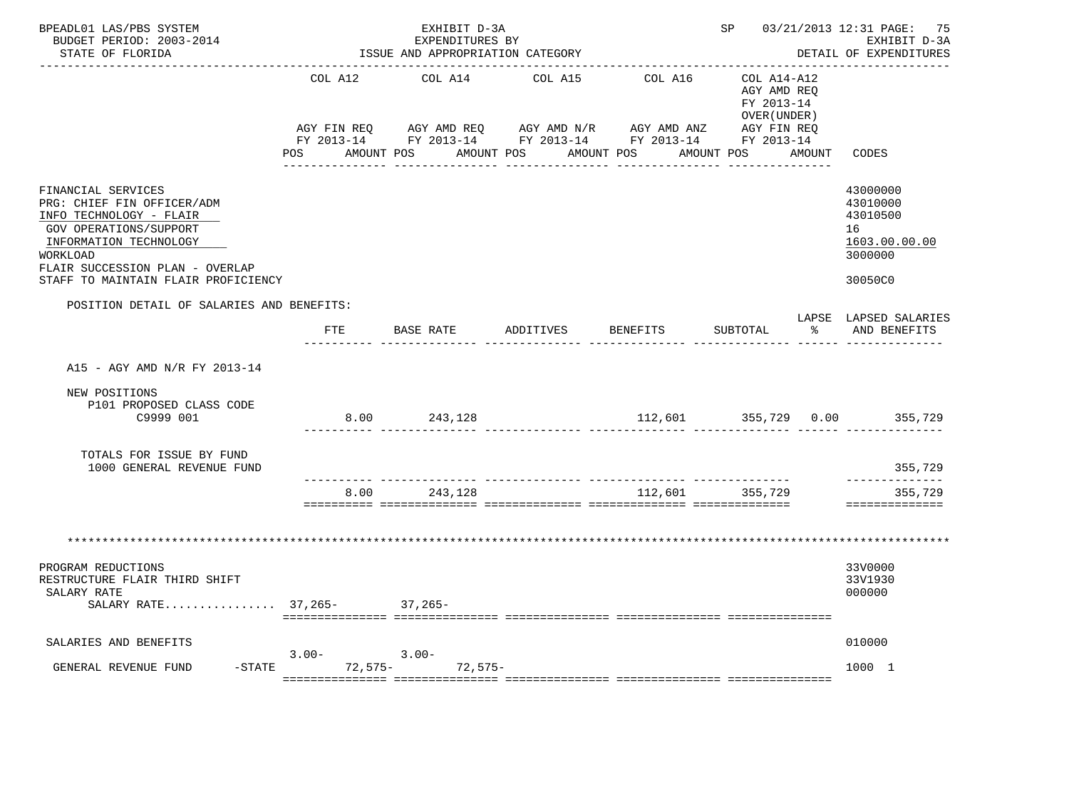BPEADL01 LAS/PBS SYSTEM — EXHIBIT D-3A — EXPENDITURES BY ISSUE AND APPROPRIATION CATEGORY — SP 03/21/2013 12:31 PAGE: 75
BUDGET PERIOD: 2003-2014 — EXHIBIT D-3A
STATE OF FLORIDA — DETAIL OF EXPENDITURES

| | COL A12 AGY FIN REQ FY 2013-14 POS AMOUNT | COL A14 AGY AMD REQ FY 2013-14 POS AMOUNT | COL A15 AGY AMD N/R FY 2013-14 POS AMOUNT | COL A16 AGY AMD ANZ FY 2013-14 POS AMOUNT | COL A14-A12 AGY AMD REQ FY 2013-14 OVER(UNDER) AGY FIN REQ FY 2013-14 POS AMOUNT | CODES |
|---|---|---|---|---|---|---|

FINANCIAL SERVICES — 43000000
PRG: CHIEF FIN OFFICER/ADM — 43010000
INFO TECHNOLOGY - FLAIR — 43010500
GOV OPERATIONS/SUPPORT — 16
INFORMATION TECHNOLOGY — 1603.00.00.00
WORKLOAD — 3000000
FLAIR SUCCESSION PLAN - OVERLAP STAFF TO MAINTAIN FLAIR PROFICIENCY — 30050C0

POSITION DETAIL OF SALARIES AND BENEFITS:

| | FTE | BASE RATE | ADDITIVES | BENEFITS | SUBTOTAL | LAPSE % | LAPSED SALARIES AND BENEFITS |
|---|---|---|---|---|---|---|---|
| A15 - AGY AMD N/R FY 2013-14 | | | | | | | |
| NEW POSITIONS | | | | | | | |
| P101 PROPOSED CLASS CODE C9999 001 | 8.00 | 243,128 | | 112,601 | 355,729 | 0.00 | 355,729 |
| TOTALS FOR ISSUE BY FUND | | | | | | | |
| 1000 GENERAL REVENUE FUND | | | | | | | 355,729 |
| | 8.00 | 243,128 | | 112,601 | 355,729 | | 355,729 |

*******************************************************************************************************

PROGRAM REDUCTIONS — 33V0000
RESTRUCTURE FLAIR THIRD SHIFT — 33V1930

| | COL A12 | COL A14 | COL A15 | COL A16 | COL A14-A12 | CODES |
|---|---|---|---|---|---|---|
| SALARY RATE | | | | | | 000000 |
| SALARY RATE................ | 37,265- | 37,265- | | | | |
| SALARIES AND BENEFITS | | | | | | 010000 |
| GENERAL REVENUE FUND -STATE | 3.00- 72,575- | 3.00- 72,575- | | | | 1000 1 |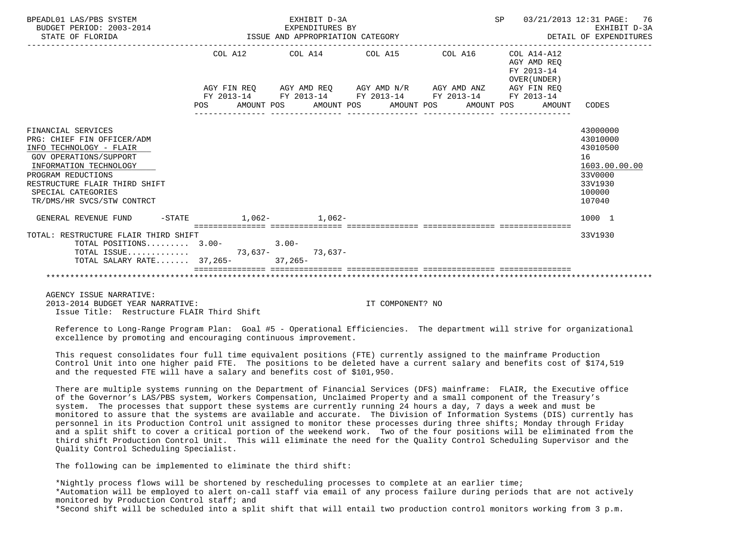BPEADL01 LAS/PBS SYSTEM | EXHIBIT D-3A | SP 03/21/2013 12:31
BUDGET PERIOD: 2003-2014 | EXPENDITURES BY | EXHIBIT D-3A
STATE OF FLORIDA | ISSUE AND APPROPRIATION CATEGORY | DETAIL OF EXPENDITURES

| | COL A12 AGY FIN REQ FY 2013-14 POS AMOUNT | COL A14 AGY AMD REQ FY 2013-14 POS AMOUNT | COL A15 AGY AMD N/R FY 2013-14 POS AMOUNT | COL A16 AGY AMD ANZ FY 2013-14 POS AMOUNT | COL A14-A12 AGY AMD REQ FY 2013-14 OVER(UNDER) AGY FIN REQ FY 2013-14 POS AMOUNT | CODES |
|---|---|---|---|---|---|---|
| FINANCIAL SERVICES | | | | | | 43000000 |
| PRG: CHIEF FIN OFFICER/ADM | | | | | | 43010000 |
| INFO TECHNOLOGY - FLAIR | | | | | | 43010500 |
| GOV OPERATIONS/SUPPORT | | | | | | 16 |
| INFORMATION TECHNOLOGY | | | | | | 1603.00.00.00 |
| PROGRAM REDUCTIONS | | | | | | 33V0000 |
| RESTRUCTURE FLAIR THIRD SHIFT | | | | | | 33V1930 |
| SPECIAL CATEGORIES | | | | | | 100000 |
| TR/DMS/HR SVCS/STW CONTRCT | | | | | | 107040 |
| GENERAL REVENUE FUND -STATE | 1,062- | 1,062- | | | | 1000 1 |
| TOTAL: RESTRUCTURE FLAIR THIRD SHIFT | | | | | | 33V1930 |
| TOTAL POSITIONS......... | 3.00- | 3.00- | | | | |
| TOTAL ISSUE............ | 73,637- | 73,637- | | | | |
| TOTAL SALARY RATE....... | 37,265- | 37,265- | | | | |

AGENCY ISSUE NARRATIVE:
2013-2014 BUDGET YEAR NARRATIVE: IT COMPONENT? NO
Issue Title: Restructure FLAIR Third Shift

Reference to Long-Range Program Plan: Goal #5 - Operational Efficiencies. The department will strive for organizational excellence by promoting and encouraging continuous improvement.

This request consolidates four full time equivalent positions (FTE) currently assigned to the mainframe Production Control Unit into one higher paid FTE. The positions to be deleted have a current salary and benefits cost of $174,519 and the requested FTE will have a salary and benefits cost of $101,950.

There are multiple systems running on the Department of Financial Services (DFS) mainframe: FLAIR, the Executive office of the Governor's LAS/PBS system, Workers Compensation, Unclaimed Property and a small component of the Treasury's system. The processes that support these systems are currently running 24 hours a day, 7 days a week and must be monitored to assure that the systems are available and accurate. The Division of Information Systems (DIS) currently has personnel in its Production Control unit assigned to monitor these processes during three shifts; Monday through Friday and a split shift to cover a critical portion of the weekend work. Two of the four positions will be eliminated from the third shift Production Control Unit. This will eliminate the need for the Quality Control Scheduling Supervisor and the Quality Control Scheduling Specialist.

The following can be implemented to eliminate the third shift:

*Nightly process flows will be shortened by rescheduling processes to complete at an earlier time;
*Automation will be employed to alert on-call staff via email of any process failure during periods that are not actively monitored by Production Control staff; and
*Second shift will be scheduled into a split shift that will entail two production control monitors working from 3 p.m.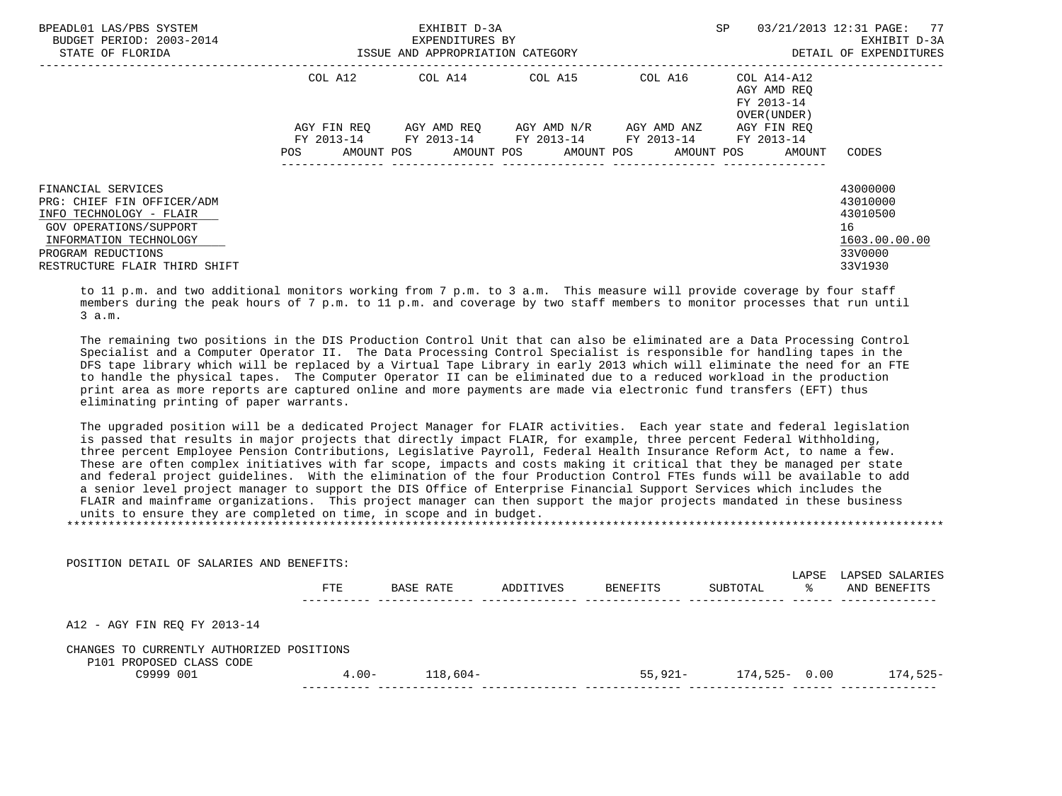| | COL A12 | COL A14 | COL A15 | COL A16 | COL A14-A12 AGY AMD REQ FY 2013-14 OVER(UNDER) | |
|---|---|---|---|---|---|---|
| | AGY FIN REQ FY 2013-14 | AGY AMD REQ FY 2013-14 | AGY AMD N/R FY 2013-14 | AGY AMD ANZ FY 2013-14 | AGY FIN REQ FY 2013-14 | |
| | POS AMOUNT | POS AMOUNT | POS AMOUNT | POS AMOUNT | POS AMOUNT | CODES |

FINANCIAL SERVICES 43000000
PRG: CHIEF FIN OFFICER/ADM 43010000
INFO TECHNOLOGY - FLAIR 43010500
GOV OPERATIONS/SUPPORT 16
INFORMATION TECHNOLOGY 1603.00.00.00
PROGRAM REDUCTIONS 33V0000
RESTRUCTURE FLAIR THIRD SHIFT 33V1930

to 11 p.m. and two additional monitors working from 7 p.m. to 3 a.m. This measure will provide coverage by four staff members during the peak hours of 7 p.m. to 11 p.m. and coverage by two staff members to monitor processes that run until 3 a.m.

The remaining two positions in the DIS Production Control Unit that can also be eliminated are a Data Processing Control Specialist and a Computer Operator II. The Data Processing Control Specialist is responsible for handling tapes in the DFS tape library which will be replaced by a Virtual Tape Library in early 2013 which will eliminate the need for an FTE to handle the physical tapes. The Computer Operator II can be eliminated due to a reduced workload in the production print area as more reports are captured online and more payments are made via electronic fund transfers (EFT) thus eliminating printing of paper warrants.

The upgraded position will be a dedicated Project Manager for FLAIR activities. Each year state and federal legislation is passed that results in major projects that directly impact FLAIR, for example, three percent Federal Withholding, three percent Employee Pension Contributions, Legislative Payroll, Federal Health Insurance Reform Act, to name a few. These are often complex initiatives with far scope, impacts and costs making it critical that they be managed per state and federal project guidelines. With the elimination of the four Production Control FTEs funds will be available to add a senior level project manager to support the DIS Office of Enterprise Financial Support Services which includes the FLAIR and mainframe organizations. This project manager can then support the major projects mandated in these business units to ensure they are completed on time, in scope and in budget.
*******************************************************************************************************************************

POSITION DETAIL OF SALARIES AND BENEFITS:

| | FTE | BASE RATE | ADDITIVES | BENEFITS | SUBTOTAL | LAPSE % | LAPSED SALARIES AND BENEFITS |
|---|---|---|---|---|---|---|---|
| A12 - AGY FIN REQ FY 2013-14 | | | | | | | |
| CHANGES TO CURRENTLY AUTHORIZED POSITIONS | | | | | | | |
| P101 PROPOSED CLASS CODE | | | | | | | |
| C9999 001 | 4.00- | 118,604- | | 55,921- | 174,525- | 0.00 | 174,525- |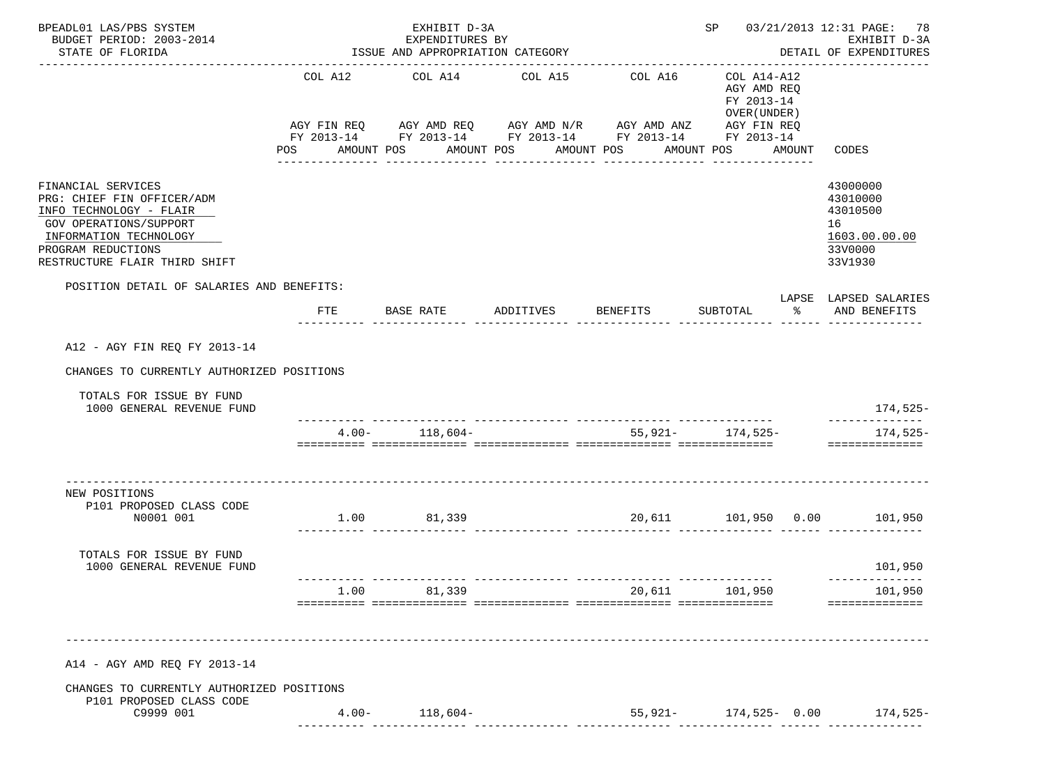BPEADL01 LAS/PBS SYSTEM | EXHIBIT D-3A | SP 03/21/2013 12:31 PAGE: 78
BUDGET PERIOD: 2003-2014 | EXPENDITURES BY | EXHIBIT D-3A
STATE OF FLORIDA | ISSUE AND APPROPRIATION CATEGORY | DETAIL OF EXPENDITURES

| | COL A12 AGY FIN REQ FY 2013-14 POS AMOUNT | COL A14 AGY AMD REQ FY 2013-14 POS AMOUNT | COL A15 AGY AMD N/R FY 2013-14 POS AMOUNT | COL A16 AGY AMD ANZ FY 2013-14 POS AMOUNT | COL A14-A12 AGY AMD REQ FY 2013-14 OVER(UNDER) AGY FIN REQ FY 2013-14 POS AMOUNT | CODES |
|---|---|---|---|---|---|---|
| FINANCIAL SERVICES | | | | | | 43000000 |
| PRG: CHIEF FIN OFFICER/ADM | | | | | | 43010000 |
| INFO TECHNOLOGY - FLAIR | | | | | | 43010500 |
| GOV OPERATIONS/SUPPORT | | | | | | 16 |
| INFORMATION TECHNOLOGY | | | | | | 1603.00.00.00 |
| PROGRAM REDUCTIONS | | | | | | 33V0000 |
| RESTRUCTURE FLAIR THIRD SHIFT | | | | | | 33V1930 |

POSITION DETAIL OF SALARIES AND BENEFITS:

| | FTE | BASE RATE | ADDITIVES | BENEFITS | SUBTOTAL | LAPSE % | LAPSED SALARIES AND BENEFITS |
|---|---|---|---|---|---|---|---|
| **A12 - AGY FIN REQ FY 2013-14** | | | | | | | |
| CHANGES TO CURRENTLY AUTHORIZED POSITIONS | | | | | | | |
| TOTALS FOR ISSUE BY FUND | | | | | | | |
| 1000 GENERAL REVENUE FUND | | | | | | | 174,525- |
| | 4.00- | 118,604- | | 55,921- | 174,525- | | 174,525- |
| NEW POSITIONS | | | | | | | |
| P101 PROPOSED CLASS CODE N0001 001 | 1.00 | 81,339 | | 20,611 | 101,950 | 0.00 | 101,950 |
| TOTALS FOR ISSUE BY FUND | | | | | | | |
| 1000 GENERAL REVENUE FUND | | | | | | | 101,950 |
| | 1.00 | 81,339 | | 20,611 | 101,950 | | 101,950 |
| **A14 - AGY AMD REQ FY 2013-14** | | | | | | | |
| CHANGES TO CURRENTLY AUTHORIZED POSITIONS | | | | | | | |
| P101 PROPOSED CLASS CODE C9999 001 | 4.00- | 118,604- | | 55,921- | 174,525- | 0.00 | 174,525- |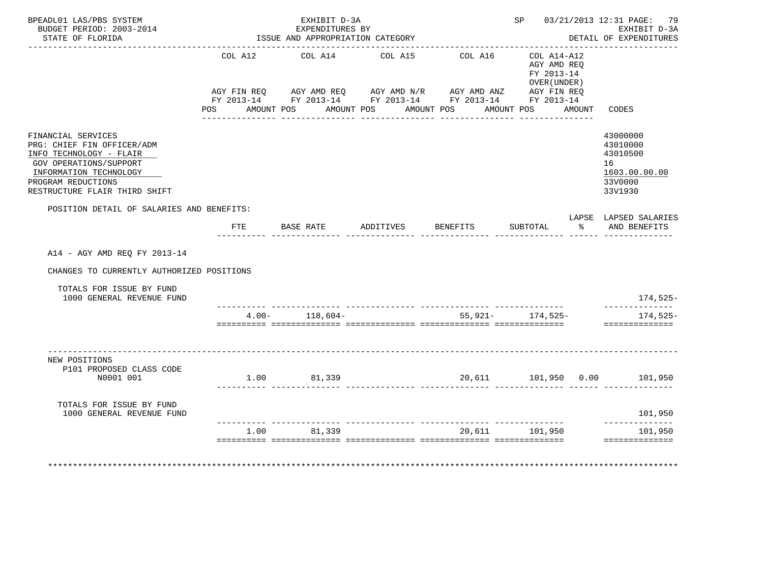BPEADL01 LAS/PBS SYSTEM
BUDGET PERIOD: 2003-2014
STATE OF FLORIDA

EXHIBIT D-3A
EXPENDITURES BY
ISSUE AND APPROPRIATION CATEGORY

SP 03/21/2013 12:31
EXHIBIT D-3A
DETAIL OF EXPENDITURES

| | COL A12 AGY FIN REQ FY 2013-14 POS AMOUNT | COL A14 AGY AMD REQ FY 2013-14 POS AMOUNT | COL A15 AGY AMD N/R FY 2013-14 POS AMOUNT | COL A16 AGY AMD ANZ FY 2013-14 POS AMOUNT | COL A14-A12 AGY AMD REQ FY 2013-14 OVER(UNDER) AGY FIN REQ FY 2013-14 POS AMOUNT | CODES |
|---|---|---|---|---|---|---|
| FINANCIAL SERVICES | | | | | | 43000000 |
| PRG: CHIEF FIN OFFICER/ADM | | | | | | 43010000 |
| INFO TECHNOLOGY - FLAIR | | | | | | 43010500 |
| GOV OPERATIONS/SUPPORT | | | | | | 16 |
| INFORMATION TECHNOLOGY | | | | | | 1603.00.00.00 |
| PROGRAM REDUCTIONS | | | | | | 33V0000 |
| RESTRUCTURE FLAIR THIRD SHIFT | | | | | | 33V1930 |

POSITION DETAIL OF SALARIES AND BENEFITS:

| | FTE | BASE RATE | ADDITIVES | BENEFITS | SUBTOTAL | LAPSE % | LAPSED SALARIES AND BENEFITS |
|---|---|---|---|---|---|---|---|
| A14 - AGY AMD REQ FY 2013-14 | | | | | | | |
| CHANGES TO CURRENTLY AUTHORIZED POSITIONS | | | | | | | |
| TOTALS FOR ISSUE BY FUND | | | | | | | |
| 1000 GENERAL REVENUE FUND | | | | | | | 174,525- |
| | 4.00- | 118,604- | | 55,921- | 174,525- | | 174,525- |
| NEW POSITIONS | | | | | | | |
| P101 PROPOSED CLASS CODE N0001 001 | 1.00 | 81,339 | | 20,611 | 101,950 | 0.00 | 101,950 |
| TOTALS FOR ISSUE BY FUND | | | | | | | |
| 1000 GENERAL REVENUE FUND | | | | | | | 101,950 |
| | 1.00 | 81,339 | | 20,611 | 101,950 | | 101,950 |

********************************************************************************************************************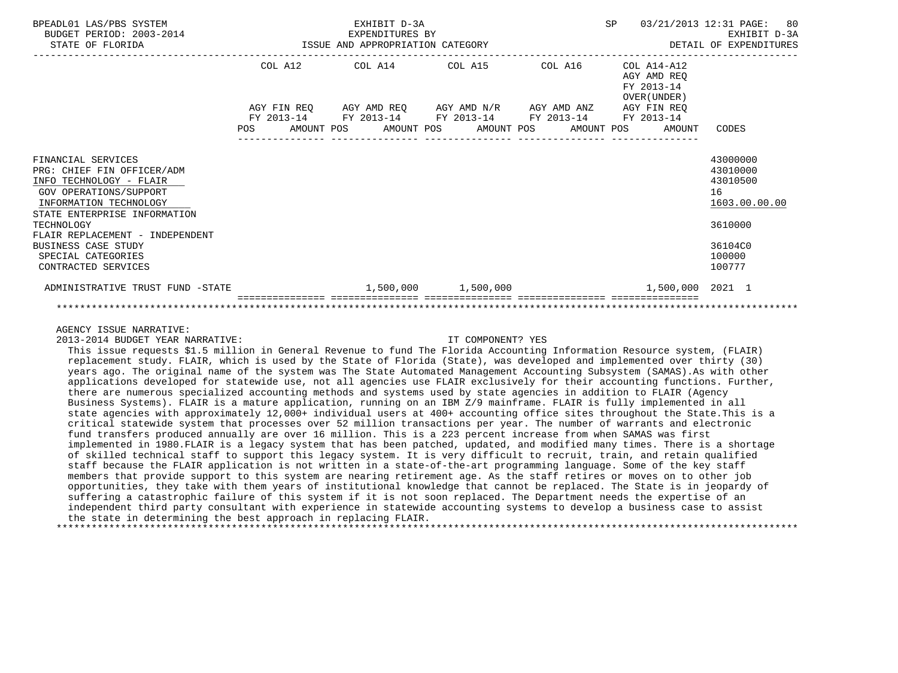BPEADL01 LAS/PBS SYSTEM — EXHIBIT D-3A — EXPENDITURES BY ISSUE AND APPROPRIATION CATEGORY
BUDGET PERIOD: 2003-2014 — STATE OF FLORIDA — SP 03/21/2013 12:31 — EXHIBIT D-3A DETAIL OF EXPENDITURES

| | COL A12 AGY FIN REQ FY 2013-14 POS AMOUNT | COL A14 AGY AMD REQ FY 2013-14 POS AMOUNT | COL A15 AGY AMD N/R FY 2013-14 POS AMOUNT | COL A16 AGY AMD ANZ FY 2013-14 POS AMOUNT | COL A14-A12 AGY AMD REQ FY 2013-14 OVER(UNDER) AGY FIN REQ FY 2013-14 POS AMOUNT | CODES |
|---|---|---|---|---|---|---|
| FINANCIAL SERVICES | | | | | | 43000000 |
| PRG: CHIEF FIN OFFICER/ADM | | | | | | 43010000 |
| INFO TECHNOLOGY - FLAIR | | | | | | 43010500 |
| GOV OPERATIONS/SUPPORT | | | | | | 16 |
| INFORMATION TECHNOLOGY | | | | | | 1603.00.00.00 |
| STATE ENTERPRISE INFORMATION TECHNOLOGY | | | | | | 3610000 |
| FLAIR REPLACEMENT - INDEPENDENT BUSINESS CASE STUDY | | | | | | 36104C0 |
| SPECIAL CATEGORIES | | | | | | 100000 |
| CONTRACTED SERVICES | | | | | | 100777 |
| ADMINISTRATIVE TRUST FUND -STATE | | 1,500,000 | 1,500,000 | | 1,500,000 | 2021 1 |

AGENCY ISSUE NARRATIVE:

2013-2014 BUDGET YEAR NARRATIVE: IT COMPONENT? YES

This issue requests $1.5 million in General Revenue to fund The Florida Accounting Information Resource system, (FLAIR) replacement study. FLAIR, which is used by the State of Florida (State), was developed and implemented over thirty (30) years ago. The original name of the system was The State Automated Management Accounting Subsystem (SAMAS).As with other applications developed for statewide use, not all agencies use FLAIR exclusively for their accounting functions. Further, there are numerous specialized accounting methods and systems used by state agencies in addition to FLAIR (Agency Business Systems). FLAIR is a mature application, running on an IBM Z/9 mainframe. FLAIR is fully implemented in all state agencies with approximately 12,000+ individual users at 400+ accounting office sites throughout the State.This is a critical statewide system that processes over 52 million transactions per year. The number of warrants and electronic fund transfers produced annually are over 16 million. This is a 223 percent increase from when SAMAS was first implemented in 1980.FLAIR is a legacy system that has been patched, updated, and modified many times. There is a shortage of skilled technical staff to support this legacy system. It is very difficult to recruit, train, and retain qualified staff because the FLAIR application is not written in a state-of-the-art programming language. Some of the key staff members that provide support to this system are nearing retirement age. As the staff retires or moves on to other job opportunities, they take with them years of institutional knowledge that cannot be replaced. The State is in jeopardy of suffering a catastrophic failure of this system if it is not soon replaced. The Department needs the expertise of an independent third party consultant with experience in statewide accounting systems to develop a business case to assist the state in determining the best approach in replacing FLAIR.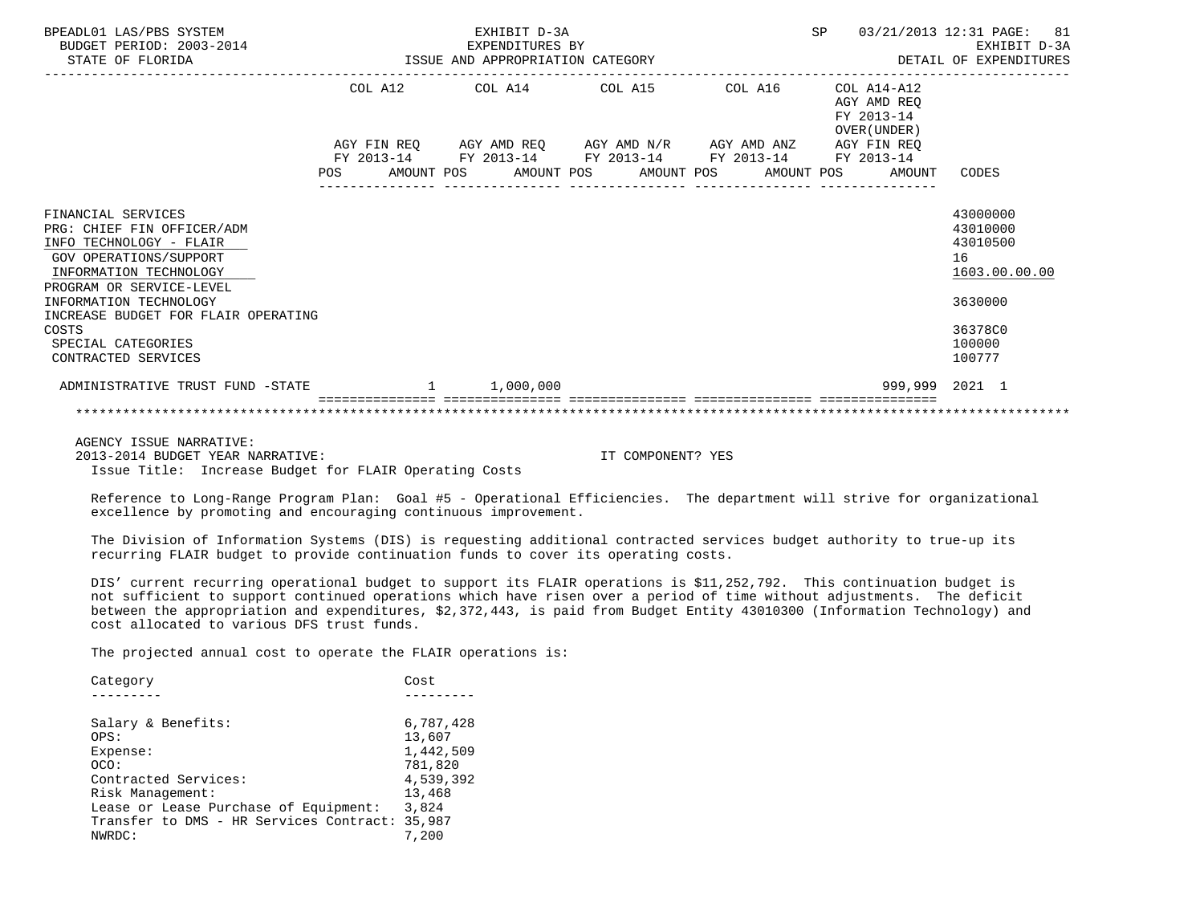BPEADL01 LAS/PBS SYSTEM | EXHIBIT D-3A | SP 03/21/2013 12:31 PAGE: 81
BUDGET PERIOD: 2003-2014 | EXPENDITURES BY | EXHIBIT D-3A
STATE OF FLORIDA | ISSUE AND APPROPRIATION CATEGORY | DETAIL OF EXPENDITURES

| | COL A12 AGY FIN REQ FY 2013-14 | | COL A14 AGY AMD REQ FY 2013-14 | | COL A15 AGY AMD N/R FY 2013-14 | | COL A16 AGY AMD ANZ FY 2013-14 | | COL A14-A12 AGY AMD REQ FY 2013-14 OVER(UNDER) AGY FIN REQ FY 2013-14 | | |
|---|---|---|---|---|---|---|---|---|---|---|---|
| | POS | AMOUNT | POS | AMOUNT | POS | AMOUNT | POS | AMOUNT | POS | AMOUNT | CODES |
| FINANCIAL SERVICES | | | | | | | | | | | 43000000 |
| PRG: CHIEF FIN OFFICER/ADM | | | | | | | | | | | 43010000 |
| INFO TECHNOLOGY - FLAIR | | | | | | | | | | | 43010500 |
| GOV OPERATIONS/SUPPORT | | | | | | | | | | | 16 |
| INFORMATION TECHNOLOGY | | | | | | | | | | | 1603.00.00.00 |
| PROGRAM OR SERVICE-LEVEL INFORMATION TECHNOLOGY | | | | | | | | | | | 3630000 |
| INCREASE BUDGET FOR FLAIR OPERATING COSTS | | | | | | | | | | | 36378C0 |
| SPECIAL CATEGORIES | | | | | | | | | | | 100000 |
| CONTRACTED SERVICES | | | | | | | | | | | 100777 |
| ADMINISTRATIVE TRUST FUND -STATE | | 1 | | 1,000,000 | | | | | | 999,999 | 2021 1 |

AGENCY ISSUE NARRATIVE:
2013-2014 BUDGET YEAR NARRATIVE: IT COMPONENT? YES
Issue Title: Increase Budget for FLAIR Operating Costs

Reference to Long-Range Program Plan: Goal #5 - Operational Efficiencies. The department will strive for organizational excellence by promoting and encouraging continuous improvement.

The Division of Information Systems (DIS) is requesting additional contracted services budget authority to true-up its recurring FLAIR budget to provide continuation funds to cover its operating costs.

DIS' current recurring operational budget to support its FLAIR operations is $11,252,792. This continuation budget is not sufficient to support continued operations which have risen over a period of time without adjustments. The deficit between the appropriation and expenditures, $2,372,443, is paid from Budget Entity 43010300 (Information Technology) and cost allocated to various DFS trust funds.

The projected annual cost to operate the FLAIR operations is:

| Category | Cost |
|---|---|
| Salary & Benefits: | 6,787,428 |
| OPS: | 13,607 |
| Expense: | 1,442,509 |
| OCO: | 781,820 |
| Contracted Services: | 4,539,392 |
| Risk Management: | 13,468 |
| Lease or Lease Purchase of Equipment: | 3,824 |
| Transfer to DMS - HR Services Contract: | 35,987 |
| NWRDC: | 7,200 |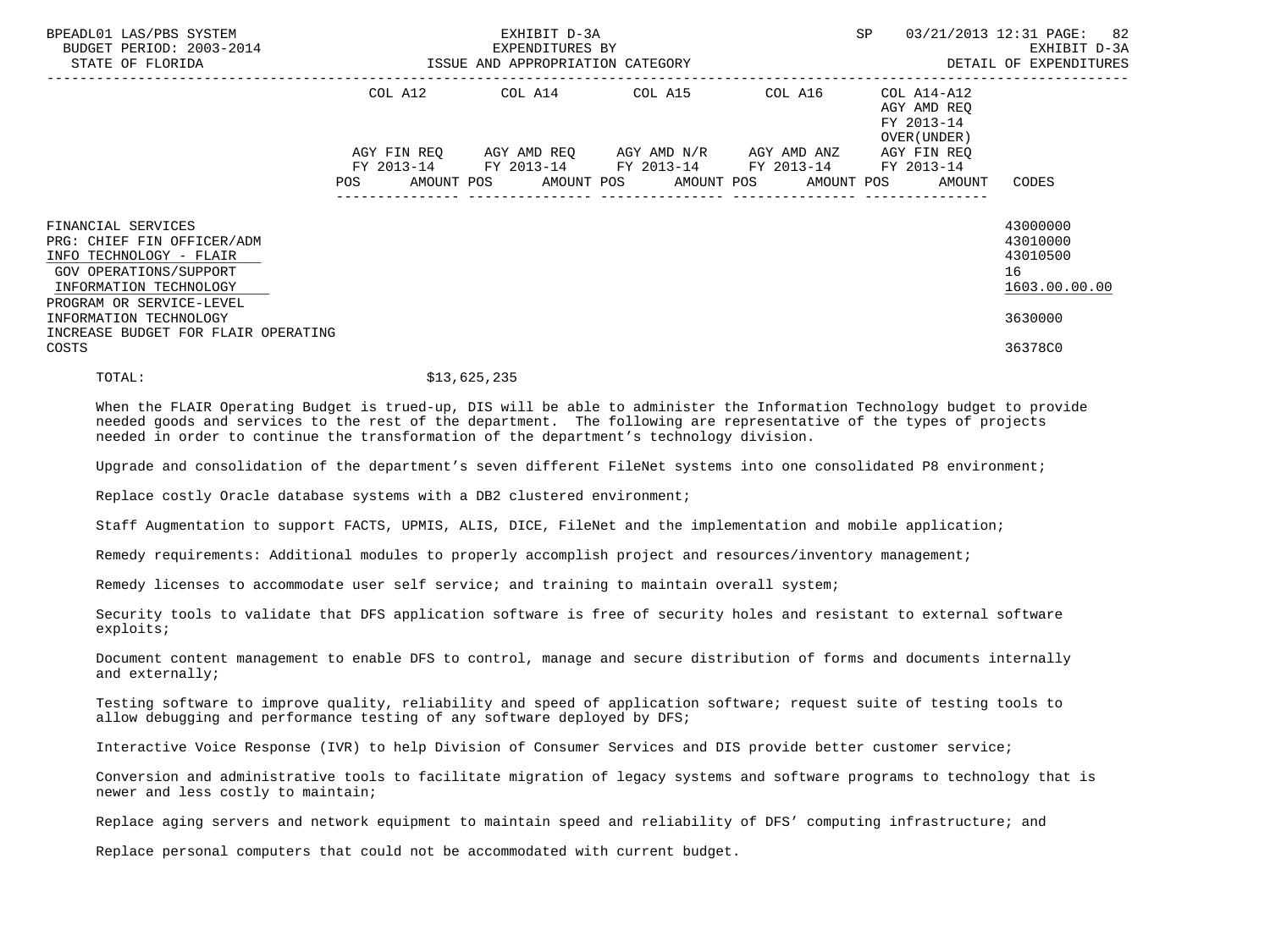BPEADL01 LAS/PBS SYSTEM | EXHIBIT D-3A | SP 03/21/2013 12:31

BUDGET PERIOD: 2003-2014 | EXPENDITURES BY | EXHIBIT D-3A

STATE OF FLORIDA | ISSUE AND APPROPRIATION CATEGORY | DETAIL OF EXPENDITURES

| | COL A12 AGY FIN REQ FY 2013-14 POS AMOUNT | COL A14 AGY AMD REQ FY 2013-14 POS AMOUNT | COL A15 AGY AMD N/R FY 2013-14 POS AMOUNT | COL A16 AGY AMD ANZ FY 2013-14 POS AMOUNT | COL A14-A12 AGY AMD REQ FY 2013-14 OVER(UNDER) AGY FIN REQ FY 2013-14 POS AMOUNT | CODES |
|---|---|---|---|---|---|---|
| FINANCIAL SERVICES | | | | | | 43000000 |
| PRG: CHIEF FIN OFFICER/ADM | | | | | | 43010000 |
| INFO TECHNOLOGY - FLAIR | | | | | | 43010500 |
| GOV OPERATIONS/SUPPORT | | | | | | 16 |
| INFORMATION TECHNOLOGY | | | | | | 1603.00.00.00 |
| PROGRAM OR SERVICE-LEVEL INFORMATION TECHNOLOGY | | | | | | 3630000 |
| INCREASE BUDGET FOR FLAIR OPERATING COSTS | | | | | | 36378C0 |

TOTAL: $13,625,235

When the FLAIR Operating Budget is trued-up, DIS will be able to administer the Information Technology budget to provide needed goods and services to the rest of the department. The following are representative of the types of projects needed in order to continue the transformation of the department's technology division.

Upgrade and consolidation of the department's seven different FileNet systems into one consolidated P8 environment;

Replace costly Oracle database systems with a DB2 clustered environment;

Staff Augmentation to support FACTS, UPMIS, ALIS, DICE, FileNet and the implementation and mobile application;

Remedy requirements: Additional modules to properly accomplish project and resources/inventory management;

Remedy licenses to accommodate user self service; and training to maintain overall system;

Security tools to validate that DFS application software is free of security holes and resistant to external software exploits;

Document content management to enable DFS to control, manage and secure distribution of forms and documents internally and externally;

Testing software to improve quality, reliability and speed of application software; request suite of testing tools to allow debugging and performance testing of any software deployed by DFS;

Interactive Voice Response (IVR) to help Division of Consumer Services and DIS provide better customer service;

Conversion and administrative tools to facilitate migration of legacy systems and software programs to technology that is newer and less costly to maintain;

Replace aging servers and network equipment to maintain speed and reliability of DFS' computing infrastructure; and

Replace personal computers that could not be accommodated with current budget.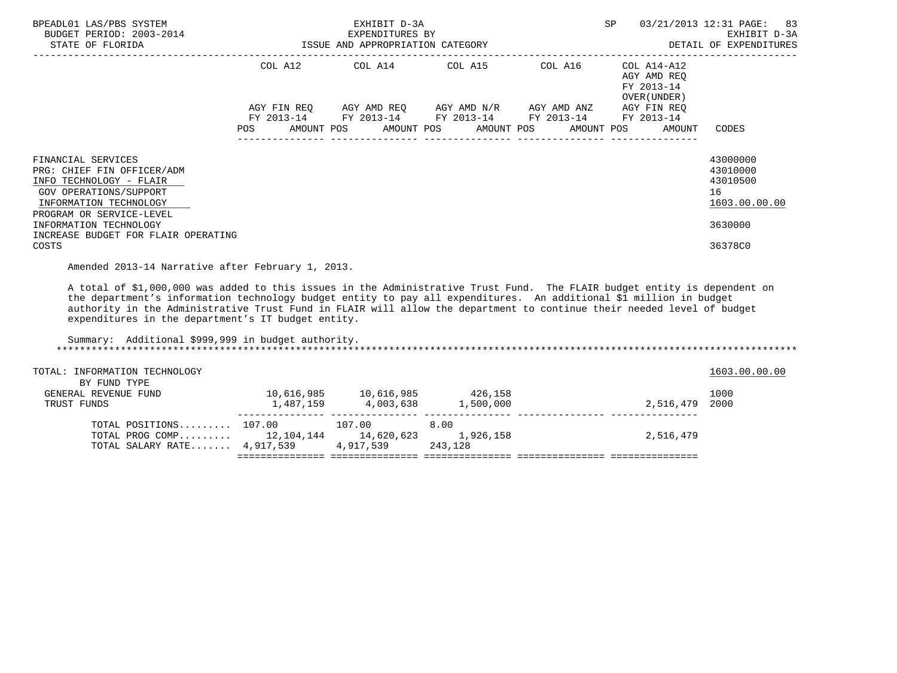| | COL A12 | COL A14 | COL A15 | COL A16 | COL A14-A12 AGY AMD REQ FY 2013-14 OVER(UNDER) | |
|---|---|---|---|---|---|---|
| | AGY FIN REQ FY 2013-14 POS AMOUNT | AGY AMD REQ FY 2013-14 POS AMOUNT | AGY AMD N/R FY 2013-14 POS AMOUNT | AGY AMD ANZ FY 2013-14 POS AMOUNT | AGY FIN REQ FY 2013-14 POS AMOUNT | CODES |

FINANCIAL SERVICES 43000000
PRG: CHIEF FIN OFFICER/ADM 43010000
INFO TECHNOLOGY - FLAIR 43010500
GOV OPERATIONS/SUPPORT 16
INFORMATION TECHNOLOGY 1603.00.00.00
PROGRAM OR SERVICE-LEVEL
INFORMATION TECHNOLOGY 3630000
INCREASE BUDGET FOR FLAIR OPERATING COSTS 36378C0

Amended 2013-14 Narrative after February 1, 2013.

A total of $1,000,000 was added to this issues in the Administrative Trust Fund. The FLAIR budget entity is dependent on the department's information technology budget entity to pay all expenditures. An additional $1 million in budget authority in the Administrative Trust Fund in FLAIR will allow the department to continue their needed level of budget expenditures in the department's IT budget entity.

Summary: Additional $999,999 in budget authority.

*****************************************************************************************************************************

| TOTAL: INFORMATION TECHNOLOGY | COL A12 | COL A14 | COL A15 | COL A16 | COL A14-A12 | 1603.00.00.00 |
|---|---|---|---|---|---|---|
| BY FUND TYPE | | | | | | |
| GENERAL REVENUE FUND | 10,616,985 | 10,616,985 | 426,158 | | | 1000 |
| TRUST FUNDS | 1,487,159 | 4,003,638 | 1,500,000 | | 2,516,479 | 2000 |
| TOTAL POSITIONS......... | 107.00 | 107.00 | 8.00 | | | |
| TOTAL PROG COMP......... | 12,104,144 | 14,620,623 | 1,926,158 | | 2,516,479 | |
| TOTAL SALARY RATE....... | 4,917,539 | 4,917,539 | 243,128 | | | |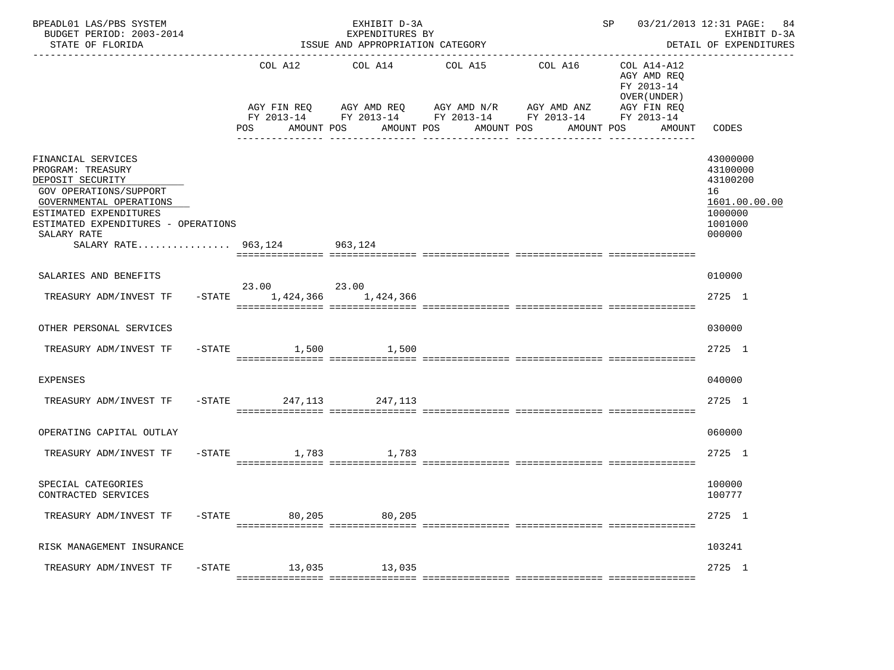BPEADL01 LAS/PBS SYSTEM — EXHIBIT D-3A — EXPENDITURES BY ISSUE AND APPROPRIATION CATEGORY — SP 03/21/2013 12:31 PAGE: 84
BUDGET PERIOD: 2003-2014 — EXHIBIT D-3A
STATE OF FLORIDA — DETAIL OF EXPENDITURES

| | COL A12 AGY FIN REQ FY 2013-14 POS AMOUNT | COL A14 AGY AMD REQ FY 2013-14 POS AMOUNT | COL A15 AGY AMD N/R FY 2013-14 POS AMOUNT | COL A16 AGY AMD ANZ FY 2013-14 POS AMOUNT | COL A14-A12 AGY AMD REQ FY 2013-14 OVER(UNDER) AGY FIN REQ FY 2013-14 POS AMOUNT | CODES |
|---|---|---|---|---|---|---|
| FINANCIAL SERVICES | | | | | | 43000000 |
| PROGRAM: TREASURY | | | | | | 43100000 |
| DEPOSIT SECURITY | | | | | | 43100200 |
| GOV OPERATIONS/SUPPORT | | | | | | 16 |
| GOVERNMENTAL OPERATIONS | | | | | | 1601.00.00.00 |
| ESTIMATED EXPENDITURES | | | | | | 1000000 |
| ESTIMATED EXPENDITURES - OPERATIONS | | | | | | 1001000 |
| SALARY RATE | | | | | | 000000 |
| SALARY RATE................ | 963,124 | 963,124 | | | | |
| SALARIES AND BENEFITS | | | | | | 010000 |
| TREASURY ADM/INVEST TF -STATE | 23.00 1,424,366 | 23.00 1,424,366 | | | | 2725 1 |
| OTHER PERSONAL SERVICES | | | | | | 030000 |
| TREASURY ADM/INVEST TF -STATE | 1,500 | 1,500 | | | | 2725 1 |
| EXPENSES | | | | | | 040000 |
| TREASURY ADM/INVEST TF -STATE | 247,113 | 247,113 | | | | 2725 1 |
| OPERATING CAPITAL OUTLAY | | | | | | 060000 |
| TREASURY ADM/INVEST TF -STATE | 1,783 | 1,783 | | | | 2725 1 |
| SPECIAL CATEGORIES | | | | | | 100000 |
| CONTRACTED SERVICES | | | | | | 100777 |
| TREASURY ADM/INVEST TF -STATE | 80,205 | 80,205 | | | | 2725 1 |
| RISK MANAGEMENT INSURANCE | | | | | | 103241 |
| TREASURY ADM/INVEST TF -STATE | 13,035 | 13,035 | | | | 2725 1 |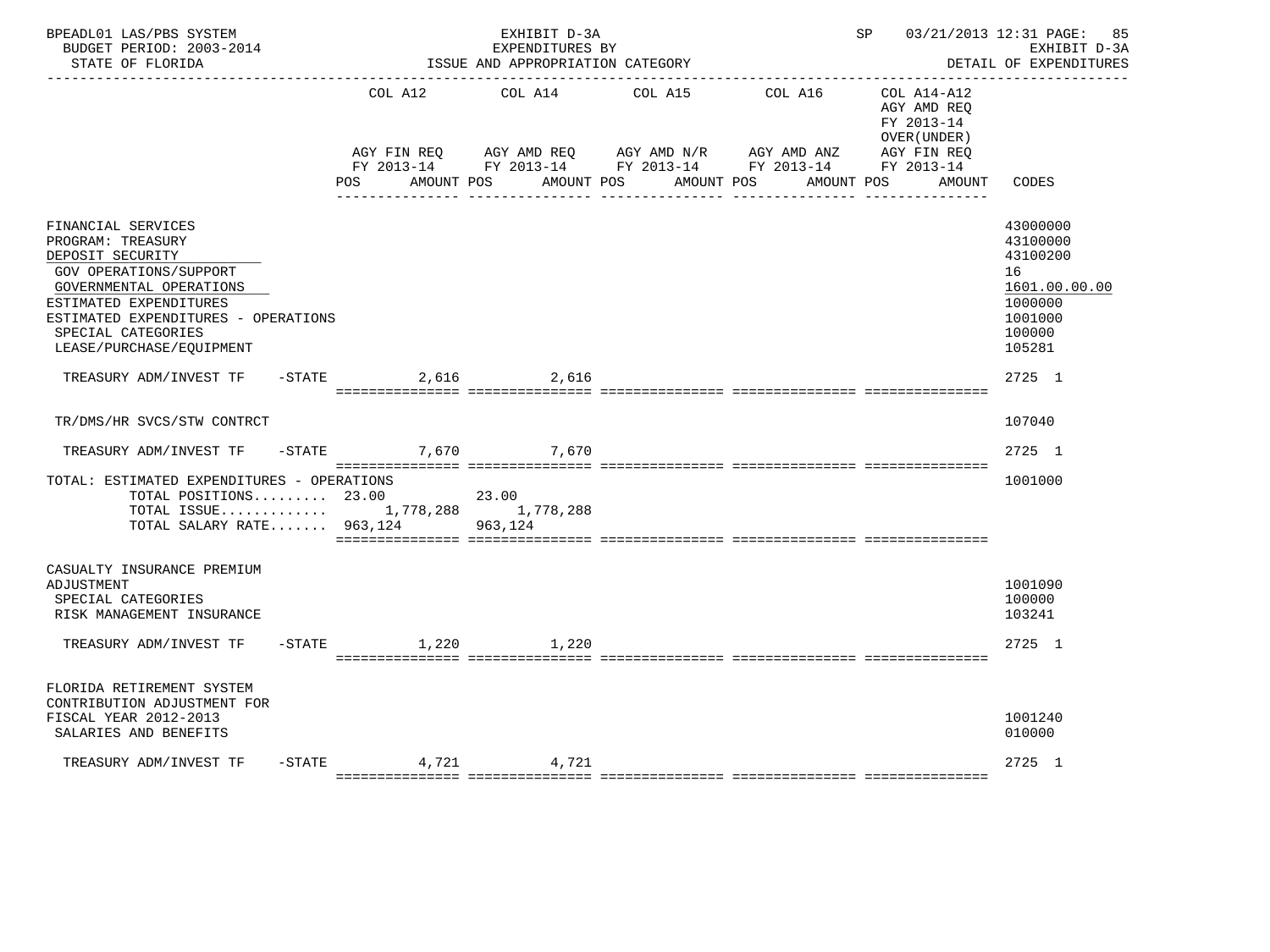BPEADL01 LAS/PBS SYSTEM — EXHIBIT D-3A — SP 03/21/2013 12:31 PAGE: 85
BUDGET PERIOD: 2003-2014 — EXPENDITURES BY — EXHIBIT D-3A
STATE OF FLORIDA — ISSUE AND APPROPRIATION CATEGORY — DETAIL OF EXPENDITURES

| | COL A12 AGY FIN REQ FY 2013-14 POS AMOUNT | COL A14 AGY AMD REQ FY 2013-14 POS AMOUNT | COL A15 AGY AMD N/R FY 2013-14 POS AMOUNT | COL A16 AGY AMD ANZ FY 2013-14 POS AMOUNT | COL A14-A12 AGY AMD REQ FY 2013-14 OVER(UNDER) AGY FIN REQ FY 2013-14 POS AMOUNT | CODES |
|---|---|---|---|---|---|---|
| FINANCIAL SERVICES | | | | | | 43000000 |
| PROGRAM: TREASURY | | | | | | 43100000 |
| DEPOSIT SECURITY | | | | | | 43100200 |
| GOV OPERATIONS/SUPPORT | | | | | | 16 |
| GOVERNMENTAL OPERATIONS | | | | | | 1601.00.00.00 |
| ESTIMATED EXPENDITURES | | | | | | 1000000 |
| ESTIMATED EXPENDITURES - OPERATIONS | | | | | | 1001000 |
| SPECIAL CATEGORIES | | | | | | 100000 |
| LEASE/PURCHASE/EQUIPMENT | | | | | | 105281 |
| TREASURY ADM/INVEST TF -STATE | 2,616 | 2,616 | | | | 2725 1 |
| TR/DMS/HR SVCS/STW CONTRCT | | | | | | 107040 |
| TREASURY ADM/INVEST TF -STATE | 7,670 | 7,670 | | | | 2725 1 |
| TOTAL: ESTIMATED EXPENDITURES - OPERATIONS | | | | | | 1001000 |
| TOTAL POSITIONS......... | 23.00 | 23.00 | | | | |
| TOTAL ISSUE............. | 1,778,288 | 1,778,288 | | | | |
| TOTAL SALARY RATE....... | 963,124 | 963,124 | | | | |
| CASUALTY INSURANCE PREMIUM ADJUSTMENT | | | | | | 1001090 |
| SPECIAL CATEGORIES | | | | | | 100000 |
| RISK MANAGEMENT INSURANCE | | | | | | 103241 |
| TREASURY ADM/INVEST TF -STATE | 1,220 | 1,220 | | | | 2725 1 |
| FLORIDA RETIREMENT SYSTEM CONTRIBUTION ADJUSTMENT FOR FISCAL YEAR 2012-2013 | | | | | | 1001240 |
| SALARIES AND BENEFITS | | | | | | 010000 |
| TREASURY ADM/INVEST TF -STATE | 4,721 | 4,721 | | | | 2725 1 |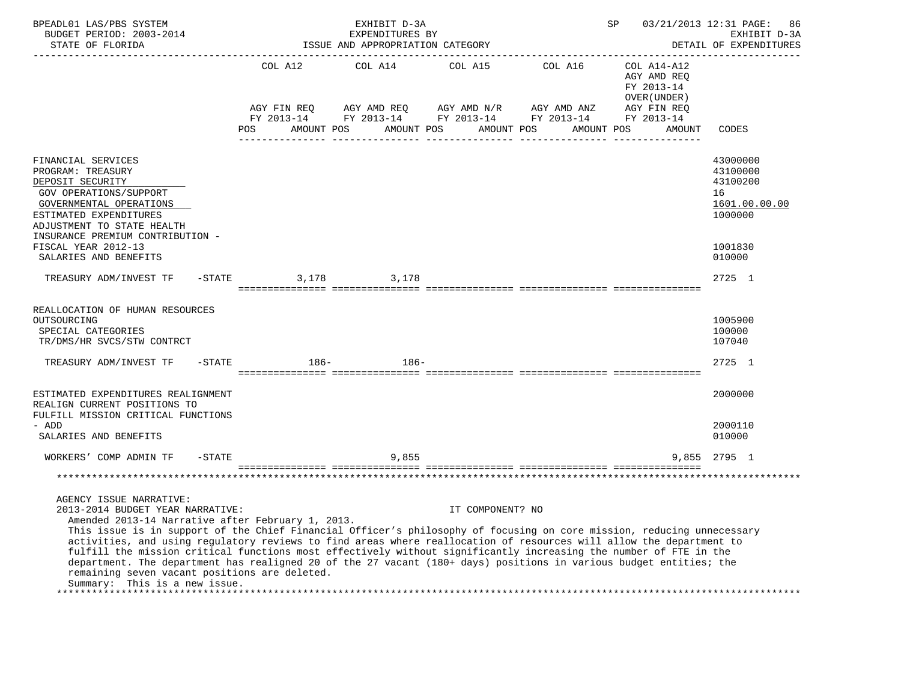BPEADL01 LAS/PBS SYSTEM — EXHIBIT D-3A — EXPENDITURES BY ISSUE AND APPROPRIATION CATEGORY — SP 03/21/2013 12:31 PAGE: 86
BUDGET PERIOD: 2003-2014 — EXHIBIT D-3A
STATE OF FLORIDA — DETAIL OF EXPENDITURES

| | COL A12 AGY FIN REQ FY 2013-14 POS AMOUNT | COL A14 AGY AMD REQ FY 2013-14 POS AMOUNT | COL A15 AGY AMD N/R FY 2013-14 POS AMOUNT | COL A16 AGY AMD ANZ FY 2013-14 POS AMOUNT | COL A14-A12 AGY AMD REQ FY 2013-14 OVER(UNDER) AGY FIN REQ FY 2013-14 POS AMOUNT | CODES |
|---|---|---|---|---|---|---|
| FINANCIAL SERVICES | | | | | | 43000000 |
| PROGRAM: TREASURY | | | | | | 43100000 |
| DEPOSIT SECURITY | | | | | | 43100200 |
| GOV OPERATIONS/SUPPORT | | | | | | 16 |
| GOVERNMENTAL OPERATIONS | | | | | | 1601.00.00.00 |
| ESTIMATED EXPENDITURES | | | | | | 1000000 |
| ADJUSTMENT TO STATE HEALTH INSURANCE PREMIUM CONTRIBUTION - FISCAL YEAR 2012-13 | | | | | | 1001830 |
| SALARIES AND BENEFITS | | | | | | 010000 |
| TREASURY ADM/INVEST TF -STATE | 3,178 | 3,178 | | | | 2725 1 |
| REALLOCATION OF HUMAN RESOURCES OUTSOURCING | | | | | | 1005900 |
| SPECIAL CATEGORIES | | | | | | 100000 |
| TR/DMS/HR SVCS/STW CONTRCT | | | | | | 107040 |
| TREASURY ADM/INVEST TF -STATE | 186- | 186- | | | | 2725 1 |
| ESTIMATED EXPENDITURES REALIGNMENT | | | | | | 2000000 |
| REALIGN CURRENT POSITIONS TO FULFILL MISSION CRITICAL FUNCTIONS - ADD | | | | | | 2000110 |
| SALARIES AND BENEFITS | | | | | | 010000 |
| WORKERS' COMP ADMIN TF -STATE | | 9,855 | | | 9,855 | 2795 1 |

AGENCY ISSUE NARRATIVE:
2013-2014 BUDGET YEAR NARRATIVE: IT COMPONENT? NO
Amended 2013-14 Narrative after February 1, 2013.
This issue is in support of the Chief Financial Officer's philosophy of focusing on core mission, reducing unnecessary activities, and using regulatory reviews to find areas where reallocation of resources will allow the department to fulfill the mission critical functions most effectively without significantly increasing the number of FTE in the department. The department has realigned 20 of the 27 vacant (180+ days) positions in various budget entities; the remaining seven vacant positions are deleted.
Summary: This is a new issue.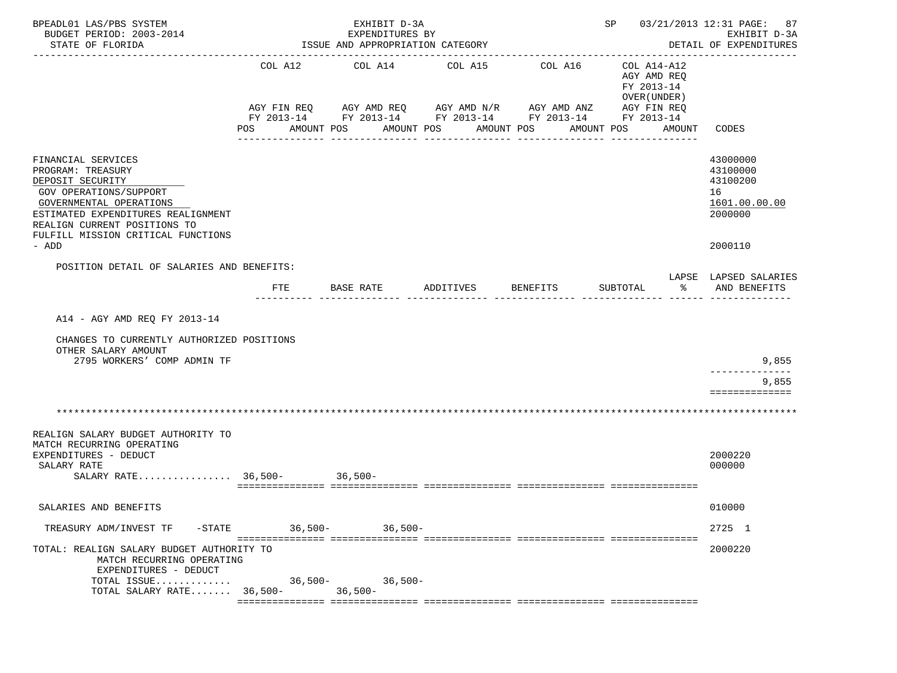BPEADL01 LAS/PBS SYSTEM | EXHIBIT D-3A | SP 03/21/2013 12:31

BUDGET PERIOD: 2003-2014 | EXPENDITURES BY | EXHIBIT D-3A

STATE OF FLORIDA | ISSUE AND APPROPRIATION CATEGORY | DETAIL OF EXPENDITURES

| | COL A12 AGY FIN REQ FY 2013-14 POS AMOUNT | COL A14 AGY AMD REQ FY 2013-14 POS AMOUNT | COL A15 AGY AMD N/R FY 2013-14 POS AMOUNT | COL A16 AGY AMD ANZ FY 2013-14 POS AMOUNT | COL A14-A12 AGY AMD REQ FY 2013-14 OVER(UNDER) AGY FIN REQ FY 2013-14 POS AMOUNT | CODES |
|---|---|---|---|---|---|---|
| FINANCIAL SERVICES | | | | | | 43000000 |
| PROGRAM: TREASURY | | | | | | 43100000 |
| DEPOSIT SECURITY | | | | | | 43100200 |
| GOV OPERATIONS/SUPPORT | | | | | | 16 |
| GOVERNMENTAL OPERATIONS | | | | | | 1601.00.00.00 |
| ESTIMATED EXPENDITURES REALIGNMENT | | | | | | 2000000 |
| REALIGN CURRENT POSITIONS TO FULFILL MISSION CRITICAL FUNCTIONS - ADD | | | | | | 2000110 |

POSITION DETAIL OF SALARIES AND BENEFITS:

| | FTE | BASE RATE | ADDITIVES | BENEFITS | SUBTOTAL | LAPSE % | LAPSED SALARIES AND BENEFITS |
|---|---|---|---|---|---|---|---|
| A14 - AGY AMD REQ FY 2013-14 | | | | | | | |
| CHANGES TO CURRENTLY AUTHORIZED POSITIONS | | | | | | | |
| OTHER SALARY AMOUNT | | | | | | | |
| 2795 WORKERS' COMP ADMIN TF | | | | | | | 9,855 |
| | | | | | | | 9,855 |

*****************************************************************************************************************

| | COL A12 | COL A14 | COL A15 | COL A16 | COL A14-A12 | CODES |
|---|---|---|---|---|---|---|
| REALIGN SALARY BUDGET AUTHORITY TO MATCH RECURRING OPERATING EXPENDITURES - DEDUCT | | | | | | 2000220 |
| SALARY RATE | | | | | | 000000 |
| SALARY RATE................ | 36,500- | 36,500- | | | | |
| SALARIES AND BENEFITS | | | | | | 010000 |
| TREASURY ADM/INVEST TF -STATE | 36,500- | 36,500- | | | | 2725 1 |
| TOTAL: REALIGN SALARY BUDGET AUTHORITY TO MATCH RECURRING OPERATING EXPENDITURES - DEDUCT | | | | | | 2000220 |
| TOTAL ISSUE............ | 36,500- | 36,500- | | | | |
| TOTAL SALARY RATE....... | 36,500- | 36,500- | | | | |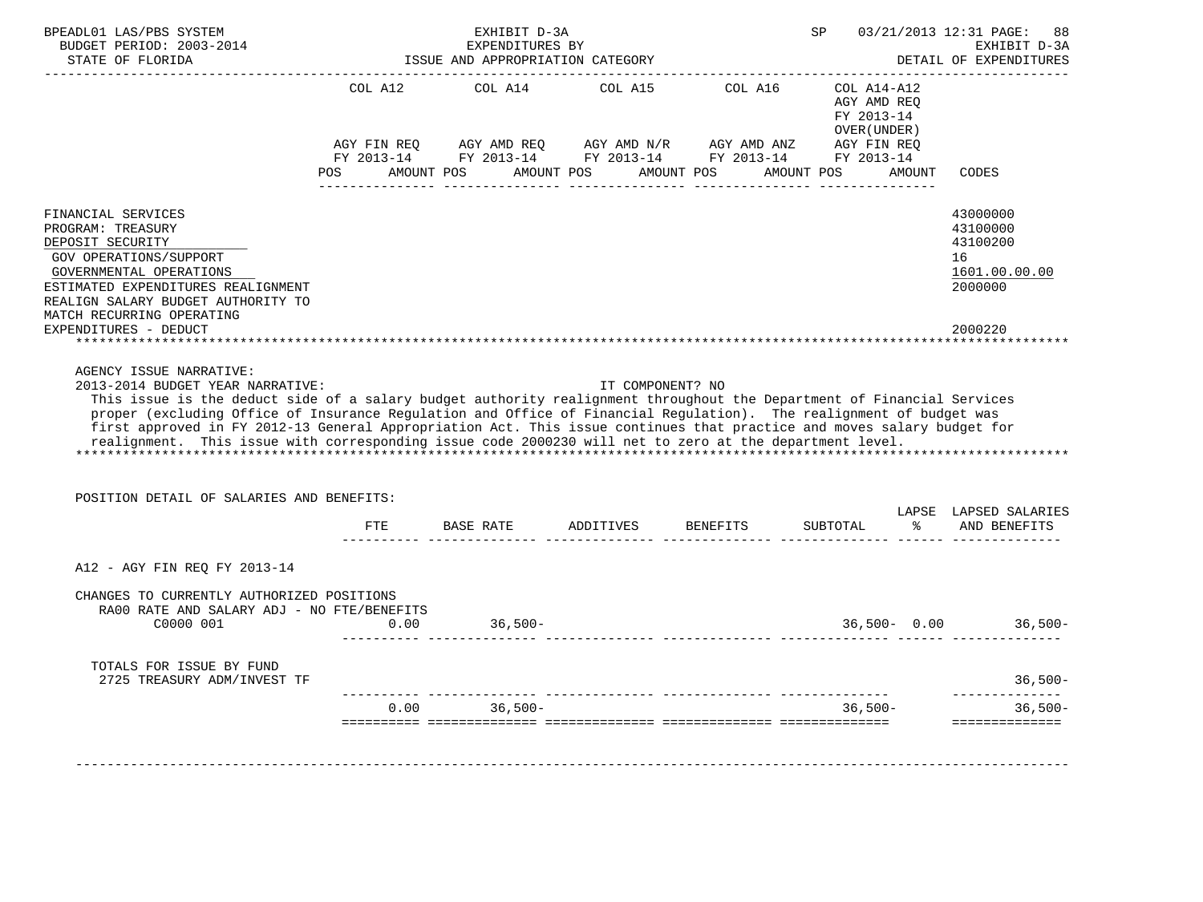BPEADL01 LAS/PBS SYSTEM — EXHIBIT D-3A — EXPENDITURES BY ISSUE AND APPROPRIATION CATEGORY — SP 03/21/2013 12:31 PAGE: 88
BUDGET PERIOD: 2003-2014 — EXHIBIT D-3A
STATE OF FLORIDA — DETAIL OF EXPENDITURES

| | COL A12 AGY FIN REQ FY 2013-14 POS AMOUNT | COL A14 AGY AMD REQ FY 2013-14 POS AMOUNT | COL A15 AGY AMD N/R FY 2013-14 POS AMOUNT | COL A16 AGY AMD ANZ FY 2013-14 POS AMOUNT | COL A14-A12 AGY AMD REQ FY 2013-14 OVER(UNDER) AGY FIN REQ FY 2013-14 POS AMOUNT | CODES |
|---|---|---|---|---|---|---|
| FINANCIAL SERVICES | | | | | | 43000000 |
| PROGRAM: TREASURY | | | | | | 43100000 |
| DEPOSIT SECURITY | | | | | | 43100200 |
| GOV OPERATIONS/SUPPORT | | | | | | 16 |
| GOVERNMENTAL OPERATIONS | | | | | | 1601.00.00.00 |
| ESTIMATED EXPENDITURES REALIGNMENT | | | | | | 2000000 |
| REALIGN SALARY BUDGET AUTHORITY TO MATCH RECURRING OPERATING EXPENDITURES - DEDUCT | | | | | | 2000220 |

AGENCY ISSUE NARRATIVE:

2013-2014 BUDGET YEAR NARRATIVE: IT COMPONENT? NO

This issue is the deduct side of a salary budget authority realignment throughout the Department of Financial Services proper (excluding Office of Insurance Regulation and Office of Financial Regulation). The realignment of budget was first approved in FY 2012-13 General Appropriation Act. This issue continues that practice and moves salary budget for realignment. This issue with corresponding issue code 2000230 will net to zero at the department level.

POSITION DETAIL OF SALARIES AND BENEFITS:

| | FTE | BASE RATE | ADDITIVES | BENEFITS | SUBTOTAL | LAPSE % | LAPSED SALARIES AND BENEFITS |
|---|---|---|---|---|---|---|---|
| A12 - AGY FIN REQ FY 2013-14 | | | | | | | |
| CHANGES TO CURRENTLY AUTHORIZED POSITIONS | | | | | | | |
| RA00 RATE AND SALARY ADJ - NO FTE/BENEFITS | | | | | | | |
| C0000 001 | 0.00 | 36,500- | | | 36,500- | 0.00 | 36,500- |
| TOTALS FOR ISSUE BY FUND | | | | | | | |
| 2725 TREASURY ADM/INVEST TF | | | | | | | 36,500- |
| | 0.00 | 36,500- | | | 36,500- | | 36,500- |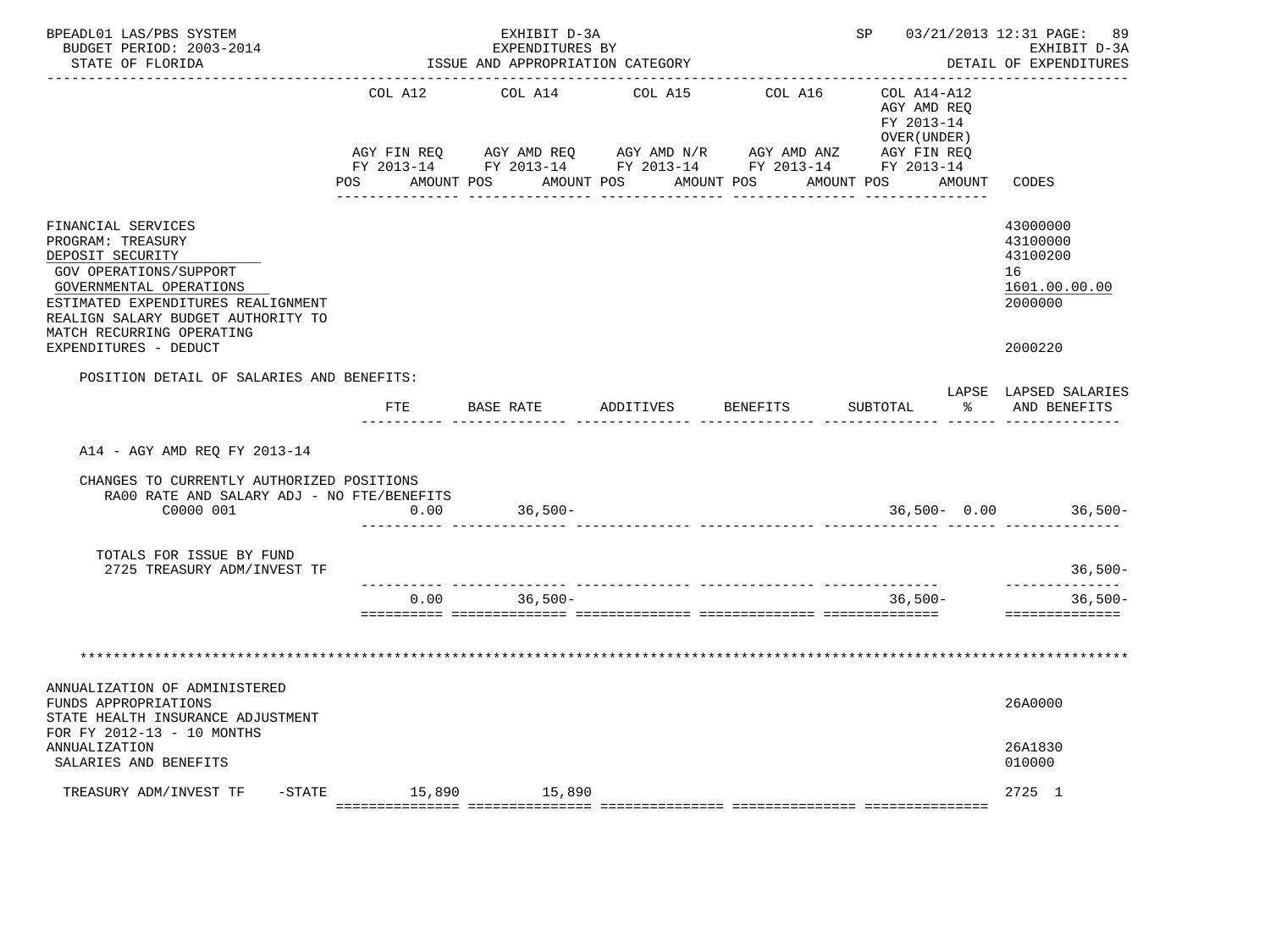BPEADL01 LAS/PBS SYSTEM — EXHIBIT D-3A — SP 03/21/2013 12:31 PAGE: 89
BUDGET PERIOD: 2003-2014 — EXPENDITURES BY — EXHIBIT D-3A
STATE OF FLORIDA — ISSUE AND APPROPRIATION CATEGORY — DETAIL OF EXPENDITURES

| | COL A12 AGY FIN REQ FY 2013-14 POS AMOUNT | COL A14 AGY AMD REQ FY 2013-14 POS AMOUNT | COL A15 AGY AMD N/R FY 2013-14 POS AMOUNT | COL A16 AGY AMD ANZ FY 2013-14 POS AMOUNT | COL A14-A12 AGY AMD REQ FY 2013-14 OVER(UNDER) AGY FIN REQ FY 2013-14 POS AMOUNT | CODES |
|---|---|---|---|---|---|---|
| FINANCIAL SERVICES | | | | | | 43000000 |
| PROGRAM: TREASURY | | | | | | 43100000 |
| DEPOSIT SECURITY | | | | | | 43100200 |
| GOV OPERATIONS/SUPPORT | | | | | | 16 |
| GOVERNMENTAL OPERATIONS | | | | | | 1601.00.00.00 |
| ESTIMATED EXPENDITURES REALIGNMENT | | | | | | 2000000 |
| REALIGN SALARY BUDGET AUTHORITY TO MATCH RECURRING OPERATING EXPENDITURES - DEDUCT | | | | | | 2000220 |

POSITION DETAIL OF SALARIES AND BENEFITS:

| | FTE | BASE RATE | ADDITIVES | BENEFITS | SUBTOTAL | LAPSE % | LAPSED SALARIES AND BENEFITS |
|---|---|---|---|---|---|---|---|
| A14 - AGY AMD REQ FY 2013-14 | | | | | | | |
| CHANGES TO CURRENTLY AUTHORIZED POSITIONS | | | | | | | |
| RA00 RATE AND SALARY ADJ - NO FTE/BENEFITS | | | | | | | |
| C0000 001 | 0.00 | 36,500- | | | 36,500- | 0.00 | 36,500- |
| TOTALS FOR ISSUE BY FUND | | | | | | | |
| 2725 TREASURY ADM/INVEST TF | | | | | | | 36,500- |
| | 0.00 | 36,500- | | | 36,500- | | 36,500- |

*******************************************************************************************************************

| | COL A12 | COL A14 | COL A15 | COL A16 | COL A14-A12 | CODES |
|---|---|---|---|---|---|---|
| ANNUALIZATION OF ADMINISTERED FUNDS APPROPRIATIONS | | | | | | 26A0000 |
| STATE HEALTH INSURANCE ADJUSTMENT FOR FY 2012-13 - 10 MONTHS ANNUALIZATION | | | | | | 26A1830 |
| SALARIES AND BENEFITS | | | | | | 010000 |
| TREASURY ADM/INVEST TF -STATE | 15,890 | 15,890 | | | | 2725 1 |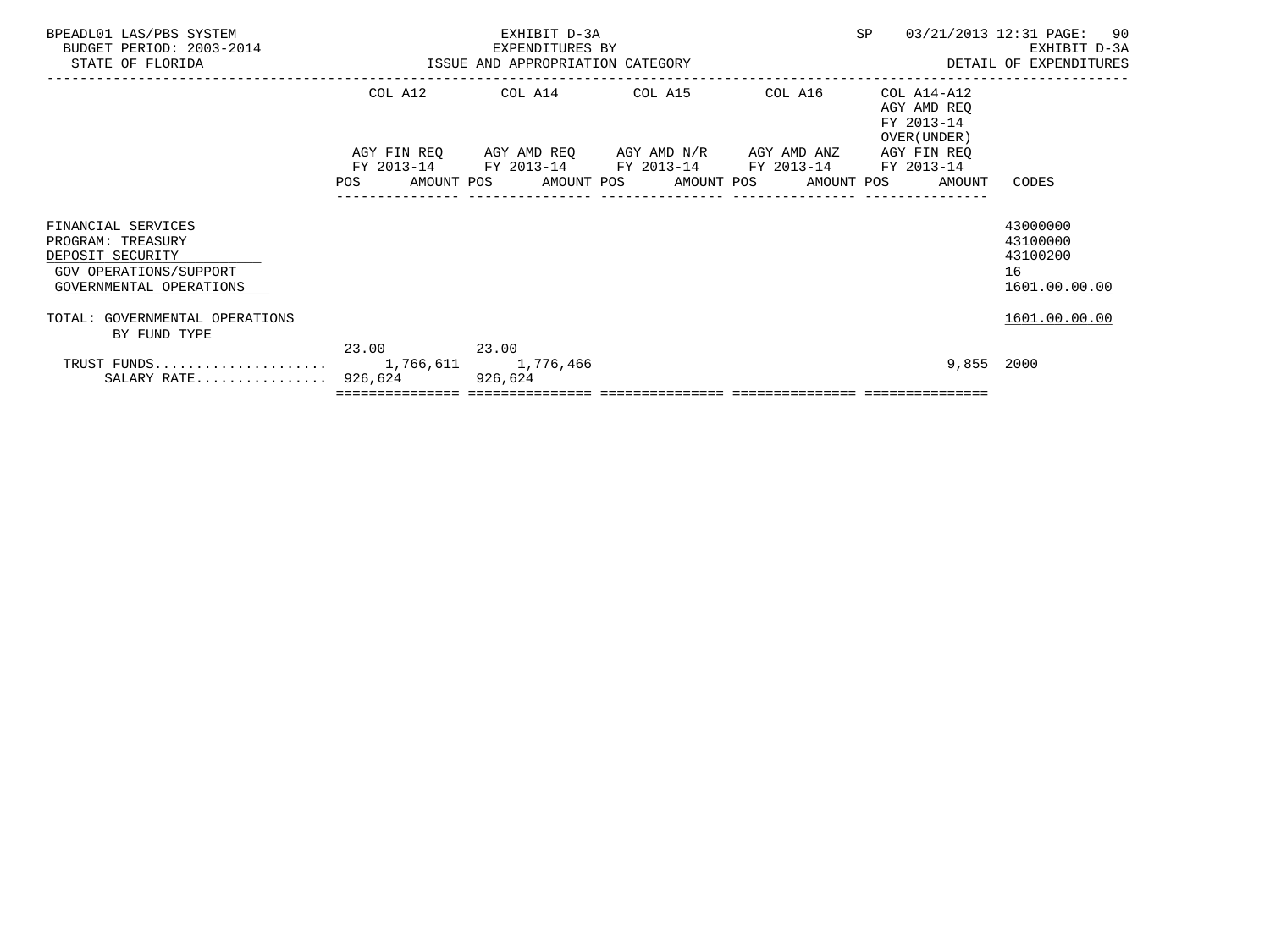BPEADL01 LAS/PBS SYSTEM
BUDGET PERIOD: 2003-2014
STATE OF FLORIDA

EXHIBIT D-3A
EXPENDITURES BY
ISSUE AND APPROPRIATION CATEGORY

SP 03/21/2013 12:31 PAGE: 90
EXHIBIT D-3A
DETAIL OF EXPENDITURES

| | COL A12 AGY FIN REQ FY 2013-14 | | COL A14 AGY AMD REQ FY 2013-14 | | COL A15 AGY AMD N/R FY 2013-14 | | COL A16 AGY AMD ANZ FY 2013-14 | | COL A14-A12 AGY AMD REQ FY 2013-14 OVER(UNDER) AGY FIN REQ FY 2013-14 | | CODES |
|---|---|---|---|---|---|---|---|---|---|---|---|
| | POS | AMOUNT | POS | AMOUNT | POS | AMOUNT | POS | AMOUNT | POS | AMOUNT | |
| FINANCIAL SERVICES | | | | | | | | | | | 43000000 |
| PROGRAM: TREASURY | | | | | | | | | | | 43100000 |
| DEPOSIT SECURITY | | | | | | | | | | | 43100200 |
| GOV OPERATIONS/SUPPORT | | | | | | | | | | | 16 |
| GOVERNMENTAL OPERATIONS | | | | | | | | | | | 1601.00.00.00 |
| TOTAL: GOVERNMENTAL OPERATIONS | | | | | | | | | | | 1601.00.00.00 |
| BY FUND TYPE | | | | | | | | | | | |
| | 23.00 | | 23.00 | | | | | | | | |
| TRUST FUNDS..................... | | 1,766,611 | | 1,776,466 | | | | | | 9,855 | 2000 |
| SALARY RATE................ | 926,624 | | 926,624 | | | | | | | | |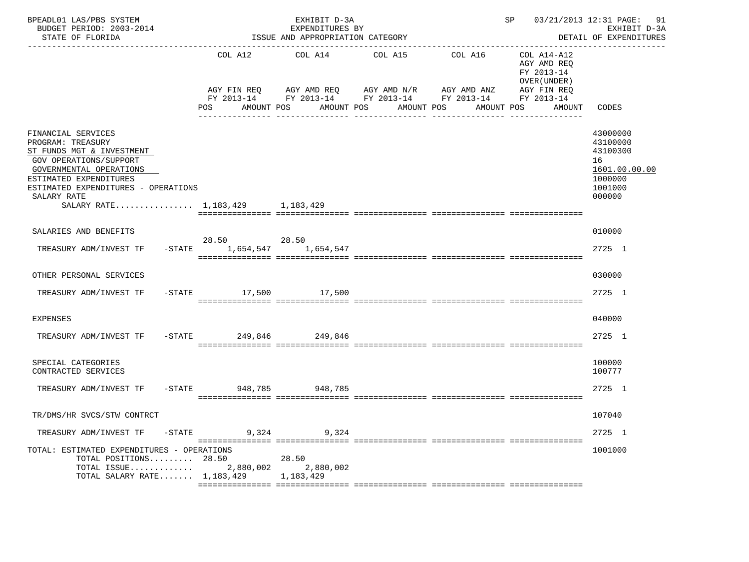BPEADL01 LAS/PBS SYSTEM — EXHIBIT D-3A — SP 03/21/2013 12:31 PAGE: 91
BUDGET PERIOD: 2003-2014 — EXPENDITURES BY — EXHIBIT D-3A
STATE OF FLORIDA — ISSUE AND APPROPRIATION CATEGORY — DETAIL OF EXPENDITURES

| | COL A12 AGY FIN REQ FY 2013-14 POS AMOUNT | COL A14 AGY AMD REQ FY 2013-14 POS AMOUNT | COL A15 AGY AMD N/R FY 2013-14 POS AMOUNT | COL A16 AGY AMD ANZ FY 2013-14 POS AMOUNT | COL A14-A12 AGY AMD REQ FY 2013-14 OVER(UNDER) AGY FIN REQ FY 2013-14 POS AMOUNT | CODES |
|---|---|---|---|---|---|---|
| FINANCIAL SERVICES | | | | | | 43000000 |
| PROGRAM: TREASURY | | | | | | 43100000 |
| ST FUNDS MGT & INVESTMENT | | | | | | 43100300 |
| GOV OPERATIONS/SUPPORT | | | | | | 16 |
| GOVERNMENTAL OPERATIONS | | | | | | 1601.00.00.00 |
| ESTIMATED EXPENDITURES | | | | | | 1000000 |
| ESTIMATED EXPENDITURES - OPERATIONS | | | | | | 1001000 |
| SALARY RATE | | | | | | 000000 |
| SALARY RATE................ | 1,183,429 | 1,183,429 | | | | |
| SALARIES AND BENEFITS | | | | | | 010000 |
| TREASURY ADM/INVEST TF -STATE | 28.50 1,654,547 | 28.50 1,654,547 | | | | 2725 1 |
| OTHER PERSONAL SERVICES | | | | | | 030000 |
| TREASURY ADM/INVEST TF -STATE | 17,500 | 17,500 | | | | 2725 1 |
| EXPENSES | | | | | | 040000 |
| TREASURY ADM/INVEST TF -STATE | 249,846 | 249,846 | | | | 2725 1 |
| SPECIAL CATEGORIES | | | | | | 100000 |
| CONTRACTED SERVICES | | | | | | 100777 |
| TREASURY ADM/INVEST TF -STATE | 948,785 | 948,785 | | | | 2725 1 |
| TR/DMS/HR SVCS/STW CONTRCT | | | | | | 107040 |
| TREASURY ADM/INVEST TF -STATE | 9,324 | 9,324 | | | | 2725 1 |
| TOTAL: ESTIMATED EXPENDITURES - OPERATIONS | | | | | | 1001000 |
| TOTAL POSITIONS......... | 28.50 | 28.50 | | | | |
| TOTAL ISSUE............ | 2,880,002 | 2,880,002 | | | | |
| TOTAL SALARY RATE....... | 1,183,429 | 1,183,429 | | | | |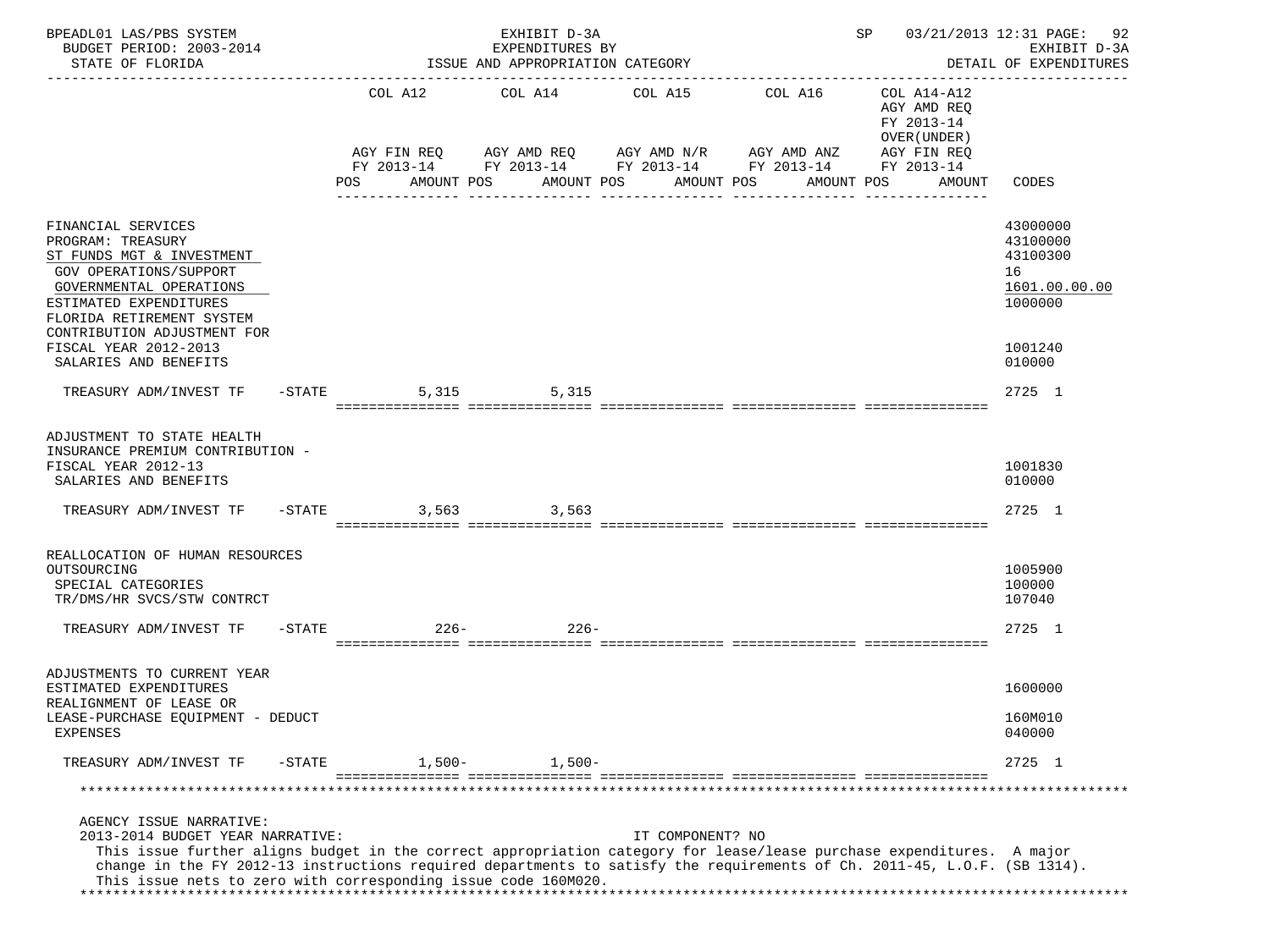BPEADL01 LAS/PBS SYSTEM — EXHIBIT D-3A — EXPENDITURES BY ISSUE AND APPROPRIATION CATEGORY
BUDGET PERIOD: 2003-2014 — STATE OF FLORIDA — DETAIL OF EXPENDITURES
SP 03/21/2013 12:31

| | COL A12 AGY FIN REQ FY 2013-14 POS AMOUNT | COL A14 AGY AMD REQ FY 2013-14 POS AMOUNT | COL A15 AGY AMD N/R FY 2013-14 POS AMOUNT | COL A16 AGY AMD ANZ FY 2013-14 POS AMOUNT | COL A14-A12 AGY AMD REQ FY 2013-14 OVER(UNDER) AGY FIN REQ FY 2013-14 POS AMOUNT | CODES |
|---|---|---|---|---|---|---|
| FINANCIAL SERVICES | | | | | | 43000000 |
| PROGRAM: TREASURY | | | | | | 43100000 |
| ST FUNDS MGT & INVESTMENT | | | | | | 43100300 |
| GOV OPERATIONS/SUPPORT | | | | | | 16 |
| GOVERNMENTAL OPERATIONS | | | | | | 1601.00.00.00 |
| ESTIMATED EXPENDITURES | | | | | | 1000000 |
| FLORIDA RETIREMENT SYSTEM CONTRIBUTION ADJUSTMENT FOR FISCAL YEAR 2012-2013 | | | | | | 1001240 |
| SALARIES AND BENEFITS | | | | | | 010000 |
| TREASURY ADM/INVEST TF -STATE | 5,315 | 5,315 | | | | 2725 1 |
| ADJUSTMENT TO STATE HEALTH INSURANCE PREMIUM CONTRIBUTION - FISCAL YEAR 2012-13 | | | | | | 1001830 |
| SALARIES AND BENEFITS | | | | | | 010000 |
| TREASURY ADM/INVEST TF -STATE | 3,563 | 3,563 | | | | 2725 1 |
| REALLOCATION OF HUMAN RESOURCES OUTSOURCING | | | | | | 1005900 |
| SPECIAL CATEGORIES | | | | | | 100000 |
| TR/DMS/HR SVCS/STW CONTRCT | | | | | | 107040 |
| TREASURY ADM/INVEST TF -STATE | 226- | 226- | | | | 2725 1 |
| ADJUSTMENTS TO CURRENT YEAR ESTIMATED EXPENDITURES | | | | | | 1600000 |
| REALIGNMENT OF LEASE OR LEASE-PURCHASE EQUIPMENT - DEDUCT | | | | | | 160M010 |
| EXPENSES | | | | | | 040000 |
| TREASURY ADM/INVEST TF -STATE | 1,500- | 1,500- | | | | 2725 1 |

AGENCY ISSUE NARRATIVE:
2013-2014 BUDGET YEAR NARRATIVE: IT COMPONENT? NO

This issue further aligns budget in the correct appropriation category for lease/lease purchase expenditures. A major change in the FY 2012-13 instructions required departments to satisfy the requirements of Ch. 2011-45, L.O.F. (SB 1314). This issue nets to zero with corresponding issue code 160M020.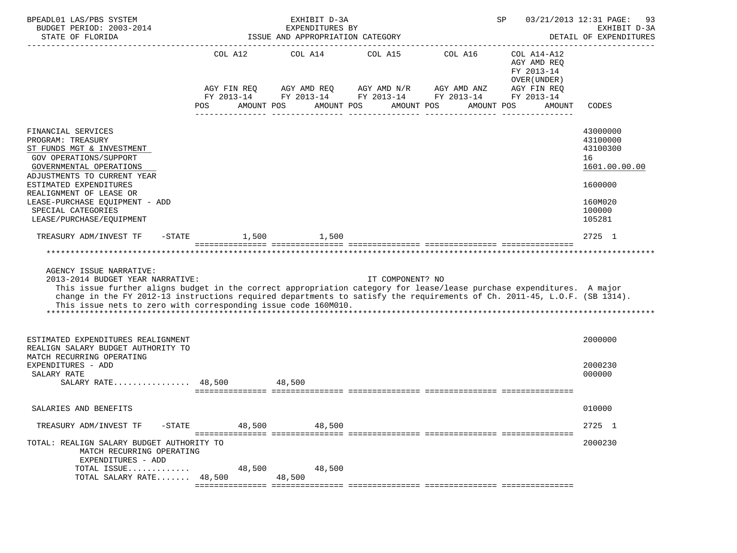BPEADL01 LAS/PBS SYSTEM | EXHIBIT D-3A | SP 03/21/2013 12:31 PAGE: 93
BUDGET PERIOD: 2003-2014 | EXPENDITURES BY | EXHIBIT D-3A
STATE OF FLORIDA | ISSUE AND APPROPRIATION CATEGORY | DETAIL OF EXPENDITURES

| | COL A12 AGY FIN REQ FY 2013-14 POS AMOUNT | COL A14 AGY AMD REQ FY 2013-14 POS AMOUNT | COL A15 AGY AMD N/R FY 2013-14 POS AMOUNT | COL A16 AGY AMD ANZ FY 2013-14 POS AMOUNT | COL A14-A12 AGY AMD REQ FY 2013-14 OVER(UNDER) AGY FIN REQ FY 2013-14 POS AMOUNT | CODES |
|---|---|---|---|---|---|---|
| FINANCIAL SERVICES | | | | | | 43000000 |
| PROGRAM: TREASURY | | | | | | 43100000 |
| ST FUNDS MGT & INVESTMENT | | | | | | 43100300 |
| GOV OPERATIONS/SUPPORT | | | | | | 16 |
| GOVERNMENTAL OPERATIONS | | | | | | 1601.00.00.00 |
| ADJUSTMENTS TO CURRENT YEAR ESTIMATED EXPENDITURES | | | | | | 1600000 |
| REALIGNMENT OF LEASE OR LEASE-PURCHASE EQUIPMENT - ADD | | | | | | 160M020 |
| SPECIAL CATEGORIES | | | | | | 100000 |
| LEASE/PURCHASE/EQUIPMENT | | | | | | 105281 |
| TREASURY ADM/INVEST TF -STATE | 1,500 | 1,500 | | | | 2725 1 |

AGENCY ISSUE NARRATIVE:
2013-2014 BUDGET YEAR NARRATIVE: IT COMPONENT? NO
This issue further aligns budget in the correct appropriation category for lease/lease purchase expenditures. A major change in the FY 2012-13 instructions required departments to satisfy the requirements of Ch. 2011-45, L.O.F. (SB 1314). This issue nets to zero with corresponding issue code 160M010.

| | COL A12 | COL A14 | COL A15 | COL A16 | COL A14-A12 | CODES |
|---|---|---|---|---|---|---|
| ESTIMATED EXPENDITURES REALIGNMENT | | | | | | 2000000 |
| REALIGN SALARY BUDGET AUTHORITY TO MATCH RECURRING OPERATING EXPENDITURES - ADD | | | | | | 2000230 |
| SALARY RATE | | | | | | 000000 |
| SALARY RATE................ | 48,500 | 48,500 | | | | |
| SALARIES AND BENEFITS | | | | | | 010000 |
| TREASURY ADM/INVEST TF -STATE | 48,500 | 48,500 | | | | 2725 1 |
| TOTAL: REALIGN SALARY BUDGET AUTHORITY TO MATCH RECURRING OPERATING EXPENDITURES - ADD | | | | | | 2000230 |
| TOTAL ISSUE............ | 48,500 | 48,500 | | | | |
| TOTAL SALARY RATE....... | 48,500 | 48,500 | | | | |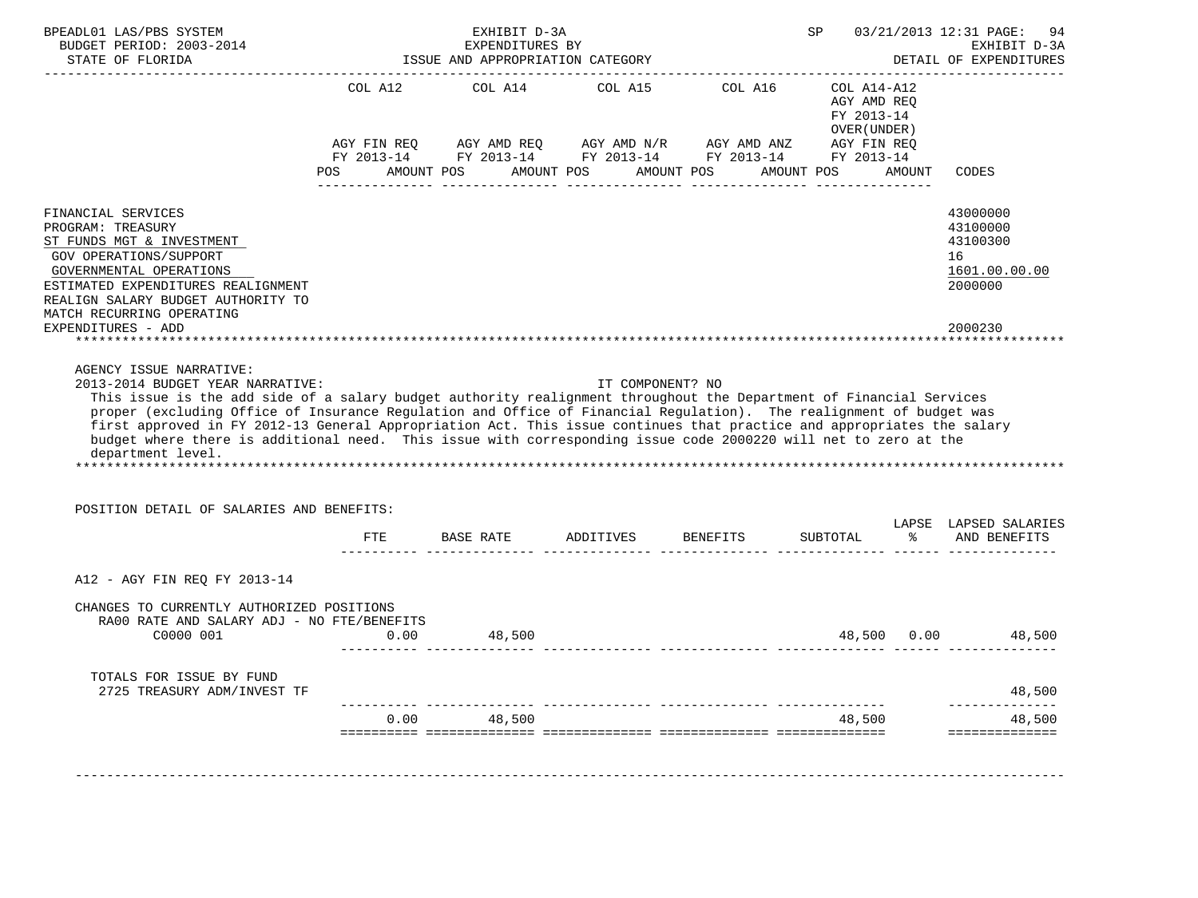BPEADL01 LAS/PBS SYSTEM — EXHIBIT D-3A — EXPENDITURES BY ISSUE AND APPROPRIATION CATEGORY — SP 03/21/2013 12:31 PAGE: 94
BUDGET PERIOD: 2003-2014 — EXHIBIT D-3A
STATE OF FLORIDA — DETAIL OF EXPENDITURES

| | COL A12 AGY FIN REQ FY 2013-14 POS AMOUNT | COL A14 AGY AMD REQ FY 2013-14 POS AMOUNT | COL A15 AGY AMD N/R FY 2013-14 POS AMOUNT | COL A16 AGY AMD ANZ FY 2013-14 POS AMOUNT | COL A14-A12 AGY AMD REQ FY 2013-14 OVER(UNDER) AGY FIN REQ FY 2013-14 POS AMOUNT | CODES |
|---|---|---|---|---|---|---|
| FINANCIAL SERVICES | | | | | | 43000000 |
| PROGRAM: TREASURY | | | | | | 43100000 |
| ST FUNDS MGT & INVESTMENT | | | | | | 43100300 |
| GOV OPERATIONS/SUPPORT | | | | | | 16 |
| GOVERNMENTAL OPERATIONS | | | | | | 1601.00.00.00 |
| ESTIMATED EXPENDITURES REALIGNMENT | | | | | | 2000000 |
| REALIGN SALARY BUDGET AUTHORITY TO MATCH RECURRING OPERATING EXPENDITURES - ADD | | | | | | 2000230 |

AGENCY ISSUE NARRATIVE:
2013-2014 BUDGET YEAR NARRATIVE: IT COMPONENT? NO

This issue is the add side of a salary budget authority realignment throughout the Department of Financial Services proper (excluding Office of Insurance Regulation and Office of Financial Regulation). The realignment of budget was first approved in FY 2012-13 General Appropriation Act. This issue continues that practice and appropriates the salary budget where there is additional need. This issue with corresponding issue code 2000220 will net to zero at the department level.

POSITION DETAIL OF SALARIES AND BENEFITS:

| | FTE | BASE RATE | ADDITIVES | BENEFITS | SUBTOTAL | LAPSE % | LAPSED SALARIES AND BENEFITS |
|---|---|---|---|---|---|---|---|
| A12 - AGY FIN REQ FY 2013-14 | | | | | | | |
| CHANGES TO CURRENTLY AUTHORIZED POSITIONS | | | | | | | |
| RA00 RATE AND SALARY ADJ - NO FTE/BENEFITS | | | | | | | |
| C0000 001 | 0.00 | 48,500 | | | 48,500 | 0.00 | 48,500 |
| TOTALS FOR ISSUE BY FUND | | | | | | | |
| 2725 TREASURY ADM/INVEST TF | | | | | | | 48,500 |
| | 0.00 | 48,500 | | | 48,500 | | 48,500 |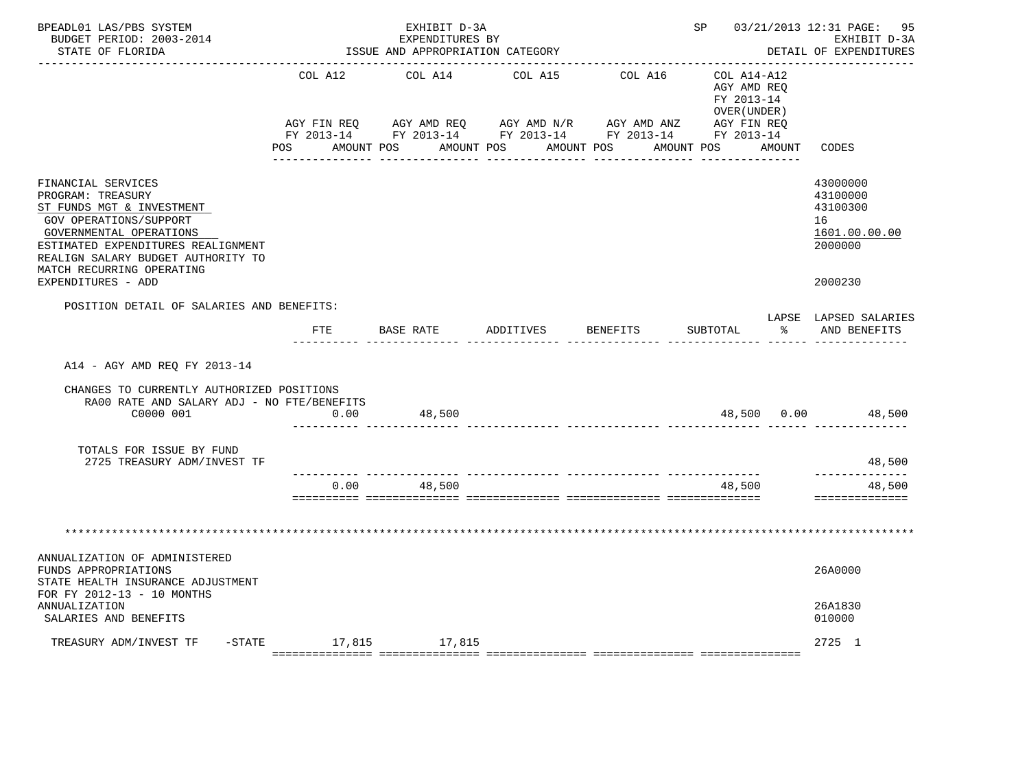BPEADL01 LAS/PBS SYSTEM | EXHIBIT D-3A | SP 03/21/2013 12:31 PAGE: 95
BUDGET PERIOD: 2003-2014 | EXPENDITURES BY | EXHIBIT D-3A
STATE OF FLORIDA | ISSUE AND APPROPRIATION CATEGORY | DETAIL OF EXPENDITURES

| | COL A12 AGY FIN REQ FY 2013-14 POS AMOUNT | COL A14 AGY AMD REQ FY 2013-14 POS AMOUNT | COL A15 AGY AMD N/R FY 2013-14 POS AMOUNT | COL A16 AGY AMD ANZ FY 2013-14 POS AMOUNT | COL A14-A12 AGY AMD REQ FY 2013-14 OVER(UNDER) AGY FIN REQ FY 2013-14 POS AMOUNT | CODES |
|---|---|---|---|---|---|---|
| FINANCIAL SERVICES | | | | | | 43000000 |
| PROGRAM: TREASURY | | | | | | 43100000 |
| ST FUNDS MGT & INVESTMENT | | | | | | 43100300 |
| GOV OPERATIONS/SUPPORT | | | | | | 16 |
| GOVERNMENTAL OPERATIONS | | | | | | 1601.00.00.00 |
| ESTIMATED EXPENDITURES REALIGNMENT | | | | | | 2000000 |
| REALIGN SALARY BUDGET AUTHORITY TO MATCH RECURRING OPERATING EXPENDITURES - ADD | | | | | | 2000230 |

POSITION DETAIL OF SALARIES AND BENEFITS:

| | FTE | BASE RATE | ADDITIVES | BENEFITS | SUBTOTAL | LAPSE % | LAPSED SALARIES AND BENEFITS |
|---|---|---|---|---|---|---|---|
| A14 - AGY AMD REQ FY 2013-14 | | | | | | | |
| CHANGES TO CURRENTLY AUTHORIZED POSITIONS | | | | | | | |
| RA00 RATE AND SALARY ADJ - NO FTE/BENEFITS | | | | | | | |
| C0000 001 | 0.00 | 48,500 | | | 48,500 | 0.00 | 48,500 |
| TOTALS FOR ISSUE BY FUND | | | | | | | |
| 2725 TREASURY ADM/INVEST TF | | | | | | | 48,500 |
| | 0.00 | 48,500 | | | 48,500 | | 48,500 |

*******************************************************************************************************************

| | COL A12 | COL A14 | COL A15 | COL A16 | COL A14-A12 | CODES |
|---|---|---|---|---|---|---|
| ANNUALIZATION OF ADMINISTERED FUNDS APPROPRIATIONS | | | | | | 26A0000 |
| STATE HEALTH INSURANCE ADJUSTMENT FOR FY 2012-13 - 10 MONTHS ANNUALIZATION | | | | | | 26A1830 |
| SALARIES AND BENEFITS | | | | | | 010000 |
| TREASURY ADM/INVEST TF -STATE | 17,815 | 17,815 | | | | 2725 1 |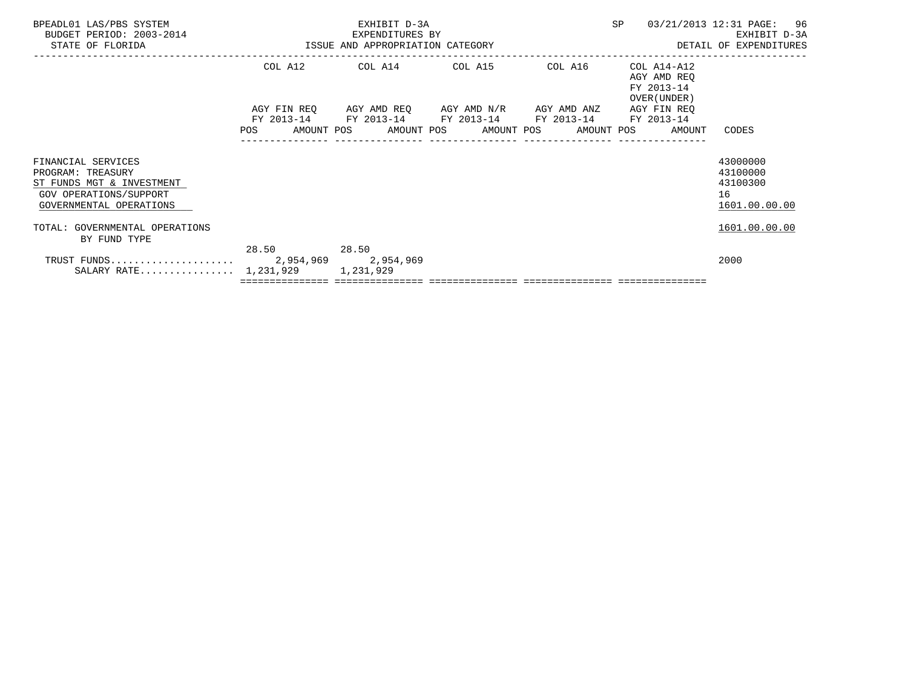BPEADL01 LAS/PBS SYSTEM
BUDGET PERIOD: 2003-2014
STATE OF FLORIDA

EXHIBIT D-3A
EXPENDITURES BY
ISSUE AND APPROPRIATION CATEGORY

SP 03/21/2013 12:31
EXHIBIT D-3A
DETAIL OF EXPENDITURES

| | COL A12 AGY FIN REQ FY 2013-14 POS AMOUNT | COL A14 AGY AMD REQ FY 2013-14 POS AMOUNT | COL A15 AGY AMD N/R FY 2013-14 POS AMOUNT | COL A16 AGY AMD ANZ FY 2013-14 POS AMOUNT | COL A14-A12 AGY AMD REQ FY 2013-14 OVER(UNDER) AGY FIN REQ FY 2013-14 POS AMOUNT | CODES |
|---|---|---|---|---|---|---|
| FINANCIAL SERVICES | | | | | | 43000000 |
| PROGRAM: TREASURY | | | | | | 43100000 |
| ST FUNDS MGT & INVESTMENT | | | | | | 43100300 |
| GOV OPERATIONS/SUPPORT | | | | | | 16 |
| GOVERNMENTAL OPERATIONS | | | | | | 1601.00.00.00 |
| TOTAL: GOVERNMENTAL OPERATIONS BY FUND TYPE | | | | | | 1601.00.00.00 |
| | 28.50 | 28.50 | | | | |
| TRUST FUNDS.................... | 2,954,969 | 2,954,969 | | | | 2000 |
| SALARY RATE................ | 1,231,929 | 1,231,929 | | | | |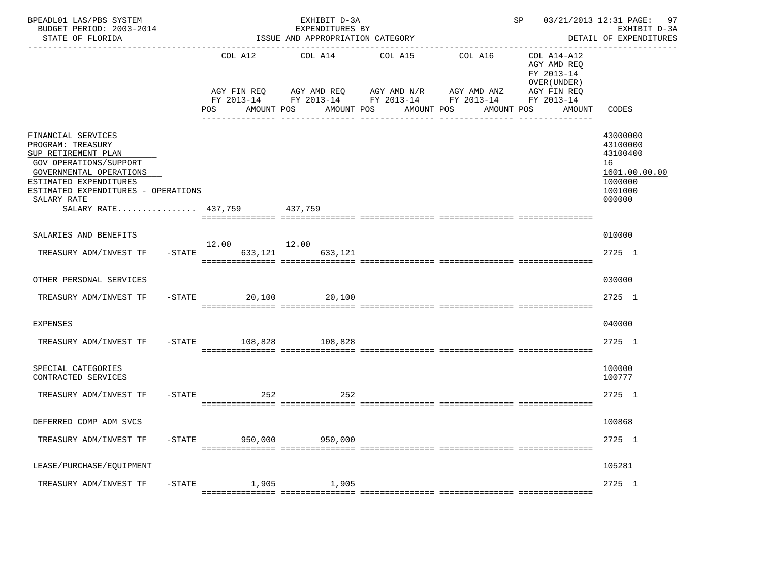BPEADL01 LAS/PBS SYSTEM | EXHIBIT D-3A | SP 03/21/2013 12:31

BUDGET PERIOD: 2003-2014 | EXPENDITURES BY | EXHIBIT D-3A

STATE OF FLORIDA | ISSUE AND APPROPRIATION CATEGORY | DETAIL OF EXPENDITURES

| | COL A12 AGY FIN REQ FY 2013-14 POS AMOUNT | COL A14 AGY AMD REQ FY 2013-14 POS AMOUNT | COL A15 AGY AMD N/R FY 2013-14 POS AMOUNT | COL A16 AGY AMD ANZ FY 2013-14 POS AMOUNT | COL A14-A12 AGY AMD REQ FY 2013-14 OVER(UNDER) AGY FIN REQ FY 2013-14 POS AMOUNT | CODES |
|---|---|---|---|---|---|---|
| FINANCIAL SERVICES | | | | | | 43000000 |
| PROGRAM: TREASURY | | | | | | 43100000 |
| SUP RETIREMENT PLAN | | | | | | 43100400 |
| GOV OPERATIONS/SUPPORT | | | | | | 16 |
| GOVERNMENTAL OPERATIONS | | | | | | 1601.00.00.00 |
| ESTIMATED EXPENDITURES | | | | | | 1000000 |
| ESTIMATED EXPENDITURES - OPERATIONS | | | | | | 1001000 |
| SALARY RATE | | | | | | 000000 |
| SALARY RATE................ | 437,759 | 437,759 | | | | |
| SALARIES AND BENEFITS | | | | | | 010000 |
| TREASURY ADM/INVEST TF -STATE | 12.00 633,121 | 12.00 633,121 | | | | 2725 1 |
| OTHER PERSONAL SERVICES | | | | | | 030000 |
| TREASURY ADM/INVEST TF -STATE | 20,100 | 20,100 | | | | 2725 1 |
| EXPENSES | | | | | | 040000 |
| TREASURY ADM/INVEST TF -STATE | 108,828 | 108,828 | | | | 2725 1 |
| SPECIAL CATEGORIES | | | | | | 100000 |
| CONTRACTED SERVICES | | | | | | 100777 |
| TREASURY ADM/INVEST TF -STATE | 252 | 252 | | | | 2725 1 |
| DEFERRED COMP ADM SVCS | | | | | | 100868 |
| TREASURY ADM/INVEST TF -STATE | 950,000 | 950,000 | | | | 2725 1 |
| LEASE/PURCHASE/EQUIPMENT | | | | | | 105281 |
| TREASURY ADM/INVEST TF -STATE | 1,905 | 1,905 | | | | 2725 1 |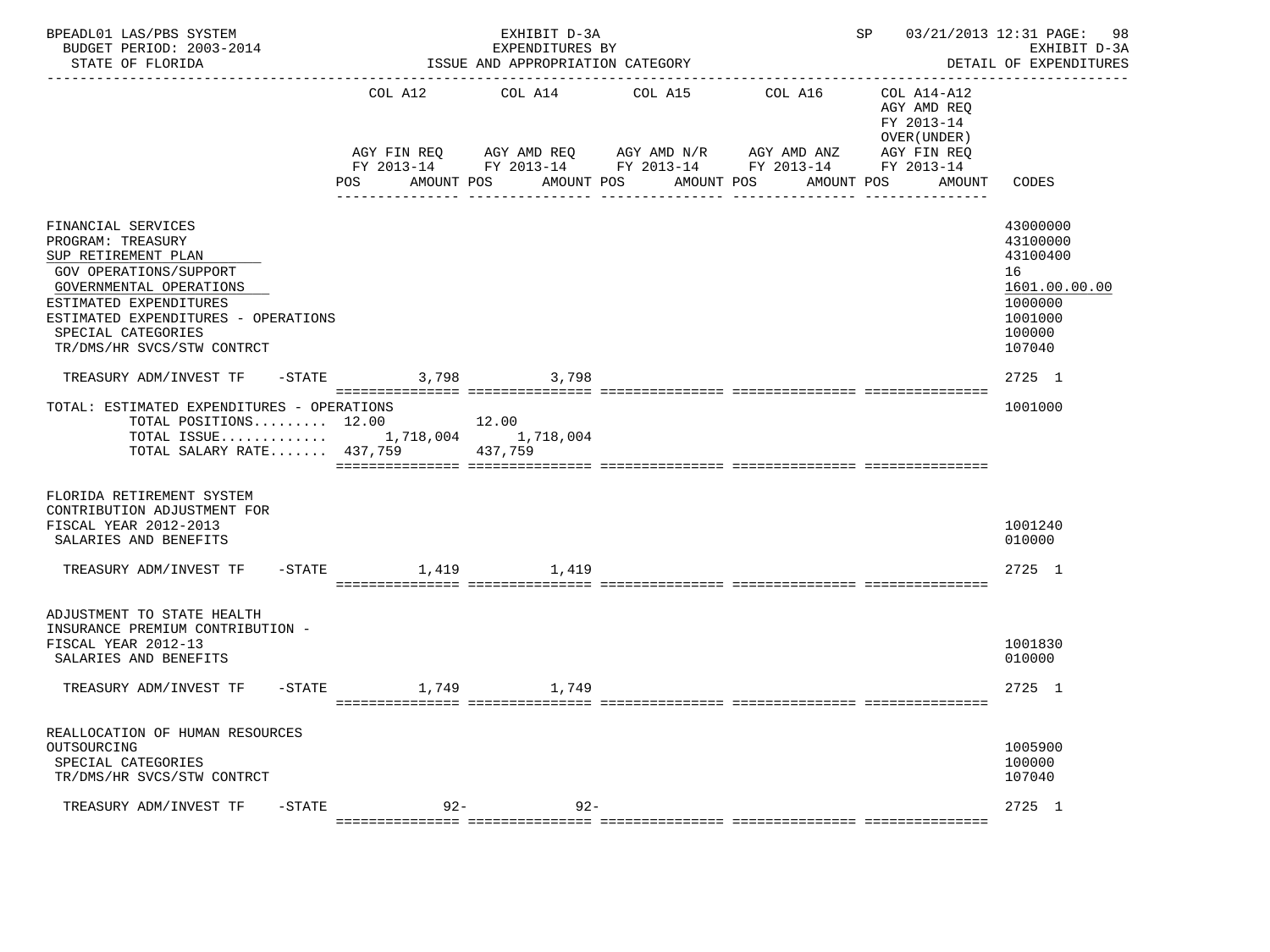BPEADL01 LAS/PBS SYSTEM | EXHIBIT D-3A | SP 03/21/2013 12:31 PAGE: 98
BUDGET PERIOD: 2003-2014 | EXPENDITURES BY | EXHIBIT D-3A
STATE OF FLORIDA | ISSUE AND APPROPRIATION CATEGORY | DETAIL OF EXPENDITURES

| | COL A12 AGY FIN REQ FY 2013-14 POS AMOUNT | COL A14 AGY AMD REQ FY 2013-14 POS AMOUNT | COL A15 AGY AMD N/R FY 2013-14 POS AMOUNT | COL A16 AGY AMD ANZ FY 2013-14 POS AMOUNT | COL A14-A12 AGY AMD REQ FY 2013-14 OVER(UNDER) AGY FIN REQ FY 2013-14 POS AMOUNT | CODES |
|---|---|---|---|---|---|---|
| FINANCIAL SERVICES | | | | | | 43000000 |
| PROGRAM: TREASURY | | | | | | 43100000 |
| SUP RETIREMENT PLAN | | | | | | 43100400 |
| GOV OPERATIONS/SUPPORT | | | | | | 16 |
| GOVERNMENTAL OPERATIONS | | | | | | 1601.00.00.00 |
| ESTIMATED EXPENDITURES | | | | | | 1000000 |
| ESTIMATED EXPENDITURES - OPERATIONS | | | | | | 1001000 |
| SPECIAL CATEGORIES | | | | | | 100000 |
| TR/DMS/HR SVCS/STW CONTRCT | | | | | | 107040 |
| TREASURY ADM/INVEST TF -STATE | 3,798 | 3,798 | | | | 2725 1 |
| TOTAL: ESTIMATED EXPENDITURES - OPERATIONS | | | | | | 1001000 |
| TOTAL POSITIONS......... | 12.00 | 12.00 | | | | |
| TOTAL ISSUE............. | 1,718,004 | 1,718,004 | | | | |
| TOTAL SALARY RATE....... | 437,759 | 437,759 | | | | |
| FLORIDA RETIREMENT SYSTEM CONTRIBUTION ADJUSTMENT FOR FISCAL YEAR 2012-2013 | | | | | | 1001240 |
| SALARIES AND BENEFITS | | | | | | 010000 |
| TREASURY ADM/INVEST TF -STATE | 1,419 | 1,419 | | | | 2725 1 |
| ADJUSTMENT TO STATE HEALTH INSURANCE PREMIUM CONTRIBUTION - FISCAL YEAR 2012-13 | | | | | | 1001830 |
| SALARIES AND BENEFITS | | | | | | 010000 |
| TREASURY ADM/INVEST TF -STATE | 1,749 | 1,749 | | | | 2725 1 |
| REALLOCATION OF HUMAN RESOURCES OUTSOURCING | | | | | | 1005900 |
| SPECIAL CATEGORIES | | | | | | 100000 |
| TR/DMS/HR SVCS/STW CONTRCT | | | | | | 107040 |
| TREASURY ADM/INVEST TF -STATE | 92- | 92- | | | | 2725 1 |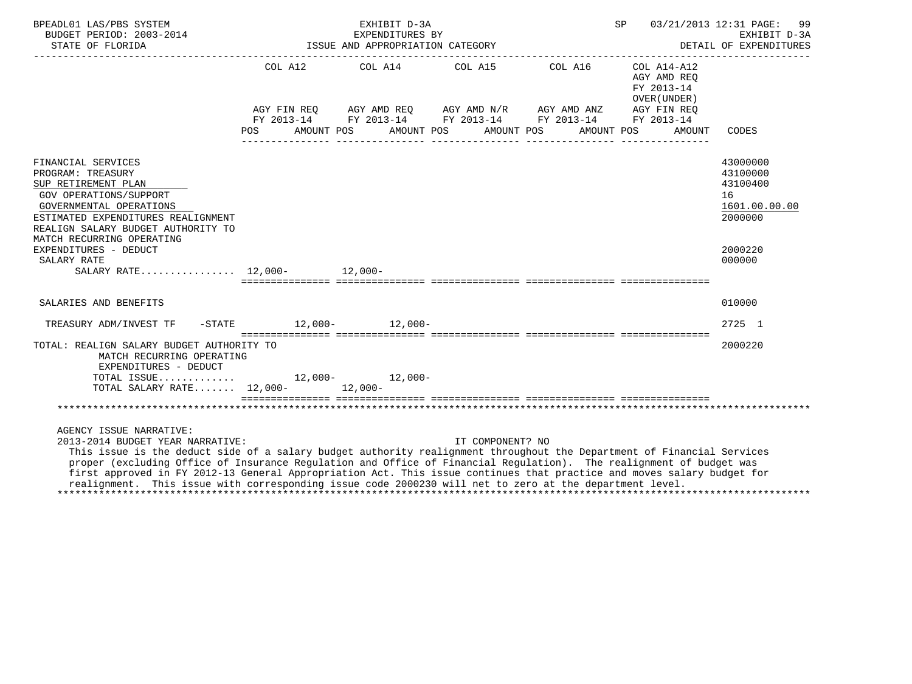BPEADL01 LAS/PBS SYSTEM | EXHIBIT D-3A | SP 03/21/2013 12:31

BUDGET PERIOD: 2003-2014 | EXPENDITURES BY | EXHIBIT D-3A

STATE OF FLORIDA | ISSUE AND APPROPRIATION CATEGORY | DETAIL OF EXPENDITURES

| | COL A12 AGY FIN REQ FY 2013-14 POS AMOUNT | COL A14 AGY AMD REQ FY 2013-14 POS AMOUNT | COL A15 AGY AMD N/R FY 2013-14 POS AMOUNT | COL A16 AGY AMD ANZ FY 2013-14 POS AMOUNT | COL A14-A12 AGY AMD REQ FY 2013-14 OVER(UNDER) AGY FIN REQ FY 2013-14 POS AMOUNT | CODES |
|---|---|---|---|---|---|---|
| FINANCIAL SERVICES | | | | | | 43000000 |
| PROGRAM: TREASURY | | | | | | 43100000 |
| SUP RETIREMENT PLAN | | | | | | 43100400 |
| GOV OPERATIONS/SUPPORT | | | | | | 16 |
| GOVERNMENTAL OPERATIONS | | | | | | 1601.00.00.00 |
| ESTIMATED EXPENDITURES REALIGNMENT | | | | | | 2000000 |
| REALIGN SALARY BUDGET AUTHORITY TO MATCH RECURRING OPERATING EXPENDITURES - DEDUCT | | | | | | 2000220 |
| SALARY RATE | | | | | | 000000 |
| SALARY RATE................ | 12,000- | 12,000- | | | | |
| SALARIES AND BENEFITS | | | | | | 010000 |
| TREASURY ADM/INVEST TF -STATE | 12,000- | 12,000- | | | | 2725 1 |
| TOTAL: REALIGN SALARY BUDGET AUTHORITY TO MATCH RECURRING OPERATING EXPENDITURES - DEDUCT | | | | | | 2000220 |
| TOTAL ISSUE............. | 12,000- | 12,000- | | | | |
| TOTAL SALARY RATE....... | 12,000- | 12,000- | | | | |

AGENCY ISSUE NARRATIVE:

2013-2014 BUDGET YEAR NARRATIVE: IT COMPONENT? NO

This issue is the deduct side of a salary budget authority realignment throughout the Department of Financial Services proper (excluding Office of Insurance Regulation and Office of Financial Regulation). The realignment of budget was first approved in FY 2012-13 General Appropriation Act. This issue continues that practice and moves salary budget for realignment. This issue with corresponding issue code 2000230 will net to zero at the department level.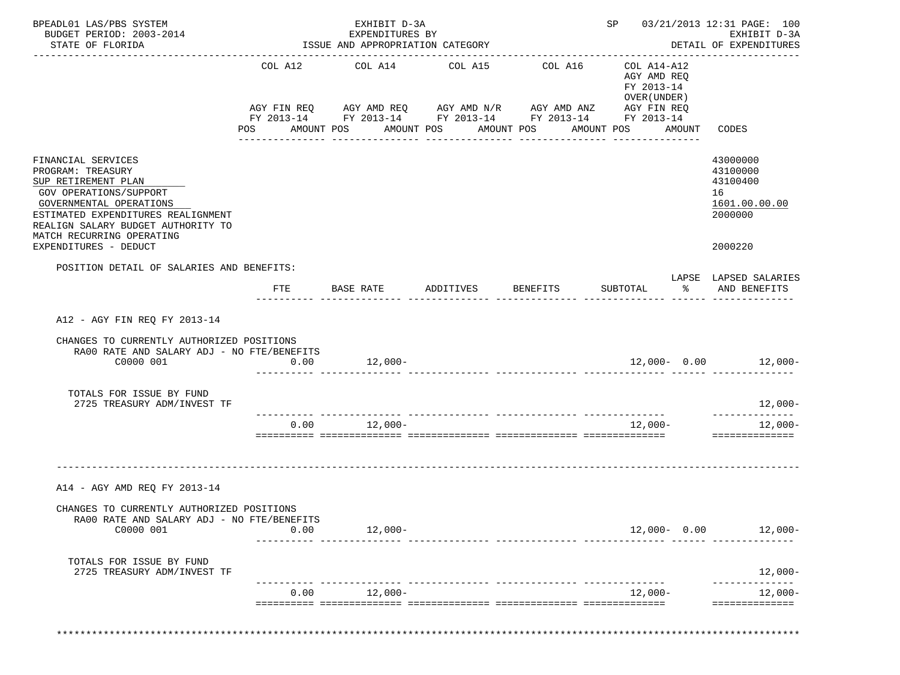BPEADL01 LAS/PBS SYSTEM — EXHIBIT D-3A — SP 03/21/2013 12:31 PAGE: 100
BUDGET PERIOD: 2003-2014 — EXPENDITURES BY — EXHIBIT D-3A
STATE OF FLORIDA — ISSUE AND APPROPRIATION CATEGORY — DETAIL OF EXPENDITURES

| | COL A12 AGY FIN REQ FY 2013-14 POS AMOUNT | COL A14 AGY AMD REQ FY 2013-14 POS AMOUNT | COL A15 AGY AMD N/R FY 2013-14 POS AMOUNT | COL A16 AGY AMD ANZ FY 2013-14 POS AMOUNT | COL A14-A12 AGY AMD REQ FY 2013-14 OVER(UNDER) AGY FIN REQ FY 2013-14 POS AMOUNT | CODES |
|---|---|---|---|---|---|---|
| FINANCIAL SERVICES | | | | | | 43000000 |
| PROGRAM: TREASURY | | | | | | 43100000 |
| SUP RETIREMENT PLAN | | | | | | 43100400 |
| GOV OPERATIONS/SUPPORT | | | | | | 16 |
| GOVERNMENTAL OPERATIONS | | | | | | 1601.00.00.00 |
| ESTIMATED EXPENDITURES REALIGNMENT | | | | | | 2000000 |
| REALIGN SALARY BUDGET AUTHORITY TO MATCH RECURRING OPERATING EXPENDITURES - DEDUCT | | | | | | 2000220 |

POSITION DETAIL OF SALARIES AND BENEFITS:

| | FTE | BASE RATE | ADDITIVES | BENEFITS | SUBTOTAL | LAPSE % | LAPSED SALARIES AND BENEFITS |
|---|---|---|---|---|---|---|---|
| **A12 - AGY FIN REQ FY 2013-14** | | | | | | | |
| CHANGES TO CURRENTLY AUTHORIZED POSITIONS | | | | | | | |
| RA00 RATE AND SALARY ADJ - NO FTE/BENEFITS | | | | | | | |
| C0000 001 | 0.00 | 12,000- | | | 12,000- | 0.00 | 12,000- |
| TOTALS FOR ISSUE BY FUND | | | | | | | |
| 2725 TREASURY ADM/INVEST TF | | | | | | | 12,000- |
| | 0.00 | 12,000- | | | 12,000- | | 12,000- |
| **A14 - AGY AMD REQ FY 2013-14** | | | | | | | |
| CHANGES TO CURRENTLY AUTHORIZED POSITIONS | | | | | | | |
| RA00 RATE AND SALARY ADJ - NO FTE/BENEFITS | | | | | | | |
| C0000 001 | 0.00 | 12,000- | | | 12,000- | 0.00 | 12,000- |
| TOTALS FOR ISSUE BY FUND | | | | | | | |
| 2725 TREASURY ADM/INVEST TF | | | | | | | 12,000- |
| | 0.00 | 12,000- | | | 12,000- | | 12,000- |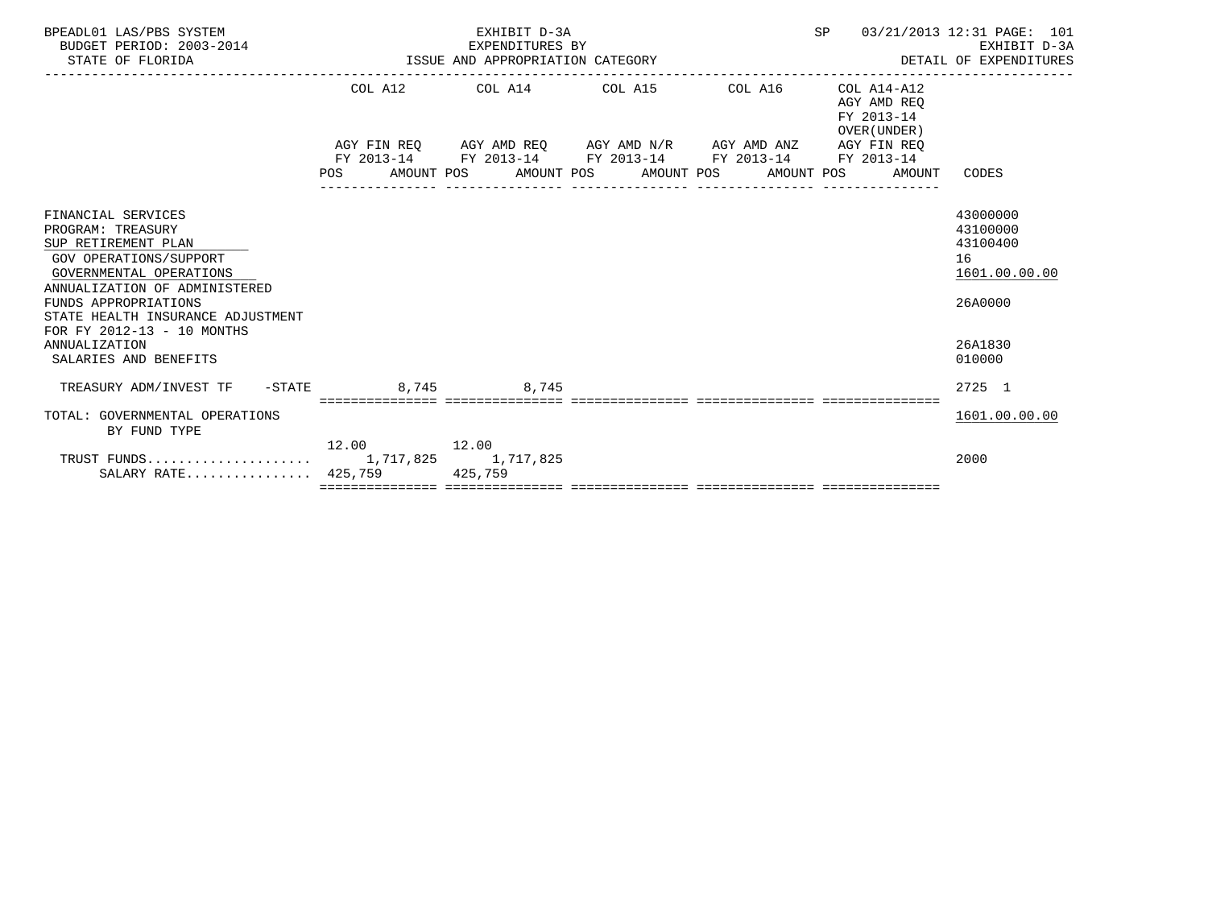BPEADL01 LAS/PBS SYSTEM — EXHIBIT D-3A — SP 03/21/2013 12:31 PAGE: 101
BUDGET PERIOD: 2003-2014 — EXPENDITURES BY — EXHIBIT D-3A
STATE OF FLORIDA — ISSUE AND APPROPRIATION CATEGORY — DETAIL OF EXPENDITURES

| | COL A12 AGY FIN REQ FY 2013-14 POS AMOUNT | COL A14 AGY AMD REQ FY 2013-14 POS AMOUNT | COL A15 AGY AMD N/R FY 2013-14 POS AMOUNT | COL A16 AGY AMD ANZ FY 2013-14 POS AMOUNT | COL A14-A12 AGY AMD REQ FY 2013-14 OVER(UNDER) AGY FIN REQ FY 2013-14 POS AMOUNT | CODES |
|---|---|---|---|---|---|---|
| FINANCIAL SERVICES | | | | | | 43000000 |
| PROGRAM: TREASURY | | | | | | 43100000 |
| SUP RETIREMENT PLAN | | | | | | 43100400 |
| GOV OPERATIONS/SUPPORT | | | | | | 16 |
| GOVERNMENTAL OPERATIONS | | | | | | 1601.00.00.00 |
| ANNUALIZATION OF ADMINISTERED FUNDS APPROPRIATIONS | | | | | | 26A0000 |
| STATE HEALTH INSURANCE ADJUSTMENT FOR FY 2012-13 - 10 MONTHS ANNUALIZATION | | | | | | 26A1830 |
| SALARIES AND BENEFITS | | | | | | 010000 |
| TREASURY ADM/INVEST TF -STATE | 8,745 | 8,745 | | | | 2725 1 |
| TOTAL: GOVERNMENTAL OPERATIONS BY FUND TYPE | | | | | | 1601.00.00.00 |
| | 12.00 | 12.00 | | | | |
| TRUST FUNDS.................... | 1,717,825 | 1,717,825 | | | | 2000 |
| SALARY RATE................ | 425,759 | 425,759 | | | | |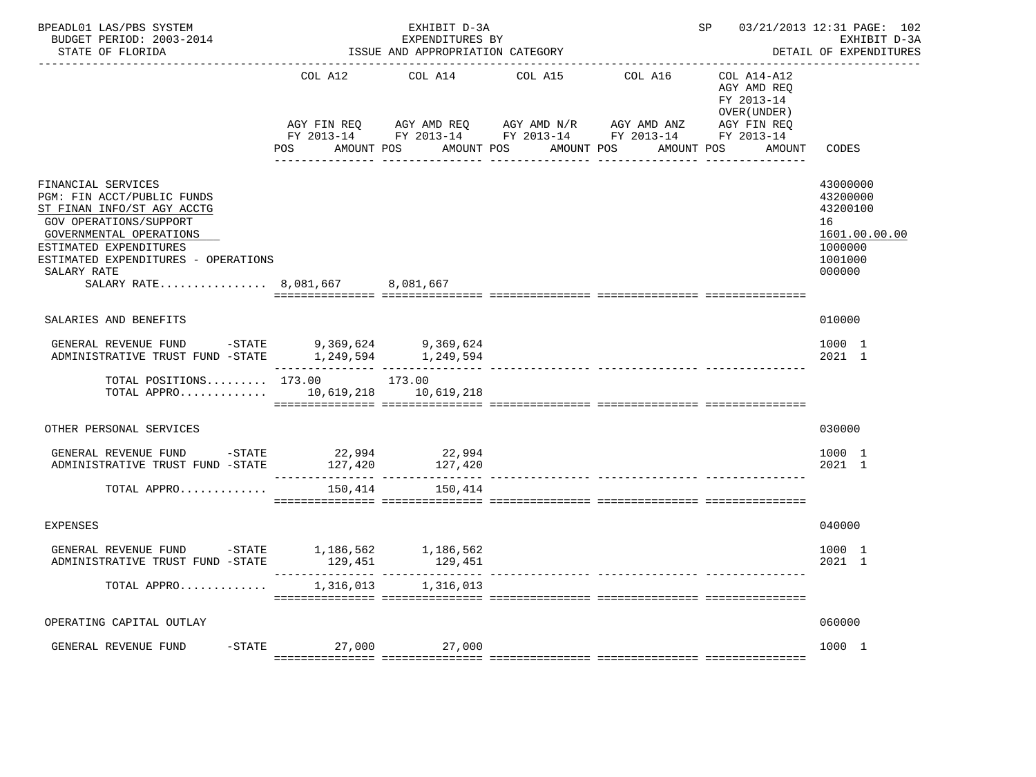BPEADL01 LAS/PBS SYSTEM — EXHIBIT D-3A — SP 03/21/2013 12:31 PAGE: 102
BUDGET PERIOD: 2003-2014 — EXPENDITURES BY — EXHIBIT D-3A
STATE OF FLORIDA — ISSUE AND APPROPRIATION CATEGORY — DETAIL OF EXPENDITURES

| | COL A12 AGY FIN REQ FY 2013-14 POS AMOUNT | COL A14 AGY AMD REQ FY 2013-14 POS AMOUNT | COL A15 AGY AMD N/R FY 2013-14 POS AMOUNT | COL A16 AGY AMD ANZ FY 2013-14 POS AMOUNT | COL A14-A12 AGY AMD REQ FY 2013-14 OVER(UNDER) AGY FIN REQ FY 2013-14 POS AMOUNT | CODES |
|---|---|---|---|---|---|---|
| FINANCIAL SERVICES | | | | | | 43000000 |
| PGM: FIN ACCT/PUBLIC FUNDS | | | | | | 43200000 |
| ST FINAN INFO/ST AGY ACCTG | | | | | | 43200100 |
| GOV OPERATIONS/SUPPORT | | | | | | 16 |
| GOVERNMENTAL OPERATIONS | | | | | | 1601.00.00.00 |
| ESTIMATED EXPENDITURES | | | | | | 1000000 |
| ESTIMATED EXPENDITURES - OPERATIONS | | | | | | 1001000 |
| SALARY RATE | | | | | | 000000 |
| SALARY RATE................ | 8,081,667 | 8,081,667 | | | | |
| SALARIES AND BENEFITS | | | | | | 010000 |
| GENERAL REVENUE FUND -STATE | 9,369,624 | 9,369,624 | | | | 1000 1 |
| ADMINISTRATIVE TRUST FUND -STATE | 1,249,594 | 1,249,594 | | | | 2021 1 |
| TOTAL POSITIONS......... | 173.00 | 173.00 | | | | |
| TOTAL APPRO............. | 10,619,218 | 10,619,218 | | | | |
| OTHER PERSONAL SERVICES | | | | | | 030000 |
| GENERAL REVENUE FUND -STATE | 22,994 | 22,994 | | | | 1000 1 |
| ADMINISTRATIVE TRUST FUND -STATE | 127,420 | 127,420 | | | | 2021 1 |
| TOTAL APPRO............. | 150,414 | 150,414 | | | | |
| EXPENSES | | | | | | 040000 |
| GENERAL REVENUE FUND -STATE | 1,186,562 | 1,186,562 | | | | 1000 1 |
| ADMINISTRATIVE TRUST FUND -STATE | 129,451 | 129,451 | | | | 2021 1 |
| TOTAL APPRO............. | 1,316,013 | 1,316,013 | | | | |
| OPERATING CAPITAL OUTLAY | | | | | | 060000 |
| GENERAL REVENUE FUND -STATE | 27,000 | 27,000 | | | | 1000 1 |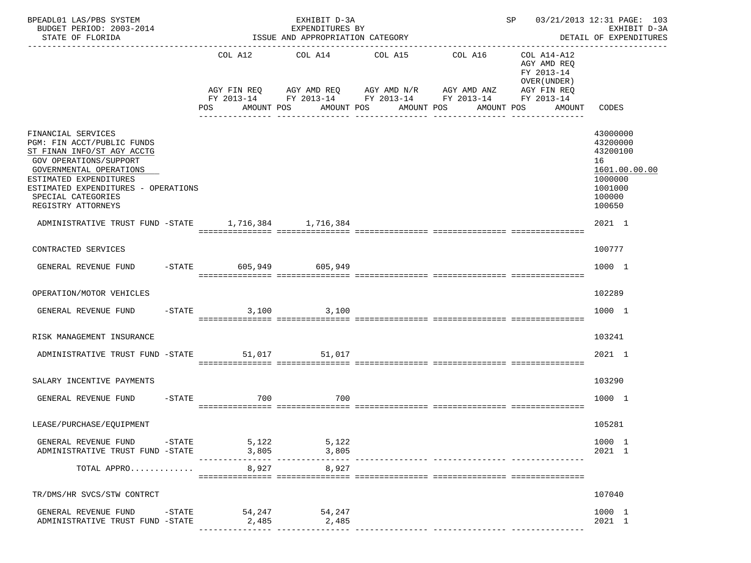BPEADL01 LAS/PBS SYSTEM | EXHIBIT D-3A | SP 03/21/2013 12:31 PAGE: 103
BUDGET PERIOD: 2003-2014 | EXPENDITURES BY | EXHIBIT D-3A
STATE OF FLORIDA | ISSUE AND APPROPRIATION CATEGORY | DETAIL OF EXPENDITURES

| | COL A12 AGY FIN REQ FY 2013-14 POS AMOUNT | COL A14 AGY AMD REQ FY 2013-14 POS AMOUNT | COL A15 AGY AMD N/R FY 2013-14 POS AMOUNT | COL A16 AGY AMD ANZ FY 2013-14 POS AMOUNT | COL A14-A12 AGY AMD REQ FY 2013-14 OVER(UNDER) AGY FIN REQ FY 2013-14 POS AMOUNT | CODES |
|---|---|---|---|---|---|---|
| FINANCIAL SERVICES | | | | | | 43000000 |
| PGM: FIN ACCT/PUBLIC FUNDS | | | | | | 43200000 |
| ST FINAN INFO/ST AGY ACCTG | | | | | | 43200100 |
| GOV OPERATIONS/SUPPORT | | | | | | 16 |
| GOVERNMENTAL OPERATIONS | | | | | | 1601.00.00.00 |
| ESTIMATED EXPENDITURES | | | | | | 1000000 |
| ESTIMATED EXPENDITURES - OPERATIONS | | | | | | 1001000 |
| SPECIAL CATEGORIES | | | | | | 100000 |
| REGISTRY ATTORNEYS | | | | | | 100650 |
| ADMINISTRATIVE TRUST FUND -STATE | 1,716,384 | 1,716,384 | | | | 2021 1 |
| CONTRACTED SERVICES | | | | | | 100777 |
| GENERAL REVENUE FUND -STATE | 605,949 | 605,949 | | | | 1000 1 |
| OPERATION/MOTOR VEHICLES | | | | | | 102289 |
| GENERAL REVENUE FUND -STATE | 3,100 | 3,100 | | | | 1000 1 |
| RISK MANAGEMENT INSURANCE | | | | | | 103241 |
| ADMINISTRATIVE TRUST FUND -STATE | 51,017 | 51,017 | | | | 2021 1 |
| SALARY INCENTIVE PAYMENTS | | | | | | 103290 |
| GENERAL REVENUE FUND -STATE | 700 | 700 | | | | 1000 1 |
| LEASE/PURCHASE/EQUIPMENT | | | | | | 105281 |
| GENERAL REVENUE FUND -STATE | 5,122 | 5,122 | | | | 1000 1 |
| ADMINISTRATIVE TRUST FUND -STATE | 3,805 | 3,805 | | | | 2021 1 |
| TOTAL APPRO............ | 8,927 | 8,927 | | | | |
| TR/DMS/HR SVCS/STW CONTRCT | | | | | | 107040 |
| GENERAL REVENUE FUND -STATE | 54,247 | 54,247 | | | | 1000 1 |
| ADMINISTRATIVE TRUST FUND -STATE | 2,485 | 2,485 | | | | 2021 1 |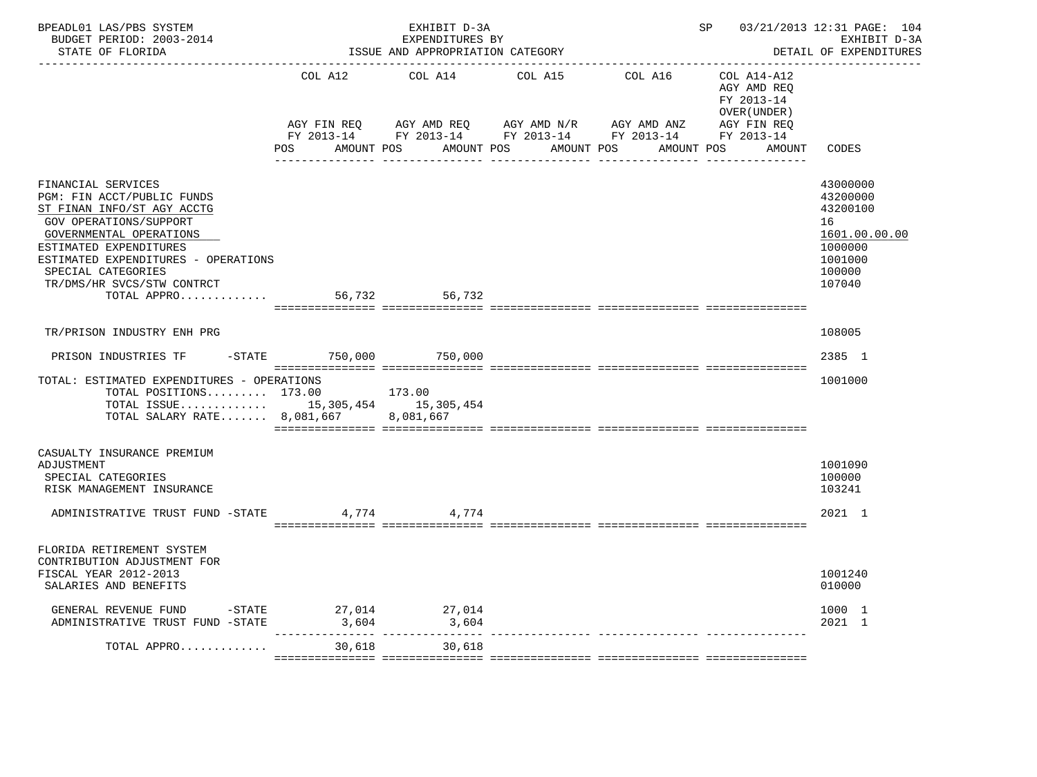BPEADL01 LAS/PBS SYSTEM | EXHIBIT D-3A | SP 03/21/2013 12:31 PAGE: 104
BUDGET PERIOD: 2003-2014 | EXPENDITURES BY | EXHIBIT D-3A
STATE OF FLORIDA | ISSUE AND APPROPRIATION CATEGORY | DETAIL OF EXPENDITURES

| | COL A12 AGY FIN REQ FY 2013-14 POS AMOUNT | COL A14 AGY AMD REQ FY 2013-14 POS AMOUNT | COL A15 AGY AMD N/R FY 2013-14 POS AMOUNT | COL A16 AGY AMD ANZ FY 2013-14 POS AMOUNT | COL A14-A12 AGY AMD REQ FY 2013-14 OVER(UNDER) AGY FIN REQ FY 2013-14 POS AMOUNT | CODES |
|---|---|---|---|---|---|---|
| FINANCIAL SERVICES | | | | | | 43000000 |
| PGM: FIN ACCT/PUBLIC FUNDS | | | | | | 43200000 |
| ST FINAN INFO/ST AGY ACCTG | | | | | | 43200100 |
| GOV OPERATIONS/SUPPORT | | | | | | 16 |
| GOVERNMENTAL OPERATIONS | | | | | | 1601.00.00.00 |
| ESTIMATED EXPENDITURES | | | | | | 1000000 |
| ESTIMATED EXPENDITURES - OPERATIONS | | | | | | 1001000 |
| SPECIAL CATEGORIES | | | | | | 100000 |
| TR/DMS/HR SVCS/STW CONTRCT | | | | | | 107040 |
| TOTAL APPRO............. | 56,732 | 56,732 | | | | |
| TR/PRISON INDUSTRY ENH PRG | | | | | | 108005 |
| PRISON INDUSTRIES TF -STATE | 750,000 | 750,000 | | | | 2385 1 |
| TOTAL: ESTIMATED EXPENDITURES - OPERATIONS | | | | | | 1001000 |
| TOTAL POSITIONS......... | 173.00 | 173.00 | | | | |
| TOTAL ISSUE............. | 15,305,454 | 15,305,454 | | | | |
| TOTAL SALARY RATE....... | 8,081,667 | 8,081,667 | | | | |
| CASUALTY INSURANCE PREMIUM ADJUSTMENT | | | | | | 1001090 |
| SPECIAL CATEGORIES | | | | | | 100000 |
| RISK MANAGEMENT INSURANCE | | | | | | 103241 |
| ADMINISTRATIVE TRUST FUND -STATE | 4,774 | 4,774 | | | | 2021 1 |
| FLORIDA RETIREMENT SYSTEM CONTRIBUTION ADJUSTMENT FOR FISCAL YEAR 2012-2013 | | | | | | 1001240 |
| SALARIES AND BENEFITS | | | | | | 010000 |
| GENERAL REVENUE FUND -STATE | 27,014 | 27,014 | | | | 1000 1 |
| ADMINISTRATIVE TRUST FUND -STATE | 3,604 | 3,604 | | | | 2021 1 |
| TOTAL APPRO............. | 30,618 | 30,618 | | | | |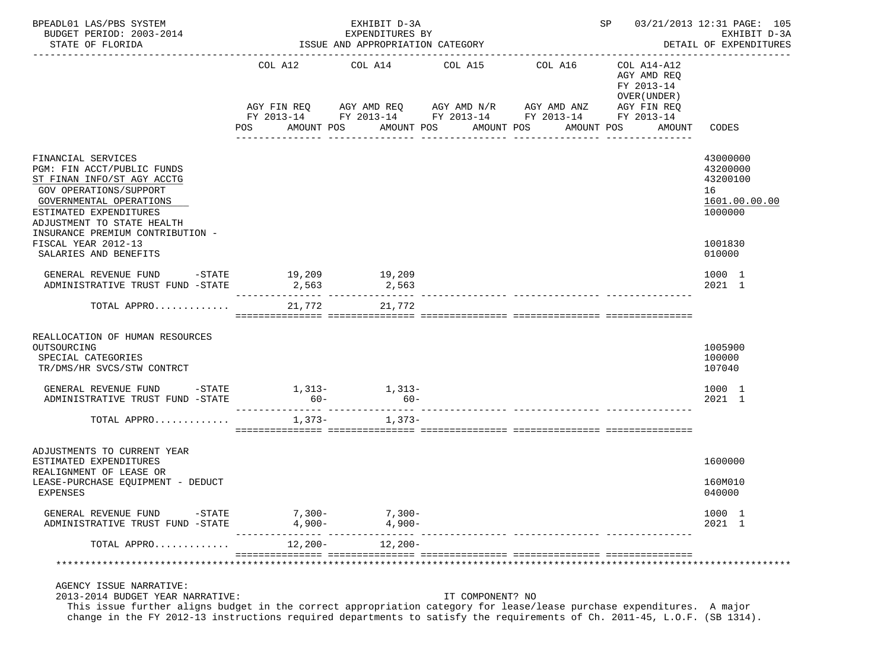BPEADL01 LAS/PBS SYSTEM | EXHIBIT D-3A | SP 03/21/2013 12:31 PAGE: 105
BUDGET PERIOD: 2003-2014 | EXPENDITURES BY | EXHIBIT D-3A
STATE OF FLORIDA | ISSUE AND APPROPRIATION CATEGORY | DETAIL OF EXPENDITURES

| | COL A12 AGY FIN REQ FY 2013-14 POS AMOUNT | COL A14 AGY AMD REQ FY 2013-14 POS AMOUNT | COL A15 AGY AMD N/R FY 2013-14 POS AMOUNT | COL A16 AGY AMD ANZ FY 2013-14 POS AMOUNT | COL A14-A12 AGY AMD REQ FY 2013-14 OVER(UNDER) AGY FIN REQ FY 2013-14 POS AMOUNT | CODES |
|---|---|---|---|---|---|---|
| FINANCIAL SERVICES | | | | | | 43000000 |
| PGM: FIN ACCT/PUBLIC FUNDS | | | | | | 43200000 |
| ST FINAN INFO/ST AGY ACCTG | | | | | | 43200100 |
| GOV OPERATIONS/SUPPORT | | | | | | 16 |
| GOVERNMENTAL OPERATIONS | | | | | | 1601.00.00.00 |
| ESTIMATED EXPENDITURES | | | | | | 1000000 |
| ADJUSTMENT TO STATE HEALTH INSURANCE PREMIUM CONTRIBUTION - FISCAL YEAR 2012-13 | | | | | | 1001830 |
| SALARIES AND BENEFITS | | | | | | 010000 |
| GENERAL REVENUE FUND -STATE | 19,209 | 19,209 | | | | 1000 1 |
| ADMINISTRATIVE TRUST FUND -STATE | 2,563 | 2,563 | | | | 2021 1 |
| TOTAL APPRO............. | 21,772 | 21,772 | | | | |
| REALLOCATION OF HUMAN RESOURCES OUTSOURCING | | | | | | 1005900 |
| SPECIAL CATEGORIES | | | | | | 100000 |
| TR/DMS/HR SVCS/STW CONTRCT | | | | | | 107040 |
| GENERAL REVENUE FUND -STATE | 1,313- | 1,313- | | | | 1000 1 |
| ADMINISTRATIVE TRUST FUND -STATE | 60- | 60- | | | | 2021 1 |
| TOTAL APPRO............. | 1,373- | 1,373- | | | | |
| ADJUSTMENTS TO CURRENT YEAR ESTIMATED EXPENDITURES | | | | | | 1600000 |
| REALIGNMENT OF LEASE OR LEASE-PURCHASE EQUIPMENT - DEDUCT | | | | | | 160M010 |
| EXPENSES | | | | | | 040000 |
| GENERAL REVENUE FUND -STATE | 7,300- | 7,300- | | | | 1000 1 |
| ADMINISTRATIVE TRUST FUND -STATE | 4,900- | 4,900- | | | | 2021 1 |
| TOTAL APPRO............. | 12,200- | 12,200- | | | | |

AGENCY ISSUE NARRATIVE:
2013-2014 BUDGET YEAR NARRATIVE: IT COMPONENT? NO
This issue further aligns budget in the correct appropriation category for lease/lease purchase expenditures. A major change in the FY 2012-13 instructions required departments to satisfy the requirements of Ch. 2011-45, L.O.F. (SB 1314).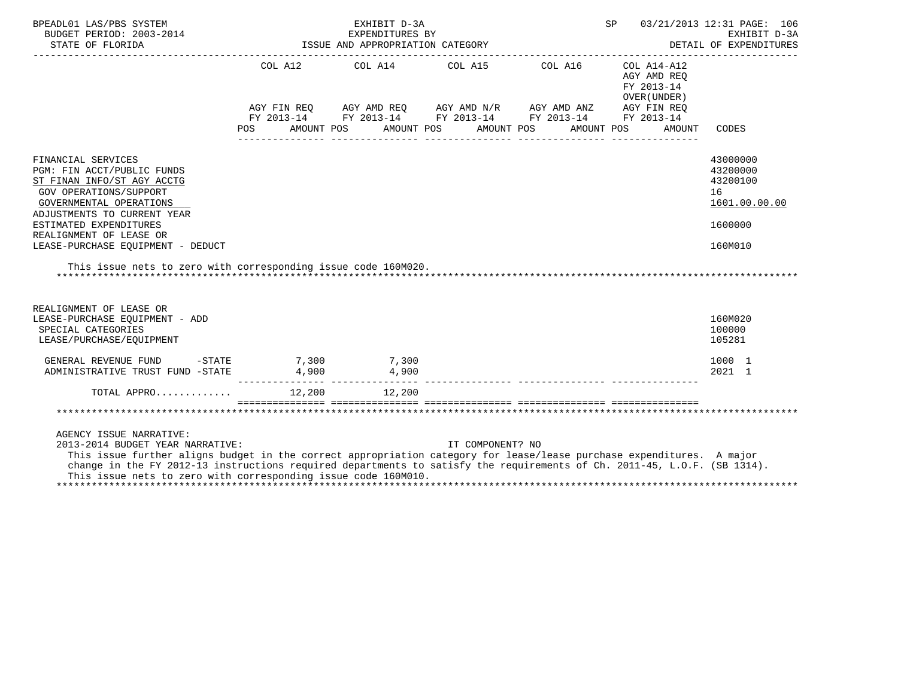BPEADL01 LAS/PBS SYSTEM — EXHIBIT D-3A — EXPENDITURES BY ISSUE AND APPROPRIATION CATEGORY — SP 03/21/2013 12:31 — EXHIBIT D-3A DETAIL OF EXPENDITURES

BUDGET PERIOD: 2003-2014

STATE OF FLORIDA

| | COL A12 AGY FIN REQ FY 2013-14 POS AMOUNT | COL A14 AGY AMD REQ FY 2013-14 POS AMOUNT | COL A15 AGY AMD N/R FY 2013-14 POS AMOUNT | COL A16 AGY AMD ANZ FY 2013-14 POS AMOUNT | COL A14-A12 AGY AMD REQ FY 2013-14 OVER(UNDER) AGY FIN REQ FY 2013-14 POS AMOUNT | CODES |
|---|---|---|---|---|---|---|
| FINANCIAL SERVICES | | | | | | 43000000 |
| PGM: FIN ACCT/PUBLIC FUNDS | | | | | | 43200000 |
| ST FINAN INFO/ST AGY ACCTG | | | | | | 43200100 |
| GOV OPERATIONS/SUPPORT | | | | | | 16 |
| GOVERNMENTAL OPERATIONS | | | | | | 1601.00.00.00 |
| ADJUSTMENTS TO CURRENT YEAR ESTIMATED EXPENDITURES | | | | | | 1600000 |
| REALIGNMENT OF LEASE OR LEASE-PURCHASE EQUIPMENT - DEDUCT | | | | | | 160M010 |

This issue nets to zero with corresponding issue code 160M020.

| | COL A12 | COL A14 | COL A15 | COL A16 | COL A14-A12 | CODES |
|---|---|---|---|---|---|---|
| REALIGNMENT OF LEASE OR LEASE-PURCHASE EQUIPMENT - ADD | | | | | | 160M020 |
| SPECIAL CATEGORIES | | | | | | 100000 |
| LEASE/PURCHASE/EQUIPMENT | | | | | | 105281 |
| GENERAL REVENUE FUND -STATE | 7,300 | 7,300 | | | | 1000 1 |
| ADMINISTRATIVE TRUST FUND -STATE | 4,900 | 4,900 | | | | 2021 1 |
| TOTAL APPRO............ | 12,200 | 12,200 | | | | |

AGENCY ISSUE NARRATIVE:

2013-2014 BUDGET YEAR NARRATIVE: IT COMPONENT? NO

This issue further aligns budget in the correct appropriation category for lease/lease purchase expenditures. A major change in the FY 2012-13 instructions required departments to satisfy the requirements of Ch. 2011-45, L.O.F. (SB 1314). This issue nets to zero with corresponding issue code 160M010.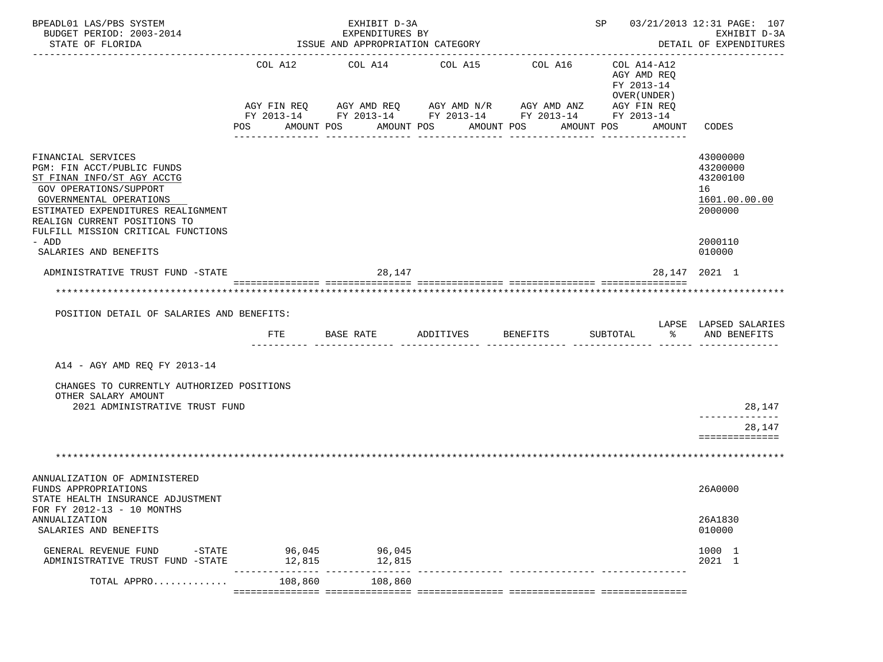BPEADL01 LAS/PBS SYSTEM — EXHIBIT D-3A — SP 03/21/2013 12:31 PAGE: 107
BUDGET PERIOD: 2003-2014 — EXPENDITURES BY — EXHIBIT D-3A
STATE OF FLORIDA — ISSUE AND APPROPRIATION CATEGORY — DETAIL OF EXPENDITURES

| | COL A12 AGY FIN REQ FY 2013-14 POS AMOUNT | COL A14 AGY AMD REQ FY 2013-14 POS AMOUNT | COL A15 AGY AMD N/R FY 2013-14 POS AMOUNT | COL A16 AGY AMD ANZ FY 2013-14 POS AMOUNT | COL A14-A12 AGY AMD REQ FY 2013-14 OVER(UNDER) AGY FIN REQ FY 2013-14 POS AMOUNT | CODES |
|---|---|---|---|---|---|---|
| FINANCIAL SERVICES | | | | | | 43000000 |
| PGM: FIN ACCT/PUBLIC FUNDS | | | | | | 43200000 |
| ST FINAN INFO/ST AGY ACCTG | | | | | | 43200100 |
| GOV OPERATIONS/SUPPORT | | | | | | 16 |
| GOVERNMENTAL OPERATIONS | | | | | | 1601.00.00.00 |
| ESTIMATED EXPENDITURES REALIGNMENT | | | | | | 2000000 |
| REALIGN CURRENT POSITIONS TO FULFILL MISSION CRITICAL FUNCTIONS - ADD | | | | | | 2000110 |
| SALARIES AND BENEFITS | | | | | | 010000 |
| ADMINISTRATIVE TRUST FUND -STATE | | 28,147 | | | 28,147 | 2021 1 |

POSITION DETAIL OF SALARIES AND BENEFITS:

| | FTE | BASE RATE | ADDITIVES | BENEFITS | SUBTOTAL | LAPSE % | LAPSED SALARIES AND BENEFITS |
|---|---|---|---|---|---|---|---|
| A14 - AGY AMD REQ FY 2013-14 | | | | | | | |
| CHANGES TO CURRENTLY AUTHORIZED POSITIONS | | | | | | | |
| OTHER SALARY AMOUNT | | | | | | | |
| 2021 ADMINISTRATIVE TRUST FUND | | | | | | | 28,147 |
| | | | | | | | 28,147 |

| | COL A12 | COL A14 | COL A15 | COL A16 | COL A14-A12 | CODES |
|---|---|---|---|---|---|---|
| ANNUALIZATION OF ADMINISTERED FUNDS APPROPRIATIONS | | | | | | 26A0000 |
| STATE HEALTH INSURANCE ADJUSTMENT FOR FY 2012-13 - 10 MONTHS ANNUALIZATION | | | | | | 26A1830 |
| SALARIES AND BENEFITS | | | | | | 010000 |
| GENERAL REVENUE FUND -STATE | 96,045 | 96,045 | | | | 1000 1 |
| ADMINISTRATIVE TRUST FUND -STATE | 12,815 | 12,815 | | | | 2021 1 |
| TOTAL APPRO............ | 108,860 | 108,860 | | | | |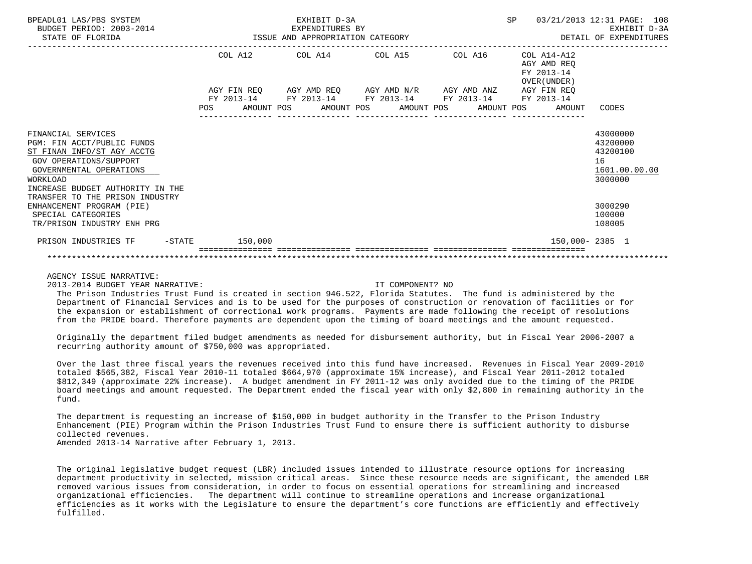| | COL A12 | | COL A14 | | COL A15 | | COL A16 | | COL A14-A12 AGY AMD REQ FY 2013-14 OVER(UNDER) | |
|---|---|---|---|---|---|---|---|---|---|---|
| | AGY FIN REQ FY 2013-14 | | AGY AMD REQ FY 2013-14 | | AGY AMD N/R FY 2013-14 | | AGY AMD ANZ FY 2013-14 | | AGY FIN REQ FY 2013-14 | |
| | POS | AMOUNT | POS | AMOUNT | POS | AMOUNT | POS | AMOUNT | POS | AMOUNT | CODES |
| FINANCIAL SERVICES | | | | | | | | | | | 43000000 |
| PGM: FIN ACCT/PUBLIC FUNDS | | | | | | | | | | | 43200000 |
| ST FINAN INFO/ST AGY ACCTG | | | | | | | | | | | 43200100 |
| GOV OPERATIONS/SUPPORT | | | | | | | | | | | 16 |
| GOVERNMENTAL OPERATIONS | | | | | | | | | | | 1601.00.00.00 |
| WORKLOAD | | | | | | | | | | | 3000000 |
| INCREASE BUDGET AUTHORITY IN THE TRANSFER TO THE PRISON INDUSTRY ENHANCEMENT PROGRAM (PIE) | | | | | | | | | | | 3000290 |
| SPECIAL CATEGORIES | | | | | | | | | | | 100000 |
| TR/PRISON INDUSTRY ENH PRG | | | | | | | | | | | 108005 |
| PRISON INDUSTRIES TF -STATE | | 150,000 | | | | | | | | 150,000- | 2385 1 |

AGENCY ISSUE NARRATIVE:

2013-2014 BUDGET YEAR NARRATIVE: IT COMPONENT? NO

The Prison Industries Trust Fund is created in section 946.522, Florida Statutes. The fund is administered by the Department of Financial Services and is to be used for the purposes of construction or renovation of facilities or for the expansion or establishment of correctional work programs. Payments are made following the receipt of resolutions from the PRIDE board. Therefore payments are dependent upon the timing of board meetings and the amount requested.

Originally the department filed budget amendments as needed for disbursement authority, but in Fiscal Year 2006-2007 a recurring authority amount of $750,000 was appropriated.

Over the last three fiscal years the revenues received into this fund have increased. Revenues in Fiscal Year 2009-2010 totaled $565,382, Fiscal Year 2010-11 totaled $664,970 (approximate 15% increase), and Fiscal Year 2011-2012 totaled $812,349 (approximate 22% increase). A budget amendment in FY 2011-12 was only avoided due to the timing of the PRIDE board meetings and amount requested. The Department ended the fiscal year with only $2,800 in remaining authority in the fund.

The department is requesting an increase of $150,000 in budget authority in the Transfer to the Prison Industry Enhancement (PIE) Program within the Prison Industries Trust Fund to ensure there is sufficient authority to disburse collected revenues.
Amended 2013-14 Narrative after February 1, 2013.

The original legislative budget request (LBR) included issues intended to illustrate resource options for increasing department productivity in selected, mission critical areas. Since these resource needs are significant, the amended LBR removed various issues from consideration, in order to focus on essential operations for streamlining and increased organizational efficiencies. The department will continue to streamline operations and increase organizational efficiencies as it works with the Legislature to ensure the department's core functions are efficiently and effectively fulfilled.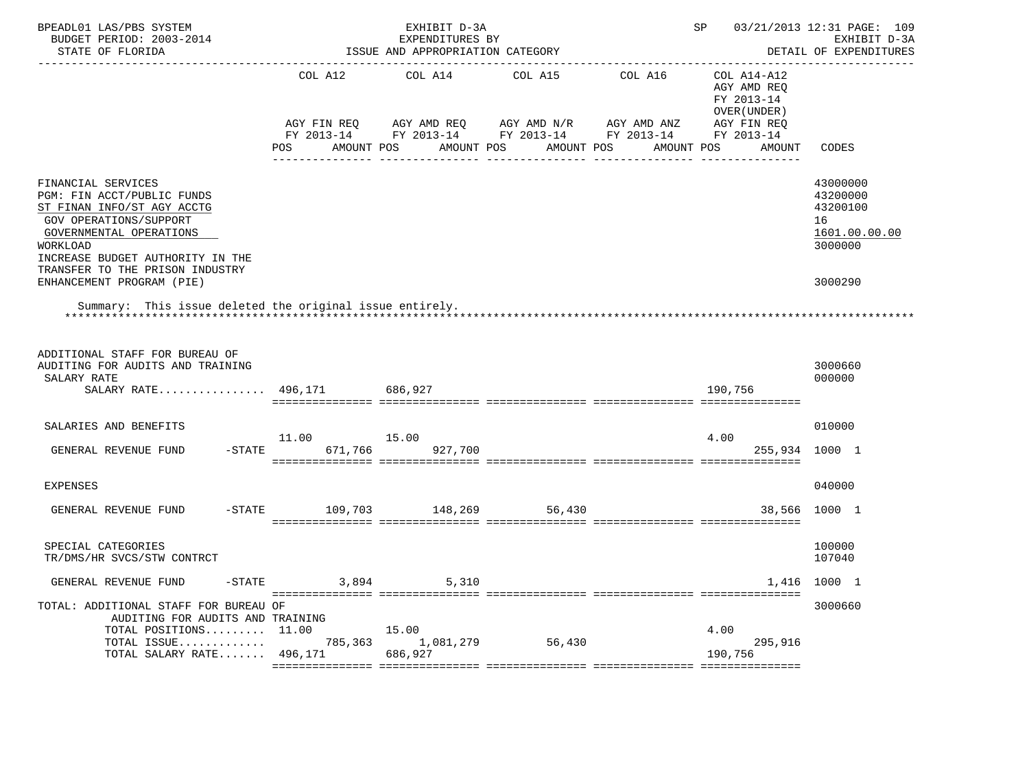| | COL A12 | | COL A14 | | COL A15 | | COL A16 | | COL A14-A12 AGY AMD REQ FY 2013-14 OVER(UNDER) | | |
|---|---|---|---|---|---|---|---|---|---|---|---|
| | AGY FIN REQ FY 2013-14 | | AGY AMD REQ FY 2013-14 | | AGY AMD N/R FY 2013-14 | | AGY AMD ANZ FY 2013-14 | | AGY FIN REQ FY 2013-14 | | |
| | POS | AMOUNT | POS | AMOUNT | POS | AMOUNT | POS | AMOUNT | POS | AMOUNT | CODES |
| FINANCIAL SERVICES | | | | | | | | | | | 43000000 |
| PGM: FIN ACCT/PUBLIC FUNDS | | | | | | | | | | | 43200000 |
| ST FINAN INFO/ST AGY ACCTG | | | | | | | | | | | 43200100 |
| GOV OPERATIONS/SUPPORT | | | | | | | | | | | 16 |
| GOVERNMENTAL OPERATIONS | | | | | | | | | | | 1601.00.00.00 |
| WORKLOAD | | | | | | | | | | | 3000000 |
| INCREASE BUDGET AUTHORITY IN THE TRANSFER TO THE PRISON INDUSTRY ENHANCEMENT PROGRAM (PIE) | | | | | | | | | | | 3000290 |

Summary: This issue deleted the original issue entirely.

| | COL A12 POS | COL A12 AMOUNT | COL A14 POS | COL A14 AMOUNT | COL A15 POS | COL A15 AMOUNT | COL A16 POS | COL A16 AMOUNT | COL A14-A12 POS | COL A14-A12 AMOUNT | CODES |
|---|---|---|---|---|---|---|---|---|---|---|---|
| ADDITIONAL STAFF FOR BUREAU OF AUDITING FOR AUDITS AND TRAINING | | | | | | | | | | | 3000660 |
| SALARY RATE | | | | | | | | | | | 000000 |
| SALARY RATE................ | 496,171 | | 686,927 | | | | | | 190,756 | | |
| SALARIES AND BENEFITS | | | | | | | | | | | 010000 |
| GENERAL REVENUE FUND -STATE | 11.00 | 671,766 | 15.00 | 927,700 | | | | | 4.00 | 255,934 | 1000 1 |
| EXPENSES | | | | | | | | | | | 040000 |
| GENERAL REVENUE FUND -STATE | | 109,703 | | 148,269 | | 56,430 | | | | 38,566 | 1000 1 |
| SPECIAL CATEGORIES | | | | | | | | | | | 100000 |
| TR/DMS/HR SVCS/STW CONTRCT | | | | | | | | | | | 107040 |
| GENERAL REVENUE FUND -STATE | | 3,894 | | 5,310 | | | | | | 1,416 | 1000 1 |
| TOTAL: ADDITIONAL STAFF FOR BUREAU OF AUDITING FOR AUDITS AND TRAINING | | | | | | | | | | | 3000660 |
| TOTAL POSITIONS......... | 11.00 | | 15.00 | | | | | | 4.00 | | |
| TOTAL ISSUE............. | | 785,363 | | 1,081,279 | | 56,430 | | | | 295,916 | |
| TOTAL SALARY RATE....... | 496,171 | | 686,927 | | | | | | 190,756 | | |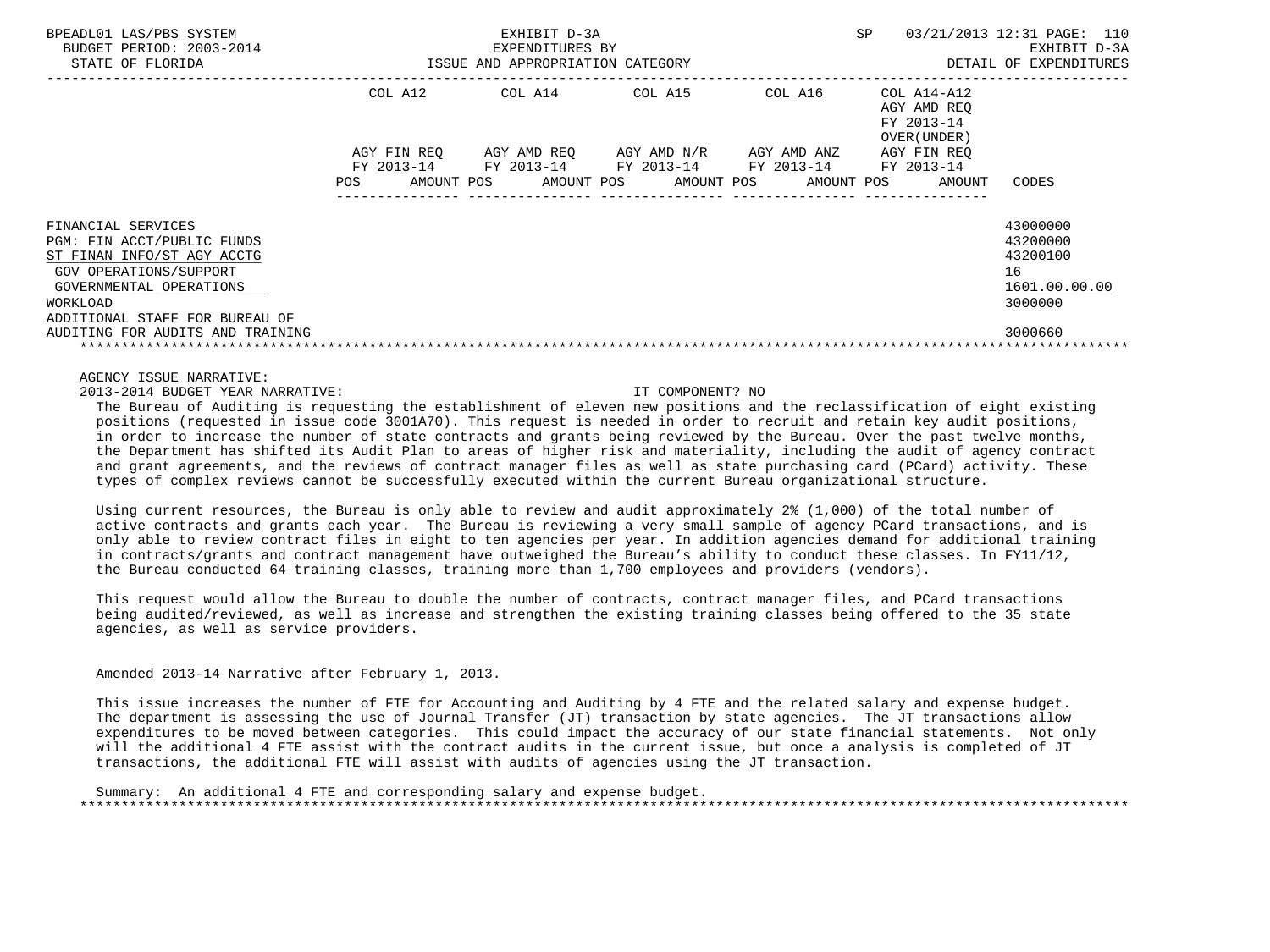BPEADL01 LAS/PBS SYSTEM — EXHIBIT D-3A — EXPENDITURES BY ISSUE AND APPROPRIATION CATEGORY — DETAIL OF EXPENDITURES
BUDGET PERIOD: 2003-2014
STATE OF FLORIDA

| | COL A12 AGY FIN REQ FY 2013-14 POS AMOUNT | COL A14 AGY AMD REQ FY 2013-14 POS AMOUNT | COL A15 AGY AMD N/R FY 2013-14 POS AMOUNT | COL A16 AGY AMD ANZ FY 2013-14 POS AMOUNT | COL A14-A12 AGY AMD REQ FY 2013-14 OVER(UNDER) AGY FIN REQ FY 2013-14 POS AMOUNT | CODES |
|---|---|---|---|---|---|---|
| FINANCIAL SERVICES | | | | | | 43000000 |
| PGM: FIN ACCT/PUBLIC FUNDS | | | | | | 43200000 |
| ST FINAN INFO/ST AGY ACCTG | | | | | | 43200100 |
| GOV OPERATIONS/SUPPORT | | | | | | 16 |
| GOVERNMENTAL OPERATIONS | | | | | | 1601.00.00.00 |
| WORKLOAD | | | | | | 3000000 |
| ADDITIONAL STAFF FOR BUREAU OF AUDITING FOR AUDITS AND TRAINING | | | | | | 3000660 |

AGENCY ISSUE NARRATIVE:

2013-2014 BUDGET YEAR NARRATIVE: IT COMPONENT? NO

The Bureau of Auditing is requesting the establishment of eleven new positions and the reclassification of eight existing positions (requested in issue code 3001A70). This request is needed in order to recruit and retain key audit positions, in order to increase the number of state contracts and grants being reviewed by the Bureau. Over the past twelve months, the Department has shifted its Audit Plan to areas of higher risk and materiality, including the audit of agency contract and grant agreements, and the reviews of contract manager files as well as state purchasing card (PCard) activity. These types of complex reviews cannot be successfully executed within the current Bureau organizational structure.

Using current resources, the Bureau is only able to review and audit approximately 2% (1,000) of the total number of active contracts and grants each year. The Bureau is reviewing a very small sample of agency PCard transactions, and is only able to review contract files in eight to ten agencies per year. In addition agencies demand for additional training in contracts/grants and contract management have outweighed the Bureau's ability to conduct these classes. In FY11/12, the Bureau conducted 64 training classes, training more than 1,700 employees and providers (vendors).

This request would allow the Bureau to double the number of contracts, contract manager files, and PCard transactions being audited/reviewed, as well as increase and strengthen the existing training classes being offered to the 35 state agencies, as well as service providers.

Amended 2013-14 Narrative after February 1, 2013.

This issue increases the number of FTE for Accounting and Auditing by 4 FTE and the related salary and expense budget. The department is assessing the use of Journal Transfer (JT) transaction by state agencies. The JT transactions allow expenditures to be moved between categories. This could impact the accuracy of our state financial statements. Not only will the additional 4 FTE assist with the contract audits in the current issue, but once a analysis is completed of JT transactions, the additional FTE will assist with audits of agencies using the JT transaction.

Summary: An additional 4 FTE and corresponding salary and expense budget.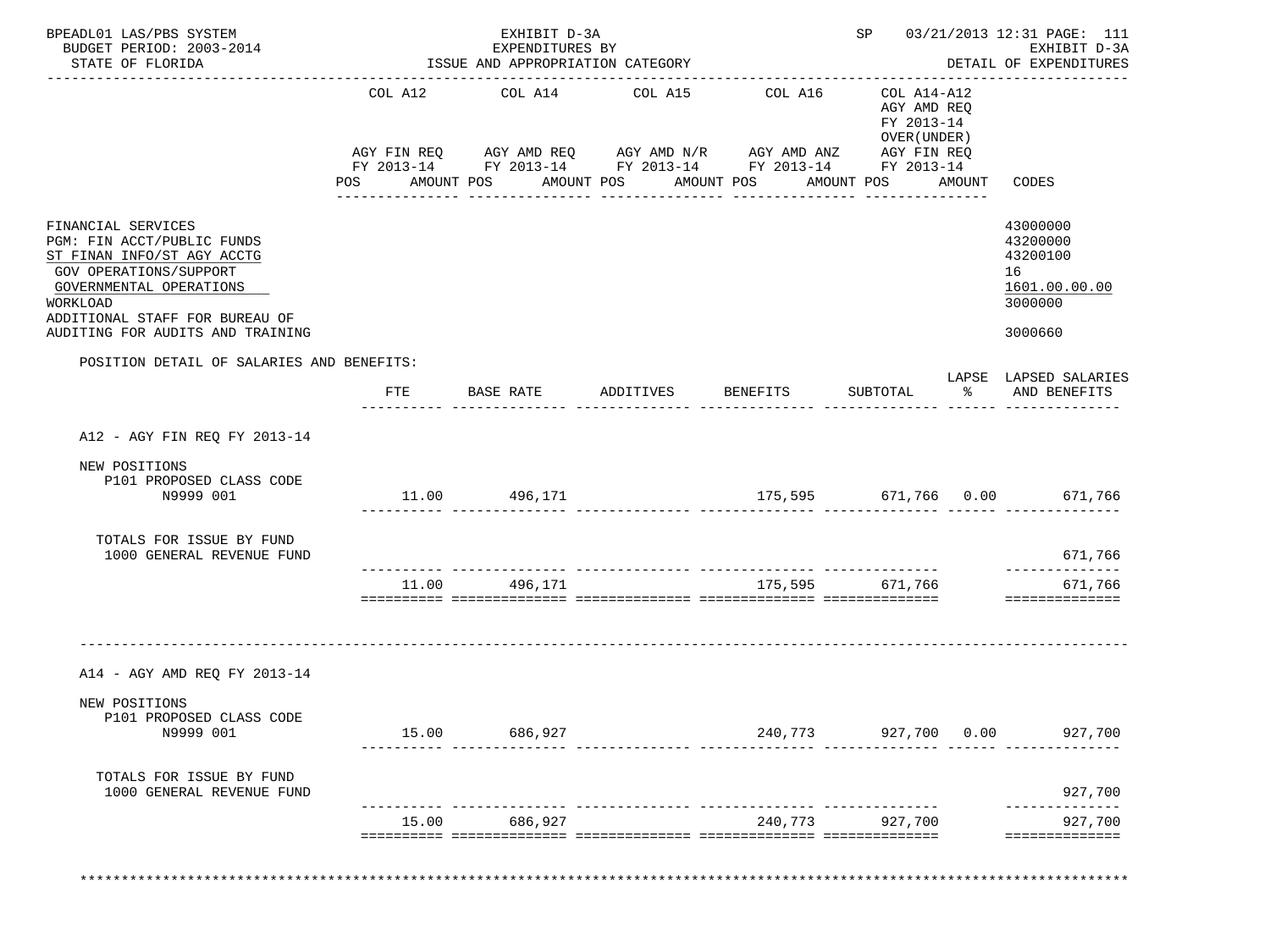BPEADL01 LAS/PBS SYSTEM — EXHIBIT D-3A — SP 03/21/2013 12:31 PAGE: 111
BUDGET PERIOD: 2003-2014 — EXPENDITURES BY — EXHIBIT D-3A
STATE OF FLORIDA — ISSUE AND APPROPRIATION CATEGORY — DETAIL OF EXPENDITURES

| | COL A12 AGY FIN REQ FY 2013-14 POS AMOUNT | COL A14 AGY AMD REQ FY 2013-14 POS AMOUNT | COL A15 AGY AMD N/R FY 2013-14 POS AMOUNT | COL A16 AGY AMD ANZ FY 2013-14 POS AMOUNT | COL A14-A12 AGY AMD REQ FY 2013-14 OVER(UNDER) AGY FIN REQ FY 2013-14 POS AMOUNT | CODES |
|---|---|---|---|---|---|---|
| FINANCIAL SERVICES | | | | | | 43000000 |
| PGM: FIN ACCT/PUBLIC FUNDS | | | | | | 43200000 |
| ST FINAN INFO/ST AGY ACCTG | | | | | | 43200100 |
| GOV OPERATIONS/SUPPORT | | | | | | 16 |
| GOVERNMENTAL OPERATIONS | | | | | | 1601.00.00.00 |
| WORKLOAD | | | | | | 3000000 |
| ADDITIONAL STAFF FOR BUREAU OF AUDITING FOR AUDITS AND TRAINING | | | | | | 3000660 |

POSITION DETAIL OF SALARIES AND BENEFITS:

| | FTE | BASE RATE | ADDITIVES | BENEFITS | SUBTOTAL | LAPSE % | LAPSED SALARIES AND BENEFITS |
|---|---|---|---|---|---|---|---|
| **A12 - AGY FIN REQ FY 2013-14** | | | | | | | |
| NEW POSITIONS | | | | | | | |
| P101 PROPOSED CLASS CODE N9999 001 | 11.00 | 496,171 | | 175,595 | 671,766 | 0.00 | 671,766 |
| TOTALS FOR ISSUE BY FUND | | | | | | | |
| 1000 GENERAL REVENUE FUND | | | | | | | 671,766 |
| | 11.00 | 496,171 | | 175,595 | 671,766 | | 671,766 |
| **A14 - AGY AMD REQ FY 2013-14** | | | | | | | |
| NEW POSITIONS | | | | | | | |
| P101 PROPOSED CLASS CODE N9999 001 | 15.00 | 686,927 | | 240,773 | 927,700 | 0.00 | 927,700 |
| TOTALS FOR ISSUE BY FUND | | | | | | | |
| 1000 GENERAL REVENUE FUND | | | | | | | 927,700 |
| | 15.00 | 686,927 | | 240,773 | 927,700 | | 927,700 |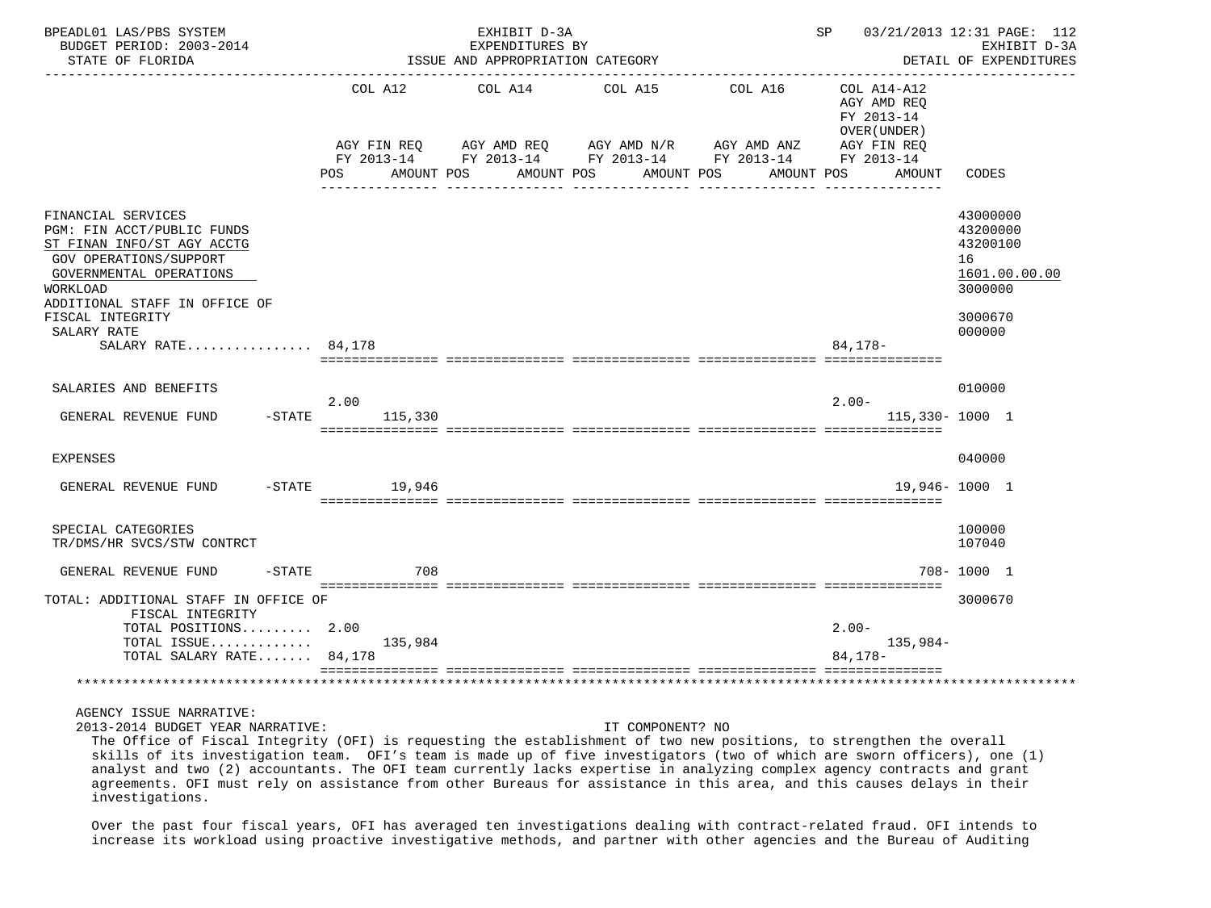| | COL A12 | | COL A14 | | COL A15 | | COL A16 | | COL A14-A12 AGY AMD REQ FY 2013-14 OVER(UNDER) AGY FIN REQ FY 2013-14 | | |
|---|---|---|---|---|---|---|---|---|---|---|---|
| | AGY FIN REQ FY 2013-14 | | AGY AMD REQ FY 2013-14 | | AGY AMD N/R FY 2013-14 | | AGY AMD ANZ FY 2013-14 | | | | |
| | POS | AMOUNT | POS | AMOUNT | POS | AMOUNT | POS | AMOUNT | POS | AMOUNT | CODES |
| FINANCIAL SERVICES | | | | | | | | | | | 43000000 |
| PGM: FIN ACCT/PUBLIC FUNDS | | | | | | | | | | | 43200000 |
| ST FINAN INFO/ST AGY ACCTG | | | | | | | | | | | 43200100 |
| GOV OPERATIONS/SUPPORT | | | | | | | | | | | 16 |
| GOVERNMENTAL OPERATIONS | | | | | | | | | | | 1601.00.00.00 |
| WORKLOAD | | | | | | | | | | | 3000000 |
| ADDITIONAL STAFF IN OFFICE OF FISCAL INTEGRITY | | | | | | | | | | | 3000670 |
| SALARY RATE | | | | | | | | | | | 000000 |
| SALARY RATE................ | 84,178 | | | | | | | | 84,178- | | |
| SALARIES AND BENEFITS | | | | | | | | | | | 010000 |
| GENERAL REVENUE FUND -STATE | 2.00 | 115,330 | | | | | | | 2.00- | 115,330- | 1000 1 |
| EXPENSES | | | | | | | | | | | 040000 |
| GENERAL REVENUE FUND -STATE | | 19,946 | | | | | | | | 19,946- | 1000 1 |
| SPECIAL CATEGORIES | | | | | | | | | | | 100000 |
| TR/DMS/HR SVCS/STW CONTRCT | | | | | | | | | | | 107040 |
| GENERAL REVENUE FUND -STATE | | 708 | | | | | | | | 708- | 1000 1 |
| TOTAL: ADDITIONAL STAFF IN OFFICE OF FISCAL INTEGRITY | | | | | | | | | | | 3000670 |
| TOTAL POSITIONS......... | 2.00 | | | | | | | | 2.00- | | |
| TOTAL ISSUE............. | | 135,984 | | | | | | | | 135,984- | |
| TOTAL SALARY RATE....... | 84,178 | | | | | | | | 84,178- | | |

AGENCY ISSUE NARRATIVE:

2013-2014 BUDGET YEAR NARRATIVE: IT COMPONENT? NO

The Office of Fiscal Integrity (OFI) is requesting the establishment of two new positions, to strengthen the overall skills of its investigation team. OFI's team is made up of five investigators (two of which are sworn officers), one (1) analyst and two (2) accountants. The OFI team currently lacks expertise in analyzing complex agency contracts and grant agreements. OFI must rely on assistance from other Bureaus for assistance in this area, and this causes delays in their investigations.

Over the past four fiscal years, OFI has averaged ten investigations dealing with contract-related fraud. OFI intends to increase its workload using proactive investigative methods, and partner with other agencies and the Bureau of Auditing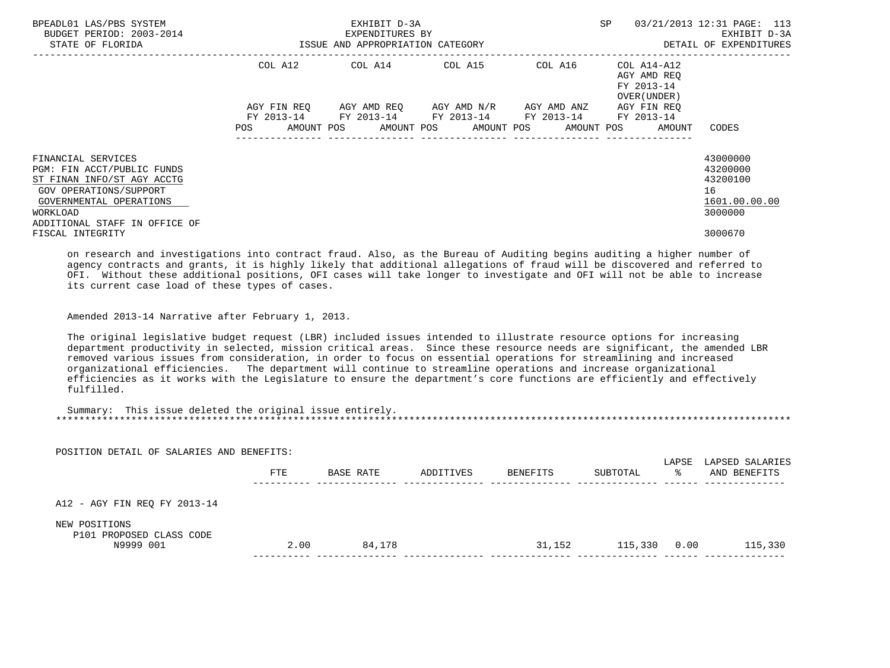| | COL A12 | | COL A14 | | COL A15 | | COL A16 | | COL A14-A12 AGY AMD REQ FY 2013-14 OVER(UNDER) | |
|---|---|---|---|---|---|---|---|---|---|---|
| | AGY FIN REQ FY 2013-14 | | AGY AMD REQ FY 2013-14 | | AGY AMD N/R FY 2013-14 | | AGY AMD ANZ FY 2013-14 | | AGY FIN REQ FY 2013-14 | |
| | POS | AMOUNT | POS | AMOUNT | POS | AMOUNT | POS | AMOUNT | POS | AMOUNT | CODES |

FINANCIAL SERVICES — 43000000
PGM: FIN ACCT/PUBLIC FUNDS — 43200000
ST FINAN INFO/ST AGY ACCTG — 43200100
GOV OPERATIONS/SUPPORT — 16
GOVERNMENTAL OPERATIONS — 1601.00.00.00
WORKLOAD — 3000000
ADDITIONAL STAFF IN OFFICE OF FISCAL INTEGRITY — 3000670

on research and investigations into contract fraud. Also, as the Bureau of Auditing begins auditing a higher number of agency contracts and grants, it is highly likely that additional allegations of fraud will be discovered and referred to OFI. Without these additional positions, OFI cases will take longer to investigate and OFI will not be able to increase its current case load of these types of cases.

Amended 2013-14 Narrative after February 1, 2013.

The original legislative budget request (LBR) included issues intended to illustrate resource options for increasing department productivity in selected, mission critical areas. Since these resource needs are significant, the amended LBR removed various issues from consideration, in order to focus on essential operations for streamlining and increased organizational efficiencies. The department will continue to streamline operations and increase organizational efficiencies as it works with the Legislature to ensure the department's core functions are efficiently and effectively fulfilled.

Summary: This issue deleted the original issue entirely.

POSITION DETAIL OF SALARIES AND BENEFITS:

| | FTE | BASE RATE | ADDITIVES | BENEFITS | SUBTOTAL | LAPSE % | LAPSED SALARIES AND BENEFITS |
|---|---|---|---|---|---|---|---|
| A12 - AGY FIN REQ FY 2013-14 | | | | | | | |
| NEW POSITIONS | | | | | | | |
| P101 PROPOSED CLASS CODE N9999 001 | 2.00 | 84,178 | | 31,152 | 115,330 | 0.00 | 115,330 |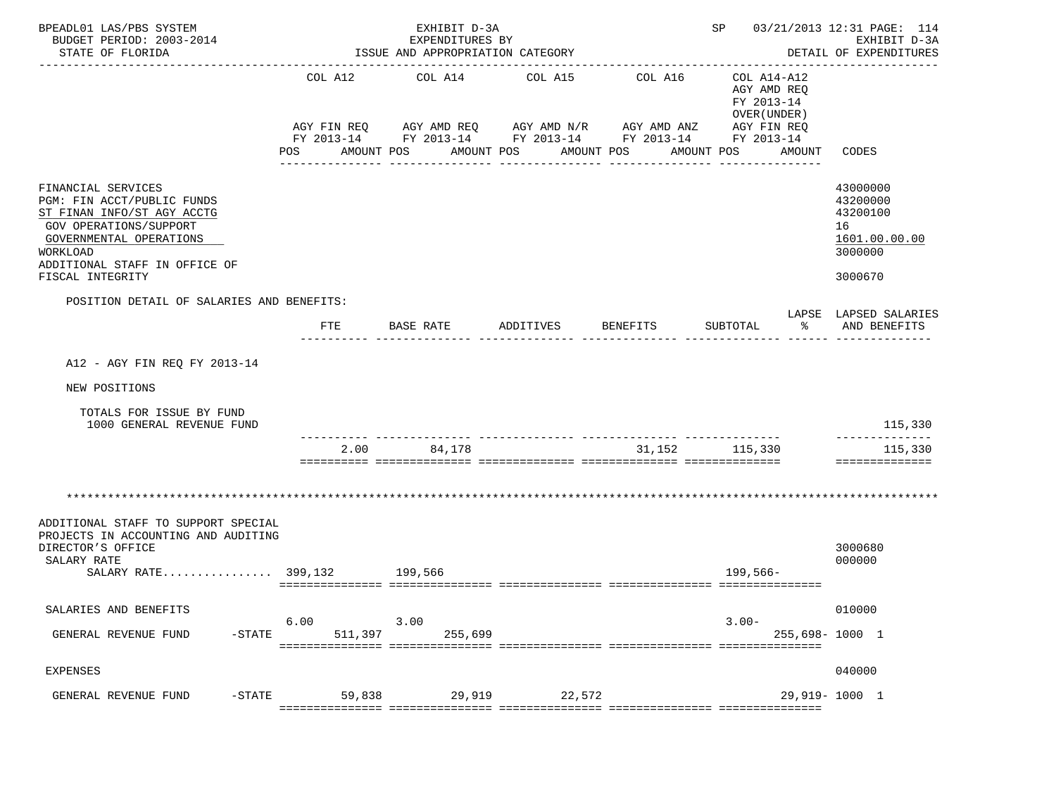BPEADL01 LAS/PBS SYSTEM | EXHIBIT D-3A | SP 03/21/2013 12:31 PAGE: 114
BUDGET PERIOD: 2003-2014 | EXPENDITURES BY | EXHIBIT D-3A
STATE OF FLORIDA | ISSUE AND APPROPRIATION CATEGORY | DETAIL OF EXPENDITURES

| | COL A12 AGY FIN REQ FY 2013-14 POS AMOUNT | COL A14 AGY AMD REQ FY 2013-14 POS AMOUNT | COL A15 AGY AMD N/R FY 2013-14 POS AMOUNT | COL A16 AGY AMD ANZ FY 2013-14 POS AMOUNT | COL A14-A12 AGY AMD REQ FY 2013-14 OVER(UNDER) AGY FIN REQ FY 2013-14 POS AMOUNT | CODES |
|---|---|---|---|---|---|---|
| FINANCIAL SERVICES | | | | | | 43000000 |
| PGM: FIN ACCT/PUBLIC FUNDS | | | | | | 43200000 |
| ST FINAN INFO/ST AGY ACCTG | | | | | | 43200100 |
| GOV OPERATIONS/SUPPORT | | | | | | 16 |
| GOVERNMENTAL OPERATIONS | | | | | | 1601.00.00.00 |
| WORKLOAD | | | | | | 3000000 |
| ADDITIONAL STAFF IN OFFICE OF FISCAL INTEGRITY | | | | | | 3000670 |

POSITION DETAIL OF SALARIES AND BENEFITS:

| | FTE | BASE RATE | ADDITIVES | BENEFITS | SUBTOTAL | LAPSE % | LAPSED SALARIES AND BENEFITS |
|---|---|---|---|---|---|---|---|
| A12 - AGY FIN REQ FY 2013-14 | | | | | | | |
| NEW POSITIONS | | | | | | | |
| TOTALS FOR ISSUE BY FUND | | | | | | | |
| 1000 GENERAL REVENUE FUND | | | | | | | 115,330 |
| | 2.00 | 84,178 | | 31,152 | 115,330 | | 115,330 |

************************************************************************************************************************

| | COL A12 | COL A14 | COL A15 | COL A16 | COL A14-A12 | CODES |
|---|---|---|---|---|---|---|
| ADDITIONAL STAFF TO SUPPORT SPECIAL PROJECTS IN ACCOUNTING AND AUDITING DIRECTOR'S OFFICE | | | | | | 3000680 |
| SALARY RATE | | | | | | 000000 |
| SALARY RATE................ | 399,132 | 199,566 | | | 199,566- | |
| SALARIES AND BENEFITS | | | | | | 010000 |
| GENERAL REVENUE FUND -STATE | 6.00 511,397 | 3.00 255,699 | | | 3.00- 255,698- | 1000 1 |
| EXPENSES | | | | | | 040000 |
| GENERAL REVENUE FUND -STATE | 59,838 | 29,919 | 22,572 | | 29,919- | 1000 1 |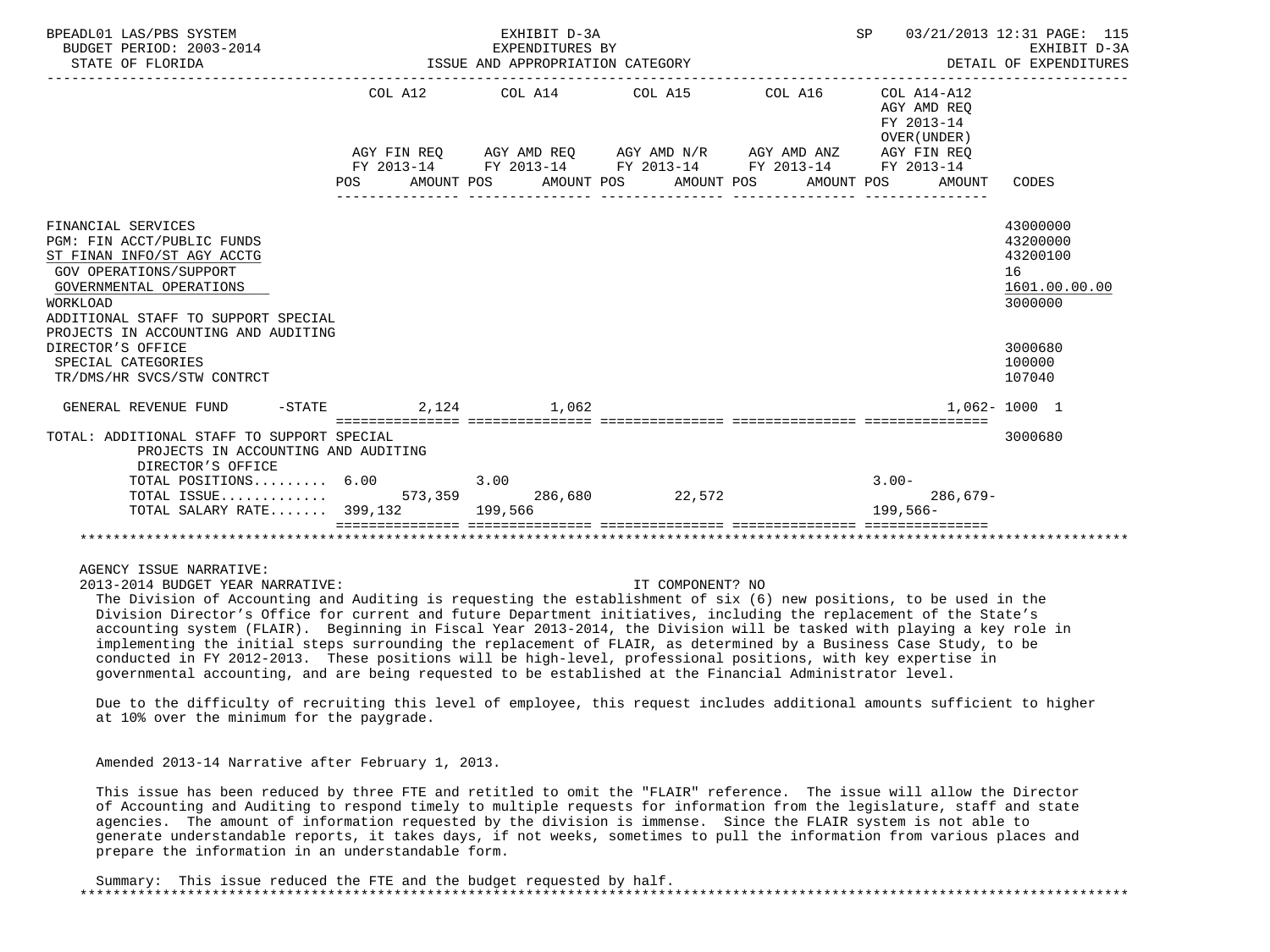BPEADL01 LAS/PBS SYSTEM — EXHIBIT D-3A — EXPENDITURES BY ISSUE AND APPROPRIATION CATEGORY
BUDGET PERIOD: 2003-2014
STATE OF FLORIDA
SP 03/21/2013 12:31 — EXHIBIT D-3A — DETAIL OF EXPENDITURES

| | COL A12 AGY FIN REQ FY 2013-14 POS AMOUNT | COL A14 AGY AMD REQ FY 2013-14 POS AMOUNT | COL A15 AGY AMD N/R FY 2013-14 POS AMOUNT | COL A16 AGY AMD ANZ FY 2013-14 POS AMOUNT | COL A14-A12 AGY AMD REQ FY 2013-14 OVER(UNDER) AGY FIN REQ FY 2013-14 POS AMOUNT | CODES |
|---|---|---|---|---|---|---|
| FINANCIAL SERVICES | | | | | | 43000000 |
| PGM: FIN ACCT/PUBLIC FUNDS | | | | | | 43200000 |
| ST FINAN INFO/ST AGY ACCTG | | | | | | 43200100 |
| GOV OPERATIONS/SUPPORT | | | | | | 16 |
| GOVERNMENTAL OPERATIONS | | | | | | 1601.00.00.00 |
| WORKLOAD | | | | | | 3000000 |
| ADDITIONAL STAFF TO SUPPORT SPECIAL PROJECTS IN ACCOUNTING AND AUDITING DIRECTOR'S OFFICE | | | | | | 3000680 |
| SPECIAL CATEGORIES | | | | | | 100000 |
| TR/DMS/HR SVCS/STW CONTRCT | | | | | | 107040 |
| GENERAL REVENUE FUND -STATE | 2,124 | 1,062 | | | 1,062- | 1000 1 |
| TOTAL: ADDITIONAL STAFF TO SUPPORT SPECIAL PROJECTS IN ACCOUNTING AND AUDITING DIRECTOR'S OFFICE | | | | | | 3000680 |
| TOTAL POSITIONS | 6.00 | 3.00 | | | 3.00- | |
| TOTAL ISSUE | 573,359 | 286,680 | 22,572 | | 286,679- | |
| TOTAL SALARY RATE | 399,132 | 199,566 | | | 199,566- | |

AGENCY ISSUE NARRATIVE:

2013-2014 BUDGET YEAR NARRATIVE: IT COMPONENT? NO

The Division of Accounting and Auditing is requesting the establishment of six (6) new positions, to be used in the Division Director's Office for current and future Department initiatives, including the replacement of the State's accounting system (FLAIR). Beginning in Fiscal Year 2013-2014, the Division will be tasked with playing a key role in implementing the initial steps surrounding the replacement of FLAIR, as determined by a Business Case Study, to be conducted in FY 2012-2013. These positions will be high-level, professional positions, with key expertise in governmental accounting, and are being requested to be established at the Financial Administrator level.

Due to the difficulty of recruiting this level of employee, this request includes additional amounts sufficient to higher at 10% over the minimum for the paygrade.

Amended 2013-14 Narrative after February 1, 2013.

This issue has been reduced by three FTE and retitled to omit the "FLAIR" reference. The issue will allow the Director of Accounting and Auditing to respond timely to multiple requests for information from the legislature, staff and state agencies. The amount of information requested by the division is immense. Since the FLAIR system is not able to generate understandable reports, it takes days, if not weeks, sometimes to pull the information from various places and prepare the information in an understandable form.

Summary: This issue reduced the FTE and the budget requested by half.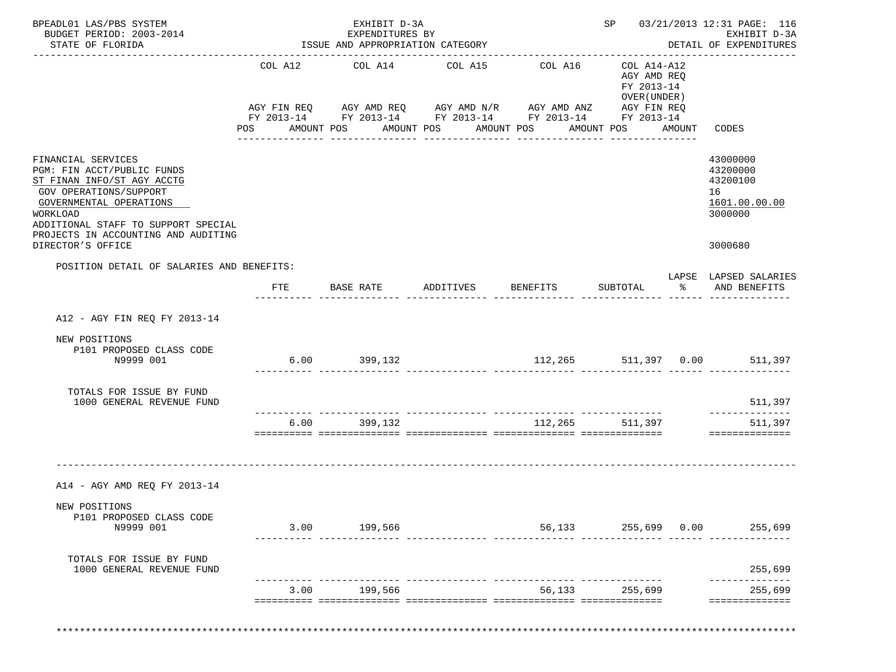BPEADL01 LAS/PBS SYSTEM — EXHIBIT D-3A — EXPENDITURES BY ISSUE AND APPROPRIATION CATEGORY — SP 03/21/2013 12:31

BUDGET PERIOD: 2003-2014 — STATE OF FLORIDA — EXHIBIT D-3A DETAIL OF EXPENDITURES

| | COL A12 AGY FIN REQ FY 2013-14 POS AMOUNT | COL A14 AGY AMD REQ FY 2013-14 POS AMOUNT | COL A15 AGY AMD N/R FY 2013-14 POS AMOUNT | COL A16 AGY AMD ANZ FY 2013-14 POS AMOUNT | COL A14-A12 AGY AMD REQ FY 2013-14 OVER(UNDER) AGY FIN REQ FY 2013-14 POS AMOUNT | CODES |
|---|---|---|---|---|---|---|
| FINANCIAL SERVICES | | | | | | 43000000 |
| PGM: FIN ACCT/PUBLIC FUNDS | | | | | | 43200000 |
| ST FINAN INFO/ST AGY ACCTG | | | | | | 43200100 |
| GOV OPERATIONS/SUPPORT | | | | | | 16 |
| GOVERNMENTAL OPERATIONS | | | | | | 1601.00.00.00 |
| WORKLOAD | | | | | | 3000000 |
| ADDITIONAL STAFF TO SUPPORT SPECIAL PROJECTS IN ACCOUNTING AND AUDITING DIRECTOR'S OFFICE | | | | | | 3000680 |

POSITION DETAIL OF SALARIES AND BENEFITS:

| | FTE | BASE RATE | ADDITIVES | BENEFITS | SUBTOTAL | LAPSE % | LAPSED SALARIES AND BENEFITS |
|---|---|---|---|---|---|---|---|
| **A12 - AGY FIN REQ FY 2013-14** | | | | | | | |
| NEW POSITIONS | | | | | | | |
| P101 PROPOSED CLASS CODE N9999 001 | 6.00 | 399,132 | | 112,265 | 511,397 | 0.00 | 511,397 |
| TOTALS FOR ISSUE BY FUND | | | | | | | |
| 1000 GENERAL REVENUE FUND | | | | | | | 511,397 |
| | 6.00 | 399,132 | | 112,265 | 511,397 | | 511,397 |
| **A14 - AGY AMD REQ FY 2013-14** | | | | | | | |
| NEW POSITIONS | | | | | | | |
| P101 PROPOSED CLASS CODE N9999 001 | 3.00 | 199,566 | | 56,133 | 255,699 | 0.00 | 255,699 |
| TOTALS FOR ISSUE BY FUND | | | | | | | |
| 1000 GENERAL REVENUE FUND | | | | | | | 255,699 |
| | 3.00 | 199,566 | | 56,133 | 255,699 | | 255,699 |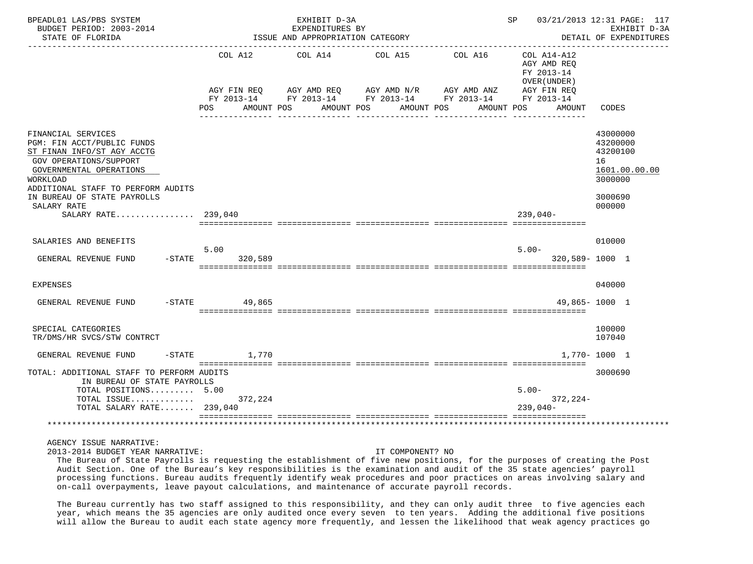BPEADL01 LAS/PBS SYSTEM — EXHIBIT D-3A — SP 03/21/2013 12:31 PAGE: 117
BUDGET PERIOD: 2003-2014 — EXPENDITURES BY — EXHIBIT D-3A
STATE OF FLORIDA — ISSUE AND APPROPRIATION CATEGORY — DETAIL OF EXPENDITURES

| | COL A12 AGY FIN REQ FY 2013-14 POS | AMOUNT | COL A14 AGY AMD REQ FY 2013-14 POS | AMOUNT | COL A15 AGY AMD N/R FY 2013-14 POS | AMOUNT | COL A16 AGY AMD ANZ FY 2013-14 POS | AMOUNT | COL A14-A12 AGY AMD REQ FY 2013-14 OVER(UNDER) AGY FIN REQ FY 2013-14 POS | AMOUNT | CODES |
|---|---|---|---|---|---|---|---|---|---|---|---|
| FINANCIAL SERVICES | | | | | | | | | | | 43000000 |
| PGM: FIN ACCT/PUBLIC FUNDS | | | | | | | | | | | 43200000 |
| ST FINAN INFO/ST AGY ACCTG | | | | | | | | | | | 43200100 |
| GOV OPERATIONS/SUPPORT | | | | | | | | | | | 16 |
| GOVERNMENTAL OPERATIONS | | | | | | | | | | | 1601.00.00.00 |
| WORKLOAD | | | | | | | | | | | 3000000 |
| ADDITIONAL STAFF TO PERFORM AUDITS IN BUREAU OF STATE PAYROLLS | | | | | | | | | | | 3000690 |
| SALARY RATE | | | | | | | | | | | 000000 |
| SALARY RATE................ | 239,040 | | | | | | | | 239,040- | | |
| SALARIES AND BENEFITS | | | | | | | | | | | 010000 |
| GENERAL REVENUE FUND -STATE | 5.00 | 320,589 | | | | | | | 5.00- | 320,589- | 1000 1 |
| EXPENSES | | | | | | | | | | | 040000 |
| GENERAL REVENUE FUND -STATE | | 49,865 | | | | | | | | 49,865- | 1000 1 |
| SPECIAL CATEGORIES | | | | | | | | | | | 100000 |
| TR/DMS/HR SVCS/STW CONTRCT | | | | | | | | | | | 107040 |
| GENERAL REVENUE FUND -STATE | | 1,770 | | | | | | | | 1,770- | 1000 1 |
| TOTAL: ADDITIONAL STAFF TO PERFORM AUDITS IN BUREAU OF STATE PAYROLLS | | | | | | | | | | | 3000690 |
| TOTAL POSITIONS......... | 5.00 | | | | | | | | 5.00- | | |
| TOTAL ISSUE............ | | 372,224 | | | | | | | | 372,224- | |
| TOTAL SALARY RATE....... | 239,040 | | | | | | | | 239,040- | | |

AGENCY ISSUE NARRATIVE:
2013-2014 BUDGET YEAR NARRATIVE: IT COMPONENT? NO

The Bureau of State Payrolls is requesting the establishment of five new positions, for the purposes of creating the Post Audit Section. One of the Bureau's key responsibilities is the examination and audit of the 35 state agencies' payroll processing functions. Bureau audits frequently identify weak procedures and poor practices on areas involving salary and on-call overpayments, leave payout calculations, and maintenance of accurate payroll records.

The Bureau currently has two staff assigned to this responsibility, and they can only audit three to five agencies each year, which means the 35 agencies are only audited once every seven to ten years. Adding the additional five positions will allow the Bureau to audit each state agency more frequently, and lessen the likelihood that weak agency practices go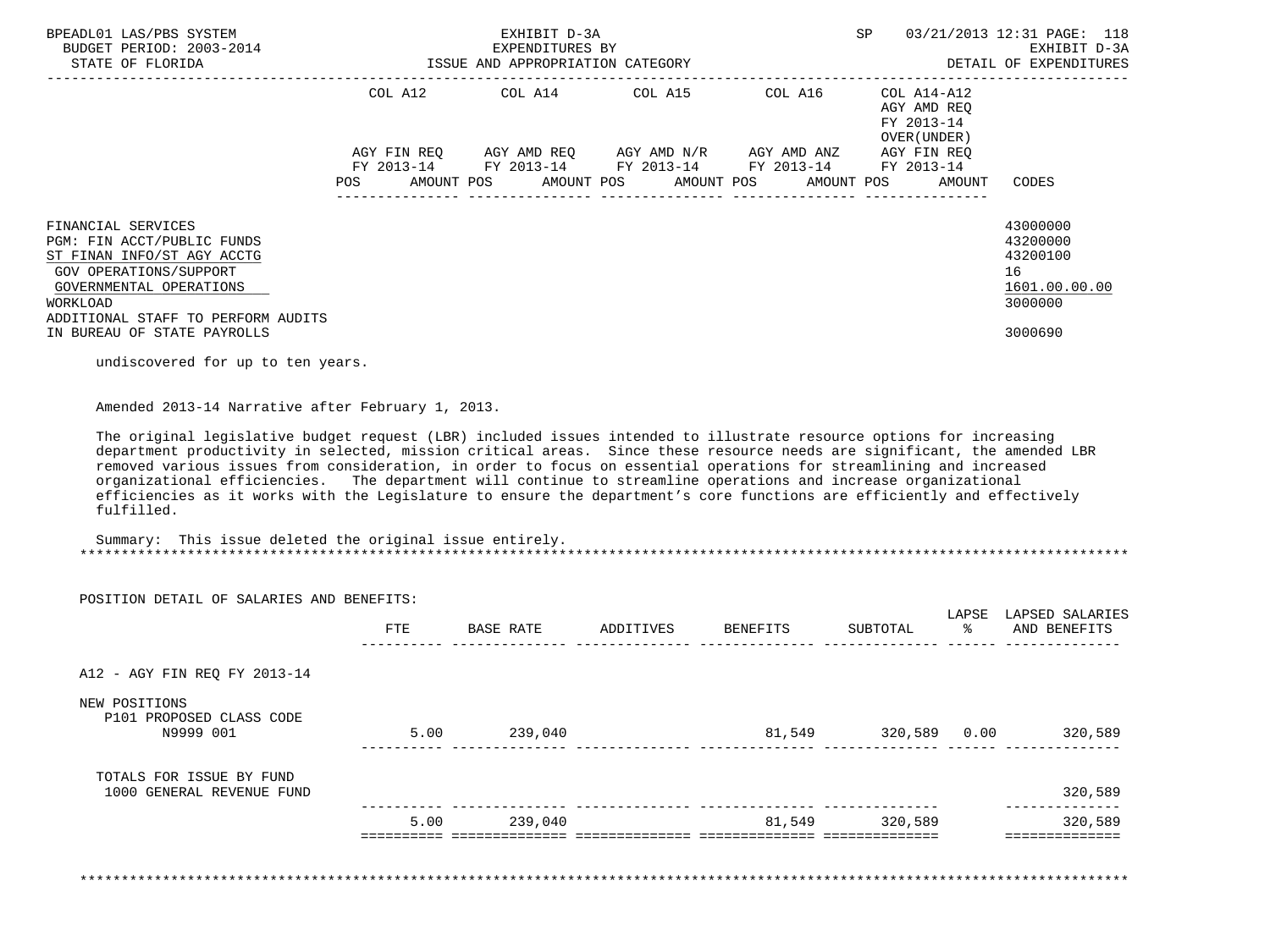| | COL A12 | COL A14 | COL A15 | COL A16 | COL A14-A12 AGY AMD REQ FY 2013-14 OVER(UNDER) | |
|---|---|---|---|---|---|---|
| | AGY FIN REQ FY 2013-14 | AGY AMD REQ FY 2013-14 | AGY AMD N/R FY 2013-14 | AGY AMD ANZ FY 2013-14 | AGY FIN REQ FY 2013-14 | |
| | POS AMOUNT | POS AMOUNT | POS AMOUNT | POS AMOUNT | POS AMOUNT | CODES |

FINANCIAL SERVICES — 43000000
PGM: FIN ACCT/PUBLIC FUNDS — 43200000
ST FINAN INFO/ST AGY ACCTG — 43200100
GOV OPERATIONS/SUPPORT — 16
GOVERNMENTAL OPERATIONS — 1601.00.00.00
WORKLOAD — 3000000
ADDITIONAL STAFF TO PERFORM AUDITS IN BUREAU OF STATE PAYROLLS — 3000690

undiscovered for up to ten years.

Amended 2013-14 Narrative after February 1, 2013.

The original legislative budget request (LBR) included issues intended to illustrate resource options for increasing department productivity in selected, mission critical areas. Since these resource needs are significant, the amended LBR removed various issues from consideration, in order to focus on essential operations for streamlining and increased organizational efficiencies. The department will continue to streamline operations and increase organizational efficiencies as it works with the Legislature to ensure the department's core functions are efficiently and effectively fulfilled.

Summary: This issue deleted the original issue entirely.

***

POSITION DETAIL OF SALARIES AND BENEFITS:

| | FTE | BASE RATE | ADDITIVES | BENEFITS | SUBTOTAL | LAPSE % | LAPSED SALARIES AND BENEFITS |
|---|---|---|---|---|---|---|---|
| A12 - AGY FIN REQ FY 2013-14 | | | | | | | |
| NEW POSITIONS | | | | | | | |
| P101 PROPOSED CLASS CODE N9999 001 | 5.00 | 239,040 | | 81,549 | 320,589 | 0.00 | 320,589 |
| TOTALS FOR ISSUE BY FUND | | | | | | | |
| 1000 GENERAL REVENUE FUND | | | | | | | 320,589 |
| | 5.00 | 239,040 | | 81,549 | 320,589 | | 320,589 |

***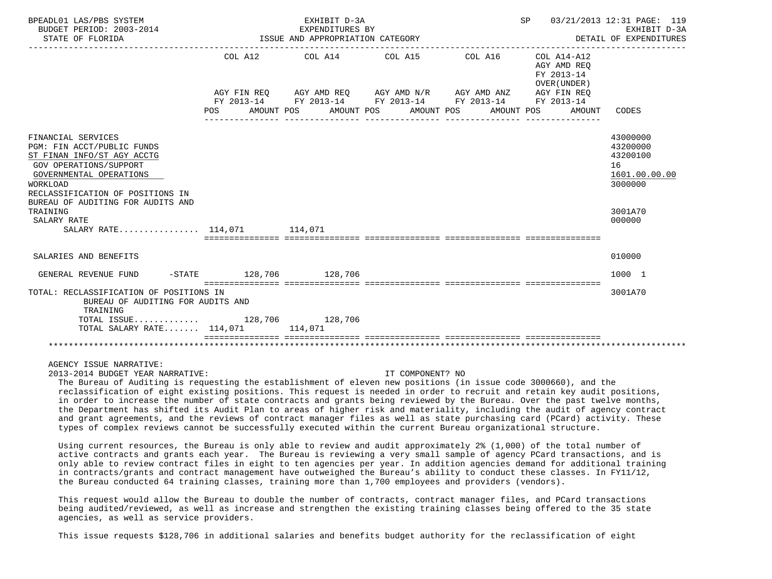EXHIBIT D-3A
EXPENDITURES BY
ISSUE AND APPROPRIATION CATEGORY

BPEADL01 LAS/PBS SYSTEM — BUDGET PERIOD: 2003-2014 — STATE OF FLORIDA — SP 03/21/2013 12:31 — EXHIBIT D-3A — DETAIL OF EXPENDITURES

| | COL A12 AGY FIN REQ FY 2013-14 POS AMOUNT | COL A14 AGY AMD REQ FY 2013-14 POS AMOUNT | COL A15 AGY AMD N/R FY 2013-14 POS AMOUNT | COL A16 AGY AMD ANZ FY 2013-14 POS AMOUNT | COL A14-A12 AGY AMD REQ FY 2013-14 OVER(UNDER) AGY FIN REQ FY 2013-14 POS AMOUNT | CODES |
|---|---|---|---|---|---|---|
| FINANCIAL SERVICES | | | | | | 43000000 |
| PGM: FIN ACCT/PUBLIC FUNDS | | | | | | 43200000 |
| ST FINAN INFO/ST AGY ACCTG | | | | | | 43200100 |
| GOV OPERATIONS/SUPPORT | | | | | | 16 |
| GOVERNMENTAL OPERATIONS | | | | | | 1601.00.00.00 |
| WORKLOAD | | | | | | 3000000 |
| RECLASSIFICATION OF POSITIONS IN BUREAU OF AUDITING FOR AUDITS AND TRAINING | | | | | | 3001A70 |
| SALARY RATE | | | | | | 000000 |
| SALARY RATE................ | 114,071 | 114,071 | | | | |
| SALARIES AND BENEFITS | | | | | | 010000 |
| GENERAL REVENUE FUND -STATE | 128,706 | 128,706 | | | | 1000 1 |
| TOTAL: RECLASSIFICATION OF POSITIONS IN BUREAU OF AUDITING FOR AUDITS AND TRAINING | | | | | | 3001A70 |
| TOTAL ISSUE............. | 128,706 | 128,706 | | | | |
| TOTAL SALARY RATE....... | 114,071 | 114,071 | | | | |

AGENCY ISSUE NARRATIVE:

2013-2014 BUDGET YEAR NARRATIVE: IT COMPONENT? NO

The Bureau of Auditing is requesting the establishment of eleven new positions (in issue code 3000660), and the reclassification of eight existing positions. This request is needed in order to recruit and retain key audit positions, in order to increase the number of state contracts and grants being reviewed by the Bureau. Over the past twelve months, the Department has shifted its Audit Plan to areas of higher risk and materiality, including the audit of agency contract and grant agreements, and the reviews of contract manager files as well as state purchasing card (PCard) activity. These types of complex reviews cannot be successfully executed within the current Bureau organizational structure.

Using current resources, the Bureau is only able to review and audit approximately 2% (1,000) of the total number of active contracts and grants each year. The Bureau is reviewing a very small sample of agency PCard transactions, and is only able to review contract files in eight to ten agencies per year. In addition agencies demand for additional training in contracts/grants and contract management have outweighed the Bureau's ability to conduct these classes. In FY11/12, the Bureau conducted 64 training classes, training more than 1,700 employees and providers (vendors).

This request would allow the Bureau to double the number of contracts, contract manager files, and PCard transactions being audited/reviewed, as well as increase and strengthen the existing training classes being offered to the 35 state agencies, as well as service providers.

This issue requests $128,706 in additional salaries and benefits budget authority for the reclassification of eight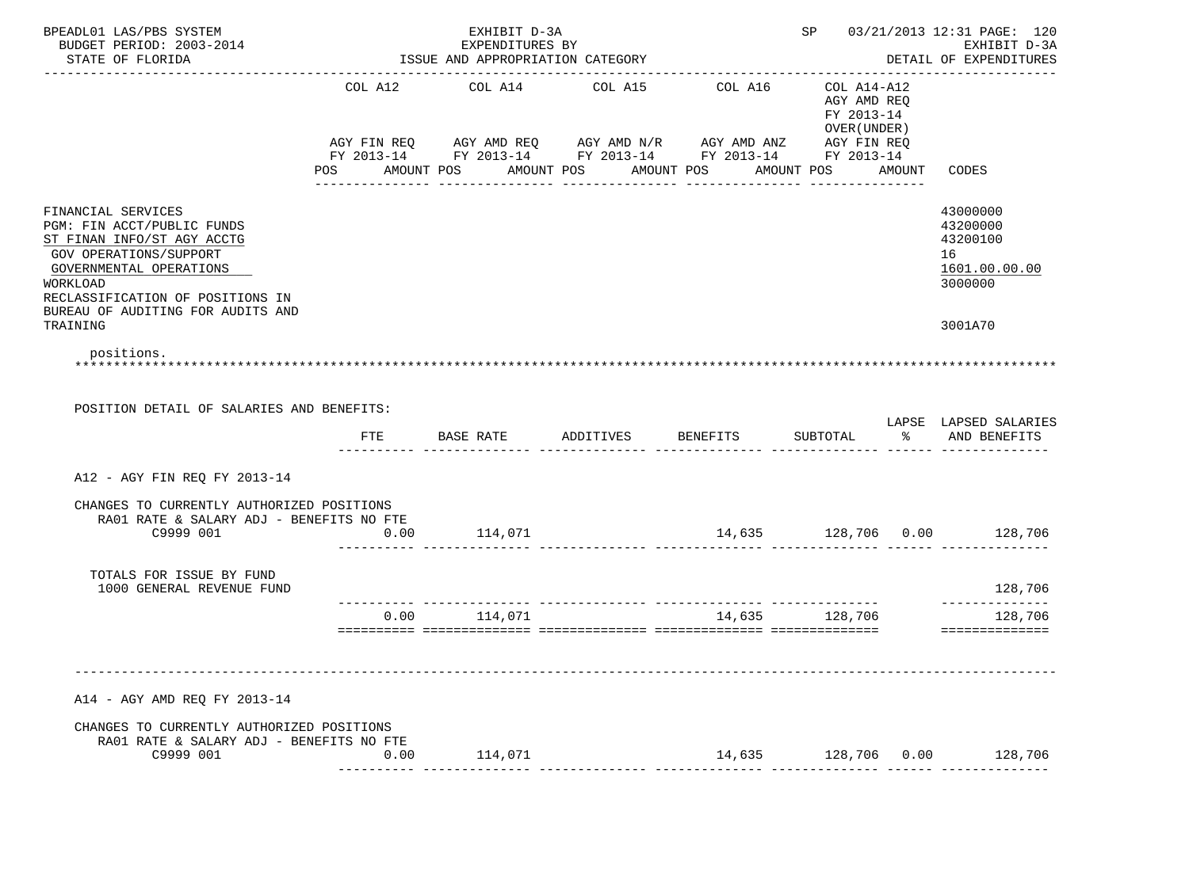BPEADL01 LAS/PBS SYSTEM | EXHIBIT D-3A | SP 03/21/2013 12:31
BUDGET PERIOD: 2003-2014 | EXPENDITURES BY | EXHIBIT D-3A
STATE OF FLORIDA | ISSUE AND APPROPRIATION CATEGORY | DETAIL OF EXPENDITURES

| | COL A12 AGY FIN REQ FY 2013-14 POS AMOUNT | COL A14 AGY AMD REQ FY 2013-14 POS AMOUNT | COL A15 AGY AMD N/R FY 2013-14 POS AMOUNT | COL A16 AGY AMD ANZ FY 2013-14 POS AMOUNT | COL A14-A12 AGY AMD REQ FY 2013-14 OVER(UNDER) AGY FIN REQ FY 2013-14 POS AMOUNT | CODES |
|---|---|---|---|---|---|---|

FINANCIAL SERVICES — 43000000
PGM: FIN ACCT/PUBLIC FUNDS — 43200000
ST FINAN INFO/ST AGY ACCTG — 43200100
GOV OPERATIONS/SUPPORT — 16
GOVERNMENTAL OPERATIONS — 1601.00.00.00
WORKLOAD — 3000000
RECLASSIFICATION OF POSITIONS IN BUREAU OF AUDITING FOR AUDITS AND TRAINING — 3001A70

positions.

POSITION DETAIL OF SALARIES AND BENEFITS:

| | FTE | BASE RATE | ADDITIVES | BENEFITS | SUBTOTAL | LAPSE % | LAPSED SALARIES AND BENEFITS |
|---|---|---|---|---|---|---|---|
| **A12 - AGY FIN REQ FY 2013-14** | | | | | | | |
| CHANGES TO CURRENTLY AUTHORIZED POSITIONS | | | | | | | |
| RA01 RATE & SALARY ADJ - BENEFITS NO FTE | | | | | | | |
| C9999 001 | 0.00 | 114,071 | | 14,635 | 128,706 | 0.00 | 128,706 |
| TOTALS FOR ISSUE BY FUND | | | | | | | |
| 1000 GENERAL REVENUE FUND | | | | | | | 128,706 |
| | 0.00 | 114,071 | | 14,635 | 128,706 | | 128,706 |
| **A14 - AGY AMD REQ FY 2013-14** | | | | | | | |
| CHANGES TO CURRENTLY AUTHORIZED POSITIONS | | | | | | | |
| RA01 RATE & SALARY ADJ - BENEFITS NO FTE | | | | | | | |
| C9999 001 | 0.00 | 114,071 | | 14,635 | 128,706 | 0.00 | 128,706 |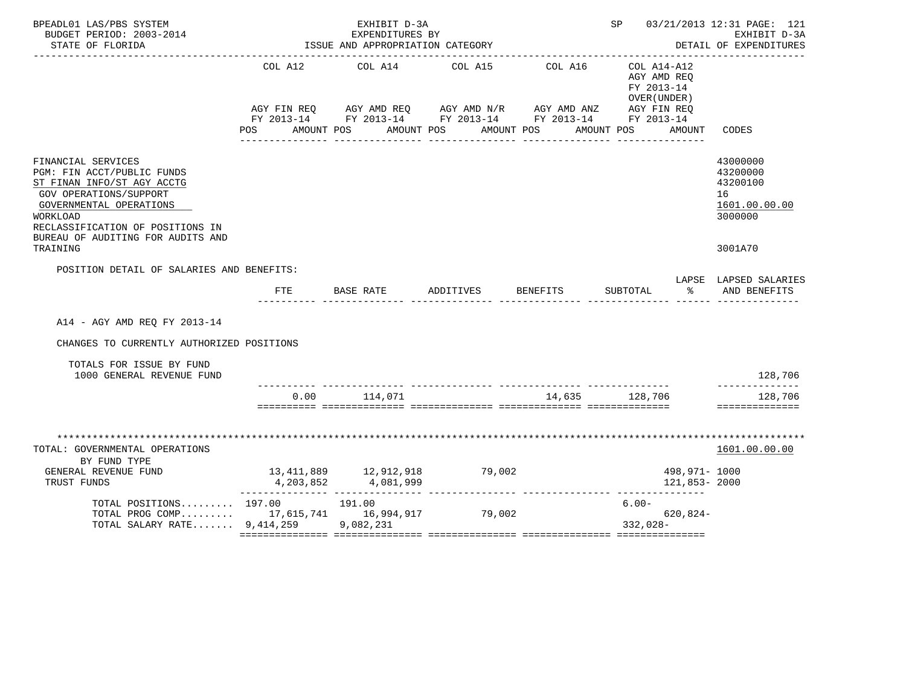BPEADL01 LAS/PBS SYSTEM — EXHIBIT D-3A — EXPENDITURES BY ISSUE AND APPROPRIATION CATEGORY
BUDGET PERIOD: 2003-2014 — STATE OF FLORIDA
SP 03/21/2013 12:31 — EXHIBIT D-3A — DETAIL OF EXPENDITURES

| | COL A12 AGY FIN REQ FY 2013-14 POS AMOUNT | COL A14 AGY AMD REQ FY 2013-14 POS AMOUNT | COL A15 AGY AMD N/R FY 2013-14 POS AMOUNT | COL A16 AGY AMD ANZ FY 2013-14 POS AMOUNT | COL A14-A12 AGY AMD REQ FY 2013-14 OVER(UNDER) AGY FIN REQ FY 2013-14 POS AMOUNT | CODES |
|---|---|---|---|---|---|---|
| FINANCIAL SERVICES | | | | | | 43000000 |
| PGM: FIN ACCT/PUBLIC FUNDS | | | | | | 43200000 |
| ST FINAN INFO/ST AGY ACCTG | | | | | | 43200100 |
| GOV OPERATIONS/SUPPORT | | | | | | 16 |
| GOVERNMENTAL OPERATIONS | | | | | | 1601.00.00.00 |
| WORKLOAD | | | | | | 3000000 |
| RECLASSIFICATION OF POSITIONS IN BUREAU OF AUDITING FOR AUDITS AND TRAINING | | | | | | 3001A70 |

POSITION DETAIL OF SALARIES AND BENEFITS:

| | FTE | BASE RATE | ADDITIVES | BENEFITS | SUBTOTAL | LAPSE % | LAPSED SALARIES AND BENEFITS |
|---|---|---|---|---|---|---|---|
| A14 - AGY AMD REQ FY 2013-14 | | | | | | | |
| CHANGES TO CURRENTLY AUTHORIZED POSITIONS | | | | | | | |
| TOTALS FOR ISSUE BY FUND | | | | | | | |
| 1000 GENERAL REVENUE FUND | | | | | | | 128,706 |
| | 0.00 | 114,071 | | 14,635 | 128,706 | | 128,706 |

| | COL A12 | COL A14 | COL A15 | COL A16 | COL A14-A12 | CODES |
|---|---|---|---|---|---|---|
| TOTAL: GOVERNMENTAL OPERATIONS | | | | | | 1601.00.00.00 |
| BY FUND TYPE | | | | | | |
| GENERAL REVENUE FUND | 13,411,889 | 12,912,918 | 79,002 | | 498,971- | 1000 |
| TRUST FUNDS | 4,203,852 | 4,081,999 | | | 121,853- | 2000 |
| TOTAL POSITIONS......... | 197.00 | 191.00 | | | 6.00- | |
| TOTAL PROG COMP......... | 17,615,741 | 16,994,917 | 79,002 | | 620,824- | |
| TOTAL SALARY RATE....... | 9,414,259 | 9,082,231 | | | 332,028- | |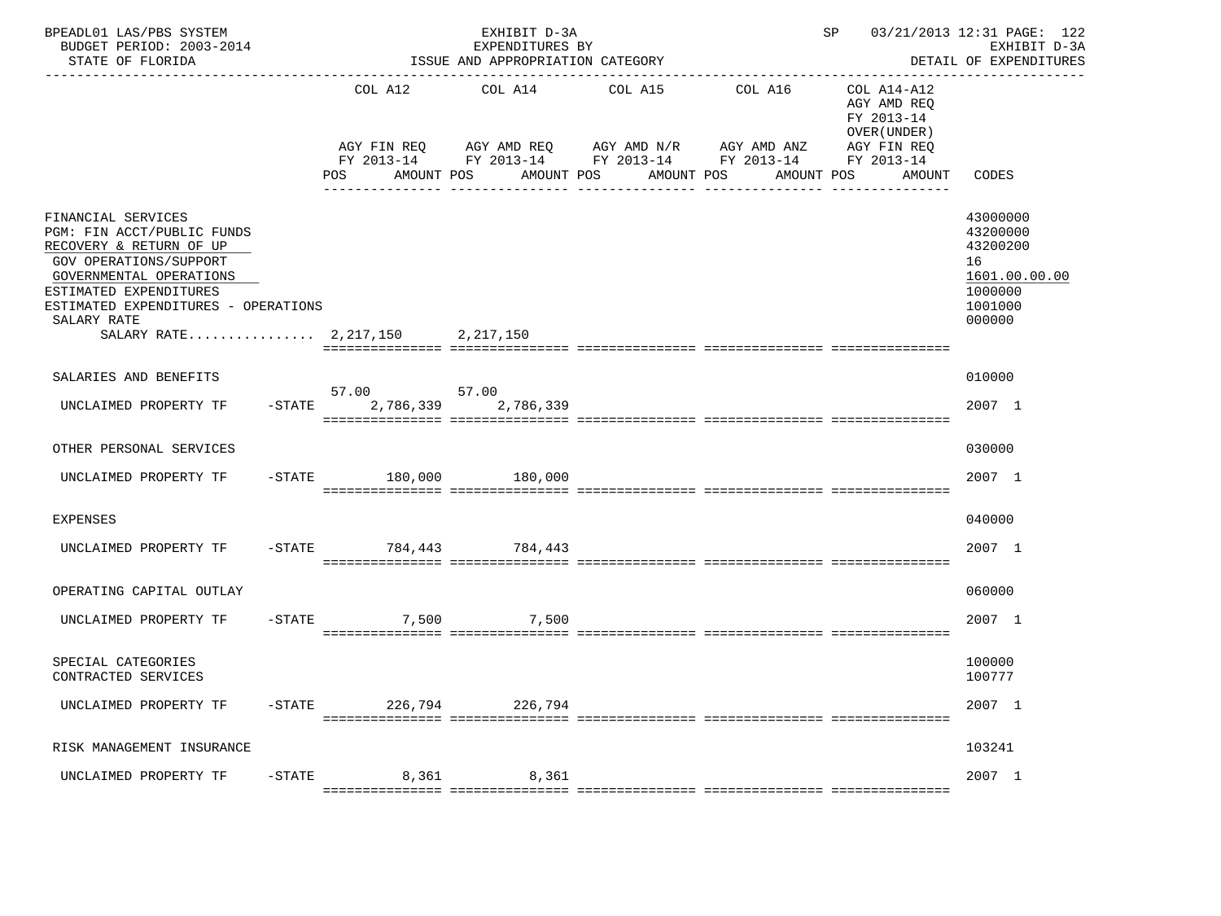BPEADL01 LAS/PBS SYSTEM — EXHIBIT D-3A — EXPENDITURES BY ISSUE AND APPROPRIATION CATEGORY — SP 03/21/2013 12:31

BUDGET PERIOD: 2003-2014 — STATE OF FLORIDA — EXHIBIT D-3A DETAIL OF EXPENDITURES

| | COL A12 AGY FIN REQ FY 2013-14 POS | AMOUNT | COL A14 AGY AMD REQ FY 2013-14 POS | AMOUNT | COL A15 AGY AMD N/R FY 2013-14 POS | AMOUNT | COL A16 AGY AMD ANZ FY 2013-14 POS | AMOUNT | COL A14-A12 AGY AMD REQ FY 2013-14 OVER(UNDER) AGY FIN REQ FY 2013-14 POS | AMOUNT | CODES |
|---|---|---|---|---|---|---|---|---|---|---|---|
| FINANCIAL SERVICES | | | | | | | | | | | 43000000 |
| PGM: FIN ACCT/PUBLIC FUNDS | | | | | | | | | | | 43200000 |
| RECOVERY & RETURN OF UP | | | | | | | | | | | 43200200 |
| GOV OPERATIONS/SUPPORT | | | | | | | | | | | 16 |
| GOVERNMENTAL OPERATIONS | | | | | | | | | | | 1601.00.00.00 |
| ESTIMATED EXPENDITURES | | | | | | | | | | | 1000000 |
| ESTIMATED EXPENDITURES - OPERATIONS | | | | | | | | | | | 1001000 |
| SALARY RATE | | | | | | | | | | | 000000 |
| SALARY RATE................ | | 2,217,150 | | 2,217,150 | | | | | | | |
| SALARIES AND BENEFITS | | | | | | | | | | | 010000 |
| UNCLAIMED PROPERTY TF -STATE | 57.00 | 2,786,339 | 57.00 | 2,786,339 | | | | | | | 2007 1 |
| OTHER PERSONAL SERVICES | | | | | | | | | | | 030000 |
| UNCLAIMED PROPERTY TF -STATE | | 180,000 | | 180,000 | | | | | | | 2007 1 |
| EXPENSES | | | | | | | | | | | 040000 |
| UNCLAIMED PROPERTY TF -STATE | | 784,443 | | 784,443 | | | | | | | 2007 1 |
| OPERATING CAPITAL OUTLAY | | | | | | | | | | | 060000 |
| UNCLAIMED PROPERTY TF -STATE | | 7,500 | | 7,500 | | | | | | | 2007 1 |
| SPECIAL CATEGORIES | | | | | | | | | | | 100000 |
| CONTRACTED SERVICES | | | | | | | | | | | 100777 |
| UNCLAIMED PROPERTY TF -STATE | | 226,794 | | 226,794 | | | | | | | 2007 1 |
| RISK MANAGEMENT INSURANCE | | | | | | | | | | | 103241 |
| UNCLAIMED PROPERTY TF -STATE | | 8,361 | | 8,361 | | | | | | | 2007 1 |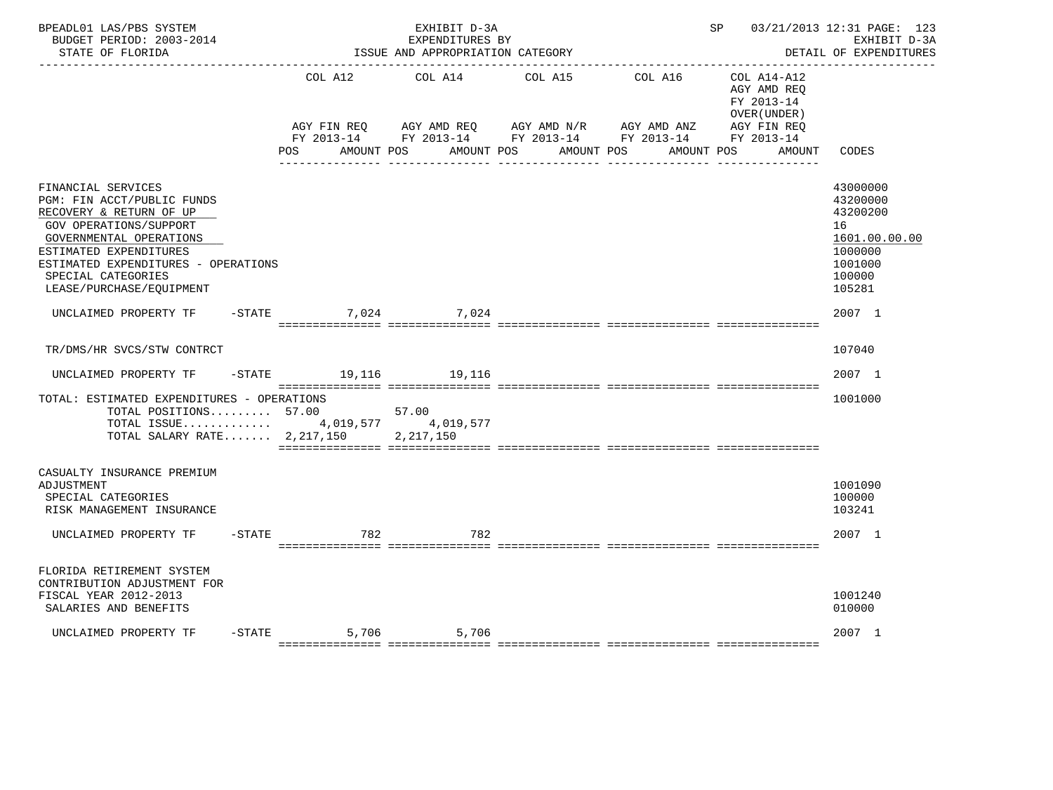BPEADL01 LAS/PBS SYSTEM — EXHIBIT D-3A — SP 03/21/2013 12:31 PAGE: 123
BUDGET PERIOD: 2003-2014 — EXPENDITURES BY — EXHIBIT D-3A
STATE OF FLORIDA — ISSUE AND APPROPRIATION CATEGORY — DETAIL OF EXPENDITURES

| | COL A12 AGY FIN REQ FY 2013-14 POS AMOUNT | COL A14 AGY AMD REQ FY 2013-14 POS AMOUNT | COL A15 AGY AMD N/R FY 2013-14 POS AMOUNT | COL A16 AGY AMD ANZ FY 2013-14 POS AMOUNT | COL A14-A12 AGY AMD REQ FY 2013-14 OVER(UNDER) AGY FIN REQ FY 2013-14 POS AMOUNT | CODES |
|---|---|---|---|---|---|---|
| FINANCIAL SERVICES | | | | | | 43000000 |
| PGM: FIN ACCT/PUBLIC FUNDS | | | | | | 43200000 |
| RECOVERY & RETURN OF UP | | | | | | 43200200 |
| GOV OPERATIONS/SUPPORT | | | | | | 16 |
| GOVERNMENTAL OPERATIONS | | | | | | 1601.00.00.00 |
| ESTIMATED EXPENDITURES | | | | | | 1000000 |
| ESTIMATED EXPENDITURES - OPERATIONS | | | | | | 1001000 |
| SPECIAL CATEGORIES | | | | | | 100000 |
| LEASE/PURCHASE/EQUIPMENT | | | | | | 105281 |
| UNCLAIMED PROPERTY TF -STATE | 7,024 | 7,024 | | | | 2007 1 |
| TR/DMS/HR SVCS/STW CONTRCT | | | | | | 107040 |
| UNCLAIMED PROPERTY TF -STATE | 19,116 | 19,116 | | | | 2007 1 |
| TOTAL: ESTIMATED EXPENDITURES - OPERATIONS | | | | | | 1001000 |
| TOTAL POSITIONS......... | 57.00 | 57.00 | | | | |
| TOTAL ISSUE............. | 4,019,577 | 4,019,577 | | | | |
| TOTAL SALARY RATE....... | 2,217,150 | 2,217,150 | | | | |
| CASUALTY INSURANCE PREMIUM ADJUSTMENT | | | | | | 1001090 |
| SPECIAL CATEGORIES | | | | | | 100000 |
| RISK MANAGEMENT INSURANCE | | | | | | 103241 |
| UNCLAIMED PROPERTY TF -STATE | 782 | 782 | | | | 2007 1 |
| FLORIDA RETIREMENT SYSTEM CONTRIBUTION ADJUSTMENT FOR FISCAL YEAR 2012-2013 | | | | | | 1001240 |
| SALARIES AND BENEFITS | | | | | | 010000 |
| UNCLAIMED PROPERTY TF -STATE | 5,706 | 5,706 | | | | 2007 1 |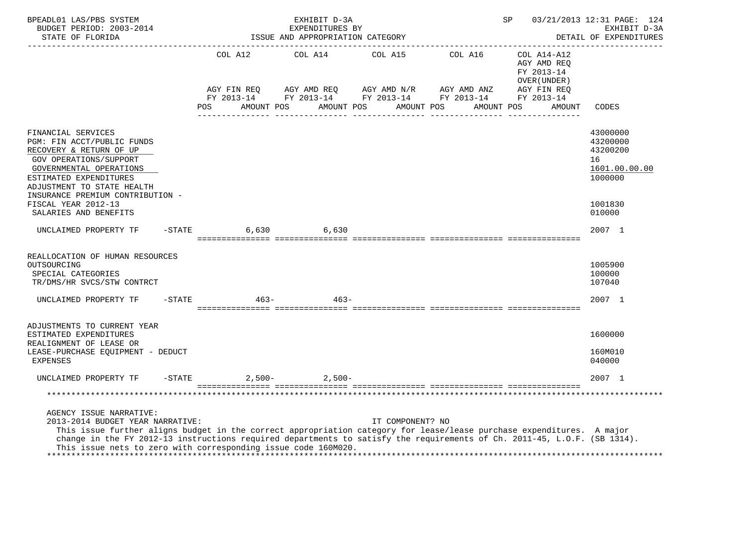BPEADL01 LAS/PBS SYSTEM | EXHIBIT D-3A | SP 03/21/2013 12:31
BUDGET PERIOD: 2003-2014 | EXPENDITURES BY | EXHIBIT D-3A
STATE OF FLORIDA | ISSUE AND APPROPRIATION CATEGORY | DETAIL OF EXPENDITURES

| | COL A12 AGY FIN REQ FY 2013-14 POS AMOUNT | COL A14 AGY AMD REQ FY 2013-14 POS AMOUNT | COL A15 AGY AMD N/R FY 2013-14 POS AMOUNT | COL A16 AGY AMD ANZ FY 2013-14 POS AMOUNT | COL A14-A12 AGY AMD REQ FY 2013-14 OVER(UNDER) AGY FIN REQ FY 2013-14 POS AMOUNT | CODES |
|---|---|---|---|---|---|---|
| FINANCIAL SERVICES | | | | | | 43000000 |
| PGM: FIN ACCT/PUBLIC FUNDS | | | | | | 43200000 |
| RECOVERY & RETURN OF UP | | | | | | 43200200 |
| GOV OPERATIONS/SUPPORT | | | | | | 16 |
| GOVERNMENTAL OPERATIONS | | | | | | 1601.00.00.00 |
| ESTIMATED EXPENDITURES | | | | | | 1000000 |
| ADJUSTMENT TO STATE HEALTH INSURANCE PREMIUM CONTRIBUTION - FISCAL YEAR 2012-13 | | | | | | 1001830 |
| SALARIES AND BENEFITS | | | | | | 010000 |
| UNCLAIMED PROPERTY TF -STATE | 6,630 | 6,630 | | | | 2007 1 |
| REALLOCATION OF HUMAN RESOURCES OUTSOURCING | | | | | | 1005900 |
| SPECIAL CATEGORIES | | | | | | 100000 |
| TR/DMS/HR SVCS/STW CONTRCT | | | | | | 107040 |
| UNCLAIMED PROPERTY TF -STATE | 463- | 463- | | | | 2007 1 |
| ADJUSTMENTS TO CURRENT YEAR ESTIMATED EXPENDITURES | | | | | | 1600000 |
| REALIGNMENT OF LEASE OR LEASE-PURCHASE EQUIPMENT - DEDUCT | | | | | | 160M010 |
| EXPENSES | | | | | | 040000 |
| UNCLAIMED PROPERTY TF -STATE | 2,500- | 2,500- | | | | 2007 1 |

AGENCY ISSUE NARRATIVE:
2013-2014 BUDGET YEAR NARRATIVE: IT COMPONENT? NO
This issue further aligns budget in the correct appropriation category for lease/lease purchase expenditures. A major change in the FY 2012-13 instructions required departments to satisfy the requirements of Ch. 2011-45, L.O.F. (SB 1314). This issue nets to zero with corresponding issue code 160M020.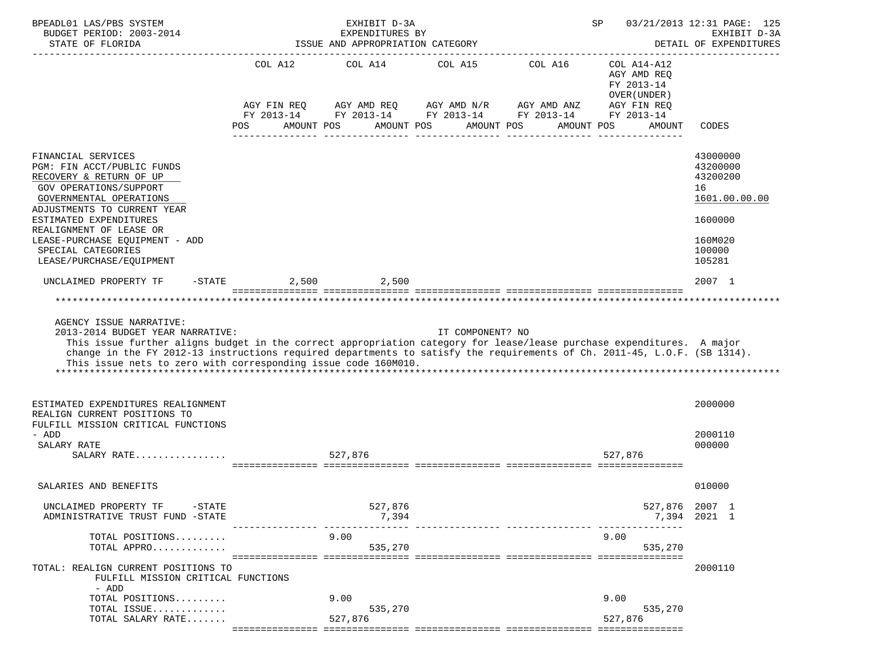BPEADL01 LAS/PBS SYSTEM — EXHIBIT D-3A — EXPENDITURES BY ISSUE AND APPROPRIATION CATEGORY — SP 03/21/2013 12:31 PAGE: 125
BUDGET PERIOD: 2003-2014 — EXHIBIT D-3A
STATE OF FLORIDA — DETAIL OF EXPENDITURES

| | COL A12 AGY FIN REQ FY 2013-14 POS AMOUNT | COL A14 AGY AMD REQ FY 2013-14 POS AMOUNT | COL A15 AGY AMD N/R FY 2013-14 POS AMOUNT | COL A16 AGY AMD ANZ FY 2013-14 POS AMOUNT | COL A14-A12 AGY AMD REQ FY 2013-14 OVER(UNDER) AGY FIN REQ FY 2013-14 POS AMOUNT | CODES |
|---|---|---|---|---|---|---|
| FINANCIAL SERVICES | | | | | | 43000000 |
| PGM: FIN ACCT/PUBLIC FUNDS | | | | | | 43200000 |
| RECOVERY & RETURN OF UP | | | | | | 43200200 |
| GOV OPERATIONS/SUPPORT | | | | | | 16 |
| GOVERNMENTAL OPERATIONS | | | | | | 1601.00.00.00 |
| ADJUSTMENTS TO CURRENT YEAR ESTIMATED EXPENDITURES | | | | | | 1600000 |
| REALIGNMENT OF LEASE OR LEASE-PURCHASE EQUIPMENT - ADD | | | | | | 160M020 |
| SPECIAL CATEGORIES | | | | | | 100000 |
| LEASE/PURCHASE/EQUIPMENT | | | | | | 105281 |
| UNCLAIMED PROPERTY TF -STATE | 2,500 | 2,500 | | | | 2007 1 |

AGENCY ISSUE NARRATIVE:
2013-2014 BUDGET YEAR NARRATIVE: IT COMPONENT? NO
This issue further aligns budget in the correct appropriation category for lease/lease purchase expenditures. A major change in the FY 2012-13 instructions required departments to satisfy the requirements of Ch. 2011-45, L.O.F. (SB 1314). This issue nets to zero with corresponding issue code 160M010.

| | COL A12 | COL A14 | COL A15 | COL A16 | COL A14-A12 | CODES |
|---|---|---|---|---|---|---|
| ESTIMATED EXPENDITURES REALIGNMENT | | | | | | 2000000 |
| REALIGN CURRENT POSITIONS TO FULFILL MISSION CRITICAL FUNCTIONS - ADD | | | | | | 2000110 |
| SALARY RATE | | | | | | 000000 |
| SALARY RATE................ | | 527,876 | | | 527,876 | |
| SALARIES AND BENEFITS | | | | | | 010000 |
| UNCLAIMED PROPERTY TF -STATE | | 527,876 | | | 527,876 | 2007 1 |
| ADMINISTRATIVE TRUST FUND -STATE | | 7,394 | | | 7,394 | 2021 1 |
| TOTAL POSITIONS......... | | 9.00 | | | 9.00 | |
| TOTAL APPRO............. | | 535,270 | | | 535,270 | |
| TOTAL: REALIGN CURRENT POSITIONS TO FULFILL MISSION CRITICAL FUNCTIONS - ADD | | | | | | 2000110 |
| TOTAL POSITIONS......... | | 9.00 | | | 9.00 | |
| TOTAL ISSUE............. | | 535,270 | | | 535,270 | |
| TOTAL SALARY RATE....... | | 527,876 | | | 527,876 | |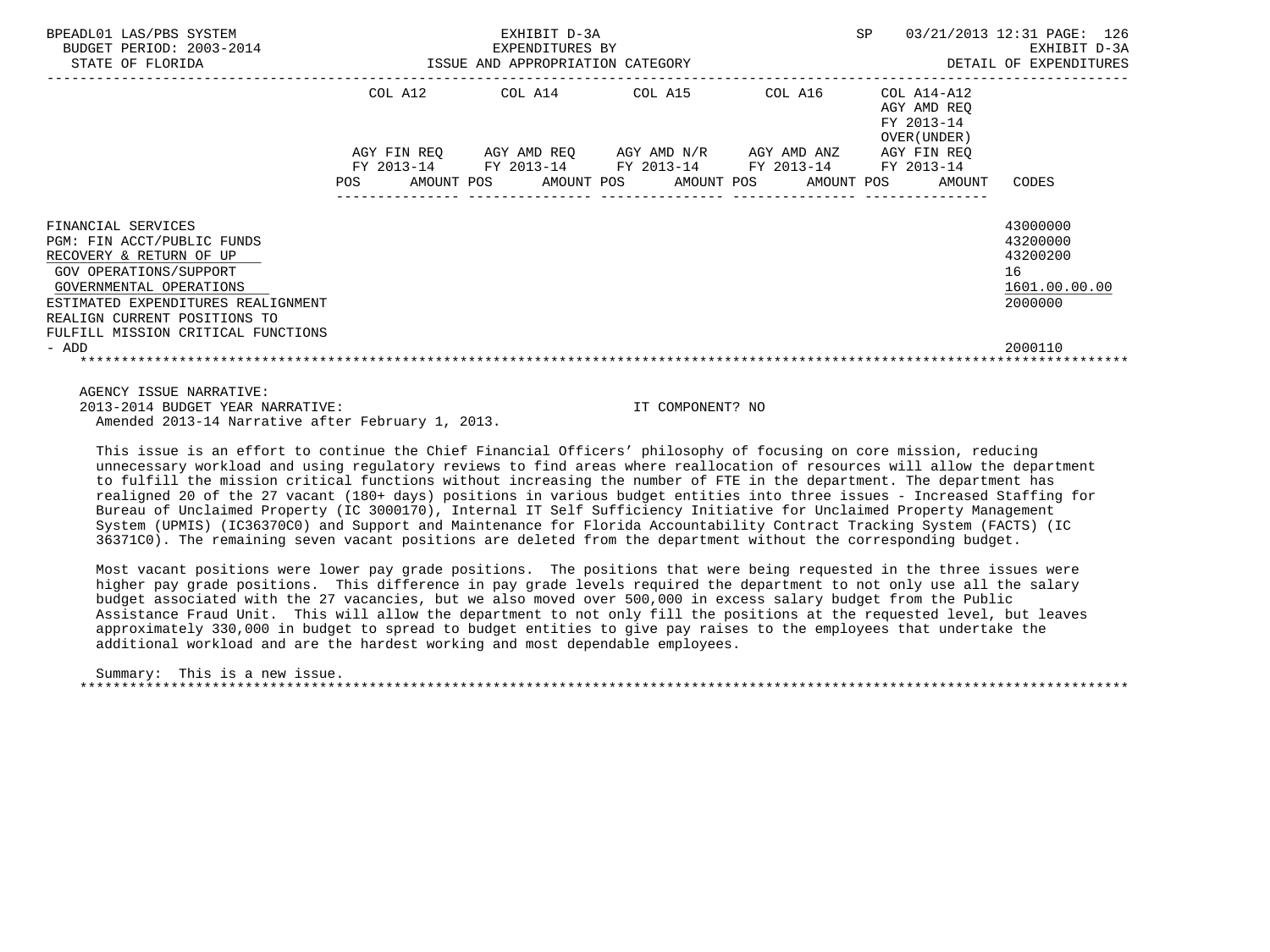| | COL A12 | | COL A14 | | COL A15 | | COL A16 | | COL A14-A12 AGY AMD REQ FY 2013-14 OVER(UNDER) | |
|---|---|---|---|---|---|---|---|---|---|---|
| | AGY FIN REQ FY 2013-14 | | AGY AMD REQ FY 2013-14 | | AGY AMD N/R FY 2013-14 | | AGY AMD ANZ FY 2013-14 | | AGY FIN REQ FY 2013-14 | |
| | POS | AMOUNT | POS | AMOUNT | POS | AMOUNT | POS | AMOUNT | POS | AMOUNT | CODES |
| FINANCIAL SERVICES | | | | | | | | | | | 43000000 |
| PGM: FIN ACCT/PUBLIC FUNDS | | | | | | | | | | | 43200000 |
| RECOVERY & RETURN OF UP | | | | | | | | | | | 43200200 |
| GOV OPERATIONS/SUPPORT | | | | | | | | | | | 16 |
| GOVERNMENTAL OPERATIONS | | | | | | | | | | | 1601.00.00.00 |
| ESTIMATED EXPENDITURES REALIGNMENT | | | | | | | | | | | 2000000 |
| REALIGN CURRENT POSITIONS TO FULFILL MISSION CRITICAL FUNCTIONS - ADD | | | | | | | | | | | 2000110 |

AGENCY ISSUE NARRATIVE:
2013-2014 BUDGET YEAR NARRATIVE: IT COMPONENT? NO
Amended 2013-14 Narrative after February 1, 2013.

This issue is an effort to continue the Chief Financial Officers' philosophy of focusing on core mission, reducing unnecessary workload and using regulatory reviews to find areas where reallocation of resources will allow the department to fulfill the mission critical functions without increasing the number of FTE in the department. The department has realigned 20 of the 27 vacant (180+ days) positions in various budget entities into three issues - Increased Staffing for Bureau of Unclaimed Property (IC 3000170), Internal IT Self Sufficiency Initiative for Unclaimed Property Management System (UPMIS) (IC36370C0) and Support and Maintenance for Florida Accountability Contract Tracking System (FACTS) (IC 36371C0). The remaining seven vacant positions are deleted from the department without the corresponding budget.

Most vacant positions were lower pay grade positions. The positions that were being requested in the three issues were higher pay grade positions. This difference in pay grade levels required the department to not only use all the salary budget associated with the 27 vacancies, but we also moved over 500,000 in excess salary budget from the Public Assistance Fraud Unit. This will allow the department to not only fill the positions at the requested level, but leaves approximately 330,000 in budget to spread to budget entities to give pay raises to the employees that undertake the additional workload and are the hardest working and most dependable employees.

Summary: This is a new issue.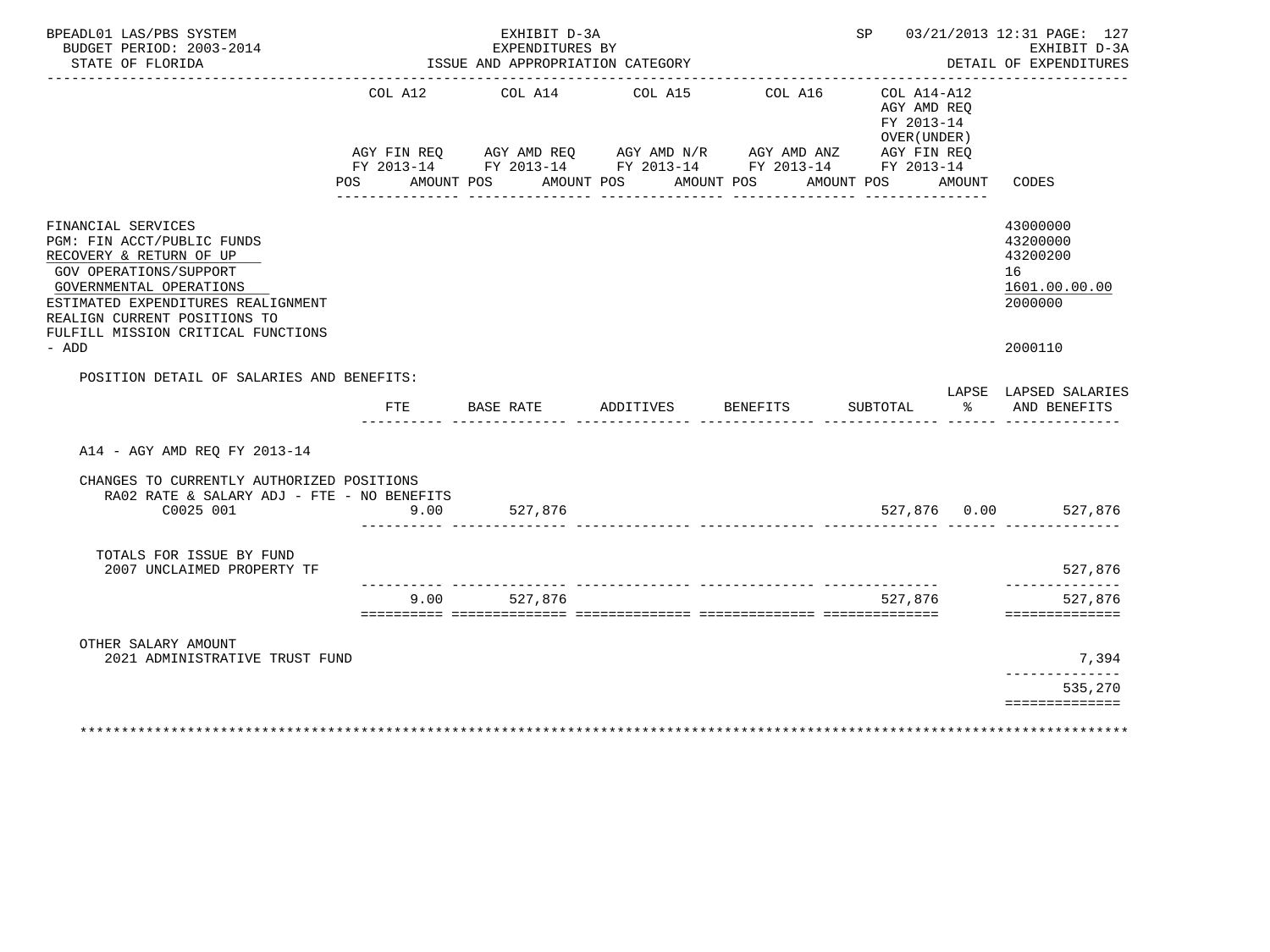BPEADL01 LAS/PBS SYSTEM | EXHIBIT D-3A | SP 03/21/2013 12:31 PAGE: 127
BUDGET PERIOD: 2003-2014 | EXPENDITURES BY | EXHIBIT D-3A
STATE OF FLORIDA | ISSUE AND APPROPRIATION CATEGORY | DETAIL OF EXPENDITURES

| | COL A12 AGY FIN REQ FY 2013-14 POS AMOUNT | COL A14 AGY AMD REQ FY 2013-14 POS AMOUNT | COL A15 AGY AMD N/R FY 2013-14 POS AMOUNT | COL A16 AGY AMD ANZ FY 2013-14 POS AMOUNT | COL A14-A12 AGY AMD REQ FY 2013-14 OVER(UNDER) AGY FIN REQ FY 2013-14 POS AMOUNT | CODES |
|---|---|---|---|---|---|---|
| FINANCIAL SERVICES | | | | | | 43000000 |
| PGM: FIN ACCT/PUBLIC FUNDS | | | | | | 43200000 |
| RECOVERY & RETURN OF UP | | | | | | 43200200 |
| GOV OPERATIONS/SUPPORT | | | | | | 16 |
| GOVERNMENTAL OPERATIONS | | | | | | 1601.00.00.00 |
| ESTIMATED EXPENDITURES REALIGNMENT | | | | | | 2000000 |
| REALIGN CURRENT POSITIONS TO FULFILL MISSION CRITICAL FUNCTIONS - ADD | | | | | | 2000110 |

POSITION DETAIL OF SALARIES AND BENEFITS:

| | FTE | BASE RATE | ADDITIVES | BENEFITS | SUBTOTAL | LAPSE % | LAPSED SALARIES AND BENEFITS |
|---|---|---|---|---|---|---|---|
| A14 - AGY AMD REQ FY 2013-14 | | | | | | | |
| CHANGES TO CURRENTLY AUTHORIZED POSITIONS | | | | | | | |
| RA02 RATE & SALARY ADJ - FTE - NO BENEFITS | | | | | | | |
| C0025 001 | 9.00 | 527,876 | | | 527,876 | 0.00 | 527,876 |
| TOTALS FOR ISSUE BY FUND | | | | | | | |
| 2007 UNCLAIMED PROPERTY TF | | | | | | | 527,876 |
| | 9.00 | 527,876 | | | 527,876 | | 527,876 |
| OTHER SALARY AMOUNT | | | | | | | |
| 2021 ADMINISTRATIVE TRUST FUND | | | | | | | 7,394 |
| | | | | | | | 535,270 |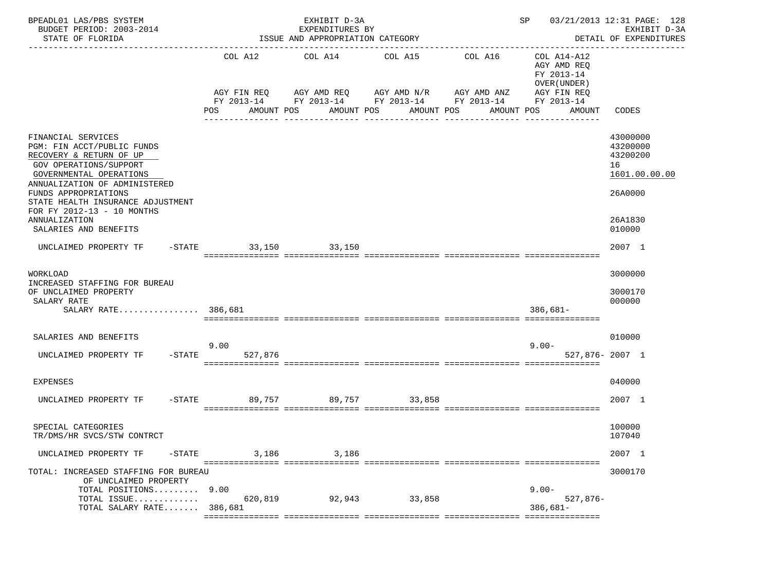BPEADL01 LAS/PBS SYSTEM — EXHIBIT D-3A — SP 03/21/2013 12:31 PAGE: 128
BUDGET PERIOD: 2003-2014 — EXPENDITURES BY — EXHIBIT D-3A
STATE OF FLORIDA — ISSUE AND APPROPRIATION CATEGORY — DETAIL OF EXPENDITURES

| | COL A12 AGY FIN REQ FY 2013-14 POS AMOUNT | COL A14 AGY AMD REQ FY 2013-14 POS AMOUNT | COL A15 AGY AMD N/R FY 2013-14 POS AMOUNT | COL A16 AGY AMD ANZ FY 2013-14 POS AMOUNT | COL A14-A12 AGY AMD REQ FY 2013-14 OVER(UNDER) AGY FIN REQ FY 2013-14 POS AMOUNT | CODES |
|---|---|---|---|---|---|---|
| FINANCIAL SERVICES | | | | | | 43000000 |
| PGM: FIN ACCT/PUBLIC FUNDS | | | | | | 43200000 |
| RECOVERY & RETURN OF UP | | | | | | 43200200 |
| GOV OPERATIONS/SUPPORT | | | | | | 16 |
| GOVERNMENTAL OPERATIONS | | | | | | 1601.00.00.00 |
| ANNUALIZATION OF ADMINISTERED FUNDS APPROPRIATIONS | | | | | | 26A0000 |
| STATE HEALTH INSURANCE ADJUSTMENT FOR FY 2012-13 - 10 MONTHS ANNUALIZATION | | | | | | 26A1830 |
| SALARIES AND BENEFITS | | | | | | 010000 |
| UNCLAIMED PROPERTY TF -STATE | 33,150 | 33,150 | | | | 2007 1 |
| WORKLOAD | | | | | | 3000000 |
| INCREASED STAFFING FOR BUREAU OF UNCLAIMED PROPERTY | | | | | | 3000170 |
| SALARY RATE | | | | | | 000000 |
| SALARY RATE................ | 386,681 | | | | 386,681- | |
| SALARIES AND BENEFITS | | | | | | 010000 |
| | 9.00 | | | | 9.00- | |
| UNCLAIMED PROPERTY TF -STATE | 527,876 | | | | 527,876- | 2007 1 |
| EXPENSES | | | | | | 040000 |
| UNCLAIMED PROPERTY TF -STATE | 89,757 | 89,757 | 33,858 | | | 2007 1 |
| SPECIAL CATEGORIES | | | | | | 100000 |
| TR/DMS/HR SVCS/STW CONTRCT | | | | | | 107040 |
| UNCLAIMED PROPERTY TF -STATE | 3,186 | 3,186 | | | | 2007 1 |
| TOTAL: INCREASED STAFFING FOR BUREAU OF UNCLAIMED PROPERTY | | | | | | 3000170 |
| TOTAL POSITIONS......... | 9.00 | | | | 9.00- | |
| TOTAL ISSUE............. | 620,819 | 92,943 | 33,858 | | 527,876- | |
| TOTAL SALARY RATE....... | 386,681 | | | | 386,681- | |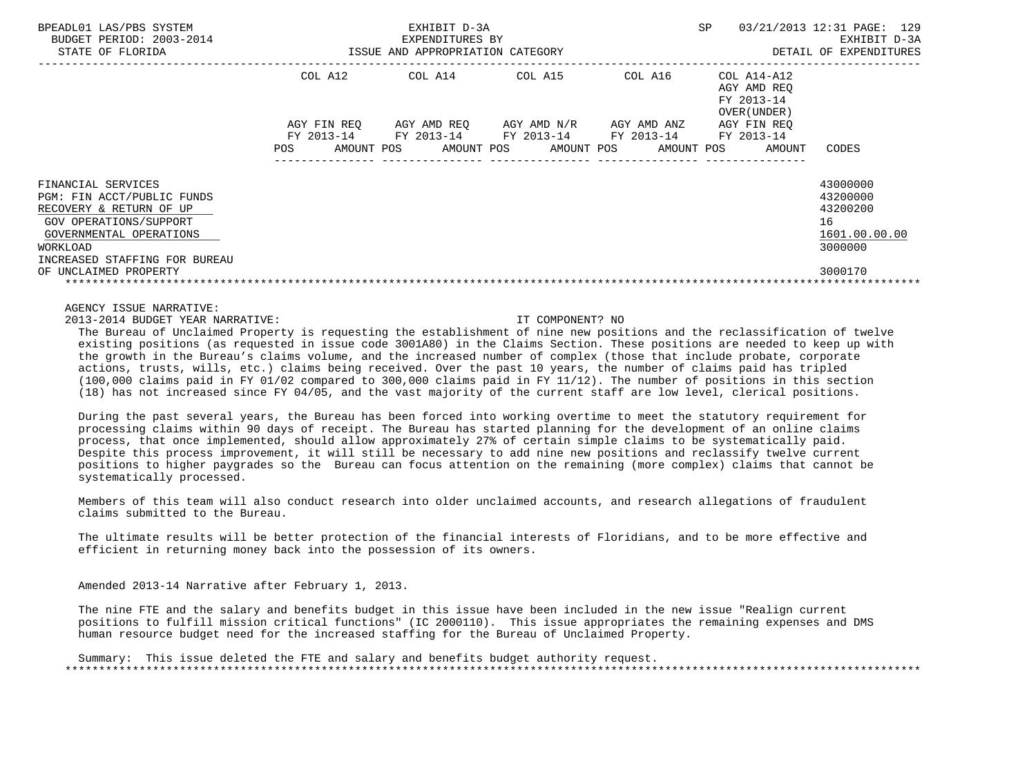BPEADL01 LAS/PBS SYSTEM — EXHIBIT D-3A — EXPENDITURES BY ISSUE AND APPROPRIATION CATEGORY — SP 03/21/2013 12:31 PAGE: 129

BUDGET PERIOD: 2003-2014 — EXHIBIT D-3A

STATE OF FLORIDA — DETAIL OF EXPENDITURES

| | COL A12 AGY FIN REQ FY 2013-14 POS AMOUNT | COL A14 AGY AMD REQ FY 2013-14 POS AMOUNT | COL A15 AGY AMD N/R FY 2013-14 POS AMOUNT | COL A16 AGY AMD ANZ FY 2013-14 POS AMOUNT | COL A14-A12 AGY AMD REQ FY 2013-14 OVER(UNDER) AGY FIN REQ FY 2013-14 POS AMOUNT | CODES |
|---|---|---|---|---|---|---|
| FINANCIAL SERVICES | | | | | | 43000000 |
| PGM: FIN ACCT/PUBLIC FUNDS | | | | | | 43200000 |
| RECOVERY & RETURN OF UP | | | | | | 43200200 |
| GOV OPERATIONS/SUPPORT | | | | | | 16 |
| GOVERNMENTAL OPERATIONS | | | | | | 1601.00.00.00 |
| WORKLOAD | | | | | | 3000000 |
| INCREASED STAFFING FOR BUREAU OF UNCLAIMED PROPERTY | | | | | | 3000170 |

AGENCY ISSUE NARRATIVE:

2013-2014 BUDGET YEAR NARRATIVE: IT COMPONENT? NO

The Bureau of Unclaimed Property is requesting the establishment of nine new positions and the reclassification of twelve existing positions (as requested in issue code 3001A80) in the Claims Section. These positions are needed to keep up with the growth in the Bureau's claims volume, and the increased number of complex (those that include probate, corporate actions, trusts, wills, etc.) claims being received. Over the past 10 years, the number of claims paid has tripled (100,000 claims paid in FY 01/02 compared to 300,000 claims paid in FY 11/12). The number of positions in this section (18) has not increased since FY 04/05, and the vast majority of the current staff are low level, clerical positions.

During the past several years, the Bureau has been forced into working overtime to meet the statutory requirement for processing claims within 90 days of receipt. The Bureau has started planning for the development of an online claims process, that once implemented, should allow approximately 27% of certain simple claims to be systematically paid. Despite this process improvement, it will still be necessary to add nine new positions and reclassify twelve current positions to higher paygrades so the Bureau can focus attention on the remaining (more complex) claims that cannot be systematically processed.

Members of this team will also conduct research into older unclaimed accounts, and research allegations of fraudulent claims submitted to the Bureau.

The ultimate results will be better protection of the financial interests of Floridians, and to be more effective and efficient in returning money back into the possession of its owners.

Amended 2013-14 Narrative after February 1, 2013.

The nine FTE and the salary and benefits budget in this issue have been included in the new issue "Realign current positions to fulfill mission critical functions" (IC 2000110). This issue appropriates the remaining expenses and DMS human resource budget need for the increased staffing for the Bureau of Unclaimed Property.

Summary: This issue deleted the FTE and salary and benefits budget authority request.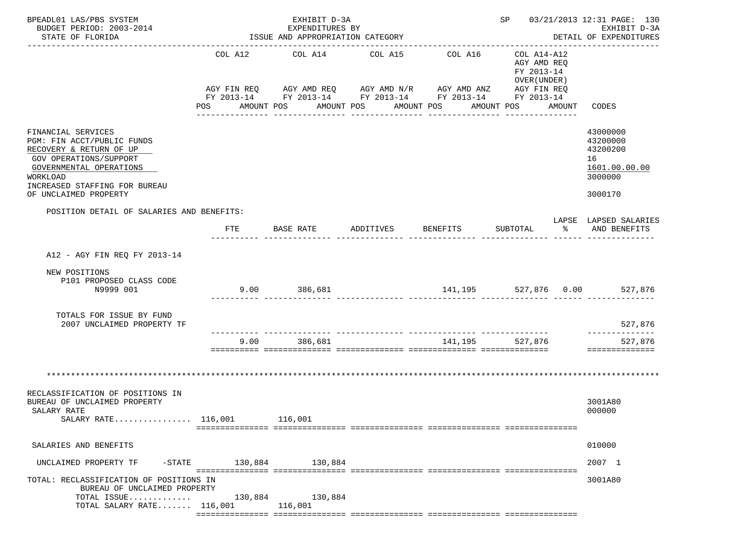BPEADL01 LAS/PBS SYSTEM — EXHIBIT D-3A — SP 03/21/2013 12:31

BUDGET PERIOD: 2003-2014 — EXPENDITURES BY — EXHIBIT D-3A

STATE OF FLORIDA — ISSUE AND APPROPRIATION CATEGORY — DETAIL OF EXPENDITURES

| | COL A12 AGY FIN REQ FY 2013-14 POS AMOUNT | COL A14 AGY AMD REQ FY 2013-14 POS AMOUNT | COL A15 AGY AMD N/R FY 2013-14 POS AMOUNT | COL A16 AGY AMD ANZ FY 2013-14 POS AMOUNT | COL A14-A12 AGY AMD REQ FY 2013-14 OVER(UNDER) AGY FIN REQ FY 2013-14 POS AMOUNT | CODES |
|---|---|---|---|---|---|---|
| FINANCIAL SERVICES | | | | | | 43000000 |
| PGM: FIN ACCT/PUBLIC FUNDS | | | | | | 43200000 |
| RECOVERY & RETURN OF UP | | | | | | 43200200 |
| GOV OPERATIONS/SUPPORT | | | | | | 16 |
| GOVERNMENTAL OPERATIONS | | | | | | 1601.00.00.00 |
| WORKLOAD | | | | | | 3000000 |
| INCREASED STAFFING FOR BUREAU OF UNCLAIMED PROPERTY | | | | | | 3000170 |

POSITION DETAIL OF SALARIES AND BENEFITS:

| | FTE | BASE RATE | ADDITIVES | BENEFITS | SUBTOTAL | LAPSE % | LAPSED SALARIES AND BENEFITS |
|---|---|---|---|---|---|---|---|
| A12 - AGY FIN REQ FY 2013-14 | | | | | | | |
| NEW POSITIONS | | | | | | | |
| P101 PROPOSED CLASS CODE N9999 001 | 9.00 | 386,681 | | 141,195 | 527,876 | 0.00 | 527,876 |
| TOTALS FOR ISSUE BY FUND | | | | | | | |
| 2007 UNCLAIMED PROPERTY TF | | | | | | | 527,876 |
| | 9.00 | 386,681 | | 141,195 | 527,876 | | 527,876 |

*******************************************************************************************************

| | COL A12 | COL A14 | COL A15 | COL A16 | COL A14-A12 | CODES |
|---|---|---|---|---|---|---|
| RECLASSIFICATION OF POSITIONS IN BUREAU OF UNCLAIMED PROPERTY | | | | | | 3001A80 |
| SALARY RATE | | | | | | 000000 |
| SALARY RATE................ | 116,001 | 116,001 | | | | |
| SALARIES AND BENEFITS | | | | | | 010000 |
| UNCLAIMED PROPERTY TF -STATE | 130,884 | 130,884 | | | | 2007 1 |
| TOTAL: RECLASSIFICATION OF POSITIONS IN BUREAU OF UNCLAIMED PROPERTY | | | | | | 3001A80 |
| TOTAL ISSUE............ | 130,884 | 130,884 | | | | |
| TOTAL SALARY RATE....... | 116,001 | 116,001 | | | | |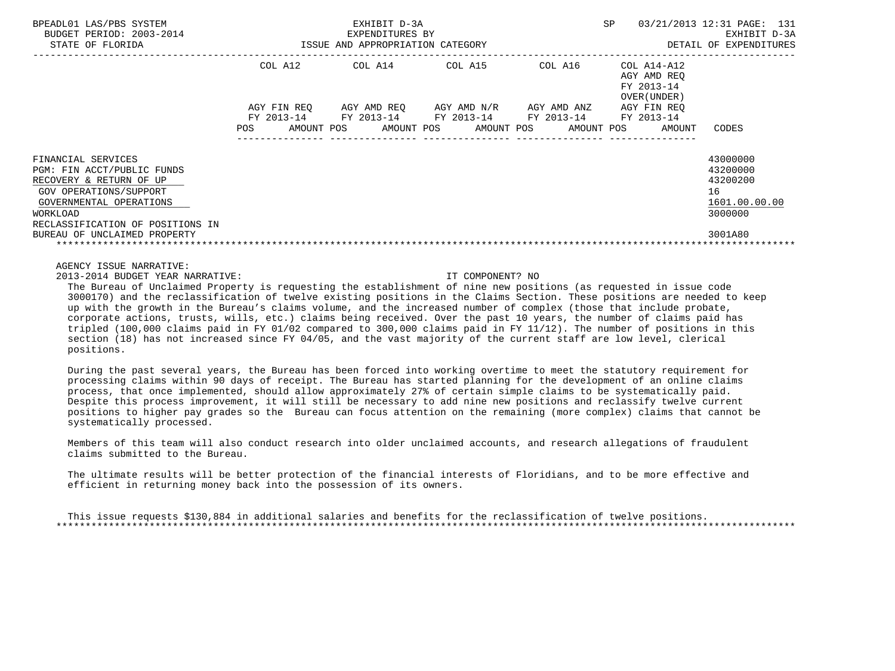BPEADL01 LAS/PBS SYSTEM — EXHIBIT D-3A — EXPENDITURES BY ISSUE AND APPROPRIATION CATEGORY — SP 03/21/2013 12:31 PAGE: 131
BUDGET PERIOD: 2003-2014 — EXHIBIT D-3A
STATE OF FLORIDA — DETAIL OF EXPENDITURES

| | COL A12 AGY FIN REQ FY 2013-14 POS AMOUNT | COL A14 AGY AMD REQ FY 2013-14 POS AMOUNT | COL A15 AGY AMD N/R FY 2013-14 POS AMOUNT | COL A16 AGY AMD ANZ FY 2013-14 POS AMOUNT | COL A14-A12 AGY AMD REQ FY 2013-14 OVER(UNDER) AGY FIN REQ FY 2013-14 POS AMOUNT | CODES |
|---|---|---|---|---|---|---|
| FINANCIAL SERVICES | | | | | | 43000000 |
| PGM: FIN ACCT/PUBLIC FUNDS | | | | | | 43200000 |
| RECOVERY & RETURN OF UP | | | | | | 43200200 |
| GOV OPERATIONS/SUPPORT | | | | | | 16 |
| GOVERNMENTAL OPERATIONS | | | | | | 1601.00.00.00 |
| WORKLOAD | | | | | | 3000000 |
| RECLASSIFICATION OF POSITIONS IN BUREAU OF UNCLAIMED PROPERTY | | | | | | 3001A80 |

AGENCY ISSUE NARRATIVE:

2013-2014 BUDGET YEAR NARRATIVE: IT COMPONENT? NO

The Bureau of Unclaimed Property is requesting the establishment of nine new positions (as requested in issue code 3000170) and the reclassification of twelve existing positions in the Claims Section. These positions are needed to keep up with the growth in the Bureau's claims volume, and the increased number of complex (those that include probate, corporate actions, trusts, wills, etc.) claims being received. Over the past 10 years, the number of claims paid has tripled (100,000 claims paid in FY 01/02 compared to 300,000 claims paid in FY 11/12). The number of positions in this section (18) has not increased since FY 04/05, and the vast majority of the current staff are low level, clerical positions.

During the past several years, the Bureau has been forced into working overtime to meet the statutory requirement for processing claims within 90 days of receipt. The Bureau has started planning for the development of an online claims process, that once implemented, should allow approximately 27% of certain simple claims to be systematically paid. Despite this process improvement, it will still be necessary to add nine new positions and reclassify twelve current positions to higher pay grades so the Bureau can focus attention on the remaining (more complex) claims that cannot be systematically processed.

Members of this team will also conduct research into older unclaimed accounts, and research allegations of fraudulent claims submitted to the Bureau.

The ultimate results will be better protection of the financial interests of Floridians, and to be more effective and efficient in returning money back into the possession of its owners.

This issue requests $130,884 in additional salaries and benefits for the reclassification of twelve positions.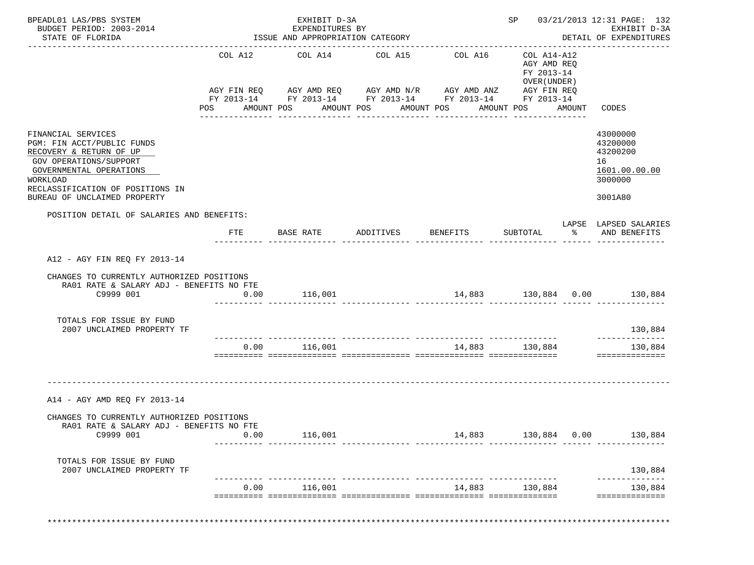BPEADL01 LAS/PBS SYSTEM — EXHIBIT D-3A — SP 03/21/2013 12:31 PAGE: 132
BUDGET PERIOD: 2003-2014 — EXPENDITURES BY — EXHIBIT D-3A
STATE OF FLORIDA — ISSUE AND APPROPRIATION CATEGORY — DETAIL OF EXPENDITURES

| | COL A12 AGY FIN REQ FY 2013-14 POS AMOUNT | COL A14 AGY AMD REQ FY 2013-14 POS AMOUNT | COL A15 AGY AMD N/R FY 2013-14 POS AMOUNT | COL A16 AGY AMD ANZ FY 2013-14 POS AMOUNT | COL A14-A12 AGY AMD REQ FY 2013-14 OVER(UNDER) AGY FIN REQ FY 2013-14 POS AMOUNT | CODES |
|---|---|---|---|---|---|---|
| FINANCIAL SERVICES | | | | | | 43000000 |
| PGM: FIN ACCT/PUBLIC FUNDS | | | | | | 43200000 |
| RECOVERY & RETURN OF UP | | | | | | 43200200 |
| GOV OPERATIONS/SUPPORT | | | | | | 16 |
| GOVERNMENTAL OPERATIONS | | | | | | 1601.00.00.00 |
| WORKLOAD | | | | | | 3000000 |
| RECLASSIFICATION OF POSITIONS IN BUREAU OF UNCLAIMED PROPERTY | | | | | | 3001A80 |

POSITION DETAIL OF SALARIES AND BENEFITS:

| | FTE | BASE RATE | ADDITIVES | BENEFITS | SUBTOTAL | LAPSE % | LAPSED SALARIES AND BENEFITS |
|---|---|---|---|---|---|---|---|
| **A12 - AGY FIN REQ FY 2013-14** | | | | | | | |
| CHANGES TO CURRENTLY AUTHORIZED POSITIONS | | | | | | | |
| RA01 RATE & SALARY ADJ - BENEFITS NO FTE | | | | | | | |
| C9999 001 | 0.00 | 116,001 | | 14,883 | 130,884 | 0.00 | 130,884 |
| TOTALS FOR ISSUE BY FUND | | | | | | | |
| 2007 UNCLAIMED PROPERTY TF | | | | | | | 130,884 |
| | 0.00 | 116,001 | | 14,883 | 130,884 | | 130,884 |
| **A14 - AGY AMD REQ FY 2013-14** | | | | | | | |
| CHANGES TO CURRENTLY AUTHORIZED POSITIONS | | | | | | | |
| RA01 RATE & SALARY ADJ - BENEFITS NO FTE | | | | | | | |
| C9999 001 | 0.00 | 116,001 | | 14,883 | 130,884 | 0.00 | 130,884 |
| TOTALS FOR ISSUE BY FUND | | | | | | | |
| 2007 UNCLAIMED PROPERTY TF | | | | | | | 130,884 |
| | 0.00 | 116,001 | | 14,883 | 130,884 | | 130,884 |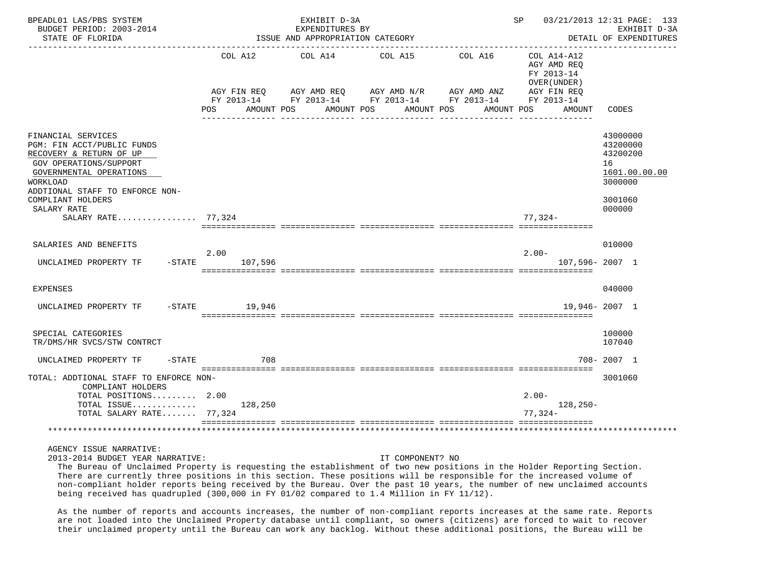BPEADL01 LAS/PBS SYSTEM — EXHIBIT D-3A — EXPENDITURES BY ISSUE AND APPROPRIATION CATEGORY — SP 03/21/2013 12:31 — EXHIBIT D-3A DETAIL OF EXPENDITURES

BUDGET PERIOD: 2003-2014
STATE OF FLORIDA

| | COL A12 AGY FIN REQ FY 2013-14 POS AMOUNT | COL A14 AGY AMD REQ FY 2013-14 POS AMOUNT | COL A15 AGY AMD N/R FY 2013-14 POS AMOUNT | COL A16 AGY AMD ANZ FY 2013-14 POS AMOUNT | COL A14-A12 AGY AMD REQ FY 2013-14 OVER(UNDER) AGY FIN REQ FY 2013-14 POS AMOUNT | CODES |
|---|---|---|---|---|---|---|
| FINANCIAL SERVICES | | | | | | 43000000 |
| PGM: FIN ACCT/PUBLIC FUNDS | | | | | | 43200000 |
| RECOVERY & RETURN OF UP | | | | | | 43200200 |
| GOV OPERATIONS/SUPPORT | | | | | | 16 |
| GOVERNMENTAL OPERATIONS | | | | | | 1601.00.00.00 |
| WORKLOAD | | | | | | 3000000 |
| ADDTIONAL STAFF TO ENFORCE NON-COMPLIANT HOLDERS | | | | | | 3001060 |
| SALARY RATE | | | | | | 000000 |
| SALARY RATE................ | 77,324 | | | | 77,324- | |
| SALARIES AND BENEFITS | | | | | | 010000 |
| UNCLAIMED PROPERTY TF -STATE | 2.00 107,596 | | | | 2.00- 107,596- | 2007 1 |
| EXPENSES | | | | | | 040000 |
| UNCLAIMED PROPERTY TF -STATE | 19,946 | | | | 19,946- | 2007 1 |
| SPECIAL CATEGORIES | | | | | | 100000 |
| TR/DMS/HR SVCS/STW CONTRCT | | | | | | 107040 |
| UNCLAIMED PROPERTY TF -STATE | 708 | | | | 708- | 2007 1 |
| TOTAL: ADDTIONAL STAFF TO ENFORCE NON-COMPLIANT HOLDERS | | | | | | 3001060 |
| TOTAL POSITIONS......... | 2.00 | | | | 2.00- | |
| TOTAL ISSUE............. | 128,250 | | | | 128,250- | |
| TOTAL SALARY RATE....... | 77,324 | | | | 77,324- | |

AGENCY ISSUE NARRATIVE:

2013-2014 BUDGET YEAR NARRATIVE: IT COMPONENT? NO

The Bureau of Unclaimed Property is requesting the establishment of two new positions in the Holder Reporting Section. There are currently three positions in this section. These positions will be responsible for the increased volume of non-compliant holder reports being received by the Bureau. Over the past 10 years, the number of new unclaimed accounts being received has quadrupled (300,000 in FY 01/02 compared to 1.4 Million in FY 11/12).

As the number of reports and accounts increases, the number of non-compliant reports increases at the same rate. Reports are not loaded into the Unclaimed Property database until compliant, so owners (citizens) are forced to wait to recover their unclaimed property until the Bureau can work any backlog. Without these additional positions, the Bureau will be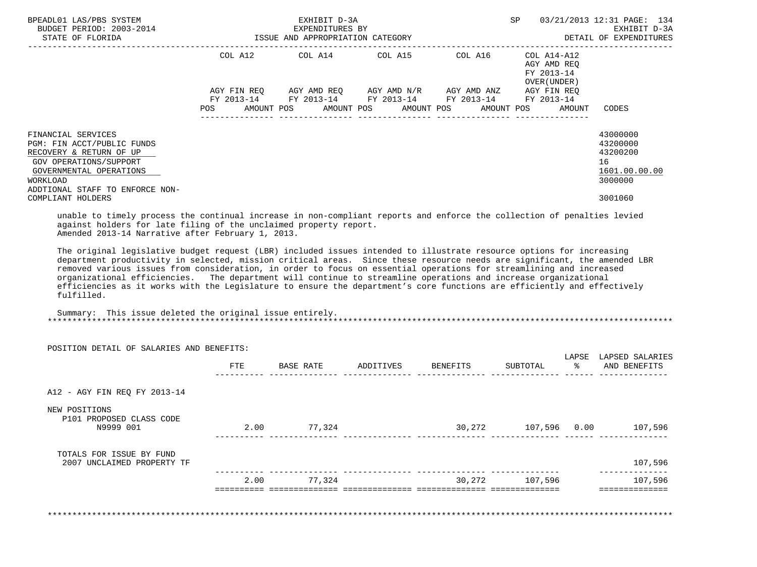| | COL A12 | | COL A14 | | COL A15 | | COL A16 | | COL A14-A12 AGY AMD REQ FY 2013-14 OVER(UNDER) | | |
|---|---|---|---|---|---|---|---|---|---|---|---|
| | AGY FIN REQ FY 2013-14 | | AGY AMD REQ FY 2013-14 | | AGY AMD N/R FY 2013-14 | | AGY AMD ANZ FY 2013-14 | | AGY FIN REQ FY 2013-14 | | |
| | POS | AMOUNT | POS | AMOUNT | POS | AMOUNT | POS | AMOUNT | POS | AMOUNT | CODES |

FINANCIAL SERVICES — 43000000
PGM: FIN ACCT/PUBLIC FUNDS — 43200000
RECOVERY & RETURN OF UP — 43200200
GOV OPERATIONS/SUPPORT — 16
GOVERNMENTAL OPERATIONS — 1601.00.00.00
WORKLOAD — 3000000
ADDTIONAL STAFF TO ENFORCE NON-COMPLIANT HOLDERS — 3001060

unable to timely process the continual increase in non-compliant reports and enforce the collection of penalties levied against holders for late filing of the unclaimed property report.
Amended 2013-14 Narrative after February 1, 2013.

The original legislative budget request (LBR) included issues intended to illustrate resource options for increasing department productivity in selected, mission critical areas. Since these resource needs are significant, the amended LBR removed various issues from consideration, in order to focus on essential operations for streamlining and increased organizational efficiencies. The department will continue to streamline operations and increase organizational efficiencies as it works with the Legislature to ensure the department's core functions are efficiently and effectively fulfilled.

Summary: This issue deleted the original issue entirely.

POSITION DETAIL OF SALARIES AND BENEFITS:

| | FTE | BASE RATE | ADDITIVES | BENEFITS | SUBTOTAL | LAPSE % | LAPSED SALARIES AND BENEFITS |
|---|---|---|---|---|---|---|---|
| A12 - AGY FIN REQ FY 2013-14 | | | | | | | |
| NEW POSITIONS | | | | | | | |
| P101 PROPOSED CLASS CODE N9999 001 | 2.00 | 77,324 | | 30,272 | 107,596 | 0.00 | 107,596 |
| TOTALS FOR ISSUE BY FUND | | | | | | | |
| 2007 UNCLAIMED PROPERTY TF | | | | | | | 107,596 |
| | 2.00 | 77,324 | | 30,272 | 107,596 | | 107,596 |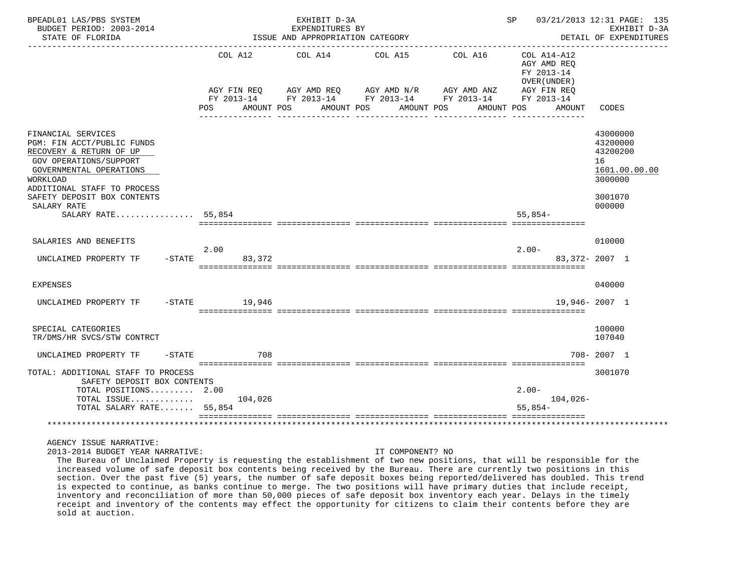BPEADL01 LAS/PBS SYSTEM — EXHIBIT D-3A — SP 03/21/2013 12:31 PAGE: 135
BUDGET PERIOD: 2003-2014 — EXPENDITURES BY — EXHIBIT D-3A
STATE OF FLORIDA — ISSUE AND APPROPRIATION CATEGORY — DETAIL OF EXPENDITURES

| | COL A12 AGY FIN REQ FY 2013-14 POS AMOUNT | COL A14 AGY AMD REQ FY 2013-14 POS AMOUNT | COL A15 AGY AMD N/R FY 2013-14 POS AMOUNT | COL A16 AGY AMD ANZ FY 2013-14 POS AMOUNT | COL A14-A12 AGY AMD REQ FY 2013-14 OVER(UNDER) AGY FIN REQ FY 2013-14 POS AMOUNT | CODES |
|---|---|---|---|---|---|---|
| FINANCIAL SERVICES | | | | | | 43000000 |
| PGM: FIN ACCT/PUBLIC FUNDS | | | | | | 43200000 |
| RECOVERY & RETURN OF UP | | | | | | 43200200 |
| GOV OPERATIONS/SUPPORT | | | | | | 16 |
| GOVERNMENTAL OPERATIONS | | | | | | 1601.00.00.00 |
| WORKLOAD | | | | | | 3000000 |
| ADDITIONAL STAFF TO PROCESS SAFETY DEPOSIT BOX CONTENTS | | | | | | 3001070 |
| SALARY RATE | | | | | | 000000 |
| SALARY RATE................ | 55,854 | | | | 55,854- | |
| SALARIES AND BENEFITS | | | | | | 010000 |
| UNCLAIMED PROPERTY TF -STATE | 2.00 83,372 | | | | 2.00- 83,372- | 2007 1 |
| EXPENSES | | | | | | 040000 |
| UNCLAIMED PROPERTY TF -STATE | 19,946 | | | | 19,946- | 2007 1 |
| SPECIAL CATEGORIES | | | | | | 100000 |
| TR/DMS/HR SVCS/STW CONTRCT | | | | | | 107040 |
| UNCLAIMED PROPERTY TF -STATE | 708 | | | | 708- | 2007 1 |
| TOTAL: ADDITIONAL STAFF TO PROCESS SAFETY DEPOSIT BOX CONTENTS | | | | | | 3001070 |
| TOTAL POSITIONS......... | 2.00 | | | | 2.00- | |
| TOTAL ISSUE............. | 104,026 | | | | 104,026- | |
| TOTAL SALARY RATE....... | 55,854 | | | | 55,854- | |

AGENCY ISSUE NARRATIVE:

2013-2014 BUDGET YEAR NARRATIVE: IT COMPONENT? NO

The Bureau of Unclaimed Property is requesting the establishment of two new positions, that will be responsible for the increased volume of safe deposit box contents being received by the Bureau. There are currently two positions in this section. Over the past five (5) years, the number of safe deposit boxes being reported/delivered has doubled. This trend is expected to continue, as banks continue to merge. The two positions will have primary duties that include receipt, inventory and reconciliation of more than 50,000 pieces of safe deposit box inventory each year. Delays in the timely receipt and inventory of the contents may effect the opportunity for citizens to claim their contents before they are sold at auction.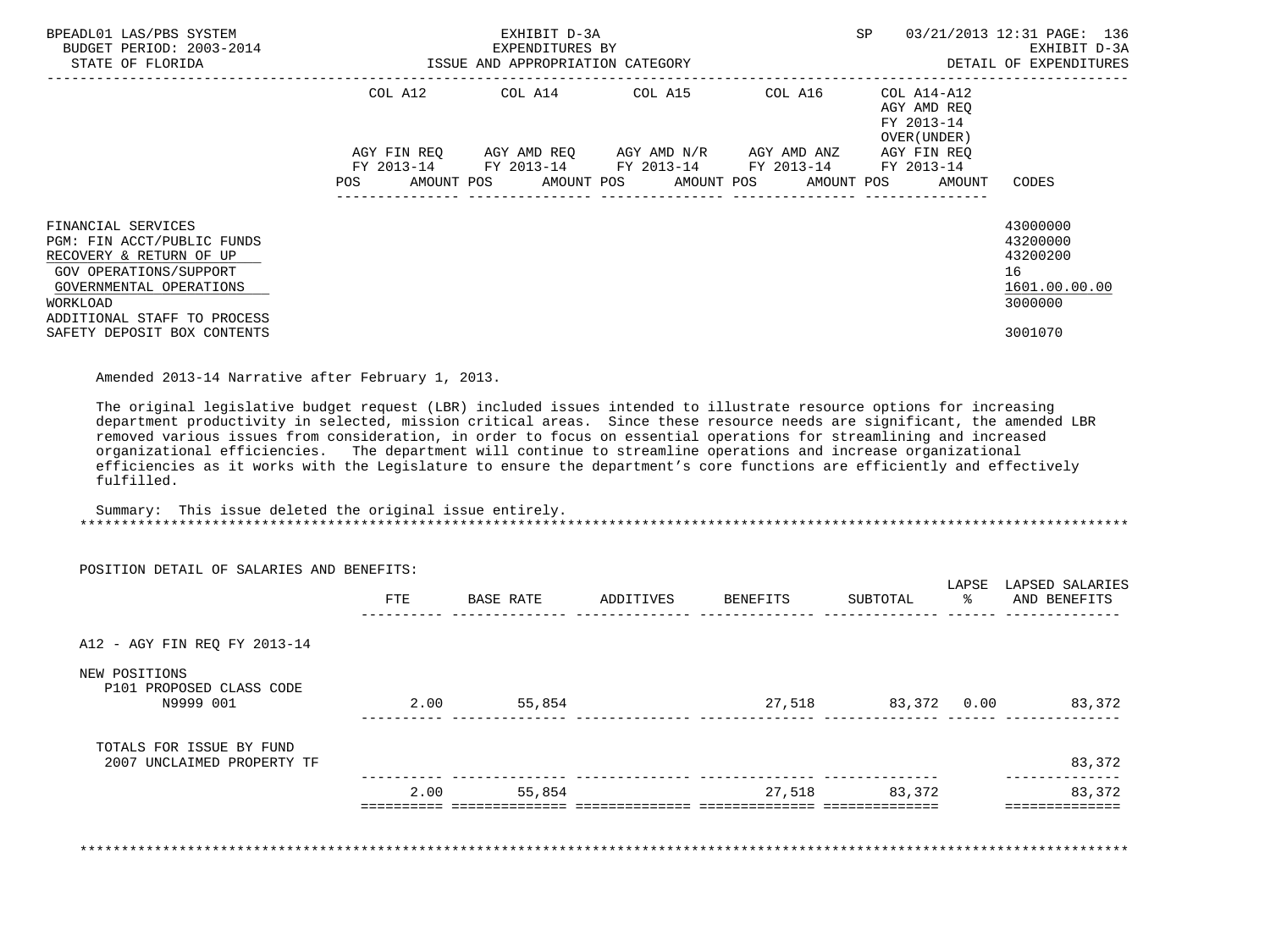BPEADL01 LAS/PBS SYSTEM — EXHIBIT D-3A — EXPENDITURES BY ISSUE AND APPROPRIATION CATEGORY — SP 03/21/2013 12:31

BUDGET PERIOD: 2003-2014 — STATE OF FLORIDA — EXHIBIT D-3A DETAIL OF EXPENDITURES

| | COL A12 AGY FIN REQ FY 2013-14 POS AMOUNT | COL A14 AGY AMD REQ FY 2013-14 POS AMOUNT | COL A15 AGY AMD N/R FY 2013-14 POS AMOUNT | COL A16 AGY AMD ANZ FY 2013-14 POS AMOUNT | COL A14-A12 AGY AMD REQ FY 2013-14 OVER(UNDER) AGY FIN REQ FY 2013-14 POS AMOUNT | CODES |
|---|---|---|---|---|---|---|
| FINANCIAL SERVICES | | | | | | 43000000 |
| PGM: FIN ACCT/PUBLIC FUNDS | | | | | | 43200000 |
| RECOVERY & RETURN OF UP | | | | | | 43200200 |
| GOV OPERATIONS/SUPPORT | | | | | | 16 |
| GOVERNMENTAL OPERATIONS | | | | | | 1601.00.00.00 |
| WORKLOAD | | | | | | 3000000 |
| ADDITIONAL STAFF TO PROCESS SAFETY DEPOSIT BOX CONTENTS | | | | | | 3001070 |

Amended 2013-14 Narrative after February 1, 2013.

The original legislative budget request (LBR) included issues intended to illustrate resource options for increasing department productivity in selected, mission critical areas. Since these resource needs are significant, the amended LBR removed various issues from consideration, in order to focus on essential operations for streamlining and increased organizational efficiencies. The department will continue to streamline operations and increase organizational efficiencies as it works with the Legislature to ensure the department's core functions are efficiently and effectively fulfilled.

Summary: This issue deleted the original issue entirely.

POSITION DETAIL OF SALARIES AND BENEFITS:

| | FTE | BASE RATE | ADDITIVES | BENEFITS | SUBTOTAL | LAPSE % | LAPSED SALARIES AND BENEFITS |
|---|---|---|---|---|---|---|---|
| A12 - AGY FIN REQ FY 2013-14 | | | | | | | |
| NEW POSITIONS | | | | | | | |
| P101 PROPOSED CLASS CODE N9999 001 | 2.00 | 55,854 | | 27,518 | 83,372 | 0.00 | 83,372 |
| TOTALS FOR ISSUE BY FUND | | | | | | | |
| 2007 UNCLAIMED PROPERTY TF | | | | | | | 83,372 |
| | 2.00 | 55,854 | | 27,518 | 83,372 | | 83,372 |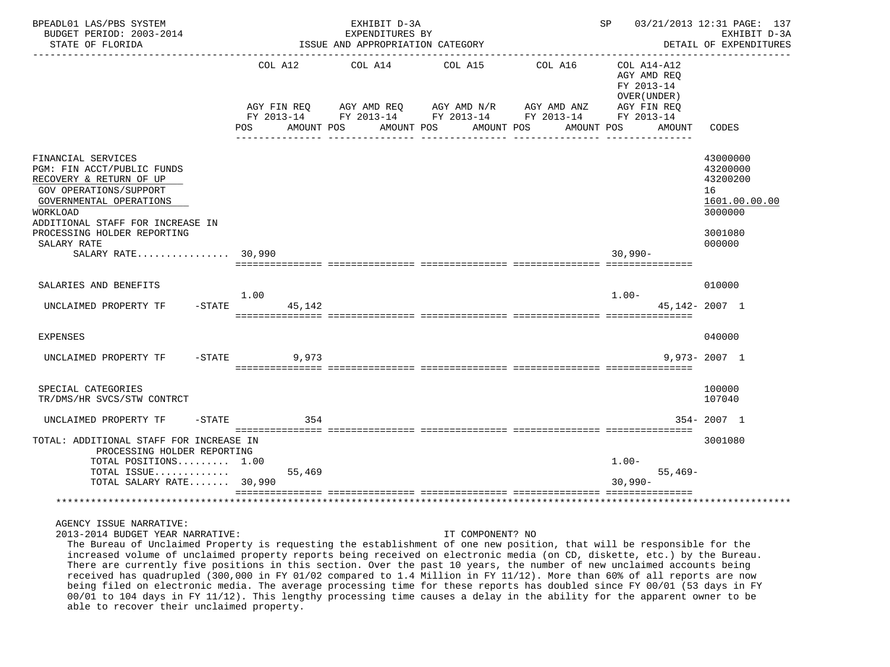BPEADL01 LAS/PBS SYSTEM — EXHIBIT D-3A — EXPENDITURES BY ISSUE AND APPROPRIATION CATEGORY — SP 03/21/2013 12:31
BUDGET PERIOD: 2003-2014 — EXHIBIT D-3A
STATE OF FLORIDA — DETAIL OF EXPENDITURES

| | COL A12 AGY FIN REQ FY 2013-14 POS | AMOUNT | COL A14 AGY AMD REQ FY 2013-14 POS | AMOUNT | COL A15 AGY AMD N/R FY 2013-14 POS | AMOUNT | COL A16 AGY AMD ANZ FY 2013-14 POS | AMOUNT | COL A14-A12 AGY AMD REQ FY 2013-14 OVER(UNDER) AGY FIN REQ FY 2013-14 POS | AMOUNT | CODES |
|---|---|---|---|---|---|---|---|---|---|---|---|
| FINANCIAL SERVICES | | | | | | | | | | | 43000000 |
| PGM: FIN ACCT/PUBLIC FUNDS | | | | | | | | | | | 43200000 |
| RECOVERY & RETURN OF UP | | | | | | | | | | | 43200200 |
| GOV OPERATIONS/SUPPORT | | | | | | | | | | | 16 |
| GOVERNMENTAL OPERATIONS | | | | | | | | | | | 1601.00.00.00 |
| WORKLOAD | | | | | | | | | | | 3000000 |
| ADDITIONAL STAFF FOR INCREASE IN PROCESSING HOLDER REPORTING | | | | | | | | | | | 3001080 |
| SALARY RATE | | | | | | | | | | | 000000 |
| SALARY RATE................ | 30,990 | | | | | | | | 30,990- | | |
| SALARIES AND BENEFITS | | | | | | | | | | | 010000 |
| UNCLAIMED PROPERTY TF -STATE | 1.00 | 45,142 | | | | | | | 1.00- | 45,142- | 2007 1 |
| EXPENSES | | | | | | | | | | | 040000 |
| UNCLAIMED PROPERTY TF -STATE | | 9,973 | | | | | | | | 9,973- | 2007 1 |
| SPECIAL CATEGORIES | | | | | | | | | | | 100000 |
| TR/DMS/HR SVCS/STW CONTRCT | | | | | | | | | | | 107040 |
| UNCLAIMED PROPERTY TF -STATE | | 354 | | | | | | | | 354- | 2007 1 |
| TOTAL: ADDITIONAL STAFF FOR INCREASE IN PROCESSING HOLDER REPORTING | | | | | | | | | | | 3001080 |
| TOTAL POSITIONS......... | 1.00 | | | | | | | | 1.00- | | |
| TOTAL ISSUE............. | | 55,469 | | | | | | | | 55,469- | |
| TOTAL SALARY RATE....... | 30,990 | | | | | | | | 30,990- | | |

AGENCY ISSUE NARRATIVE:

2013-2014 BUDGET YEAR NARRATIVE: IT COMPONENT? NO

The Bureau of Unclaimed Property is requesting the establishment of one new position, that will be responsible for the increased volume of unclaimed property reports being received on electronic media (on CD, diskette, etc.) by the Bureau. There are currently five positions in this section. Over the past 10 years, the number of new unclaimed accounts being received has quadrupled (300,000 in FY 01/02 compared to 1.4 Million in FY 11/12). More than 60% of all reports are now being filed on electronic media. The average processing time for these reports has doubled since FY 00/01 (53 days in FY 00/01 to 104 days in FY 11/12). This lengthy processing time causes a delay in the ability for the apparent owner to be able to recover their unclaimed property.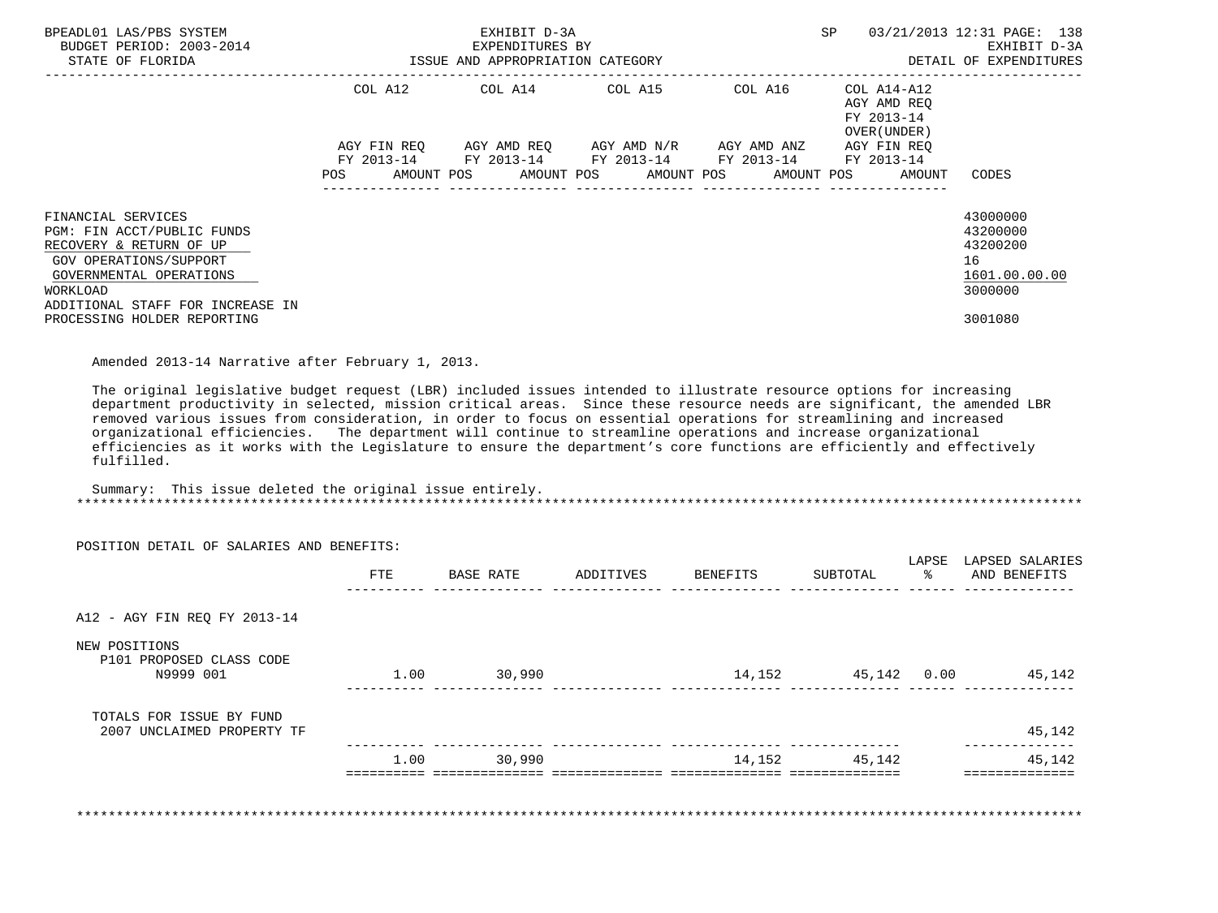BPEADL01 LAS/PBS SYSTEM — EXHIBIT D-3A — EXPENDITURES BY ISSUE AND APPROPRIATION CATEGORY — SP 03/21/2013 12:31

BUDGET PERIOD: 2003-2014 — STATE OF FLORIDA — EXHIBIT D-3A DETAIL OF EXPENDITURES

| | COL A12 AGY FIN REQ FY 2013-14 POS AMOUNT | COL A14 AGY AMD REQ FY 2013-14 POS AMOUNT | COL A15 AGY AMD N/R FY 2013-14 POS AMOUNT | COL A16 AGY AMD ANZ FY 2013-14 POS AMOUNT | COL A14-A12 AGY AMD REQ FY 2013-14 OVER(UNDER) AGY FIN REQ FY 2013-14 POS AMOUNT | CODES |
|---|---|---|---|---|---|---|
| FINANCIAL SERVICES | | | | | | 43000000 |
| PGM: FIN ACCT/PUBLIC FUNDS | | | | | | 43200000 |
| RECOVERY & RETURN OF UP | | | | | | 43200200 |
| GOV OPERATIONS/SUPPORT | | | | | | 16 |
| GOVERNMENTAL OPERATIONS | | | | | | 1601.00.00.00 |
| WORKLOAD | | | | | | 3000000 |
| ADDITIONAL STAFF FOR INCREASE IN PROCESSING HOLDER REPORTING | | | | | | 3001080 |

Amended 2013-14 Narrative after February 1, 2013.

The original legislative budget request (LBR) included issues intended to illustrate resource options for increasing department productivity in selected, mission critical areas. Since these resource needs are significant, the amended LBR removed various issues from consideration, in order to focus on essential operations for streamlining and increased organizational efficiencies. The department will continue to streamline operations and increase organizational efficiencies as it works with the Legislature to ensure the department's core functions are efficiently and effectively fulfilled.

Summary: This issue deleted the original issue entirely.

POSITION DETAIL OF SALARIES AND BENEFITS:

| | FTE | BASE RATE | ADDITIVES | BENEFITS | SUBTOTAL | LAPSE % | LAPSED SALARIES AND BENEFITS |
|---|---|---|---|---|---|---|---|
| A12 - AGY FIN REQ FY 2013-14 | | | | | | | |
| NEW POSITIONS | | | | | | | |
| P101 PROPOSED CLASS CODE N9999 001 | 1.00 | 30,990 | | 14,152 | 45,142 | 0.00 | 45,142 |
| TOTALS FOR ISSUE BY FUND | | | | | | | |
| 2007 UNCLAIMED PROPERTY TF | | | | | | | 45,142 |
| | 1.00 | 30,990 | | 14,152 | 45,142 | | 45,142 |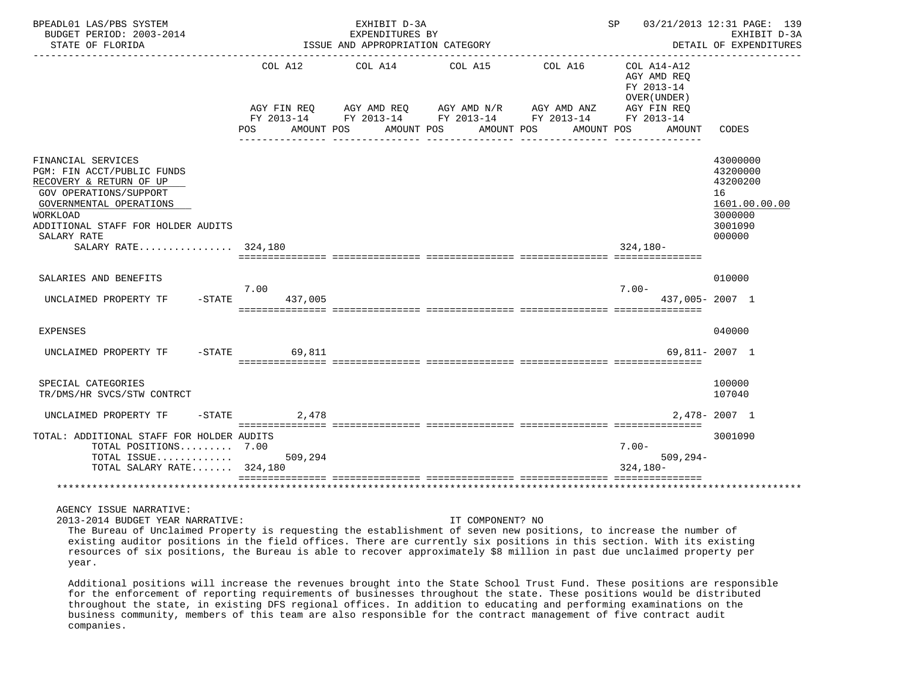BPEADL01 LAS/PBS SYSTEM | EXHIBIT D-3A | SP 03/21/2013 12:31 PAGE: 139
BUDGET PERIOD: 2003-2014 | EXPENDITURES BY | EXHIBIT D-3A
STATE OF FLORIDA | ISSUE AND APPROPRIATION CATEGORY | DETAIL OF EXPENDITURES

| | COL A12 AGY FIN REQ FY 2013-14 POS AMOUNT | COL A14 AGY AMD REQ FY 2013-14 POS AMOUNT | COL A15 AGY AMD N/R FY 2013-14 POS AMOUNT | COL A16 AGY AMD ANZ FY 2013-14 POS AMOUNT | COL A14-A12 AGY AMD REQ FY 2013-14 OVER(UNDER) AGY FIN REQ FY 2013-14 POS AMOUNT | CODES |
|---|---|---|---|---|---|---|
| FINANCIAL SERVICES | | | | | | 43000000 |
| PGM: FIN ACCT/PUBLIC FUNDS | | | | | | 43200000 |
| RECOVERY & RETURN OF UP | | | | | | 43200200 |
| GOV OPERATIONS/SUPPORT | | | | | | 16 |
| GOVERNMENTAL OPERATIONS | | | | | | 1601.00.00.00 |
| WORKLOAD | | | | | | 3000000 |
| ADDITIONAL STAFF FOR HOLDER AUDITS | | | | | | 3001090 |
| SALARY RATE | | | | | | 000000 |
| SALARY RATE................ | 324,180 | | | | 324,180- | |
| SALARIES AND BENEFITS | | | | | | 010000 |
| UNCLAIMED PROPERTY TF -STATE | 7.00 437,005 | | | | 7.00- 437,005- | 2007 1 |
| EXPENSES | | | | | | 040000 |
| UNCLAIMED PROPERTY TF -STATE | 69,811 | | | | 69,811- | 2007 1 |
| SPECIAL CATEGORIES | | | | | | 100000 |
| TR/DMS/HR SVCS/STW CONTRCT | | | | | | 107040 |
| UNCLAIMED PROPERTY TF -STATE | 2,478 | | | | 2,478- | 2007 1 |
| TOTAL: ADDITIONAL STAFF FOR HOLDER AUDITS | | | | | | 3001090 |
| TOTAL POSITIONS......... | 7.00 | | | | 7.00- | |
| TOTAL ISSUE............. | 509,294 | | | | 509,294- | |
| TOTAL SALARY RATE....... | 324,180 | | | | 324,180- | |

AGENCY ISSUE NARRATIVE:

2013-2014 BUDGET YEAR NARRATIVE: IT COMPONENT? NO

The Bureau of Unclaimed Property is requesting the establishment of seven new positions, to increase the number of existing auditor positions in the field offices. There are currently six positions in this section. With its existing resources of six positions, the Bureau is able to recover approximately $8 million in past due unclaimed property per year.

Additional positions will increase the revenues brought into the State School Trust Fund. These positions are responsible for the enforcement of reporting requirements of businesses throughout the state. These positions would be distributed throughout the state, in existing DFS regional offices. In addition to educating and performing examinations on the business community, members of this team are also responsible for the contract management of five contract audit companies.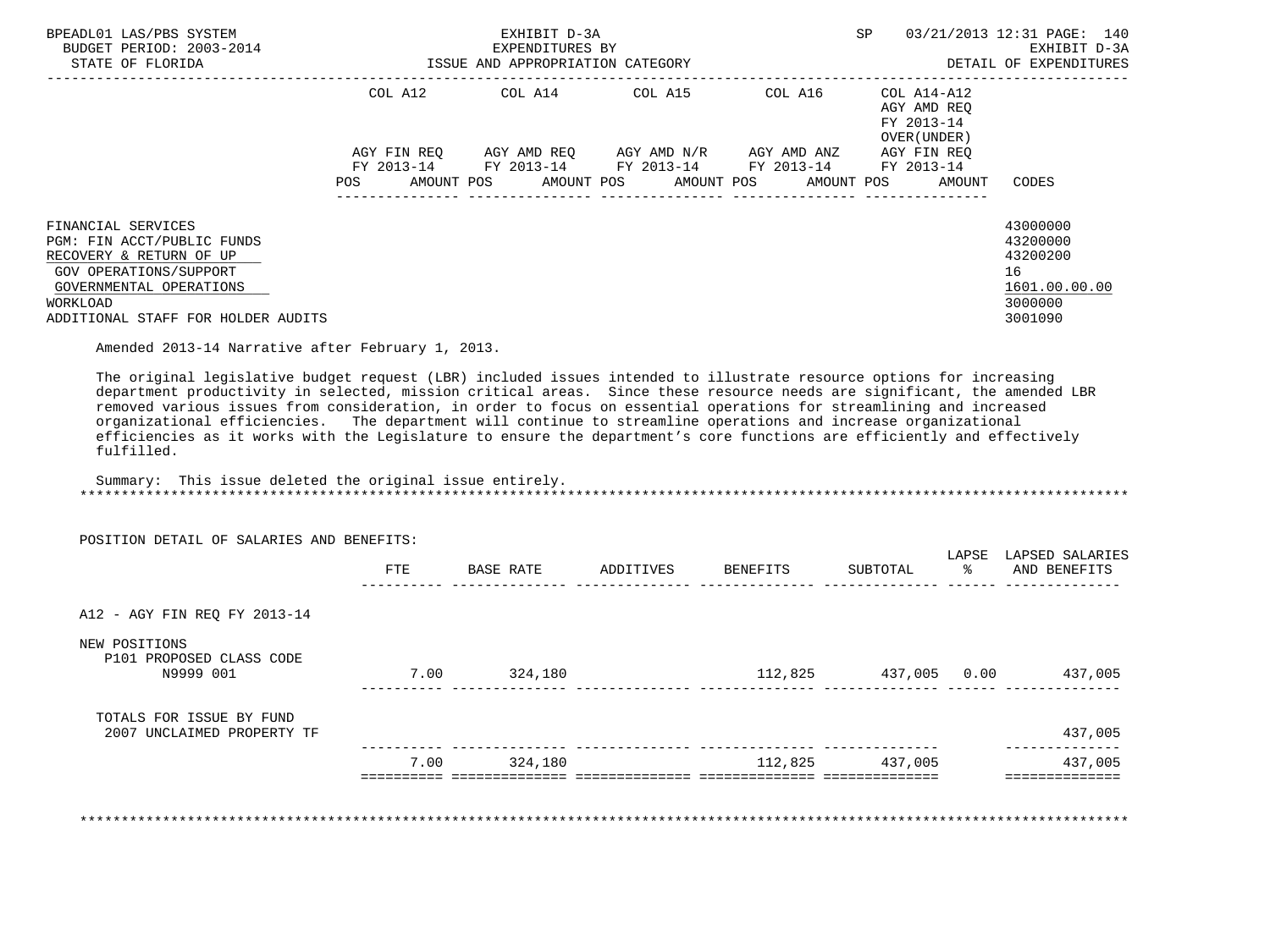BPEADL01 LAS/PBS SYSTEM — BUDGET PERIOD: 2003-2014 — STATE OF FLORIDA

EXHIBIT D-3A — EXPENDITURES BY ISSUE AND APPROPRIATION CATEGORY — DETAIL OF EXPENDITURES

| | COL A12 AGY FIN REQ FY 2013-14 POS AMOUNT | COL A14 AGY AMD REQ FY 2013-14 POS AMOUNT | COL A15 AGY AMD N/R FY 2013-14 POS AMOUNT | COL A16 AGY AMD ANZ FY 2013-14 POS AMOUNT | COL A14-A12 AGY AMD REQ FY 2013-14 OVER(UNDER) AGY FIN REQ FY 2013-14 POS AMOUNT | CODES |
|---|---|---|---|---|---|---|
| FINANCIAL SERVICES | | | | | | 43000000 |
| PGM: FIN ACCT/PUBLIC FUNDS | | | | | | 43200000 |
| RECOVERY & RETURN OF UP | | | | | | 43200200 |
| GOV OPERATIONS/SUPPORT | | | | | | 16 |
| GOVERNMENTAL OPERATIONS | | | | | | 1601.00.00.00 |
| WORKLOAD | | | | | | 3000000 |
| ADDITIONAL STAFF FOR HOLDER AUDITS | | | | | | 3001090 |

Amended 2013-14 Narrative after February 1, 2013.

The original legislative budget request (LBR) included issues intended to illustrate resource options for increasing department productivity in selected, mission critical areas. Since these resource needs are significant, the amended LBR removed various issues from consideration, in order to focus on essential operations for streamlining and increased organizational efficiencies. The department will continue to streamline operations and increase organizational efficiencies as it works with the Legislature to ensure the department's core functions are efficiently and effectively fulfilled.

Summary: This issue deleted the original issue entirely.

POSITION DETAIL OF SALARIES AND BENEFITS:

| | FTE | BASE RATE | ADDITIVES | BENEFITS | SUBTOTAL | LAPSE % | LAPSED SALARIES AND BENEFITS |
|---|---|---|---|---|---|---|---|
| A12 - AGY FIN REQ FY 2013-14 | | | | | | | |
| NEW POSITIONS | | | | | | | |
| P101 PROPOSED CLASS CODE N9999 001 | 7.00 | 324,180 | | 112,825 | 437,005 | 0.00 | 437,005 |
| TOTALS FOR ISSUE BY FUND | | | | | | | |
| 2007 UNCLAIMED PROPERTY TF | | | | | | | 437,005 |
| | 7.00 | 324,180 | | 112,825 | 437,005 | | 437,005 |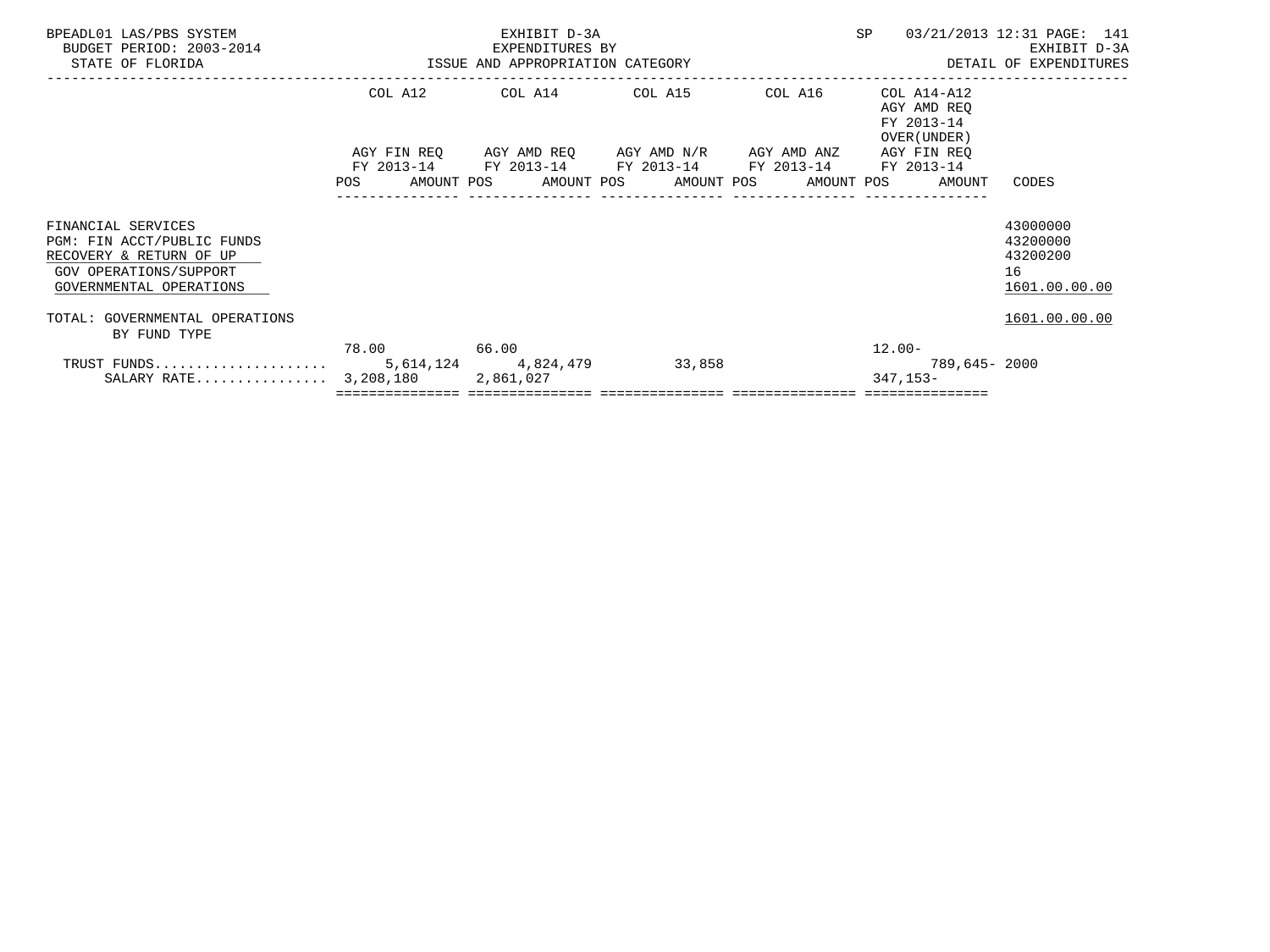BPEADL01 LAS/PBS SYSTEM
BUDGET PERIOD: 2003-2014
STATE OF FLORIDA

EXHIBIT D-3A
EXPENDITURES BY
ISSUE AND APPROPRIATION CATEGORY

SP 03/21/2013 12:31 PAGE: 141
EXHIBIT D-3A
DETAIL OF EXPENDITURES

| | COL A12 AGY FIN REQ FY 2013-14 POS AMOUNT | COL A14 AGY AMD REQ FY 2013-14 POS AMOUNT | COL A15 AGY AMD N/R FY 2013-14 POS AMOUNT | COL A16 AGY AMD ANZ FY 2013-14 POS AMOUNT | COL A14-A12 AGY AMD REQ FY 2013-14 OVER(UNDER) AGY FIN REQ FY 2013-14 POS AMOUNT | CODES |
|---|---|---|---|---|---|---|
| FINANCIAL SERVICES | | | | | | 43000000 |
| PGM: FIN ACCT/PUBLIC FUNDS | | | | | | 43200000 |
| RECOVERY & RETURN OF UP | | | | | | 43200200 |
| GOV OPERATIONS/SUPPORT | | | | | | 16 |
| GOVERNMENTAL OPERATIONS | | | | | | 1601.00.00.00 |
| TOTAL: GOVERNMENTAL OPERATIONS | | | | | | 1601.00.00.00 |
| BY FUND TYPE | | | | | | |
| | 78.00 | 66.00 | | | 12.00- | |
| TRUST FUNDS..................... | 5,614,124 | 4,824,479 | 33,858 | | 789,645- | 2000 |
| SALARY RATE................ | 3,208,180 | 2,861,027 | | | 347,153- | |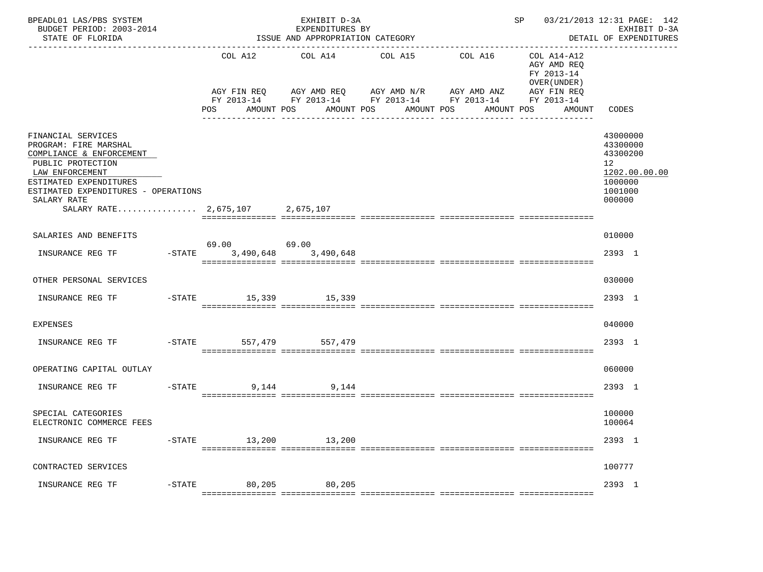EXHIBIT D-3A
EXPENDITURES BY
ISSUE AND APPROPRIATION CATEGORY

BUDGET PERIOD: 2003-2014
STATE OF FLORIDA

|  | COL A12 AGY FIN REQ FY 2013-14 POS AMOUNT | COL A14 AGY AMD REQ FY 2013-14 POS AMOUNT | COL A15 AGY AMD N/R FY 2013-14 POS AMOUNT | COL A16 AGY AMD ANZ FY 2013-14 POS AMOUNT | COL A14-A12 AGY AMD REQ FY 2013-14 OVER(UNDER) AGY FIN REQ FY 2013-14 POS AMOUNT | CODES |
|---|---|---|---|---|---|---|
| FINANCIAL SERVICES |  |  |  |  |  | 43000000 |
| PROGRAM: FIRE MARSHAL |  |  |  |  |  | 43300000 |
| COMPLIANCE & ENFORCEMENT |  |  |  |  |  | 43300200 |
| PUBLIC PROTECTION |  |  |  |  |  | 12 |
| LAW ENFORCEMENT |  |  |  |  |  | 1202.00.00.00 |
| ESTIMATED EXPENDITURES |  |  |  |  |  | 1000000 |
| ESTIMATED EXPENDITURES - OPERATIONS |  |  |  |  |  | 1001000 |
| SALARY RATE |  |  |  |  |  | 000000 |
| SALARY RATE................ | 2,675,107 | 2,675,107 |  |  |  |  |
| SALARIES AND BENEFITS |  |  |  |  |  | 010000 |
| INSURANCE REG TF -STATE | 69.00 3,490,648 | 69.00 3,490,648 |  |  |  | 2393 1 |
| OTHER PERSONAL SERVICES |  |  |  |  |  | 030000 |
| INSURANCE REG TF -STATE | 15,339 | 15,339 |  |  |  | 2393 1 |
| EXPENSES |  |  |  |  |  | 040000 |
| INSURANCE REG TF -STATE | 557,479 | 557,479 |  |  |  | 2393 1 |
| OPERATING CAPITAL OUTLAY |  |  |  |  |  | 060000 |
| INSURANCE REG TF -STATE | 9,144 | 9,144 |  |  |  | 2393 1 |
| SPECIAL CATEGORIES |  |  |  |  |  | 100000 |
| ELECTRONIC COMMERCE FEES |  |  |  |  |  | 100064 |
| INSURANCE REG TF -STATE | 13,200 | 13,200 |  |  |  | 2393 1 |
| CONTRACTED SERVICES |  |  |  |  |  | 100777 |
| INSURANCE REG TF -STATE | 80,205 | 80,205 |  |  |  | 2393 1 |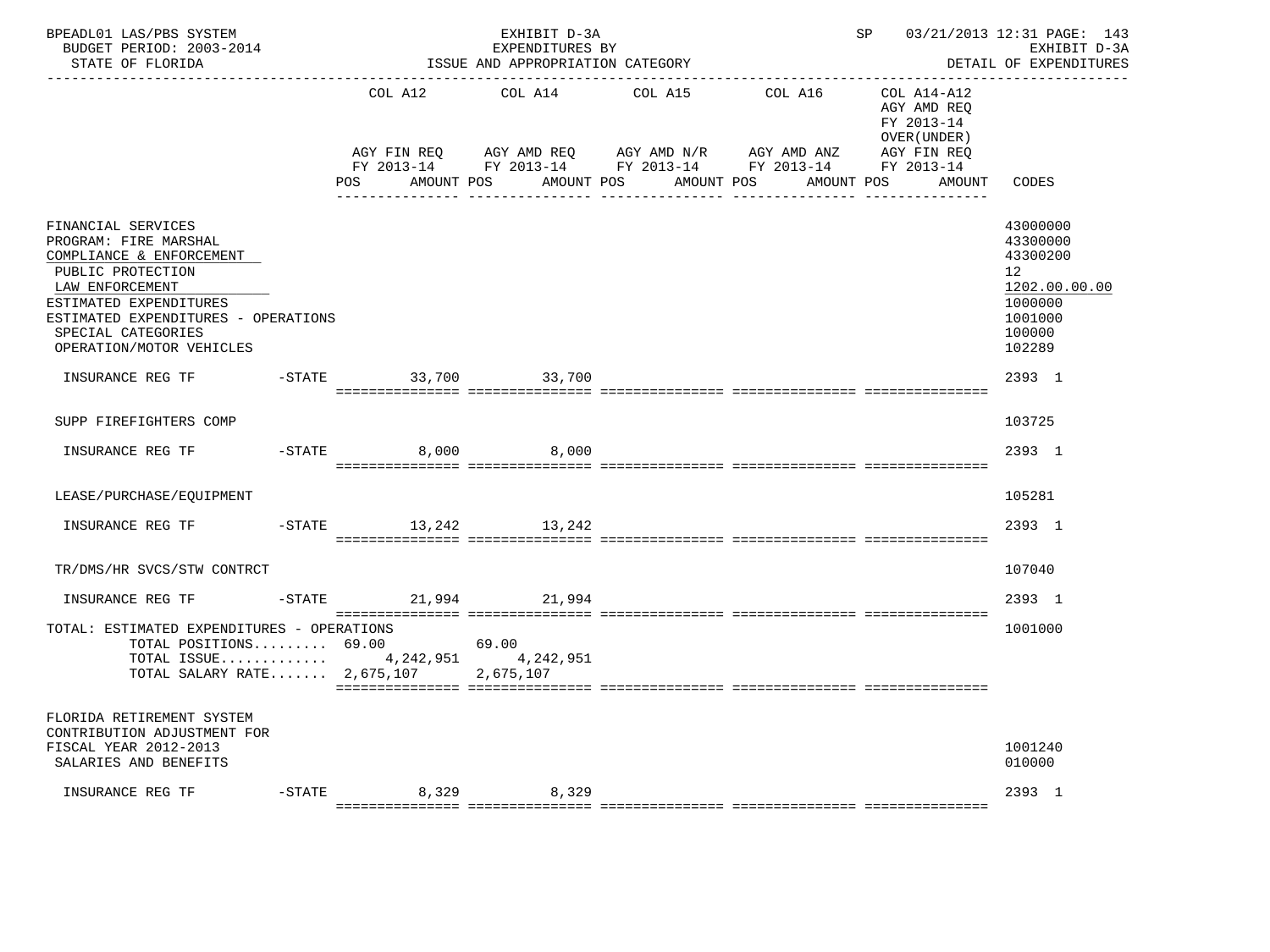BPEADL01 LAS/PBS SYSTEM — EXHIBIT D-3A — EXPENDITURES BY ISSUE AND APPROPRIATION CATEGORY
BUDGET PERIOD: 2003-2014 — STATE OF FLORIDA
SP 03/21/2013 12:31 — EXHIBIT D-3A — DETAIL OF EXPENDITURES

| | | COL A12 AGY FIN REQ FY 2013-14 POS AMOUNT | COL A14 AGY AMD REQ FY 2013-14 POS AMOUNT | COL A15 AGY AMD N/R FY 2013-14 POS AMOUNT | COL A16 AGY AMD ANZ FY 2013-14 POS AMOUNT | COL A14-A12 AGY AMD REQ FY 2013-14 OVER(UNDER) AGY FIN REQ FY 2013-14 POS AMOUNT | CODES |
|---|---|---|---|---|---|---|---|
| FINANCIAL SERVICES | | | | | | | 43000000 |
| PROGRAM: FIRE MARSHAL | | | | | | | 43300000 |
| COMPLIANCE & ENFORCEMENT | | | | | | | 43300200 |
| PUBLIC PROTECTION | | | | | | | 12 |
| LAW ENFORCEMENT | | | | | | | 1202.00.00.00 |
| ESTIMATED EXPENDITURES | | | | | | | 1000000 |
| ESTIMATED EXPENDITURES - OPERATIONS | | | | | | | 1001000 |
| SPECIAL CATEGORIES | | | | | | | 100000 |
| OPERATION/MOTOR VEHICLES | | | | | | | 102289 |
| INSURANCE REG TF | -STATE | 33,700 | 33,700 | | | | 2393 1 |
| SUPP FIREFIGHTERS COMP | | | | | | | 103725 |
| INSURANCE REG TF | -STATE | 8,000 | 8,000 | | | | 2393 1 |
| LEASE/PURCHASE/EQUIPMENT | | | | | | | 105281 |
| INSURANCE REG TF | -STATE | 13,242 | 13,242 | | | | 2393 1 |
| TR/DMS/HR SVCS/STW CONTRCT | | | | | | | 107040 |
| INSURANCE REG TF | -STATE | 21,994 | 21,994 | | | | 2393 1 |
| TOTAL: ESTIMATED EXPENDITURES - OPERATIONS | | | | | | | 1001000 |
| TOTAL POSITIONS | | 69.00 | 69.00 | | | | |
| TOTAL ISSUE | | 4,242,951 | 4,242,951 | | | | |
| TOTAL SALARY RATE | | 2,675,107 | 2,675,107 | | | | |
| FLORIDA RETIREMENT SYSTEM CONTRIBUTION ADJUSTMENT FOR FISCAL YEAR 2012-2013 | | | | | | | 1001240 |
| SALARIES AND BENEFITS | | | | | | | 010000 |
| INSURANCE REG TF | -STATE | 8,329 | 8,329 | | | | 2393 1 |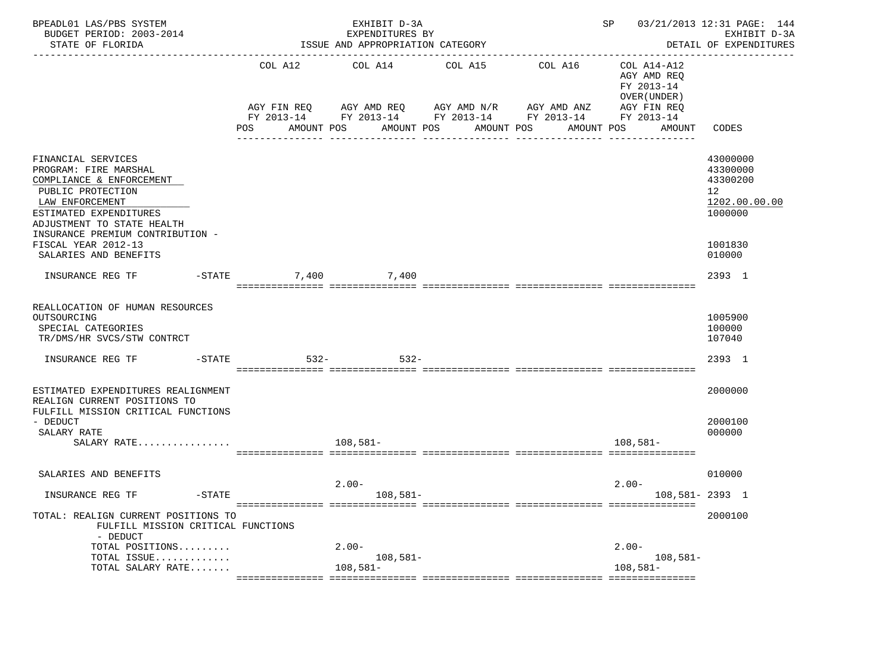BPEADL01 LAS/PBS SYSTEM — EXHIBIT D-3A — EXPENDITURES BY ISSUE AND APPROPRIATION CATEGORY — SP 03/21/2013 12:31

BUDGET PERIOD: 2003-2014 — STATE OF FLORIDA — EXHIBIT D-3A DETAIL OF EXPENDITURES

| | COL A12 AGY FIN REQ FY 2013-14 POS AMOUNT | COL A14 AGY AMD REQ FY 2013-14 POS AMOUNT | COL A15 AGY AMD N/R FY 2013-14 POS AMOUNT | COL A16 AGY AMD ANZ FY 2013-14 POS AMOUNT | COL A14-A12 AGY AMD REQ FY 2013-14 OVER(UNDER) AGY FIN REQ FY 2013-14 POS AMOUNT | CODES |
|---|---|---|---|---|---|---|
| FINANCIAL SERVICES | | | | | | 43000000 |
| PROGRAM: FIRE MARSHAL | | | | | | 43300000 |
| COMPLIANCE & ENFORCEMENT | | | | | | 43300200 |
| PUBLIC PROTECTION | | | | | | 12 |
| LAW ENFORCEMENT | | | | | | 1202.00.00.00 |
| ESTIMATED EXPENDITURES | | | | | | 1000000 |
| ADJUSTMENT TO STATE HEALTH INSURANCE PREMIUM CONTRIBUTION - FISCAL YEAR 2012-13 | | | | | | 1001830 |
| SALARIES AND BENEFITS | | | | | | 010000 |
| INSURANCE REG TF -STATE | 7,400 | 7,400 | | | | 2393 1 |
| REALLOCATION OF HUMAN RESOURCES OUTSOURCING | | | | | | 1005900 |
| SPECIAL CATEGORIES | | | | | | 100000 |
| TR/DMS/HR SVCS/STW CONTRCT | | | | | | 107040 |
| INSURANCE REG TF -STATE | 532- | 532- | | | | 2393 1 |
| ESTIMATED EXPENDITURES REALIGNMENT | | | | | | 2000000 |
| REALIGN CURRENT POSITIONS TO FULFILL MISSION CRITICAL FUNCTIONS - DEDUCT | | | | | | 2000100 |
| SALARY RATE | | | | | | 000000 |
| SALARY RATE................ | | 108,581- | | | 108,581- | |
| SALARIES AND BENEFITS | | | | | | 010000 |
| INSURANCE REG TF -STATE | | 2.00- 108,581- | | | 2.00- 108,581- | 2393 1 |
| TOTAL: REALIGN CURRENT POSITIONS TO FULFILL MISSION CRITICAL FUNCTIONS - DEDUCT | | | | | | 2000100 |
| TOTAL POSITIONS......... | | 2.00- | | | 2.00- | |
| TOTAL ISSUE............. | | 108,581- | | | 108,581- | |
| TOTAL SALARY RATE....... | | 108,581- | | | 108,581- | |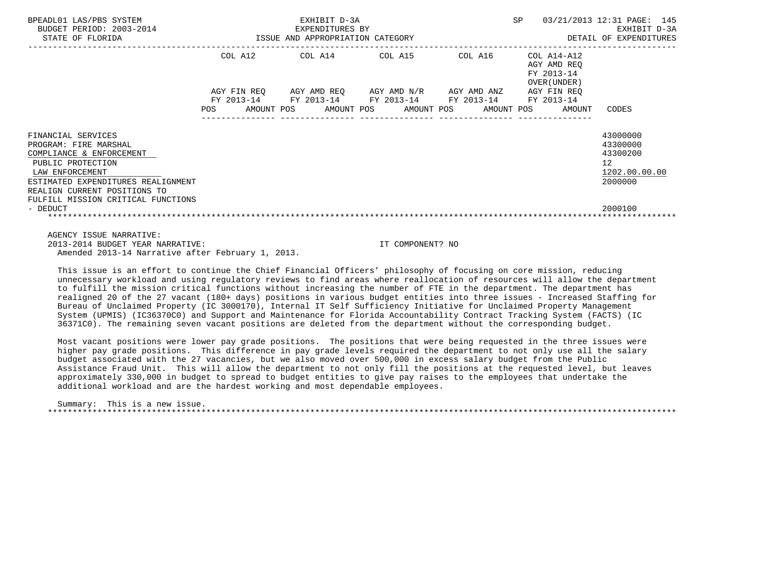| | COL A12 | | COL A14 | | COL A15 | | COL A16 | | COL A14-A12 AGY AMD REQ FY 2013-14 OVER(UNDER) | |
|---|---|---|---|---|---|---|---|---|---|---|
| | AGY FIN REQ FY 2013-14 | | AGY AMD REQ FY 2013-14 | | AGY AMD N/R FY 2013-14 | | AGY AMD ANZ FY 2013-14 | | AGY FIN REQ FY 2013-14 | |
| | POS | AMOUNT | POS | AMOUNT | POS | AMOUNT | POS | AMOUNT | POS | AMOUNT | CODES |

| | CODES |
|---|---|
| FINANCIAL SERVICES | 43000000 |
| PROGRAM: FIRE MARSHAL | 43300000 |
| COMPLIANCE & ENFORCEMENT | 43300200 |
| PUBLIC PROTECTION | 12 |
| LAW ENFORCEMENT | 1202.00.00.00 |
| ESTIMATED EXPENDITURES REALIGNMENT | 2000000 |
| REALIGN CURRENT POSITIONS TO FULFILL MISSION CRITICAL FUNCTIONS - DEDUCT | 2000100 |

AGENCY ISSUE NARRATIVE:
2013-2014 BUDGET YEAR NARRATIVE: IT COMPONENT? NO
Amended 2013-14 Narrative after February 1, 2013.

This issue is an effort to continue the Chief Financial Officers' philosophy of focusing on core mission, reducing unnecessary workload and using regulatory reviews to find areas where reallocation of resources will allow the department to fulfill the mission critical functions without increasing the number of FTE in the department. The department has realigned 20 of the 27 vacant (180+ days) positions in various budget entities into three issues - Increased Staffing for Bureau of Unclaimed Property (IC 3000170), Internal IT Self Sufficiency Initiative for Unclaimed Property Management System (UPMIS) (IC36370C0) and Support and Maintenance for Florida Accountability Contract Tracking System (FACTS) (IC 36371C0). The remaining seven vacant positions are deleted from the department without the corresponding budget.

Most vacant positions were lower pay grade positions. The positions that were being requested in the three issues were higher pay grade positions. This difference in pay grade levels required the department to not only use all the salary budget associated with the 27 vacancies, but we also moved over 500,000 in excess salary budget from the Public Assistance Fraud Unit. This will allow the department to not only fill the positions at the requested level, but leaves approximately 330,000 in budget to spread to budget entities to give pay raises to the employees that undertake the additional workload and are the hardest working and most dependable employees.

Summary: This is a new issue.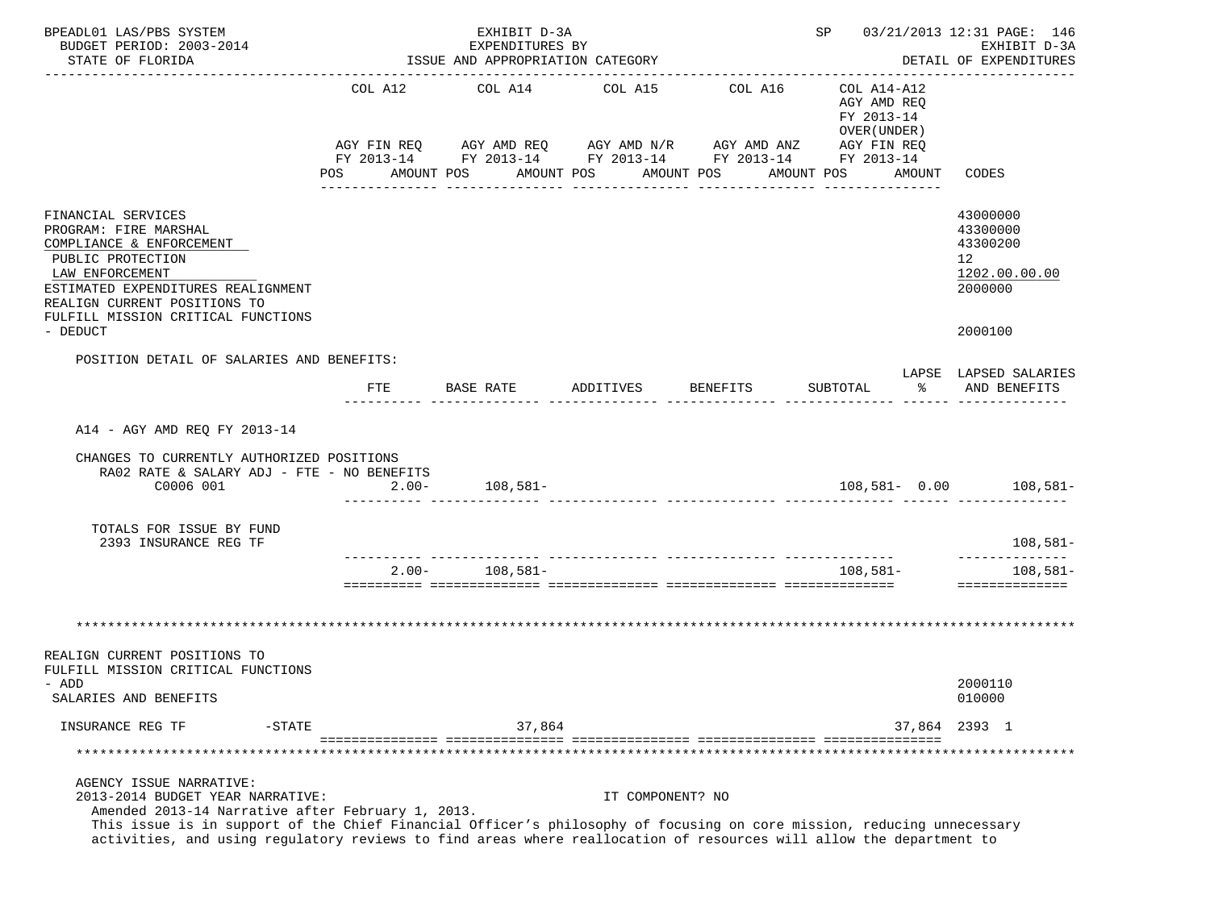BPEADL01 LAS/PBS SYSTEM — EXHIBIT D-3A — EXPENDITURES BY ISSUE AND APPROPRIATION CATEGORY — SP 03/21/2013 12:31

BUDGET PERIOD: 2003-2014 — STATE OF FLORIDA — EXHIBIT D-3A DETAIL OF EXPENDITURES

| | COL A12 AGY FIN REQ FY 2013-14 POS AMOUNT | COL A14 AGY AMD REQ FY 2013-14 POS AMOUNT | COL A15 AGY AMD N/R FY 2013-14 POS AMOUNT | COL A16 AGY AMD ANZ FY 2013-14 POS AMOUNT | COL A14-A12 AGY AMD REQ FY 2013-14 OVER(UNDER) AGY FIN REQ FY 2013-14 POS AMOUNT | CODES |
|---|---|---|---|---|---|---|
| FINANCIAL SERVICES | | | | | | 43000000 |
| PROGRAM: FIRE MARSHAL | | | | | | 43300000 |
| COMPLIANCE & ENFORCEMENT | | | | | | 43300200 |
| PUBLIC PROTECTION | | | | | | 12 |
| LAW ENFORCEMENT | | | | | | 1202.00.00.00 |
| ESTIMATED EXPENDITURES REALIGNMENT | | | | | | 2000000 |
| REALIGN CURRENT POSITIONS TO FULFILL MISSION CRITICAL FUNCTIONS - DEDUCT | | | | | | 2000100 |

POSITION DETAIL OF SALARIES AND BENEFITS:

| | FTE | BASE RATE | ADDITIVES | BENEFITS | SUBTOTAL | LAPSE % | LAPSED SALARIES AND BENEFITS |
|---|---|---|---|---|---|---|---|
| A14 - AGY AMD REQ FY 2013-14 | | | | | | | |
| CHANGES TO CURRENTLY AUTHORIZED POSITIONS | | | | | | | |
| RA02 RATE & SALARY ADJ - FTE - NO BENEFITS | | | | | | | |
| C0006 001 | 2.00- | 108,581- | | | 108,581- | 0.00 | 108,581- |
| TOTALS FOR ISSUE BY FUND | | | | | | | |
| 2393 INSURANCE REG TF | | | | | | | 108,581- |
| | 2.00- | 108,581- | | | 108,581- | | 108,581- |

| | COL A12 | COL A14 | COL A15 | COL A16 | COL A14-A12 | CODES |
|---|---|---|---|---|---|---|
| REALIGN CURRENT POSITIONS TO FULFILL MISSION CRITICAL FUNCTIONS - ADD | | | | | | 2000110 |
| SALARIES AND BENEFITS | | | | | | 010000 |
| INSURANCE REG TF -STATE | | 37,864 | | | 37,864 | 2393 1 |

AGENCY ISSUE NARRATIVE:
2013-2014 BUDGET YEAR NARRATIVE: IT COMPONENT? NO
Amended 2013-14 Narrative after February 1, 2013.
This issue is in support of the Chief Financial Officer's philosophy of focusing on core mission, reducing unnecessary activities, and using regulatory reviews to find areas where reallocation of resources will allow the department to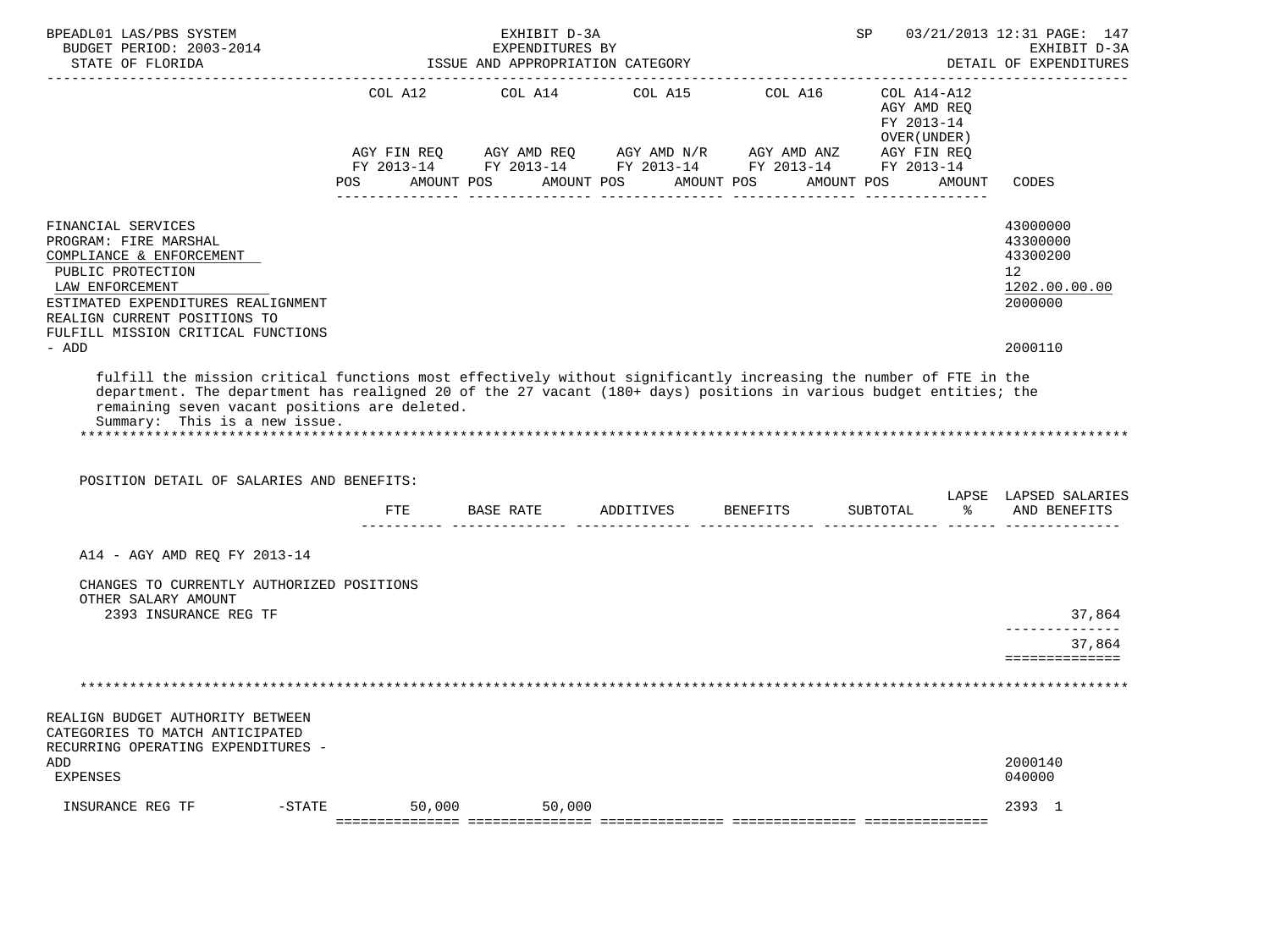| | COL A12 | | COL A14 | | COL A15 | | COL A16 | | COL A14-A12 AGY AMD REQ FY 2013-14 OVER(UNDER) AGY FIN REQ FY 2013-14 | | |
|---|---|---|---|---|---|---|---|---|---|---|---|
| | AGY FIN REQ FY 2013-14 | | AGY AMD REQ FY 2013-14 | | AGY AMD N/R FY 2013-14 | | AGY AMD ANZ FY 2013-14 | | | | |
| | POS | AMOUNT | POS | AMOUNT | POS | AMOUNT | POS | AMOUNT | POS | AMOUNT | CODES |
| FINANCIAL SERVICES | | | | | | | | | | | 43000000 |
| PROGRAM: FIRE MARSHAL | | | | | | | | | | | 43300000 |
| COMPLIANCE & ENFORCEMENT | | | | | | | | | | | 43300200 |
| PUBLIC PROTECTION | | | | | | | | | | | 12 |
| LAW ENFORCEMENT | | | | | | | | | | | 1202.00.00.00 |
| ESTIMATED EXPENDITURES REALIGNMENT | | | | | | | | | | | 2000000 |
| REALIGN CURRENT POSITIONS TO FULFILL MISSION CRITICAL FUNCTIONS - ADD | | | | | | | | | | | 2000110 |

fulfill the mission critical functions most effectively without significantly increasing the number of FTE in the department. The department has realigned 20 of the 27 vacant (180+ days) positions in various budget entities; the remaining seven vacant positions are deleted.
Summary: This is a new issue.

POSITION DETAIL OF SALARIES AND BENEFITS:

| | FTE | BASE RATE | ADDITIVES | BENEFITS | SUBTOTAL | LAPSE % | LAPSED SALARIES AND BENEFITS |
|---|---|---|---|---|---|---|---|
| A14 - AGY AMD REQ FY 2013-14 | | | | | | | |
| CHANGES TO CURRENTLY AUTHORIZED POSITIONS | | | | | | | |
| OTHER SALARY AMOUNT | | | | | | | |
| 2393 INSURANCE REG TF | | | | | | | 37,864 |
| | | | | | | | 37,864 |

| | COL A12 | COL A14 | COL A15 | COL A16 | COL A14-A12 | CODES |
|---|---|---|---|---|---|---|
| REALIGN BUDGET AUTHORITY BETWEEN CATEGORIES TO MATCH ANTICIPATED RECURRING OPERATING EXPENDITURES - ADD | | | | | | 2000140 |
| EXPENSES | | | | | | 040000 |
| INSURANCE REG TF -STATE | 50,000 | 50,000 | | | | 2393 1 |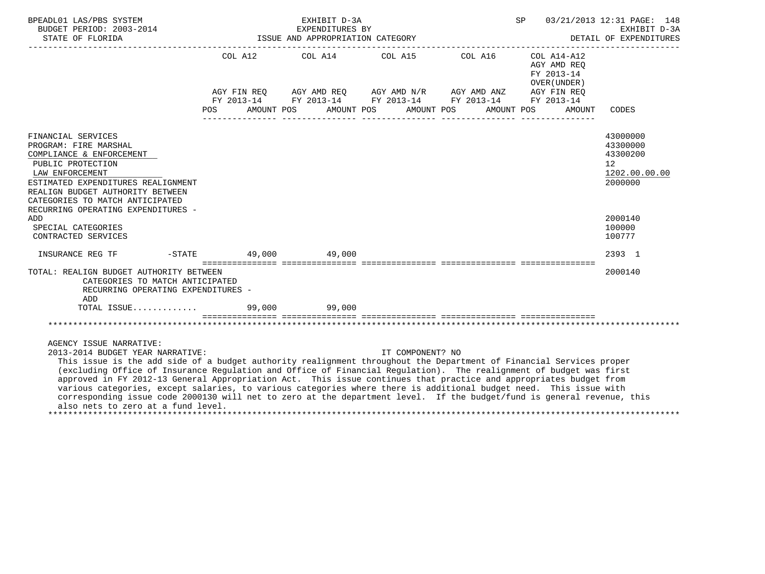BPEADL01 LAS/PBS SYSTEM — EXHIBIT D-3A — EXPENDITURES BY ISSUE AND APPROPRIATION CATEGORY — SP 03/21/2013 12:31

BUDGET PERIOD: 2003-2014 — STATE OF FLORIDA — EXHIBIT D-3A DETAIL OF EXPENDITURES

| | COL A12 AGY FIN REQ FY 2013-14 POS AMOUNT | COL A14 AGY AMD REQ FY 2013-14 POS AMOUNT | COL A15 AGY AMD N/R FY 2013-14 POS AMOUNT | COL A16 AGY AMD ANZ FY 2013-14 POS AMOUNT | COL A14-A12 AGY AMD REQ FY 2013-14 OVER(UNDER) AGY FIN REQ FY 2013-14 POS AMOUNT | CODES |
|---|---|---|---|---|---|---|
| FINANCIAL SERVICES | | | | | | 43000000 |
| PROGRAM: FIRE MARSHAL | | | | | | 43300000 |
| COMPLIANCE & ENFORCEMENT | | | | | | 43300200 |
| PUBLIC PROTECTION | | | | | | 12 |
| LAW ENFORCEMENT | | | | | | 1202.00.00.00 |
| ESTIMATED EXPENDITURES REALIGNMENT | | | | | | 2000000 |
| REALIGN BUDGET AUTHORITY BETWEEN CATEGORIES TO MATCH ANTICIPATED RECURRING OPERATING EXPENDITURES - ADD | | | | | | 2000140 |
| SPECIAL CATEGORIES | | | | | | 100000 |
| CONTRACTED SERVICES | | | | | | 100777 |
| INSURANCE REG TF -STATE | 49,000 | 49,000 | | | | 2393 1 |
| TOTAL: REALIGN BUDGET AUTHORITY BETWEEN CATEGORIES TO MATCH ANTICIPATED RECURRING OPERATING EXPENDITURES - ADD | | | | | | 2000140 |
| TOTAL ISSUE............ | 99,000 | 99,000 | | | | |

AGENCY ISSUE NARRATIVE:

2013-2014 BUDGET YEAR NARRATIVE: IT COMPONENT? NO

This issue is the add side of a budget authority realignment throughout the Department of Financial Services proper (excluding Office of Insurance Regulation and Office of Financial Regulation). The realignment of budget was first approved in FY 2012-13 General Appropriation Act. This issue continues that practice and appropriates budget from various categories, except salaries, to various categories where there is additional budget need. This issue with corresponding issue code 2000130 will net to zero at the department level. If the budget/fund is general revenue, this also nets to zero at a fund level.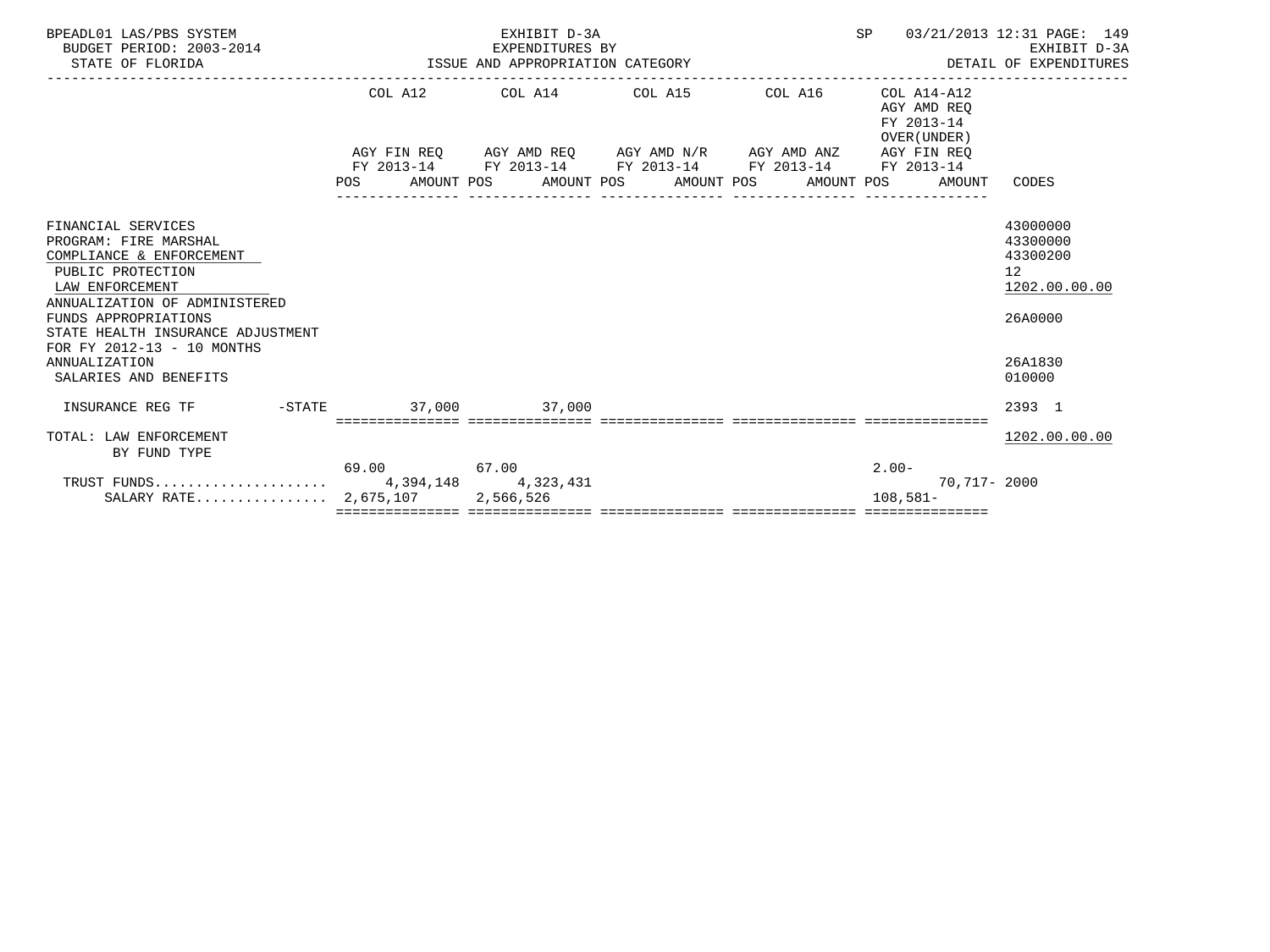BPEADL01 LAS/PBS SYSTEM — EXHIBIT D-3A — EXPENDITURES BY ISSUE AND APPROPRIATION CATEGORY — SP 03/21/2013 12:31 PAGE: 149
BUDGET PERIOD: 2003-2014 — EXHIBIT D-3A
STATE OF FLORIDA — DETAIL OF EXPENDITURES

| | COL A12 AGY FIN REQ FY 2013-14 POS | AMOUNT | COL A14 AGY AMD REQ FY 2013-14 POS | AMOUNT | COL A15 AGY AMD N/R FY 2013-14 POS | AMOUNT | COL A16 AGY AMD ANZ FY 2013-14 POS | AMOUNT | COL A14-A12 AGY AMD REQ FY 2013-14 OVER(UNDER) AGY FIN REQ FY 2013-14 POS | AMOUNT | CODES |
|---|---|---|---|---|---|---|---|---|---|---|---|
| FINANCIAL SERVICES | | | | | | | | | | | 43000000 |
| PROGRAM: FIRE MARSHAL | | | | | | | | | | | 43300000 |
| COMPLIANCE & ENFORCEMENT | | | | | | | | | | | 43300200 |
| PUBLIC PROTECTION | | | | | | | | | | | 12 |
| LAW ENFORCEMENT | | | | | | | | | | | 1202.00.00.00 |
| ANNUALIZATION OF ADMINISTERED FUNDS APPROPRIATIONS | | | | | | | | | | | 26A0000 |
| STATE HEALTH INSURANCE ADJUSTMENT FOR FY 2012-13 - 10 MONTHS ANNUALIZATION | | | | | | | | | | | 26A1830 |
| SALARIES AND BENEFITS | | | | | | | | | | | 010000 |
| INSURANCE REG TF -STATE | | 37,000 | | 37,000 | | | | | | | 2393 1 |
| TOTAL: LAW ENFORCEMENT BY FUND TYPE | | | | | | | | | | | 1202.00.00.00 |
| TRUST FUNDS | 69.00 | 4,394,148 | 67.00 | 4,323,431 | | | | | 2.00- | 70,717- | 2000 |
| SALARY RATE | | 2,675,107 | | 2,566,526 | | | | | | 108,581- | |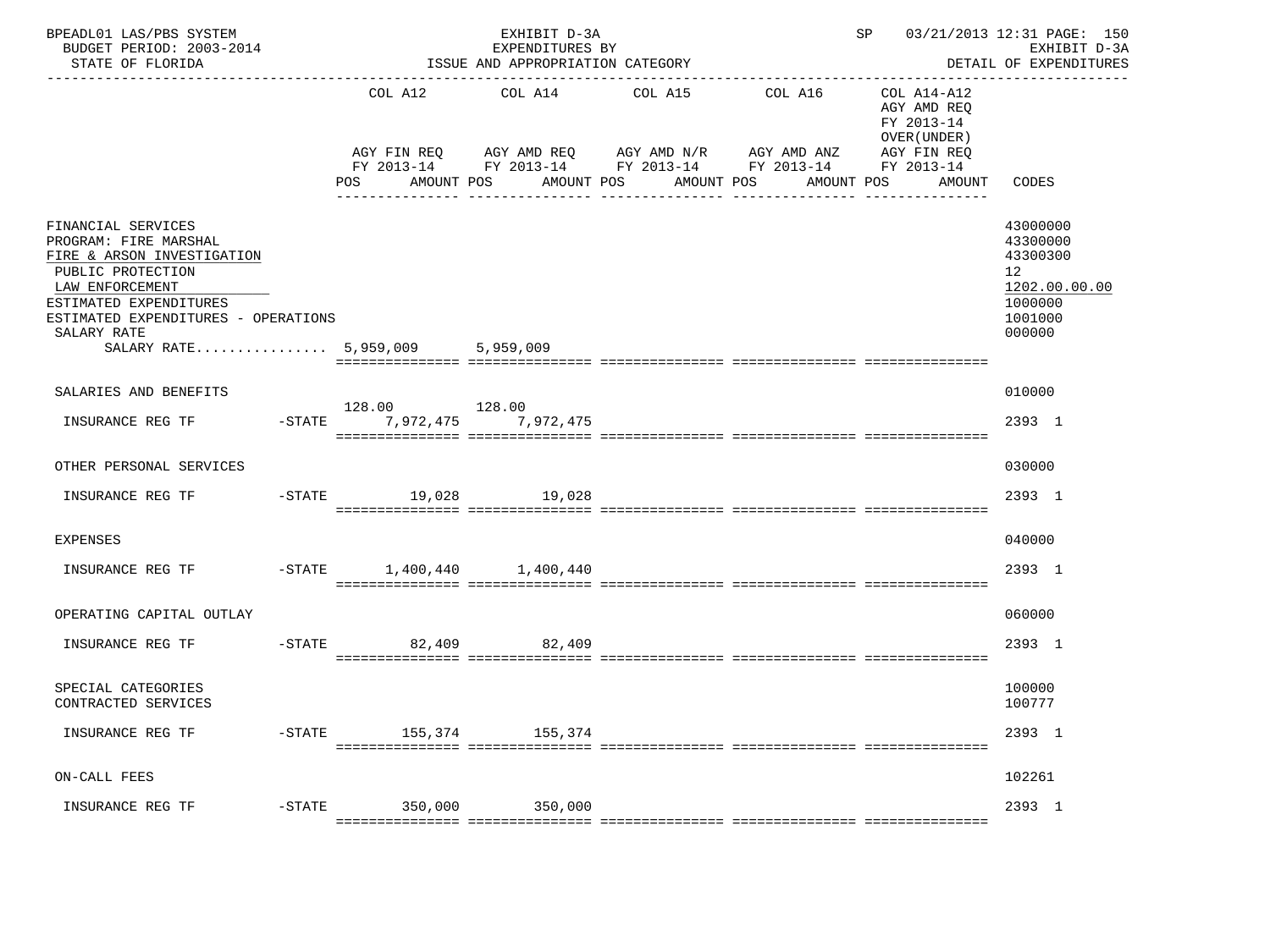BPEADL01 LAS/PBS SYSTEM — EXHIBIT D-3A — SP 03/21/2013 12:31 PAGE: 150
BUDGET PERIOD: 2003-2014 — EXPENDITURES BY — EXHIBIT D-3A
STATE OF FLORIDA — ISSUE AND APPROPRIATION CATEGORY — DETAIL OF EXPENDITURES

| | | COL A12 AGY FIN REQ FY 2013-14 POS AMOUNT | COL A14 AGY AMD REQ FY 2013-14 POS AMOUNT | COL A15 AGY AMD N/R FY 2013-14 POS AMOUNT | COL A16 AGY AMD ANZ FY 2013-14 POS AMOUNT | COL A14-A12 AGY AMD REQ FY 2013-14 OVER(UNDER) AGY FIN REQ FY 2013-14 POS AMOUNT | CODES |
|---|---|---|---|---|---|---|---|
| FINANCIAL SERVICES | | | | | | | 43000000 |
| PROGRAM: FIRE MARSHAL | | | | | | | 43300000 |
| FIRE & ARSON INVESTIGATION | | | | | | | 43300300 |
| PUBLIC PROTECTION | | | | | | | 12 |
| LAW ENFORCEMENT | | | | | | | 1202.00.00.00 |
| ESTIMATED EXPENDITURES | | | | | | | 1000000 |
| ESTIMATED EXPENDITURES - OPERATIONS | | | | | | | 1001000 |
| SALARY RATE | | | | | | | 000000 |
| SALARY RATE................ | | 5,959,009 | 5,959,009 | | | | |
| SALARIES AND BENEFITS | | | | | | | 010000 |
| | | 128.00 | 128.00 | | | | |
| INSURANCE REG TF | -STATE | 7,972,475 | 7,972,475 | | | | 2393 1 |
| OTHER PERSONAL SERVICES | | | | | | | 030000 |
| INSURANCE REG TF | -STATE | 19,028 | 19,028 | | | | 2393 1 |
| EXPENSES | | | | | | | 040000 |
| INSURANCE REG TF | -STATE | 1,400,440 | 1,400,440 | | | | 2393 1 |
| OPERATING CAPITAL OUTLAY | | | | | | | 060000 |
| INSURANCE REG TF | -STATE | 82,409 | 82,409 | | | | 2393 1 |
| SPECIAL CATEGORIES | | | | | | | 100000 |
| CONTRACTED SERVICES | | | | | | | 100777 |
| INSURANCE REG TF | -STATE | 155,374 | 155,374 | | | | 2393 1 |
| ON-CALL FEES | | | | | | | 102261 |
| INSURANCE REG TF | -STATE | 350,000 | 350,000 | | | | 2393 1 |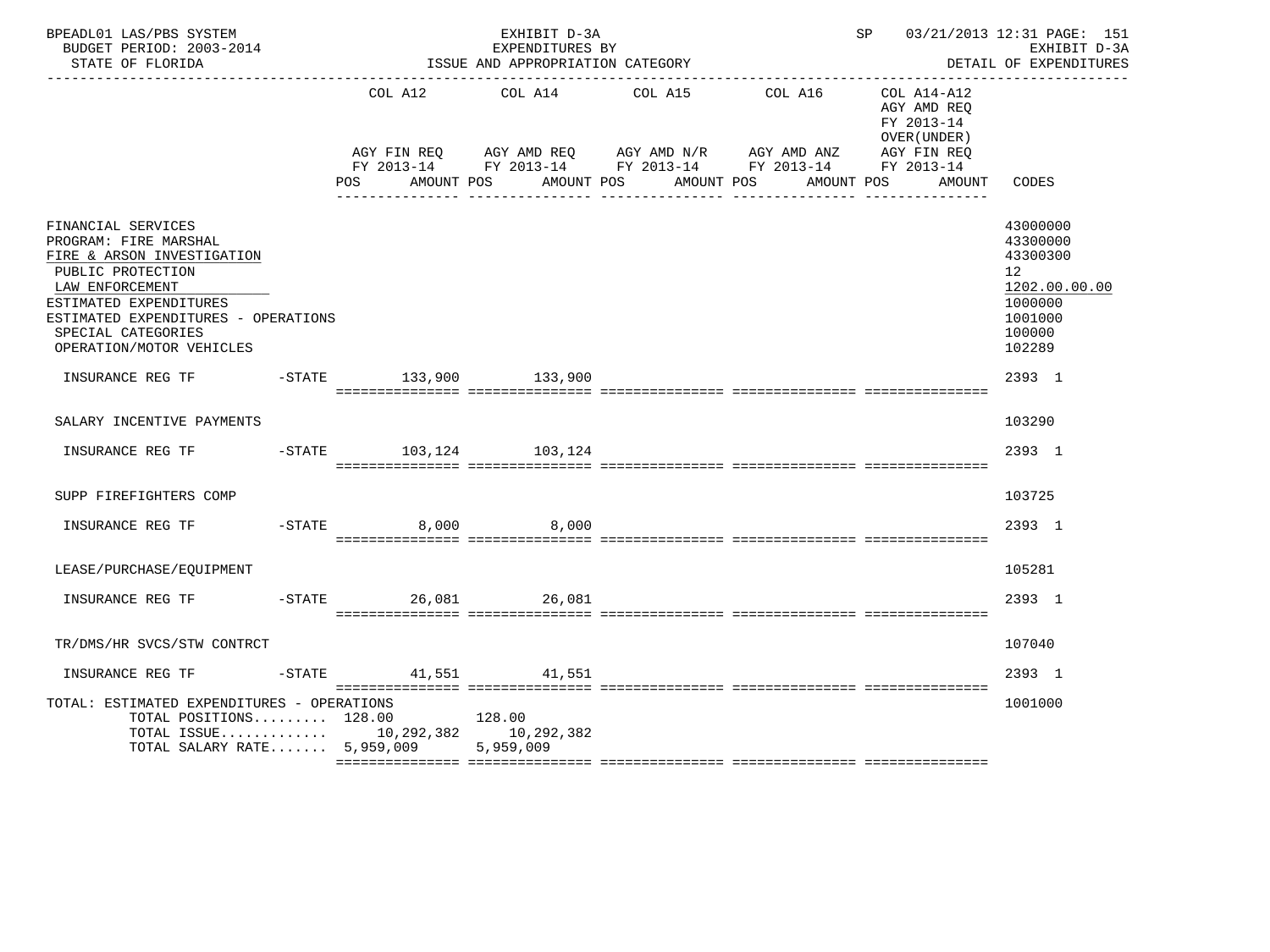BPEADL01 LAS/PBS SYSTEM | EXHIBIT D-3A | SP 03/21/2013 12:31 PAGE: 151
BUDGET PERIOD: 2003-2014 | EXPENDITURES BY | EXHIBIT D-3A
STATE OF FLORIDA | ISSUE AND APPROPRIATION CATEGORY | DETAIL OF EXPENDITURES

| | COL A12 AGY FIN REQ FY 2013-14 POS AMOUNT | COL A14 AGY AMD REQ FY 2013-14 POS AMOUNT | COL A15 AGY AMD N/R FY 2013-14 POS AMOUNT | COL A16 AGY AMD ANZ FY 2013-14 POS AMOUNT | COL A14-A12 AGY AMD REQ FY 2013-14 OVER(UNDER) AGY FIN REQ FY 2013-14 POS AMOUNT | CODES |
|---|---|---|---|---|---|---|
| FINANCIAL SERVICES | | | | | | 43000000 |
| PROGRAM: FIRE MARSHAL | | | | | | 43300000 |
| FIRE & ARSON INVESTIGATION | | | | | | 43300300 |
| PUBLIC PROTECTION | | | | | | 12 |
| LAW ENFORCEMENT | | | | | | 1202.00.00.00 |
| ESTIMATED EXPENDITURES | | | | | | 1000000 |
| ESTIMATED EXPENDITURES - OPERATIONS | | | | | | 1001000 |
| SPECIAL CATEGORIES | | | | | | 100000 |
| OPERATION/MOTOR VEHICLES | | | | | | 102289 |
| INSURANCE REG TF -STATE | 133,900 | 133,900 | | | | 2393 1 |
| SALARY INCENTIVE PAYMENTS | | | | | | 103290 |
| INSURANCE REG TF -STATE | 103,124 | 103,124 | | | | 2393 1 |
| SUPP FIREFIGHTERS COMP | | | | | | 103725 |
| INSURANCE REG TF -STATE | 8,000 | 8,000 | | | | 2393 1 |
| LEASE/PURCHASE/EQUIPMENT | | | | | | 105281 |
| INSURANCE REG TF -STATE | 26,081 | 26,081 | | | | 2393 1 |
| TR/DMS/HR SVCS/STW CONTRCT | | | | | | 107040 |
| INSURANCE REG TF -STATE | 41,551 | 41,551 | | | | 2393 1 |
| TOTAL: ESTIMATED EXPENDITURES - OPERATIONS | | | | | | 1001000 |
| TOTAL POSITIONS......... | 128.00 | 128.00 | | | | |
| TOTAL ISSUE............. | 10,292,382 | 10,292,382 | | | | |
| TOTAL SALARY RATE....... | 5,959,009 | 5,959,009 | | | | |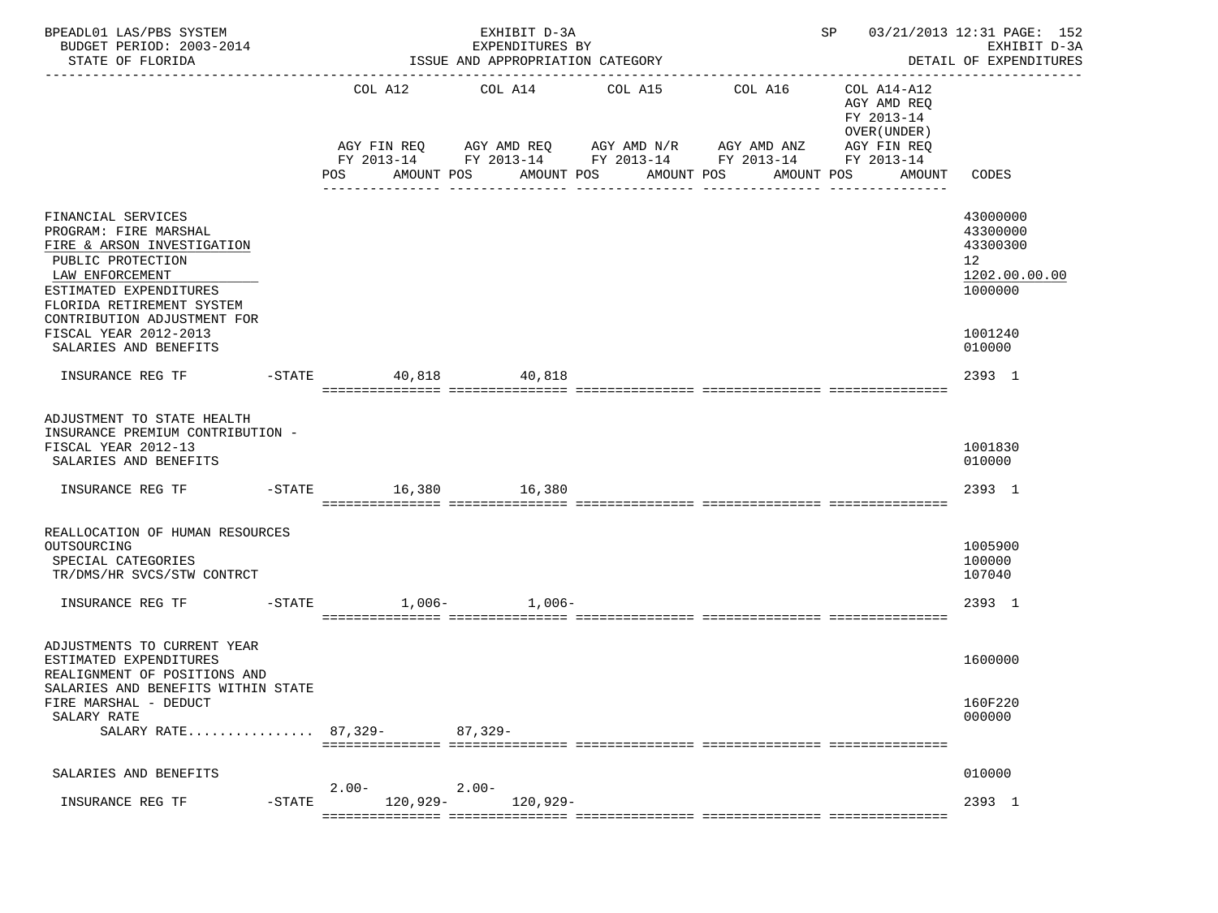BPEADL01 LAS/PBS SYSTEM — EXHIBIT D-3A — EXPENDITURES BY ISSUE AND APPROPRIATION CATEGORY
BUDGET PERIOD: 2003-2014 — STATE OF FLORIDA — SP 03/21/2013 12:31 — EXHIBIT D-3A DETAIL OF EXPENDITURES

| | COL A12 AGY FIN REQ FY 2013-14 POS AMOUNT | COL A14 AGY AMD REQ FY 2013-14 POS AMOUNT | COL A15 AGY AMD N/R FY 2013-14 POS AMOUNT | COL A16 AGY AMD ANZ FY 2013-14 POS AMOUNT | COL A14-A12 AGY AMD REQ FY 2013-14 OVER(UNDER) AGY FIN REQ FY 2013-14 POS AMOUNT | CODES |
|---|---|---|---|---|---|---|
| FINANCIAL SERVICES | | | | | | 43000000 |
| PROGRAM: FIRE MARSHAL | | | | | | 43300000 |
| FIRE & ARSON INVESTIGATION | | | | | | 43300300 |
| PUBLIC PROTECTION | | | | | | 12 |
| LAW ENFORCEMENT | | | | | | 1202.00.00.00 |
| ESTIMATED EXPENDITURES | | | | | | 1000000 |
| FLORIDA RETIREMENT SYSTEM CONTRIBUTION ADJUSTMENT FOR FISCAL YEAR 2012-2013 | | | | | | 1001240 |
| SALARIES AND BENEFITS | | | | | | 010000 |
| INSURANCE REG TF -STATE | 40,818 | 40,818 | | | | 2393 1 |
| ADJUSTMENT TO STATE HEALTH INSURANCE PREMIUM CONTRIBUTION - FISCAL YEAR 2012-13 | | | | | | 1001830 |
| SALARIES AND BENEFITS | | | | | | 010000 |
| INSURANCE REG TF -STATE | 16,380 | 16,380 | | | | 2393 1 |
| REALLOCATION OF HUMAN RESOURCES OUTSOURCING | | | | | | 1005900 |
| SPECIAL CATEGORIES | | | | | | 100000 |
| TR/DMS/HR SVCS/STW CONTRCT | | | | | | 107040 |
| INSURANCE REG TF -STATE | 1,006- | 1,006- | | | | 2393 1 |
| ADJUSTMENTS TO CURRENT YEAR ESTIMATED EXPENDITURES | | | | | | 1600000 |
| REALIGNMENT OF POSITIONS AND SALARIES AND BENEFITS WITHIN STATE FIRE MARSHAL - DEDUCT | | | | | | 160F220 |
| SALARY RATE | | | | | | 000000 |
| SALARY RATE................ | 87,329- | 87,329- | | | | |
| SALARIES AND BENEFITS | | | | | | 010000 |
| INSURANCE REG TF -STATE | 2.00- 120,929- | 2.00- 120,929- | | | | 2393 1 |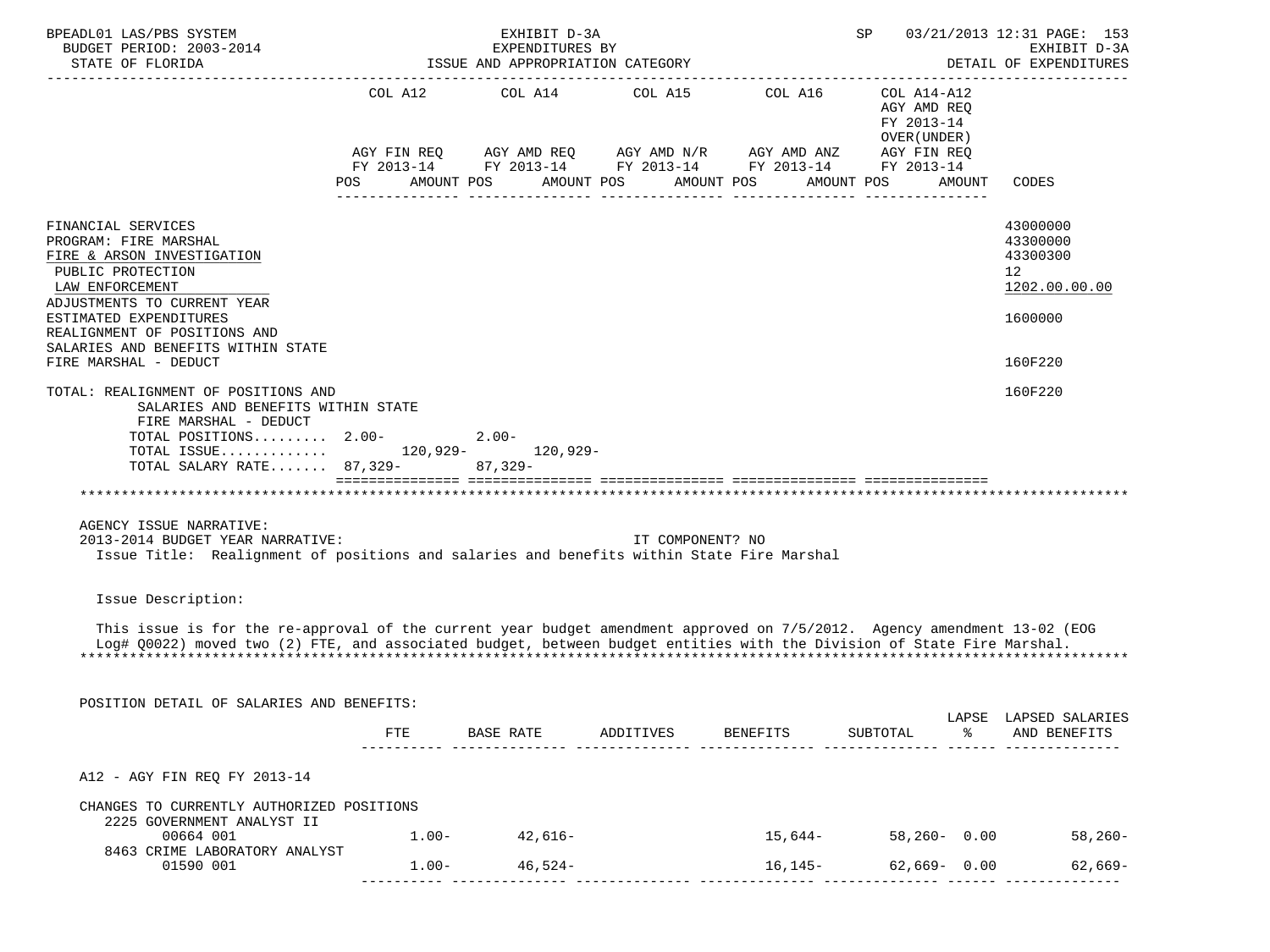BPEADL01 LAS/PBS SYSTEM — EXHIBIT D-3A — EXPENDITURES BY ISSUE AND APPROPRIATION CATEGORY — SP 03/21/2013 12:31
BUDGET PERIOD: 2003-2014 — STATE OF FLORIDA — EXHIBIT D-3A DETAIL OF EXPENDITURES

| | COL A12 AGY FIN REQ FY 2013-14 POS | AMOUNT | COL A14 AGY AMD REQ FY 2013-14 POS | AMOUNT | COL A15 AGY AMD N/R FY 2013-14 POS | AMOUNT | COL A16 AGY AMD ANZ FY 2013-14 POS | AMOUNT | COL A14-A12 AGY AMD REQ FY 2013-14 OVER(UNDER) AGY FIN REQ FY 2013-14 POS | AMOUNT | CODES |
|---|---|---|---|---|---|---|---|---|---|---|---|
| FINANCIAL SERVICES | | | | | | | | | | | 43000000 |
| PROGRAM: FIRE MARSHAL | | | | | | | | | | | 43300000 |
| FIRE & ARSON INVESTIGATION | | | | | | | | | | | 43300300 |
| PUBLIC PROTECTION | | | | | | | | | | | 12 |
| LAW ENFORCEMENT | | | | | | | | | | | 1202.00.00.00 |
| ADJUSTMENTS TO CURRENT YEAR ESTIMATED EXPENDITURES | | | | | | | | | | | 1600000 |
| REALIGNMENT OF POSITIONS AND SALARIES AND BENEFITS WITHIN STATE FIRE MARSHAL - DEDUCT | | | | | | | | | | | 160F220 |
| TOTAL: REALIGNMENT OF POSITIONS AND SALARIES AND BENEFITS WITHIN STATE FIRE MARSHAL - DEDUCT | | | | | | | | | | | 160F220 |
| TOTAL POSITIONS......... | 2.00- | | 2.00- | | | | | | | | |
| TOTAL ISSUE............. | | 120,929- | | 120,929- | | | | | | | |
| TOTAL SALARY RATE....... | 87,329- | | 87,329- | | | | | | | | |

AGENCY ISSUE NARRATIVE:
2013-2014 BUDGET YEAR NARRATIVE: IT COMPONENT? NO

Issue Title: Realignment of positions and salaries and benefits within State Fire Marshal

Issue Description:

This issue is for the re-approval of the current year budget amendment approved on 7/5/2012. Agency amendment 13-02 (EOG Log# Q0022) moved two (2) FTE, and associated budget, between budget entities with the Division of State Fire Marshal.

POSITION DETAIL OF SALARIES AND BENEFITS:

| | FTE | BASE RATE | ADDITIVES | BENEFITS | SUBTOTAL | LAPSE % | LAPSED SALARIES AND BENEFITS |
|---|---|---|---|---|---|---|---|
| A12 - AGY FIN REQ FY 2013-14 | | | | | | | |
| CHANGES TO CURRENTLY AUTHORIZED POSITIONS | | | | | | | |
| 2225 GOVERNMENT ANALYST II 00664 001 | 1.00- | 42,616- | | 15,644- | 58,260- | 0.00 | 58,260- |
| 8463 CRIME LABORATORY ANALYST 01590 001 | 1.00- | 46,524- | | 16,145- | 62,669- | 0.00 | 62,669- |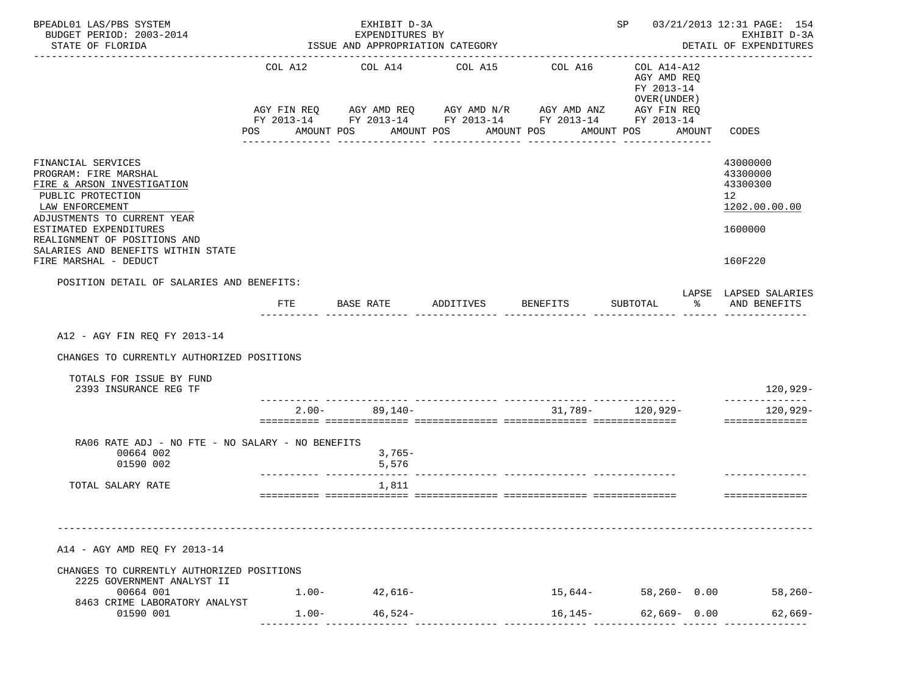BPEADL01 LAS/PBS SYSTEM | EXHIBIT D-3A | SP 03/21/2013 12:31 PAGE: 154
BUDGET PERIOD: 2003-2014 | EXPENDITURES BY | EXHIBIT D-3A
STATE OF FLORIDA | ISSUE AND APPROPRIATION CATEGORY | DETAIL OF EXPENDITURES

| | COL A12 AGY FIN REQ FY 2013-14 POS AMOUNT | COL A14 AGY AMD REQ FY 2013-14 POS AMOUNT | COL A15 AGY AMD N/R FY 2013-14 POS AMOUNT | COL A16 AGY AMD ANZ FY 2013-14 POS AMOUNT | COL A14-A12 AGY AMD REQ FY 2013-14 OVER(UNDER) AGY FIN REQ FY 2013-14 POS AMOUNT | CODES |
|---|---|---|---|---|---|---|

FINANCIAL SERVICES — 43000000
PROGRAM: FIRE MARSHAL — 43300000
FIRE & ARSON INVESTIGATION — 43300300
PUBLIC PROTECTION — 12
LAW ENFORCEMENT — 1202.00.00.00
ADJUSTMENTS TO CURRENT YEAR ESTIMATED EXPENDITURES — 1600000
REALIGNMENT OF POSITIONS AND SALARIES AND BENEFITS WITHIN STATE FIRE MARSHAL - DEDUCT — 160F220

POSITION DETAIL OF SALARIES AND BENEFITS:

| | FTE | BASE RATE | ADDITIVES | BENEFITS | SUBTOTAL | LAPSE % | LAPSED SALARIES AND BENEFITS |
|---|---|---|---|---|---|---|---|
| **A12 - AGY FIN REQ FY 2013-14** | | | | | | | |
| CHANGES TO CURRENTLY AUTHORIZED POSITIONS | | | | | | | |
| TOTALS FOR ISSUE BY FUND | | | | | | | |
| 2393 INSURANCE REG TF | | | | | | | 120,929- |
| | 2.00- | 89,140- | | 31,789- | 120,929- | | 120,929- |
| RA06 RATE ADJ - NO FTE - NO SALARY - NO BENEFITS | | | | | | | |
| 00664 002 | | 3,765- | | | | | |
| 01590 002 | | 5,576 | | | | | |
| TOTAL SALARY RATE | | 1,811 | | | | | |
| **A14 - AGY AMD REQ FY 2013-14** | | | | | | | |
| CHANGES TO CURRENTLY AUTHORIZED POSITIONS | | | | | | | |
| 2225 GOVERNMENT ANALYST II | | | | | | | |
| 00664 001 | 1.00- | 42,616- | | 15,644- | 58,260- | 0.00 | 58,260- |
| 8463 CRIME LABORATORY ANALYST | | | | | | | |
| 01590 001 | 1.00- | 46,524- | | 16,145- | 62,669- | 0.00 | 62,669- |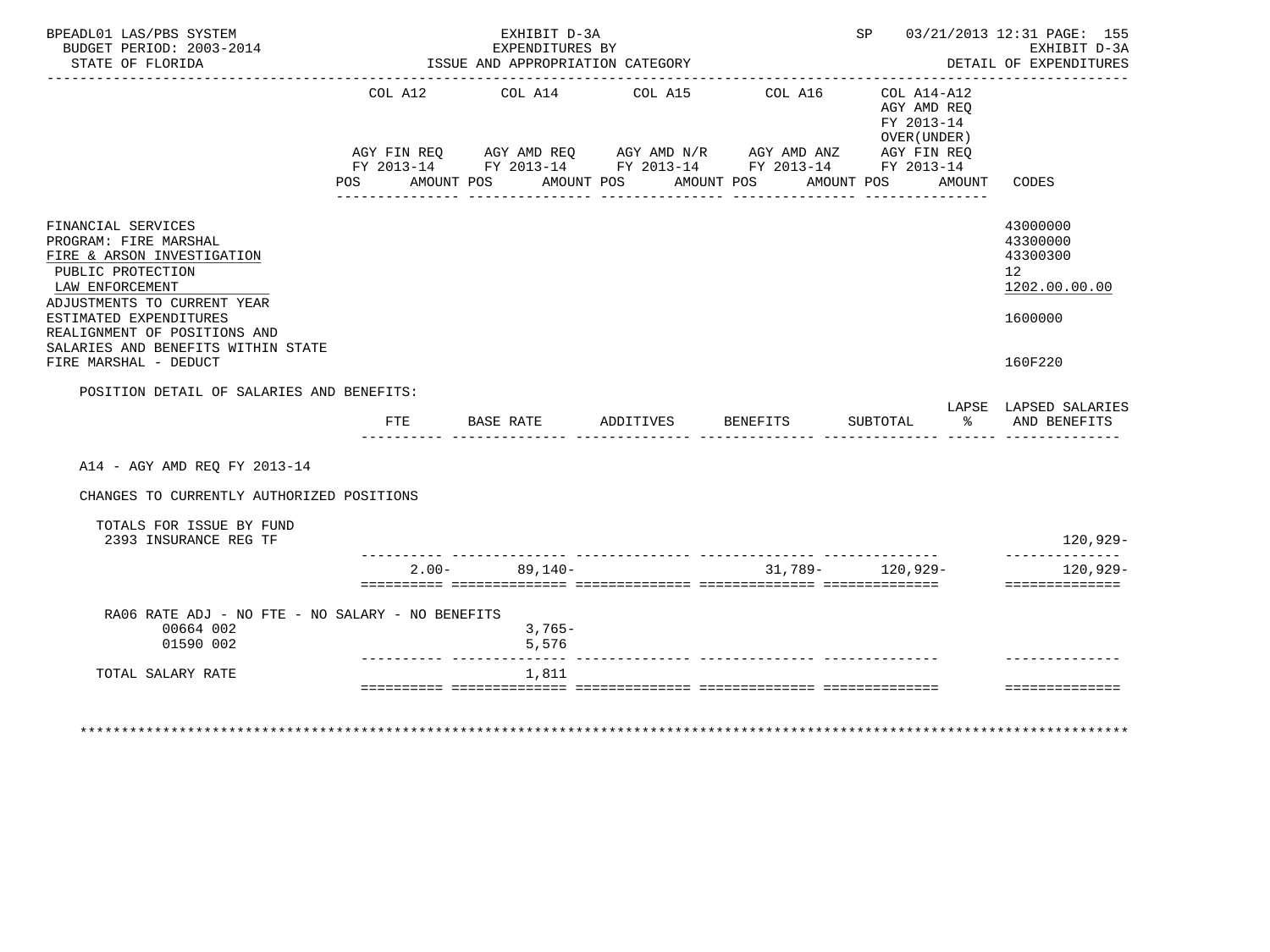BPEADL01 LAS/PBS SYSTEM — EXHIBIT D-3A — SP 03/21/2013 12:31 PAGE: 155
BUDGET PERIOD: 2003-2014 — EXPENDITURES BY — EXHIBIT D-3A
STATE OF FLORIDA — ISSUE AND APPROPRIATION CATEGORY — DETAIL OF EXPENDITURES

| | COL A12 AGY FIN REQ FY 2013-14 POS AMOUNT | COL A14 AGY AMD REQ FY 2013-14 POS AMOUNT | COL A15 AGY AMD N/R FY 2013-14 POS AMOUNT | COL A16 AGY AMD ANZ FY 2013-14 POS AMOUNT | COL A14-A12 AGY AMD REQ FY 2013-14 OVER(UNDER) AGY FIN REQ FY 2013-14 POS AMOUNT | CODES |
|---|---|---|---|---|---|---|
| FINANCIAL SERVICES | | | | | | 43000000 |
| PROGRAM: FIRE MARSHAL | | | | | | 43300000 |
| FIRE & ARSON INVESTIGATION | | | | | | 43300300 |
| PUBLIC PROTECTION | | | | | | 12 |
| LAW ENFORCEMENT | | | | | | 1202.00.00.00 |
| ADJUSTMENTS TO CURRENT YEAR ESTIMATED EXPENDITURES | | | | | | 1600000 |
| REALIGNMENT OF POSITIONS AND SALARIES AND BENEFITS WITHIN STATE FIRE MARSHAL - DEDUCT | | | | | | 160F220 |

POSITION DETAIL OF SALARIES AND BENEFITS:

| | FTE | BASE RATE | ADDITIVES | BENEFITS | SUBTOTAL | LAPSE % | LAPSED SALARIES AND BENEFITS |
|---|---|---|---|---|---|---|---|
| A14 - AGY AMD REQ FY 2013-14 | | | | | | | |
| CHANGES TO CURRENTLY AUTHORIZED POSITIONS | | | | | | | |
| TOTALS FOR ISSUE BY FUND | | | | | | | |
| 2393 INSURANCE REG TF | | | | | | | 120,929- |
| | 2.00- | 89,140- | | 31,789- | 120,929- | | 120,929- |
| RA06 RATE ADJ - NO FTE - NO SALARY - NO BENEFITS | | | | | | | |
| 00664 002 | | 3,765- | | | | | |
| 01590 002 | | 5,576 | | | | | |
| TOTAL SALARY RATE | | 1,811 | | | | | |

*******************************************************************************************************************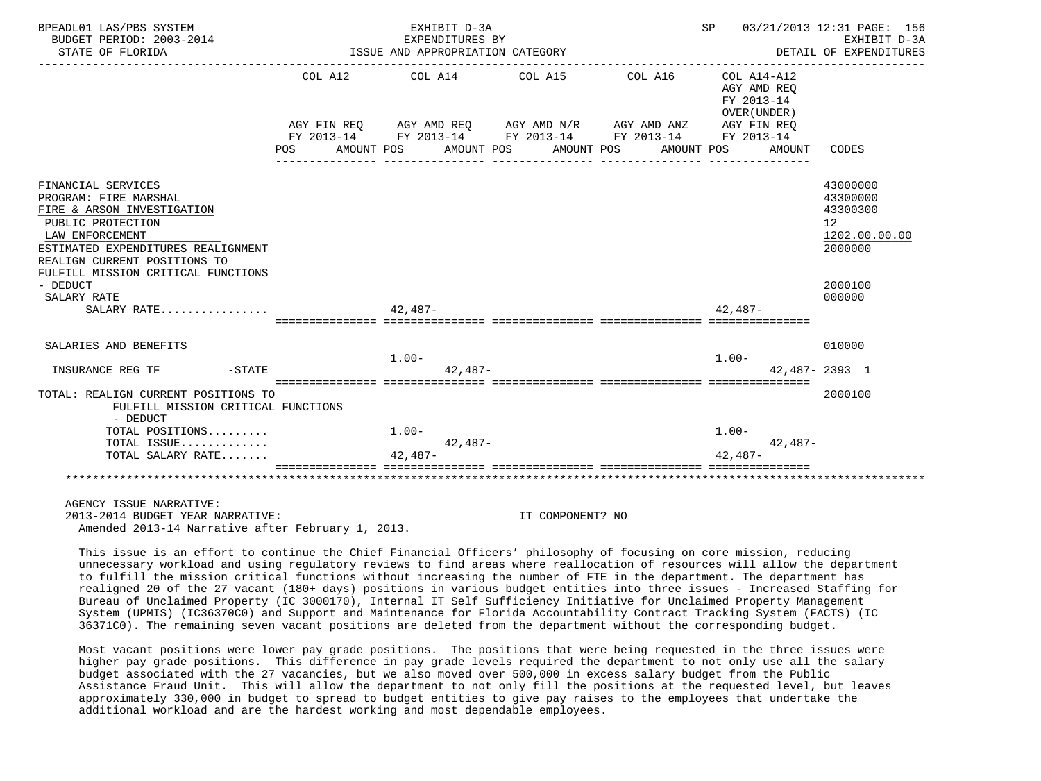BPEADL01 LAS/PBS SYSTEM | EXHIBIT D-3A | SP 03/21/2013 12:31 PAGE: 156
BUDGET PERIOD: 2003-2014 | EXPENDITURES BY | EXHIBIT D-3A
STATE OF FLORIDA | ISSUE AND APPROPRIATION CATEGORY | DETAIL OF EXPENDITURES

| | COL A12 AGY FIN REQ FY 2013-14 POS | AMOUNT | COL A14 AGY AMD REQ FY 2013-14 POS | AMOUNT | COL A15 AGY AMD N/R FY 2013-14 POS | AMOUNT | COL A16 AGY AMD ANZ FY 2013-14 POS | AMOUNT | COL A14-A12 AGY AMD REQ FY 2013-14 OVER(UNDER) AGY FIN REQ FY 2013-14 POS | AMOUNT | CODES |
|---|---|---|---|---|---|---|---|---|---|---|---|
| FINANCIAL SERVICES | | | | | | | | | | | 43000000 |
| PROGRAM: FIRE MARSHAL | | | | | | | | | | | 43300000 |
| FIRE & ARSON INVESTIGATION | | | | | | | | | | | 43300300 |
| PUBLIC PROTECTION | | | | | | | | | | | 12 |
| LAW ENFORCEMENT | | | | | | | | | | | 1202.00.00.00 |
| ESTIMATED EXPENDITURES REALIGNMENT | | | | | | | | | | | 2000000 |
| REALIGN CURRENT POSITIONS TO FULFILL MISSION CRITICAL FUNCTIONS - DEDUCT | | | | | | | | | | | 2000100 |
| SALARY RATE | | | | | | | | | | | 000000 |
| SALARY RATE................ | | | 42,487- | | | | | | 42,487- | | |
| SALARIES AND BENEFITS | | | | | | | | | | | 010000 |
| INSURANCE REG TF -STATE | | | 1.00- | 42,487- | | | | | 1.00- | 42,487- | 2393 1 |
| TOTAL: REALIGN CURRENT POSITIONS TO FULFILL MISSION CRITICAL FUNCTIONS - DEDUCT | | | | | | | | | | | 2000100 |
| TOTAL POSITIONS......... | | | 1.00- | | | | | | 1.00- | | |
| TOTAL ISSUE............. | | | | 42,487- | | | | | | 42,487- | |
| TOTAL SALARY RATE....... | | | 42,487- | | | | | | 42,487- | | |

AGENCY ISSUE NARRATIVE:
2013-2014 BUDGET YEAR NARRATIVE: IT COMPONENT? NO
Amended 2013-14 Narrative after February 1, 2013.

This issue is an effort to continue the Chief Financial Officers' philosophy of focusing on core mission, reducing unnecessary workload and using regulatory reviews to find areas where reallocation of resources will allow the department to fulfill the mission critical functions without increasing the number of FTE in the department. The department has realigned 20 of the 27 vacant (180+ days) positions in various budget entities into three issues - Increased Staffing for Bureau of Unclaimed Property (IC 3000170), Internal IT Self Sufficiency Initiative for Unclaimed Property Management System (UPMIS) (IC36370C0) and Support and Maintenance for Florida Accountability Contract Tracking System (FACTS) (IC 36371C0). The remaining seven vacant positions are deleted from the department without the corresponding budget.

Most vacant positions were lower pay grade positions. The positions that were being requested in the three issues were higher pay grade positions. This difference in pay grade levels required the department to not only use all the salary budget associated with the 27 vacancies, but we also moved over 500,000 in excess salary budget from the Public Assistance Fraud Unit. This will allow the department to not only fill the positions at the requested level, but leaves approximately 330,000 in budget to spread to budget entities to give pay raises to the employees that undertake the additional workload and are the hardest working and most dependable employees.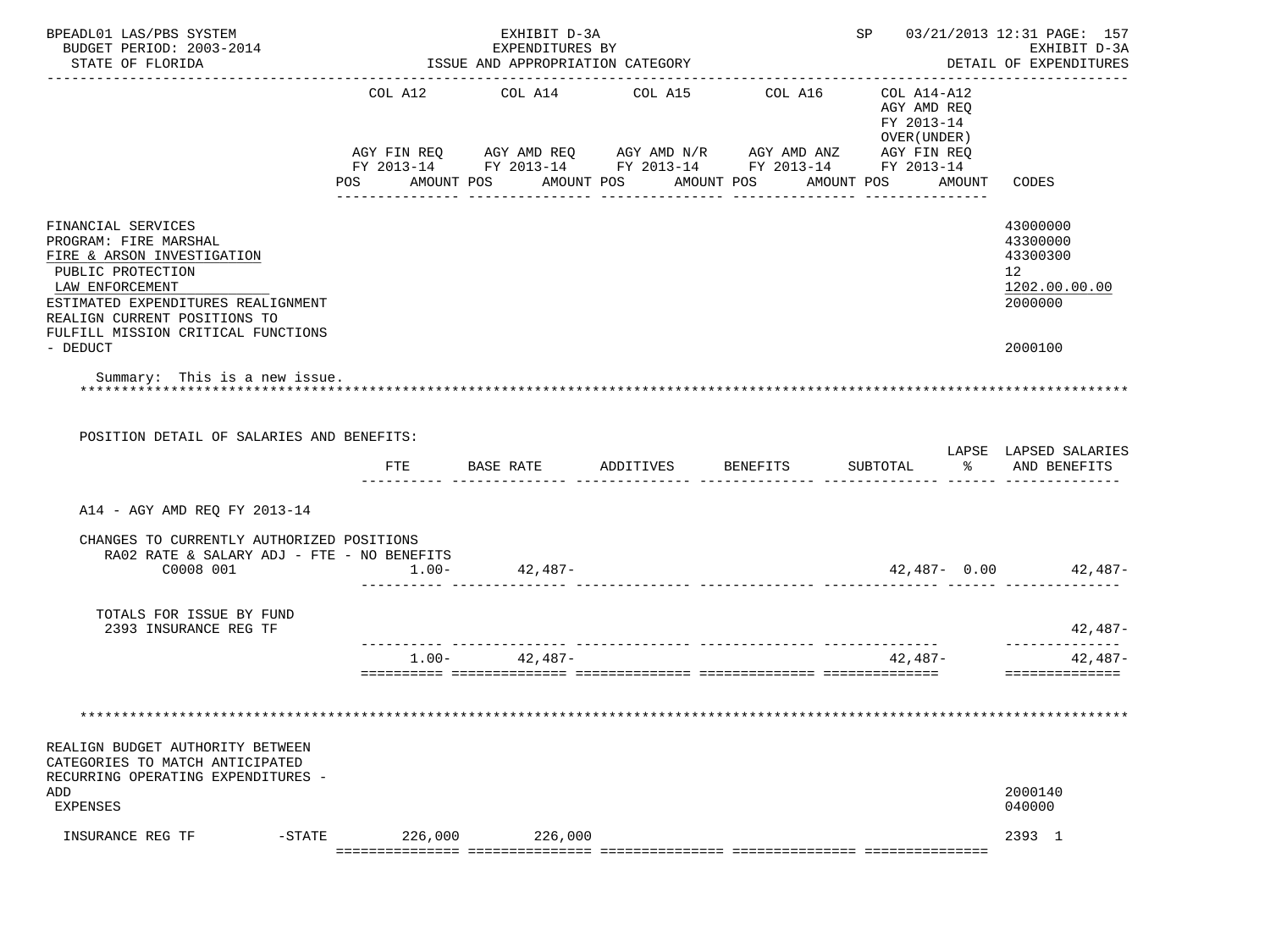| | COL A12 | COL A14 | COL A15 | COL A16 | COL A14-A12 AGY AMD REQ FY 2013-14 OVER(UNDER) | |
|---|---|---|---|---|---|---|
| | AGY FIN REQ FY 2013-14 | AGY AMD REQ FY 2013-14 | AGY AMD N/R FY 2013-14 | AGY AMD ANZ FY 2013-14 | AGY FIN REQ FY 2013-14 | |
| | POS AMOUNT | POS AMOUNT | POS AMOUNT | POS AMOUNT | POS AMOUNT | CODES |

FINANCIAL SERVICES — 43000000
PROGRAM: FIRE MARSHAL — 43300000
FIRE & ARSON INVESTIGATION — 43300300
PUBLIC PROTECTION — 12
LAW ENFORCEMENT — 1202.00.00.00
ESTIMATED EXPENDITURES REALIGNMENT — 2000000
REALIGN CURRENT POSITIONS TO FULFILL MISSION CRITICAL FUNCTIONS - DEDUCT — 2000100

Summary: This is a new issue.

POSITION DETAIL OF SALARIES AND BENEFITS:

| | FTE | BASE RATE | ADDITIVES | BENEFITS | SUBTOTAL | LAPSE % | LAPSED SALARIES AND BENEFITS |
|---|---|---|---|---|---|---|---|
| A14 - AGY AMD REQ FY 2013-14 | | | | | | | |
| CHANGES TO CURRENTLY AUTHORIZED POSITIONS | | | | | | | |
| RA02 RATE & SALARY ADJ - FTE - NO BENEFITS | | | | | | | |
| C0008 001 | 1.00- | 42,487- | | | 42,487- | 0.00 | 42,487- |
| TOTALS FOR ISSUE BY FUND | | | | | | | |
| 2393 INSURANCE REG TF | | | | | | | 42,487- |
| | 1.00- | 42,487- | | | 42,487- | | 42,487- |

REALIGN BUDGET AUTHORITY BETWEEN CATEGORIES TO MATCH ANTICIPATED RECURRING OPERATING EXPENDITURES - ADD — 2000140
EXPENSES — 040000

| | COL A12 | COL A14 | COL A15 | COL A16 | COL A14-A12 | CODES |
|---|---|---|---|---|---|---|
| INSURANCE REG TF -STATE | 226,000 | 226,000 | | | | 2393 1 |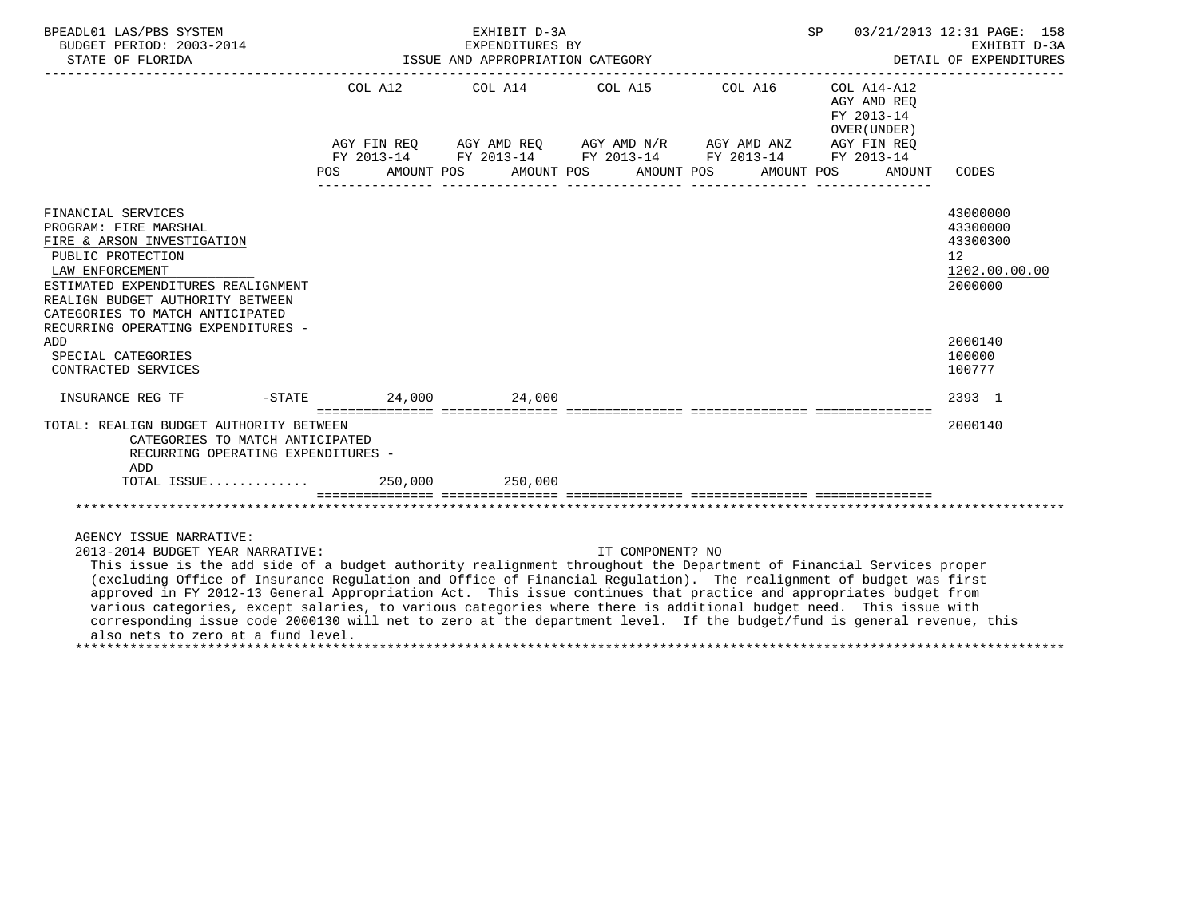BPEADL01 LAS/PBS SYSTEM — EXHIBIT D-3A — EXPENDITURES BY ISSUE AND APPROPRIATION CATEGORY
BUDGET PERIOD: 2003-2014 — STATE OF FLORIDA — SP 03/21/2013 12:31 — EXHIBIT D-3A DETAIL OF EXPENDITURES

| | COL A12 AGY FIN REQ FY 2013-14 POS AMOUNT | COL A14 AGY AMD REQ FY 2013-14 POS AMOUNT | COL A15 AGY AMD N/R FY 2013-14 POS AMOUNT | COL A16 AGY AMD ANZ FY 2013-14 POS AMOUNT | COL A14-A12 AGY AMD REQ FY 2013-14 OVER(UNDER) AGY FIN REQ FY 2013-14 POS AMOUNT | CODES |
|---|---|---|---|---|---|---|
| FINANCIAL SERVICES | | | | | | 43000000 |
| PROGRAM: FIRE MARSHAL | | | | | | 43300000 |
| FIRE & ARSON INVESTIGATION | | | | | | 43300300 |
| PUBLIC PROTECTION | | | | | | 12 |
| LAW ENFORCEMENT | | | | | | 1202.00.00.00 |
| ESTIMATED EXPENDITURES REALIGNMENT | | | | | | 2000000 |
| REALIGN BUDGET AUTHORITY BETWEEN CATEGORIES TO MATCH ANTICIPATED RECURRING OPERATING EXPENDITURES - ADD | | | | | | 2000140 |
| SPECIAL CATEGORIES | | | | | | 100000 |
| CONTRACTED SERVICES | | | | | | 100777 |
| INSURANCE REG TF -STATE | 24,000 | 24,000 | | | | 2393 1 |
| TOTAL: REALIGN BUDGET AUTHORITY BETWEEN CATEGORIES TO MATCH ANTICIPATED RECURRING OPERATING EXPENDITURES - ADD | | | | | | 2000140 |
| TOTAL ISSUE............ | 250,000 | 250,000 | | | | |

AGENCY ISSUE NARRATIVE:

2013-2014 BUDGET YEAR NARRATIVE: IT COMPONENT? NO

This issue is the add side of a budget authority realignment throughout the Department of Financial Services proper (excluding Office of Insurance Regulation and Office of Financial Regulation). The realignment of budget was first approved in FY 2012-13 General Appropriation Act. This issue continues that practice and appropriates budget from various categories, except salaries, to various categories where there is additional budget need. This issue with corresponding issue code 2000130 will net to zero at the department level. If the budget/fund is general revenue, this also nets to zero at a fund level.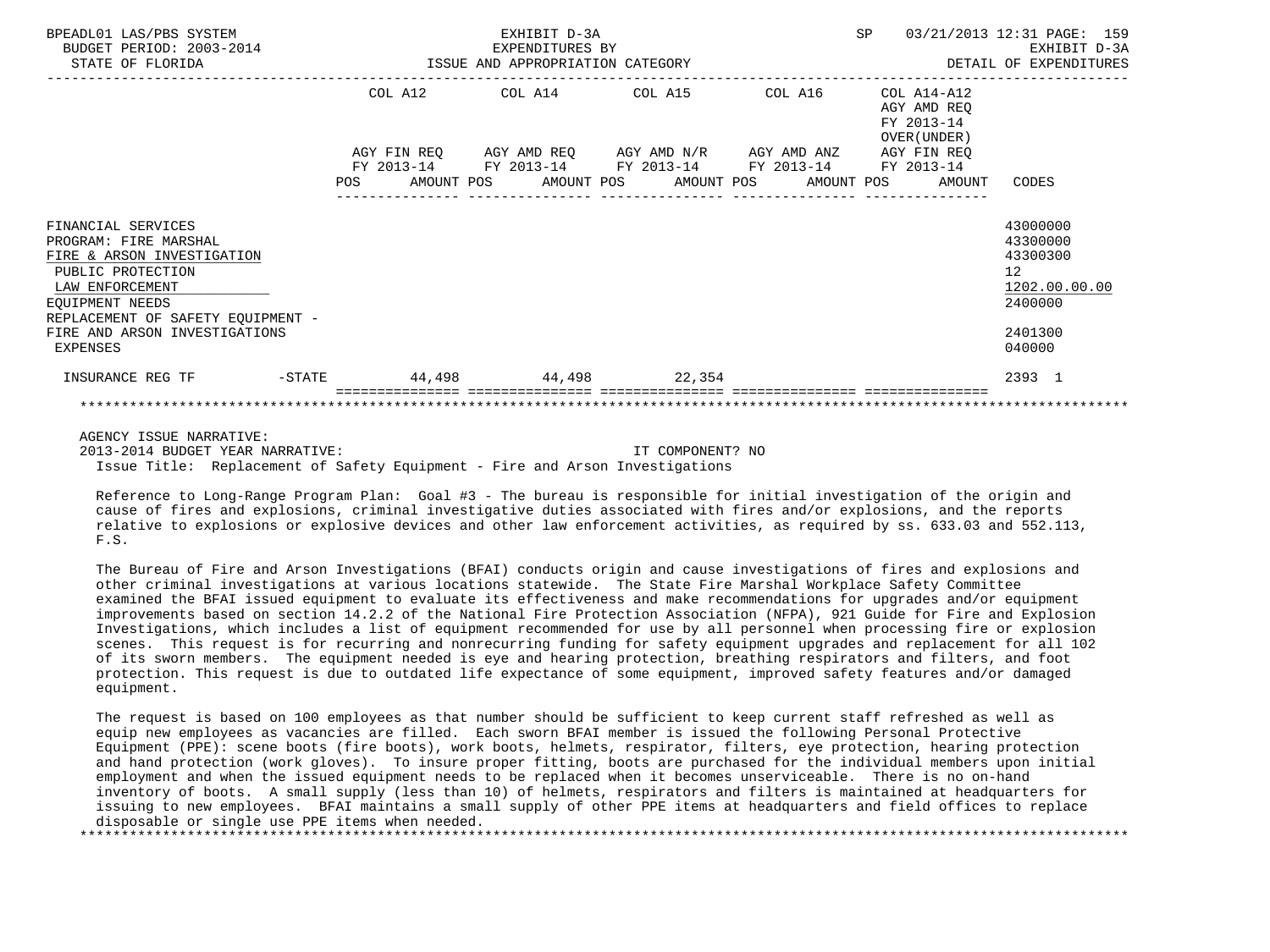BPEADL01 LAS/PBS SYSTEM
BUDGET PERIOD: 2003-2014
STATE OF FLORIDA

EXHIBIT D-3A
EXPENDITURES BY
ISSUE AND APPROPRIATION CATEGORY

SP 03/21/2013 12:31
EXHIBIT D-3A
DETAIL OF EXPENDITURES

| | COL A12 AGY FIN REQ FY 2013-14 POS AMOUNT | COL A14 AGY AMD REQ FY 2013-14 POS AMOUNT | COL A15 AGY AMD N/R FY 2013-14 POS AMOUNT | COL A16 AGY AMD ANZ FY 2013-14 POS AMOUNT | COL A14-A12 AGY AMD REQ FY 2013-14 OVER(UNDER) AGY FIN REQ FY 2013-14 POS AMOUNT | CODES |
|---|---|---|---|---|---|---|
| FINANCIAL SERVICES | | | | | | 43000000 |
| PROGRAM: FIRE MARSHAL | | | | | | 43300000 |
| FIRE & ARSON INVESTIGATION | | | | | | 43300300 |
| PUBLIC PROTECTION | | | | | | 12 |
| LAW ENFORCEMENT | | | | | | 1202.00.00.00 |
| EQUIPMENT NEEDS | | | | | | 2400000 |
| REPLACEMENT OF SAFETY EQUIPMENT - FIRE AND ARSON INVESTIGATIONS | | | | | | 2401300 |
| EXPENSES | | | | | | 040000 |
| INSURANCE REG TF -STATE | 44,498 | 44,498 | 22,354 | | | 2393 1 |

AGENCY ISSUE NARRATIVE:

2013-2014 BUDGET YEAR NARRATIVE: IT COMPONENT? NO

Issue Title: Replacement of Safety Equipment - Fire and Arson Investigations

Reference to Long-Range Program Plan: Goal #3 - The bureau is responsible for initial investigation of the origin and cause of fires and explosions, criminal investigative duties associated with fires and/or explosions, and the reports relative to explosions or explosive devices and other law enforcement activities, as required by ss. 633.03 and 552.113, F.S.

The Bureau of Fire and Arson Investigations (BFAI) conducts origin and cause investigations of fires and explosions and other criminal investigations at various locations statewide. The State Fire Marshal Workplace Safety Committee examined the BFAI issued equipment to evaluate its effectiveness and make recommendations for upgrades and/or equipment improvements based on section 14.2.2 of the National Fire Protection Association (NFPA), 921 Guide for Fire and Explosion Investigations, which includes a list of equipment recommended for use by all personnel when processing fire or explosion scenes. This request is for recurring and nonrecurring funding for safety equipment upgrades and replacement for all 102 of its sworn members. The equipment needed is eye and hearing protection, breathing respirators and filters, and foot protection. This request is due to outdated life expectance of some equipment, improved safety features and/or damaged equipment.

The request is based on 100 employees as that number should be sufficient to keep current staff refreshed as well as equip new employees as vacancies are filled. Each sworn BFAI member is issued the following Personal Protective Equipment (PPE): scene boots (fire boots), work boots, helmets, respirator, filters, eye protection, hearing protection and hand protection (work gloves). To insure proper fitting, boots are purchased for the individual members upon initial employment and when the issued equipment needs to be replaced when it becomes unserviceable. There is no on-hand inventory of boots. A small supply (less than 10) of helmets, respirators and filters is maintained at headquarters for issuing to new employees. BFAI maintains a small supply of other PPE items at headquarters and field offices to replace disposable or single use PPE items when needed.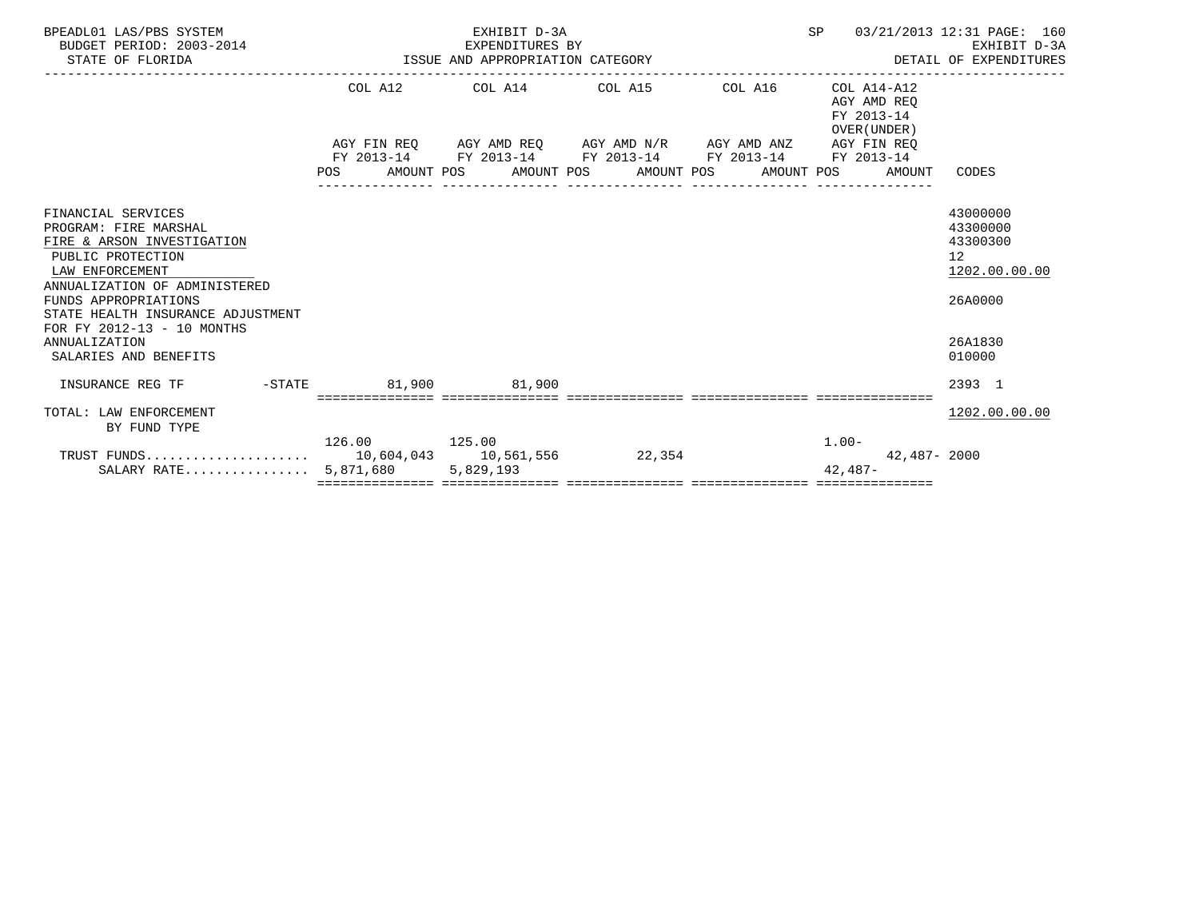BPEADL01 LAS/PBS SYSTEM — EXHIBIT D-3A — EXPENDITURES BY ISSUE AND APPROPRIATION CATEGORY
BUDGET PERIOD: 2003-2014 — STATE OF FLORIDA — SP 03/21/2013 12:31 — EXHIBIT D-3A DETAIL OF EXPENDITURES

| | COL A12 AGY FIN REQ FY 2013-14 POS AMOUNT | COL A14 AGY AMD REQ FY 2013-14 POS AMOUNT | COL A15 AGY AMD N/R FY 2013-14 POS AMOUNT | COL A16 AGY AMD ANZ FY 2013-14 POS AMOUNT | COL A14-A12 AGY AMD REQ FY 2013-14 OVER(UNDER) AGY FIN REQ FY 2013-14 POS AMOUNT | CODES |
|---|---|---|---|---|---|---|
| FINANCIAL SERVICES | | | | | | 43000000 |
| PROGRAM: FIRE MARSHAL | | | | | | 43300000 |
| FIRE & ARSON INVESTIGATION | | | | | | 43300300 |
| PUBLIC PROTECTION | | | | | | 12 |
| LAW ENFORCEMENT | | | | | | 1202.00.00.00 |
| ANNUALIZATION OF ADMINISTERED FUNDS APPROPRIATIONS | | | | | | 26A0000 |
| STATE HEALTH INSURANCE ADJUSTMENT FOR FY 2012-13 - 10 MONTHS ANNUALIZATION | | | | | | 26A1830 |
| SALARIES AND BENEFITS | | | | | | 010000 |
| INSURANCE REG TF -STATE | 81,900 | 81,900 | | | | 2393 1 |
| TOTAL: LAW ENFORCEMENT BY FUND TYPE | | | | | | 1202.00.00.00 |
| | 126.00 | 125.00 | | | 1.00- | |
| TRUST FUNDS | 10,604,043 | 10,561,556 | 22,354 | | 42,487- | 2000 |
| SALARY RATE | 5,871,680 | 5,829,193 | | | 42,487- | |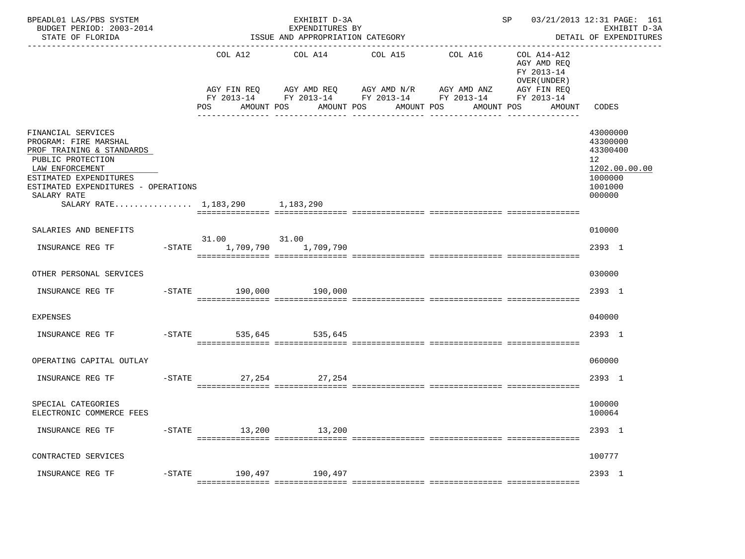BPEADL01 LAS/PBS SYSTEM — EXHIBIT D-3A — EXPENDITURES BY ISSUE AND APPROPRIATION CATEGORY — SP 03/21/2013 12:31
BUDGET PERIOD: 2003-2014 — EXHIBIT D-3A
STATE OF FLORIDA — DETAIL OF EXPENDITURES

| | | COL A12 AGY FIN REQ FY 2013-14 POS | AMOUNT | COL A14 AGY AMD REQ FY 2013-14 POS | AMOUNT | COL A15 AGY AMD N/R FY 2013-14 POS | AMOUNT | COL A16 AGY AMD ANZ FY 2013-14 POS | AMOUNT | COL A14-A12 AGY AMD REQ FY 2013-14 OVER(UNDER) AGY FIN REQ FY 2013-14 POS | AMOUNT | CODES |
|---|---|---|---|---|---|---|---|---|---|---|---|---|
| FINANCIAL SERVICES | | | | | | | | | | | | 43000000 |
| PROGRAM: FIRE MARSHAL | | | | | | | | | | | | 43300000 |
| PROF TRAINING & STANDARDS | | | | | | | | | | | | 43300400 |
| PUBLIC PROTECTION | | | | | | | | | | | | 12 |
| LAW ENFORCEMENT | | | | | | | | | | | | 1202.00.00.00 |
| ESTIMATED EXPENDITURES | | | | | | | | | | | | 1000000 |
| ESTIMATED EXPENDITURES - OPERATIONS | | | | | | | | | | | | 1001000 |
| SALARY RATE | | | | | | | | | | | | 000000 |
| SALARY RATE................ | | | 1,183,290 | | 1,183,290 | | | | | | | |
| SALARIES AND BENEFITS | | | | | | | | | | | | 010000 |
| INSURANCE REG TF | -STATE | 31.00 | 1,709,790 | 31.00 | 1,709,790 | | | | | | | 2393 1 |
| OTHER PERSONAL SERVICES | | | | | | | | | | | | 030000 |
| INSURANCE REG TF | -STATE | | 190,000 | | 190,000 | | | | | | | 2393 1 |
| EXPENSES | | | | | | | | | | | | 040000 |
| INSURANCE REG TF | -STATE | | 535,645 | | 535,645 | | | | | | | 2393 1 |
| OPERATING CAPITAL OUTLAY | | | | | | | | | | | | 060000 |
| INSURANCE REG TF | -STATE | | 27,254 | | 27,254 | | | | | | | 2393 1 |
| SPECIAL CATEGORIES | | | | | | | | | | | | 100000 |
| ELECTRONIC COMMERCE FEES | | | | | | | | | | | | 100064 |
| INSURANCE REG TF | -STATE | | 13,200 | | 13,200 | | | | | | | 2393 1 |
| CONTRACTED SERVICES | | | | | | | | | | | | 100777 |
| INSURANCE REG TF | -STATE | | 190,497 | | 190,497 | | | | | | | 2393 1 |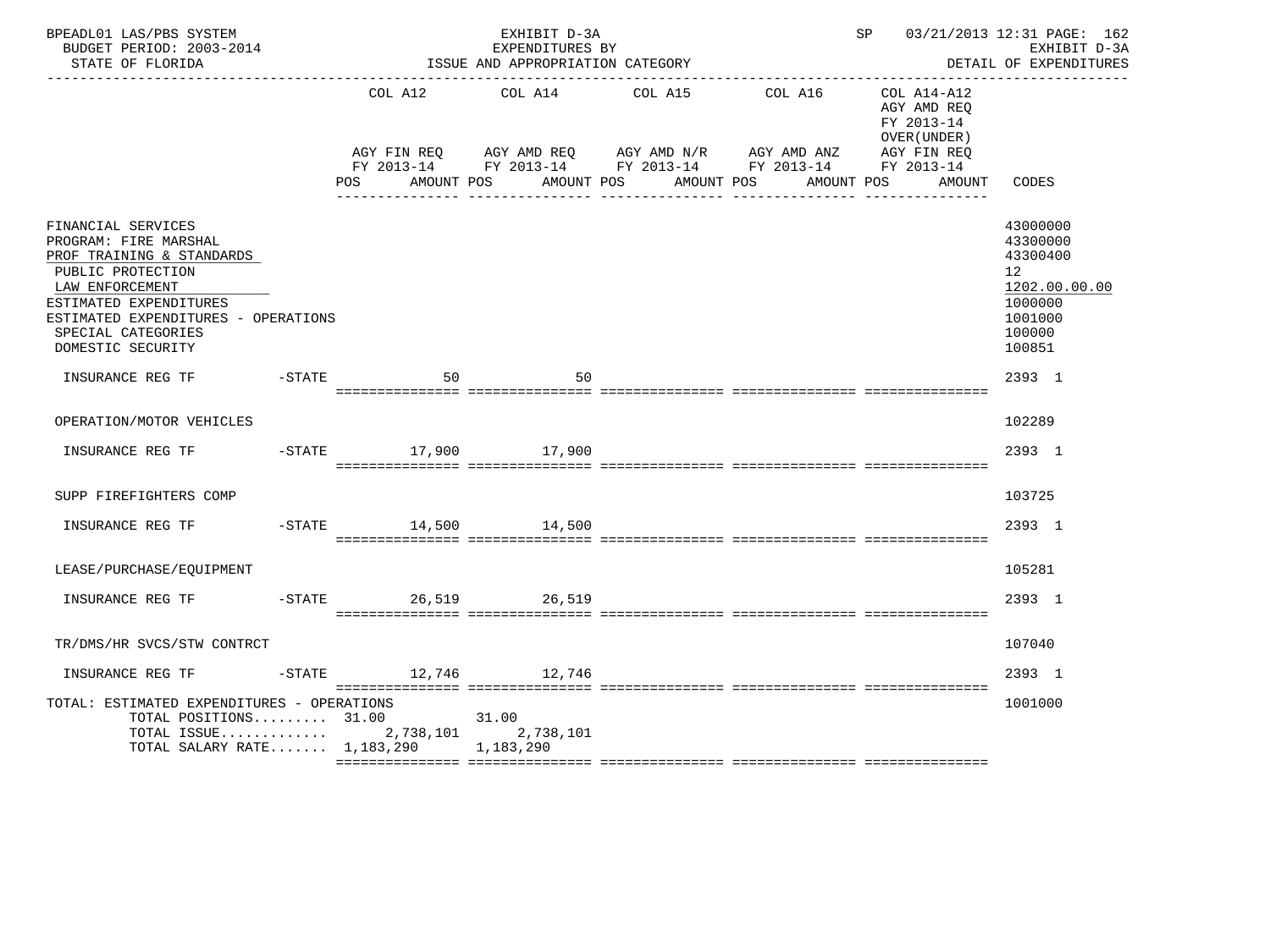BPEADL01 LAS/PBS SYSTEM | EXHIBIT D-3A | SP 03/21/2013 12:31 PAGE: 162
BUDGET PERIOD: 2003-2014 | EXPENDITURES BY | EXHIBIT D-3A
STATE OF FLORIDA | ISSUE AND APPROPRIATION CATEGORY | DETAIL OF EXPENDITURES

| | COL A12 AGY FIN REQ FY 2013-14 POS AMOUNT | COL A14 AGY AMD REQ FY 2013-14 POS AMOUNT | COL A15 AGY AMD N/R FY 2013-14 POS AMOUNT | COL A16 AGY AMD ANZ FY 2013-14 POS AMOUNT | COL A14-A12 AGY AMD REQ FY 2013-14 OVER(UNDER) AGY FIN REQ FY 2013-14 POS AMOUNT | CODES |
|---|---|---|---|---|---|---|
| FINANCIAL SERVICES | | | | | | 43000000 |
| PROGRAM: FIRE MARSHAL | | | | | | 43300000 |
| PROF TRAINING & STANDARDS | | | | | | 43300400 |
| PUBLIC PROTECTION | | | | | | 12 |
| LAW ENFORCEMENT | | | | | | 1202.00.00.00 |
| ESTIMATED EXPENDITURES | | | | | | 1000000 |
| ESTIMATED EXPENDITURES - OPERATIONS | | | | | | 1001000 |
| SPECIAL CATEGORIES | | | | | | 100000 |
| DOMESTIC SECURITY | | | | | | 100851 |
| INSURANCE REG TF -STATE | 50 | 50 | | | | 2393 1 |
| OPERATION/MOTOR VEHICLES | | | | | | 102289 |
| INSURANCE REG TF -STATE | 17,900 | 17,900 | | | | 2393 1 |
| SUPP FIREFIGHTERS COMP | | | | | | 103725 |
| INSURANCE REG TF -STATE | 14,500 | 14,500 | | | | 2393 1 |
| LEASE/PURCHASE/EQUIPMENT | | | | | | 105281 |
| INSURANCE REG TF -STATE | 26,519 | 26,519 | | | | 2393 1 |
| TR/DMS/HR SVCS/STW CONTRCT | | | | | | 107040 |
| INSURANCE REG TF -STATE | 12,746 | 12,746 | | | | 2393 1 |
| TOTAL: ESTIMATED EXPENDITURES - OPERATIONS | | | | | | 1001000 |
| TOTAL POSITIONS......... | 31.00 | 31.00 | | | | |
| TOTAL ISSUE............. | 2,738,101 | 2,738,101 | | | | |
| TOTAL SALARY RATE....... | 1,183,290 | 1,183,290 | | | | |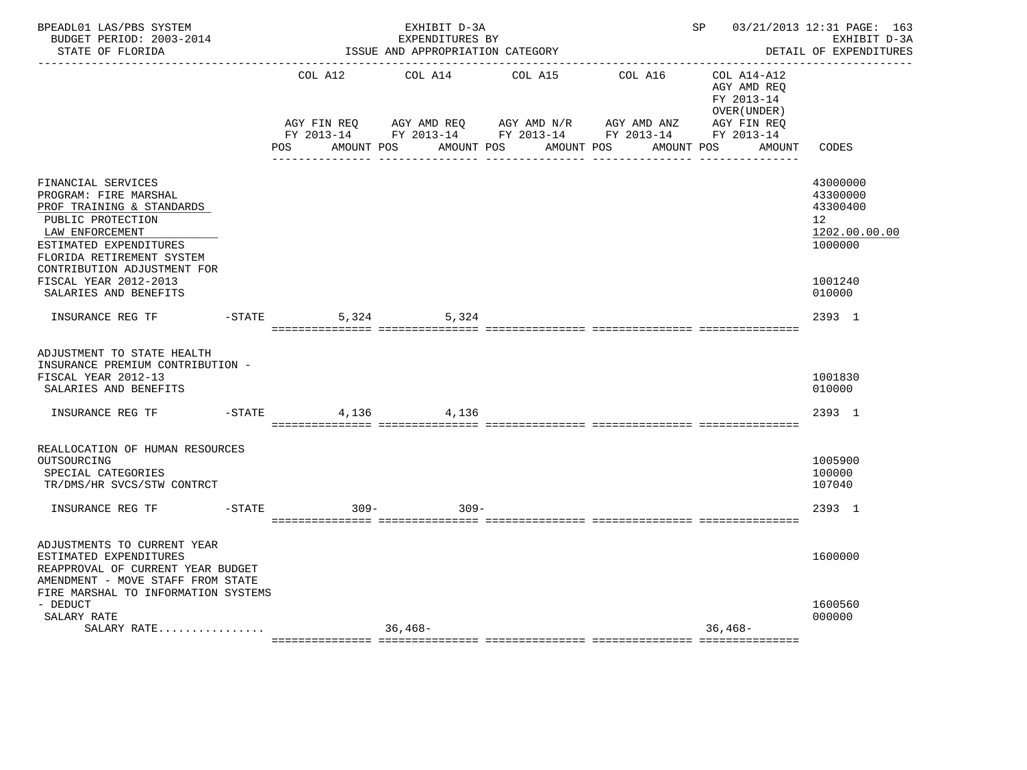BPEADL01 LAS/PBS SYSTEM — EXHIBIT D-3A — EXPENDITURES BY ISSUE AND APPROPRIATION CATEGORY
BUDGET PERIOD: 2003-2014 — STATE OF FLORIDA
SP 03/21/2013 12:31 — EXHIBIT D-3A — DETAIL OF EXPENDITURES

| | COL A12 AGY FIN REQ FY 2013-14 POS AMOUNT | COL A14 AGY AMD REQ FY 2013-14 POS AMOUNT | COL A15 AGY AMD N/R FY 2013-14 POS AMOUNT | COL A16 AGY AMD ANZ FY 2013-14 POS AMOUNT | COL A14-A12 AGY AMD REQ FY 2013-14 OVER(UNDER) AGY FIN REQ FY 2013-14 POS AMOUNT | CODES |
|---|---|---|---|---|---|---|
| FINANCIAL SERVICES | | | | | | 43000000 |
| PROGRAM: FIRE MARSHAL | | | | | | 43300000 |
| PROF TRAINING & STANDARDS | | | | | | 43300400 |
| PUBLIC PROTECTION | | | | | | 12 |
| LAW ENFORCEMENT | | | | | | 1202.00.00.00 |
| ESTIMATED EXPENDITURES | | | | | | 1000000 |
| FLORIDA RETIREMENT SYSTEM CONTRIBUTION ADJUSTMENT FOR FISCAL YEAR 2012-2013 | | | | | | 1001240 |
| SALARIES AND BENEFITS | | | | | | 010000 |
| INSURANCE REG TF -STATE | 5,324 | 5,324 | | | | 2393 1 |
| ADJUSTMENT TO STATE HEALTH INSURANCE PREMIUM CONTRIBUTION - FISCAL YEAR 2012-13 | | | | | | 1001830 |
| SALARIES AND BENEFITS | | | | | | 010000 |
| INSURANCE REG TF -STATE | 4,136 | 4,136 | | | | 2393 1 |
| REALLOCATION OF HUMAN RESOURCES OUTSOURCING | | | | | | 1005900 |
| SPECIAL CATEGORIES | | | | | | 100000 |
| TR/DMS/HR SVCS/STW CONTRCT | | | | | | 107040 |
| INSURANCE REG TF -STATE | 309- | 309- | | | | 2393 1 |
| ADJUSTMENTS TO CURRENT YEAR ESTIMATED EXPENDITURES | | | | | | 1600000 |
| REAPPROVAL OF CURRENT YEAR BUDGET AMENDMENT - MOVE STAFF FROM STATE FIRE MARSHAL TO INFORMATION SYSTEMS - DEDUCT | | | | | | 1600560 |
| SALARY RATE | | | | | | 000000 |
| SALARY RATE................ | | 36,468- | | | 36,468- | |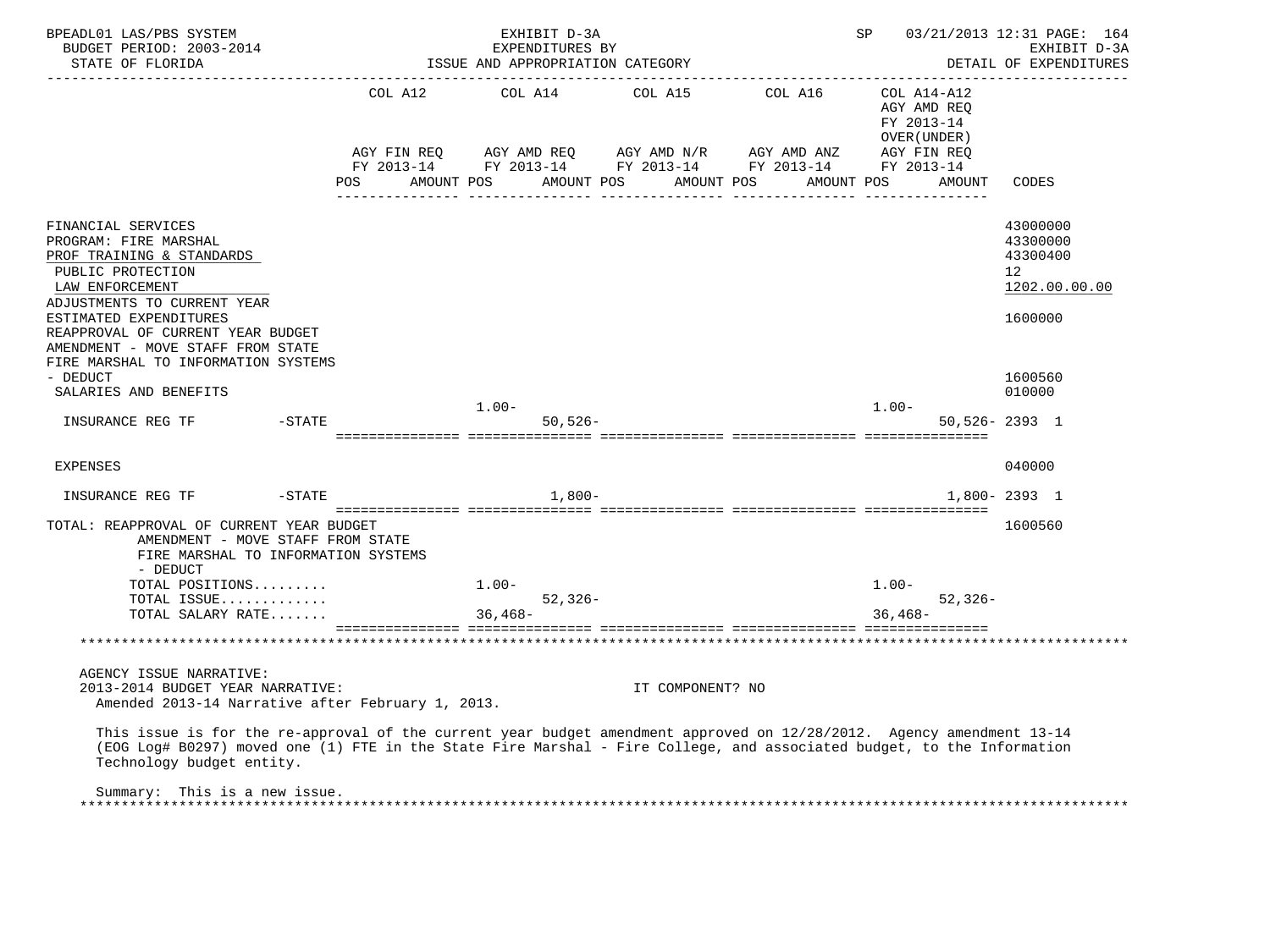BPEADL01 LAS/PBS SYSTEM | EXHIBIT D-3A | SP 03/21/2013 12:31

BUDGET PERIOD: 2003-2014 | EXPENDITURES BY | EXHIBIT D-3A

STATE OF FLORIDA | ISSUE AND APPROPRIATION CATEGORY | DETAIL OF EXPENDITURES

| | COL A12 AGY FIN REQ FY 2013-14 POS AMOUNT | COL A14 AGY AMD REQ FY 2013-14 POS AMOUNT | COL A15 AGY AMD N/R FY 2013-14 POS AMOUNT | COL A16 AGY AMD ANZ FY 2013-14 POS AMOUNT | COL A14-A12 AGY AMD REQ FY 2013-14 OVER(UNDER) AGY FIN REQ FY 2013-14 POS AMOUNT | CODES |
|---|---|---|---|---|---|---|
| FINANCIAL SERVICES | | | | | | 43000000 |
| PROGRAM: FIRE MARSHAL | | | | | | 43300000 |
| PROF TRAINING & STANDARDS | | | | | | 43300400 |
| PUBLIC PROTECTION | | | | | | 12 |
| LAW ENFORCEMENT | | | | | | 1202.00.00.00 |
| ADJUSTMENTS TO CURRENT YEAR ESTIMATED EXPENDITURES | | | | | | 1600000 |
| REAPPROVAL OF CURRENT YEAR BUDGET AMENDMENT - MOVE STAFF FROM STATE FIRE MARSHAL TO INFORMATION SYSTEMS - DEDUCT | | | | | | 1600560 |
| SALARIES AND BENEFITS | | | | | | 010000 |
| INSURANCE REG TF -STATE | | 1.00- 50,526- | | | 1.00- 50,526- | 2393 1 |
| EXPENSES | | | | | | 040000 |
| INSURANCE REG TF -STATE | | 1,800- | | | 1,800- | 2393 1 |
| TOTAL: REAPPROVAL OF CURRENT YEAR BUDGET AMENDMENT - MOVE STAFF FROM STATE FIRE MARSHAL TO INFORMATION SYSTEMS - DEDUCT | | | | | | 1600560 |
| TOTAL POSITIONS......... | | 1.00- | | | 1.00- | |
| TOTAL ISSUE............. | | 52,326- | | | 52,326- | |
| TOTAL SALARY RATE....... | | 36,468- | | | 36,468- | |

AGENCY ISSUE NARRATIVE:

2013-2014 BUDGET YEAR NARRATIVE: IT COMPONENT? NO

Amended 2013-14 Narrative after February 1, 2013.

This issue is for the re-approval of the current year budget amendment approved on 12/28/2012. Agency amendment 13-14 (EOG Log# B0297) moved one (1) FTE in the State Fire Marshal - Fire College, and associated budget, to the Information Technology budget entity.

Summary: This is a new issue.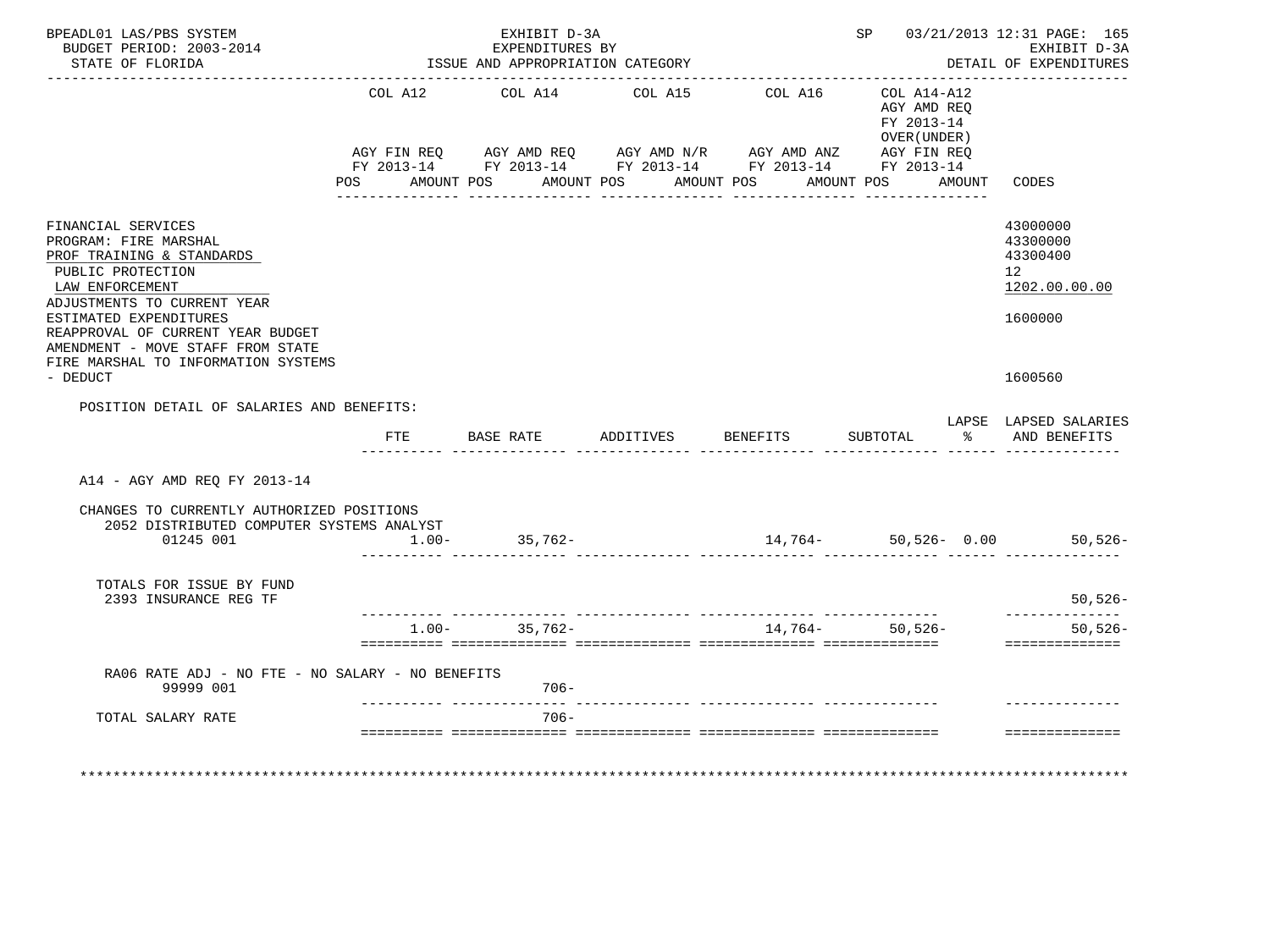BPEADL01 LAS/PBS SYSTEM — EXHIBIT D-3A — SP 03/21/2013 12:31

BUDGET PERIOD: 2003-2014 — EXPENDITURES BY — EXHIBIT D-3A

STATE OF FLORIDA — ISSUE AND APPROPRIATION CATEGORY — DETAIL OF EXPENDITURES

| | COL A12 AGY FIN REQ FY 2013-14 POS AMOUNT | COL A14 AGY AMD REQ FY 2013-14 POS AMOUNT | COL A15 AGY AMD N/R FY 2013-14 POS AMOUNT | COL A16 AGY AMD ANZ FY 2013-14 POS AMOUNT | COL A14-A12 AGY AMD REQ FY 2013-14 OVER(UNDER) AGY FIN REQ FY 2013-14 POS AMOUNT | CODES |
|---|---|---|---|---|---|---|
| FINANCIAL SERVICES | | | | | | 43000000 |
| PROGRAM: FIRE MARSHAL | | | | | | 43300000 |
| PROF TRAINING & STANDARDS | | | | | | 43300400 |
| PUBLIC PROTECTION | | | | | | 12 |
| LAW ENFORCEMENT | | | | | | 1202.00.00.00 |
| ADJUSTMENTS TO CURRENT YEAR ESTIMATED EXPENDITURES | | | | | | 1600000 |
| REAPPROVAL OF CURRENT YEAR BUDGET AMENDMENT - MOVE STAFF FROM STATE FIRE MARSHAL TO INFORMATION SYSTEMS - DEDUCT | | | | | | 1600560 |

POSITION DETAIL OF SALARIES AND BENEFITS:

| | FTE | BASE RATE | ADDITIVES | BENEFITS | SUBTOTAL | LAPSE % | LAPSED SALARIES AND BENEFITS |
|---|---|---|---|---|---|---|---|
| A14 - AGY AMD REQ FY 2013-14 | | | | | | | |
| CHANGES TO CURRENTLY AUTHORIZED POSITIONS | | | | | | | |
| 2052 DISTRIBUTED COMPUTER SYSTEMS ANALYST 01245 001 | 1.00- | 35,762- | | 14,764- | 50,526- | 0.00 | 50,526- |
| TOTALS FOR ISSUE BY FUND | | | | | | | |
| 2393 INSURANCE REG TF | | | | | | | 50,526- |
| | 1.00- | 35,762- | | 14,764- | 50,526- | | 50,526- |
| RA06 RATE ADJ - NO FTE - NO SALARY - NO BENEFITS 99999 001 | | 706- | | | | | |
| TOTAL SALARY RATE | | 706- | | | | | |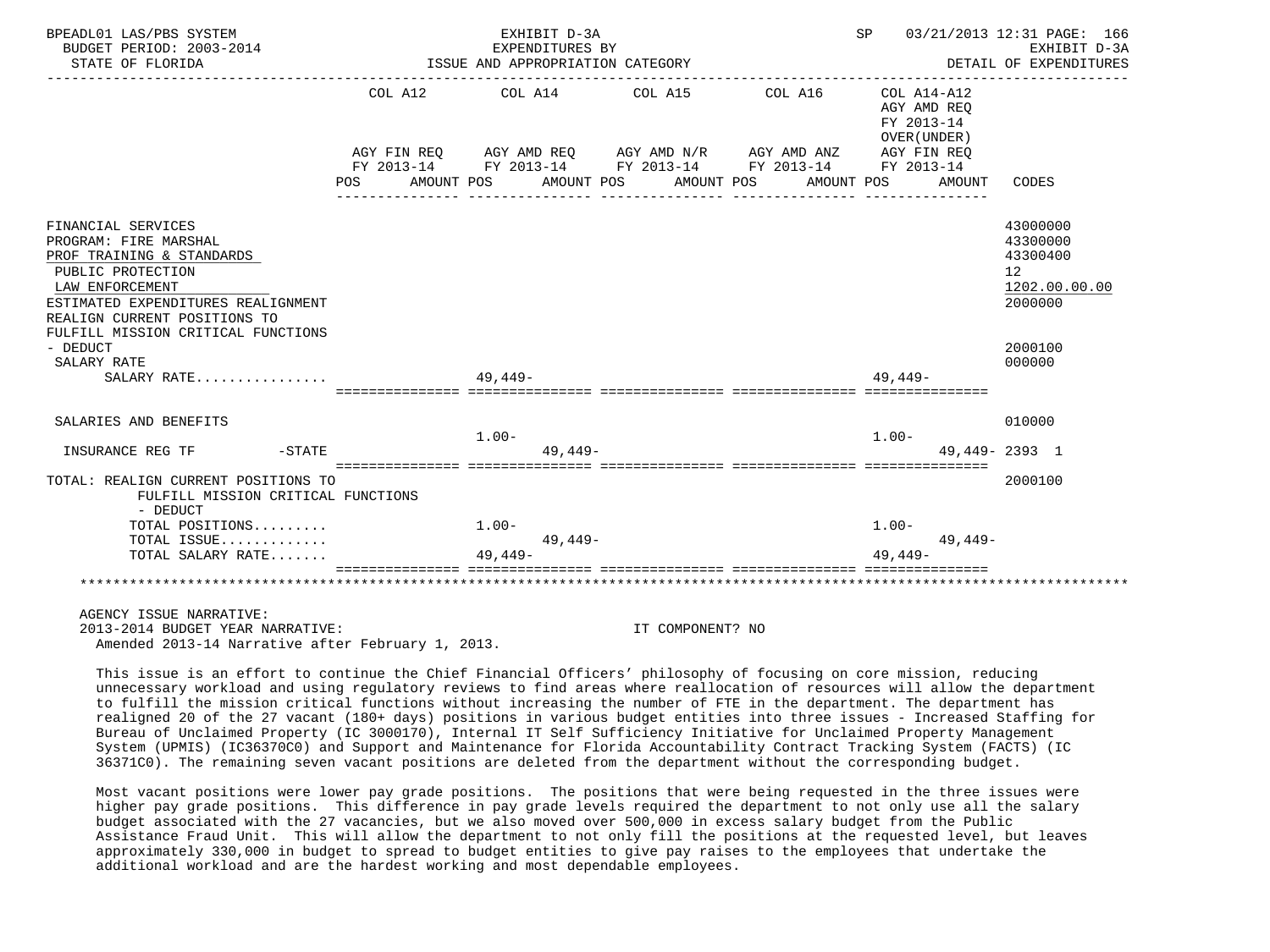BPEADL01 LAS/PBS SYSTEM — EXHIBIT D-3A — EXPENDITURES BY ISSUE AND APPROPRIATION CATEGORY — SP 03/21/2013 12:31 PAGE: 166
BUDGET PERIOD: 2003-2014 — EXHIBIT D-3A
STATE OF FLORIDA — DETAIL OF EXPENDITURES

| | COL A12 AGY FIN REQ FY 2013-14 POS / AMOUNT | COL A14 AGY AMD REQ FY 2013-14 POS / AMOUNT | COL A15 AGY AMD N/R FY 2013-14 POS / AMOUNT | COL A16 AGY AMD ANZ FY 2013-14 POS / AMOUNT | COL A14-A12 AGY AMD REQ FY 2013-14 OVER(UNDER) AGY FIN REQ FY 2013-14 POS / AMOUNT | CODES |
|---|---|---|---|---|---|---|
| FINANCIAL SERVICES | | | | | | 43000000 |
| PROGRAM: FIRE MARSHAL | | | | | | 43300000 |
| PROF TRAINING & STANDARDS | | | | | | 43300400 |
| PUBLIC PROTECTION | | | | | | 12 |
| LAW ENFORCEMENT | | | | | | 1202.00.00.00 |
| ESTIMATED EXPENDITURES REALIGNMENT | | | | | | 2000000 |
| REALIGN CURRENT POSITIONS TO FULFILL MISSION CRITICAL FUNCTIONS - DEDUCT | | | | | | 2000100 |
| SALARY RATE | | | | | | 000000 |
| SALARY RATE................ | | 49,449- | | | 49,449- | |
| SALARIES AND BENEFITS | | | | | | 010000 |
| INSURANCE REG TF -STATE | | 1.00- 49,449- | | | 1.00- 49,449- | 2393 1 |
| TOTAL: REALIGN CURRENT POSITIONS TO FULFILL MISSION CRITICAL FUNCTIONS - DEDUCT | | | | | | 2000100 |
| TOTAL POSITIONS......... | | 1.00- | | | 1.00- | |
| TOTAL ISSUE............. | | 49,449- | | | 49,449- | |
| TOTAL SALARY RATE....... | | 49,449- | | | 49,449- | |

AGENCY ISSUE NARRATIVE:
2013-2014 BUDGET YEAR NARRATIVE: IT COMPONENT? NO
Amended 2013-14 Narrative after February 1, 2013.

This issue is an effort to continue the Chief Financial Officers' philosophy of focusing on core mission, reducing unnecessary workload and using regulatory reviews to find areas where reallocation of resources will allow the department to fulfill the mission critical functions without increasing the number of FTE in the department. The department has realigned 20 of the 27 vacant (180+ days) positions in various budget entities into three issues - Increased Staffing for Bureau of Unclaimed Property (IC 3000170), Internal IT Self Sufficiency Initiative for Unclaimed Property Management System (UPMIS) (IC36370C0) and Support and Maintenance for Florida Accountability Contract Tracking System (FACTS) (IC 36371C0). The remaining seven vacant positions are deleted from the department without the corresponding budget.

Most vacant positions were lower pay grade positions. The positions that were being requested in the three issues were higher pay grade positions. This difference in pay grade levels required the department to not only use all the salary budget associated with the 27 vacancies, but we also moved over 500,000 in excess salary budget from the Public Assistance Fraud Unit. This will allow the department to not only fill the positions at the requested level, but leaves approximately 330,000 in budget to spread to budget entities to give pay raises to the employees that undertake the additional workload and are the hardest working and most dependable employees.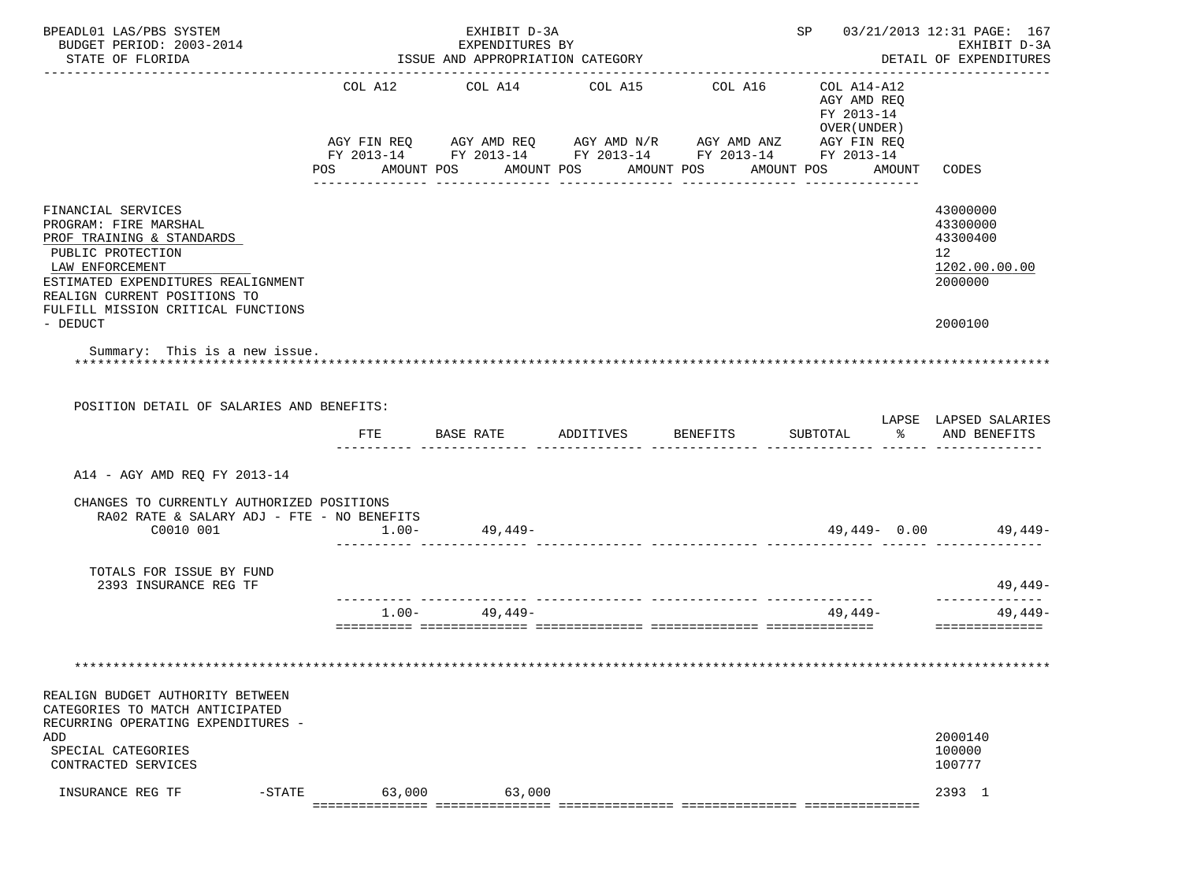BPEADL01 LAS/PBS SYSTEM — EXHIBIT D-3A — EXPENDITURES BY ISSUE AND APPROPRIATION CATEGORY
BUDGET PERIOD: 2003-2014 — STATE OF FLORIDA — SP 03/21/2013 12:31 — EXHIBIT D-3A DETAIL OF EXPENDITURES

| | COL A12 AGY FIN REQ FY 2013-14 POS AMOUNT | COL A14 AGY AMD REQ FY 2013-14 POS AMOUNT | COL A15 AGY AMD N/R FY 2013-14 POS AMOUNT | COL A16 AGY AMD ANZ FY 2013-14 POS AMOUNT | COL A14-A12 AGY AMD REQ FY 2013-14 OVER(UNDER) AGY FIN REQ FY 2013-14 POS AMOUNT | CODES |
|---|---|---|---|---|---|---|
| FINANCIAL SERVICES | | | | | | 43000000 |
| PROGRAM: FIRE MARSHAL | | | | | | 43300000 |
| PROF TRAINING & STANDARDS | | | | | | 43300400 |
| PUBLIC PROTECTION | | | | | | 12 |
| LAW ENFORCEMENT | | | | | | 1202.00.00.00 |
| ESTIMATED EXPENDITURES REALIGNMENT | | | | | | 2000000 |
| REALIGN CURRENT POSITIONS TO FULFILL MISSION CRITICAL FUNCTIONS - DEDUCT | | | | | | 2000100 |

Summary: This is a new issue.

POSITION DETAIL OF SALARIES AND BENEFITS:

| | FTE | BASE RATE | ADDITIVES | BENEFITS | SUBTOTAL | LAPSE % | LAPSED SALARIES AND BENEFITS |
|---|---|---|---|---|---|---|---|
| A14 - AGY AMD REQ FY 2013-14 | | | | | | | |
| CHANGES TO CURRENTLY AUTHORIZED POSITIONS | | | | | | | |
| RA02 RATE & SALARY ADJ - FTE - NO BENEFITS | | | | | | | |
| C0010 001 | 1.00- | 49,449- | | | 49,449- | 0.00 | 49,449- |
| TOTALS FOR ISSUE BY FUND | | | | | | | |
| 2393 INSURANCE REG TF | | | | | | | 49,449- |
| | 1.00- | 49,449- | | | 49,449- | | 49,449- |

| | COL A12 | COL A14 | COL A15 | COL A16 | COL A14-A12 | CODES |
|---|---|---|---|---|---|---|
| REALIGN BUDGET AUTHORITY BETWEEN CATEGORIES TO MATCH ANTICIPATED RECURRING OPERATING EXPENDITURES - ADD | | | | | | 2000140 |
| SPECIAL CATEGORIES | | | | | | 100000 |
| CONTRACTED SERVICES | | | | | | 100777 |
| INSURANCE REG TF -STATE | 63,000 | 63,000 | | | | 2393 1 |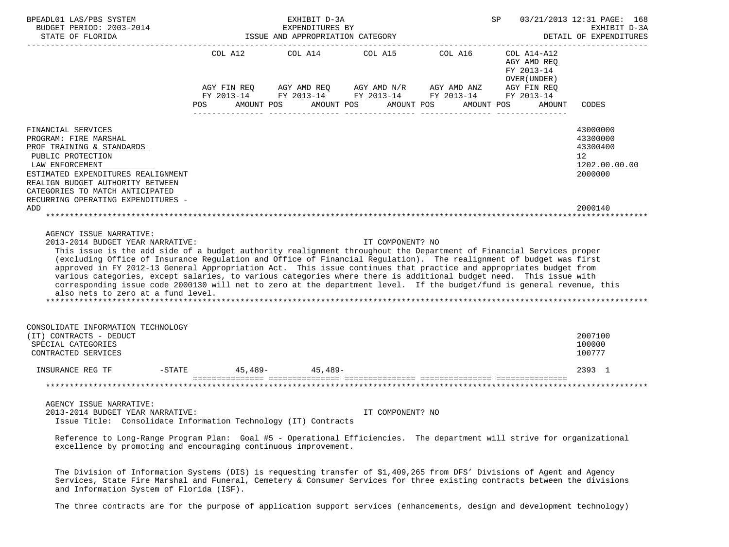BPEADL01 LAS/PBS SYSTEM — EXHIBIT D-3A — EXPENDITURES BY ISSUE AND APPROPRIATION CATEGORY
BUDGET PERIOD: 2003-2014 — STATE OF FLORIDA — SP 03/21/2013 12:31 — EXHIBIT D-3A DETAIL OF EXPENDITURES

| | COL A12 AGY FIN REQ FY 2013-14 POS AMOUNT | COL A14 AGY AMD REQ FY 2013-14 POS AMOUNT | COL A15 AGY AMD N/R FY 2013-14 POS AMOUNT | COL A16 AGY AMD ANZ FY 2013-14 POS AMOUNT | COL A14-A12 AGY AMD REQ FY 2013-14 OVER(UNDER) AGY FIN REQ FY 2013-14 POS AMOUNT | CODES |
|---|---|---|---|---|---|---|
| FINANCIAL SERVICES | | | | | | 43000000 |
| PROGRAM: FIRE MARSHAL | | | | | | 43300000 |
| PROF TRAINING & STANDARDS | | | | | | 43300400 |
| PUBLIC PROTECTION | | | | | | 12 |
| LAW ENFORCEMENT | | | | | | 1202.00.00.00 |
| ESTIMATED EXPENDITURES REALIGNMENT | | | | | | 2000000 |
| REALIGN BUDGET AUTHORITY BETWEEN CATEGORIES TO MATCH ANTICIPATED RECURRING OPERATING EXPENDITURES - ADD | | | | | | 2000140 |

AGENCY ISSUE NARRATIVE:
2013-2014 BUDGET YEAR NARRATIVE: IT COMPONENT? NO

This issue is the add side of a budget authority realignment throughout the Department of Financial Services proper (excluding Office of Insurance Regulation and Office of Financial Regulation). The realignment of budget was first approved in FY 2012-13 General Appropriation Act. This issue continues that practice and appropriates budget from various categories, except salaries, to various categories where there is additional budget need. This issue with corresponding issue code 2000130 will net to zero at the department level. If the budget/fund is general revenue, this also nets to zero at a fund level.

| | COL A12 | COL A14 | COL A15 | COL A16 | COL A14-A12 | CODES |
|---|---|---|---|---|---|---|
| CONSOLIDATE INFORMATION TECHNOLOGY (IT) CONTRACTS - DEDUCT | | | | | | 2007100 |
| SPECIAL CATEGORIES | | | | | | 100000 |
| CONTRACTED SERVICES | | | | | | 100777 |
| INSURANCE REG TF -STATE | 45,489- | 45,489- | | | | 2393 1 |

AGENCY ISSUE NARRATIVE:
2013-2014 BUDGET YEAR NARRATIVE: IT COMPONENT? NO

Issue Title: Consolidate Information Technology (IT) Contracts

Reference to Long-Range Program Plan: Goal #5 - Operational Efficiencies. The department will strive for organizational excellence by promoting and encouraging continuous improvement.

The Division of Information Systems (DIS) is requesting transfer of $1,409,265 from DFS' Divisions of Agent and Agency Services, State Fire Marshal and Funeral, Cemetery & Consumer Services for three existing contracts between the divisions and Information System of Florida (ISF).

The three contracts are for the purpose of application support services (enhancements, design and development technology)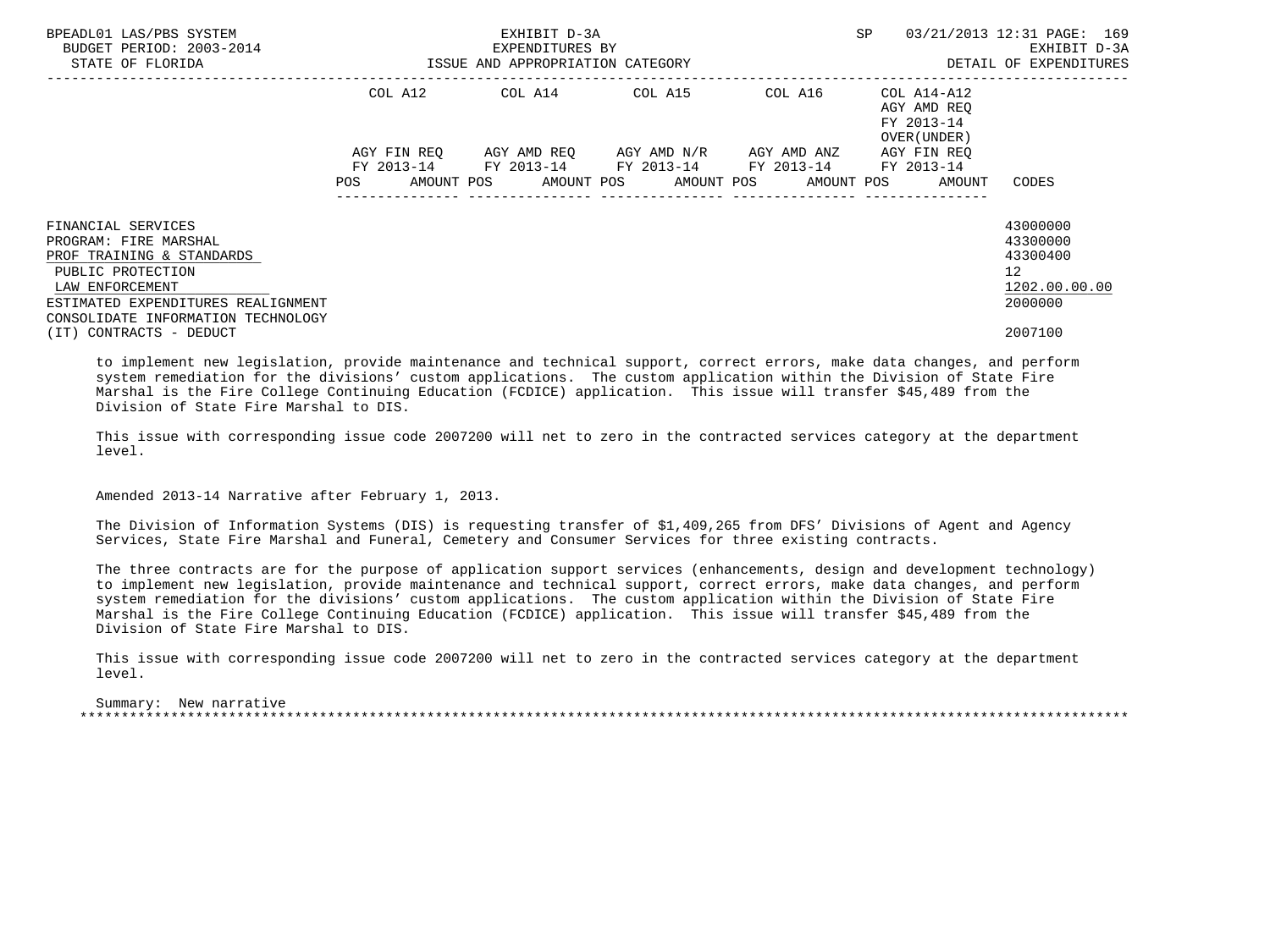| | COL A12 | COL A14 | COL A15 | COL A16 | COL A14-A12 AGY AMD REQ FY 2013-14 OVER(UNDER) | |
|---|---|---|---|---|---|---|
| | AGY FIN REQ FY 2013-14 | AGY AMD REQ FY 2013-14 | AGY AMD N/R FY 2013-14 | AGY AMD ANZ FY 2013-14 | AGY FIN REQ FY 2013-14 | |
| | POS AMOUNT | POS AMOUNT | POS AMOUNT | POS AMOUNT | POS AMOUNT | CODES |
| FINANCIAL SERVICES | | | | | | 43000000 |
| PROGRAM: FIRE MARSHAL | | | | | | 43300000 |
| PROF TRAINING & STANDARDS | | | | | | 43300400 |
| PUBLIC PROTECTION | | | | | | 12 |
| LAW ENFORCEMENT | | | | | | 1202.00.00.00 |
| ESTIMATED EXPENDITURES REALIGNMENT | | | | | | 2000000 |
| CONSOLIDATE INFORMATION TECHNOLOGY (IT) CONTRACTS - DEDUCT | | | | | | 2007100 |

to implement new legislation, provide maintenance and technical support, correct errors, make data changes, and perform system remediation for the divisions' custom applications. The custom application within the Division of State Fire Marshal is the Fire College Continuing Education (FCDICE) application. This issue will transfer $45,489 from the Division of State Fire Marshal to DIS.

This issue with corresponding issue code 2007200 will net to zero in the contracted services category at the department level.

Amended 2013-14 Narrative after February 1, 2013.

The Division of Information Systems (DIS) is requesting transfer of $1,409,265 from DFS' Divisions of Agent and Agency Services, State Fire Marshal and Funeral, Cemetery and Consumer Services for three existing contracts.

The three contracts are for the purpose of application support services (enhancements, design and development technology) to implement new legislation, provide maintenance and technical support, correct errors, make data changes, and perform system remediation for the divisions' custom applications. The custom application within the Division of State Fire Marshal is the Fire College Continuing Education (FCDICE) application. This issue will transfer $45,489 from the Division of State Fire Marshal to DIS.

This issue with corresponding issue code 2007200 will net to zero in the contracted services category at the department level.

Summary: New narrative

*******************************************************************************************************************************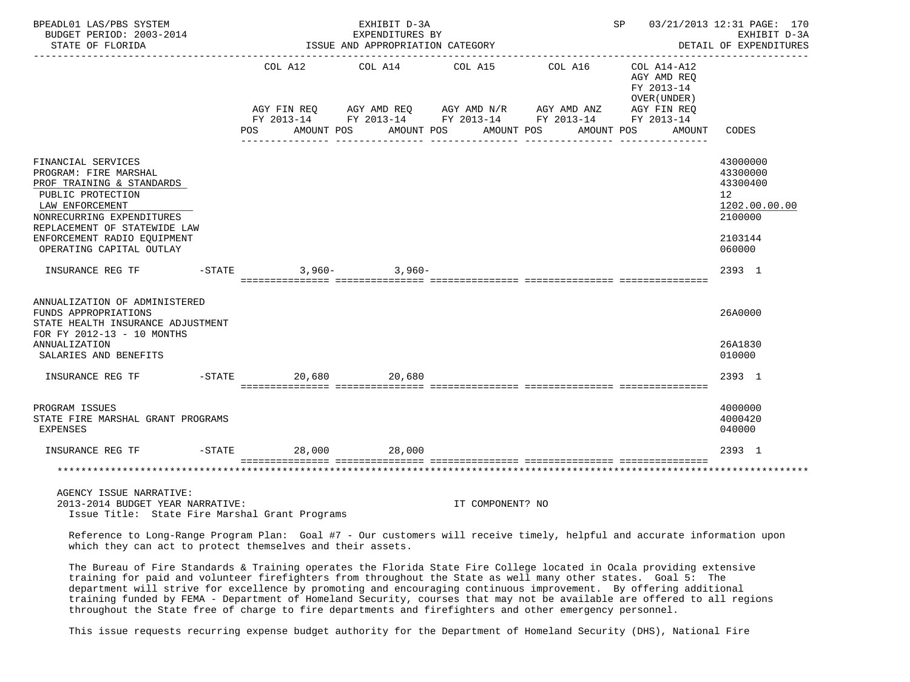| | | COL A12 | COL A14 | COL A15 | COL A16 | COL A14-A12 | |
|---|---|---|---|---|---|---|---|
| | | | | | | AGY AMD REQ | |
| | | | | | | FY 2013-14 | |
| | | | | | | OVER(UNDER) | |
| | | AGY FIN REQ | AGY AMD REQ | AGY AMD N/R | AGY AMD ANZ | AGY FIN REQ | |
| | | FY 2013-14 | FY 2013-14 | FY 2013-14 | FY 2013-14 | FY 2013-14 | |
| | | POS AMOUNT | POS AMOUNT | POS AMOUNT | POS AMOUNT | POS AMOUNT | CODES |
| FINANCIAL SERVICES | | | | | | | 43000000 |
| PROGRAM: FIRE MARSHAL | | | | | | | 43300000 |
| PROF TRAINING & STANDARDS | | | | | | | 43300400 |
| PUBLIC PROTECTION | | | | | | | 12 |
| LAW ENFORCEMENT | | | | | | | 1202.00.00.00 |
| NONRECURRING EXPENDITURES | | | | | | | 2100000 |
| REPLACEMENT OF STATEWIDE LAW ENFORCEMENT RADIO EQUIPMENT | | | | | | | 2103144 |
| OPERATING CAPITAL OUTLAY | | | | | | | 060000 |
| INSURANCE REG TF | -STATE | 3,960- | 3,960- | | | | 2393 1 |
| ANNUALIZATION OF ADMINISTERED FUNDS APPROPRIATIONS | | | | | | | 26A0000 |
| STATE HEALTH INSURANCE ADJUSTMENT FOR FY 2012-13 - 10 MONTHS ANNUALIZATION | | | | | | | 26A1830 |
| SALARIES AND BENEFITS | | | | | | | 010000 |
| INSURANCE REG TF | -STATE | 20,680 | 20,680 | | | | 2393 1 |
| PROGRAM ISSUES | | | | | | | 4000000 |
| STATE FIRE MARSHAL GRANT PROGRAMS | | | | | | | 4000420 |
| EXPENSES | | | | | | | 040000 |
| INSURANCE REG TF | -STATE | 28,000 | 28,000 | | | | 2393 1 |

AGENCY ISSUE NARRATIVE:
2013-2014 BUDGET YEAR NARRATIVE: IT COMPONENT? NO
Issue Title: State Fire Marshal Grant Programs

Reference to Long-Range Program Plan: Goal #7 - Our customers will receive timely, helpful and accurate information upon which they can act to protect themselves and their assets.

The Bureau of Fire Standards & Training operates the Florida State Fire College located in Ocala providing extensive training for paid and volunteer firefighters from throughout the State as well many other states. Goal 5: The department will strive for excellence by promoting and encouraging continuous improvement. By offering additional training funded by FEMA - Department of Homeland Security, courses that may not be available are offered to all regions throughout the State free of charge to fire departments and firefighters and other emergency personnel.

This issue requests recurring expense budget authority for the Department of Homeland Security (DHS), National Fire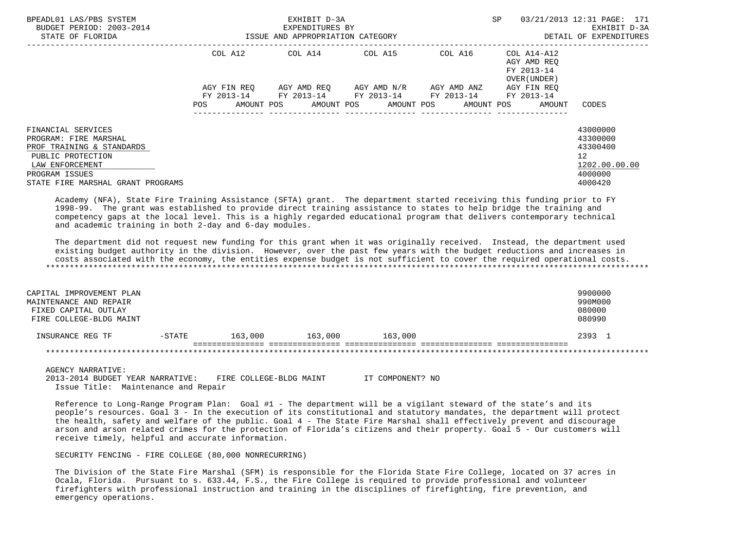| | COL A12 | COL A14 | COL A15 | COL A16 | COL A14-A12 AGY AMD REQ FY 2013-14 OVER(UNDER) | |
|---|---|---|---|---|---|---|
| | AGY FIN REQ FY 2013-14 | AGY AMD REQ FY 2013-14 | AGY AMD N/R FY 2013-14 | AGY AMD ANZ FY 2013-14 | AGY FIN REQ FY 2013-14 | |
| | POS AMOUNT | POS AMOUNT | POS AMOUNT | POS AMOUNT | POS AMOUNT | CODES |

FINANCIAL SERVICES — 43000000
PROGRAM: FIRE MARSHAL — 43300000
PROF TRAINING & STANDARDS — 43300400
PUBLIC PROTECTION — 12
LAW ENFORCEMENT — 1202.00.00.00
PROGRAM ISSUES — 4000000
STATE FIRE MARSHAL GRANT PROGRAMS — 4000420

Academy (NFA), State Fire Training Assistance (SFTA) grant. The department started receiving this funding prior to FY 1998-99. The grant was established to provide direct training assistance to states to help bridge the training and competency gaps at the local level. This is a highly regarded educational program that delivers contemporary technical and academic training in both 2-day and 6-day modules.

The department did not request new funding for this grant when it was originally received. Instead, the department used existing budget authority in the division. However, over the past few years with the budget reductions and increases in costs associated with the economy, the entities expense budget is not sufficient to cover the required operational costs.

CAPITAL IMPROVEMENT PLAN — 9900000
MAINTENANCE AND REPAIR — 990M000
FIXED CAPITAL OUTLAY — 080000
FIRE COLLEGE-BLDG MAINT — 080990

| | COL A12 | COL A14 | COL A15 | COL A16 | COL A14-A12 | CODES |
|---|---|---|---|---|---|---|
| INSURANCE REG TF -STATE | 163,000 | 163,000 | 163,000 | | | 2393 1 |

AGENCY NARRATIVE:
2013-2014 BUDGET YEAR NARRATIVE: FIRE COLLEGE-BLDG MAINT IT COMPONENT? NO
Issue Title: Maintenance and Repair

Reference to Long-Range Program Plan: Goal #1 - The department will be a vigilant steward of the state's and its people's resources. Goal 3 - In the execution of its constitutional and statutory mandates, the department will protect the health, safety and welfare of the public. Goal 4 - The State Fire Marshal shall effectively prevent and discourage arson and arson related crimes for the protection of Florida's citizens and their property. Goal 5 - Our customers will receive timely, helpful and accurate information.

SECURITY FENCING - FIRE COLLEGE (80,000 NONRECURRING)

The Division of the State Fire Marshal (SFM) is responsible for the Florida State Fire College, located on 37 acres in Ocala, Florida. Pursuant to s. 633.44, F.S., the Fire College is required to provide professional and volunteer firefighters with professional instruction and training in the disciplines of firefighting, fire prevention, and emergency operations.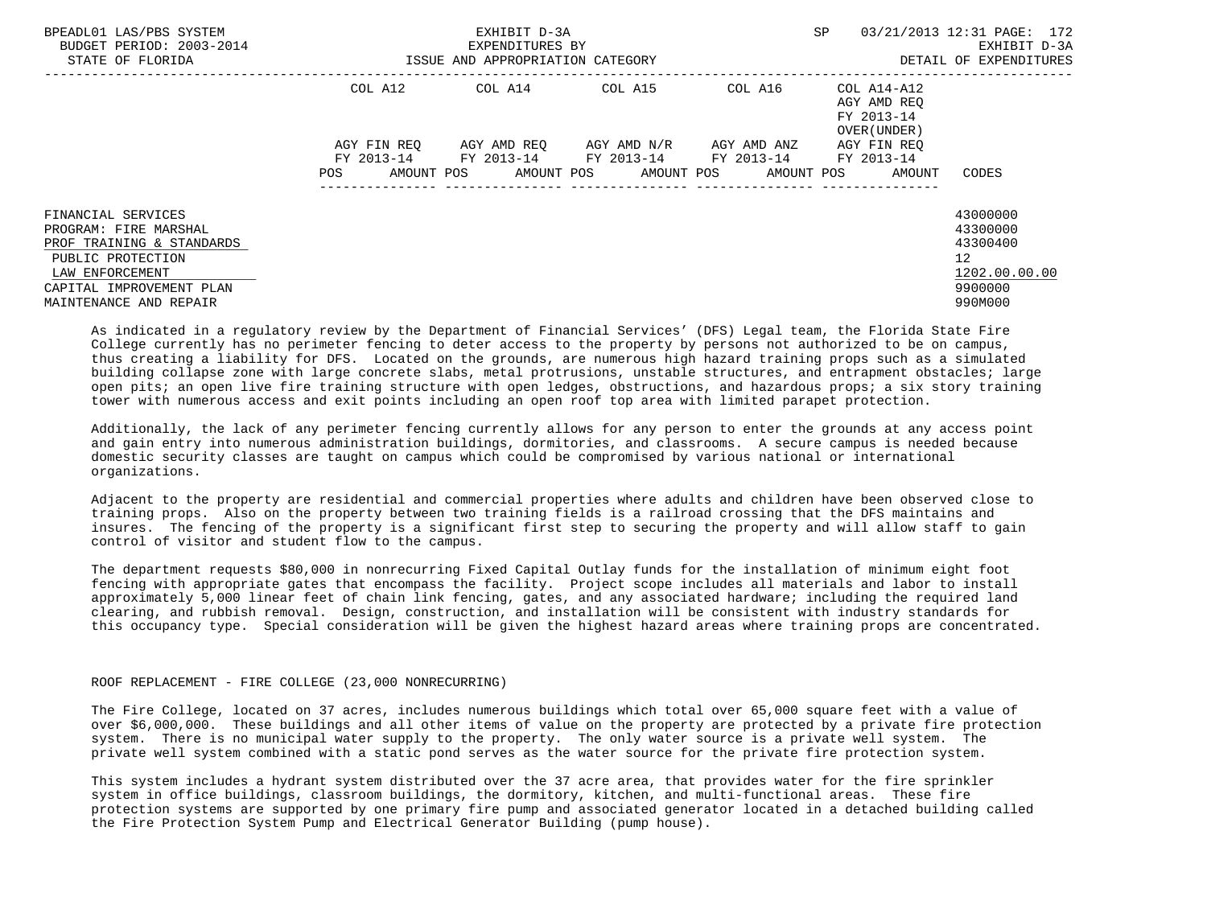| | COL A12 | | COL A14 | | COL A15 | | COL A16 | | COL A14-A12 AGY AMD REQ FY 2013-14 OVER(UNDER) | |
|---|---|---|---|---|---|---|---|---|---|---|
| | AGY FIN REQ FY 2013-14 | | AGY AMD REQ FY 2013-14 | | AGY AMD N/R FY 2013-14 | | AGY AMD ANZ FY 2013-14 | | AGY FIN REQ FY 2013-14 | |
| | POS | AMOUNT | POS | AMOUNT | POS | AMOUNT | POS | AMOUNT | POS | AMOUNT | CODES |

FINANCIAL SERVICES 43000000
PROGRAM: FIRE MARSHAL 43300000
PROF TRAINING & STANDARDS 43300400
PUBLIC PROTECTION 12
LAW ENFORCEMENT 1202.00.00.00
CAPITAL IMPROVEMENT PLAN 9900000
MAINTENANCE AND REPAIR 990M000

As indicated in a regulatory review by the Department of Financial Services' (DFS) Legal team, the Florida State Fire College currently has no perimeter fencing to deter access to the property by persons not authorized to be on campus, thus creating a liability for DFS. Located on the grounds, are numerous high hazard training props such as a simulated building collapse zone with large concrete slabs, metal protrusions, unstable structures, and entrapment obstacles; large open pits; an open live fire training structure with open ledges, obstructions, and hazardous props; a six story training tower with numerous access and exit points including an open roof top area with limited parapet protection.

Additionally, the lack of any perimeter fencing currently allows for any person to enter the grounds at any access point and gain entry into numerous administration buildings, dormitories, and classrooms. A secure campus is needed because domestic security classes are taught on campus which could be compromised by various national or international organizations.

Adjacent to the property are residential and commercial properties where adults and children have been observed close to training props. Also on the property between two training fields is a railroad crossing that the DFS maintains and insures. The fencing of the property is a significant first step to securing the property and will allow staff to gain control of visitor and student flow to the campus.

The department requests $80,000 in nonrecurring Fixed Capital Outlay funds for the installation of minimum eight foot fencing with appropriate gates that encompass the facility. Project scope includes all materials and labor to install approximately 5,000 linear feet of chain link fencing, gates, and any associated hardware; including the required land clearing, and rubbish removal. Design, construction, and installation will be consistent with industry standards for this occupancy type. Special consideration will be given the highest hazard areas where training props are concentrated.

ROOF REPLACEMENT - FIRE COLLEGE (23,000 NONRECURRING)

The Fire College, located on 37 acres, includes numerous buildings which total over 65,000 square feet with a value of over $6,000,000. These buildings and all other items of value on the property are protected by a private fire protection system. There is no municipal water supply to the property. The only water source is a private well system. The private well system combined with a static pond serves as the water source for the private fire protection system.

This system includes a hydrant system distributed over the 37 acre area, that provides water for the fire sprinkler system in office buildings, classroom buildings, the dormitory, kitchen, and multi-functional areas. These fire protection systems are supported by one primary fire pump and associated generator located in a detached building called the Fire Protection System Pump and Electrical Generator Building (pump house).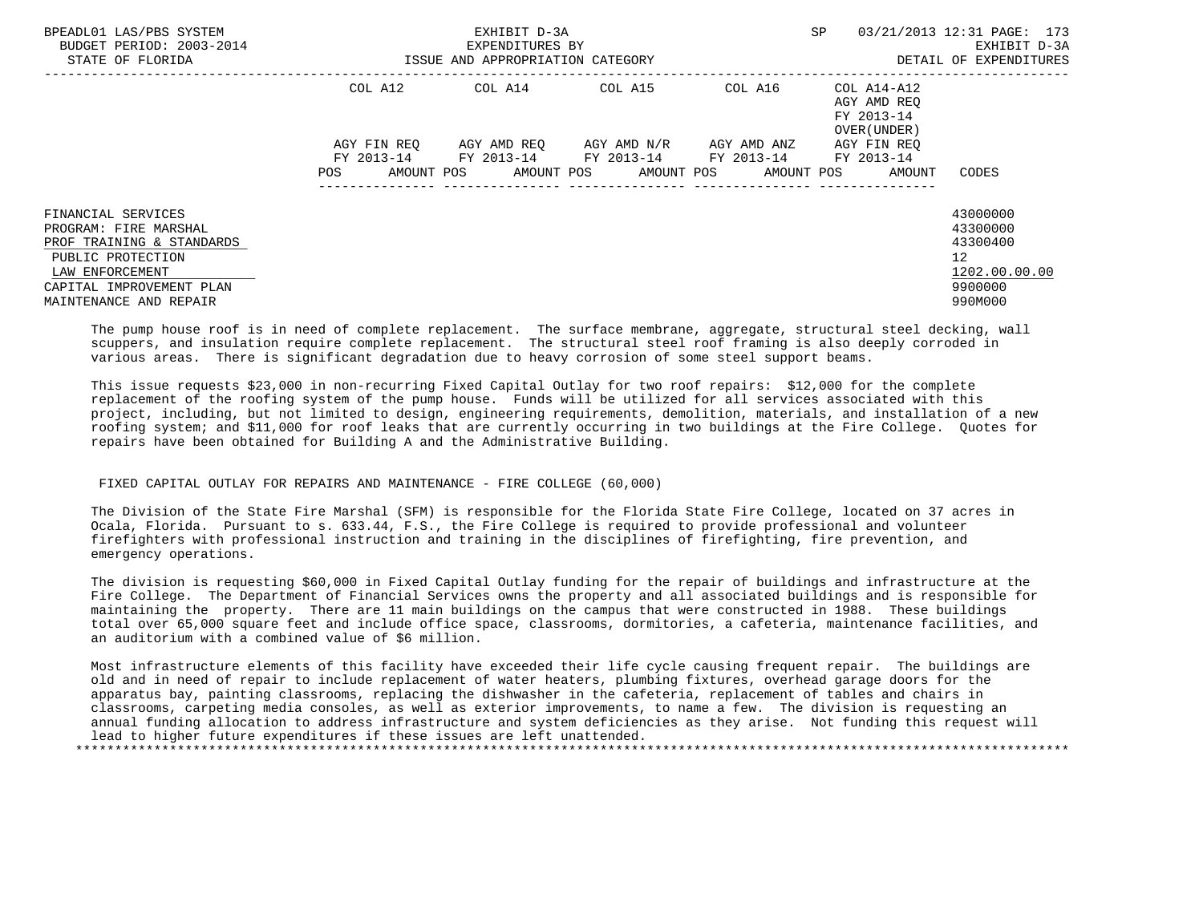| | COL A12 | | COL A14 | | COL A15 | | COL A16 | | COL A14-A12 AGY AMD REQ FY 2013-14 OVER(UNDER) | |
|---|---|---|---|---|---|---|---|---|---|---|
| | AGY FIN REQ FY 2013-14 | | AGY AMD REQ FY 2013-14 | | AGY AMD N/R FY 2013-14 | | AGY AMD ANZ FY 2013-14 | | AGY FIN REQ FY 2013-14 | |
| | POS | AMOUNT | POS | AMOUNT | POS | AMOUNT | POS | AMOUNT | POS | AMOUNT | CODES |

FINANCIAL SERVICES — 43000000
PROGRAM: FIRE MARSHAL — 43300000
PROF TRAINING & STANDARDS — 43300400
PUBLIC PROTECTION — 12
LAW ENFORCEMENT — 1202.00.00.00
CAPITAL IMPROVEMENT PLAN — 9900000
MAINTENANCE AND REPAIR — 990M000

The pump house roof is in need of complete replacement. The surface membrane, aggregate, structural steel decking, wall scuppers, and insulation require complete replacement. The structural steel roof framing is also deeply corroded in various areas. There is significant degradation due to heavy corrosion of some steel support beams.

This issue requests $23,000 in non-recurring Fixed Capital Outlay for two roof repairs: $12,000 for the complete replacement of the roofing system of the pump house. Funds will be utilized for all services associated with this project, including, but not limited to design, engineering requirements, demolition, materials, and installation of a new roofing system; and $11,000 for roof leaks that are currently occurring in two buildings at the Fire College. Quotes for repairs have been obtained for Building A and the Administrative Building.

FIXED CAPITAL OUTLAY FOR REPAIRS AND MAINTENANCE - FIRE COLLEGE (60,000)

The Division of the State Fire Marshal (SFM) is responsible for the Florida State Fire College, located on 37 acres in Ocala, Florida. Pursuant to s. 633.44, F.S., the Fire College is required to provide professional and volunteer firefighters with professional instruction and training in the disciplines of firefighting, fire prevention, and emergency operations.

The division is requesting $60,000 in Fixed Capital Outlay funding for the repair of buildings and infrastructure at the Fire College. The Department of Financial Services owns the property and all associated buildings and is responsible for maintaining the property. There are 11 main buildings on the campus that were constructed in 1988. These buildings total over 65,000 square feet and include office space, classrooms, dormitories, a cafeteria, maintenance facilities, and an auditorium with a combined value of $6 million.

Most infrastructure elements of this facility have exceeded their life cycle causing frequent repair. The buildings are old and in need of repair to include replacement of water heaters, plumbing fixtures, overhead garage doors for the apparatus bay, painting classrooms, replacing the dishwasher in the cafeteria, replacement of tables and chairs in classrooms, carpeting media consoles, as well as exterior improvements, to name a few. The division is requesting an annual funding allocation to address infrastructure and system deficiencies as they arise. Not funding this request will lead to higher future expenditures if these issues are left unattended.

*******************************************************************************************************************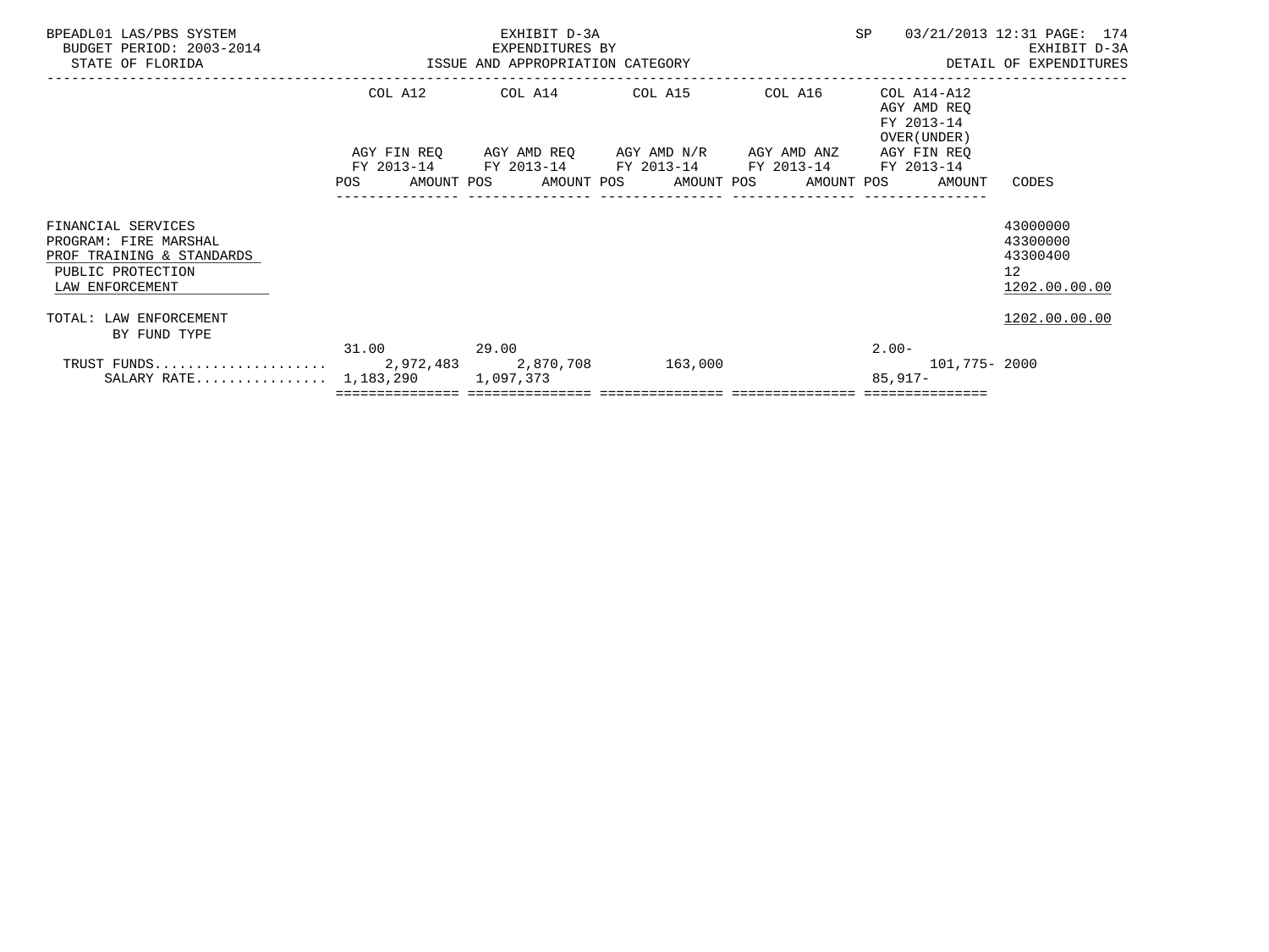BPEADL01 LAS/PBS SYSTEM
BUDGET PERIOD: 2003-2014
STATE OF FLORIDA

EXHIBIT D-3A
EXPENDITURES BY
ISSUE AND APPROPRIATION CATEGORY

SP 03/21/2013 12:31 PAGE: 174
EXHIBIT D-3A
DETAIL OF EXPENDITURES

| | COL A12 AGY FIN REQ FY 2013-14 POS AMOUNT | COL A14 AGY AMD REQ FY 2013-14 POS AMOUNT | COL A15 AGY AMD N/R FY 2013-14 POS AMOUNT | COL A16 AGY AMD ANZ FY 2013-14 POS AMOUNT | COL A14-A12 AGY AMD REQ FY 2013-14 OVER(UNDER) AGY FIN REQ FY 2013-14 POS AMOUNT | CODES |
|---|---|---|---|---|---|---|
| FINANCIAL SERVICES | | | | | | 43000000 |
| PROGRAM: FIRE MARSHAL | | | | | | 43300000 |
| PROF TRAINING & STANDARDS | | | | | | 43300400 |
| PUBLIC PROTECTION | | | | | | 12 |
| LAW ENFORCEMENT | | | | | | 1202.00.00.00 |
| TOTAL: LAW ENFORCEMENT | | | | | | 1202.00.00.00 |
| BY FUND TYPE | | | | | | |
| | 31.00 | 29.00 | | | 2.00- | |
| TRUST FUNDS..................... | 2,972,483 | 2,870,708 | 163,000 | | 101,775- | 2000 |
| SALARY RATE................ | 1,183,290 | 1,097,373 | | | 85,917- | |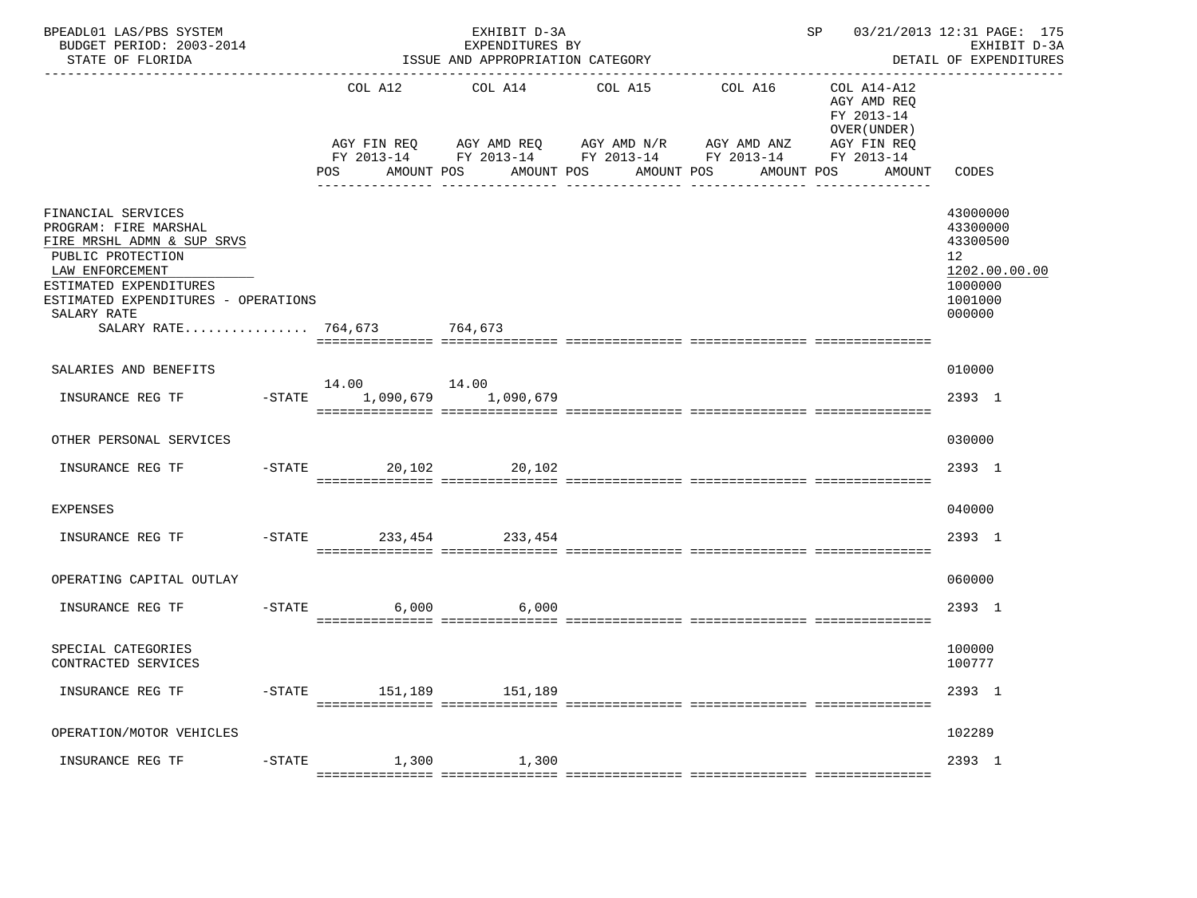BPEADL01 LAS/PBS SYSTEM
BUDGET PERIOD: 2003-2014
STATE OF FLORIDA

EXHIBIT D-3A
EXPENDITURES BY
ISSUE AND APPROPRIATION CATEGORY

SP 03/21/2013 12:31 PAGE: 175
EXHIBIT D-3A
DETAIL OF EXPENDITURES

| | | COL A12 AGY FIN REQ FY 2013-14 POS AMOUNT | COL A14 AGY AMD REQ FY 2013-14 POS AMOUNT | COL A15 AGY AMD N/R FY 2013-14 POS AMOUNT | COL A16 AGY AMD ANZ FY 2013-14 POS AMOUNT | COL A14-A12 AGY AMD REQ FY 2013-14 OVER(UNDER) AGY FIN REQ FY 2013-14 POS AMOUNT | CODES |
|---|---|---|---|---|---|---|---|
| FINANCIAL SERVICES | | | | | | | 43000000 |
| PROGRAM: FIRE MARSHAL | | | | | | | 43300000 |
| FIRE MRSHL ADMN & SUP SRVS | | | | | | | 43300500 |
| PUBLIC PROTECTION | | | | | | | 12 |
| LAW ENFORCEMENT | | | | | | | 1202.00.00.00 |
| ESTIMATED EXPENDITURES | | | | | | | 1000000 |
| ESTIMATED EXPENDITURES - OPERATIONS | | | | | | | 1001000 |
| SALARY RATE | | | | | | | 000000 |
| SALARY RATE................ | | 764,673 | 764,673 | | | | |
| SALARIES AND BENEFITS | | | | | | | 010000 |
| INSURANCE REG TF | -STATE | 14.00 1,090,679 | 14.00 1,090,679 | | | | 2393 1 |
| OTHER PERSONAL SERVICES | | | | | | | 030000 |
| INSURANCE REG TF | -STATE | 20,102 | 20,102 | | | | 2393 1 |
| EXPENSES | | | | | | | 040000 |
| INSURANCE REG TF | -STATE | 233,454 | 233,454 | | | | 2393 1 |
| OPERATING CAPITAL OUTLAY | | | | | | | 060000 |
| INSURANCE REG TF | -STATE | 6,000 | 6,000 | | | | 2393 1 |
| SPECIAL CATEGORIES | | | | | | | 100000 |
| CONTRACTED SERVICES | | | | | | | 100777 |
| INSURANCE REG TF | -STATE | 151,189 | 151,189 | | | | 2393 1 |
| OPERATION/MOTOR VEHICLES | | | | | | | 102289 |
| INSURANCE REG TF | -STATE | 1,300 | 1,300 | | | | 2393 1 |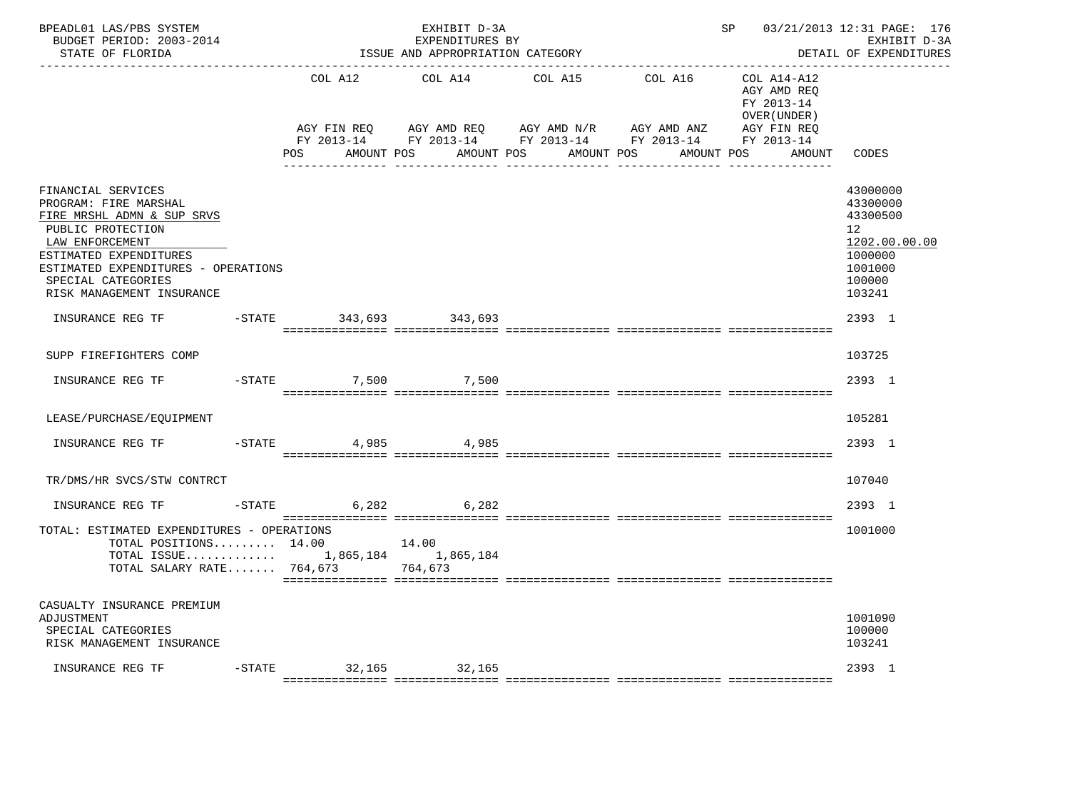BPEADL01 LAS/PBS SYSTEM — EXHIBIT D-3A — EXPENDITURES BY ISSUE AND APPROPRIATION CATEGORY
BUDGET PERIOD: 2003-2014 — STATE OF FLORIDA — SP 03/21/2013 12:31 — EXHIBIT D-3A DETAIL OF EXPENDITURES

| | COL A12 AGY FIN REQ FY 2013-14 POS AMOUNT | COL A14 AGY AMD REQ FY 2013-14 POS AMOUNT | COL A15 AGY AMD N/R FY 2013-14 POS AMOUNT | COL A16 AGY AMD ANZ FY 2013-14 POS AMOUNT | COL A14-A12 AGY AMD REQ FY 2013-14 OVER(UNDER) AGY FIN REQ FY 2013-14 POS AMOUNT | CODES |
|---|---|---|---|---|---|---|
| FINANCIAL SERVICES | | | | | | 43000000 |
| PROGRAM: FIRE MARSHAL | | | | | | 43300000 |
| FIRE MRSHL ADMN & SUP SRVS | | | | | | 43300500 |
| PUBLIC PROTECTION | | | | | | 12 |
| LAW ENFORCEMENT | | | | | | 1202.00.00.00 |
| ESTIMATED EXPENDITURES | | | | | | 1000000 |
| ESTIMATED EXPENDITURES - OPERATIONS | | | | | | 1001000 |
| SPECIAL CATEGORIES | | | | | | 100000 |
| RISK MANAGEMENT INSURANCE | | | | | | 103241 |
| INSURANCE REG TF -STATE | 343,693 | 343,693 | | | | 2393 1 |
| SUPP FIREFIGHTERS COMP | | | | | | 103725 |
| INSURANCE REG TF -STATE | 7,500 | 7,500 | | | | 2393 1 |
| LEASE/PURCHASE/EQUIPMENT | | | | | | 105281 |
| INSURANCE REG TF -STATE | 4,985 | 4,985 | | | | 2393 1 |
| TR/DMS/HR SVCS/STW CONTRCT | | | | | | 107040 |
| INSURANCE REG TF -STATE | 6,282 | 6,282 | | | | 2393 1 |
| TOTAL: ESTIMATED EXPENDITURES - OPERATIONS | | | | | | 1001000 |
| TOTAL POSITIONS......... | 14.00 | 14.00 | | | | |
| TOTAL ISSUE............. | 1,865,184 | 1,865,184 | | | | |
| TOTAL SALARY RATE....... | 764,673 | 764,673 | | | | |
| CASUALTY INSURANCE PREMIUM ADJUSTMENT | | | | | | 1001090 |
| SPECIAL CATEGORIES | | | | | | 100000 |
| RISK MANAGEMENT INSURANCE | | | | | | 103241 |
| INSURANCE REG TF -STATE | 32,165 | 32,165 | | | | 2393 1 |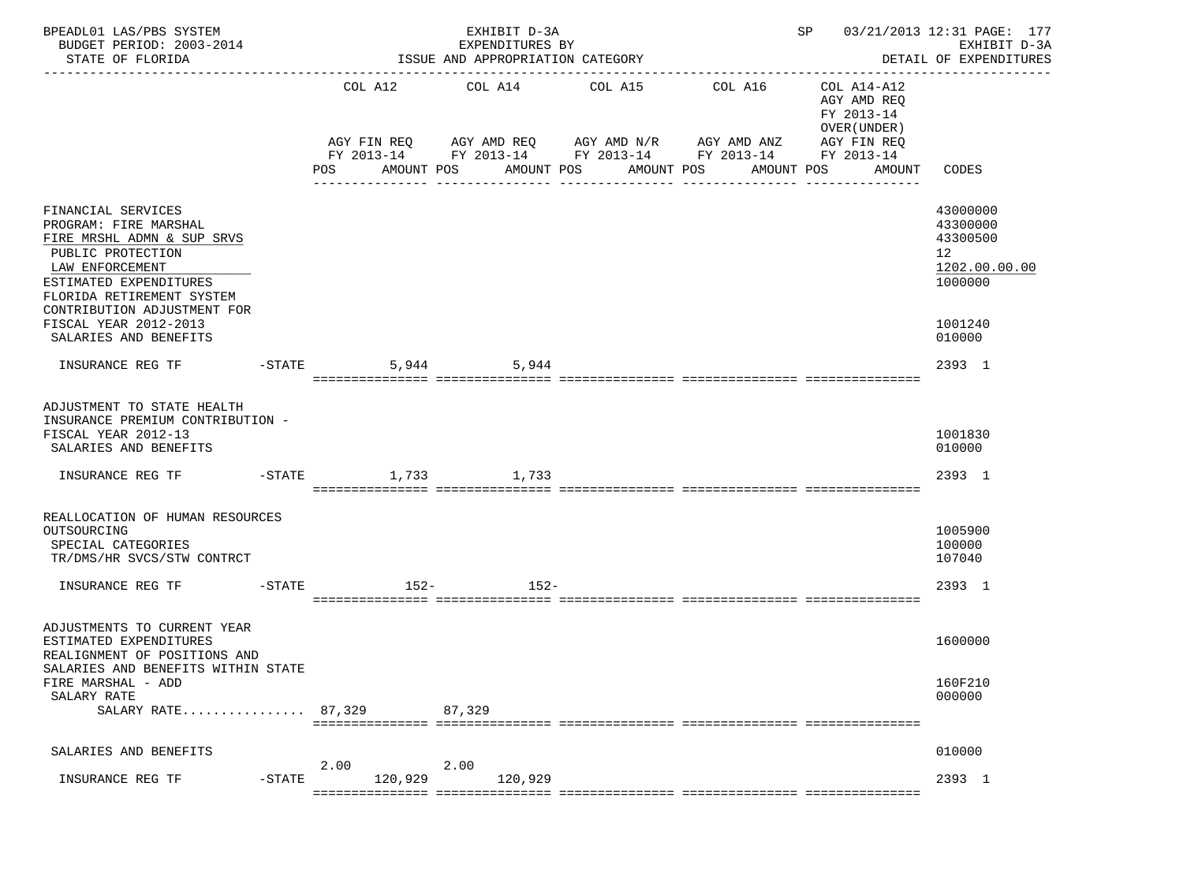BPEADL01 LAS/PBS SYSTEM — EXHIBIT D-3A — EXPENDITURES BY ISSUE AND APPROPRIATION CATEGORY — SP 03/21/2013 12:31
BUDGET PERIOD: 2003-2014 — EXHIBIT D-3A
STATE OF FLORIDA — DETAIL OF EXPENDITURES

| | COL A12 AGY FIN REQ FY 2013-14 POS | AMOUNT | COL A14 AGY AMD REQ FY 2013-14 POS | AMOUNT | COL A15 AGY AMD N/R FY 2013-14 POS | AMOUNT | COL A16 AGY AMD ANZ FY 2013-14 POS | AMOUNT | COL A14-A12 AGY AMD REQ FY 2013-14 OVER(UNDER) AGY FIN REQ FY 2013-14 POS | AMOUNT | CODES |
|---|---|---|---|---|---|---|---|---|---|---|---|
| FINANCIAL SERVICES | | | | | | | | | | | 43000000 |
| PROGRAM: FIRE MARSHAL | | | | | | | | | | | 43300000 |
| FIRE MRSHL ADMN & SUP SRVS | | | | | | | | | | | 43300500 |
| PUBLIC PROTECTION | | | | | | | | | | | 12 |
| LAW ENFORCEMENT | | | | | | | | | | | 1202.00.00.00 |
| ESTIMATED EXPENDITURES | | | | | | | | | | | 1000000 |
| FLORIDA RETIREMENT SYSTEM CONTRIBUTION ADJUSTMENT FOR FISCAL YEAR 2012-2013 | | | | | | | | | | | 1001240 |
| SALARIES AND BENEFITS | | | | | | | | | | | 010000 |
| INSURANCE REG TF -STATE | | 5,944 | | 5,944 | | | | | | | 2393 1 |
| ADJUSTMENT TO STATE HEALTH INSURANCE PREMIUM CONTRIBUTION - FISCAL YEAR 2012-13 | | | | | | | | | | | 1001830 |
| SALARIES AND BENEFITS | | | | | | | | | | | 010000 |
| INSURANCE REG TF -STATE | | 1,733 | | 1,733 | | | | | | | 2393 1 |
| REALLOCATION OF HUMAN RESOURCES OUTSOURCING | | | | | | | | | | | 1005900 |
| SPECIAL CATEGORIES | | | | | | | | | | | 100000 |
| TR/DMS/HR SVCS/STW CONTRCT | | | | | | | | | | | 107040 |
| INSURANCE REG TF -STATE | | 152- | | 152- | | | | | | | 2393 1 |
| ADJUSTMENTS TO CURRENT YEAR ESTIMATED EXPENDITURES | | | | | | | | | | | 1600000 |
| REALIGNMENT OF POSITIONS AND SALARIES AND BENEFITS WITHIN STATE FIRE MARSHAL - ADD | | | | | | | | | | | 160F210 |
| SALARY RATE | | | | | | | | | | | 000000 |
| SALARY RATE................ | | 87,329 | | 87,329 | | | | | | | |
| SALARIES AND BENEFITS | | | | | | | | | | | 010000 |
| INSURANCE REG TF -STATE | 2.00 | 120,929 | 2.00 | 120,929 | | | | | | | 2393 1 |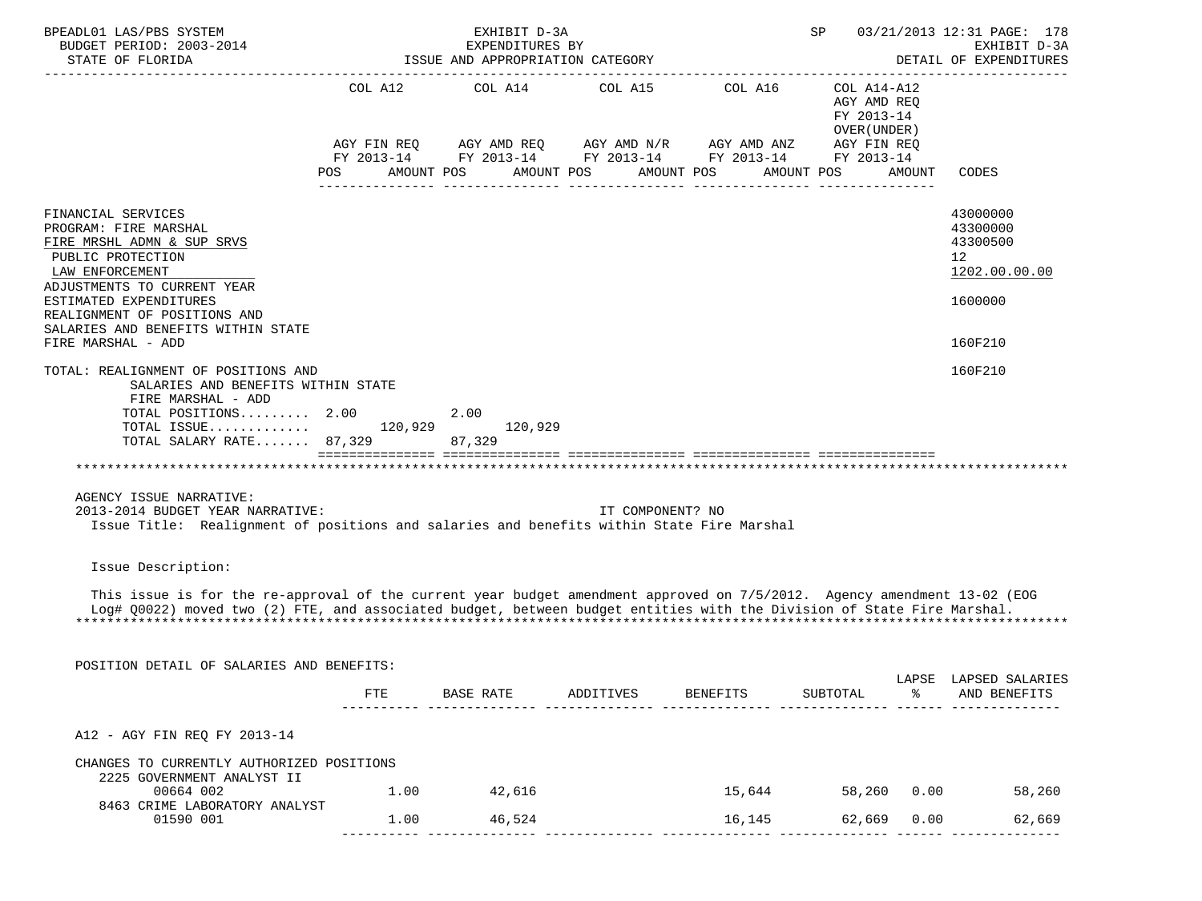BPEADL01 LAS/PBS SYSTEM — EXHIBIT D-3A — EXPENDITURES BY ISSUE AND APPROPRIATION CATEGORY
BUDGET PERIOD: 2003-2014 — STATE OF FLORIDA — SP 03/21/2013 12:31 — EXHIBIT D-3A DETAIL OF EXPENDITURES

| | COL A12 AGY FIN REQ FY 2013-14 POS AMOUNT | COL A14 AGY AMD REQ FY 2013-14 POS AMOUNT | COL A15 AGY AMD N/R FY 2013-14 POS AMOUNT | COL A16 AGY AMD ANZ FY 2013-14 POS AMOUNT | COL A14-A12 AGY AMD REQ FY 2013-14 OVER(UNDER) AGY FIN REQ FY 2013-14 POS AMOUNT | CODES |
|---|---|---|---|---|---|---|
| FINANCIAL SERVICES | | | | | | 43000000 |
| PROGRAM: FIRE MARSHAL | | | | | | 43300000 |
| FIRE MRSHL ADMN & SUP SRVS | | | | | | 43300500 |
| PUBLIC PROTECTION | | | | | | 12 |
| LAW ENFORCEMENT | | | | | | 1202.00.00.00 |
| ADJUSTMENTS TO CURRENT YEAR ESTIMATED EXPENDITURES | | | | | | 1600000 |
| REALIGNMENT OF POSITIONS AND SALARIES AND BENEFITS WITHIN STATE FIRE MARSHAL - ADD | | | | | | 160F210 |
| TOTAL: REALIGNMENT OF POSITIONS AND SALARIES AND BENEFITS WITHIN STATE FIRE MARSHAL - ADD | | | | | | 160F210 |
| TOTAL POSITIONS......... | 2.00 | 2.00 | | | | |
| TOTAL ISSUE............. | 120,929 | 120,929 | | | | |
| TOTAL SALARY RATE....... | 87,329 | 87,329 | | | | |

AGENCY ISSUE NARRATIVE:
2013-2014 BUDGET YEAR NARRATIVE: IT COMPONENT? NO

Issue Title: Realignment of positions and salaries and benefits within State Fire Marshal

Issue Description:

This issue is for the re-approval of the current year budget amendment approved on 7/5/2012. Agency amendment 13-02 (EOG Log# Q0022) moved two (2) FTE, and associated budget, between budget entities with the Division of State Fire Marshal.

POSITION DETAIL OF SALARIES AND BENEFITS:

| | FTE | BASE RATE | ADDITIVES | BENEFITS | SUBTOTAL | LAPSE % | LAPSED SALARIES AND BENEFITS |
|---|---|---|---|---|---|---|---|
| A12 - AGY FIN REQ FY 2013-14 | | | | | | | |
| CHANGES TO CURRENTLY AUTHORIZED POSITIONS | | | | | | | |
| 2225 GOVERNMENT ANALYST II 00664 002 | 1.00 | 42,616 | | 15,644 | 58,260 | 0.00 | 58,260 |
| 8463 CRIME LABORATORY ANALYST 01590 001 | 1.00 | 46,524 | | 16,145 | 62,669 | 0.00 | 62,669 |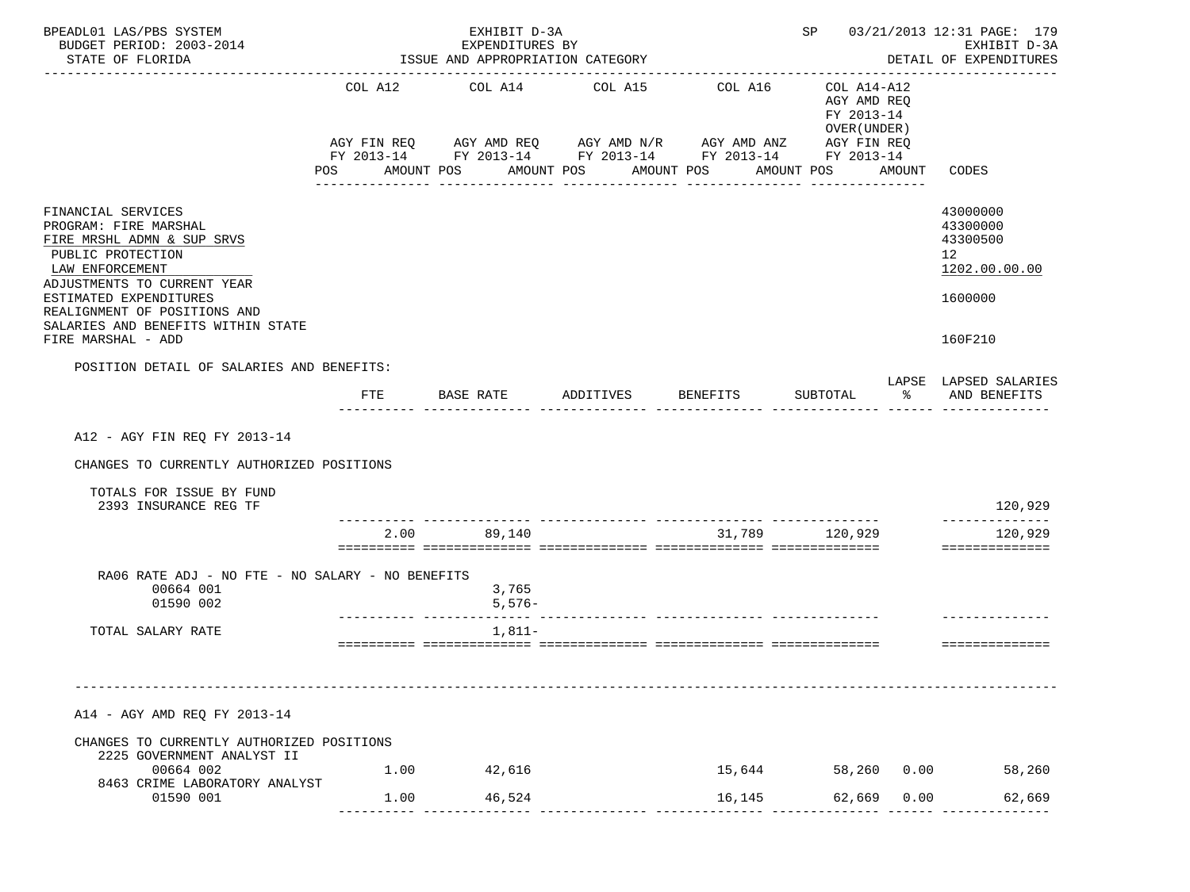BPEADL01 LAS/PBS SYSTEM | EXHIBIT D-3A | SP 03/21/2013 12:31 PAGE: 179
BUDGET PERIOD: 2003-2014 | EXPENDITURES BY | EXHIBIT D-3A
STATE OF FLORIDA | ISSUE AND APPROPRIATION CATEGORY | DETAIL OF EXPENDITURES

| | COL A12 AGY FIN REQ FY 2013-14 POS AMOUNT | COL A14 AGY AMD REQ FY 2013-14 POS AMOUNT | COL A15 AGY AMD N/R FY 2013-14 POS AMOUNT | COL A16 AGY AMD ANZ FY 2013-14 POS AMOUNT | COL A14-A12 AGY AMD REQ FY 2013-14 OVER(UNDER) AGY FIN REQ FY 2013-14 POS AMOUNT | CODES |
|---|---|---|---|---|---|---|

FINANCIAL SERVICES — 43000000
PROGRAM: FIRE MARSHAL — 43300000
FIRE MRSHL ADMN & SUP SRVS — 43300500
PUBLIC PROTECTION — 12
LAW ENFORCEMENT — 1202.00.00.00
ADJUSTMENTS TO CURRENT YEAR ESTIMATED EXPENDITURES — 1600000
REALIGNMENT OF POSITIONS AND SALARIES AND BENEFITS WITHIN STATE FIRE MARSHAL - ADD — 160F210

POSITION DETAIL OF SALARIES AND BENEFITS:

| | FTE | BASE RATE | ADDITIVES | BENEFITS | SUBTOTAL | LAPSE % | LAPSED SALARIES AND BENEFITS |
|---|---|---|---|---|---|---|---|
| **A12 - AGY FIN REQ FY 2013-14** | | | | | | | |
| CHANGES TO CURRENTLY AUTHORIZED POSITIONS | | | | | | | |
| TOTALS FOR ISSUE BY FUND | | | | | | | |
| 2393 INSURANCE REG TF | | | | | | | 120,929 |
| | 2.00 | 89,140 | | 31,789 | 120,929 | | 120,929 |
| RA06 RATE ADJ - NO FTE - NO SALARY - NO BENEFITS | | | | | | | |
| 00664 001 | | 3,765 | | | | | |
| 01590 002 | | 5,576- | | | | | |
| TOTAL SALARY RATE | | 1,811- | | | | | |
| **A14 - AGY AMD REQ FY 2013-14** | | | | | | | |
| CHANGES TO CURRENTLY AUTHORIZED POSITIONS | | | | | | | |
| 2225 GOVERNMENT ANALYST II | | | | | | | |
| 00664 002 | 1.00 | 42,616 | | 15,644 | 58,260 | 0.00 | 58,260 |
| 8463 CRIME LABORATORY ANALYST | | | | | | | |
| 01590 001 | 1.00 | 46,524 | | 16,145 | 62,669 | 0.00 | 62,669 |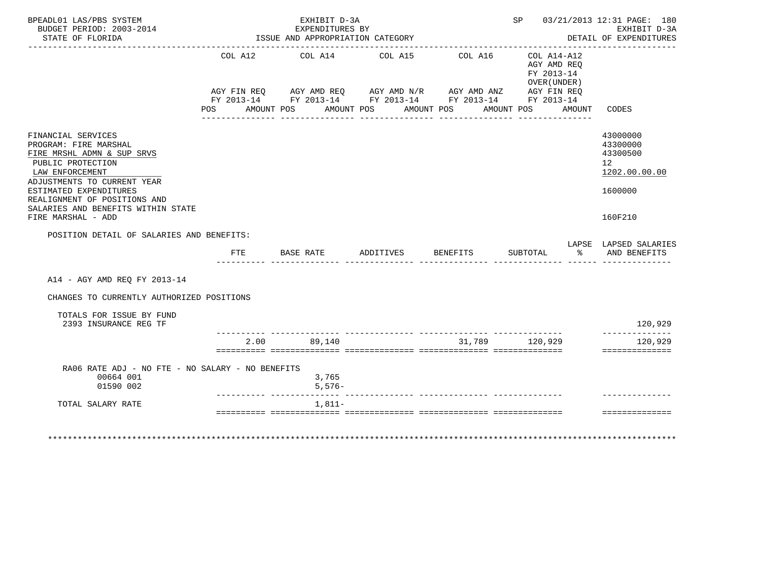BPEADL01 LAS/PBS SYSTEM — EXHIBIT D-3A — EXPENDITURES BY ISSUE AND APPROPRIATION CATEGORY
BUDGET PERIOD: 2003-2014 — STATE OF FLORIDA
SP 03/21/2013 12:31 PAGE: 180 — EXHIBIT D-3A DETAIL OF EXPENDITURES

| | COL A12 AGY FIN REQ FY 2013-14 POS AMOUNT | COL A14 AGY AMD REQ FY 2013-14 POS AMOUNT | COL A15 AGY AMD N/R FY 2013-14 POS AMOUNT | COL A16 AGY AMD ANZ FY 2013-14 POS AMOUNT | COL A14-A12 AGY AMD REQ FY 2013-14 OVER(UNDER) AGY FIN REQ FY 2013-14 POS AMOUNT | CODES |
|---|---|---|---|---|---|---|
| FINANCIAL SERVICES | | | | | | 43000000 |
| PROGRAM: FIRE MARSHAL | | | | | | 43300000 |
| FIRE MRSHL ADMN & SUP SRVS | | | | | | 43300500 |
| PUBLIC PROTECTION | | | | | | 12 |
| LAW ENFORCEMENT | | | | | | 1202.00.00.00 |
| ADJUSTMENTS TO CURRENT YEAR ESTIMATED EXPENDITURES | | | | | | 1600000 |
| REALIGNMENT OF POSITIONS AND SALARIES AND BENEFITS WITHIN STATE FIRE MARSHAL - ADD | | | | | | 160F210 |

POSITION DETAIL OF SALARIES AND BENEFITS:

| | FTE | BASE RATE | ADDITIVES | BENEFITS | SUBTOTAL | LAPSE % | LAPSED SALARIES AND BENEFITS |
|---|---|---|---|---|---|---|---|
| A14 - AGY AMD REQ FY 2013-14 | | | | | | | |
| CHANGES TO CURRENTLY AUTHORIZED POSITIONS | | | | | | | |
| TOTALS FOR ISSUE BY FUND | | | | | | | |
| 2393 INSURANCE REG TF | | | | | | | 120,929 |
| | 2.00 | 89,140 | | 31,789 | 120,929 | | 120,929 |
| RA06 RATE ADJ - NO FTE - NO SALARY - NO BENEFITS | | | | | | | |
| 00664 001 | | 3,765 | | | | | |
| 01590 002 | | 5,576- | | | | | |
| TOTAL SALARY RATE | | 1,811- | | | | | |

********************************************************************************************************************************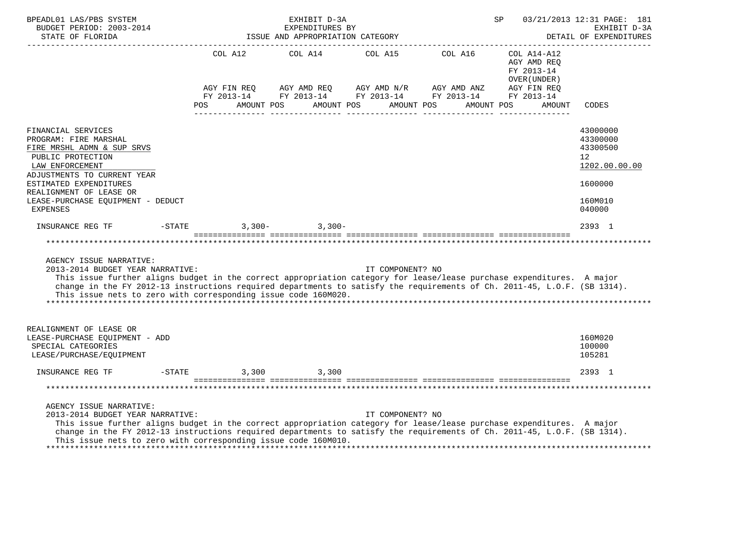BPEADL01 LAS/PBS SYSTEM — EXHIBIT D-3A — EXPENDITURES BY ISSUE AND APPROPRIATION CATEGORY — SP 03/21/2013 12:31 PAGE: 181
BUDGET PERIOD: 2003-2014 — EXHIBIT D-3A
STATE OF FLORIDA — DETAIL OF EXPENDITURES

| | COL A12 AGY FIN REQ FY 2013-14 POS AMOUNT | COL A14 AGY AMD REQ FY 2013-14 POS AMOUNT | COL A15 AGY AMD N/R FY 2013-14 POS AMOUNT | COL A16 AGY AMD ANZ FY 2013-14 POS AMOUNT | COL A14-A12 AGY AMD REQ FY 2013-14 OVER(UNDER) AGY FIN REQ FY 2013-14 POS AMOUNT | CODES |
|---|---|---|---|---|---|---|
| FINANCIAL SERVICES | | | | | | 43000000 |
| PROGRAM: FIRE MARSHAL | | | | | | 43300000 |
| FIRE MRSHL ADMN & SUP SRVS | | | | | | 43300500 |
| PUBLIC PROTECTION | | | | | | 12 |
| LAW ENFORCEMENT | | | | | | 1202.00.00.00 |
| ADJUSTMENTS TO CURRENT YEAR ESTIMATED EXPENDITURES | | | | | | 1600000 |
| REALIGNMENT OF LEASE OR LEASE-PURCHASE EQUIPMENT - DEDUCT | | | | | | 160M010 |
| EXPENSES | | | | | | 040000 |
| INSURANCE REG TF -STATE | 3,300- | 3,300- | | | | 2393 1 |

AGENCY ISSUE NARRATIVE:
2013-2014 BUDGET YEAR NARRATIVE: IT COMPONENT? NO
This issue further aligns budget in the correct appropriation category for lease/lease purchase expenditures. A major change in the FY 2012-13 instructions required departments to satisfy the requirements of Ch. 2011-45, L.O.F. (SB 1314). This issue nets to zero with corresponding issue code 160M020.

| | COL A12 | COL A14 | COL A15 | COL A16 | COL A14-A12 | CODES |
|---|---|---|---|---|---|---|
| REALIGNMENT OF LEASE OR LEASE-PURCHASE EQUIPMENT - ADD | | | | | | 160M020 |
| SPECIAL CATEGORIES | | | | | | 100000 |
| LEASE/PURCHASE/EQUIPMENT | | | | | | 105281 |
| INSURANCE REG TF -STATE | 3,300 | 3,300 | | | | 2393 1 |

AGENCY ISSUE NARRATIVE:
2013-2014 BUDGET YEAR NARRATIVE: IT COMPONENT? NO
This issue further aligns budget in the correct appropriation category for lease/lease purchase expenditures. A major change in the FY 2012-13 instructions required departments to satisfy the requirements of Ch. 2011-45, L.O.F. (SB 1314). This issue nets to zero with corresponding issue code 160M010.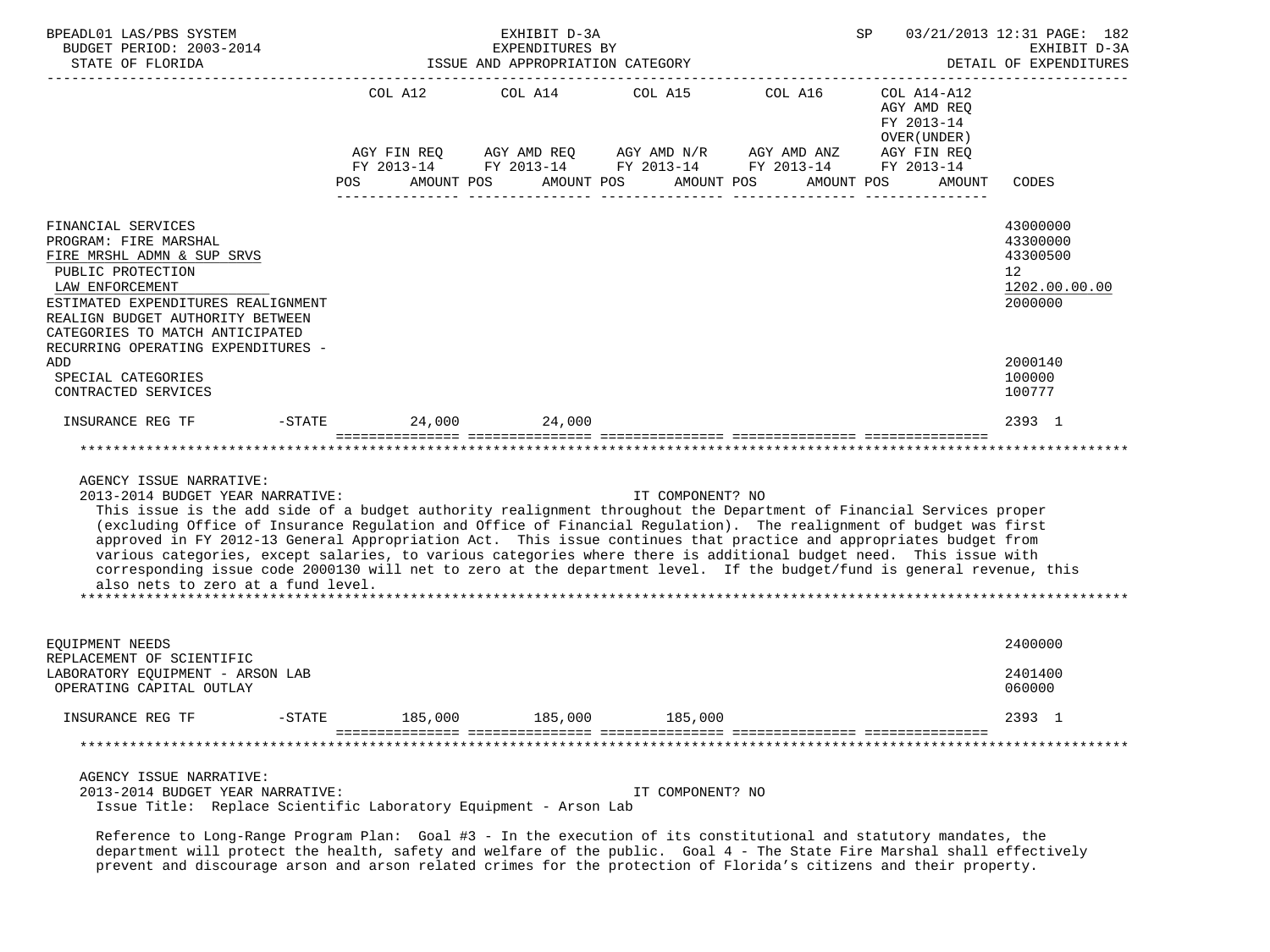| | COL A12 | COL A14 | COL A15 | COL A16 | COL A14-A12 AGY AMD REQ FY 2013-14 OVER(UNDER) | |
|---|---|---|---|---|---|---|
| | AGY FIN REQ FY 2013-14 | AGY AMD REQ FY 2013-14 | AGY AMD N/R FY 2013-14 | AGY AMD ANZ FY 2013-14 | AGY FIN REQ FY 2013-14 | |
| | POS AMOUNT | POS AMOUNT | POS AMOUNT | POS AMOUNT | POS AMOUNT | CODES |
| FINANCIAL SERVICES | | | | | | 43000000 |
| PROGRAM: FIRE MARSHAL | | | | | | 43300000 |
| FIRE MRSHL ADMN & SUP SRVS | | | | | | 43300500 |
| PUBLIC PROTECTION | | | | | | 12 |
| LAW ENFORCEMENT | | | | | | 1202.00.00.00 |
| ESTIMATED EXPENDITURES REALIGNMENT | | | | | | 2000000 |
| REALIGN BUDGET AUTHORITY BETWEEN CATEGORIES TO MATCH ANTICIPATED RECURRING OPERATING EXPENDITURES - ADD | | | | | | 2000140 |
| SPECIAL CATEGORIES | | | | | | 100000 |
| CONTRACTED SERVICES | | | | | | 100777 |
| INSURANCE REG TF -STATE | 24,000 | 24,000 | | | | 2393 1 |

AGENCY ISSUE NARRATIVE:

2013-2014 BUDGET YEAR NARRATIVE: IT COMPONENT? NO

This issue is the add side of a budget authority realignment throughout the Department of Financial Services proper (excluding Office of Insurance Regulation and Office of Financial Regulation). The realignment of budget was first approved in FY 2012-13 General Appropriation Act. This issue continues that practice and appropriates budget from various categories, except salaries, to various categories where there is additional budget need. This issue with corresponding issue code 2000130 will net to zero at the department level. If the budget/fund is general revenue, this also nets to zero at a fund level.

| | COL A12 | COL A14 | COL A15 | COL A16 | COL A14-A12 | CODES |
|---|---|---|---|---|---|---|
| EQUIPMENT NEEDS | | | | | | 2400000 |
| REPLACEMENT OF SCIENTIFIC LABORATORY EQUIPMENT - ARSON LAB | | | | | | 2401400 |
| OPERATING CAPITAL OUTLAY | | | | | | 060000 |
| INSURANCE REG TF -STATE | 185,000 | 185,000 | 185,000 | | | 2393 1 |

AGENCY ISSUE NARRATIVE:

2013-2014 BUDGET YEAR NARRATIVE: IT COMPONENT? NO

Issue Title: Replace Scientific Laboratory Equipment - Arson Lab

Reference to Long-Range Program Plan: Goal #3 - In the execution of its constitutional and statutory mandates, the department will protect the health, safety and welfare of the public. Goal 4 - The State Fire Marshal shall effectively prevent and discourage arson and arson related crimes for the protection of Florida's citizens and their property.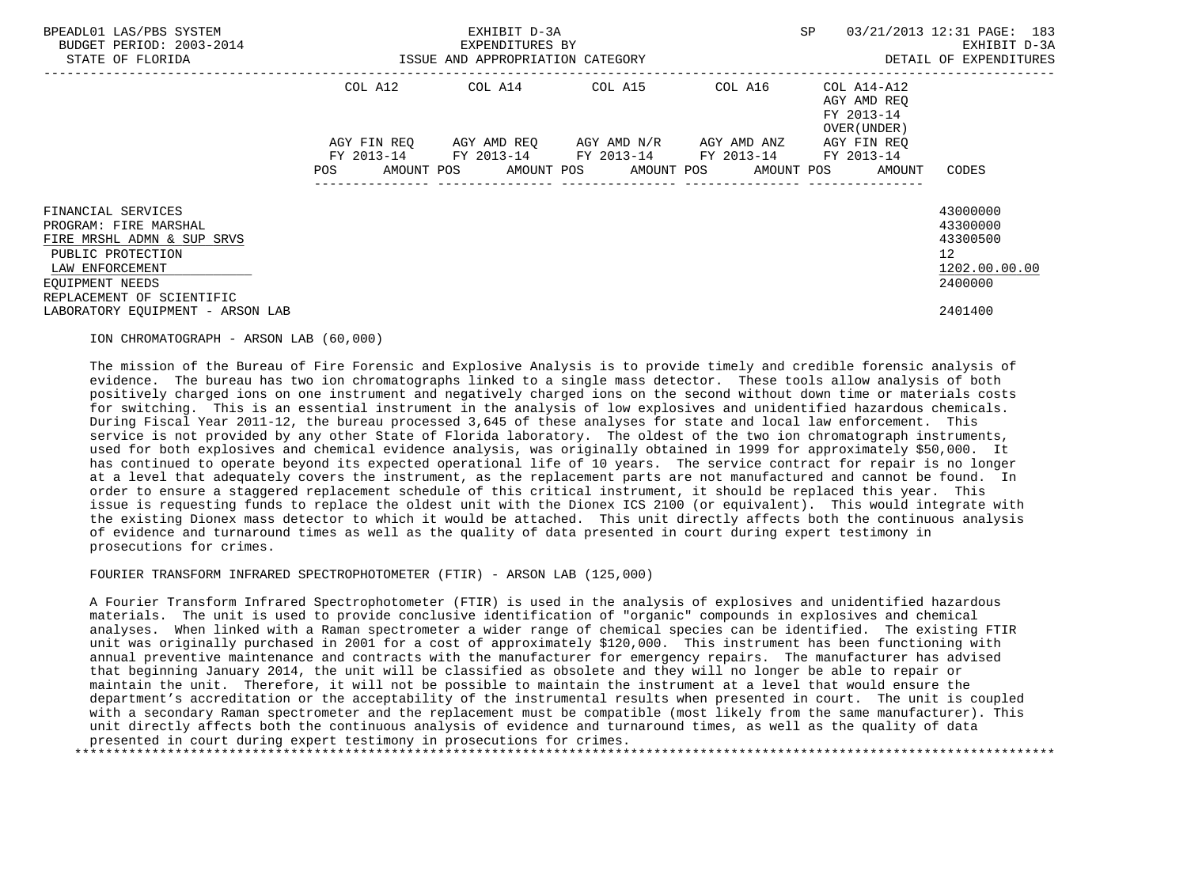BPEADL01 LAS/PBS SYSTEM  
BUDGET PERIOD: 2003-2014  
STATE OF FLORIDA

EXHIBIT D-3A  
EXPENDITURES BY  
ISSUE AND APPROPRIATION CATEGORY

SP 03/21/2013 12:31  
EXHIBIT D-3A  
DETAIL OF EXPENDITURES

| | COL A12 AGY FIN REQ FY 2013-14 POS AMOUNT | COL A14 AGY AMD REQ FY 2013-14 POS AMOUNT | COL A15 AGY AMD N/R FY 2013-14 POS AMOUNT | COL A16 AGY AMD ANZ FY 2013-14 POS AMOUNT | COL A14-A12 AGY AMD REQ FY 2013-14 OVER(UNDER) AGY FIN REQ FY 2013-14 POS AMOUNT | CODES |
|---|---|---|---|---|---|---|
| FINANCIAL SERVICES | | | | | | 43000000 |
| PROGRAM: FIRE MARSHAL | | | | | | 43300000 |
| FIRE MRSHL ADMN & SUP SRVS | | | | | | 43300500 |
| PUBLIC PROTECTION | | | | | | 12 |
| LAW ENFORCEMENT | | | | | | 1202.00.00.00 |
| EQUIPMENT NEEDS | | | | | | 2400000 |
| REPLACEMENT OF SCIENTIFIC LABORATORY EQUIPMENT - ARSON LAB | | | | | | 2401400 |

ION CHROMATOGRAPH - ARSON LAB (60,000)

The mission of the Bureau of Fire Forensic and Explosive Analysis is to provide timely and credible forensic analysis of evidence. The bureau has two ion chromatographs linked to a single mass detector. These tools allow analysis of both positively charged ions on one instrument and negatively charged ions on the second without down time or materials costs for switching. This is an essential instrument in the analysis of low explosives and unidentified hazardous chemicals. During Fiscal Year 2011-12, the bureau processed 3,645 of these analyses for state and local law enforcement. This service is not provided by any other State of Florida laboratory. The oldest of the two ion chromatograph instruments, used for both explosives and chemical evidence analysis, was originally obtained in 1999 for approximately $50,000. It has continued to operate beyond its expected operational life of 10 years. The service contract for repair is no longer at a level that adequately covers the instrument, as the replacement parts are not manufactured and cannot be found. In order to ensure a staggered replacement schedule of this critical instrument, it should be replaced this year. This issue is requesting funds to replace the oldest unit with the Dionex ICS 2100 (or equivalent). This would integrate with the existing Dionex mass detector to which it would be attached. This unit directly affects both the continuous analysis of evidence and turnaround times as well as the quality of data presented in court during expert testimony in prosecutions for crimes.

FOURIER TRANSFORM INFRARED SPECTROPHOTOMETER (FTIR) - ARSON LAB (125,000)

A Fourier Transform Infrared Spectrophotometer (FTIR) is used in the analysis of explosives and unidentified hazardous materials. The unit is used to provide conclusive identification of "organic" compounds in explosives and chemical analyses. When linked with a Raman spectrometer a wider range of chemical species can be identified. The existing FTIR unit was originally purchased in 2001 for a cost of approximately $120,000. This instrument has been functioning with annual preventive maintenance and contracts with the manufacturer for emergency repairs. The manufacturer has advised that beginning January 2014, the unit will be classified as obsolete and they will no longer be able to repair or maintain the unit. Therefore, it will not be possible to maintain the instrument at a level that would ensure the department's accreditation or the acceptability of the instrumental results when presented in court. The unit is coupled with a secondary Raman spectrometer and the replacement must be compatible (most likely from the same manufacturer). This unit directly affects both the continuous analysis of evidence and turnaround times, as well as the quality of data presented in court during expert testimony in prosecutions for crimes.

*******************************************************************************************************************************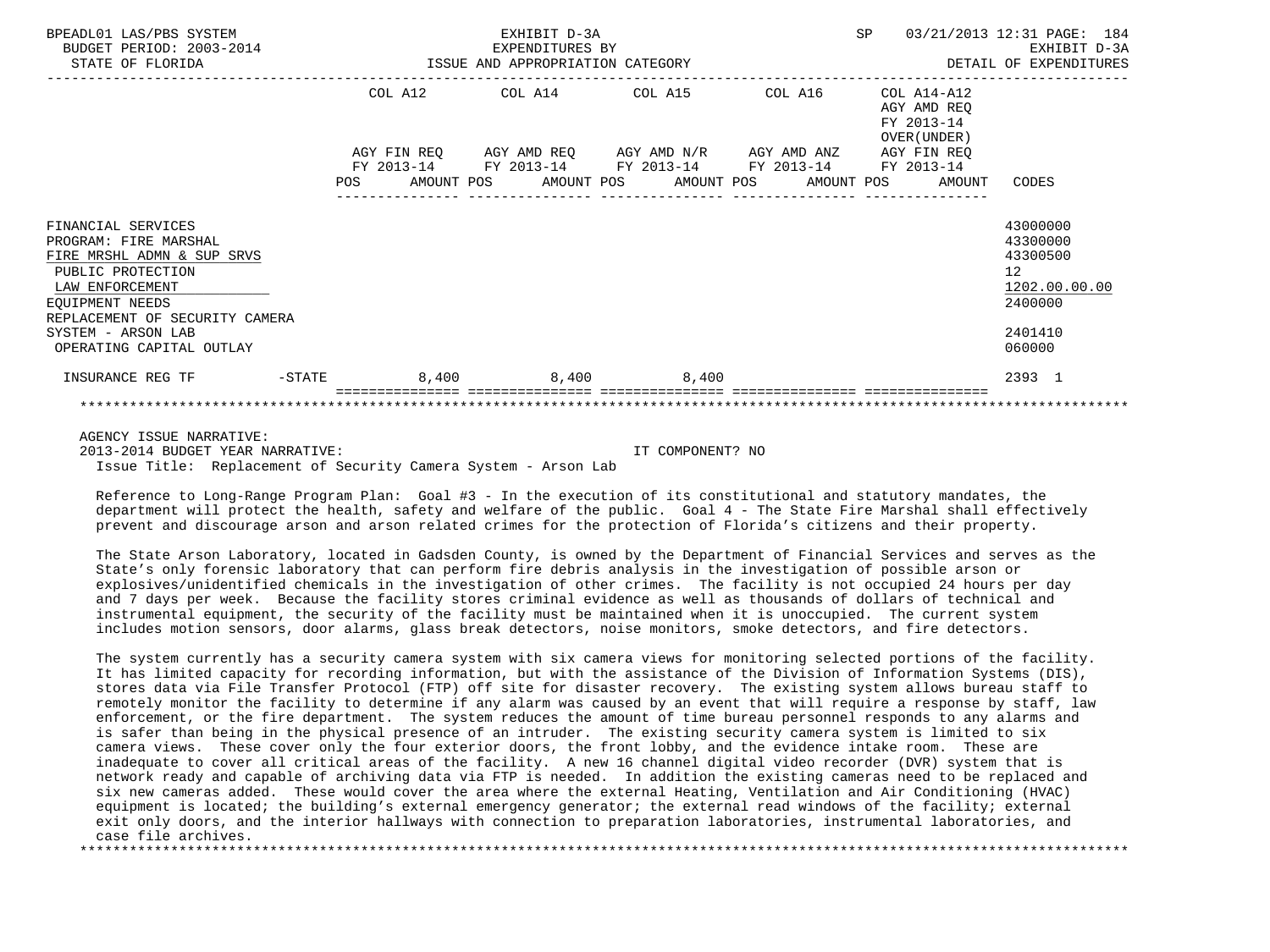BPEADL01 LAS/PBS SYSTEM — EXHIBIT D-3A — EXPENDITURES BY ISSUE AND APPROPRIATION CATEGORY — DETAIL OF EXPENDITURES

BUDGET PERIOD: 2003-2014 — STATE OF FLORIDA — SP 03/21/2013 12:31

| | COL A12 AGY FIN REQ FY 2013-14 POS AMOUNT | COL A14 AGY AMD REQ FY 2013-14 POS AMOUNT | COL A15 AGY AMD N/R FY 2013-14 POS AMOUNT | COL A16 AGY AMD ANZ FY 2013-14 POS AMOUNT | COL A14-A12 AGY AMD REQ FY 2013-14 OVER(UNDER) AGY FIN REQ FY 2013-14 POS AMOUNT | CODES |
|---|---|---|---|---|---|---|
| FINANCIAL SERVICES | | | | | | 43000000 |
| PROGRAM: FIRE MARSHAL | | | | | | 43300000 |
| FIRE MRSHL ADMN & SUP SRVS | | | | | | 43300500 |
| PUBLIC PROTECTION | | | | | | 12 |
| LAW ENFORCEMENT | | | | | | 1202.00.00.00 |
| EQUIPMENT NEEDS | | | | | | 2400000 |
| REPLACEMENT OF SECURITY CAMERA SYSTEM - ARSON LAB | | | | | | 2401410 |
| OPERATING CAPITAL OUTLAY | | | | | | 060000 |
| INSURANCE REG TF -STATE | 8,400 | 8,400 | 8,400 | | | 2393 1 |

AGENCY ISSUE NARRATIVE:

2013-2014 BUDGET YEAR NARRATIVE: IT COMPONENT? NO

Issue Title: Replacement of Security Camera System - Arson Lab

Reference to Long-Range Program Plan: Goal #3 - In the execution of its constitutional and statutory mandates, the department will protect the health, safety and welfare of the public. Goal 4 - The State Fire Marshal shall effectively prevent and discourage arson and arson related crimes for the protection of Florida's citizens and their property.

The State Arson Laboratory, located in Gadsden County, is owned by the Department of Financial Services and serves as the State's only forensic laboratory that can perform fire debris analysis in the investigation of possible arson or explosives/unidentified chemicals in the investigation of other crimes. The facility is not occupied 24 hours per day and 7 days per week. Because the facility stores criminal evidence as well as thousands of dollars of technical and instrumental equipment, the security of the facility must be maintained when it is unoccupied. The current system includes motion sensors, door alarms, glass break detectors, noise monitors, smoke detectors, and fire detectors.

The system currently has a security camera system with six camera views for monitoring selected portions of the facility. It has limited capacity for recording information, but with the assistance of the Division of Information Systems (DIS), stores data via File Transfer Protocol (FTP) off site for disaster recovery. The existing system allows bureau staff to remotely monitor the facility to determine if any alarm was caused by an event that will require a response by staff, law enforcement, or the fire department. The system reduces the amount of time bureau personnel responds to any alarms and is safer than being in the physical presence of an intruder. The existing security camera system is limited to six camera views. These cover only the four exterior doors, the front lobby, and the evidence intake room. These are inadequate to cover all critical areas of the facility. A new 16 channel digital video recorder (DVR) system that is network ready and capable of archiving data via FTP is needed. In addition the existing cameras need to be replaced and six new cameras added. These would cover the area where the external Heating, Ventilation and Air Conditioning (HVAC) equipment is located; the building's external emergency generator; the external read windows of the facility; external exit only doors, and the interior hallways with connection to preparation laboratories, instrumental laboratories, and case file archives.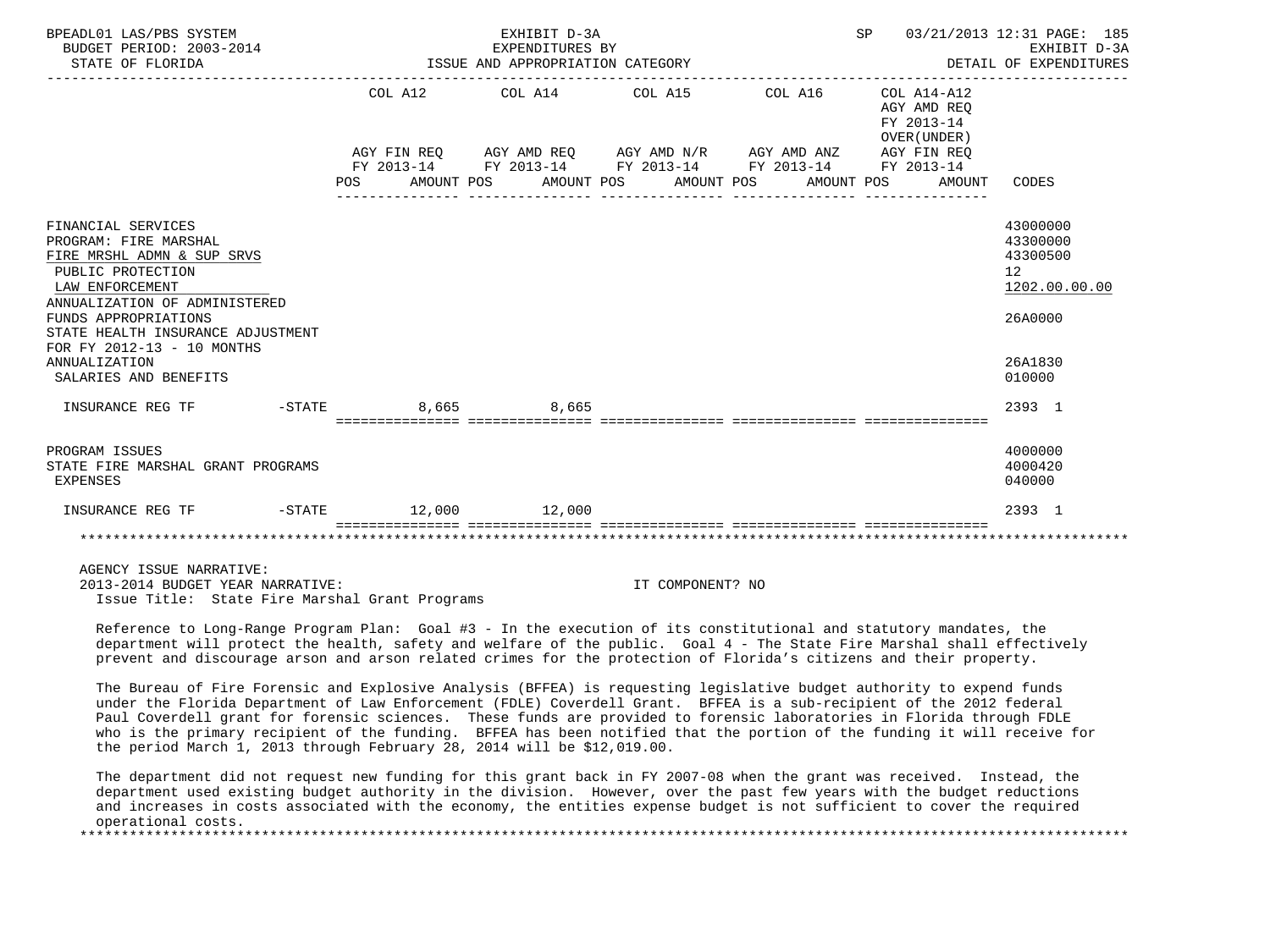| | COL A12 | COL A14 | COL A15 | COL A16 | COL A14-A12 AGY AMD REQ FY 2013-14 OVER(UNDER) | |
|---|---|---|---|---|---|---|
| | AGY FIN REQ FY 2013-14 | AGY AMD REQ FY 2013-14 | AGY AMD N/R FY 2013-14 | AGY AMD ANZ FY 2013-14 | AGY FIN REQ FY 2013-14 | |
| | POS AMOUNT | POS AMOUNT | POS AMOUNT | POS AMOUNT | POS AMOUNT | CODES |
| FINANCIAL SERVICES | | | | | | 43000000 |
| PROGRAM: FIRE MARSHAL | | | | | | 43300000 |
| FIRE MRSHL ADMN & SUP SRVS | | | | | | 43300500 |
| PUBLIC PROTECTION | | | | | | 12 |
| LAW ENFORCEMENT | | | | | | 1202.00.00.00 |
| ANNUALIZATION OF ADMINISTERED FUNDS APPROPRIATIONS | | | | | | 26A0000 |
| STATE HEALTH INSURANCE ADJUSTMENT FOR FY 2012-13 - 10 MONTHS ANNUALIZATION | | | | | | 26A1830 |
| SALARIES AND BENEFITS | | | | | | 010000 |
| INSURANCE REG TF -STATE | 8,665 | 8,665 | | | | 2393 1 |
| PROGRAM ISSUES | | | | | | 4000000 |
| STATE FIRE MARSHAL GRANT PROGRAMS | | | | | | 4000420 |
| EXPENSES | | | | | | 040000 |
| INSURANCE REG TF -STATE | 12,000 | 12,000 | | | | 2393 1 |

AGENCY ISSUE NARRATIVE:
2013-2014 BUDGET YEAR NARRATIVE: IT COMPONENT? NO
Issue Title: State Fire Marshal Grant Programs

Reference to Long-Range Program Plan: Goal #3 - In the execution of its constitutional and statutory mandates, the department will protect the health, safety and welfare of the public. Goal 4 - The State Fire Marshal shall effectively prevent and discourage arson and arson related crimes for the protection of Florida's citizens and their property.

The Bureau of Fire Forensic and Explosive Analysis (BFFEA) is requesting legislative budget authority to expend funds under the Florida Department of Law Enforcement (FDLE) Coverdell Grant. BFFEA is a sub-recipient of the 2012 federal Paul Coverdell grant for forensic sciences. These funds are provided to forensic laboratories in Florida through FDLE who is the primary recipient of the funding. BFFEA has been notified that the portion of the funding it will receive for the period March 1, 2013 through February 28, 2014 will be $12,019.00.

The department did not request new funding for this grant back in FY 2007-08 when the grant was received. Instead, the department used existing budget authority in the division. However, over the past few years with the budget reductions and increases in costs associated with the economy, the entities expense budget is not sufficient to cover the required operational costs.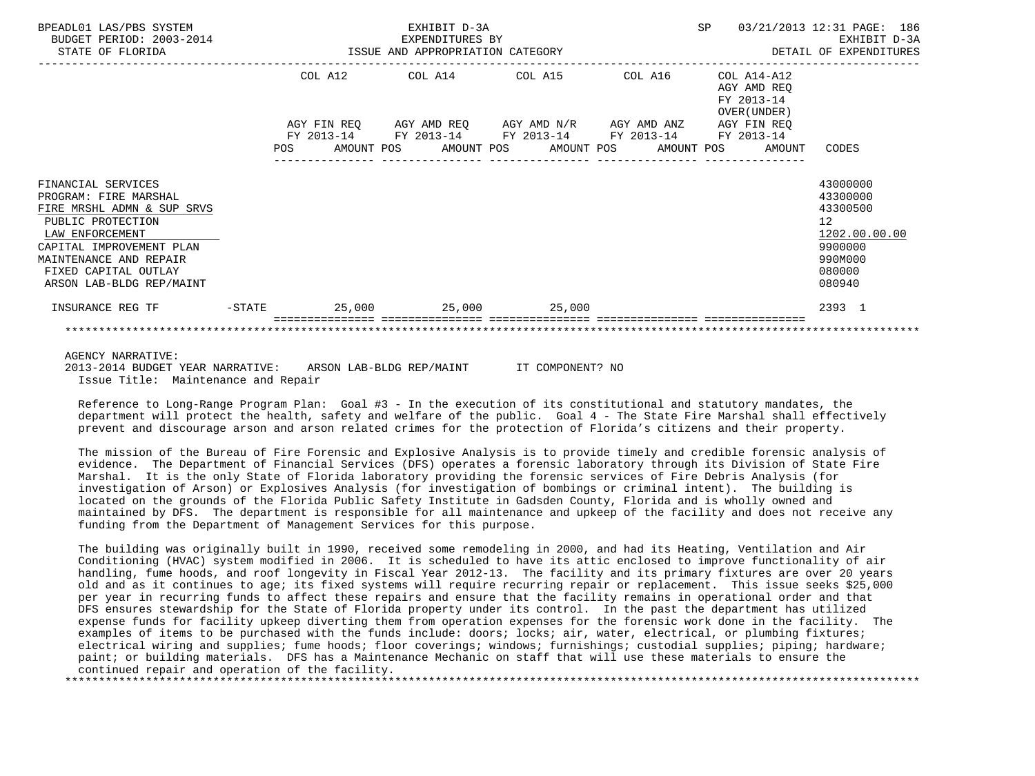EXHIBIT D-3A
EXPENDITURES BY
ISSUE AND APPROPRIATION CATEGORY

BPEADL01 LAS/PBS SYSTEM — BUDGET PERIOD: 2003-2014 — STATE OF FLORIDA — SP 03/21/2013 12:31 — EXHIBIT D-3A — DETAIL OF EXPENDITURES

| | | COL A12 AGY FIN REQ FY 2013-14 POS AMOUNT | COL A14 AGY AMD REQ FY 2013-14 POS AMOUNT | COL A15 AGY AMD N/R FY 2013-14 POS AMOUNT | COL A16 AGY AMD ANZ FY 2013-14 POS AMOUNT | COL A14-A12 AGY AMD REQ FY 2013-14 OVER(UNDER) AGY FIN REQ FY 2013-14 POS AMOUNT | CODES |
|---|---|---|---|---|---|---|---|
| FINANCIAL SERVICES | | | | | | | 43000000 |
| PROGRAM: FIRE MARSHAL | | | | | | | 43300000 |
| FIRE MRSHL ADMN & SUP SRVS | | | | | | | 43300500 |
| PUBLIC PROTECTION | | | | | | | 12 |
| LAW ENFORCEMENT | | | | | | | 1202.00.00.00 |
| CAPITAL IMPROVEMENT PLAN | | | | | | | 9900000 |
| MAINTENANCE AND REPAIR | | | | | | | 990M000 |
| FIXED CAPITAL OUTLAY | | | | | | | 080000 |
| ARSON LAB-BLDG REP/MAINT | | | | | | | 080940 |
| INSURANCE REG TF | -STATE | 25,000 | 25,000 | 25,000 | | | 2393 1 |

AGENCY NARRATIVE:

2013-2014 BUDGET YEAR NARRATIVE: ARSON LAB-BLDG REP/MAINT IT COMPONENT? NO

Issue Title: Maintenance and Repair

Reference to Long-Range Program Plan: Goal #3 - In the execution of its constitutional and statutory mandates, the department will protect the health, safety and welfare of the public. Goal 4 - The State Fire Marshal shall effectively prevent and discourage arson and arson related crimes for the protection of Florida's citizens and their property.

The mission of the Bureau of Fire Forensic and Explosive Analysis is to provide timely and credible forensic analysis of evidence. The Department of Financial Services (DFS) operates a forensic laboratory through its Division of State Fire Marshal. It is the only State of Florida laboratory providing the forensic services of Fire Debris Analysis (for investigation of Arson) or Explosives Analysis (for investigation of bombings or criminal intent). The building is located on the grounds of the Florida Public Safety Institute in Gadsden County, Florida and is wholly owned and maintained by DFS. The department is responsible for all maintenance and upkeep of the facility and does not receive any funding from the Department of Management Services for this purpose.

The building was originally built in 1990, received some remodeling in 2000, and had its Heating, Ventilation and Air Conditioning (HVAC) system modified in 2006. It is scheduled to have its attic enclosed to improve functionality of air handling, fume hoods, and roof longevity in Fiscal Year 2012-13. The facility and its primary fixtures are over 20 years old and as it continues to age; its fixed systems will require recurring repair or replacement. This issue seeks $25,000 per year in recurring funds to affect these repairs and ensure that the facility remains in operational order and that DFS ensures stewardship for the State of Florida property under its control. In the past the department has utilized expense funds for facility upkeep diverting them from operation expenses for the forensic work done in the facility. The examples of items to be purchased with the funds include: doors; locks; air, water, electrical, or plumbing fixtures; electrical wiring and supplies; fume hoods; floor coverings; windows; furnishings; custodial supplies; piping; hardware; paint; or building materials. DFS has a Maintenance Mechanic on staff that will use these materials to ensure the continued repair and operation of the facility.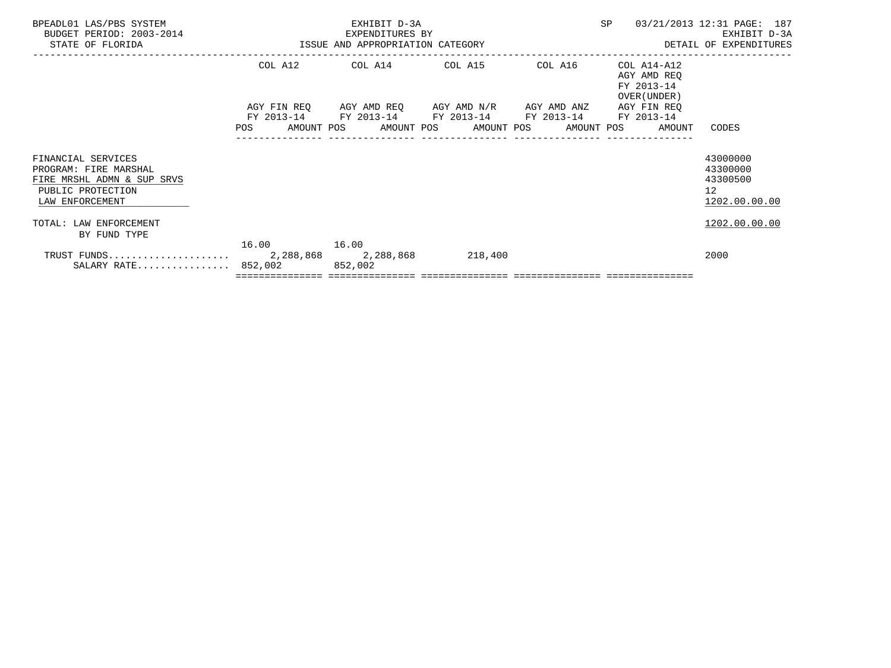BPEADL01 LAS/PBS SYSTEM — EXHIBIT D-3A — SP 03/21/2013 12:31 PAGE: 187
BUDGET PERIOD: 2003-2014 — EXPENDITURES BY — EXHIBIT D-3A
STATE OF FLORIDA — ISSUE AND APPROPRIATION CATEGORY — DETAIL OF EXPENDITURES

| | COL A12 AGY FIN REQ FY 2013-14 | | COL A14 AGY AMD REQ FY 2013-14 | | COL A15 AGY AMD N/R FY 2013-14 | | COL A16 AGY AMD ANZ FY 2013-14 | | COL A14-A12 AGY AMD REQ FY 2013-14 OVER(UNDER) AGY FIN REQ FY 2013-14 | | CODES |
|---|---|---|---|---|---|---|---|---|---|---|---|
| | POS | AMOUNT | POS | AMOUNT | POS | AMOUNT | POS | AMOUNT | POS | AMOUNT | |
| FINANCIAL SERVICES | | | | | | | | | | | 43000000 |
| PROGRAM: FIRE MARSHAL | | | | | | | | | | | 43300000 |
| FIRE MRSHL ADMN & SUP SRVS | | | | | | | | | | | 43300500 |
| PUBLIC PROTECTION | | | | | | | | | | | 12 |
| LAW ENFORCEMENT | | | | | | | | | | | 1202.00.00.00 |
| TOTAL: LAW ENFORCEMENT | | | | | | | | | | | 1202.00.00.00 |
| BY FUND TYPE | | | | | | | | | | | |
| TRUST FUNDS | 16.00 | 2,288,868 | 16.00 | 2,288,868 | | 218,400 | | | | | 2000 |
| SALARY RATE | 852,002 | | 852,002 | | | | | | | | |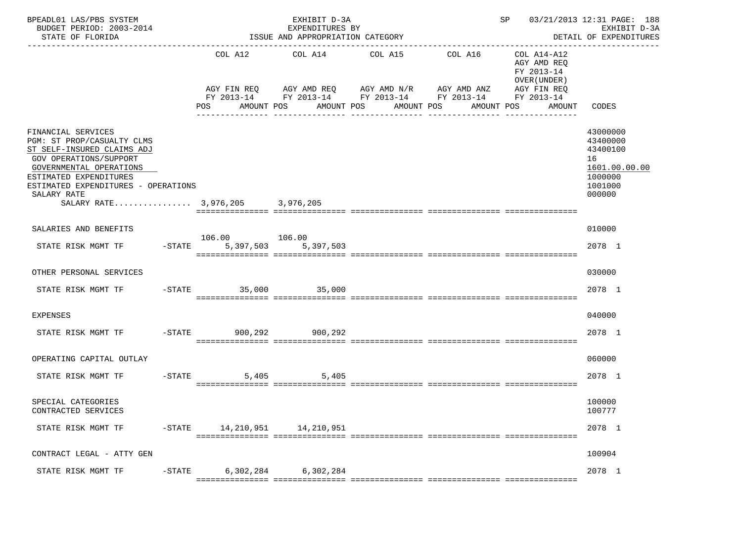BPEADL01 LAS/PBS SYSTEM — EXHIBIT D-3A — EXPENDITURES BY ISSUE AND APPROPRIATION CATEGORY — SP 03/21/2013 12:31 PAGE: 188
BUDGET PERIOD: 2003-2014 — EXHIBIT D-3A
STATE OF FLORIDA — DETAIL OF EXPENDITURES

| | COL A12 AGY FIN REQ FY 2013-14 POS AMOUNT | COL A14 AGY AMD REQ FY 2013-14 POS AMOUNT | COL A15 AGY AMD N/R FY 2013-14 POS AMOUNT | COL A16 AGY AMD ANZ FY 2013-14 POS AMOUNT | COL A14-A12 AGY AMD REQ FY 2013-14 OVER(UNDER) AGY FIN REQ FY 2013-14 POS AMOUNT | CODES |
|---|---|---|---|---|---|---|
| FINANCIAL SERVICES | | | | | | 43000000 |
| PGM: ST PROP/CASUALTY CLMS | | | | | | 43400000 |
| ST SELF-INSURED CLAIMS ADJ | | | | | | 43400100 |
| GOV OPERATIONS/SUPPORT | | | | | | 16 |
| GOVERNMENTAL OPERATIONS | | | | | | 1601.00.00.00 |
| ESTIMATED EXPENDITURES | | | | | | 1000000 |
| ESTIMATED EXPENDITURES - OPERATIONS | | | | | | 1001000 |
| SALARY RATE | | | | | | 000000 |
| SALARY RATE................ | 3,976,205 | 3,976,205 | | | | |
| SALARIES AND BENEFITS | | | | | | 010000 |
| STATE RISK MGMT TF -STATE | 106.00 5,397,503 | 106.00 5,397,503 | | | | 2078 1 |
| OTHER PERSONAL SERVICES | | | | | | 030000 |
| STATE RISK MGMT TF -STATE | 35,000 | 35,000 | | | | 2078 1 |
| EXPENSES | | | | | | 040000 |
| STATE RISK MGMT TF -STATE | 900,292 | 900,292 | | | | 2078 1 |
| OPERATING CAPITAL OUTLAY | | | | | | 060000 |
| STATE RISK MGMT TF -STATE | 5,405 | 5,405 | | | | 2078 1 |
| SPECIAL CATEGORIES | | | | | | 100000 |
| CONTRACTED SERVICES | | | | | | 100777 |
| STATE RISK MGMT TF -STATE | 14,210,951 | 14,210,951 | | | | 2078 1 |
| CONTRACT LEGAL - ATTY GEN | | | | | | 100904 |
| STATE RISK MGMT TF -STATE | 6,302,284 | 6,302,284 | | | | 2078 1 |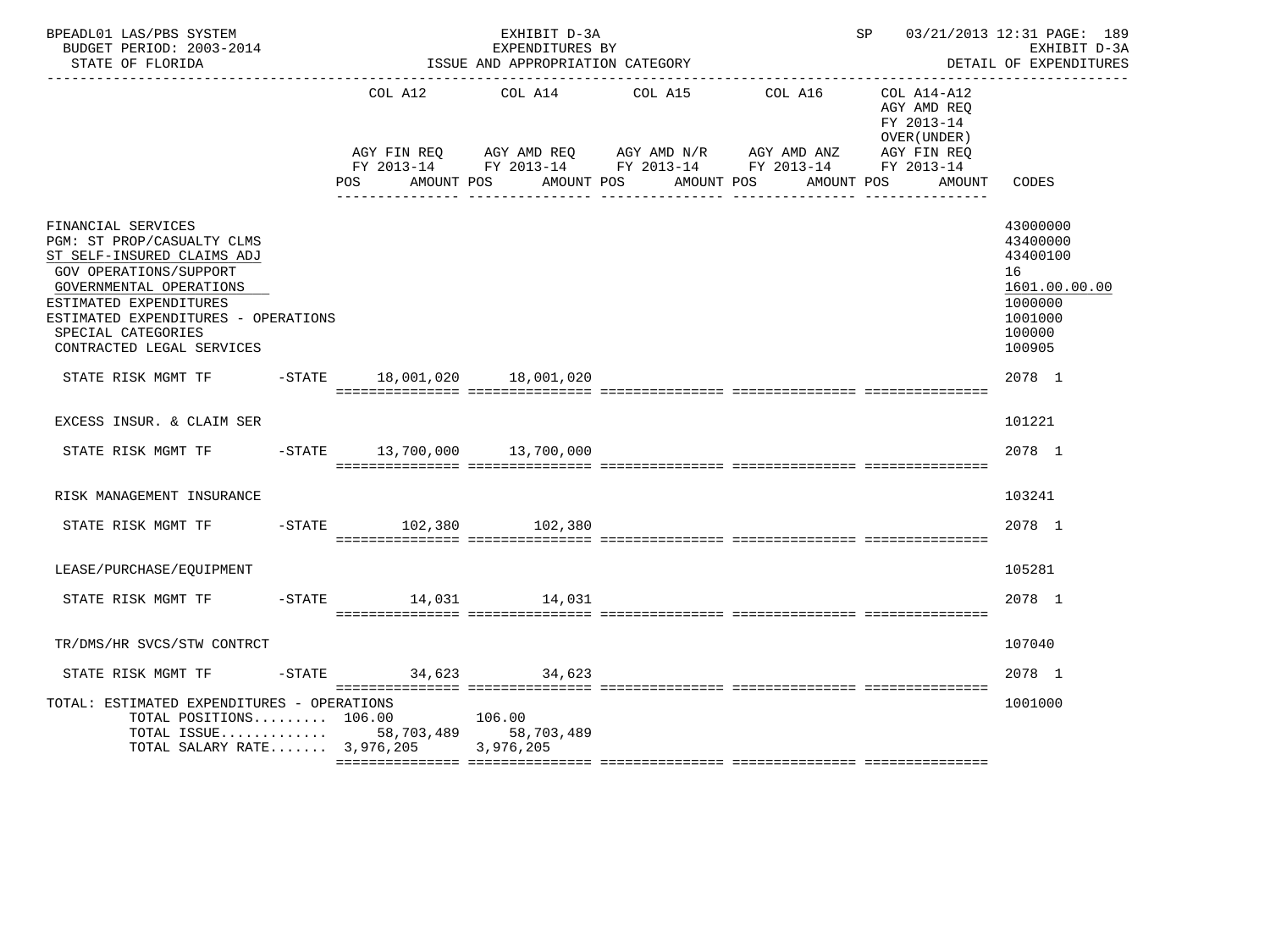BPEADL01 LAS/PBS SYSTEM — EXHIBIT D-3A — EXPENDITURES BY ISSUE AND APPROPRIATION CATEGORY — SP 03/21/2013 12:31 PAGE: 189
BUDGET PERIOD: 2003-2014 — EXHIBIT D-3A
STATE OF FLORIDA — DETAIL OF EXPENDITURES

| | COL A12 AGY FIN REQ FY 2013-14 POS AMOUNT | COL A14 AGY AMD REQ FY 2013-14 POS AMOUNT | COL A15 AGY AMD N/R FY 2013-14 POS AMOUNT | COL A16 AGY AMD ANZ FY 2013-14 POS AMOUNT | COL A14-A12 AGY AMD REQ FY 2013-14 OVER(UNDER) AGY FIN REQ FY 2013-14 POS AMOUNT | CODES |
|---|---|---|---|---|---|---|
| FINANCIAL SERVICES | | | | | | 43000000 |
| PGM: ST PROP/CASUALTY CLMS | | | | | | 43400000 |
| ST SELF-INSURED CLAIMS ADJ | | | | | | 43400100 |
| GOV OPERATIONS/SUPPORT | | | | | | 16 |
| GOVERNMENTAL OPERATIONS | | | | | | 1601.00.00.00 |
| ESTIMATED EXPENDITURES | | | | | | 1000000 |
| ESTIMATED EXPENDITURES - OPERATIONS | | | | | | 1001000 |
| SPECIAL CATEGORIES | | | | | | 100000 |
| CONTRACTED LEGAL SERVICES | | | | | | 100905 |
| STATE RISK MGMT TF -STATE | 18,001,020 | 18,001,020 | | | | 2078 1 |
| EXCESS INSUR. & CLAIM SER | | | | | | 101221 |
| STATE RISK MGMT TF -STATE | 13,700,000 | 13,700,000 | | | | 2078 1 |
| RISK MANAGEMENT INSURANCE | | | | | | 103241 |
| STATE RISK MGMT TF -STATE | 102,380 | 102,380 | | | | 2078 1 |
| LEASE/PURCHASE/EQUIPMENT | | | | | | 105281 |
| STATE RISK MGMT TF -STATE | 14,031 | 14,031 | | | | 2078 1 |
| TR/DMS/HR SVCS/STW CONTRCT | | | | | | 107040 |
| STATE RISK MGMT TF -STATE | 34,623 | 34,623 | | | | 2078 1 |
| TOTAL: ESTIMATED EXPENDITURES - OPERATIONS | | | | | | 1001000 |
| TOTAL POSITIONS......... | 106.00 | 106.00 | | | | |
| TOTAL ISSUE............. | 58,703,489 | 58,703,489 | | | | |
| TOTAL SALARY RATE....... | 3,976,205 | 3,976,205 | | | | |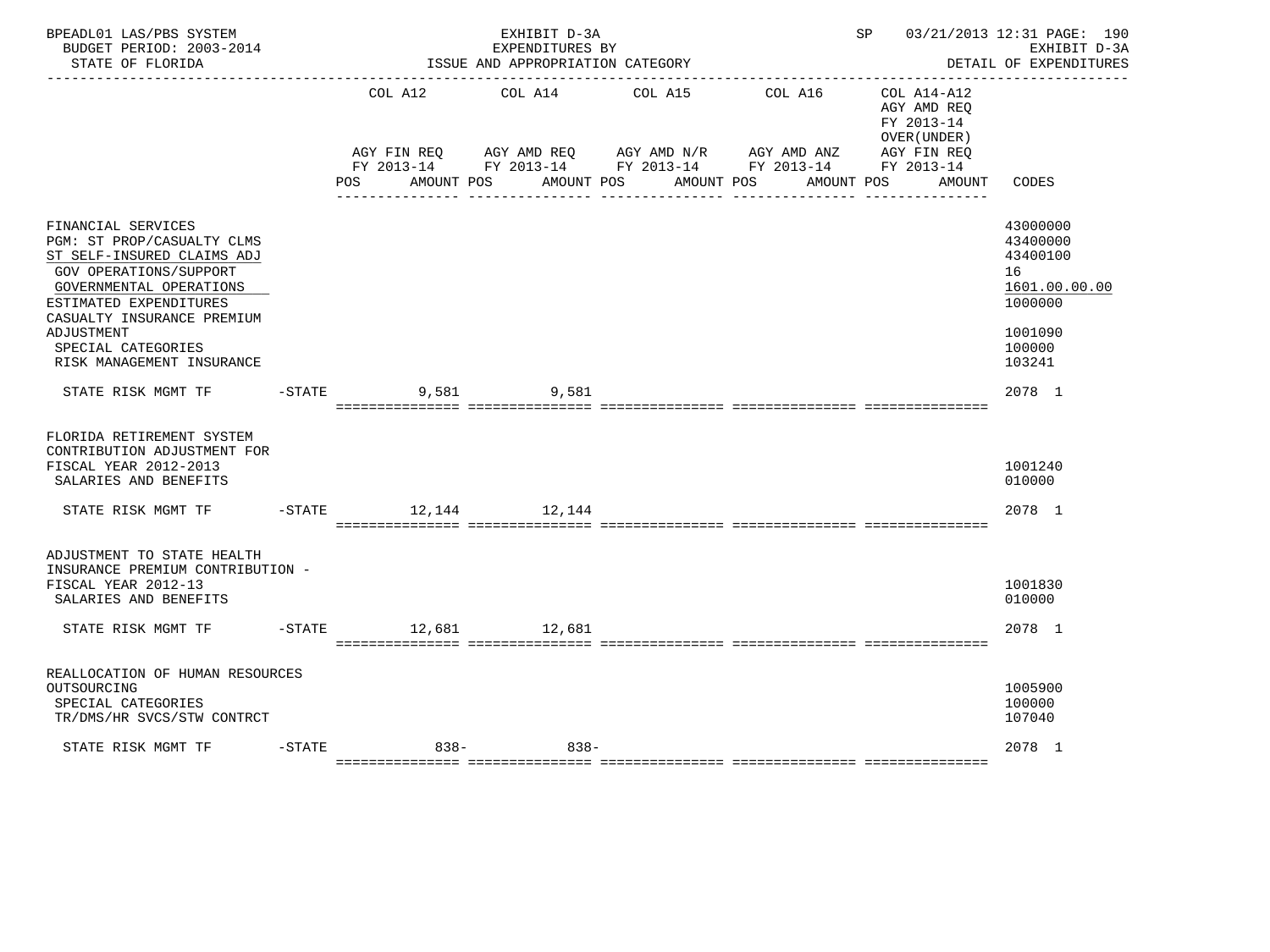BPEADL01 LAS/PBS SYSTEM — EXHIBIT D-3A — EXPENDITURES BY ISSUE AND APPROPRIATION CATEGORY — SP 03/21/2013 12:31
BUDGET PERIOD: 2003-2014 — STATE OF FLORIDA — EXHIBIT D-3A DETAIL OF EXPENDITURES

| | | COL A12 AGY FIN REQ FY 2013-14 POS AMOUNT | COL A14 AGY AMD REQ FY 2013-14 POS AMOUNT | COL A15 AGY AMD N/R FY 2013-14 POS AMOUNT | COL A16 AGY AMD ANZ FY 2013-14 POS AMOUNT | COL A14-A12 AGY AMD REQ FY 2013-14 OVER(UNDER) AGY FIN REQ FY 2013-14 POS AMOUNT | CODES |
|---|---|---|---|---|---|---|---|
| FINANCIAL SERVICES | | | | | | | 43000000 |
| PGM: ST PROP/CASUALTY CLMS | | | | | | | 43400000 |
| ST SELF-INSURED CLAIMS ADJ | | | | | | | 43400100 |
| GOV OPERATIONS/SUPPORT | | | | | | | 16 |
| GOVERNMENTAL OPERATIONS | | | | | | | 1601.00.00.00 |
| ESTIMATED EXPENDITURES | | | | | | | 1000000 |
| CASUALTY INSURANCE PREMIUM ADJUSTMENT | | | | | | | 1001090 |
| SPECIAL CATEGORIES | | | | | | | 100000 |
| RISK MANAGEMENT INSURANCE | | | | | | | 103241 |
| STATE RISK MGMT TF | -STATE | 9,581 | 9,581 | | | | 2078 1 |
| FLORIDA RETIREMENT SYSTEM CONTRIBUTION ADJUSTMENT FOR FISCAL YEAR 2012-2013 | | | | | | | 1001240 |
| SALARIES AND BENEFITS | | | | | | | 010000 |
| STATE RISK MGMT TF | -STATE | 12,144 | 12,144 | | | | 2078 1 |
| ADJUSTMENT TO STATE HEALTH INSURANCE PREMIUM CONTRIBUTION - FISCAL YEAR 2012-13 | | | | | | | 1001830 |
| SALARIES AND BENEFITS | | | | | | | 010000 |
| STATE RISK MGMT TF | -STATE | 12,681 | 12,681 | | | | 2078 1 |
| REALLOCATION OF HUMAN RESOURCES OUTSOURCING | | | | | | | 1005900 |
| SPECIAL CATEGORIES | | | | | | | 100000 |
| TR/DMS/HR SVCS/STW CONTRCT | | | | | | | 107040 |
| STATE RISK MGMT TF | -STATE | 838- | 838- | | | | 2078 1 |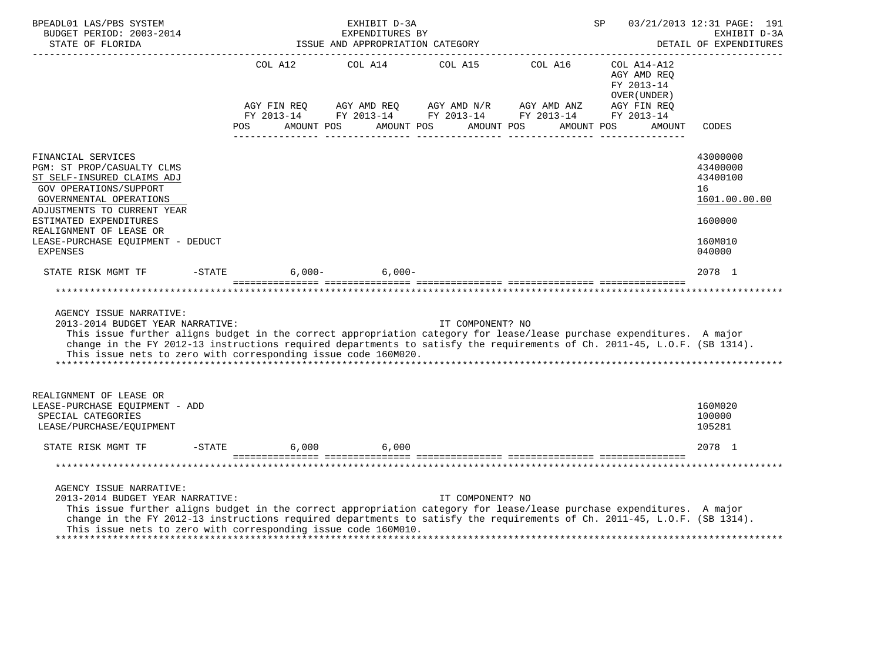BPEADL01 LAS/PBS SYSTEM — EXHIBIT D-3A — EXPENDITURES BY ISSUE AND APPROPRIATION CATEGORY — SP 03/21/2013 12:31 PAGE: 191
BUDGET PERIOD: 2003-2014 — EXHIBIT D-3A
STATE OF FLORIDA — DETAIL OF EXPENDITURES

| | COL A12 AGY FIN REQ FY 2013-14 POS AMOUNT | COL A14 AGY AMD REQ FY 2013-14 POS AMOUNT | COL A15 AGY AMD N/R FY 2013-14 POS AMOUNT | COL A16 AGY AMD ANZ FY 2013-14 POS AMOUNT | COL A14-A12 AGY AMD REQ FY 2013-14 OVER(UNDER) AGY FIN REQ FY 2013-14 POS AMOUNT | CODES |
|---|---|---|---|---|---|---|
| FINANCIAL SERVICES | | | | | | 43000000 |
| PGM: ST PROP/CASUALTY CLMS | | | | | | 43400000 |
| ST SELF-INSURED CLAIMS ADJ | | | | | | 43400100 |
| GOV OPERATIONS/SUPPORT | | | | | | 16 |
| GOVERNMENTAL OPERATIONS | | | | | | 1601.00.00.00 |
| ADJUSTMENTS TO CURRENT YEAR ESTIMATED EXPENDITURES | | | | | | 1600000 |
| REALIGNMENT OF LEASE OR LEASE-PURCHASE EQUIPMENT - DEDUCT | | | | | | 160M010 |
| EXPENSES | | | | | | 040000 |
| STATE RISK MGMT TF -STATE | 6,000- | 6,000- | | | | 2078 1 |

AGENCY ISSUE NARRATIVE:
2013-2014 BUDGET YEAR NARRATIVE: IT COMPONENT? NO
This issue further aligns budget in the correct appropriation category for lease/lease purchase expenditures. A major change in the FY 2012-13 instructions required departments to satisfy the requirements of Ch. 2011-45, L.O.F. (SB 1314). This issue nets to zero with corresponding issue code 160M020.

| | COL A12 | COL A14 | COL A15 | COL A16 | COL A14-A12 | CODES |
|---|---|---|---|---|---|---|
| REALIGNMENT OF LEASE OR LEASE-PURCHASE EQUIPMENT - ADD | | | | | | 160M020 |
| SPECIAL CATEGORIES | | | | | | 100000 |
| LEASE/PURCHASE/EQUIPMENT | | | | | | 105281 |
| STATE RISK MGMT TF -STATE | 6,000 | 6,000 | | | | 2078 1 |

AGENCY ISSUE NARRATIVE:
2013-2014 BUDGET YEAR NARRATIVE: IT COMPONENT? NO
This issue further aligns budget in the correct appropriation category for lease/lease purchase expenditures. A major change in the FY 2012-13 instructions required departments to satisfy the requirements of Ch. 2011-45, L.O.F. (SB 1314). This issue nets to zero with corresponding issue code 160M010.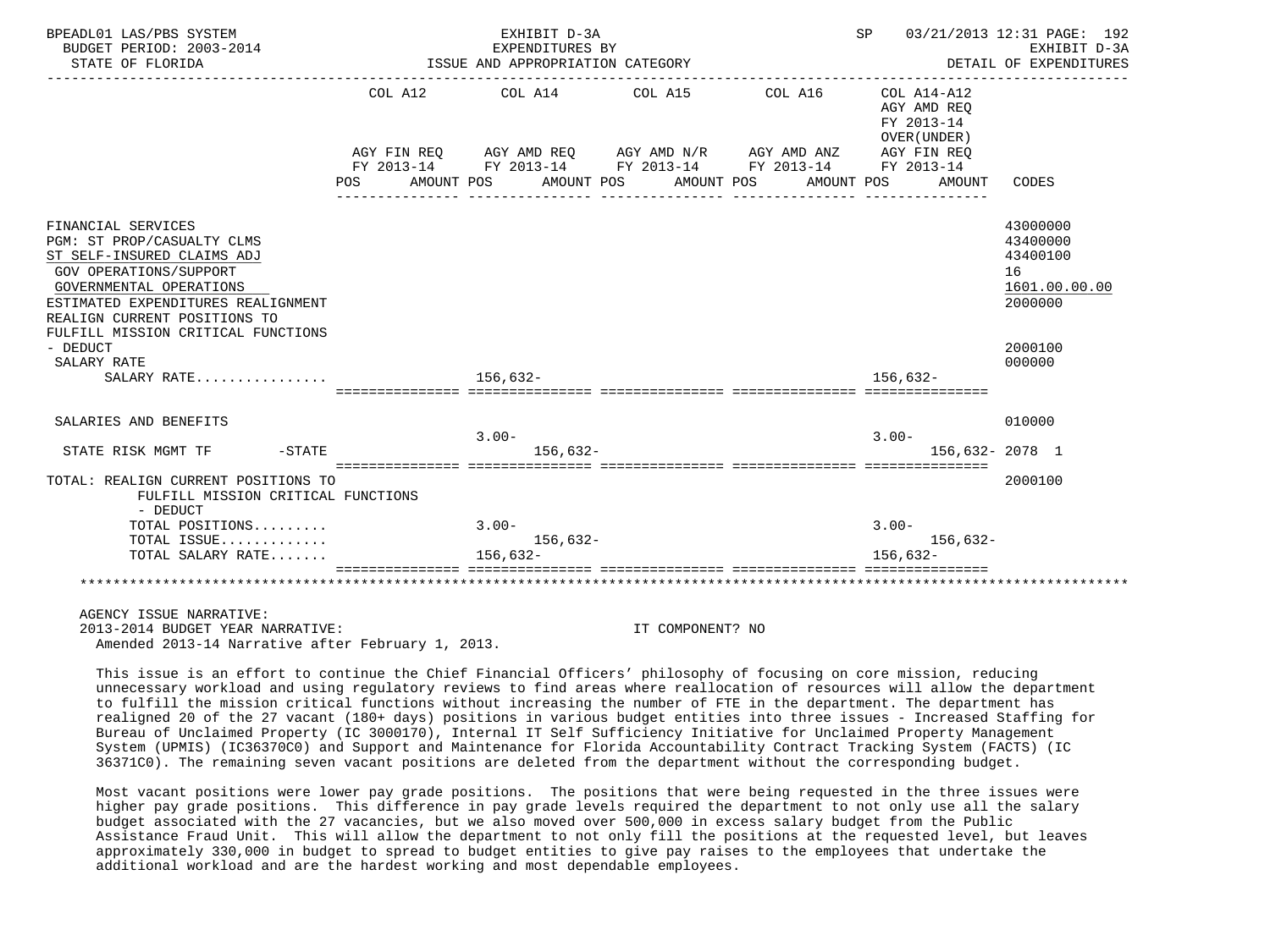BPEADL01 LAS/PBS SYSTEM — EXHIBIT D-3A — EXPENDITURES BY ISSUE AND APPROPRIATION CATEGORY — SP 03/21/2013 12:31 PAGE: 192
BUDGET PERIOD: 2003-2014 — EXHIBIT D-3A
STATE OF FLORIDA — DETAIL OF EXPENDITURES

| | COL A12 AGY FIN REQ FY 2013-14 POS AMOUNT | COL A14 AGY AMD REQ FY 2013-14 POS AMOUNT | COL A15 AGY AMD N/R FY 2013-14 POS AMOUNT | COL A16 AGY AMD ANZ FY 2013-14 POS AMOUNT | COL A14-A12 AGY AMD REQ FY 2013-14 OVER(UNDER) AGY FIN REQ FY 2013-14 POS AMOUNT | CODES |
|---|---|---|---|---|---|---|
| FINANCIAL SERVICES | | | | | | 43000000 |
| PGM: ST PROP/CASUALTY CLMS | | | | | | 43400000 |
| ST SELF-INSURED CLAIMS ADJ | | | | | | 43400100 |
| GOV OPERATIONS/SUPPORT | | | | | | 16 |
| GOVERNMENTAL OPERATIONS | | | | | | 1601.00.00.00 |
| ESTIMATED EXPENDITURES REALIGNMENT | | | | | | 2000000 |
| REALIGN CURRENT POSITIONS TO FULFILL MISSION CRITICAL FUNCTIONS - DEDUCT | | | | | | 2000100 |
| SALARY RATE | | | | | | 000000 |
| SALARY RATE................ | | 156,632- | | | 156,632- | |
| SALARIES AND BENEFITS | | | | | | 010000 |
| STATE RISK MGMT TF -STATE | | 3.00- 156,632- | | | 3.00- 156,632- | 2078 1 |
| TOTAL: REALIGN CURRENT POSITIONS TO FULFILL MISSION CRITICAL FUNCTIONS - DEDUCT | | | | | | 2000100 |
| TOTAL POSITIONS......... | | 3.00- | | | 3.00- | |
| TOTAL ISSUE............. | | 156,632- | | | 156,632- | |
| TOTAL SALARY RATE....... | | 156,632- | | | 156,632- | |

AGENCY ISSUE NARRATIVE:
2013-2014 BUDGET YEAR NARRATIVE: IT COMPONENT? NO
Amended 2013-14 Narrative after February 1, 2013.

This issue is an effort to continue the Chief Financial Officers' philosophy of focusing on core mission, reducing unnecessary workload and using regulatory reviews to find areas where reallocation of resources will allow the department to fulfill the mission critical functions without increasing the number of FTE in the department. The department has realigned 20 of the 27 vacant (180+ days) positions in various budget entities into three issues - Increased Staffing for Bureau of Unclaimed Property (IC 3000170), Internal IT Self Sufficiency Initiative for Unclaimed Property Management System (UPMIS) (IC36370C0) and Support and Maintenance for Florida Accountability Contract Tracking System (FACTS) (IC 36371C0). The remaining seven vacant positions are deleted from the department without the corresponding budget.

Most vacant positions were lower pay grade positions. The positions that were being requested in the three issues were higher pay grade positions. This difference in pay grade levels required the department to not only use all the salary budget associated with the 27 vacancies, but we also moved over 500,000 in excess salary budget from the Public Assistance Fraud Unit. This will allow the department to not only fill the positions at the requested level, but leaves approximately 330,000 in budget to spread to budget entities to give pay raises to the employees that undertake the additional workload and are the hardest working and most dependable employees.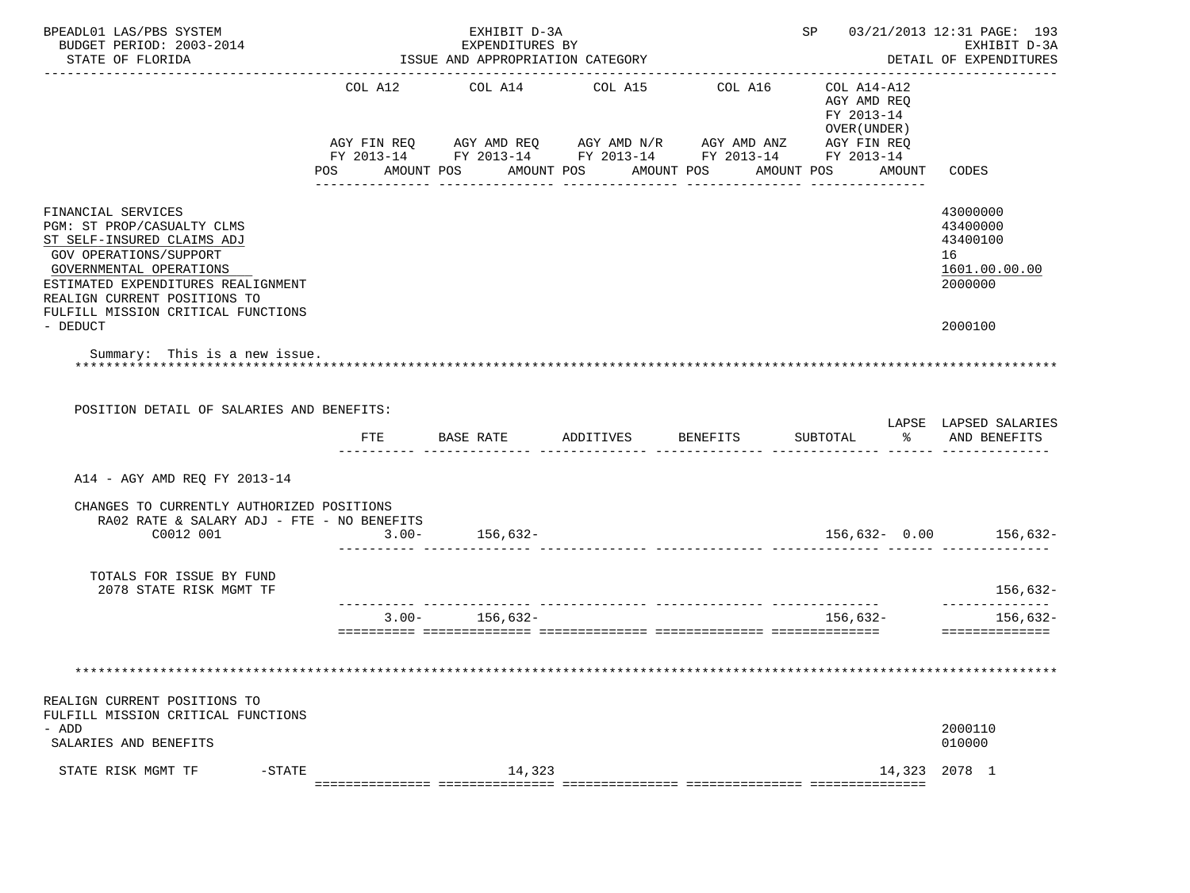BPEADL01 LAS/PBS SYSTEM — EXHIBIT D-3A — EXPENDITURES BY ISSUE AND APPROPRIATION CATEGORY — SP 03/21/2013 12:31 PAGE: 193
BUDGET PERIOD: 2003-2014 — EXHIBIT D-3A
STATE OF FLORIDA — DETAIL OF EXPENDITURES

| | COL A12 AGY FIN REQ FY 2013-14 POS AMOUNT | COL A14 AGY AMD REQ FY 2013-14 POS AMOUNT | COL A15 AGY AMD N/R FY 2013-14 POS AMOUNT | COL A16 AGY AMD ANZ FY 2013-14 POS AMOUNT | COL A14-A12 AGY AMD REQ FY 2013-14 OVER(UNDER) AGY FIN REQ FY 2013-14 POS AMOUNT | CODES |
|---|---|---|---|---|---|---|
| FINANCIAL SERVICES | | | | | | 43000000 |
| PGM: ST PROP/CASUALTY CLMS | | | | | | 43400000 |
| ST SELF-INSURED CLAIMS ADJ | | | | | | 43400100 |
| GOV OPERATIONS/SUPPORT | | | | | | 16 |
| GOVERNMENTAL OPERATIONS | | | | | | 1601.00.00.00 |
| ESTIMATED EXPENDITURES REALIGNMENT | | | | | | 2000000 |
| REALIGN CURRENT POSITIONS TO FULFILL MISSION CRITICAL FUNCTIONS - DEDUCT | | | | | | 2000100 |

Summary: This is a new issue.

POSITION DETAIL OF SALARIES AND BENEFITS:

| | FTE | BASE RATE | ADDITIVES | BENEFITS | SUBTOTAL | LAPSE % | LAPSED SALARIES AND BENEFITS |
|---|---|---|---|---|---|---|---|
| A14 - AGY AMD REQ FY 2013-14 | | | | | | | |
| CHANGES TO CURRENTLY AUTHORIZED POSITIONS | | | | | | | |
| RA02 RATE & SALARY ADJ - FTE - NO BENEFITS | | | | | | | |
| C0012 001 | 3.00- | 156,632- | | | 156,632- | 0.00 | 156,632- |
| TOTALS FOR ISSUE BY FUND | | | | | | | |
| 2078 STATE RISK MGMT TF | | | | | | | 156,632- |
| | 3.00- | 156,632- | | | 156,632- | | 156,632- |

| | COL A12 | COL A14 | COL A15 | COL A16 | COL A14-A12 | CODES |
|---|---|---|---|---|---|---|
| REALIGN CURRENT POSITIONS TO FULFILL MISSION CRITICAL FUNCTIONS - ADD | | | | | | 2000110 |
| SALARIES AND BENEFITS | | | | | | 010000 |
| STATE RISK MGMT TF -STATE | | 14,323 | | | 14,323 | 2078 1 |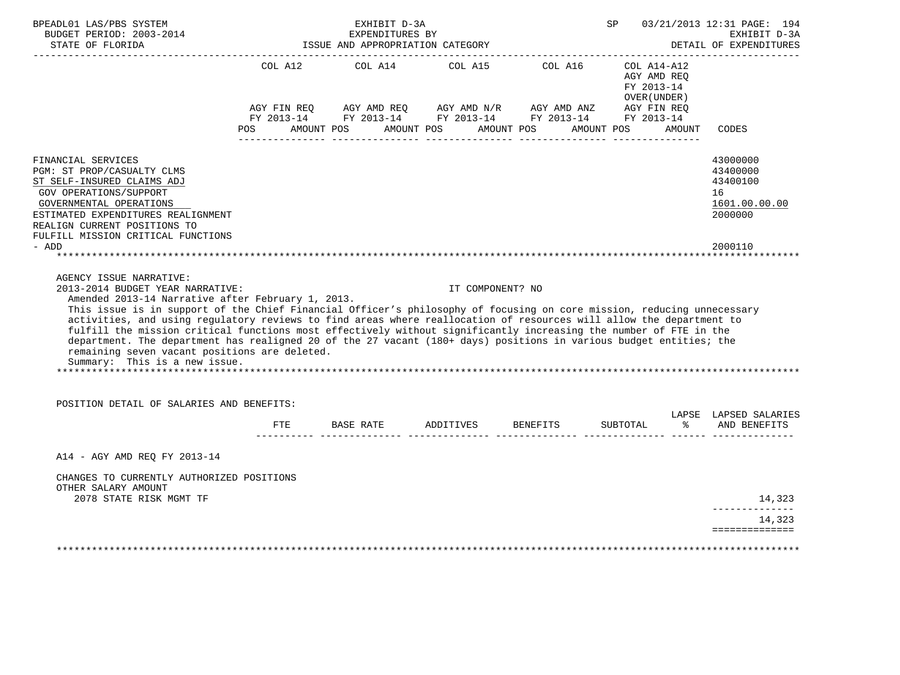| | COL A12 | COL A14 | COL A15 | COL A16 | COL A14-A12 AGY AMD REQ FY 2013-14 OVER(UNDER) | |
|---|---|---|---|---|---|---|
| | AGY FIN REQ FY 2013-14 | AGY AMD REQ FY 2013-14 | AGY AMD N/R FY 2013-14 | AGY AMD ANZ FY 2013-14 | AGY FIN REQ FY 2013-14 | |
| | POS AMOUNT | POS AMOUNT | POS AMOUNT | POS AMOUNT | POS AMOUNT | CODES |

FINANCIAL SERVICES — 43000000
PGM: ST PROP/CASUALTY CLMS — 43400000
ST SELF-INSURED CLAIMS ADJ — 43400100
GOV OPERATIONS/SUPPORT — 16
GOVERNMENTAL OPERATIONS — 1601.00.00.00
ESTIMATED EXPENDITURES REALIGNMENT — 2000000
REALIGN CURRENT POSITIONS TO FULFILL MISSION CRITICAL FUNCTIONS - ADD — 2000110

AGENCY ISSUE NARRATIVE:
2013-2014 BUDGET YEAR NARRATIVE: IT COMPONENT? NO
Amended 2013-14 Narrative after February 1, 2013.
This issue is in support of the Chief Financial Officer's philosophy of focusing on core mission, reducing unnecessary activities, and using regulatory reviews to find areas where reallocation of resources will allow the department to fulfill the mission critical functions most effectively without significantly increasing the number of FTE in the department. The department has realigned 20 of the 27 vacant (180+ days) positions in various budget entities; the remaining seven vacant positions are deleted.
Summary: This is a new issue.

POSITION DETAIL OF SALARIES AND BENEFITS:

| | FTE | BASE RATE | ADDITIVES | BENEFITS | SUBTOTAL | LAPSE % | LAPSED SALARIES AND BENEFITS |
|---|---|---|---|---|---|---|---|
| A14 - AGY AMD REQ FY 2013-14 | | | | | | | |
| CHANGES TO CURRENTLY AUTHORIZED POSITIONS | | | | | | | |
| OTHER SALARY AMOUNT | | | | | | | |
| 2078 STATE RISK MGMT TF | | | | | | | 14,323 |
| | | | | | | | 14,323 |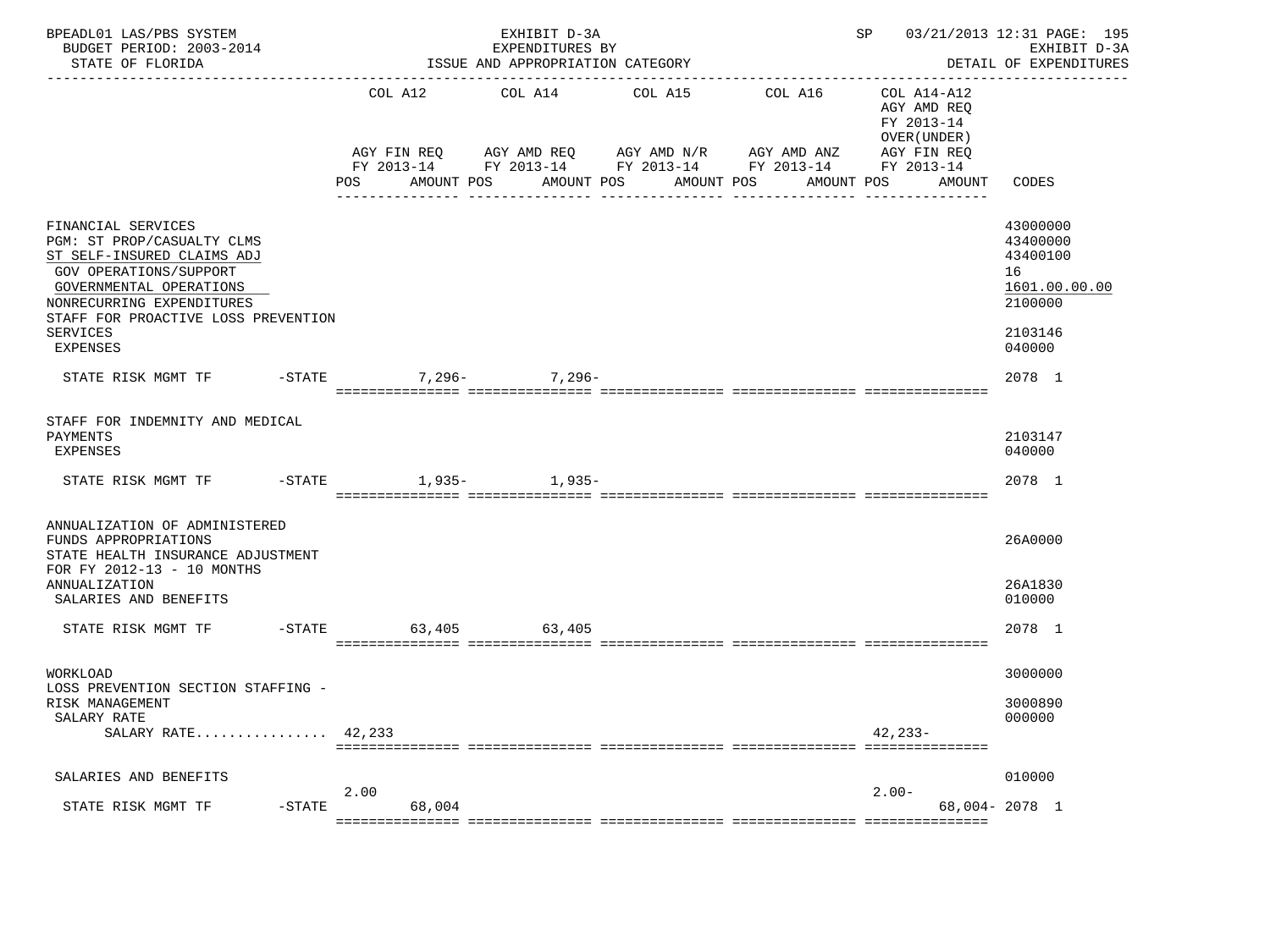BPEADL01 LAS/PBS SYSTEM — EXHIBIT D-3A — SP 03/21/2013 12:31 PAGE: 195
BUDGET PERIOD: 2003-2014 — EXPENDITURES BY — EXHIBIT D-3A
STATE OF FLORIDA — ISSUE AND APPROPRIATION CATEGORY — DETAIL OF EXPENDITURES

| | COL A12 AGY FIN REQ FY 2013-14 POS AMOUNT | COL A14 AGY AMD REQ FY 2013-14 POS AMOUNT | COL A15 AGY AMD N/R FY 2013-14 POS AMOUNT | COL A16 AGY AMD ANZ FY 2013-14 POS AMOUNT | COL A14-A12 AGY AMD REQ FY 2013-14 OVER(UNDER) AGY FIN REQ FY 2013-14 POS AMOUNT | CODES |
|---|---|---|---|---|---|---|
| FINANCIAL SERVICES | | | | | | 43000000 |
| PGM: ST PROP/CASUALTY CLMS | | | | | | 43400000 |
| ST SELF-INSURED CLAIMS ADJ | | | | | | 43400100 |
| GOV OPERATIONS/SUPPORT | | | | | | 16 |
| GOVERNMENTAL OPERATIONS | | | | | | 1601.00.00.00 |
| NONRECURRING EXPENDITURES | | | | | | 2100000 |
| STAFF FOR PROACTIVE LOSS PREVENTION SERVICES | | | | | | 2103146 |
| EXPENSES | | | | | | 040000 |
| STATE RISK MGMT TF -STATE | 7,296- | 7,296- | | | | 2078 1 |
| STAFF FOR INDEMNITY AND MEDICAL PAYMENTS | | | | | | 2103147 |
| EXPENSES | | | | | | 040000 |
| STATE RISK MGMT TF -STATE | 1,935- | 1,935- | | | | 2078 1 |
| ANNUALIZATION OF ADMINISTERED FUNDS APPROPRIATIONS | | | | | | 26A0000 |
| STATE HEALTH INSURANCE ADJUSTMENT FOR FY 2012-13 - 10 MONTHS ANNUALIZATION | | | | | | 26A1830 |
| SALARIES AND BENEFITS | | | | | | 010000 |
| STATE RISK MGMT TF -STATE | 63,405 | 63,405 | | | | 2078 1 |
| WORKLOAD | | | | | | 3000000 |
| LOSS PREVENTION SECTION STAFFING - RISK MANAGEMENT | | | | | | 3000890 |
| SALARY RATE | | | | | | 000000 |
| SALARY RATE................ | 42,233 | | | | 42,233- | |
| SALARIES AND BENEFITS | | | | | | 010000 |
| STATE RISK MGMT TF -STATE | 2.00 68,004 | | | | 2.00- 68,004- | 2078 1 |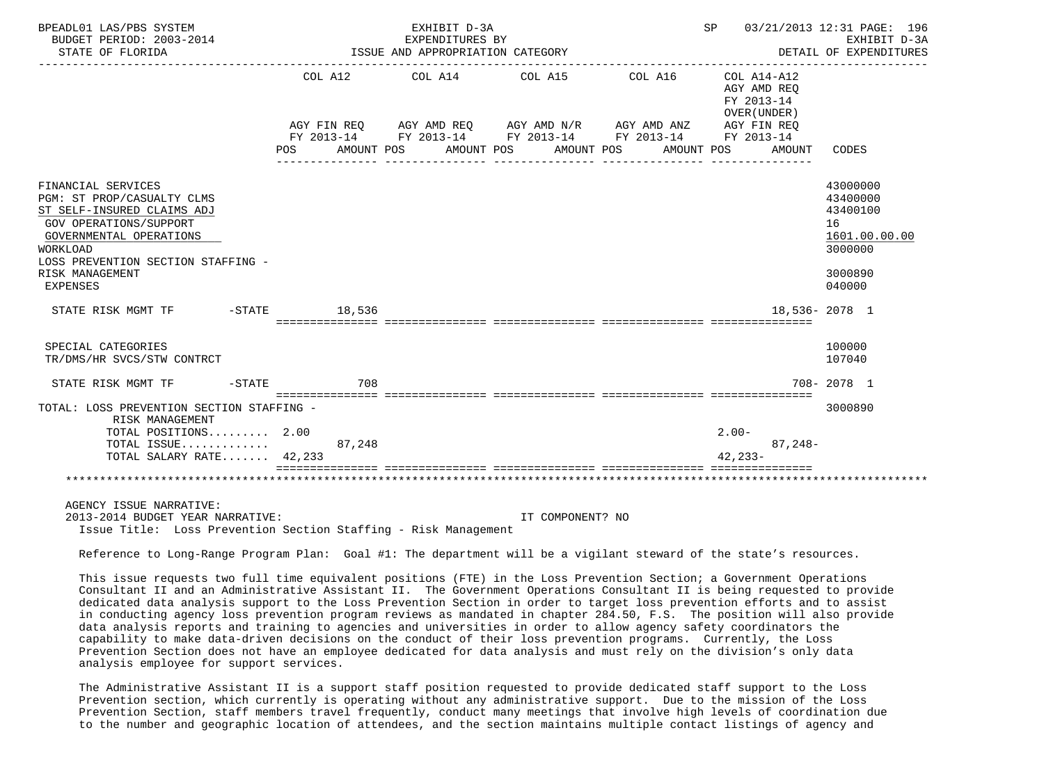BPEADL01 LAS/PBS SYSTEM — EXHIBIT D-3A — SP 03/21/2013 12:31
BUDGET PERIOD: 2003-2014 — EXPENDITURES BY — EXHIBIT D-3A
STATE OF FLORIDA — ISSUE AND APPROPRIATION CATEGORY — DETAIL OF EXPENDITURES

| | COL A12 AGY FIN REQ FY 2013-14 POS AMOUNT | COL A14 AGY AMD REQ FY 2013-14 POS AMOUNT | COL A15 AGY AMD N/R FY 2013-14 POS AMOUNT | COL A16 AGY AMD ANZ FY 2013-14 POS AMOUNT | COL A14-A12 AGY AMD REQ FY 2013-14 OVER(UNDER) AGY FIN REQ FY 2013-14 POS AMOUNT | CODES |
|---|---|---|---|---|---|---|
| FINANCIAL SERVICES | | | | | | 43000000 |
| PGM: ST PROP/CASUALTY CLMS | | | | | | 43400000 |
| ST SELF-INSURED CLAIMS ADJ | | | | | | 43400100 |
| GOV OPERATIONS/SUPPORT | | | | | | 16 |
| GOVERNMENTAL OPERATIONS | | | | | | 1601.00.00.00 |
| WORKLOAD | | | | | | 3000000 |
| LOSS PREVENTION SECTION STAFFING - RISK MANAGEMENT | | | | | | 3000890 |
| EXPENSES | | | | | | 040000 |
| STATE RISK MGMT TF -STATE | 18,536 | | | | 18,536- | 2078 1 |
| SPECIAL CATEGORIES | | | | | | 100000 |
| TR/DMS/HR SVCS/STW CONTRCT | | | | | | 107040 |
| STATE RISK MGMT TF -STATE | 708 | | | | 708- | 2078 1 |
| TOTAL: LOSS PREVENTION SECTION STAFFING - RISK MANAGEMENT | | | | | | 3000890 |
| TOTAL POSITIONS......... | 2.00 | | | | 2.00- | |
| TOTAL ISSUE............. | 87,248 | | | | 87,248- | |
| TOTAL SALARY RATE....... | 42,233 | | | | 42,233- | |

AGENCY ISSUE NARRATIVE:
2013-2014 BUDGET YEAR NARRATIVE: IT COMPONENT? NO
Issue Title: Loss Prevention Section Staffing - Risk Management

Reference to Long-Range Program Plan: Goal #1: The department will be a vigilant steward of the state's resources.

This issue requests two full time equivalent positions (FTE) in the Loss Prevention Section; a Government Operations Consultant II and an Administrative Assistant II. The Government Operations Consultant II is being requested to provide dedicated data analysis support to the Loss Prevention Section in order to target loss prevention efforts and to assist in conducting agency loss prevention program reviews as mandated in chapter 284.50, F.S. The position will also provide data analysis reports and training to agencies and universities in order to allow agency safety coordinators the capability to make data-driven decisions on the conduct of their loss prevention programs. Currently, the Loss Prevention Section does not have an employee dedicated for data analysis and must rely on the division's only data analysis employee for support services.

The Administrative Assistant II is a support staff position requested to provide dedicated staff support to the Loss Prevention section, which currently is operating without any administrative support. Due to the mission of the Loss Prevention Section, staff members travel frequently, conduct many meetings that involve high levels of coordination due to the number and geographic location of attendees, and the section maintains multiple contact listings of agency and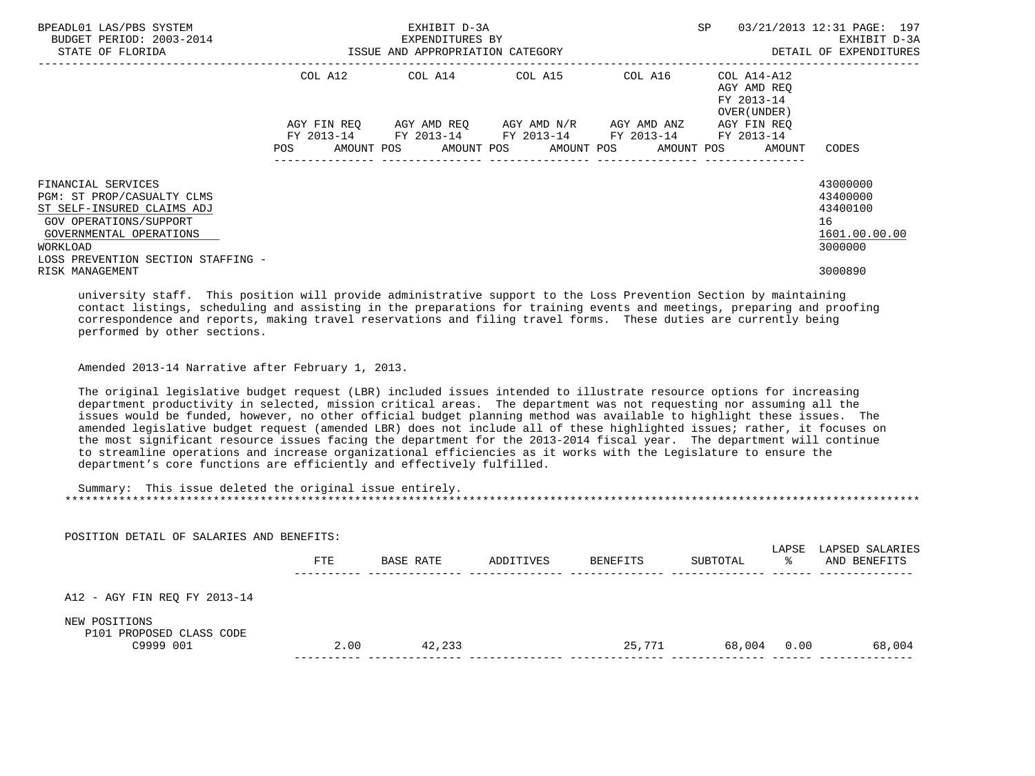| | COL A12 | COL A14 | COL A15 | COL A16 | COL A14-A12 AGY AMD REQ FY 2013-14 OVER(UNDER) | |
|---|---|---|---|---|---|---|
| | AGY FIN REQ FY 2013-14 | AGY AMD REQ FY 2013-14 | AGY AMD N/R FY 2013-14 | AGY AMD ANZ FY 2013-14 | AGY FIN REQ FY 2013-14 | |
| | POS AMOUNT | POS AMOUNT | POS AMOUNT | POS AMOUNT | POS AMOUNT | CODES |

FINANCIAL SERVICES — 43000000
PGM: ST PROP/CASUALTY CLMS — 43400000
ST SELF-INSURED CLAIMS ADJ — 43400100
GOV OPERATIONS/SUPPORT — 16
GOVERNMENTAL OPERATIONS — 1601.00.00.00
WORKLOAD — 3000000
LOSS PREVENTION SECTION STAFFING - RISK MANAGEMENT — 3000890

university staff. This position will provide administrative support to the Loss Prevention Section by maintaining contact listings, scheduling and assisting in the preparations for training events and meetings, preparing and proofing correspondence and reports, making travel reservations and filing travel forms. These duties are currently being performed by other sections.

Amended 2013-14 Narrative after February 1, 2013.

The original legislative budget request (LBR) included issues intended to illustrate resource options for increasing department productivity in selected, mission critical areas. The department was not requesting nor assuming all the issues would be funded, however, no other official budget planning method was available to highlight these issues. The amended legislative budget request (amended LBR) does not include all of these highlighted issues; rather, it focuses on the most significant resource issues facing the department for the 2013-2014 fiscal year. The department will continue to streamline operations and increase organizational efficiencies as it works with the Legislature to ensure the department's core functions are efficiently and effectively fulfilled.

Summary: This issue deleted the original issue entirely.

POSITION DETAIL OF SALARIES AND BENEFITS:

| | FTE | BASE RATE | ADDITIVES | BENEFITS | SUBTOTAL | LAPSE % | LAPSED SALARIES AND BENEFITS |
|---|---|---|---|---|---|---|---|
| A12 - AGY FIN REQ FY 2013-14 | | | | | | | |
| NEW POSITIONS | | | | | | | |
| P101 PROPOSED CLASS CODE C9999 001 | 2.00 | 42,233 | | 25,771 | 68,004 | 0.00 | 68,004 |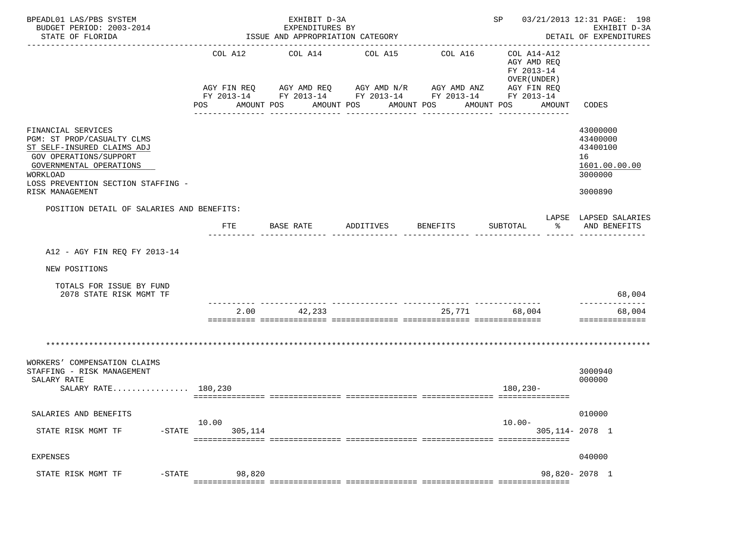BPEADL01 LAS/PBS SYSTEM
BUDGET PERIOD: 2003-2014
STATE OF FLORIDA

EXHIBIT D-3A
EXPENDITURES BY
ISSUE AND APPROPRIATION CATEGORY

SP 03/21/2013 12:31
EXHIBIT D-3A
DETAIL OF EXPENDITURES

| | COL A12 AGY FIN REQ FY 2013-14 POS AMOUNT | COL A14 AGY AMD REQ FY 2013-14 POS AMOUNT | COL A15 AGY AMD N/R FY 2013-14 POS AMOUNT | COL A16 AGY AMD ANZ FY 2013-14 POS AMOUNT | COL A14-A12 AGY AMD REQ FY 2013-14 OVER(UNDER) AGY FIN REQ FY 2013-14 POS AMOUNT | CODES |
|---|---|---|---|---|---|---|
| FINANCIAL SERVICES | | | | | | 43000000 |
| PGM: ST PROP/CASUALTY CLMS | | | | | | 43400000 |
| ST SELF-INSURED CLAIMS ADJ | | | | | | 43400100 |
| GOV OPERATIONS/SUPPORT | | | | | | 16 |
| GOVERNMENTAL OPERATIONS | | | | | | 1601.00.00.00 |
| WORKLOAD | | | | | | 3000000 |
| LOSS PREVENTION SECTION STAFFING - RISK MANAGEMENT | | | | | | 3000890 |

POSITION DETAIL OF SALARIES AND BENEFITS:

| | FTE | BASE RATE | ADDITIVES | BENEFITS | SUBTOTAL | LAPSE % | LAPSED SALARIES AND BENEFITS |
|---|---|---|---|---|---|---|---|
| A12 - AGY FIN REQ FY 2013-14 | | | | | | | |
| NEW POSITIONS | | | | | | | |
| TOTALS FOR ISSUE BY FUND | | | | | | | |
| 2078 STATE RISK MGMT TF | | | | | | | 68,004 |
| | 2.00 | 42,233 | | 25,771 | 68,004 | | 68,004 |

********************************************************************************************************************

| | COL A12 | COL A14 | COL A15 | COL A16 | COL A14-A12 | CODES |
|---|---|---|---|---|---|---|
| WORKERS' COMPENSATION CLAIMS STAFFING - RISK MANAGEMENT | | | | | | 3000940 |
| SALARY RATE | | | | | | 000000 |
| SALARY RATE............... | 180,230 | | | | 180,230- | |
| SALARIES AND BENEFITS | | | | | | 010000 |
| STATE RISK MGMT TF -STATE | 10.00 305,114 | | | | 10.00- 305,114- | 2078 1 |
| EXPENSES | | | | | | 040000 |
| STATE RISK MGMT TF -STATE | 98,820 | | | | 98,820- | 2078 1 |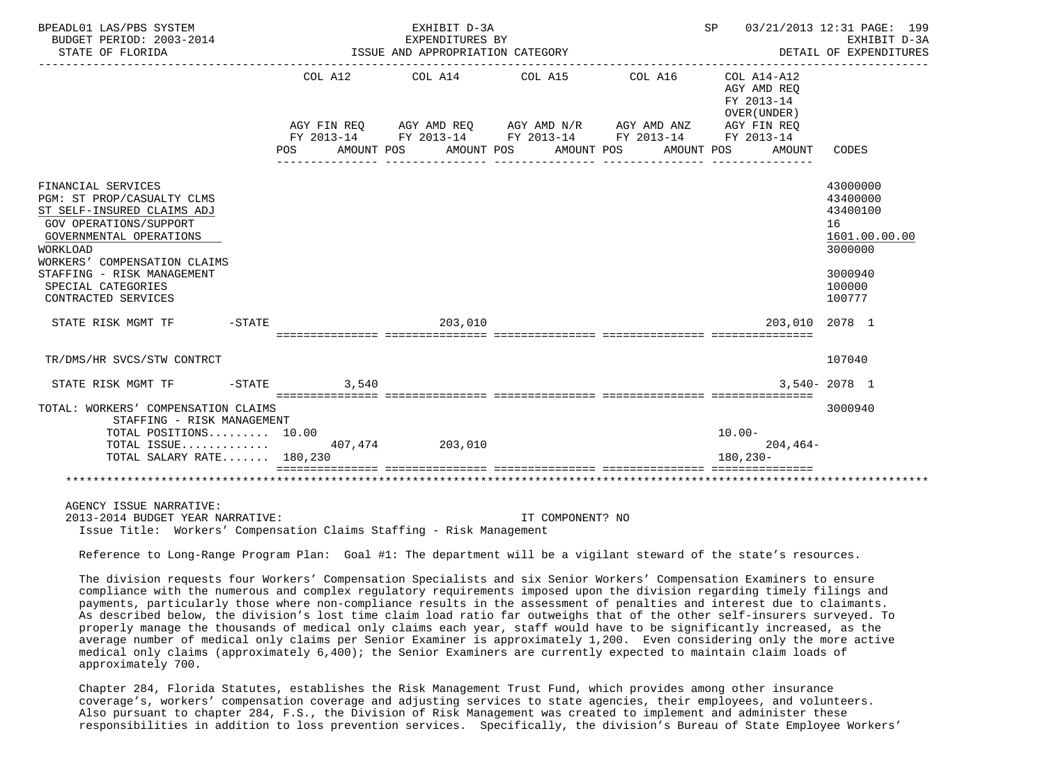| | COL A12 | | COL A14 | | COL A15 | | COL A16 | | COL A14-A12 AGY AMD REQ FY 2013-14 OVER(UNDER) | | |
|---|---|---|---|---|---|---|---|---|---|---|---|
| | AGY FIN REQ FY 2013-14 | | AGY AMD REQ FY 2013-14 | | AGY AMD N/R FY 2013-14 | | AGY AMD ANZ FY 2013-14 | | AGY FIN REQ FY 2013-14 | | |
| | POS | AMOUNT | POS | AMOUNT | POS | AMOUNT | POS | AMOUNT | POS | AMOUNT | CODES |
| FINANCIAL SERVICES | | | | | | | | | | | 43000000 |
| PGM: ST PROP/CASUALTY CLMS | | | | | | | | | | | 43400000 |
| ST SELF-INSURED CLAIMS ADJ | | | | | | | | | | | 43400100 |
| GOV OPERATIONS/SUPPORT | | | | | | | | | | | 16 |
| GOVERNMENTAL OPERATIONS | | | | | | | | | | | 1601.00.00.00 |
| WORKLOAD | | | | | | | | | | | 3000000 |
| WORKERS' COMPENSATION CLAIMS STAFFING - RISK MANAGEMENT | | | | | | | | | | | 3000940 |
| SPECIAL CATEGORIES | | | | | | | | | | | 100000 |
| CONTRACTED SERVICES | | | | | | | | | | | 100777 |
| STATE RISK MGMT TF -STATE | | | | 203,010 | | | | | | 203,010 | 2078 1 |
| TR/DMS/HR SVCS/STW CONTRCT | | | | | | | | | | | 107040 |
| STATE RISK MGMT TF -STATE | | 3,540 | | | | | | | | 3,540- | 2078 1 |
| TOTAL: WORKERS' COMPENSATION CLAIMS STAFFING - RISK MANAGEMENT | | | | | | | | | | | 3000940 |
| TOTAL POSITIONS......... | 10.00 | | | | | | | | 10.00- | | |
| TOTAL ISSUE............. | | 407,474 | | 203,010 | | | | | | 204,464- | |
| TOTAL SALARY RATE....... | | 180,230 | | | | | | | | 180,230- | |

AGENCY ISSUE NARRATIVE:
2013-2014 BUDGET YEAR NARRATIVE: IT COMPONENT? NO
Issue Title: Workers' Compensation Claims Staffing - Risk Management

Reference to Long-Range Program Plan: Goal #1: The department will be a vigilant steward of the state's resources.

The division requests four Workers' Compensation Specialists and six Senior Workers' Compensation Examiners to ensure compliance with the numerous and complex regulatory requirements imposed upon the division regarding timely filings and payments, particularly those where non-compliance results in the assessment of penalties and interest due to claimants. As described below, the division's lost time claim load ratio far outweighs that of the other self-insurers surveyed. To properly manage the thousands of medical only claims each year, staff would have to be significantly increased, as the average number of medical only claims per Senior Examiner is approximately 1,200. Even considering only the more active medical only claims (approximately 6,400); the Senior Examiners are currently expected to maintain claim loads of approximately 700.

Chapter 284, Florida Statutes, establishes the Risk Management Trust Fund, which provides among other insurance coverage's, workers' compensation coverage and adjusting services to state agencies, their employees, and volunteers. Also pursuant to chapter 284, F.S., the Division of Risk Management was created to implement and administer these responsibilities in addition to loss prevention services. Specifically, the division's Bureau of State Employee Workers'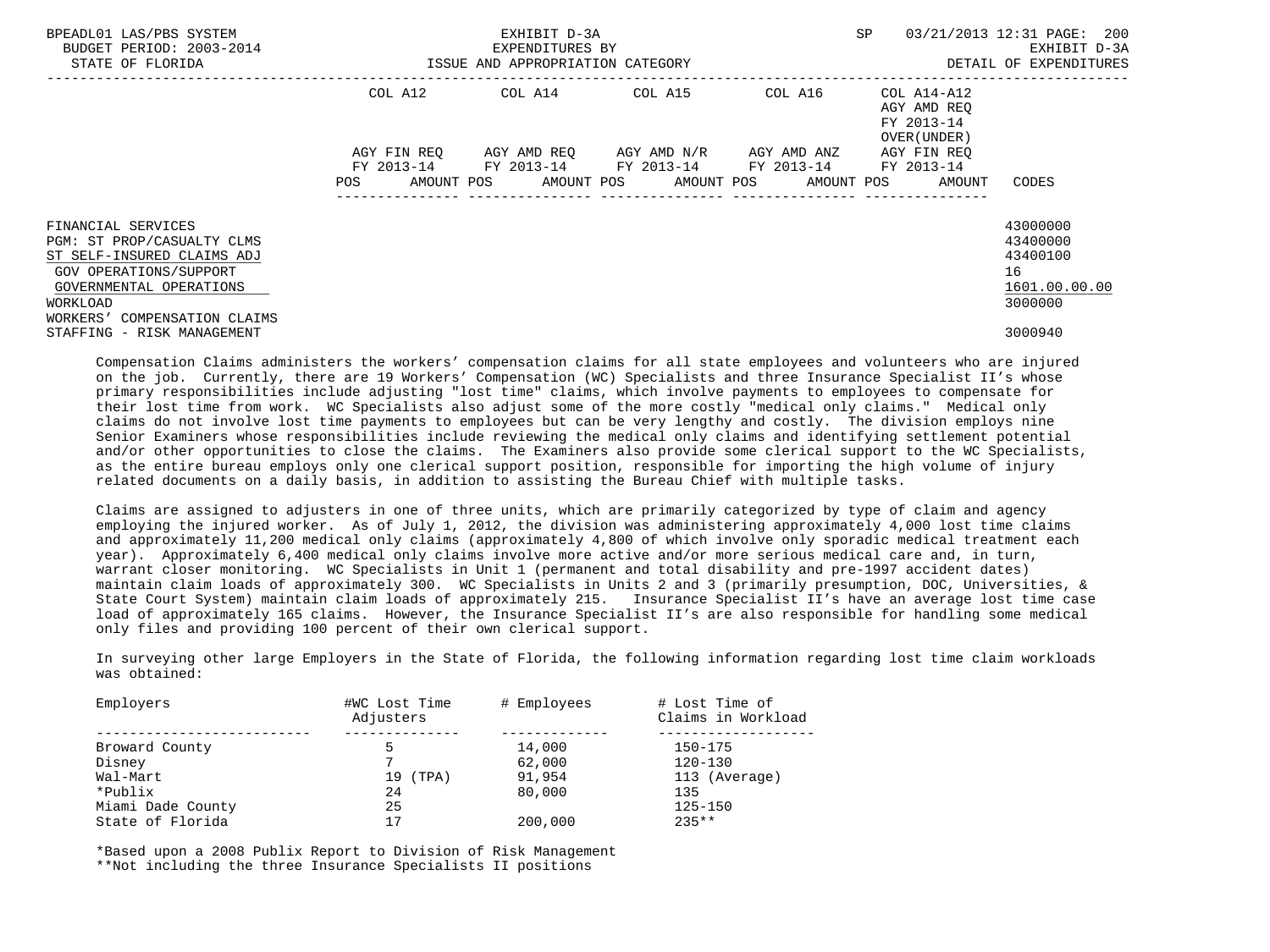| | COL A12 | COL A14 | COL A15 | COL A16 | COL A14-A12 AGY AMD REQ FY 2013-14 OVER(UNDER) | |
|---|---|---|---|---|---|---|
| | AGY FIN REQ FY 2013-14 | AGY AMD REQ FY 2013-14 | AGY AMD N/R FY 2013-14 | AGY AMD ANZ FY 2013-14 | AGY FIN REQ FY 2013-14 | |
| | POS AMOUNT | POS AMOUNT | POS AMOUNT | POS AMOUNT | POS AMOUNT | CODES |

FINANCIAL SERVICES — 43000000
PGM: ST PROP/CASUALTY CLMS — 43400000
ST SELF-INSURED CLAIMS ADJ — 43400100
GOV OPERATIONS/SUPPORT — 16
GOVERNMENTAL OPERATIONS — 1601.00.00.00
WORKLOAD — 3000000
WORKERS' COMPENSATION CLAIMS
STAFFING - RISK MANAGEMENT — 3000940

Compensation Claims administers the workers' compensation claims for all state employees and volunteers who are injured on the job. Currently, there are 19 Workers' Compensation (WC) Specialists and three Insurance Specialist II's whose primary responsibilities include adjusting "lost time" claims, which involve payments to employees to compensate for their lost time from work. WC Specialists also adjust some of the more costly "medical only claims." Medical only claims do not involve lost time payments to employees but can be very lengthy and costly. The division employs nine Senior Examiners whose responsibilities include reviewing the medical only claims and identifying settlement potential and/or other opportunities to close the claims. The Examiners also provide some clerical support to the WC Specialists, as the entire bureau employs only one clerical support position, responsible for importing the high volume of injury related documents on a daily basis, in addition to assisting the Bureau Chief with multiple tasks.

Claims are assigned to adjusters in one of three units, which are primarily categorized by type of claim and agency employing the injured worker. As of July 1, 2012, the division was administering approximately 4,000 lost time claims and approximately 11,200 medical only claims (approximately 4,800 of which involve only sporadic medical treatment each year). Approximately 6,400 medical only claims involve more active and/or more serious medical care and, in turn, warrant closer monitoring. WC Specialists in Unit 1 (permanent and total disability and pre-1997 accident dates) maintain claim loads of approximately 300. WC Specialists in Units 2 and 3 (primarily presumption, DOC, Universities, & State Court System) maintain claim loads of approximately 215. Insurance Specialist II's have an average lost time case load of approximately 165 claims. However, the Insurance Specialist II's are also responsible for handling some medical only files and providing 100 percent of their own clerical support.

In surveying other large Employers in the State of Florida, the following information regarding lost time claim workloads was obtained:

| Employers | #WC Lost Time Adjusters | # Employees | # Lost Time of Claims in Workload |
|---|---|---|---|
| Broward County | 5 | 14,000 | 150-175 |
| Disney | 7 | 62,000 | 120-130 |
| Wal-Mart | 19 (TPA) | 91,954 | 113 (Average) |
| *Publix | 24 | 80,000 | 135 |
| Miami Dade County | 25 | | 125-150 |
| State of Florida | 17 | 200,000 | 235** |

*Based upon a 2008 Publix Report to Division of Risk Management
**Not including the three Insurance Specialists II positions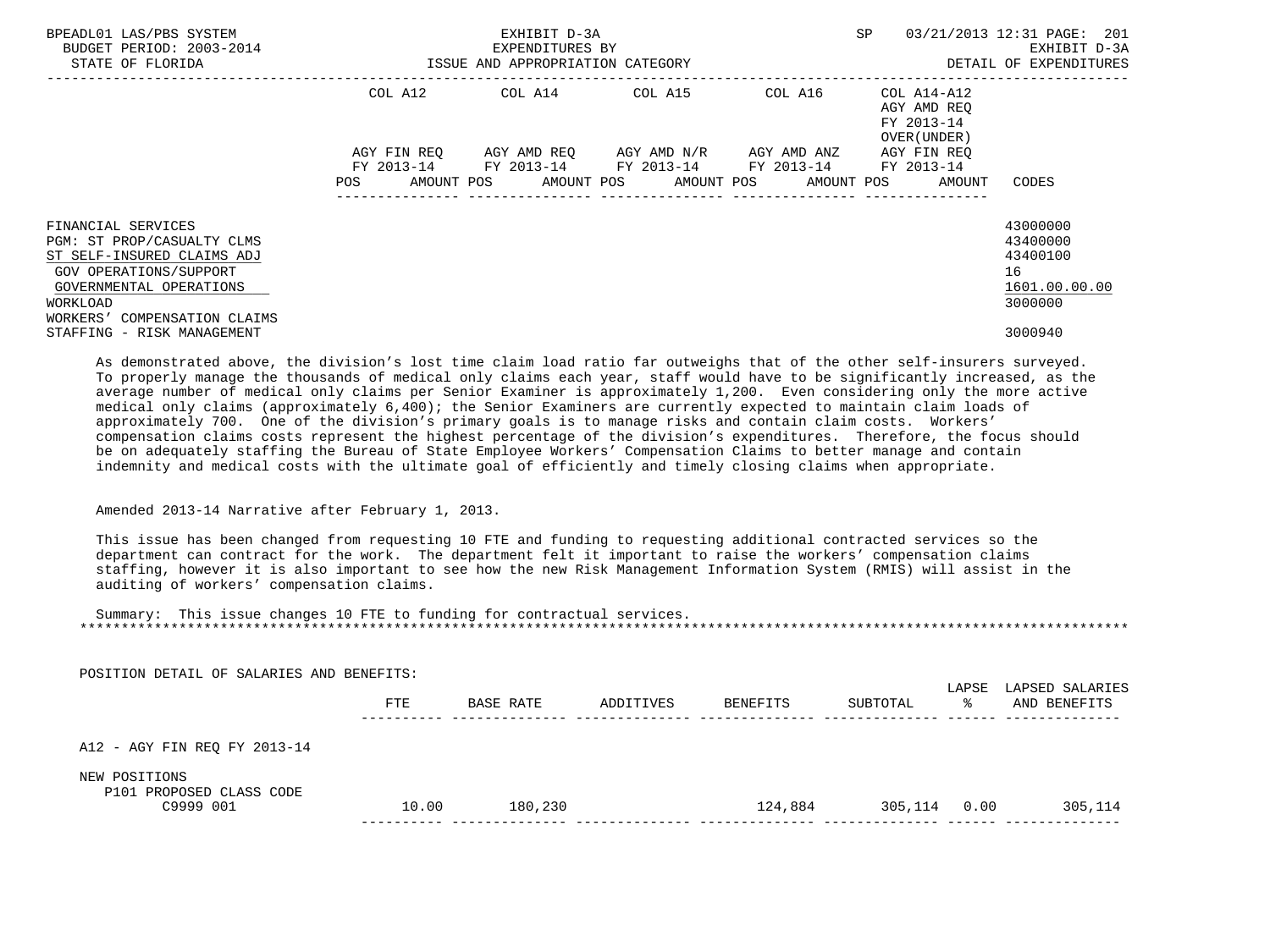| | COL A12 | COL A14 | COL A15 | COL A16 | COL A14-A12 AGY AMD REQ FY 2013-14 OVER(UNDER) | |
|---|---|---|---|---|---|---|
| | AGY FIN REQ FY 2013-14 | AGY AMD REQ FY 2013-14 | AGY AMD N/R FY 2013-14 | AGY AMD ANZ FY 2013-14 | AGY FIN REQ FY 2013-14 | |
| | POS AMOUNT | POS AMOUNT | POS AMOUNT | POS AMOUNT | POS AMOUNT | CODES |

FINANCIAL SERVICES 43000000
PGM: ST PROP/CASUALTY CLMS 43400000
ST SELF-INSURED CLAIMS ADJ 43400100
GOV OPERATIONS/SUPPORT 16
GOVERNMENTAL OPERATIONS 1601.00.00.00
WORKLOAD 3000000
WORKERS' COMPENSATION CLAIMS
STAFFING - RISK MANAGEMENT 3000940

As demonstrated above, the division's lost time claim load ratio far outweighs that of the other self-insurers surveyed. To properly manage the thousands of medical only claims each year, staff would have to be significantly increased, as the average number of medical only claims per Senior Examiner is approximately 1,200. Even considering only the more active medical only claims (approximately 6,400); the Senior Examiners are currently expected to maintain claim loads of approximately 700. One of the division's primary goals is to manage risks and contain claim costs. Workers' compensation claims costs represent the highest percentage of the division's expenditures. Therefore, the focus should be on adequately staffing the Bureau of State Employee Workers' Compensation Claims to better manage and contain indemnity and medical costs with the ultimate goal of efficiently and timely closing claims when appropriate.

Amended 2013-14 Narrative after February 1, 2013.

This issue has been changed from requesting 10 FTE and funding to requesting additional contracted services so the department can contract for the work. The department felt it important to raise the workers' compensation claims staffing, however it is also important to see how the new Risk Management Information System (RMIS) will assist in the auditing of workers' compensation claims.

Summary: This issue changes 10 FTE to funding for contractual services.
*******************************************************************************************************************************

POSITION DETAIL OF SALARIES AND BENEFITS:

| | FTE | BASE RATE | ADDITIVES | BENEFITS | SUBTOTAL | LAPSE % | LAPSED SALARIES AND BENEFITS |
|---|---|---|---|---|---|---|---|
| A12 - AGY FIN REQ FY 2013-14 | | | | | | | |
| NEW POSITIONS | | | | | | | |
| P101 PROPOSED CLASS CODE C9999 001 | 10.00 | 180,230 | | 124,884 | 305,114 | 0.00 | 305,114 |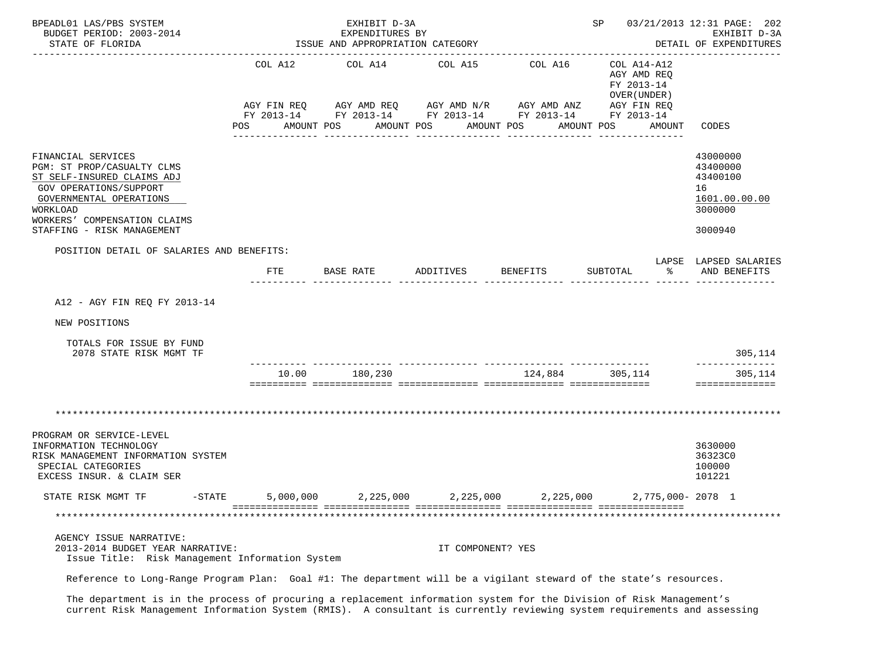BPEADL01 LAS/PBS SYSTEM — EXHIBIT D-3A — EXPENDITURES BY ISSUE AND APPROPRIATION CATEGORY — SP 03/21/2013 12:31
BUDGET PERIOD: 2003-2014 — EXHIBIT D-3A
STATE OF FLORIDA — DETAIL OF EXPENDITURES

| | COL A12 AGY FIN REQ FY 2013-14 POS AMOUNT | COL A14 AGY AMD REQ FY 2013-14 POS AMOUNT | COL A15 AGY AMD N/R FY 2013-14 POS AMOUNT | COL A16 AGY AMD ANZ FY 2013-14 POS AMOUNT | COL A14-A12 AGY AMD REQ FY 2013-14 OVER(UNDER) AGY FIN REQ FY 2013-14 POS AMOUNT | CODES |
|---|---|---|---|---|---|---|
| FINANCIAL SERVICES | | | | | | 43000000 |
| PGM: ST PROP/CASUALTY CLMS | | | | | | 43400000 |
| ST SELF-INSURED CLAIMS ADJ | | | | | | 43400100 |
| GOV OPERATIONS/SUPPORT | | | | | | 16 |
| GOVERNMENTAL OPERATIONS | | | | | | 1601.00.00.00 |
| WORKLOAD | | | | | | 3000000 |
| WORKERS' COMPENSATION CLAIMS | | | | | | |
| STAFFING - RISK MANAGEMENT | | | | | | 3000940 |

POSITION DETAIL OF SALARIES AND BENEFITS:

| | FTE | BASE RATE | ADDITIVES | BENEFITS | SUBTOTAL | LAPSE % | LAPSED SALARIES AND BENEFITS |
|---|---|---|---|---|---|---|---|
| A12 - AGY FIN REQ FY 2013-14 | | | | | | | |
| NEW POSITIONS | | | | | | | |
| TOTALS FOR ISSUE BY FUND | | | | | | | |
| 2078 STATE RISK MGMT TF | | | | | | | 305,114 |
| | 10.00 | 180,230 | | 124,884 | 305,114 | | 305,114 |

*******************************************************************************************************

| | COL A12 | COL A14 | COL A15 | COL A16 | COL A14-A12 | CODES |
|---|---|---|---|---|---|---|
| PROGRAM OR SERVICE-LEVEL | | | | | | |
| INFORMATION TECHNOLOGY | | | | | | 3630000 |
| RISK MANAGEMENT INFORMATION SYSTEM | | | | | | 36323C0 |
| SPECIAL CATEGORIES | | | | | | 100000 |
| EXCESS INSUR. & CLAIM SER | | | | | | 101221 |
| STATE RISK MGMT TF -STATE | 5,000,000 | 2,225,000 | 2,225,000 | 2,225,000 | 2,775,000- | 2078 1 |

*******************************************************************************************************

AGENCY ISSUE NARRATIVE:
2013-2014 BUDGET YEAR NARRATIVE: IT COMPONENT? YES
Issue Title: Risk Management Information System

Reference to Long-Range Program Plan: Goal #1: The department will be a vigilant steward of the state's resources.

The department is in the process of procuring a replacement information system for the Division of Risk Management's current Risk Management Information System (RMIS). A consultant is currently reviewing system requirements and assessing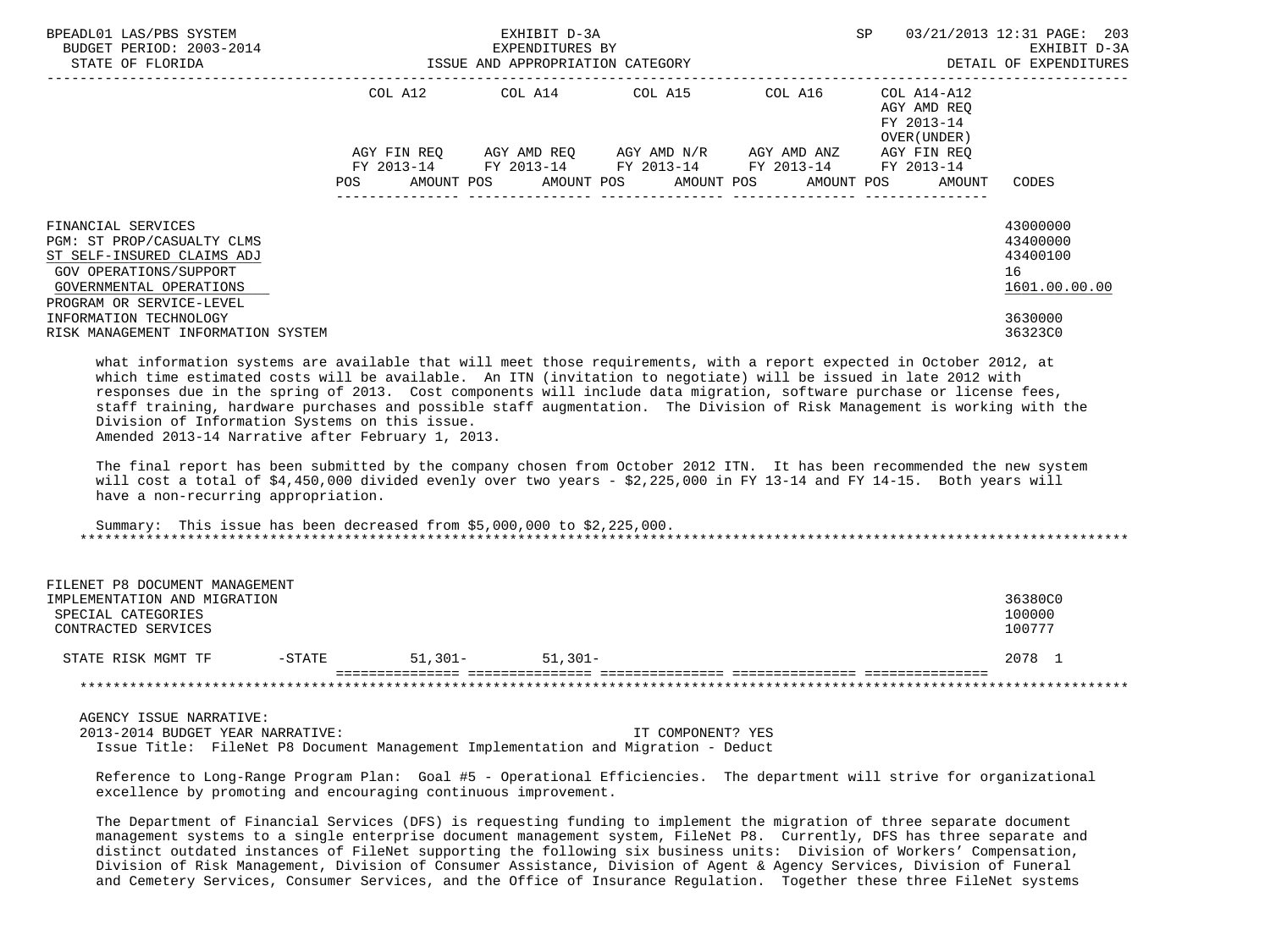| | COL A12 | COL A14 | COL A15 | COL A16 | COL A14-A12 AGY AMD REQ FY 2013-14 OVER(UNDER) | |
|---|---|---|---|---|---|---|
| | AGY FIN REQ FY 2013-14 | AGY AMD REQ FY 2013-14 | AGY AMD N/R FY 2013-14 | AGY AMD ANZ FY 2013-14 | AGY FIN REQ FY 2013-14 | |
| | POS AMOUNT | POS AMOUNT | POS AMOUNT | POS AMOUNT | POS AMOUNT | CODES |

FINANCIAL SERVICES — 43000000
PGM: ST PROP/CASUALTY CLMS — 43400000
ST SELF-INSURED CLAIMS ADJ — 43400100
GOV OPERATIONS/SUPPORT — 16
GOVERNMENTAL OPERATIONS — 1601.00.00.00
PROGRAM OR SERVICE-LEVEL
INFORMATION TECHNOLOGY — 3630000
RISK MANAGEMENT INFORMATION SYSTEM — 36323C0

what information systems are available that will meet those requirements, with a report expected in October 2012, at which time estimated costs will be available. An ITN (invitation to negotiate) will be issued in late 2012 with responses due in the spring of 2013. Cost components will include data migration, software purchase or license fees, staff training, hardware purchases and possible staff augmentation. The Division of Risk Management is working with the Division of Information Systems on this issue.
Amended 2013-14 Narrative after February 1, 2013.

The final report has been submitted by the company chosen from October 2012 ITN. It has been recommended the new system will cost a total of $4,450,000 divided evenly over two years - $2,225,000 in FY 13-14 and FY 14-15. Both years will have a non-recurring appropriation.

Summary: This issue has been decreased from $5,000,000 to $2,225,000.

FILENET P8 DOCUMENT MANAGEMENT
IMPLEMENTATION AND MIGRATION — 36380C0
SPECIAL CATEGORIES — 100000
CONTRACTED SERVICES — 100777

| | COL A12 | COL A14 | COL A15 | COL A16 | COL A14-A12 | CODES |
|---|---|---|---|---|---|---|
| STATE RISK MGMT TF -STATE | 51,301- | 51,301- | | | | 2078 1 |

AGENCY ISSUE NARRATIVE:
2013-2014 BUDGET YEAR NARRATIVE: IT COMPONENT? YES
Issue Title: FileNet P8 Document Management Implementation and Migration - Deduct

Reference to Long-Range Program Plan: Goal #5 - Operational Efficiencies. The department will strive for organizational excellence by promoting and encouraging continuous improvement.

The Department of Financial Services (DFS) is requesting funding to implement the migration of three separate document management systems to a single enterprise document management system, FileNet P8. Currently, DFS has three separate and distinct outdated instances of FileNet supporting the following six business units: Division of Workers' Compensation, Division of Risk Management, Division of Consumer Assistance, Division of Agent & Agency Services, Division of Funeral and Cemetery Services, Consumer Services, and the Office of Insurance Regulation. Together these three FileNet systems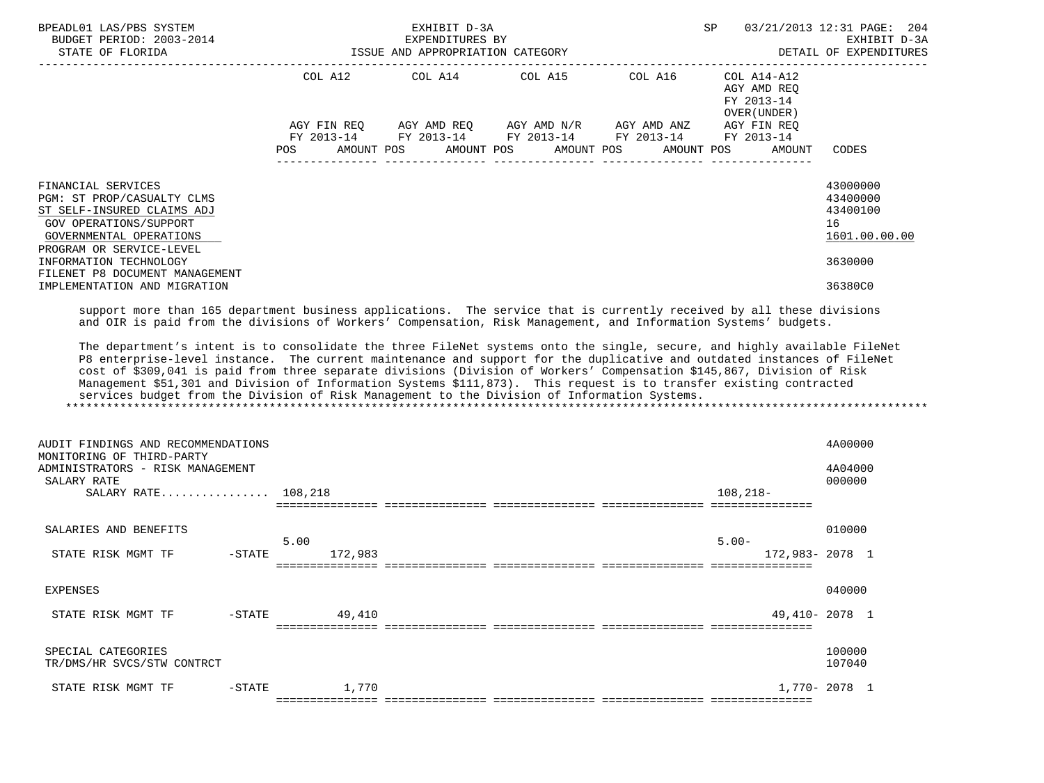| | COL A12 | | COL A14 | | COL A15 | | COL A16 | | COL A14-A12 AGY AMD REQ FY 2013-14 OVER(UNDER) | | |
|---|---|---|---|---|---|---|---|---|---|---|---|
| | AGY FIN REQ FY 2013-14 | | AGY AMD REQ FY 2013-14 | | AGY AMD N/R FY 2013-14 | | AGY AMD ANZ FY 2013-14 | | AGY FIN REQ FY 2013-14 | | |
| | POS | AMOUNT | POS | AMOUNT | POS | AMOUNT | POS | AMOUNT | POS | AMOUNT | CODES |
| FINANCIAL SERVICES | | | | | | | | | | | 43000000 |
| PGM: ST PROP/CASUALTY CLMS | | | | | | | | | | | 43400000 |
| ST SELF-INSURED CLAIMS ADJ | | | | | | | | | | | 43400100 |
| GOV OPERATIONS/SUPPORT | | | | | | | | | | | 16 |
| GOVERNMENTAL OPERATIONS | | | | | | | | | | | 1601.00.00.00 |
| PROGRAM OR SERVICE-LEVEL INFORMATION TECHNOLOGY | | | | | | | | | | | 3630000 |
| FILENET P8 DOCUMENT MANAGEMENT IMPLEMENTATION AND MIGRATION | | | | | | | | | | | 36380C0 |

support more than 165 department business applications. The service that is currently received by all these divisions and OIR is paid from the divisions of Workers' Compensation, Risk Management, and Information Systems' budgets.

The department's intent is to consolidate the three FileNet systems onto the single, secure, and highly available FileNet P8 enterprise-level instance. The current maintenance and support for the duplicative and outdated instances of FileNet cost of $309,041 is paid from three separate divisions (Division of Workers' Compensation $145,867, Division of Risk Management $51,301 and Division of Information Systems $111,873). This request is to transfer existing contracted services budget from the Division of Risk Management to the Division of Information Systems.

*******************************************************************************************************************************

| | COL A12 | | COL A14 | | COL A15 | | COL A16 | | COL A14-A12 | | |
|---|---|---|---|---|---|---|---|---|---|---|---|
| | POS | AMOUNT | POS | AMOUNT | POS | AMOUNT | POS | AMOUNT | POS | AMOUNT | CODES |
| AUDIT FINDINGS AND RECOMMENDATIONS | | | | | | | | | | | 4A00000 |
| MONITORING OF THIRD-PARTY ADMINISTRATORS - RISK MANAGEMENT | | | | | | | | | | | 4A04000 |
| SALARY RATE | | | | | | | | | | | 000000 |
| SALARY RATE................ | | 108,218 | | | | | | | | 108,218- | |
| SALARIES AND BENEFITS | | | | | | | | | | | 010000 |
| STATE RISK MGMT TF -STATE | 5.00 | 172,983 | | | | | | | 5.00- | 172,983- | 2078 1 |
| EXPENSES | | | | | | | | | | | 040000 |
| STATE RISK MGMT TF -STATE | | 49,410 | | | | | | | | 49,410- | 2078 1 |
| SPECIAL CATEGORIES | | | | | | | | | | | 100000 |
| TR/DMS/HR SVCS/STW CONTRCT | | | | | | | | | | | 107040 |
| STATE RISK MGMT TF -STATE | | 1,770 | | | | | | | | 1,770- | 2078 1 |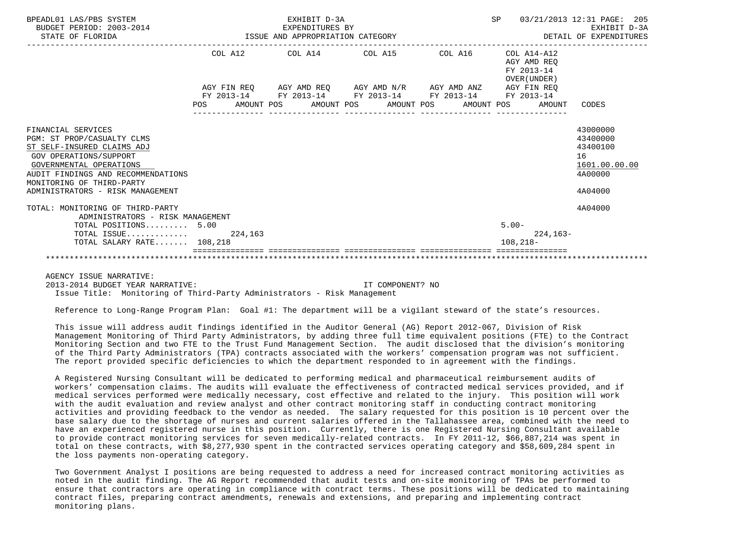BPEADL01 LAS/PBS SYSTEM — EXHIBIT D-3A — EXPENDITURES BY ISSUE AND APPROPRIATION CATEGORY

BUDGET PERIOD: 2003-2014 — STATE OF FLORIDA — SP 03/21/2013 12:31 — EXHIBIT D-3A DETAIL OF EXPENDITURES

| | COL A12 AGY FIN REQ FY 2013-14 POS AMOUNT | COL A14 AGY AMD REQ FY 2013-14 POS AMOUNT | COL A15 AGY AMD N/R FY 2013-14 POS AMOUNT | COL A16 AGY AMD ANZ FY 2013-14 POS AMOUNT | COL A14-A12 AGY AMD REQ FY 2013-14 OVER(UNDER) AGY FIN REQ FY 2013-14 POS AMOUNT | CODES |
|---|---|---|---|---|---|---|
| FINANCIAL SERVICES | | | | | | 43000000 |
| PGM: ST PROP/CASUALTY CLMS | | | | | | 43400000 |
| ST SELF-INSURED CLAIMS ADJ | | | | | | 43400100 |
| GOV OPERATIONS/SUPPORT | | | | | | 16 |
| GOVERNMENTAL OPERATIONS | | | | | | 1601.00.00.00 |
| AUDIT FINDINGS AND RECOMMENDATIONS | | | | | | 4A00000 |
| MONITORING OF THIRD-PARTY ADMINISTRATORS - RISK MANAGEMENT | | | | | | 4A04000 |
| TOTAL: MONITORING OF THIRD-PARTY ADMINISTRATORS - RISK MANAGEMENT | | | | | | 4A04000 |
| TOTAL POSITIONS......... | 5.00 | | | | 5.00- | |
| TOTAL ISSUE............. | 224,163 | | | | 224,163- | |
| TOTAL SALARY RATE....... | 108,218 | | | | 108,218- | |

AGENCY ISSUE NARRATIVE:

2013-2014 BUDGET YEAR NARRATIVE: IT COMPONENT? NO

Issue Title: Monitoring of Third-Party Administrators - Risk Management

Reference to Long-Range Program Plan: Goal #1: The department will be a vigilant steward of the state's resources.

This issue will address audit findings identified in the Auditor General (AG) Report 2012-067, Division of Risk Management Monitoring of Third Party Administrators, by adding three full time equivalent positions (FTE) to the Contract Monitoring Section and two FTE to the Trust Fund Management Section. The audit disclosed that the division's monitoring of the Third Party Administrators (TPA) contracts associated with the workers' compensation program was not sufficient. The report provided specific deficiencies to which the department responded to in agreement with the findings.

A Registered Nursing Consultant will be dedicated to performing medical and pharmaceutical reimbursement audits of workers' compensation claims. The audits will evaluate the effectiveness of contracted medical services provided, and if medical services performed were medically necessary, cost effective and related to the injury. This position will work with the audit evaluation and review analyst and other contract monitoring staff in conducting contract monitoring activities and providing feedback to the vendor as needed. The salary requested for this position is 10 percent over the base salary due to the shortage of nurses and current salaries offered in the Tallahassee area, combined with the need to have an experienced registered nurse in this position. Currently, there is one Registered Nursing Consultant available to provide contract monitoring services for seven medically-related contracts. In FY 2011-12, $66,887,214 was spent in total on these contracts, with $8,277,930 spent in the contracted services operating category and $58,609,284 spent in the loss payments non-operating category.

Two Government Analyst I positions are being requested to address a need for increased contract monitoring activities as noted in the audit finding. The AG Report recommended that audit tests and on-site monitoring of TPAs be performed to ensure that contractors are operating in compliance with contract terms. These positions will be dedicated to maintaining contract files, preparing contract amendments, renewals and extensions, and preparing and implementing contract monitoring plans.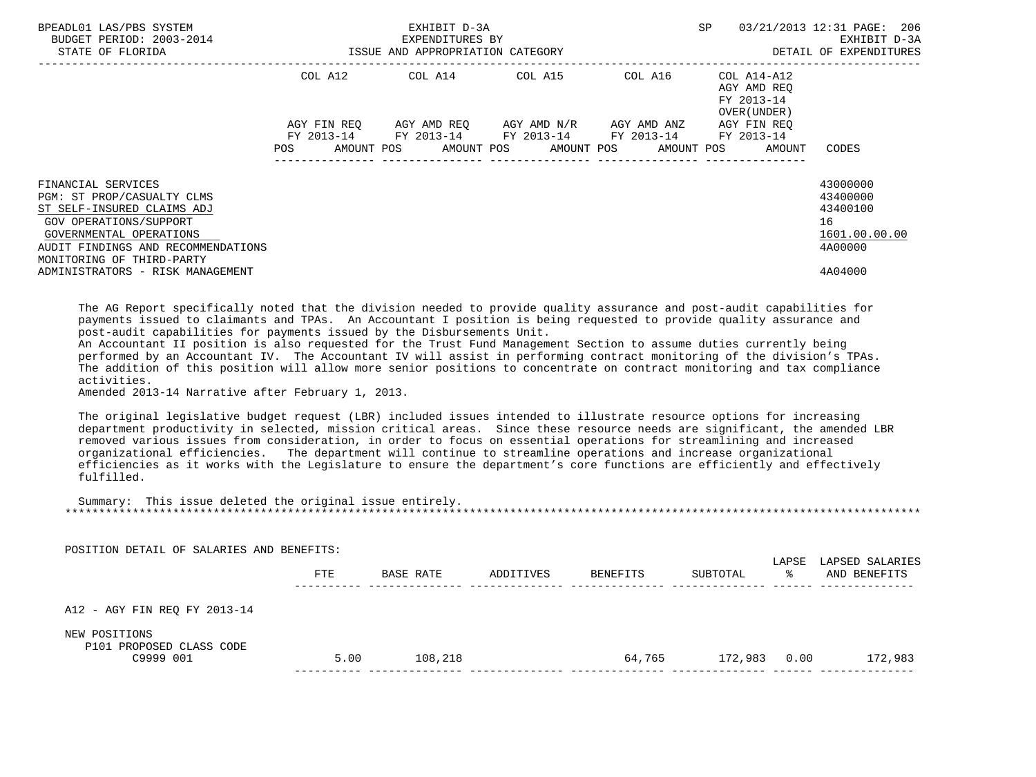| | COL A12 | COL A14 | COL A15 | COL A16 | COL A14-A12 AGY AMD REQ FY 2013-14 OVER(UNDER) | |
|---|---|---|---|---|---|---|
| | AGY FIN REQ FY 2013-14 | AGY AMD REQ FY 2013-14 | AGY AMD N/R FY 2013-14 | AGY AMD ANZ FY 2013-14 | AGY FIN REQ FY 2013-14 | |
| | POS AMOUNT | POS AMOUNT | POS AMOUNT | POS AMOUNT | POS AMOUNT | CODES |
| FINANCIAL SERVICES | | | | | | 43000000 |
| PGM: ST PROP/CASUALTY CLMS | | | | | | 43400000 |
| ST SELF-INSURED CLAIMS ADJ | | | | | | 43400100 |
| GOV OPERATIONS/SUPPORT | | | | | | 16 |
| GOVERNMENTAL OPERATIONS | | | | | | 1601.00.00.00 |
| AUDIT FINDINGS AND RECOMMENDATIONS | | | | | | 4A00000 |
| MONITORING OF THIRD-PARTY ADMINISTRATORS - RISK MANAGEMENT | | | | | | 4A04000 |

The AG Report specifically noted that the division needed to provide quality assurance and post-audit capabilities for payments issued to claimants and TPAs. An Accountant I position is being requested to provide quality assurance and post-audit capabilities for payments issued by the Disbursements Unit.
An Accountant II position is also requested for the Trust Fund Management Section to assume duties currently being performed by an Accountant IV. The Accountant IV will assist in performing contract monitoring of the division's TPAs. The addition of this position will allow more senior positions to concentrate on contract monitoring and tax compliance activities.
Amended 2013-14 Narrative after February 1, 2013.

The original legislative budget request (LBR) included issues intended to illustrate resource options for increasing department productivity in selected, mission critical areas. Since these resource needs are significant, the amended LBR removed various issues from consideration, in order to focus on essential operations for streamlining and increased organizational efficiencies. The department will continue to streamline operations and increase organizational efficiencies as it works with the Legislature to ensure the department's core functions are efficiently and effectively fulfilled.

Summary: This issue deleted the original issue entirely.

POSITION DETAIL OF SALARIES AND BENEFITS:

| | FTE | BASE RATE | ADDITIVES | BENEFITS | SUBTOTAL | LAPSE % | LAPSED SALARIES AND BENEFITS |
|---|---|---|---|---|---|---|---|
| A12 - AGY FIN REQ FY 2013-14 | | | | | | | |
| NEW POSITIONS | | | | | | | |
| P101 PROPOSED CLASS CODE C9999 001 | 5.00 | 108,218 | | 64,765 | 172,983 | 0.00 | 172,983 |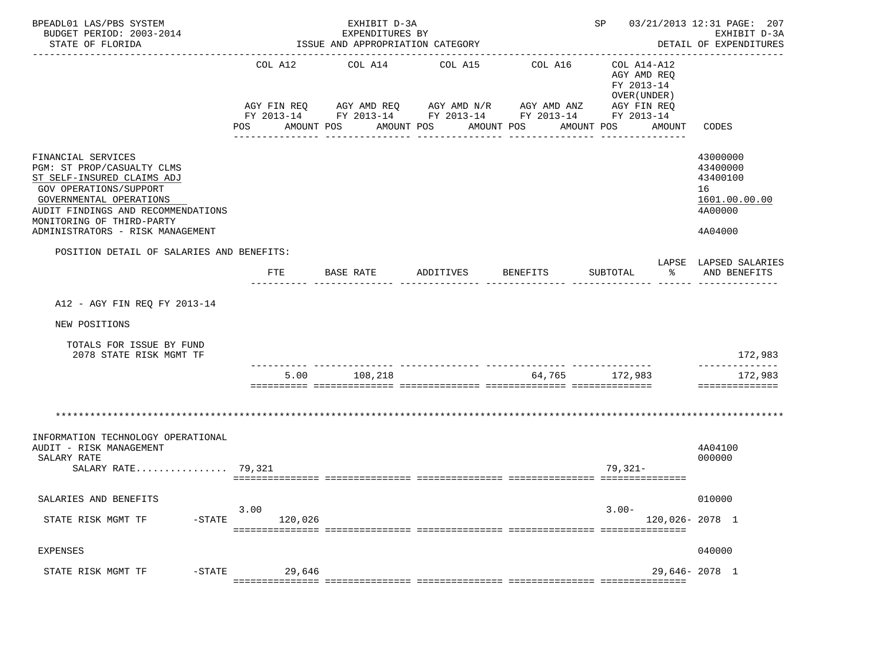BPEADL01 LAS/PBS SYSTEM — EXHIBIT D-3A — EXPENDITURES BY ISSUE AND APPROPRIATION CATEGORY — SP 03/21/2013 12:31 PAGE: 207
BUDGET PERIOD: 2003-2014 — EXHIBIT D-3A
STATE OF FLORIDA — DETAIL OF EXPENDITURES

| | COL A12 AGY FIN REQ FY 2013-14 POS AMOUNT | COL A14 AGY AMD REQ FY 2013-14 POS AMOUNT | COL A15 AGY AMD N/R FY 2013-14 POS AMOUNT | COL A16 AGY AMD ANZ FY 2013-14 POS AMOUNT | COL A14-A12 AGY AMD REQ FY 2013-14 OVER(UNDER) AGY FIN REQ FY 2013-14 POS AMOUNT | CODES |
|---|---|---|---|---|---|---|
| FINANCIAL SERVICES | | | | | | 43000000 |
| PGM: ST PROP/CASUALTY CLMS | | | | | | 43400000 |
| ST SELF-INSURED CLAIMS ADJ | | | | | | 43400100 |
| GOV OPERATIONS/SUPPORT | | | | | | 16 |
| GOVERNMENTAL OPERATIONS | | | | | | 1601.00.00.00 |
| AUDIT FINDINGS AND RECOMMENDATIONS | | | | | | 4A00000 |
| MONITORING OF THIRD-PARTY ADMINISTRATORS - RISK MANAGEMENT | | | | | | 4A04000 |

POSITION DETAIL OF SALARIES AND BENEFITS:

| | FTE | BASE RATE | ADDITIVES | BENEFITS | SUBTOTAL | LAPSE % | LAPSED SALARIES AND BENEFITS |
|---|---|---|---|---|---|---|---|
| A12 - AGY FIN REQ FY 2013-14 | | | | | | | |
| NEW POSITIONS | | | | | | | |
| TOTALS FOR ISSUE BY FUND | | | | | | | |
| 2078 STATE RISK MGMT TF | | | | | | | 172,983 |
| | 5.00 | 108,218 | | 64,765 | 172,983 | | 172,983 |

*************************************************************************************************************

| | COL A12 AGY FIN REQ FY 2013-14 POS AMOUNT | COL A14 AGY AMD REQ FY 2013-14 POS AMOUNT | COL A15 AGY AMD N/R FY 2013-14 POS AMOUNT | COL A16 AGY AMD ANZ FY 2013-14 POS AMOUNT | COL A14-A12 AGY AMD REQ FY 2013-14 OVER(UNDER) AGY FIN REQ FY 2013-14 POS AMOUNT | CODES |
|---|---|---|---|---|---|---|
| INFORMATION TECHNOLOGY OPERATIONAL AUDIT - RISK MANAGEMENT | | | | | | 4A04100 |
| SALARY RATE | | | | | | 000000 |
| SALARY RATE................ | 79,321 | | | | 79,321- | |
| SALARIES AND BENEFITS | | | | | | 010000 |
| STATE RISK MGMT TF -STATE | 3.00 120,026 | | | | 3.00- 120,026- | 2078 1 |
| EXPENSES | | | | | | 040000 |
| STATE RISK MGMT TF -STATE | 29,646 | | | | 29,646- | 2078 1 |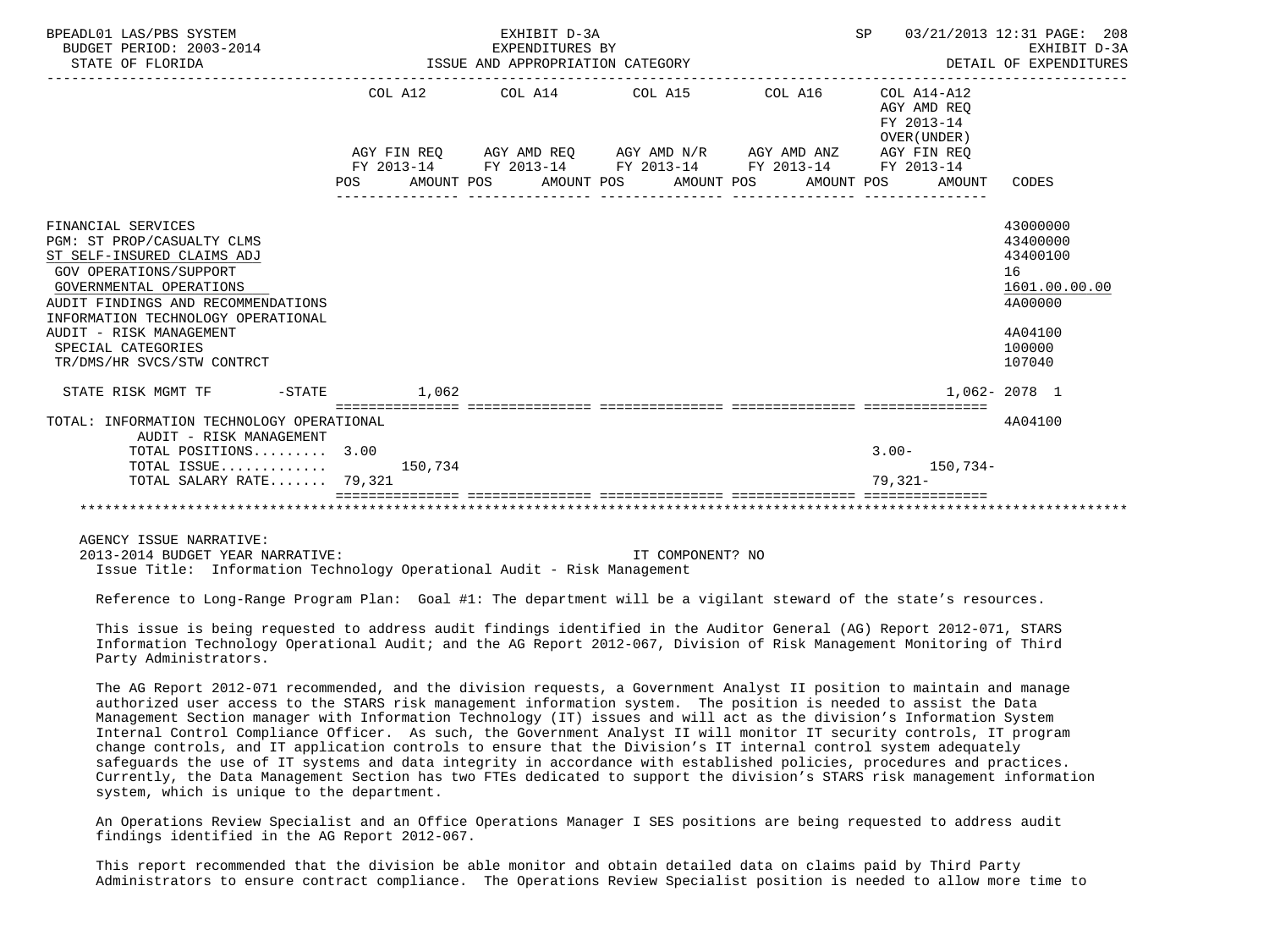BPEADL01 LAS/PBS SYSTEM — EXHIBIT D-3A — EXPENDITURES BY ISSUE AND APPROPRIATION CATEGORY
BUDGET PERIOD: 2003-2014 — STATE OF FLORIDA — SP 03/21/2013 12:31 — EXHIBIT D-3A DETAIL OF EXPENDITURES

| | COL A12 AGY FIN REQ FY 2013-14 POS | AMOUNT | COL A14 AGY AMD REQ FY 2013-14 POS | AMOUNT | COL A15 AGY AMD N/R FY 2013-14 POS | AMOUNT | COL A16 AGY AMD ANZ FY 2013-14 POS | AMOUNT | COL A14-A12 AGY AMD REQ FY 2013-14 OVER(UNDER) AGY FIN REQ FY 2013-14 POS | AMOUNT | CODES |
|---|---|---|---|---|---|---|---|---|---|---|---|
| FINANCIAL SERVICES | | | | | | | | | | | 43000000 |
| PGM: ST PROP/CASUALTY CLMS | | | | | | | | | | | 43400000 |
| ST SELF-INSURED CLAIMS ADJ | | | | | | | | | | | 43400100 |
| GOV OPERATIONS/SUPPORT | | | | | | | | | | | 16 |
| GOVERNMENTAL OPERATIONS | | | | | | | | | | | 1601.00.00.00 |
| AUDIT FINDINGS AND RECOMMENDATIONS | | | | | | | | | | | 4A00000 |
| INFORMATION TECHNOLOGY OPERATIONAL AUDIT - RISK MANAGEMENT | | | | | | | | | | | 4A04100 |
| SPECIAL CATEGORIES | | | | | | | | | | | 100000 |
| TR/DMS/HR SVCS/STW CONTRCT | | | | | | | | | | | 107040 |
| STATE RISK MGMT TF -STATE | | 1,062 | | | | | | | | 1,062- | 2078 1 |
| TOTAL: INFORMATION TECHNOLOGY OPERATIONAL AUDIT - RISK MANAGEMENT | | | | | | | | | | | 4A04100 |
| TOTAL POSITIONS......... | 3.00 | | | | | | | | 3.00- | | |
| TOTAL ISSUE............ | | 150,734 | | | | | | | | 150,734- | |
| TOTAL SALARY RATE....... | | 79,321 | | | | | | | | 79,321- | |

AGENCY ISSUE NARRATIVE:
2013-2014 BUDGET YEAR NARRATIVE: IT COMPONENT? NO
Issue Title: Information Technology Operational Audit - Risk Management

Reference to Long-Range Program Plan: Goal #1: The department will be a vigilant steward of the state's resources.

This issue is being requested to address audit findings identified in the Auditor General (AG) Report 2012-071, STARS Information Technology Operational Audit; and the AG Report 2012-067, Division of Risk Management Monitoring of Third Party Administrators.

The AG Report 2012-071 recommended, and the division requests, a Government Analyst II position to maintain and manage authorized user access to the STARS risk management information system. The position is needed to assist the Data Management Section manager with Information Technology (IT) issues and will act as the division's Information System Internal Control Compliance Officer. As such, the Government Analyst II will monitor IT security controls, IT program change controls, and IT application controls to ensure that the Division's IT internal control system adequately safeguards the use of IT systems and data integrity in accordance with established policies, procedures and practices. Currently, the Data Management Section has two FTEs dedicated to support the division's STARS risk management information system, which is unique to the department.

An Operations Review Specialist and an Office Operations Manager I SES positions are being requested to address audit findings identified in the AG Report 2012-067.

This report recommended that the division be able monitor and obtain detailed data on claims paid by Third Party Administrators to ensure contract compliance. The Operations Review Specialist position is needed to allow more time to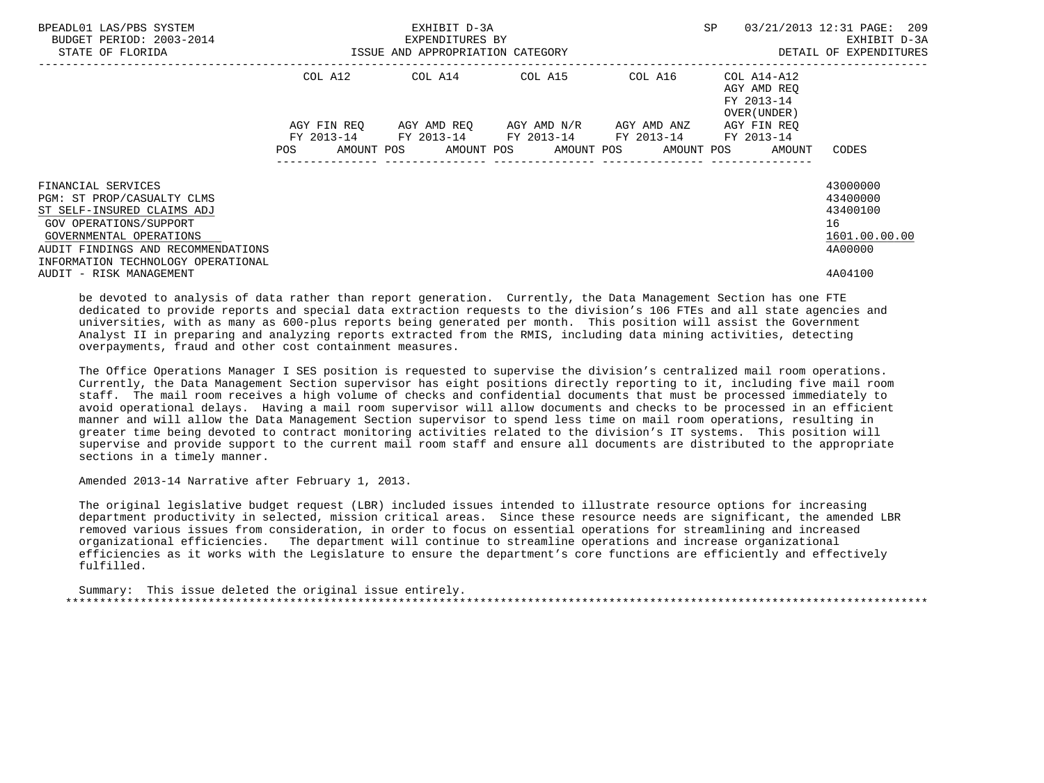| | COL A12 | COL A14 | COL A15 | COL A16 | COL A14-A12 AGY AMD REQ FY 2013-14 OVER(UNDER) | |
|---|---|---|---|---|---|---|
| | AGY FIN REQ FY 2013-14 | AGY AMD REQ FY 2013-14 | AGY AMD N/R FY 2013-14 | AGY AMD ANZ FY 2013-14 | AGY FIN REQ FY 2013-14 | |
| | POS AMOUNT | POS AMOUNT | POS AMOUNT | POS AMOUNT | POS AMOUNT | CODES |
| FINANCIAL SERVICES | | | | | | 43000000 |
| PGM: ST PROP/CASUALTY CLMS | | | | | | 43400000 |
| ST SELF-INSURED CLAIMS ADJ | | | | | | 43400100 |
| GOV OPERATIONS/SUPPORT | | | | | | 16 |
| GOVERNMENTAL OPERATIONS | | | | | | 1601.00.00.00 |
| AUDIT FINDINGS AND RECOMMENDATIONS | | | | | | 4A00000 |
| INFORMATION TECHNOLOGY OPERATIONAL AUDIT - RISK MANAGEMENT | | | | | | 4A04100 |

be devoted to analysis of data rather than report generation. Currently, the Data Management Section has one FTE dedicated to provide reports and special data extraction requests to the division's 106 FTEs and all state agencies and universities, with as many as 600-plus reports being generated per month. This position will assist the Government Analyst II in preparing and analyzing reports extracted from the RMIS, including data mining activities, detecting overpayments, fraud and other cost containment measures.

The Office Operations Manager I SES position is requested to supervise the division's centralized mail room operations. Currently, the Data Management Section supervisor has eight positions directly reporting to it, including five mail room staff. The mail room receives a high volume of checks and confidential documents that must be processed immediately to avoid operational delays. Having a mail room supervisor will allow documents and checks to be processed in an efficient manner and will allow the Data Management Section supervisor to spend less time on mail room operations, resulting in greater time being devoted to contract monitoring activities related to the division's IT systems. This position will supervise and provide support to the current mail room staff and ensure all documents are distributed to the appropriate sections in a timely manner.

Amended 2013-14 Narrative after February 1, 2013.

The original legislative budget request (LBR) included issues intended to illustrate resource options for increasing department productivity in selected, mission critical areas. Since these resource needs are significant, the amended LBR removed various issues from consideration, in order to focus on essential operations for streamlining and increased organizational efficiencies. The department will continue to streamline operations and increase organizational efficiencies as it works with the Legislature to ensure the department's core functions are efficiently and effectively fulfilled.

Summary: This issue deleted the original issue entirely.

*******************************************************************************************************************************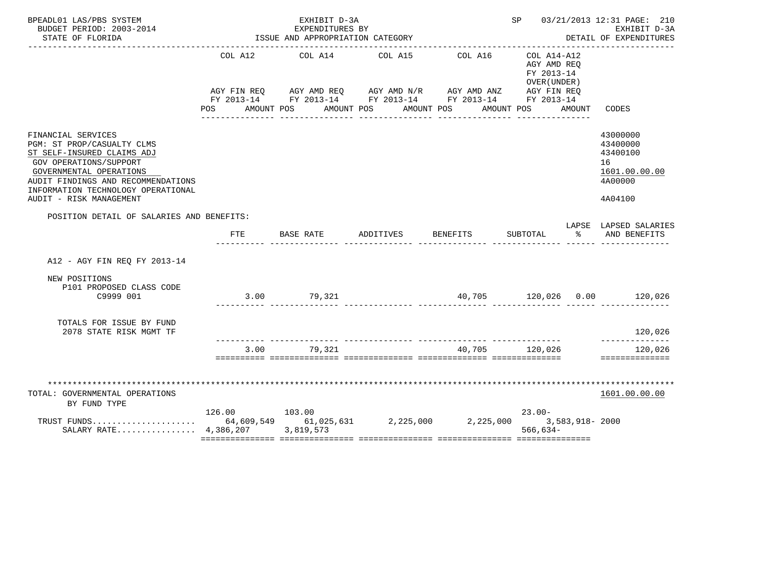BPEADL01 LAS/PBS SYSTEM — EXHIBIT D-3A — SP 03/21/2013 12:31 PAGE: 210
BUDGET PERIOD: 2003-2014 — EXPENDITURES BY — EXHIBIT D-3A
STATE OF FLORIDA — ISSUE AND APPROPRIATION CATEGORY — DETAIL OF EXPENDITURES

| | COL A12 AGY FIN REQ FY 2013-14 POS AMOUNT | COL A14 AGY AMD REQ FY 2013-14 POS AMOUNT | COL A15 AGY AMD N/R FY 2013-14 POS AMOUNT | COL A16 AGY AMD ANZ FY 2013-14 POS AMOUNT | COL A14-A12 AGY AMD REQ FY 2013-14 OVER(UNDER) AGY FIN REQ FY 2013-14 POS AMOUNT | CODES |
|---|---|---|---|---|---|---|
| FINANCIAL SERVICES | | | | | | 43000000 |
| PGM: ST PROP/CASUALTY CLMS | | | | | | 43400000 |
| ST SELF-INSURED CLAIMS ADJ | | | | | | 43400100 |
| GOV OPERATIONS/SUPPORT | | | | | | 16 |
| GOVERNMENTAL OPERATIONS | | | | | | 1601.00.00.00 |
| AUDIT FINDINGS AND RECOMMENDATIONS | | | | | | 4A00000 |
| INFORMATION TECHNOLOGY OPERATIONAL AUDIT - RISK MANAGEMENT | | | | | | 4A04100 |

POSITION DETAIL OF SALARIES AND BENEFITS:

| | FTE | BASE RATE | ADDITIVES | BENEFITS | SUBTOTAL | LAPSE % | LAPSED SALARIES AND BENEFITS |
|---|---|---|---|---|---|---|---|
| A12 - AGY FIN REQ FY 2013-14 | | | | | | | |
| NEW POSITIONS | | | | | | | |
| P101 PROPOSED CLASS CODE C9999 001 | 3.00 | 79,321 | | 40,705 | 120,026 | 0.00 | 120,026 |
| TOTALS FOR ISSUE BY FUND | | | | | | | |
| 2078 STATE RISK MGMT TF | | | | | | | 120,026 |
| | 3.00 | 79,321 | | 40,705 | 120,026 | | 120,026 |

TOTAL: GOVERNMENTAL OPERATIONS — 1601.00.00.00
BY FUND TYPE

| | COL A12 | COL A14 | COL A15 | COL A16 | COL A14-A12 | CODES |
|---|---|---|---|---|---|---|
| POS | 126.00 | 103.00 | | | 23.00- | |
| TRUST FUNDS.................... | 64,609,549 | 61,025,631 | 2,225,000 | 2,225,000 | 3,583,918- | 2000 |
| SALARY RATE................ | 4,386,207 | 3,819,573 | | | 566,634- | |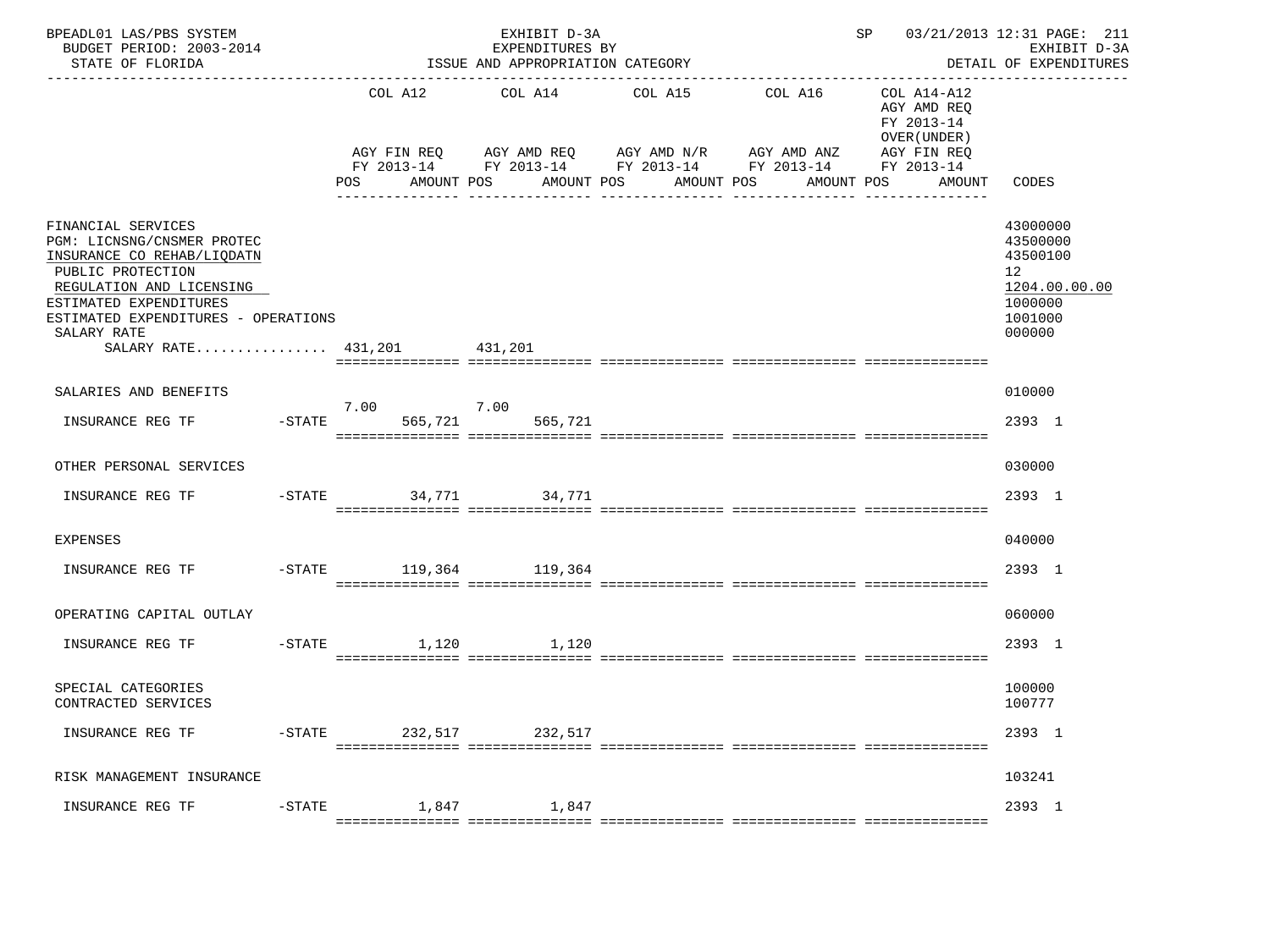BPEADL01 LAS/PBS SYSTEM — EXHIBIT D-3A — EXPENDITURES BY ISSUE AND APPROPRIATION CATEGORY — SP 03/21/2013 12:31
BUDGET PERIOD: 2003-2014 — STATE OF FLORIDA — EXHIBIT D-3A DETAIL OF EXPENDITURES

| | | COL A12 AGY FIN REQ FY 2013-14 POS | AMOUNT | COL A14 AGY AMD REQ FY 2013-14 POS | AMOUNT | COL A15 AGY AMD N/R FY 2013-14 POS | AMOUNT | COL A16 AGY AMD ANZ FY 2013-14 POS | AMOUNT | COL A14-A12 AGY AMD REQ FY 2013-14 OVER(UNDER) AGY FIN REQ FY 2013-14 POS | AMOUNT | CODES |
|---|---|---|---|---|---|---|---|---|---|---|---|---|
| FINANCIAL SERVICES | | | | | | | | | | | | 43000000 |
| PGM: LICNSNG/CNSMER PROTEC | | | | | | | | | | | | 43500000 |
| INSURANCE CO REHAB/LIQDATN | | | | | | | | | | | | 43500100 |
| PUBLIC PROTECTION | | | | | | | | | | | | 12 |
| REGULATION AND LICENSING | | | | | | | | | | | | 1204.00.00.00 |
| ESTIMATED EXPENDITURES | | | | | | | | | | | | 1000000 |
| ESTIMATED EXPENDITURES - OPERATIONS | | | | | | | | | | | | 1001000 |
| SALARY RATE | | | | | | | | | | | | 000000 |
| SALARY RATE................ | | | 431,201 | | 431,201 | | | | | | | |
| SALARIES AND BENEFITS | | | | | | | | | | | | 010000 |
| INSURANCE REG TF | -STATE | 7.00 | 565,721 | 7.00 | 565,721 | | | | | | | 2393 1 |
| OTHER PERSONAL SERVICES | | | | | | | | | | | | 030000 |
| INSURANCE REG TF | -STATE | | 34,771 | | 34,771 | | | | | | | 2393 1 |
| EXPENSES | | | | | | | | | | | | 040000 |
| INSURANCE REG TF | -STATE | | 119,364 | | 119,364 | | | | | | | 2393 1 |
| OPERATING CAPITAL OUTLAY | | | | | | | | | | | | 060000 |
| INSURANCE REG TF | -STATE | | 1,120 | | 1,120 | | | | | | | 2393 1 |
| SPECIAL CATEGORIES | | | | | | | | | | | | 100000 |
| CONTRACTED SERVICES | | | | | | | | | | | | 100777 |
| INSURANCE REG TF | -STATE | | 232,517 | | 232,517 | | | | | | | 2393 1 |
| RISK MANAGEMENT INSURANCE | | | | | | | | | | | | 103241 |
| INSURANCE REG TF | -STATE | | 1,847 | | 1,847 | | | | | | | 2393 1 |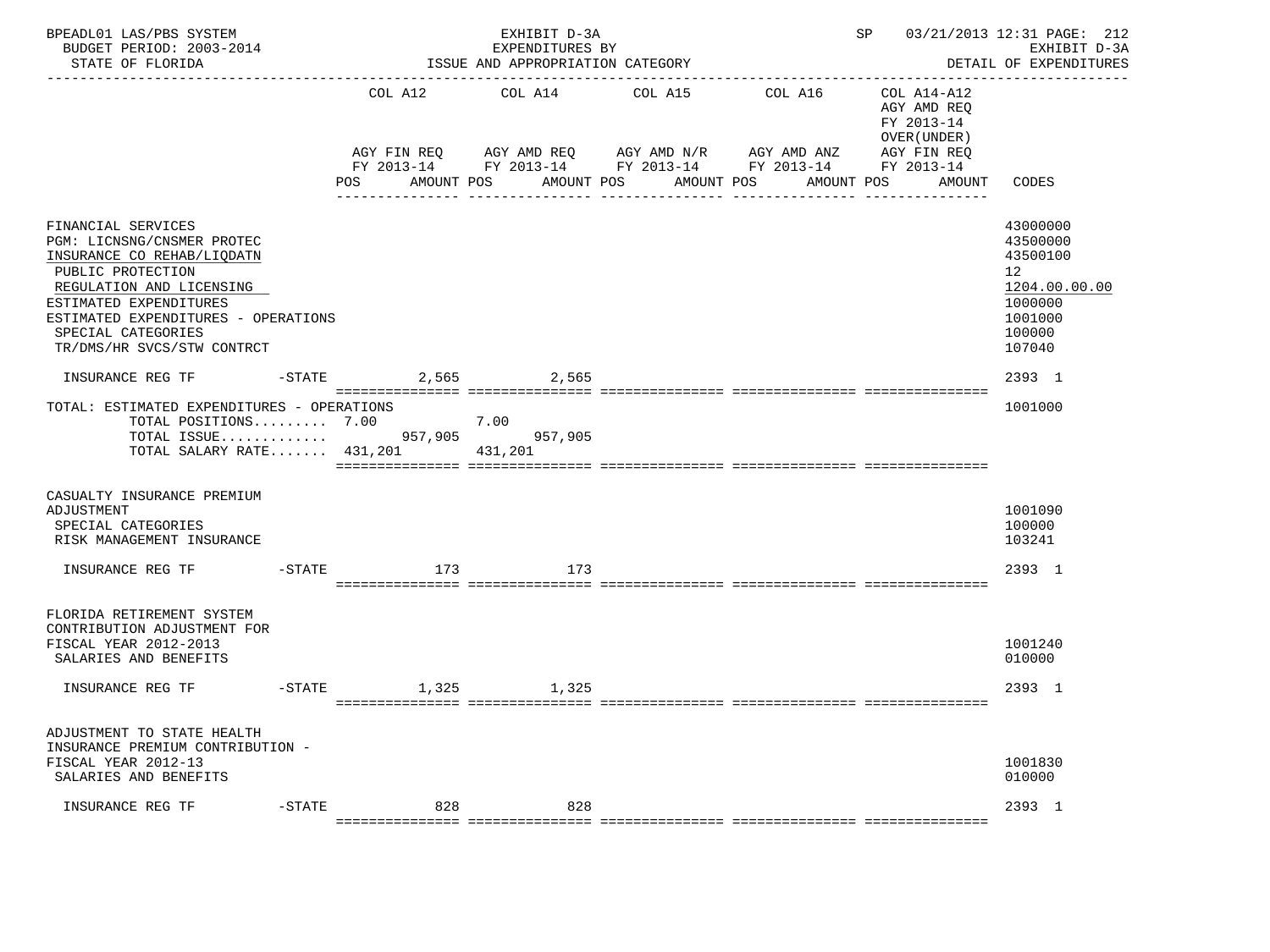BPEADL01 LAS/PBS SYSTEM — EXHIBIT D-3A — EXPENDITURES BY ISSUE AND APPROPRIATION CATEGORY
BUDGET PERIOD: 2003-2014 — STATE OF FLORIDA
SP 03/21/2013 12:31 — EXHIBIT D-3A — DETAIL OF EXPENDITURES

| | COL A12 AGY FIN REQ FY 2013-14 POS AMOUNT | COL A14 AGY AMD REQ FY 2013-14 POS AMOUNT | COL A15 AGY AMD N/R FY 2013-14 POS AMOUNT | COL A16 AGY AMD ANZ FY 2013-14 POS AMOUNT | COL A14-A12 AGY AMD REQ FY 2013-14 OVER(UNDER) AGY FIN REQ FY 2013-14 POS AMOUNT | CODES |
|---|---|---|---|---|---|---|
| FINANCIAL SERVICES | | | | | | 43000000 |
| PGM: LICNSNG/CNSMER PROTEC | | | | | | 43500000 |
| INSURANCE CO REHAB/LIQDATN | | | | | | 43500100 |
| PUBLIC PROTECTION | | | | | | 12 |
| REGULATION AND LICENSING | | | | | | 1204.00.00.00 |
| ESTIMATED EXPENDITURES | | | | | | 1000000 |
| ESTIMATED EXPENDITURES - OPERATIONS | | | | | | 1001000 |
| SPECIAL CATEGORIES | | | | | | 100000 |
| TR/DMS/HR SVCS/STW CONTRCT | | | | | | 107040 |
| INSURANCE REG TF -STATE | 2,565 | 2,565 | | | | 2393 1 |
| TOTAL: ESTIMATED EXPENDITURES - OPERATIONS | | | | | | 1001000 |
| TOTAL POSITIONS......... | 7.00 | 7.00 | | | | |
| TOTAL ISSUE............. | 957,905 | 957,905 | | | | |
| TOTAL SALARY RATE....... | 431,201 | 431,201 | | | | |
| CASUALTY INSURANCE PREMIUM ADJUSTMENT | | | | | | 1001090 |
| SPECIAL CATEGORIES | | | | | | 100000 |
| RISK MANAGEMENT INSURANCE | | | | | | 103241 |
| INSURANCE REG TF -STATE | 173 | 173 | | | | 2393 1 |
| FLORIDA RETIREMENT SYSTEM CONTRIBUTION ADJUSTMENT FOR FISCAL YEAR 2012-2013 | | | | | | 1001240 |
| SALARIES AND BENEFITS | | | | | | 010000 |
| INSURANCE REG TF -STATE | 1,325 | 1,325 | | | | 2393 1 |
| ADJUSTMENT TO STATE HEALTH INSURANCE PREMIUM CONTRIBUTION - FISCAL YEAR 2012-13 | | | | | | 1001830 |
| SALARIES AND BENEFITS | | | | | | 010000 |
| INSURANCE REG TF -STATE | 828 | 828 | | | | 2393 1 |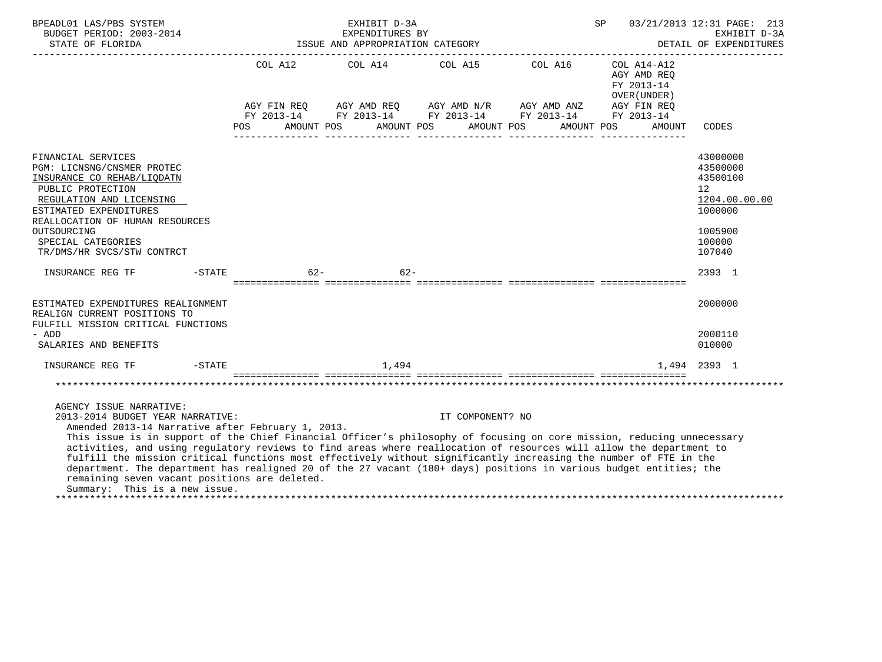BPEADL01 LAS/PBS SYSTEM — EXHIBIT D-3A — EXPENDITURES BY ISSUE AND APPROPRIATION CATEGORY — BUDGET PERIOD: 2003-2014 — STATE OF FLORIDA — SP 03/21/2013 12:31 — EXHIBIT D-3A DETAIL OF EXPENDITURES

| | COL A12 AGY FIN REQ FY 2013-14 POS AMOUNT | COL A14 AGY AMD REQ FY 2013-14 POS AMOUNT | COL A15 AGY AMD N/R FY 2013-14 POS AMOUNT | COL A16 AGY AMD ANZ FY 2013-14 POS AMOUNT | COL A14-A12 AGY AMD REQ FY 2013-14 OVER(UNDER) AGY FIN REQ FY 2013-14 POS AMOUNT | CODES |
|---|---|---|---|---|---|---|
| FINANCIAL SERVICES | | | | | | 43000000 |
| PGM: LICNSNG/CNSMER PROTEC | | | | | | 43500000 |
| INSURANCE CO REHAB/LIQDATN | | | | | | 43500100 |
| PUBLIC PROTECTION | | | | | | 12 |
| REGULATION AND LICENSING | | | | | | 1204.00.00.00 |
| ESTIMATED EXPENDITURES | | | | | | 1000000 |
| REALLOCATION OF HUMAN RESOURCES OUTSOURCING | | | | | | 1005900 |
| SPECIAL CATEGORIES | | | | | | 100000 |
| TR/DMS/HR SVCS/STW CONTRCT | | | | | | 107040 |
| INSURANCE REG TF -STATE | 62- | 62- | | | | 2393 1 |
| ESTIMATED EXPENDITURES REALIGNMENT | | | | | | 2000000 |
| REALIGN CURRENT POSITIONS TO FULFILL MISSION CRITICAL FUNCTIONS - ADD | | | | | | 2000110 |
| SALARIES AND BENEFITS | | | | | | 010000 |
| INSURANCE REG TF -STATE | | 1,494 | | | 1,494 | 2393 1 |

AGENCY ISSUE NARRATIVE:

2013-2014 BUDGET YEAR NARRATIVE: IT COMPONENT? NO

Amended 2013-14 Narrative after February 1, 2013.

This issue is in support of the Chief Financial Officer's philosophy of focusing on core mission, reducing unnecessary activities, and using regulatory reviews to find areas where reallocation of resources will allow the department to fulfill the mission critical functions most effectively without significantly increasing the number of FTE in the department. The department has realigned 20 of the 27 vacant (180+ days) positions in various budget entities; the remaining seven vacant positions are deleted.

Summary: This is a new issue.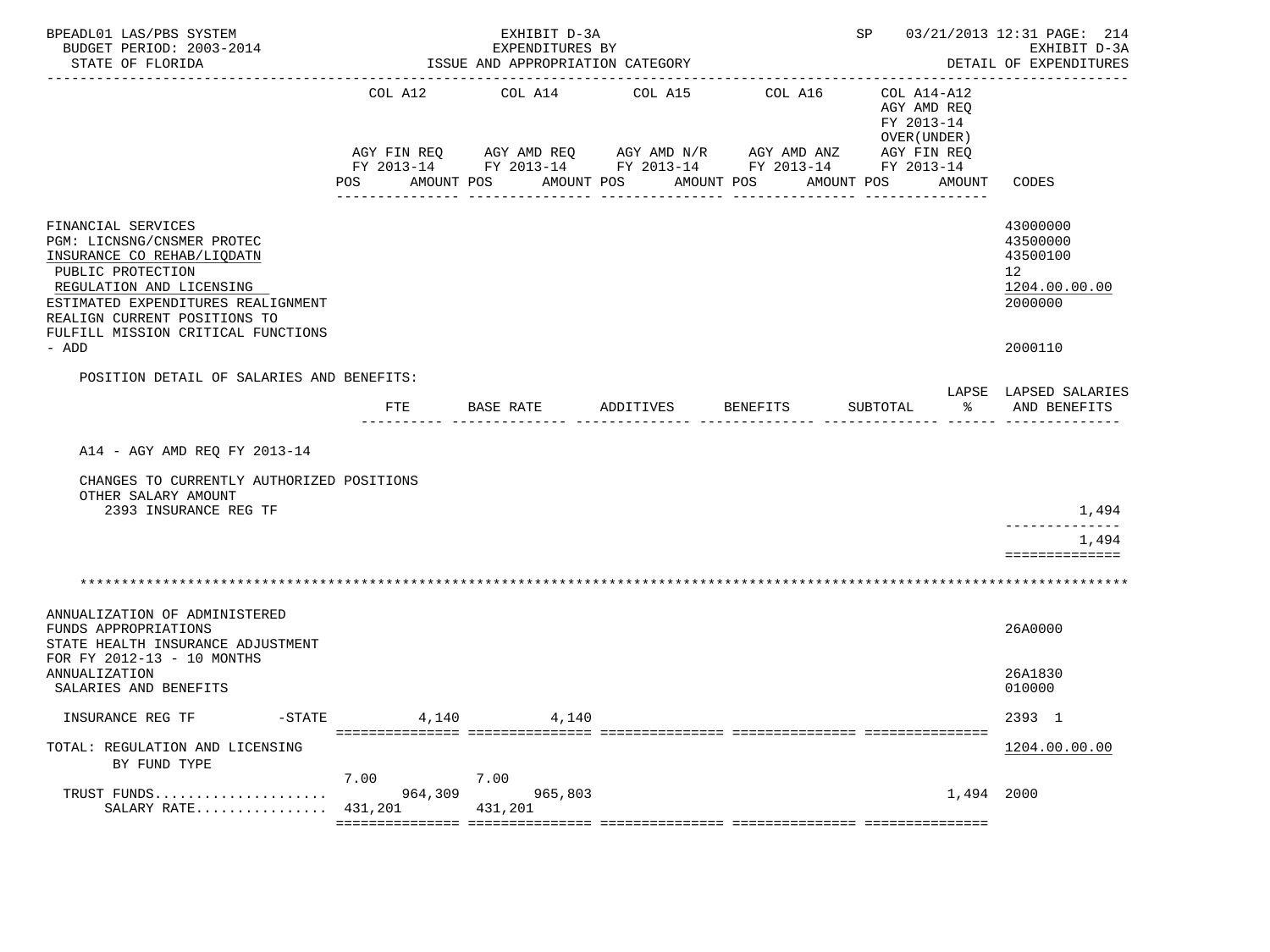BPEADL01 LAS/PBS SYSTEM | EXHIBIT D-3A | SP 03/21/2013 12:31 PAGE: 214
BUDGET PERIOD: 2003-2014 | EXPENDITURES BY | EXHIBIT D-3A
STATE OF FLORIDA | ISSUE AND APPROPRIATION CATEGORY | DETAIL OF EXPENDITURES

| | COL A12 AGY FIN REQ FY 2013-14 POS AMOUNT | COL A14 AGY AMD REQ FY 2013-14 POS AMOUNT | COL A15 AGY AMD N/R FY 2013-14 POS AMOUNT | COL A16 AGY AMD ANZ FY 2013-14 POS AMOUNT | COL A14-A12 AGY AMD REQ FY 2013-14 OVER(UNDER) AGY FIN REQ FY 2013-14 POS AMOUNT | CODES |
|---|---|---|---|---|---|---|
| FINANCIAL SERVICES | | | | | | 43000000 |
| PGM: LICNSNG/CNSMER PROTEC | | | | | | 43500000 |
| INSURANCE CO REHAB/LIQDATN | | | | | | 43500100 |
| PUBLIC PROTECTION | | | | | | 12 |
| REGULATION AND LICENSING | | | | | | 1204.00.00.00 |
| ESTIMATED EXPENDITURES REALIGNMENT | | | | | | 2000000 |
| REALIGN CURRENT POSITIONS TO FULFILL MISSION CRITICAL FUNCTIONS - ADD | | | | | | 2000110 |

POSITION DETAIL OF SALARIES AND BENEFITS:

| | FTE | BASE RATE | ADDITIVES | BENEFITS | SUBTOTAL | LAPSE % | LAPSED SALARIES AND BENEFITS |
|---|---|---|---|---|---|---|---|
| A14 - AGY AMD REQ FY 2013-14 | | | | | | | |
| CHANGES TO CURRENTLY AUTHORIZED POSITIONS | | | | | | | |
| OTHER SALARY AMOUNT | | | | | | | |
| 2393 INSURANCE REG TF | | | | | | | 1,494 |
| | | | | | | | 1,494 |

*******************************************************************************************************************

| | COL A12 | COL A14 | COL A15 | COL A16 | COL A14-A12 | CODES |
|---|---|---|---|---|---|---|
| ANNUALIZATION OF ADMINISTERED FUNDS APPROPRIATIONS | | | | | | 26A0000 |
| STATE HEALTH INSURANCE ADJUSTMENT FOR FY 2012-13 - 10 MONTHS ANNUALIZATION | | | | | | 26A1830 |
| SALARIES AND BENEFITS | | | | | | 010000 |
| INSURANCE REG TF -STATE | 4,140 | 4,140 | | | | 2393 1 |
| TOTAL: REGULATION AND LICENSING BY FUND TYPE | | | | | | 1204.00.00.00 |
| | 7.00 | 7.00 | | | | |
| TRUST FUNDS.................... | 964,309 | 965,803 | | | 1,494 | 2000 |
| SALARY RATE................ | 431,201 | 431,201 | | | | |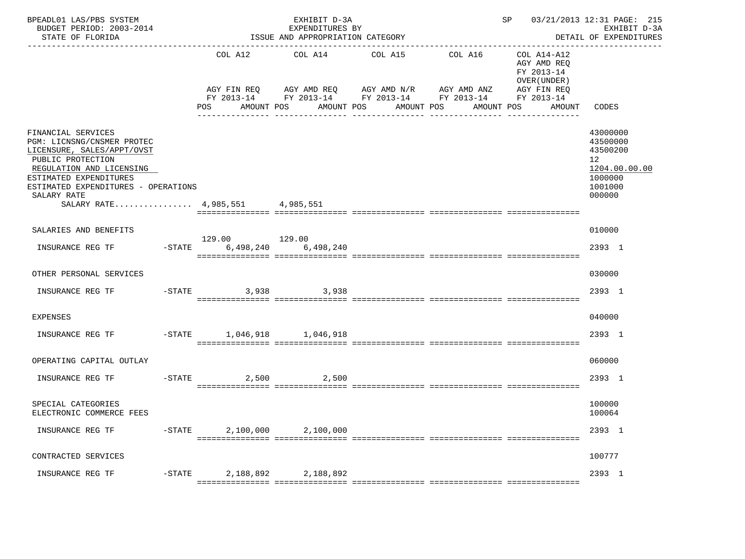BPEADL01 LAS/PBS SYSTEM | EXHIBIT D-3A | SP 03/21/2013 12:31 PAGE: 215
BUDGET PERIOD: 2003-2014 | EXPENDITURES BY | EXHIBIT D-3A
STATE OF FLORIDA | ISSUE AND APPROPRIATION CATEGORY | DETAIL OF EXPENDITURES

| | | COL A12 AGY FIN REQ FY 2013-14 POS AMOUNT | COL A14 AGY AMD REQ FY 2013-14 POS AMOUNT | COL A15 AGY AMD N/R FY 2013-14 POS AMOUNT | COL A16 AGY AMD ANZ FY 2013-14 POS AMOUNT | COL A14-A12 AGY AMD REQ FY 2013-14 OVER(UNDER) AGY FIN REQ FY 2013-14 POS AMOUNT | CODES |
|---|---|---|---|---|---|---|---|
| FINANCIAL SERVICES | | | | | | | 43000000 |
| PGM: LICNSNG/CNSMER PROTEC | | | | | | | 43500000 |
| LICENSURE, SALES/APPT/OVST | | | | | | | 43500200 |
| PUBLIC PROTECTION | | | | | | | 12 |
| REGULATION AND LICENSING | | | | | | | 1204.00.00.00 |
| ESTIMATED EXPENDITURES | | | | | | | 1000000 |
| ESTIMATED EXPENDITURES - OPERATIONS | | | | | | | 1001000 |
| SALARY RATE | | | | | | | 000000 |
| SALARY RATE................ | | 4,985,551 | 4,985,551 | | | | |
| SALARIES AND BENEFITS | | | | | | | 010000 |
| INSURANCE REG TF | -STATE | 129.00 6,498,240 | 129.00 6,498,240 | | | | 2393 1 |
| OTHER PERSONAL SERVICES | | | | | | | 030000 |
| INSURANCE REG TF | -STATE | 3,938 | 3,938 | | | | 2393 1 |
| EXPENSES | | | | | | | 040000 |
| INSURANCE REG TF | -STATE | 1,046,918 | 1,046,918 | | | | 2393 1 |
| OPERATING CAPITAL OUTLAY | | | | | | | 060000 |
| INSURANCE REG TF | -STATE | 2,500 | 2,500 | | | | 2393 1 |
| SPECIAL CATEGORIES | | | | | | | 100000 |
| ELECTRONIC COMMERCE FEES | | | | | | | 100064 |
| INSURANCE REG TF | -STATE | 2,100,000 | 2,100,000 | | | | 2393 1 |
| CONTRACTED SERVICES | | | | | | | 100777 |
| INSURANCE REG TF | -STATE | 2,188,892 | 2,188,892 | | | | 2393 1 |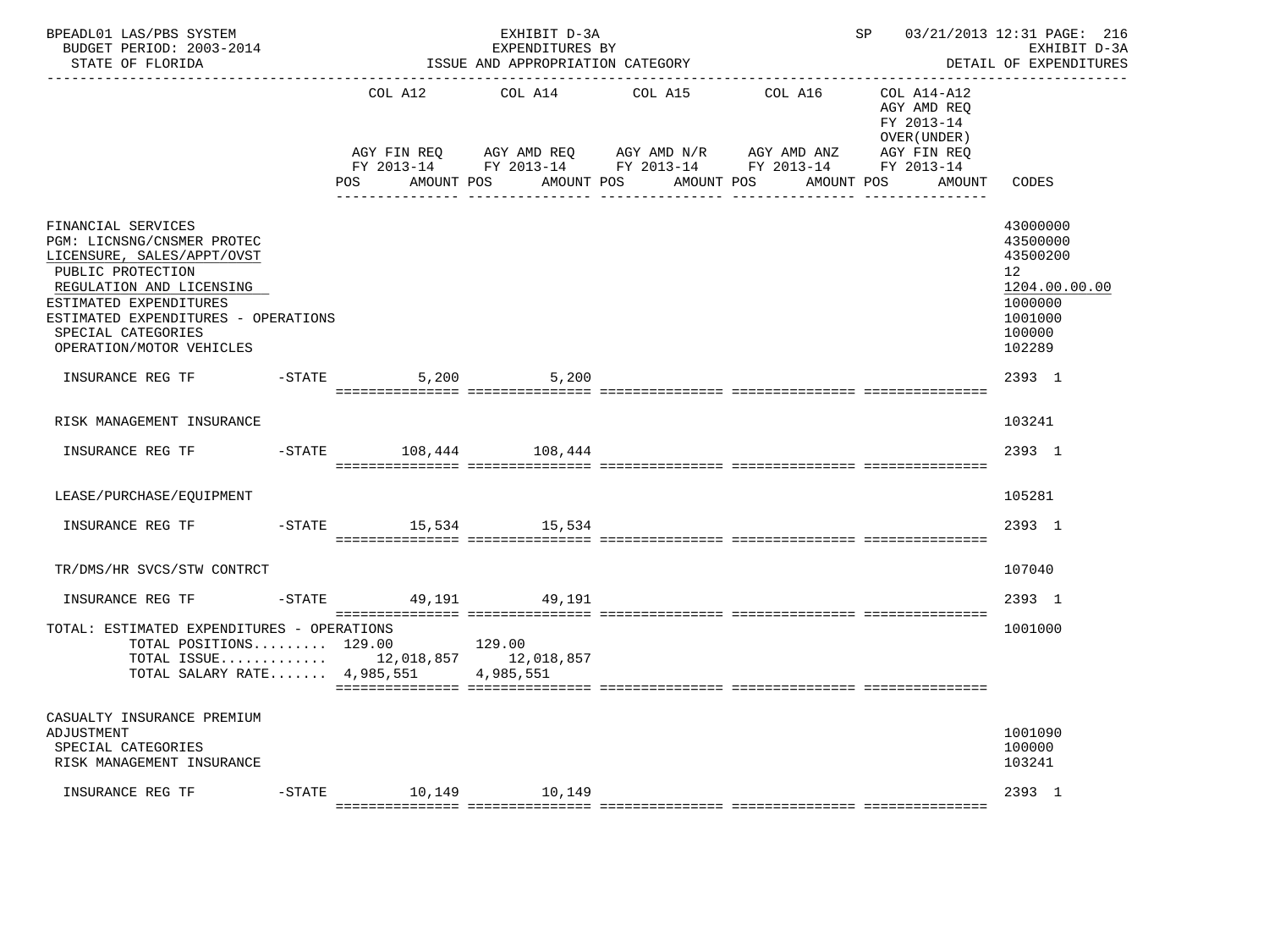| | | COL A12 | COL A14 | COL A15 | COL A16 | COL A14-A12 AGY AMD REQ FY 2013-14 OVER(UNDER) | |
|---|---|---|---|---|---|---|---|
| | | AGY FIN REQ FY 2013-14 | AGY AMD REQ FY 2013-14 | AGY AMD N/R FY 2013-14 | AGY AMD ANZ FY 2013-14 | AGY FIN REQ FY 2013-14 | |
| | | POS AMOUNT | POS AMOUNT | POS AMOUNT | POS AMOUNT | POS AMOUNT | CODES |
| FINANCIAL SERVICES | | | | | | | 43000000 |
| PGM: LICNSNG/CNSMER PROTEC | | | | | | | 43500000 |
| LICENSURE, SALES/APPT/OVST | | | | | | | 43500200 |
| PUBLIC PROTECTION | | | | | | | 12 |
| REGULATION AND LICENSING | | | | | | | 1204.00.00.00 |
| ESTIMATED EXPENDITURES | | | | | | | 1000000 |
| ESTIMATED EXPENDITURES - OPERATIONS | | | | | | | 1001000 |
| SPECIAL CATEGORIES | | | | | | | 100000 |
| OPERATION/MOTOR VEHICLES | | | | | | | 102289 |
| INSURANCE REG TF | -STATE | 5,200 | 5,200 | | | | 2393 1 |
| RISK MANAGEMENT INSURANCE | | | | | | | 103241 |
| INSURANCE REG TF | -STATE | 108,444 | 108,444 | | | | 2393 1 |
| LEASE/PURCHASE/EQUIPMENT | | | | | | | 105281 |
| INSURANCE REG TF | -STATE | 15,534 | 15,534 | | | | 2393 1 |
| TR/DMS/HR SVCS/STW CONTRCT | | | | | | | 107040 |
| INSURANCE REG TF | -STATE | 49,191 | 49,191 | | | | 2393 1 |
| TOTAL: ESTIMATED EXPENDITURES - OPERATIONS | | | | | | | 1001000 |
| TOTAL POSITIONS......... | | 129.00 | 129.00 | | | | |
| TOTAL ISSUE............. | | 12,018,857 | 12,018,857 | | | | |
| TOTAL SALARY RATE....... | | 4,985,551 | 4,985,551 | | | | |
| CASUALTY INSURANCE PREMIUM ADJUSTMENT | | | | | | | 1001090 |
| SPECIAL CATEGORIES | | | | | | | 100000 |
| RISK MANAGEMENT INSURANCE | | | | | | | 103241 |
| INSURANCE REG TF | -STATE | 10,149 | 10,149 | | | | 2393 1 |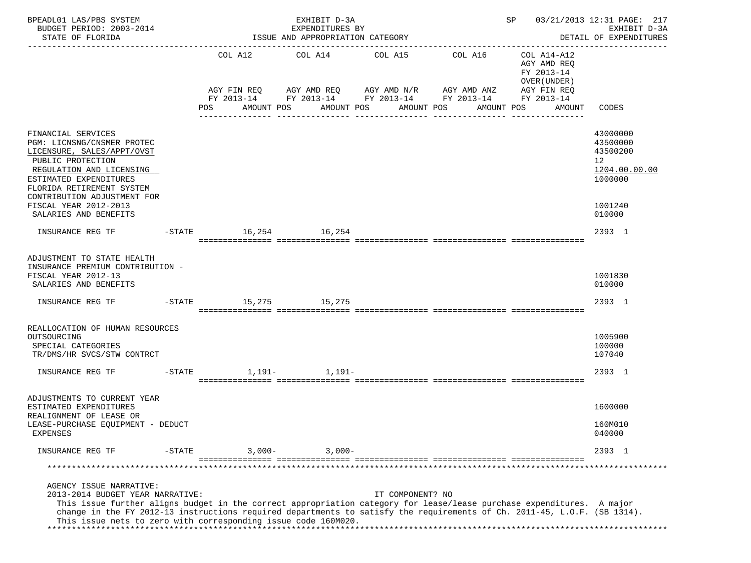BPEADL01 LAS/PBS SYSTEM — EXHIBIT D-3A — EXPENDITURES BY ISSUE AND APPROPRIATION CATEGORY — SP 03/21/2013 12:31 PAGE: 217
BUDGET PERIOD: 2003-2014 — EXHIBIT D-3A
STATE OF FLORIDA — DETAIL OF EXPENDITURES

| | | COL A12 AGY FIN REQ FY 2013-14 POS AMOUNT | COL A14 AGY AMD REQ FY 2013-14 POS AMOUNT | COL A15 AGY AMD N/R FY 2013-14 POS AMOUNT | COL A16 AGY AMD ANZ FY 2013-14 POS AMOUNT | COL A14-A12 AGY AMD REQ FY 2013-14 OVER(UNDER) AGY FIN REQ FY 2013-14 POS AMOUNT | CODES |
|---|---|---|---|---|---|---|---|
| FINANCIAL SERVICES | | | | | | | 43000000 |
| PGM: LICNSNG/CNSMER PROTEC | | | | | | | 43500000 |
| LICENSURE, SALES/APPT/OVST | | | | | | | 43500200 |
| PUBLIC PROTECTION | | | | | | | 12 |
| REGULATION AND LICENSING | | | | | | | 1204.00.00.00 |
| ESTIMATED EXPENDITURES | | | | | | | 1000000 |
| FLORIDA RETIREMENT SYSTEM CONTRIBUTION ADJUSTMENT FOR FISCAL YEAR 2012-2013 | | | | | | | 1001240 |
| SALARIES AND BENEFITS | | | | | | | 010000 |
| INSURANCE REG TF | -STATE | 16,254 | 16,254 | | | | 2393 1 |
| ADJUSTMENT TO STATE HEALTH INSURANCE PREMIUM CONTRIBUTION - FISCAL YEAR 2012-13 | | | | | | | 1001830 |
| SALARIES AND BENEFITS | | | | | | | 010000 |
| INSURANCE REG TF | -STATE | 15,275 | 15,275 | | | | 2393 1 |
| REALLOCATION OF HUMAN RESOURCES OUTSOURCING | | | | | | | 1005900 |
| SPECIAL CATEGORIES | | | | | | | 100000 |
| TR/DMS/HR SVCS/STW CONTRCT | | | | | | | 107040 |
| INSURANCE REG TF | -STATE | 1,191- | 1,191- | | | | 2393 1 |
| ADJUSTMENTS TO CURRENT YEAR ESTIMATED EXPENDITURES | | | | | | | 1600000 |
| REALIGNMENT OF LEASE OR LEASE-PURCHASE EQUIPMENT - DEDUCT | | | | | | | 160M010 |
| EXPENSES | | | | | | | 040000 |
| INSURANCE REG TF | -STATE | 3,000- | 3,000- | | | | 2393 1 |

AGENCY ISSUE NARRATIVE:
2013-2014 BUDGET YEAR NARRATIVE: IT COMPONENT? NO
This issue further aligns budget in the correct appropriation category for lease/lease purchase expenditures. A major change in the FY 2012-13 instructions required departments to satisfy the requirements of Ch. 2011-45, L.O.F. (SB 1314). This issue nets to zero with corresponding issue code 160M020.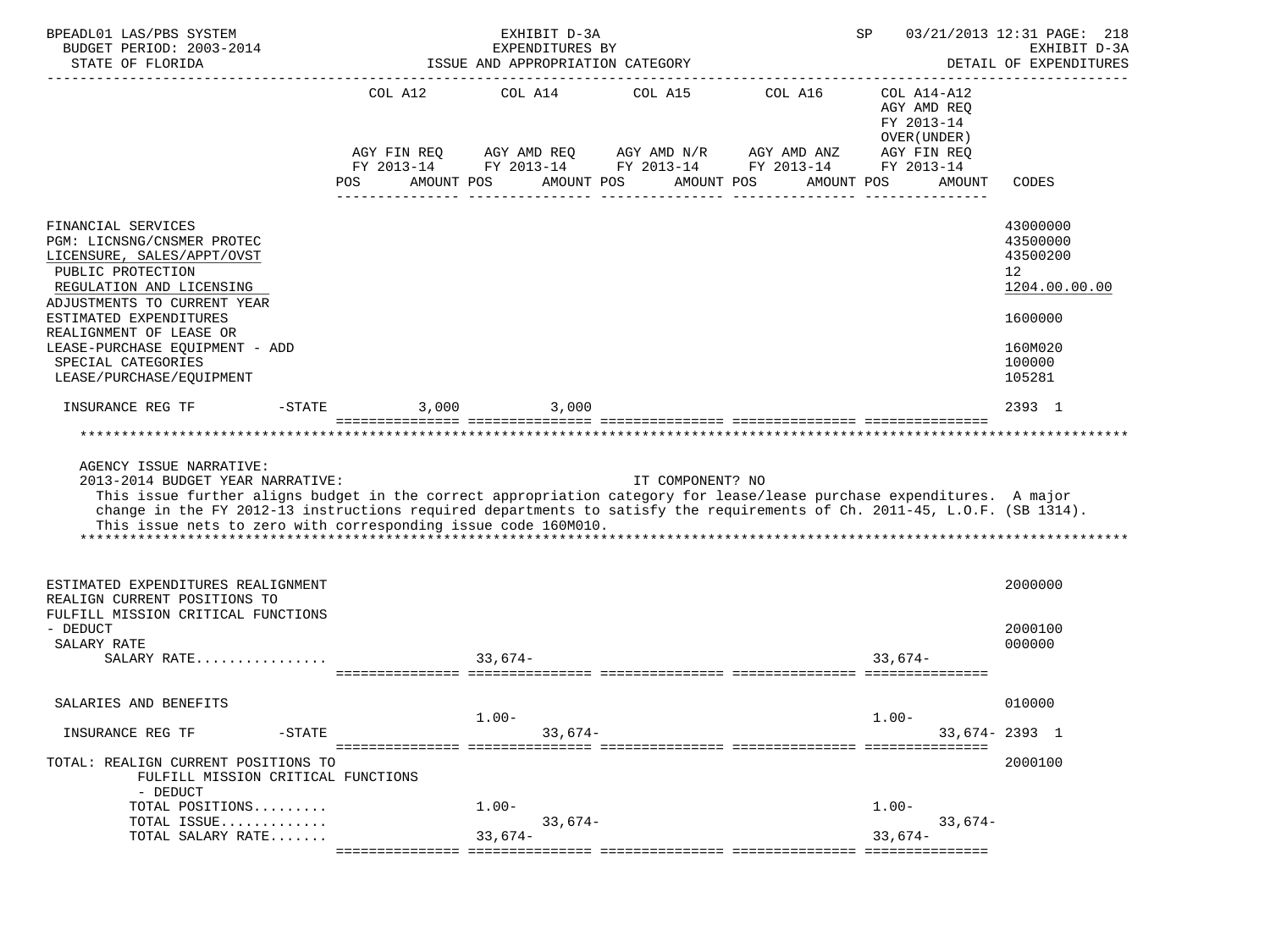BPEADL01 LAS/PBS SYSTEM — EXHIBIT D-3A — EXPENDITURES BY ISSUE AND APPROPRIATION CATEGORY — SP 03/21/2013 12:31 PAGE: 218
BUDGET PERIOD: 2003-2014 — EXHIBIT D-3A
STATE OF FLORIDA — DETAIL OF EXPENDITURES

| | COL A12 AGY FIN REQ FY 2013-14 POS AMOUNT | COL A14 AGY AMD REQ FY 2013-14 POS AMOUNT | COL A15 AGY AMD N/R FY 2013-14 POS AMOUNT | COL A16 AGY AMD ANZ FY 2013-14 POS AMOUNT | COL A14-A12 AGY AMD REQ FY 2013-14 OVER(UNDER) AGY FIN REQ FY 2013-14 POS AMOUNT | CODES |
|---|---|---|---|---|---|---|
| FINANCIAL SERVICES | | | | | | 43000000 |
| PGM: LICNSNG/CNSMER PROTEC | | | | | | 43500000 |
| LICENSURE, SALES/APPT/OVST | | | | | | 43500200 |
| PUBLIC PROTECTION | | | | | | 12 |
| REGULATION AND LICENSING | | | | | | 1204.00.00.00 |
| ADJUSTMENTS TO CURRENT YEAR ESTIMATED EXPENDITURES | | | | | | 1600000 |
| REALIGNMENT OF LEASE OR LEASE-PURCHASE EQUIPMENT - ADD | | | | | | 160M020 |
| SPECIAL CATEGORIES | | | | | | 100000 |
| LEASE/PURCHASE/EQUIPMENT | | | | | | 105281 |
| INSURANCE REG TF -STATE | 3,000 | 3,000 | | | | 2393 1 |

AGENCY ISSUE NARRATIVE:
2013-2014 BUDGET YEAR NARRATIVE: IT COMPONENT? NO
This issue further aligns budget in the correct appropriation category for lease/lease purchase expenditures. A major change in the FY 2012-13 instructions required departments to satisfy the requirements of Ch. 2011-45, L.O.F. (SB 1314). This issue nets to zero with corresponding issue code 160M010.

| | COL A12 | COL A14 | COL A15 | COL A16 | COL A14-A12 | CODES |
|---|---|---|---|---|---|---|
| ESTIMATED EXPENDITURES REALIGNMENT | | | | | | 2000000 |
| REALIGN CURRENT POSITIONS TO FULFILL MISSION CRITICAL FUNCTIONS - DEDUCT | | | | | | 2000100 |
| SALARY RATE | | | | | | 000000 |
| SALARY RATE................ | | 33,674- | | | 33,674- | |
| SALARIES AND BENEFITS | | 1.00- | | | 1.00- | 010000 |
| INSURANCE REG TF -STATE | | 33,674- | | | 33,674- | 2393 1 |
| TOTAL: REALIGN CURRENT POSITIONS TO FULFILL MISSION CRITICAL FUNCTIONS - DEDUCT | | | | | | 2000100 |
| TOTAL POSITIONS......... | | 1.00- | | | 1.00- | |
| TOTAL ISSUE............. | | 33,674- | | | 33,674- | |
| TOTAL SALARY RATE....... | | 33,674- | | | 33,674- | |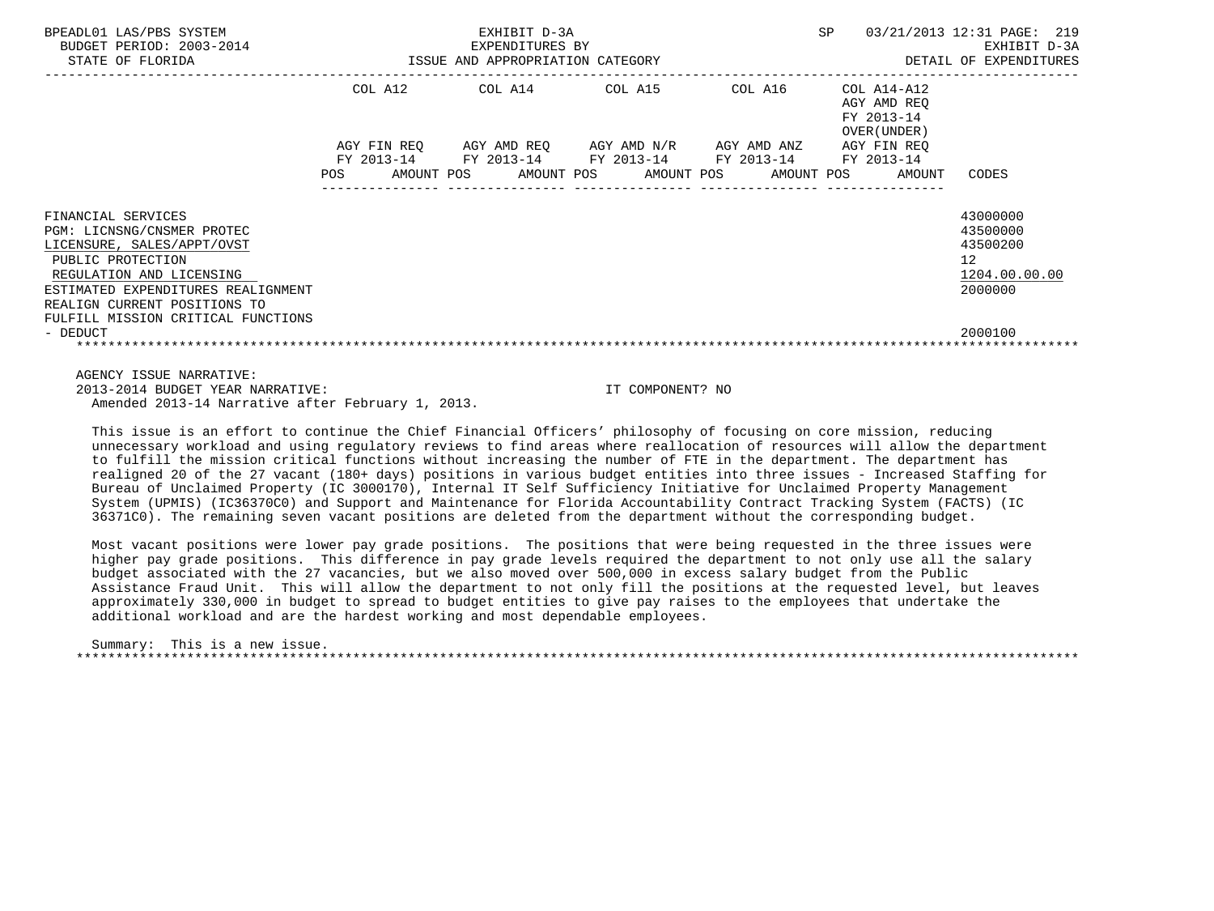BPEADL01 LAS/PBS SYSTEM — EXHIBIT D-3A — EXPENDITURES BY ISSUE AND APPROPRIATION CATEGORY — SP 03/21/2013 12:31 PAGE: 219
BUDGET PERIOD: 2003-2014 — EXHIBIT D-3A
STATE OF FLORIDA — DETAIL OF EXPENDITURES

| | COL A12 AGY FIN REQ FY 2013-14 | | COL A14 AGY AMD REQ FY 2013-14 | | COL A15 AGY AMD N/R FY 2013-14 | | COL A16 AGY AMD ANZ FY 2013-14 | | COL A14-A12 AGY AMD REQ FY 2013-14 OVER(UNDER) AGY FIN REQ FY 2013-14 | | |
|---|---|---|---|---|---|---|---|---|---|---|---|
| | POS | AMOUNT | POS | AMOUNT | POS | AMOUNT | POS | AMOUNT | POS | AMOUNT | CODES |
| FINANCIAL SERVICES | | | | | | | | | | | 43000000 |
| PGM: LICNSNG/CNSMER PROTEC | | | | | | | | | | | 43500000 |
| LICENSURE, SALES/APPT/OVST | | | | | | | | | | | 43500200 |
| PUBLIC PROTECTION | | | | | | | | | | | 12 |
| REGULATION AND LICENSING | | | | | | | | | | | 1204.00.00.00 |
| ESTIMATED EXPENDITURES REALIGNMENT | | | | | | | | | | | 2000000 |
| REALIGN CURRENT POSITIONS TO FULFILL MISSION CRITICAL FUNCTIONS - DEDUCT | | | | | | | | | | | 2000100 |

AGENCY ISSUE NARRATIVE:
2013-2014 BUDGET YEAR NARRATIVE: IT COMPONENT? NO
Amended 2013-14 Narrative after February 1, 2013.

This issue is an effort to continue the Chief Financial Officers' philosophy of focusing on core mission, reducing unnecessary workload and using regulatory reviews to find areas where reallocation of resources will allow the department to fulfill the mission critical functions without increasing the number of FTE in the department. The department has realigned 20 of the 27 vacant (180+ days) positions in various budget entities into three issues - Increased Staffing for Bureau of Unclaimed Property (IC 3000170), Internal IT Self Sufficiency Initiative for Unclaimed Property Management System (UPMIS) (IC36370C0) and Support and Maintenance for Florida Accountability Contract Tracking System (FACTS) (IC 36371C0). The remaining seven vacant positions are deleted from the department without the corresponding budget.

Most vacant positions were lower pay grade positions. The positions that were being requested in the three issues were higher pay grade positions. This difference in pay grade levels required the department to not only use all the salary budget associated with the 27 vacancies, but we also moved over 500,000 in excess salary budget from the Public Assistance Fraud Unit. This will allow the department to not only fill the positions at the requested level, but leaves approximately 330,000 in budget to spread to budget entities to give pay raises to the employees that undertake the additional workload and are the hardest working and most dependable employees.

Summary: This is a new issue.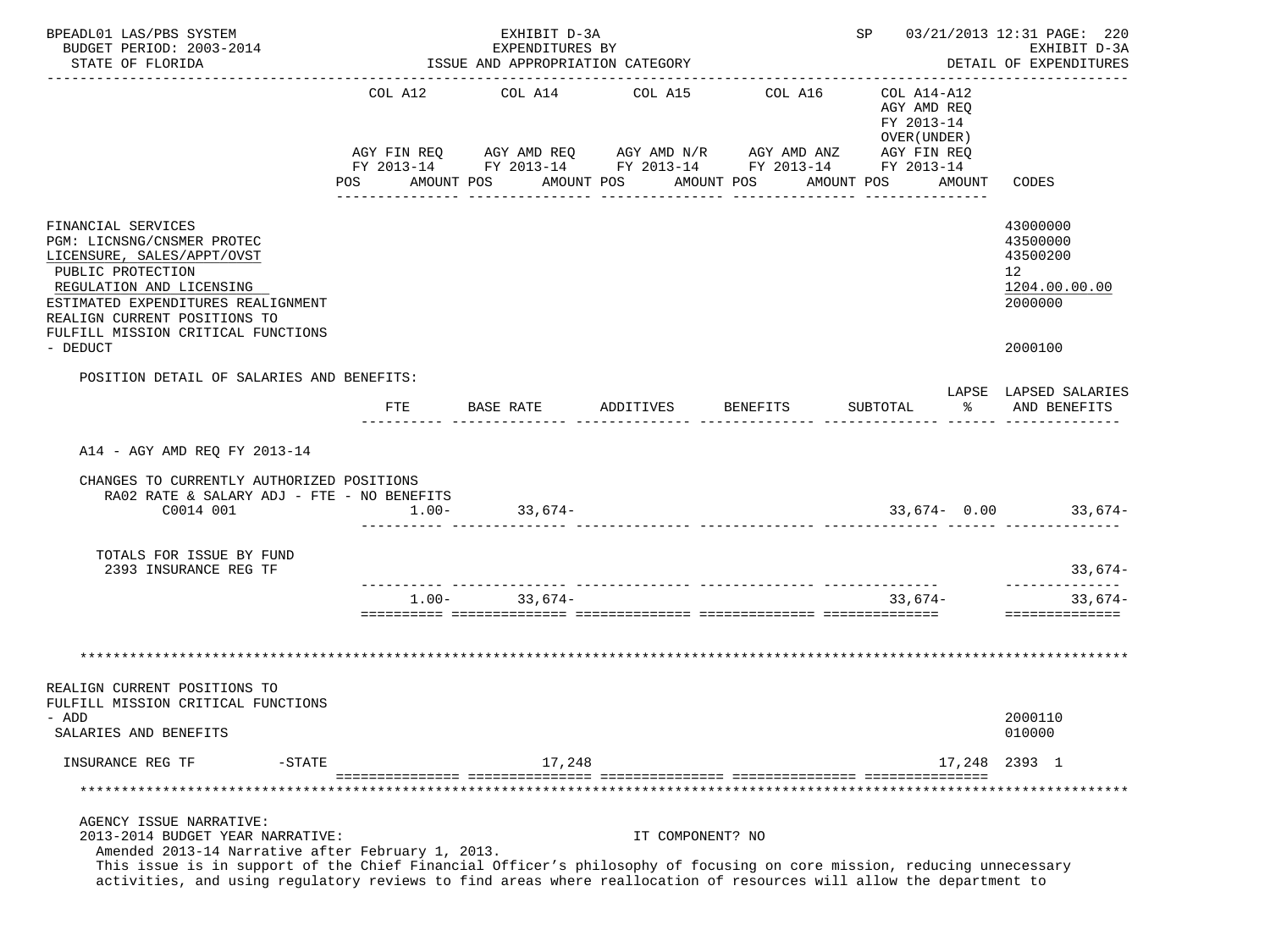BPEADL01 LAS/PBS SYSTEM — EXHIBIT D-3A — EXPENDITURES BY ISSUE AND APPROPRIATION CATEGORY — SP 03/21/2013 12:31 PAGE: 220

BUDGET PERIOD: 2003-2014 — STATE OF FLORIDA — EXHIBIT D-3A DETAIL OF EXPENDITURES

| | COL A12 AGY FIN REQ FY 2013-14 POS AMOUNT | COL A14 AGY AMD REQ FY 2013-14 POS AMOUNT | COL A15 AGY AMD N/R FY 2013-14 POS AMOUNT | COL A16 AGY AMD ANZ FY 2013-14 POS AMOUNT | COL A14-A12 AGY AMD REQ FY 2013-14 OVER(UNDER) AGY FIN REQ FY 2013-14 POS AMOUNT | CODES |
|---|---|---|---|---|---|---|
| FINANCIAL SERVICES | | | | | | 43000000 |
| PGM: LICNSNG/CNSMER PROTEC | | | | | | 43500000 |
| LICENSURE, SALES/APPT/OVST | | | | | | 43500200 |
| PUBLIC PROTECTION | | | | | | 12 |
| REGULATION AND LICENSING | | | | | | 1204.00.00.00 |
| ESTIMATED EXPENDITURES REALIGNMENT | | | | | | 2000000 |
| REALIGN CURRENT POSITIONS TO FULFILL MISSION CRITICAL FUNCTIONS - DEDUCT | | | | | | 2000100 |

POSITION DETAIL OF SALARIES AND BENEFITS:

| | FTE | BASE RATE | ADDITIVES | BENEFITS | SUBTOTAL | LAPSE % | LAPSED SALARIES AND BENEFITS |
|---|---|---|---|---|---|---|---|
| A14 - AGY AMD REQ FY 2013-14 | | | | | | | |
| CHANGES TO CURRENTLY AUTHORIZED POSITIONS | | | | | | | |
| RA02 RATE & SALARY ADJ - FTE - NO BENEFITS | | | | | | | |
| C0014 001 | 1.00- | 33,674- | | | 33,674- | 0.00 | 33,674- |
| TOTALS FOR ISSUE BY FUND | | | | | | | |
| 2393 INSURANCE REG TF | | | | | | | 33,674- |
| | 1.00- | 33,674- | | | 33,674- | | 33,674- |

*******************************************************************************************************************

| | COL A12 | COL A14 | COL A15 | COL A16 | COL A14-A12 | CODES |
|---|---|---|---|---|---|---|
| REALIGN CURRENT POSITIONS TO FULFILL MISSION CRITICAL FUNCTIONS - ADD | | | | | | 2000110 |
| SALARIES AND BENEFITS | | | | | | 010000 |
| INSURANCE REG TF -STATE | | 17,248 | | | 17,248 | 2393 1 |

*******************************************************************************************************************

AGENCY ISSUE NARRATIVE:

2013-2014 BUDGET YEAR NARRATIVE: IT COMPONENT? NO

Amended 2013-14 Narrative after February 1, 2013.

This issue is in support of the Chief Financial Officer's philosophy of focusing on core mission, reducing unnecessary activities, and using regulatory reviews to find areas where reallocation of resources will allow the department to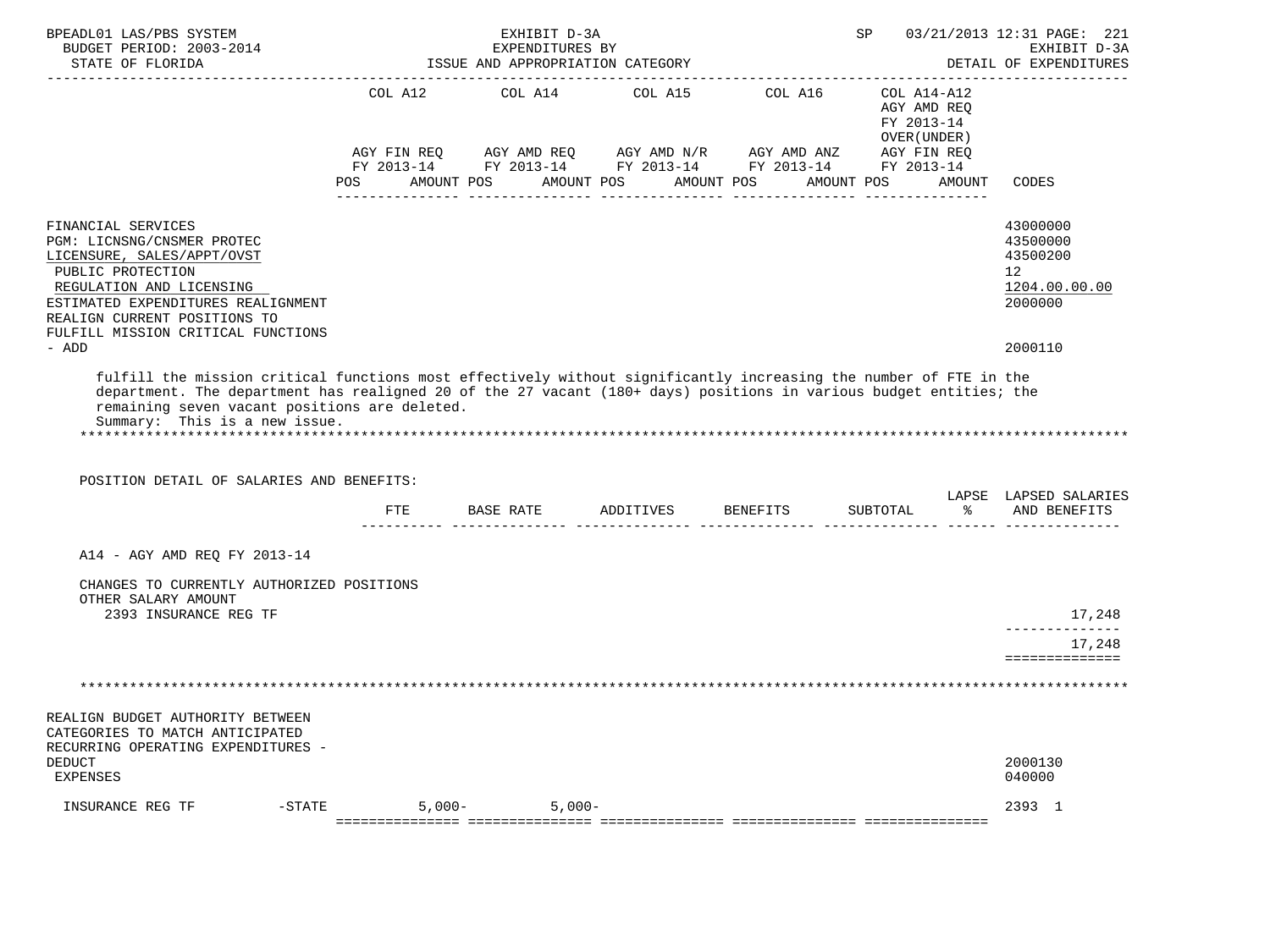| | COL A12 | COL A14 | COL A15 | COL A16 | COL A14-A12 AGY AMD REQ FY 2013-14 OVER(UNDER) | |
|---|---|---|---|---|---|---|
| | AGY FIN REQ FY 2013-14 | AGY AMD REQ FY 2013-14 | AGY AMD N/R FY 2013-14 | AGY AMD ANZ FY 2013-14 | AGY FIN REQ FY 2013-14 | |
| | POS AMOUNT | POS AMOUNT | POS AMOUNT | POS AMOUNT | POS AMOUNT | CODES |

FINANCIAL SERVICES — 43000000
PGM: LICNSNG/CNSMER PROTEC — 43500000
LICENSURE, SALES/APPT/OVST — 43500200
PUBLIC PROTECTION — 12
REGULATION AND LICENSING — 1204.00.00.00
ESTIMATED EXPENDITURES REALIGNMENT — 2000000
REALIGN CURRENT POSITIONS TO FULFILL MISSION CRITICAL FUNCTIONS - ADD — 2000110

fulfill the mission critical functions most effectively without significantly increasing the number of FTE in the department. The department has realigned 20 of the 27 vacant (180+ days) positions in various budget entities; the remaining seven vacant positions are deleted.
Summary: This is a new issue.

*******************************************************************************************************************

POSITION DETAIL OF SALARIES AND BENEFITS:

| | FTE | BASE RATE | ADDITIVES | BENEFITS | SUBTOTAL | LAPSE % | LAPSED SALARIES AND BENEFITS |
|---|---|---|---|---|---|---|---|
| A14 - AGY AMD REQ FY 2013-14 | | | | | | | |
| CHANGES TO CURRENTLY AUTHORIZED POSITIONS | | | | | | | |
| OTHER SALARY AMOUNT | | | | | | | |
| 2393 INSURANCE REG TF | | | | | | | 17,248 |
| | | | | | | | 17,248 |

*******************************************************************************************************************

REALIGN BUDGET AUTHORITY BETWEEN CATEGORIES TO MATCH ANTICIPATED RECURRING OPERATING EXPENDITURES - DEDUCT — 2000130
EXPENSES — 040000

| | COL A12 | COL A14 | COL A15 | COL A16 | COL A14-A12 | CODES |
|---|---|---|---|---|---|---|
| INSURANCE REG TF -STATE | 5,000- | 5,000- | | | | 2393 1 |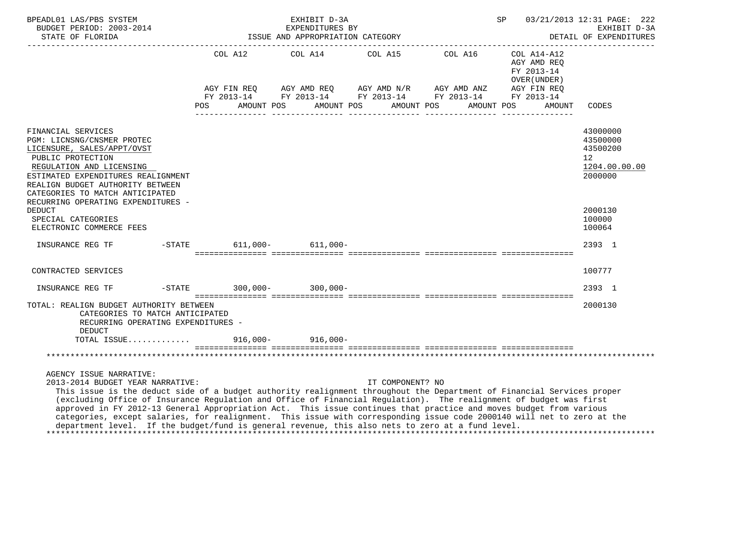BPEADL01 LAS/PBS SYSTEM — EXHIBIT D-3A — EXPENDITURES BY ISSUE AND APPROPRIATION CATEGORY
BUDGET PERIOD: 2003-2014
STATE OF FLORIDA
SP 03/21/2013 12:31 — EXHIBIT D-3A — DETAIL OF EXPENDITURES

| | COL A12 AGY FIN REQ FY 2013-14 POS AMOUNT | COL A14 AGY AMD REQ FY 2013-14 POS AMOUNT | COL A15 AGY AMD N/R FY 2013-14 POS AMOUNT | COL A16 AGY AMD ANZ FY 2013-14 POS AMOUNT | COL A14-A12 AGY AMD REQ FY 2013-14 OVER(UNDER) AGY FIN REQ FY 2013-14 POS AMOUNT | CODES |
|---|---|---|---|---|---|---|
| FINANCIAL SERVICES | | | | | | 43000000 |
| PGM: LICNSNG/CNSMER PROTEC | | | | | | 43500000 |
| LICENSURE, SALES/APPT/OVST | | | | | | 43500200 |
| PUBLIC PROTECTION | | | | | | 12 |
| REGULATION AND LICENSING | | | | | | 1204.00.00.00 |
| ESTIMATED EXPENDITURES REALIGNMENT | | | | | | 2000000 |
| REALIGN BUDGET AUTHORITY BETWEEN CATEGORIES TO MATCH ANTICIPATED RECURRING OPERATING EXPENDITURES - DEDUCT | | | | | | 2000130 |
| SPECIAL CATEGORIES | | | | | | 100000 |
| ELECTRONIC COMMERCE FEES | | | | | | 100064 |
| INSURANCE REG TF -STATE | 611,000- | 611,000- | | | | 2393 1 |
| CONTRACTED SERVICES | | | | | | 100777 |
| INSURANCE REG TF -STATE | 300,000- | 300,000- | | | | 2393 1 |
| TOTAL: REALIGN BUDGET AUTHORITY BETWEEN CATEGORIES TO MATCH ANTICIPATED RECURRING OPERATING EXPENDITURES - DEDUCT | | | | | | 2000130 |
| TOTAL ISSUE............ | 916,000- | 916,000- | | | | |

AGENCY ISSUE NARRATIVE:

2013-2014 BUDGET YEAR NARRATIVE: IT COMPONENT? NO

This issue is the deduct side of a budget authority realignment throughout the Department of Financial Services proper (excluding Office of Insurance Regulation and Office of Financial Regulation). The realignment of budget was first approved in FY 2012-13 General Appropriation Act. This issue continues that practice and moves budget from various categories, except salaries, for realignment. This issue with corresponding issue code 2000140 will net to zero at the department level. If the budget/fund is general revenue, this also nets to zero at a fund level.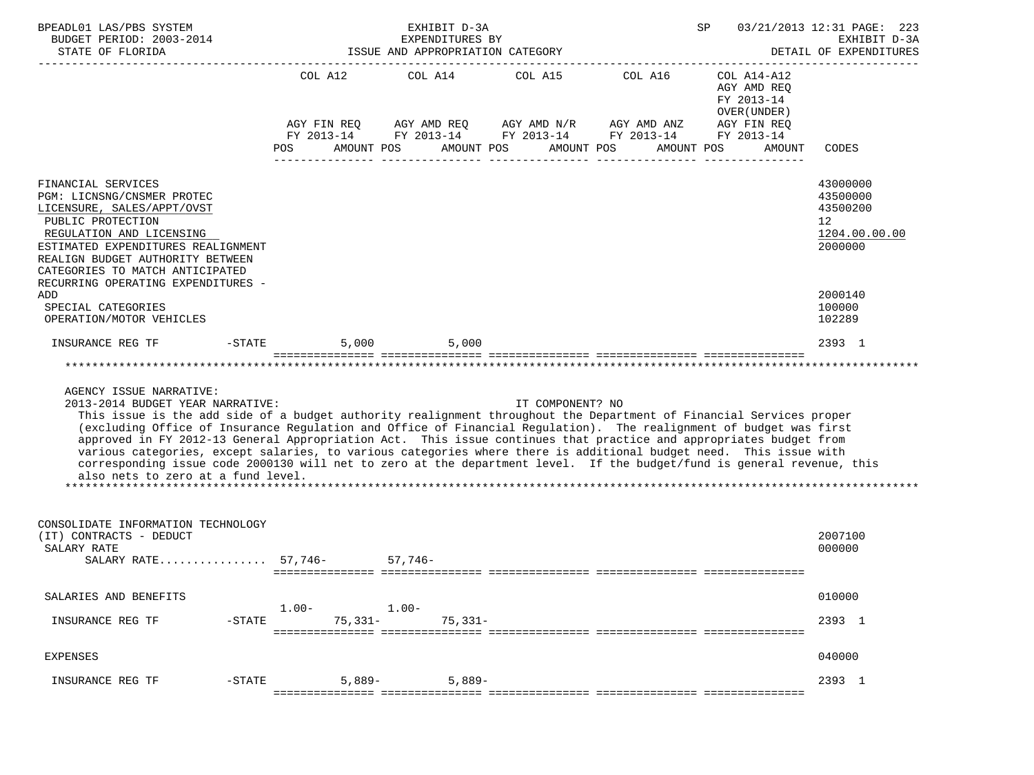| | COL A12 | | COL A14 | | COL A15 | | COL A16 | | COL A14-A12 AGY AMD REQ FY 2013-14 OVER(UNDER) | | |
|---|---|---|---|---|---|---|---|---|---|---|---|
| | AGY FIN REQ FY 2013-14 | | AGY AMD REQ FY 2013-14 | | AGY AMD N/R FY 2013-14 | | AGY AMD ANZ FY 2013-14 | | AGY FIN REQ FY 2013-14 | | |
| | POS | AMOUNT | POS | AMOUNT | POS | AMOUNT | POS | AMOUNT | POS | AMOUNT | CODES |
| FINANCIAL SERVICES | | | | | | | | | | | 43000000 |
| PGM: LICNSNG/CNSMER PROTEC | | | | | | | | | | | 43500000 |
| LICENSURE, SALES/APPT/OVST | | | | | | | | | | | 43500200 |
| PUBLIC PROTECTION | | | | | | | | | | | 12 |
| REGULATION AND LICENSING | | | | | | | | | | | 1204.00.00.00 |
| ESTIMATED EXPENDITURES REALIGNMENT | | | | | | | | | | | 2000000 |
| REALIGN BUDGET AUTHORITY BETWEEN CATEGORIES TO MATCH ANTICIPATED RECURRING OPERATING EXPENDITURES - ADD | | | | | | | | | | | 2000140 |
| SPECIAL CATEGORIES | | | | | | | | | | | 100000 |
| OPERATION/MOTOR VEHICLES | | | | | | | | | | | 102289 |
| INSURANCE REG TF -STATE | | 5,000 | | 5,000 | | | | | | | 2393 1 |

AGENCY ISSUE NARRATIVE:

2013-2014 BUDGET YEAR NARRATIVE: IT COMPONENT? NO

This issue is the add side of a budget authority realignment throughout the Department of Financial Services proper (excluding Office of Insurance Regulation and Office of Financial Regulation). The realignment of budget was first approved in FY 2012-13 General Appropriation Act. This issue continues that practice and appropriates budget from various categories, except salaries, to various categories where there is additional budget need. This issue with corresponding issue code 2000130 will net to zero at the department level. If the budget/fund is general revenue, this also nets to zero at a fund level.

| | COL A12 | | COL A14 | | COL A15 | | COL A16 | | COL A14-A12 | | |
|---|---|---|---|---|---|---|---|---|---|---|---|
| | POS | AMOUNT | POS | AMOUNT | POS | AMOUNT | POS | AMOUNT | POS | AMOUNT | CODES |
| CONSOLIDATE INFORMATION TECHNOLOGY (IT) CONTRACTS - DEDUCT | | | | | | | | | | | 2007100 |
| SALARY RATE | | | | | | | | | | | 000000 |
| SALARY RATE................ | | 57,746- | | 57,746- | | | | | | | |
| SALARIES AND BENEFITS | | | | | | | | | | | 010000 |
| INSURANCE REG TF -STATE | 1.00- | 75,331- | 1.00- | 75,331- | | | | | | | 2393 1 |
| EXPENSES | | | | | | | | | | | 040000 |
| INSURANCE REG TF -STATE | | 5,889- | | 5,889- | | | | | | | 2393 1 |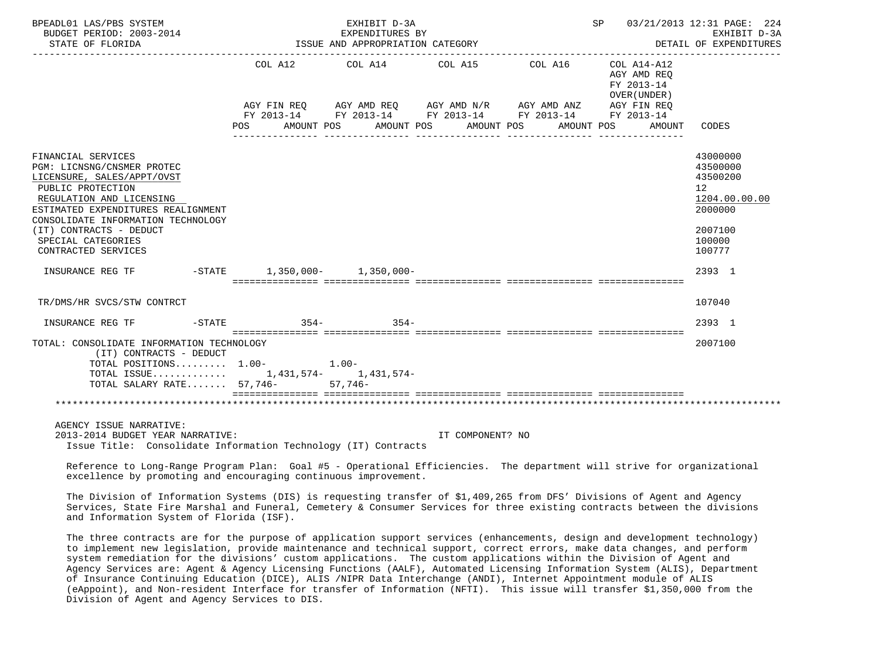BPEADL01 LAS/PBS SYSTEM
BUDGET PERIOD: 2003-2014
STATE OF FLORIDA

EXHIBIT D-3A
EXPENDITURES BY
ISSUE AND APPROPRIATION CATEGORY

SP 03/21/2013 12:31 PAGE: 224
EXHIBIT D-3A
DETAIL OF EXPENDITURES

| | COL A12 AGY FIN REQ FY 2013-14 POS AMOUNT | COL A14 AGY AMD REQ FY 2013-14 POS AMOUNT | COL A15 AGY AMD N/R FY 2013-14 POS AMOUNT | COL A16 AGY AMD ANZ FY 2013-14 POS AMOUNT | COL A14-A12 AGY AMD REQ FY 2013-14 OVER(UNDER) AGY FIN REQ FY 2013-14 POS AMOUNT | CODES |
|---|---|---|---|---|---|---|
| FINANCIAL SERVICES | | | | | | 43000000 |
| PGM: LICNSNG/CNSMER PROTEC | | | | | | 43500000 |
| LICENSURE, SALES/APPT/OVST | | | | | | 43500200 |
| PUBLIC PROTECTION | | | | | | 12 |
| REGULATION AND LICENSING | | | | | | 1204.00.00.00 |
| ESTIMATED EXPENDITURES REALIGNMENT | | | | | | 2000000 |
| CONSOLIDATE INFORMATION TECHNOLOGY (IT) CONTRACTS - DEDUCT | | | | | | 2007100 |
| SPECIAL CATEGORIES | | | | | | 100000 |
| CONTRACTED SERVICES | | | | | | 100777 |
| INSURANCE REG TF -STATE | 1,350,000- | 1,350,000- | | | | 2393 1 |
| TR/DMS/HR SVCS/STW CONTRCT | | | | | | 107040 |
| INSURANCE REG TF -STATE | 354- | 354- | | | | 2393 1 |
| TOTAL: CONSOLIDATE INFORMATION TECHNOLOGY (IT) CONTRACTS - DEDUCT | | | | | | 2007100 |
| TOTAL POSITIONS......... | 1.00- | 1.00- | | | | |
| TOTAL ISSUE............. | 1,431,574- | 1,431,574- | | | | |
| TOTAL SALARY RATE....... | 57,746- | 57,746- | | | | |

AGENCY ISSUE NARRATIVE:
2013-2014 BUDGET YEAR NARRATIVE: IT COMPONENT? NO
Issue Title: Consolidate Information Technology (IT) Contracts

Reference to Long-Range Program Plan: Goal #5 - Operational Efficiencies. The department will strive for organizational excellence by promoting and encouraging continuous improvement.

The Division of Information Systems (DIS) is requesting transfer of $1,409,265 from DFS' Divisions of Agent and Agency Services, State Fire Marshal and Funeral, Cemetery & Consumer Services for three existing contracts between the divisions and Information System of Florida (ISF).

The three contracts are for the purpose of application support services (enhancements, design and development technology) to implement new legislation, provide maintenance and technical support, correct errors, make data changes, and perform system remediation for the divisions' custom applications. The custom applications within the Division of Agent and Agency Services are: Agent & Agency Licensing Functions (AALF), Automated Licensing Information System (ALIS), Department of Insurance Continuing Education (DICE), ALIS /NIPR Data Interchange (ANDI), Internet Appointment module of ALIS (eAppoint), and Non-resident Interface for transfer of Information (NFTI). This issue will transfer $1,350,000 from the Division of Agent and Agency Services to DIS.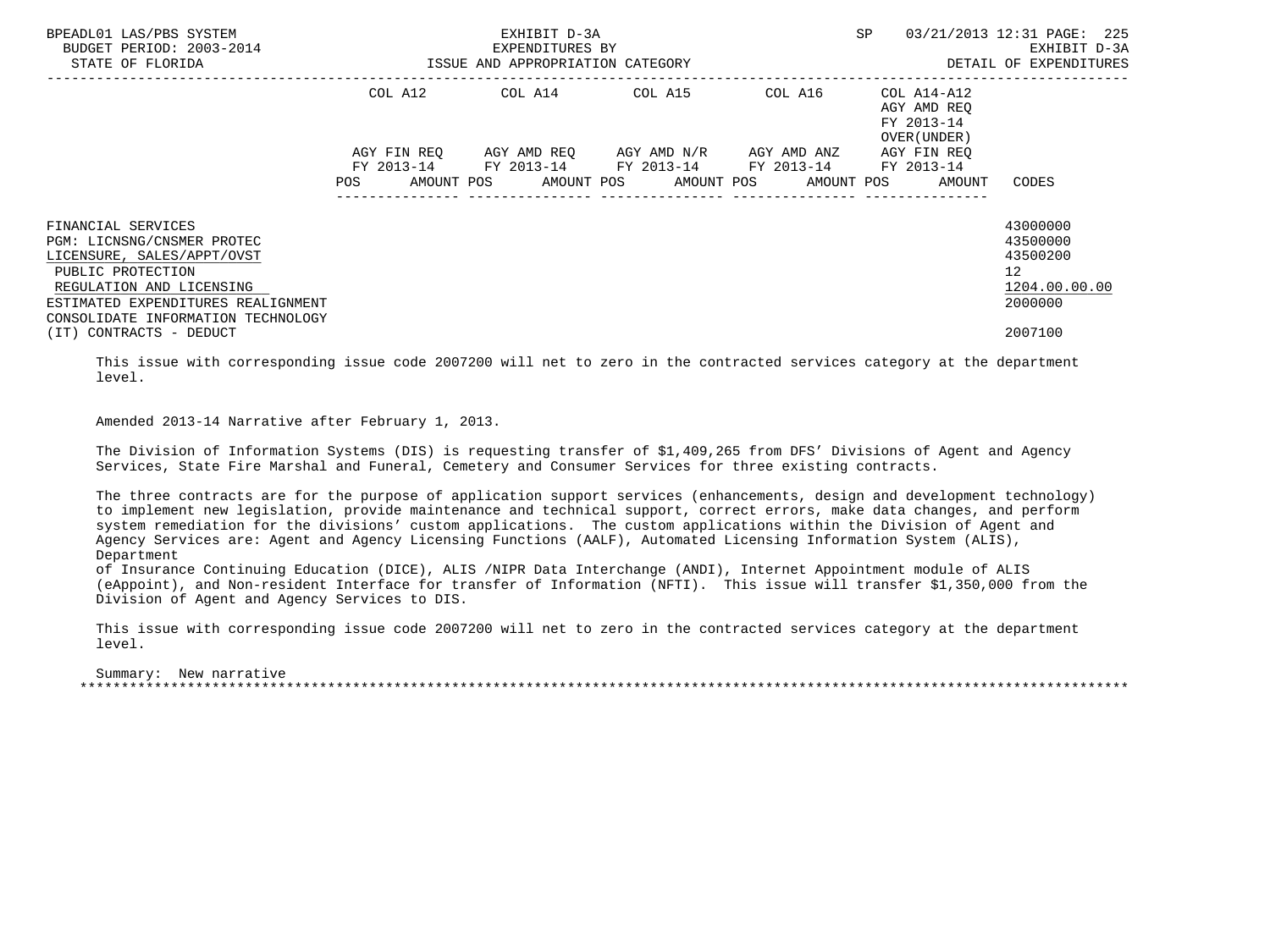| | COL A12 | | COL A14 | | COL A15 | | COL A16 | | COL A14-A12 AGY AMD REQ FY 2013-14 OVER(UNDER) | | |
|---|---|---|---|---|---|---|---|---|---|---|---|
| | AGY FIN REQ FY 2013-14 | | AGY AMD REQ FY 2013-14 | | AGY AMD N/R FY 2013-14 | | AGY AMD ANZ FY 2013-14 | | AGY FIN REQ FY 2013-14 | | |
| | POS | AMOUNT | POS | AMOUNT | POS | AMOUNT | POS | AMOUNT | POS | AMOUNT | CODES |
| FINANCIAL SERVICES | | | | | | | | | | | 43000000 |
| PGM: LICNSNG/CNSMER PROTEC | | | | | | | | | | | 43500000 |
| LICENSURE, SALES/APPT/OVST | | | | | | | | | | | 43500200 |
| PUBLIC PROTECTION | | | | | | | | | | | 12 |
| REGULATION AND LICENSING | | | | | | | | | | | 1204.00.00.00 |
| ESTIMATED EXPENDITURES REALIGNMENT | | | | | | | | | | | 2000000 |
| CONSOLIDATE INFORMATION TECHNOLOGY (IT) CONTRACTS - DEDUCT | | | | | | | | | | | 2007100 |

This issue with corresponding issue code 2007200 will net to zero in the contracted services category at the department level.

Amended 2013-14 Narrative after February 1, 2013.

The Division of Information Systems (DIS) is requesting transfer of $1,409,265 from DFS' Divisions of Agent and Agency Services, State Fire Marshal and Funeral, Cemetery and Consumer Services for three existing contracts.

The three contracts are for the purpose of application support services (enhancements, design and development technology) to implement new legislation, provide maintenance and technical support, correct errors, make data changes, and perform system remediation for the divisions' custom applications. The custom applications within the Division of Agent and Agency Services are: Agent and Agency Licensing Functions (AALF), Automated Licensing Information System (ALIS), Department of Insurance Continuing Education (DICE), ALIS /NIPR Data Interchange (ANDI), Internet Appointment module of ALIS (eAppoint), and Non-resident Interface for transfer of Information (NFTI). This issue will transfer $1,350,000 from the Division of Agent and Agency Services to DIS.

This issue with corresponding issue code 2007200 will net to zero in the contracted services category at the department level.

Summary: New narrative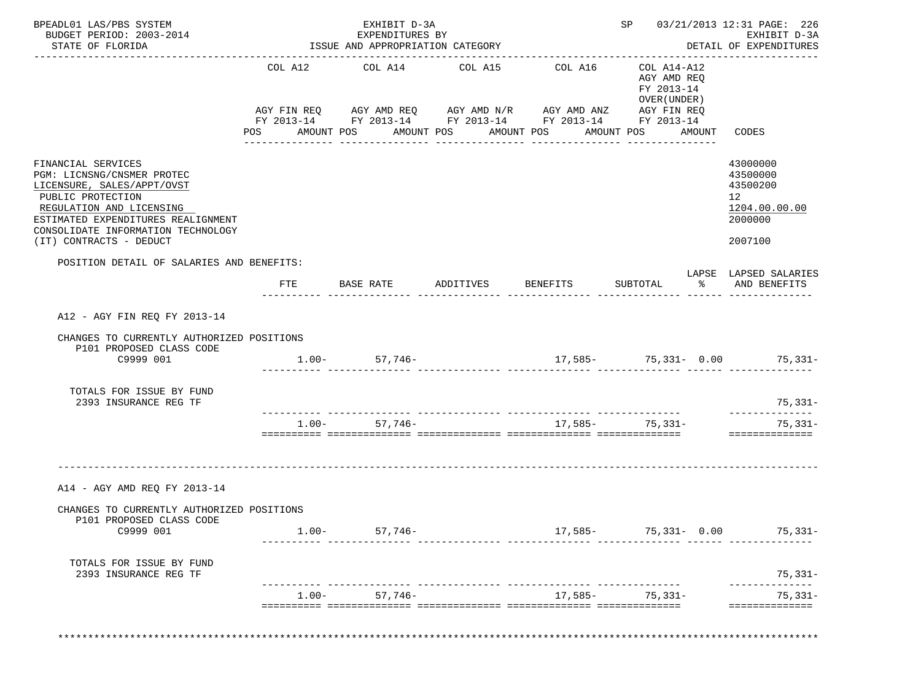BPEADL01 LAS/PBS SYSTEM — EXHIBIT D-3A — EXPENDITURES BY ISSUE AND APPROPRIATION CATEGORY
BUDGET PERIOD: 2003-2014 — STATE OF FLORIDA
SP 03/21/2013 12:31 — EXHIBIT D-3A — DETAIL OF EXPENDITURES

| | COL A12 AGY FIN REQ FY 2013-14 POS AMOUNT | COL A14 AGY AMD REQ FY 2013-14 POS AMOUNT | COL A15 AGY AMD N/R FY 2013-14 POS AMOUNT | COL A16 AGY AMD ANZ FY 2013-14 POS AMOUNT | COL A14-A12 AGY AMD REQ FY 2013-14 OVER(UNDER) AGY FIN REQ FY 2013-14 POS AMOUNT | CODES |
|---|---|---|---|---|---|---|
| FINANCIAL SERVICES | | | | | | 43000000 |
| PGM: LICNSNG/CNSMER PROTEC | | | | | | 43500000 |
| LICENSURE, SALES/APPT/OVST | | | | | | 43500200 |
| PUBLIC PROTECTION | | | | | | 12 |
| REGULATION AND LICENSING | | | | | | 1204.00.00.00 |
| ESTIMATED EXPENDITURES REALIGNMENT | | | | | | 2000000 |
| CONSOLIDATE INFORMATION TECHNOLOGY (IT) CONTRACTS - DEDUCT | | | | | | 2007100 |

POSITION DETAIL OF SALARIES AND BENEFITS:

| | FTE | BASE RATE | ADDITIVES | BENEFITS | SUBTOTAL | LAPSE % | LAPSED SALARIES AND BENEFITS |
|---|---|---|---|---|---|---|---|
| **A12 - AGY FIN REQ FY 2013-14** | | | | | | | |
| CHANGES TO CURRENTLY AUTHORIZED POSITIONS | | | | | | | |
| P101 PROPOSED CLASS CODE | | | | | | | |
| C9999 001 | 1.00- | 57,746- | | 17,585- | 75,331- | 0.00 | 75,331- |
| TOTALS FOR ISSUE BY FUND | | | | | | | |
| 2393 INSURANCE REG TF | | | | | | | 75,331- |
| | 1.00- | 57,746- | | 17,585- | 75,331- | | 75,331- |
| **A14 - AGY AMD REQ FY 2013-14** | | | | | | | |
| CHANGES TO CURRENTLY AUTHORIZED POSITIONS | | | | | | | |
| P101 PROPOSED CLASS CODE | | | | | | | |
| C9999 001 | 1.00- | 57,746- | | 17,585- | 75,331- | 0.00 | 75,331- |
| TOTALS FOR ISSUE BY FUND | | | | | | | |
| 2393 INSURANCE REG TF | | | | | | | 75,331- |
| | 1.00- | 57,746- | | 17,585- | 75,331- | | 75,331- |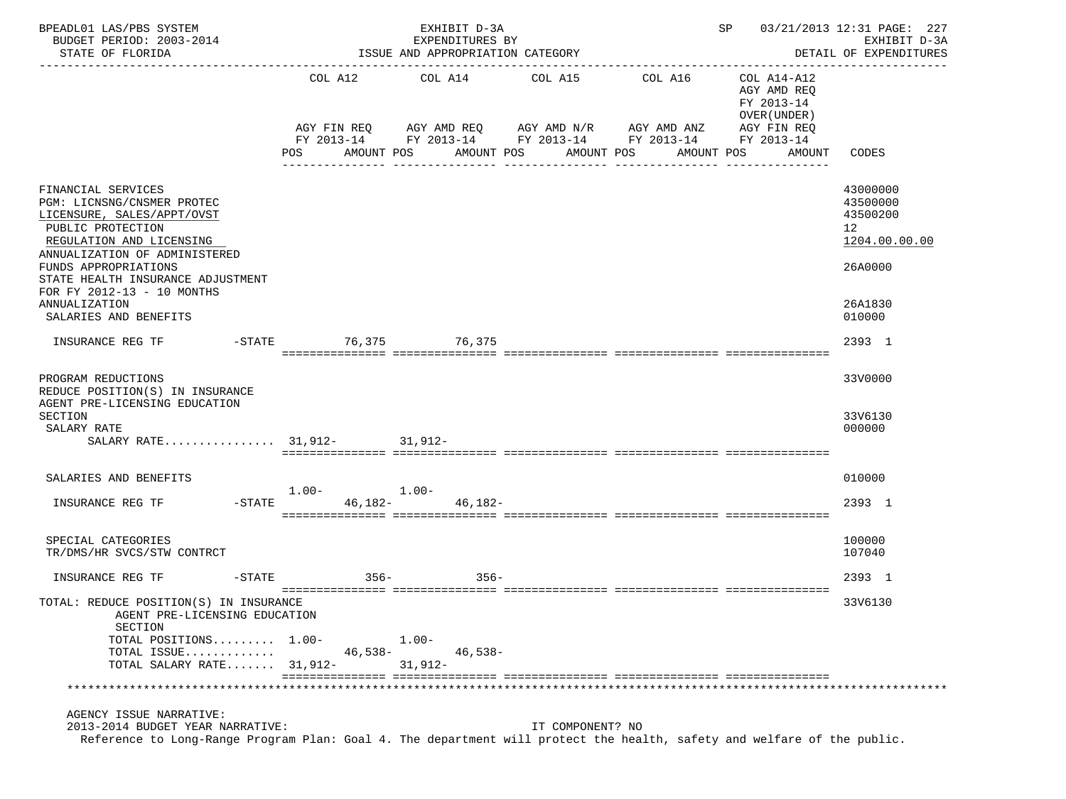BPEADL01 LAS/PBS SYSTEM — EXHIBIT D-3A — EXPENDITURES BY ISSUE AND APPROPRIATION CATEGORY — SP 03/21/2013 12:31 — EXHIBIT D-3A DETAIL OF EXPENDITURES

BUDGET PERIOD: 2003-2014
STATE OF FLORIDA

| | COL A12 AGY FIN REQ FY 2013-14 POS | AMOUNT | COL A14 AGY AMD REQ FY 2013-14 POS | AMOUNT | COL A15 AGY AMD N/R FY 2013-14 POS | AMOUNT | COL A16 AGY AMD ANZ FY 2013-14 POS | AMOUNT | COL A14-A12 AGY AMD REQ FY 2013-14 OVER(UNDER) AGY FIN REQ FY 2013-14 AMOUNT | CODES |
|---|---|---|---|---|---|---|---|---|---|---|
| FINANCIAL SERVICES | | | | | | | | | | 43000000 |
| PGM: LICNSNG/CNSMER PROTEC | | | | | | | | | | 43500000 |
| LICENSURE, SALES/APPT/OVST | | | | | | | | | | 43500200 |
| PUBLIC PROTECTION | | | | | | | | | | 12 |
| REGULATION AND LICENSING | | | | | | | | | | 1204.00.00.00 |
| ANNUALIZATION OF ADMINISTERED FUNDS APPROPRIATIONS | | | | | | | | | | 26A0000 |
| STATE HEALTH INSURANCE ADJUSTMENT FOR FY 2012-13 - 10 MONTHS ANNUALIZATION | | | | | | | | | | 26A1830 |
| SALARIES AND BENEFITS | | | | | | | | | | 010000 |
| INSURANCE REG TF -STATE | | 76,375 | | 76,375 | | | | | | 2393 1 |
| PROGRAM REDUCTIONS | | | | | | | | | | 33V0000 |
| REDUCE POSITION(S) IN INSURANCE AGENT PRE-LICENSING EDUCATION SECTION | | | | | | | | | | 33V6130 |
| SALARY RATE | | | | | | | | | | 000000 |
| SALARY RATE................ | | 31,912- | | 31,912- | | | | | | |
| SALARIES AND BENEFITS | | | | | | | | | | 010000 |
| INSURANCE REG TF -STATE | 1.00- | 46,182- | 1.00- | 46,182- | | | | | | 2393 1 |
| SPECIAL CATEGORIES | | | | | | | | | | 100000 |
| TR/DMS/HR SVCS/STW CONTRCT | | | | | | | | | | 107040 |
| INSURANCE REG TF -STATE | | 356- | | 356- | | | | | | 2393 1 |
| TOTAL: REDUCE POSITION(S) IN INSURANCE AGENT PRE-LICENSING EDUCATION SECTION | | | | | | | | | | 33V6130 |
| TOTAL POSITIONS......... | 1.00- | | 1.00- | | | | | | | |
| TOTAL ISSUE............. | | 46,538- | | 46,538- | | | | | | |
| TOTAL SALARY RATE....... | | 31,912- | | 31,912- | | | | | | |

AGENCY ISSUE NARRATIVE:

2013-2014 BUDGET YEAR NARRATIVE: IT COMPONENT? NO

Reference to Long-Range Program Plan: Goal 4. The department will protect the health, safety and welfare of the public.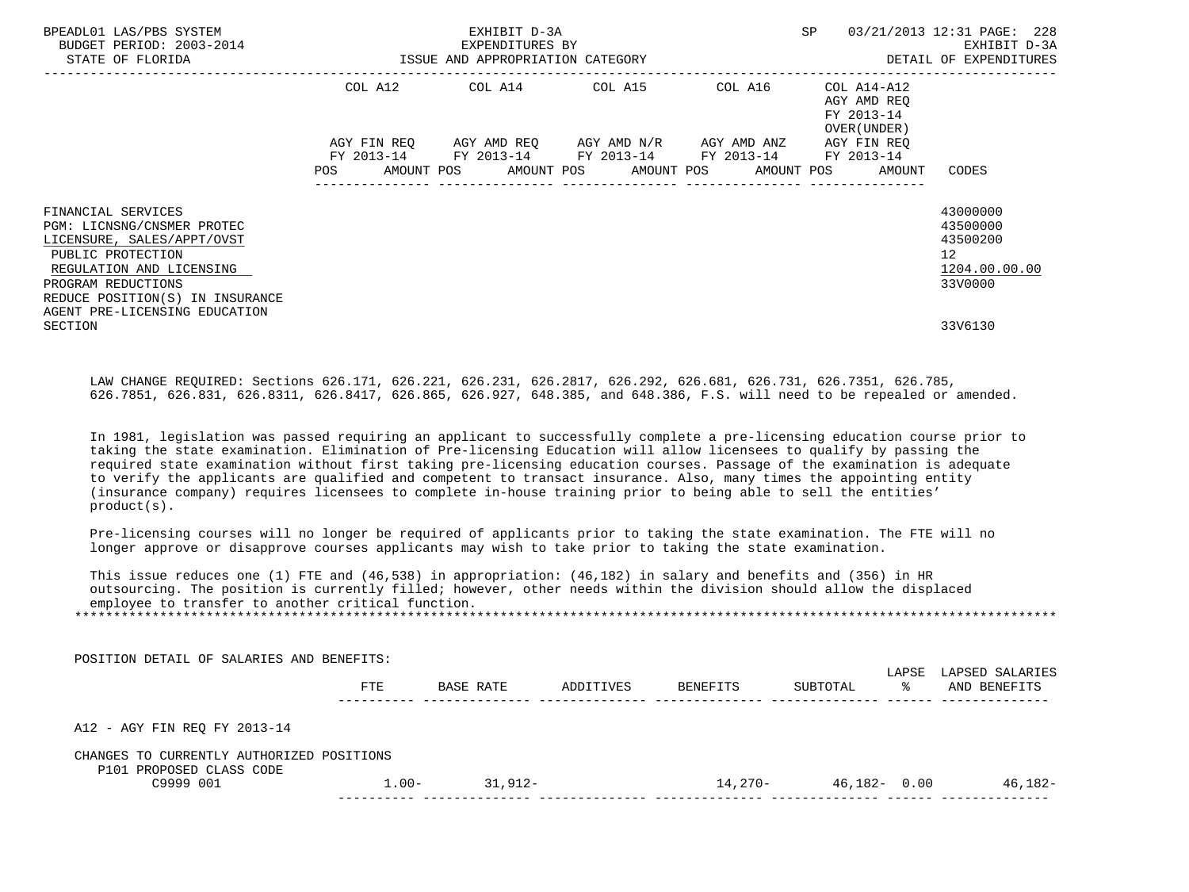BPEADL01 LAS/PBS SYSTEM — EXHIBIT D-3A — EXPENDITURES BY ISSUE AND APPROPRIATION CATEGORY — SP 03/21/2013 12:31 PAGE: 228
BUDGET PERIOD: 2003-2014 — EXHIBIT D-3A
STATE OF FLORIDA — DETAIL OF EXPENDITURES

| | COL A12 AGY FIN REQ FY 2013-14 POS AMOUNT | COL A14 AGY AMD REQ FY 2013-14 POS AMOUNT | COL A15 AGY AMD N/R FY 2013-14 POS AMOUNT | COL A16 AGY AMD ANZ FY 2013-14 POS AMOUNT | COL A14-A12 AGY AMD REQ FY 2013-14 OVER(UNDER) AGY FIN REQ FY 2013-14 POS AMOUNT | CODES |
|---|---|---|---|---|---|---|
| FINANCIAL SERVICES | | | | | | 43000000 |
| PGM: LICNSNG/CNSMER PROTEC | | | | | | 43500000 |
| LICENSURE, SALES/APPT/OVST | | | | | | 43500200 |
| PUBLIC PROTECTION | | | | | | 12 |
| REGULATION AND LICENSING | | | | | | 1204.00.00.00 |
| PROGRAM REDUCTIONS | | | | | | 33V0000 |
| REDUCE POSITION(S) IN INSURANCE AGENT PRE-LICENSING EDUCATION SECTION | | | | | | 33V6130 |

LAW CHANGE REQUIRED: Sections 626.171, 626.221, 626.231, 626.2817, 626.292, 626.681, 626.731, 626.7351, 626.785, 626.7851, 626.831, 626.8311, 626.8417, 626.865, 626.927, 648.385, and 648.386, F.S. will need to be repealed or amended.

In 1981, legislation was passed requiring an applicant to successfully complete a pre-licensing education course prior to taking the state examination. Elimination of Pre-licensing Education will allow licensees to qualify by passing the required state examination without first taking pre-licensing education courses. Passage of the examination is adequate to verify the applicants are qualified and competent to transact insurance. Also, many times the appointing entity (insurance company) requires licensees to complete in-house training prior to being able to sell the entities' product(s).

Pre-licensing courses will no longer be required of applicants prior to taking the state examination. The FTE will no longer approve or disapprove courses applicants may wish to take prior to taking the state examination.

This issue reduces one (1) FTE and (46,538) in appropriation: (46,182) in salary and benefits and (356) in HR outsourcing. The position is currently filled; however, other needs within the division should allow the displaced employee to transfer to another critical function.

POSITION DETAIL OF SALARIES AND BENEFITS:

| | FTE | BASE RATE | ADDITIVES | BENEFITS | SUBTOTAL | LAPSE % | LAPSED SALARIES AND BENEFITS |
|---|---|---|---|---|---|---|---|
| A12 - AGY FIN REQ FY 2013-14 | | | | | | | |
| CHANGES TO CURRENTLY AUTHORIZED POSITIONS | | | | | | | |
| P101 PROPOSED CLASS CODE | | | | | | | |
| C9999 001 | 1.00- | 31,912- | | 14,270- | 46,182- | 0.00 | 46,182- |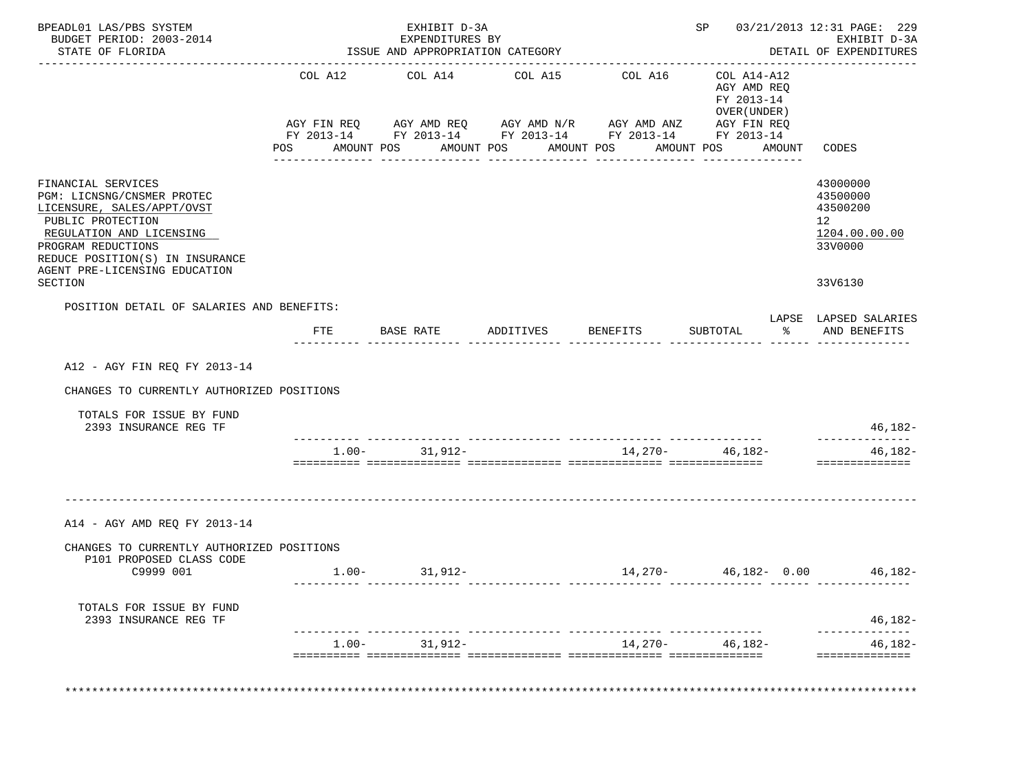BPEADL01 LAS/PBS SYSTEM
BUDGET PERIOD: 2003-2014
STATE OF FLORIDA

EXHIBIT D-3A
EXPENDITURES BY
ISSUE AND APPROPRIATION CATEGORY

SP 03/21/2013 12:31 PAGE: 229
EXHIBIT D-3A
DETAIL OF EXPENDITURES

| | COL A12 AGY FIN REQ FY 2013-14 POS AMOUNT | COL A14 AGY AMD REQ FY 2013-14 POS AMOUNT | COL A15 AGY AMD N/R FY 2013-14 POS AMOUNT | COL A16 AGY AMD ANZ FY 2013-14 POS AMOUNT | COL A14-A12 AGY AMD REQ FY 2013-14 OVER(UNDER) AGY FIN REQ FY 2013-14 POS AMOUNT | CODES |
|---|---|---|---|---|---|---|
| FINANCIAL SERVICES | | | | | | 43000000 |
| PGM: LICNSNG/CNSMER PROTEC | | | | | | 43500000 |
| LICENSURE, SALES/APPT/OVST | | | | | | 43500200 |
| PUBLIC PROTECTION | | | | | | 12 |
| REGULATION AND LICENSING | | | | | | 1204.00.00.00 |
| PROGRAM REDUCTIONS | | | | | | 33V0000 |
| REDUCE POSITION(S) IN INSURANCE AGENT PRE-LICENSING EDUCATION SECTION | | | | | | 33V6130 |

POSITION DETAIL OF SALARIES AND BENEFITS:

| | FTE | BASE RATE | ADDITIVES | BENEFITS | SUBTOTAL | LAPSE % | LAPSED SALARIES AND BENEFITS |
|---|---|---|---|---|---|---|---|
| **A12 - AGY FIN REQ FY 2013-14** | | | | | | | |
| CHANGES TO CURRENTLY AUTHORIZED POSITIONS | | | | | | | |
| TOTALS FOR ISSUE BY FUND | | | | | | | |
| 2393 INSURANCE REG TF | | | | | | | 46,182- |
| | 1.00- | 31,912- | | 14,270- | 46,182- | | 46,182- |
| **A14 - AGY AMD REQ FY 2013-14** | | | | | | | |
| CHANGES TO CURRENTLY AUTHORIZED POSITIONS | | | | | | | |
| P101 PROPOSED CLASS CODE | | | | | | | |
| C9999 001 | 1.00- | 31,912- | | 14,270- | 46,182- | 0.00 | 46,182- |
| TOTALS FOR ISSUE BY FUND | | | | | | | |
| 2393 INSURANCE REG TF | | | | | | | 46,182- |
| | 1.00- | 31,912- | | 14,270- | 46,182- | | 46,182- |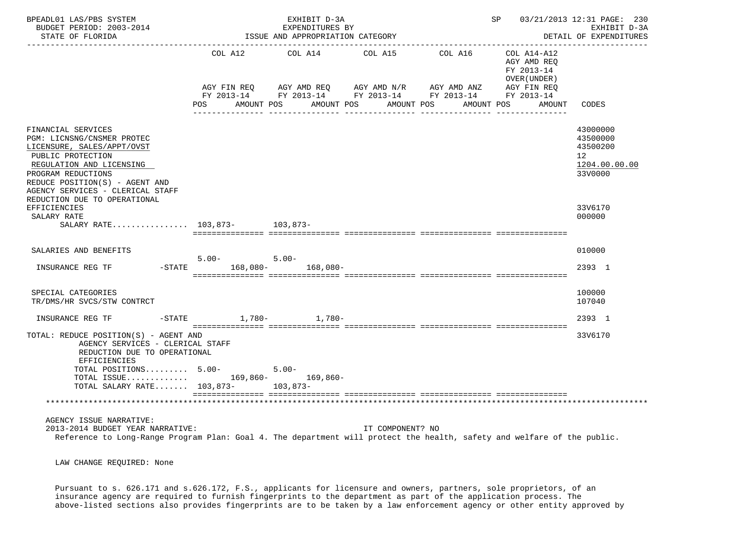| | COL A12 | | COL A14 | | COL A15 | | COL A16 | | COL A14-A12 AGY AMD REQ FY 2013-14 OVER(UNDER) | | |
|---|---|---|---|---|---|---|---|---|---|---|---|
| | AGY FIN REQ FY 2013-14 | | AGY AMD REQ FY 2013-14 | | AGY AMD N/R FY 2013-14 | | AGY AMD ANZ FY 2013-14 | | AGY FIN REQ FY 2013-14 | | |
| | POS | AMOUNT | POS | AMOUNT | POS | AMOUNT | POS | AMOUNT | POS | AMOUNT | CODES |
| FINANCIAL SERVICES | | | | | | | | | | | 43000000 |
| PGM: LICNSNG/CNSMER PROTEC | | | | | | | | | | | 43500000 |
| LICENSURE, SALES/APPT/OVST | | | | | | | | | | | 43500200 |
| PUBLIC PROTECTION | | | | | | | | | | | 12 |
| REGULATION AND LICENSING | | | | | | | | | | | 1204.00.00.00 |
| PROGRAM REDUCTIONS | | | | | | | | | | | 33V0000 |
| REDUCE POSITION(S) - AGENT AND AGENCY SERVICES - CLERICAL STAFF REDUCTION DUE TO OPERATIONAL EFFICIENCIES | | | | | | | | | | | 33V6170 |
| SALARY RATE | | | | | | | | | | | 000000 |
| SALARY RATE................ | | 103,873- | | 103,873- | | | | | | | |
| SALARIES AND BENEFITS | | | | | | | | | | | 010000 |
| INSURANCE REG TF -STATE | 5.00- | 168,080- | 5.00- | 168,080- | | | | | | | 2393 1 |
| SPECIAL CATEGORIES | | | | | | | | | | | 100000 |
| TR/DMS/HR SVCS/STW CONTRCT | | | | | | | | | | | 107040 |
| INSURANCE REG TF -STATE | | 1,780- | | 1,780- | | | | | | | 2393 1 |
| TOTAL: REDUCE POSITION(S) - AGENT AND AGENCY SERVICES - CLERICAL STAFF REDUCTION DUE TO OPERATIONAL EFFICIENCIES | | | | | | | | | | | 33V6170 |
| TOTAL POSITIONS......... | 5.00- | | 5.00- | | | | | | | | |
| TOTAL ISSUE............. | | 169,860- | | 169,860- | | | | | | | |
| TOTAL SALARY RATE....... | | 103,873- | | 103,873- | | | | | | | |

AGENCY ISSUE NARRATIVE:

2013-2014 BUDGET YEAR NARRATIVE: IT COMPONENT? NO

Reference to Long-Range Program Plan: Goal 4. The department will protect the health, safety and welfare of the public.

LAW CHANGE REQUIRED: None

Pursuant to s. 626.171 and s.626.172, F.S., applicants for licensure and owners, partners, sole proprietors, of an insurance agency are required to furnish fingerprints to the department as part of the application process. The above-listed sections also provides fingerprints are to be taken by a law enforcement agency or other entity approved by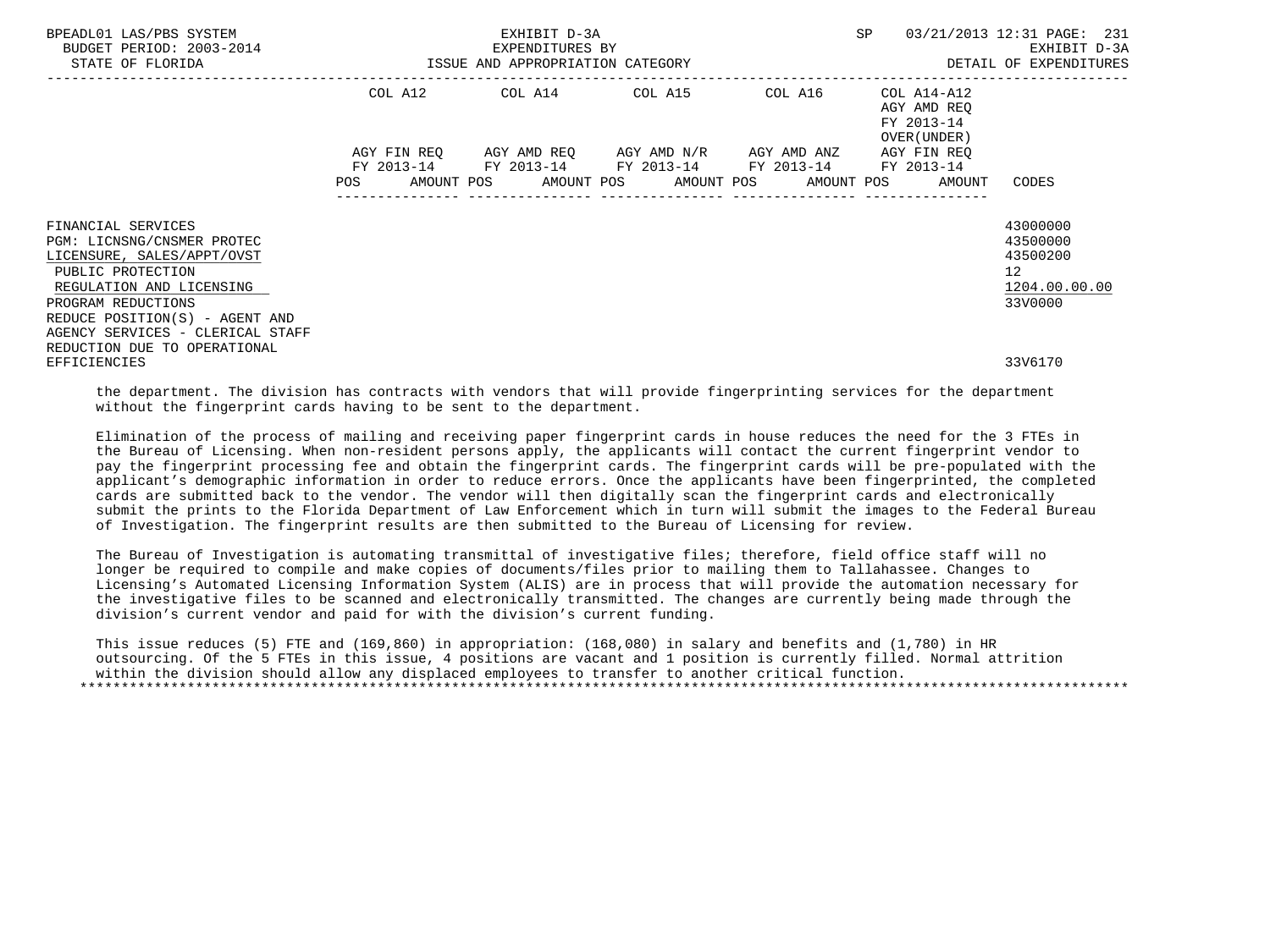| | COL A12 | | COL A14 | | COL A15 | | COL A16 | | COL A14-A12 AGY AMD REQ FY 2013-14 OVER(UNDER) | | |
|---|---|---|---|---|---|---|---|---|---|---|---|
| | AGY FIN REQ FY 2013-14 | | AGY AMD REQ FY 2013-14 | | AGY AMD N/R FY 2013-14 | | AGY AMD ANZ FY 2013-14 | | AGY FIN REQ FY 2013-14 | | |
| | POS | AMOUNT | POS | AMOUNT | POS | AMOUNT | POS | AMOUNT | POS | AMOUNT | CODES |
| FINANCIAL SERVICES | | | | | | | | | | | 43000000 |
| PGM: LICNSNG/CNSMER PROTEC | | | | | | | | | | | 43500000 |
| LICENSURE, SALES/APPT/OVST | | | | | | | | | | | 43500200 |
| PUBLIC PROTECTION | | | | | | | | | | | 12 |
| REGULATION AND LICENSING | | | | | | | | | | | 1204.00.00.00 |
| PROGRAM REDUCTIONS | | | | | | | | | | | 33V0000 |
| REDUCE POSITION(S) - AGENT AND AGENCY SERVICES - CLERICAL STAFF REDUCTION DUE TO OPERATIONAL EFFICIENCIES | | | | | | | | | | | 33V6170 |

the department. The division has contracts with vendors that will provide fingerprinting services for the department without the fingerprint cards having to be sent to the department.

Elimination of the process of mailing and receiving paper fingerprint cards in house reduces the need for the 3 FTEs in the Bureau of Licensing. When non-resident persons apply, the applicants will contact the current fingerprint vendor to pay the fingerprint processing fee and obtain the fingerprint cards. The fingerprint cards will be pre-populated with the applicant's demographic information in order to reduce errors. Once the applicants have been fingerprinted, the completed cards are submitted back to the vendor. The vendor will then digitally scan the fingerprint cards and electronically submit the prints to the Florida Department of Law Enforcement which in turn will submit the images to the Federal Bureau of Investigation. The fingerprint results are then submitted to the Bureau of Licensing for review.

The Bureau of Investigation is automating transmittal of investigative files; therefore, field office staff will no longer be required to compile and make copies of documents/files prior to mailing them to Tallahassee. Changes to Licensing's Automated Licensing Information System (ALIS) are in process that will provide the automation necessary for the investigative files to be scanned and electronically transmitted. The changes are currently being made through the division's current vendor and paid for with the division's current funding.

This issue reduces (5) FTE and (169,860) in appropriation: (168,080) in salary and benefits and (1,780) in HR outsourcing. Of the 5 FTEs in this issue, 4 positions are vacant and 1 position is currently filled. Normal attrition within the division should allow any displaced employees to transfer to another critical function.
*******************************************************************************************************************************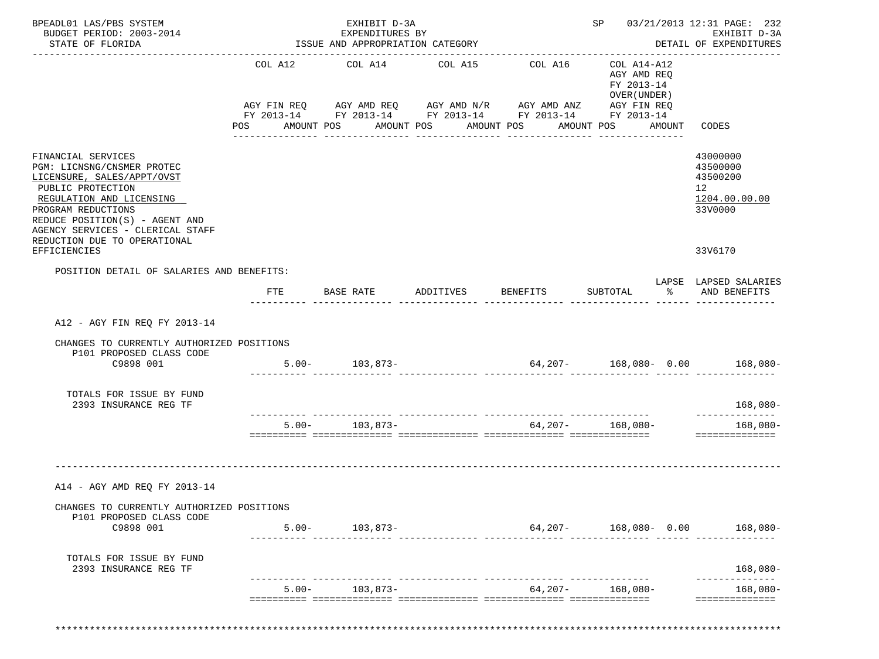BPEADL01 LAS/PBS SYSTEM
BUDGET PERIOD: 2003-2014
STATE OF FLORIDA

EXHIBIT D-3A
EXPENDITURES BY
ISSUE AND APPROPRIATION CATEGORY

SP 03/21/2013 12:31
EXHIBIT D-3A
DETAIL OF EXPENDITURES

| | COL A12 AGY FIN REQ FY 2013-14 POS AMOUNT | COL A14 AGY AMD REQ FY 2013-14 POS AMOUNT | COL A15 AGY AMD N/R FY 2013-14 POS AMOUNT | COL A16 AGY AMD ANZ FY 2013-14 POS AMOUNT | COL A14-A12 AGY AMD REQ FY 2013-14 OVER(UNDER) AGY FIN REQ FY 2013-14 POS AMOUNT | CODES |
|---|---|---|---|---|---|---|
| FINANCIAL SERVICES | | | | | | 43000000 |
| PGM: LICNSNG/CNSMER PROTEC | | | | | | 43500000 |
| LICENSURE, SALES/APPT/OVST | | | | | | 43500200 |
| PUBLIC PROTECTION | | | | | | 12 |
| REGULATION AND LICENSING | | | | | | 1204.00.00.00 |
| PROGRAM REDUCTIONS | | | | | | 33V0000 |
| REDUCE POSITION(S) - AGENT AND AGENCY SERVICES - CLERICAL STAFF REDUCTION DUE TO OPERATIONAL EFFICIENCIES | | | | | | 33V6170 |

POSITION DETAIL OF SALARIES AND BENEFITS:

| | FTE | BASE RATE | ADDITIVES | BENEFITS | SUBTOTAL | LAPSE % | LAPSED SALARIES AND BENEFITS |
|---|---|---|---|---|---|---|---|
| **A12 - AGY FIN REQ FY 2013-14** | | | | | | | |
| CHANGES TO CURRENTLY AUTHORIZED POSITIONS | | | | | | | |
| P101 PROPOSED CLASS CODE | | | | | | | |
| C9898 001 | 5.00- | 103,873- | | 64,207- | 168,080- | 0.00 | 168,080- |
| TOTALS FOR ISSUE BY FUND | | | | | | | |
| 2393 INSURANCE REG TF | | | | | | | 168,080- |
| | 5.00- | 103,873- | | 64,207- | 168,080- | | 168,080- |
| **A14 - AGY AMD REQ FY 2013-14** | | | | | | | |
| CHANGES TO CURRENTLY AUTHORIZED POSITIONS | | | | | | | |
| P101 PROPOSED CLASS CODE | | | | | | | |
| C9898 001 | 5.00- | 103,873- | | 64,207- | 168,080- | 0.00 | 168,080- |
| TOTALS FOR ISSUE BY FUND | | | | | | | |
| 2393 INSURANCE REG TF | | | | | | | 168,080- |
| | 5.00- | 103,873- | | 64,207- | 168,080- | | 168,080- |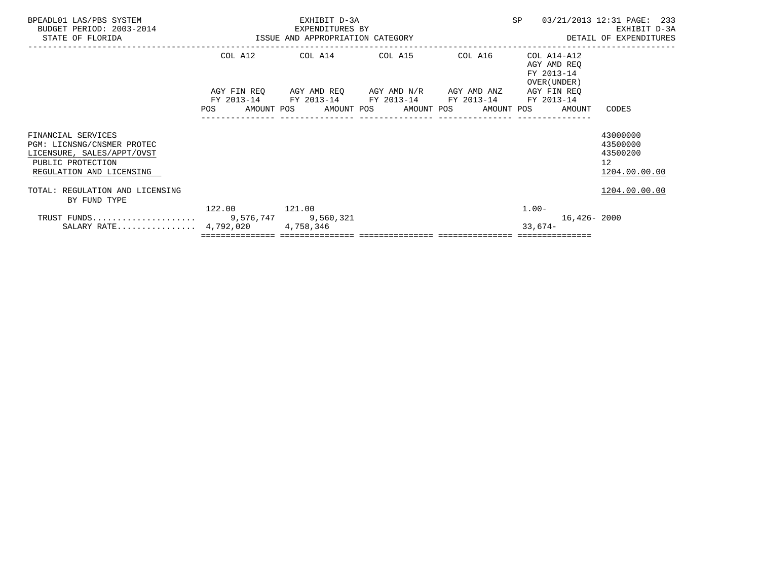BPEADL01 LAS/PBS SYSTEM
BUDGET PERIOD: 2003-2014
STATE OF FLORIDA

EXHIBIT D-3A
EXPENDITURES BY
ISSUE AND APPROPRIATION CATEGORY

SP 03/21/2013 12:31
EXHIBIT D-3A
DETAIL OF EXPENDITURES

| | COL A12 AGY FIN REQ FY 2013-14 POS AMOUNT | COL A14 AGY AMD REQ FY 2013-14 POS AMOUNT | COL A15 AGY AMD N/R FY 2013-14 POS AMOUNT | COL A16 AGY AMD ANZ FY 2013-14 POS AMOUNT | COL A14-A12 AGY AMD REQ FY 2013-14 OVER(UNDER) AGY FIN REQ FY 2013-14 POS AMOUNT | CODES |
|---|---|---|---|---|---|---|
| FINANCIAL SERVICES | | | | | | 43000000 |
| PGM: LICNSNG/CNSMER PROTEC | | | | | | 43500000 |
| LICENSURE, SALES/APPT/OVST | | | | | | 43500200 |
| PUBLIC PROTECTION | | | | | | 12 |
| REGULATION AND LICENSING | | | | | | 1204.00.00.00 |
| TOTAL: REGULATION AND LICENSING | | | | | | 1204.00.00.00 |
| BY FUND TYPE | | | | | | |
| | 122.00 | 121.00 | | | 1.00- | |
| TRUST FUNDS.................... | 9,576,747 | 9,560,321 | | | 16,426- | 2000 |
| SALARY RATE................ | 4,792,020 | 4,758,346 | | | 33,674- | |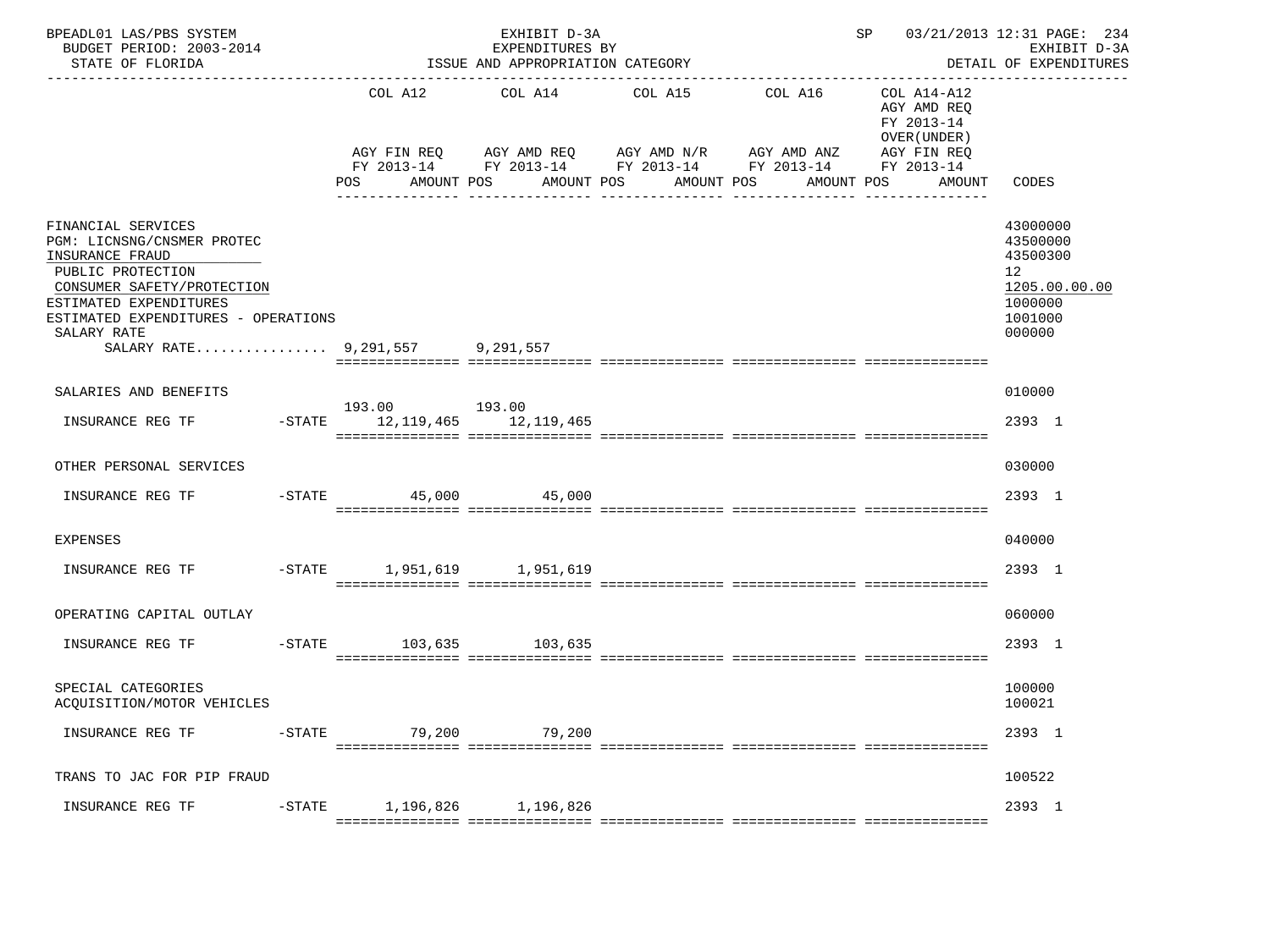BPEADL01 LAS/PBS SYSTEM — EXHIBIT D-3A — EXPENDITURES BY ISSUE AND APPROPRIATION CATEGORY
BUDGET PERIOD: 2003-2014 — STATE OF FLORIDA — SP 03/21/2013 12:31 — EXHIBIT D-3A DETAIL OF EXPENDITURES

| | COL A12 AGY FIN REQ FY 2013-14 POS AMOUNT | COL A14 AGY AMD REQ FY 2013-14 POS AMOUNT | COL A15 AGY AMD N/R FY 2013-14 POS AMOUNT | COL A16 AGY AMD ANZ FY 2013-14 POS AMOUNT | COL A14-A12 AGY AMD REQ FY 2013-14 OVER(UNDER) AGY FIN REQ FY 2013-14 POS AMOUNT | CODES |
|---|---|---|---|---|---|---|
| FINANCIAL SERVICES | | | | | | 43000000 |
| PGM: LICNSNG/CNSMER PROTEC | | | | | | 43500000 |
| INSURANCE FRAUD | | | | | | 43500300 |
| PUBLIC PROTECTION | | | | | | 12 |
| CONSUMER SAFETY/PROTECTION | | | | | | 1205.00.00.00 |
| ESTIMATED EXPENDITURES | | | | | | 1000000 |
| ESTIMATED EXPENDITURES - OPERATIONS | | | | | | 1001000 |
| SALARY RATE | | | | | | 000000 |
| SALARY RATE................ | 9,291,557 | 9,291,557 | | | | |
| SALARIES AND BENEFITS | | | | | | 010000 |
| INSURANCE REG TF -STATE | 193.00 12,119,465 | 193.00 12,119,465 | | | | 2393 1 |
| OTHER PERSONAL SERVICES | | | | | | 030000 |
| INSURANCE REG TF -STATE | 45,000 | 45,000 | | | | 2393 1 |
| EXPENSES | | | | | | 040000 |
| INSURANCE REG TF -STATE | 1,951,619 | 1,951,619 | | | | 2393 1 |
| OPERATING CAPITAL OUTLAY | | | | | | 060000 |
| INSURANCE REG TF -STATE | 103,635 | 103,635 | | | | 2393 1 |
| SPECIAL CATEGORIES | | | | | | 100000 |
| ACQUISITION/MOTOR VEHICLES | | | | | | 100021 |
| INSURANCE REG TF -STATE | 79,200 | 79,200 | | | | 2393 1 |
| TRANS TO JAC FOR PIP FRAUD | | | | | | 100522 |
| INSURANCE REG TF -STATE | 1,196,826 | 1,196,826 | | | | 2393 1 |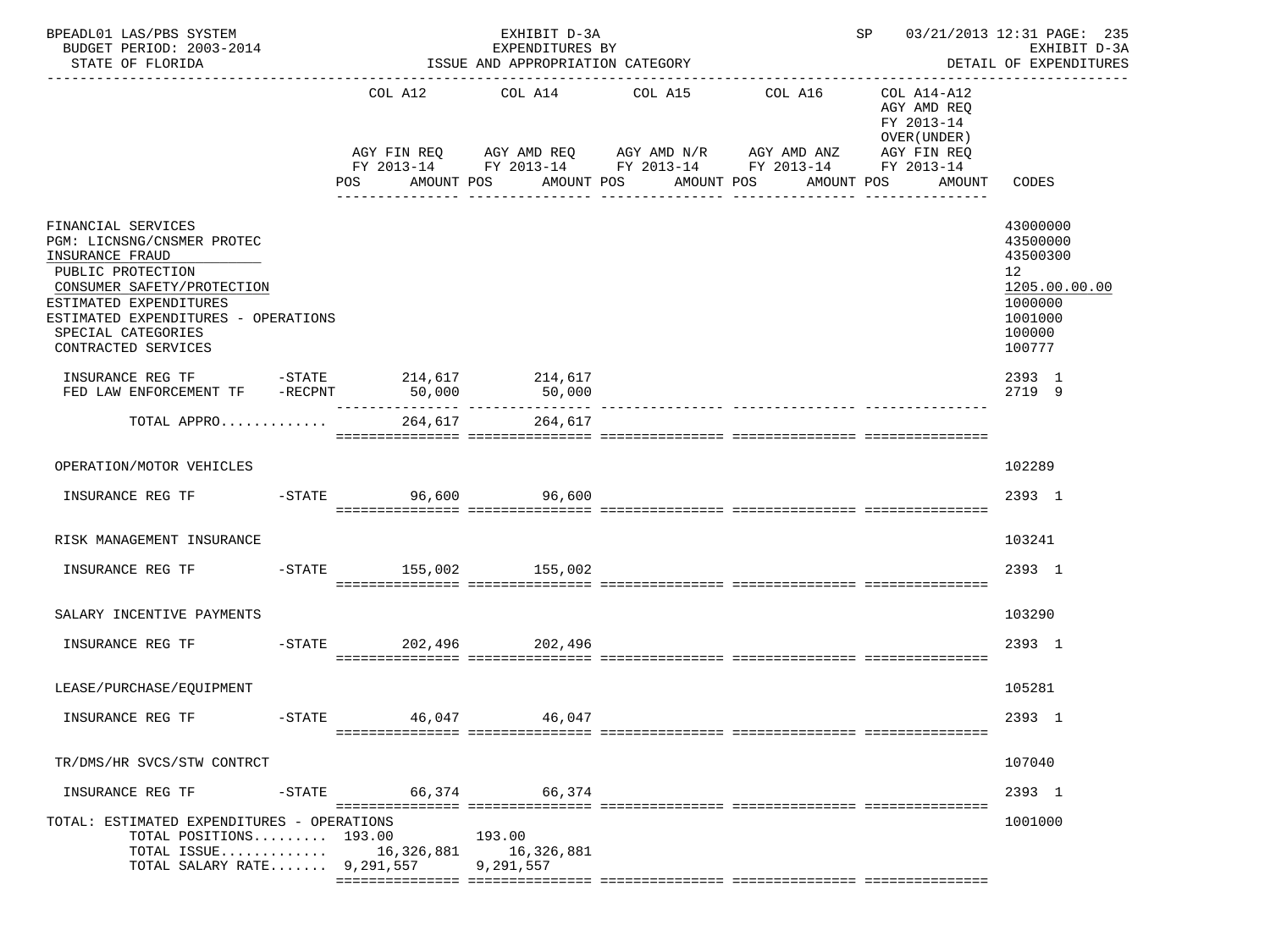BPEADL01 LAS/PBS SYSTEM — EXHIBIT D-3A — EXPENDITURES BY ISSUE AND APPROPRIATION CATEGORY — SP 03/21/2013 12:31 PAGE: 235
BUDGET PERIOD: 2003-2014 — EXHIBIT D-3A
STATE OF FLORIDA — DETAIL OF EXPENDITURES

| | COL A12 AGY FIN REQ FY 2013-14 POS AMOUNT | COL A14 AGY AMD REQ FY 2013-14 POS AMOUNT | COL A15 AGY AMD N/R FY 2013-14 POS AMOUNT | COL A16 AGY AMD ANZ FY 2013-14 POS AMOUNT | COL A14-A12 AGY AMD REQ FY 2013-14 OVER(UNDER) AGY FIN REQ FY 2013-14 POS AMOUNT | CODES |
|---|---|---|---|---|---|---|
| FINANCIAL SERVICES | | | | | | 43000000 |
| PGM: LICNSNG/CNSMER PROTEC | | | | | | 43500000 |
| INSURANCE FRAUD | | | | | | 43500300 |
| PUBLIC PROTECTION | | | | | | 12 |
| CONSUMER SAFETY/PROTECTION | | | | | | 1205.00.00.00 |
| ESTIMATED EXPENDITURES | | | | | | 1000000 |
| ESTIMATED EXPENDITURES - OPERATIONS | | | | | | 1001000 |
| SPECIAL CATEGORIES | | | | | | 100000 |
| CONTRACTED SERVICES | | | | | | 100777 |
| INSURANCE REG TF -STATE | 214,617 | 214,617 | | | | 2393 1 |
| FED LAW ENFORCEMENT TF -RECPNT | 50,000 | 50,000 | | | | 2719 9 |
| TOTAL APPRO............ | 264,617 | 264,617 | | | | |
| OPERATION/MOTOR VEHICLES | | | | | | 102289 |
| INSURANCE REG TF -STATE | 96,600 | 96,600 | | | | 2393 1 |
| RISK MANAGEMENT INSURANCE | | | | | | 103241 |
| INSURANCE REG TF -STATE | 155,002 | 155,002 | | | | 2393 1 |
| SALARY INCENTIVE PAYMENTS | | | | | | 103290 |
| INSURANCE REG TF -STATE | 202,496 | 202,496 | | | | 2393 1 |
| LEASE/PURCHASE/EQUIPMENT | | | | | | 105281 |
| INSURANCE REG TF -STATE | 46,047 | 46,047 | | | | 2393 1 |
| TR/DMS/HR SVCS/STW CONTRCT | | | | | | 107040 |
| INSURANCE REG TF -STATE | 66,374 | 66,374 | | | | 2393 1 |
| TOTAL: ESTIMATED EXPENDITURES - OPERATIONS | | | | | | 1001000 |
| TOTAL POSITIONS......... | 193.00 | 193.00 | | | | |
| TOTAL ISSUE............ | 16,326,881 | 16,326,881 | | | | |
| TOTAL SALARY RATE....... | 9,291,557 | 9,291,557 | | | | |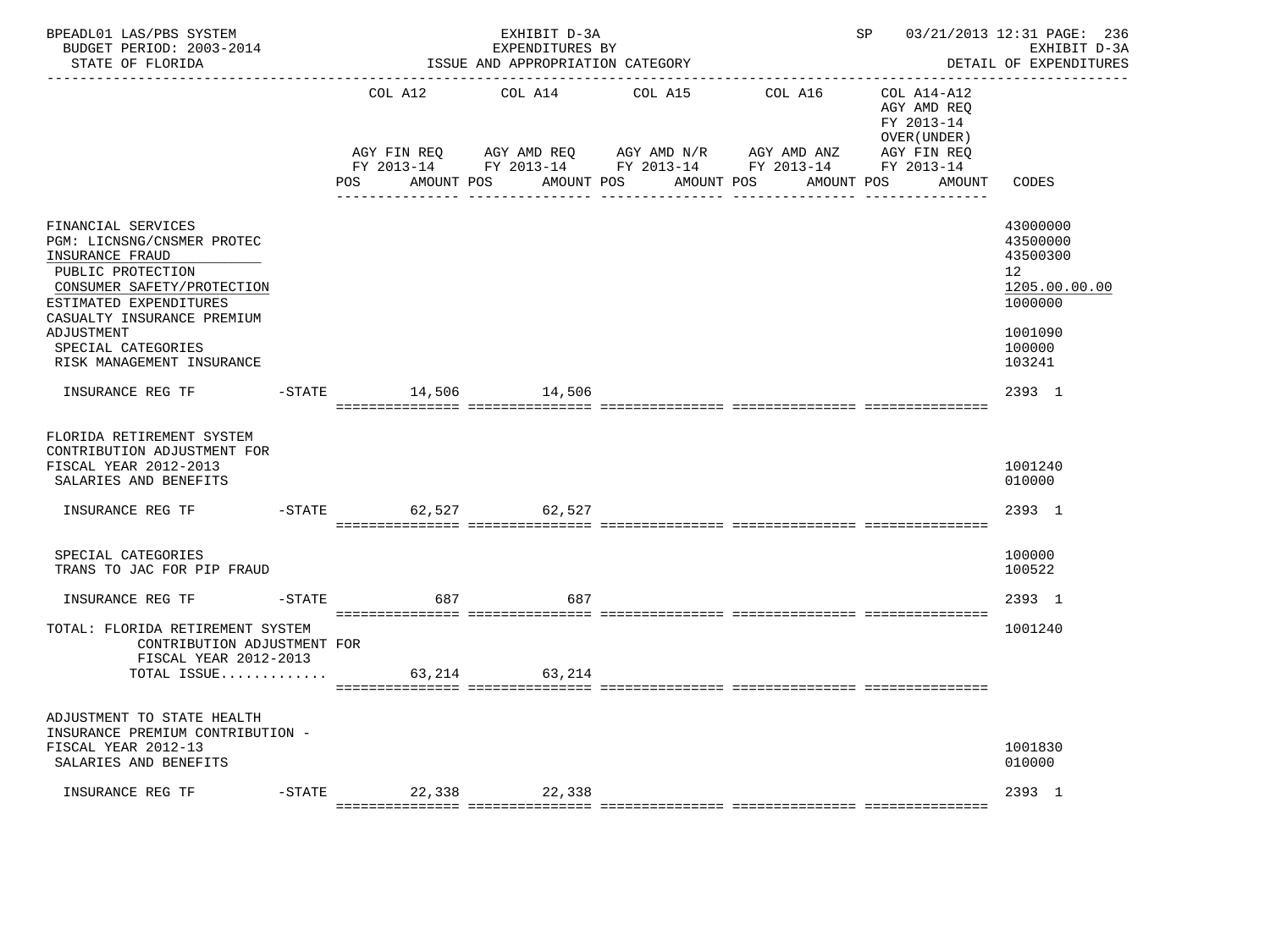BPEADL01 LAS/PBS SYSTEM — EXHIBIT D-3A — EXPENDITURES BY ISSUE AND APPROPRIATION CATEGORY — SP 03/21/2013 12:31 PAGE: 236
BUDGET PERIOD: 2003-2014 — EXHIBIT D-3A
STATE OF FLORIDA — DETAIL OF EXPENDITURES

| | COL A12 AGY FIN REQ FY 2013-14 POS AMOUNT | COL A14 AGY AMD REQ FY 2013-14 POS AMOUNT | COL A15 AGY AMD N/R FY 2013-14 POS AMOUNT | COL A16 AGY AMD ANZ FY 2013-14 POS AMOUNT | COL A14-A12 AGY AMD REQ FY 2013-14 OVER(UNDER) AGY FIN REQ FY 2013-14 POS AMOUNT | CODES |
|---|---|---|---|---|---|---|
| FINANCIAL SERVICES | | | | | | 43000000 |
| PGM: LICNSNG/CNSMER PROTEC | | | | | | 43500000 |
| INSURANCE FRAUD | | | | | | 43500300 |
| PUBLIC PROTECTION | | | | | | 12 |
| CONSUMER SAFETY/PROTECTION | | | | | | 1205.00.00.00 |
| ESTIMATED EXPENDITURES | | | | | | 1000000 |
| CASUALTY INSURANCE PREMIUM ADJUSTMENT | | | | | | 1001090 |
| SPECIAL CATEGORIES | | | | | | 100000 |
| RISK MANAGEMENT INSURANCE | | | | | | 103241 |
| INSURANCE REG TF -STATE | 14,506 | 14,506 | | | | 2393 1 |
| FLORIDA RETIREMENT SYSTEM CONTRIBUTION ADJUSTMENT FOR FISCAL YEAR 2012-2013 | | | | | | 1001240 |
| SALARIES AND BENEFITS | | | | | | 010000 |
| INSURANCE REG TF -STATE | 62,527 | 62,527 | | | | 2393 1 |
| SPECIAL CATEGORIES | | | | | | 100000 |
| TRANS TO JAC FOR PIP FRAUD | | | | | | 100522 |
| INSURANCE REG TF -STATE | 687 | 687 | | | | 2393 1 |
| TOTAL: FLORIDA RETIREMENT SYSTEM CONTRIBUTION ADJUSTMENT FOR FISCAL YEAR 2012-2013 | | | | | | 1001240 |
| TOTAL ISSUE............. | 63,214 | 63,214 | | | | |
| ADJUSTMENT TO STATE HEALTH INSURANCE PREMIUM CONTRIBUTION - FISCAL YEAR 2012-13 | | | | | | 1001830 |
| SALARIES AND BENEFITS | | | | | | 010000 |
| INSURANCE REG TF -STATE | 22,338 | 22,338 | | | | 2393 1 |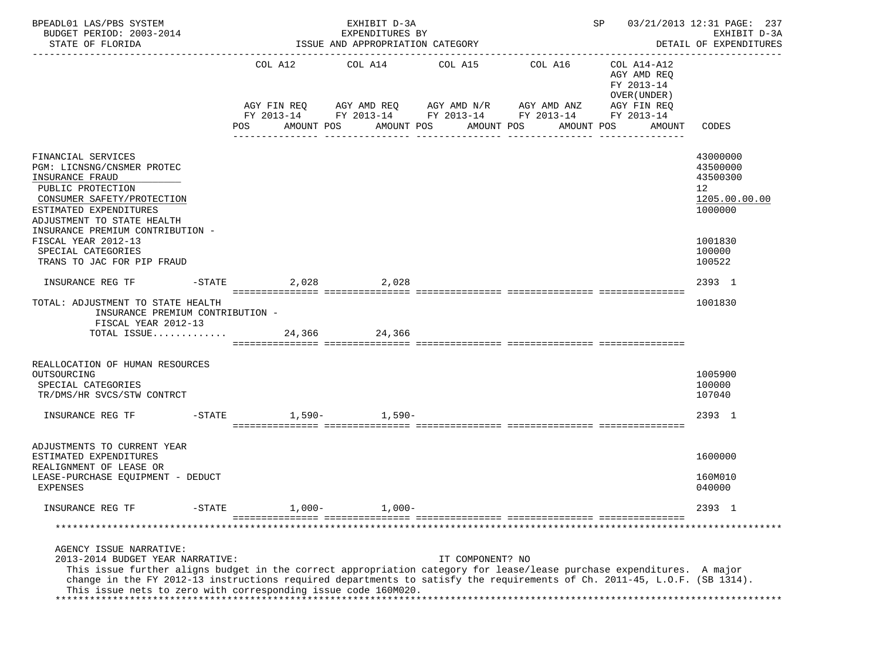BPEADL01 LAS/PBS SYSTEM — EXHIBIT D-3A — EXPENDITURES BY ISSUE AND APPROPRIATION CATEGORY — SP 03/21/2013 12:31 PAGE: 237

BUDGET PERIOD: 2003-2014 — EXHIBIT D-3A

STATE OF FLORIDA — DETAIL OF EXPENDITURES

| | COL A12 AGY FIN REQ FY 2013-14 POS AMOUNT | COL A14 AGY AMD REQ FY 2013-14 POS AMOUNT | COL A15 AGY AMD N/R FY 2013-14 POS AMOUNT | COL A16 AGY AMD ANZ FY 2013-14 POS AMOUNT | COL A14-A12 AGY AMD REQ FY 2013-14 OVER(UNDER) AGY FIN REQ FY 2013-14 POS AMOUNT | CODES |
|---|---|---|---|---|---|---|
| FINANCIAL SERVICES | | | | | | 43000000 |
| PGM: LICNSNG/CNSMER PROTEC | | | | | | 43500000 |
| INSURANCE FRAUD | | | | | | 43500300 |
| PUBLIC PROTECTION | | | | | | 12 |
| CONSUMER SAFETY/PROTECTION | | | | | | 1205.00.00.00 |
| ESTIMATED EXPENDITURES | | | | | | 1000000 |
| ADJUSTMENT TO STATE HEALTH INSURANCE PREMIUM CONTRIBUTION - FISCAL YEAR 2012-13 | | | | | | 1001830 |
| SPECIAL CATEGORIES | | | | | | 100000 |
| TRANS TO JAC FOR PIP FRAUD | | | | | | 100522 |
| INSURANCE REG TF -STATE | 2,028 | 2,028 | | | | 2393 1 |
| TOTAL: ADJUSTMENT TO STATE HEALTH INSURANCE PREMIUM CONTRIBUTION - FISCAL YEAR 2012-13 | | | | | | 1001830 |
| TOTAL ISSUE............. | 24,366 | 24,366 | | | | |
| REALLOCATION OF HUMAN RESOURCES OUTSOURCING | | | | | | 1005900 |
| SPECIAL CATEGORIES | | | | | | 100000 |
| TR/DMS/HR SVCS/STW CONTRCT | | | | | | 107040 |
| INSURANCE REG TF -STATE | 1,590- | 1,590- | | | | 2393 1 |
| ADJUSTMENTS TO CURRENT YEAR ESTIMATED EXPENDITURES | | | | | | 1600000 |
| REALIGNMENT OF LEASE OR LEASE-PURCHASE EQUIPMENT - DEDUCT | | | | | | 160M010 |
| EXPENSES | | | | | | 040000 |
| INSURANCE REG TF -STATE | 1,000- | 1,000- | | | | 2393 1 |

AGENCY ISSUE NARRATIVE:

2013-2014 BUDGET YEAR NARRATIVE: IT COMPONENT? NO

This issue further aligns budget in the correct appropriation category for lease/lease purchase expenditures. A major change in the FY 2012-13 instructions required departments to satisfy the requirements of Ch. 2011-45, L.O.F. (SB 1314). This issue nets to zero with corresponding issue code 160M020.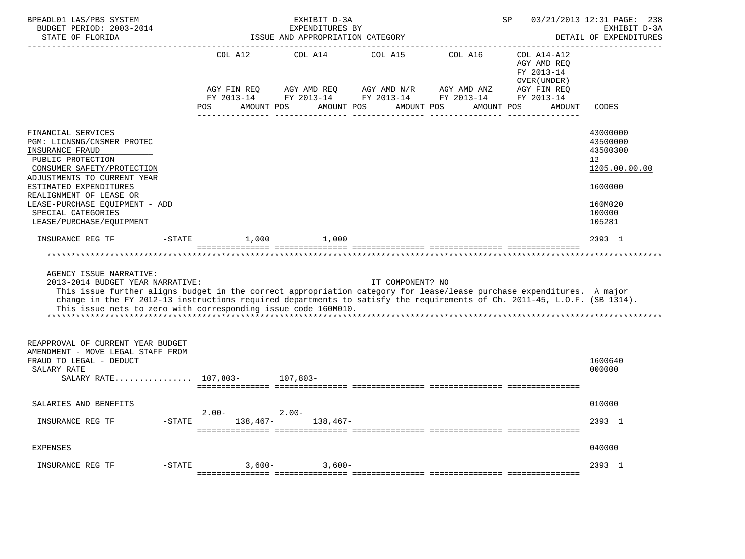BPEADL01 LAS/PBS SYSTEM — EXHIBIT D-3A — EXPENDITURES BY ISSUE AND APPROPRIATION CATEGORY — SP 03/21/2013 12:31 PAGE: 238
BUDGET PERIOD: 2003-2014 — EXHIBIT D-3A
STATE OF FLORIDA — DETAIL OF EXPENDITURES

| | COL A12 AGY FIN REQ FY 2013-14 POS AMOUNT | COL A14 AGY AMD REQ FY 2013-14 POS AMOUNT | COL A15 AGY AMD N/R FY 2013-14 POS AMOUNT | COL A16 AGY AMD ANZ FY 2013-14 POS AMOUNT | COL A14-A12 AGY AMD REQ FY 2013-14 OVER(UNDER) AGY FIN REQ FY 2013-14 POS AMOUNT | CODES |
|---|---|---|---|---|---|---|
| FINANCIAL SERVICES | | | | | | 43000000 |
| PGM: LICNSNG/CNSMER PROTEC | | | | | | 43500000 |
| INSURANCE FRAUD | | | | | | 43500300 |
| PUBLIC PROTECTION | | | | | | 12 |
| CONSUMER SAFETY/PROTECTION | | | | | | 1205.00.00.00 |
| ADJUSTMENTS TO CURRENT YEAR ESTIMATED EXPENDITURES | | | | | | 1600000 |
| REALIGNMENT OF LEASE OR LEASE-PURCHASE EQUIPMENT - ADD | | | | | | 160M020 |
| SPECIAL CATEGORIES | | | | | | 100000 |
| LEASE/PURCHASE/EQUIPMENT | | | | | | 105281 |
| INSURANCE REG TF -STATE | 1,000 | 1,000 | | | | 2393 1 |

AGENCY ISSUE NARRATIVE:
2013-2014 BUDGET YEAR NARRATIVE: IT COMPONENT? NO
This issue further aligns budget in the correct appropriation category for lease/lease purchase expenditures. A major change in the FY 2012-13 instructions required departments to satisfy the requirements of Ch. 2011-45, L.O.F. (SB 1314). This issue nets to zero with corresponding issue code 160M010.

| | COL A12 | COL A14 | COL A15 | COL A16 | COL A14-A12 | CODES |
|---|---|---|---|---|---|---|
| REAPPROVAL OF CURRENT YEAR BUDGET AMENDMENT - MOVE LEGAL STAFF FROM FRAUD TO LEGAL - DEDUCT | | | | | | 1600640 |
| SALARY RATE | | | | | | 000000 |
| SALARY RATE................ | 107,803- | 107,803- | | | | |
| SALARIES AND BENEFITS | | | | | | 010000 |
| INSURANCE REG TF -STATE | 2.00- 138,467- | 2.00- 138,467- | | | | 2393 1 |
| EXPENSES | | | | | | 040000 |
| INSURANCE REG TF -STATE | 3,600- | 3,600- | | | | 2393 1 |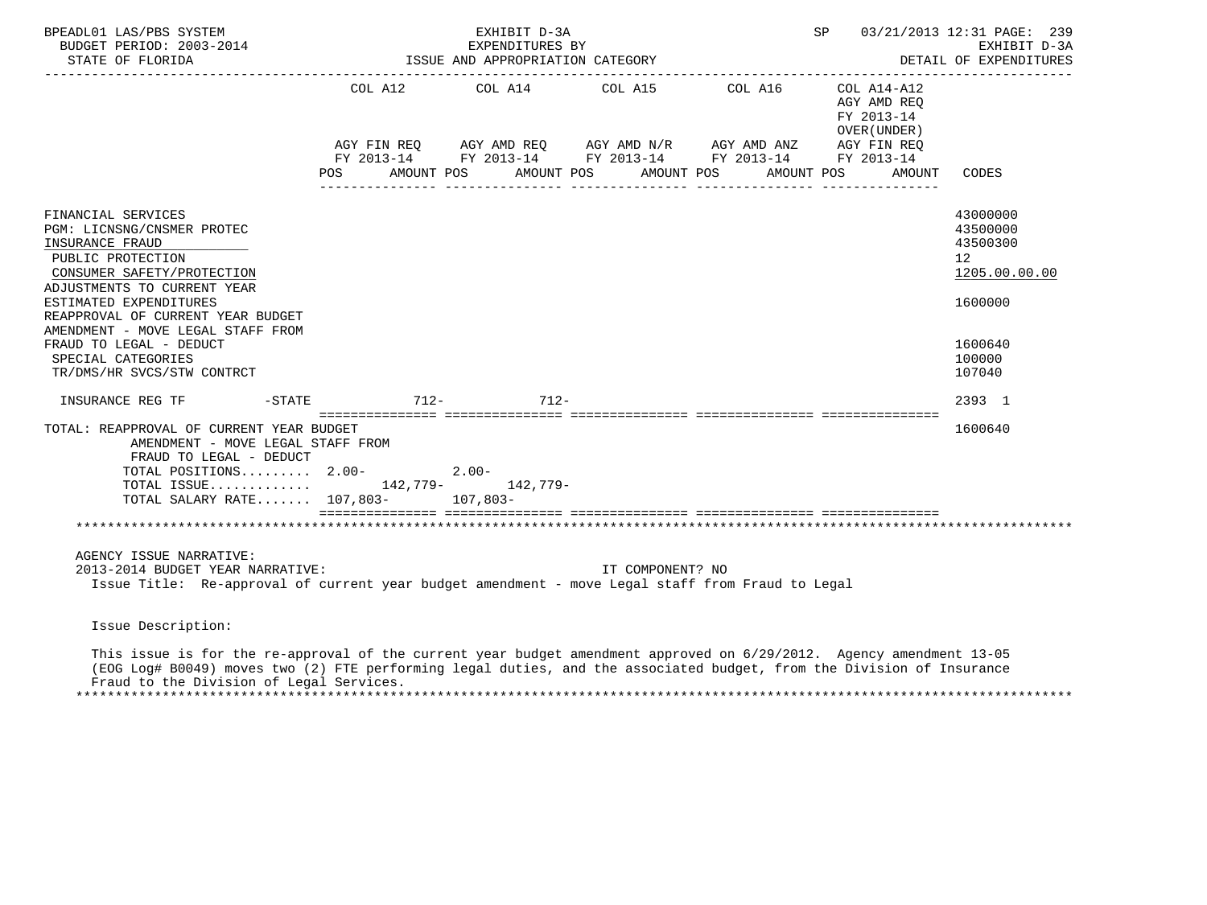BPEADL01 LAS/PBS SYSTEM — EXHIBIT D-3A — SP 03/21/2013 12:31

BUDGET PERIOD: 2003-2014 — EXPENDITURES BY — EXHIBIT D-3A

STATE OF FLORIDA — ISSUE AND APPROPRIATION CATEGORY — DETAIL OF EXPENDITURES

| | COL A12 AGY FIN REQ FY 2013-14 POS | AMOUNT | COL A14 AGY AMD REQ FY 2013-14 POS | AMOUNT | COL A15 AGY AMD N/R FY 2013-14 POS | AMOUNT | COL A16 AGY AMD ANZ FY 2013-14 POS | AMOUNT | COL A14-A12 AGY AMD REQ FY 2013-14 OVER(UNDER) AGY FIN REQ FY 2013-14 POS | AMOUNT | CODES |
|---|---|---|---|---|---|---|---|---|---|---|---|
| FINANCIAL SERVICES | | | | | | | | | | | 43000000 |
| PGM: LICNSNG/CNSMER PROTEC | | | | | | | | | | | 43500000 |
| INSURANCE FRAUD | | | | | | | | | | | 43500300 |
| PUBLIC PROTECTION | | | | | | | | | | | 12 |
| CONSUMER SAFETY/PROTECTION | | | | | | | | | | | 1205.00.00.00 |
| ADJUSTMENTS TO CURRENT YEAR ESTIMATED EXPENDITURES | | | | | | | | | | | 1600000 |
| REAPPROVAL OF CURRENT YEAR BUDGET AMENDMENT - MOVE LEGAL STAFF FROM FRAUD TO LEGAL - DEDUCT | | | | | | | | | | | 1600640 |
| SPECIAL CATEGORIES | | | | | | | | | | | 100000 |
| TR/DMS/HR SVCS/STW CONTRCT | | | | | | | | | | | 107040 |
| INSURANCE REG TF -STATE | | 712- | | 712- | | | | | | | 2393 1 |
| TOTAL: REAPPROVAL OF CURRENT YEAR BUDGET AMENDMENT - MOVE LEGAL STAFF FROM FRAUD TO LEGAL - DEDUCT | | | | | | | | | | | 1600640 |
| TOTAL POSITIONS......... | 2.00- | | 2.00- | | | | | | | | |
| TOTAL ISSUE............. | | 142,779- | | 142,779- | | | | | | | |
| TOTAL SALARY RATE....... | 107,803- | | 107,803- | | | | | | | | |

AGENCY ISSUE NARRATIVE:

2013-2014 BUDGET YEAR NARRATIVE: IT COMPONENT? NO

Issue Title: Re-approval of current year budget amendment - move Legal staff from Fraud to Legal

Issue Description:

This issue is for the re-approval of the current year budget amendment approved on 6/29/2012. Agency amendment 13-05 (EOG Log# B0049) moves two (2) FTE performing legal duties, and the associated budget, from the Division of Insurance Fraud to the Division of Legal Services.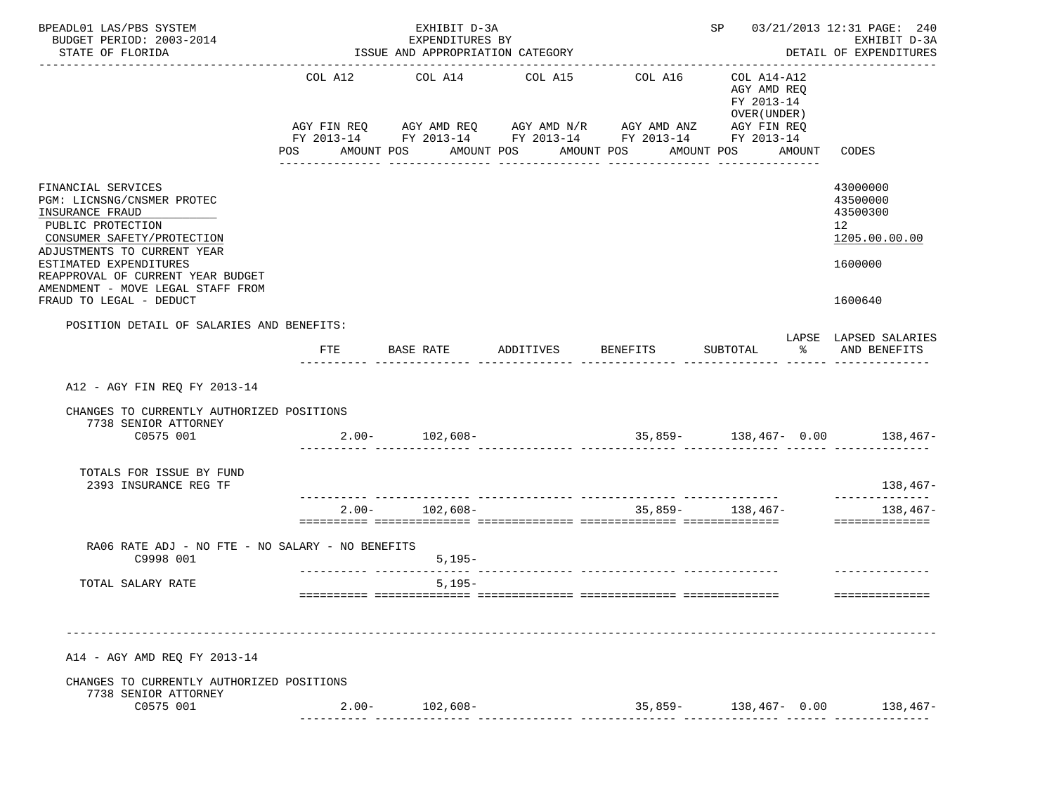BPEADL01 LAS/PBS SYSTEM — EXHIBIT D-3A — EXPENDITURES BY ISSUE AND APPROPRIATION CATEGORY — SP 03/21/2013 12:31 PAGE: 240
BUDGET PERIOD: 2003-2014 — EXHIBIT D-3A
STATE OF FLORIDA — DETAIL OF EXPENDITURES

| | COL A12 AGY FIN REQ FY 2013-14 POS AMOUNT | COL A14 AGY AMD REQ FY 2013-14 POS AMOUNT | COL A15 AGY AMD N/R FY 2013-14 POS AMOUNT | COL A16 AGY AMD ANZ FY 2013-14 POS AMOUNT | COL A14-A12 AGY AMD REQ FY 2013-14 OVER(UNDER) AGY FIN REQ FY 2013-14 POS AMOUNT | CODES |
|---|---|---|---|---|---|---|
| FINANCIAL SERVICES | | | | | | 43000000 |
| PGM: LICNSNG/CNSMER PROTEC | | | | | | 43500000 |
| INSURANCE FRAUD | | | | | | 43500300 |
| PUBLIC PROTECTION | | | | | | 12 |
| CONSUMER SAFETY/PROTECTION | | | | | | 1205.00.00.00 |
| ADJUSTMENTS TO CURRENT YEAR ESTIMATED EXPENDITURES | | | | | | 1600000 |
| REAPPROVAL OF CURRENT YEAR BUDGET AMENDMENT - MOVE LEGAL STAFF FROM FRAUD TO LEGAL - DEDUCT | | | | | | 1600640 |

POSITION DETAIL OF SALARIES AND BENEFITS:

| | FTE | BASE RATE | ADDITIVES | BENEFITS | SUBTOTAL | LAPSE % | LAPSED SALARIES AND BENEFITS |
|---|---|---|---|---|---|---|---|
| **A12 - AGY FIN REQ FY 2013-14** | | | | | | | |
| CHANGES TO CURRENTLY AUTHORIZED POSITIONS | | | | | | | |
| 7738 SENIOR ATTORNEY C0575 001 | 2.00- | 102,608- | | 35,859- | 138,467- | 0.00 | 138,467- |
| TOTALS FOR ISSUE BY FUND | | | | | | | |
| 2393 INSURANCE REG TF | | | | | | | 138,467- |
| | 2.00- | 102,608- | | 35,859- | 138,467- | | 138,467- |
| RA06 RATE ADJ - NO FTE - NO SALARY - NO BENEFITS C9998 001 | | 5,195- | | | | | |
| TOTAL SALARY RATE | | 5,195- | | | | | |
| **A14 - AGY AMD REQ FY 2013-14** | | | | | | | |
| CHANGES TO CURRENTLY AUTHORIZED POSITIONS | | | | | | | |
| 7738 SENIOR ATTORNEY C0575 001 | 2.00- | 102,608- | | 35,859- | 138,467- | 0.00 | 138,467- |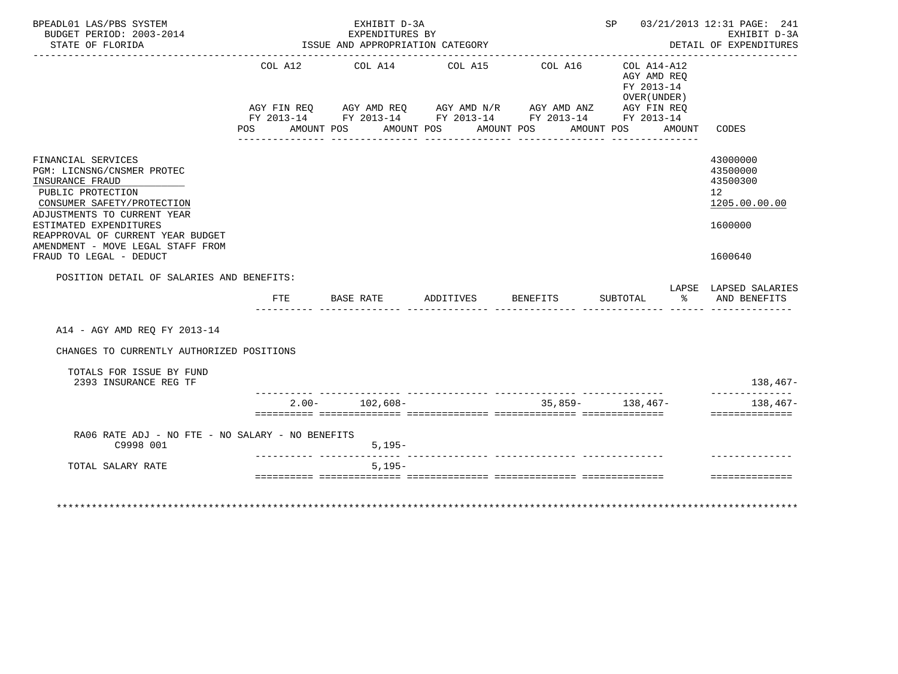BPEADL01 LAS/PBS SYSTEM | EXHIBIT D-3A | SP 03/21/2013 12:31 PAGE: 241
BUDGET PERIOD: 2003-2014 | EXPENDITURES BY | EXHIBIT D-3A
STATE OF FLORIDA | ISSUE AND APPROPRIATION CATEGORY | DETAIL OF EXPENDITURES

| | COL A12 AGY FIN REQ FY 2013-14 POS AMOUNT | COL A14 AGY AMD REQ FY 2013-14 POS AMOUNT | COL A15 AGY AMD N/R FY 2013-14 POS AMOUNT | COL A16 AGY AMD ANZ FY 2013-14 POS AMOUNT | COL A14-A12 AGY AMD REQ FY 2013-14 OVER(UNDER) AGY FIN REQ FY 2013-14 POS AMOUNT | CODES |
|---|---|---|---|---|---|---|
| FINANCIAL SERVICES | | | | | | 43000000 |
| PGM: LICNSNG/CNSMER PROTEC | | | | | | 43500000 |
| INSURANCE FRAUD | | | | | | 43500300 |
| PUBLIC PROTECTION | | | | | | 12 |
| CONSUMER SAFETY/PROTECTION | | | | | | 1205.00.00.00 |
| ADJUSTMENTS TO CURRENT YEAR ESTIMATED EXPENDITURES | | | | | | 1600000 |
| REAPPROVAL OF CURRENT YEAR BUDGET AMENDMENT - MOVE LEGAL STAFF FROM FRAUD TO LEGAL - DEDUCT | | | | | | 1600640 |

POSITION DETAIL OF SALARIES AND BENEFITS:

| | FTE | BASE RATE | ADDITIVES | BENEFITS | SUBTOTAL | LAPSE % | LAPSED SALARIES AND BENEFITS |
|---|---|---|---|---|---|---|---|
| A14 - AGY AMD REQ FY 2013-14 | | | | | | | |
| CHANGES TO CURRENTLY AUTHORIZED POSITIONS | | | | | | | |
| TOTALS FOR ISSUE BY FUND | | | | | | | |
| 2393 INSURANCE REG TF | | | | | | | 138,467- |
| | 2.00- | 102,608- | | 35,859- | 138,467- | | 138,467- |
| RA06 RATE ADJ - NO FTE - NO SALARY - NO BENEFITS C9998 001 | | 5,195- | | | | | |
| TOTAL SALARY RATE | | 5,195- | | | | | |

**************************************************************************************************************************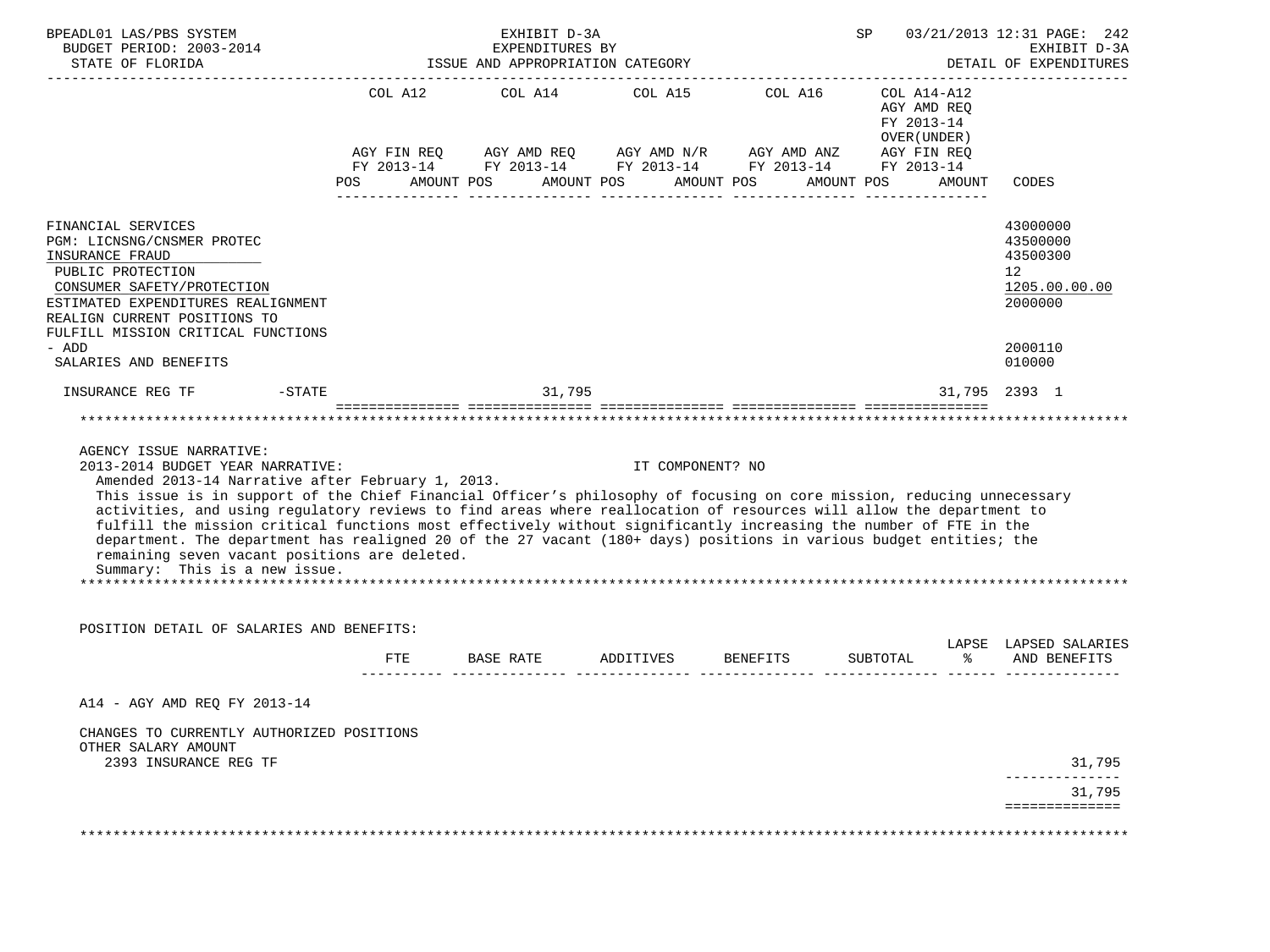BPEADL01 LAS/PBS SYSTEM | EXHIBIT D-3A | SP 03/21/2013 12:31
BUDGET PERIOD: 2003-2014 | EXPENDITURES BY | EXHIBIT D-3A
STATE OF FLORIDA | ISSUE AND APPROPRIATION CATEGORY | DETAIL OF EXPENDITURES

| | COL A12 AGY FIN REQ FY 2013-14 POS AMOUNT | COL A14 AGY AMD REQ FY 2013-14 POS AMOUNT | COL A15 AGY AMD N/R FY 2013-14 POS AMOUNT | COL A16 AGY AMD ANZ FY 2013-14 POS AMOUNT | COL A14-A12 AGY AMD REQ FY 2013-14 OVER(UNDER) AGY FIN REQ FY 2013-14 POS AMOUNT | CODES |
|---|---|---|---|---|---|---|
| FINANCIAL SERVICES | | | | | | 43000000 |
| PGM: LICNSNG/CNSMER PROTEC | | | | | | 43500000 |
| INSURANCE FRAUD | | | | | | 43500300 |
| PUBLIC PROTECTION | | | | | | 12 |
| CONSUMER SAFETY/PROTECTION | | | | | | 1205.00.00.00 |
| ESTIMATED EXPENDITURES REALIGNMENT | | | | | | 2000000 |
| REALIGN CURRENT POSITIONS TO FULFILL MISSION CRITICAL FUNCTIONS - ADD | | | | | | 2000110 |
| SALARIES AND BENEFITS | | | | | | 010000 |
| INSURANCE REG TF -STATE | | 31,795 | | | 31,795 | 2393 1 |

AGENCY ISSUE NARRATIVE:
2013-2014 BUDGET YEAR NARRATIVE: IT COMPONENT? NO
Amended 2013-14 Narrative after February 1, 2013.
This issue is in support of the Chief Financial Officer's philosophy of focusing on core mission, reducing unnecessary activities, and using regulatory reviews to find areas where reallocation of resources will allow the department to fulfill the mission critical functions most effectively without significantly increasing the number of FTE in the department. The department has realigned 20 of the 27 vacant (180+ days) positions in various budget entities; the remaining seven vacant positions are deleted.
Summary: This is a new issue.

POSITION DETAIL OF SALARIES AND BENEFITS:

| | FTE | BASE RATE | ADDITIVES | BENEFITS | SUBTOTAL | LAPSE % | LAPSED SALARIES AND BENEFITS |
|---|---|---|---|---|---|---|---|
| A14 - AGY AMD REQ FY 2013-14 | | | | | | | |
| CHANGES TO CURRENTLY AUTHORIZED POSITIONS | | | | | | | |
| OTHER SALARY AMOUNT | | | | | | | |
| 2393 INSURANCE REG TF | | | | | | | 31,795 |
| | | | | | | | 31,795 |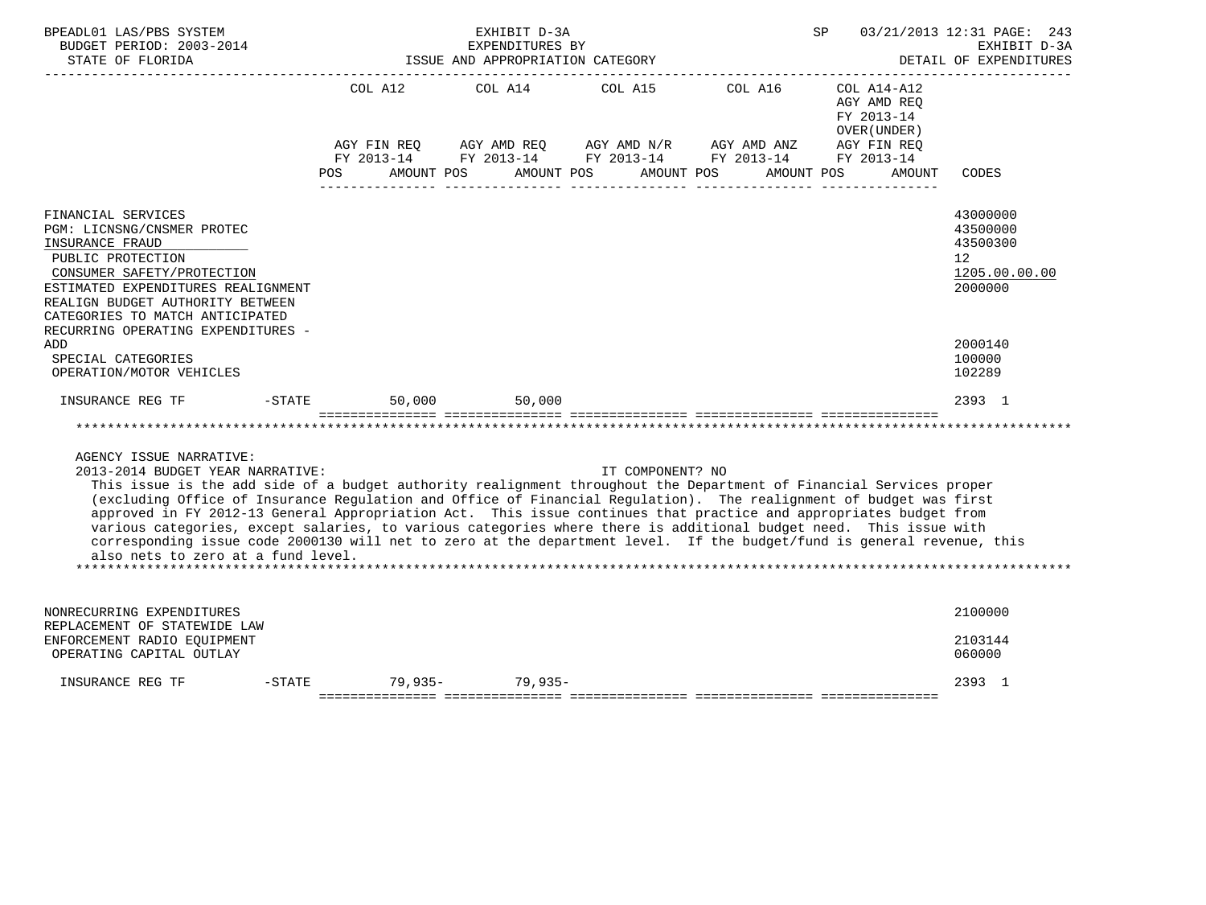| | COL A12 | | COL A14 | | COL A15 | | COL A16 | | COL A14-A12 AGY AMD REQ FY 2013-14 OVER(UNDER) | |
|---|---|---|---|---|---|---|---|---|---|---|
| | AGY FIN REQ FY 2013-14 | | AGY AMD REQ FY 2013-14 | | AGY AMD N/R FY 2013-14 | | AGY AMD ANZ FY 2013-14 | | AGY FIN REQ FY 2013-14 | |
| | POS | AMOUNT | POS | AMOUNT | POS | AMOUNT | POS | AMOUNT | POS | AMOUNT | CODES |

FINANCIAL SERVICES — 43000000
PGM: LICNSNG/CNSMER PROTEC — 43500000
INSURANCE FRAUD — 43500300
PUBLIC PROTECTION — 12
CONSUMER SAFETY/PROTECTION — 1205.00.00.00
ESTIMATED EXPENDITURES REALIGNMENT — 2000000
REALIGN BUDGET AUTHORITY BETWEEN CATEGORIES TO MATCH ANTICIPATED RECURRING OPERATING EXPENDITURES - ADD — 2000140
SPECIAL CATEGORIES — 100000
OPERATION/MOTOR VEHICLES — 102289

| | COL A12 AMOUNT | COL A14 AMOUNT | COL A15 AMOUNT | COL A16 AMOUNT | COL A14-A12 AMOUNT | CODES |
|---|---|---|---|---|---|---|
| INSURANCE REG TF -STATE | 50,000 | 50,000 | | | | 2393 1 |

AGENCY ISSUE NARRATIVE:

2013-2014 BUDGET YEAR NARRATIVE: IT COMPONENT? NO

This issue is the add side of a budget authority realignment throughout the Department of Financial Services proper (excluding Office of Insurance Regulation and Office of Financial Regulation). The realignment of budget was first approved in FY 2012-13 General Appropriation Act. This issue continues that practice and appropriates budget from various categories, except salaries, to various categories where there is additional budget need. This issue with corresponding issue code 2000130 will net to zero at the department level. If the budget/fund is general revenue, this also nets to zero at a fund level.

NONRECURRING EXPENDITURES — 2100000
REPLACEMENT OF STATEWIDE LAW ENFORCEMENT RADIO EQUIPMENT — 2103144
OPERATING CAPITAL OUTLAY — 060000

| | COL A12 AMOUNT | COL A14 AMOUNT | COL A15 AMOUNT | COL A16 AMOUNT | COL A14-A12 AMOUNT | CODES |
|---|---|---|---|---|---|---|
| INSURANCE REG TF -STATE | 79,935- | 79,935- | | | | 2393 1 |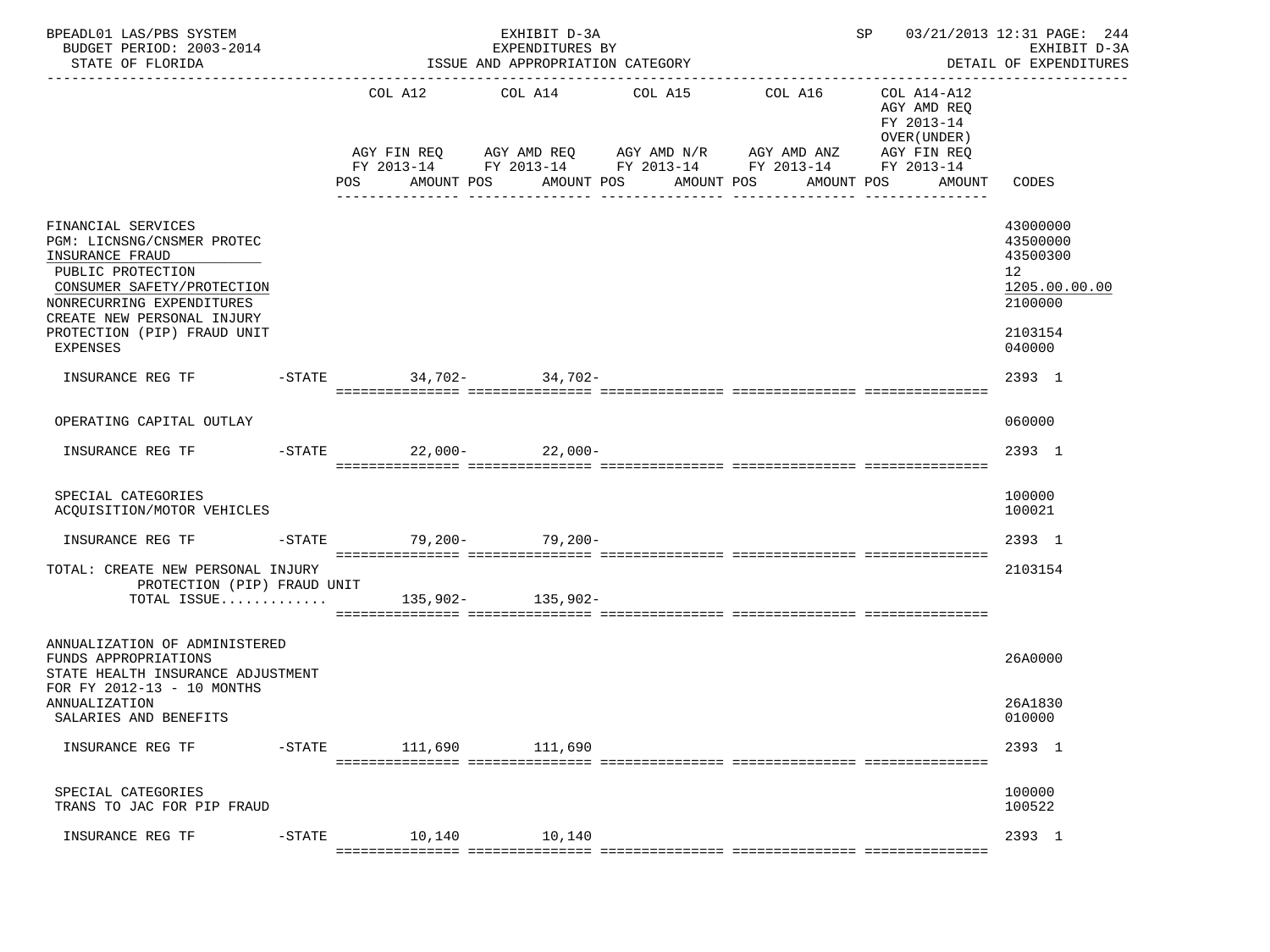BPEADL01 LAS/PBS SYSTEM — EXHIBIT D-3A — EXPENDITURES BY ISSUE AND APPROPRIATION CATEGORY
BUDGET PERIOD: 2003-2014 — STATE OF FLORIDA — DETAIL OF EXPENDITURES
SP 03/21/2013 12:31

| | | COL A12 AGY FIN REQ FY 2013-14 POS AMOUNT | COL A14 AGY AMD REQ FY 2013-14 POS AMOUNT | COL A15 AGY AMD N/R FY 2013-14 POS AMOUNT | COL A16 AGY AMD ANZ FY 2013-14 POS AMOUNT | COL A14-A12 AGY AMD REQ FY 2013-14 OVER(UNDER) AGY FIN REQ FY 2013-14 POS AMOUNT | CODES |
|---|---|---|---|---|---|---|---|
| FINANCIAL SERVICES | | | | | | | 43000000 |
| PGM: LICNSNG/CNSMER PROTEC | | | | | | | 43500000 |
| INSURANCE FRAUD | | | | | | | 43500300 |
| PUBLIC PROTECTION | | | | | | | 12 |
| CONSUMER SAFETY/PROTECTION | | | | | | | 1205.00.00.00 |
| NONRECURRING EXPENDITURES | | | | | | | 2100000 |
| CREATE NEW PERSONAL INJURY PROTECTION (PIP) FRAUD UNIT | | | | | | | 2103154 |
| EXPENSES | | | | | | | 040000 |
| INSURANCE REG TF | -STATE | 34,702- | 34,702- | | | | 2393 1 |
| OPERATING CAPITAL OUTLAY | | | | | | | 060000 |
| INSURANCE REG TF | -STATE | 22,000- | 22,000- | | | | 2393 1 |
| SPECIAL CATEGORIES | | | | | | | 100000 |
| ACQUISITION/MOTOR VEHICLES | | | | | | | 100021 |
| INSURANCE REG TF | -STATE | 79,200- | 79,200- | | | | 2393 1 |
| TOTAL: CREATE NEW PERSONAL INJURY PROTECTION (PIP) FRAUD UNIT | | | | | | | 2103154 |
| TOTAL ISSUE............. | | 135,902- | 135,902- | | | | |
| ANNUALIZATION OF ADMINISTERED FUNDS APPROPRIATIONS | | | | | | | 26A0000 |
| STATE HEALTH INSURANCE ADJUSTMENT FOR FY 2012-13 - 10 MONTHS ANNUALIZATION | | | | | | | 26A1830 |
| SALARIES AND BENEFITS | | | | | | | 010000 |
| INSURANCE REG TF | -STATE | 111,690 | 111,690 | | | | 2393 1 |
| SPECIAL CATEGORIES | | | | | | | 100000 |
| TRANS TO JAC FOR PIP FRAUD | | | | | | | 100522 |
| INSURANCE REG TF | -STATE | 10,140 | 10,140 | | | | 2393 1 |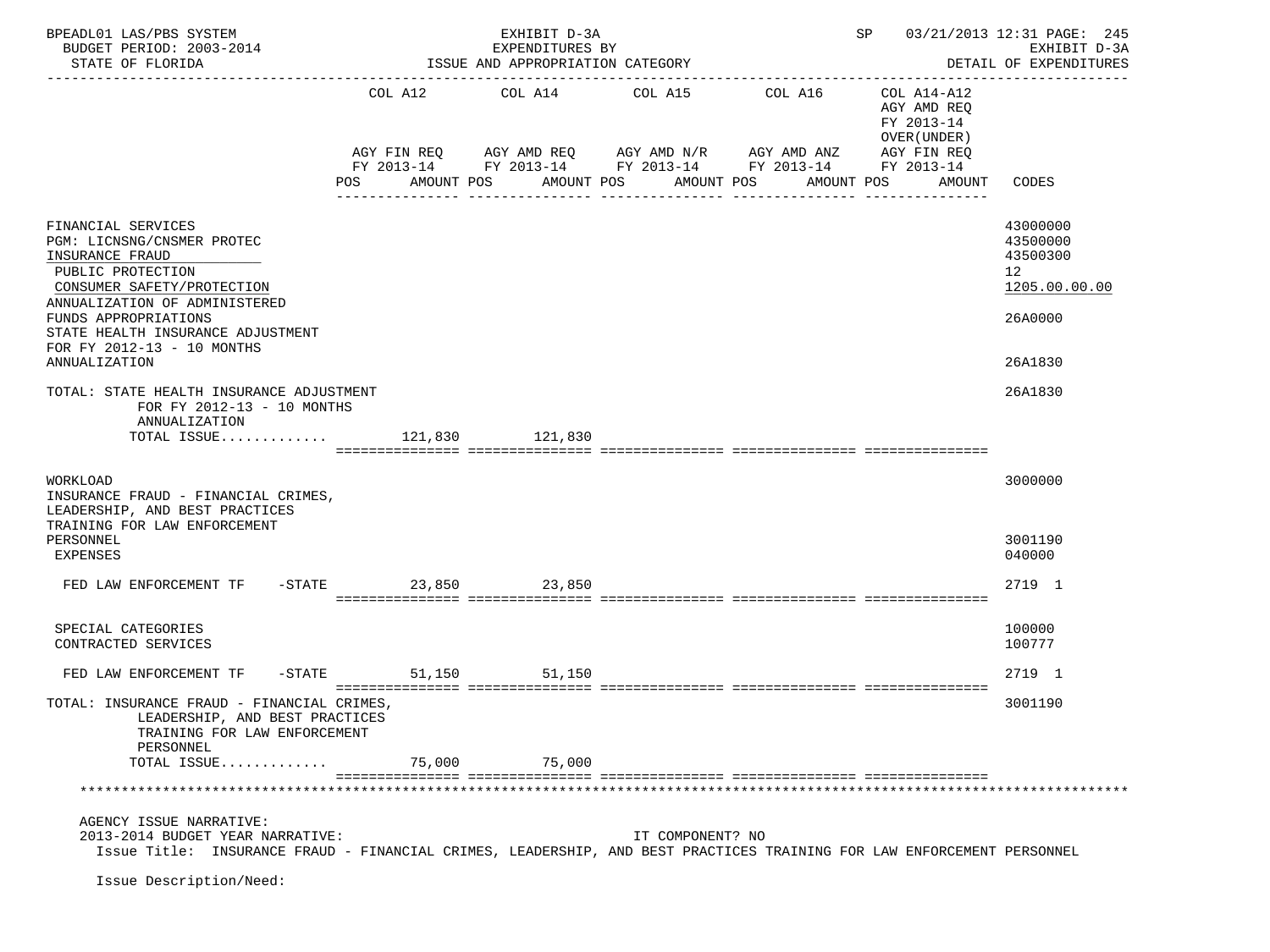BPEADL01 LAS/PBS SYSTEM — EXHIBIT D-3A — EXPENDITURES BY ISSUE AND APPROPRIATION CATEGORY — SP 03/21/2013 12:31 PAGE: 245
BUDGET PERIOD: 2003-2014 — EXHIBIT D-3A
STATE OF FLORIDA — DETAIL OF EXPENDITURES

| | COL A12 AGY FIN REQ FY 2013-14 POS AMOUNT | COL A14 AGY AMD REQ FY 2013-14 POS AMOUNT | COL A15 AGY AMD N/R FY 2013-14 POS AMOUNT | COL A16 AGY AMD ANZ FY 2013-14 POS AMOUNT | COL A14-A12 AGY AMD REQ FY 2013-14 OVER(UNDER) AGY FIN REQ FY 2013-14 POS AMOUNT | CODES |
|---|---|---|---|---|---|---|
| FINANCIAL SERVICES | | | | | | 43000000 |
| PGM: LICNSNG/CNSMER PROTEC | | | | | | 43500000 |
| INSURANCE FRAUD | | | | | | 43500300 |
| PUBLIC PROTECTION | | | | | | 12 |
| CONSUMER SAFETY/PROTECTION | | | | | | 1205.00.00.00 |
| ANNUALIZATION OF ADMINISTERED FUNDS APPROPRIATIONS | | | | | | 26A0000 |
| STATE HEALTH INSURANCE ADJUSTMENT FOR FY 2012-13 - 10 MONTHS ANNUALIZATION | | | | | | 26A1830 |
| TOTAL: STATE HEALTH INSURANCE ADJUSTMENT FOR FY 2012-13 - 10 MONTHS ANNUALIZATION | | | | | | 26A1830 |
| TOTAL ISSUE............. | 121,830 | 121,830 | | | | |
| WORKLOAD | | | | | | 3000000 |
| INSURANCE FRAUD - FINANCIAL CRIMES, LEADERSHIP, AND BEST PRACTICES TRAINING FOR LAW ENFORCEMENT PERSONNEL | | | | | | 3001190 |
| EXPENSES | | | | | | 040000 |
| FED LAW ENFORCEMENT TF -STATE | 23,850 | 23,850 | | | | 2719 1 |
| SPECIAL CATEGORIES | | | | | | 100000 |
| CONTRACTED SERVICES | | | | | | 100777 |
| FED LAW ENFORCEMENT TF -STATE | 51,150 | 51,150 | | | | 2719 1 |
| TOTAL: INSURANCE FRAUD - FINANCIAL CRIMES, LEADERSHIP, AND BEST PRACTICES TRAINING FOR LAW ENFORCEMENT PERSONNEL | | | | | | 3001190 |
| TOTAL ISSUE............. | 75,000 | 75,000 | | | | |

AGENCY ISSUE NARRATIVE:
2013-2014 BUDGET YEAR NARRATIVE: IT COMPONENT? NO
Issue Title: INSURANCE FRAUD - FINANCIAL CRIMES, LEADERSHIP, AND BEST PRACTICES TRAINING FOR LAW ENFORCEMENT PERSONNEL

Issue Description/Need: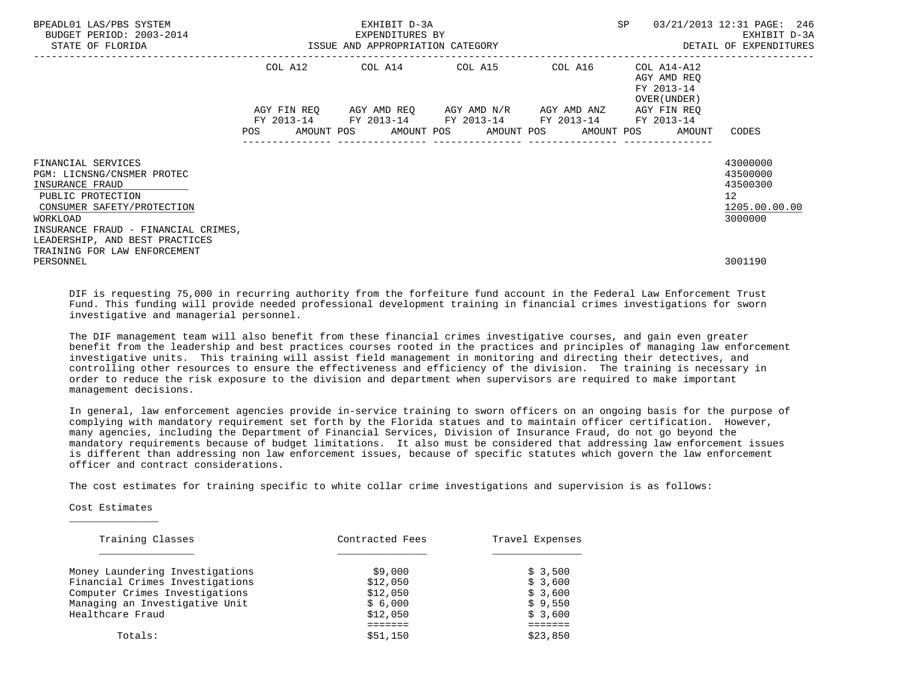| | COL A12 | | COL A14 | | COL A15 | | COL A16 | | COL A14-A12 AGY AMD REQ FY 2013-14 OVER(UNDER) AGY FIN REQ FY 2013-14 | |
|---|---|---|---|---|---|---|---|---|---|---|
| | AGY FIN REQ FY 2013-14 | | AGY AMD REQ FY 2013-14 | | AGY AMD N/R FY 2013-14 | | AGY AMD ANZ FY 2013-14 | | | |
| | POS | AMOUNT | POS | AMOUNT | POS | AMOUNT | POS | AMOUNT | POS | AMOUNT | CODES |

FINANCIAL SERVICES — 43000000
PGM: LICNSNG/CNSMER PROTEC — 43500000
INSURANCE FRAUD — 43500300
PUBLIC PROTECTION — 12
CONSUMER SAFETY/PROTECTION — 1205.00.00.00
WORKLOAD — 3000000
INSURANCE FRAUD - FINANCIAL CRIMES, LEADERSHIP, AND BEST PRACTICES TRAINING FOR LAW ENFORCEMENT PERSONNEL — 3001190

DIF is requesting 75,000 in recurring authority from the forfeiture fund account in the Federal Law Enforcement Trust Fund. This funding will provide needed professional development training in financial crimes investigations for sworn investigative and managerial personnel.

The DIF management team will also benefit from these financial crimes investigative courses, and gain even greater benefit from the leadership and best practices courses rooted in the practices and principles of managing law enforcement investigative units. This training will assist field management in monitoring and directing their detectives, and controlling other resources to ensure the effectiveness and efficiency of the division. The training is necessary in order to reduce the risk exposure to the division and department when supervisors are required to make important management decisions.

In general, law enforcement agencies provide in-service training to sworn officers on an ongoing basis for the purpose of complying with mandatory requirement set forth by the Florida statues and to maintain officer certification. However, many agencies, including the Department of Financial Services, Division of Insurance Fraud, do not go beyond the mandatory requirements because of budget limitations. It also must be considered that addressing law enforcement issues is different than addressing non law enforcement issues, because of specific statutes which govern the law enforcement officer and contract considerations.

The cost estimates for training specific to white collar crime investigations and supervision is as follows:

Cost Estimates

| Training Classes | Contracted Fees | Travel Expenses |
|---|---|---|
| Money Laundering Investigations | $9,000 | $ 3,500 |
| Financial Crimes Investigations | $12,050 | $ 3,600 |
| Computer Crimes Investigations | $12,050 | $ 3,600 |
| Managing an Investigative Unit | $ 6,000 | $ 9,550 |
| Healthcare Fraud | $12,050 | $ 3,600 |
| Totals: | $51,150 | $23,850 |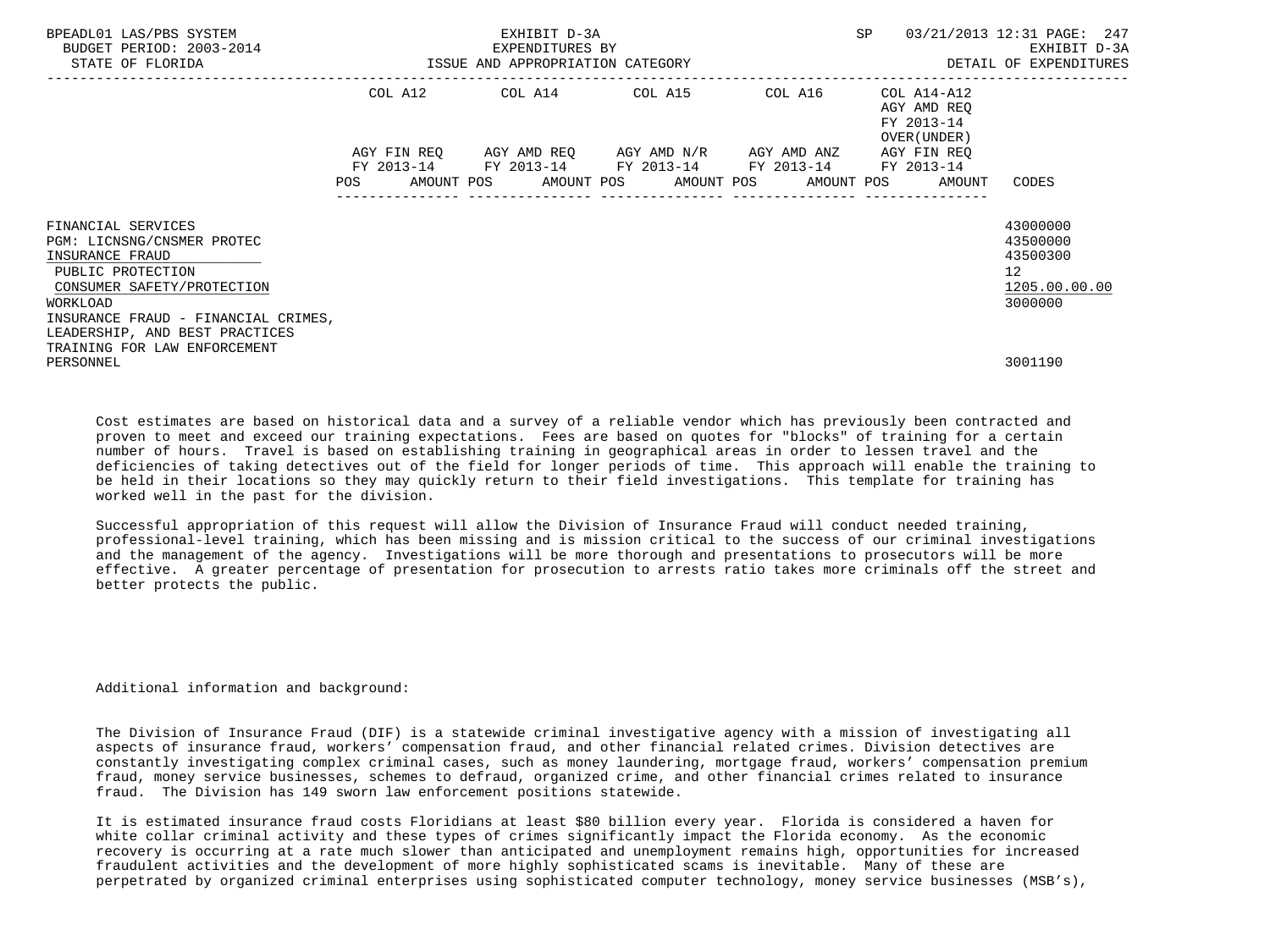| | COL A12 | | COL A14 | | COL A15 | | COL A16 | | COL A14-A12 AGY AMD REQ FY 2013-14 OVER(UNDER) | | |
|---|---|---|---|---|---|---|---|---|---|---|---|
| | AGY FIN REQ FY 2013-14 | | AGY AMD REQ FY 2013-14 | | AGY AMD N/R FY 2013-14 | | AGY AMD ANZ FY 2013-14 | | AGY FIN REQ FY 2013-14 | | |
| | POS | AMOUNT | POS | AMOUNT | POS | AMOUNT | POS | AMOUNT | POS | AMOUNT | CODES |
| FINANCIAL SERVICES | | | | | | | | | | | 43000000 |
| PGM: LICNSNG/CNSMER PROTEC | | | | | | | | | | | 43500000 |
| INSURANCE FRAUD | | | | | | | | | | | 43500300 |
| PUBLIC PROTECTION | | | | | | | | | | | 12 |
| CONSUMER SAFETY/PROTECTION | | | | | | | | | | | 1205.00.00.00 |
| WORKLOAD | | | | | | | | | | | 3000000 |
| INSURANCE FRAUD - FINANCIAL CRIMES, LEADERSHIP, AND BEST PRACTICES TRAINING FOR LAW ENFORCEMENT PERSONNEL | | | | | | | | | | | 3001190 |

Cost estimates are based on historical data and a survey of a reliable vendor which has previously been contracted and proven to meet and exceed our training expectations. Fees are based on quotes for "blocks" of training for a certain number of hours. Travel is based on establishing training in geographical areas in order to lessen travel and the deficiencies of taking detectives out of the field for longer periods of time. This approach will enable the training to be held in their locations so they may quickly return to their field investigations. This template for training has worked well in the past for the division.

Successful appropriation of this request will allow the Division of Insurance Fraud will conduct needed training, professional-level training, which has been missing and is mission critical to the success of our criminal investigations and the management of the agency. Investigations will be more thorough and presentations to prosecutors will be more effective. A greater percentage of presentation for prosecution to arrests ratio takes more criminals off the street and better protects the public.

Additional information and background:

The Division of Insurance Fraud (DIF) is a statewide criminal investigative agency with a mission of investigating all aspects of insurance fraud, workers' compensation fraud, and other financial related crimes. Division detectives are constantly investigating complex criminal cases, such as money laundering, mortgage fraud, workers' compensation premium fraud, money service businesses, schemes to defraud, organized crime, and other financial crimes related to insurance fraud. The Division has 149 sworn law enforcement positions statewide.

It is estimated insurance fraud costs Floridians at least $80 billion every year. Florida is considered a haven for white collar criminal activity and these types of crimes significantly impact the Florida economy. As the economic recovery is occurring at a rate much slower than anticipated and unemployment remains high, opportunities for increased fraudulent activities and the development of more highly sophisticated scams is inevitable. Many of these are perpetrated by organized criminal enterprises using sophisticated computer technology, money service businesses (MSB's),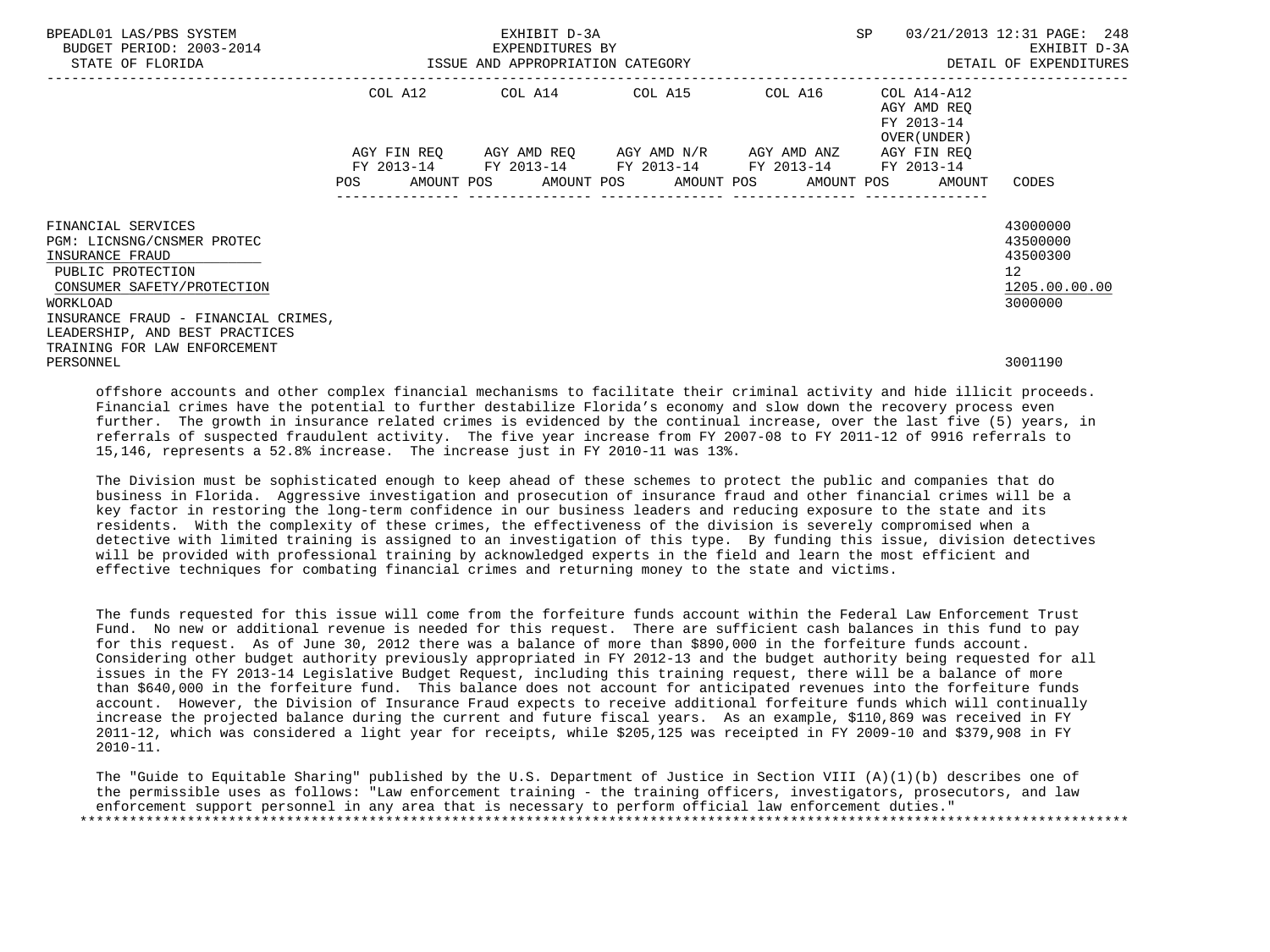| | COL A12 | | COL A14 | | COL A15 | | COL A16 | | COL A14-A12 AGY AMD REQ FY 2013-14 OVER(UNDER) | | |
|---|---|---|---|---|---|---|---|---|---|---|---|
| | AGY FIN REQ FY 2013-14 | | AGY AMD REQ FY 2013-14 | | AGY AMD N/R FY 2013-14 | | AGY AMD ANZ FY 2013-14 | | AGY FIN REQ FY 2013-14 | | |
| | POS | AMOUNT | POS | AMOUNT | POS | AMOUNT | POS | AMOUNT | POS | AMOUNT | CODES |
| FINANCIAL SERVICES | | | | | | | | | | | 43000000 |
| PGM: LICNSNG/CNSMER PROTEC | | | | | | | | | | | 43500000 |
| INSURANCE FRAUD | | | | | | | | | | | 43500300 |
| PUBLIC PROTECTION | | | | | | | | | | | 12 |
| CONSUMER SAFETY/PROTECTION | | | | | | | | | | | 1205.00.00.00 |
| WORKLOAD | | | | | | | | | | | 3000000 |
| INSURANCE FRAUD - FINANCIAL CRIMES, LEADERSHIP, AND BEST PRACTICES TRAINING FOR LAW ENFORCEMENT PERSONNEL | | | | | | | | | | | 3001190 |

offshore accounts and other complex financial mechanisms to facilitate their criminal activity and hide illicit proceeds. Financial crimes have the potential to further destabilize Florida's economy and slow down the recovery process even further. The growth in insurance related crimes is evidenced by the continual increase, over the last five (5) years, in referrals of suspected fraudulent activity. The five year increase from FY 2007-08 to FY 2011-12 of 9916 referrals to 15,146, represents a 52.8% increase. The increase just in FY 2010-11 was 13%.

The Division must be sophisticated enough to keep ahead of these schemes to protect the public and companies that do business in Florida. Aggressive investigation and prosecution of insurance fraud and other financial crimes will be a key factor in restoring the long-term confidence in our business leaders and reducing exposure to the state and its residents. With the complexity of these crimes, the effectiveness of the division is severely compromised when a detective with limited training is assigned to an investigation of this type. By funding this issue, division detectives will be provided with professional training by acknowledged experts in the field and learn the most efficient and effective techniques for combating financial crimes and returning money to the state and victims.

The funds requested for this issue will come from the forfeiture funds account within the Federal Law Enforcement Trust Fund. No new or additional revenue is needed for this request. There are sufficient cash balances in this fund to pay for this request. As of June 30, 2012 there was a balance of more than $890,000 in the forfeiture funds account. Considering other budget authority previously appropriated in FY 2012-13 and the budget authority being requested for all issues in the FY 2013-14 Legislative Budget Request, including this training request, there will be a balance of more than $640,000 in the forfeiture fund. This balance does not account for anticipated revenues into the forfeiture funds account. However, the Division of Insurance Fraud expects to receive additional forfeiture funds which will continually increase the projected balance during the current and future fiscal years. As an example, $110,869 was received in FY 2011-12, which was considered a light year for receipts, while $205,125 was receipted in FY 2009-10 and $379,908 in FY 2010-11.

The "Guide to Equitable Sharing" published by the U.S. Department of Justice in Section VIII (A)(1)(b) describes one of the permissible uses as follows: "Law enforcement training - the training officers, investigators, prosecutors, and law enforcement support personnel in any area that is necessary to perform official law enforcement duties."

*******************************************************************************************************************************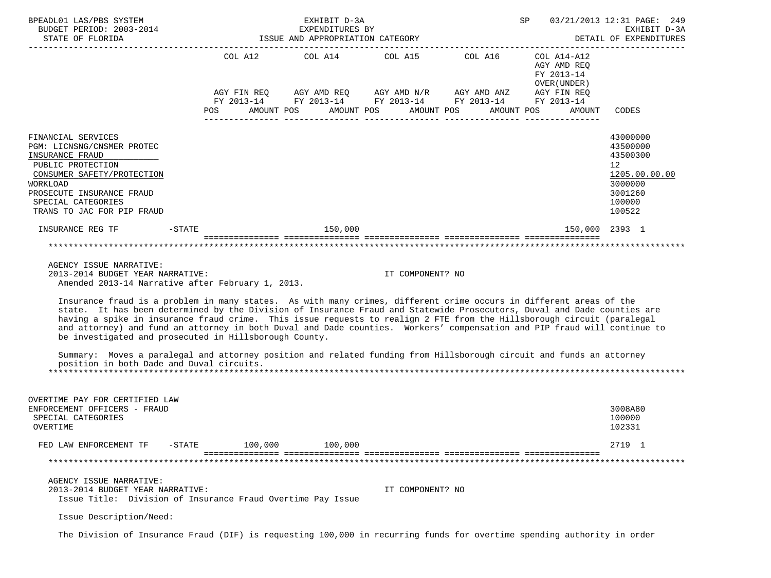BPEADL01 LAS/PBS SYSTEM — EXHIBIT D-3A — EXPENDITURES BY ISSUE AND APPROPRIATION CATEGORY — SP 03/21/2013 12:31 PAGE: 249
BUDGET PERIOD: 2003-2014 — EXHIBIT D-3A
STATE OF FLORIDA — DETAIL OF EXPENDITURES

| | COL A12 AGY FIN REQ FY 2013-14 POS AMOUNT | COL A14 AGY AMD REQ FY 2013-14 POS AMOUNT | COL A15 AGY AMD N/R FY 2013-14 POS AMOUNT | COL A16 AGY AMD ANZ FY 2013-14 POS AMOUNT | COL A14-A12 AGY AMD REQ FY 2013-14 OVER(UNDER) AGY FIN REQ FY 2013-14 POS AMOUNT | CODES |
|---|---|---|---|---|---|---|
| FINANCIAL SERVICES | | | | | | 43000000 |
| PGM: LICNSNG/CNSMER PROTEC | | | | | | 43500000 |
| INSURANCE FRAUD | | | | | | 43500300 |
| PUBLIC PROTECTION | | | | | | 12 |
| CONSUMER SAFETY/PROTECTION | | | | | | 1205.00.00.00 |
| WORKLOAD | | | | | | 3000000 |
| PROSECUTE INSURANCE FRAUD | | | | | | 3001260 |
| SPECIAL CATEGORIES | | | | | | 100000 |
| TRANS TO JAC FOR PIP FRAUD | | | | | | 100522 |
| INSURANCE REG TF -STATE | | 150,000 | | | 150,000 | 2393 1 |

AGENCY ISSUE NARRATIVE:
2013-2014 BUDGET YEAR NARRATIVE: IT COMPONENT? NO
Amended 2013-14 Narrative after February 1, 2013.

Insurance fraud is a problem in many states. As with many crimes, different crime occurs in different areas of the state. It has been determined by the Division of Insurance Fraud and Statewide Prosecutors, Duval and Dade counties are having a spike in insurance fraud crime. This issue requests to realign 2 FTE from the Hillsborough circuit (paralegal and attorney) and fund an attorney in both Duval and Dade counties. Workers' compensation and PIP fraud will continue to be investigated and prosecuted in Hillsborough County.

Summary: Moves a paralegal and attorney position and related funding from Hillsborough circuit and funds an attorney position in both Dade and Duval circuits.

| | COL A12 | COL A14 | COL A15 | COL A16 | COL A14-A12 | CODES |
|---|---|---|---|---|---|---|
| OVERTIME PAY FOR CERTIFIED LAW ENFORCEMENT OFFICERS - FRAUD | | | | | | 3008A80 |
| SPECIAL CATEGORIES | | | | | | 100000 |
| OVERTIME | | | | | | 102331 |
| FED LAW ENFORCEMENT TF -STATE | 100,000 | 100,000 | | | | 2719 1 |

AGENCY ISSUE NARRATIVE:
2013-2014 BUDGET YEAR NARRATIVE: IT COMPONENT? NO
Issue Title: Division of Insurance Fraud Overtime Pay Issue

Issue Description/Need:

The Division of Insurance Fraud (DIF) is requesting 100,000 in recurring funds for overtime spending authority in order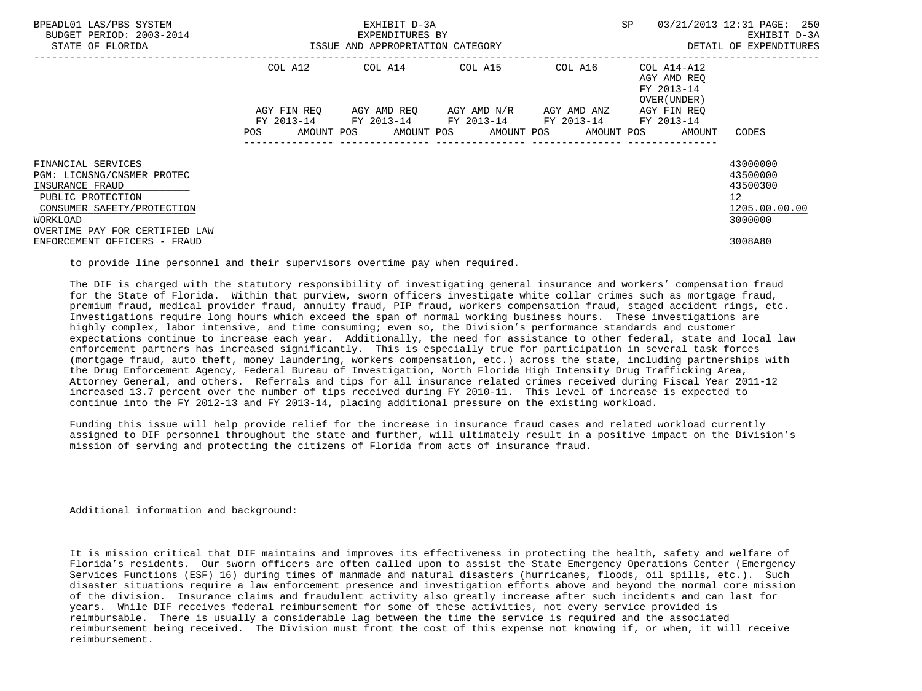| | COL A12 | | COL A14 | | COL A15 | | COL A16 | | COL A14-A12 AGY AMD REQ FY 2013-14 OVER(UNDER) | | |
|---|---|---|---|---|---|---|---|---|---|---|---|
| | AGY FIN REQ FY 2013-14 | | AGY AMD REQ FY 2013-14 | | AGY AMD N/R FY 2013-14 | | AGY AMD ANZ FY 2013-14 | | AGY FIN REQ FY 2013-14 | | |
| | POS | AMOUNT | POS | AMOUNT | POS | AMOUNT | POS | AMOUNT | POS | AMOUNT | CODES |
| FINANCIAL SERVICES | | | | | | | | | | | 43000000 |
| PGM: LICNSNG/CNSMER PROTEC | | | | | | | | | | | 43500000 |
| INSURANCE FRAUD | | | | | | | | | | | 43500300 |
| PUBLIC PROTECTION | | | | | | | | | | | 12 |
| CONSUMER SAFETY/PROTECTION | | | | | | | | | | | 1205.00.00.00 |
| WORKLOAD | | | | | | | | | | | 3000000 |
| OVERTIME PAY FOR CERTIFIED LAW ENFORCEMENT OFFICERS - FRAUD | | | | | | | | | | | 3008A80 |

to provide line personnel and their supervisors overtime pay when required.

The DIF is charged with the statutory responsibility of investigating general insurance and workers' compensation fraud for the State of Florida. Within that purview, sworn officers investigate white collar crimes such as mortgage fraud, premium fraud, medical provider fraud, annuity fraud, PIP fraud, workers compensation fraud, staged accident rings, etc. Investigations require long hours which exceed the span of normal working business hours. These investigations are highly complex, labor intensive, and time consuming; even so, the Division's performance standards and customer expectations continue to increase each year. Additionally, the need for assistance to other federal, state and local law enforcement partners has increased significantly. This is especially true for participation in several task forces (mortgage fraud, auto theft, money laundering, workers compensation, etc.) across the state, including partnerships with the Drug Enforcement Agency, Federal Bureau of Investigation, North Florida High Intensity Drug Trafficking Area, Attorney General, and others. Referrals and tips for all insurance related crimes received during Fiscal Year 2011-12 increased 13.7 percent over the number of tips received during FY 2010-11. This level of increase is expected to continue into the FY 2012-13 and FY 2013-14, placing additional pressure on the existing workload.

Funding this issue will help provide relief for the increase in insurance fraud cases and related workload currently assigned to DIF personnel throughout the state and further, will ultimately result in a positive impact on the Division's mission of serving and protecting the citizens of Florida from acts of insurance fraud.

Additional information and background:

It is mission critical that DIF maintains and improves its effectiveness in protecting the health, safety and welfare of Florida's residents. Our sworn officers are often called upon to assist the State Emergency Operations Center (Emergency Services Functions (ESF) 16) during times of manmade and natural disasters (hurricanes, floods, oil spills, etc.). Such disaster situations require a law enforcement presence and investigation efforts above and beyond the normal core mission of the division. Insurance claims and fraudulent activity also greatly increase after such incidents and can last for years. While DIF receives federal reimbursement for some of these activities, not every service provided is reimbursable. There is usually a considerable lag between the time the service is required and the associated reimbursement being received. The Division must front the cost of this expense not knowing if, or when, it will receive reimbursement.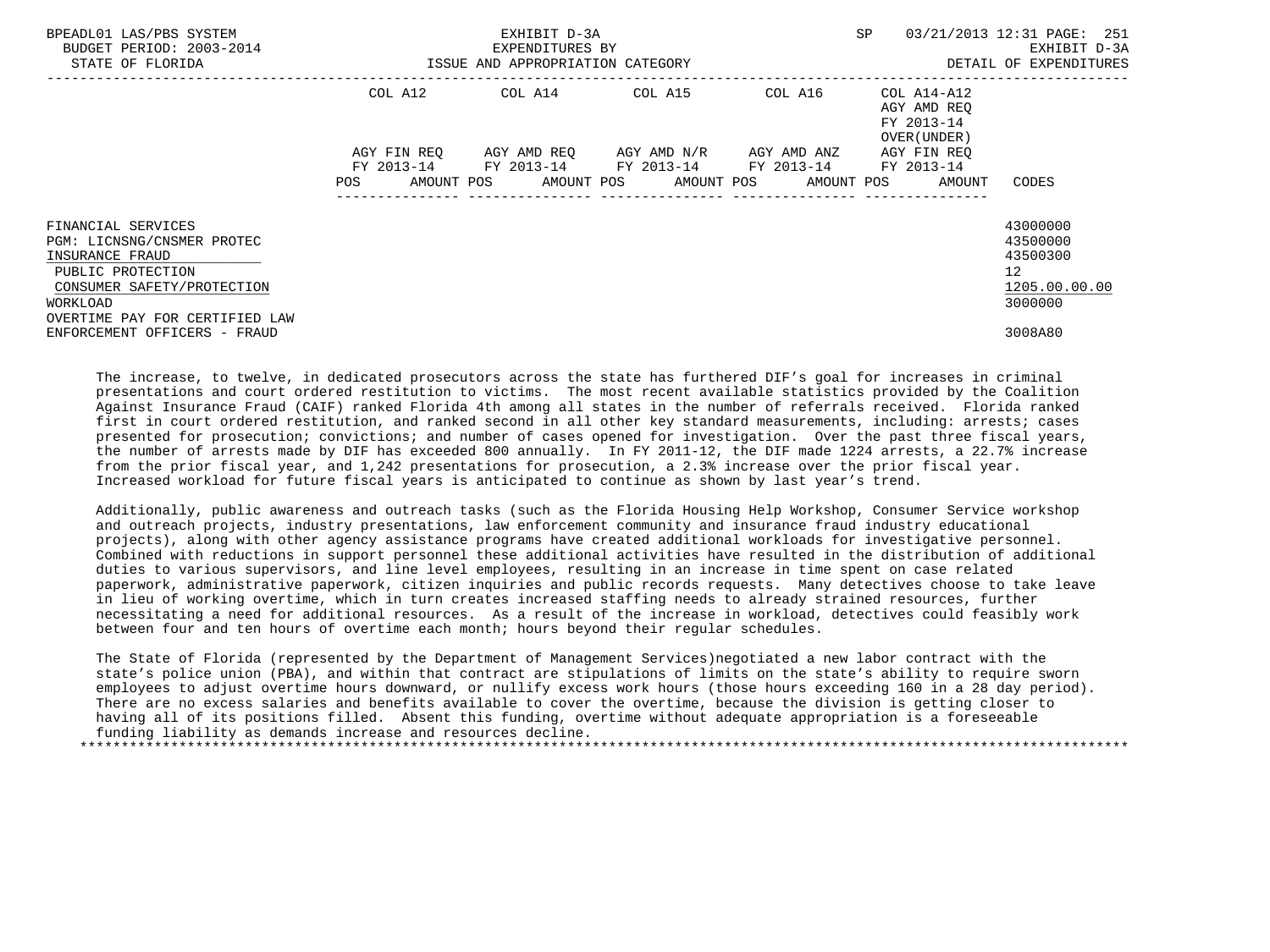| | COL A12 | | COL A14 | | COL A15 | | COL A16 | | COL A14-A12 AGY AMD REQ FY 2013-14 OVER(UNDER) | |
|---|---|---|---|---|---|---|---|---|---|---|
| | AGY FIN REQ FY 2013-14 | | AGY AMD REQ FY 2013-14 | | AGY AMD N/R FY 2013-14 | | AGY AMD ANZ FY 2013-14 | | AGY FIN REQ FY 2013-14 | |
| | POS | AMOUNT | POS | AMOUNT | POS | AMOUNT | POS | AMOUNT | POS | AMOUNT | CODES |
| FINANCIAL SERVICES | | | | | | | | | | | 43000000 |
| PGM: LICNSNG/CNSMER PROTEC | | | | | | | | | | | 43500000 |
| INSURANCE FRAUD | | | | | | | | | | | 43500300 |
| PUBLIC PROTECTION | | | | | | | | | | | 12 |
| CONSUMER SAFETY/PROTECTION | | | | | | | | | | | 1205.00.00.00 |
| WORKLOAD | | | | | | | | | | | 3000000 |
| OVERTIME PAY FOR CERTIFIED LAW ENFORCEMENT OFFICERS - FRAUD | | | | | | | | | | | 3008A80 |

The increase, to twelve, in dedicated prosecutors across the state has furthered DIF's goal for increases in criminal presentations and court ordered restitution to victims. The most recent available statistics provided by the Coalition Against Insurance Fraud (CAIF) ranked Florida 4th among all states in the number of referrals received. Florida ranked first in court ordered restitution, and ranked second in all other key standard measurements, including: arrests; cases presented for prosecution; convictions; and number of cases opened for investigation. Over the past three fiscal years, the number of arrests made by DIF has exceeded 800 annually. In FY 2011-12, the DIF made 1224 arrests, a 22.7% increase from the prior fiscal year, and 1,242 presentations for prosecution, a 2.3% increase over the prior fiscal year. Increased workload for future fiscal years is anticipated to continue as shown by last year's trend.

Additionally, public awareness and outreach tasks (such as the Florida Housing Help Workshop, Consumer Service workshop and outreach projects, industry presentations, law enforcement community and insurance fraud industry educational projects), along with other agency assistance programs have created additional workloads for investigative personnel. Combined with reductions in support personnel these additional activities have resulted in the distribution of additional duties to various supervisors, and line level employees, resulting in an increase in time spent on case related paperwork, administrative paperwork, citizen inquiries and public records requests. Many detectives choose to take leave in lieu of working overtime, which in turn creates increased staffing needs to already strained resources, further necessitating a need for additional resources. As a result of the increase in workload, detectives could feasibly work between four and ten hours of overtime each month; hours beyond their regular schedules.

The State of Florida (represented by the Department of Management Services)negotiated a new labor contract with the state's police union (PBA), and within that contract are stipulations of limits on the state's ability to require sworn employees to adjust overtime hours downward, or nullify excess work hours (those hours exceeding 160 in a 28 day period). There are no excess salaries and benefits available to cover the overtime, because the division is getting closer to having all of its positions filled. Absent this funding, overtime without adequate appropriation is a foreseeable funding liability as demands increase and resources decline.

*******************************************************************************************************************************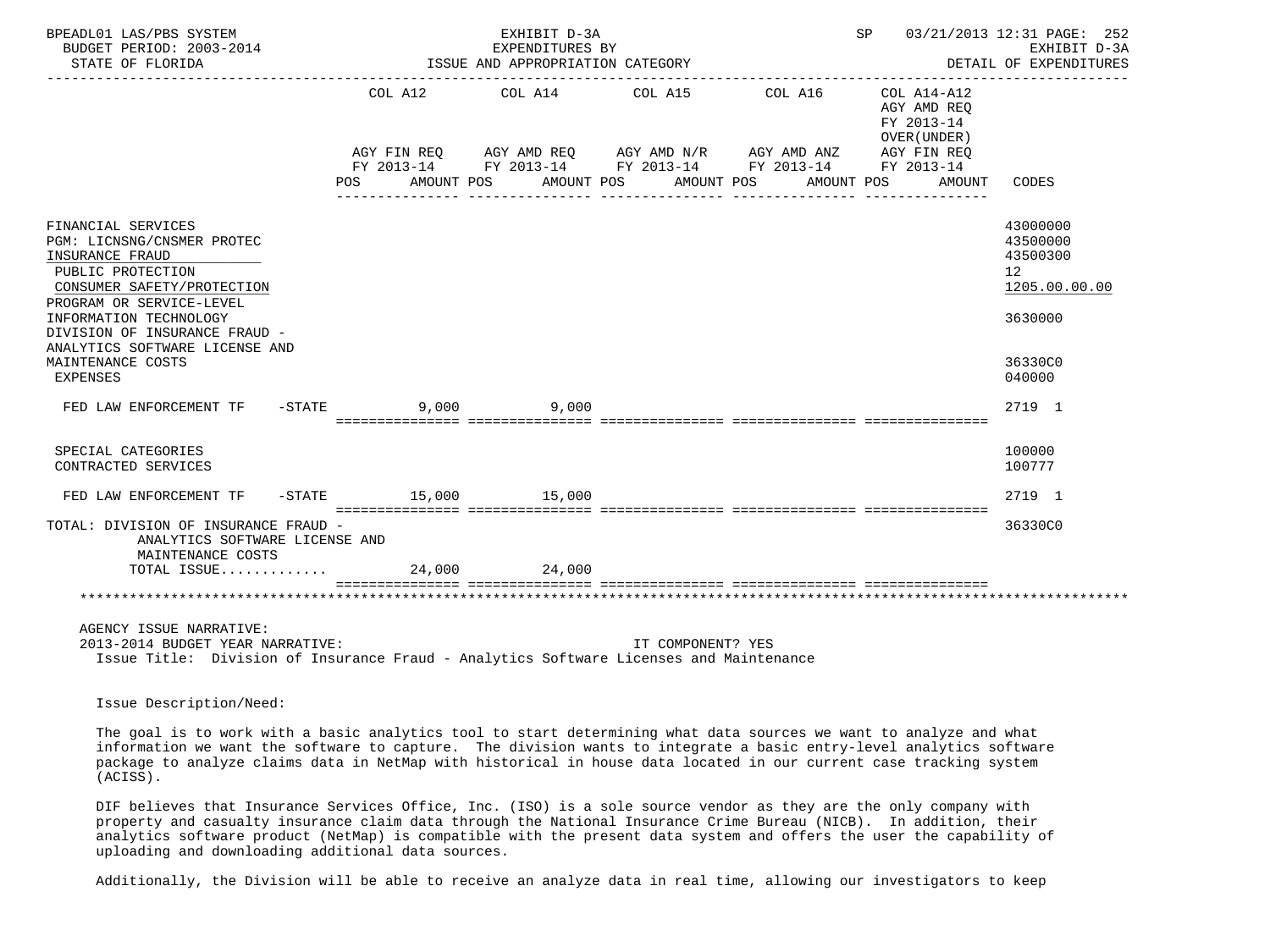| | COL A12 AGY FIN REQ FY 2013-14 POS AMOUNT | COL A14 AGY AMD REQ FY 2013-14 POS AMOUNT | COL A15 AGY AMD N/R FY 2013-14 POS AMOUNT | COL A16 AGY AMD ANZ FY 2013-14 POS AMOUNT | COL A14-A12 AGY AMD REQ FY 2013-14 OVER(UNDER) AGY FIN REQ FY 2013-14 POS AMOUNT | CODES |
|---|---|---|---|---|---|---|
| FINANCIAL SERVICES | | | | | | 43000000 |
| PGM: LICNSNG/CNSMER PROTEC | | | | | | 43500000 |
| INSURANCE FRAUD | | | | | | 43500300 |
| PUBLIC PROTECTION | | | | | | 12 |
| CONSUMER SAFETY/PROTECTION | | | | | | 1205.00.00.00 |
| PROGRAM OR SERVICE-LEVEL | | | | | | |
| INFORMATION TECHNOLOGY | | | | | | 3630000 |
| DIVISION OF INSURANCE FRAUD - ANALYTICS SOFTWARE LICENSE AND MAINTENANCE COSTS | | | | | | 36330C0 |
| EXPENSES | | | | | | 040000 |
| FED LAW ENFORCEMENT TF -STATE | 9,000 | 9,000 | | | | 2719 1 |
| SPECIAL CATEGORIES | | | | | | 100000 |
| CONTRACTED SERVICES | | | | | | 100777 |
| FED LAW ENFORCEMENT TF -STATE | 15,000 | 15,000 | | | | 2719 1 |
| TOTAL: DIVISION OF INSURANCE FRAUD - ANALYTICS SOFTWARE LICENSE AND MAINTENANCE COSTS | | | | | | 36330C0 |
| TOTAL ISSUE............ | 24,000 | 24,000 | | | | |

AGENCY ISSUE NARRATIVE:
2013-2014 BUDGET YEAR NARRATIVE: IT COMPONENT? YES
Issue Title: Division of Insurance Fraud - Analytics Software Licenses and Maintenance

Issue Description/Need:

The goal is to work with a basic analytics tool to start determining what data sources we want to analyze and what information we want the software to capture. The division wants to integrate a basic entry-level analytics software package to analyze claims data in NetMap with historical in house data located in our current case tracking system (ACISS).

DIF believes that Insurance Services Office, Inc. (ISO) is a sole source vendor as they are the only company with property and casualty insurance claim data through the National Insurance Crime Bureau (NICB). In addition, their analytics software product (NetMap) is compatible with the present data system and offers the user the capability of uploading and downloading additional data sources.

Additionally, the Division will be able to receive an analyze data in real time, allowing our investigators to keep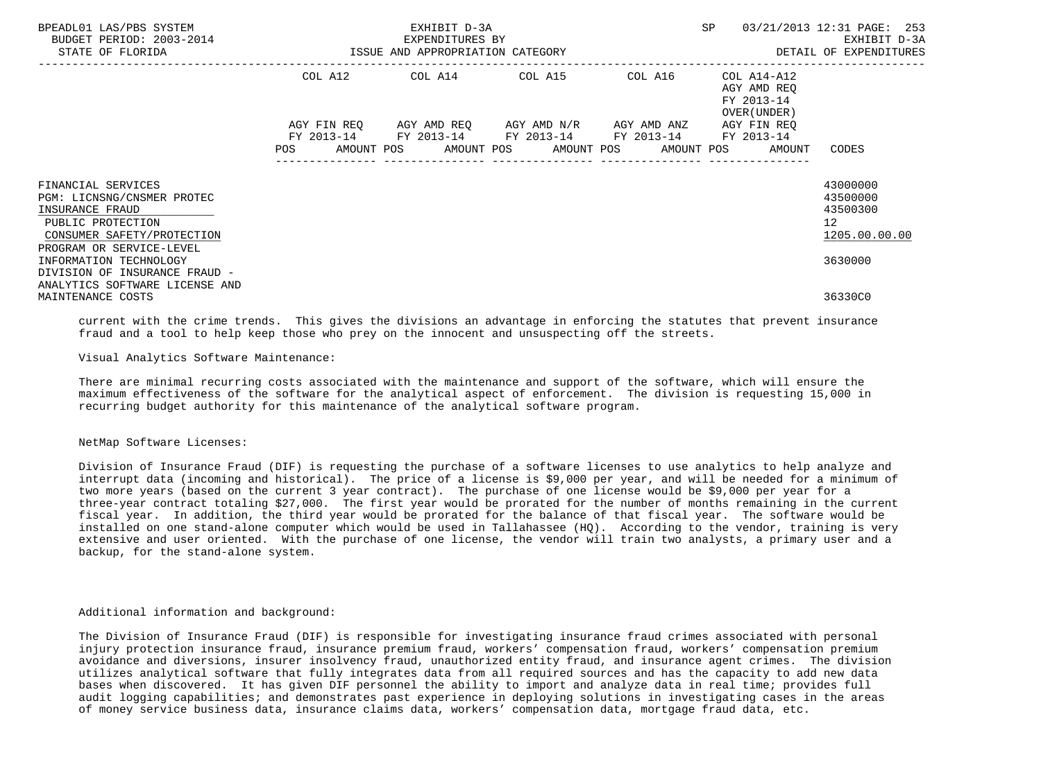| | COL A12 | COL A14 | COL A15 | COL A16 | COL A14-A12 AGY AMD REQ FY 2013-14 OVER(UNDER) | |
|---|---|---|---|---|---|---|
| | AGY FIN REQ FY 2013-14 | AGY AMD REQ FY 2013-14 | AGY AMD N/R FY 2013-14 | AGY AMD ANZ FY 2013-14 | AGY FIN REQ FY 2013-14 | |
| | POS AMOUNT | POS AMOUNT | POS AMOUNT | POS AMOUNT | POS AMOUNT | CODES |
| FINANCIAL SERVICES | | | | | | 43000000 |
| PGM: LICNSNG/CNSMER PROTEC | | | | | | 43500000 |
| INSURANCE FRAUD | | | | | | 43500300 |
| PUBLIC PROTECTION | | | | | | 12 |
| CONSUMER SAFETY/PROTECTION | | | | | | 1205.00.00.00 |
| PROGRAM OR SERVICE-LEVEL | | | | | | |
| INFORMATION TECHNOLOGY | | | | | | 3630000 |
| DIVISION OF INSURANCE FRAUD - ANALYTICS SOFTWARE LICENSE AND MAINTENANCE COSTS | | | | | | 36330C0 |

current with the crime trends. This gives the divisions an advantage in enforcing the statutes that prevent insurance fraud and a tool to help keep those who prey on the innocent and unsuspecting off the streets.

Visual Analytics Software Maintenance:

There are minimal recurring costs associated with the maintenance and support of the software, which will ensure the maximum effectiveness of the software for the analytical aspect of enforcement. The division is requesting 15,000 in recurring budget authority for this maintenance of the analytical software program.

NetMap Software Licenses:

Division of Insurance Fraud (DIF) is requesting the purchase of a software licenses to use analytics to help analyze and interrupt data (incoming and historical). The price of a license is $9,000 per year, and will be needed for a minimum of two more years (based on the current 3 year contract). The purchase of one license would be $9,000 per year for a three-year contract totaling $27,000. The first year would be prorated for the number of months remaining in the current fiscal year. In addition, the third year would be prorated for the balance of that fiscal year. The software would be installed on one stand-alone computer which would be used in Tallahassee (HQ). According to the vendor, training is very extensive and user oriented. With the purchase of one license, the vendor will train two analysts, a primary user and a backup, for the stand-alone system.

Additional information and background:

The Division of Insurance Fraud (DIF) is responsible for investigating insurance fraud crimes associated with personal injury protection insurance fraud, insurance premium fraud, workers' compensation fraud, workers' compensation premium avoidance and diversions, insurer insolvency fraud, unauthorized entity fraud, and insurance agent crimes. The division utilizes analytical software that fully integrates data from all required sources and has the capacity to add new data bases when discovered. It has given DIF personnel the ability to import and analyze data in real time; provides full audit logging capabilities; and demonstrates past experience in deploying solutions in investigating cases in the areas of money service business data, insurance claims data, workers' compensation data, mortgage fraud data, etc.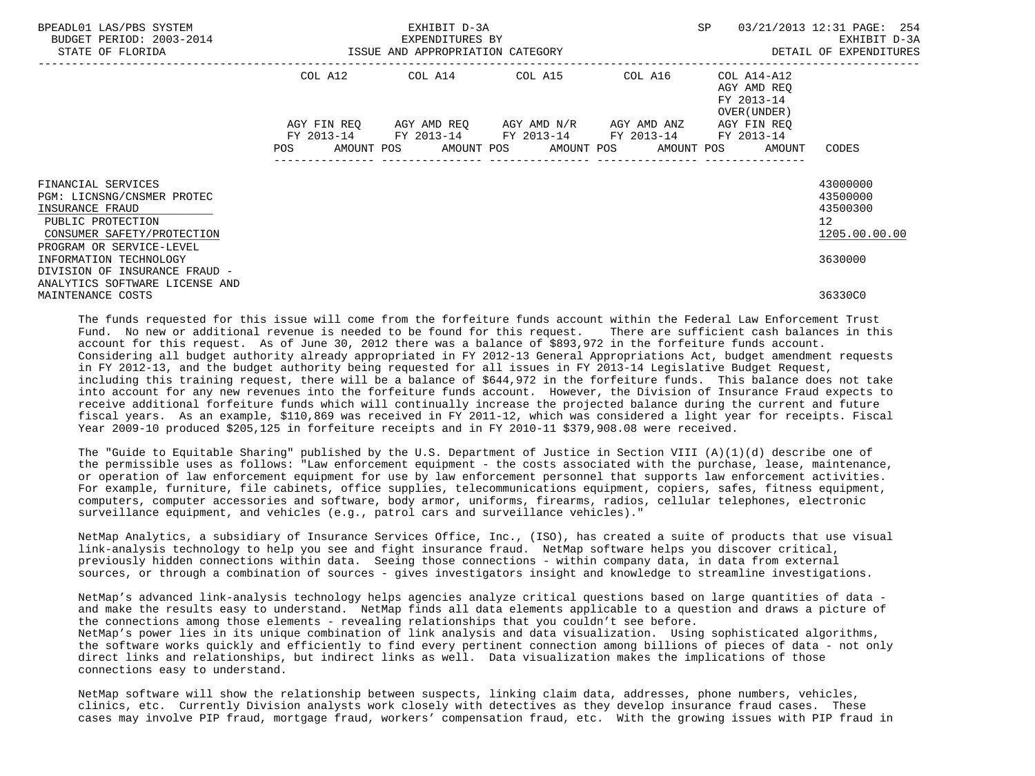| | COL A12 | COL A14 | COL A15 | COL A16 | COL A14-A12 | |
|---|---|---|---|---|---|---|
| | | | | | AGY AMD REQ FY 2013-14 OVER(UNDER) | |
| | AGY FIN REQ FY 2013-14 | AGY AMD REQ FY 2013-14 | AGY AMD N/R FY 2013-14 | AGY AMD ANZ FY 2013-14 | AGY FIN REQ FY 2013-14 | |
| | POS AMOUNT | POS AMOUNT | POS AMOUNT | POS AMOUNT | POS AMOUNT | CODES |
| FINANCIAL SERVICES | | | | | | 43000000 |
| PGM: LICNSNG/CNSMER PROTEC | | | | | | 43500000 |
| INSURANCE FRAUD | | | | | | 43500300 |
| PUBLIC PROTECTION | | | | | | 12 |
| CONSUMER SAFETY/PROTECTION | | | | | | 1205.00.00.00 |
| PROGRAM OR SERVICE-LEVEL | | | | | | |
| INFORMATION TECHNOLOGY | | | | | | 3630000 |
| DIVISION OF INSURANCE FRAUD - ANALYTICS SOFTWARE LICENSE AND MAINTENANCE COSTS | | | | | | 36330C0 |

The funds requested for this issue will come from the forfeiture funds account within the Federal Law Enforcement Trust Fund. No new or additional revenue is needed to be found for this request. There are sufficient cash balances in this account for this request. As of June 30, 2012 there was a balance of $893,972 in the forfeiture funds account. Considering all budget authority already appropriated in FY 2012-13 General Appropriations Act, budget amendment requests in FY 2012-13, and the budget authority being requested for all issues in FY 2013-14 Legislative Budget Request, including this training request, there will be a balance of $644,972 in the forfeiture funds. This balance does not take into account for any new revenues into the forfeiture funds account. However, the Division of Insurance Fraud expects to receive additional forfeiture funds which will continually increase the projected balance during the current and future fiscal years. As an example, $110,869 was received in FY 2011-12, which was considered a light year for receipts. Fiscal Year 2009-10 produced $205,125 in forfeiture receipts and in FY 2010-11 $379,908.08 were received.

The "Guide to Equitable Sharing" published by the U.S. Department of Justice in Section VIII (A)(1)(d) describe one of the permissible uses as follows: "Law enforcement equipment - the costs associated with the purchase, lease, maintenance, or operation of law enforcement equipment for use by law enforcement personnel that supports law enforcement activities. For example, furniture, file cabinets, office supplies, telecommunications equipment, copiers, safes, fitness equipment, computers, computer accessories and software, body armor, uniforms, firearms, radios, cellular telephones, electronic surveillance equipment, and vehicles (e.g., patrol cars and surveillance vehicles)."

NetMap Analytics, a subsidiary of Insurance Services Office, Inc., (ISO), has created a suite of products that use visual link-analysis technology to help you see and fight insurance fraud. NetMap software helps you discover critical, previously hidden connections within data. Seeing those connections - within company data, in data from external sources, or through a combination of sources - gives investigators insight and knowledge to streamline investigations.

NetMap's advanced link-analysis technology helps agencies analyze critical questions based on large quantities of data - and make the results easy to understand. NetMap finds all data elements applicable to a question and draws a picture of the connections among those elements - revealing relationships that you couldn't see before.
NetMap's power lies in its unique combination of link analysis and data visualization. Using sophisticated algorithms, the software works quickly and efficiently to find every pertinent connection among billions of pieces of data - not only direct links and relationships, but indirect links as well. Data visualization makes the implications of those connections easy to understand.

NetMap software will show the relationship between suspects, linking claim data, addresses, phone numbers, vehicles, clinics, etc. Currently Division analysts work closely with detectives as they develop insurance fraud cases. These cases may involve PIP fraud, mortgage fraud, workers' compensation fraud, etc. With the growing issues with PIP fraud in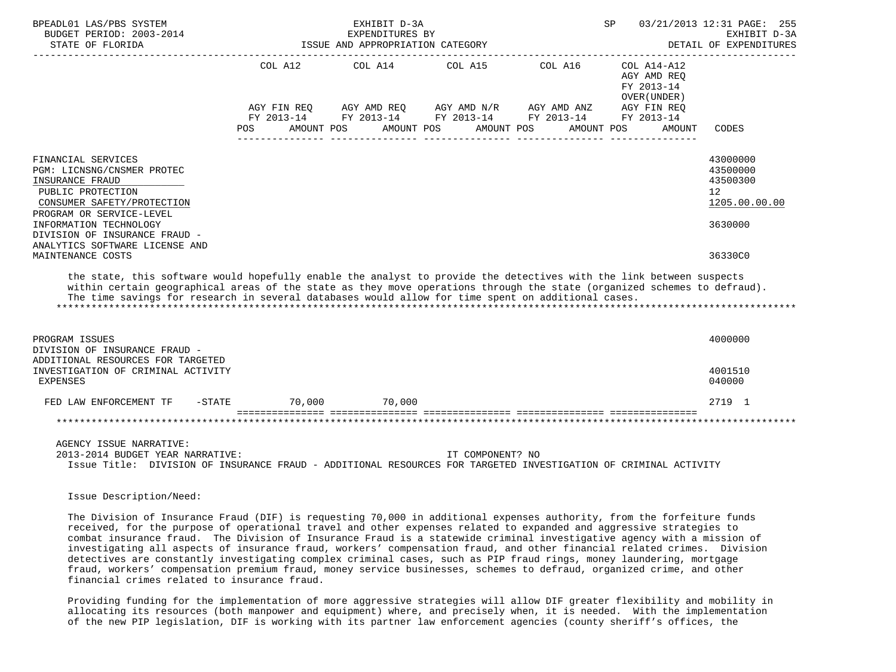| | COL A12 | | COL A14 | | COL A15 | | COL A16 | | COL A14-A12 AGY AMD REQ FY 2013-14 OVER(UNDER) | | |
|---|---|---|---|---|---|---|---|---|---|---|---|
| | AGY FIN REQ FY 2013-14 | | AGY AMD REQ FY 2013-14 | | AGY AMD N/R FY 2013-14 | | AGY AMD ANZ FY 2013-14 | | AGY FIN REQ FY 2013-14 | | |
| | POS | AMOUNT | POS | AMOUNT | POS | AMOUNT | POS | AMOUNT | POS | AMOUNT | CODES |
| FINANCIAL SERVICES | | | | | | | | | | | 43000000 |
| PGM: LICNSNG/CNSMER PROTEC | | | | | | | | | | | 43500000 |
| INSURANCE FRAUD | | | | | | | | | | | 43500300 |
| PUBLIC PROTECTION | | | | | | | | | | | 12 |
| CONSUMER SAFETY/PROTECTION | | | | | | | | | | | 1205.00.00.00 |
| PROGRAM OR SERVICE-LEVEL INFORMATION TECHNOLOGY | | | | | | | | | | | 3630000 |
| DIVISION OF INSURANCE FRAUD - ANALYTICS SOFTWARE LICENSE AND MAINTENANCE COSTS | | | | | | | | | | | 36330C0 |

the state, this software would hopefully enable the analyst to provide the detectives with the link between suspects within certain geographical areas of the state as they move operations through the state (organized schemes to defraud). The time savings for research in several databases would allow for time spent on additional cases.

| | COL A12 | | COL A14 | | COL A15 | | COL A16 | | COL A14-A12 | | |
|---|---|---|---|---|---|---|---|---|---|---|---|
| | POS | AMOUNT | POS | AMOUNT | POS | AMOUNT | POS | AMOUNT | POS | AMOUNT | CODES |
| PROGRAM ISSUES | | | | | | | | | | | 4000000 |
| DIVISION OF INSURANCE FRAUD - ADDITIONAL RESOURCES FOR TARGETED INVESTIGATION OF CRIMINAL ACTIVITY | | | | | | | | | | | 4001510 |
| EXPENSES | | | | | | | | | | | 040000 |
| FED LAW ENFORCEMENT TF -STATE | | 70,000 | | 70,000 | | | | | | | 2719 1 |

AGENCY ISSUE NARRATIVE:
2013-2014 BUDGET YEAR NARRATIVE: IT COMPONENT? NO
Issue Title: DIVISION OF INSURANCE FRAUD - ADDITIONAL RESOURCES FOR TARGETED INVESTIGATION OF CRIMINAL ACTIVITY

Issue Description/Need:

The Division of Insurance Fraud (DIF) is requesting 70,000 in additional expenses authority, from the forfeiture funds received, for the purpose of operational travel and other expenses related to expanded and aggressive strategies to combat insurance fraud. The Division of Insurance Fraud is a statewide criminal investigative agency with a mission of investigating all aspects of insurance fraud, workers' compensation fraud, and other financial related crimes. Division detectives are constantly investigating complex criminal cases, such as PIP fraud rings, money laundering, mortgage fraud, workers' compensation premium fraud, money service businesses, schemes to defraud, organized crime, and other financial crimes related to insurance fraud.

Providing funding for the implementation of more aggressive strategies will allow DIF greater flexibility and mobility in allocating its resources (both manpower and equipment) where, and precisely when, it is needed. With the implementation of the new PIP legislation, DIF is working with its partner law enforcement agencies (county sheriff's offices, the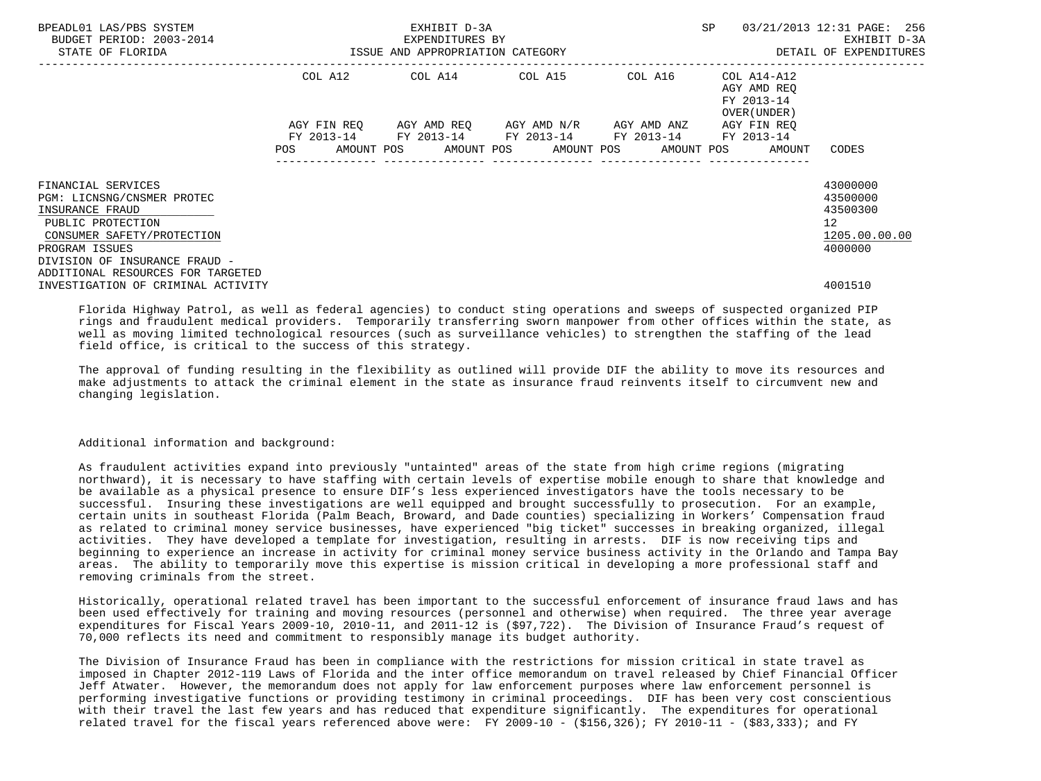| | COL A12 | | COL A14 | | COL A15 | | COL A16 | | COL A14-A12 AGY AMD REQ FY 2013-14 OVER(UNDER) | | |
|---|---|---|---|---|---|---|---|---|---|---|---|
| | AGY FIN REQ FY 2013-14 | | AGY AMD REQ FY 2013-14 | | AGY AMD N/R FY 2013-14 | | AGY AMD ANZ FY 2013-14 | | AGY FIN REQ FY 2013-14 | | |
| | POS | AMOUNT | POS | AMOUNT | POS | AMOUNT | POS | AMOUNT | POS | AMOUNT | CODES |
| FINANCIAL SERVICES | | | | | | | | | | | 43000000 |
| PGM: LICNSNG/CNSMER PROTEC | | | | | | | | | | | 43500000 |
| INSURANCE FRAUD | | | | | | | | | | | 43500300 |
| PUBLIC PROTECTION | | | | | | | | | | | 12 |
| CONSUMER SAFETY/PROTECTION | | | | | | | | | | | 1205.00.00.00 |
| PROGRAM ISSUES | | | | | | | | | | | 4000000 |
| DIVISION OF INSURANCE FRAUD - ADDITIONAL RESOURCES FOR TARGETED INVESTIGATION OF CRIMINAL ACTIVITY | | | | | | | | | | | 4001510 |

Florida Highway Patrol, as well as federal agencies) to conduct sting operations and sweeps of suspected organized PIP rings and fraudulent medical providers. Temporarily transferring sworn manpower from other offices within the state, as well as moving limited technological resources (such as surveillance vehicles) to strengthen the staffing of the lead field office, is critical to the success of this strategy.

The approval of funding resulting in the flexibility as outlined will provide DIF the ability to move its resources and make adjustments to attack the criminal element in the state as insurance fraud reinvents itself to circumvent new and changing legislation.

Additional information and background:

As fraudulent activities expand into previously "untainted" areas of the state from high crime regions (migrating northward), it is necessary to have staffing with certain levels of expertise mobile enough to share that knowledge and be available as a physical presence to ensure DIF's less experienced investigators have the tools necessary to be successful. Insuring these investigations are well equipped and brought successfully to prosecution. For an example, certain units in southeast Florida (Palm Beach, Broward, and Dade counties) specializing in Workers' Compensation fraud as related to criminal money service businesses, have experienced "big ticket" successes in breaking organized, illegal activities. They have developed a template for investigation, resulting in arrests. DIF is now receiving tips and beginning to experience an increase in activity for criminal money service business activity in the Orlando and Tampa Bay areas. The ability to temporarily move this expertise is mission critical in developing a more professional staff and removing criminals from the street.

Historically, operational related travel has been important to the successful enforcement of insurance fraud laws and has been used effectively for training and moving resources (personnel and otherwise) when required. The three year average expenditures for Fiscal Years 2009-10, 2010-11, and 2011-12 is ($97,722). The Division of Insurance Fraud's request of 70,000 reflects its need and commitment to responsibly manage its budget authority.

The Division of Insurance Fraud has been in compliance with the restrictions for mission critical in state travel as imposed in Chapter 2012-119 Laws of Florida and the inter office memorandum on travel released by Chief Financial Officer Jeff Atwater. However, the memorandum does not apply for law enforcement purposes where law enforcement personnel is performing investigative functions or providing testimony in criminal proceedings. DIF has been very cost conscientious with their travel the last few years and has reduced that expenditure significantly. The expenditures for operational related travel for the fiscal years referenced above were: FY 2009-10 - ($156,326); FY 2010-11 - ($83,333); and FY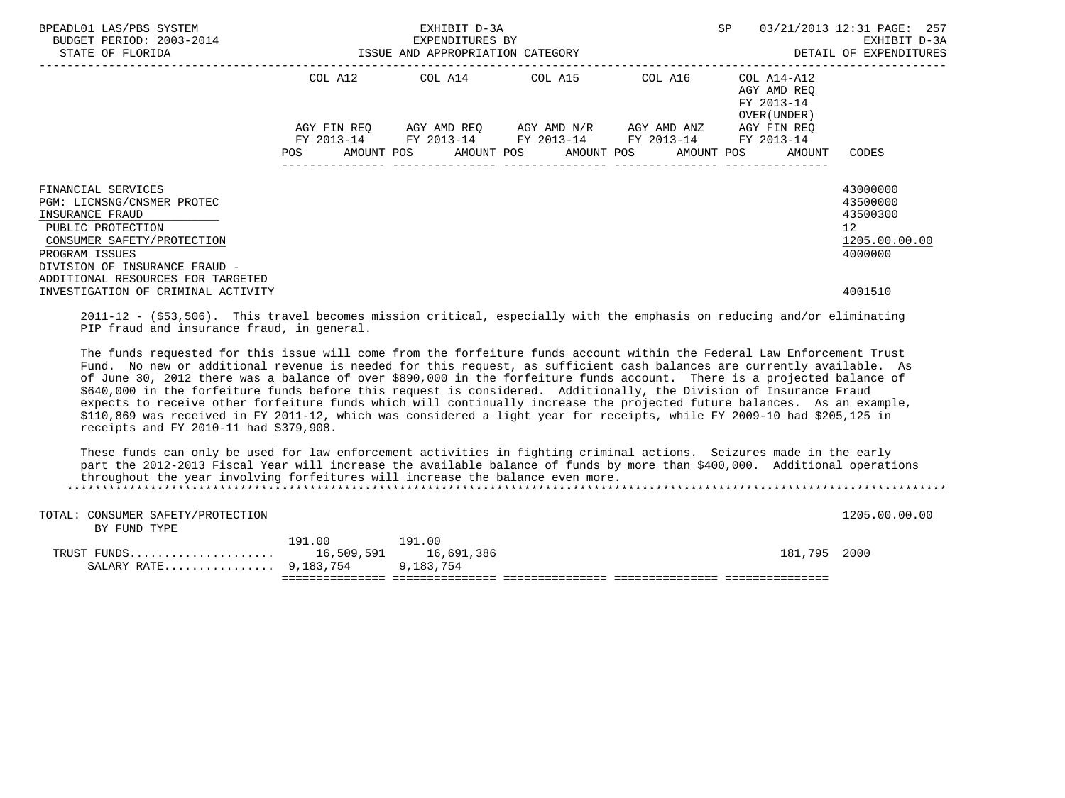| | COL A12 | | COL A14 | | COL A15 | | COL A16 | | COL A14-A12 AGY AMD REQ FY 2013-14 OVER(UNDER) | | |
|---|---|---|---|---|---|---|---|---|---|---|---|
| | AGY FIN REQ FY 2013-14 | | AGY AMD REQ FY 2013-14 | | AGY AMD N/R FY 2013-14 | | AGY AMD ANZ FY 2013-14 | | AGY FIN REQ FY 2013-14 | | |
| | POS | AMOUNT | POS | AMOUNT | POS | AMOUNT | POS | AMOUNT | POS | AMOUNT | CODES |
| FINANCIAL SERVICES | | | | | | | | | | | 43000000 |
| PGM: LICNSNG/CNSMER PROTEC | | | | | | | | | | | 43500000 |
| INSURANCE FRAUD | | | | | | | | | | | 43500300 |
| PUBLIC PROTECTION | | | | | | | | | | | 12 |
| CONSUMER SAFETY/PROTECTION | | | | | | | | | | | 1205.00.00.00 |
| PROGRAM ISSUES | | | | | | | | | | | 4000000 |
| DIVISION OF INSURANCE FRAUD - ADDITIONAL RESOURCES FOR TARGETED INVESTIGATION OF CRIMINAL ACTIVITY | | | | | | | | | | | 4001510 |

2011-12 - ($53,506). This travel becomes mission critical, especially with the emphasis on reducing and/or eliminating PIP fraud and insurance fraud, in general.

The funds requested for this issue will come from the forfeiture funds account within the Federal Law Enforcement Trust Fund. No new or additional revenue is needed for this request, as sufficient cash balances are currently available. As of June 30, 2012 there was a balance of over $890,000 in the forfeiture funds account. There is a projected balance of $640,000 in the forfeiture funds before this request is considered. Additionally, the Division of Insurance Fraud expects to receive other forfeiture funds which will continually increase the projected future balances. As an example, $110,869 was received in FY 2011-12, which was considered a light year for receipts, while FY 2009-10 had $205,125 in receipts and FY 2010-11 had $379,908.

These funds can only be used for law enforcement activities in fighting criminal actions. Seizures made in the early part the 2012-2013 Fiscal Year will increase the available balance of funds by more than $400,000. Additional operations throughout the year involving forfeitures will increase the balance even more.

*******************************************************************************************************************************

| | COL A12 | | COL A14 | | COL A15 | | COL A16 | | COL A14-A12 | | |
|---|---|---|---|---|---|---|---|---|---|---|---|
| | POS | AMOUNT | POS | AMOUNT | POS | AMOUNT | POS | AMOUNT | POS | AMOUNT | CODES |
| TOTAL: CONSUMER SAFETY/PROTECTION | | | | | | | | | | | 1205.00.00.00 |
| BY FUND TYPE | | | | | | | | | | | |
| TRUST FUNDS | 191.00 | 16,509,591 | 191.00 | 16,691,386 | | | | | | 181,795 | 2000 |
| SALARY RATE | | 9,183,754 | | 9,183,754 | | | | | | | |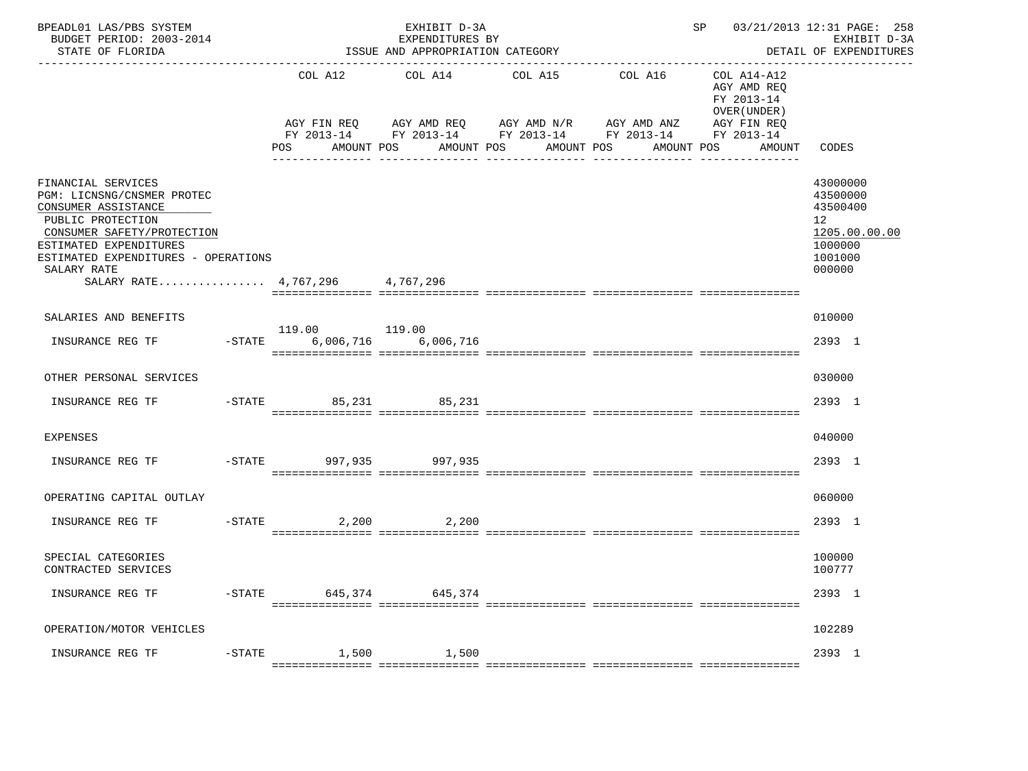BPEADL01 LAS/PBS SYSTEM — BUDGET PERIOD: 2003-2014 — STATE OF FLORIDA

EXHIBIT D-3A — EXPENDITURES BY ISSUE AND APPROPRIATION CATEGORY

SP 03/21/2013 12:31 — EXHIBIT D-3A — DETAIL OF EXPENDITURES

| | | COL A12 AGY FIN REQ FY 2013-14 POS AMOUNT | COL A14 AGY AMD REQ FY 2013-14 POS AMOUNT | COL A15 AGY AMD N/R FY 2013-14 POS AMOUNT | COL A16 AGY AMD ANZ FY 2013-14 POS AMOUNT | COL A14-A12 AGY AMD REQ FY 2013-14 OVER(UNDER) AGY FIN REQ FY 2013-14 POS AMOUNT | CODES |
|---|---|---|---|---|---|---|---|
| FINANCIAL SERVICES | | | | | | | 43000000 |
| PGM: LICNSNG/CNSMER PROTEC | | | | | | | 43500000 |
| CONSUMER ASSISTANCE | | | | | | | 43500400 |
| PUBLIC PROTECTION | | | | | | | 12 |
| CONSUMER SAFETY/PROTECTION | | | | | | | 1205.00.00.00 |
| ESTIMATED EXPENDITURES | | | | | | | 1000000 |
| ESTIMATED EXPENDITURES - OPERATIONS | | | | | | | 1001000 |
| SALARY RATE | | | | | | | 000000 |
| SALARY RATE................ | | 4,767,296 | 4,767,296 | | | | |
| SALARIES AND BENEFITS | | | | | | | 010000 |
| INSURANCE REG TF | -STATE | 119.00 6,006,716 | 119.00 6,006,716 | | | | 2393 1 |
| OTHER PERSONAL SERVICES | | | | | | | 030000 |
| INSURANCE REG TF | -STATE | 85,231 | 85,231 | | | | 2393 1 |
| EXPENSES | | | | | | | 040000 |
| INSURANCE REG TF | -STATE | 997,935 | 997,935 | | | | 2393 1 |
| OPERATING CAPITAL OUTLAY | | | | | | | 060000 |
| INSURANCE REG TF | -STATE | 2,200 | 2,200 | | | | 2393 1 |
| SPECIAL CATEGORIES | | | | | | | 100000 |
| CONTRACTED SERVICES | | | | | | | 100777 |
| INSURANCE REG TF | -STATE | 645,374 | 645,374 | | | | 2393 1 |
| OPERATION/MOTOR VEHICLES | | | | | | | 102289 |
| INSURANCE REG TF | -STATE | 1,500 | 1,500 | | | | 2393 1 |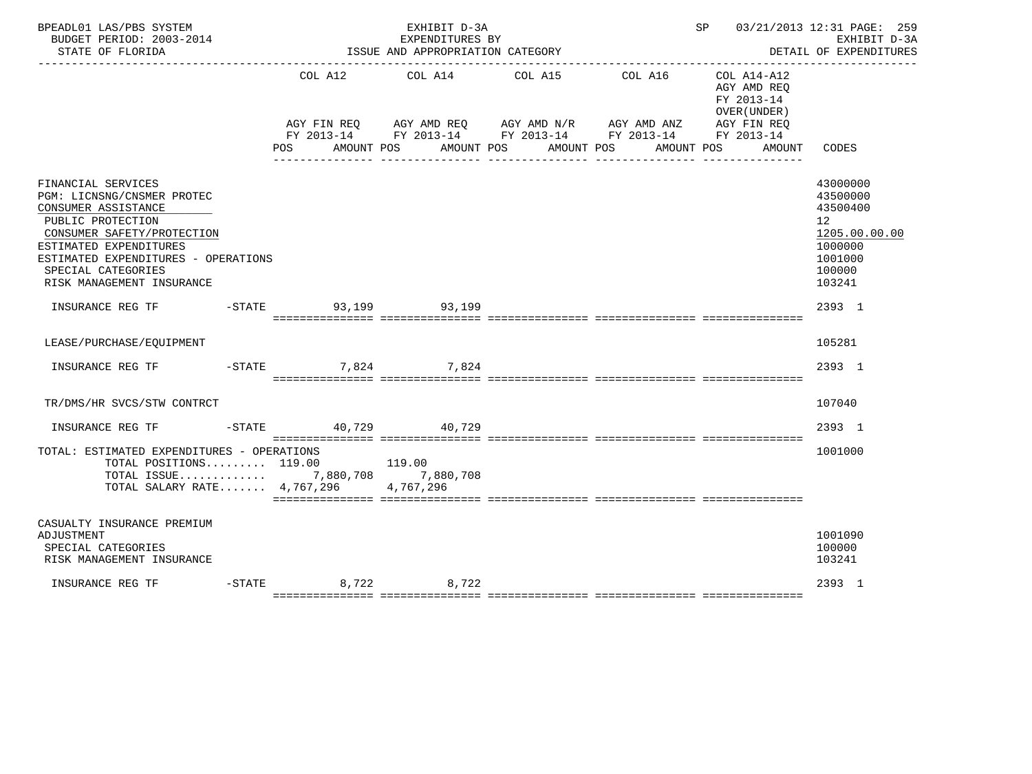BPEADL01 LAS/PBS SYSTEM — EXHIBIT D-3A — EXPENDITURES BY ISSUE AND APPROPRIATION CATEGORY
BUDGET PERIOD: 2003-2014 — STATE OF FLORIDA
SP 03/21/2013 12:31 — EXHIBIT D-3A — DETAIL OF EXPENDITURES

| | COL A12 AGY FIN REQ FY 2013-14 POS AMOUNT | COL A14 AGY AMD REQ FY 2013-14 POS AMOUNT | COL A15 AGY AMD N/R FY 2013-14 POS AMOUNT | COL A16 AGY AMD ANZ FY 2013-14 POS AMOUNT | COL A14-A12 AGY AMD REQ FY 2013-14 OVER(UNDER) AGY FIN REQ FY 2013-14 POS AMOUNT | CODES |
|---|---|---|---|---|---|---|
| FINANCIAL SERVICES | | | | | | 43000000 |
| PGM: LICNSNG/CNSMER PROTEC | | | | | | 43500000 |
| CONSUMER ASSISTANCE | | | | | | 43500400 |
| PUBLIC PROTECTION | | | | | | 12 |
| CONSUMER SAFETY/PROTECTION | | | | | | 1205.00.00.00 |
| ESTIMATED EXPENDITURES | | | | | | 1000000 |
| ESTIMATED EXPENDITURES - OPERATIONS | | | | | | 1001000 |
| SPECIAL CATEGORIES | | | | | | 100000 |
| RISK MANAGEMENT INSURANCE | | | | | | 103241 |
| INSURANCE REG TF -STATE | 93,199 | 93,199 | | | | 2393 1 |
| LEASE/PURCHASE/EQUIPMENT | | | | | | 105281 |
| INSURANCE REG TF -STATE | 7,824 | 7,824 | | | | 2393 1 |
| TR/DMS/HR SVCS/STW CONTRCT | | | | | | 107040 |
| INSURANCE REG TF -STATE | 40,729 | 40,729 | | | | 2393 1 |
| TOTAL: ESTIMATED EXPENDITURES - OPERATIONS | | | | | | 1001000 |
| TOTAL POSITIONS......... | 119.00 | 119.00 | | | | |
| TOTAL ISSUE............. | 7,880,708 | 7,880,708 | | | | |
| TOTAL SALARY RATE....... | 4,767,296 | 4,767,296 | | | | |
| CASUALTY INSURANCE PREMIUM ADJUSTMENT | | | | | | 1001090 |
| SPECIAL CATEGORIES | | | | | | 100000 |
| RISK MANAGEMENT INSURANCE | | | | | | 103241 |
| INSURANCE REG TF -STATE | 8,722 | 8,722 | | | | 2393 1 |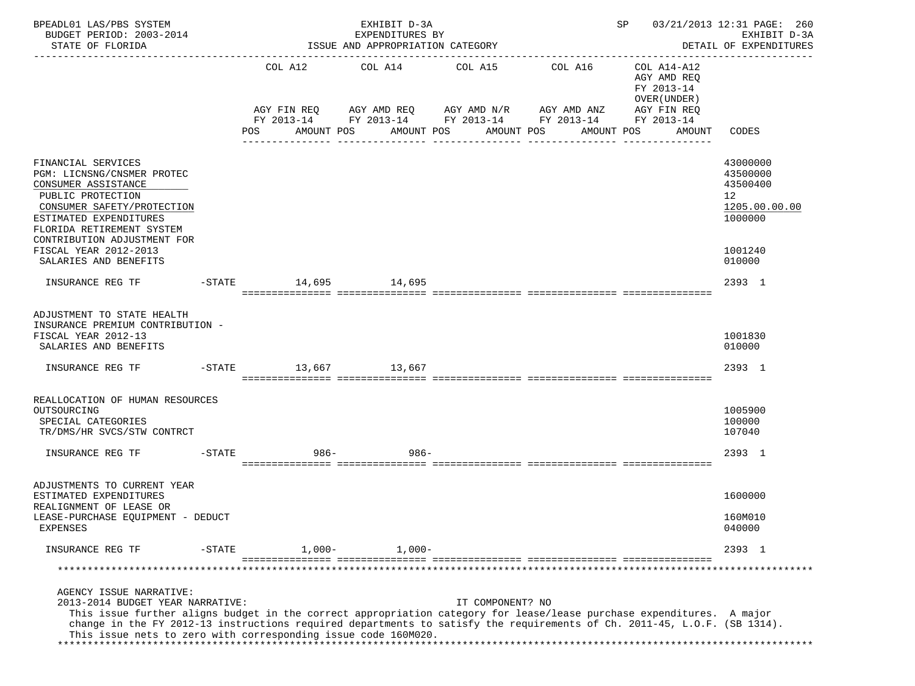BPEADL01 LAS/PBS SYSTEM EXHIBIT D-3A SP 03/21/2013 12:31 PAGE: 260
BUDGET PERIOD: 2003-2014 EXPENDITURES BY EXHIBIT D-3A
STATE OF FLORIDA ISSUE AND APPROPRIATION CATEGORY DETAIL OF EXPENDITURES

| | | COL A12 AGY FIN REQ FY 2013-14 POS AMOUNT | COL A14 AGY AMD REQ FY 2013-14 POS AMOUNT | COL A15 AGY AMD N/R FY 2013-14 POS AMOUNT | COL A16 AGY AMD ANZ FY 2013-14 POS AMOUNT | COL A14-A12 AGY AMD REQ FY 2013-14 OVER(UNDER) AGY FIN REQ FY 2013-14 POS AMOUNT | CODES |
|---|---|---|---|---|---|---|---|
| FINANCIAL SERVICES | | | | | | | 43000000 |
| PGM: LICNSNG/CNSMER PROTEC | | | | | | | 43500000 |
| CONSUMER ASSISTANCE | | | | | | | 43500400 |
| PUBLIC PROTECTION | | | | | | | 12 |
| CONSUMER SAFETY/PROTECTION | | | | | | | 1205.00.00.00 |
| ESTIMATED EXPENDITURES | | | | | | | 1000000 |
| FLORIDA RETIREMENT SYSTEM CONTRIBUTION ADJUSTMENT FOR FISCAL YEAR 2012-2013 | | | | | | | 1001240 |
| SALARIES AND BENEFITS | | | | | | | 010000 |
| INSURANCE REG TF | -STATE | 14,695 | 14,695 | | | | 2393 1 |
| ADJUSTMENT TO STATE HEALTH INSURANCE PREMIUM CONTRIBUTION - FISCAL YEAR 2012-13 | | | | | | | 1001830 |
| SALARIES AND BENEFITS | | | | | | | 010000 |
| INSURANCE REG TF | -STATE | 13,667 | 13,667 | | | | 2393 1 |
| REALLOCATION OF HUMAN RESOURCES OUTSOURCING | | | | | | | 1005900 |
| SPECIAL CATEGORIES | | | | | | | 100000 |
| TR/DMS/HR SVCS/STW CONTRCT | | | | | | | 107040 |
| INSURANCE REG TF | -STATE | 986- | 986- | | | | 2393 1 |
| ADJUSTMENTS TO CURRENT YEAR ESTIMATED EXPENDITURES | | | | | | | 1600000 |
| REALIGNMENT OF LEASE OR LEASE-PURCHASE EQUIPMENT - DEDUCT | | | | | | | 160M010 |
| EXPENSES | | | | | | | 040000 |
| INSURANCE REG TF | -STATE | 1,000- | 1,000- | | | | 2393 1 |

AGENCY ISSUE NARRATIVE:
2013-2014 BUDGET YEAR NARRATIVE: IT COMPONENT? NO

This issue further aligns budget in the correct appropriation category for lease/lease purchase expenditures. A major change in the FY 2012-13 instructions required departments to satisfy the requirements of Ch. 2011-45, L.O.F. (SB 1314). This issue nets to zero with corresponding issue code 160M020.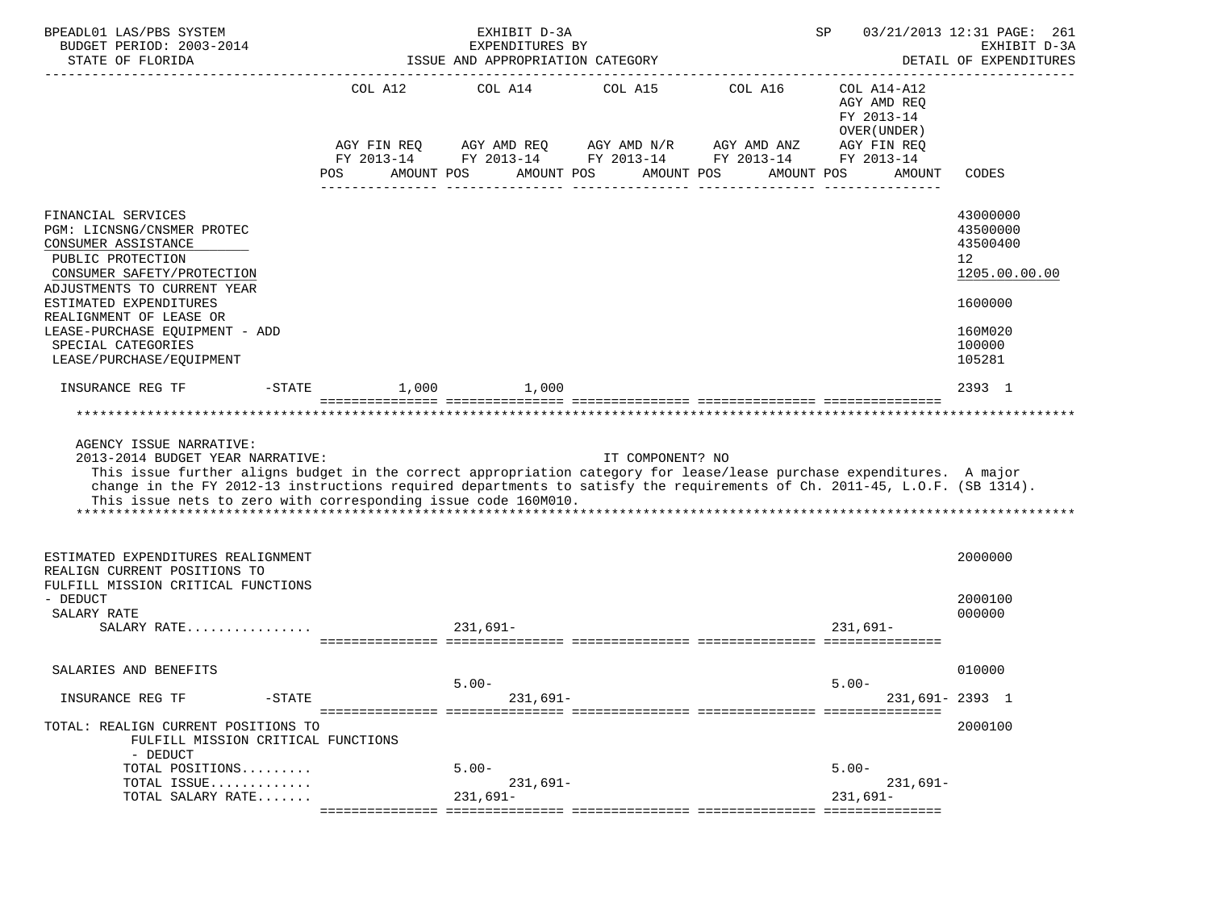| | COL A12 | | COL A14 | | COL A15 | | COL A16 | | COL A14-A12 AGY AMD REQ FY 2013-14 OVER(UNDER) AGY FIN REQ FY 2013-14 | | |
|---|---|---|---|---|---|---|---|---|---|---|---|
| | AGY FIN REQ FY 2013-14 | | AGY AMD REQ FY 2013-14 | | AGY AMD N/R FY 2013-14 | | AGY AMD ANZ FY 2013-14 | | | | |
| | POS | AMOUNT | POS | AMOUNT | POS | AMOUNT | POS | AMOUNT | POS | AMOUNT | CODES |
| FINANCIAL SERVICES | | | | | | | | | | | 43000000 |
| PGM: LICNSNG/CNSMER PROTEC | | | | | | | | | | | 43500000 |
| CONSUMER ASSISTANCE | | | | | | | | | | | 43500400 |
| PUBLIC PROTECTION | | | | | | | | | | | 12 |
| CONSUMER SAFETY/PROTECTION | | | | | | | | | | | 1205.00.00.00 |
| ADJUSTMENTS TO CURRENT YEAR ESTIMATED EXPENDITURES | | | | | | | | | | | 1600000 |
| REALIGNMENT OF LEASE OR LEASE-PURCHASE EQUIPMENT - ADD | | | | | | | | | | | 160M020 |
| SPECIAL CATEGORIES | | | | | | | | | | | 100000 |
| LEASE/PURCHASE/EQUIPMENT | | | | | | | | | | | 105281 |
| INSURANCE REG TF -STATE | | 1,000 | | 1,000 | | | | | | | 2393 1 |

AGENCY ISSUE NARRATIVE:
2013-2014 BUDGET YEAR NARRATIVE: IT COMPONENT? NO
This issue further aligns budget in the correct appropriation category for lease/lease purchase expenditures. A major change in the FY 2012-13 instructions required departments to satisfy the requirements of Ch. 2011-45, L.O.F. (SB 1314). This issue nets to zero with corresponding issue code 160M010.

| | COL A12 POS | COL A12 AMOUNT | COL A14 POS | COL A14 AMOUNT | COL A15 POS | COL A15 AMOUNT | COL A16 POS | COL A16 AMOUNT | COL A14-A12 POS | COL A14-A12 AMOUNT | CODES |
|---|---|---|---|---|---|---|---|---|---|---|---|
| ESTIMATED EXPENDITURES REALIGNMENT | | | | | | | | | | | 2000000 |
| REALIGN CURRENT POSITIONS TO FULFILL MISSION CRITICAL FUNCTIONS - DEDUCT | | | | | | | | | | | 2000100 |
| SALARY RATE | | | | | | | | | | | 000000 |
| SALARY RATE................ | | | 231,691- | | | | | | 231,691- | | |
| SALARIES AND BENEFITS | | | | | | | | | | | 010000 |
| INSURANCE REG TF -STATE | | | 5.00- | 231,691- | | | | | 5.00- | 231,691- | 2393 1 |
| TOTAL: REALIGN CURRENT POSITIONS TO FULFILL MISSION CRITICAL FUNCTIONS - DEDUCT | | | | | | | | | | | 2000100 |
| TOTAL POSITIONS......... | | | 5.00- | | | | | | 5.00- | | |
| TOTAL ISSUE............. | | | | 231,691- | | | | | | 231,691- | |
| TOTAL SALARY RATE....... | | | 231,691- | | | | | | 231,691- | | |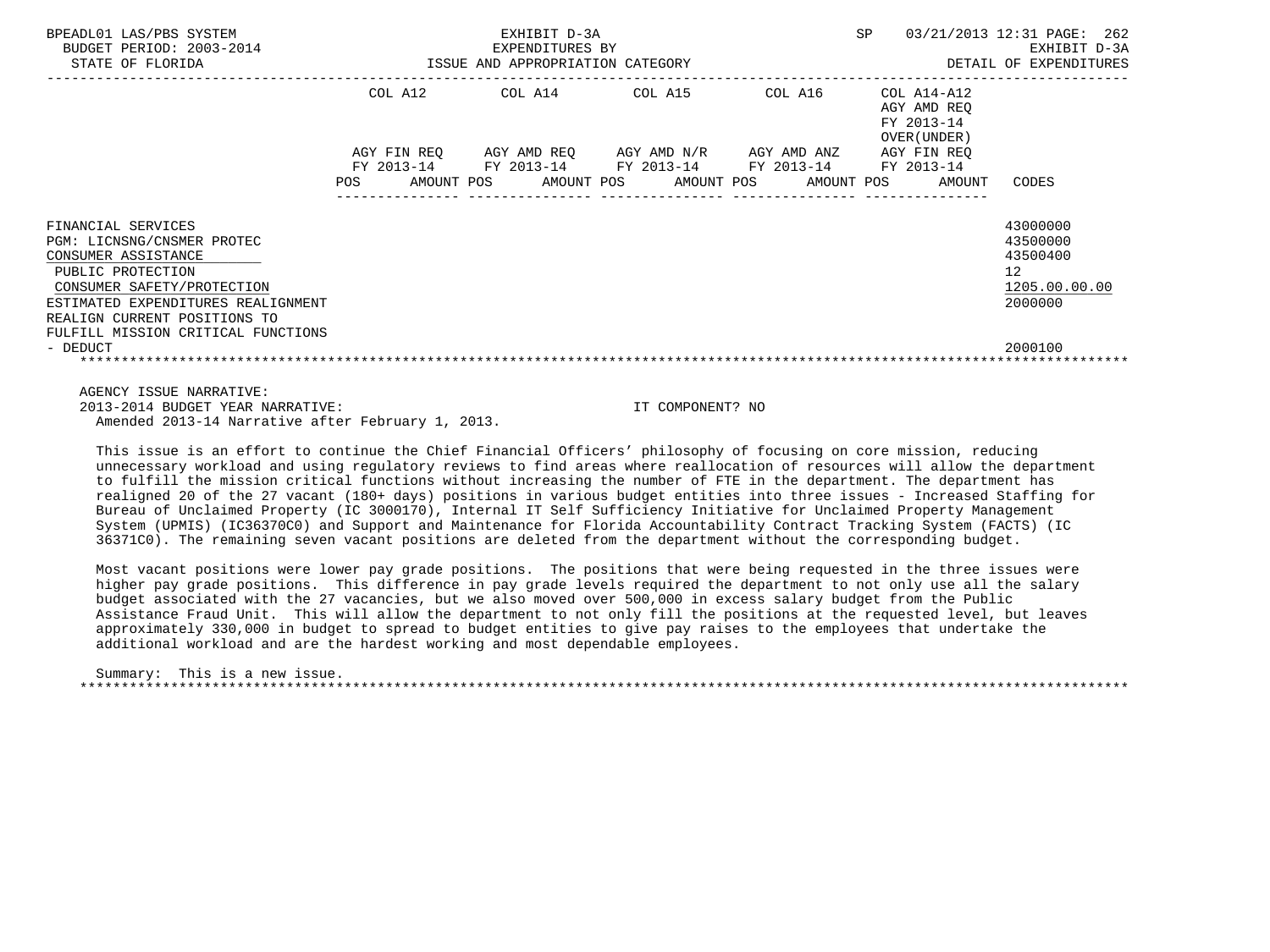BPEADL01 LAS/PBS SYSTEM — EXHIBIT D-3A — SP 03/21/2013 12:31

BUDGET PERIOD: 2003-2014 — EXPENDITURES BY — EXHIBIT D-3A

STATE OF FLORIDA — ISSUE AND APPROPRIATION CATEGORY — DETAIL OF EXPENDITURES

| | COL A12 AGY FIN REQ FY 2013-14 POS AMOUNT | COL A14 AGY AMD REQ FY 2013-14 POS AMOUNT | COL A15 AGY AMD N/R FY 2013-14 POS AMOUNT | COL A16 AGY AMD ANZ FY 2013-14 POS AMOUNT | COL A14-A12 AGY AMD REQ FY 2013-14 OVER(UNDER) AGY FIN REQ FY 2013-14 POS AMOUNT | CODES |
|---|---|---|---|---|---|---|
| FINANCIAL SERVICES | | | | | | 43000000 |
| PGM: LICNSNG/CNSMER PROTEC | | | | | | 43500000 |
| CONSUMER ASSISTANCE | | | | | | 43500400 |
| PUBLIC PROTECTION | | | | | | 12 |
| CONSUMER SAFETY/PROTECTION | | | | | | 1205.00.00.00 |
| ESTIMATED EXPENDITURES REALIGNMENT | | | | | | 2000000 |
| REALIGN CURRENT POSITIONS TO FULFILL MISSION CRITICAL FUNCTIONS - DEDUCT | | | | | | 2000100 |

AGENCY ISSUE NARRATIVE:

2013-2014 BUDGET YEAR NARRATIVE: IT COMPONENT? NO

Amended 2013-14 Narrative after February 1, 2013.

This issue is an effort to continue the Chief Financial Officers' philosophy of focusing on core mission, reducing unnecessary workload and using regulatory reviews to find areas where reallocation of resources will allow the department to fulfill the mission critical functions without increasing the number of FTE in the department. The department has realigned 20 of the 27 vacant (180+ days) positions in various budget entities into three issues - Increased Staffing for Bureau of Unclaimed Property (IC 3000170), Internal IT Self Sufficiency Initiative for Unclaimed Property Management System (UPMIS) (IC36370C0) and Support and Maintenance for Florida Accountability Contract Tracking System (FACTS) (IC 36371C0). The remaining seven vacant positions are deleted from the department without the corresponding budget.

Most vacant positions were lower pay grade positions. The positions that were being requested in the three issues were higher pay grade positions. This difference in pay grade levels required the department to not only use all the salary budget associated with the 27 vacancies, but we also moved over 500,000 in excess salary budget from the Public Assistance Fraud Unit. This will allow the department to not only fill the positions at the requested level, but leaves approximately 330,000 in budget to spread to budget entities to give pay raises to the employees that undertake the additional workload and are the hardest working and most dependable employees.

Summary: This is a new issue.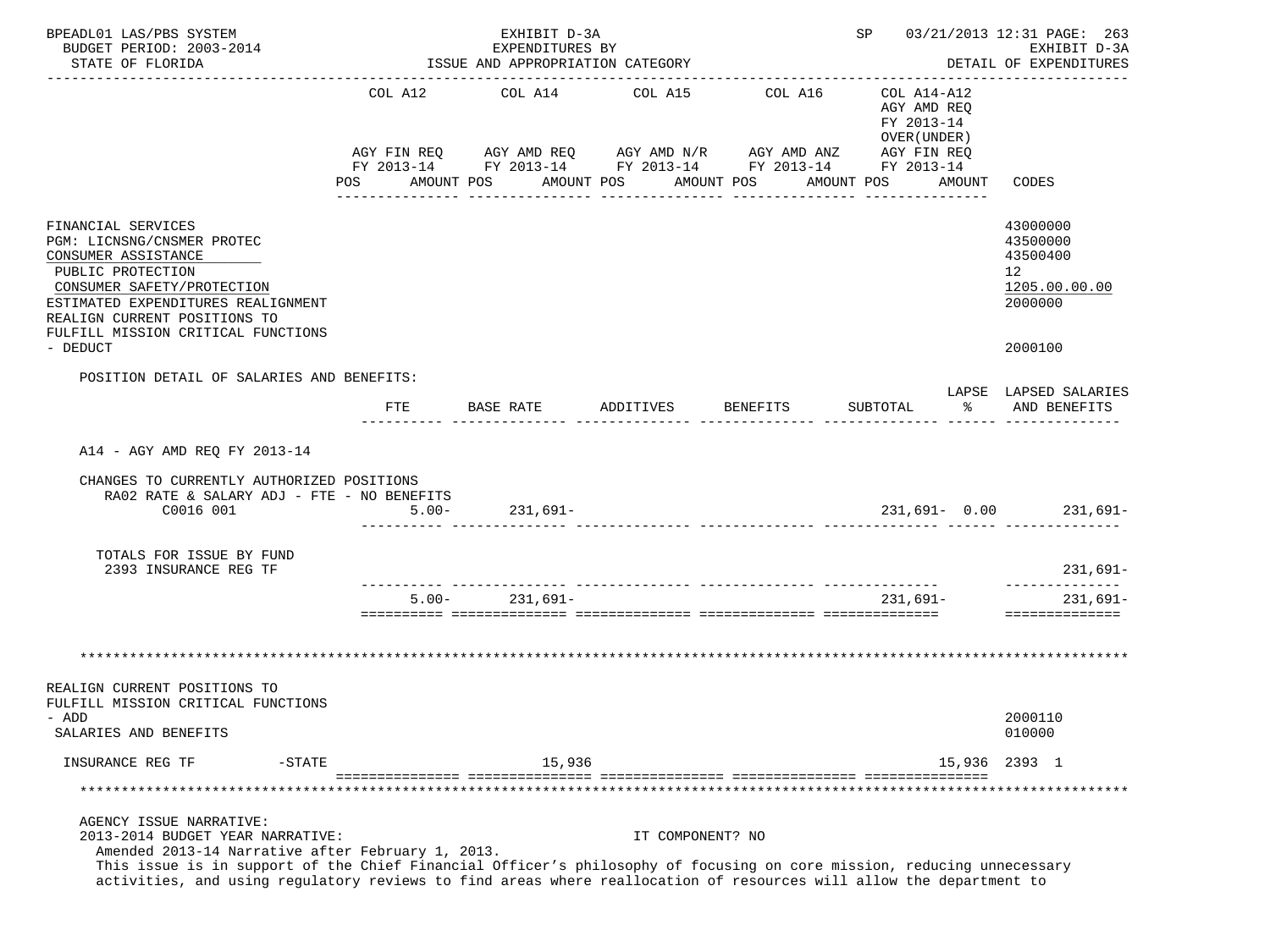BPEADL01 LAS/PBS SYSTEM | EXHIBIT D-3A | SP 03/21/2013 12:31 PAGE: 263
BUDGET PERIOD: 2003-2014 | EXPENDITURES BY | EXHIBIT D-3A
STATE OF FLORIDA | ISSUE AND APPROPRIATION CATEGORY | DETAIL OF EXPENDITURES

| | COL A12 AGY FIN REQ FY 2013-14 POS AMOUNT | COL A14 AGY AMD REQ FY 2013-14 POS AMOUNT | COL A15 AGY AMD N/R FY 2013-14 POS AMOUNT | COL A16 AGY AMD ANZ FY 2013-14 POS AMOUNT | COL A14-A12 AGY AMD REQ FY 2013-14 OVER(UNDER) AGY FIN REQ FY 2013-14 POS AMOUNT | CODES |
|---|---|---|---|---|---|---|
| FINANCIAL SERVICES | | | | | | 43000000 |
| PGM: LICNSNG/CNSMER PROTEC | | | | | | 43500000 |
| CONSUMER ASSISTANCE | | | | | | 43500400 |
| PUBLIC PROTECTION | | | | | | 12 |
| CONSUMER SAFETY/PROTECTION | | | | | | 1205.00.00.00 |
| ESTIMATED EXPENDITURES REALIGNMENT | | | | | | 2000000 |
| REALIGN CURRENT POSITIONS TO FULFILL MISSION CRITICAL FUNCTIONS - DEDUCT | | | | | | 2000100 |

POSITION DETAIL OF SALARIES AND BENEFITS:

| | FTE | BASE RATE | ADDITIVES | BENEFITS | SUBTOTAL | LAPSE % | LAPSED SALARIES AND BENEFITS |
|---|---|---|---|---|---|---|---|
| A14 - AGY AMD REQ FY 2013-14 | | | | | | | |
| CHANGES TO CURRENTLY AUTHORIZED POSITIONS | | | | | | | |
| RA02 RATE & SALARY ADJ - FTE - NO BENEFITS | | | | | | | |
| C0016 001 | 5.00- | 231,691- | | | 231,691- | 0.00 | 231,691- |
| TOTALS FOR ISSUE BY FUND | | | | | | | |
| 2393 INSURANCE REG TF | | | | | | | 231,691- |
| | 5.00- | 231,691- | | | 231,691- | | 231,691- |

*******************************************************************************************************************

| | COL A12 | COL A14 | COL A15 | COL A16 | COL A14-A12 | CODES |
|---|---|---|---|---|---|---|
| REALIGN CURRENT POSITIONS TO FULFILL MISSION CRITICAL FUNCTIONS - ADD | | | | | | 2000110 |
| SALARIES AND BENEFITS | | | | | | 010000 |
| INSURANCE REG TF -STATE | | 15,936 | | | 15,936 | 2393 1 |

*******************************************************************************************************************

AGENCY ISSUE NARRATIVE:
2013-2014 BUDGET YEAR NARRATIVE: IT COMPONENT? NO
Amended 2013-14 Narrative after February 1, 2013.
This issue is in support of the Chief Financial Officer's philosophy of focusing on core mission, reducing unnecessary activities, and using regulatory reviews to find areas where reallocation of resources will allow the department to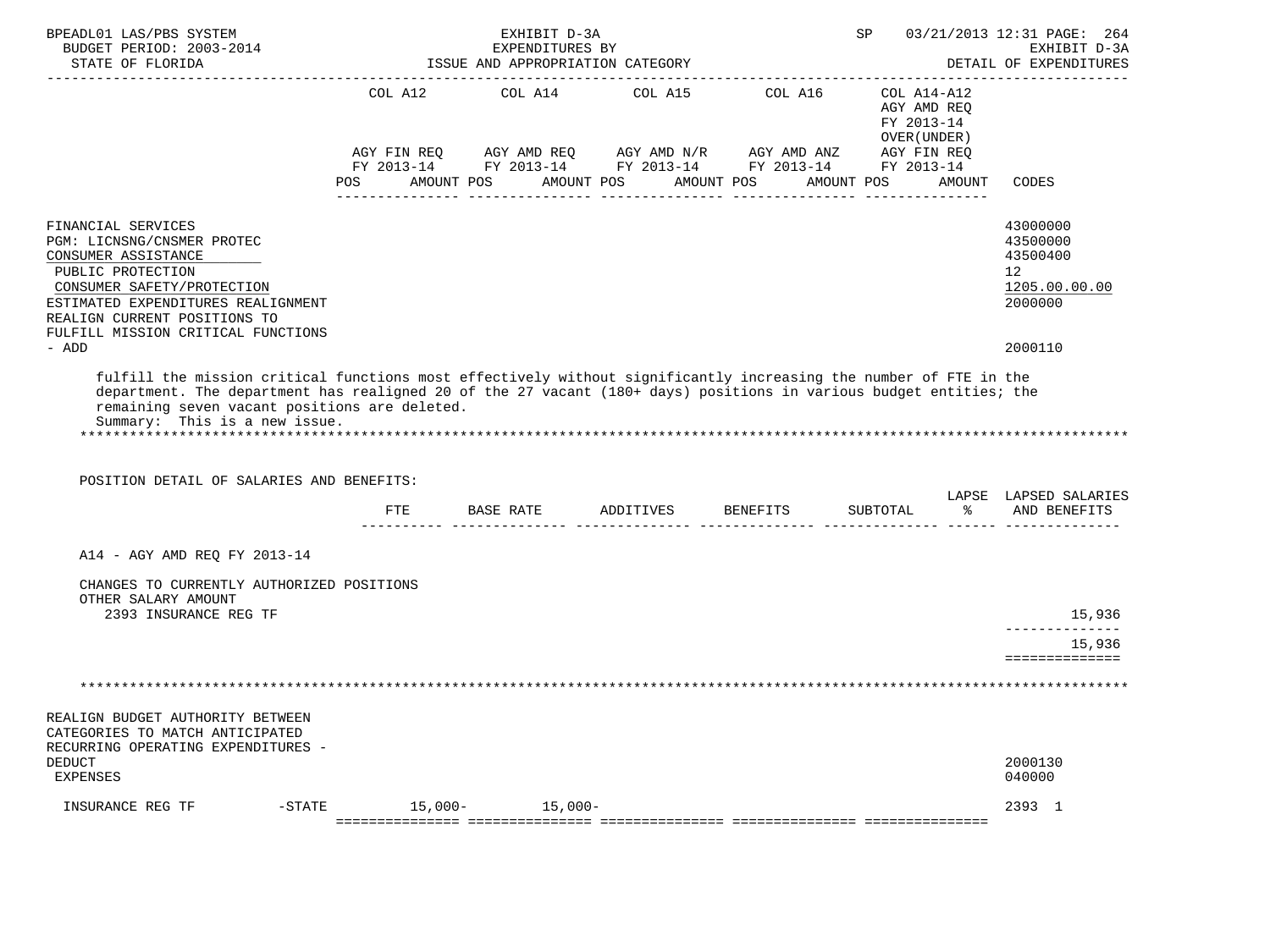| | COL A12 | COL A14 | COL A15 | COL A16 | COL A14-A12 AGY AMD REQ FY 2013-14 OVER(UNDER) | |
|---|---|---|---|---|---|---|
| | AGY FIN REQ FY 2013-14 | AGY AMD REQ FY 2013-14 | AGY AMD N/R FY 2013-14 | AGY AMD ANZ FY 2013-14 | AGY FIN REQ FY 2013-14 | |
| | POS AMOUNT | POS AMOUNT | POS AMOUNT | POS AMOUNT | POS AMOUNT | CODES |

FINANCIAL SERVICES — 43000000
PGM: LICNSNG/CNSMER PROTEC — 43500000
CONSUMER ASSISTANCE — 43500400
PUBLIC PROTECTION — 12
CONSUMER SAFETY/PROTECTION — 1205.00.00.00
ESTIMATED EXPENDITURES REALIGNMENT — 2000000
REALIGN CURRENT POSITIONS TO FULFILL MISSION CRITICAL FUNCTIONS - ADD — 2000110

fulfill the mission critical functions most effectively without significantly increasing the number of FTE in the department. The department has realigned 20 of the 27 vacant (180+ days) positions in various budget entities; the remaining seven vacant positions are deleted.
Summary: This is a new issue.

POSITION DETAIL OF SALARIES AND BENEFITS:

| | FTE | BASE RATE | ADDITIVES | BENEFITS | SUBTOTAL | LAPSE % | LAPSED SALARIES AND BENEFITS |
|---|---|---|---|---|---|---|---|
| A14 - AGY AMD REQ FY 2013-14 | | | | | | | |
| CHANGES TO CURRENTLY AUTHORIZED POSITIONS | | | | | | | |
| OTHER SALARY AMOUNT | | | | | | | |
| 2393 INSURANCE REG TF | | | | | | | 15,936 |
| | | | | | | | 15,936 |

REALIGN BUDGET AUTHORITY BETWEEN CATEGORIES TO MATCH ANTICIPATED RECURRING OPERATING EXPENDITURES - DEDUCT — 2000130
EXPENSES — 040000

| | COL A12 | COL A14 | COL A15 | COL A16 | COL A14-A12 | CODES |
|---|---|---|---|---|---|---|
| INSURANCE REG TF -STATE | 15,000- | 15,000- | | | | 2393 1 |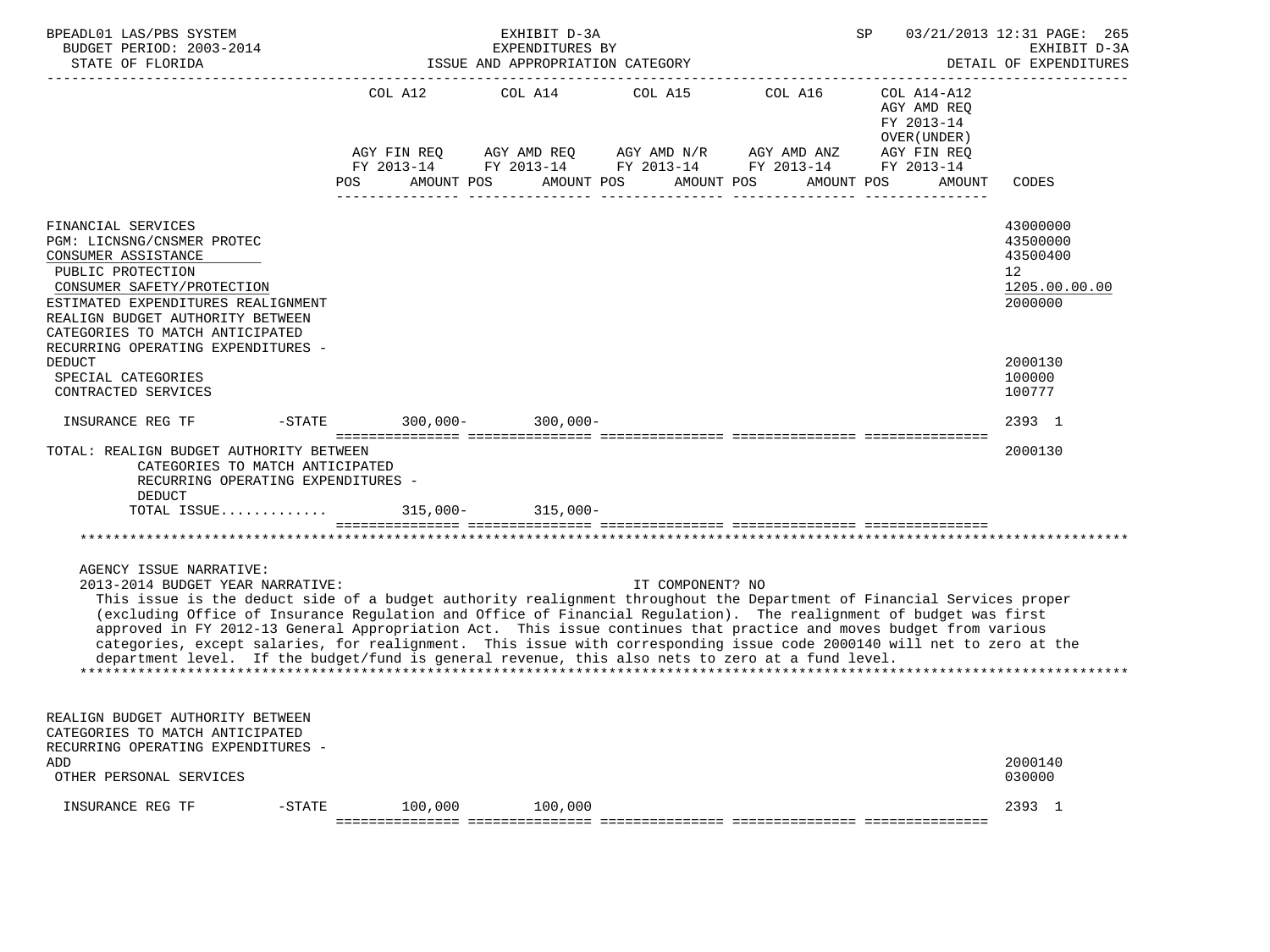BPEADL01 LAS/PBS SYSTEM — EXHIBIT D-3A — EXPENDITURES BY ISSUE AND APPROPRIATION CATEGORY
BUDGET PERIOD: 2003-2014 — STATE OF FLORIDA — DETAIL OF EXPENDITURES

| | COL A12 AGY FIN REQ FY 2013-14 POS AMOUNT | COL A14 AGY AMD REQ FY 2013-14 POS AMOUNT | COL A15 AGY AMD N/R FY 2013-14 POS AMOUNT | COL A16 AGY AMD ANZ FY 2013-14 POS AMOUNT | COL A14-A12 AGY AMD REQ FY 2013-14 OVER(UNDER) AGY FIN REQ FY 2013-14 POS AMOUNT | CODES |
|---|---|---|---|---|---|---|
| FINANCIAL SERVICES | | | | | | 43000000 |
| PGM: LICNSNG/CNSMER PROTEC | | | | | | 43500000 |
| CONSUMER ASSISTANCE | | | | | | 43500400 |
| PUBLIC PROTECTION | | | | | | 12 |
| CONSUMER SAFETY/PROTECTION | | | | | | 1205.00.00.00 |
| ESTIMATED EXPENDITURES REALIGNMENT | | | | | | 2000000 |
| REALIGN BUDGET AUTHORITY BETWEEN CATEGORIES TO MATCH ANTICIPATED RECURRING OPERATING EXPENDITURES - DEDUCT | | | | | | 2000130 |
| SPECIAL CATEGORIES | | | | | | 100000 |
| CONTRACTED SERVICES | | | | | | 100777 |
| INSURANCE REG TF -STATE | 300,000- | 300,000- | | | | 2393 1 |
| TOTAL: REALIGN BUDGET AUTHORITY BETWEEN CATEGORIES TO MATCH ANTICIPATED RECURRING OPERATING EXPENDITURES - DEDUCT | | | | | | 2000130 |
| TOTAL ISSUE............ | 315,000- | 315,000- | | | | |

AGENCY ISSUE NARRATIVE:

2013-2014 BUDGET YEAR NARRATIVE: IT COMPONENT? NO

This issue is the deduct side of a budget authority realignment throughout the Department of Financial Services proper (excluding Office of Insurance Regulation and Office of Financial Regulation). The realignment of budget was first approved in FY 2012-13 General Appropriation Act. This issue continues that practice and moves budget from various categories, except salaries, for realignment. This issue with corresponding issue code 2000140 will net to zero at the department level. If the budget/fund is general revenue, this also nets to zero at a fund level.

| | COL A12 | COL A14 | COL A15 | COL A16 | COL A14-A12 | CODES |
|---|---|---|---|---|---|---|
| REALIGN BUDGET AUTHORITY BETWEEN CATEGORIES TO MATCH ANTICIPATED RECURRING OPERATING EXPENDITURES - ADD | | | | | | 2000140 |
| OTHER PERSONAL SERVICES | | | | | | 030000 |
| INSURANCE REG TF -STATE | 100,000 | 100,000 | | | | 2393 1 |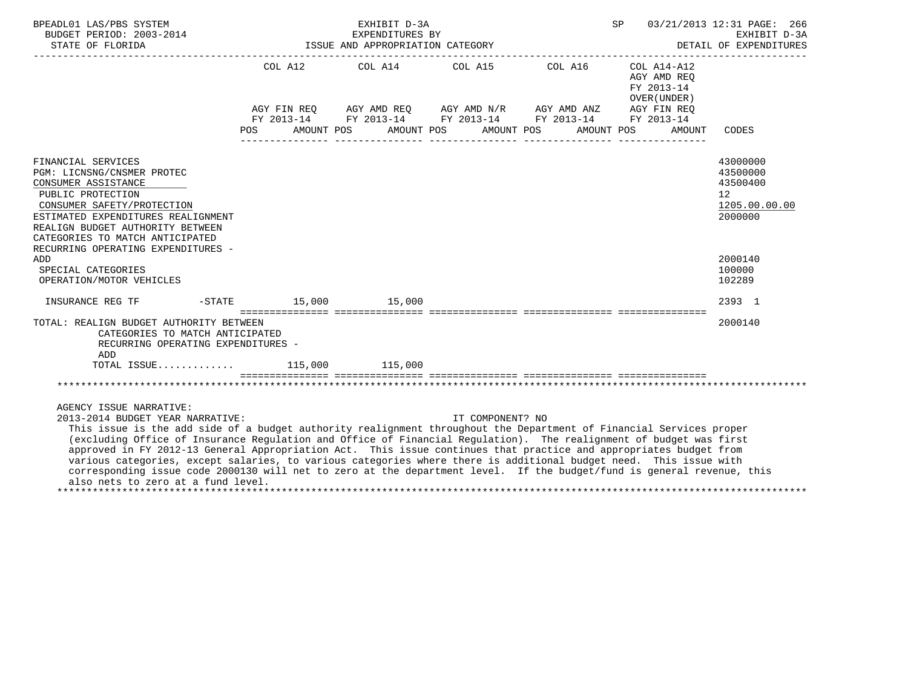BPEADL01 LAS/PBS SYSTEM — EXHIBIT D-3A — EXPENDITURES BY ISSUE AND APPROPRIATION CATEGORY — SP 03/21/2013 12:31 PAGE: 266
BUDGET PERIOD: 2003-2014 — EXHIBIT D-3A
STATE OF FLORIDA — DETAIL OF EXPENDITURES

| | COL A12 AGY FIN REQ FY 2013-14 POS AMOUNT | COL A14 AGY AMD REQ FY 2013-14 POS AMOUNT | COL A15 AGY AMD N/R FY 2013-14 POS AMOUNT | COL A16 AGY AMD ANZ FY 2013-14 POS AMOUNT | COL A14-A12 AGY AMD REQ FY 2013-14 OVER(UNDER) AGY FIN REQ FY 2013-14 POS AMOUNT | CODES |
|---|---|---|---|---|---|---|
| FINANCIAL SERVICES | | | | | | 43000000 |
| PGM: LICNSNG/CNSMER PROTEC | | | | | | 43500000 |
| CONSUMER ASSISTANCE | | | | | | 43500400 |
| PUBLIC PROTECTION | | | | | | 12 |
| CONSUMER SAFETY/PROTECTION | | | | | | 1205.00.00.00 |
| ESTIMATED EXPENDITURES REALIGNMENT | | | | | | 2000000 |
| REALIGN BUDGET AUTHORITY BETWEEN CATEGORIES TO MATCH ANTICIPATED RECURRING OPERATING EXPENDITURES - ADD | | | | | | 2000140 |
| SPECIAL CATEGORIES | | | | | | 100000 |
| OPERATION/MOTOR VEHICLES | | | | | | 102289 |
| INSURANCE REG TF -STATE | 15,000 | 15,000 | | | | 2393 1 |
| TOTAL: REALIGN BUDGET AUTHORITY BETWEEN CATEGORIES TO MATCH ANTICIPATED RECURRING OPERATING EXPENDITURES - ADD | | | | | | 2000140 |
| TOTAL ISSUE............ | 115,000 | 115,000 | | | | |

AGENCY ISSUE NARRATIVE:
2013-2014 BUDGET YEAR NARRATIVE: IT COMPONENT? NO

This issue is the add side of a budget authority realignment throughout the Department of Financial Services proper (excluding Office of Insurance Regulation and Office of Financial Regulation). The realignment of budget was first approved in FY 2012-13 General Appropriation Act. This issue continues that practice and appropriates budget from various categories, except salaries, to various categories where there is additional budget need. This issue with corresponding issue code 2000130 will net to zero at the department level. If the budget/fund is general revenue, this also nets to zero at a fund level.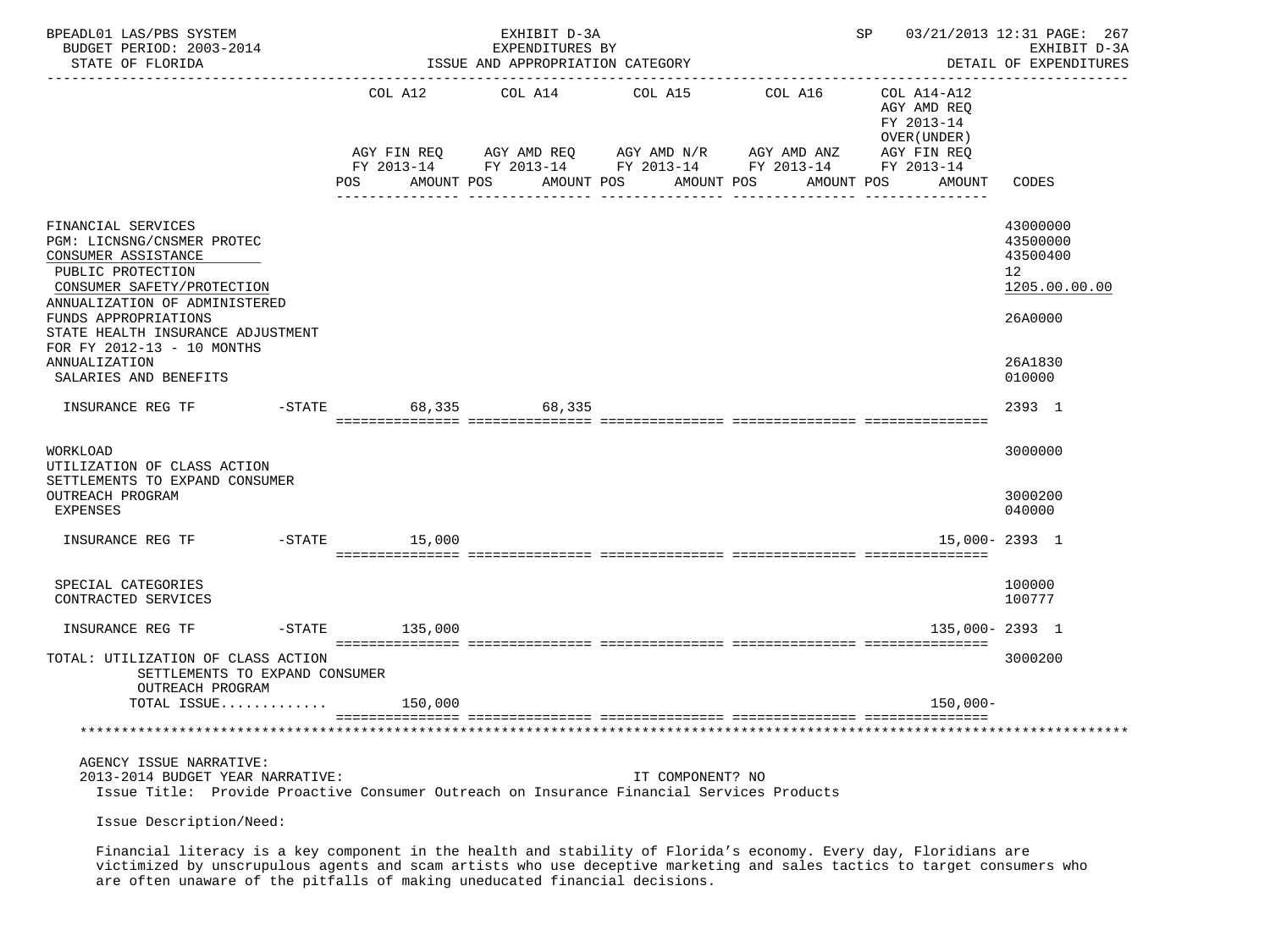BPEADL01 LAS/PBS SYSTEM — EXHIBIT D-3A — EXPENDITURES BY ISSUE AND APPROPRIATION CATEGORY — SP 03/21/2013 12:31 PAGE: 267
BUDGET PERIOD: 2003-2014 — EXHIBIT D-3A
STATE OF FLORIDA — DETAIL OF EXPENDITURES

| | COL A12 AGY FIN REQ FY 2013-14 POS AMOUNT | COL A14 AGY AMD REQ FY 2013-14 POS AMOUNT | COL A15 AGY AMD N/R FY 2013-14 POS AMOUNT | COL A16 AGY AMD ANZ FY 2013-14 POS AMOUNT | COL A14-A12 AGY AMD REQ FY 2013-14 OVER(UNDER) AGY FIN REQ FY 2013-14 POS AMOUNT | CODES |
|---|---|---|---|---|---|---|
| FINANCIAL SERVICES | | | | | | 43000000 |
| PGM: LICNSNG/CNSMER PROTEC | | | | | | 43500000 |
| CONSUMER ASSISTANCE | | | | | | 43500400 |
| PUBLIC PROTECTION | | | | | | 12 |
| CONSUMER SAFETY/PROTECTION | | | | | | 1205.00.00.00 |
| ANNUALIZATION OF ADMINISTERED FUNDS APPROPRIATIONS | | | | | | 26A0000 |
| STATE HEALTH INSURANCE ADJUSTMENT FOR FY 2012-13 - 10 MONTHS ANNUALIZATION | | | | | | 26A1830 |
| SALARIES AND BENEFITS | | | | | | 010000 |
| INSURANCE REG TF -STATE | 68,335 | 68,335 | | | | 2393 1 |
| WORKLOAD | | | | | | 3000000 |
| UTILIZATION OF CLASS ACTION SETTLEMENTS TO EXPAND CONSUMER OUTREACH PROGRAM | | | | | | 3000200 |
| EXPENSES | | | | | | 040000 |
| INSURANCE REG TF -STATE | 15,000 | | | | 15,000- | 2393 1 |
| SPECIAL CATEGORIES | | | | | | 100000 |
| CONTRACTED SERVICES | | | | | | 100777 |
| INSURANCE REG TF -STATE | 135,000 | | | | 135,000- | 2393 1 |
| TOTAL: UTILIZATION OF CLASS ACTION SETTLEMENTS TO EXPAND CONSUMER OUTREACH PROGRAM | | | | | | 3000200 |
| TOTAL ISSUE............ | 150,000 | | | | 150,000- | |

AGENCY ISSUE NARRATIVE:
2013-2014 BUDGET YEAR NARRATIVE: IT COMPONENT? NO
Issue Title: Provide Proactive Consumer Outreach on Insurance Financial Services Products

Issue Description/Need:

Financial literacy is a key component in the health and stability of Florida's economy. Every day, Floridians are victimized by unscrupulous agents and scam artists who use deceptive marketing and sales tactics to target consumers who are often unaware of the pitfalls of making uneducated financial decisions.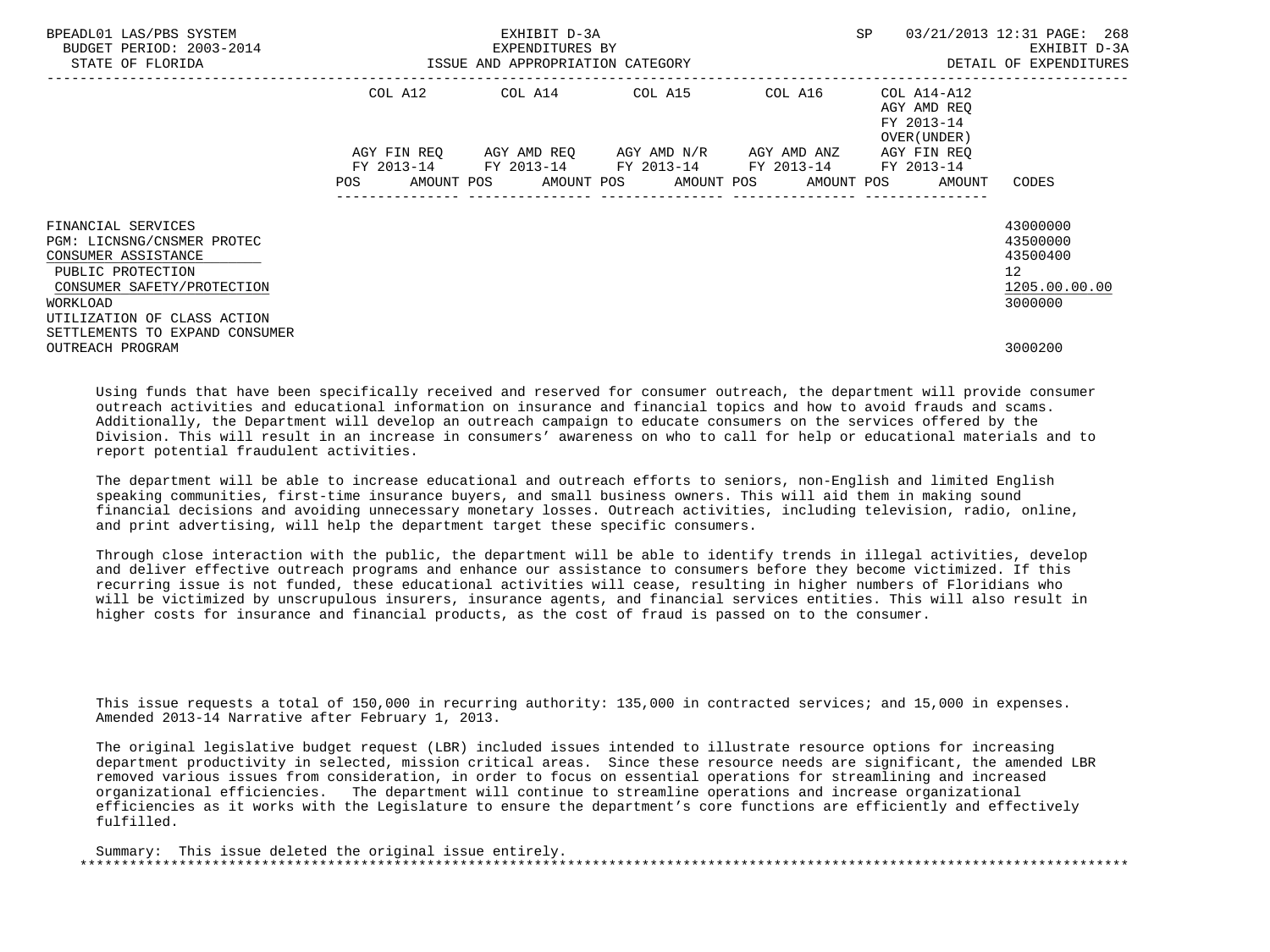| | COL A12 | | COL A14 | | COL A15 | | COL A16 | | COL A14-A12 AGY AMD REQ FY 2013-14 OVER(UNDER) | | |
|---|---|---|---|---|---|---|---|---|---|---|---|
| | AGY FIN REQ FY 2013-14 | | AGY AMD REQ FY 2013-14 | | AGY AMD N/R FY 2013-14 | | AGY AMD ANZ FY 2013-14 | | AGY FIN REQ FY 2013-14 | | |
| | POS | AMOUNT | POS | AMOUNT | POS | AMOUNT | POS | AMOUNT | POS | AMOUNT | CODES |
| FINANCIAL SERVICES | | | | | | | | | | | 43000000 |
| PGM: LICNSNG/CNSMER PROTEC | | | | | | | | | | | 43500000 |
| CONSUMER ASSISTANCE | | | | | | | | | | | 43500400 |
| PUBLIC PROTECTION | | | | | | | | | | | 12 |
| CONSUMER SAFETY/PROTECTION | | | | | | | | | | | 1205.00.00.00 |
| WORKLOAD | | | | | | | | | | | 3000000 |
| UTILIZATION OF CLASS ACTION SETTLEMENTS TO EXPAND CONSUMER OUTREACH PROGRAM | | | | | | | | | | | 3000200 |

Using funds that have been specifically received and reserved for consumer outreach, the department will provide consumer outreach activities and educational information on insurance and financial topics and how to avoid frauds and scams. Additionally, the Department will develop an outreach campaign to educate consumers on the services offered by the Division. This will result in an increase in consumers' awareness on who to call for help or educational materials and to report potential fraudulent activities.

The department will be able to increase educational and outreach efforts to seniors, non-English and limited English speaking communities, first-time insurance buyers, and small business owners. This will aid them in making sound financial decisions and avoiding unnecessary monetary losses. Outreach activities, including television, radio, online, and print advertising, will help the department target these specific consumers.

Through close interaction with the public, the department will be able to identify trends in illegal activities, develop and deliver effective outreach programs and enhance our assistance to consumers before they become victimized. If this recurring issue is not funded, these educational activities will cease, resulting in higher numbers of Floridians who will be victimized by unscrupulous insurers, insurance agents, and financial services entities. This will also result in higher costs for insurance and financial products, as the cost of fraud is passed on to the consumer.

This issue requests a total of 150,000 in recurring authority: 135,000 in contracted services; and 15,000 in expenses. Amended 2013-14 Narrative after February 1, 2013.

The original legislative budget request (LBR) included issues intended to illustrate resource options for increasing department productivity in selected, mission critical areas. Since these resource needs are significant, the amended LBR removed various issues from consideration, in order to focus on essential operations for streamlining and increased organizational efficiencies. The department will continue to streamline operations and increase organizational efficiencies as it works with the Legislature to ensure the department's core functions are efficiently and effectively fulfilled.

Summary: This issue deleted the original issue entirely.

*******************************************************************************************************************************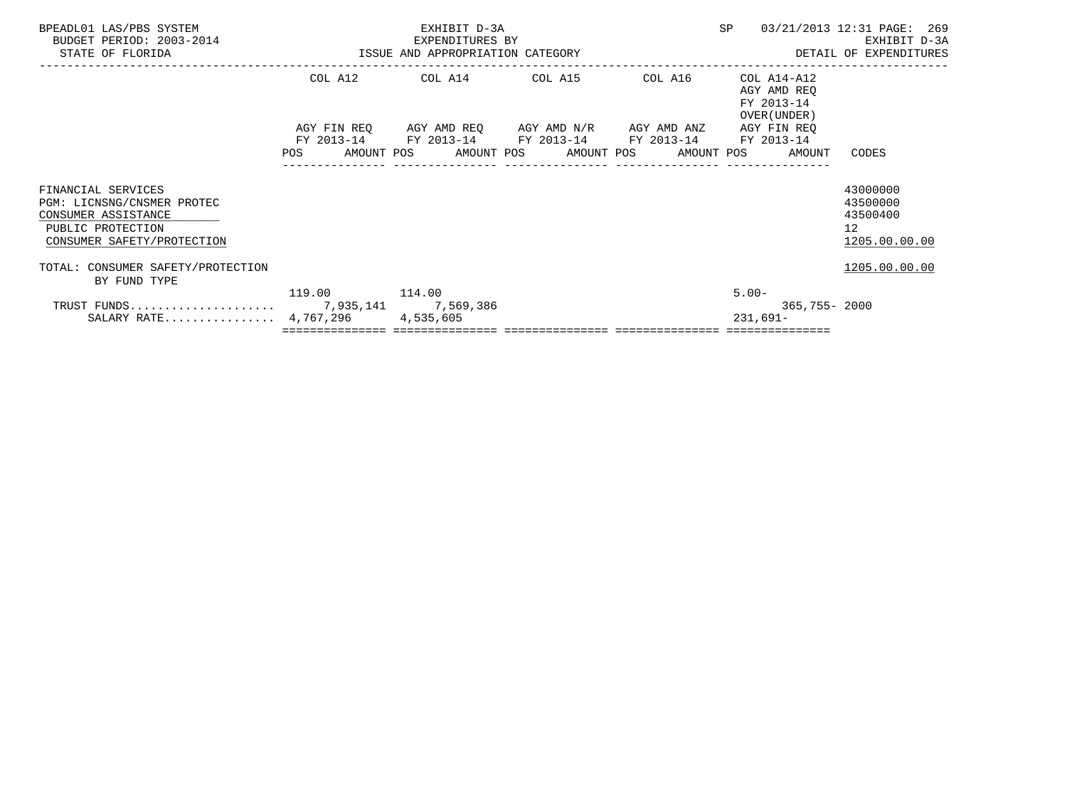BPEADL01 LAS/PBS SYSTEM | EXHIBIT D-3A | SP 03/21/2013 12:31 PAGE: 269
BUDGET PERIOD: 2003-2014 | EXPENDITURES BY | EXHIBIT D-3A
STATE OF FLORIDA | ISSUE AND APPROPRIATION CATEGORY | DETAIL OF EXPENDITURES

| | COL A12 AGY FIN REQ FY 2013-14 | | COL A14 AGY AMD REQ FY 2013-14 | | COL A15 AGY AMD N/R FY 2013-14 | | COL A16 AGY AMD ANZ FY 2013-14 | | COL A14-A12 AGY AMD REQ FY 2013-14 OVER(UNDER) AGY FIN REQ FY 2013-14 | | |
|---|---|---|---|---|---|---|---|---|---|---|---|
| | POS | AMOUNT | POS | AMOUNT | POS | AMOUNT | POS | AMOUNT | POS | AMOUNT | CODES |
| FINANCIAL SERVICES | | | | | | | | | | | 43000000 |
| PGM: LICNSNG/CNSMER PROTEC | | | | | | | | | | | 43500000 |
| CONSUMER ASSISTANCE | | | | | | | | | | | 43500400 |
| PUBLIC PROTECTION | | | | | | | | | | | 12 |
| CONSUMER SAFETY/PROTECTION | | | | | | | | | | | 1205.00.00.00 |
| TOTAL: CONSUMER SAFETY/PROTECTION BY FUND TYPE | | | | | | | | | | | 1205.00.00.00 |
| | 119.00 | | 114.00 | | | | | | 5.00- | | |
| TRUST FUNDS..................... | | 7,935,141 | | 7,569,386 | | | | | | 365,755- | 2000 |
| SALARY RATE................ | | 4,767,296 | | 4,535,605 | | | | | | 231,691- | |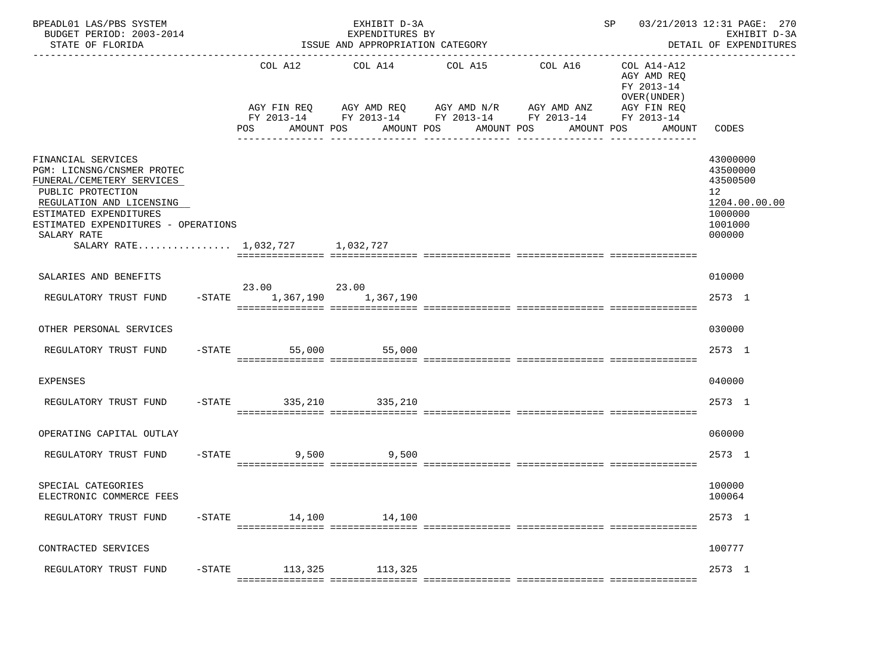BPEADL01 LAS/PBS SYSTEM | EXHIBIT D-3A | SP 03/21/2013 12:31 PAGE: 270
BUDGET PERIOD: 2003-2014 | EXPENDITURES BY | EXHIBIT D-3A
STATE OF FLORIDA | ISSUE AND APPROPRIATION CATEGORY | DETAIL OF EXPENDITURES

| | COL A12 AGY FIN REQ FY 2013-14 POS AMOUNT | COL A14 AGY AMD REQ FY 2013-14 POS AMOUNT | COL A15 AGY AMD N/R FY 2013-14 POS AMOUNT | COL A16 AGY AMD ANZ FY 2013-14 POS AMOUNT | COL A14-A12 AGY AMD REQ FY 2013-14 OVER(UNDER) AGY FIN REQ FY 2013-14 POS AMOUNT | CODES |
|---|---|---|---|---|---|---|
| FINANCIAL SERVICES | | | | | | 43000000 |
| PGM: LICNSNG/CNSMER PROTEC | | | | | | 43500000 |
| FUNERAL/CEMETERY SERVICES | | | | | | 43500500 |
| PUBLIC PROTECTION | | | | | | 12 |
| REGULATION AND LICENSING | | | | | | 1204.00.00.00 |
| ESTIMATED EXPENDITURES | | | | | | 1000000 |
| ESTIMATED EXPENDITURES - OPERATIONS | | | | | | 1001000 |
| SALARY RATE | | | | | | 000000 |
| SALARY RATE................ | 1,032,727 | 1,032,727 | | | | |
| SALARIES AND BENEFITS | | | | | | 010000 |
| REGULATORY TRUST FUND -STATE | 23.00 1,367,190 | 23.00 1,367,190 | | | | 2573 1 |
| OTHER PERSONAL SERVICES | | | | | | 030000 |
| REGULATORY TRUST FUND -STATE | 55,000 | 55,000 | | | | 2573 1 |
| EXPENSES | | | | | | 040000 |
| REGULATORY TRUST FUND -STATE | 335,210 | 335,210 | | | | 2573 1 |
| OPERATING CAPITAL OUTLAY | | | | | | 060000 |
| REGULATORY TRUST FUND -STATE | 9,500 | 9,500 | | | | 2573 1 |
| SPECIAL CATEGORIES | | | | | | 100000 |
| ELECTRONIC COMMERCE FEES | | | | | | 100064 |
| REGULATORY TRUST FUND -STATE | 14,100 | 14,100 | | | | 2573 1 |
| CONTRACTED SERVICES | | | | | | 100777 |
| REGULATORY TRUST FUND -STATE | 113,325 | 113,325 | | | | 2573 1 |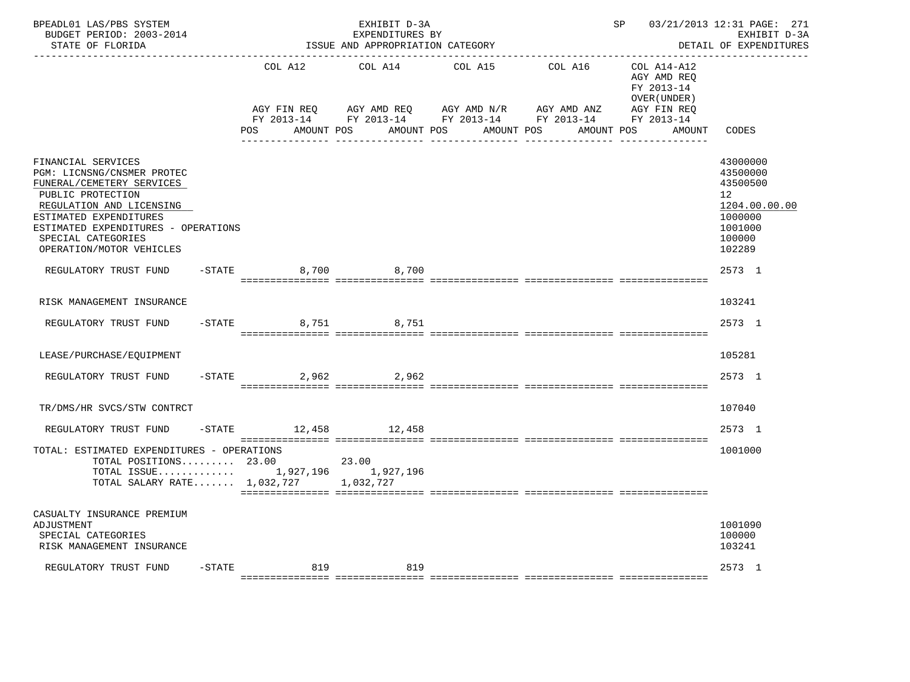BPEADL01 LAS/PBS SYSTEM — EXHIBIT D-3A — EXPENDITURES BY ISSUE AND APPROPRIATION CATEGORY
BUDGET PERIOD: 2003-2014 — STATE OF FLORIDA — SP 03/21/2013 12:31 — EXHIBIT D-3A DETAIL OF EXPENDITURES

| | COL A12 AGY FIN REQ FY 2013-14 POS AMOUNT | COL A14 AGY AMD REQ FY 2013-14 POS AMOUNT | COL A15 AGY AMD N/R FY 2013-14 POS AMOUNT | COL A16 AGY AMD ANZ FY 2013-14 POS AMOUNT | COL A14-A12 AGY AMD REQ FY 2013-14 OVER(UNDER) AGY FIN REQ FY 2013-14 POS AMOUNT | CODES |
|---|---|---|---|---|---|---|
| FINANCIAL SERVICES | | | | | | 43000000 |
| PGM: LICNSNG/CNSMER PROTEC | | | | | | 43500000 |
| FUNERAL/CEMETERY SERVICES | | | | | | 43500500 |
| PUBLIC PROTECTION | | | | | | 12 |
| REGULATION AND LICENSING | | | | | | 1204.00.00.00 |
| ESTIMATED EXPENDITURES | | | | | | 1000000 |
| ESTIMATED EXPENDITURES - OPERATIONS | | | | | | 1001000 |
| SPECIAL CATEGORIES | | | | | | 100000 |
| OPERATION/MOTOR VEHICLES | | | | | | 102289 |
| REGULATORY TRUST FUND -STATE | 8,700 | 8,700 | | | | 2573 1 |
| RISK MANAGEMENT INSURANCE | | | | | | 103241 |
| REGULATORY TRUST FUND -STATE | 8,751 | 8,751 | | | | 2573 1 |
| LEASE/PURCHASE/EQUIPMENT | | | | | | 105281 |
| REGULATORY TRUST FUND -STATE | 2,962 | 2,962 | | | | 2573 1 |
| TR/DMS/HR SVCS/STW CONTRCT | | | | | | 107040 |
| REGULATORY TRUST FUND -STATE | 12,458 | 12,458 | | | | 2573 1 |
| TOTAL: ESTIMATED EXPENDITURES - OPERATIONS | | | | | | 1001000 |
| TOTAL POSITIONS | 23.00 | 23.00 | | | | |
| TOTAL ISSUE | 1,927,196 | 1,927,196 | | | | |
| TOTAL SALARY RATE | 1,032,727 | 1,032,727 | | | | |
| CASUALTY INSURANCE PREMIUM ADJUSTMENT | | | | | | 1001090 |
| SPECIAL CATEGORIES | | | | | | 100000 |
| RISK MANAGEMENT INSURANCE | | | | | | 103241 |
| REGULATORY TRUST FUND -STATE | 819 | 819 | | | | 2573 1 |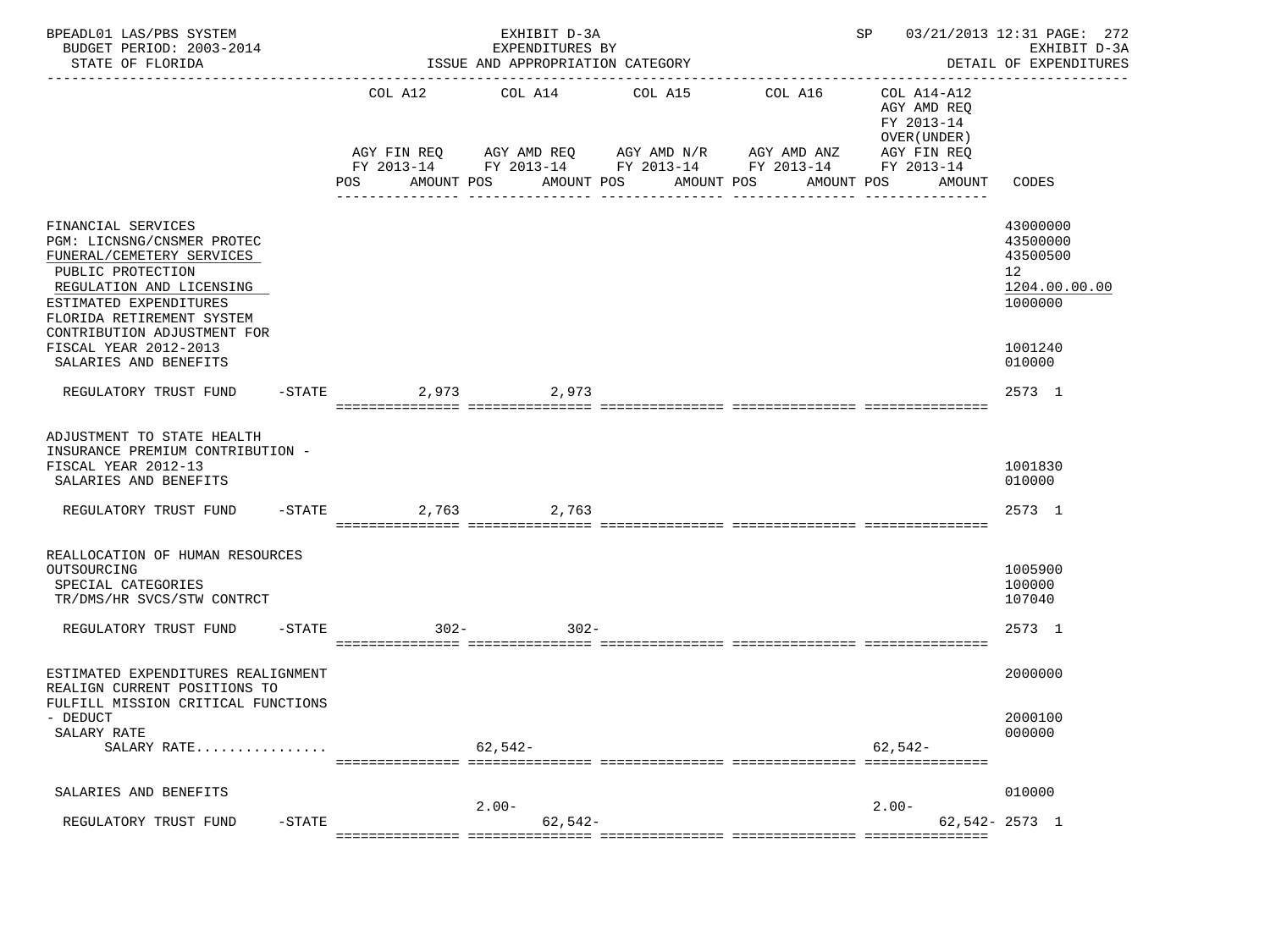BPEADL01 LAS/PBS SYSTEM — EXHIBIT D-3A — EXPENDITURES BY ISSUE AND APPROPRIATION CATEGORY
BUDGET PERIOD: 2003-2014 — STATE OF FLORIDA
SP 03/21/2013 12:31 — EXHIBIT D-3A — DETAIL OF EXPENDITURES

| | COL A12 AGY FIN REQ FY 2013-14 POS AMOUNT | COL A14 AGY AMD REQ FY 2013-14 POS AMOUNT | COL A15 AGY AMD N/R FY 2013-14 POS AMOUNT | COL A16 AGY AMD ANZ FY 2013-14 POS AMOUNT | COL A14-A12 AGY AMD REQ FY 2013-14 OVER(UNDER) AGY FIN REQ FY 2013-14 POS AMOUNT | CODES |
|---|---|---|---|---|---|---|
| FINANCIAL SERVICES | | | | | | 43000000 |
| PGM: LICNSNG/CNSMER PROTEC | | | | | | 43500000 |
| FUNERAL/CEMETERY SERVICES | | | | | | 43500500 |
| PUBLIC PROTECTION | | | | | | 12 |
| REGULATION AND LICENSING | | | | | | 1204.00.00.00 |
| ESTIMATED EXPENDITURES | | | | | | 1000000 |
| FLORIDA RETIREMENT SYSTEM CONTRIBUTION ADJUSTMENT FOR FISCAL YEAR 2012-2013 | | | | | | 1001240 |
| SALARIES AND BENEFITS | | | | | | 010000 |
| REGULATORY TRUST FUND -STATE | 2,973 | 2,973 | | | | 2573 1 |
| ADJUSTMENT TO STATE HEALTH INSURANCE PREMIUM CONTRIBUTION - FISCAL YEAR 2012-13 | | | | | | 1001830 |
| SALARIES AND BENEFITS | | | | | | 010000 |
| REGULATORY TRUST FUND -STATE | 2,763 | 2,763 | | | | 2573 1 |
| REALLOCATION OF HUMAN RESOURCES OUTSOURCING | | | | | | 1005900 |
| SPECIAL CATEGORIES | | | | | | 100000 |
| TR/DMS/HR SVCS/STW CONTRCT | | | | | | 107040 |
| REGULATORY TRUST FUND -STATE | 302- | 302- | | | | 2573 1 |
| ESTIMATED EXPENDITURES REALIGNMENT | | | | | | 2000000 |
| REALIGN CURRENT POSITIONS TO FULFILL MISSION CRITICAL FUNCTIONS - DEDUCT | | | | | | 2000100 |
| SALARY RATE | | | | | | 000000 |
| SALARY RATE................ | | 62,542- | | | 62,542- | |
| SALARIES AND BENEFITS | | | | | | 010000 |
| REGULATORY TRUST FUND -STATE | | 2.00- 62,542- | | | 2.00- 62,542- | 2573 1 |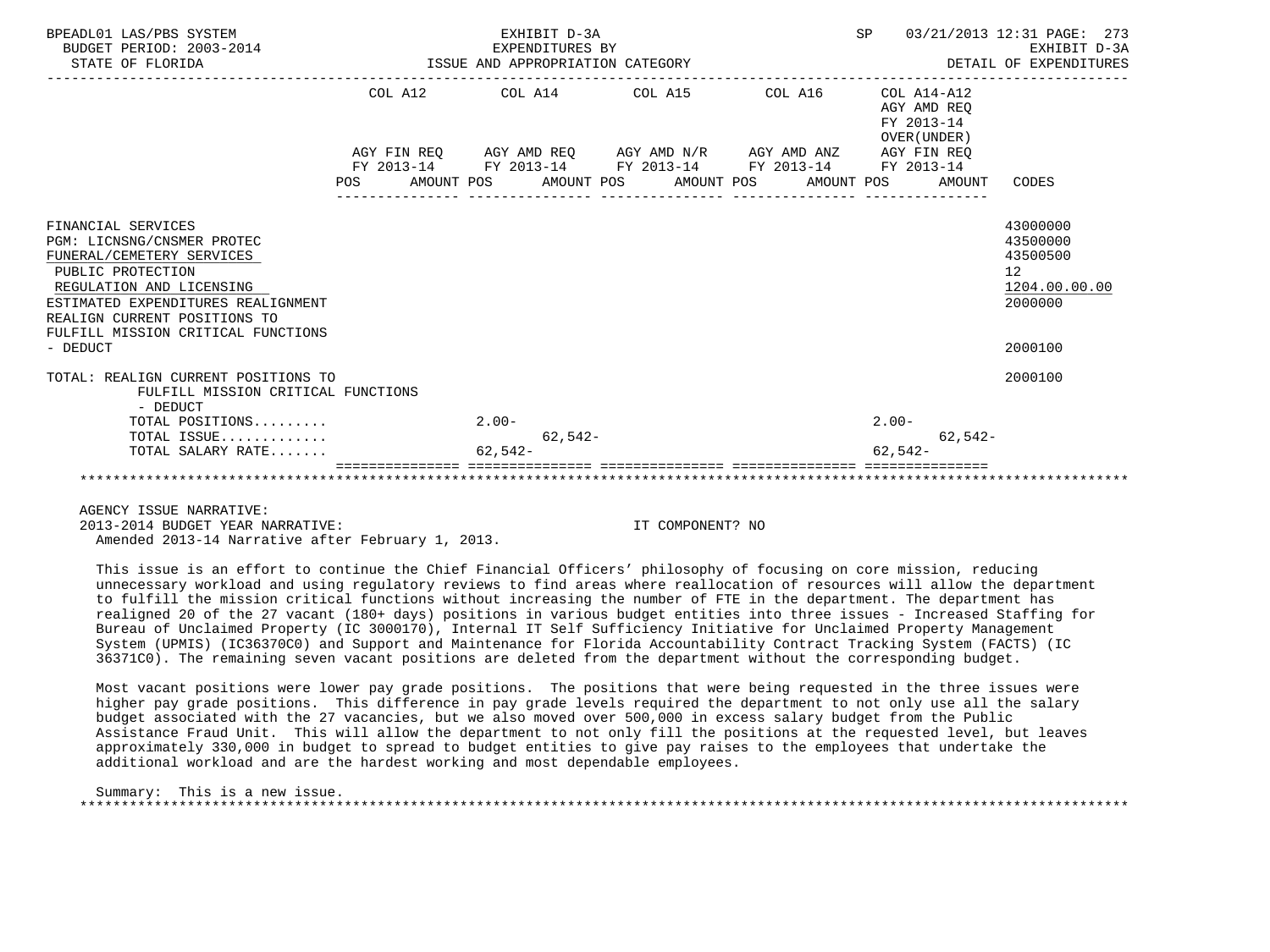BPEADL01 LAS/PBS SYSTEM — EXHIBIT D-3A — SP 03/21/2013 12:31 PAGE: 273
BUDGET PERIOD: 2003-2014 — EXPENDITURES BY — EXHIBIT D-3A
STATE OF FLORIDA — ISSUE AND APPROPRIATION CATEGORY — DETAIL OF EXPENDITURES

| | COL A12 AGY FIN REQ FY 2013-14 POS | AMOUNT | COL A14 AGY AMD REQ FY 2013-14 POS | AMOUNT | COL A15 AGY AMD N/R FY 2013-14 POS | AMOUNT | COL A16 AGY AMD ANZ FY 2013-14 POS | AMOUNT | COL A14-A12 AGY AMD REQ FY 2013-14 OVER(UNDER) AGY FIN REQ FY 2013-14 POS | AMOUNT | CODES |
|---|---|---|---|---|---|---|---|---|---|---|---|
| FINANCIAL SERVICES | | | | | | | | | | | 43000000 |
| PGM: LICNSNG/CNSMER PROTEC | | | | | | | | | | | 43500000 |
| FUNERAL/CEMETERY SERVICES | | | | | | | | | | | 43500500 |
| PUBLIC PROTECTION | | | | | | | | | | | 12 |
| REGULATION AND LICENSING | | | | | | | | | | | 1204.00.00.00 |
| ESTIMATED EXPENDITURES REALIGNMENT | | | | | | | | | | | 2000000 |
| REALIGN CURRENT POSITIONS TO FULFILL MISSION CRITICAL FUNCTIONS - DEDUCT | | | | | | | | | | | 2000100 |
| TOTAL: REALIGN CURRENT POSITIONS TO FULFILL MISSION CRITICAL FUNCTIONS - DEDUCT | | | | | | | | | | | 2000100 |
| TOTAL POSITIONS......... | | | 2.00- | | | | | | 2.00- | | |
| TOTAL ISSUE............. | | | | 62,542- | | | | | | 62,542- | |
| TOTAL SALARY RATE....... | | | 62,542- | | | | | | 62,542- | | |

AGENCY ISSUE NARRATIVE:
2013-2014 BUDGET YEAR NARRATIVE: IT COMPONENT? NO
Amended 2013-14 Narrative after February 1, 2013.

This issue is an effort to continue the Chief Financial Officers' philosophy of focusing on core mission, reducing unnecessary workload and using regulatory reviews to find areas where reallocation of resources will allow the department to fulfill the mission critical functions without increasing the number of FTE in the department. The department has realigned 20 of the 27 vacant (180+ days) positions in various budget entities into three issues - Increased Staffing for Bureau of Unclaimed Property (IC 3000170), Internal IT Self Sufficiency Initiative for Unclaimed Property Management System (UPMIS) (IC36370C0) and Support and Maintenance for Florida Accountability Contract Tracking System (FACTS) (IC 36371C0). The remaining seven vacant positions are deleted from the department without the corresponding budget.

Most vacant positions were lower pay grade positions. The positions that were being requested in the three issues were higher pay grade positions. This difference in pay grade levels required the department to not only use all the salary budget associated with the 27 vacancies, but we also moved over 500,000 in excess salary budget from the Public Assistance Fraud Unit. This will allow the department to not only fill the positions at the requested level, but leaves approximately 330,000 in budget to spread to budget entities to give pay raises to the employees that undertake the additional workload and are the hardest working and most dependable employees.

Summary: This is a new issue.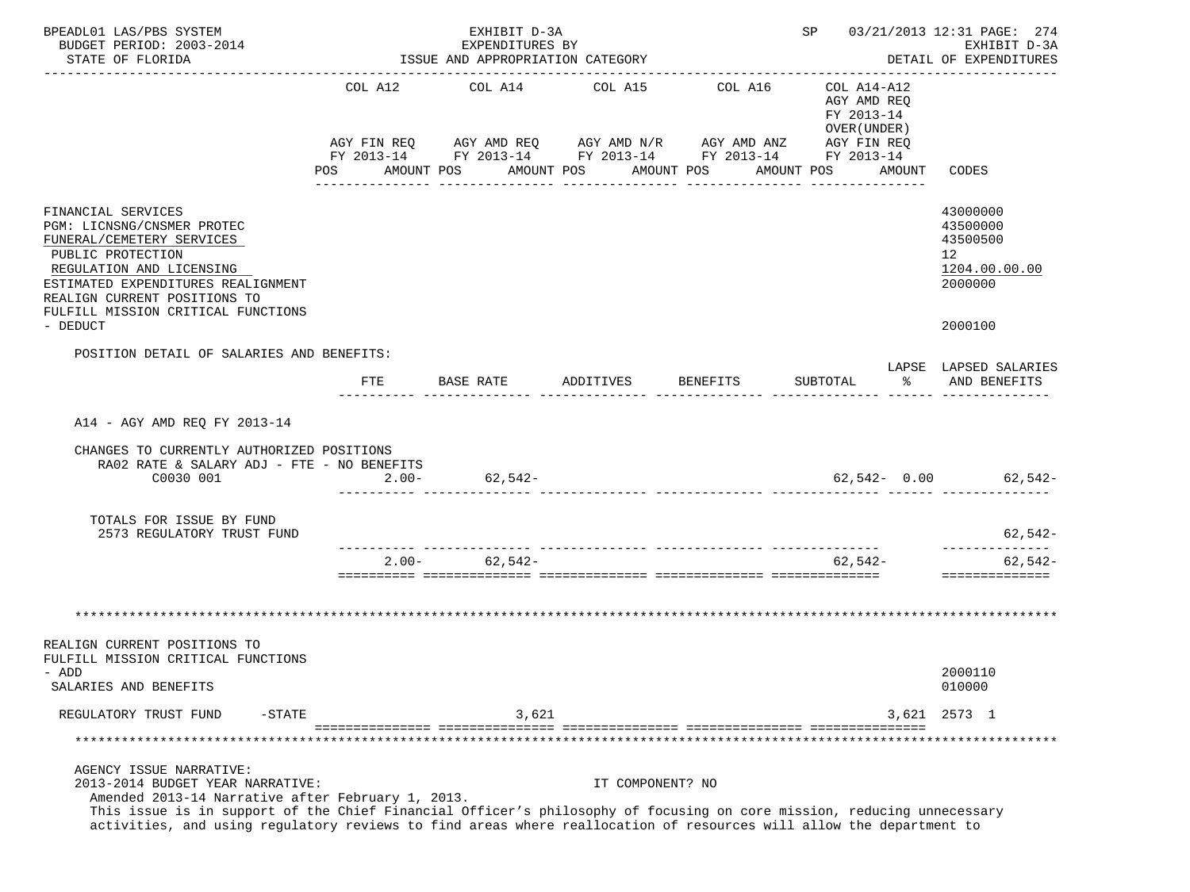BPEADL01 LAS/PBS SYSTEM — EXHIBIT D-3A — EXPENDITURES BY ISSUE AND APPROPRIATION CATEGORY
BUDGET PERIOD: 2003-2014 — STATE OF FLORIDA
SP 03/21/2013 12:31 — EXHIBIT D-3A — DETAIL OF EXPENDITURES

| | COL A12 AGY FIN REQ FY 2013-14 POS AMOUNT | COL A14 AGY AMD REQ FY 2013-14 POS AMOUNT | COL A15 AGY AMD N/R FY 2013-14 POS AMOUNT | COL A16 AGY AMD ANZ FY 2013-14 POS AMOUNT | COL A14-A12 AGY AMD REQ FY 2013-14 OVER(UNDER) AGY FIN REQ FY 2013-14 POS AMOUNT | CODES |
|---|---|---|---|---|---|---|
| FINANCIAL SERVICES | | | | | | 43000000 |
| PGM: LICNSNG/CNSMER PROTEC | | | | | | 43500000 |
| FUNERAL/CEMETERY SERVICES | | | | | | 43500500 |
| PUBLIC PROTECTION | | | | | | 12 |
| REGULATION AND LICENSING | | | | | | 1204.00.00.00 |
| ESTIMATED EXPENDITURES REALIGNMENT | | | | | | 2000000 |
| REALIGN CURRENT POSITIONS TO FULFILL MISSION CRITICAL FUNCTIONS - DEDUCT | | | | | | 2000100 |

POSITION DETAIL OF SALARIES AND BENEFITS:

| | FTE | BASE RATE | ADDITIVES | BENEFITS | SUBTOTAL | LAPSE % | LAPSED SALARIES AND BENEFITS |
|---|---|---|---|---|---|---|---|
| A14 - AGY AMD REQ FY 2013-14 | | | | | | | |
| CHANGES TO CURRENTLY AUTHORIZED POSITIONS | | | | | | | |
| RA02 RATE & SALARY ADJ - FTE - NO BENEFITS | | | | | | | |
| C0030 001 | 2.00- | 62,542- | | | 62,542- | 0.00 | 62,542- |
| TOTALS FOR ISSUE BY FUND | | | | | | | |
| 2573 REGULATORY TRUST FUND | | | | | | | 62,542- |
| | 2.00- | 62,542- | | | 62,542- | | 62,542- |

***************************************************************************************************

| | COL A12 | COL A14 | COL A15 | COL A16 | COL A14-A12 | CODES |
|---|---|---|---|---|---|---|
| REALIGN CURRENT POSITIONS TO FULFILL MISSION CRITICAL FUNCTIONS - ADD | | | | | | 2000110 |
| SALARIES AND BENEFITS | | | | | | 010000 |
| REGULATORY TRUST FUND -STATE | | 3,621 | | | 3,621 | 2573 1 |

***************************************************************************************************

AGENCY ISSUE NARRATIVE:
2013-2014 BUDGET YEAR NARRATIVE: IT COMPONENT? NO
Amended 2013-14 Narrative after February 1, 2013.
This issue is in support of the Chief Financial Officer's philosophy of focusing on core mission, reducing unnecessary activities, and using regulatory reviews to find areas where reallocation of resources will allow the department to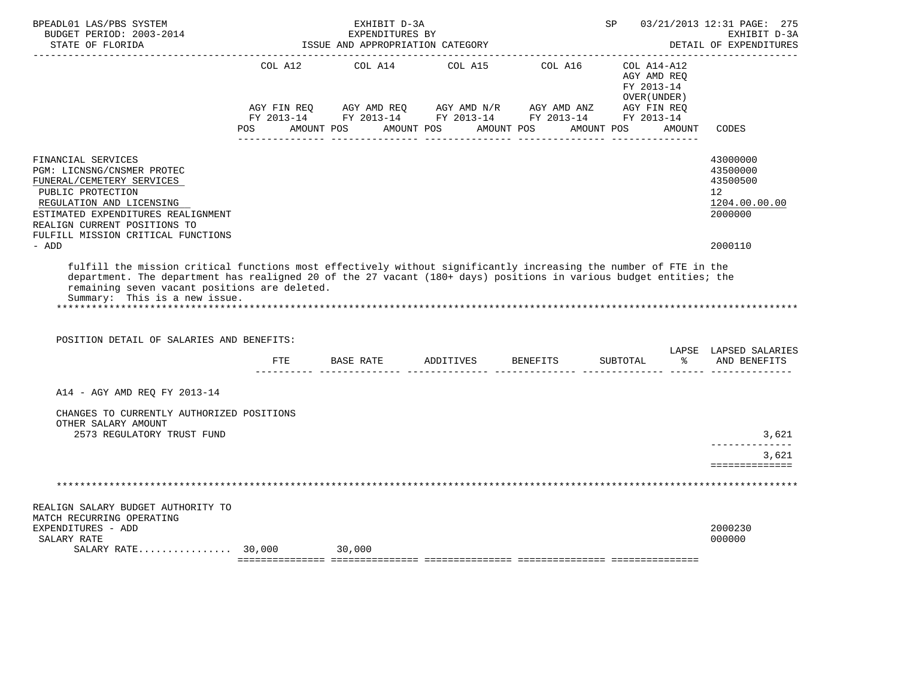| | COL A12 | COL A14 | COL A15 | COL A16 | COL A14-A12 AGY AMD REQ FY 2013-14 OVER(UNDER) | |
|---|---|---|---|---|---|---|
| | AGY FIN REQ FY 2013-14 | AGY AMD REQ FY 2013-14 | AGY AMD N/R FY 2013-14 | AGY AMD ANZ FY 2013-14 | AGY FIN REQ FY 2013-14 | |
| | POS AMOUNT | POS AMOUNT | POS AMOUNT | POS AMOUNT | POS AMOUNT | CODES |

FINANCIAL SERVICES — 43000000
PGM: LICNSNG/CNSMER PROTEC — 43500000
FUNERAL/CEMETERY SERVICES — 43500500
PUBLIC PROTECTION — 12
REGULATION AND LICENSING — 1204.00.00.00
ESTIMATED EXPENDITURES REALIGNMENT — 2000000
REALIGN CURRENT POSITIONS TO FULFILL MISSION CRITICAL FUNCTIONS - ADD — 2000110

fulfill the mission critical functions most effectively without significantly increasing the number of FTE in the department. The department has realigned 20 of the 27 vacant (180+ days) positions in various budget entities; the remaining seven vacant positions are deleted.
Summary: This is a new issue.

POSITION DETAIL OF SALARIES AND BENEFITS:

| | FTE | BASE RATE | ADDITIVES | BENEFITS | SUBTOTAL | LAPSE % | LAPSED SALARIES AND BENEFITS |
|---|---|---|---|---|---|---|---|
| A14 - AGY AMD REQ FY 2013-14 | | | | | | | |
| CHANGES TO CURRENTLY AUTHORIZED POSITIONS | | | | | | | |
| OTHER SALARY AMOUNT | | | | | | | |
| 2573 REGULATORY TRUST FUND | | | | | | | 3,621 |
| | | | | | | | 3,621 |

REALIGN SALARY BUDGET AUTHORITY TO MATCH RECURRING OPERATING EXPENDITURES - ADD — 2000230
SALARY RATE — 000000

| | COL A12 | COL A14 | COL A15 | COL A16 | COL A14-A12 |
|---|---|---|---|---|---|
| SALARY RATE................ | 30,000 | 30,000 | | | |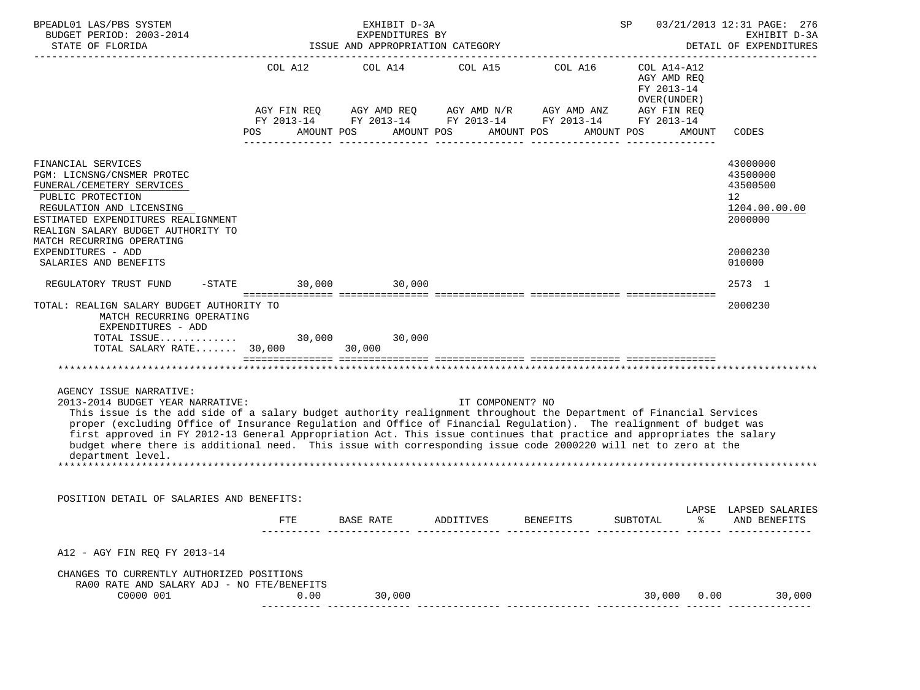BPEADL01 LAS/PBS SYSTEM — EXHIBIT D-3A — EXPENDITURES BY ISSUE AND APPROPRIATION CATEGORY — SP 03/21/2013 12:31 PAGE: 276
BUDGET PERIOD: 2003-2014 — EXHIBIT D-3A
STATE OF FLORIDA — DETAIL OF EXPENDITURES

| | COL A12 AGY FIN REQ FY 2013-14 POS AMOUNT | COL A14 AGY AMD REQ FY 2013-14 POS AMOUNT | COL A15 AGY AMD N/R FY 2013-14 POS AMOUNT | COL A16 AGY AMD ANZ FY 2013-14 POS AMOUNT | COL A14-A12 AGY AMD REQ FY 2013-14 OVER(UNDER) AGY FIN REQ FY 2013-14 POS AMOUNT | CODES |
|---|---|---|---|---|---|---|
| FINANCIAL SERVICES | | | | | | 43000000 |
| PGM: LICNSNG/CNSMER PROTEC | | | | | | 43500000 |
| FUNERAL/CEMETERY SERVICES | | | | | | 43500500 |
| PUBLIC PROTECTION | | | | | | 12 |
| REGULATION AND LICENSING | | | | | | 1204.00.00.00 |
| ESTIMATED EXPENDITURES REALIGNMENT | | | | | | 2000000 |
| REALIGN SALARY BUDGET AUTHORITY TO MATCH RECURRING OPERATING EXPENDITURES - ADD | | | | | | 2000230 |
| SALARIES AND BENEFITS | | | | | | 010000 |
| REGULATORY TRUST FUND -STATE | 30,000 | 30,000 | | | | 2573 1 |
| TOTAL: REALIGN SALARY BUDGET AUTHORITY TO MATCH RECURRING OPERATING EXPENDITURES - ADD | | | | | | 2000230 |
| TOTAL ISSUE............ | 30,000 | 30,000 | | | | |
| TOTAL SALARY RATE....... | 30,000 | 30,000 | | | | |

AGENCY ISSUE NARRATIVE:

2013-2014 BUDGET YEAR NARRATIVE: IT COMPONENT? NO

This issue is the add side of a salary budget authority realignment throughout the Department of Financial Services proper (excluding Office of Insurance Regulation and Office of Financial Regulation). The realignment of budget was first approved in FY 2012-13 General Appropriation Act. This issue continues that practice and appropriates the salary budget where there is additional need. This issue with corresponding issue code 2000220 will net to zero at the department level.

POSITION DETAIL OF SALARIES AND BENEFITS:

| | FTE | BASE RATE | ADDITIVES | BENEFITS | SUBTOTAL | LAPSE % | LAPSED SALARIES AND BENEFITS |
|---|---|---|---|---|---|---|---|
| A12 - AGY FIN REQ FY 2013-14 | | | | | | | |
| CHANGES TO CURRENTLY AUTHORIZED POSITIONS | | | | | | | |
| RA00 RATE AND SALARY ADJ - NO FTE/BENEFITS | | | | | | | |
| C0000 001 | 0.00 | 30,000 | | | 30,000 | 0.00 | 30,000 |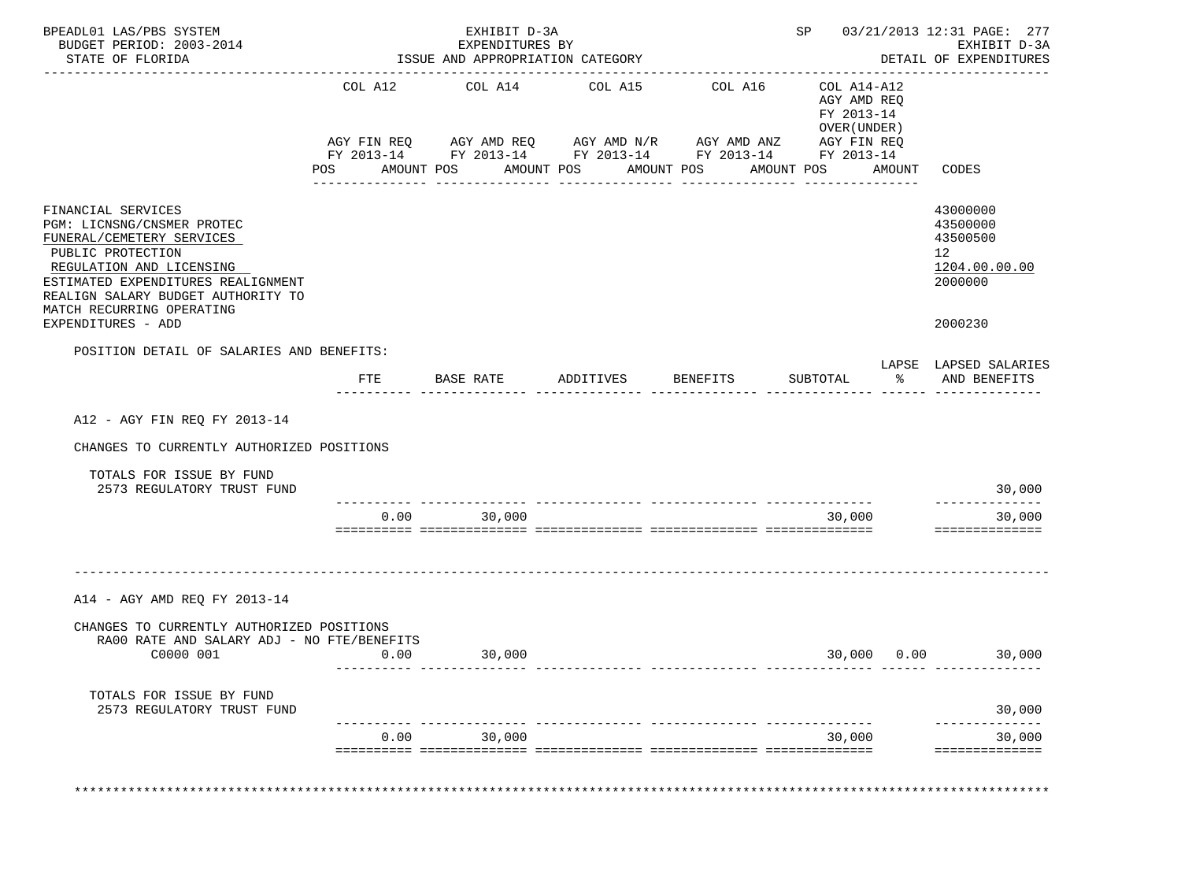BPEADL01 LAS/PBS SYSTEM — EXHIBIT D-3A — EXPENDITURES BY ISSUE AND APPROPRIATION CATEGORY
BUDGET PERIOD: 2003-2014 — STATE OF FLORIDA
SP 03/21/2013 12:31 — EXHIBIT D-3A DETAIL OF EXPENDITURES

| | COL A12 AGY FIN REQ FY 2013-14 POS AMOUNT | COL A14 AGY AMD REQ FY 2013-14 POS AMOUNT | COL A15 AGY AMD N/R FY 2013-14 POS AMOUNT | COL A16 AGY AMD ANZ FY 2013-14 POS AMOUNT | COL A14-A12 AGY AMD REQ FY 2013-14 OVER(UNDER) AGY FIN REQ FY 2013-14 POS AMOUNT | CODES |
|---|---|---|---|---|---|---|
| FINANCIAL SERVICES | | | | | | 43000000 |
| PGM: LICNSNG/CNSMER PROTEC | | | | | | 43500000 |
| FUNERAL/CEMETERY SERVICES | | | | | | 43500500 |
| PUBLIC PROTECTION | | | | | | 12 |
| REGULATION AND LICENSING | | | | | | 1204.00.00.00 |
| ESTIMATED EXPENDITURES REALIGNMENT | | | | | | 2000000 |
| REALIGN SALARY BUDGET AUTHORITY TO MATCH RECURRING OPERATING EXPENDITURES - ADD | | | | | | 2000230 |

POSITION DETAIL OF SALARIES AND BENEFITS:

| | FTE | BASE RATE | ADDITIVES | BENEFITS | SUBTOTAL | LAPSE % | LAPSED SALARIES AND BENEFITS |
|---|---|---|---|---|---|---|---|
| **A12 - AGY FIN REQ FY 2013-14** | | | | | | | |
| CHANGES TO CURRENTLY AUTHORIZED POSITIONS | | | | | | | |
| TOTALS FOR ISSUE BY FUND | | | | | | | |
| 2573 REGULATORY TRUST FUND | | | | | | | 30,000 |
| | 0.00 | 30,000 | | | 30,000 | | 30,000 |
| **A14 - AGY AMD REQ FY 2013-14** | | | | | | | |
| CHANGES TO CURRENTLY AUTHORIZED POSITIONS | | | | | | | |
| RA00 RATE AND SALARY ADJ - NO FTE/BENEFITS C0000 001 | 0.00 | 30,000 | | | 30,000 | 0.00 | 30,000 |
| TOTALS FOR ISSUE BY FUND | | | | | | | |
| 2573 REGULATORY TRUST FUND | | | | | | | 30,000 |
| | 0.00 | 30,000 | | | 30,000 | | 30,000 |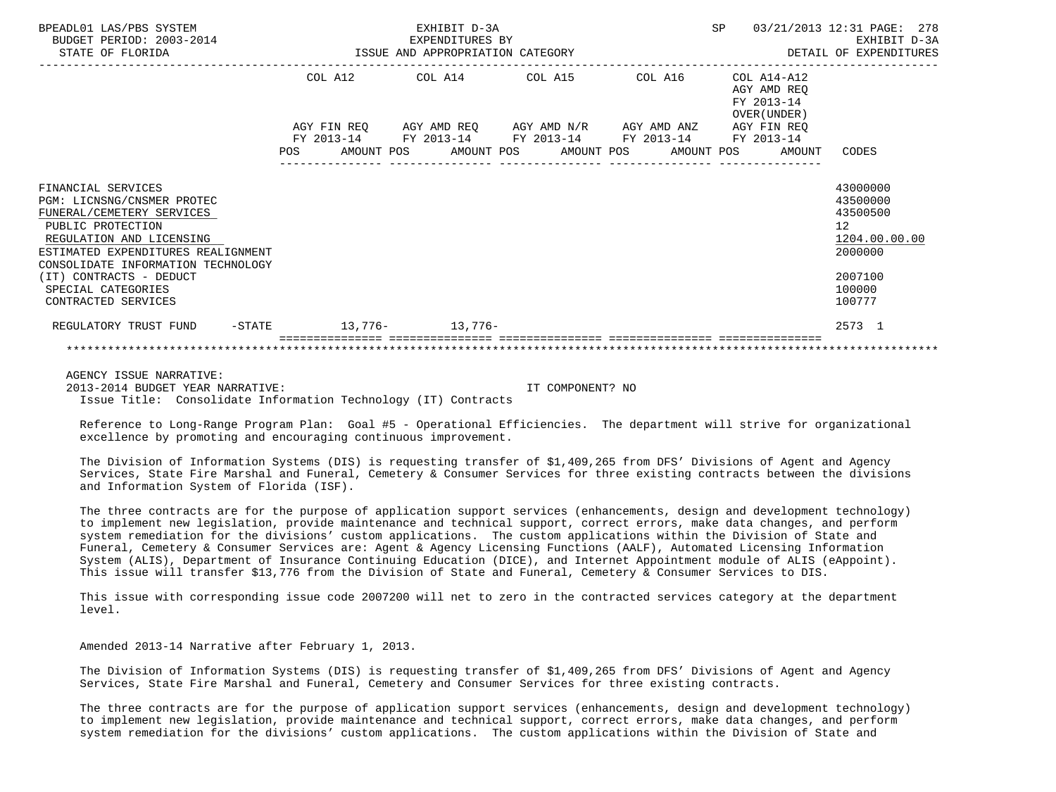| | COL A12 | COL A14 | COL A15 | COL A16 | COL A14-A12 AGY AMD REQ FY 2013-14 OVER(UNDER) | |
|---|---|---|---|---|---|---|
| | AGY FIN REQ FY 2013-14 | AGY AMD REQ FY 2013-14 | AGY AMD N/R FY 2013-14 | AGY AMD ANZ FY 2013-14 | AGY FIN REQ FY 2013-14 | |
| | POS AMOUNT | POS AMOUNT | POS AMOUNT | POS AMOUNT | POS AMOUNT | CODES |
| FINANCIAL SERVICES | | | | | | 43000000 |
| PGM: LICNSNG/CNSMER PROTEC | | | | | | 43500000 |
| FUNERAL/CEMETERY SERVICES | | | | | | 43500500 |
| PUBLIC PROTECTION | | | | | | 12 |
| REGULATION AND LICENSING | | | | | | 1204.00.00.00 |
| ESTIMATED EXPENDITURES REALIGNMENT | | | | | | 2000000 |
| CONSOLIDATE INFORMATION TECHNOLOGY (IT) CONTRACTS - DEDUCT | | | | | | 2007100 |
| SPECIAL CATEGORIES | | | | | | 100000 |
| CONTRACTED SERVICES | | | | | | 100777 |
| REGULATORY TRUST FUND -STATE | 13,776- | 13,776- | | | | 2573 1 |

AGENCY ISSUE NARRATIVE:

2013-2014 BUDGET YEAR NARRATIVE: IT COMPONENT? NO

Issue Title: Consolidate Information Technology (IT) Contracts

Reference to Long-Range Program Plan: Goal #5 - Operational Efficiencies. The department will strive for organizational excellence by promoting and encouraging continuous improvement.

The Division of Information Systems (DIS) is requesting transfer of $1,409,265 from DFS' Divisions of Agent and Agency Services, State Fire Marshal and Funeral, Cemetery & Consumer Services for three existing contracts between the divisions and Information System of Florida (ISF).

The three contracts are for the purpose of application support services (enhancements, design and development technology) to implement new legislation, provide maintenance and technical support, correct errors, make data changes, and perform system remediation for the divisions' custom applications. The custom applications within the Division of State and Funeral, Cemetery & Consumer Services are: Agent & Agency Licensing Functions (AALF), Automated Licensing Information System (ALIS), Department of Insurance Continuing Education (DICE), and Internet Appointment module of ALIS (eAppoint). This issue will transfer $13,776 from the Division of State and Funeral, Cemetery & Consumer Services to DIS.

This issue with corresponding issue code 2007200 will net to zero in the contracted services category at the department level.

Amended 2013-14 Narrative after February 1, 2013.

The Division of Information Systems (DIS) is requesting transfer of $1,409,265 from DFS' Divisions of Agent and Agency Services, State Fire Marshal and Funeral, Cemetery and Consumer Services for three existing contracts.

The three contracts are for the purpose of application support services (enhancements, design and development technology) to implement new legislation, provide maintenance and technical support, correct errors, make data changes, and perform system remediation for the divisions' custom applications. The custom applications within the Division of State and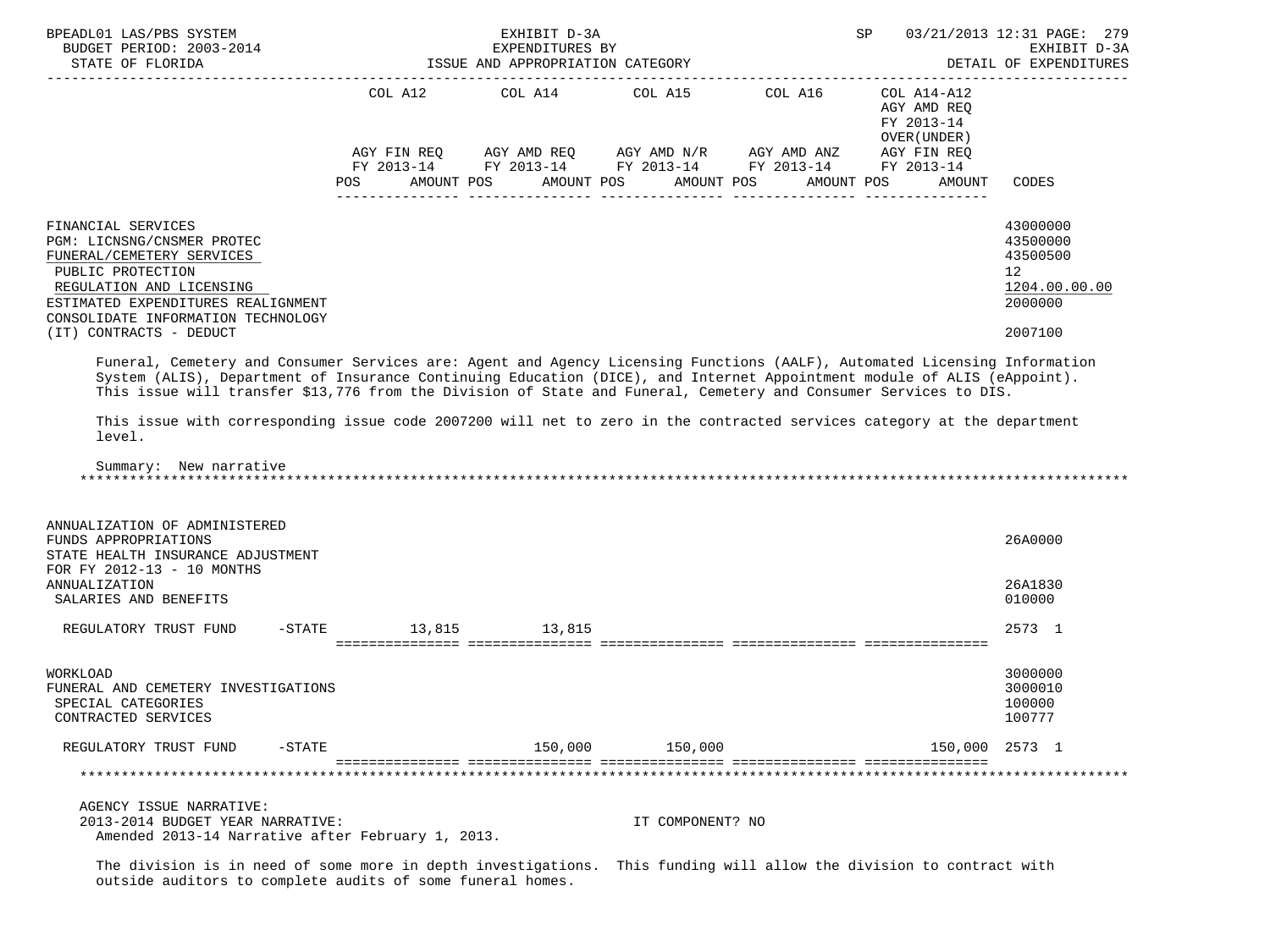| | COL A12 | COL A14 | COL A15 | COL A16 | COL A14-A12 AGY AMD REQ FY 2013-14 OVER(UNDER) | |
|---|---|---|---|---|---|---|
| | AGY FIN REQ FY 2013-14 | AGY AMD REQ FY 2013-14 | AGY AMD N/R FY 2013-14 | AGY AMD ANZ FY 2013-14 | AGY FIN REQ FY 2013-14 | |
| | POS AMOUNT | POS AMOUNT | POS AMOUNT | POS AMOUNT | POS AMOUNT | CODES |
| FINANCIAL SERVICES | | | | | | 43000000 |
| PGM: LICNSNG/CNSMER PROTEC | | | | | | 43500000 |
| FUNERAL/CEMETERY SERVICES | | | | | | 43500500 |
| PUBLIC PROTECTION | | | | | | 12 |
| REGULATION AND LICENSING | | | | | | 1204.00.00.00 |
| ESTIMATED EXPENDITURES REALIGNMENT | | | | | | 2000000 |
| CONSOLIDATE INFORMATION TECHNOLOGY (IT) CONTRACTS - DEDUCT | | | | | | 2007100 |

Funeral, Cemetery and Consumer Services are: Agent and Agency Licensing Functions (AALF), Automated Licensing Information System (ALIS), Department of Insurance Continuing Education (DICE), and Internet Appointment module of ALIS (eAppoint). This issue will transfer $13,776 from the Division of State and Funeral, Cemetery and Consumer Services to DIS.

This issue with corresponding issue code 2007200 will net to zero in the contracted services category at the department level.

Summary: New narrative

*******************************************************************************************************************

| | COL A12 | COL A14 | COL A15 | COL A16 | COL A14-A12 | CODES |
|---|---|---|---|---|---|---|
| ANNUALIZATION OF ADMINISTERED FUNDS APPROPRIATIONS | | | | | | 26A0000 |
| STATE HEALTH INSURANCE ADJUSTMENT FOR FY 2012-13 - 10 MONTHS ANNUALIZATION | | | | | | 26A1830 |
| SALARIES AND BENEFITS | | | | | | 010000 |
| REGULATORY TRUST FUND -STATE | 13,815 | 13,815 | | | | 2573 1 |
| WORKLOAD | | | | | | 3000000 |
| FUNERAL AND CEMETERY INVESTIGATIONS | | | | | | 3000010 |
| SPECIAL CATEGORIES | | | | | | 100000 |
| CONTRACTED SERVICES | | | | | | 100777 |
| REGULATORY TRUST FUND -STATE | | 150,000 | 150,000 | | 150,000 | 2573 1 |

*******************************************************************************************************************

AGENCY ISSUE NARRATIVE:
2013-2014 BUDGET YEAR NARRATIVE: IT COMPONENT? NO
Amended 2013-14 Narrative after February 1, 2013.

The division is in need of some more in depth investigations. This funding will allow the division to contract with outside auditors to complete audits of some funeral homes.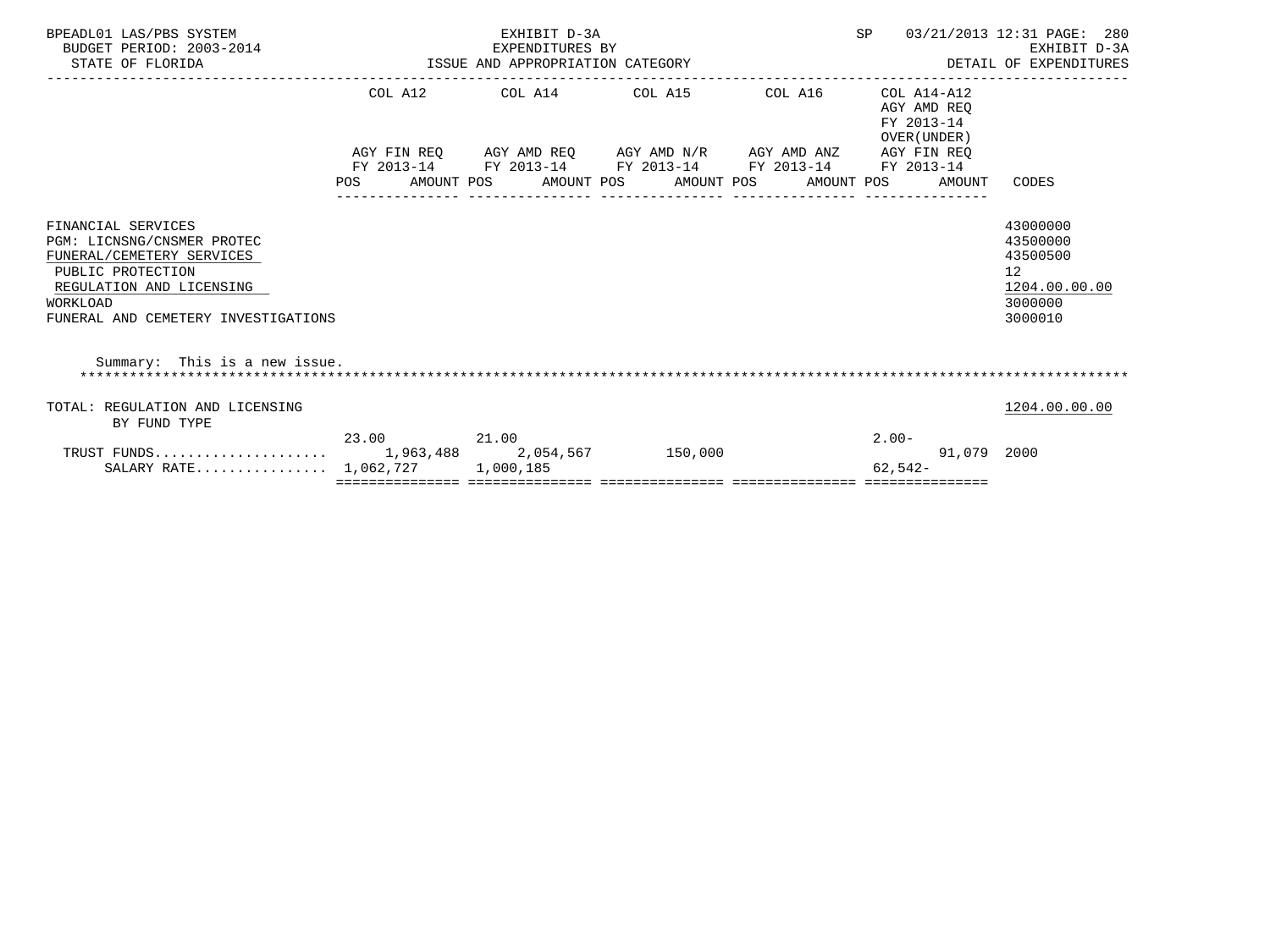BPEADL01 LAS/PBS SYSTEM — EXHIBIT D-3A — EXPENDITURES BY ISSUE AND APPROPRIATION CATEGORY — SP 03/21/2013 12:31

BUDGET PERIOD: 2003-2014 — STATE OF FLORIDA — EXHIBIT D-3A DETAIL OF EXPENDITURES

| | COL A12 AGY FIN REQ FY 2013-14 POS | AMOUNT | COL A14 AGY AMD REQ FY 2013-14 POS | AMOUNT | COL A15 AGY AMD N/R FY 2013-14 POS | AMOUNT | COL A16 AGY AMD ANZ FY 2013-14 POS | AMOUNT | COL A14-A12 AGY AMD REQ FY 2013-14 OVER(UNDER) AGY FIN REQ FY 2013-14 POS | AMOUNT | CODES |
|---|---|---|---|---|---|---|---|---|---|---|---|
| FINANCIAL SERVICES | | | | | | | | | | | 43000000 |
| PGM: LICNSNG/CNSMER PROTEC | | | | | | | | | | | 43500000 |
| FUNERAL/CEMETERY SERVICES | | | | | | | | | | | 43500500 |
| PUBLIC PROTECTION | | | | | | | | | | | 12 |
| REGULATION AND LICENSING | | | | | | | | | | | 1204.00.00.00 |
| WORKLOAD | | | | | | | | | | | 3000000 |
| FUNERAL AND CEMETERY INVESTIGATIONS | | | | | | | | | | | 3000010 |

Summary: This is a new issue.

| | COL A12 POS | AMOUNT | COL A14 POS | AMOUNT | COL A15 POS | AMOUNT | COL A16 POS | AMOUNT | COL A14-A12 POS | AMOUNT | CODES |
|---|---|---|---|---|---|---|---|---|---|---|---|
| TOTAL: REGULATION AND LICENSING BY FUND TYPE | | | | | | | | | | | 1204.00.00.00 |
| TRUST FUNDS | 23.00 | 1,963,488 | 21.00 | 2,054,567 | | 150,000 | | | 2.00- | 91,079 | 2000 |
| SALARY RATE | | 1,062,727 | | 1,000,185 | | | | | | 62,542- | |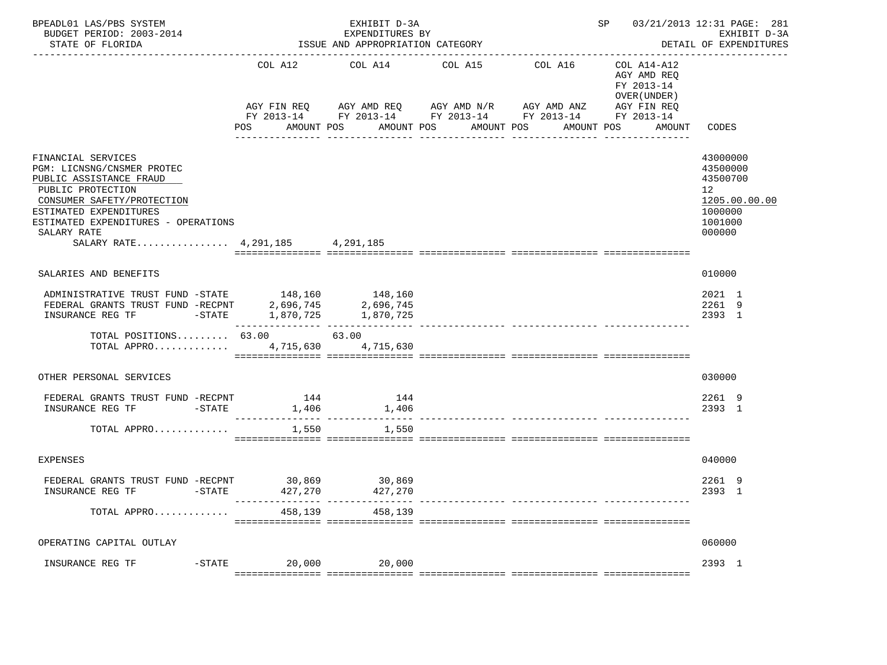BPEADL01 LAS/PBS SYSTEM — EXHIBIT D-3A — SP 03/21/2013 12:31 PAGE: 281
BUDGET PERIOD: 2003-2014 — EXPENDITURES BY — EXHIBIT D-3A
STATE OF FLORIDA — ISSUE AND APPROPRIATION CATEGORY — DETAIL OF EXPENDITURES

| | COL A12 AGY FIN REQ FY 2013-14 POS AMOUNT | COL A14 AGY AMD REQ FY 2013-14 POS AMOUNT | COL A15 AGY AMD N/R FY 2013-14 POS AMOUNT | COL A16 AGY AMD ANZ FY 2013-14 POS AMOUNT | COL A14-A12 AGY AMD REQ FY 2013-14 OVER(UNDER) AGY FIN REQ FY 2013-14 POS AMOUNT | CODES |
|---|---|---|---|---|---|---|
| FINANCIAL SERVICES | | | | | | 43000000 |
| PGM: LICNSNG/CNSMER PROTEC | | | | | | 43500000 |
| PUBLIC ASSISTANCE FRAUD | | | | | | 43500700 |
| PUBLIC PROTECTION | | | | | | 12 |
| CONSUMER SAFETY/PROTECTION | | | | | | 1205.00.00.00 |
| ESTIMATED EXPENDITURES | | | | | | 1000000 |
| ESTIMATED EXPENDITURES - OPERATIONS | | | | | | 1001000 |
| SALARY RATE | | | | | | 000000 |
| SALARY RATE................ | 4,291,185 | 4,291,185 | | | | |
| SALARIES AND BENEFITS | | | | | | 010000 |
| ADMINISTRATIVE TRUST FUND -STATE | 148,160 | 148,160 | | | | 2021 1 |
| FEDERAL GRANTS TRUST FUND -RECPNT | 2,696,745 | 2,696,745 | | | | 2261 9 |
| INSURANCE REG TF -STATE | 1,870,725 | 1,870,725 | | | | 2393 1 |
| TOTAL POSITIONS......... | 63.00 | 63.00 | | | | |
| TOTAL APPRO............. | 4,715,630 | 4,715,630 | | | | |
| OTHER PERSONAL SERVICES | | | | | | 030000 |
| FEDERAL GRANTS TRUST FUND -RECPNT | 144 | 144 | | | | 2261 9 |
| INSURANCE REG TF -STATE | 1,406 | 1,406 | | | | 2393 1 |
| TOTAL APPRO............. | 1,550 | 1,550 | | | | |
| EXPENSES | | | | | | 040000 |
| FEDERAL GRANTS TRUST FUND -RECPNT | 30,869 | 30,869 | | | | 2261 9 |
| INSURANCE REG TF -STATE | 427,270 | 427,270 | | | | 2393 1 |
| TOTAL APPRO............. | 458,139 | 458,139 | | | | |
| OPERATING CAPITAL OUTLAY | | | | | | 060000 |
| INSURANCE REG TF -STATE | 20,000 | 20,000 | | | | 2393 1 |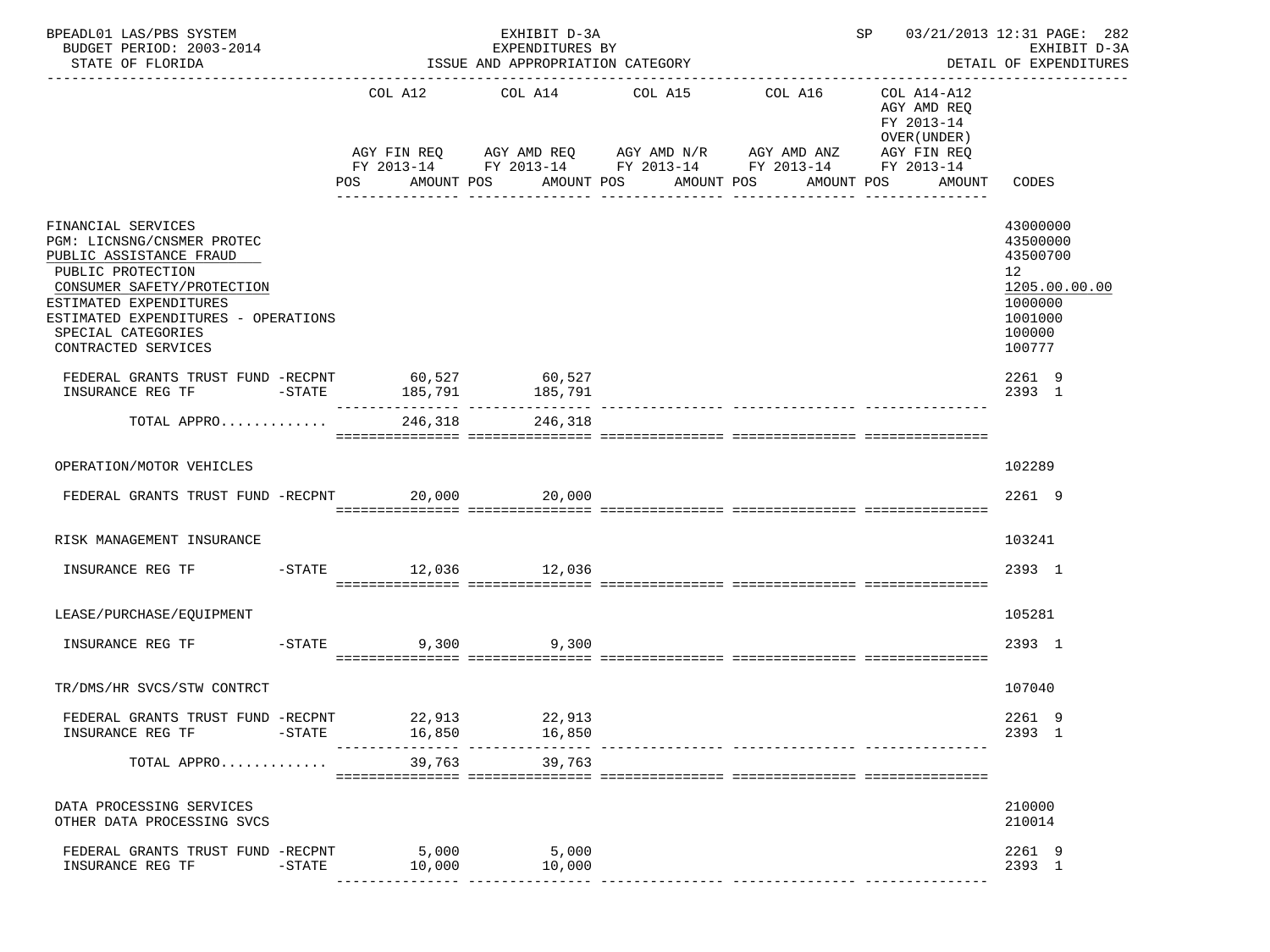BPEADL01 LAS/PBS SYSTEM — EXHIBIT D-3A — EXPENDITURES BY ISSUE AND APPROPRIATION CATEGORY — SP 03/21/2013 12:31 PAGE: 282
BUDGET PERIOD: 2003-2014 — EXHIBIT D-3A
STATE OF FLORIDA — DETAIL OF EXPENDITURES

| | COL A12 AGY FIN REQ FY 2013-14 POS AMOUNT | COL A14 AGY AMD REQ FY 2013-14 POS AMOUNT | COL A15 AGY AMD N/R FY 2013-14 POS AMOUNT | COL A16 AGY AMD ANZ FY 2013-14 POS AMOUNT | COL A14-A12 AGY AMD REQ FY 2013-14 OVER(UNDER) AGY FIN REQ FY 2013-14 POS AMOUNT | CODES |
|---|---|---|---|---|---|---|
| FINANCIAL SERVICES | | | | | | 43000000 |
| PGM: LICNSNG/CNSMER PROTEC | | | | | | 43500000 |
| PUBLIC ASSISTANCE FRAUD | | | | | | 43500700 |
| PUBLIC PROTECTION | | | | | | 12 |
| CONSUMER SAFETY/PROTECTION | | | | | | 1205.00.00.00 |
| ESTIMATED EXPENDITURES | | | | | | 1000000 |
| ESTIMATED EXPENDITURES - OPERATIONS | | | | | | 1001000 |
| SPECIAL CATEGORIES | | | | | | 100000 |
| CONTRACTED SERVICES | | | | | | 100777 |
| FEDERAL GRANTS TRUST FUND -RECPNT | 60,527 | 60,527 | | | | 2261 9 |
| INSURANCE REG TF -STATE | 185,791 | 185,791 | | | | 2393 1 |
| TOTAL APPRO............ | 246,318 | 246,318 | | | | |
| OPERATION/MOTOR VEHICLES | | | | | | 102289 |
| FEDERAL GRANTS TRUST FUND -RECPNT | 20,000 | 20,000 | | | | 2261 9 |
| RISK MANAGEMENT INSURANCE | | | | | | 103241 |
| INSURANCE REG TF -STATE | 12,036 | 12,036 | | | | 2393 1 |
| LEASE/PURCHASE/EQUIPMENT | | | | | | 105281 |
| INSURANCE REG TF -STATE | 9,300 | 9,300 | | | | 2393 1 |
| TR/DMS/HR SVCS/STW CONTRCT | | | | | | 107040 |
| FEDERAL GRANTS TRUST FUND -RECPNT | 22,913 | 22,913 | | | | 2261 9 |
| INSURANCE REG TF -STATE | 16,850 | 16,850 | | | | 2393 1 |
| TOTAL APPRO............ | 39,763 | 39,763 | | | | |
| DATA PROCESSING SERVICES | | | | | | 210000 |
| OTHER DATA PROCESSING SVCS | | | | | | 210014 |
| FEDERAL GRANTS TRUST FUND -RECPNT | 5,000 | 5,000 | | | | 2261 9 |
| INSURANCE REG TF -STATE | 10,000 | 10,000 | | | | 2393 1 |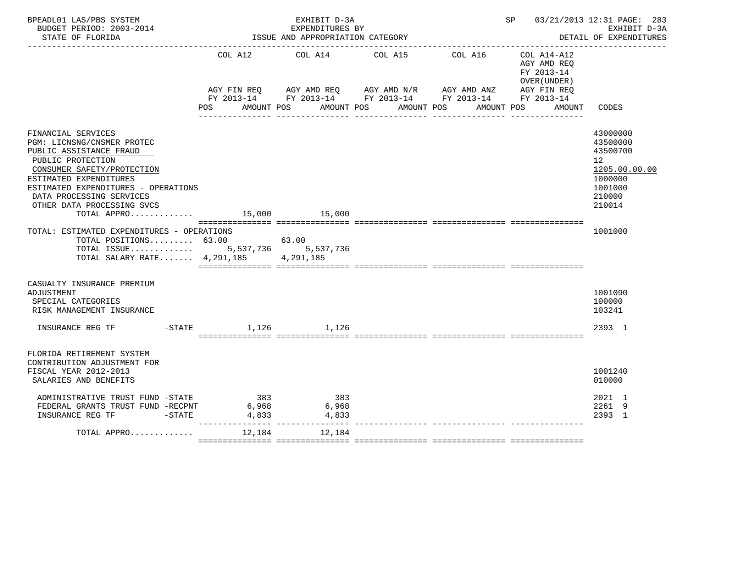BPEADL01 LAS/PBS SYSTEM | EXHIBIT D-3A | SP 03/21/2013 12:31 PAGE: 283
BUDGET PERIOD: 2003-2014 | EXPENDITURES BY | EXHIBIT D-3A
STATE OF FLORIDA | ISSUE AND APPROPRIATION CATEGORY | DETAIL OF EXPENDITURES

| | COL A12 AGY FIN REQ FY 2013-14 POS AMOUNT | COL A14 AGY AMD REQ FY 2013-14 POS AMOUNT | COL A15 AGY AMD N/R FY 2013-14 POS AMOUNT | COL A16 AGY AMD ANZ FY 2013-14 POS AMOUNT | COL A14-A12 AGY AMD REQ FY 2013-14 OVER(UNDER) AGY FIN REQ FY 2013-14 POS AMOUNT | CODES |
|---|---|---|---|---|---|---|
| FINANCIAL SERVICES | | | | | | 43000000 |
| PGM: LICNSNG/CNSMER PROTEC | | | | | | 43500000 |
| PUBLIC ASSISTANCE FRAUD | | | | | | 43500700 |
| PUBLIC PROTECTION | | | | | | 12 |
| CONSUMER SAFETY/PROTECTION | | | | | | 1205.00.00.00 |
| ESTIMATED EXPENDITURES | | | | | | 1000000 |
| ESTIMATED EXPENDITURES - OPERATIONS | | | | | | 1001000 |
| DATA PROCESSING SERVICES | | | | | | 210000 |
| OTHER DATA PROCESSING SVCS | | | | | | 210014 |
| TOTAL APPRO............. | 15,000 | 15,000 | | | | |
| TOTAL: ESTIMATED EXPENDITURES - OPERATIONS | | | | | | 1001000 |
| TOTAL POSITIONS......... | 63.00 | 63.00 | | | | |
| TOTAL ISSUE............. | 5,537,736 | 5,537,736 | | | | |
| TOTAL SALARY RATE....... | 4,291,185 | 4,291,185 | | | | |
| CASUALTY INSURANCE PREMIUM ADJUSTMENT | | | | | | 1001090 |
| SPECIAL CATEGORIES | | | | | | 100000 |
| RISK MANAGEMENT INSURANCE | | | | | | 103241 |
| INSURANCE REG TF -STATE | 1,126 | 1,126 | | | | 2393 1 |
| FLORIDA RETIREMENT SYSTEM CONTRIBUTION ADJUSTMENT FOR FISCAL YEAR 2012-2013 | | | | | | 1001240 |
| SALARIES AND BENEFITS | | | | | | 010000 |
| ADMINISTRATIVE TRUST FUND -STATE | 383 | 383 | | | | 2021 1 |
| FEDERAL GRANTS TRUST FUND -RECPNT | 6,968 | 6,968 | | | | 2261 9 |
| INSURANCE REG TF -STATE | 4,833 | 4,833 | | | | 2393 1 |
| TOTAL APPRO............. | 12,184 | 12,184 | | | | |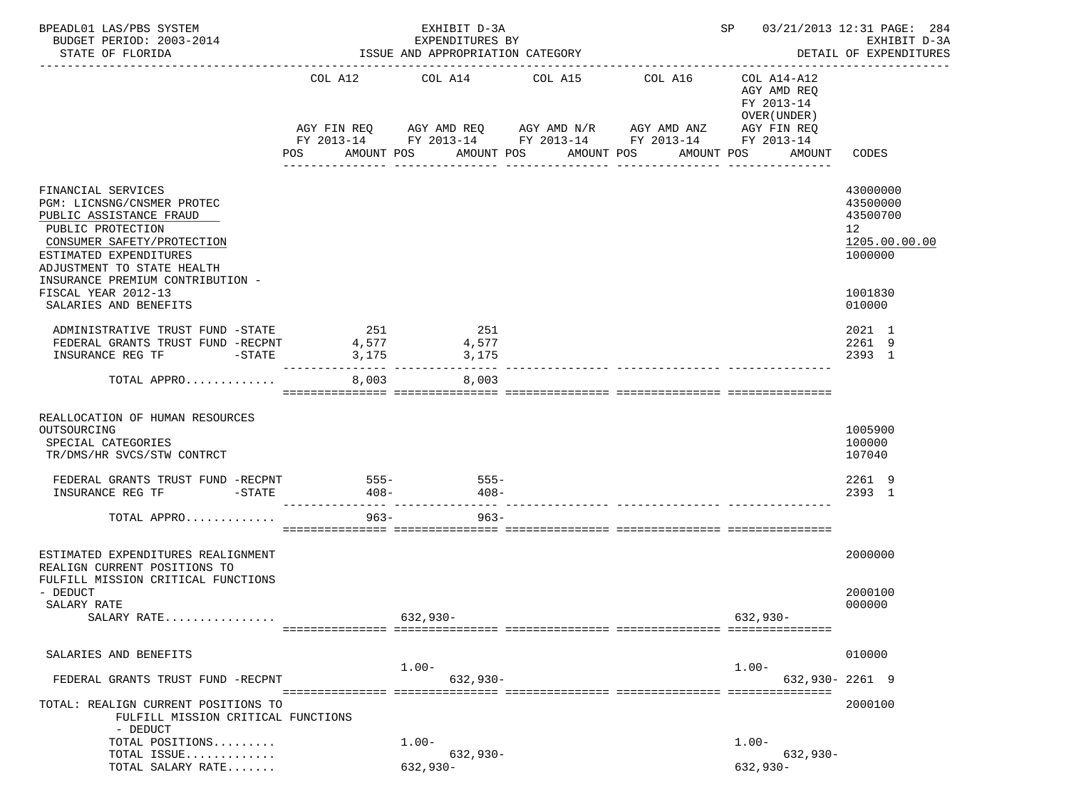BPEADL01 LAS/PBS SYSTEM — EXHIBIT D-3A — SP 03/21/2013 12:31 PAGE: 284
BUDGET PERIOD: 2003-2014 — EXPENDITURES BY — EXHIBIT D-3A
STATE OF FLORIDA — ISSUE AND APPROPRIATION CATEGORY — DETAIL OF EXPENDITURES

| | COL A12 AGY FIN REQ FY 2013-14 POS AMOUNT | COL A14 AGY AMD REQ FY 2013-14 POS AMOUNT | COL A15 AGY AMD N/R FY 2013-14 POS AMOUNT | COL A16 AGY AMD ANZ FY 2013-14 POS AMOUNT | COL A14-A12 AGY AMD REQ FY 2013-14 OVER(UNDER) AGY FIN REQ FY 2013-14 POS AMOUNT | CODES |
|---|---|---|---|---|---|---|
| FINANCIAL SERVICES | | | | | | 43000000 |
| PGM: LICNSNG/CNSMER PROTEC | | | | | | 43500000 |
| PUBLIC ASSISTANCE FRAUD | | | | | | 43500700 |
| PUBLIC PROTECTION | | | | | | 12 |
| CONSUMER SAFETY/PROTECTION | | | | | | 1205.00.00.00 |
| ESTIMATED EXPENDITURES | | | | | | 1000000 |
| ADJUSTMENT TO STATE HEALTH INSURANCE PREMIUM CONTRIBUTION - FISCAL YEAR 2012-13 | | | | | | 1001830 |
| SALARIES AND BENEFITS | | | | | | 010000 |
| ADMINISTRATIVE TRUST FUND -STATE | 251 | 251 | | | | 2021 1 |
| FEDERAL GRANTS TRUST FUND -RECPNT | 4,577 | 4,577 | | | | 2261 9 |
| INSURANCE REG TF -STATE | 3,175 | 3,175 | | | | 2393 1 |
| TOTAL APPRO............. | 8,003 | 8,003 | | | | |
| REALLOCATION OF HUMAN RESOURCES OUTSOURCING | | | | | | 1005900 |
| SPECIAL CATEGORIES | | | | | | 100000 |
| TR/DMS/HR SVCS/STW CONTRCT | | | | | | 107040 |
| FEDERAL GRANTS TRUST FUND -RECPNT | 555- | 555- | | | | 2261 9 |
| INSURANCE REG TF -STATE | 408- | 408- | | | | 2393 1 |
| TOTAL APPRO............. | 963- | 963- | | | | |
| ESTIMATED EXPENDITURES REALIGNMENT | | | | | | 2000000 |
| REALIGN CURRENT POSITIONS TO FULFILL MISSION CRITICAL FUNCTIONS - DEDUCT | | | | | | 2000100 |
| SALARY RATE | | | | | | 000000 |
| SALARY RATE................ | | 632,930- | | | 632,930- | |
| SALARIES AND BENEFITS | | | | | | 010000 |
| FEDERAL GRANTS TRUST FUND -RECPNT | | 1.00- 632,930- | | | 1.00- 632,930- | 2261 9 |
| TOTAL: REALIGN CURRENT POSITIONS TO FULFILL MISSION CRITICAL FUNCTIONS - DEDUCT | | | | | | 2000100 |
| TOTAL POSITIONS......... | | 1.00- | | | 1.00- | |
| TOTAL ISSUE............. | | 632,930- | | | 632,930- | |
| TOTAL SALARY RATE....... | | 632,930- | | | 632,930- | |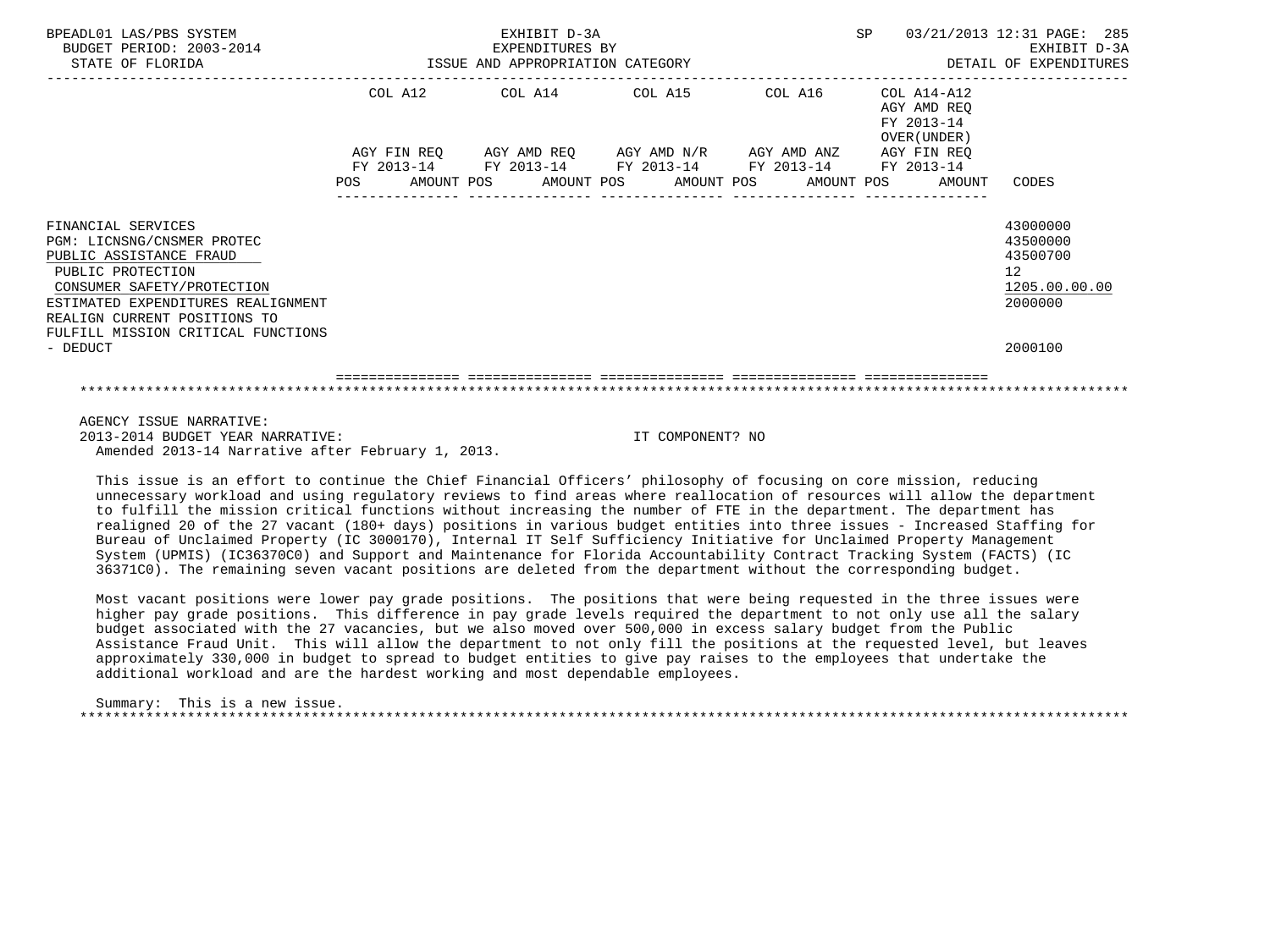| | COL A12 | | COL A14 | | COL A15 | | COL A16 | | COL A14-A12 AGY AMD REQ FY 2013-14 OVER(UNDER) | | |
|---|---|---|---|---|---|---|---|---|---|---|---|
| | AGY FIN REQ FY 2013-14 | | AGY AMD REQ FY 2013-14 | | AGY AMD N/R FY 2013-14 | | AGY AMD ANZ FY 2013-14 | | AGY FIN REQ FY 2013-14 | | |
| | POS | AMOUNT | POS | AMOUNT | POS | AMOUNT | POS | AMOUNT | POS | AMOUNT | CODES |
| FINANCIAL SERVICES | | | | | | | | | | | 43000000 |
| PGM: LICNSNG/CNSMER PROTEC | | | | | | | | | | | 43500000 |
| PUBLIC ASSISTANCE FRAUD | | | | | | | | | | | 43500700 |
| PUBLIC PROTECTION | | | | | | | | | | | 12 |
| CONSUMER SAFETY/PROTECTION | | | | | | | | | | | 1205.00.00.00 |
| ESTIMATED EXPENDITURES REALIGNMENT | | | | | | | | | | | 2000000 |
| REALIGN CURRENT POSITIONS TO FULFILL MISSION CRITICAL FUNCTIONS - DEDUCT | | | | | | | | | | | 2000100 |

AGENCY ISSUE NARRATIVE:

2013-2014 BUDGET YEAR NARRATIVE: IT COMPONENT? NO

Amended 2013-14 Narrative after February 1, 2013.

This issue is an effort to continue the Chief Financial Officers' philosophy of focusing on core mission, reducing unnecessary workload and using regulatory reviews to find areas where reallocation of resources will allow the department to fulfill the mission critical functions without increasing the number of FTE in the department. The department has realigned 20 of the 27 vacant (180+ days) positions in various budget entities into three issues - Increased Staffing for Bureau of Unclaimed Property (IC 3000170), Internal IT Self Sufficiency Initiative for Unclaimed Property Management System (UPMIS) (IC36370C0) and Support and Maintenance for Florida Accountability Contract Tracking System (FACTS) (IC 36371C0). The remaining seven vacant positions are deleted from the department without the corresponding budget.

Most vacant positions were lower pay grade positions. The positions that were being requested in the three issues were higher pay grade positions. This difference in pay grade levels required the department to not only use all the salary budget associated with the 27 vacancies, but we also moved over 500,000 in excess salary budget from the Public Assistance Fraud Unit. This will allow the department to not only fill the positions at the requested level, but leaves approximately 330,000 in budget to spread to budget entities to give pay raises to the employees that undertake the additional workload and are the hardest working and most dependable employees.

Summary: This is a new issue.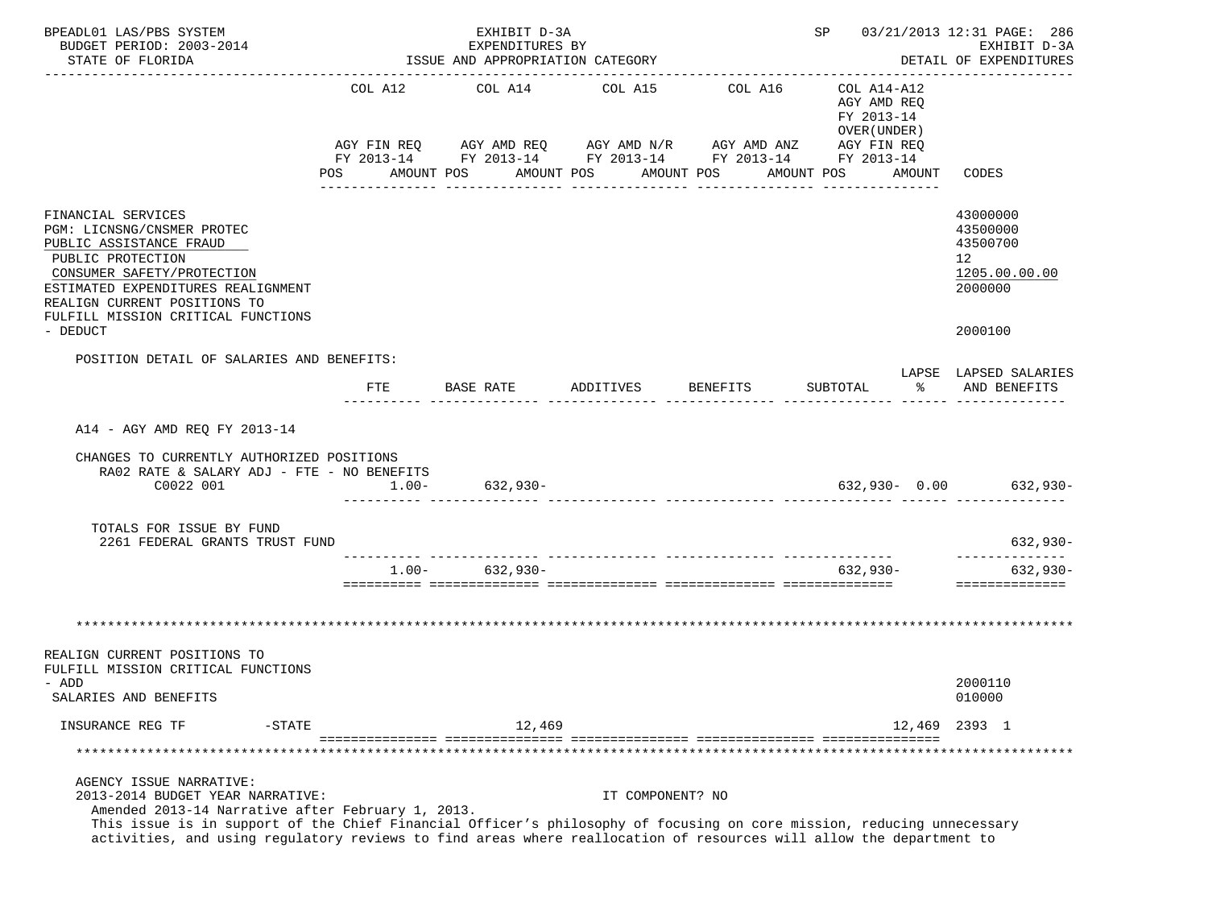| | COL A12 | COL A14 | COL A15 | COL A16 | COL A14-A12 AGY AMD REQ FY 2013-14 OVER(UNDER) | |
|---|---|---|---|---|---|---|
| | AGY FIN REQ FY 2013-14 | AGY AMD REQ FY 2013-14 | AGY AMD N/R FY 2013-14 | AGY AMD ANZ FY 2013-14 | AGY FIN REQ FY 2013-14 | |
| | POS AMOUNT | POS AMOUNT | POS AMOUNT | POS AMOUNT | POS AMOUNT | CODES |

FINANCIAL SERVICES — 43000000
PGM: LICNSNG/CNSMER PROTEC — 43500000
PUBLIC ASSISTANCE FRAUD — 43500700
PUBLIC PROTECTION — 12
CONSUMER SAFETY/PROTECTION — 1205.00.00.00
ESTIMATED EXPENDITURES REALIGNMENT — 2000000
REALIGN CURRENT POSITIONS TO FULFILL MISSION CRITICAL FUNCTIONS - DEDUCT — 2000100

POSITION DETAIL OF SALARIES AND BENEFITS:

| | FTE | BASE RATE | ADDITIVES | BENEFITS | SUBTOTAL | LAPSE % | LAPSED SALARIES AND BENEFITS |
|---|---|---|---|---|---|---|---|
| A14 - AGY AMD REQ FY 2013-14 | | | | | | | |
| CHANGES TO CURRENTLY AUTHORIZED POSITIONS | | | | | | | |
| RA02 RATE & SALARY ADJ - FTE - NO BENEFITS | | | | | | | |
| C0022 001 | 1.00- | 632,930- | | | 632,930- | 0.00 | 632,930- |
| TOTALS FOR ISSUE BY FUND | | | | | | | |
| 2261 FEDERAL GRANTS TRUST FUND | | | | | | | 632,930- |
| | 1.00- | 632,930- | | | 632,930- | | 632,930- |

REALIGN CURRENT POSITIONS TO FULFILL MISSION CRITICAL FUNCTIONS - ADD — 2000110
SALARIES AND BENEFITS — 010000

| | COL A12 | COL A14 | COL A15 | COL A16 | COL A14-A12 | CODES |
|---|---|---|---|---|---|---|
| INSURANCE REG TF -STATE | | 12,469 | | | 12,469 | 2393 1 |

AGENCY ISSUE NARRATIVE:
2013-2014 BUDGET YEAR NARRATIVE: IT COMPONENT? NO
Amended 2013-14 Narrative after February 1, 2013.
This issue is in support of the Chief Financial Officer's philosophy of focusing on core mission, reducing unnecessary activities, and using regulatory reviews to find areas where reallocation of resources will allow the department to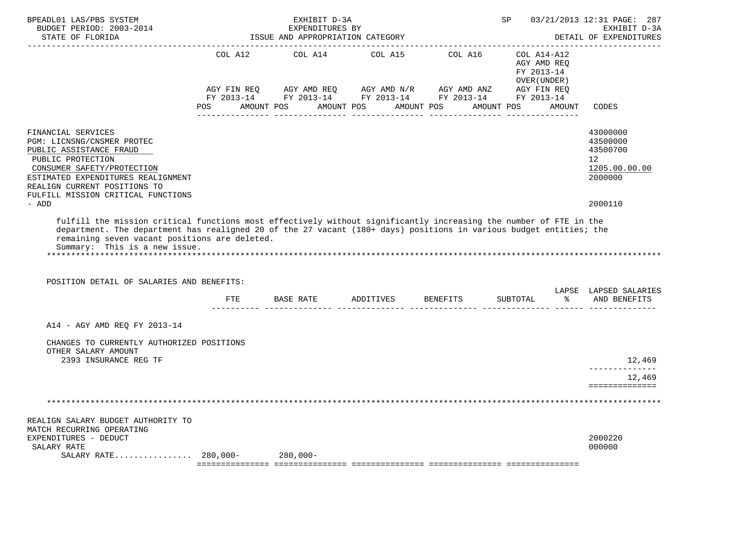| | COL A12 | COL A14 | COL A15 | COL A16 | COL A14-A12 AGY AMD REQ FY 2013-14 OVER(UNDER) | |
|---|---|---|---|---|---|---|
| | AGY FIN REQ FY 2013-14 POS AMOUNT | AGY AMD REQ FY 2013-14 POS AMOUNT | AGY AMD N/R FY 2013-14 POS AMOUNT | AGY AMD ANZ FY 2013-14 POS AMOUNT | AGY FIN REQ FY 2013-14 POS AMOUNT | CODES |

FINANCIAL SERVICES — 43000000
PGM: LICNSNG/CNSMER PROTEC — 43500000
PUBLIC ASSISTANCE FRAUD — 43500700
PUBLIC PROTECTION — 12
CONSUMER SAFETY/PROTECTION — 1205.00.00.00
ESTIMATED EXPENDITURES REALIGNMENT — 2000000
REALIGN CURRENT POSITIONS TO FULFILL MISSION CRITICAL FUNCTIONS - ADD — 2000110

fulfill the mission critical functions most effectively without significantly increasing the number of FTE in the department. The department has realigned 20 of the 27 vacant (180+ days) positions in various budget entities; the remaining seven vacant positions are deleted.
Summary: This is a new issue.

POSITION DETAIL OF SALARIES AND BENEFITS:

| | FTE | BASE RATE | ADDITIVES | BENEFITS | SUBTOTAL | LAPSE % | LAPSED SALARIES AND BENEFITS |
|---|---|---|---|---|---|---|---|
| A14 - AGY AMD REQ FY 2013-14 | | | | | | | |
| CHANGES TO CURRENTLY AUTHORIZED POSITIONS | | | | | | | |
| OTHER SALARY AMOUNT | | | | | | | |
| 2393 INSURANCE REG TF | | | | | | | 12,469 |
| | | | | | | | 12,469 |

REALIGN SALARY BUDGET AUTHORITY TO MATCH RECURRING OPERATING EXPENDITURES - DEDUCT — 2000220

| | COL A12 | COL A14 | COL A15 | COL A16 | COL A14-A12 | CODES |
|---|---|---|---|---|---|---|
| SALARY RATE | | | | | | 000000 |
| SALARY RATE................ | 280,000- | 280,000- | | | | |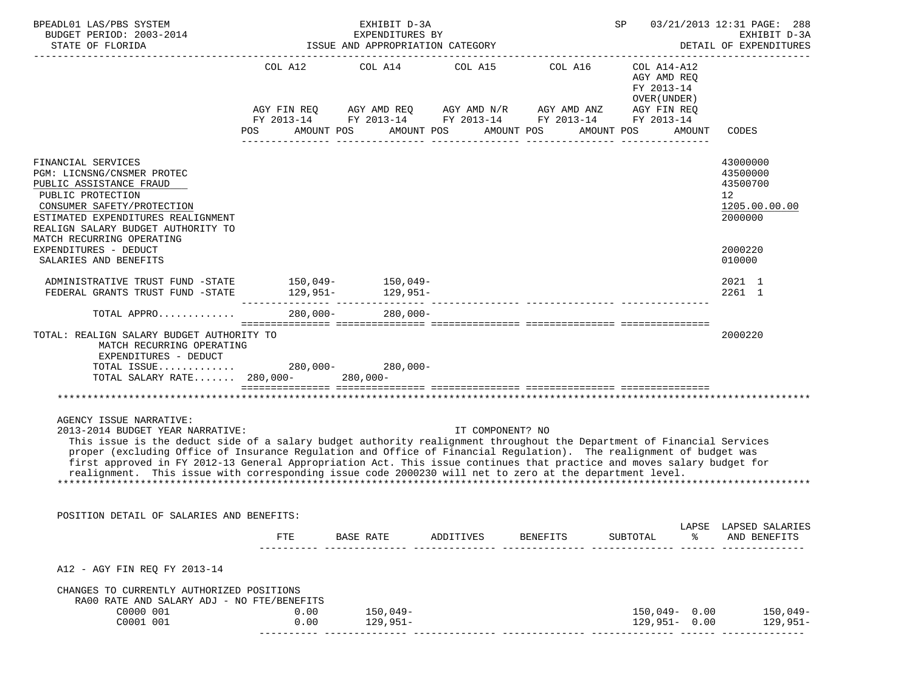| | COL A12 | | COL A14 | | COL A15 | | COL A16 | | COL A14-A12 AGY AMD REQ FY 2013-14 OVER(UNDER) | | |
|---|---|---|---|---|---|---|---|---|---|---|---|
| | AGY FIN REQ FY 2013-14 | | AGY AMD REQ FY 2013-14 | | AGY AMD N/R FY 2013-14 | | AGY AMD ANZ FY 2013-14 | | AGY FIN REQ FY 2013-14 | | |
| | POS | AMOUNT | POS | AMOUNT | POS | AMOUNT | POS | AMOUNT | POS | AMOUNT | CODES |
| FINANCIAL SERVICES | | | | | | | | | | | 43000000 |
| PGM: LICNSNG/CNSMER PROTEC | | | | | | | | | | | 43500000 |
| PUBLIC ASSISTANCE FRAUD | | | | | | | | | | | 43500700 |
| PUBLIC PROTECTION | | | | | | | | | | | 12 |
| CONSUMER SAFETY/PROTECTION | | | | | | | | | | | 1205.00.00.00 |
| ESTIMATED EXPENDITURES REALIGNMENT | | | | | | | | | | | 2000000 |
| REALIGN SALARY BUDGET AUTHORITY TO MATCH RECURRING OPERATING EXPENDITURES - DEDUCT | | | | | | | | | | | 2000220 |
| SALARIES AND BENEFITS | | | | | | | | | | | 010000 |
| ADMINISTRATIVE TRUST FUND -STATE | | 150,049- | | 150,049- | | | | | | | 2021 1 |
| FEDERAL GRANTS TRUST FUND -STATE | | 129,951- | | 129,951- | | | | | | | 2261 1 |
| TOTAL APPRO............ | | 280,000- | | 280,000- | | | | | | | |
| TOTAL: REALIGN SALARY BUDGET AUTHORITY TO MATCH RECURRING OPERATING EXPENDITURES - DEDUCT | | | | | | | | | | | 2000220 |
| TOTAL ISSUE............ | | 280,000- | | 280,000- | | | | | | | |
| TOTAL SALARY RATE....... | | 280,000- | | 280,000- | | | | | | | |

AGENCY ISSUE NARRATIVE:
2013-2014 BUDGET YEAR NARRATIVE: IT COMPONENT? NO

This issue is the deduct side of a salary budget authority realignment throughout the Department of Financial Services proper (excluding Office of Insurance Regulation and Office of Financial Regulation). The realignment of budget was first approved in FY 2012-13 General Appropriation Act. This issue continues that practice and moves salary budget for realignment. This issue with corresponding issue code 2000230 will net to zero at the department level.

POSITION DETAIL OF SALARIES AND BENEFITS:

| | FTE | BASE RATE | ADDITIVES | BENEFITS | SUBTOTAL | LAPSE % | LAPSED SALARIES AND BENEFITS |
|---|---|---|---|---|---|---|---|
| A12 - AGY FIN REQ FY 2013-14 | | | | | | | |
| CHANGES TO CURRENTLY AUTHORIZED POSITIONS | | | | | | | |
| RA00 RATE AND SALARY ADJ - NO FTE/BENEFITS | | | | | | | |
| C0000 001 | 0.00 | 150,049- | | | 150,049- | 0.00 | 150,049- |
| C0001 001 | 0.00 | 129,951- | | | 129,951- | 0.00 | 129,951- |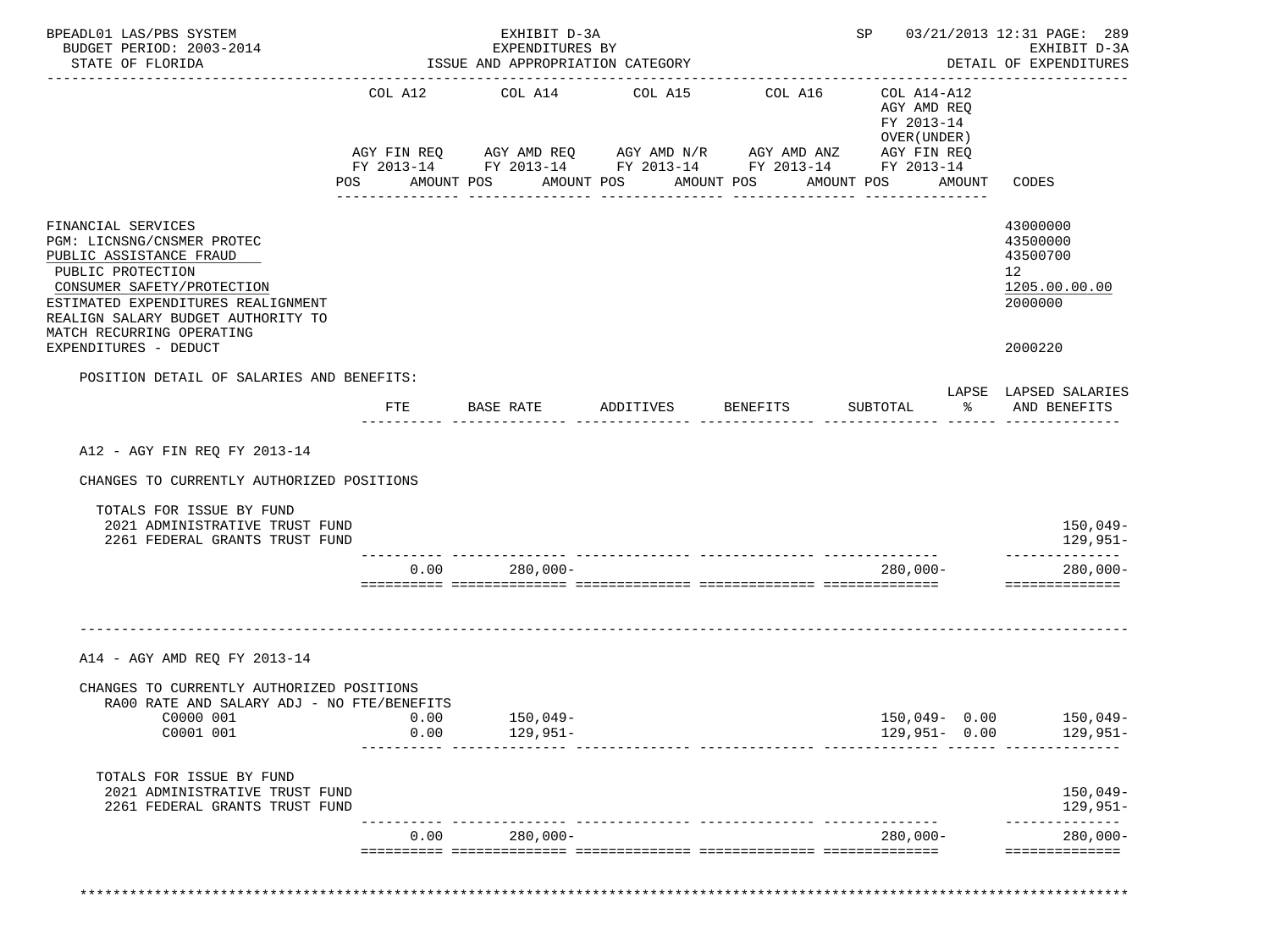BPEADL01 LAS/PBS SYSTEM — EXHIBIT D-3A — EXPENDITURES BY ISSUE AND APPROPRIATION CATEGORY — SP 03/21/2013 12:31 PAGE: 289
BUDGET PERIOD: 2003-2014 — EXHIBIT D-3A
STATE OF FLORIDA — DETAIL OF EXPENDITURES

| | COL A12 AGY FIN REQ FY 2013-14 POS AMOUNT | COL A14 AGY AMD REQ FY 2013-14 POS AMOUNT | COL A15 AGY AMD N/R FY 2013-14 POS AMOUNT | COL A16 AGY AMD ANZ FY 2013-14 POS AMOUNT | COL A14-A12 AGY AMD REQ FY 2013-14 OVER(UNDER) AGY FIN REQ FY 2013-14 POS AMOUNT | CODES |
|---|---|---|---|---|---|---|
| FINANCIAL SERVICES | | | | | | 43000000 |
| PGM: LICNSNG/CNSMER PROTEC | | | | | | 43500000 |
| PUBLIC ASSISTANCE FRAUD | | | | | | 43500700 |
| PUBLIC PROTECTION | | | | | | 12 |
| CONSUMER SAFETY/PROTECTION | | | | | | 1205.00.00.00 |
| ESTIMATED EXPENDITURES REALIGNMENT | | | | | | 2000000 |
| REALIGN SALARY BUDGET AUTHORITY TO MATCH RECURRING OPERATING EXPENDITURES - DEDUCT | | | | | | 2000220 |

POSITION DETAIL OF SALARIES AND BENEFITS:

| | FTE | BASE RATE | ADDITIVES | BENEFITS | SUBTOTAL | LAPSE % | LAPSED SALARIES AND BENEFITS |
|---|---|---|---|---|---|---|---|
| **A12 - AGY FIN REQ FY 2013-14** | | | | | | | |
| CHANGES TO CURRENTLY AUTHORIZED POSITIONS | | | | | | | |
| TOTALS FOR ISSUE BY FUND | | | | | | | |
| 2021 ADMINISTRATIVE TRUST FUND | | | | | | | 150,049- |
| 2261 FEDERAL GRANTS TRUST FUND | | | | | | | 129,951- |
| | 0.00 | 280,000- | | | 280,000- | | 280,000- |
| **A14 - AGY AMD REQ FY 2013-14** | | | | | | | |
| CHANGES TO CURRENTLY AUTHORIZED POSITIONS | | | | | | | |
| RA00 RATE AND SALARY ADJ - NO FTE/BENEFITS | | | | | | | |
| C0000 001 | 0.00 | 150,049- | | | 150,049- | 0.00 | 150,049- |
| C0001 001 | 0.00 | 129,951- | | | 129,951- | 0.00 | 129,951- |
| TOTALS FOR ISSUE BY FUND | | | | | | | |
| 2021 ADMINISTRATIVE TRUST FUND | | | | | | | 150,049- |
| 2261 FEDERAL GRANTS TRUST FUND | | | | | | | 129,951- |
| | 0.00 | 280,000- | | | 280,000- | | 280,000- |

************************************************************************************************************************************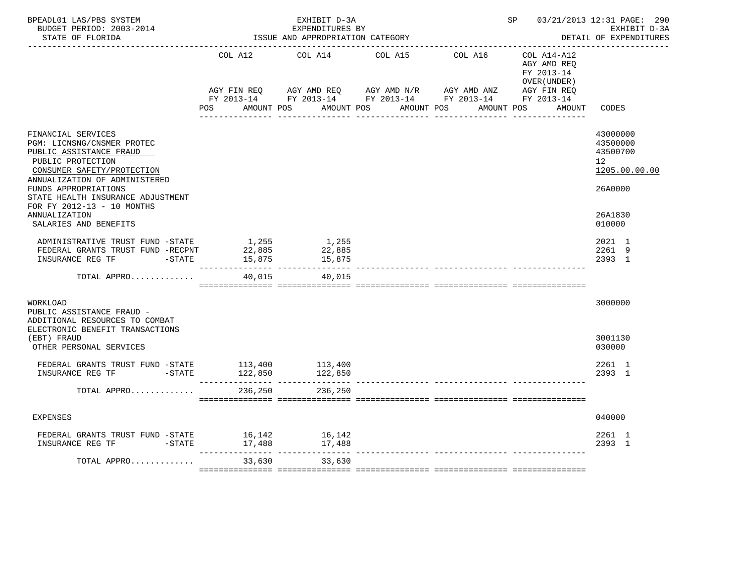BPEADL01 LAS/PBS SYSTEM — EXHIBIT D-3A — EXPENDITURES BY ISSUE AND APPROPRIATION CATEGORY
BUDGET PERIOD: 2003-2014 — STATE OF FLORIDA — SP 03/21/2013 12:31 — EXHIBIT D-3A DETAIL OF EXPENDITURES

| | COL A12 AGY FIN REQ FY 2013-14 POS AMOUNT | COL A14 AGY AMD REQ FY 2013-14 POS AMOUNT | COL A15 AGY AMD N/R FY 2013-14 POS AMOUNT | COL A16 AGY AMD ANZ FY 2013-14 POS AMOUNT | COL A14-A12 AGY AMD REQ FY 2013-14 OVER(UNDER) AGY FIN REQ FY 2013-14 POS AMOUNT | CODES |
|---|---|---|---|---|---|---|
| FINANCIAL SERVICES | | | | | | 43000000 |
| PGM: LICNSNG/CNSMER PROTEC | | | | | | 43500000 |
| PUBLIC ASSISTANCE FRAUD | | | | | | 43500700 |
| PUBLIC PROTECTION | | | | | | 12 |
| CONSUMER SAFETY/PROTECTION | | | | | | 1205.00.00.00 |
| ANNUALIZATION OF ADMINISTERED FUNDS APPROPRIATIONS | | | | | | 26A0000 |
| STATE HEALTH INSURANCE ADJUSTMENT FOR FY 2012-13 - 10 MONTHS ANNUALIZATION | | | | | | 26A1830 |
| SALARIES AND BENEFITS | | | | | | 010000 |
| ADMINISTRATIVE TRUST FUND -STATE | 1,255 | 1,255 | | | | 2021 1 |
| FEDERAL GRANTS TRUST FUND -RECPNT | 22,885 | 22,885 | | | | 2261 9 |
| INSURANCE REG TF -STATE | 15,875 | 15,875 | | | | 2393 1 |
| TOTAL APPRO............ | 40,015 | 40,015 | | | | |
| WORKLOAD | | | | | | 3000000 |
| PUBLIC ASSISTANCE FRAUD - ADDITIONAL RESOURCES TO COMBAT ELECTRONIC BENEFIT TRANSACTIONS (EBT) FRAUD | | | | | | 3001130 |
| OTHER PERSONAL SERVICES | | | | | | 030000 |
| FEDERAL GRANTS TRUST FUND -STATE | 113,400 | 113,400 | | | | 2261 1 |
| INSURANCE REG TF -STATE | 122,850 | 122,850 | | | | 2393 1 |
| TOTAL APPRO............ | 236,250 | 236,250 | | | | |
| EXPENSES | | | | | | 040000 |
| FEDERAL GRANTS TRUST FUND -STATE | 16,142 | 16,142 | | | | 2261 1 |
| INSURANCE REG TF -STATE | 17,488 | 17,488 | | | | 2393 1 |
| TOTAL APPRO............ | 33,630 | 33,630 | | | | |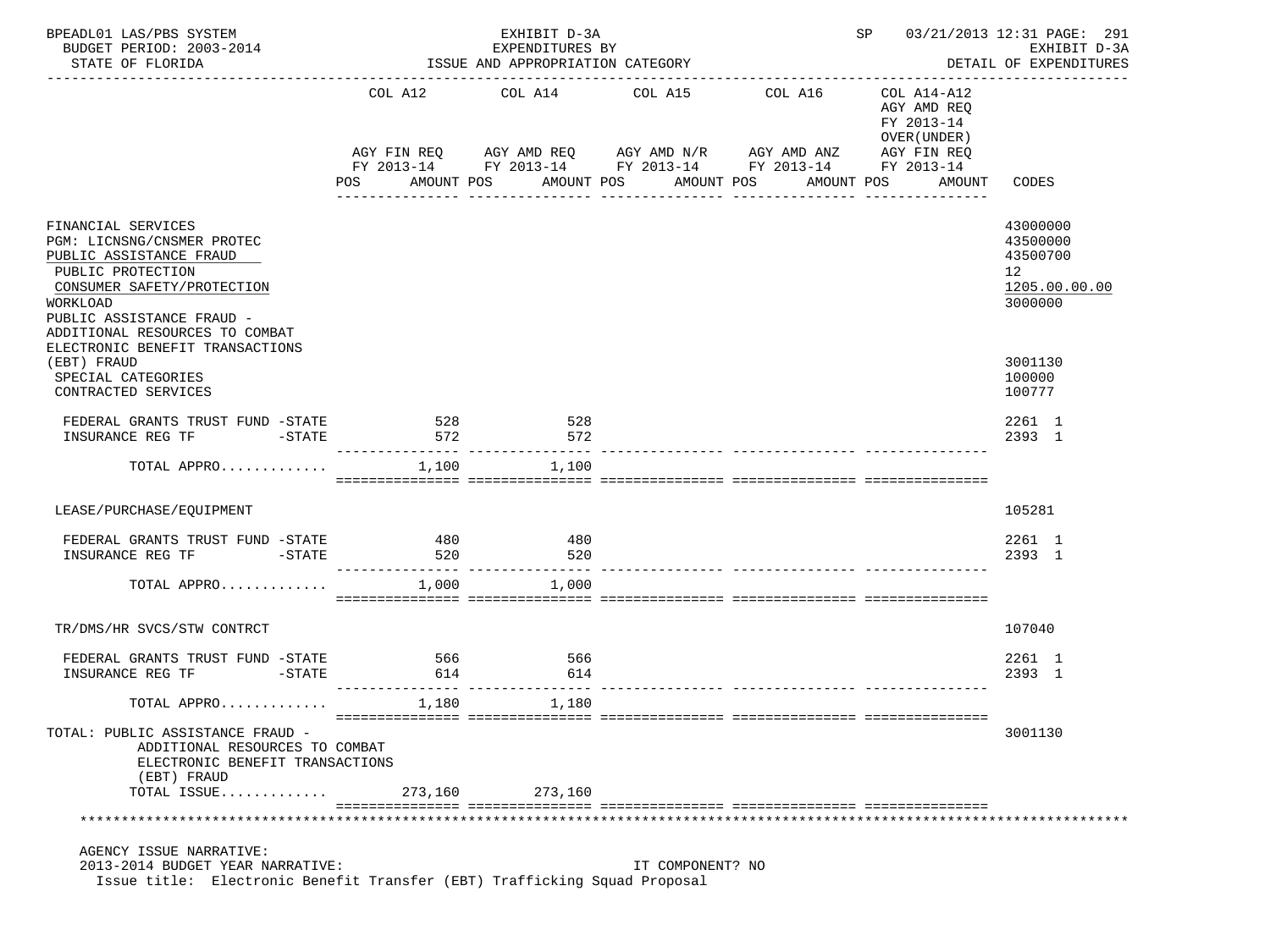| | COL A12 | COL A14 | COL A15 | COL A16 | COL A14-A12 AGY AMD REQ FY 2013-14 OVER(UNDER) | |
|---|---|---|---|---|---|---|
| | AGY FIN REQ FY 2013-14 | AGY AMD REQ FY 2013-14 | AGY AMD N/R FY 2013-14 | AGY AMD ANZ FY 2013-14 | AGY FIN REQ FY 2013-14 | |
| | POS AMOUNT | POS AMOUNT | POS AMOUNT | POS AMOUNT | POS AMOUNT | CODES |
| FINANCIAL SERVICES | | | | | | 43000000 |
| PGM: LICNSNG/CNSMER PROTEC | | | | | | 43500000 |
| PUBLIC ASSISTANCE FRAUD | | | | | | 43500700 |
| PUBLIC PROTECTION | | | | | | 12 |
| CONSUMER SAFETY/PROTECTION | | | | | | 1205.00.00.00 |
| WORKLOAD | | | | | | 3000000 |
| PUBLIC ASSISTANCE FRAUD - ADDITIONAL RESOURCES TO COMBAT ELECTRONIC BENEFIT TRANSACTIONS (EBT) FRAUD | | | | | | 3001130 |
| SPECIAL CATEGORIES | | | | | | 100000 |
| CONTRACTED SERVICES | | | | | | 100777 |
| FEDERAL GRANTS TRUST FUND -STATE | 528 | 528 | | | | 2261 1 |
| INSURANCE REG TF -STATE | 572 | 572 | | | | 2393 1 |
| TOTAL APPRO............ | 1,100 | 1,100 | | | | |
| LEASE/PURCHASE/EQUIPMENT | | | | | | 105281 |
| FEDERAL GRANTS TRUST FUND -STATE | 480 | 480 | | | | 2261 1 |
| INSURANCE REG TF -STATE | 520 | 520 | | | | 2393 1 |
| TOTAL APPRO............ | 1,000 | 1,000 | | | | |
| TR/DMS/HR SVCS/STW CONTRCT | | | | | | 107040 |
| FEDERAL GRANTS TRUST FUND -STATE | 566 | 566 | | | | 2261 1 |
| INSURANCE REG TF -STATE | 614 | 614 | | | | 2393 1 |
| TOTAL APPRO............ | 1,180 | 1,180 | | | | |
| TOTAL: PUBLIC ASSISTANCE FRAUD - ADDITIONAL RESOURCES TO COMBAT ELECTRONIC BENEFIT TRANSACTIONS (EBT) FRAUD | | | | | | 3001130 |
| TOTAL ISSUE............ | 273,160 | 273,160 | | | | |

AGENCY ISSUE NARRATIVE:

2013-2014 BUDGET YEAR NARRATIVE: IT COMPONENT? NO

Issue title: Electronic Benefit Transfer (EBT) Trafficking Squad Proposal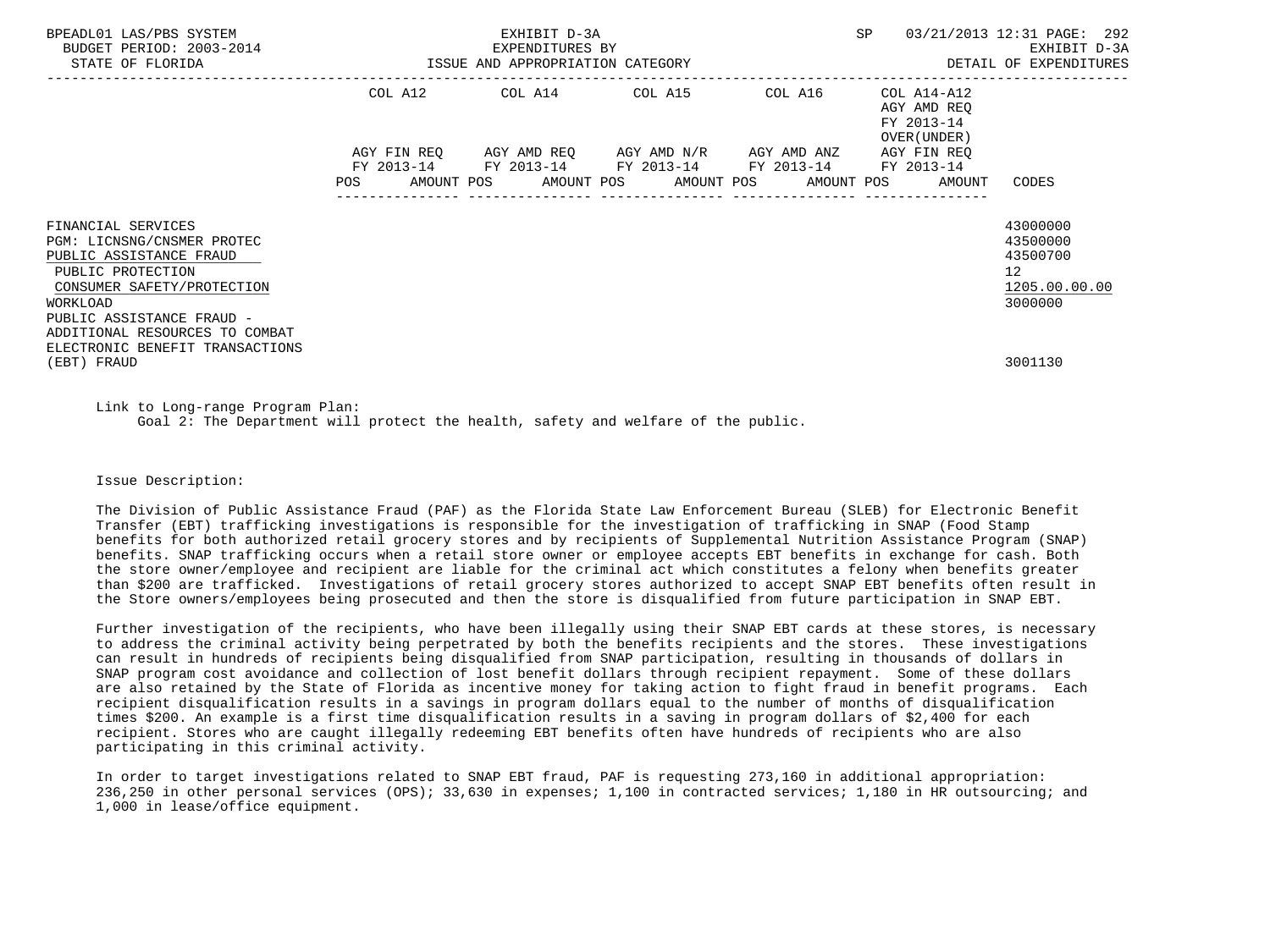| | COL A12 | | COL A14 | | COL A15 | | COL A16 | | COL A14-A12 AGY AMD REQ FY 2013-14 OVER(UNDER) | |
|---|---|---|---|---|---|---|---|---|---|---|
| | AGY FIN REQ FY 2013-14 | | AGY AMD REQ FY 2013-14 | | AGY AMD N/R FY 2013-14 | | AGY AMD ANZ FY 2013-14 | | AGY FIN REQ FY 2013-14 | |
| | POS | AMOUNT | POS | AMOUNT | POS | AMOUNT | POS | AMOUNT | POS | AMOUNT | CODES |
| FINANCIAL SERVICES | | | | | | | | | | | 43000000 |
| PGM: LICNSNG/CNSMER PROTEC | | | | | | | | | | | 43500000 |
| PUBLIC ASSISTANCE FRAUD | | | | | | | | | | | 43500700 |
| PUBLIC PROTECTION | | | | | | | | | | | 12 |
| CONSUMER SAFETY/PROTECTION | | | | | | | | | | | 1205.00.00.00 |
| WORKLOAD | | | | | | | | | | | 3000000 |
| PUBLIC ASSISTANCE FRAUD - ADDITIONAL RESOURCES TO COMBAT ELECTRONIC BENEFIT TRANSACTIONS (EBT) FRAUD | | | | | | | | | | | 3001130 |

Link to Long-range Program Plan:
Goal 2: The Department will protect the health, safety and welfare of the public.

Issue Description:

The Division of Public Assistance Fraud (PAF) as the Florida State Law Enforcement Bureau (SLEB) for Electronic Benefit Transfer (EBT) trafficking investigations is responsible for the investigation of trafficking in SNAP (Food Stamp benefits for both authorized retail grocery stores and by recipients of Supplemental Nutrition Assistance Program (SNAP) benefits. SNAP trafficking occurs when a retail store owner or employee accepts EBT benefits in exchange for cash. Both the store owner/employee and recipient are liable for the criminal act which constitutes a felony when benefits greater than $200 are trafficked. Investigations of retail grocery stores authorized to accept SNAP EBT benefits often result in the Store owners/employees being prosecuted and then the store is disqualified from future participation in SNAP EBT.

Further investigation of the recipients, who have been illegally using their SNAP EBT cards at these stores, is necessary to address the criminal activity being perpetrated by both the benefits recipients and the stores. These investigations can result in hundreds of recipients being disqualified from SNAP participation, resulting in thousands of dollars in SNAP program cost avoidance and collection of lost benefit dollars through recipient repayment. Some of these dollars are also retained by the State of Florida as incentive money for taking action to fight fraud in benefit programs. Each recipient disqualification results in a savings in program dollars equal to the number of months of disqualification times $200. An example is a first time disqualification results in a saving in program dollars of $2,400 for each recipient. Stores who are caught illegally redeeming EBT benefits often have hundreds of recipients who are also participating in this criminal activity.

In order to target investigations related to SNAP EBT fraud, PAF is requesting 273,160 in additional appropriation: 236,250 in other personal services (OPS); 33,630 in expenses; 1,100 in contracted services; 1,180 in HR outsourcing; and 1,000 in lease/office equipment.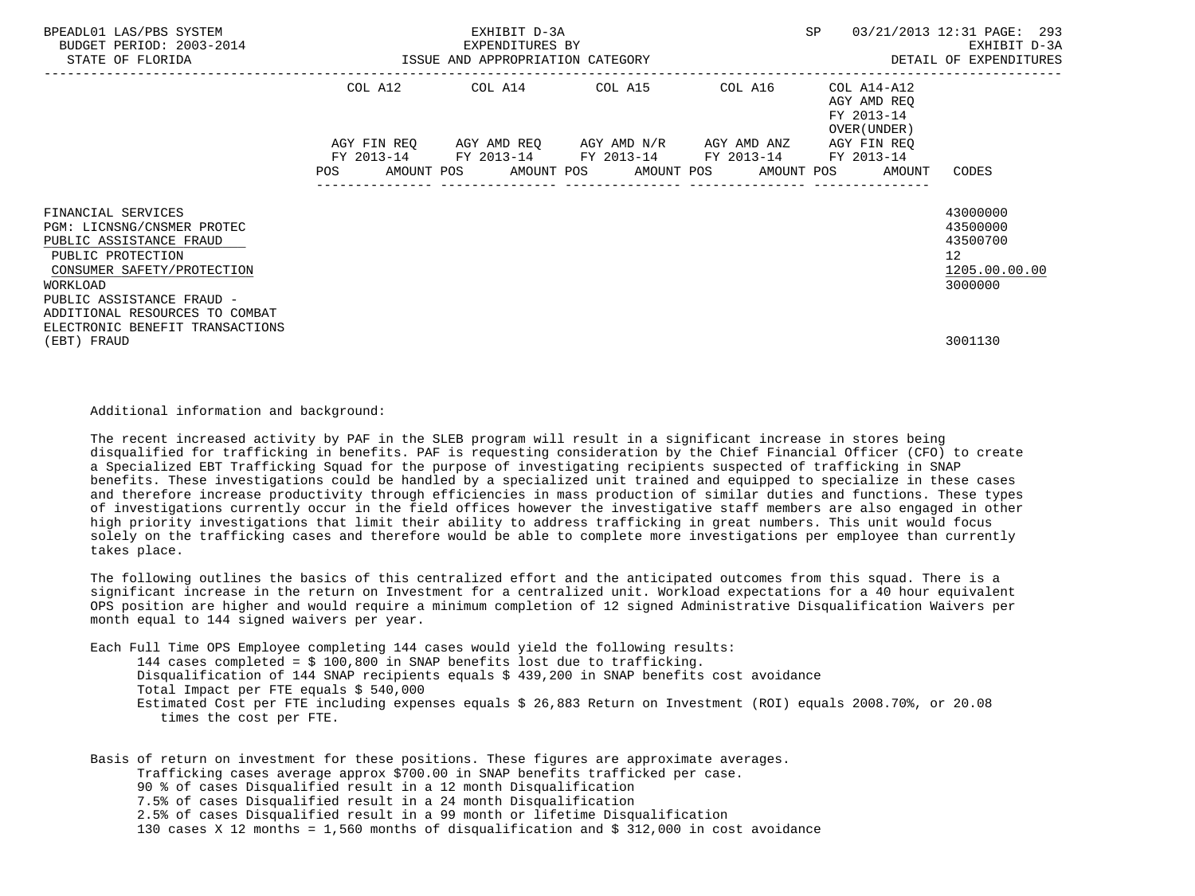| | COL A12 | | COL A14 | | COL A15 | | COL A16 | | COL A14-A12 AGY AMD REQ FY 2013-14 OVER(UNDER) | | |
|---|---|---|---|---|---|---|---|---|---|---|---|
| | AGY FIN REQ FY 2013-14 | | AGY AMD REQ FY 2013-14 | | AGY AMD N/R FY 2013-14 | | AGY AMD ANZ FY 2013-14 | | AGY FIN REQ FY 2013-14 | | |
| | POS | AMOUNT | POS | AMOUNT | POS | AMOUNT | POS | AMOUNT | POS | AMOUNT | CODES |
| FINANCIAL SERVICES | | | | | | | | | | | 43000000 |
| PGM: LICNSNG/CNSMER PROTEC | | | | | | | | | | | 43500000 |
| PUBLIC ASSISTANCE FRAUD | | | | | | | | | | | 43500700 |
| PUBLIC PROTECTION | | | | | | | | | | | 12 |
| CONSUMER SAFETY/PROTECTION | | | | | | | | | | | 1205.00.00.00 |
| WORKLOAD | | | | | | | | | | | 3000000 |
| PUBLIC ASSISTANCE FRAUD - ADDITIONAL RESOURCES TO COMBAT ELECTRONIC BENEFIT TRANSACTIONS (EBT) FRAUD | | | | | | | | | | | 3001130 |

Additional information and background:

The recent increased activity by PAF in the SLEB program will result in a significant increase in stores being disqualified for trafficking in benefits. PAF is requesting consideration by the Chief Financial Officer (CFO) to create a Specialized EBT Trafficking Squad for the purpose of investigating recipients suspected of trafficking in SNAP benefits. These investigations could be handled by a specialized unit trained and equipped to specialize in these cases and therefore increase productivity through efficiencies in mass production of similar duties and functions. These types of investigations currently occur in the field offices however the investigative staff members are also engaged in other high priority investigations that limit their ability to address trafficking in great numbers. This unit would focus solely on the trafficking cases and therefore would be able to complete more investigations per employee than currently takes place.

The following outlines the basics of this centralized effort and the anticipated outcomes from this squad. There is a significant increase in the return on Investment for a centralized unit. Workload expectations for a 40 hour equivalent OPS position are higher and would require a minimum completion of 12 signed Administrative Disqualification Waivers per month equal to 144 signed waivers per year.

Each Full Time OPS Employee completing 144 cases would yield the following results:

- 144 cases completed = $ 100,800 in SNAP benefits lost due to trafficking.
- Disqualification of 144 SNAP recipients equals $ 439,200 in SNAP benefits cost avoidance
- Total Impact per FTE equals $ 540,000
- Estimated Cost per FTE including expenses equals $ 26,883 Return on Investment (ROI) equals 2008.70%, or 20.08 times the cost per FTE.

Basis of return on investment for these positions. These figures are approximate averages.

- Trafficking cases average approx $700.00 in SNAP benefits trafficked per case.
- 90 % of cases Disqualified result in a 12 month Disqualification
- 7.5% of cases Disqualified result in a 24 month Disqualification
- 2.5% of cases Disqualified result in a 99 month or lifetime Disqualification
- 130 cases X 12 months = 1,560 months of disqualification and $ 312,000 in cost avoidance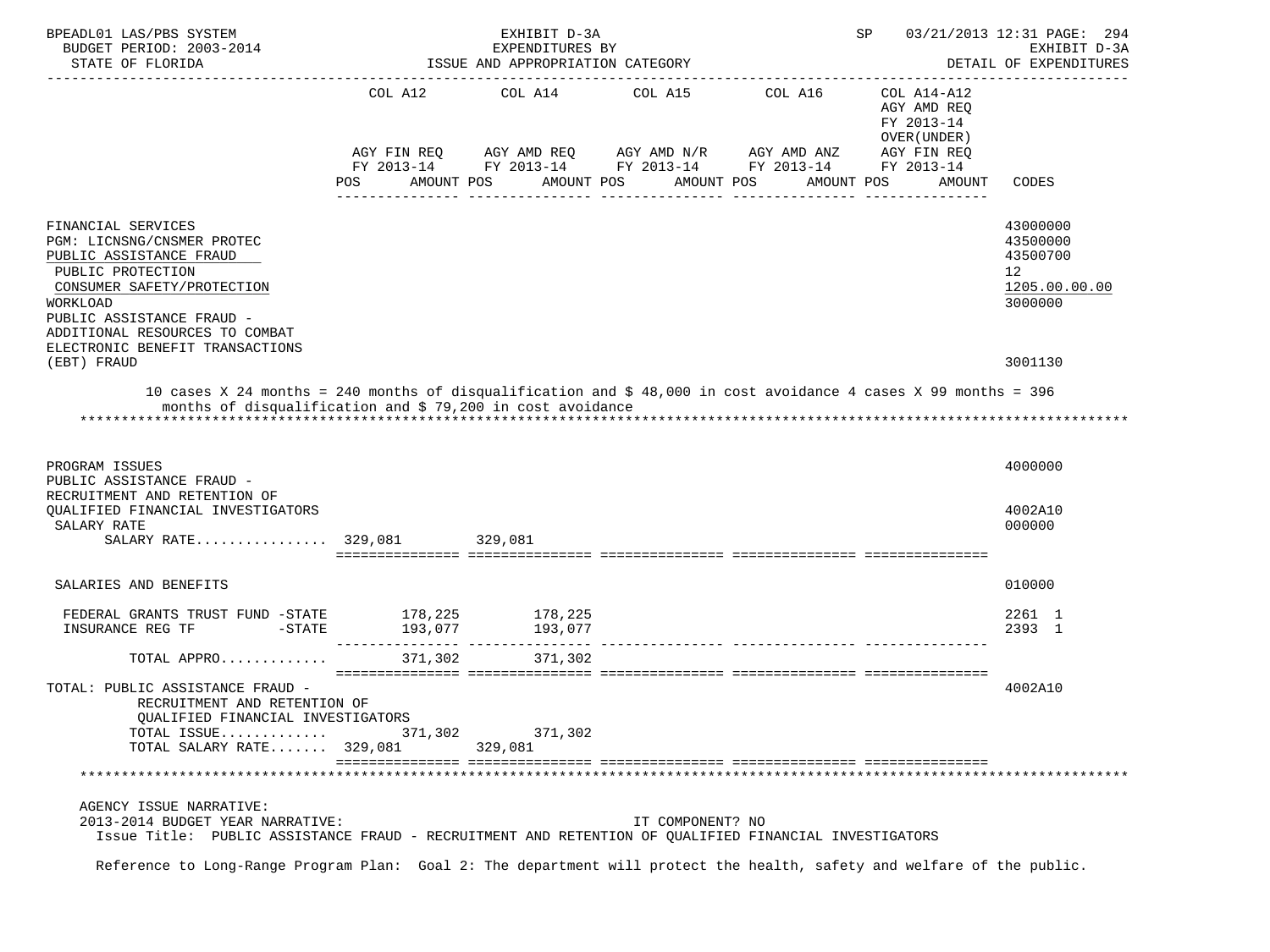| | COL A12 | | COL A14 | | COL A15 | | COL A16 | | COL A14-A12 AGY AMD REQ FY 2013-14 OVER(UNDER) | | |
|---|---|---|---|---|---|---|---|---|---|---|---|
| | AGY FIN REQ FY 2013-14 | | AGY AMD REQ FY 2013-14 | | AGY AMD N/R FY 2013-14 | | AGY AMD ANZ FY 2013-14 | | AGY FIN REQ FY 2013-14 | | |
| | POS | AMOUNT | POS | AMOUNT | POS | AMOUNT | POS | AMOUNT | POS | AMOUNT | CODES |
| FINANCIAL SERVICES | | | | | | | | | | | 43000000 |
| PGM: LICNSNG/CNSMER PROTEC | | | | | | | | | | | 43500000 |
| PUBLIC ASSISTANCE FRAUD | | | | | | | | | | | 43500700 |
| PUBLIC PROTECTION | | | | | | | | | | | 12 |
| CONSUMER SAFETY/PROTECTION | | | | | | | | | | | 1205.00.00.00 |
| WORKLOAD | | | | | | | | | | | 3000000 |
| PUBLIC ASSISTANCE FRAUD - ADDITIONAL RESOURCES TO COMBAT ELECTRONIC BENEFIT TRANSACTIONS (EBT) FRAUD | | | | | | | | | | | 3001130 |

10 cases X 24 months = 240 months of disqualification and $ 48,000 in cost avoidance 4 cases X 99 months = 396 months of disqualification and $ 79,200 in cost avoidance

| | COL A12 | | COL A14 | | COL A15 | | COL A16 | | COL A14-A12 | | CODES |
|---|---|---|---|---|---|---|---|---|---|---|---|
| PROGRAM ISSUES | | | | | | | | | | | 4000000 |
| PUBLIC ASSISTANCE FRAUD - RECRUITMENT AND RETENTION OF QUALIFIED FINANCIAL INVESTIGATORS | | | | | | | | | | | 4002A10 |
| SALARY RATE | | | | | | | | | | | 000000 |
| SALARY RATE................ | 329,081 | | 329,081 | | | | | | | | |
| SALARIES AND BENEFITS | | | | | | | | | | | 010000 |
| FEDERAL GRANTS TRUST FUND -STATE | | 178,225 | | 178,225 | | | | | | | 2261 1 |
| INSURANCE REG TF -STATE | | 193,077 | | 193,077 | | | | | | | 2393 1 |
| TOTAL APPRO............. | | 371,302 | | 371,302 | | | | | | | |
| TOTAL: PUBLIC ASSISTANCE FRAUD - RECRUITMENT AND RETENTION OF QUALIFIED FINANCIAL INVESTIGATORS | | | | | | | | | | | 4002A10 |
| TOTAL ISSUE............. | | 371,302 | | 371,302 | | | | | | | |
| TOTAL SALARY RATE....... | 329,081 | | 329,081 | | | | | | | | |

AGENCY ISSUE NARRATIVE:

2013-2014 BUDGET YEAR NARRATIVE: IT COMPONENT? NO

Issue Title: PUBLIC ASSISTANCE FRAUD - RECRUITMENT AND RETENTION OF QUALIFIED FINANCIAL INVESTIGATORS

Reference to Long-Range Program Plan: Goal 2: The department will protect the health, safety and welfare of the public.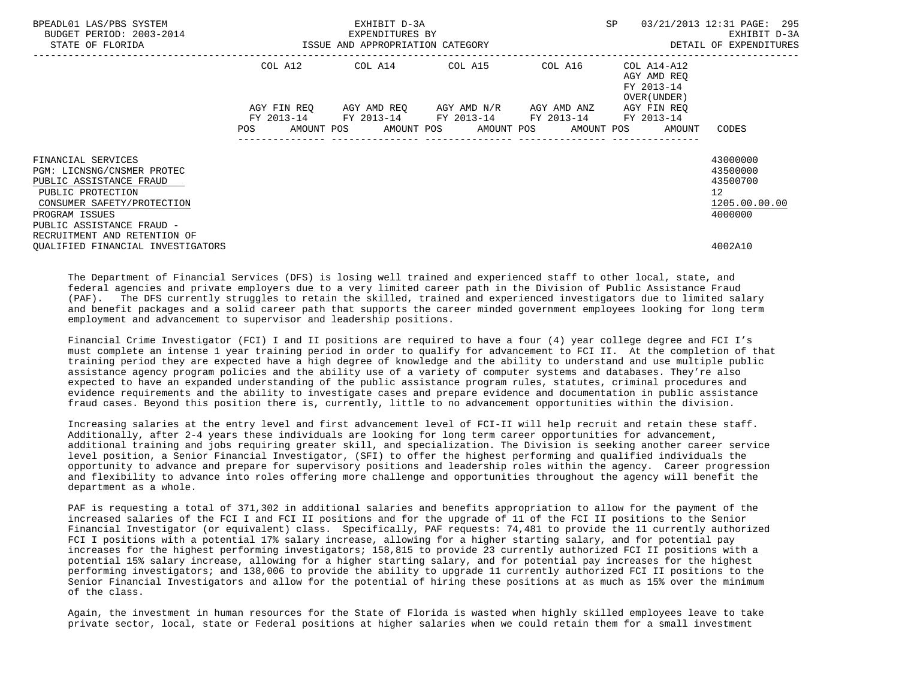BPEADL01 LAS/PBS SYSTEM — EXHIBIT D-3A — EXPENDITURES BY ISSUE AND APPROPRIATION CATEGORY — DETAIL OF EXPENDITURES
BUDGET PERIOD: 2003-2014
STATE OF FLORIDA

| | COL A12 AGY FIN REQ FY 2013-14 | | COL A14 AGY AMD REQ FY 2013-14 | | COL A15 AGY AMD N/R FY 2013-14 | | COL A16 AGY AMD ANZ FY 2013-14 | | COL A14-A12 AGY AMD REQ FY 2013-14 OVER(UNDER) AGY FIN REQ FY 2013-14 | | |
|---|---|---|---|---|---|---|---|---|---|---|---|
| | POS | AMOUNT | POS | AMOUNT | POS | AMOUNT | POS | AMOUNT | POS | AMOUNT | CODES |
| FINANCIAL SERVICES | | | | | | | | | | | 43000000 |
| PGM: LICNSNG/CNSMER PROTEC | | | | | | | | | | | 43500000 |
| PUBLIC ASSISTANCE FRAUD | | | | | | | | | | | 43500700 |
| PUBLIC PROTECTION | | | | | | | | | | | 12 |
| CONSUMER SAFETY/PROTECTION | | | | | | | | | | | 1205.00.00.00 |
| PROGRAM ISSUES | | | | | | | | | | | 4000000 |
| PUBLIC ASSISTANCE FRAUD - RECRUITMENT AND RETENTION OF QUALIFIED FINANCIAL INVESTIGATORS | | | | | | | | | | | 4002A10 |

The Department of Financial Services (DFS) is losing well trained and experienced staff to other local, state, and federal agencies and private employers due to a very limited career path in the Division of Public Assistance Fraud (PAF). The DFS currently struggles to retain the skilled, trained and experienced investigators due to limited salary and benefit packages and a solid career path that supports the career minded government employees looking for long term employment and advancement to supervisor and leadership positions.

Financial Crime Investigator (FCI) I and II positions are required to have a four (4) year college degree and FCI I's must complete an intense 1 year training period in order to qualify for advancement to FCI II. At the completion of that training period they are expected have a high degree of knowledge and the ability to understand and use multiple public assistance agency program policies and the ability use of a variety of computer systems and databases. They're also expected to have an expanded understanding of the public assistance program rules, statutes, criminal procedures and evidence requirements and the ability to investigate cases and prepare evidence and documentation in public assistance fraud cases. Beyond this position there is, currently, little to no advancement opportunities within the division.

Increasing salaries at the entry level and first advancement level of FCI-II will help recruit and retain these staff. Additionally, after 2-4 years these individuals are looking for long term career opportunities for advancement, additional training and jobs requiring greater skill, and specialization. The Division is seeking another career service level position, a Senior Financial Investigator, (SFI) to offer the highest performing and qualified individuals the opportunity to advance and prepare for supervisory positions and leadership roles within the agency. Career progression and flexibility to advance into roles offering more challenge and opportunities throughout the agency will benefit the department as a whole.

PAF is requesting a total of 371,302 in additional salaries and benefits appropriation to allow for the payment of the increased salaries of the FCI I and FCI II positions and for the upgrade of 11 of the FCI II positions to the Senior Financial Investigator (or equivalent) class. Specifically, PAF requests: 74,481 to provide the 11 currently authorized FCI I positions with a potential 17% salary increase, allowing for a higher starting salary, and for potential pay increases for the highest performing investigators; 158,815 to provide 23 currently authorized FCI II positions with a potential 15% salary increase, allowing for a higher starting salary, and for potential pay increases for the highest performing investigators; and 138,006 to provide the ability to upgrade 11 currently authorized FCI II positions to the Senior Financial Investigators and allow for the potential of hiring these positions at as much as 15% over the minimum of the class.

Again, the investment in human resources for the State of Florida is wasted when highly skilled employees leave to take private sector, local, state or Federal positions at higher salaries when we could retain them for a small investment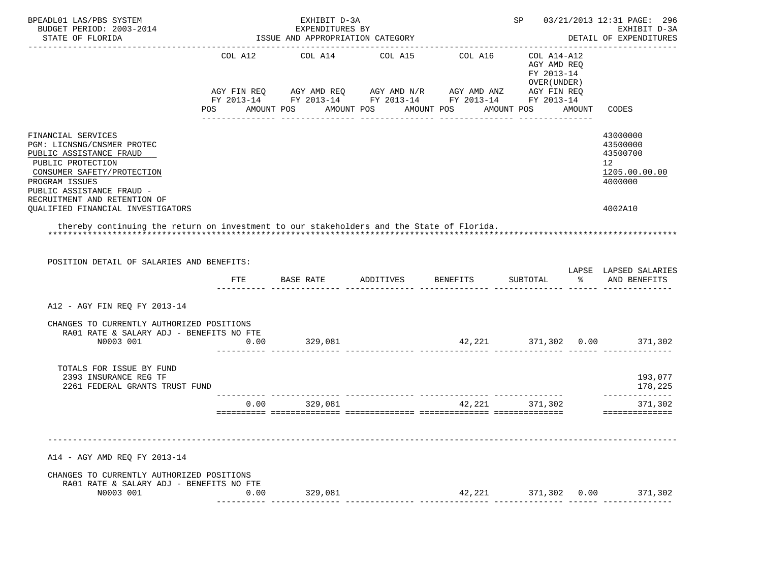| | | |
|---|---|---|
| FINANCIAL SERVICES | | 43000000 |
| PGM: LICNSNG/CNSMER PROTEC | | 43500000 |
| PUBLIC ASSISTANCE FRAUD | | 43500700 |
| PUBLIC PROTECTION | | 12 |
| CONSUMER SAFETY/PROTECTION | | 1205.00.00.00 |
| PROGRAM ISSUES | | 4000000 |
| PUBLIC ASSISTANCE FRAUD - RECRUITMENT AND RETENTION OF QUALIFIED FINANCIAL INVESTIGATORS | | 4002A10 |

thereby continuing the return on investment to our stakeholders and the State of Florida.

POSITION DETAIL OF SALARIES AND BENEFITS:

| | FTE | BASE RATE | ADDITIVES | BENEFITS | SUBTOTAL | LAPSE % | LAPSED SALARIES AND BENEFITS |
|---|---|---|---|---|---|---|---|
| **A12 - AGY FIN REQ FY 2013-14** | | | | | | | |
| CHANGES TO CURRENTLY AUTHORIZED POSITIONS | | | | | | | |
| RA01 RATE & SALARY ADJ - BENEFITS NO FTE | | | | | | | |
| N0003 001 | 0.00 | 329,081 | | 42,221 | 371,302 | 0.00 | 371,302 |
| TOTALS FOR ISSUE BY FUND | | | | | | | |
| 2393 INSURANCE REG TF | | | | | | | 193,077 |
| 2261 FEDERAL GRANTS TRUST FUND | | | | | | | 178,225 |
| | 0.00 | 329,081 | | 42,221 | 371,302 | | 371,302 |
| **A14 - AGY AMD REQ FY 2013-14** | | | | | | | |
| CHANGES TO CURRENTLY AUTHORIZED POSITIONS | | | | | | | |
| RA01 RATE & SALARY ADJ - BENEFITS NO FTE | | | | | | | |
| N0003 001 | 0.00 | 329,081 | | 42,221 | 371,302 | 0.00 | 371,302 |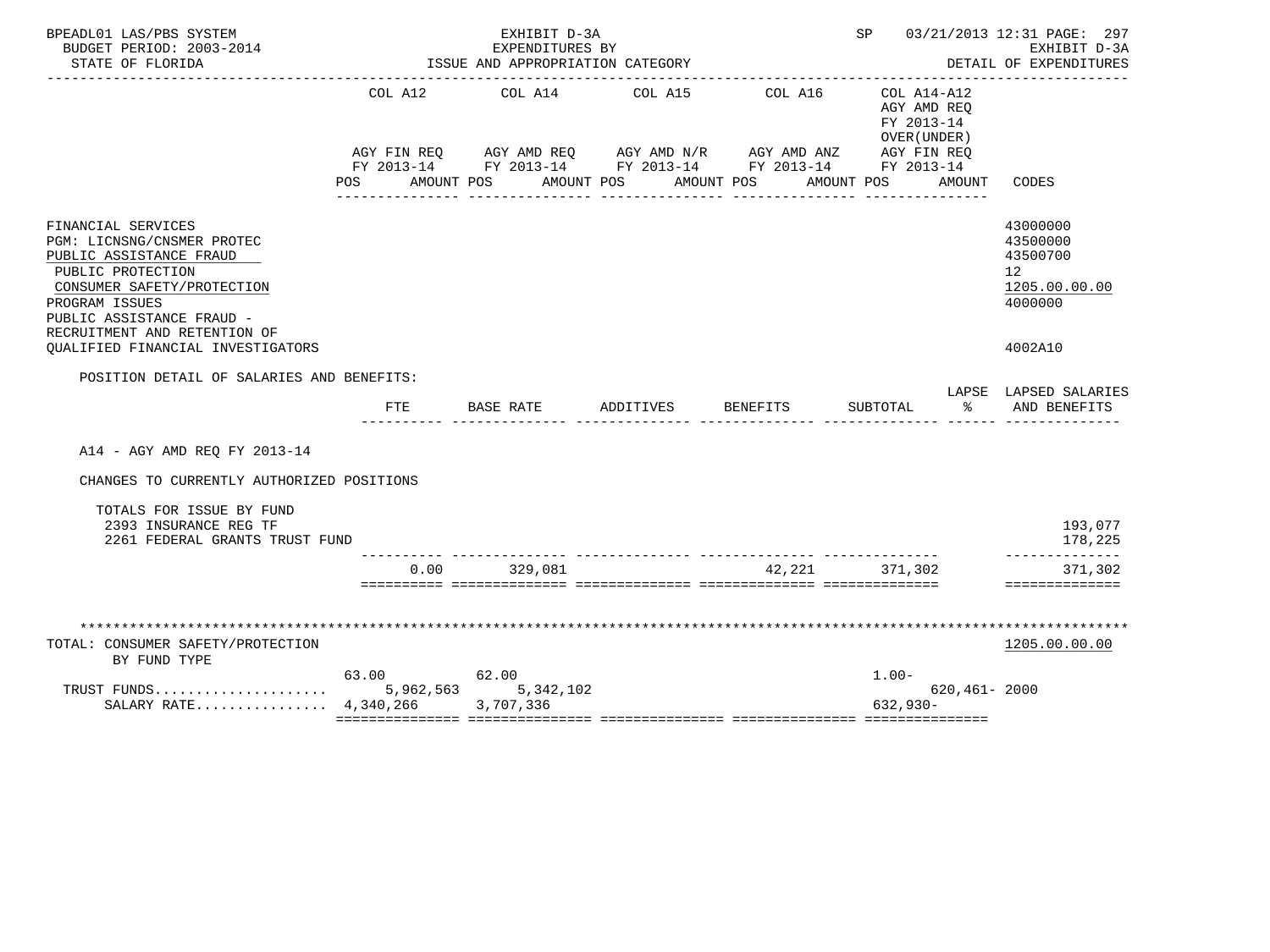BPEADL01 LAS/PBS SYSTEM — EXHIBIT D-3A — EXPENDITURES BY ISSUE AND APPROPRIATION CATEGORY — SP 03/21/2013 12:31 PAGE: 297
BUDGET PERIOD: 2003-2014 — EXHIBIT D-3A
STATE OF FLORIDA — DETAIL OF EXPENDITURES

| | COL A12 AGY FIN REQ FY 2013-14 POS AMOUNT | COL A14 AGY AMD REQ FY 2013-14 POS AMOUNT | COL A15 AGY AMD N/R FY 2013-14 POS AMOUNT | COL A16 AGY AMD ANZ FY 2013-14 POS AMOUNT | COL A14-A12 AGY AMD REQ FY 2013-14 OVER(UNDER) AGY FIN REQ FY 2013-14 POS AMOUNT | CODES |
|---|---|---|---|---|---|---|
| FINANCIAL SERVICES | | | | | | 43000000 |
| PGM: LICNSNG/CNSMER PROTEC | | | | | | 43500000 |
| PUBLIC ASSISTANCE FRAUD | | | | | | 43500700 |
| PUBLIC PROTECTION | | | | | | 12 |
| CONSUMER SAFETY/PROTECTION | | | | | | 1205.00.00.00 |
| PROGRAM ISSUES | | | | | | 4000000 |
| PUBLIC ASSISTANCE FRAUD - RECRUITMENT AND RETENTION OF QUALIFIED FINANCIAL INVESTIGATORS | | | | | | 4002A10 |

POSITION DETAIL OF SALARIES AND BENEFITS:

| | FTE | BASE RATE | ADDITIVES | BENEFITS | SUBTOTAL | LAPSE % | LAPSED SALARIES AND BENEFITS |
|---|---|---|---|---|---|---|---|
| A14 - AGY AMD REQ FY 2013-14 | | | | | | | |
| CHANGES TO CURRENTLY AUTHORIZED POSITIONS | | | | | | | |
| TOTALS FOR ISSUE BY FUND | | | | | | | |
| 2393 INSURANCE REG TF | | | | | | | 193,077 |
| 2261 FEDERAL GRANTS TRUST FUND | | | | | | | 178,225 |
| | 0.00 | 329,081 | | 42,221 | 371,302 | | 371,302 |

*******************************************************************************************************************

| | COL A12 | COL A14 | COL A15 | COL A16 | COL A14-A12 | CODES |
|---|---|---|---|---|---|---|
| TOTAL: CONSUMER SAFETY/PROTECTION | | | | | | 1205.00.00.00 |
| BY FUND TYPE | | | | | | |
| | 63.00 | 62.00 | | | 1.00- | |
| TRUST FUNDS..................... | 5,962,563 | 5,342,102 | | | 620,461- | 2000 |
| SALARY RATE................ | 4,340,266 | 3,707,336 | | | 632,930- | |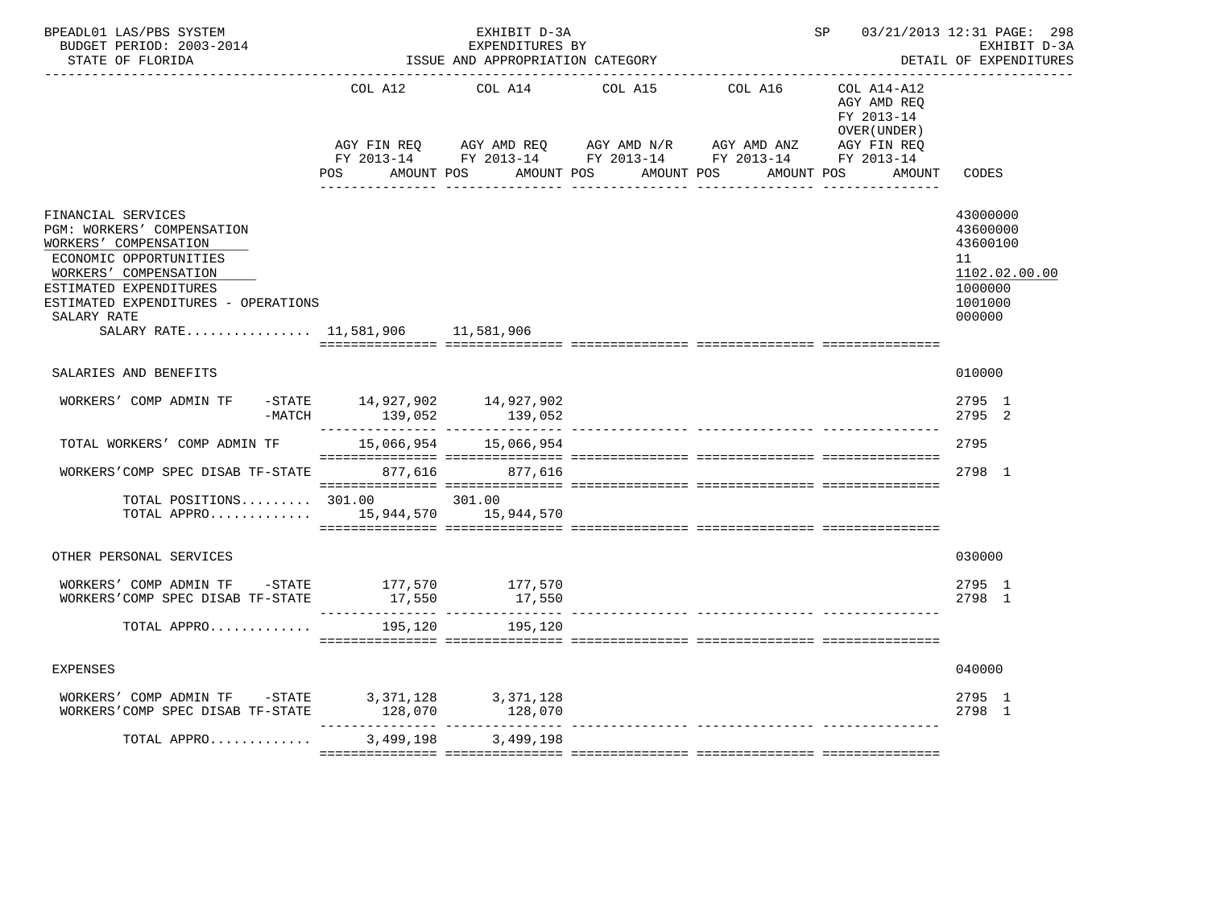BPEADL01 LAS/PBS SYSTEM
BUDGET PERIOD: 2003-2014
STATE OF FLORIDA

EXHIBIT D-3A
EXPENDITURES BY
ISSUE AND APPROPRIATION CATEGORY

SP 03/21/2013 12:31 PAGE: 298
EXHIBIT D-3A
DETAIL OF EXPENDITURES

| | COL A12 AGY FIN REQ FY 2013-14 POS AMOUNT | COL A14 AGY AMD REQ FY 2013-14 POS AMOUNT | COL A15 AGY AMD N/R FY 2013-14 POS AMOUNT | COL A16 AGY AMD ANZ FY 2013-14 POS AMOUNT | COL A14-A12 AGY AMD REQ FY 2013-14 OVER(UNDER) AGY FIN REQ FY 2013-14 POS AMOUNT | CODES |
|---|---|---|---|---|---|---|
| FINANCIAL SERVICES | | | | | | 43000000 |
| PGM: WORKERS' COMPENSATION | | | | | | 43600000 |
| WORKERS' COMPENSATION | | | | | | 43600100 |
| ECONOMIC OPPORTUNITIES | | | | | | 11 |
| WORKERS' COMPENSATION | | | | | | 1102.02.00.00 |
| ESTIMATED EXPENDITURES | | | | | | 1000000 |
| ESTIMATED EXPENDITURES - OPERATIONS | | | | | | 1001000 |
| SALARY RATE | | | | | | 000000 |
| SALARY RATE................ | 11,581,906 | 11,581,906 | | | | |
| SALARIES AND BENEFITS | | | | | | 010000 |
| WORKERS' COMP ADMIN TF -STATE | 14,927,902 | 14,927,902 | | | | 2795 1 |
| -MATCH | 139,052 | 139,052 | | | | 2795 2 |
| TOTAL WORKERS' COMP ADMIN TF | 15,066,954 | 15,066,954 | | | | 2795 |
| WORKERS'COMP SPEC DISAB TF-STATE | 877,616 | 877,616 | | | | 2798 1 |
| TOTAL POSITIONS......... | 301.00 | 301.00 | | | | |
| TOTAL APPRO............. | 15,944,570 | 15,944,570 | | | | |
| OTHER PERSONAL SERVICES | | | | | | 030000 |
| WORKERS' COMP ADMIN TF -STATE | 177,570 | 177,570 | | | | 2795 1 |
| WORKERS'COMP SPEC DISAB TF-STATE | 17,550 | 17,550 | | | | 2798 1 |
| TOTAL APPRO............. | 195,120 | 195,120 | | | | |
| EXPENSES | | | | | | 040000 |
| WORKERS' COMP ADMIN TF -STATE | 3,371,128 | 3,371,128 | | | | 2795 1 |
| WORKERS'COMP SPEC DISAB TF-STATE | 128,070 | 128,070 | | | | 2798 1 |
| TOTAL APPRO............. | 3,499,198 | 3,499,198 | | | | |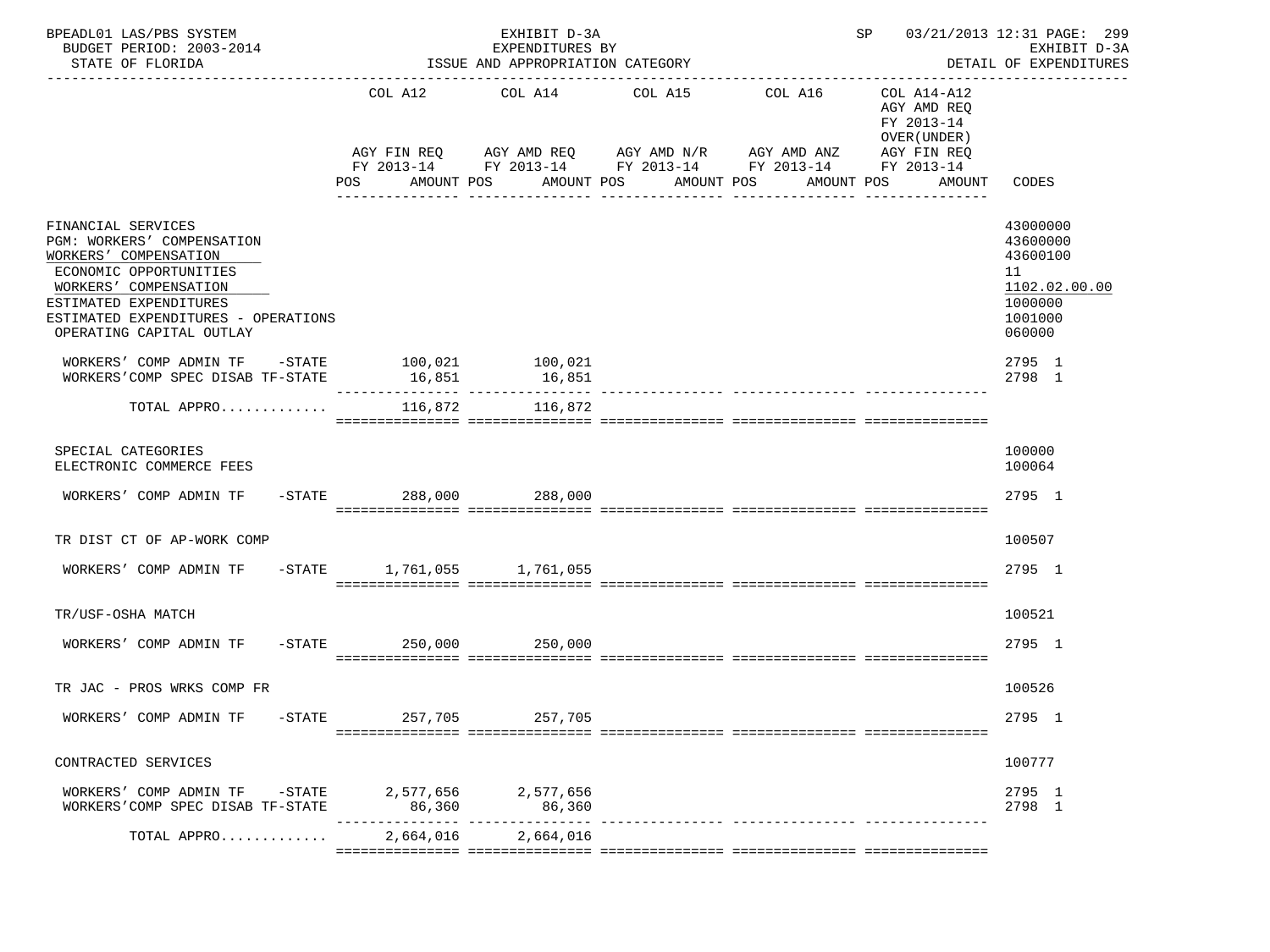BPEADL01 LAS/PBS SYSTEM | EXHIBIT D-3A | SP 03/21/2013 12:31

BUDGET PERIOD: 2003-2014 | EXPENDITURES BY | EXHIBIT D-3A

STATE OF FLORIDA | ISSUE AND APPROPRIATION CATEGORY | DETAIL OF EXPENDITURES

| | COL A12 AGY FIN REQ FY 2013-14 POS AMOUNT | COL A14 AGY AMD REQ FY 2013-14 POS AMOUNT | COL A15 AGY AMD N/R FY 2013-14 POS AMOUNT | COL A16 AGY AMD ANZ FY 2013-14 POS AMOUNT | COL A14-A12 AGY AMD REQ FY 2013-14 OVER(UNDER) AGY FIN REQ FY 2013-14 POS AMOUNT | CODES |
|---|---|---|---|---|---|---|
| FINANCIAL SERVICES | | | | | | 43000000 |
| PGM: WORKERS' COMPENSATION | | | | | | 43600000 |
| WORKERS' COMPENSATION | | | | | | 43600100 |
| ECONOMIC OPPORTUNITIES | | | | | | 11 |
| WORKERS' COMPENSATION | | | | | | 1102.02.00.00 |
| ESTIMATED EXPENDITURES | | | | | | 1000000 |
| ESTIMATED EXPENDITURES - OPERATIONS | | | | | | 1001000 |
| OPERATING CAPITAL OUTLAY | | | | | | 060000 |
| WORKERS' COMP ADMIN TF -STATE | 100,021 | 100,021 | | | | 2795 1 |
| WORKERS'COMP SPEC DISAB TF-STATE | 16,851 | 16,851 | | | | 2798 1 |
| TOTAL APPRO............ | 116,872 | 116,872 | | | | |
| SPECIAL CATEGORIES | | | | | | 100000 |
| ELECTRONIC COMMERCE FEES | | | | | | 100064 |
| WORKERS' COMP ADMIN TF -STATE | 288,000 | 288,000 | | | | 2795 1 |
| TR DIST CT OF AP-WORK COMP | | | | | | 100507 |
| WORKERS' COMP ADMIN TF -STATE | 1,761,055 | 1,761,055 | | | | 2795 1 |
| TR/USF-OSHA MATCH | | | | | | 100521 |
| WORKERS' COMP ADMIN TF -STATE | 250,000 | 250,000 | | | | 2795 1 |
| TR JAC - PROS WRKS COMP FR | | | | | | 100526 |
| WORKERS' COMP ADMIN TF -STATE | 257,705 | 257,705 | | | | 2795 1 |
| CONTRACTED SERVICES | | | | | | 100777 |
| WORKERS' COMP ADMIN TF -STATE | 2,577,656 | 2,577,656 | | | | 2795 1 |
| WORKERS'COMP SPEC DISAB TF-STATE | 86,360 | 86,360 | | | | 2798 1 |
| TOTAL APPRO............ | 2,664,016 | 2,664,016 | | | | |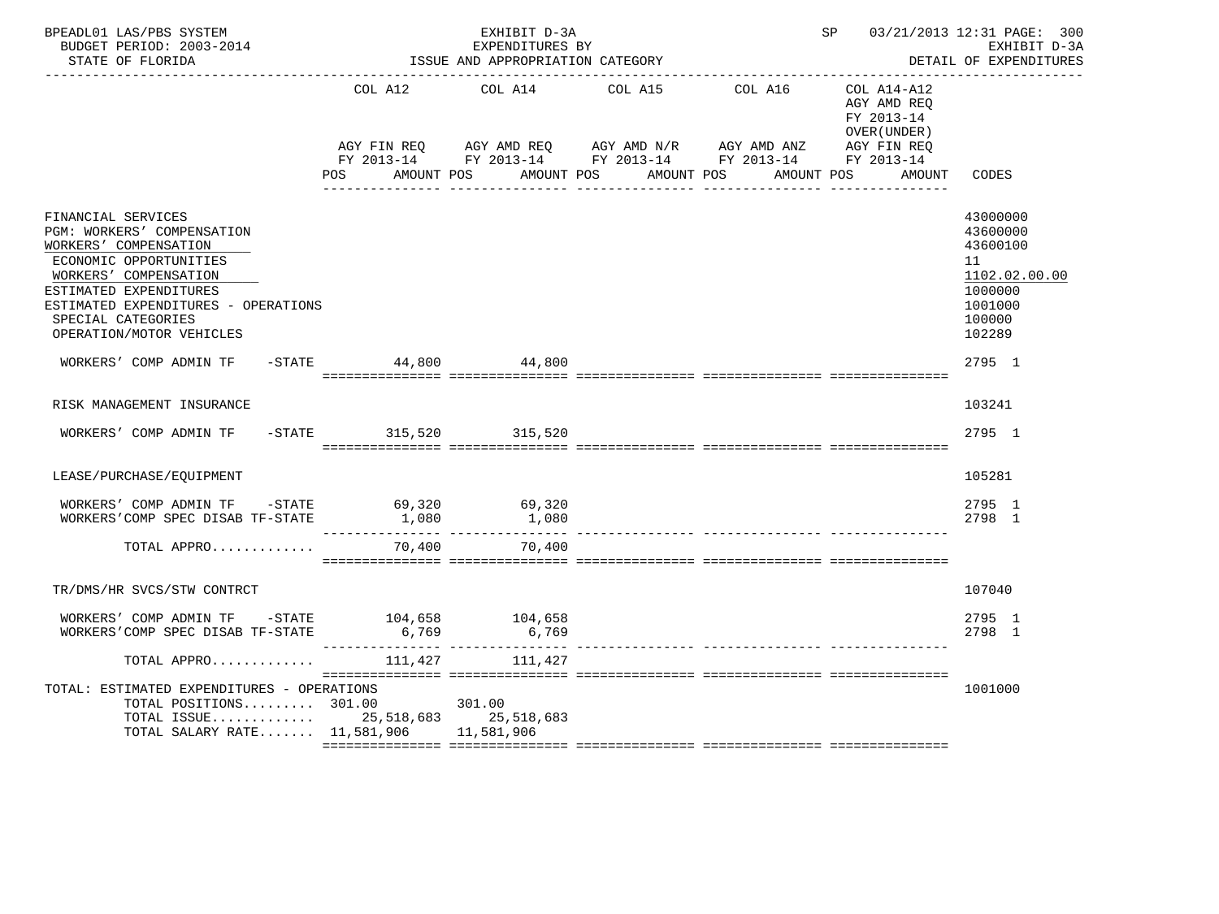BPEADL01 LAS/PBS SYSTEM — EXHIBIT D-3A — EXPENDITURES BY ISSUE AND APPROPRIATION CATEGORY — DETAIL OF EXPENDITURES

BUDGET PERIOD: 2003-2014

STATE OF FLORIDA

SP 03/21/2013 12:31

| | COL A12 AGY FIN REQ FY 2013-14 POS AMOUNT | COL A14 AGY AMD REQ FY 2013-14 POS AMOUNT | COL A15 AGY AMD N/R FY 2013-14 POS AMOUNT | COL A16 AGY AMD ANZ FY 2013-14 POS AMOUNT | COL A14-A12 AGY AMD REQ FY 2013-14 OVER(UNDER) AGY FIN REQ FY 2013-14 POS AMOUNT | CODES |
|---|---|---|---|---|---|---|
| FINANCIAL SERVICES | | | | | | 43000000 |
| PGM: WORKERS' COMPENSATION | | | | | | 43600000 |
| WORKERS' COMPENSATION | | | | | | 43600100 |
| ECONOMIC OPPORTUNITIES | | | | | | 11 |
| WORKERS' COMPENSATION | | | | | | 1102.02.00.00 |
| ESTIMATED EXPENDITURES | | | | | | 1000000 |
| ESTIMATED EXPENDITURES - OPERATIONS | | | | | | 1001000 |
| SPECIAL CATEGORIES | | | | | | 100000 |
| OPERATION/MOTOR VEHICLES | | | | | | 102289 |
| WORKERS' COMP ADMIN TF -STATE | 44,800 | 44,800 | | | | 2795 1 |
| RISK MANAGEMENT INSURANCE | | | | | | 103241 |
| WORKERS' COMP ADMIN TF -STATE | 315,520 | 315,520 | | | | 2795 1 |
| LEASE/PURCHASE/EQUIPMENT | | | | | | 105281 |
| WORKERS' COMP ADMIN TF -STATE | 69,320 | 69,320 | | | | 2795 1 |
| WORKERS'COMP SPEC DISAB TF-STATE | 1,080 | 1,080 | | | | 2798 1 |
| TOTAL APPRO............ | 70,400 | 70,400 | | | | |
| TR/DMS/HR SVCS/STW CONTRCT | | | | | | 107040 |
| WORKERS' COMP ADMIN TF -STATE | 104,658 | 104,658 | | | | 2795 1 |
| WORKERS'COMP SPEC DISAB TF-STATE | 6,769 | 6,769 | | | | 2798 1 |
| TOTAL APPRO............ | 111,427 | 111,427 | | | | |
| TOTAL: ESTIMATED EXPENDITURES - OPERATIONS | | | | | | 1001000 |
| TOTAL POSITIONS......... | 301.00 | 301.00 | | | | |
| TOTAL ISSUE............ | 25,518,683 | 25,518,683 | | | | |
| TOTAL SALARY RATE....... | 11,581,906 | 11,581,906 | | | | |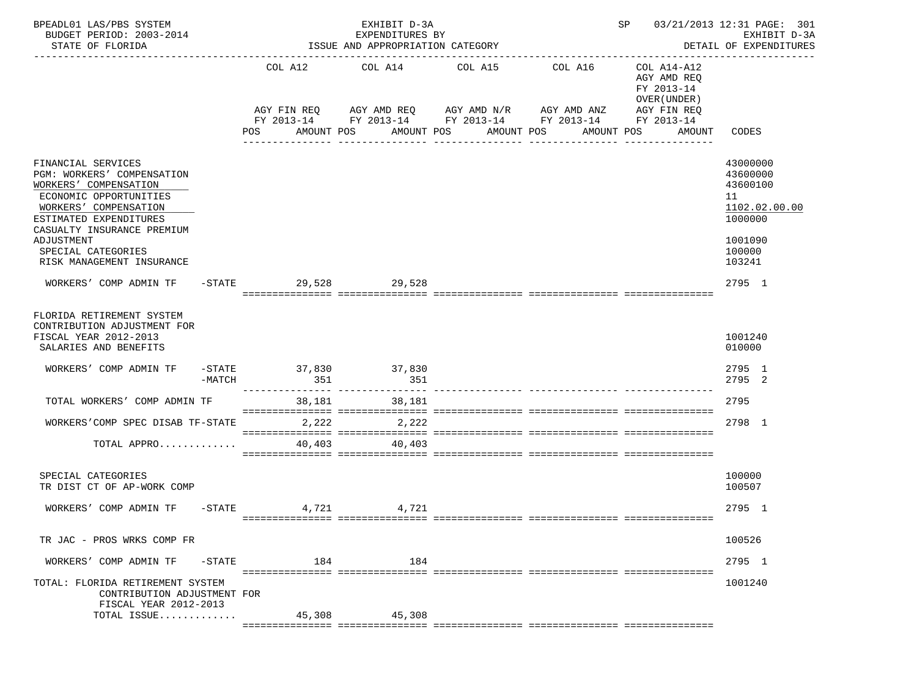BPEADL01 LAS/PBS SYSTEM — EXHIBIT D-3A — EXPENDITURES BY ISSUE AND APPROPRIATION CATEGORY — SP 03/21/2013 12:31 — BUDGET PERIOD: 2003-2014 — STATE OF FLORIDA — EXHIBIT D-3A DETAIL OF EXPENDITURES

| | COL A12 AGY FIN REQ FY 2013-14 POS AMOUNT | COL A14 AGY AMD REQ FY 2013-14 POS AMOUNT | COL A15 AGY AMD N/R FY 2013-14 POS AMOUNT | COL A16 AGY AMD ANZ FY 2013-14 POS AMOUNT | COL A14-A12 AGY AMD REQ FY 2013-14 OVER(UNDER) AGY FIN REQ FY 2013-14 POS AMOUNT | CODES |
|---|---|---|---|---|---|---|
| FINANCIAL SERVICES | | | | | | 43000000 |
| PGM: WORKERS' COMPENSATION | | | | | | 43600000 |
| WORKERS' COMPENSATION | | | | | | 43600100 |
| ECONOMIC OPPORTUNITIES | | | | | | 11 |
| WORKERS' COMPENSATION | | | | | | 1102.02.00.00 |
| ESTIMATED EXPENDITURES | | | | | | 1000000 |
| CASUALTY INSURANCE PREMIUM ADJUSTMENT | | | | | | 1001090 |
| SPECIAL CATEGORIES | | | | | | 100000 |
| RISK MANAGEMENT INSURANCE | | | | | | 103241 |
| WORKERS' COMP ADMIN TF -STATE | 29,528 | 29,528 | | | | 2795 1 |
| FLORIDA RETIREMENT SYSTEM CONTRIBUTION ADJUSTMENT FOR FISCAL YEAR 2012-2013 | | | | | | 1001240 |
| SALARIES AND BENEFITS | | | | | | 010000 |
| WORKERS' COMP ADMIN TF -STATE | 37,830 | 37,830 | | | | 2795 1 |
| -MATCH | 351 | 351 | | | | 2795 2 |
| TOTAL WORKERS' COMP ADMIN TF | 38,181 | 38,181 | | | | 2795 |
| WORKERS'COMP SPEC DISAB TF-STATE | 2,222 | 2,222 | | | | 2798 1 |
| TOTAL APPRO............ | 40,403 | 40,403 | | | | |
| SPECIAL CATEGORIES | | | | | | 100000 |
| TR DIST CT OF AP-WORK COMP | | | | | | 100507 |
| WORKERS' COMP ADMIN TF -STATE | 4,721 | 4,721 | | | | 2795 1 |
| TR JAC - PROS WRKS COMP FR | | | | | | 100526 |
| WORKERS' COMP ADMIN TF -STATE | 184 | 184 | | | | 2795 1 |
| TOTAL: FLORIDA RETIREMENT SYSTEM CONTRIBUTION ADJUSTMENT FOR FISCAL YEAR 2012-2013 | | | | | | 1001240 |
| TOTAL ISSUE............ | 45,308 | 45,308 | | | | |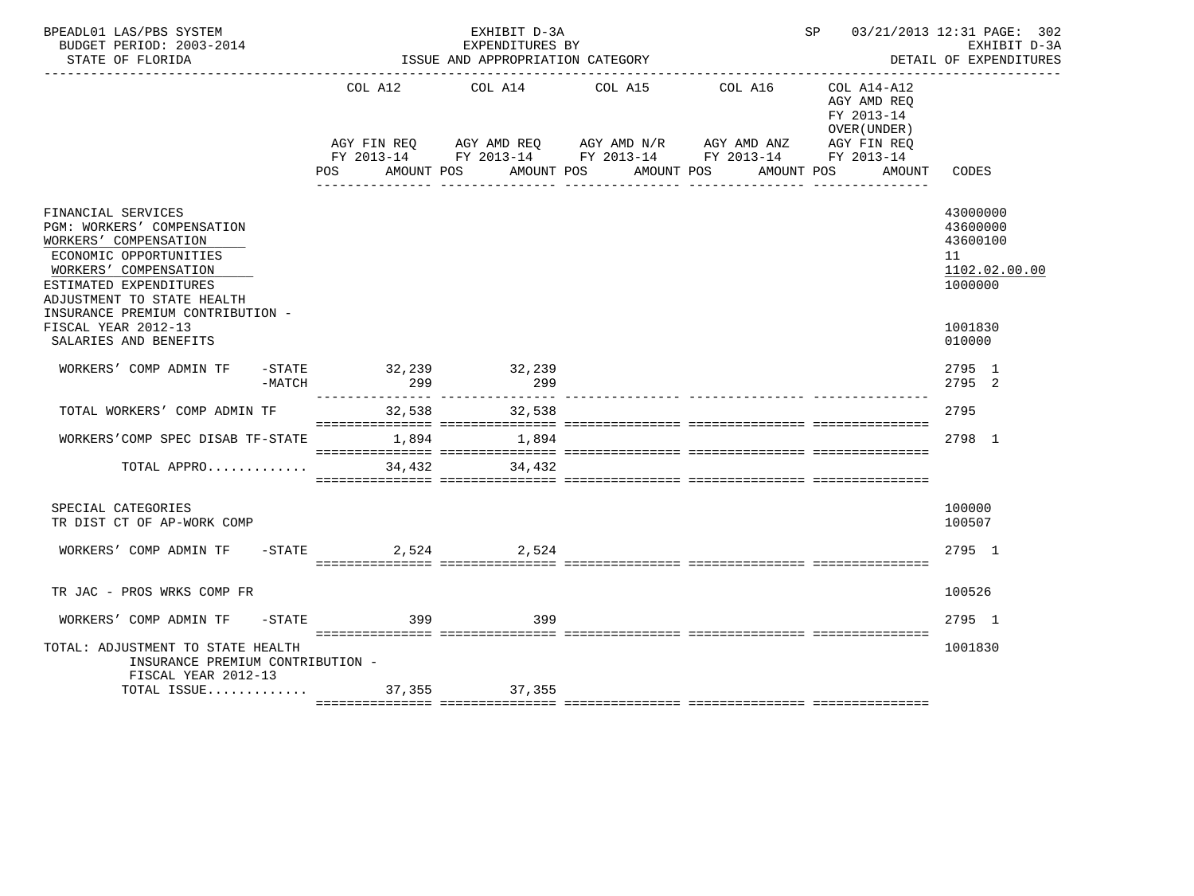BPEADL01 LAS/PBS SYSTEM — EXHIBIT D-3A — EXPENDITURES BY ISSUE AND APPROPRIATION CATEGORY — SP 03/21/2013 12:31 PAGE: 302
BUDGET PERIOD: 2003-2014 — EXHIBIT D-3A
STATE OF FLORIDA — DETAIL OF EXPENDITURES

| | COL A12 AGY FIN REQ FY 2013-14 POS AMOUNT | COL A14 AGY AMD REQ FY 2013-14 POS AMOUNT | COL A15 AGY AMD N/R FY 2013-14 POS AMOUNT | COL A16 AGY AMD ANZ FY 2013-14 POS AMOUNT | COL A14-A12 AGY AMD REQ FY 2013-14 OVER(UNDER) AGY FIN REQ FY 2013-14 POS AMOUNT | CODES |
|---|---|---|---|---|---|---|
| FINANCIAL SERVICES | | | | | | 43000000 |
| PGM: WORKERS' COMPENSATION | | | | | | 43600000 |
| WORKERS' COMPENSATION | | | | | | 43600100 |
| ECONOMIC OPPORTUNITIES | | | | | | 11 |
| WORKERS' COMPENSATION | | | | | | 1102.02.00.00 |
| ESTIMATED EXPENDITURES | | | | | | 1000000 |
| ADJUSTMENT TO STATE HEALTH INSURANCE PREMIUM CONTRIBUTION - FISCAL YEAR 2012-13 | | | | | | 1001830 |
| SALARIES AND BENEFITS | | | | | | 010000 |
| WORKERS' COMP ADMIN TF -STATE | 32,239 | 32,239 | | | | 2795 1 |
| WORKERS' COMP ADMIN TF -MATCH | 299 | 299 | | | | 2795 2 |
| TOTAL WORKERS' COMP ADMIN TF | 32,538 | 32,538 | | | | 2795 |
| WORKERS'COMP SPEC DISAB TF-STATE | 1,894 | 1,894 | | | | 2798 1 |
| TOTAL APPRO............ | 34,432 | 34,432 | | | | |
| SPECIAL CATEGORIES | | | | | | 100000 |
| TR DIST CT OF AP-WORK COMP | | | | | | 100507 |
| WORKERS' COMP ADMIN TF -STATE | 2,524 | 2,524 | | | | 2795 1 |
| TR JAC - PROS WRKS COMP FR | | | | | | 100526 |
| WORKERS' COMP ADMIN TF -STATE | 399 | 399 | | | | 2795 1 |
| TOTAL: ADJUSTMENT TO STATE HEALTH INSURANCE PREMIUM CONTRIBUTION - FISCAL YEAR 2012-13 | | | | | | 1001830 |
| TOTAL ISSUE............ | 37,355 | 37,355 | | | | |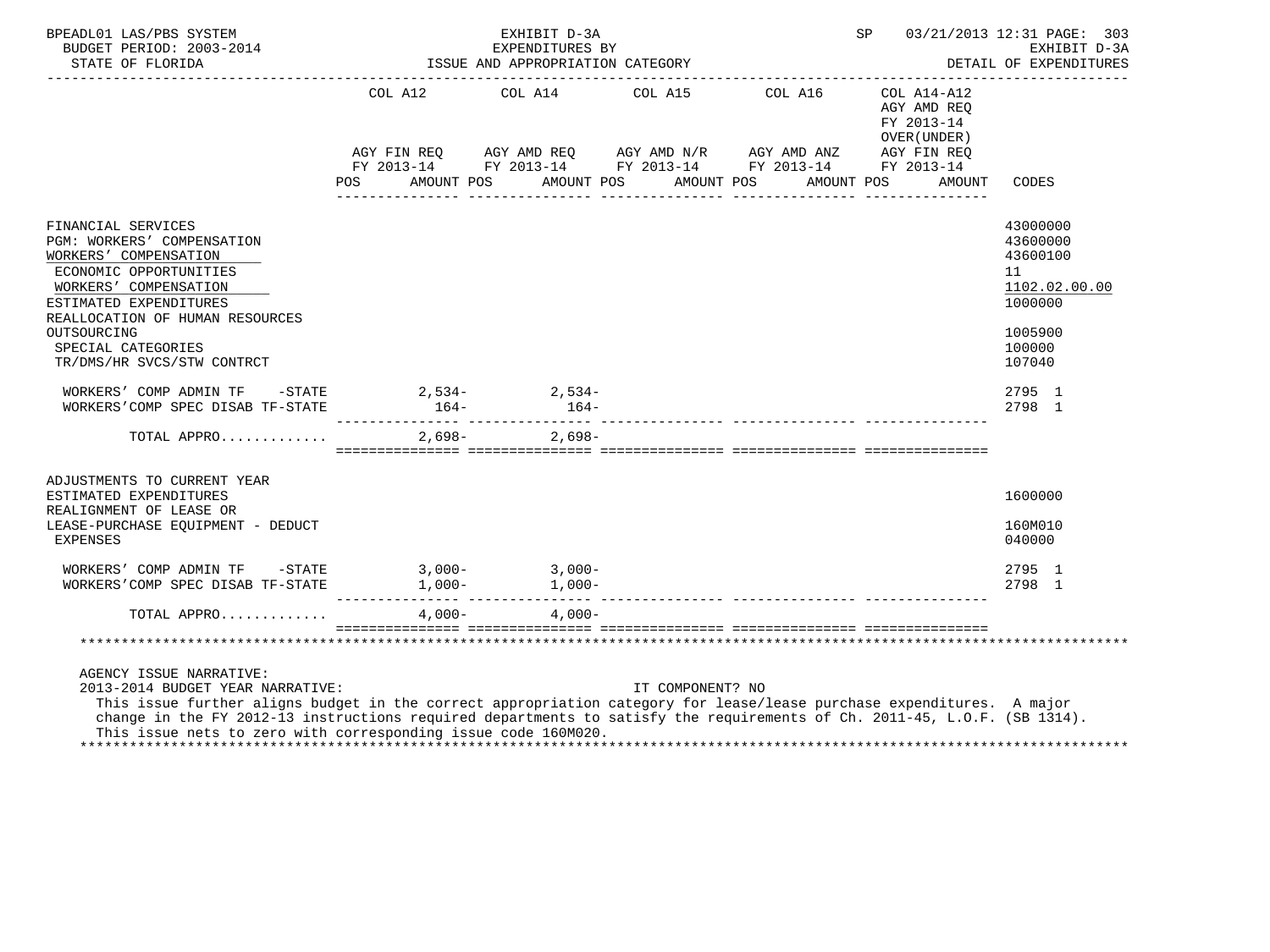BPEADL01 LAS/PBS SYSTEM — EXHIBIT D-3A — EXPENDITURES BY ISSUE AND APPROPRIATION CATEGORY
BUDGET PERIOD: 2003-2014 — STATE OF FLORIDA — DETAIL OF EXPENDITURES

| | COL A12 AGY FIN REQ FY 2013-14 POS AMOUNT | COL A14 AGY AMD REQ FY 2013-14 POS AMOUNT | COL A15 AGY AMD N/R FY 2013-14 POS AMOUNT | COL A16 AGY AMD ANZ FY 2013-14 POS AMOUNT | COL A14-A12 AGY AMD REQ FY 2013-14 OVER(UNDER) AGY FIN REQ FY 2013-14 POS AMOUNT | CODES |
|---|---|---|---|---|---|---|
| FINANCIAL SERVICES | | | | | | 43000000 |
| PGM: WORKERS' COMPENSATION | | | | | | 43600000 |
| WORKERS' COMPENSATION | | | | | | 43600100 |
| ECONOMIC OPPORTUNITIES | | | | | | 11 |
| WORKERS' COMPENSATION | | | | | | 1102.02.00.00 |
| ESTIMATED EXPENDITURES | | | | | | 1000000 |
| REALLOCATION OF HUMAN RESOURCES OUTSOURCING | | | | | | 1005900 |
| SPECIAL CATEGORIES | | | | | | 100000 |
| TR/DMS/HR SVCS/STW CONTRCT | | | | | | 107040 |
| WORKERS' COMP ADMIN TF -STATE | 2,534- | 2,534- | | | | 2795 1 |
| WORKERS'COMP SPEC DISAB TF-STATE | 164- | 164- | | | | 2798 1 |
| TOTAL APPRO............ | 2,698- | 2,698- | | | | |
| ADJUSTMENTS TO CURRENT YEAR ESTIMATED EXPENDITURES | | | | | | 1600000 |
| REALIGNMENT OF LEASE OR LEASE-PURCHASE EQUIPMENT - DEDUCT | | | | | | 160M010 |
| EXPENSES | | | | | | 040000 |
| WORKERS' COMP ADMIN TF -STATE | 3,000- | 3,000- | | | | 2795 1 |
| WORKERS'COMP SPEC DISAB TF-STATE | 1,000- | 1,000- | | | | 2798 1 |
| TOTAL APPRO............ | 4,000- | 4,000- | | | | |

AGENCY ISSUE NARRATIVE:

2013-2014 BUDGET YEAR NARRATIVE: IT COMPONENT? NO

This issue further aligns budget in the correct appropriation category for lease/lease purchase expenditures. A major change in the FY 2012-13 instructions required departments to satisfy the requirements of Ch. 2011-45, L.O.F. (SB 1314). This issue nets to zero with corresponding issue code 160M020.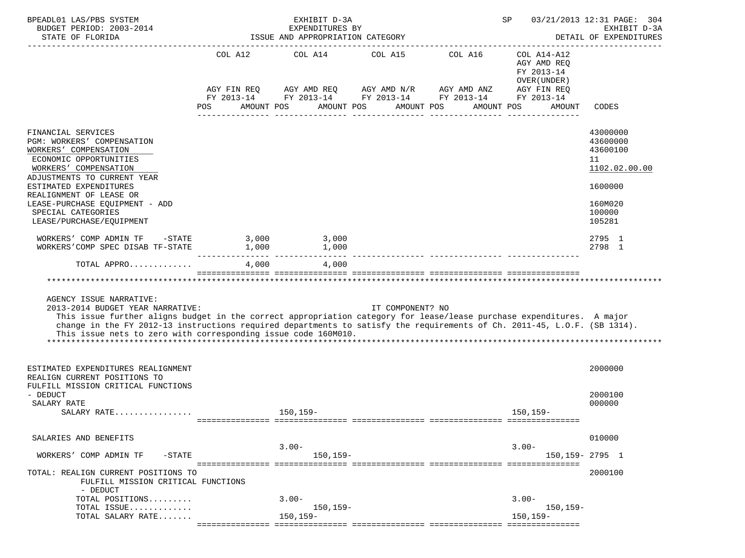| | COL A12 | COL A14 | COL A15 | COL A16 | COL A14-A12 AGY AMD REQ FY 2013-14 OVER(UNDER) | |
|---|---|---|---|---|---|---|
| | AGY FIN REQ FY 2013-14 | AGY AMD REQ FY 2013-14 | AGY AMD N/R FY 2013-14 | AGY AMD ANZ FY 2013-14 | AGY FIN REQ FY 2013-14 | |
| | POS AMOUNT | POS AMOUNT | POS AMOUNT | POS AMOUNT | POS AMOUNT | CODES |
| FINANCIAL SERVICES | | | | | | 43000000 |
| PGM: WORKERS' COMPENSATION | | | | | | 43600000 |
| WORKERS' COMPENSATION | | | | | | 43600100 |
| ECONOMIC OPPORTUNITIES | | | | | | 11 |
| WORKERS' COMPENSATION | | | | | | 1102.02.00.00 |
| ADJUSTMENTS TO CURRENT YEAR ESTIMATED EXPENDITURES | | | | | | 1600000 |
| REALIGNMENT OF LEASE OR LEASE-PURCHASE EQUIPMENT - ADD | | | | | | 160M020 |
| SPECIAL CATEGORIES | | | | | | 100000 |
| LEASE/PURCHASE/EQUIPMENT | | | | | | 105281 |
| WORKERS' COMP ADMIN TF -STATE | 3,000 | 3,000 | | | | 2795 1 |
| WORKERS'COMP SPEC DISAB TF-STATE | 1,000 | 1,000 | | | | 2798 1 |
| TOTAL APPRO............ | 4,000 | 4,000 | | | | |

AGENCY ISSUE NARRATIVE:

2013-2014 BUDGET YEAR NARRATIVE: IT COMPONENT? NO

This issue further aligns budget in the correct appropriation category for lease/lease purchase expenditures. A major change in the FY 2012-13 instructions required departments to satisfy the requirements of Ch. 2011-45, L.O.F. (SB 1314). This issue nets to zero with corresponding issue code 160M010.

| | COL A12 | COL A14 | COL A15 | COL A16 | COL A14-A12 | CODES |
|---|---|---|---|---|---|---|
| ESTIMATED EXPENDITURES REALIGNMENT | | | | | | 2000000 |
| REALIGN CURRENT POSITIONS TO FULFILL MISSION CRITICAL FUNCTIONS - DEDUCT | | | | | | 2000100 |
| SALARY RATE | | | | | | 000000 |
| SALARY RATE................ | | 150,159- | | | 150,159- | |
| SALARIES AND BENEFITS | | | | | | 010000 |
| WORKERS' COMP ADMIN TF -STATE | | 3.00- 150,159- | | | 3.00- 150,159- | 2795 1 |
| TOTAL: REALIGN CURRENT POSITIONS TO FULFILL MISSION CRITICAL FUNCTIONS - DEDUCT | | | | | | 2000100 |
| TOTAL POSITIONS......... | | 3.00- | | | 3.00- | |
| TOTAL ISSUE............ | | 150,159- | | | 150,159- | |
| TOTAL SALARY RATE....... | | 150,159- | | | 150,159- | |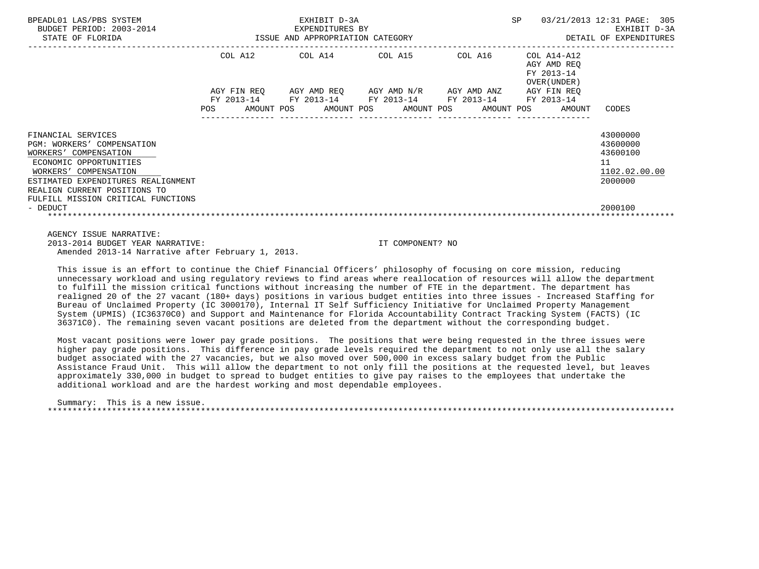| | COL A12 | COL A14 | COL A15 | COL A16 | COL A14-A12 AGY AMD REQ FY 2013-14 OVER(UNDER) | |
|---|---|---|---|---|---|---|
| | AGY FIN REQ FY 2013-14 | AGY AMD REQ FY 2013-14 | AGY AMD N/R FY 2013-14 | AGY AMD ANZ FY 2013-14 | AGY FIN REQ FY 2013-14 | |
| | POS AMOUNT | POS AMOUNT | POS AMOUNT | POS AMOUNT | POS AMOUNT | CODES |
| FINANCIAL SERVICES | | | | | | 43000000 |
| PGM: WORKERS' COMPENSATION | | | | | | 43600000 |
| WORKERS' COMPENSATION | | | | | | 43600100 |
| ECONOMIC OPPORTUNITIES | | | | | | 11 |
| WORKERS' COMPENSATION | | | | | | 1102.02.00.00 |
| ESTIMATED EXPENDITURES REALIGNMENT | | | | | | 2000000 |
| REALIGN CURRENT POSITIONS TO FULFILL MISSION CRITICAL FUNCTIONS - DEDUCT | | | | | | 2000100 |

AGENCY ISSUE NARRATIVE:
2013-2014 BUDGET YEAR NARRATIVE: IT COMPONENT? NO
Amended 2013-14 Narrative after February 1, 2013.

This issue is an effort to continue the Chief Financial Officers' philosophy of focusing on core mission, reducing unnecessary workload and using regulatory reviews to find areas where reallocation of resources will allow the department to fulfill the mission critical functions without increasing the number of FTE in the department. The department has realigned 20 of the 27 vacant (180+ days) positions in various budget entities into three issues - Increased Staffing for Bureau of Unclaimed Property (IC 3000170), Internal IT Self Sufficiency Initiative for Unclaimed Property Management System (UPMIS) (IC36370C0) and Support and Maintenance for Florida Accountability Contract Tracking System (FACTS) (IC 36371C0). The remaining seven vacant positions are deleted from the department without the corresponding budget.

Most vacant positions were lower pay grade positions. The positions that were being requested in the three issues were higher pay grade positions. This difference in pay grade levels required the department to not only use all the salary budget associated with the 27 vacancies, but we also moved over 500,000 in excess salary budget from the Public Assistance Fraud Unit. This will allow the department to not only fill the positions at the requested level, but leaves approximately 330,000 in budget to spread to budget entities to give pay raises to the employees that undertake the additional workload and are the hardest working and most dependable employees.

Summary: This is a new issue.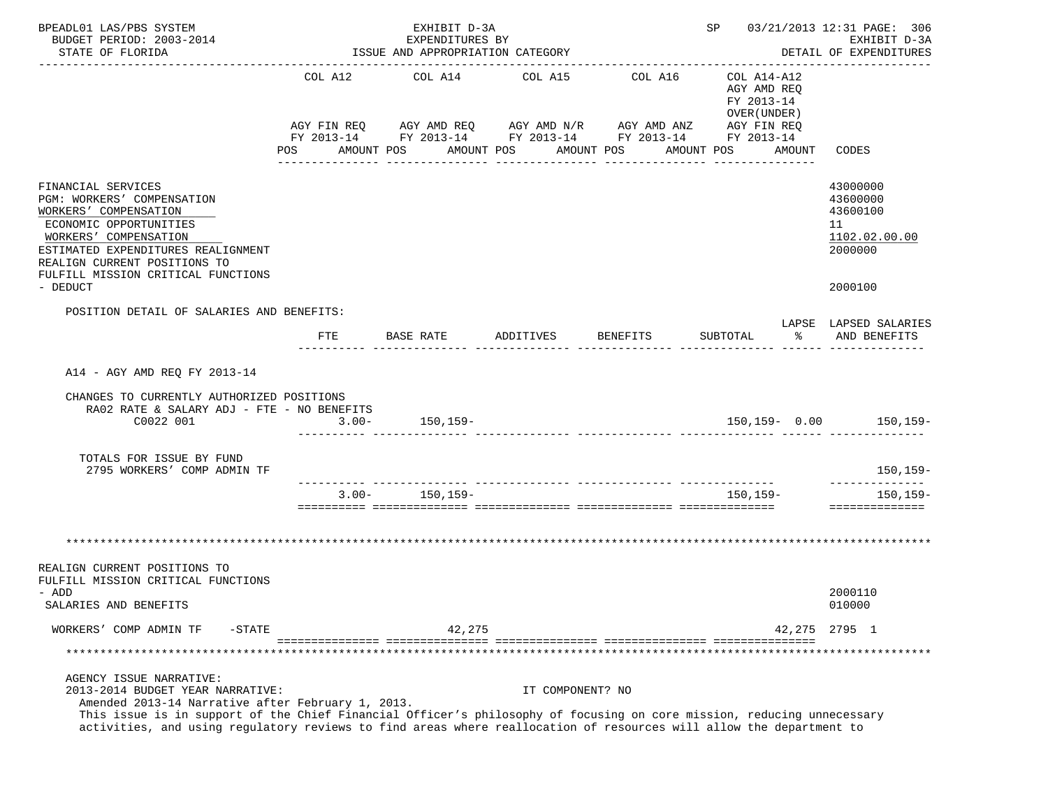FINANCIAL SERVICES
PGM: WORKERS' COMPENSATION
WORKERS' COMPENSATION
ECONOMIC OPPORTUNITIES
WORKERS' COMPENSATION
ESTIMATED EXPENDITURES REALIGNMENT
REALIGN CURRENT POSITIONS TO
FULFILL MISSION CRITICAL FUNCTIONS
- DEDUCT

| | COL A12 AGY FIN REQ FY 2013-14 POS AMOUNT | COL A14 AGY AMD REQ FY 2013-14 POS AMOUNT | COL A15 AGY AMD N/R FY 2013-14 POS AMOUNT | COL A16 AGY AMD ANZ FY 2013-14 POS AMOUNT | COL A14-A12 AGY AMD REQ FY 2013-14 OVER(UNDER) AGY FIN REQ FY 2013-14 POS AMOUNT | CODES |
|---|---|---|---|---|---|---|
| FINANCIAL SERVICES | | | | | | 43000000 |
| PGM: WORKERS' COMPENSATION | | | | | | 43600000 |
| WORKERS' COMPENSATION | | | | | | 43600100 |
| ECONOMIC OPPORTUNITIES | | | | | | 11 |
| WORKERS' COMPENSATION | | | | | | 1102.02.00.00 |
| ESTIMATED EXPENDITURES REALIGNMENT | | | | | | 2000000 |
| REALIGN CURRENT POSITIONS TO FULFILL MISSION CRITICAL FUNCTIONS - DEDUCT | | | | | | 2000100 |

POSITION DETAIL OF SALARIES AND BENEFITS:

| | FTE | BASE RATE | ADDITIVES | BENEFITS | SUBTOTAL | LAPSE % | LAPSED SALARIES AND BENEFITS |
|---|---|---|---|---|---|---|---|
| A14 - AGY AMD REQ FY 2013-14 | | | | | | | |
| CHANGES TO CURRENTLY AUTHORIZED POSITIONS | | | | | | | |
| RA02 RATE & SALARY ADJ - FTE - NO BENEFITS | | | | | | | |
| C0022 001 | 3.00- | 150,159- | | | 150,159- | 0.00 | 150,159- |
| TOTALS FOR ISSUE BY FUND | | | | | | | |
| 2795 WORKERS' COMP ADMIN TF | | | | | | | 150,159- |
| | 3.00- | 150,159- | | | 150,159- | | 150,159- |

*******************************************************************************************************************

| | COL A12 | COL A14 | COL A15 | COL A16 | COL A14-A12 | CODES |
|---|---|---|---|---|---|---|
| REALIGN CURRENT POSITIONS TO FULFILL MISSION CRITICAL FUNCTIONS - ADD | | | | | | 2000110 |
| SALARIES AND BENEFITS | | | | | | 010000 |
| WORKERS' COMP ADMIN TF -STATE | | 42,275 | | | 42,275 | 2795 1 |

*******************************************************************************************************************

AGENCY ISSUE NARRATIVE:
2013-2014 BUDGET YEAR NARRATIVE: IT COMPONENT? NO
Amended 2013-14 Narrative after February 1, 2013.
This issue is in support of the Chief Financial Officer's philosophy of focusing on core mission, reducing unnecessary activities, and using regulatory reviews to find areas where reallocation of resources will allow the department to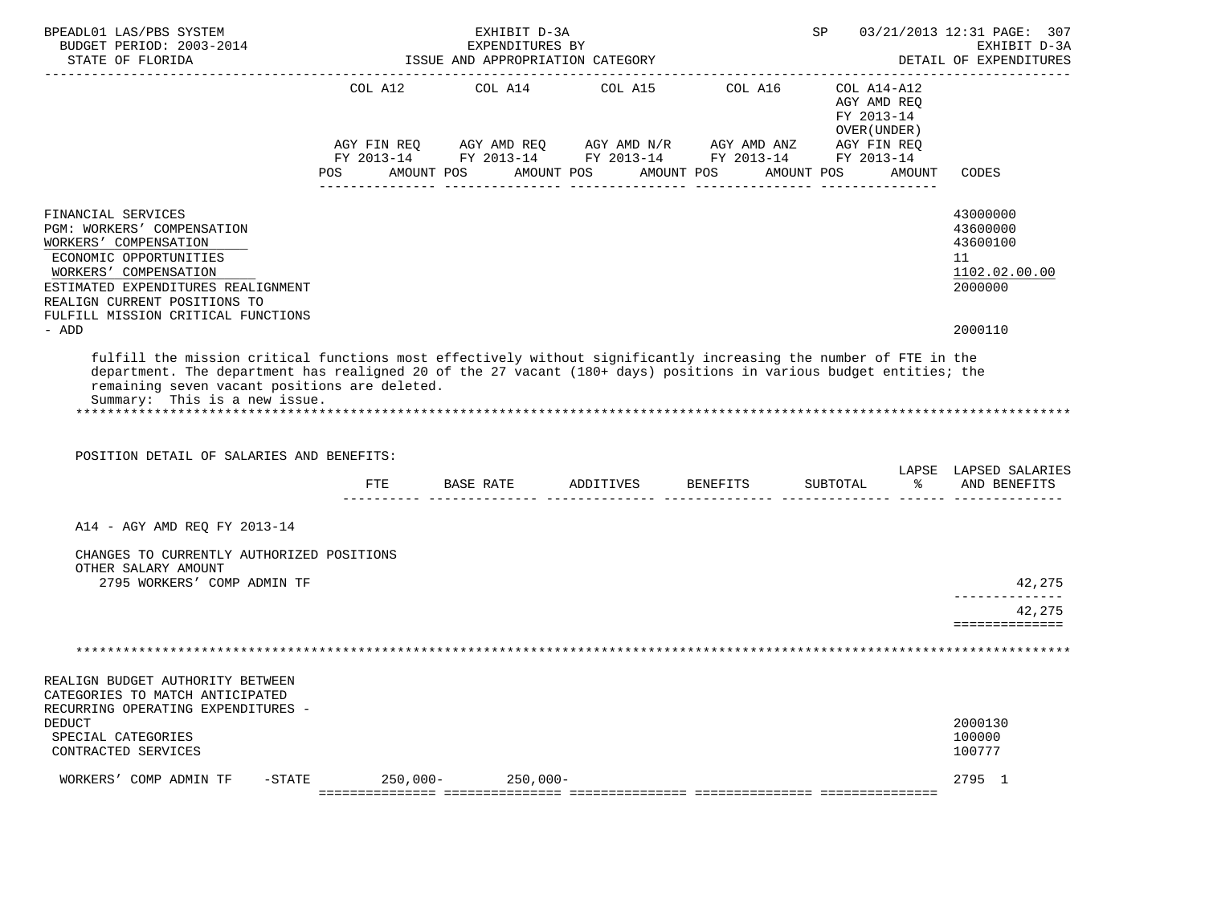| | COL A12 | COL A14 | COL A15 | COL A16 | COL A14-A12 AGY AMD REQ FY 2013-14 OVER(UNDER) | |
|---|---|---|---|---|---|---|
| | AGY FIN REQ FY 2013-14 | AGY AMD REQ FY 2013-14 | AGY AMD N/R FY 2013-14 | AGY AMD ANZ FY 2013-14 | AGY FIN REQ FY 2013-14 | |
| | POS AMOUNT | POS AMOUNT | POS AMOUNT | POS AMOUNT | POS AMOUNT | CODES |

FINANCIAL SERVICES — 43000000
PGM: WORKERS' COMPENSATION — 43600000
WORKERS' COMPENSATION — 43600100
ECONOMIC OPPORTUNITIES — 11
WORKERS' COMPENSATION — 1102.02.00.00
ESTIMATED EXPENDITURES REALIGNMENT — 2000000
REALIGN CURRENT POSITIONS TO FULFILL MISSION CRITICAL FUNCTIONS - ADD — 2000110

fulfill the mission critical functions most effectively without significantly increasing the number of FTE in the department. The department has realigned 20 of the 27 vacant (180+ days) positions in various budget entities; the remaining seven vacant positions are deleted.
Summary: This is a new issue.

POSITION DETAIL OF SALARIES AND BENEFITS:

| | FTE | BASE RATE | ADDITIVES | BENEFITS | SUBTOTAL | LAPSE % | LAPSED SALARIES AND BENEFITS |
|---|---|---|---|---|---|---|---|
| A14 - AGY AMD REQ FY 2013-14 | | | | | | | |
| CHANGES TO CURRENTLY AUTHORIZED POSITIONS | | | | | | | |
| OTHER SALARY AMOUNT | | | | | | | |
| 2795 WORKERS' COMP ADMIN TF | | | | | | | 42,275 |
| | | | | | | | 42,275 |

REALIGN BUDGET AUTHORITY BETWEEN CATEGORIES TO MATCH ANTICIPATED RECURRING OPERATING EXPENDITURES - DEDUCT — 2000130
SPECIAL CATEGORIES — 100000
CONTRACTED SERVICES — 100777

| | COL A12 | COL A14 | COL A15 | COL A16 | COL A14-A12 | CODES |
|---|---|---|---|---|---|---|
| WORKERS' COMP ADMIN TF -STATE | 250,000- | 250,000- | | | | 2795 1 |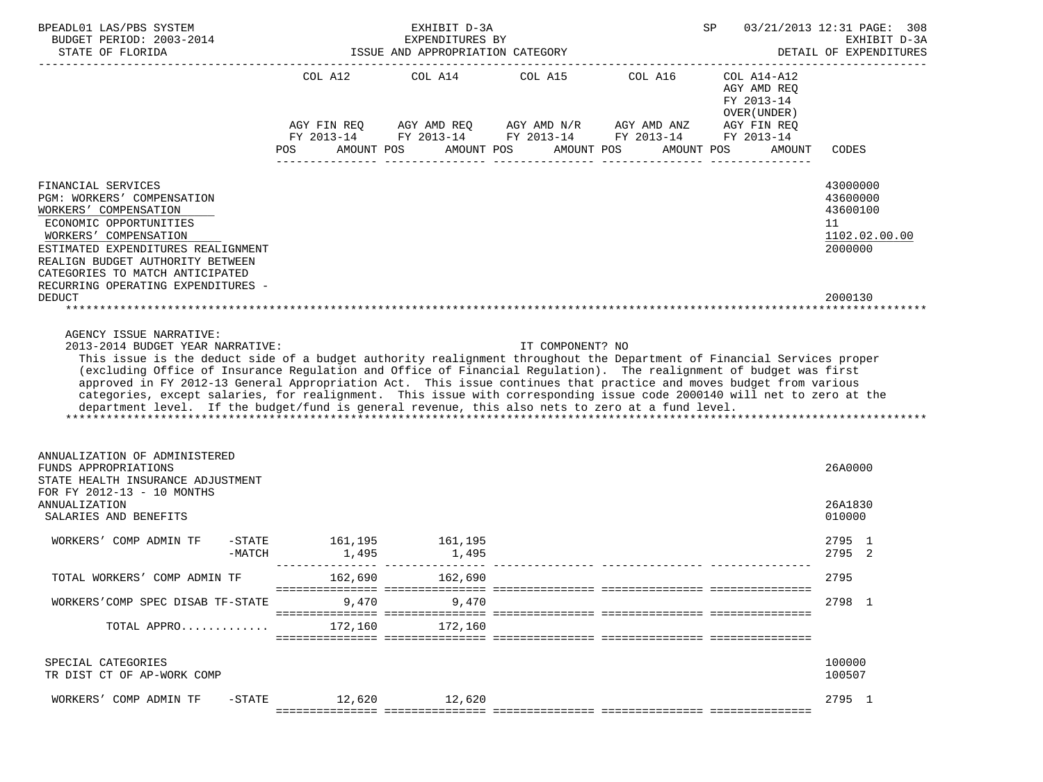| | COL A12 | COL A14 | COL A15 | COL A16 | COL A14-A12 AGY AMD REQ FY 2013-14 OVER(UNDER) | |
|---|---|---|---|---|---|---|
| | AGY FIN REQ FY 2013-14 | AGY AMD REQ FY 2013-14 | AGY AMD N/R FY 2013-14 | AGY AMD ANZ FY 2013-14 | AGY FIN REQ FY 2013-14 | |
| | POS AMOUNT | POS AMOUNT | POS AMOUNT | POS AMOUNT | POS AMOUNT | CODES |
| FINANCIAL SERVICES | | | | | | 43000000 |
| PGM: WORKERS' COMPENSATION | | | | | | 43600000 |
| WORKERS' COMPENSATION | | | | | | 43600100 |
| ECONOMIC OPPORTUNITIES | | | | | | 11 |
| WORKERS' COMPENSATION | | | | | | 1102.02.00.00 |
| ESTIMATED EXPENDITURES REALIGNMENT | | | | | | 2000000 |
| REALIGN BUDGET AUTHORITY BETWEEN CATEGORIES TO MATCH ANTICIPATED RECURRING OPERATING EXPENDITURES - DEDUCT | | | | | | 2000130 |

AGENCY ISSUE NARRATIVE:

2013-2014 BUDGET YEAR NARRATIVE: IT COMPONENT? NO

This issue is the deduct side of a budget authority realignment throughout the Department of Financial Services proper (excluding Office of Insurance Regulation and Office of Financial Regulation). The realignment of budget was first approved in FY 2012-13 General Appropriation Act. This issue continues that practice and moves budget from various categories, except salaries, for realignment. This issue with corresponding issue code 2000140 will net to zero at the department level. If the budget/fund is general revenue, this also nets to zero at a fund level.

| | COL A12 | COL A14 | COL A15 | COL A16 | COL A14-A12 | CODES |
|---|---|---|---|---|---|---|
| ANNUALIZATION OF ADMINISTERED FUNDS APPROPRIATIONS | | | | | | 26A0000 |
| STATE HEALTH INSURANCE ADJUSTMENT FOR FY 2012-13 - 10 MONTHS ANNUALIZATION | | | | | | 26A1830 |
| SALARIES AND BENEFITS | | | | | | 010000 |
| WORKERS' COMP ADMIN TF -STATE | 161,195 | 161,195 | | | | 2795 1 |
| -MATCH | 1,495 | 1,495 | | | | 2795 2 |
| TOTAL WORKERS' COMP ADMIN TF | 162,690 | 162,690 | | | | 2795 |
| WORKERS'COMP SPEC DISAB TF-STATE | 9,470 | 9,470 | | | | 2798 1 |
| TOTAL APPRO............ | 172,160 | 172,160 | | | | |
| SPECIAL CATEGORIES | | | | | | 100000 |
| TR DIST CT OF AP-WORK COMP | | | | | | 100507 |
| WORKERS' COMP ADMIN TF -STATE | 12,620 | 12,620 | | | | 2795 1 |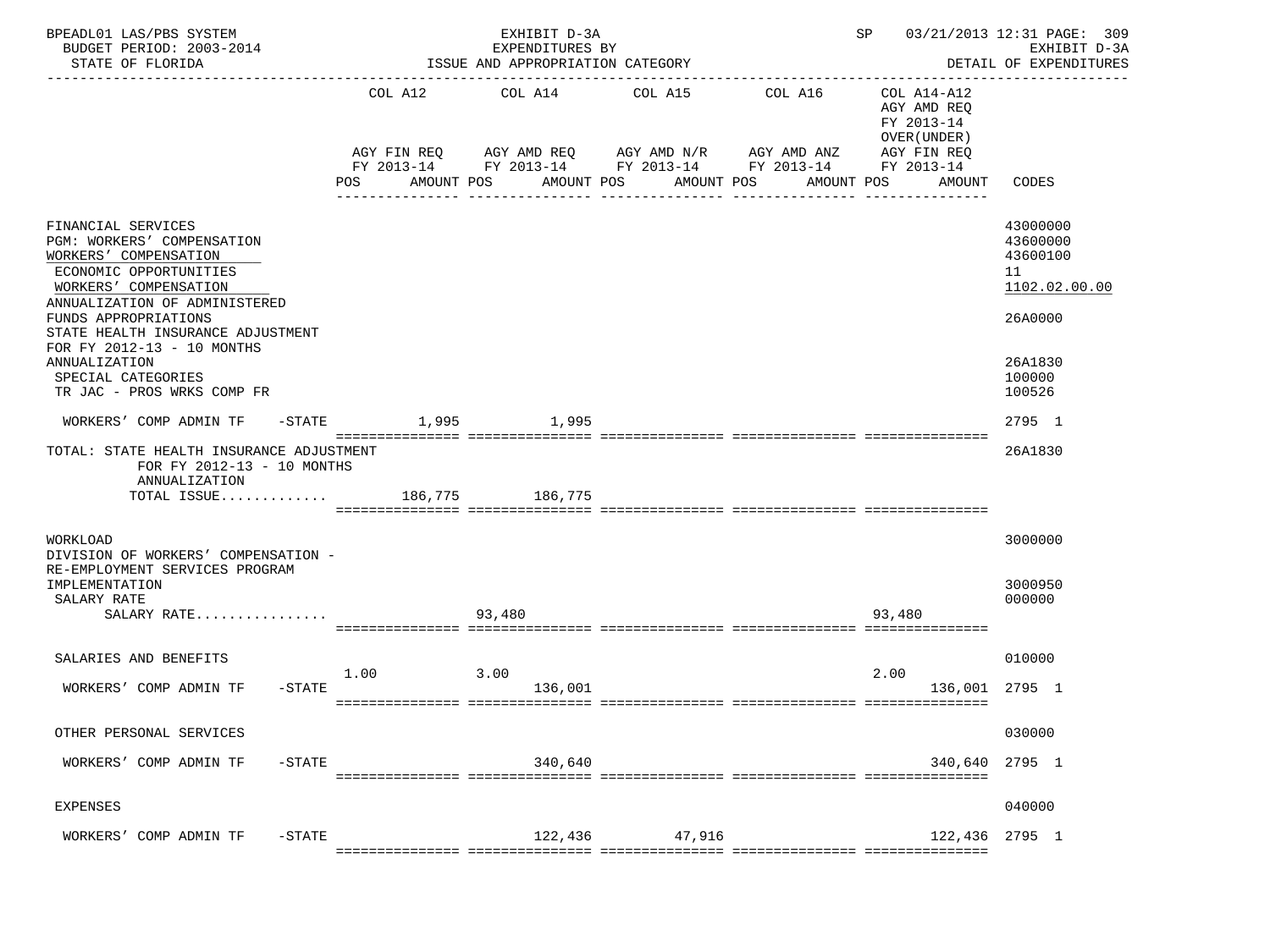BPEADL01 LAS/PBS SYSTEM — EXHIBIT D-3A — EXPENDITURES BY ISSUE AND APPROPRIATION CATEGORY — BUDGET PERIOD: 2003-2014 — STATE OF FLORIDA — SP 03/21/2013 12:31 — EXHIBIT D-3A DETAIL OF EXPENDITURES

| | COL A12 AGY FIN REQ FY 2013-14 POS AMOUNT | COL A14 AGY AMD REQ FY 2013-14 POS AMOUNT | COL A15 AGY AMD N/R FY 2013-14 POS AMOUNT | COL A16 AGY AMD ANZ FY 2013-14 POS AMOUNT | COL A14-A12 AGY AMD REQ FY 2013-14 OVER(UNDER) AGY FIN REQ FY 2013-14 POS AMOUNT | CODES |
|---|---|---|---|---|---|---|
| FINANCIAL SERVICES | | | | | | 43000000 |
| PGM: WORKERS' COMPENSATION | | | | | | 43600000 |
| WORKERS' COMPENSATION | | | | | | 43600100 |
| ECONOMIC OPPORTUNITIES | | | | | | 11 |
| WORKERS' COMPENSATION | | | | | | 1102.02.00.00 |
| ANNUALIZATION OF ADMINISTERED FUNDS APPROPRIATIONS | | | | | | 26A0000 |
| STATE HEALTH INSURANCE ADJUSTMENT FOR FY 2012-13 - 10 MONTHS ANNUALIZATION | | | | | | 26A1830 |
| SPECIAL CATEGORIES | | | | | | 100000 |
| TR JAC - PROS WRKS COMP FR | | | | | | 100526 |
| WORKERS' COMP ADMIN TF -STATE | 1,995 | 1,995 | | | | 2795 1 |
| TOTAL: STATE HEALTH INSURANCE ADJUSTMENT FOR FY 2012-13 - 10 MONTHS ANNUALIZATION | | | | | | 26A1830 |
| TOTAL ISSUE............ | 186,775 | 186,775 | | | | |
| WORKLOAD | | | | | | 3000000 |
| DIVISION OF WORKERS' COMPENSATION - RE-EMPLOYMENT SERVICES PROGRAM IMPLEMENTATION | | | | | | 3000950 |
| SALARY RATE | | | | | | 000000 |
| SALARY RATE................ | | 93,480 | | | 93,480 | |
| SALARIES AND BENEFITS | | | | | | 010000 |
| WORKERS' COMP ADMIN TF -STATE | 1.00 | 3.00 136,001 | | | 2.00 136,001 | 2795 1 |
| OTHER PERSONAL SERVICES | | | | | | 030000 |
| WORKERS' COMP ADMIN TF -STATE | | 340,640 | | | 340,640 | 2795 1 |
| EXPENSES | | | | | | 040000 |
| WORKERS' COMP ADMIN TF -STATE | | 122,436 | 47,916 | | 122,436 | 2795 1 |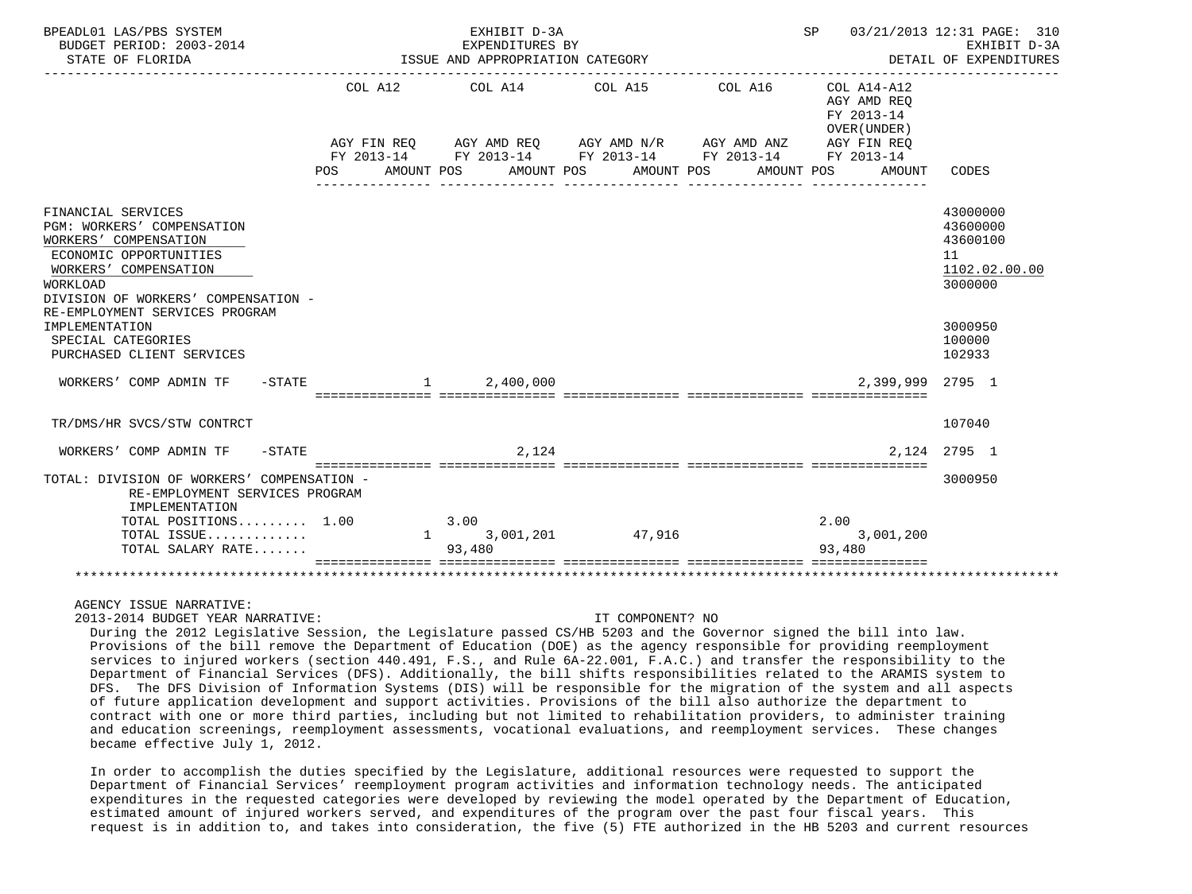BPEADL01 LAS/PBS SYSTEM — BUDGET PERIOD: 2003-2014 — STATE OF FLORIDA

EXHIBIT D-3A — EXPENDITURES BY ISSUE AND APPROPRIATION CATEGORY

SP 03/21/2013 12:31 — EXHIBIT D-3A — DETAIL OF EXPENDITURES

| | COL A12 AGY FIN REQ FY 2013-14 POS | AMOUNT | COL A14 AGY AMD REQ FY 2013-14 POS | AMOUNT | COL A15 AGY AMD N/R FY 2013-14 POS | AMOUNT | COL A16 AGY AMD ANZ FY 2013-14 POS | AMOUNT | COL A14-A12 AGY AMD REQ FY 2013-14 OVER(UNDER) AGY FIN REQ FY 2013-14 POS | AMOUNT | CODES |
|---|---|---|---|---|---|---|---|---|---|---|---|
| FINANCIAL SERVICES | | | | | | | | | | | 43000000 |
| PGM: WORKERS' COMPENSATION | | | | | | | | | | | 43600000 |
| WORKERS' COMPENSATION | | | | | | | | | | | 43600100 |
| ECONOMIC OPPORTUNITIES | | | | | | | | | | | 11 |
| WORKERS' COMPENSATION | | | | | | | | | | | 1102.02.00.00 |
| WORKLOAD | | | | | | | | | | | 3000000 |
| DIVISION OF WORKERS' COMPENSATION - RE-EMPLOYMENT SERVICES PROGRAM IMPLEMENTATION | | | | | | | | | | | 3000950 |
| SPECIAL CATEGORIES | | | | | | | | | | | 100000 |
| PURCHASED CLIENT SERVICES | | | | | | | | | | | 102933 |
| WORKERS' COMP ADMIN TF -STATE | | 1 | | 2,400,000 | | | | | | 2,399,999 | 2795 1 |
| TR/DMS/HR SVCS/STW CONTRCT | | | | | | | | | | | 107040 |
| WORKERS' COMP ADMIN TF -STATE | | | | 2,124 | | | | | | 2,124 | 2795 1 |
| TOTAL: DIVISION OF WORKERS' COMPENSATION - RE-EMPLOYMENT SERVICES PROGRAM IMPLEMENTATION | | | | | | | | | | | 3000950 |
| TOTAL POSITIONS......... | 1.00 | | 3.00 | | | | | | 2.00 | | |
| TOTAL ISSUE............. | | 1 | | 3,001,201 | | 47,916 | | | | 3,001,200 | |
| TOTAL SALARY RATE....... | | | | 93,480 | | | | | | 93,480 | |

AGENCY ISSUE NARRATIVE:

2013-2014 BUDGET YEAR NARRATIVE: IT COMPONENT? NO

During the 2012 Legislative Session, the Legislature passed CS/HB 5203 and the Governor signed the bill into law. Provisions of the bill remove the Department of Education (DOE) as the agency responsible for providing reemployment services to injured workers (section 440.491, F.S., and Rule 6A-22.001, F.A.C.) and transfer the responsibility to the Department of Financial Services (DFS). Additionally, the bill shifts responsibilities related to the ARAMIS system to DFS. The DFS Division of Information Systems (DIS) will be responsible for the migration of the system and all aspects of future application development and support activities. Provisions of the bill also authorize the department to contract with one or more third parties, including but not limited to rehabilitation providers, to administer training and education screenings, reemployment assessments, vocational evaluations, and reemployment services. These changes became effective July 1, 2012.

In order to accomplish the duties specified by the Legislature, additional resources were requested to support the Department of Financial Services' reemployment program activities and information technology needs. The anticipated expenditures in the requested categories were developed by reviewing the model operated by the Department of Education, estimated amount of injured workers served, and expenditures of the program over the past four fiscal years. This request is in addition to, and takes into consideration, the five (5) FTE authorized in the HB 5203 and current resources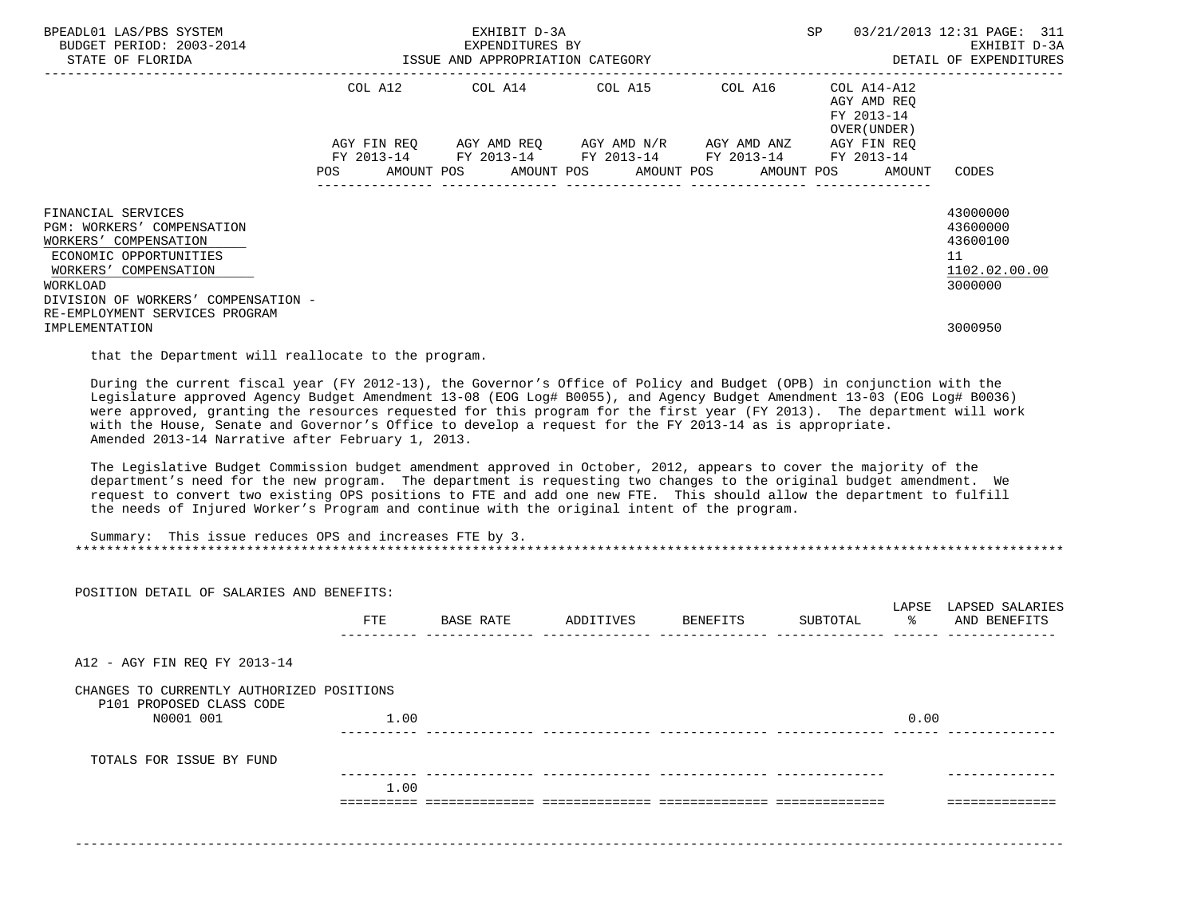| | COL A12 | | COL A14 | | COL A15 | | COL A16 | | COL A14-A12 AGY AMD REQ FY 2013-14 OVER(UNDER) | |
|---|---|---|---|---|---|---|---|---|---|---|
| | AGY FIN REQ FY 2013-14 | | AGY AMD REQ FY 2013-14 | | AGY AMD N/R FY 2013-14 | | AGY AMD ANZ FY 2013-14 | | AGY FIN REQ FY 2013-14 | |
| | POS | AMOUNT | POS | AMOUNT | POS | AMOUNT | POS | AMOUNT | POS | AMOUNT | CODES |

FINANCIAL SERVICES — 43000000
PGM: WORKERS' COMPENSATION — 43600000
WORKERS' COMPENSATION — 43600100
ECONOMIC OPPORTUNITIES — 11
WORKERS' COMPENSATION — 1102.02.00.00
WORKLOAD — 3000000
DIVISION OF WORKERS' COMPENSATION - RE-EMPLOYMENT SERVICES PROGRAM IMPLEMENTATION — 3000950

that the Department will reallocate to the program.

During the current fiscal year (FY 2012-13), the Governor's Office of Policy and Budget (OPB) in conjunction with the Legislature approved Agency Budget Amendment 13-08 (EOG Log# B0055), and Agency Budget Amendment 13-03 (EOG Log# B0036) were approved, granting the resources requested for this program for the first year (FY 2013). The department will work with the House, Senate and Governor's Office to develop a request for the FY 2013-14 as is appropriate.
Amended 2013-14 Narrative after February 1, 2013.

The Legislative Budget Commission budget amendment approved in October, 2012, appears to cover the majority of the department's need for the new program. The department is requesting two changes to the original budget amendment. We request to convert two existing OPS positions to FTE and add one new FTE. This should allow the department to fulfill the needs of Injured Worker's Program and continue with the original intent of the program.

Summary: This issue reduces OPS and increases FTE by 3.

*******************************************************************************************************************

POSITION DETAIL OF SALARIES AND BENEFITS:

| | FTE | BASE RATE | ADDITIVES | BENEFITS | SUBTOTAL | LAPSE % | LAPSED SALARIES AND BENEFITS |
|---|---|---|---|---|---|---|---|
| A12 - AGY FIN REQ FY 2013-14 | | | | | | | |
| CHANGES TO CURRENTLY AUTHORIZED POSITIONS | | | | | | | |
| P101 PROPOSED CLASS CODE | | | | | | | |
| N0001 001 | 1.00 | | | | | 0.00 | |
| TOTALS FOR ISSUE BY FUND | | | | | | | |
| | 1.00 | | | | | | |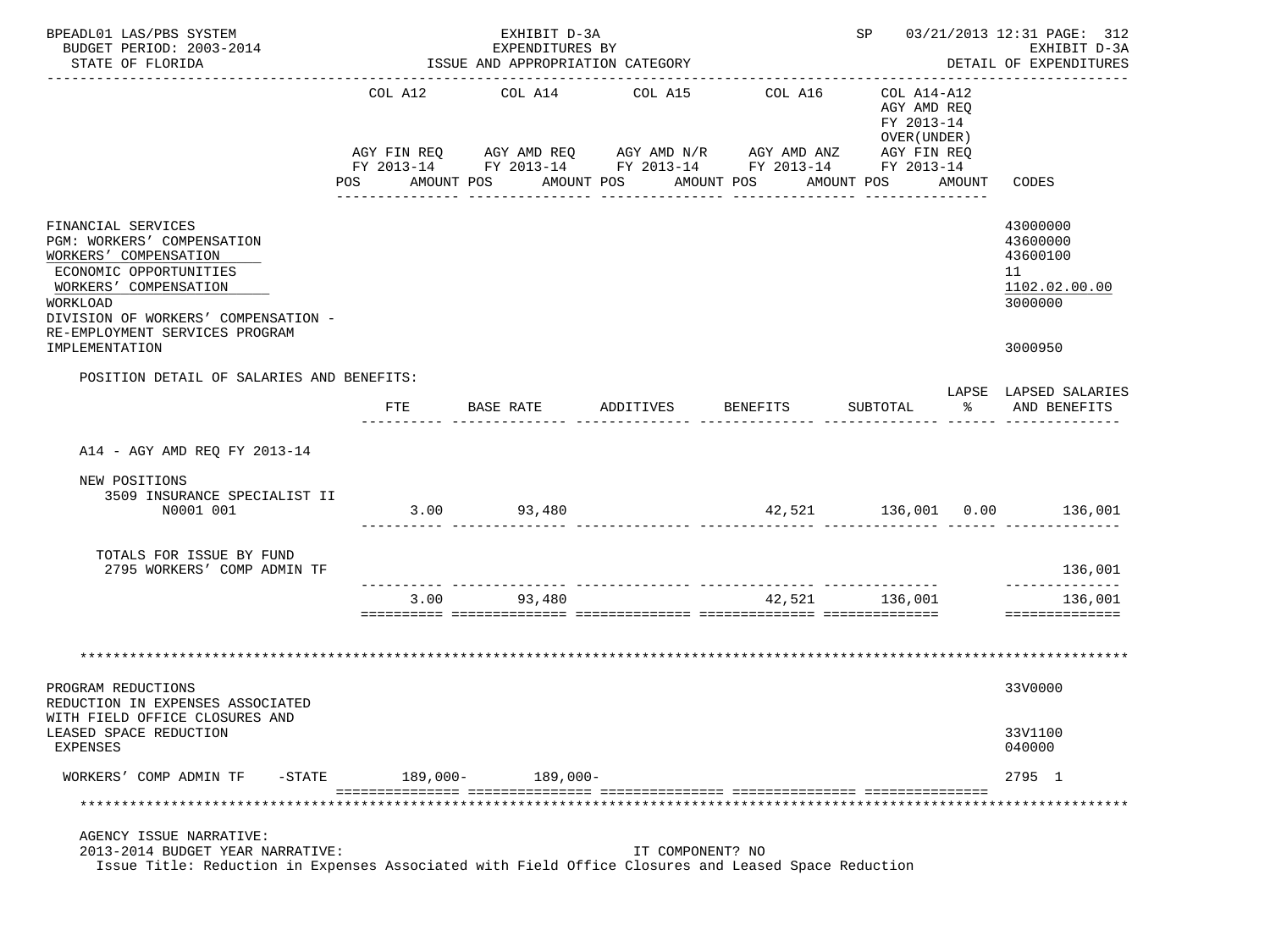| | COL A12 | COL A14 | COL A15 | COL A16 | COL A14-A12 AGY AMD REQ FY 2013-14 OVER(UNDER) | |
|---|---|---|---|---|---|---|
| | AGY FIN REQ FY 2013-14 | AGY AMD REQ FY 2013-14 | AGY AMD N/R FY 2013-14 | AGY AMD ANZ FY 2013-14 | AGY FIN REQ FY 2013-14 | |
| | POS AMOUNT | POS AMOUNT | POS AMOUNT | POS AMOUNT | POS AMOUNT | CODES |

FINANCIAL SERVICES — 43000000
PGM: WORKERS' COMPENSATION — 43600000
WORKERS' COMPENSATION — 43600100
ECONOMIC OPPORTUNITIES — 11
WORKERS' COMPENSATION — 1102.02.00.00
WORKLOAD — 3000000
DIVISION OF WORKERS' COMPENSATION - RE-EMPLOYMENT SERVICES PROGRAM IMPLEMENTATION — 3000950

POSITION DETAIL OF SALARIES AND BENEFITS:

| | FTE | BASE RATE | ADDITIVES | BENEFITS | SUBTOTAL | LAPSE % | LAPSED SALARIES AND BENEFITS |
|---|---|---|---|---|---|---|---|
| A14 - AGY AMD REQ FY 2013-14 | | | | | | | |
| NEW POSITIONS | | | | | | | |
| 3509 INSURANCE SPECIALIST II N0001 001 | 3.00 | 93,480 | | 42,521 | 136,001 | 0.00 | 136,001 |
| TOTALS FOR ISSUE BY FUND | | | | | | | |
| 2795 WORKERS' COMP ADMIN TF | | | | | | | 136,001 |
| | 3.00 | 93,480 | | 42,521 | 136,001 | | 136,001 |

************************************************************************************************************************

PROGRAM REDUCTIONS — 33V0000
REDUCTION IN EXPENSES ASSOCIATED WITH FIELD OFFICE CLOSURES AND LEASED SPACE REDUCTION — 33V1100
EXPENSES — 040000

| | COL A12 | COL A14 | COL A15 | COL A16 | COL A14-A12 | CODES |
|---|---|---|---|---|---|---|
| WORKERS' COMP ADMIN TF -STATE | 189,000- | 189,000- | | | | 2795 1 |

************************************************************************************************************************

AGENCY ISSUE NARRATIVE:
2013-2014 BUDGET YEAR NARRATIVE: IT COMPONENT? NO
Issue Title: Reduction in Expenses Associated with Field Office Closures and Leased Space Reduction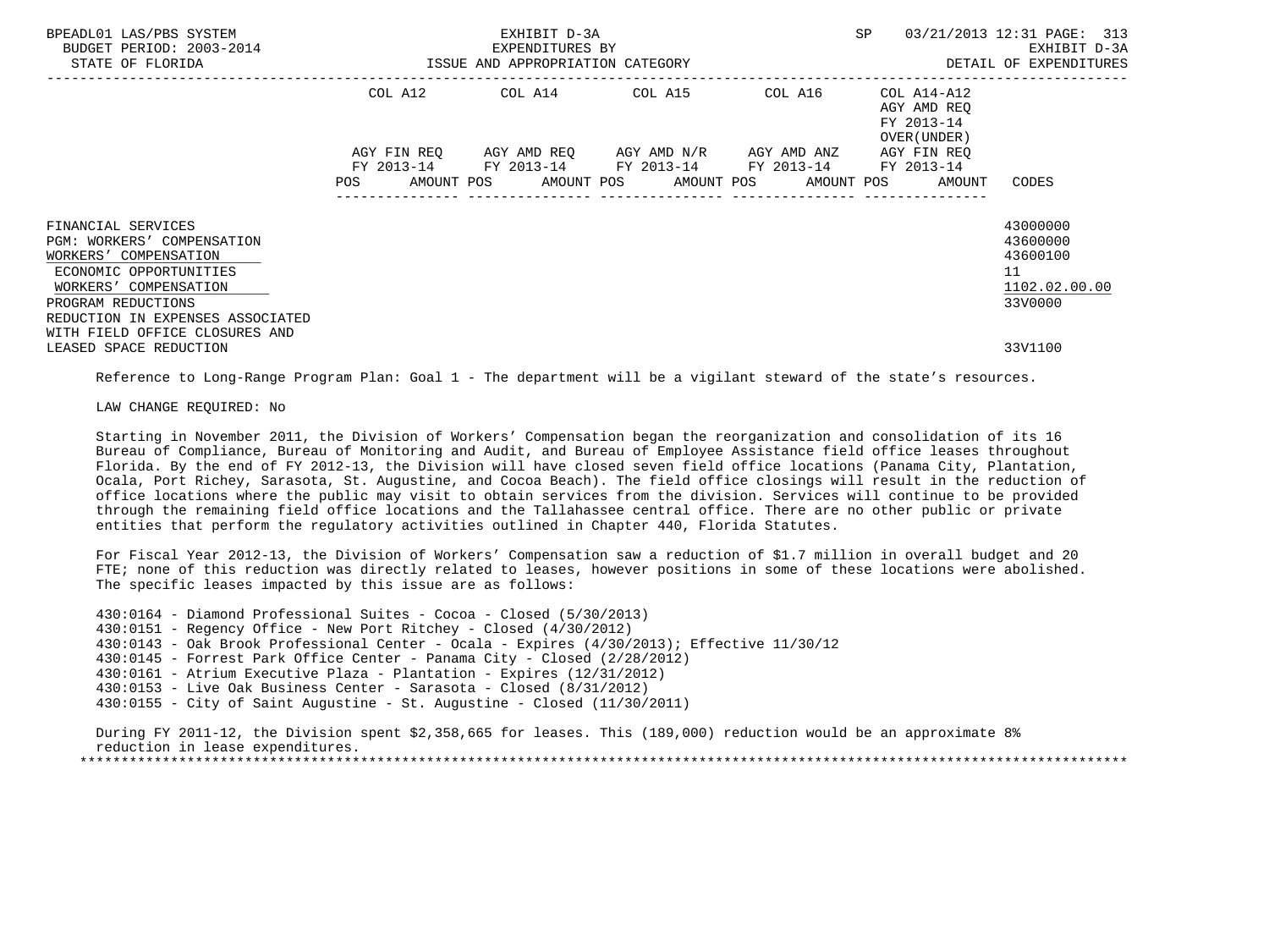BPEADL01 LAS/PBS SYSTEM — EXHIBIT D-3A — EXPENDITURES BY ISSUE AND APPROPRIATION CATEGORY — SP 03/21/2013 12:31

BUDGET PERIOD: 2003-2014 — STATE OF FLORIDA — EXHIBIT D-3A DETAIL OF EXPENDITURES

| | COL A12 AGY FIN REQ FY 2013-14 POS AMOUNT | COL A14 AGY AMD REQ FY 2013-14 POS AMOUNT | COL A15 AGY AMD N/R FY 2013-14 POS AMOUNT | COL A16 AGY AMD ANZ FY 2013-14 POS AMOUNT | COL A14-A12 AGY AMD REQ FY 2013-14 OVER(UNDER) AGY FIN REQ FY 2013-14 POS AMOUNT | CODES |
|---|---|---|---|---|---|---|
| FINANCIAL SERVICES | | | | | | 43000000 |
| PGM: WORKERS' COMPENSATION | | | | | | 43600000 |
| WORKERS' COMPENSATION | | | | | | 43600100 |
| ECONOMIC OPPORTUNITIES | | | | | | 11 |
| WORKERS' COMPENSATION | | | | | | 1102.02.00.00 |
| PROGRAM REDUCTIONS | | | | | | 33V0000 |
| REDUCTION IN EXPENSES ASSOCIATED WITH FIELD OFFICE CLOSURES AND LEASED SPACE REDUCTION | | | | | | 33V1100 |

Reference to Long-Range Program Plan: Goal 1 - The department will be a vigilant steward of the state's resources.

LAW CHANGE REQUIRED: No

Starting in November 2011, the Division of Workers' Compensation began the reorganization and consolidation of its 16 Bureau of Compliance, Bureau of Monitoring and Audit, and Bureau of Employee Assistance field office leases throughout Florida. By the end of FY 2012-13, the Division will have closed seven field office locations (Panama City, Plantation, Ocala, Port Richey, Sarasota, St. Augustine, and Cocoa Beach). The field office closings will result in the reduction of office locations where the public may visit to obtain services from the division. Services will continue to be provided through the remaining field office locations and the Tallahassee central office. There are no other public or private entities that perform the regulatory activities outlined in Chapter 440, Florida Statutes.

For Fiscal Year 2012-13, the Division of Workers' Compensation saw a reduction of $1.7 million in overall budget and 20 FTE; none of this reduction was directly related to leases, however positions in some of these locations were abolished. The specific leases impacted by this issue are as follows:

430:0164 - Diamond Professional Suites - Cocoa - Closed (5/30/2013)
430:0151 - Regency Office - New Port Ritchey - Closed (4/30/2012)
430:0143 - Oak Brook Professional Center - Ocala - Expires (4/30/2013); Effective 11/30/12
430:0145 - Forrest Park Office Center - Panama City - Closed (2/28/2012)
430:0161 - Atrium Executive Plaza - Plantation - Expires (12/31/2012)
430:0153 - Live Oak Business Center - Sarasota - Closed (8/31/2012)
430:0155 - City of Saint Augustine - St. Augustine - Closed (11/30/2011)

During FY 2011-12, the Division spent $2,358,665 for leases. This (189,000) reduction would be an approximate 8% reduction in lease expenditures.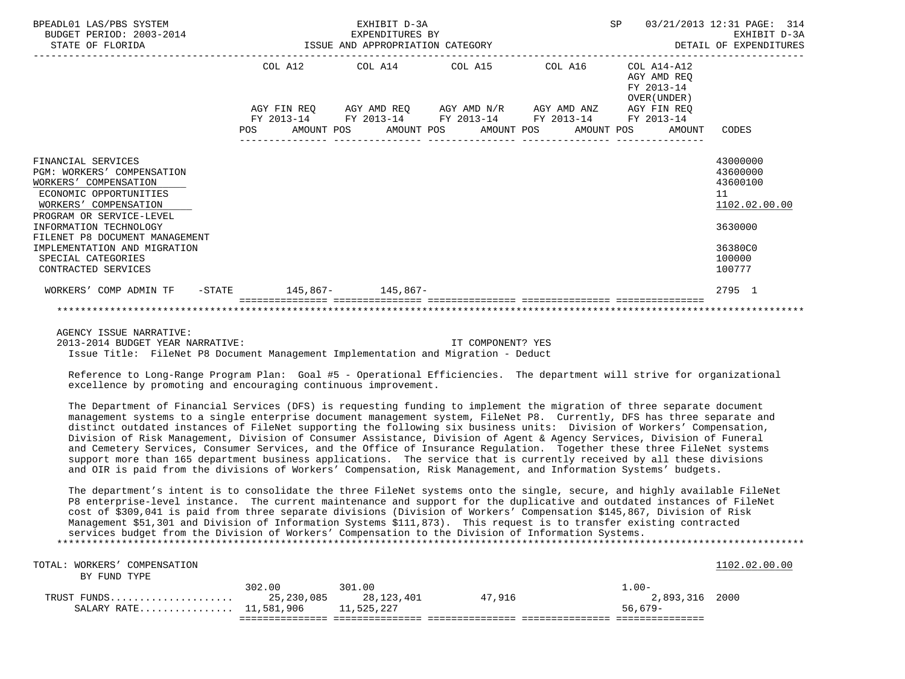BPEADL01 LAS/PBS SYSTEM — EXHIBIT D-3A — EXPENDITURES BY ISSUE AND APPROPRIATION CATEGORY
BUDGET PERIOD: 2003-2014 — STATE OF FLORIDA — SP 03/21/2013 12:31 — EXHIBIT D-3A DETAIL OF EXPENDITURES

| | COL A12 AGY FIN REQ FY 2013-14 POS AMOUNT | COL A14 AGY AMD REQ FY 2013-14 POS AMOUNT | COL A15 AGY AMD N/R FY 2013-14 POS AMOUNT | COL A16 AGY AMD ANZ FY 2013-14 POS AMOUNT | COL A14-A12 AGY AMD REQ FY 2013-14 OVER(UNDER) AGY FIN REQ FY 2013-14 POS AMOUNT | CODES |
|---|---|---|---|---|---|---|
| FINANCIAL SERVICES | | | | | | 43000000 |
| PGM: WORKERS' COMPENSATION | | | | | | 43600000 |
| WORKERS' COMPENSATION | | | | | | 43600100 |
| ECONOMIC OPPORTUNITIES | | | | | | 11 |
| WORKERS' COMPENSATION | | | | | | 1102.02.00.00 |
| PROGRAM OR SERVICE-LEVEL INFORMATION TECHNOLOGY | | | | | | 3630000 |
| FILENET P8 DOCUMENT MANAGEMENT IMPLEMENTATION AND MIGRATION | | | | | | 36380C0 |
| SPECIAL CATEGORIES | | | | | | 100000 |
| CONTRACTED SERVICES | | | | | | 100777 |
| WORKERS' COMP ADMIN TF -STATE | 145,867- | 145,867- | | | | 2795 1 |

AGENCY ISSUE NARRATIVE:
2013-2014 BUDGET YEAR NARRATIVE: IT COMPONENT? YES
Issue Title: FileNet P8 Document Management Implementation and Migration - Deduct

Reference to Long-Range Program Plan: Goal #5 - Operational Efficiencies. The department will strive for organizational excellence by promoting and encouraging continuous improvement.

The Department of Financial Services (DFS) is requesting funding to implement the migration of three separate document management systems to a single enterprise document management system, FileNet P8. Currently, DFS has three separate and distinct outdated instances of FileNet supporting the following six business units: Division of Workers' Compensation, Division of Risk Management, Division of Consumer Assistance, Division of Agent & Agency Services, Division of Funeral and Cemetery Services, Consumer Services, and the Office of Insurance Regulation. Together these three FileNet systems support more than 165 department business applications. The service that is currently received by all these divisions and OIR is paid from the divisions of Workers' Compensation, Risk Management, and Information Systems' budgets.

The department's intent is to consolidate the three FileNet systems onto the single, secure, and highly available FileNet P8 enterprise-level instance. The current maintenance and support for the duplicative and outdated instances of FileNet cost of $309,041 is paid from three separate divisions (Division of Workers' Compensation $145,867, Division of Risk Management $51,301 and Division of Information Systems $111,873). This request is to transfer existing contracted services budget from the Division of Workers' Compensation to the Division of Information Systems.

| TOTAL: WORKERS' COMPENSATION BY FUND TYPE | COL A12 | COL A14 | COL A15 | COL A16 | COL A14-A12 | CODES |
|---|---|---|---|---|---|---|
| POS | 302.00 | 301.00 | | | 1.00- | 1102.02.00.00 |
| TRUST FUNDS | 25,230,085 | 28,123,401 | 47,916 | | 2,893,316 | 2000 |
| SALARY RATE | 11,581,906 | 11,525,227 | | | 56,679- | |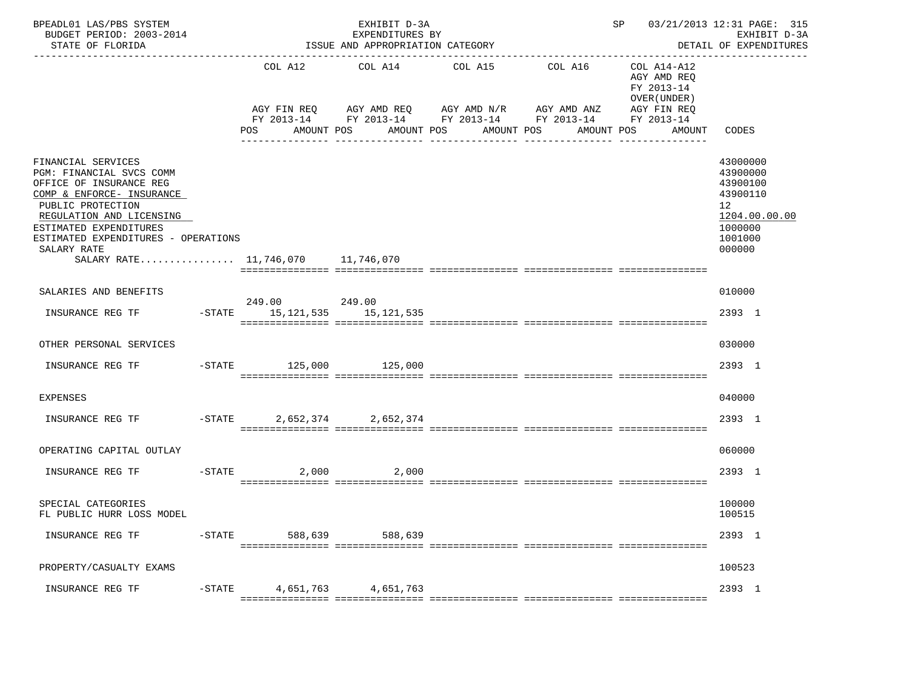BPEADL01 LAS/PBS SYSTEM
BUDGET PERIOD: 2003-2014
STATE OF FLORIDA

EXHIBIT D-3A
EXPENDITURES BY
ISSUE AND APPROPRIATION CATEGORY

SP 03/21/2013 12:31
EXHIBIT D-3A
DETAIL OF EXPENDITURES

| | | COL A12 AGY FIN REQ FY 2013-14 POS AMOUNT | COL A14 AGY AMD REQ FY 2013-14 POS AMOUNT | COL A15 AGY AMD N/R FY 2013-14 POS AMOUNT | COL A16 AGY AMD ANZ FY 2013-14 POS AMOUNT | COL A14-A12 AGY AMD REQ FY 2013-14 OVER(UNDER) AGY FIN REQ FY 2013-14 AMOUNT | CODES |
|---|---|---|---|---|---|---|---|
| FINANCIAL SERVICES | | | | | | | 43000000 |
| PGM: FINANCIAL SVCS COMM | | | | | | | 43900000 |
| OFFICE OF INSURANCE REG | | | | | | | 43900100 |
| COMP & ENFORCE- INSURANCE | | | | | | | 43900110 |
| PUBLIC PROTECTION | | | | | | | 12 |
| REGULATION AND LICENSING | | | | | | | 1204.00.00.00 |
| ESTIMATED EXPENDITURES | | | | | | | 1000000 |
| ESTIMATED EXPENDITURES - OPERATIONS | | | | | | | 1001000 |
| SALARY RATE | | | | | | | 000000 |
| SALARY RATE................ | | 11,746,070 | 11,746,070 | | | | |
| SALARIES AND BENEFITS | | | | | | | 010000 |
| INSURANCE REG TF | -STATE | 249.00 15,121,535 | 249.00 15,121,535 | | | | 2393 1 |
| OTHER PERSONAL SERVICES | | | | | | | 030000 |
| INSURANCE REG TF | -STATE | 125,000 | 125,000 | | | | 2393 1 |
| EXPENSES | | | | | | | 040000 |
| INSURANCE REG TF | -STATE | 2,652,374 | 2,652,374 | | | | 2393 1 |
| OPERATING CAPITAL OUTLAY | | | | | | | 060000 |
| INSURANCE REG TF | -STATE | 2,000 | 2,000 | | | | 2393 1 |
| SPECIAL CATEGORIES | | | | | | | 100000 |
| FL PUBLIC HURR LOSS MODEL | | | | | | | 100515 |
| INSURANCE REG TF | -STATE | 588,639 | 588,639 | | | | 2393 1 |
| PROPERTY/CASUALTY EXAMS | | | | | | | 100523 |
| INSURANCE REG TF | -STATE | 4,651,763 | 4,651,763 | | | | 2393 1 |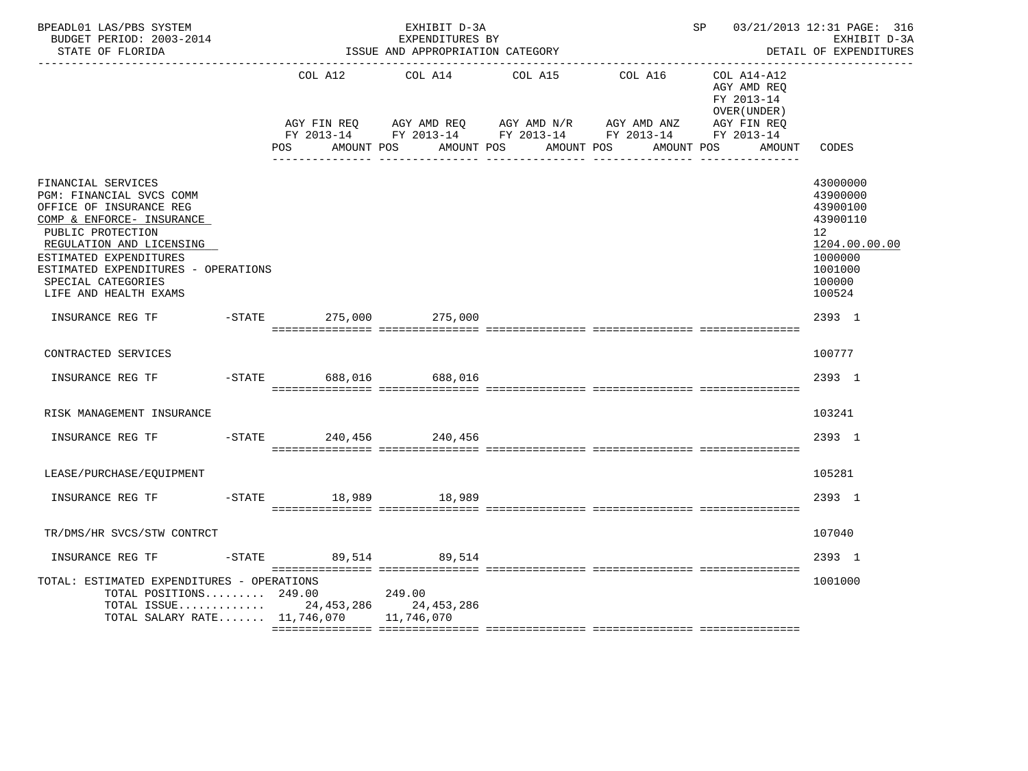BPEADL01 LAS/PBS SYSTEM — EXHIBIT D-3A — EXPENDITURES BY ISSUE AND APPROPRIATION CATEGORY — SP 03/21/2013 12:31 PAGE: 316

BUDGET PERIOD: 2003-2014 — STATE OF FLORIDA — EXHIBIT D-3A DETAIL OF EXPENDITURES

| | COL A12 AGY FIN REQ FY 2013-14 POS AMOUNT | COL A14 AGY AMD REQ FY 2013-14 POS AMOUNT | COL A15 AGY AMD N/R FY 2013-14 POS AMOUNT | COL A16 AGY AMD ANZ FY 2013-14 POS AMOUNT | COL A14-A12 AGY AMD REQ FY 2013-14 OVER(UNDER) AGY FIN REQ FY 2013-14 POS AMOUNT | CODES |
|---|---|---|---|---|---|---|
| FINANCIAL SERVICES | | | | | | 43000000 |
| PGM: FINANCIAL SVCS COMM | | | | | | 43900000 |
| OFFICE OF INSURANCE REG | | | | | | 43900100 |
| COMP & ENFORCE- INSURANCE | | | | | | 43900110 |
| PUBLIC PROTECTION | | | | | | 12 |
| REGULATION AND LICENSING | | | | | | 1204.00.00.00 |
| ESTIMATED EXPENDITURES | | | | | | 1000000 |
| ESTIMATED EXPENDITURES - OPERATIONS | | | | | | 1001000 |
| SPECIAL CATEGORIES | | | | | | 100000 |
| LIFE AND HEALTH EXAMS | | | | | | 100524 |
| INSURANCE REG TF -STATE | 275,000 | 275,000 | | | | 2393 1 |
| CONTRACTED SERVICES | | | | | | 100777 |
| INSURANCE REG TF -STATE | 688,016 | 688,016 | | | | 2393 1 |
| RISK MANAGEMENT INSURANCE | | | | | | 103241 |
| INSURANCE REG TF -STATE | 240,456 | 240,456 | | | | 2393 1 |
| LEASE/PURCHASE/EQUIPMENT | | | | | | 105281 |
| INSURANCE REG TF -STATE | 18,989 | 18,989 | | | | 2393 1 |
| TR/DMS/HR SVCS/STW CONTRCT | | | | | | 107040 |
| INSURANCE REG TF -STATE | 89,514 | 89,514 | | | | 2393 1 |
| TOTAL: ESTIMATED EXPENDITURES - OPERATIONS | | | | | | 1001000 |
| TOTAL POSITIONS......... | 249.00 | 249.00 | | | | |
| TOTAL ISSUE............. | 24,453,286 | 24,453,286 | | | | |
| TOTAL SALARY RATE....... | 11,746,070 | 11,746,070 | | | | |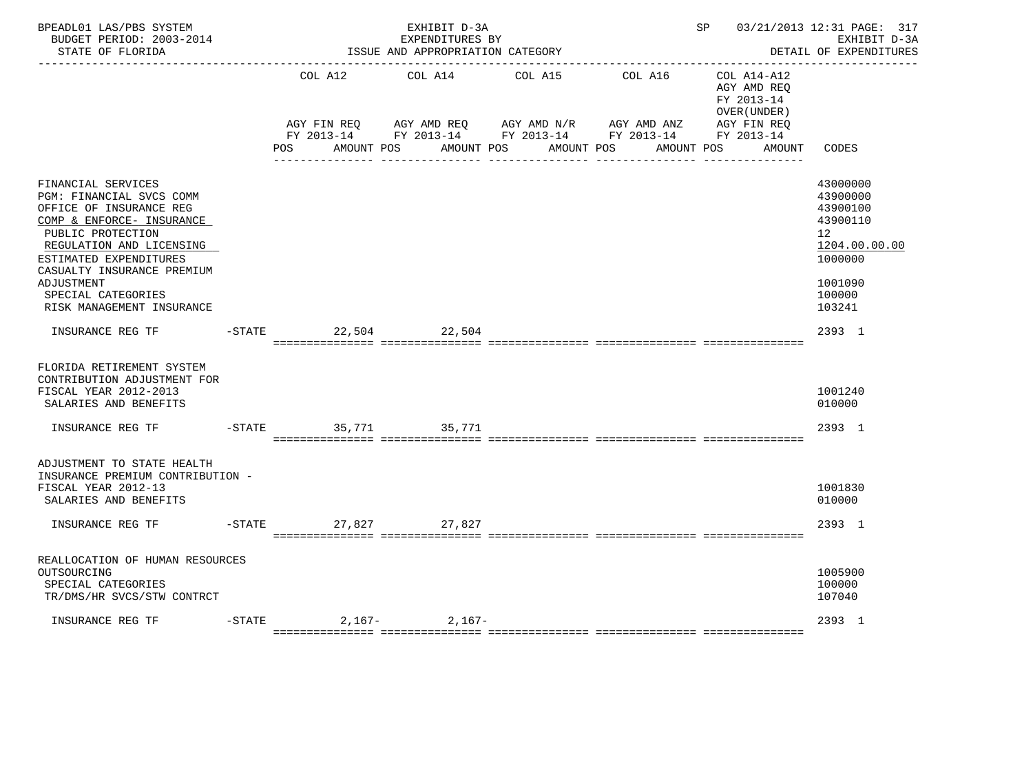BPEADL01 LAS/PBS SYSTEM | EXHIBIT D-3A | SP 03/21/2013 12:31
BUDGET PERIOD: 2003-2014 | EXPENDITURES BY | EXHIBIT D-3A
STATE OF FLORIDA | ISSUE AND APPROPRIATION CATEGORY | DETAIL OF EXPENDITURES

| | | COL A12 AGY FIN REQ FY 2013-14 POS AMOUNT | COL A14 AGY AMD REQ FY 2013-14 POS AMOUNT | COL A15 AGY AMD N/R FY 2013-14 POS AMOUNT | COL A16 AGY AMD ANZ FY 2013-14 POS AMOUNT | COL A14-A12 AGY AMD REQ FY 2013-14 OVER(UNDER) AGY FIN REQ FY 2013-14 POS AMOUNT | CODES |
|---|---|---|---|---|---|---|---|
| FINANCIAL SERVICES | | | | | | | 43000000 |
| PGM: FINANCIAL SVCS COMM | | | | | | | 43900000 |
| OFFICE OF INSURANCE REG | | | | | | | 43900100 |
| COMP & ENFORCE- INSURANCE | | | | | | | 43900110 |
| PUBLIC PROTECTION | | | | | | | 12 |
| REGULATION AND LICENSING | | | | | | | 1204.00.00.00 |
| ESTIMATED EXPENDITURES | | | | | | | 1000000 |
| CASUALTY INSURANCE PREMIUM ADJUSTMENT | | | | | | | 1001090 |
| SPECIAL CATEGORIES | | | | | | | 100000 |
| RISK MANAGEMENT INSURANCE | | | | | | | 103241 |
| INSURANCE REG TF | -STATE | 22,504 | 22,504 | | | | 2393 1 |
| FLORIDA RETIREMENT SYSTEM CONTRIBUTION ADJUSTMENT FOR FISCAL YEAR 2012-2013 | | | | | | | 1001240 |
| SALARIES AND BENEFITS | | | | | | | 010000 |
| INSURANCE REG TF | -STATE | 35,771 | 35,771 | | | | 2393 1 |
| ADJUSTMENT TO STATE HEALTH INSURANCE PREMIUM CONTRIBUTION - FISCAL YEAR 2012-13 | | | | | | | 1001830 |
| SALARIES AND BENEFITS | | | | | | | 010000 |
| INSURANCE REG TF | -STATE | 27,827 | 27,827 | | | | 2393 1 |
| REALLOCATION OF HUMAN RESOURCES OUTSOURCING | | | | | | | 1005900 |
| SPECIAL CATEGORIES | | | | | | | 100000 |
| TR/DMS/HR SVCS/STW CONTRCT | | | | | | | 107040 |
| INSURANCE REG TF | -STATE | 2,167- | 2,167- | | | | 2393 1 |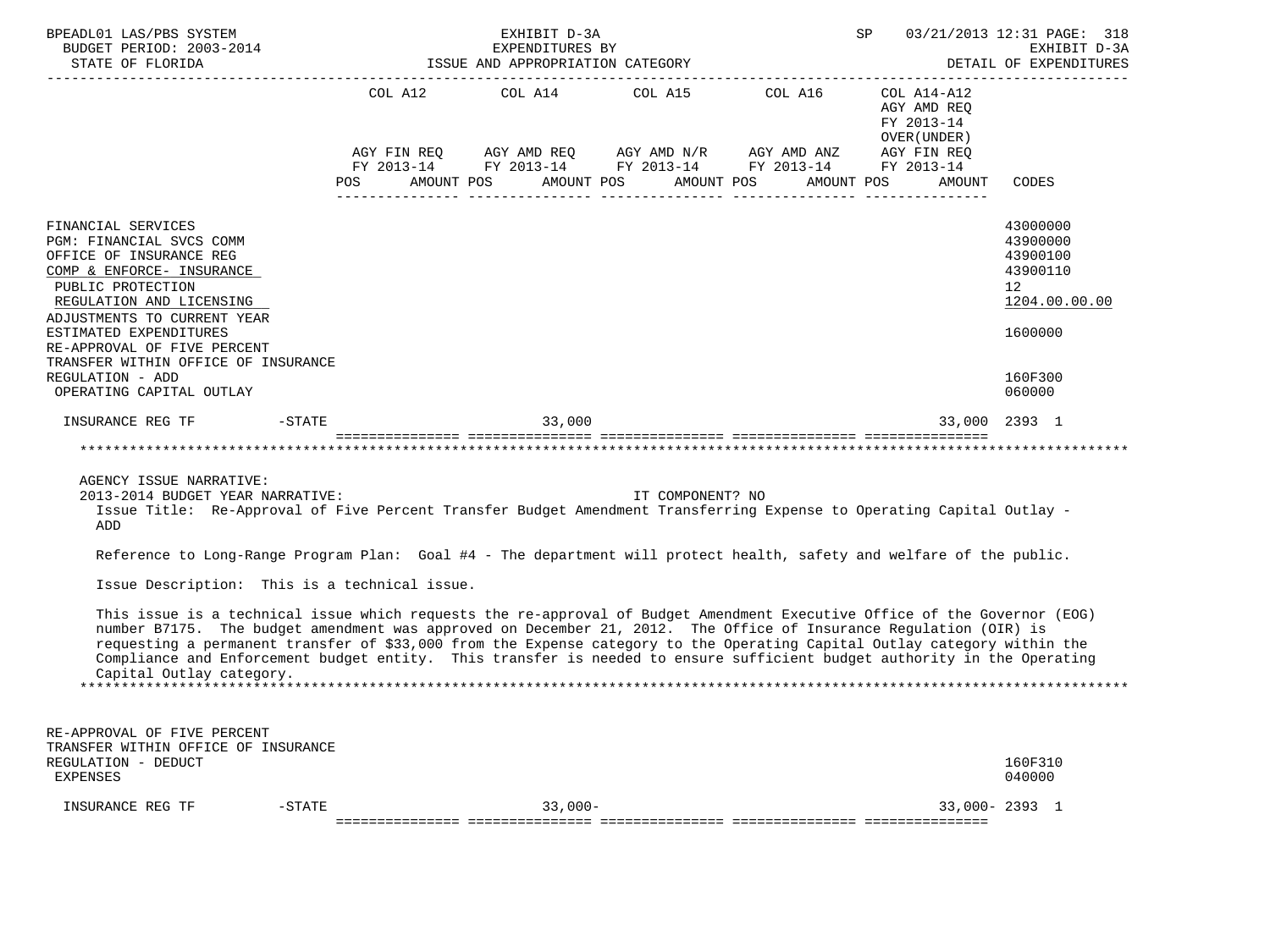BPEADL01 LAS/PBS SYSTEM — EXHIBIT D-3A — EXPENDITURES BY ISSUE AND APPROPRIATION CATEGORY
BUDGET PERIOD: 2003-2014 — STATE OF FLORIDA — SP 03/21/2013 12:31 — EXHIBIT D-3A DETAIL OF EXPENDITURES

| | COL A12 AGY FIN REQ FY 2013-14 POS AMOUNT | COL A14 AGY AMD REQ FY 2013-14 POS AMOUNT | COL A15 AGY AMD N/R FY 2013-14 POS AMOUNT | COL A16 AGY AMD ANZ FY 2013-14 POS AMOUNT | COL A14-A12 AGY AMD REQ FY 2013-14 OVER(UNDER) AGY FIN REQ FY 2013-14 POS AMOUNT | CODES |
|---|---|---|---|---|---|---|
| FINANCIAL SERVICES | | | | | | 43000000 |
| PGM: FINANCIAL SVCS COMM | | | | | | 43900000 |
| OFFICE OF INSURANCE REG | | | | | | 43900100 |
| COMP & ENFORCE- INSURANCE | | | | | | 43900110 |
| PUBLIC PROTECTION | | | | | | 12 |
| REGULATION AND LICENSING | | | | | | 1204.00.00.00 |
| ADJUSTMENTS TO CURRENT YEAR ESTIMATED EXPENDITURES | | | | | | 1600000 |
| RE-APPROVAL OF FIVE PERCENT TRANSFER WITHIN OFFICE OF INSURANCE REGULATION - ADD | | | | | | 160F300 |
| OPERATING CAPITAL OUTLAY | | | | | | 060000 |
| INSURANCE REG TF -STATE | | 33,000 | | | 33,000 | 2393 1 |

AGENCY ISSUE NARRATIVE:

2013-2014 BUDGET YEAR NARRATIVE: IT COMPONENT? NO

Issue Title: Re-Approval of Five Percent Transfer Budget Amendment Transferring Expense to Operating Capital Outlay - ADD

Reference to Long-Range Program Plan: Goal #4 - The department will protect health, safety and welfare of the public.

Issue Description: This is a technical issue.

This issue is a technical issue which requests the re-approval of Budget Amendment Executive Office of the Governor (EOG) number B7175. The budget amendment was approved on December 21, 2012. The Office of Insurance Regulation (OIR) is requesting a permanent transfer of $33,000 from the Expense category to the Operating Capital Outlay category within the Compliance and Enforcement budget entity. This transfer is needed to ensure sufficient budget authority in the Operating Capital Outlay category.

| | COL A12 | COL A14 | COL A15 | COL A16 | COL A14-A12 | CODES |
|---|---|---|---|---|---|---|
| RE-APPROVAL OF FIVE PERCENT TRANSFER WITHIN OFFICE OF INSURANCE REGULATION - DEDUCT | | | | | | 160F310 |
| EXPENSES | | | | | | 040000 |
| INSURANCE REG TF -STATE | | 33,000- | | | 33,000- | 2393 1 |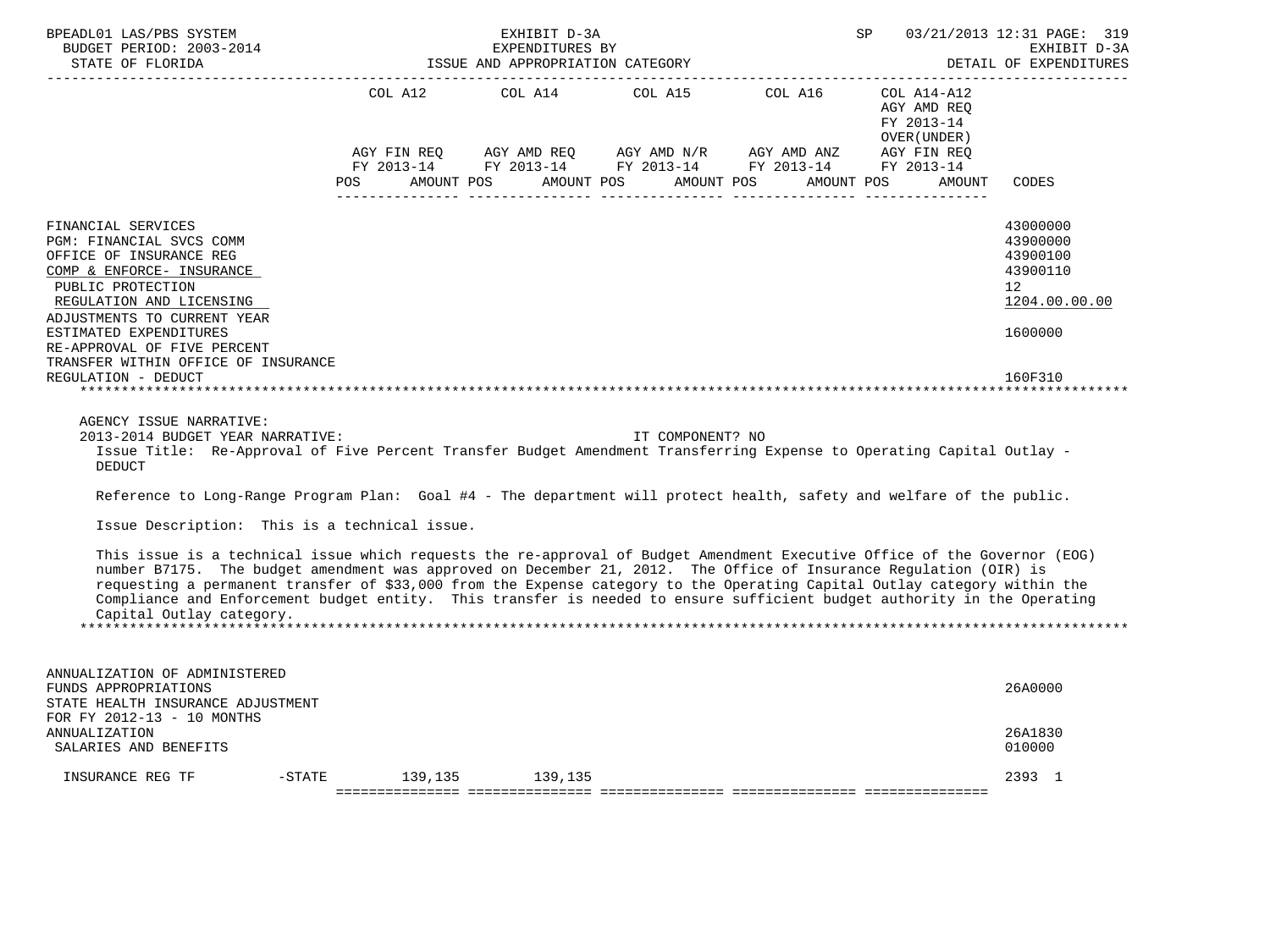BPEADL01 LAS/PBS SYSTEM — EXHIBIT D-3A — EXPENDITURES BY ISSUE AND APPROPRIATION CATEGORY — SP 03/21/2013 12:31 PAGE: 319
BUDGET PERIOD: 2003-2014 — EXHIBIT D-3A
STATE OF FLORIDA — DETAIL OF EXPENDITURES

| | COL A12 AGY FIN REQ FY 2013-14 POS AMOUNT | COL A14 AGY AMD REQ FY 2013-14 POS AMOUNT | COL A15 AGY AMD N/R FY 2013-14 POS AMOUNT | COL A16 AGY AMD ANZ FY 2013-14 POS AMOUNT | COL A14-A12 AGY AMD REQ FY 2013-14 OVER(UNDER) AGY FIN REQ FY 2013-14 POS AMOUNT | CODES |
|---|---|---|---|---|---|---|
| FINANCIAL SERVICES | | | | | | 43000000 |
| PGM: FINANCIAL SVCS COMM | | | | | | 43900000 |
| OFFICE OF INSURANCE REG | | | | | | 43900100 |
| COMP & ENFORCE- INSURANCE | | | | | | 43900110 |
| PUBLIC PROTECTION | | | | | | 12 |
| REGULATION AND LICENSING | | | | | | 1204.00.00.00 |
| ADJUSTMENTS TO CURRENT YEAR ESTIMATED EXPENDITURES | | | | | | 1600000 |
| RE-APPROVAL OF FIVE PERCENT TRANSFER WITHIN OFFICE OF INSURANCE REGULATION - DEDUCT | | | | | | 160F310 |

AGENCY ISSUE NARRATIVE:
2013-2014 BUDGET YEAR NARRATIVE: IT COMPONENT? NO

Issue Title: Re-Approval of Five Percent Transfer Budget Amendment Transferring Expense to Operating Capital Outlay - DEDUCT

Reference to Long-Range Program Plan: Goal #4 - The department will protect health, safety and welfare of the public.

Issue Description: This is a technical issue.

This issue is a technical issue which requests the re-approval of Budget Amendment Executive Office of the Governor (EOG) number B7175. The budget amendment was approved on December 21, 2012. The Office of Insurance Regulation (OIR) is requesting a permanent transfer of $33,000 from the Expense category to the Operating Capital Outlay category within the Compliance and Enforcement budget entity. This transfer is needed to ensure sufficient budget authority in the Operating Capital Outlay category.

| | COL A12 | COL A14 | COL A15 | COL A16 | COL A14-A12 | CODES |
|---|---|---|---|---|---|---|
| ANNUALIZATION OF ADMINISTERED FUNDS APPROPRIATIONS | | | | | | 26A0000 |
| STATE HEALTH INSURANCE ADJUSTMENT FOR FY 2012-13 - 10 MONTHS ANNUALIZATION | | | | | | 26A1830 |
| SALARIES AND BENEFITS | | | | | | 010000 |
| INSURANCE REG TF -STATE | 139,135 | 139,135 | | | | 2393 1 |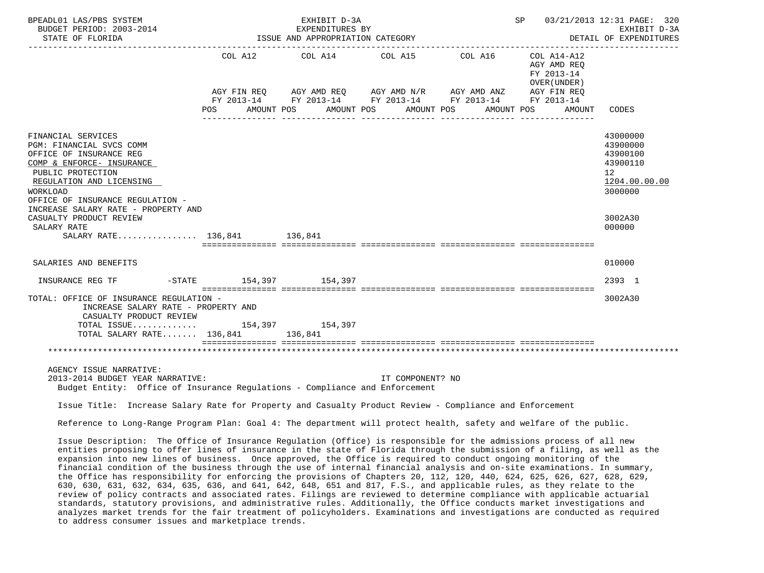| | COL A12 AGY FIN REQ FY 2013-14 POS AMOUNT | COL A14 AGY AMD REQ FY 2013-14 POS AMOUNT | COL A15 AGY AMD N/R FY 2013-14 POS AMOUNT | COL A16 AGY AMD ANZ FY 2013-14 POS AMOUNT | COL A14-A12 AGY AMD REQ FY 2013-14 OVER(UNDER) AGY FIN REQ FY 2013-14 POS AMOUNT | CODES |
|---|---|---|---|---|---|---|
| FINANCIAL SERVICES | | | | | | 43000000 |
| PGM: FINANCIAL SVCS COMM | | | | | | 43900000 |
| OFFICE OF INSURANCE REG | | | | | | 43900100 |
| COMP & ENFORCE- INSURANCE | | | | | | 43900110 |
| PUBLIC PROTECTION | | | | | | 12 |
| REGULATION AND LICENSING | | | | | | 1204.00.00.00 |
| WORKLOAD | | | | | | 3000000 |
| OFFICE OF INSURANCE REGULATION - INCREASE SALARY RATE - PROPERTY AND CASUALTY PRODUCT REVIEW | | | | | | 3002A30 |
| SALARY RATE | | | | | | 000000 |
| SALARY RATE................ | 136,841 | 136,841 | | | | |
| SALARIES AND BENEFITS | | | | | | 010000 |
| INSURANCE REG TF -STATE | 154,397 | 154,397 | | | | 2393 1 |
| TOTAL: OFFICE OF INSURANCE REGULATION - INCREASE SALARY RATE - PROPERTY AND CASUALTY PRODUCT REVIEW | | | | | | 3002A30 |
| TOTAL ISSUE............. | 154,397 | 154,397 | | | | |
| TOTAL SALARY RATE....... | 136,841 | 136,841 | | | | |

AGENCY ISSUE NARRATIVE:

2013-2014 BUDGET YEAR NARRATIVE: IT COMPONENT? NO

Budget Entity: Office of Insurance Regulations - Compliance and Enforcement

Issue Title: Increase Salary Rate for Property and Casualty Product Review - Compliance and Enforcement

Reference to Long-Range Program Plan: Goal 4: The department will protect health, safety and welfare of the public.

Issue Description: The Office of Insurance Regulation (Office) is responsible for the admissions process of all new entities proposing to offer lines of insurance in the state of Florida through the submission of a filing, as well as the expansion into new lines of business. Once approved, the Office is required to conduct ongoing monitoring of the financial condition of the business through the use of internal financial analysis and on-site examinations. In summary, the Office has responsibility for enforcing the provisions of Chapters 20, 112, 120, 440, 624, 625, 626, 627, 628, 629, 630, 630, 631, 632, 634, 635, 636, and 641, 642, 648, 651 and 817, F.S., and applicable rules, as they relate to the review of policy contracts and associated rates. Filings are reviewed to determine compliance with applicable actuarial standards, statutory provisions, and administrative rules. Additionally, the Office conducts market investigations and analyzes market trends for the fair treatment of policyholders. Examinations and investigations are conducted as required to address consumer issues and marketplace trends.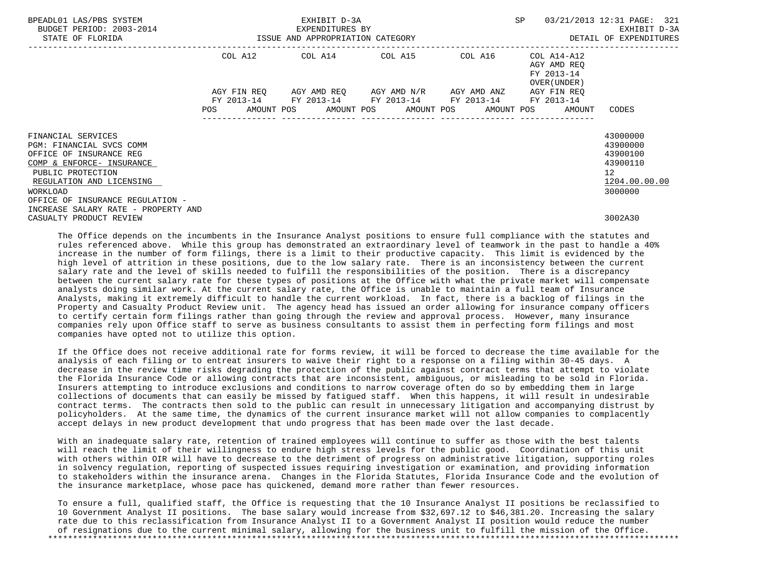| | COL A12 | | COL A14 | | COL A15 | | COL A16 | | COL A14-A12 AGY AMD REQ FY 2013-14 OVER(UNDER) | | |
|---|---|---|---|---|---|---|---|---|---|---|---|
| | AGY FIN REQ FY 2013-14 | | AGY AMD REQ FY 2013-14 | | AGY AMD N/R FY 2013-14 | | AGY AMD ANZ FY 2013-14 | | AGY FIN REQ FY 2013-14 | | |
| | POS | AMOUNT | POS | AMOUNT | POS | AMOUNT | POS | AMOUNT | POS | AMOUNT | CODES |
| FINANCIAL SERVICES | | | | | | | | | | | 43000000 |
| PGM: FINANCIAL SVCS COMM | | | | | | | | | | | 43900000 |
| OFFICE OF INSURANCE REG | | | | | | | | | | | 43900100 |
| COMP & ENFORCE- INSURANCE | | | | | | | | | | | 43900110 |
| PUBLIC PROTECTION | | | | | | | | | | | 12 |
| REGULATION AND LICENSING | | | | | | | | | | | 1204.00.00.00 |
| WORKLOAD | | | | | | | | | | | 3000000 |
| OFFICE OF INSURANCE REGULATION - INCREASE SALARY RATE - PROPERTY AND CASUALTY PRODUCT REVIEW | | | | | | | | | | | 3002A30 |

The Office depends on the incumbents in the Insurance Analyst positions to ensure full compliance with the statutes and rules referenced above. While this group has demonstrated an extraordinary level of teamwork in the past to handle a 40% increase in the number of form filings, there is a limit to their productive capacity. This limit is evidenced by the high level of attrition in these positions, due to the low salary rate. There is an inconsistency between the current salary rate and the level of skills needed to fulfill the responsibilities of the position. There is a discrepancy between the current salary rate for these types of positions at the Office with what the private market will compensate analysts doing similar work. At the current salary rate, the Office is unable to maintain a full team of Insurance Analysts, making it extremely difficult to handle the current workload. In fact, there is a backlog of filings in the Property and Casualty Product Review unit. The agency head has issued an order allowing for insurance company officers to certify certain form filings rather than going through the review and approval process. However, many insurance companies rely upon Office staff to serve as business consultants to assist them in perfecting form filings and most companies have opted not to utilize this option.

If the Office does not receive additional rate for forms review, it will be forced to decrease the time available for the analysis of each filing or to entreat insurers to waive their right to a response on a filing within 30-45 days. A decrease in the review time risks degrading the protection of the public against contract terms that attempt to violate the Florida Insurance Code or allowing contracts that are inconsistent, ambiguous, or misleading to be sold in Florida. Insurers attempting to introduce exclusions and conditions to narrow coverage often do so by embedding them in large collections of documents that can easily be missed by fatigued staff. When this happens, it will result in undesirable contract terms. The contracts then sold to the public can result in unnecessary litigation and accompanying distrust by policyholders. At the same time, the dynamics of the current insurance market will not allow companies to complacently accept delays in new product development that undo progress that has been made over the last decade.

With an inadequate salary rate, retention of trained employees will continue to suffer as those with the best talents will reach the limit of their willingness to endure high stress levels for the public good. Coordination of this unit with others within OIR will have to decrease to the detriment of progress on administrative litigation, supporting roles in solvency regulation, reporting of suspected issues requiring investigation or examination, and providing information to stakeholders within the insurance arena. Changes in the Florida Statutes, Florida Insurance Code and the evolution of the insurance marketplace, whose pace has quickened, demand more rather than fewer resources.

To ensure a full, qualified staff, the Office is requesting that the 10 Insurance Analyst II positions be reclassified to 10 Government Analyst II positions. The base salary would increase from $32,697.12 to $46,381.20. Increasing the salary rate due to this reclassification from Insurance Analyst II to a Government Analyst II position would reduce the number of resignations due to the current minimal salary, allowing for the business unit to fulfill the mission of the Office.

*******************************************************************************************************************************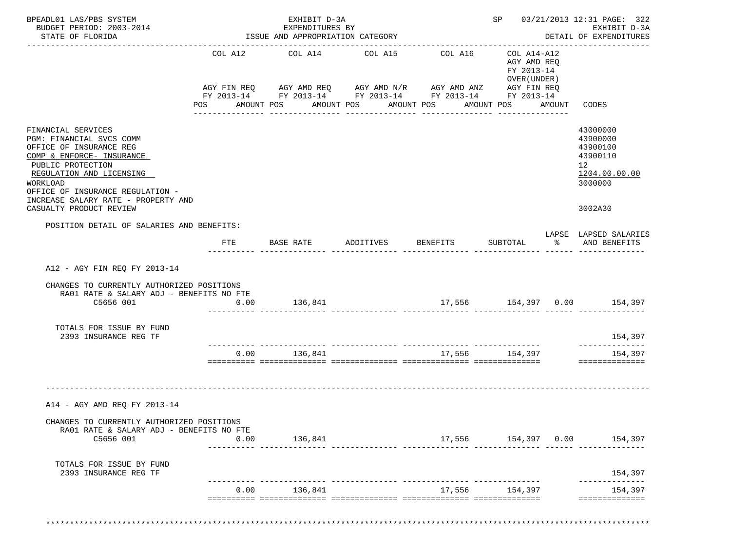BPEADL01 LAS/PBS SYSTEM — EXHIBIT D-3A — EXPENDITURES BY ISSUE AND APPROPRIATION CATEGORY — SP 03/21/2013 12:31 PAGE: 322
BUDGET PERIOD: 2003-2014 — EXHIBIT D-3A
STATE OF FLORIDA — DETAIL OF EXPENDITURES

| | COL A12 AGY FIN REQ FY 2013-14 POS AMOUNT | COL A14 AGY AMD REQ FY 2013-14 POS AMOUNT | COL A15 AGY AMD N/R FY 2013-14 POS AMOUNT | COL A16 AGY AMD ANZ FY 2013-14 POS AMOUNT | COL A14-A12 AGY AMD REQ FY 2013-14 OVER(UNDER) AGY FIN REQ FY 2013-14 POS AMOUNT | CODES |
|---|---|---|---|---|---|---|
| FINANCIAL SERVICES | | | | | | 43000000 |
| PGM: FINANCIAL SVCS COMM | | | | | | 43900000 |
| OFFICE OF INSURANCE REG | | | | | | 43900100 |
| COMP & ENFORCE- INSURANCE | | | | | | 43900110 |
| PUBLIC PROTECTION | | | | | | 12 |
| REGULATION AND LICENSING | | | | | | 1204.00.00.00 |
| WORKLOAD | | | | | | 3000000 |
| OFFICE OF INSURANCE REGULATION - INCREASE SALARY RATE - PROPERTY AND CASUALTY PRODUCT REVIEW | | | | | | 3002A30 |

POSITION DETAIL OF SALARIES AND BENEFITS:

| | FTE | BASE RATE | ADDITIVES | BENEFITS | SUBTOTAL | LAPSE % | LAPSED SALARIES AND BENEFITS |
|---|---|---|---|---|---|---|---|
| **A12 - AGY FIN REQ FY 2013-14** | | | | | | | |
| CHANGES TO CURRENTLY AUTHORIZED POSITIONS | | | | | | | |
| RA01 RATE & SALARY ADJ - BENEFITS NO FTE | | | | | | | |
| C5656 001 | 0.00 | 136,841 | | 17,556 | 154,397 | 0.00 | 154,397 |
| TOTALS FOR ISSUE BY FUND | | | | | | | |
| 2393 INSURANCE REG TF | | | | | | | 154,397 |
| | 0.00 | 136,841 | | 17,556 | 154,397 | | 154,397 |
| **A14 - AGY AMD REQ FY 2013-14** | | | | | | | |
| CHANGES TO CURRENTLY AUTHORIZED POSITIONS | | | | | | | |
| RA01 RATE & SALARY ADJ - BENEFITS NO FTE | | | | | | | |
| C5656 001 | 0.00 | 136,841 | | 17,556 | 154,397 | 0.00 | 154,397 |
| TOTALS FOR ISSUE BY FUND | | | | | | | |
| 2393 INSURANCE REG TF | | | | | | | 154,397 |
| | 0.00 | 136,841 | | 17,556 | 154,397 | | 154,397 |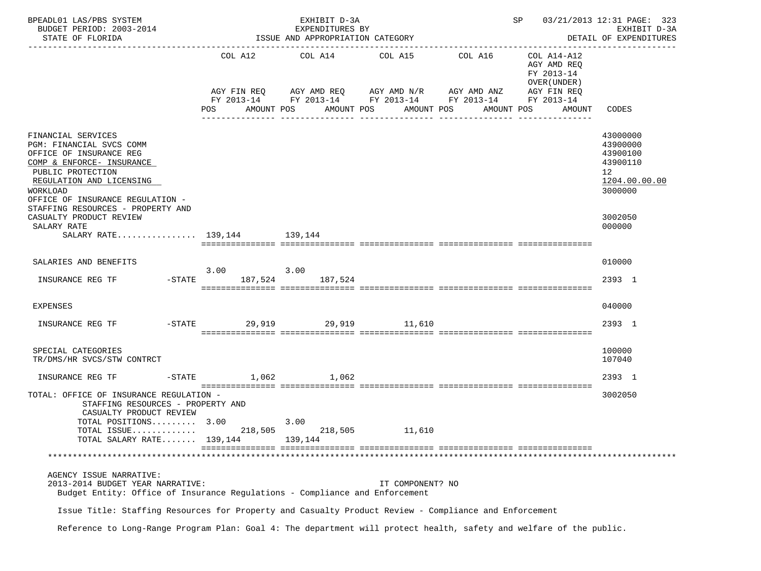BPEADL01 LAS/PBS SYSTEM — EXHIBIT D-3A — EXPENDITURES BY ISSUE AND APPROPRIATION CATEGORY
BUDGET PERIOD: 2003-2014 — STATE OF FLORIDA
SP 03/21/2013 12:31 — EXHIBIT D-3A — DETAIL OF EXPENDITURES

| | COL A12 AGY FIN REQ FY 2013-14 POS AMOUNT | COL A14 AGY AMD REQ FY 2013-14 POS AMOUNT | COL A15 AGY AMD N/R FY 2013-14 POS AMOUNT | COL A16 AGY AMD ANZ FY 2013-14 POS AMOUNT | COL A14-A12 AGY AMD REQ FY 2013-14 OVER(UNDER) AGY FIN REQ FY 2013-14 POS AMOUNT | CODES |
|---|---|---|---|---|---|---|
| FINANCIAL SERVICES | | | | | | 43000000 |
| PGM: FINANCIAL SVCS COMM | | | | | | 43900000 |
| OFFICE OF INSURANCE REG | | | | | | 43900100 |
| COMP & ENFORCE- INSURANCE | | | | | | 43900110 |
| PUBLIC PROTECTION | | | | | | 12 |
| REGULATION AND LICENSING | | | | | | 1204.00.00.00 |
| WORKLOAD | | | | | | 3000000 |
| OFFICE OF INSURANCE REGULATION - STAFFING RESOURCES - PROPERTY AND CASUALTY PRODUCT REVIEW | | | | | | 3002050 |
| SALARY RATE | | | | | | 000000 |
| SALARY RATE................ | 139,144 | 139,144 | | | | |
| SALARIES AND BENEFITS | | | | | | 010000 |
| INSURANCE REG TF -STATE | 3.00 187,524 | 3.00 187,524 | | | | 2393 1 |
| EXPENSES | | | | | | 040000 |
| INSURANCE REG TF -STATE | 29,919 | 29,919 | 11,610 | | | 2393 1 |
| SPECIAL CATEGORIES | | | | | | 100000 |
| TR/DMS/HR SVCS/STW CONTRCT | | | | | | 107040 |
| INSURANCE REG TF -STATE | 1,062 | 1,062 | | | | 2393 1 |
| TOTAL: OFFICE OF INSURANCE REGULATION - STAFFING RESOURCES - PROPERTY AND CASUALTY PRODUCT REVIEW | | | | | | 3002050 |
| TOTAL POSITIONS......... | 3.00 | 3.00 | | | | |
| TOTAL ISSUE............. | 218,505 | 218,505 | 11,610 | | | |
| TOTAL SALARY RATE....... | 139,144 | 139,144 | | | | |

AGENCY ISSUE NARRATIVE:
2013-2014 BUDGET YEAR NARRATIVE: IT COMPONENT? NO
Budget Entity: Office of Insurance Regulations - Compliance and Enforcement

Issue Title: Staffing Resources for Property and Casualty Product Review - Compliance and Enforcement

Reference to Long-Range Program Plan: Goal 4: The department will protect health, safety and welfare of the public.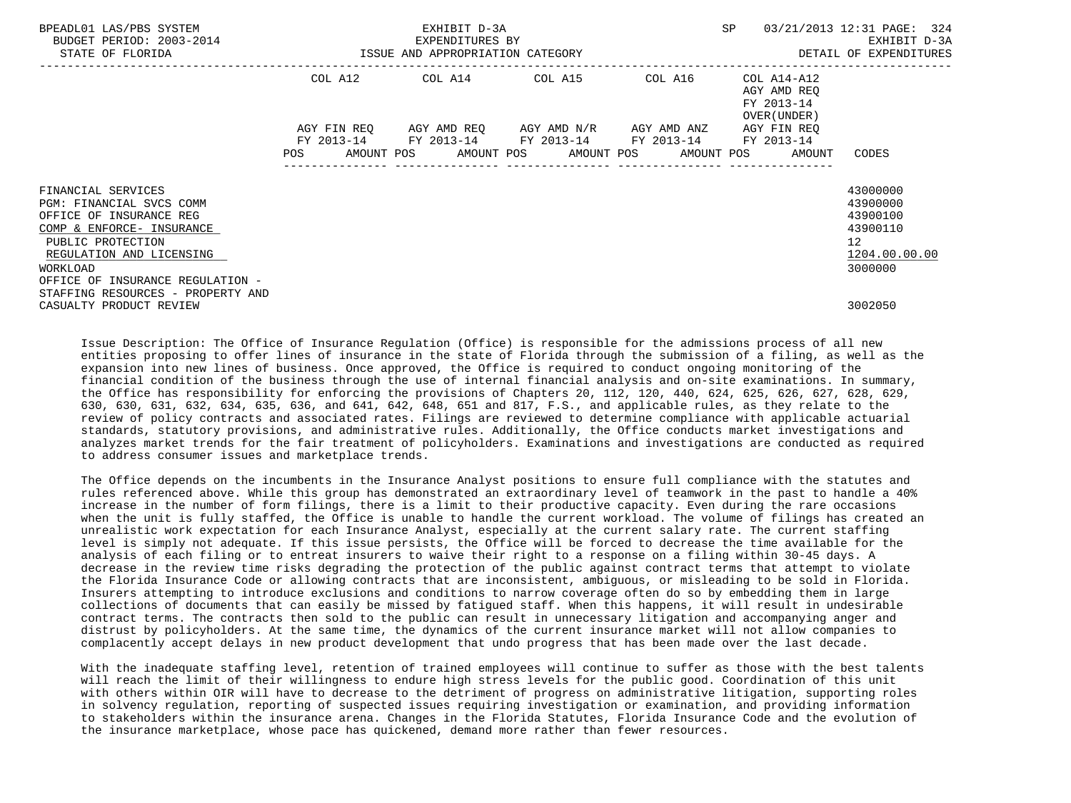BPEADL01 LAS/PBS SYSTEM | EXHIBIT D-3A | SP 03/21/2013 12:31

BUDGET PERIOD: 2003-2014 | EXPENDITURES BY | EXHIBIT D-3A

STATE OF FLORIDA | ISSUE AND APPROPRIATION CATEGORY | DETAIL OF EXPENDITURES

| | COL A12 AGY FIN REQ FY 2013-14 | | COL A14 AGY AMD REQ FY 2013-14 | | COL A15 AGY AMD N/R FY 2013-14 | | COL A16 AGY AMD ANZ FY 2013-14 | | COL A14-A12 AGY AMD REQ FY 2013-14 OVER(UNDER) AGY FIN REQ FY 2013-14 | | |
|---|---|---|---|---|---|---|---|---|---|---|---|
| | POS | AMOUNT | POS | AMOUNT | POS | AMOUNT | POS | AMOUNT | POS | AMOUNT | CODES |
| FINANCIAL SERVICES | | | | | | | | | | | 43000000 |
| PGM: FINANCIAL SVCS COMM | | | | | | | | | | | 43900000 |
| OFFICE OF INSURANCE REG | | | | | | | | | | | 43900100 |
| COMP & ENFORCE- INSURANCE | | | | | | | | | | | 43900110 |
| PUBLIC PROTECTION | | | | | | | | | | | 12 |
| REGULATION AND LICENSING | | | | | | | | | | | 1204.00.00.00 |
| WORKLOAD | | | | | | | | | | | 3000000 |
| OFFICE OF INSURANCE REGULATION - STAFFING RESOURCES - PROPERTY AND CASUALTY PRODUCT REVIEW | | | | | | | | | | | 3002050 |

Issue Description: The Office of Insurance Regulation (Office) is responsible for the admissions process of all new entities proposing to offer lines of insurance in the state of Florida through the submission of a filing, as well as the expansion into new lines of business. Once approved, the Office is required to conduct ongoing monitoring of the financial condition of the business through the use of internal financial analysis and on-site examinations. In summary, the Office has responsibility for enforcing the provisions of Chapters 20, 112, 120, 440, 624, 625, 626, 627, 628, 629, 630, 630, 631, 632, 634, 635, 636, and 641, 642, 648, 651 and 817, F.S., and applicable rules, as they relate to the review of policy contracts and associated rates. Filings are reviewed to determine compliance with applicable actuarial standards, statutory provisions, and administrative rules. Additionally, the Office conducts market investigations and analyzes market trends for the fair treatment of policyholders. Examinations and investigations are conducted as required to address consumer issues and marketplace trends.

The Office depends on the incumbents in the Insurance Analyst positions to ensure full compliance with the statutes and rules referenced above. While this group has demonstrated an extraordinary level of teamwork in the past to handle a 40% increase in the number of form filings, there is a limit to their productive capacity. Even during the rare occasions when the unit is fully staffed, the Office is unable to handle the current workload. The volume of filings has created an unrealistic work expectation for each Insurance Analyst, especially at the current salary rate. The current staffing level is simply not adequate. If this issue persists, the Office will be forced to decrease the time available for the analysis of each filing or to entreat insurers to waive their right to a response on a filing within 30-45 days. A decrease in the review time risks degrading the protection of the public against contract terms that attempt to violate the Florida Insurance Code or allowing contracts that are inconsistent, ambiguous, or misleading to be sold in Florida. Insurers attempting to introduce exclusions and conditions to narrow coverage often do so by embedding them in large collections of documents that can easily be missed by fatigued staff. When this happens, it will result in undesirable contract terms. The contracts then sold to the public can result in unnecessary litigation and accompanying anger and distrust by policyholders. At the same time, the dynamics of the current insurance market will not allow companies to complacently accept delays in new product development that undo progress that has been made over the last decade.

With the inadequate staffing level, retention of trained employees will continue to suffer as those with the best talents will reach the limit of their willingness to endure high stress levels for the public good. Coordination of this unit with others within OIR will have to decrease to the detriment of progress on administrative litigation, supporting roles in solvency regulation, reporting of suspected issues requiring investigation or examination, and providing information to stakeholders within the insurance arena. Changes in the Florida Statutes, Florida Insurance Code and the evolution of the insurance marketplace, whose pace has quickened, demand more rather than fewer resources.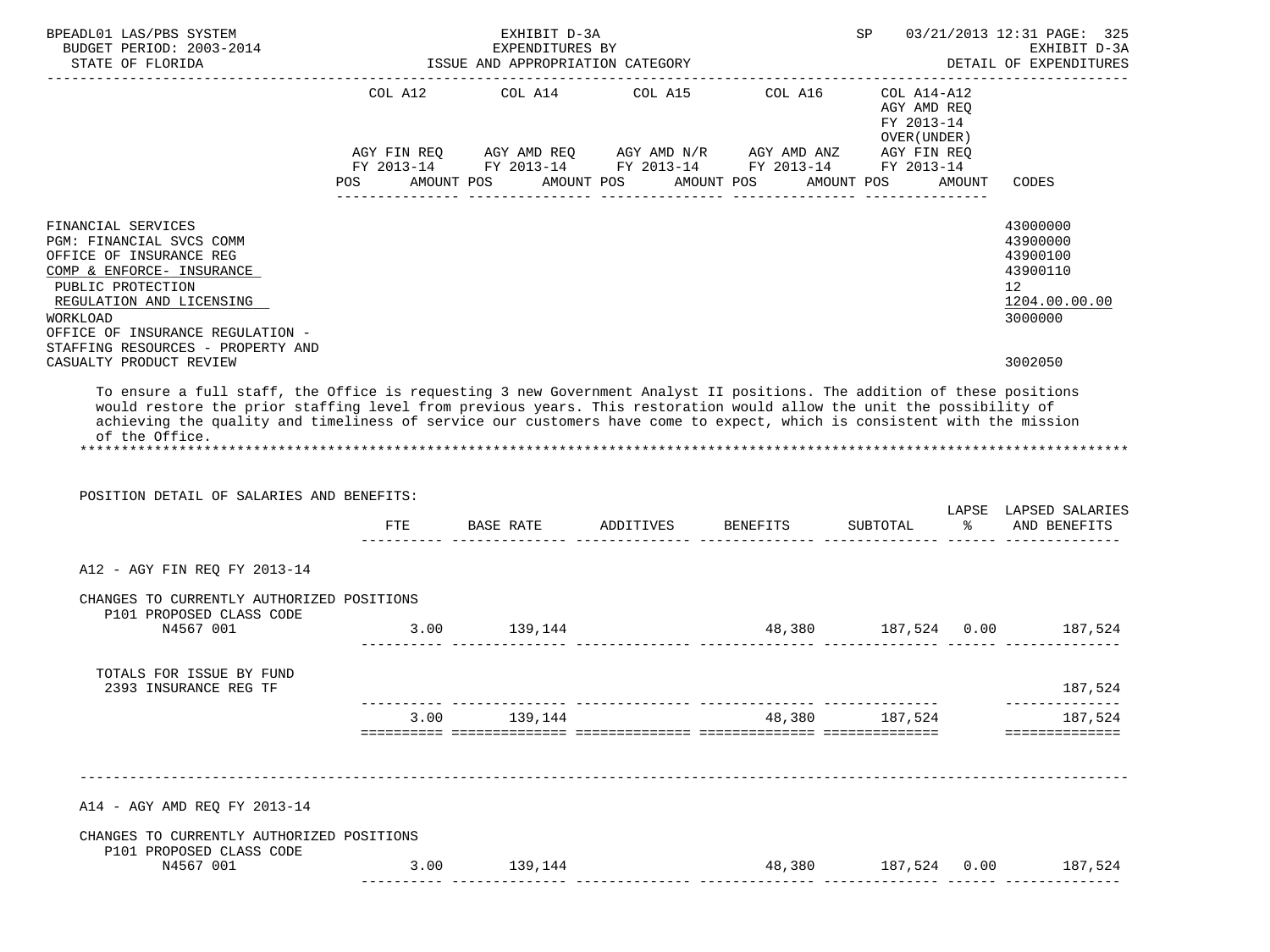| | COL A12 | | COL A14 | | COL A15 | | COL A16 | | COL A14-A12 AGY AMD REQ FY 2013-14 OVER(UNDER) AGY FIN REQ | | |
|---|---|---|---|---|---|---|---|---|---|---|---|
| | AGY FIN REQ FY 2013-14 | | AGY AMD REQ FY 2013-14 | | AGY AMD N/R FY 2013-14 | | AGY AMD ANZ FY 2013-14 | | FY 2013-14 | | |
| | POS | AMOUNT | POS | AMOUNT | POS | AMOUNT | POS | AMOUNT | POS | AMOUNT | CODES |
| FINANCIAL SERVICES | | | | | | | | | | | 43000000 |
| PGM: FINANCIAL SVCS COMM | | | | | | | | | | | 43900000 |
| OFFICE OF INSURANCE REG | | | | | | | | | | | 43900100 |
| COMP & ENFORCE- INSURANCE | | | | | | | | | | | 43900110 |
| PUBLIC PROTECTION | | | | | | | | | | | 12 |
| REGULATION AND LICENSING | | | | | | | | | | | 1204.00.00.00 |
| WORKLOAD | | | | | | | | | | | 3000000 |
| OFFICE OF INSURANCE REGULATION - STAFFING RESOURCES - PROPERTY AND CASUALTY PRODUCT REVIEW | | | | | | | | | | | 3002050 |

To ensure a full staff, the Office is requesting 3 new Government Analyst II positions. The addition of these positions would restore the prior staffing level from previous years. This restoration would allow the unit the possibility of achieving the quality and timeliness of service our customers have come to expect, which is consistent with the mission of the Office.

POSITION DETAIL OF SALARIES AND BENEFITS:

| | FTE | BASE RATE | ADDITIVES | BENEFITS | SUBTOTAL | LAPSE % | LAPSED SALARIES AND BENEFITS |
|---|---|---|---|---|---|---|---|
| **A12 - AGY FIN REQ FY 2013-14** | | | | | | | |
| CHANGES TO CURRENTLY AUTHORIZED POSITIONS | | | | | | | |
| P101 PROPOSED CLASS CODE | | | | | | | |
| N4567 001 | 3.00 | 139,144 | | 48,380 | 187,524 | 0.00 | 187,524 |
| TOTALS FOR ISSUE BY FUND | | | | | | | |
| 2393 INSURANCE REG TF | | | | | | | 187,524 |
| | 3.00 | 139,144 | | 48,380 | 187,524 | | 187,524 |
| **A14 - AGY AMD REQ FY 2013-14** | | | | | | | |
| CHANGES TO CURRENTLY AUTHORIZED POSITIONS | | | | | | | |
| P101 PROPOSED CLASS CODE | | | | | | | |
| N4567 001 | 3.00 | 139,144 | | 48,380 | 187,524 | 0.00 | 187,524 |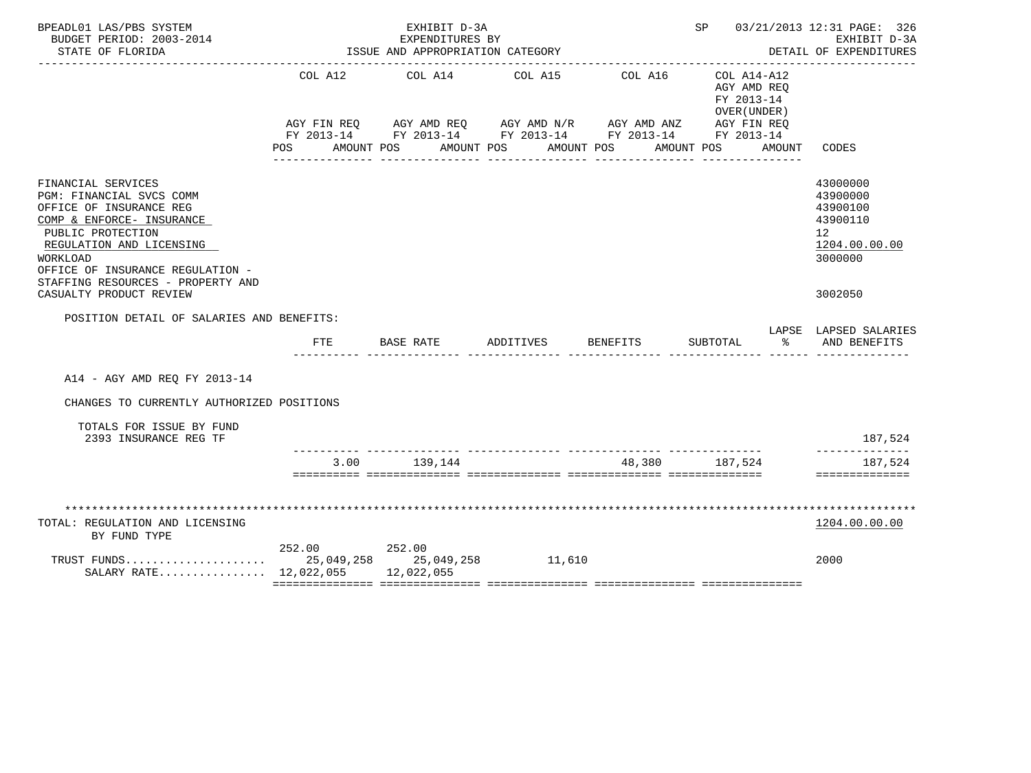BPEADL01 LAS/PBS SYSTEM — EXHIBIT D-3A — EXPENDITURES BY ISSUE AND APPROPRIATION CATEGORY
BUDGET PERIOD: 2003-2014 — STATE OF FLORIDA
SP 03/21/2013 12:31 — EXHIBIT D-3A — DETAIL OF EXPENDITURES

| | COL A12 AGY FIN REQ FY 2013-14 POS AMOUNT | COL A14 AGY AMD REQ FY 2013-14 POS AMOUNT | COL A15 AGY AMD N/R FY 2013-14 POS AMOUNT | COL A16 AGY AMD ANZ FY 2013-14 POS AMOUNT | COL A14-A12 AGY AMD REQ FY 2013-14 OVER(UNDER) AGY FIN REQ FY 2013-14 POS AMOUNT | CODES |
|---|---|---|---|---|---|---|
| FINANCIAL SERVICES | | | | | | 43000000 |
| PGM: FINANCIAL SVCS COMM | | | | | | 43900000 |
| OFFICE OF INSURANCE REG | | | | | | 43900100 |
| COMP & ENFORCE- INSURANCE | | | | | | 43900110 |
| PUBLIC PROTECTION | | | | | | 12 |
| REGULATION AND LICENSING | | | | | | 1204.00.00.00 |
| WORKLOAD | | | | | | 3000000 |
| OFFICE OF INSURANCE REGULATION - STAFFING RESOURCES - PROPERTY AND CASUALTY PRODUCT REVIEW | | | | | | 3002050 |

POSITION DETAIL OF SALARIES AND BENEFITS:

| | FTE | BASE RATE | ADDITIVES | BENEFITS | SUBTOTAL | LAPSE % | LAPSED SALARIES AND BENEFITS |
|---|---|---|---|---|---|---|---|
| A14 - AGY AMD REQ FY 2013-14 | | | | | | | |
| CHANGES TO CURRENTLY AUTHORIZED POSITIONS | | | | | | | |
| TOTALS FOR ISSUE BY FUND | | | | | | | |
| 2393 INSURANCE REG TF | | | | | | | 187,524 |
| | 3.00 | 139,144 | | 48,380 | 187,524 | | 187,524 |

TOTAL: REGULATION AND LICENSING — 1204.00.00.00
BY FUND TYPE

| | COL A12 POS | COL A12 AMOUNT | COL A14 POS | COL A14 AMOUNT | COL A15 AMOUNT | CODES |
|---|---|---|---|---|---|---|
| TRUST FUNDS..................... | 252.00 | 25,049,258 | 252.00 | 25,049,258 | 11,610 | 2000 |
| SALARY RATE................ | | 12,022,055 | | 12,022,055 | | |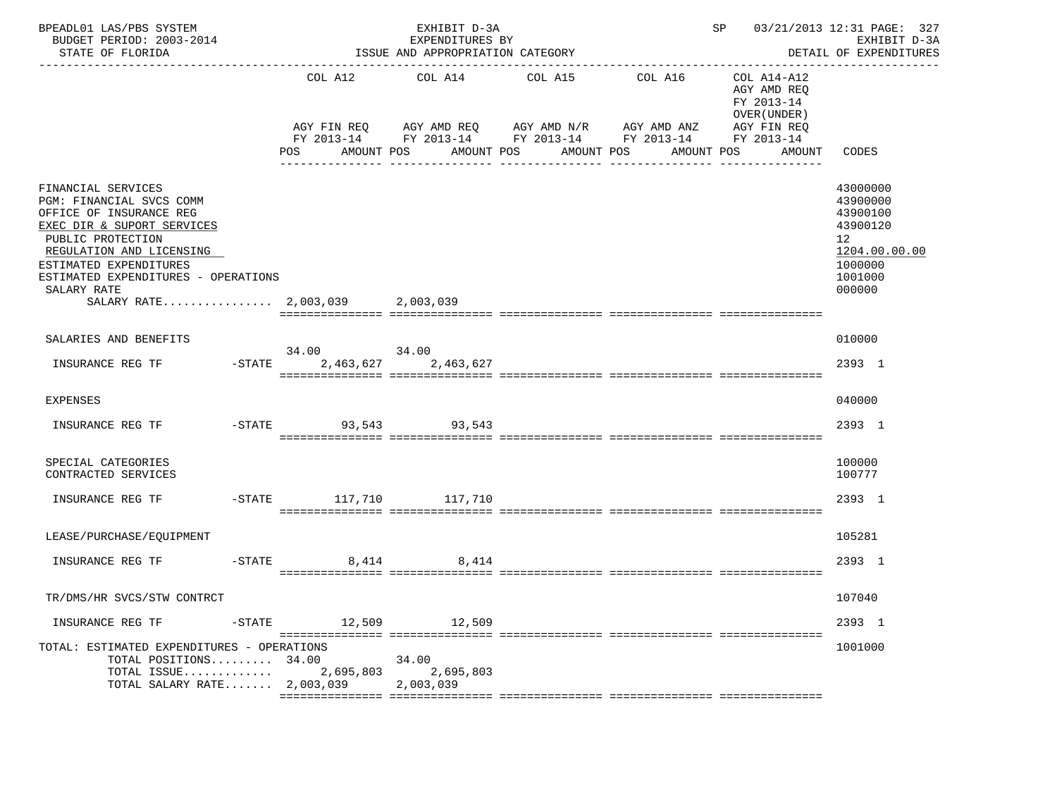BPEADL01 LAS/PBS SYSTEM | EXHIBIT D-3A | SP 03/21/2013 12:31 PAGE: 327
BUDGET PERIOD: 2003-2014 | EXPENDITURES BY | EXHIBIT D-3A
STATE OF FLORIDA | ISSUE AND APPROPRIATION CATEGORY | DETAIL OF EXPENDITURES

| | COL A12 AGY FIN REQ FY 2013-14 POS AMOUNT | COL A14 AGY AMD REQ FY 2013-14 POS AMOUNT | COL A15 AGY AMD N/R FY 2013-14 POS AMOUNT | COL A16 AGY AMD ANZ FY 2013-14 POS AMOUNT | COL A14-A12 AGY AMD REQ FY 2013-14 OVER(UNDER) AGY FIN REQ FY 2013-14 POS AMOUNT | CODES |
|---|---|---|---|---|---|---|
| FINANCIAL SERVICES | | | | | | 43000000 |
| PGM: FINANCIAL SVCS COMM | | | | | | 43900000 |
| OFFICE OF INSURANCE REG | | | | | | 43900100 |
| EXEC DIR & SUPORT SERVICES | | | | | | 43900120 |
| PUBLIC PROTECTION | | | | | | 12 |
| REGULATION AND LICENSING | | | | | | 1204.00.00.00 |
| ESTIMATED EXPENDITURES | | | | | | 1000000 |
| ESTIMATED EXPENDITURES - OPERATIONS | | | | | | 1001000 |
| SALARY RATE | | | | | | 000000 |
| SALARY RATE................ | 2,003,039 | 2,003,039 | | | | |
| SALARIES AND BENEFITS | | | | | | 010000 |
| INSURANCE REG TF -STATE | 34.00 2,463,627 | 34.00 2,463,627 | | | | 2393 1 |
| EXPENSES | | | | | | 040000 |
| INSURANCE REG TF -STATE | 93,543 | 93,543 | | | | 2393 1 |
| SPECIAL CATEGORIES | | | | | | 100000 |
| CONTRACTED SERVICES | | | | | | 100777 |
| INSURANCE REG TF -STATE | 117,710 | 117,710 | | | | 2393 1 |
| LEASE/PURCHASE/EQUIPMENT | | | | | | 105281 |
| INSURANCE REG TF -STATE | 8,414 | 8,414 | | | | 2393 1 |
| TR/DMS/HR SVCS/STW CONTRCT | | | | | | 107040 |
| INSURANCE REG TF -STATE | 12,509 | 12,509 | | | | 2393 1 |
| TOTAL: ESTIMATED EXPENDITURES - OPERATIONS | | | | | | 1001000 |
| TOTAL POSITIONS......... | 34.00 | 34.00 | | | | |
| TOTAL ISSUE............. | 2,695,803 | 2,695,803 | | | | |
| TOTAL SALARY RATE....... | 2,003,039 | 2,003,039 | | | | |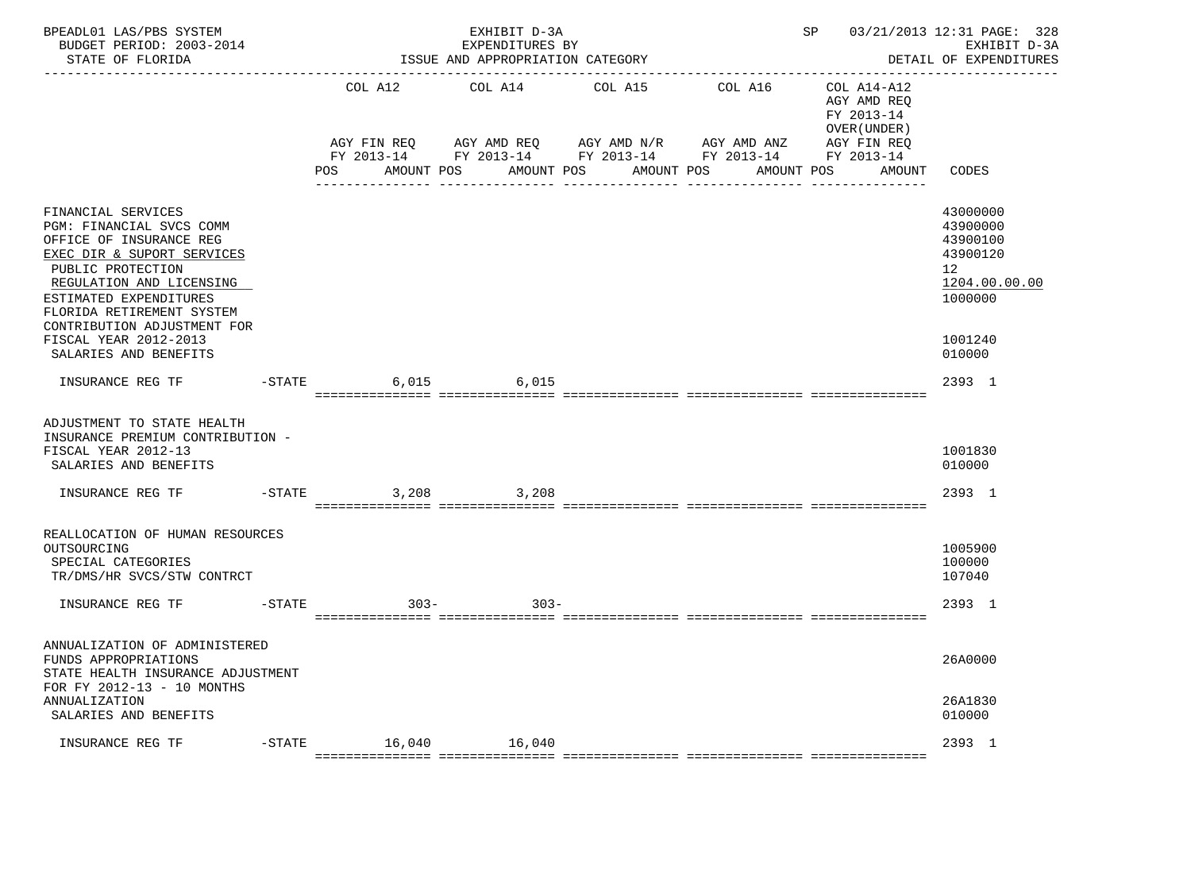BPEADL01 LAS/PBS SYSTEM — EXHIBIT D-3A — SP 03/21/2013 12:31 PAGE: 328
BUDGET PERIOD: 2003-2014 — EXPENDITURES BY — EXHIBIT D-3A
STATE OF FLORIDA — ISSUE AND APPROPRIATION CATEGORY — DETAIL OF EXPENDITURES

| | | COL A12 AGY FIN REQ FY 2013-14 POS AMOUNT | COL A14 AGY AMD REQ FY 2013-14 POS AMOUNT | COL A15 AGY AMD N/R FY 2013-14 POS AMOUNT | COL A16 AGY AMD ANZ FY 2013-14 POS AMOUNT | COL A14-A12 AGY AMD REQ FY 2013-14 OVER(UNDER) AGY FIN REQ FY 2013-14 POS AMOUNT | CODES |
|---|---|---|---|---|---|---|---|
| FINANCIAL SERVICES | | | | | | | 43000000 |
| PGM: FINANCIAL SVCS COMM | | | | | | | 43900000 |
| OFFICE OF INSURANCE REG | | | | | | | 43900100 |
| EXEC DIR & SUPORT SERVICES | | | | | | | 43900120 |
| PUBLIC PROTECTION | | | | | | | 12 |
| REGULATION AND LICENSING | | | | | | | 1204.00.00.00 |
| ESTIMATED EXPENDITURES | | | | | | | 1000000 |
| FLORIDA RETIREMENT SYSTEM CONTRIBUTION ADJUSTMENT FOR FISCAL YEAR 2012-2013 | | | | | | | 1001240 |
| SALARIES AND BENEFITS | | | | | | | 010000 |
| INSURANCE REG TF | -STATE | 6,015 | 6,015 | | | | 2393 1 |
| ADJUSTMENT TO STATE HEALTH INSURANCE PREMIUM CONTRIBUTION - FISCAL YEAR 2012-13 | | | | | | | 1001830 |
| SALARIES AND BENEFITS | | | | | | | 010000 |
| INSURANCE REG TF | -STATE | 3,208 | 3,208 | | | | 2393 1 |
| REALLOCATION OF HUMAN RESOURCES OUTSOURCING | | | | | | | 1005900 |
| SPECIAL CATEGORIES | | | | | | | 100000 |
| TR/DMS/HR SVCS/STW CONTRCT | | | | | | | 107040 |
| INSURANCE REG TF | -STATE | 303- | 303- | | | | 2393 1 |
| ANNUALIZATION OF ADMINISTERED FUNDS APPROPRIATIONS | | | | | | | 26A0000 |
| STATE HEALTH INSURANCE ADJUSTMENT FOR FY 2012-13 - 10 MONTHS ANNUALIZATION | | | | | | | 26A1830 |
| SALARIES AND BENEFITS | | | | | | | 010000 |
| INSURANCE REG TF | -STATE | 16,040 | 16,040 | | | | 2393 1 |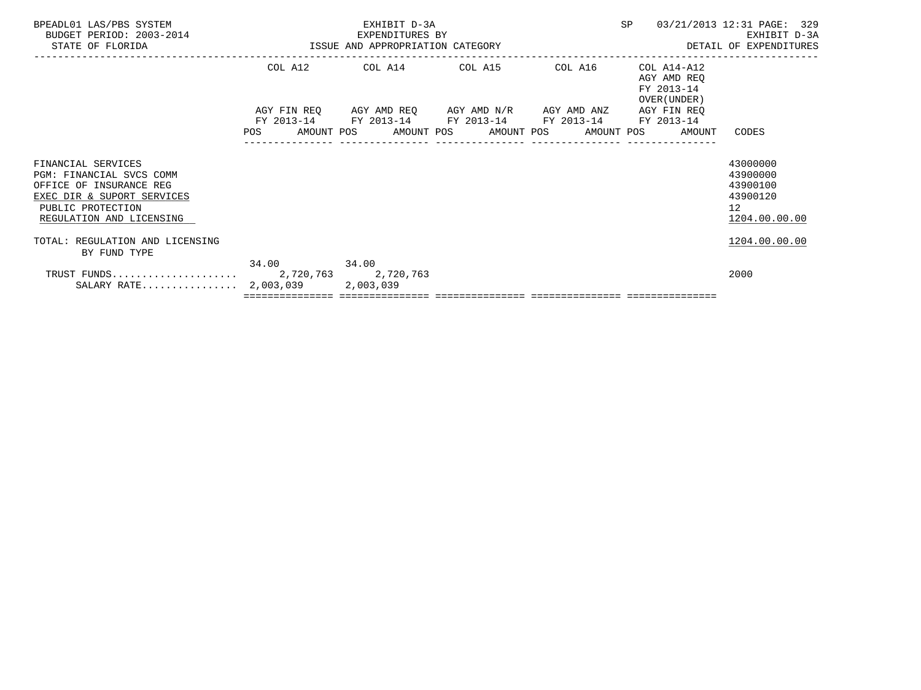BPEADL01 LAS/PBS SYSTEM
BUDGET PERIOD: 2003-2014
STATE OF FLORIDA

EXHIBIT D-3A
EXPENDITURES BY
ISSUE AND APPROPRIATION CATEGORY

SP 03/21/2013 12:31 PAGE: 329
EXHIBIT D-3A
DETAIL OF EXPENDITURES

| | COL A12<br>AGY FIN REQ<br>FY 2013-14<br>POS AMOUNT | COL A14<br>AGY AMD REQ<br>FY 2013-14<br>POS AMOUNT | COL A15<br>AGY AMD N/R<br>FY 2013-14<br>POS AMOUNT | COL A16<br>AGY AMD ANZ<br>FY 2013-14<br>POS AMOUNT | COL A14-A12<br>AGY AMD REQ<br>FY 2013-14<br>OVER(UNDER)<br>AGY FIN REQ<br>FY 2013-14<br>POS AMOUNT | CODES |
|---|---|---|---|---|---|---|
| FINANCIAL SERVICES | | | | | | 43000000 |
| PGM: FINANCIAL SVCS COMM | | | | | | 43900000 |
| OFFICE OF INSURANCE REG | | | | | | 43900100 |
| EXEC DIR & SUPORT SERVICES | | | | | | 43900120 |
| PUBLIC PROTECTION | | | | | | 12 |
| REGULATION AND LICENSING | | | | | | 1204.00.00.00 |
| TOTAL: REGULATION AND LICENSING | | | | | | 1204.00.00.00 |
| BY FUND TYPE | | | | | | |
| | 34.00 | 34.00 | | | | |
| TRUST FUNDS..................... | 2,720,763 | 2,720,763 | | | | 2000 |
| SALARY RATE................ | 2,003,039 | 2,003,039 | | | | |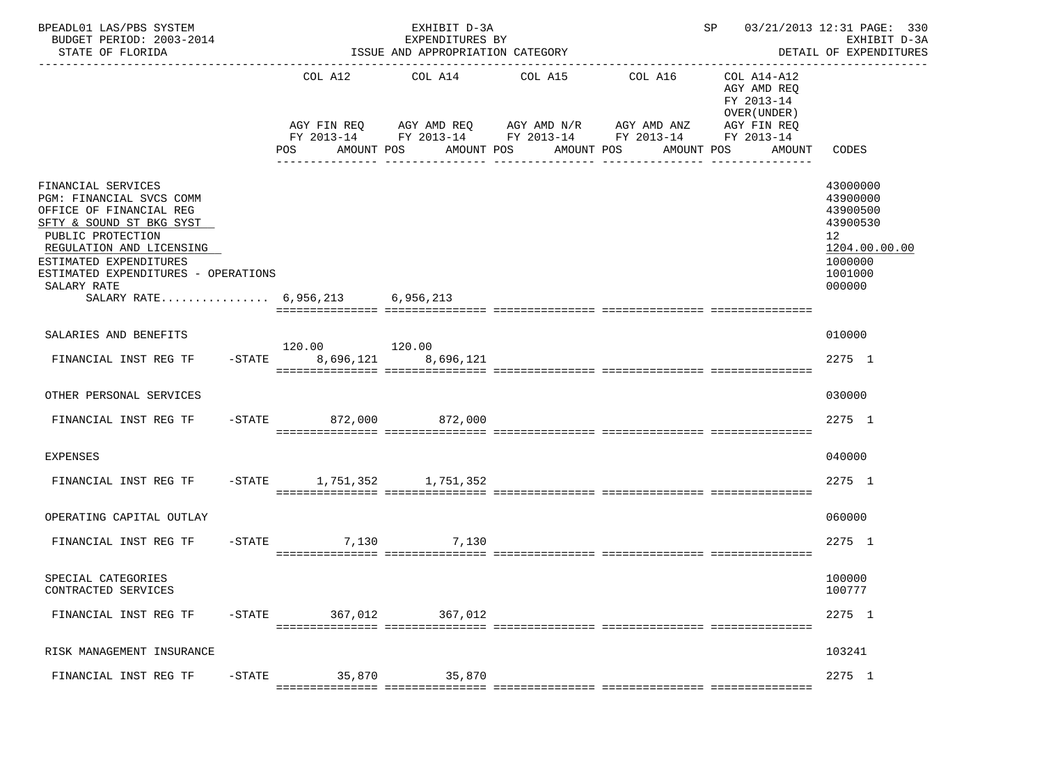BPEADL01 LAS/PBS SYSTEM — EXHIBIT D-3A — SP 03/21/2013 12:31 PAGE: 330
BUDGET PERIOD: 2003-2014 — EXPENDITURES BY — EXHIBIT D-3A
STATE OF FLORIDA — ISSUE AND APPROPRIATION CATEGORY — DETAIL OF EXPENDITURES

| | COL A12 AGY FIN REQ FY 2013-14 POS AMOUNT | COL A14 AGY AMD REQ FY 2013-14 POS AMOUNT | COL A15 AGY AMD N/R FY 2013-14 POS AMOUNT | COL A16 AGY AMD ANZ FY 2013-14 POS AMOUNT | COL A14-A12 AGY AMD REQ FY 2013-14 OVER(UNDER) AGY FIN REQ FY 2013-14 POS AMOUNT | CODES |
|---|---|---|---|---|---|---|
| FINANCIAL SERVICES | | | | | | 43000000 |
| PGM: FINANCIAL SVCS COMM | | | | | | 43900000 |
| OFFICE OF FINANCIAL REG | | | | | | 43900500 |
| SFTY & SOUND ST BKG SYST | | | | | | 43900530 |
| PUBLIC PROTECTION | | | | | | 12 |
| REGULATION AND LICENSING | | | | | | 1204.00.00.00 |
| ESTIMATED EXPENDITURES | | | | | | 1000000 |
| ESTIMATED EXPENDITURES - OPERATIONS | | | | | | 1001000 |
| SALARY RATE | | | | | | 000000 |
| SALARY RATE................ | 6,956,213 | 6,956,213 | | | | |
| SALARIES AND BENEFITS | | | | | | 010000 |
| | 120.00 | 120.00 | | | | |
| FINANCIAL INST REG TF -STATE | 8,696,121 | 8,696,121 | | | | 2275 1 |
| OTHER PERSONAL SERVICES | | | | | | 030000 |
| FINANCIAL INST REG TF -STATE | 872,000 | 872,000 | | | | 2275 1 |
| EXPENSES | | | | | | 040000 |
| FINANCIAL INST REG TF -STATE | 1,751,352 | 1,751,352 | | | | 2275 1 |
| OPERATING CAPITAL OUTLAY | | | | | | 060000 |
| FINANCIAL INST REG TF -STATE | 7,130 | 7,130 | | | | 2275 1 |
| SPECIAL CATEGORIES | | | | | | 100000 |
| CONTRACTED SERVICES | | | | | | 100777 |
| FINANCIAL INST REG TF -STATE | 367,012 | 367,012 | | | | 2275 1 |
| RISK MANAGEMENT INSURANCE | | | | | | 103241 |
| FINANCIAL INST REG TF -STATE | 35,870 | 35,870 | | | | 2275 1 |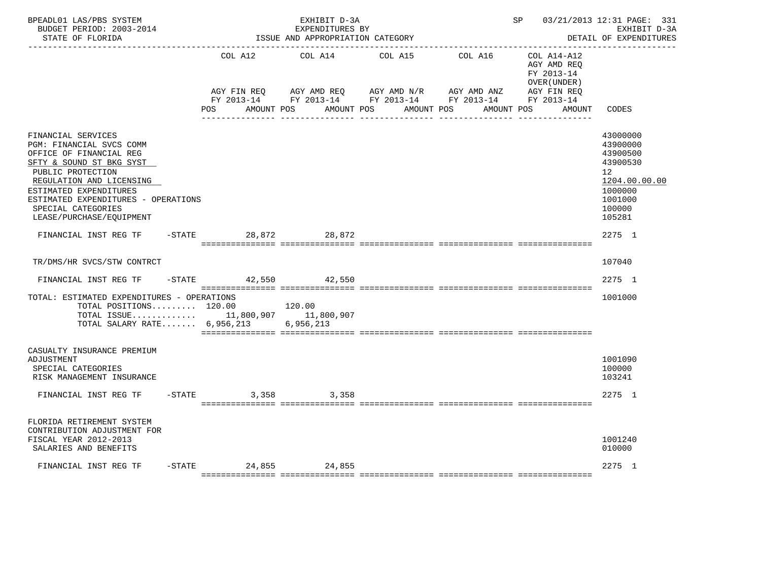BPEADL01 LAS/PBS SYSTEM — EXHIBIT D-3A — EXPENDITURES BY ISSUE AND APPROPRIATION CATEGORY

BUDGET PERIOD: 2003-2014 — STATE OF FLORIDA — SP 03/21/2013 12:31 — EXHIBIT D-3A DETAIL OF EXPENDITURES

| | COL A12 AGY FIN REQ FY 2013-14 POS AMOUNT | COL A14 AGY AMD REQ FY 2013-14 POS AMOUNT | COL A15 AGY AMD N/R FY 2013-14 POS AMOUNT | COL A16 AGY AMD ANZ FY 2013-14 POS AMOUNT | COL A14-A12 AGY AMD REQ FY 2013-14 OVER(UNDER) AGY FIN REQ FY 2013-14 POS AMOUNT | CODES |
|---|---|---|---|---|---|---|
| FINANCIAL SERVICES | | | | | | 43000000 |
| PGM: FINANCIAL SVCS COMM | | | | | | 43900000 |
| OFFICE OF FINANCIAL REG | | | | | | 43900500 |
| SFTY & SOUND ST BKG SYST | | | | | | 43900530 |
| PUBLIC PROTECTION | | | | | | 12 |
| REGULATION AND LICENSING | | | | | | 1204.00.00.00 |
| ESTIMATED EXPENDITURES | | | | | | 1000000 |
| ESTIMATED EXPENDITURES - OPERATIONS | | | | | | 1001000 |
| SPECIAL CATEGORIES | | | | | | 100000 |
| LEASE/PURCHASE/EQUIPMENT | | | | | | 105281 |
| FINANCIAL INST REG TF -STATE | 28,872 | 28,872 | | | | 2275 1 |
| TR/DMS/HR SVCS/STW CONTRCT | | | | | | 107040 |
| FINANCIAL INST REG TF -STATE | 42,550 | 42,550 | | | | 2275 1 |
| TOTAL: ESTIMATED EXPENDITURES - OPERATIONS | | | | | | 1001000 |
| TOTAL POSITIONS......... | 120.00 | 120.00 | | | | |
| TOTAL ISSUE............. | 11,800,907 | 11,800,907 | | | | |
| TOTAL SALARY RATE....... | 6,956,213 | 6,956,213 | | | | |
| CASUALTY INSURANCE PREMIUM ADJUSTMENT | | | | | | 1001090 |
| SPECIAL CATEGORIES | | | | | | 100000 |
| RISK MANAGEMENT INSURANCE | | | | | | 103241 |
| FINANCIAL INST REG TF -STATE | 3,358 | 3,358 | | | | 2275 1 |
| FLORIDA RETIREMENT SYSTEM CONTRIBUTION ADJUSTMENT FOR FISCAL YEAR 2012-2013 | | | | | | 1001240 |
| SALARIES AND BENEFITS | | | | | | 010000 |
| FINANCIAL INST REG TF -STATE | 24,855 | 24,855 | | | | 2275 1 |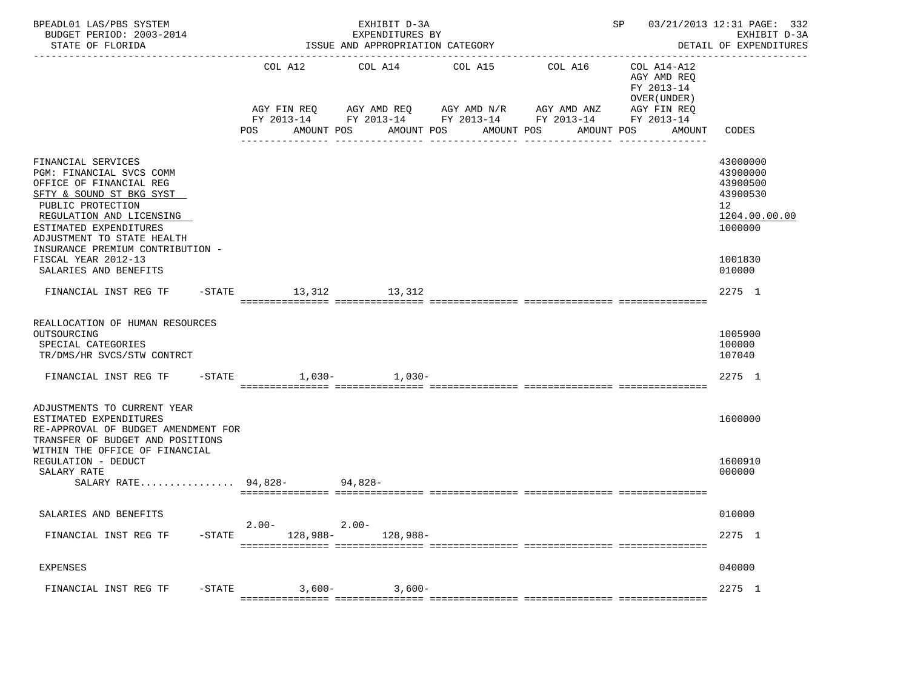BPEADL01 LAS/PBS SYSTEM — EXHIBIT D-3A — EXPENDITURES BY ISSUE AND APPROPRIATION CATEGORY
BUDGET PERIOD: 2003-2014 — STATE OF FLORIDA — SP 03/21/2013 12:31 — EXHIBIT D-3A DETAIL OF EXPENDITURES

| | COL A12 AGY FIN REQ FY 2013-14 POS AMOUNT | COL A14 AGY AMD REQ FY 2013-14 POS AMOUNT | COL A15 AGY AMD N/R FY 2013-14 POS AMOUNT | COL A16 AGY AMD ANZ FY 2013-14 POS AMOUNT | COL A14-A12 AGY AMD REQ FY 2013-14 OVER(UNDER) AGY FIN REQ FY 2013-14 POS AMOUNT | CODES |
|---|---|---|---|---|---|---|
| FINANCIAL SERVICES | | | | | | 43000000 |
| PGM: FINANCIAL SVCS COMM | | | | | | 43900000 |
| OFFICE OF FINANCIAL REG | | | | | | 43900500 |
| SFTY & SOUND ST BKG SYST | | | | | | 43900530 |
| PUBLIC PROTECTION | | | | | | 12 |
| REGULATION AND LICENSING | | | | | | 1204.00.00.00 |
| ESTIMATED EXPENDITURES | | | | | | 1000000 |
| ADJUSTMENT TO STATE HEALTH INSURANCE PREMIUM CONTRIBUTION - FISCAL YEAR 2012-13 | | | | | | 1001830 |
| SALARIES AND BENEFITS | | | | | | 010000 |
| FINANCIAL INST REG TF -STATE | 13,312 | 13,312 | | | | 2275 1 |
| REALLOCATION OF HUMAN RESOURCES OUTSOURCING | | | | | | 1005900 |
| SPECIAL CATEGORIES | | | | | | 100000 |
| TR/DMS/HR SVCS/STW CONTRCT | | | | | | 107040 |
| FINANCIAL INST REG TF -STATE | 1,030- | 1,030- | | | | 2275 1 |
| ADJUSTMENTS TO CURRENT YEAR ESTIMATED EXPENDITURES | | | | | | 1600000 |
| RE-APPROVAL OF BUDGET AMENDMENT FOR TRANSFER OF BUDGET AND POSITIONS WITHIN THE OFFICE OF FINANCIAL REGULATION - DEDUCT | | | | | | 1600910 |
| SALARY RATE | | | | | | 000000 |
| SALARY RATE................ | 94,828- | 94,828- | | | | |
| SALARIES AND BENEFITS | | | | | | 010000 |
| FINANCIAL INST REG TF -STATE | 2.00- 128,988- | 2.00- 128,988- | | | | 2275 1 |
| EXPENSES | | | | | | 040000 |
| FINANCIAL INST REG TF -STATE | 3,600- | 3,600- | | | | 2275 1 |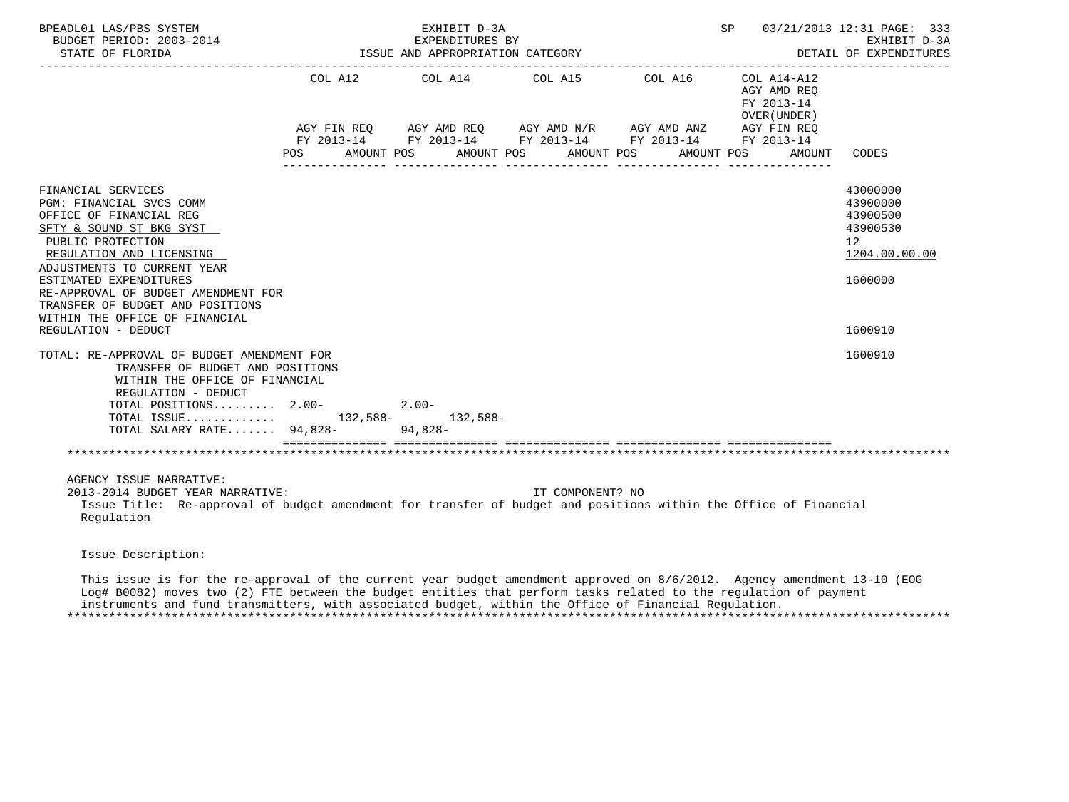| | COL A12 | | COL A14 | | COL A15 | | COL A16 | | COL A14-A12 AGY AMD REQ FY 2013-14 OVER(UNDER) | | |
|---|---|---|---|---|---|---|---|---|---|---|---|
| | AGY FIN REQ FY 2013-14 | | AGY AMD REQ FY 2013-14 | | AGY AMD N/R FY 2013-14 | | AGY AMD ANZ FY 2013-14 | | AGY FIN REQ FY 2013-14 | | |
| | POS | AMOUNT | POS | AMOUNT | POS | AMOUNT | POS | AMOUNT | POS | AMOUNT | CODES |
| FINANCIAL SERVICES | | | | | | | | | | | 43000000 |
| PGM: FINANCIAL SVCS COMM | | | | | | | | | | | 43900000 |
| OFFICE OF FINANCIAL REG | | | | | | | | | | | 43900500 |
| SFTY & SOUND ST BKG SYST | | | | | | | | | | | 43900530 |
| PUBLIC PROTECTION | | | | | | | | | | | 12 |
| REGULATION AND LICENSING | | | | | | | | | | | 1204.00.00.00 |
| ADJUSTMENTS TO CURRENT YEAR ESTIMATED EXPENDITURES | | | | | | | | | | | 1600000 |
| RE-APPROVAL OF BUDGET AMENDMENT FOR TRANSFER OF BUDGET AND POSITIONS WITHIN THE OFFICE OF FINANCIAL REGULATION - DEDUCT | | | | | | | | | | | 1600910 |
| TOTAL: RE-APPROVAL OF BUDGET AMENDMENT FOR TRANSFER OF BUDGET AND POSITIONS WITHIN THE OFFICE OF FINANCIAL REGULATION - DEDUCT | | | | | | | | | | | 1600910 |
| TOTAL POSITIONS......... | 2.00- | | 2.00- | | | | | | | | |
| TOTAL ISSUE............. | | 132,588- | | 132,588- | | | | | | | |
| TOTAL SALARY RATE....... | 94,828- | | 94,828- | | | | | | | | |

AGENCY ISSUE NARRATIVE:
2013-2014 BUDGET YEAR NARRATIVE: IT COMPONENT? NO

Issue Title: Re-approval of budget amendment for transfer of budget and positions within the Office of Financial Regulation

Issue Description:

This issue is for the re-approval of the current year budget amendment approved on 8/6/2012. Agency amendment 13-10 (EOG Log# B0082) moves two (2) FTE between the budget entities that perform tasks related to the regulation of payment instruments and fund transmitters, with associated budget, within the Office of Financial Regulation.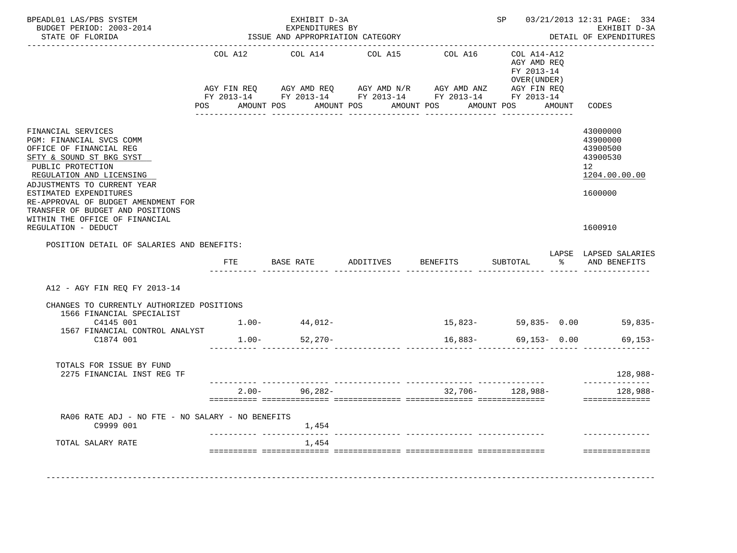BPEADL01 LAS/PBS SYSTEM  
BUDGET PERIOD: 2003-2014  
STATE OF FLORIDA

EXHIBIT D-3A  
EXPENDITURES BY  
ISSUE AND APPROPRIATION CATEGORY

SP 03/21/2013 12:31 PAGE: 334  
EXHIBIT D-3A  
DETAIL OF EXPENDITURES

| | COL A12 AGY FIN REQ FY 2013-14 POS AMOUNT | COL A14 AGY AMD REQ FY 2013-14 POS AMOUNT | COL A15 AGY AMD N/R FY 2013-14 POS AMOUNT | COL A16 AGY AMD ANZ FY 2013-14 POS AMOUNT | COL A14-A12 AGY AMD REQ FY 2013-14 OVER(UNDER) AGY FIN REQ FY 2013-14 POS AMOUNT | CODES |
|---|---|---|---|---|---|---|
| FINANCIAL SERVICES | | | | | | 43000000 |
| PGM: FINANCIAL SVCS COMM | | | | | | 43900000 |
| OFFICE OF FINANCIAL REG | | | | | | 43900500 |
| SFTY & SOUND ST BKG SYST | | | | | | 43900530 |
| PUBLIC PROTECTION | | | | | | 12 |
| REGULATION AND LICENSING | | | | | | 1204.00.00.00 |
| ADJUSTMENTS TO CURRENT YEAR ESTIMATED EXPENDITURES | | | | | | 1600000 |
| RE-APPROVAL OF BUDGET AMENDMENT FOR TRANSFER OF BUDGET AND POSITIONS WITHIN THE OFFICE OF FINANCIAL REGULATION - DEDUCT | | | | | | 1600910 |

POSITION DETAIL OF SALARIES AND BENEFITS:

| | FTE | BASE RATE | ADDITIVES | BENEFITS | SUBTOTAL | LAPSE % | LAPSED SALARIES AND BENEFITS |
|---|---|---|---|---|---|---|---|
| A12 - AGY FIN REQ FY 2013-14 | | | | | | | |
| CHANGES TO CURRENTLY AUTHORIZED POSITIONS | | | | | | | |
| 1566 FINANCIAL SPECIALIST C4145 001 | 1.00- | 44,012- | | 15,823- | 59,835- | 0.00 | 59,835- |
| 1567 FINANCIAL CONTROL ANALYST C1874 001 | 1.00- | 52,270- | | 16,883- | 69,153- | 0.00 | 69,153- |
| TOTALS FOR ISSUE BY FUND | | | | | | | |
| 2275 FINANCIAL INST REG TF | | | | | | | 128,988- |
| | 2.00- | 96,282- | | 32,706- | 128,988- | | 128,988- |
| RA06 RATE ADJ - NO FTE - NO SALARY - NO BENEFITS C9999 001 | | 1,454 | | | | | |
| TOTAL SALARY RATE | | 1,454 | | | | | |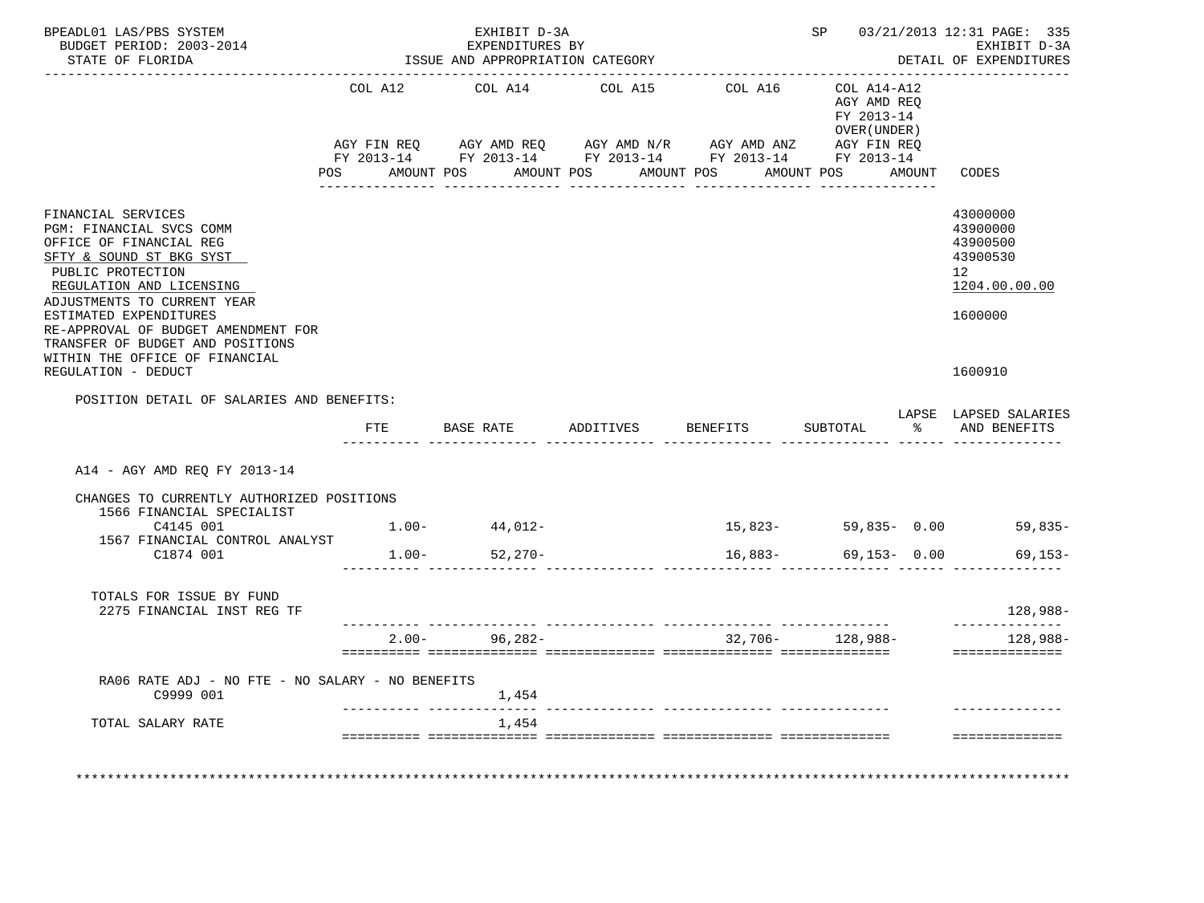BPEADL01 LAS/PBS SYSTEM — EXHIBIT D-3A — SP 03/21/2013 12:31 PAGE: 335
BUDGET PERIOD: 2003-2014 — EXPENDITURES BY — EXHIBIT D-3A
STATE OF FLORIDA — ISSUE AND APPROPRIATION CATEGORY — DETAIL OF EXPENDITURES

| | COL A12 AGY FIN REQ FY 2013-14 POS AMOUNT | COL A14 AGY AMD REQ FY 2013-14 POS AMOUNT | COL A15 AGY AMD N/R FY 2013-14 POS AMOUNT | COL A16 AGY AMD ANZ FY 2013-14 POS AMOUNT | COL A14-A12 AGY AMD REQ FY 2013-14 OVER(UNDER) AGY FIN REQ FY 2013-14 POS AMOUNT | CODES |
|---|---|---|---|---|---|---|
| FINANCIAL SERVICES | | | | | | 43000000 |
| PGM: FINANCIAL SVCS COMM | | | | | | 43900000 |
| OFFICE OF FINANCIAL REG | | | | | | 43900500 |
| SFTY & SOUND ST BKG SYST | | | | | | 43900530 |
| PUBLIC PROTECTION | | | | | | 12 |
| REGULATION AND LICENSING | | | | | | 1204.00.00.00 |
| ADJUSTMENTS TO CURRENT YEAR ESTIMATED EXPENDITURES | | | | | | 1600000 |
| RE-APPROVAL OF BUDGET AMENDMENT FOR TRANSFER OF BUDGET AND POSITIONS WITHIN THE OFFICE OF FINANCIAL REGULATION - DEDUCT | | | | | | 1600910 |

POSITION DETAIL OF SALARIES AND BENEFITS:

| | FTE | BASE RATE | ADDITIVES | BENEFITS | SUBTOTAL | LAPSE % | LAPSED SALARIES AND BENEFITS |
|---|---|---|---|---|---|---|---|
| A14 - AGY AMD REQ FY 2013-14 | | | | | | | |
| CHANGES TO CURRENTLY AUTHORIZED POSITIONS | | | | | | | |
| 1566 FINANCIAL SPECIALIST C4145 001 | 1.00- | 44,012- | | 15,823- | 59,835- | 0.00 | 59,835- |
| 1567 FINANCIAL CONTROL ANALYST C1874 001 | 1.00- | 52,270- | | 16,883- | 69,153- | 0.00 | 69,153- |
| TOTALS FOR ISSUE BY FUND 2275 FINANCIAL INST REG TF | | | | | | | 128,988- |
| | 2.00- | 96,282- | | 32,706- | 128,988- | | 128,988- |
| RA06 RATE ADJ - NO FTE - NO SALARY - NO BENEFITS C9999 001 | | 1,454 | | | | | |
| TOTAL SALARY RATE | | 1,454 | | | | | |

************************************************************************************************************************************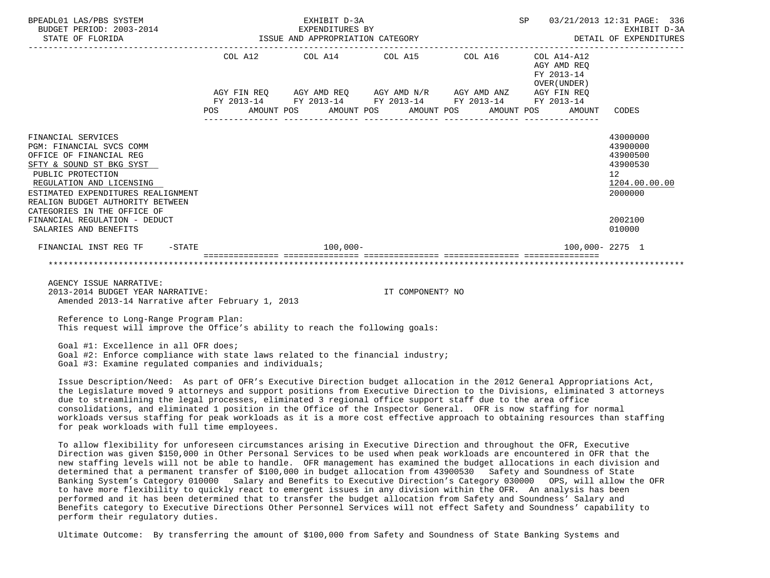BPEADL01 LAS/PBS SYSTEM | EXHIBIT D-3A | SP 03/21/2013 12:31 PAGE: 336
BUDGET PERIOD: 2003-2014 | EXPENDITURES BY | EXHIBIT D-3A
STATE OF FLORIDA | ISSUE AND APPROPRIATION CATEGORY | DETAIL OF EXPENDITURES

| | COL A12 AGY FIN REQ FY 2013-14 POS AMOUNT | COL A14 AGY AMD REQ FY 2013-14 POS AMOUNT | COL A15 AGY AMD N/R FY 2013-14 POS AMOUNT | COL A16 AGY AMD ANZ FY 2013-14 POS AMOUNT | COL A14-A12 AGY AMD REQ FY 2013-14 OVER(UNDER) AGY FIN REQ FY 2013-14 POS AMOUNT | CODES |
|---|---|---|---|---|---|---|
| FINANCIAL SERVICES | | | | | | 43000000 |
| PGM: FINANCIAL SVCS COMM | | | | | | 43900000 |
| OFFICE OF FINANCIAL REG | | | | | | 43900500 |
| SFTY & SOUND ST BKG SYST | | | | | | 43900530 |
| PUBLIC PROTECTION | | | | | | 12 |
| REGULATION AND LICENSING | | | | | | 1204.00.00.00 |
| ESTIMATED EXPENDITURES REALIGNMENT | | | | | | 2000000 |
| REALIGN BUDGET AUTHORITY BETWEEN CATEGORIES IN THE OFFICE OF FINANCIAL REGULATION - DEDUCT | | | | | | 2002100 |
| SALARIES AND BENEFITS | | | | | | 010000 |
| FINANCIAL INST REG TF -STATE | | 100,000- | | | 100,000- | 2275 1 |

AGENCY ISSUE NARRATIVE:
2013-2014 BUDGET YEAR NARRATIVE: IT COMPONENT? NO
Amended 2013-14 Narrative after February 1, 2013

Reference to Long-Range Program Plan:
This request will improve the Office's ability to reach the following goals:

Goal #1: Excellence in all OFR does;
Goal #2: Enforce compliance with state laws related to the financial industry;
Goal #3: Examine regulated companies and individuals;

Issue Description/Need: As part of OFR's Executive Direction budget allocation in the 2012 General Appropriations Act, the Legislature moved 9 attorneys and support positions from Executive Direction to the Divisions, eliminated 3 attorneys due to streamlining the legal processes, eliminated 3 regional office support staff due to the area office consolidations, and eliminated 1 position in the Office of the Inspector General. OFR is now staffing for normal workloads versus staffing for peak workloads as it is a more cost effective approach to obtaining resources than staffing for peak workloads with full time employees.

To allow flexibility for unforeseen circumstances arising in Executive Direction and throughout the OFR, Executive Direction was given $150,000 in Other Personal Services to be used when peak workloads are encountered in OFR that the new staffing levels will not be able to handle. OFR management has examined the budget allocations in each division and determined that a permanent transfer of $100,000 in budget allocation from 43900530 Safety and Soundness of State Banking System's Category 010000 Salary and Benefits to Executive Direction's Category 030000 OPS, will allow the OFR to have more flexibility to quickly react to emergent issues in any division within the OFR. An analysis has been performed and it has been determined that to transfer the budget allocation from Safety and Soundness' Salary and Benefits category to Executive Directions Other Personnel Services will not effect Safety and Soundness' capability to perform their regulatory duties.

Ultimate Outcome: By transferring the amount of $100,000 from Safety and Soundness of State Banking Systems and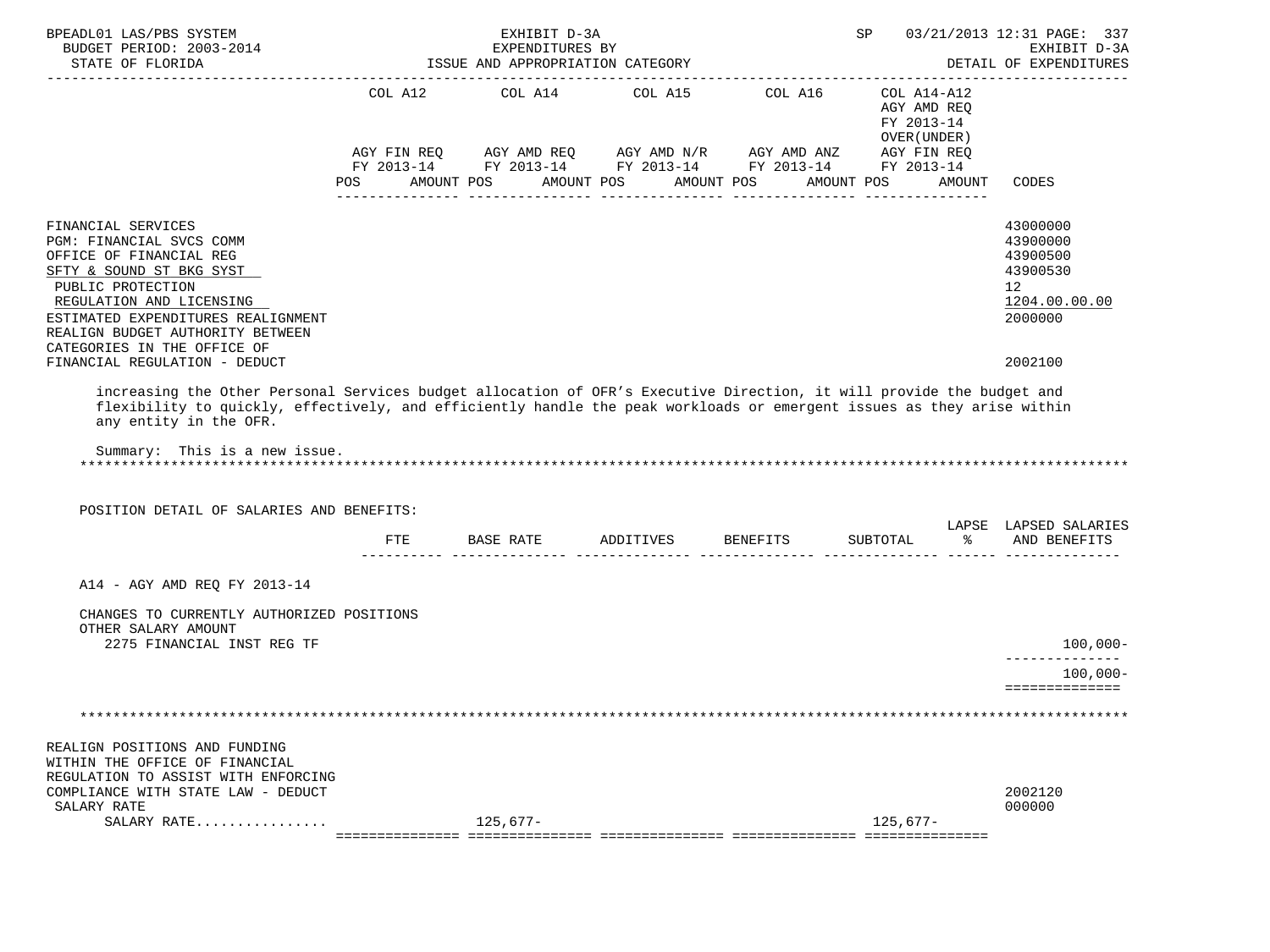| | COL A12 | COL A14 | COL A15 | COL A16 | COL A14-A12 AGY AMD REQ FY 2013-14 OVER(UNDER) | |
|---|---|---|---|---|---|---|
| | AGY FIN REQ FY 2013-14 | AGY AMD REQ FY 2013-14 | AGY AMD N/R FY 2013-14 | AGY AMD ANZ FY 2013-14 | AGY FIN REQ FY 2013-14 | |
| | POS AMOUNT | POS AMOUNT | POS AMOUNT | POS AMOUNT | POS AMOUNT | CODES |

FINANCIAL SERVICES — 43000000
PGM: FINANCIAL SVCS COMM — 43900000
OFFICE OF FINANCIAL REG — 43900500
SFTY & SOUND ST BKG SYST — 43900530
PUBLIC PROTECTION — 12
REGULATION AND LICENSING — 1204.00.00.00
ESTIMATED EXPENDITURES REALIGNMENT — 2000000
REALIGN BUDGET AUTHORITY BETWEEN CATEGORIES IN THE OFFICE OF FINANCIAL REGULATION - DEDUCT — 2002100

increasing the Other Personal Services budget allocation of OFR's Executive Direction, it will provide the budget and flexibility to quickly, effectively, and efficiently handle the peak workloads or emergent issues as they arise within any entity in the OFR.

Summary: This is a new issue.

POSITION DETAIL OF SALARIES AND BENEFITS:

| | FTE | BASE RATE | ADDITIVES | BENEFITS | SUBTOTAL | LAPSE % | LAPSED SALARIES AND BENEFITS |
|---|---|---|---|---|---|---|---|
| A14 - AGY AMD REQ FY 2013-14 | | | | | | | |
| CHANGES TO CURRENTLY AUTHORIZED POSITIONS | | | | | | | |
| OTHER SALARY AMOUNT | | | | | | | |
| 2275 FINANCIAL INST REG TF | | | | | | | 100,000- |
| | | | | | | | 100,000- |

REALIGN POSITIONS AND FUNDING WITHIN THE OFFICE OF FINANCIAL REGULATION TO ASSIST WITH ENFORCING COMPLIANCE WITH STATE LAW - DEDUCT — 2002120

| | COL A12 | COL A14 | COL A15 | COL A16 | COL A14-A12 | CODES |
|---|---|---|---|---|---|---|
| SALARY RATE | | | | | | 000000 |
| SALARY RATE................ | | 125,677- | | | 125,677- | |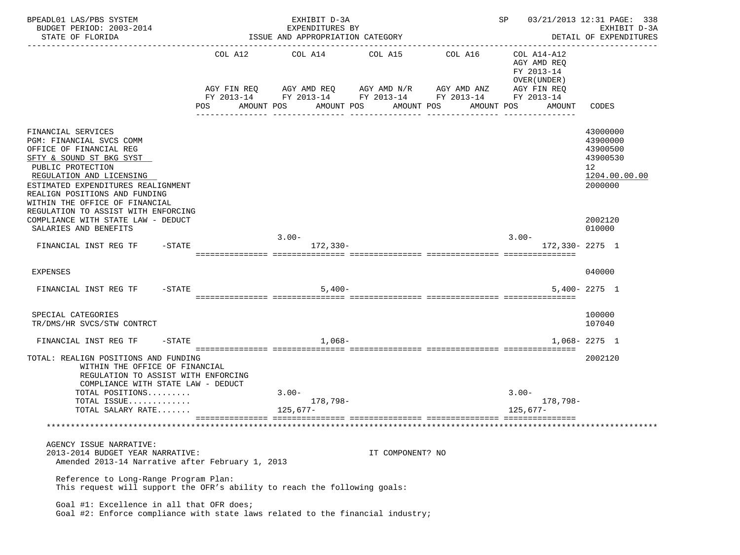BPEADL01 LAS/PBS SYSTEM — EXHIBIT D-3A — EXPENDITURES BY ISSUE AND APPROPRIATION CATEGORY
BUDGET PERIOD: 2003-2014 — STATE OF FLORIDA — SP 03/21/2013 12:31 — EXHIBIT D-3A DETAIL OF EXPENDITURES

| | COL A12 AGY FIN REQ FY 2013-14 POS AMOUNT | COL A14 AGY AMD REQ FY 2013-14 POS AMOUNT | COL A15 AGY AMD N/R FY 2013-14 POS AMOUNT | COL A16 AGY AMD ANZ FY 2013-14 POS AMOUNT | COL A14-A12 AGY AMD REQ FY 2013-14 OVER(UNDER) AGY FIN REQ FY 2013-14 POS AMOUNT | CODES |
|---|---|---|---|---|---|---|
| FINANCIAL SERVICES | | | | | | 43000000 |
| PGM: FINANCIAL SVCS COMM | | | | | | 43900000 |
| OFFICE OF FINANCIAL REG | | | | | | 43900500 |
| SFTY & SOUND ST BKG SYST | | | | | | 43900530 |
| PUBLIC PROTECTION | | | | | | 12 |
| REGULATION AND LICENSING | | | | | | 1204.00.00.00 |
| ESTIMATED EXPENDITURES REALIGNMENT | | | | | | 2000000 |
| REALIGN POSITIONS AND FUNDING WITHIN THE OFFICE OF FINANCIAL REGULATION TO ASSIST WITH ENFORCING COMPLIANCE WITH STATE LAW - DEDUCT | | | | | | 2002120 |
| SALARIES AND BENEFITS | | | | | | 010000 |
| FINANCIAL INST REG TF -STATE | | 3.00- 172,330- | | | 3.00- 172,330- | 2275 1 |
| EXPENSES | | | | | | 040000 |
| FINANCIAL INST REG TF -STATE | | 5,400- | | | 5,400- | 2275 1 |
| SPECIAL CATEGORIES | | | | | | 100000 |
| TR/DMS/HR SVCS/STW CONTRCT | | | | | | 107040 |
| FINANCIAL INST REG TF -STATE | | 1,068- | | | 1,068- | 2275 1 |
| TOTAL: REALIGN POSITIONS AND FUNDING WITHIN THE OFFICE OF FINANCIAL REGULATION TO ASSIST WITH ENFORCING COMPLIANCE WITH STATE LAW - DEDUCT | | | | | | 2002120 |
| TOTAL POSITIONS......... | | 3.00- | | | 3.00- | |
| TOTAL ISSUE............. | | 178,798- | | | 178,798- | |
| TOTAL SALARY RATE....... | | 125,677- | | | 125,677- | |

AGENCY ISSUE NARRATIVE:
2013-2014 BUDGET YEAR NARRATIVE: IT COMPONENT? NO
Amended 2013-14 Narrative after February 1, 2013

Reference to Long-Range Program Plan:
This request will support the OFR's ability to reach the following goals:

Goal #1: Excellence in all that OFR does;
Goal #2: Enforce compliance with state laws related to the financial industry;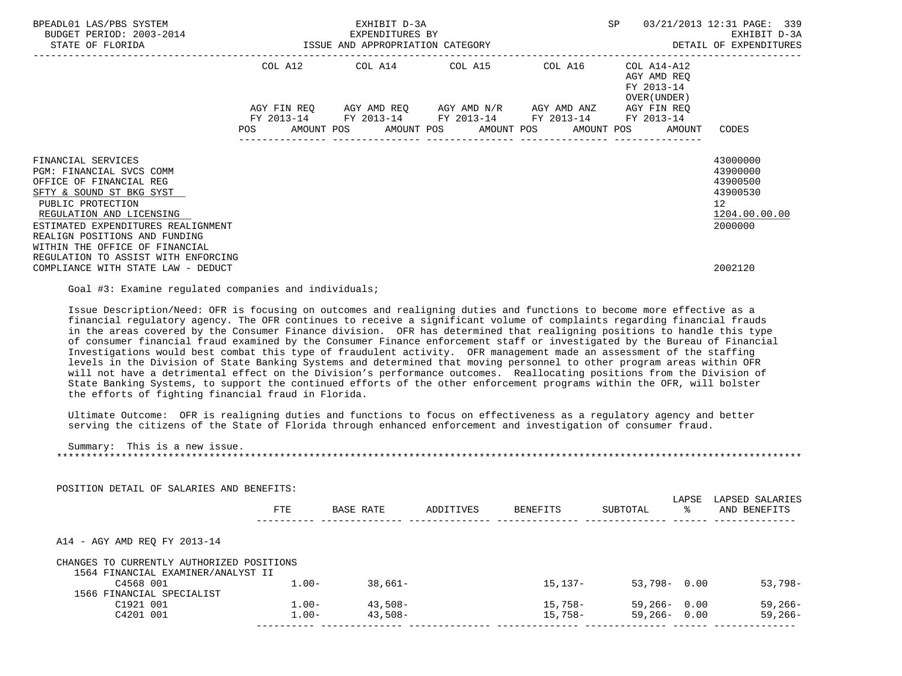| | COL A12 | COL A14 | COL A15 | COL A16 | COL A14-A12 AGY AMD REQ FY 2013-14 OVER(UNDER) | |
|---|---|---|---|---|---|---|
| | AGY FIN REQ FY 2013-14 | AGY AMD REQ FY 2013-14 | AGY AMD N/R FY 2013-14 | AGY AMD ANZ FY 2013-14 | AGY FIN REQ FY 2013-14 | |
| | POS AMOUNT | POS AMOUNT | POS AMOUNT | POS AMOUNT | POS AMOUNT | CODES |
| FINANCIAL SERVICES | | | | | | 43000000 |
| PGM: FINANCIAL SVCS COMM | | | | | | 43900000 |
| OFFICE OF FINANCIAL REG | | | | | | 43900500 |
| SFTY & SOUND ST BKG SYST | | | | | | 43900530 |
| PUBLIC PROTECTION | | | | | | 12 |
| REGULATION AND LICENSING | | | | | | 1204.00.00.00 |
| ESTIMATED EXPENDITURES REALIGNMENT | | | | | | 2000000 |
| REALIGN POSITIONS AND FUNDING WITHIN THE OFFICE OF FINANCIAL REGULATION TO ASSIST WITH ENFORCING COMPLIANCE WITH STATE LAW - DEDUCT | | | | | | 2002120 |

Goal #3: Examine regulated companies and individuals;

Issue Description/Need: OFR is focusing on outcomes and realigning duties and functions to become more effective as a financial regulatory agency. The OFR continues to receive a significant volume of complaints regarding financial frauds in the areas covered by the Consumer Finance division. OFR has determined that realigning positions to handle this type of consumer financial fraud examined by the Consumer Finance enforcement staff or investigated by the Bureau of Financial Investigations would best combat this type of fraudulent activity. OFR management made an assessment of the staffing levels in the Division of State Banking Systems and determined that moving personnel to other program areas within OFR will not have a detrimental effect on the Division's performance outcomes. Reallocating positions from the Division of State Banking Systems, to support the continued efforts of the other enforcement programs within the OFR, will bolster the efforts of fighting financial fraud in Florida.

Ultimate Outcome: OFR is realigning duties and functions to focus on effectiveness as a regulatory agency and better serving the citizens of the State of Florida through enhanced enforcement and investigation of consumer fraud.

Summary: This is a new issue.

POSITION DETAIL OF SALARIES AND BENEFITS:

| | FTE | BASE RATE | ADDITIVES | BENEFITS | SUBTOTAL | LAPSE % | LAPSED SALARIES AND BENEFITS |
|---|---|---|---|---|---|---|---|
| A14 - AGY AMD REQ FY 2013-14 | | | | | | | |
| CHANGES TO CURRENTLY AUTHORIZED POSITIONS | | | | | | | |
| 1564 FINANCIAL EXAMINER/ANALYST II | | | | | | | |
| C4568 001 | 1.00- | 38,661- | | 15,137- | 53,798- | 0.00 | 53,798- |
| 1566 FINANCIAL SPECIALIST | | | | | | | |
| C1921 001 | 1.00- | 43,508- | | 15,758- | 59,266- | 0.00 | 59,266- |
| C4201 001 | 1.00- | 43,508- | | 15,758- | 59,266- | 0.00 | 59,266- |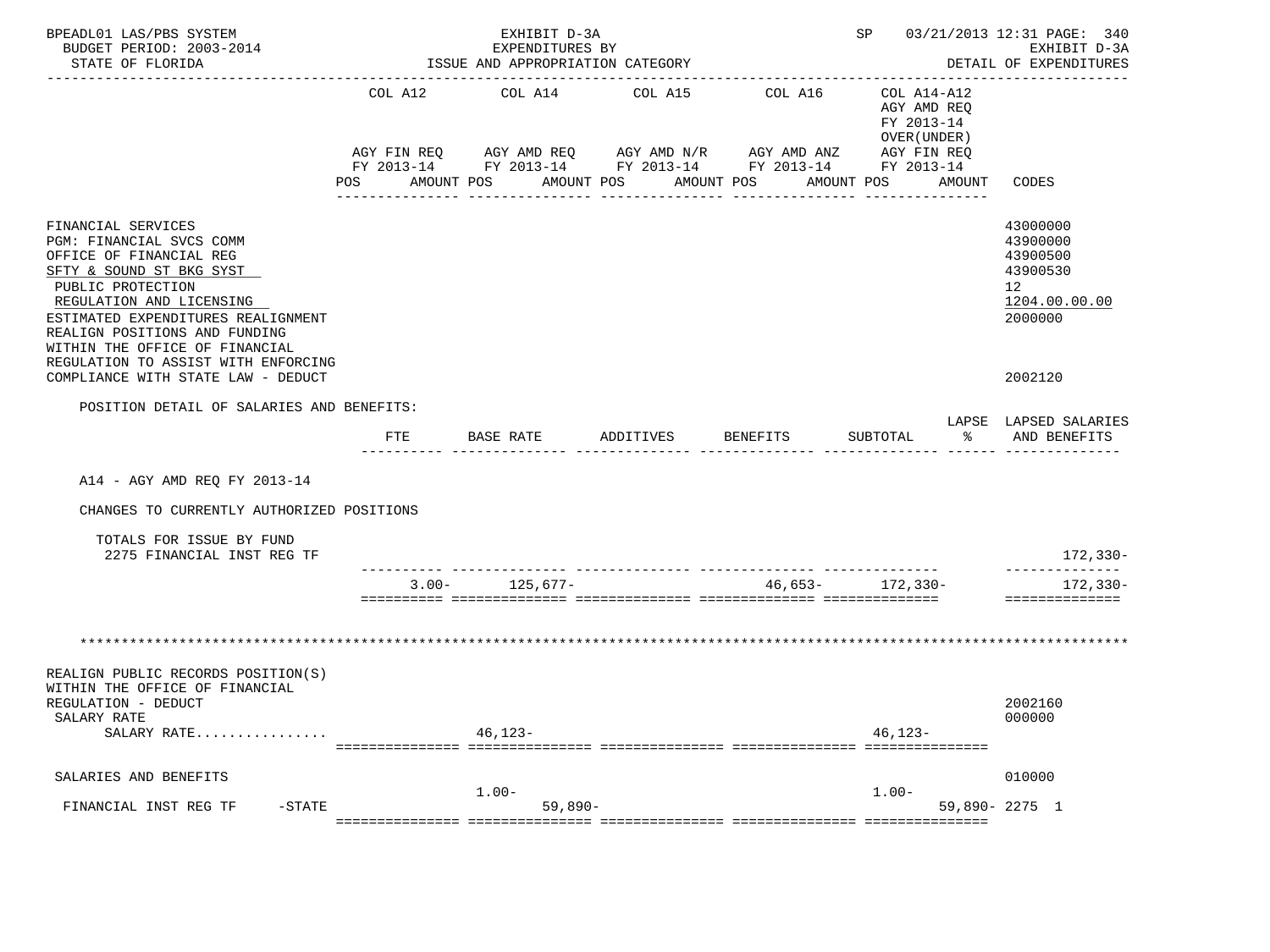| | COL A12 | COL A14 | COL A15 | COL A16 | COL A14-A12 AGY AMD REQ FY 2013-14 OVER(UNDER) | |
|---|---|---|---|---|---|---|
| | AGY FIN REQ FY 2013-14 | AGY AMD REQ FY 2013-14 | AGY AMD N/R FY 2013-14 | AGY AMD ANZ FY 2013-14 | AGY FIN REQ FY 2013-14 | |
| | POS AMOUNT | POS AMOUNT | POS AMOUNT | POS AMOUNT | POS AMOUNT | CODES |
| FINANCIAL SERVICES | | | | | | 43000000 |
| PGM: FINANCIAL SVCS COMM | | | | | | 43900000 |
| OFFICE OF FINANCIAL REG | | | | | | 43900500 |
| SFTY & SOUND ST BKG SYST | | | | | | 43900530 |
| PUBLIC PROTECTION | | | | | | 12 |
| REGULATION AND LICENSING | | | | | | 1204.00.00.00 |
| ESTIMATED EXPENDITURES REALIGNMENT | | | | | | 2000000 |
| REALIGN POSITIONS AND FUNDING WITHIN THE OFFICE OF FINANCIAL REGULATION TO ASSIST WITH ENFORCING COMPLIANCE WITH STATE LAW - DEDUCT | | | | | | 2002120 |

POSITION DETAIL OF SALARIES AND BENEFITS:

| | FTE | BASE RATE | ADDITIVES | BENEFITS | SUBTOTAL | LAPSE % | LAPSED SALARIES AND BENEFITS |
|---|---|---|---|---|---|---|---|
| A14 - AGY AMD REQ FY 2013-14 | | | | | | | |
| CHANGES TO CURRENTLY AUTHORIZED POSITIONS | | | | | | | |
| TOTALS FOR ISSUE BY FUND | | | | | | | |
| 2275 FINANCIAL INST REG TF | | | | | | | 172,330- |
| | 3.00- | 125,677- | | 46,653- | 172,330- | | 172,330- |

*******************************************************************************************************

| | COL A12 | COL A14 | COL A15 | COL A16 | COL A14-A12 | CODES |
|---|---|---|---|---|---|---|
| REALIGN PUBLIC RECORDS POSITION(S) WITHIN THE OFFICE OF FINANCIAL REGULATION - DEDUCT | | | | | | 2002160 |
| SALARY RATE | | | | | | 000000 |
| SALARY RATE................ | | 46,123- | | | 46,123- | |
| SALARIES AND BENEFITS | | | | | | 010000 |
| FINANCIAL INST REG TF -STATE | | 1.00- 59,890- | | | 1.00- 59,890- | 2275 1 |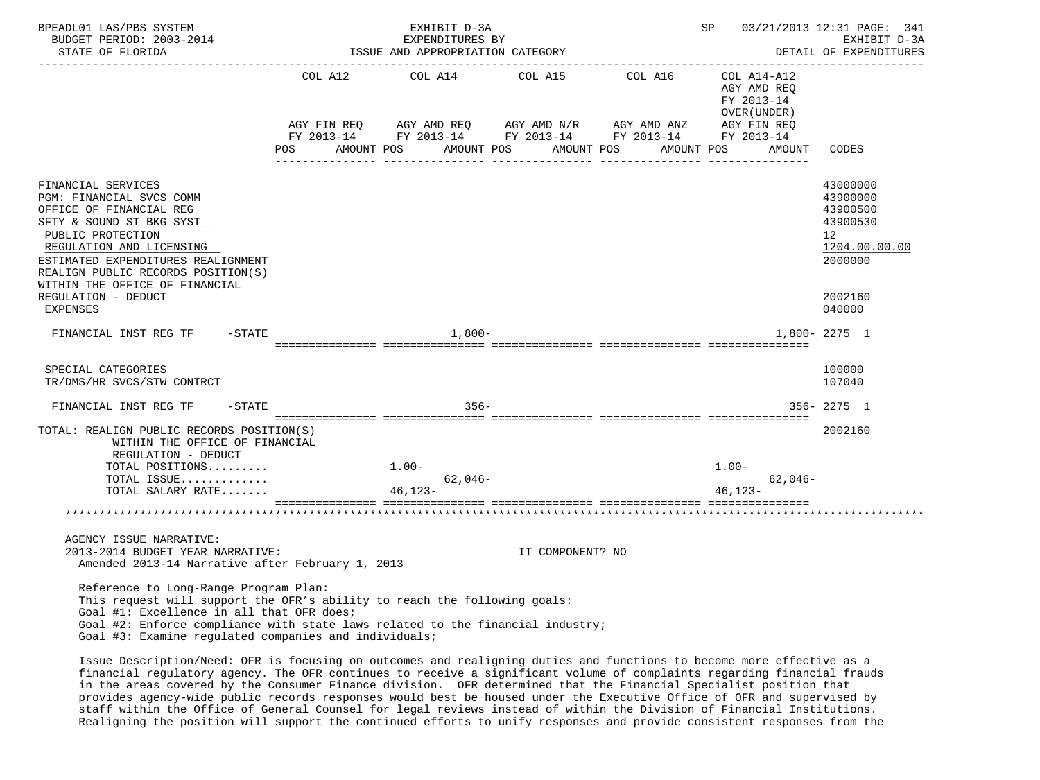BPEADL01 LAS/PBS SYSTEM
BUDGET PERIOD: 2003-2014
STATE OF FLORIDA

EXHIBIT D-3A
EXPENDITURES BY
ISSUE AND APPROPRIATION CATEGORY

SP 03/21/2013 12:31 PAGE: 341
EXHIBIT D-3A
DETAIL OF EXPENDITURES

| | COL A12 AGY FIN REQ FY 2013-14 POS AMOUNT | COL A14 AGY AMD REQ FY 2013-14 POS AMOUNT | COL A15 AGY AMD N/R FY 2013-14 POS AMOUNT | COL A16 AGY AMD ANZ FY 2013-14 POS AMOUNT | COL A14-A12 AGY AMD REQ FY 2013-14 OVER(UNDER) AGY FIN REQ FY 2013-14 POS AMOUNT | CODES |
|---|---|---|---|---|---|---|
| FINANCIAL SERVICES | | | | | | 43000000 |
| PGM: FINANCIAL SVCS COMM | | | | | | 43900000 |
| OFFICE OF FINANCIAL REG | | | | | | 43900500 |
| SFTY & SOUND ST BKG SYST | | | | | | 43900530 |
| PUBLIC PROTECTION | | | | | | 12 |
| REGULATION AND LICENSING | | | | | | 1204.00.00.00 |
| ESTIMATED EXPENDITURES REALIGNMENT | | | | | | 2000000 |
| REALIGN PUBLIC RECORDS POSITION(S) WITHIN THE OFFICE OF FINANCIAL REGULATION - DEDUCT | | | | | | 2002160 |
| EXPENSES | | | | | | 040000 |
| FINANCIAL INST REG TF -STATE | | 1,800- | | | 1,800- | 2275 1 |
| SPECIAL CATEGORIES | | | | | | 100000 |
| TR/DMS/HR SVCS/STW CONTRCT | | | | | | 107040 |
| FINANCIAL INST REG TF -STATE | | 356- | | | 356- | 2275 1 |
| TOTAL: REALIGN PUBLIC RECORDS POSITION(S) WITHIN THE OFFICE OF FINANCIAL REGULATION - DEDUCT | | | | | | 2002160 |
| TOTAL POSITIONS......... | | 1.00- | | | 1.00- | |
| TOTAL ISSUE............. | | 62,046- | | | 62,046- | |
| TOTAL SALARY RATE....... | | 46,123- | | | 46,123- | |

AGENCY ISSUE NARRATIVE:
2013-2014 BUDGET YEAR NARRATIVE: IT COMPONENT? NO
Amended 2013-14 Narrative after February 1, 2013

Reference to Long-Range Program Plan:
This request will support the OFR's ability to reach the following goals:
Goal #1: Excellence in all that OFR does;
Goal #2: Enforce compliance with state laws related to the financial industry;
Goal #3: Examine regulated companies and individuals;

Issue Description/Need: OFR is focusing on outcomes and realigning duties and functions to become more effective as a financial regulatory agency. The OFR continues to receive a significant volume of complaints regarding financial frauds in the areas covered by the Consumer Finance division. OFR determined that the Financial Specialist position that provides agency-wide public records responses would best be housed under the Executive Office of OFR and supervised by staff within the Office of General Counsel for legal reviews instead of within the Division of Financial Institutions. Realigning the position will support the continued efforts to unify responses and provide consistent responses from the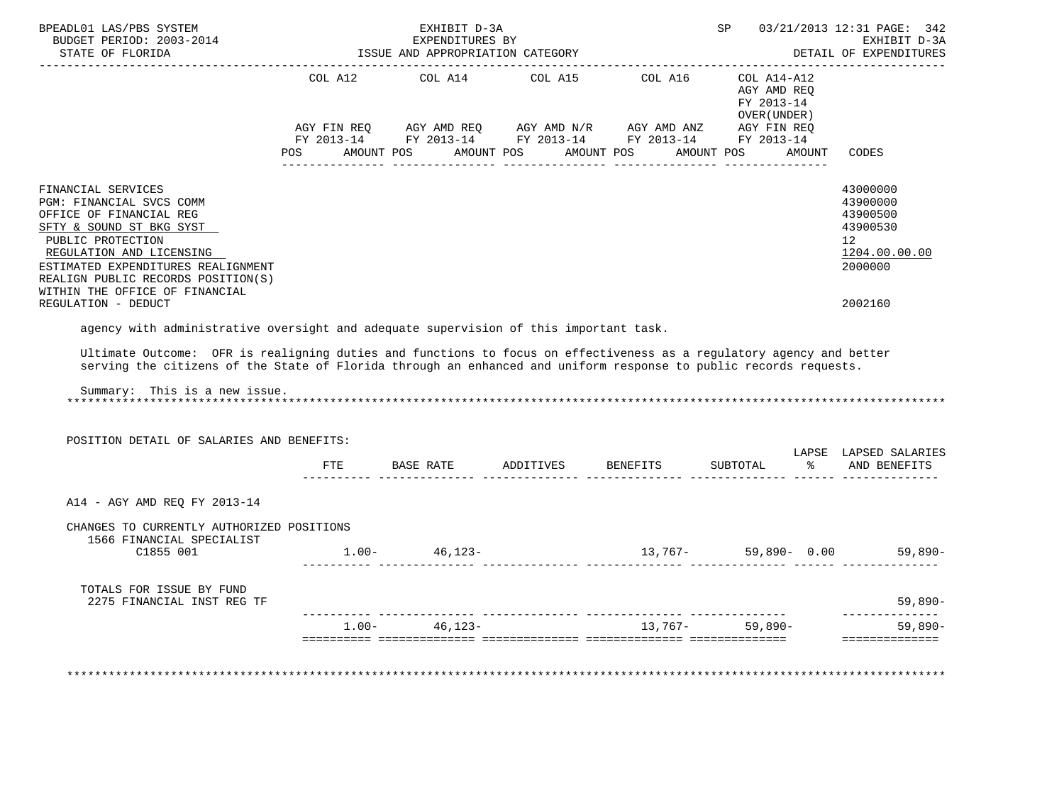| | COL A12 | COL A14 | COL A15 | COL A16 | COL A14-A12 AGY AMD REQ FY 2013-14 OVER(UNDER) | |
|---|---|---|---|---|---|---|
| | AGY FIN REQ FY 2013-14 | AGY AMD REQ FY 2013-14 | AGY AMD N/R FY 2013-14 | AGY AMD ANZ FY 2013-14 | AGY FIN REQ FY 2013-14 | |
| | POS AMOUNT | POS AMOUNT | POS AMOUNT | POS AMOUNT | POS AMOUNT | CODES |

| | CODES |
|---|---|
| FINANCIAL SERVICES | 43000000 |
| PGM: FINANCIAL SVCS COMM | 43900000 |
| OFFICE OF FINANCIAL REG | 43900500 |
| SFTY & SOUND ST BKG SYST | 43900530 |
| PUBLIC PROTECTION | 12 |
| REGULATION AND LICENSING | 1204.00.00.00 |
| ESTIMATED EXPENDITURES REALIGNMENT | 2000000 |
| REALIGN PUBLIC RECORDS POSITION(S) WITHIN THE OFFICE OF FINANCIAL REGULATION - DEDUCT | 2002160 |

agency with administrative oversight and adequate supervision of this important task.

Ultimate Outcome: OFR is realigning duties and functions to focus on effectiveness as a regulatory agency and better serving the citizens of the State of Florida through an enhanced and uniform response to public records requests.

Summary: This is a new issue.

*******************************************************************************************************************

POSITION DETAIL OF SALARIES AND BENEFITS:

| | FTE | BASE RATE | ADDITIVES | BENEFITS | SUBTOTAL | LAPSE % | LAPSED SALARIES AND BENEFITS |
|---|---|---|---|---|---|---|---|
| A14 - AGY AMD REQ FY 2013-14 | | | | | | | |
| CHANGES TO CURRENTLY AUTHORIZED POSITIONS | | | | | | | |
| 1566 FINANCIAL SPECIALIST C1855 001 | 1.00- | 46,123- | | 13,767- | 59,890- | 0.00 | 59,890- |
| TOTALS FOR ISSUE BY FUND | | | | | | | |
| 2275 FINANCIAL INST REG TF | | | | | | | 59,890- |
| | 1.00- | 46,123- | | 13,767- | 59,890- | | 59,890- |

*******************************************************************************************************************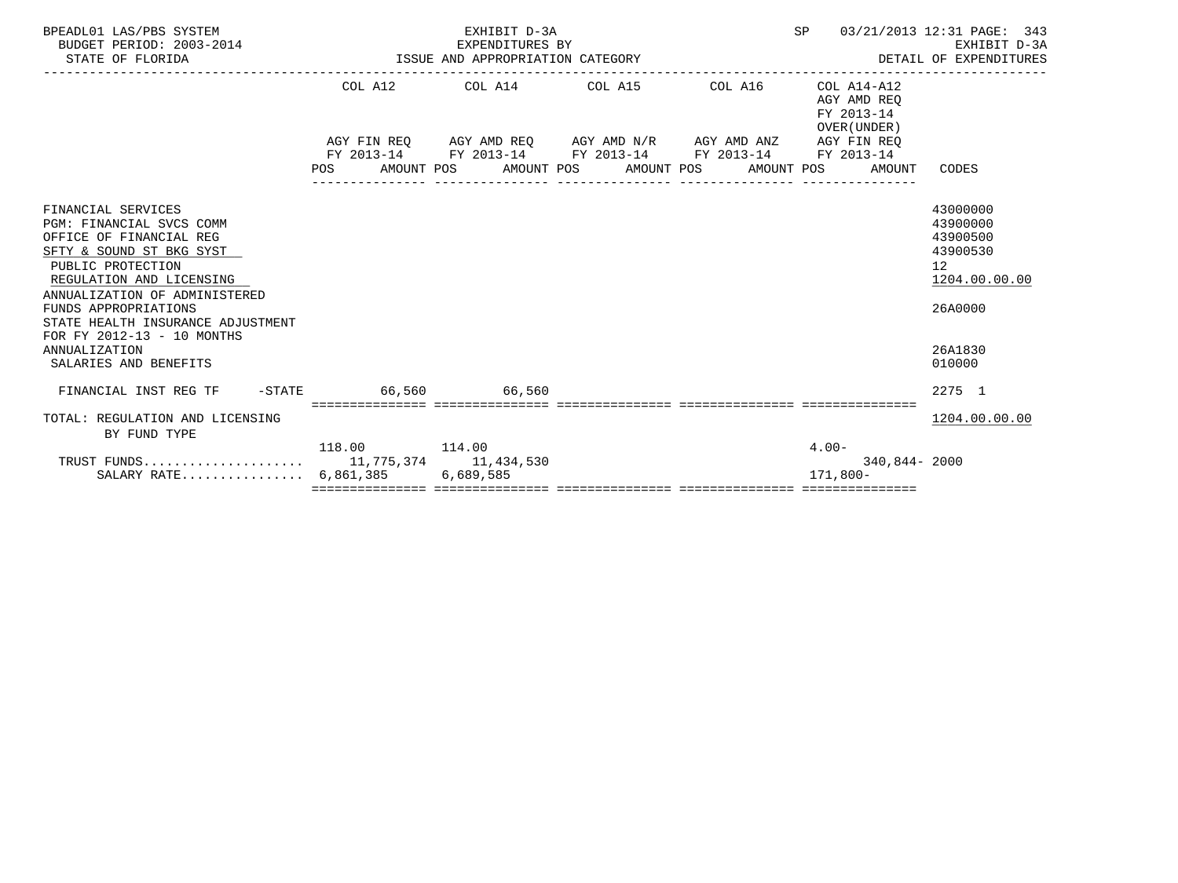BPEADL01 LAS/PBS SYSTEM — EXHIBIT D-3A — SP 03/21/2013 12:31 PAGE: 343
BUDGET PERIOD: 2003-2014 — EXPENDITURES BY — EXHIBIT D-3A
STATE OF FLORIDA — ISSUE AND APPROPRIATION CATEGORY — DETAIL OF EXPENDITURES

| | COL A12 AGY FIN REQ FY 2013-14 POS AMOUNT | COL A14 AGY AMD REQ FY 2013-14 POS AMOUNT | COL A15 AGY AMD N/R FY 2013-14 POS AMOUNT | COL A16 AGY AMD ANZ FY 2013-14 POS AMOUNT | COL A14-A12 AGY AMD REQ FY 2013-14 OVER(UNDER) AGY FIN REQ FY 2013-14 POS AMOUNT | CODES |
|---|---|---|---|---|---|---|
| FINANCIAL SERVICES | | | | | | 43000000 |
| PGM: FINANCIAL SVCS COMM | | | | | | 43900000 |
| OFFICE OF FINANCIAL REG | | | | | | 43900500 |
| SFTY & SOUND ST BKG SYST | | | | | | 43900530 |
| PUBLIC PROTECTION | | | | | | 12 |
| REGULATION AND LICENSING | | | | | | 1204.00.00.00 |
| ANNUALIZATION OF ADMINISTERED FUNDS APPROPRIATIONS | | | | | | 26A0000 |
| STATE HEALTH INSURANCE ADJUSTMENT FOR FY 2012-13 - 10 MONTHS ANNUALIZATION | | | | | | 26A1830 |
| SALARIES AND BENEFITS | | | | | | 010000 |
| FINANCIAL INST REG TF -STATE | 66,560 | 66,560 | | | | 2275 1 |
| TOTAL: REGULATION AND LICENSING | | | | | | 1204.00.00.00 |
| BY FUND TYPE | | | | | | |
| | 118.00 | 114.00 | | | 4.00- | |
| TRUST FUNDS | 11,775,374 | 11,434,530 | | | 340,844- | 2000 |
| SALARY RATE | 6,861,385 | 6,689,585 | | | 171,800- | |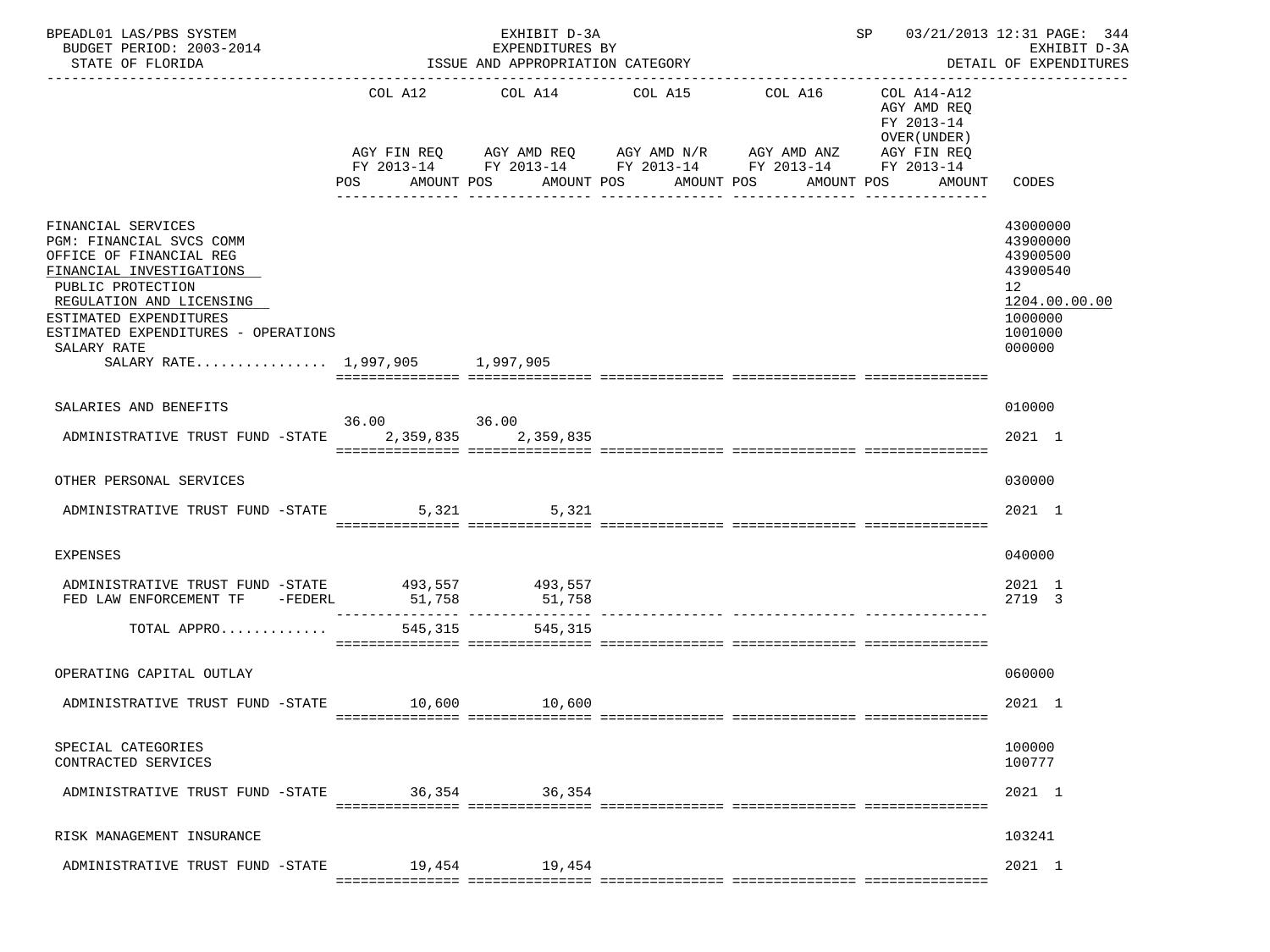BPEADL01 LAS/PBS SYSTEM — EXHIBIT D-3A — EXPENDITURES BY ISSUE AND APPROPRIATION CATEGORY — SP 03/21/2013 12:31 PAGE: 344
BUDGET PERIOD: 2003-2014 — EXHIBIT D-3A
STATE OF FLORIDA — DETAIL OF EXPENDITURES

| | COL A12 AGY FIN REQ FY 2013-14 POS AMOUNT | COL A14 AGY AMD REQ FY 2013-14 POS AMOUNT | COL A15 AGY AMD N/R FY 2013-14 POS AMOUNT | COL A16 AGY AMD ANZ FY 2013-14 POS AMOUNT | COL A14-A12 AGY AMD REQ FY 2013-14 OVER(UNDER) AGY FIN REQ FY 2013-14 POS AMOUNT | CODES |
|---|---|---|---|---|---|---|
| FINANCIAL SERVICES | | | | | | 43000000 |
| PGM: FINANCIAL SVCS COMM | | | | | | 43900000 |
| OFFICE OF FINANCIAL REG | | | | | | 43900500 |
| FINANCIAL INVESTIGATIONS | | | | | | 43900540 |
| PUBLIC PROTECTION | | | | | | 12 |
| REGULATION AND LICENSING | | | | | | 1204.00.00.00 |
| ESTIMATED EXPENDITURES | | | | | | 1000000 |
| ESTIMATED EXPENDITURES - OPERATIONS | | | | | | 1001000 |
| SALARY RATE | | | | | | 000000 |
| SALARY RATE................ | 1,997,905 | 1,997,905 | | | | |
| SALARIES AND BENEFITS | 36.00 | 36.00 | | | | 010000 |
| ADMINISTRATIVE TRUST FUND -STATE | 2,359,835 | 2,359,835 | | | | 2021 1 |
| OTHER PERSONAL SERVICES | | | | | | 030000 |
| ADMINISTRATIVE TRUST FUND -STATE | 5,321 | 5,321 | | | | 2021 1 |
| EXPENSES | | | | | | 040000 |
| ADMINISTRATIVE TRUST FUND -STATE | 493,557 | 493,557 | | | | 2021 1 |
| FED LAW ENFORCEMENT TF -FEDERL | 51,758 | 51,758 | | | | 2719 3 |
| TOTAL APPRO............ | 545,315 | 545,315 | | | | |
| OPERATING CAPITAL OUTLAY | | | | | | 060000 |
| ADMINISTRATIVE TRUST FUND -STATE | 10,600 | 10,600 | | | | 2021 1 |
| SPECIAL CATEGORIES | | | | | | 100000 |
| CONTRACTED SERVICES | | | | | | 100777 |
| ADMINISTRATIVE TRUST FUND -STATE | 36,354 | 36,354 | | | | 2021 1 |
| RISK MANAGEMENT INSURANCE | | | | | | 103241 |
| ADMINISTRATIVE TRUST FUND -STATE | 19,454 | 19,454 | | | | 2021 1 |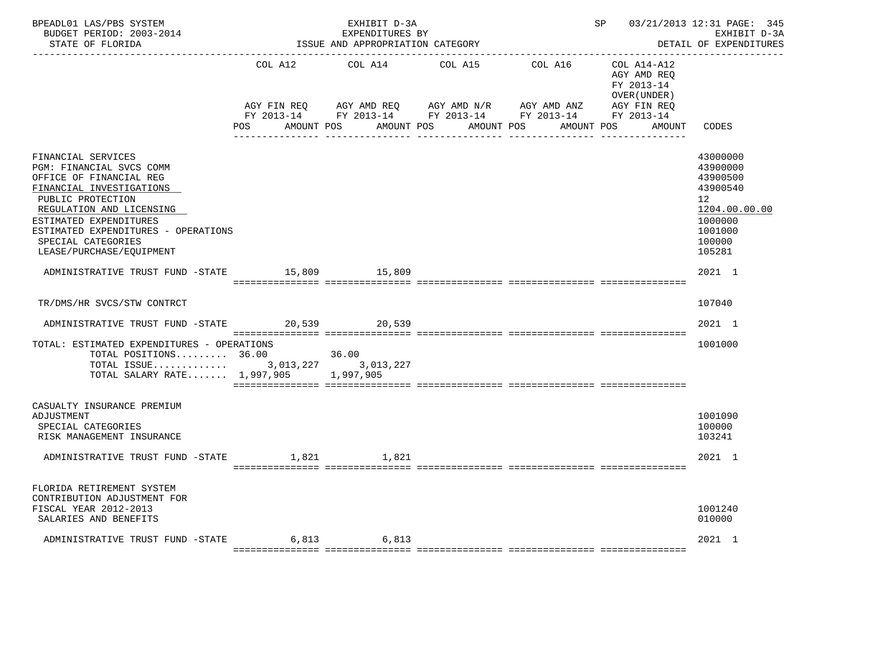BPEADL01 LAS/PBS SYSTEM | EXHIBIT D-3A | SP 03/21/2013 12:31 PAGE: 345
BUDGET PERIOD: 2003-2014 | EXPENDITURES BY | EXHIBIT D-3A
STATE OF FLORIDA | ISSUE AND APPROPRIATION CATEGORY | DETAIL OF EXPENDITURES

| | COL A12 AGY FIN REQ FY 2013-14 POS AMOUNT | COL A14 AGY AMD REQ FY 2013-14 POS AMOUNT | COL A15 AGY AMD N/R FY 2013-14 POS AMOUNT | COL A16 AGY AMD ANZ FY 2013-14 POS AMOUNT | COL A14-A12 AGY AMD REQ FY 2013-14 OVER(UNDER) AGY FIN REQ FY 2013-14 POS AMOUNT | CODES |
|---|---|---|---|---|---|---|
| FINANCIAL SERVICES | | | | | | 43000000 |
| PGM: FINANCIAL SVCS COMM | | | | | | 43900000 |
| OFFICE OF FINANCIAL REG | | | | | | 43900500 |
| FINANCIAL INVESTIGATIONS | | | | | | 43900540 |
| PUBLIC PROTECTION | | | | | | 12 |
| REGULATION AND LICENSING | | | | | | 1204.00.00.00 |
| ESTIMATED EXPENDITURES | | | | | | 1000000 |
| ESTIMATED EXPENDITURES - OPERATIONS | | | | | | 1001000 |
| SPECIAL CATEGORIES | | | | | | 100000 |
| LEASE/PURCHASE/EQUIPMENT | | | | | | 105281 |
| ADMINISTRATIVE TRUST FUND -STATE | 15,809 | 15,809 | | | | 2021 1 |
| TR/DMS/HR SVCS/STW CONTRCT | | | | | | 107040 |
| ADMINISTRATIVE TRUST FUND -STATE | 20,539 | 20,539 | | | | 2021 1 |
| TOTAL: ESTIMATED EXPENDITURES - OPERATIONS | | | | | | 1001000 |
| TOTAL POSITIONS......... | 36.00 | 36.00 | | | | |
| TOTAL ISSUE............. | 3,013,227 | 3,013,227 | | | | |
| TOTAL SALARY RATE....... | 1,997,905 | 1,997,905 | | | | |
| CASUALTY INSURANCE PREMIUM ADJUSTMENT | | | | | | 1001090 |
| SPECIAL CATEGORIES | | | | | | 100000 |
| RISK MANAGEMENT INSURANCE | | | | | | 103241 |
| ADMINISTRATIVE TRUST FUND -STATE | 1,821 | 1,821 | | | | 2021 1 |
| FLORIDA RETIREMENT SYSTEM CONTRIBUTION ADJUSTMENT FOR FISCAL YEAR 2012-2013 | | | | | | 1001240 |
| SALARIES AND BENEFITS | | | | | | 010000 |
| ADMINISTRATIVE TRUST FUND -STATE | 6,813 | 6,813 | | | | 2021 1 |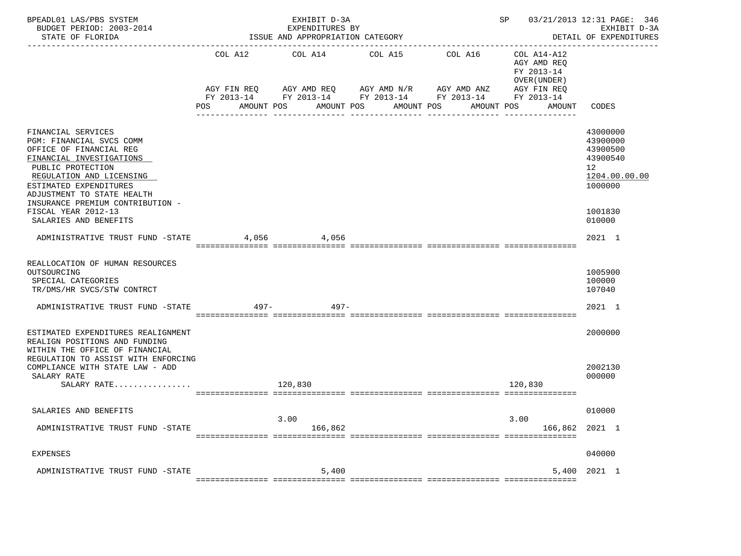BPEADL01 LAS/PBS SYSTEM — EXHIBIT D-3A — SP 03/21/2013 12:31

BUDGET PERIOD: 2003-2014 — EXPENDITURES BY — EXHIBIT D-3A

STATE OF FLORIDA — ISSUE AND APPROPRIATION CATEGORY — DETAIL OF EXPENDITURES

| | COL A12 AGY FIN REQ FY 2013-14 POS AMOUNT | COL A14 AGY AMD REQ FY 2013-14 POS AMOUNT | COL A15 AGY AMD N/R FY 2013-14 POS AMOUNT | COL A16 AGY AMD ANZ FY 2013-14 POS AMOUNT | COL A14-A12 AGY AMD REQ FY 2013-14 OVER(UNDER) AGY FIN REQ FY 2013-14 POS AMOUNT | CODES |
|---|---|---|---|---|---|---|
| FINANCIAL SERVICES | | | | | | 43000000 |
| PGM: FINANCIAL SVCS COMM | | | | | | 43900000 |
| OFFICE OF FINANCIAL REG | | | | | | 43900500 |
| FINANCIAL INVESTIGATIONS | | | | | | 43900540 |
| PUBLIC PROTECTION | | | | | | 12 |
| REGULATION AND LICENSING | | | | | | 1204.00.00.00 |
| ESTIMATED EXPENDITURES | | | | | | 1000000 |
| ADJUSTMENT TO STATE HEALTH INSURANCE PREMIUM CONTRIBUTION - FISCAL YEAR 2012-13 | | | | | | 1001830 |
| SALARIES AND BENEFITS | | | | | | 010000 |
| ADMINISTRATIVE TRUST FUND -STATE | 4,056 | 4,056 | | | | 2021 1 |
| REALLOCATION OF HUMAN RESOURCES OUTSOURCING | | | | | | 1005900 |
| SPECIAL CATEGORIES | | | | | | 100000 |
| TR/DMS/HR SVCS/STW CONTRCT | | | | | | 107040 |
| ADMINISTRATIVE TRUST FUND -STATE | 497- | 497- | | | | 2021 1 |
| ESTIMATED EXPENDITURES REALIGNMENT | | | | | | 2000000 |
| REALIGN POSITIONS AND FUNDING WITHIN THE OFFICE OF FINANCIAL REGULATION TO ASSIST WITH ENFORCING COMPLIANCE WITH STATE LAW - ADD | | | | | | 2002130 |
| SALARY RATE | | | | | | 000000 |
| SALARY RATE................ | | 120,830 | | | 120,830 | |
| SALARIES AND BENEFITS | | | | | | 010000 |
| ADMINISTRATIVE TRUST FUND -STATE | | 3.00 166,862 | | | 3.00 166,862 | 2021 1 |
| EXPENSES | | | | | | 040000 |
| ADMINISTRATIVE TRUST FUND -STATE | | 5,400 | | | 5,400 | 2021 1 |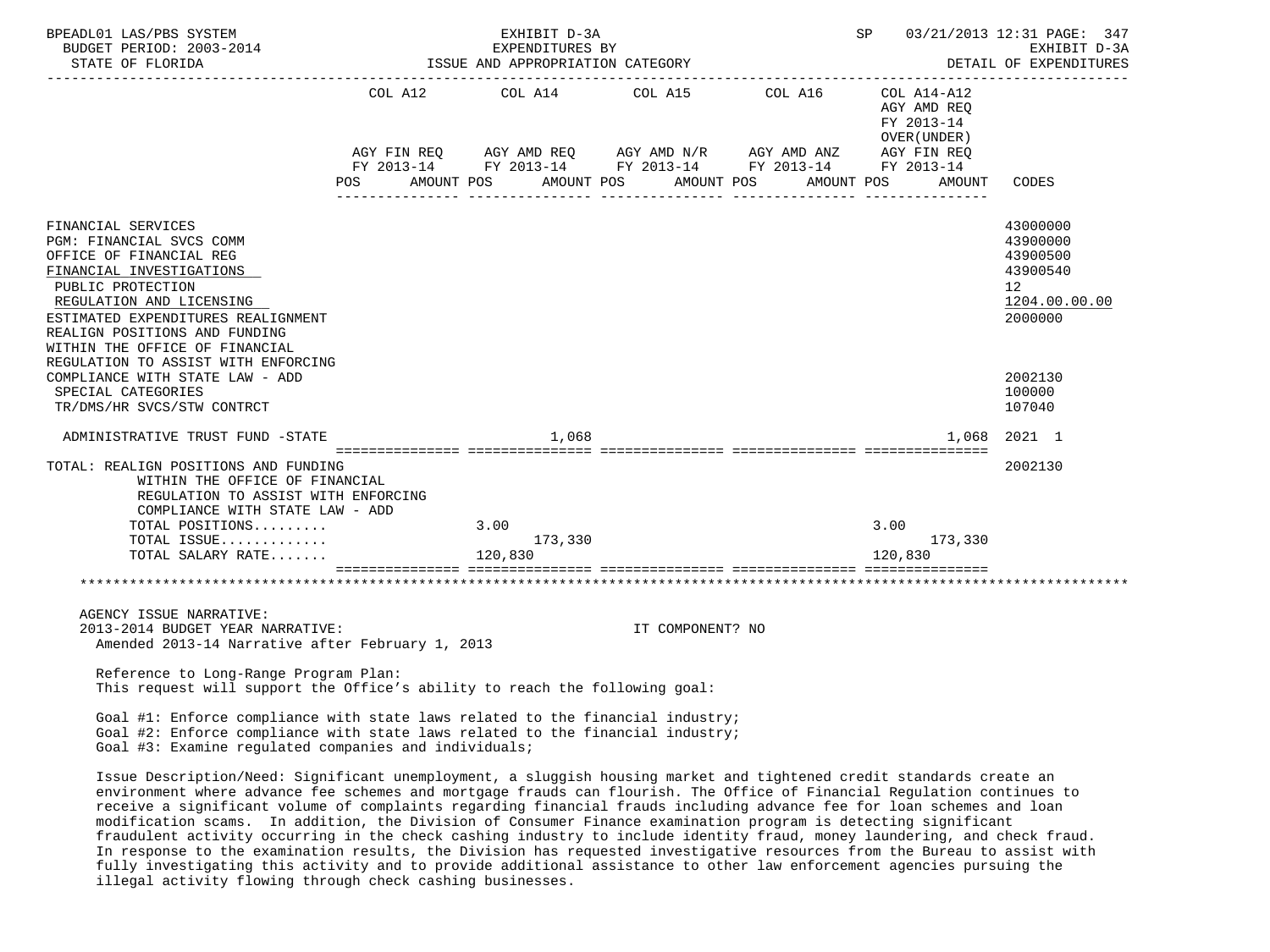| | COL A12 AGY FIN REQ FY 2013-14 POS AMOUNT | COL A14 AGY AMD REQ FY 2013-14 POS AMOUNT | COL A15 AGY AMD N/R FY 2013-14 POS AMOUNT | COL A16 AGY AMD ANZ FY 2013-14 POS AMOUNT | COL A14-A12 AGY AMD REQ FY 2013-14 OVER(UNDER) AGY FIN REQ FY 2013-14 POS AMOUNT | CODES |
|---|---|---|---|---|---|---|
| FINANCIAL SERVICES | | | | | | 43000000 |
| PGM: FINANCIAL SVCS COMM | | | | | | 43900000 |
| OFFICE OF FINANCIAL REG | | | | | | 43900500 |
| FINANCIAL INVESTIGATIONS | | | | | | 43900540 |
| PUBLIC PROTECTION | | | | | | 12 |
| REGULATION AND LICENSING | | | | | | 1204.00.00.00 |
| ESTIMATED EXPENDITURES REALIGNMENT | | | | | | 2000000 |
| REALIGN POSITIONS AND FUNDING WITHIN THE OFFICE OF FINANCIAL REGULATION TO ASSIST WITH ENFORCING COMPLIANCE WITH STATE LAW - ADD | | | | | | 2002130 |
| SPECIAL CATEGORIES | | | | | | 100000 |
| TR/DMS/HR SVCS/STW CONTRCT | | | | | | 107040 |
| ADMINISTRATIVE TRUST FUND -STATE | | 1,068 | | | 1,068 | 2021 1 |
| TOTAL: REALIGN POSITIONS AND FUNDING WITHIN THE OFFICE OF FINANCIAL REGULATION TO ASSIST WITH ENFORCING COMPLIANCE WITH STATE LAW - ADD | | | | | | 2002130 |
| TOTAL POSITIONS......... | | 3.00 | | | 3.00 | |
| TOTAL ISSUE............. | | 173,330 | | | 173,330 | |
| TOTAL SALARY RATE....... | | 120,830 | | | 120,830 | |

AGENCY ISSUE NARRATIVE:
2013-2014 BUDGET YEAR NARRATIVE: IT COMPONENT? NO
Amended 2013-14 Narrative after February 1, 2013

Reference to Long-Range Program Plan:
This request will support the Office's ability to reach the following goal:

Goal #1: Enforce compliance with state laws related to the financial industry;
Goal #2: Enforce compliance with state laws related to the financial industry;
Goal #3: Examine regulated companies and individuals;

Issue Description/Need: Significant unemployment, a sluggish housing market and tightened credit standards create an environment where advance fee schemes and mortgage frauds can flourish. The Office of Financial Regulation continues to receive a significant volume of complaints regarding financial frauds including advance fee for loan schemes and loan modification scams. In addition, the Division of Consumer Finance examination program is detecting significant fraudulent activity occurring in the check cashing industry to include identity fraud, money laundering, and check fraud. In response to the examination results, the Division has requested investigative resources from the Bureau to assist with fully investigating this activity and to provide additional assistance to other law enforcement agencies pursuing the illegal activity flowing through check cashing businesses.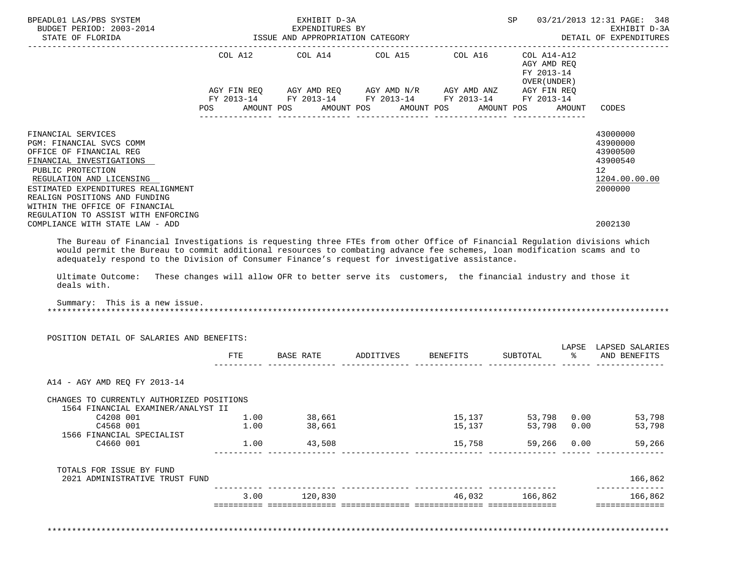BPEADL01 LAS/PBS SYSTEM — EXHIBIT D-3A — EXPENDITURES BY ISSUE AND APPROPRIATION CATEGORY — SP 03/21/2013 12:31

BUDGET PERIOD: 2003-2014 — STATE OF FLORIDA — EXHIBIT D-3A DETAIL OF EXPENDITURES

| | COL A12 AGY FIN REQ FY 2013-14 POS AMOUNT | COL A14 AGY AMD REQ FY 2013-14 POS AMOUNT | COL A15 AGY AMD N/R FY 2013-14 POS AMOUNT | COL A16 AGY AMD ANZ FY 2013-14 POS AMOUNT | COL A14-A12 AGY AMD REQ FY 2013-14 OVER(UNDER) AGY FIN REQ FY 2013-14 POS AMOUNT | CODES |
|---|---|---|---|---|---|---|
| FINANCIAL SERVICES | | | | | | 43000000 |
| PGM: FINANCIAL SVCS COMM | | | | | | 43900000 |
| OFFICE OF FINANCIAL REG | | | | | | 43900500 |
| FINANCIAL INVESTIGATIONS | | | | | | 43900540 |
| PUBLIC PROTECTION | | | | | | 12 |
| REGULATION AND LICENSING | | | | | | 1204.00.00.00 |
| ESTIMATED EXPENDITURES REALIGNMENT | | | | | | 2000000 |
| REALIGN POSITIONS AND FUNDING WITHIN THE OFFICE OF FINANCIAL REGULATION TO ASSIST WITH ENFORCING COMPLIANCE WITH STATE LAW - ADD | | | | | | 2002130 |

The Bureau of Financial Investigations is requesting three FTEs from other Office of Financial Regulation divisions which would permit the Bureau to commit additional resources to combating advance fee schemes, loan modification scams and to adequately respond to the Division of Consumer Finance's request for investigative assistance.

Ultimate Outcome: These changes will allow OFR to better serve its customers, the financial industry and those it deals with.

Summary: This is a new issue.

POSITION DETAIL OF SALARIES AND BENEFITS:

| | FTE | BASE RATE | ADDITIVES | BENEFITS | SUBTOTAL | LAPSE % | LAPSED SALARIES AND BENEFITS |
|---|---|---|---|---|---|---|---|
| A14 - AGY AMD REQ FY 2013-14 | | | | | | | |
| CHANGES TO CURRENTLY AUTHORIZED POSITIONS | | | | | | | |
| 1564 FINANCIAL EXAMINER/ANALYST II | | | | | | | |
| C4208 001 | 1.00 | 38,661 | | 15,137 | 53,798 | 0.00 | 53,798 |
| C4568 001 | 1.00 | 38,661 | | 15,137 | 53,798 | 0.00 | 53,798 |
| 1566 FINANCIAL SPECIALIST | | | | | | | |
| C4660 001 | 1.00 | 43,508 | | 15,758 | 59,266 | 0.00 | 59,266 |
| TOTALS FOR ISSUE BY FUND | | | | | | | |
| 2021 ADMINISTRATIVE TRUST FUND | | | | | | | 166,862 |
| | 3.00 | 120,830 | | 46,032 | 166,862 | | 166,862 |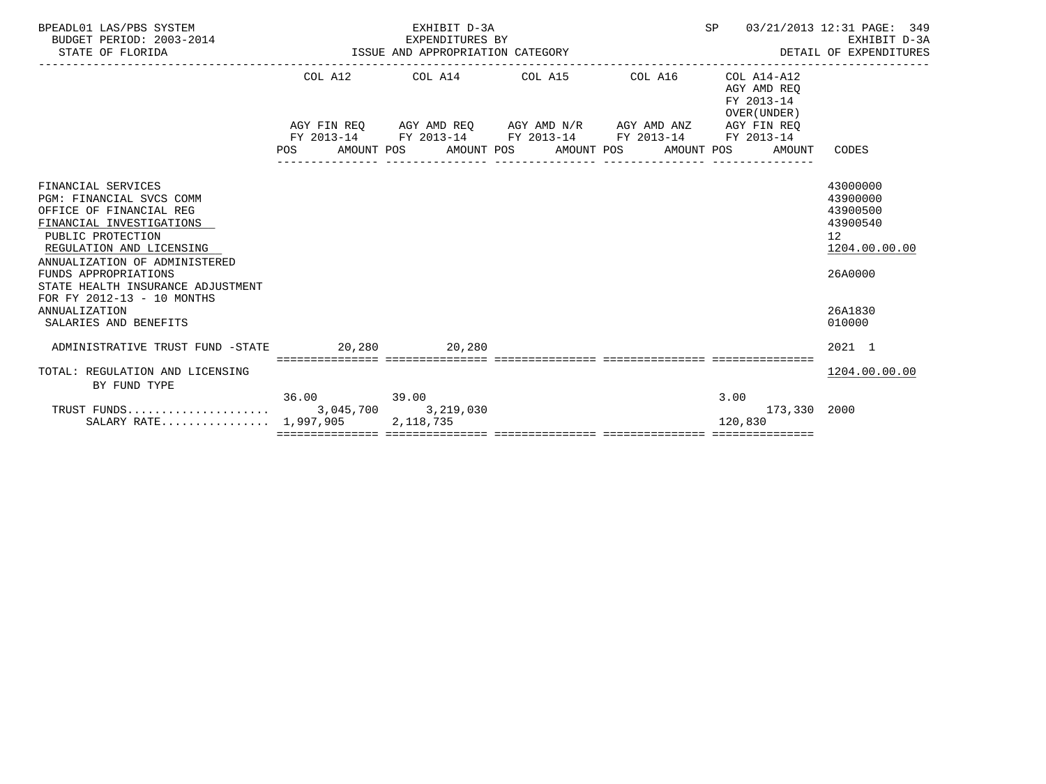BPEADL01 LAS/PBS SYSTEM — EXHIBIT D-3A — SP 03/21/2013 12:31

BUDGET PERIOD: 2003-2014 — EXPENDITURES BY — EXHIBIT D-3A

STATE OF FLORIDA — ISSUE AND APPROPRIATION CATEGORY — DETAIL OF EXPENDITURES

| | COL A12 AGY FIN REQ FY 2013-14 POS | AMOUNT | COL A14 AGY AMD REQ FY 2013-14 POS | AMOUNT | COL A15 AGY AMD N/R FY 2013-14 POS | AMOUNT | COL A16 AGY AMD ANZ FY 2013-14 POS | AMOUNT | COL A14-A12 AGY AMD REQ FY 2013-14 OVER(UNDER) AGY FIN REQ FY 2013-14 POS | AMOUNT | CODES |
|---|---|---|---|---|---|---|---|---|---|---|---|
| FINANCIAL SERVICES | | | | | | | | | | | 43000000 |
| PGM: FINANCIAL SVCS COMM | | | | | | | | | | | 43900000 |
| OFFICE OF FINANCIAL REG | | | | | | | | | | | 43900500 |
| FINANCIAL INVESTIGATIONS | | | | | | | | | | | 43900540 |
| PUBLIC PROTECTION | | | | | | | | | | | 12 |
| REGULATION AND LICENSING | | | | | | | | | | | 1204.00.00.00 |
| ANNUALIZATION OF ADMINISTERED FUNDS APPROPRIATIONS | | | | | | | | | | | 26A0000 |
| STATE HEALTH INSURANCE ADJUSTMENT FOR FY 2012-13 - 10 MONTHS ANNUALIZATION | | | | | | | | | | | 26A1830 |
| SALARIES AND BENEFITS | | | | | | | | | | | 010000 |
| ADMINISTRATIVE TRUST FUND -STATE | | 20,280 | | 20,280 | | | | | | | 2021 1 |
| TOTAL: REGULATION AND LICENSING | | | | | | | | | | | 1204.00.00.00 |
| BY FUND TYPE | | | | | | | | | | | |
| TRUST FUNDS | 36.00 | 3,045,700 | 39.00 | 3,219,030 | | | | | 3.00 | 173,330 | 2000 |
| SALARY RATE | | 1,997,905 | | 2,118,735 | | | | | | 120,830 | |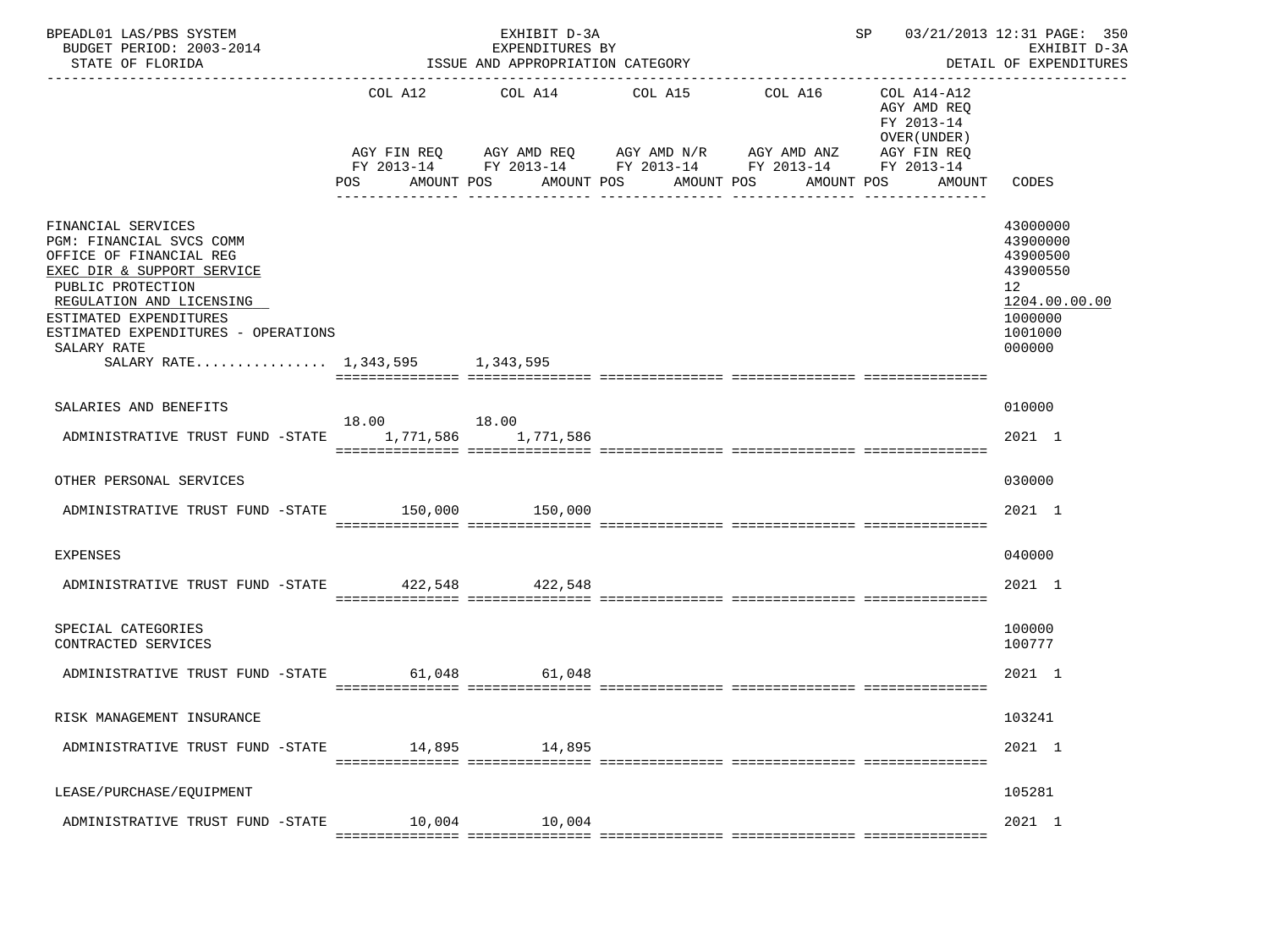BPEADL01 LAS/PBS SYSTEM | EXHIBIT D-3A | SP 03/21/2013 12:31 PAGE: 350
BUDGET PERIOD: 2003-2014 | EXPENDITURES BY | EXHIBIT D-3A
STATE OF FLORIDA | ISSUE AND APPROPRIATION CATEGORY | DETAIL OF EXPENDITURES

| | COL A12 AGY FIN REQ FY 2013-14 POS AMOUNT | COL A14 AGY AMD REQ FY 2013-14 POS AMOUNT | COL A15 AGY AMD N/R FY 2013-14 POS AMOUNT | COL A16 AGY AMD ANZ FY 2013-14 POS AMOUNT | COL A14-A12 AGY AMD REQ FY 2013-14 OVER(UNDER) AGY FIN REQ FY 2013-14 POS AMOUNT | CODES |
|---|---|---|---|---|---|---|
| FINANCIAL SERVICES | | | | | | 43000000 |
| PGM: FINANCIAL SVCS COMM | | | | | | 43900000 |
| OFFICE OF FINANCIAL REG | | | | | | 43900500 |
| EXEC DIR & SUPPORT SERVICE | | | | | | 43900550 |
| PUBLIC PROTECTION | | | | | | 12 |
| REGULATION AND LICENSING | | | | | | 1204.00.00.00 |
| ESTIMATED EXPENDITURES | | | | | | 1000000 |
| ESTIMATED EXPENDITURES - OPERATIONS | | | | | | 1001000 |
| SALARY RATE | | | | | | 000000 |
| SALARY RATE................ | 1,343,595 | 1,343,595 | | | | |
| SALARIES AND BENEFITS | | | | | | 010000 |
| ADMINISTRATIVE TRUST FUND -STATE | 18.00 1,771,586 | 18.00 1,771,586 | | | | 2021 1 |
| OTHER PERSONAL SERVICES | | | | | | 030000 |
| ADMINISTRATIVE TRUST FUND -STATE | 150,000 | 150,000 | | | | 2021 1 |
| EXPENSES | | | | | | 040000 |
| ADMINISTRATIVE TRUST FUND -STATE | 422,548 | 422,548 | | | | 2021 1 |
| SPECIAL CATEGORIES | | | | | | 100000 |
| CONTRACTED SERVICES | | | | | | 100777 |
| ADMINISTRATIVE TRUST FUND -STATE | 61,048 | 61,048 | | | | 2021 1 |
| RISK MANAGEMENT INSURANCE | | | | | | 103241 |
| ADMINISTRATIVE TRUST FUND -STATE | 14,895 | 14,895 | | | | 2021 1 |
| LEASE/PURCHASE/EQUIPMENT | | | | | | 105281 |
| ADMINISTRATIVE TRUST FUND -STATE | 10,004 | 10,004 | | | | 2021 1 |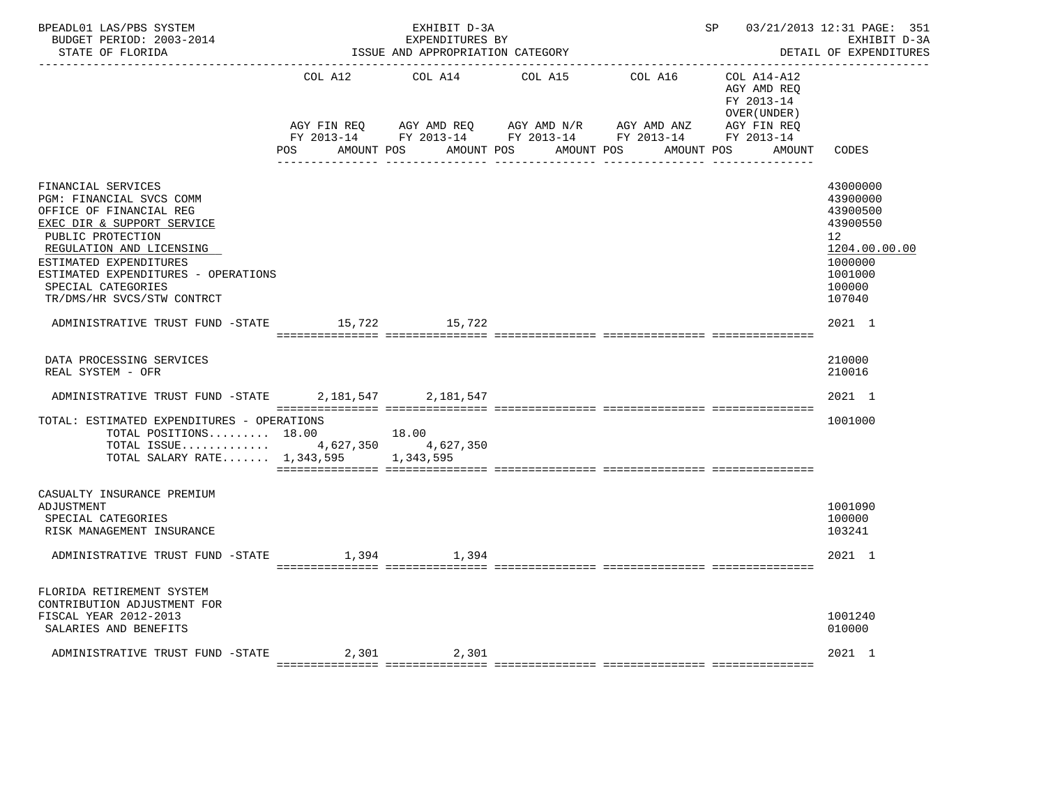BPEADL01 LAS/PBS SYSTEM — EXHIBIT D-3A — EXPENDITURES BY ISSUE AND APPROPRIATION CATEGORY — SP 03/21/2013 12:31 PAGE: 351
BUDGET PERIOD: 2003-2014 — EXHIBIT D-3A
STATE OF FLORIDA — DETAIL OF EXPENDITURES

| | COL A12 AGY FIN REQ FY 2013-14 POS AMOUNT | COL A14 AGY AMD REQ FY 2013-14 POS AMOUNT | COL A15 AGY AMD N/R FY 2013-14 POS AMOUNT | COL A16 AGY AMD ANZ FY 2013-14 POS AMOUNT | COL A14-A12 AGY AMD REQ FY 2013-14 OVER(UNDER) AGY FIN REQ FY 2013-14 POS AMOUNT | CODES |
|---|---|---|---|---|---|---|
| FINANCIAL SERVICES | | | | | | 43000000 |
| PGM: FINANCIAL SVCS COMM | | | | | | 43900000 |
| OFFICE OF FINANCIAL REG | | | | | | 43900500 |
| EXEC DIR & SUPPORT SERVICE | | | | | | 43900550 |
| PUBLIC PROTECTION | | | | | | 12 |
| REGULATION AND LICENSING | | | | | | 1204.00.00.00 |
| ESTIMATED EXPENDITURES | | | | | | 1000000 |
| ESTIMATED EXPENDITURES - OPERATIONS | | | | | | 1001000 |
| SPECIAL CATEGORIES | | | | | | 100000 |
| TR/DMS/HR SVCS/STW CONTRCT | | | | | | 107040 |
| ADMINISTRATIVE TRUST FUND -STATE | 15,722 | 15,722 | | | | 2021 1 |
| DATA PROCESSING SERVICES | | | | | | 210000 |
| REAL SYSTEM - OFR | | | | | | 210016 |
| ADMINISTRATIVE TRUST FUND -STATE | 2,181,547 | 2,181,547 | | | | 2021 1 |
| TOTAL: ESTIMATED EXPENDITURES - OPERATIONS | | | | | | 1001000 |
| TOTAL POSITIONS......... | 18.00 | 18.00 | | | | |
| TOTAL ISSUE............. | 4,627,350 | 4,627,350 | | | | |
| TOTAL SALARY RATE....... | 1,343,595 | 1,343,595 | | | | |
| CASUALTY INSURANCE PREMIUM ADJUSTMENT | | | | | | 1001090 |
| SPECIAL CATEGORIES | | | | | | 100000 |
| RISK MANAGEMENT INSURANCE | | | | | | 103241 |
| ADMINISTRATIVE TRUST FUND -STATE | 1,394 | 1,394 | | | | 2021 1 |
| FLORIDA RETIREMENT SYSTEM CONTRIBUTION ADJUSTMENT FOR FISCAL YEAR 2012-2013 | | | | | | 1001240 |
| SALARIES AND BENEFITS | | | | | | 010000 |
| ADMINISTRATIVE TRUST FUND -STATE | 2,301 | 2,301 | | | | 2021 1 |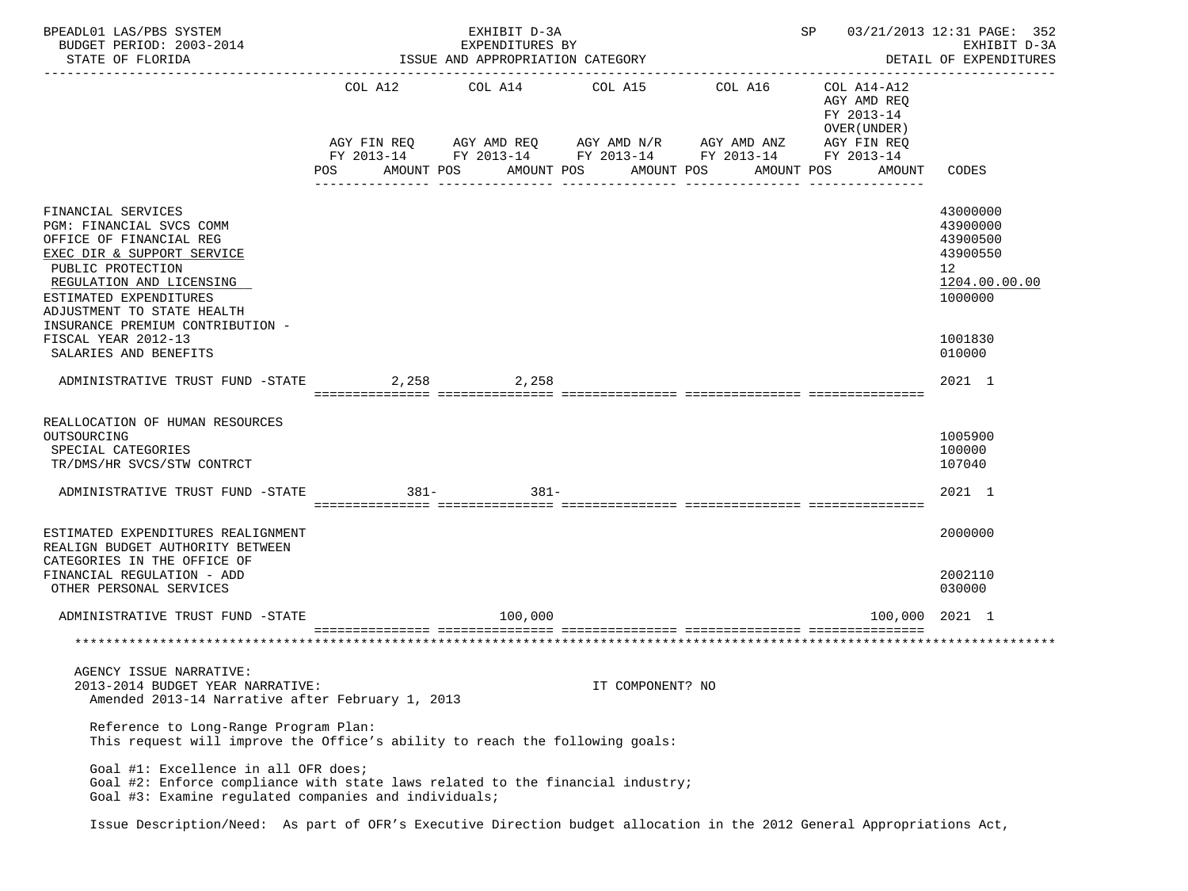BPEADL01 LAS/PBS SYSTEM — EXHIBIT D-3A — EXPENDITURES BY ISSUE AND APPROPRIATION CATEGORY
BUDGET PERIOD: 2003-2014 — STATE OF FLORIDA — SP 03/21/2013 12:31 — EXHIBIT D-3A DETAIL OF EXPENDITURES

| | COL A12 AGY FIN REQ FY 2013-14 POS AMOUNT | COL A14 AGY AMD REQ FY 2013-14 POS AMOUNT | COL A15 AGY AMD N/R FY 2013-14 POS AMOUNT | COL A16 AGY AMD ANZ FY 2013-14 POS AMOUNT | COL A14-A12 AGY AMD REQ FY 2013-14 OVER(UNDER) AGY FIN REQ FY 2013-14 POS AMOUNT | CODES |
|---|---|---|---|---|---|---|
| FINANCIAL SERVICES | | | | | | 43000000 |
| PGM: FINANCIAL SVCS COMM | | | | | | 43900000 |
| OFFICE OF FINANCIAL REG | | | | | | 43900500 |
| EXEC DIR & SUPPORT SERVICE | | | | | | 43900550 |
| PUBLIC PROTECTION | | | | | | 12 |
| REGULATION AND LICENSING | | | | | | 1204.00.00.00 |
| ESTIMATED EXPENDITURES | | | | | | 1000000 |
| ADJUSTMENT TO STATE HEALTH INSURANCE PREMIUM CONTRIBUTION - FISCAL YEAR 2012-13 | | | | | | 1001830 |
| SALARIES AND BENEFITS | | | | | | 010000 |
| ADMINISTRATIVE TRUST FUND -STATE | 2,258 | 2,258 | | | | 2021 1 |
| REALLOCATION OF HUMAN RESOURCES OUTSOURCING | | | | | | 1005900 |
| SPECIAL CATEGORIES | | | | | | 100000 |
| TR/DMS/HR SVCS/STW CONTRCT | | | | | | 107040 |
| ADMINISTRATIVE TRUST FUND -STATE | 381- | 381- | | | | 2021 1 |
| ESTIMATED EXPENDITURES REALIGNMENT | | | | | | 2000000 |
| REALIGN BUDGET AUTHORITY BETWEEN CATEGORIES IN THE OFFICE OF FINANCIAL REGULATION - ADD | | | | | | 2002110 |
| OTHER PERSONAL SERVICES | | | | | | 030000 |
| ADMINISTRATIVE TRUST FUND -STATE | | 100,000 | | | 100,000 | 2021 1 |

AGENCY ISSUE NARRATIVE:
2013-2014 BUDGET YEAR NARRATIVE: IT COMPONENT? NO
Amended 2013-14 Narrative after February 1, 2013

Reference to Long-Range Program Plan:
This request will improve the Office's ability to reach the following goals:

Goal #1: Excellence in all OFR does;
Goal #2: Enforce compliance with state laws related to the financial industry;
Goal #3: Examine regulated companies and individuals;

Issue Description/Need: As part of OFR's Executive Direction budget allocation in the 2012 General Appropriations Act,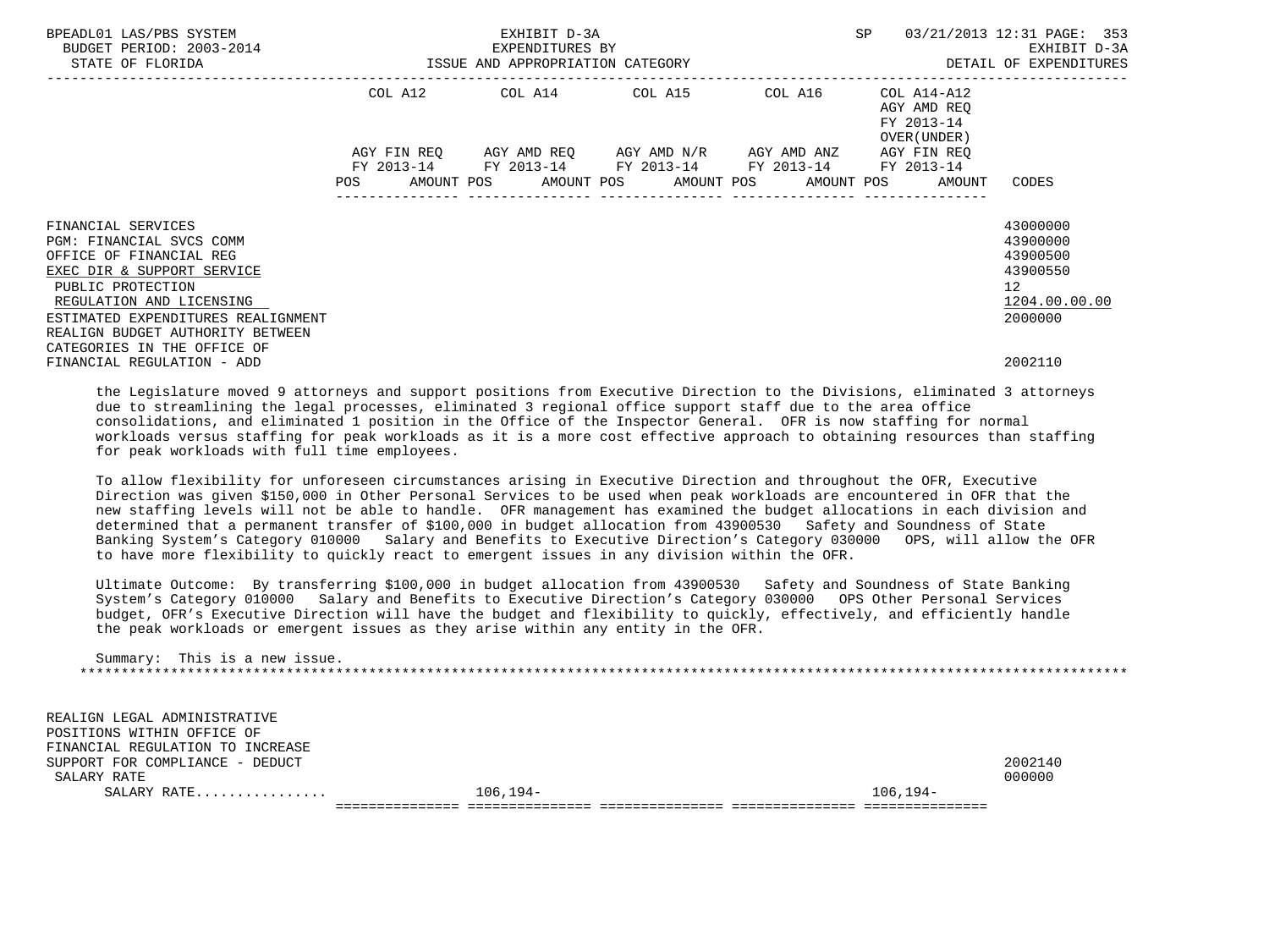| | COL A12 | COL A14 | COL A15 | COL A16 | COL A14-A12 AGY AMD REQ FY 2013-14 OVER(UNDER) | |
|---|---|---|---|---|---|---|
| | AGY FIN REQ FY 2013-14 POS AMOUNT | AGY AMD REQ FY 2013-14 POS AMOUNT | AGY AMD N/R FY 2013-14 POS AMOUNT | AGY AMD ANZ FY 2013-14 POS AMOUNT | AGY FIN REQ FY 2013-14 POS AMOUNT | CODES |
| FINANCIAL SERVICES | | | | | | 43000000 |
| PGM: FINANCIAL SVCS COMM | | | | | | 43900000 |
| OFFICE OF FINANCIAL REG | | | | | | 43900500 |
| EXEC DIR & SUPPORT SERVICE | | | | | | 43900550 |
| PUBLIC PROTECTION | | | | | | 12 |
| REGULATION AND LICENSING | | | | | | 1204.00.00.00 |
| ESTIMATED EXPENDITURES REALIGNMENT | | | | | | 2000000 |
| REALIGN BUDGET AUTHORITY BETWEEN CATEGORIES IN THE OFFICE OF FINANCIAL REGULATION - ADD | | | | | | 2002110 |

the Legislature moved 9 attorneys and support positions from Executive Direction to the Divisions, eliminated 3 attorneys due to streamlining the legal processes, eliminated 3 regional office support staff due to the area office consolidations, and eliminated 1 position in the Office of the Inspector General. OFR is now staffing for normal workloads versus staffing for peak workloads as it is a more cost effective approach to obtaining resources than staffing for peak workloads with full time employees.

To allow flexibility for unforeseen circumstances arising in Executive Direction and throughout the OFR, Executive Direction was given $150,000 in Other Personal Services to be used when peak workloads are encountered in OFR that the new staffing levels will not be able to handle. OFR management has examined the budget allocations in each division and determined that a permanent transfer of $100,000 in budget allocation from 43900530 Safety and Soundness of State Banking System's Category 010000 Salary and Benefits to Executive Direction's Category 030000 OPS, will allow the OFR to have more flexibility to quickly react to emergent issues in any division within the OFR.

Ultimate Outcome: By transferring $100,000 in budget allocation from 43900530 Safety and Soundness of State Banking System's Category 010000 Salary and Benefits to Executive Direction's Category 030000 OPS Other Personal Services budget, OFR's Executive Direction will have the budget and flexibility to quickly, effectively, and efficiently handle the peak workloads or emergent issues as they arise within any entity in the OFR.

Summary: This is a new issue.

*******************************************************************************************************************

| | COL A12 | COL A14 | COL A15 | COL A16 | COL A14-A12 | CODES |
|---|---|---|---|---|---|---|
| REALIGN LEGAL ADMINISTRATIVE POSITIONS WITHIN OFFICE OF FINANCIAL REGULATION TO INCREASE SUPPORT FOR COMPLIANCE - DEDUCT | | | | | | 2002140 |
| SALARY RATE | | | | | | 000000 |
| SALARY RATE................ | | 106,194- | | | 106,194- | |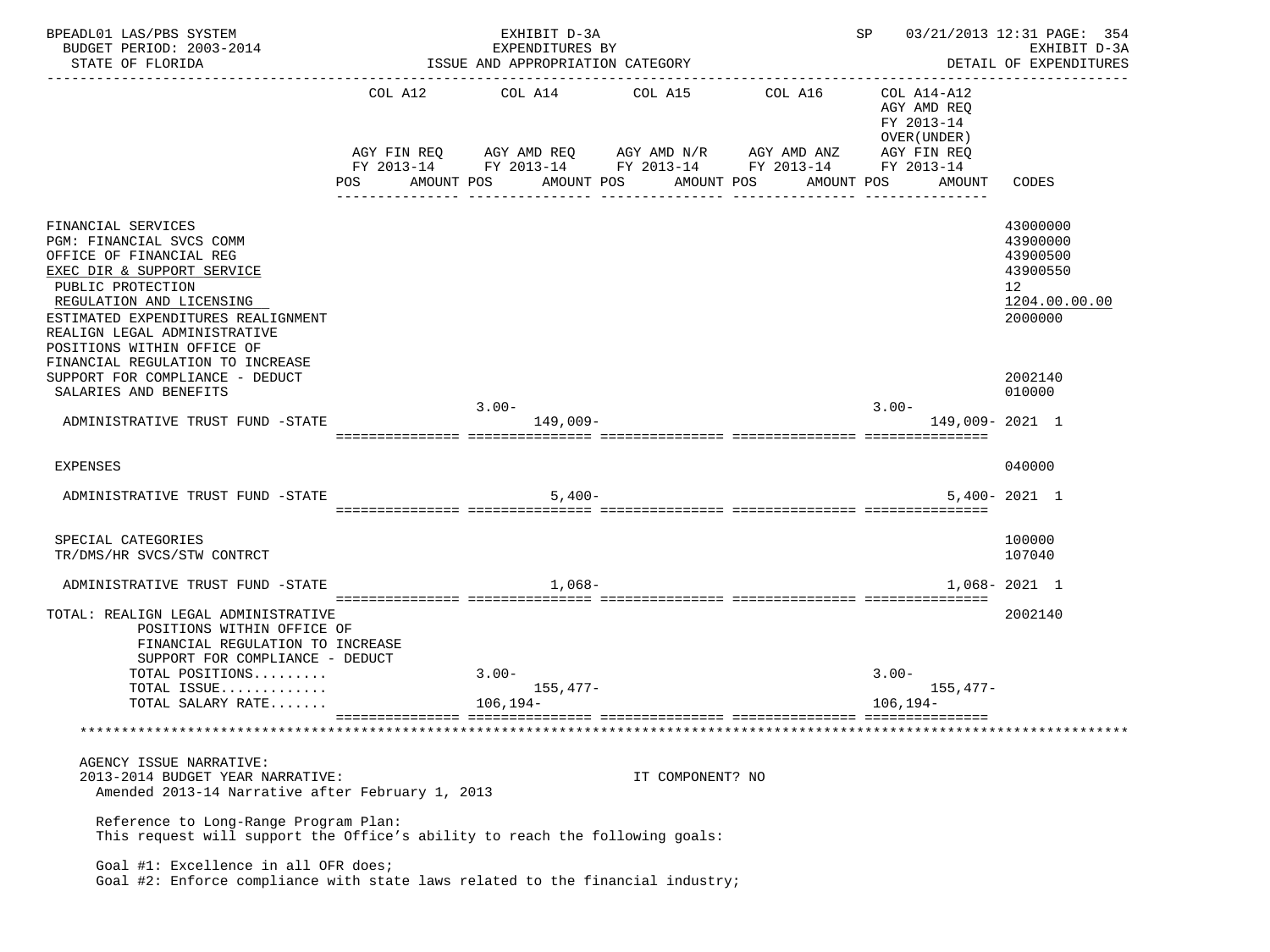BPEADL01 LAS/PBS SYSTEM — EXHIBIT D-3A — EXPENDITURES BY ISSUE AND APPROPRIATION CATEGORY — SP 03/21/2013 12:31 PAGE: 354
BUDGET PERIOD: 2003-2014 — EXHIBIT D-3A
STATE OF FLORIDA — DETAIL OF EXPENDITURES

| | COL A12 AGY FIN REQ FY 2013-14 POS AMOUNT | COL A14 AGY AMD REQ FY 2013-14 POS AMOUNT | COL A15 AGY AMD N/R FY 2013-14 POS AMOUNT | COL A16 AGY AMD ANZ FY 2013-14 POS AMOUNT | COL A14-A12 AGY AMD REQ FY 2013-14 OVER(UNDER) AGY FIN REQ FY 2013-14 POS AMOUNT | CODES |
|---|---|---|---|---|---|---|
| FINANCIAL SERVICES | | | | | | 43000000 |
| PGM: FINANCIAL SVCS COMM | | | | | | 43900000 |
| OFFICE OF FINANCIAL REG | | | | | | 43900500 |
| EXEC DIR & SUPPORT SERVICE | | | | | | 43900550 |
| PUBLIC PROTECTION | | | | | | 12 |
| REGULATION AND LICENSING | | | | | | 1204.00.00.00 |
| ESTIMATED EXPENDITURES REALIGNMENT | | | | | | 2000000 |
| REALIGN LEGAL ADMINISTRATIVE POSITIONS WITHIN OFFICE OF FINANCIAL REGULATION TO INCREASE SUPPORT FOR COMPLIANCE - DEDUCT | | | | | | 2002140 |
| SALARIES AND BENEFITS | | | | | | 010000 |
| ADMINISTRATIVE TRUST FUND -STATE | | 3.00- 149,009- | | | 3.00- 149,009- | 2021 1 |
| EXPENSES | | | | | | 040000 |
| ADMINISTRATIVE TRUST FUND -STATE | | 5,400- | | | 5,400- | 2021 1 |
| SPECIAL CATEGORIES | | | | | | 100000 |
| TR/DMS/HR SVCS/STW CONTRCT | | | | | | 107040 |
| ADMINISTRATIVE TRUST FUND -STATE | | 1,068- | | | 1,068- | 2021 1 |
| TOTAL: REALIGN LEGAL ADMINISTRATIVE POSITIONS WITHIN OFFICE OF FINANCIAL REGULATION TO INCREASE SUPPORT FOR COMPLIANCE - DEDUCT | | | | | | 2002140 |
| TOTAL POSITIONS......... | | 3.00- | | | 3.00- | |
| TOTAL ISSUE............. | | 155,477- | | | 155,477- | |
| TOTAL SALARY RATE....... | | 106,194- | | | 106,194- | |

AGENCY ISSUE NARRATIVE:
2013-2014 BUDGET YEAR NARRATIVE: IT COMPONENT? NO
Amended 2013-14 Narrative after February 1, 2013

Reference to Long-Range Program Plan:
This request will support the Office's ability to reach the following goals:

Goal #1: Excellence in all OFR does;
Goal #2: Enforce compliance with state laws related to the financial industry;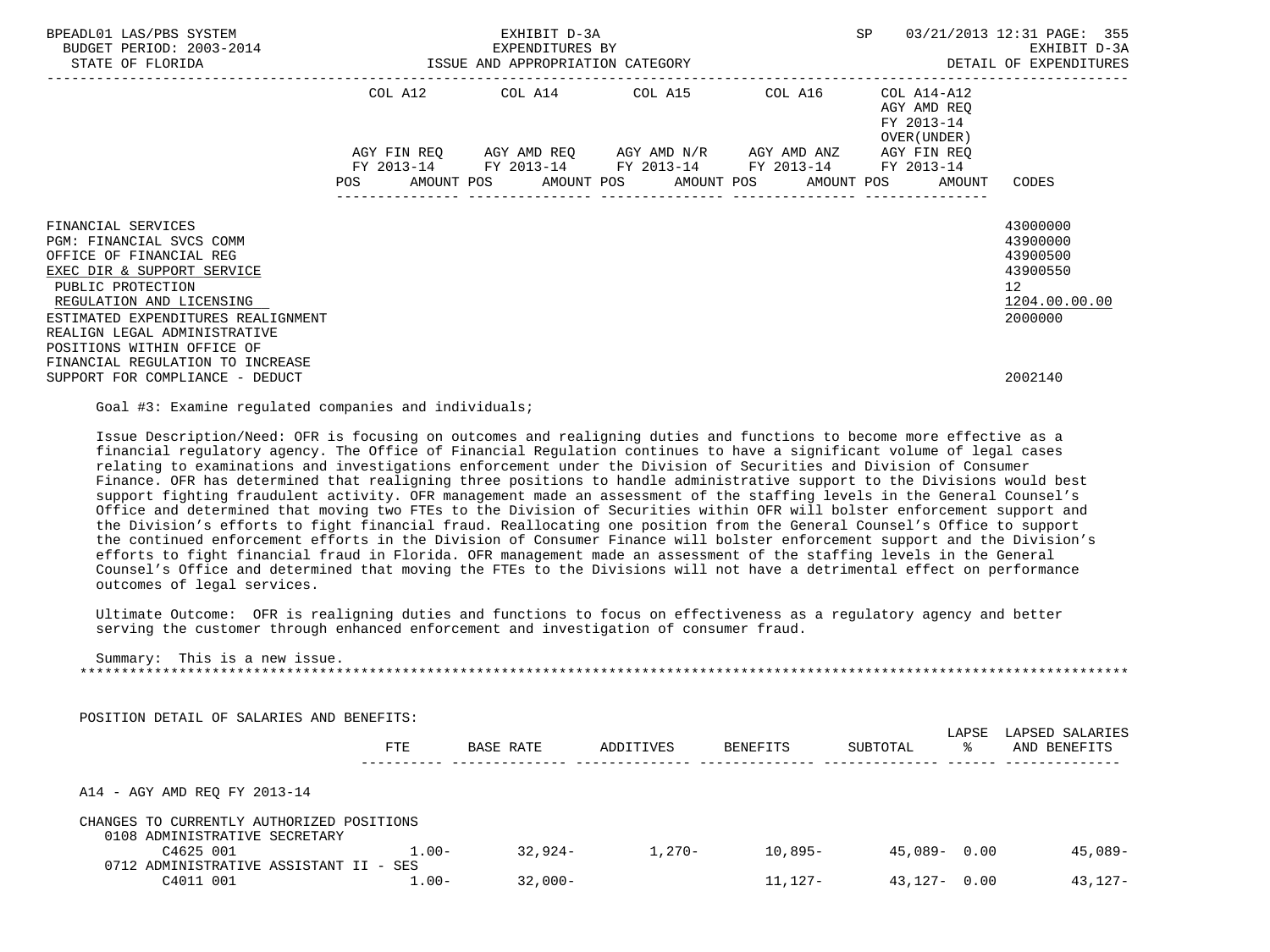| | COL A12 | COL A14 | COL A15 | COL A16 | COL A14-A12 | |
|---|---|---|---|---|---|---|
| | | | | | AGY AMD REQ | |
| | | | | | FY 2013-14 | |
| | | | | | OVER(UNDER) | |
| | AGY FIN REQ | AGY AMD REQ | AGY AMD N/R | AGY AMD ANZ | AGY FIN REQ | |
| | FY 2013-14 | FY 2013-14 | FY 2013-14 | FY 2013-14 | FY 2013-14 | |
| | POS AMOUNT | POS AMOUNT | POS AMOUNT | POS AMOUNT | POS AMOUNT | CODES |
| FINANCIAL SERVICES | | | | | | 43000000 |
| PGM: FINANCIAL SVCS COMM | | | | | | 43900000 |
| OFFICE OF FINANCIAL REG | | | | | | 43900500 |
| EXEC DIR & SUPPORT SERVICE | | | | | | 43900550 |
| PUBLIC PROTECTION | | | | | | 12 |
| REGULATION AND LICENSING | | | | | | 1204.00.00.00 |
| ESTIMATED EXPENDITURES REALIGNMENT | | | | | | 2000000 |
| REALIGN LEGAL ADMINISTRATIVE POSITIONS WITHIN OFFICE OF FINANCIAL REGULATION TO INCREASE SUPPORT FOR COMPLIANCE - DEDUCT | | | | | | 2002140 |

Goal #3: Examine regulated companies and individuals;

Issue Description/Need: OFR is focusing on outcomes and realigning duties and functions to become more effective as a financial regulatory agency. The Office of Financial Regulation continues to have a significant volume of legal cases relating to examinations and investigations enforcement under the Division of Securities and Division of Consumer Finance. OFR has determined that realigning three positions to handle administrative support to the Divisions would best support fighting fraudulent activity. OFR management made an assessment of the staffing levels in the General Counsel's Office and determined that moving two FTEs to the Division of Securities within OFR will bolster enforcement support and the Division's efforts to fight financial fraud. Reallocating one position from the General Counsel's Office to support the continued enforcement efforts in the Division of Consumer Finance will bolster enforcement support and the Division's efforts to fight financial fraud in Florida. OFR management made an assessment of the staffing levels in the General Counsel's Office and determined that moving the FTEs to the Divisions will not have a detrimental effect on performance outcomes of legal services.

Ultimate Outcome: OFR is realigning duties and functions to focus on effectiveness as a regulatory agency and better serving the customer through enhanced enforcement and investigation of consumer fraud.

Summary: This is a new issue.

******************************************************************************************************************

POSITION DETAIL OF SALARIES AND BENEFITS:

| | FTE | BASE RATE | ADDITIVES | BENEFITS | SUBTOTAL | LAPSE % | LAPSED SALARIES AND BENEFITS |
|---|---|---|---|---|---|---|---|
| A14 - AGY AMD REQ FY 2013-14 | | | | | | | |
| CHANGES TO CURRENTLY AUTHORIZED POSITIONS | | | | | | | |
| 0108 ADMINISTRATIVE SECRETARY | | | | | | | |
| C4625 001 | 1.00- | 32,924- | 1,270- | 10,895- | 45,089- | 0.00 | 45,089- |
| 0712 ADMINISTRATIVE ASSISTANT II - SES | | | | | | | |
| C4011 001 | 1.00- | 32,000- | | 11,127- | 43,127- | 0.00 | 43,127- |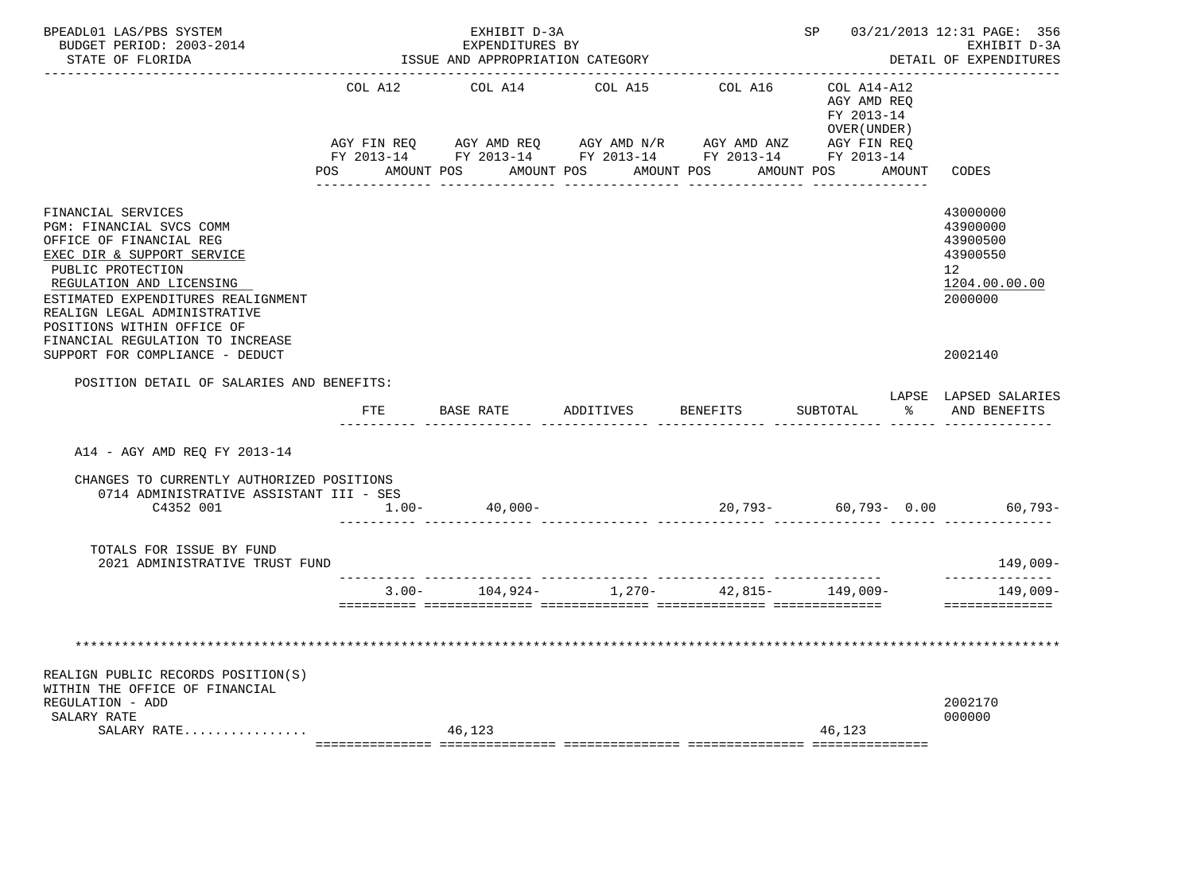BPEADL01 LAS/PBS SYSTEM — EXHIBIT D-3A — EXPENDITURES BY ISSUE AND APPROPRIATION CATEGORY
BUDGET PERIOD: 2003-2014 — STATE OF FLORIDA — SP 03/21/2013 12:31 — EXHIBIT D-3A DETAIL OF EXPENDITURES

| | COL A12 AGY FIN REQ FY 2013-14 POS AMOUNT | COL A14 AGY AMD REQ FY 2013-14 POS AMOUNT | COL A15 AGY AMD N/R FY 2013-14 POS AMOUNT | COL A16 AGY AMD ANZ FY 2013-14 POS AMOUNT | COL A14-A12 AGY AMD REQ FY 2013-14 OVER(UNDER) AGY FIN REQ FY 2013-14 POS AMOUNT | CODES |
|---|---|---|---|---|---|---|
| FINANCIAL SERVICES | | | | | | 43000000 |
| PGM: FINANCIAL SVCS COMM | | | | | | 43900000 |
| OFFICE OF FINANCIAL REG | | | | | | 43900500 |
| EXEC DIR & SUPPORT SERVICE | | | | | | 43900550 |
| PUBLIC PROTECTION | | | | | | 12 |
| REGULATION AND LICENSING | | | | | | 1204.00.00.00 |
| ESTIMATED EXPENDITURES REALIGNMENT | | | | | | 2000000 |
| REALIGN LEGAL ADMINISTRATIVE POSITIONS WITHIN OFFICE OF FINANCIAL REGULATION TO INCREASE SUPPORT FOR COMPLIANCE - DEDUCT | | | | | | 2002140 |

POSITION DETAIL OF SALARIES AND BENEFITS:

| | FTE | BASE RATE | ADDITIVES | BENEFITS | SUBTOTAL | LAPSE % | LAPSED SALARIES AND BENEFITS |
|---|---|---|---|---|---|---|---|
| A14 - AGY AMD REQ FY 2013-14 | | | | | | | |
| CHANGES TO CURRENTLY AUTHORIZED POSITIONS | | | | | | | |
| 0714 ADMINISTRATIVE ASSISTANT III - SES C4352 001 | 1.00- | 40,000- | | 20,793- | 60,793- | 0.00 | 60,793- |
| TOTALS FOR ISSUE BY FUND | | | | | | | |
| 2021 ADMINISTRATIVE TRUST FUND | | | | | | | 149,009- |
| | 3.00- | 104,924- | 1,270- | 42,815- | 149,009- | | 149,009- |

********************************************************************************

| | COL A12 | COL A14 | COL A15 | COL A16 | COL A14-A12 | CODES |
|---|---|---|---|---|---|---|
| REALIGN PUBLIC RECORDS POSITION(S) WITHIN THE OFFICE OF FINANCIAL REGULATION - ADD | | | | | | 2002170 |
| SALARY RATE | | | | | | 000000 |
| SALARY RATE................ | | 46,123 | | | 46,123 | |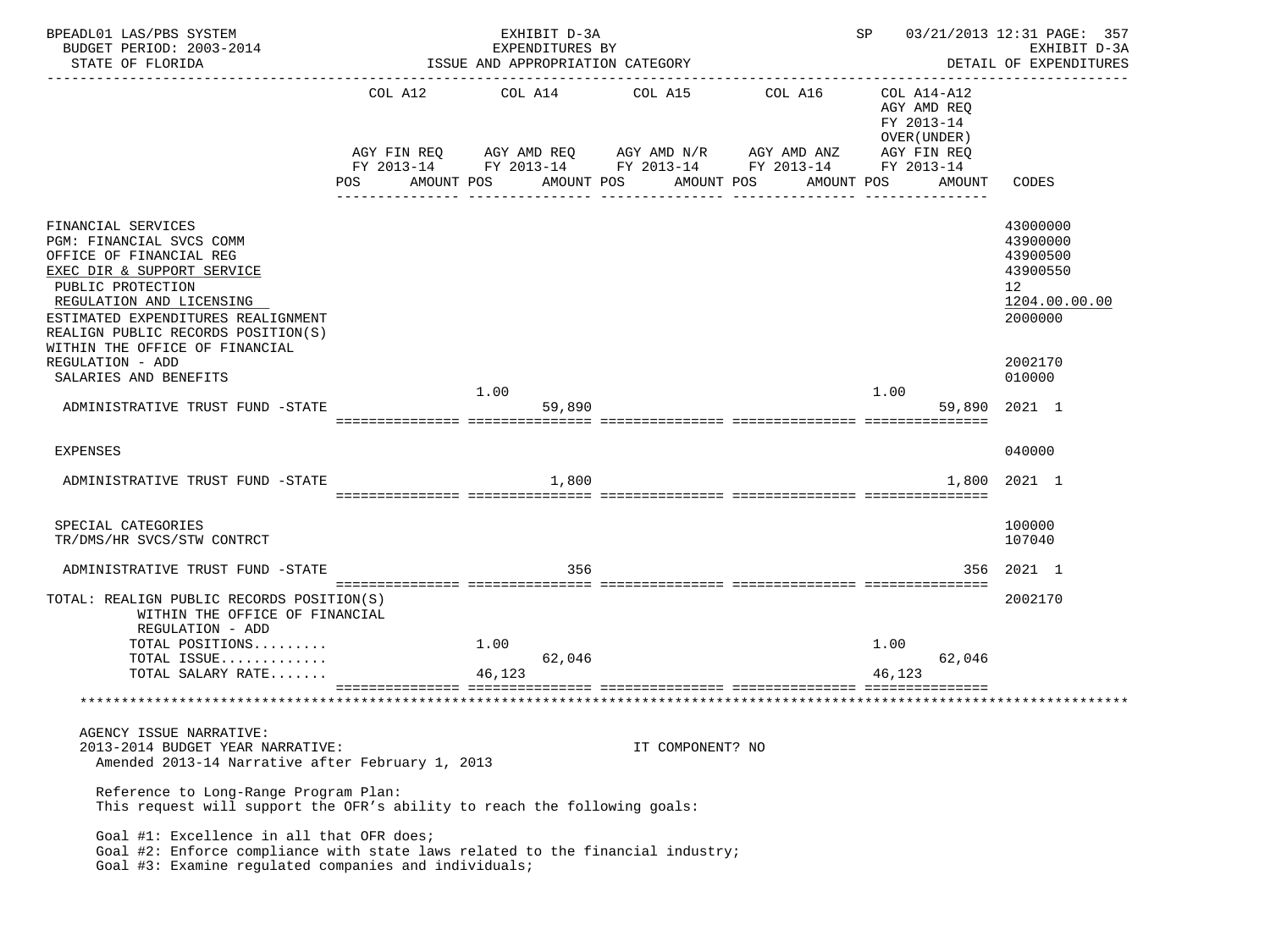BPEADL01 LAS/PBS SYSTEM — EXHIBIT D-3A — EXPENDITURES BY ISSUE AND APPROPRIATION CATEGORY — SP 03/21/2013 12:31 — EXHIBIT D-3A DETAIL OF EXPENDITURES

BUDGET PERIOD: 2003-2014
STATE OF FLORIDA

| | COL A12 AGY FIN REQ FY 2013-14 POS | AMOUNT | COL A14 AGY AMD REQ FY 2013-14 POS | AMOUNT | COL A15 AGY AMD N/R FY 2013-14 POS | AMOUNT | COL A16 AGY AMD ANZ FY 2013-14 POS | AMOUNT | COL A14-A12 AGY AMD REQ FY 2013-14 OVER(UNDER) AGY FIN REQ FY 2013-14 POS | AMOUNT | CODES |
|---|---|---|---|---|---|---|---|---|---|---|---|
| FINANCIAL SERVICES | | | | | | | | | | | 43000000 |
| PGM: FINANCIAL SVCS COMM | | | | | | | | | | | 43900000 |
| OFFICE OF FINANCIAL REG | | | | | | | | | | | 43900500 |
| EXEC DIR & SUPPORT SERVICE | | | | | | | | | | | 43900550 |
| PUBLIC PROTECTION | | | | | | | | | | | 12 |
| REGULATION AND LICENSING | | | | | | | | | | | 1204.00.00.00 |
| ESTIMATED EXPENDITURES REALIGNMENT | | | | | | | | | | | 2000000 |
| REALIGN PUBLIC RECORDS POSITION(S) WITHIN THE OFFICE OF FINANCIAL REGULATION - ADD | | | | | | | | | | | 2002170 |
| SALARIES AND BENEFITS | | | | | | | | | | | 010000 |
| ADMINISTRATIVE TRUST FUND -STATE | | | 1.00 | 59,890 | | | | | 1.00 | 59,890 | 2021 1 |
| EXPENSES | | | | | | | | | | | 040000 |
| ADMINISTRATIVE TRUST FUND -STATE | | | | 1,800 | | | | | | 1,800 | 2021 1 |
| SPECIAL CATEGORIES | | | | | | | | | | | 100000 |
| TR/DMS/HR SVCS/STW CONTRCT | | | | | | | | | | | 107040 |
| ADMINISTRATIVE TRUST FUND -STATE | | | | 356 | | | | | | 356 | 2021 1 |
| TOTAL: REALIGN PUBLIC RECORDS POSITION(S) WITHIN THE OFFICE OF FINANCIAL REGULATION - ADD | | | | | | | | | | | 2002170 |
| TOTAL POSITIONS......... | | | 1.00 | | | | | | 1.00 | | |
| TOTAL ISSUE............. | | | | 62,046 | | | | | | 62,046 | |
| TOTAL SALARY RATE....... | | | | 46,123 | | | | | | 46,123 | |

AGENCY ISSUE NARRATIVE:
2013-2014 BUDGET YEAR NARRATIVE: IT COMPONENT? NO
Amended 2013-14 Narrative after February 1, 2013

Reference to Long-Range Program Plan:
This request will support the OFR's ability to reach the following goals:

Goal #1: Excellence in all that OFR does;
Goal #2: Enforce compliance with state laws related to the financial industry;
Goal #3: Examine regulated companies and individuals;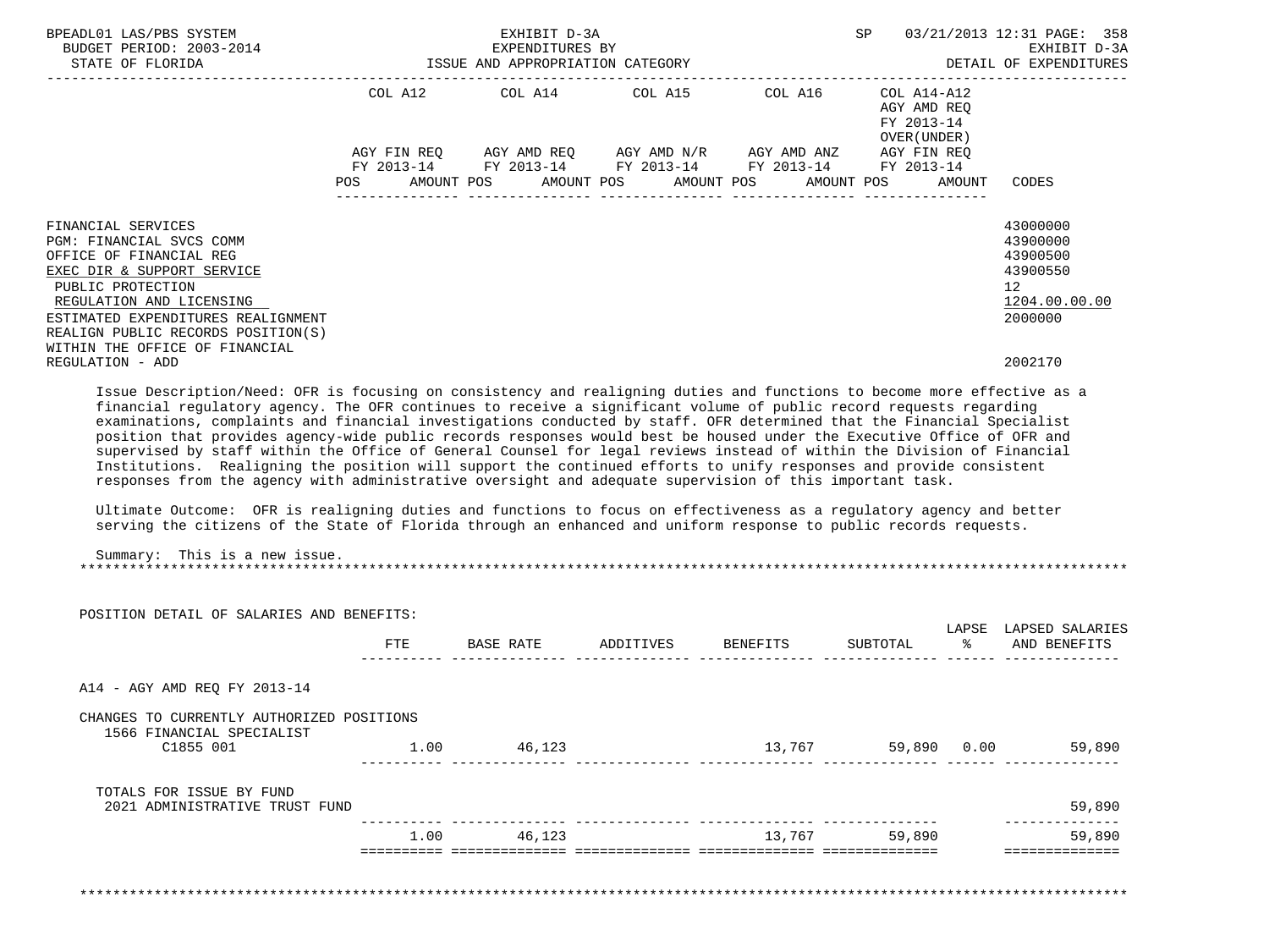BPEADL01 LAS/PBS SYSTEM — EXHIBIT D-3A — EXPENDITURES BY ISSUE AND APPROPRIATION CATEGORY
BUDGET PERIOD: 2003-2014 — STATE OF FLORIDA — SP 03/21/2013 12:31 — EXHIBIT D-3A DETAIL OF EXPENDITURES

| | COL A12 AGY FIN REQ FY 2013-14 POS AMOUNT | COL A14 AGY AMD REQ FY 2013-14 POS AMOUNT | COL A15 AGY AMD N/R FY 2013-14 POS AMOUNT | COL A16 AGY AMD ANZ FY 2013-14 POS AMOUNT | COL A14-A12 AGY AMD REQ FY 2013-14 OVER(UNDER) AGY FIN REQ FY 2013-14 POS AMOUNT | CODES |
|---|---|---|---|---|---|---|
| FINANCIAL SERVICES | | | | | | 43000000 |
| PGM: FINANCIAL SVCS COMM | | | | | | 43900000 |
| OFFICE OF FINANCIAL REG | | | | | | 43900500 |
| EXEC DIR & SUPPORT SERVICE | | | | | | 43900550 |
| PUBLIC PROTECTION | | | | | | 12 |
| REGULATION AND LICENSING | | | | | | 1204.00.00.00 |
| ESTIMATED EXPENDITURES REALIGNMENT | | | | | | 2000000 |
| REALIGN PUBLIC RECORDS POSITION(S) WITHIN THE OFFICE OF FINANCIAL REGULATION - ADD | | | | | | 2002170 |

Issue Description/Need: OFR is focusing on consistency and realigning duties and functions to become more effective as a financial regulatory agency. The OFR continues to receive a significant volume of public record requests regarding examinations, complaints and financial investigations conducted by staff. OFR determined that the Financial Specialist position that provides agency-wide public records responses would best be housed under the Executive Office of OFR and supervised by staff within the Office of General Counsel for legal reviews instead of within the Division of Financial Institutions. Realigning the position will support the continued efforts to unify responses and provide consistent responses from the agency with administrative oversight and adequate supervision of this important task.

Ultimate Outcome: OFR is realigning duties and functions to focus on effectiveness as a regulatory agency and better serving the citizens of the State of Florida through an enhanced and uniform response to public records requests.

Summary: This is a new issue.

*******************************************************************************************************************

POSITION DETAIL OF SALARIES AND BENEFITS:

| | FTE | BASE RATE | ADDITIVES | BENEFITS | SUBTOTAL | LAPSE % | LAPSED SALARIES AND BENEFITS |
|---|---|---|---|---|---|---|---|
| A14 - AGY AMD REQ FY 2013-14 | | | | | | | |
| CHANGES TO CURRENTLY AUTHORIZED POSITIONS | | | | | | | |
| 1566 FINANCIAL SPECIALIST C1855 001 | 1.00 | 46,123 | | 13,767 | 59,890 | 0.00 | 59,890 |
| TOTALS FOR ISSUE BY FUND | | | | | | | |
| 2021 ADMINISTRATIVE TRUST FUND | | | | | | | 59,890 |
| | 1.00 | 46,123 | | 13,767 | 59,890 | | 59,890 |

*******************************************************************************************************************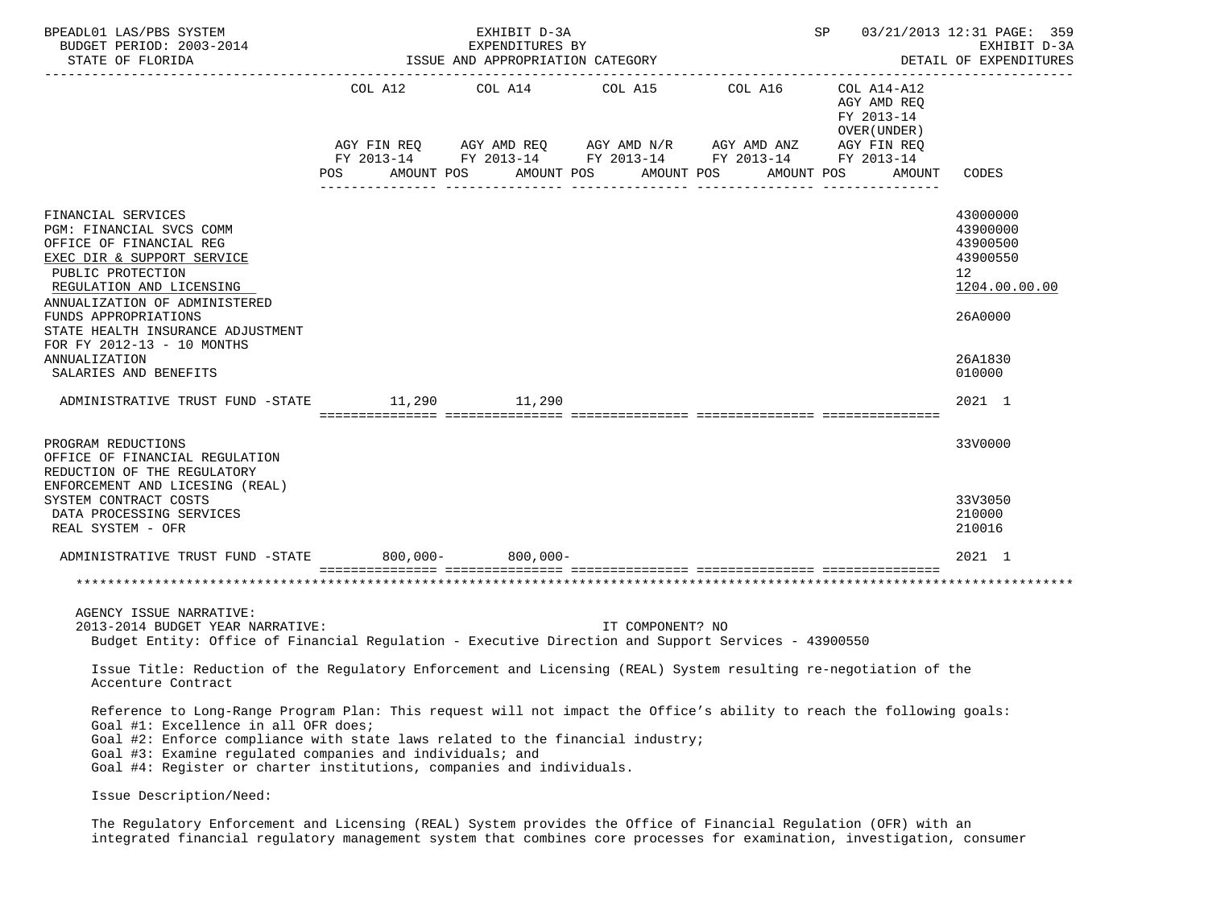| | COL A12 | | COL A14 | | COL A15 | | COL A16 | | COL A14-A12 AGY AMD REQ FY 2013-14 OVER(UNDER) | | |
|---|---|---|---|---|---|---|---|---|---|---|---|
| | AGY FIN REQ FY 2013-14 | | AGY AMD REQ FY 2013-14 | | AGY AMD N/R FY 2013-14 | | AGY AMD ANZ FY 2013-14 | | AGY FIN REQ FY 2013-14 | | |
| | POS | AMOUNT | POS | AMOUNT | POS | AMOUNT | POS | AMOUNT | POS | AMOUNT | CODES |
| FINANCIAL SERVICES | | | | | | | | | | | 43000000 |
| PGM: FINANCIAL SVCS COMM | | | | | | | | | | | 43900000 |
| OFFICE OF FINANCIAL REG | | | | | | | | | | | 43900500 |
| EXEC DIR & SUPPORT SERVICE | | | | | | | | | | | 43900550 |
| PUBLIC PROTECTION | | | | | | | | | | | 12 |
| REGULATION AND LICENSING | | | | | | | | | | | 1204.00.00.00 |
| ANNUALIZATION OF ADMINISTERED FUNDS APPROPRIATIONS | | | | | | | | | | | 26A0000 |
| STATE HEALTH INSURANCE ADJUSTMENT FOR FY 2012-13 - 10 MONTHS ANNUALIZATION | | | | | | | | | | | 26A1830 |
| SALARIES AND BENEFITS | | | | | | | | | | | 010000 |
| ADMINISTRATIVE TRUST FUND -STATE | | 11,290 | | 11,290 | | | | | | | 2021 1 |
| PROGRAM REDUCTIONS | | | | | | | | | | | 33V0000 |
| OFFICE OF FINANCIAL REGULATION REDUCTION OF THE REGULATORY ENFORCEMENT AND LICESING (REAL) SYSTEM CONTRACT COSTS | | | | | | | | | | | 33V3050 |
| DATA PROCESSING SERVICES | | | | | | | | | | | 210000 |
| REAL SYSTEM - OFR | | | | | | | | | | | 210016 |
| ADMINISTRATIVE TRUST FUND -STATE | | 800,000- | | 800,000- | | | | | | | 2021 1 |

AGENCY ISSUE NARRATIVE:

2013-2014 BUDGET YEAR NARRATIVE: IT COMPONENT? NO

Budget Entity: Office of Financial Regulation - Executive Direction and Support Services - 43900550

Issue Title: Reduction of the Regulatory Enforcement and Licensing (REAL) System resulting re-negotiation of the Accenture Contract

Reference to Long-Range Program Plan: This request will not impact the Office's ability to reach the following goals:
Goal #1: Excellence in all OFR does;
Goal #2: Enforce compliance with state laws related to the financial industry;
Goal #3: Examine regulated companies and individuals; and
Goal #4: Register or charter institutions, companies and individuals.

Issue Description/Need:

The Regulatory Enforcement and Licensing (REAL) System provides the Office of Financial Regulation (OFR) with an integrated financial regulatory management system that combines core processes for examination, investigation, consumer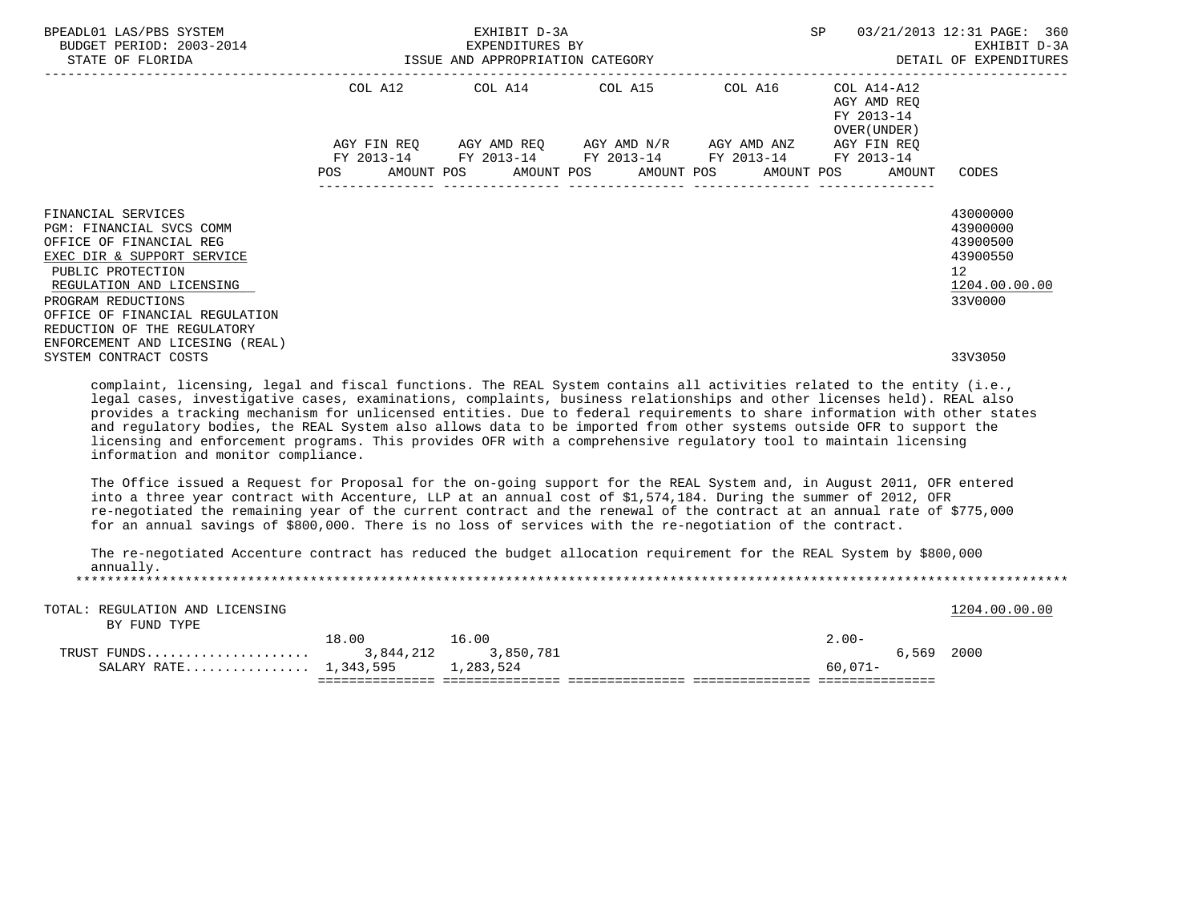BPEADL01 LAS/PBS SYSTEM — EXHIBIT D-3A — EXPENDITURES BY ISSUE AND APPROPRIATION CATEGORY — DETAIL OF EXPENDITURES
BUDGET PERIOD: 2003-2014
STATE OF FLORIDA

| | COL A12 AGY FIN REQ FY 2013-14 POS AMOUNT | COL A14 AGY AMD REQ FY 2013-14 POS AMOUNT | COL A15 AGY AMD N/R FY 2013-14 POS AMOUNT | COL A16 AGY AMD ANZ FY 2013-14 POS AMOUNT | COL A14-A12 AGY AMD REQ FY 2013-14 OVER(UNDER) AGY FIN REQ FY 2013-14 POS AMOUNT | CODES |
|---|---|---|---|---|---|---|
| FINANCIAL SERVICES | | | | | | 43000000 |
| PGM: FINANCIAL SVCS COMM | | | | | | 43900000 |
| OFFICE OF FINANCIAL REG | | | | | | 43900500 |
| EXEC DIR & SUPPORT SERVICE | | | | | | 43900550 |
| PUBLIC PROTECTION | | | | | | 12 |
| REGULATION AND LICENSING | | | | | | 1204.00.00.00 |
| PROGRAM REDUCTIONS | | | | | | 33V0000 |
| OFFICE OF FINANCIAL REGULATION REDUCTION OF THE REGULATORY ENFORCEMENT AND LICESING (REAL) SYSTEM CONTRACT COSTS | | | | | | 33V3050 |

complaint, licensing, legal and fiscal functions. The REAL System contains all activities related to the entity (i.e., legal cases, investigative cases, examinations, complaints, business relationships and other licenses held). REAL also provides a tracking mechanism for unlicensed entities. Due to federal requirements to share information with other states and regulatory bodies, the REAL System also allows data to be imported from other systems outside OFR to support the licensing and enforcement programs. This provides OFR with a comprehensive regulatory tool to maintain licensing information and monitor compliance.

The Office issued a Request for Proposal for the on-going support for the REAL System and, in August 2011, OFR entered into a three year contract with Accenture, LLP at an annual cost of $1,574,184. During the summer of 2012, OFR re-negotiated the remaining year of the current contract and the renewal of the contract at an annual rate of $775,000 for an annual savings of $800,000. There is no loss of services with the re-negotiation of the contract.

The re-negotiated Accenture contract has reduced the budget allocation requirement for the REAL System by $800,000 annually.

*******************************************************************************************************************************

| | COL A12 | COL A14 | COL A15 | COL A16 | COL A14-A12 | CODES |
|---|---|---|---|---|---|---|
| TOTAL: REGULATION AND LICENSING | | | | | | 1204.00.00.00 |
| BY FUND TYPE | | | | | | |
| | 18.00 | 16.00 | | | 2.00- | |
| TRUST FUNDS | 3,844,212 | 3,850,781 | | | 6,569 | 2000 |
| SALARY RATE | 1,343,595 | 1,283,524 | | | 60,071- | |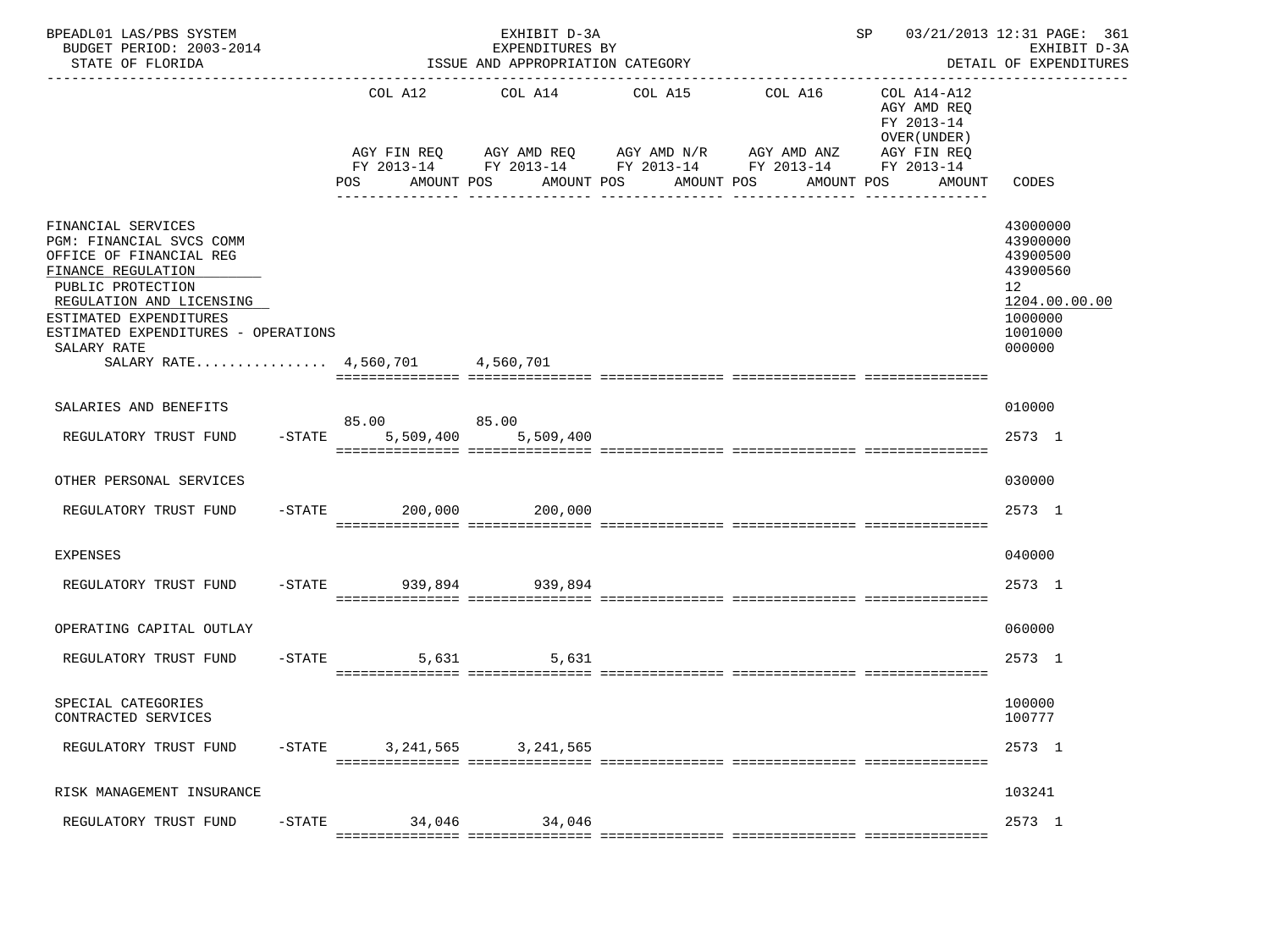BPEADL01 LAS/PBS SYSTEM — EXHIBIT D-3A — SP 03/21/2013 12:31 PAGE: 361
BUDGET PERIOD: 2003-2014 — EXPENDITURES BY — EXHIBIT D-3A
STATE OF FLORIDA — ISSUE AND APPROPRIATION CATEGORY — DETAIL OF EXPENDITURES

| | COL A12 AGY FIN REQ FY 2013-14 POS AMOUNT | COL A14 AGY AMD REQ FY 2013-14 POS AMOUNT | COL A15 AGY AMD N/R FY 2013-14 POS AMOUNT | COL A16 AGY AMD ANZ FY 2013-14 POS AMOUNT | COL A14-A12 AGY AMD REQ FY 2013-14 OVER(UNDER) AGY FIN REQ FY 2013-14 POS AMOUNT | CODES |
|---|---|---|---|---|---|---|
| FINANCIAL SERVICES | | | | | | 43000000 |
| PGM: FINANCIAL SVCS COMM | | | | | | 43900000 |
| OFFICE OF FINANCIAL REG | | | | | | 43900500 |
| FINANCE REGULATION | | | | | | 43900560 |
| PUBLIC PROTECTION | | | | | | 12 |
| REGULATION AND LICENSING | | | | | | 1204.00.00.00 |
| ESTIMATED EXPENDITURES | | | | | | 1000000 |
| ESTIMATED EXPENDITURES - OPERATIONS | | | | | | 1001000 |
| SALARY RATE | | | | | | 000000 |
| SALARY RATE................ | 4,560,701 | 4,560,701 | | | | |
| SALARIES AND BENEFITS | | | | | | 010000 |
| REGULATORY TRUST FUND -STATE | 85.00 5,509,400 | 85.00 5,509,400 | | | | 2573 1 |
| OTHER PERSONAL SERVICES | | | | | | 030000 |
| REGULATORY TRUST FUND -STATE | 200,000 | 200,000 | | | | 2573 1 |
| EXPENSES | | | | | | 040000 |
| REGULATORY TRUST FUND -STATE | 939,894 | 939,894 | | | | 2573 1 |
| OPERATING CAPITAL OUTLAY | | | | | | 060000 |
| REGULATORY TRUST FUND -STATE | 5,631 | 5,631 | | | | 2573 1 |
| SPECIAL CATEGORIES | | | | | | 100000 |
| CONTRACTED SERVICES | | | | | | 100777 |
| REGULATORY TRUST FUND -STATE | 3,241,565 | 3,241,565 | | | | 2573 1 |
| RISK MANAGEMENT INSURANCE | | | | | | 103241 |
| REGULATORY TRUST FUND -STATE | 34,046 | 34,046 | | | | 2573 1 |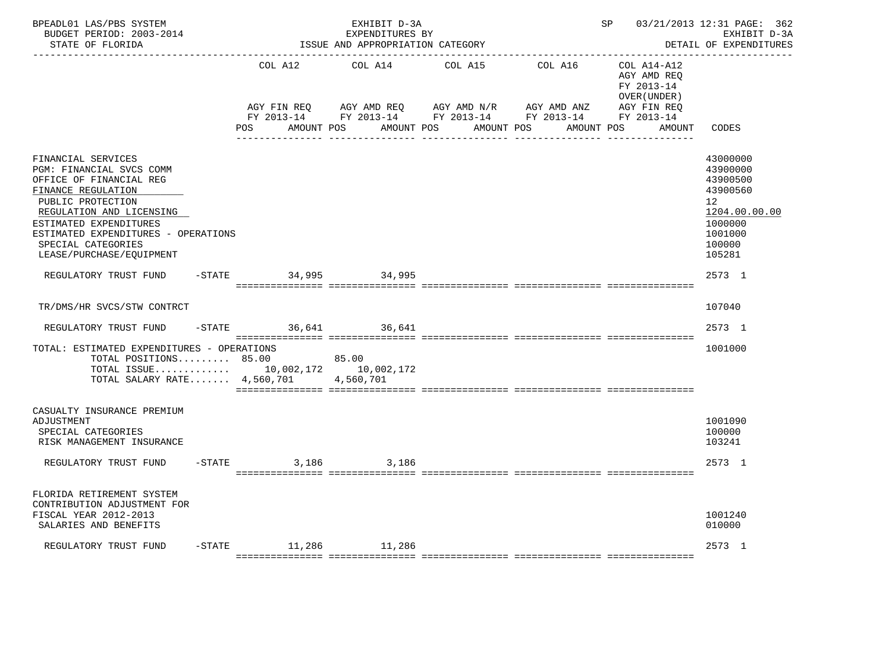BPEADL01 LAS/PBS SYSTEM | EXHIBIT D-3A | SP 03/21/2013 12:31

BUDGET PERIOD: 2003-2014 | EXPENDITURES BY | EXHIBIT D-3A

STATE OF FLORIDA | ISSUE AND APPROPRIATION CATEGORY | DETAIL OF EXPENDITURES

| | COL A12 AGY FIN REQ FY 2013-14 POS AMOUNT | COL A14 AGY AMD REQ FY 2013-14 POS AMOUNT | COL A15 AGY AMD N/R FY 2013-14 POS AMOUNT | COL A16 AGY AMD ANZ FY 2013-14 POS AMOUNT | COL A14-A12 AGY AMD REQ FY 2013-14 OVER(UNDER) AGY FIN REQ FY 2013-14 POS AMOUNT | CODES |
|---|---|---|---|---|---|---|
| FINANCIAL SERVICES | | | | | | 43000000 |
| PGM: FINANCIAL SVCS COMM | | | | | | 43900000 |
| OFFICE OF FINANCIAL REG | | | | | | 43900500 |
| FINANCE REGULATION | | | | | | 43900560 |
| PUBLIC PROTECTION | | | | | | 12 |
| REGULATION AND LICENSING | | | | | | 1204.00.00.00 |
| ESTIMATED EXPENDITURES | | | | | | 1000000 |
| ESTIMATED EXPENDITURES - OPERATIONS | | | | | | 1001000 |
| SPECIAL CATEGORIES | | | | | | 100000 |
| LEASE/PURCHASE/EQUIPMENT | | | | | | 105281 |
| REGULATORY TRUST FUND -STATE | 34,995 | 34,995 | | | | 2573 1 |
| TR/DMS/HR SVCS/STW CONTRCT | | | | | | 107040 |
| REGULATORY TRUST FUND -STATE | 36,641 | 36,641 | | | | 2573 1 |
| TOTAL: ESTIMATED EXPENDITURES - OPERATIONS | | | | | | 1001000 |
| TOTAL POSITIONS......... | 85.00 | 85.00 | | | | |
| TOTAL ISSUE............. | 10,002,172 | 10,002,172 | | | | |
| TOTAL SALARY RATE....... | 4,560,701 | 4,560,701 | | | | |
| CASUALTY INSURANCE PREMIUM ADJUSTMENT | | | | | | 1001090 |
| SPECIAL CATEGORIES | | | | | | 100000 |
| RISK MANAGEMENT INSURANCE | | | | | | 103241 |
| REGULATORY TRUST FUND -STATE | 3,186 | 3,186 | | | | 2573 1 |
| FLORIDA RETIREMENT SYSTEM CONTRIBUTION ADJUSTMENT FOR FISCAL YEAR 2012-2013 | | | | | | 1001240 |
| SALARIES AND BENEFITS | | | | | | 010000 |
| REGULATORY TRUST FUND -STATE | 11,286 | 11,286 | | | | 2573 1 |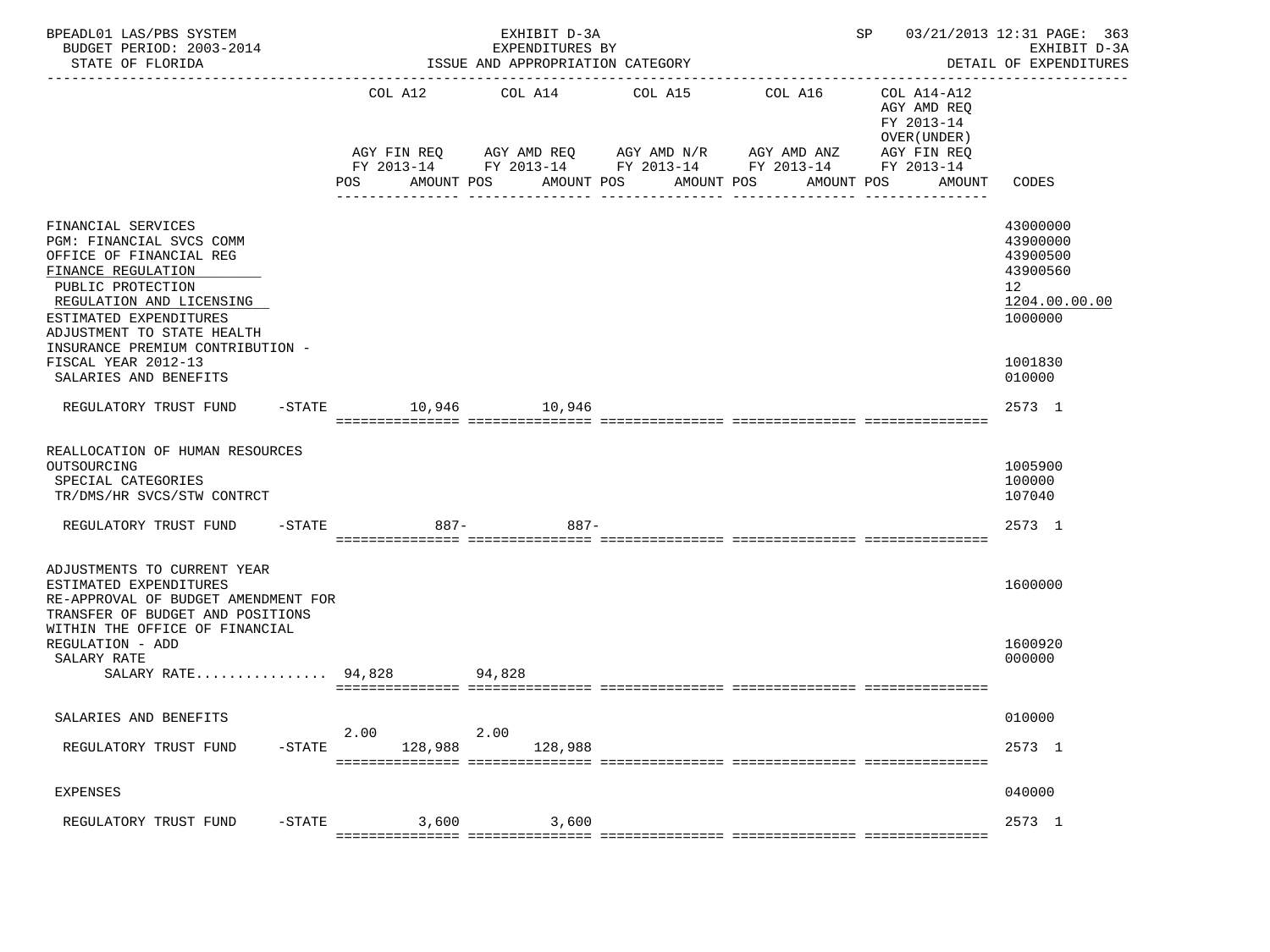BPEADL01 LAS/PBS SYSTEM | EXHIBIT D-3A | SP 03/21/2013 12:31 PAGE: 363
BUDGET PERIOD: 2003-2014 | EXPENDITURES BY | EXHIBIT D-3A
STATE OF FLORIDA | ISSUE AND APPROPRIATION CATEGORY | DETAIL OF EXPENDITURES

| | COL A12 AGY FIN REQ FY 2013-14 POS AMOUNT | COL A14 AGY AMD REQ FY 2013-14 POS AMOUNT | COL A15 AGY AMD N/R FY 2013-14 POS AMOUNT | COL A16 AGY AMD ANZ FY 2013-14 POS AMOUNT | COL A14-A12 AGY AMD REQ FY 2013-14 OVER(UNDER) AGY FIN REQ FY 2013-14 POS AMOUNT | CODES |
|---|---|---|---|---|---|---|
| FINANCIAL SERVICES | | | | | | 43000000 |
| PGM: FINANCIAL SVCS COMM | | | | | | 43900000 |
| OFFICE OF FINANCIAL REG | | | | | | 43900500 |
| FINANCE REGULATION | | | | | | 43900560 |
| PUBLIC PROTECTION | | | | | | 12 |
| REGULATION AND LICENSING | | | | | | 1204.00.00.00 |
| ESTIMATED EXPENDITURES | | | | | | 1000000 |
| ADJUSTMENT TO STATE HEALTH INSURANCE PREMIUM CONTRIBUTION - FISCAL YEAR 2012-13 | | | | | | 1001830 |
| SALARIES AND BENEFITS | | | | | | 010000 |
| REGULATORY TRUST FUND -STATE | 10,946 | 10,946 | | | | 2573 1 |
| REALLOCATION OF HUMAN RESOURCES OUTSOURCING | | | | | | 1005900 |
| SPECIAL CATEGORIES | | | | | | 100000 |
| TR/DMS/HR SVCS/STW CONTRCT | | | | | | 107040 |
| REGULATORY TRUST FUND -STATE | 887- | 887- | | | | 2573 1 |
| ADJUSTMENTS TO CURRENT YEAR ESTIMATED EXPENDITURES | | | | | | 1600000 |
| RE-APPROVAL OF BUDGET AMENDMENT FOR TRANSFER OF BUDGET AND POSITIONS WITHIN THE OFFICE OF FINANCIAL REGULATION - ADD | | | | | | 1600920 |
| SALARY RATE | | | | | | 000000 |
| SALARY RATE................ | 94,828 | 94,828 | | | | |
| SALARIES AND BENEFITS | | | | | | 010000 |
| REGULATORY TRUST FUND -STATE | 2.00 128,988 | 2.00 128,988 | | | | 2573 1 |
| EXPENSES | | | | | | 040000 |
| REGULATORY TRUST FUND -STATE | 3,600 | 3,600 | | | | 2573 1 |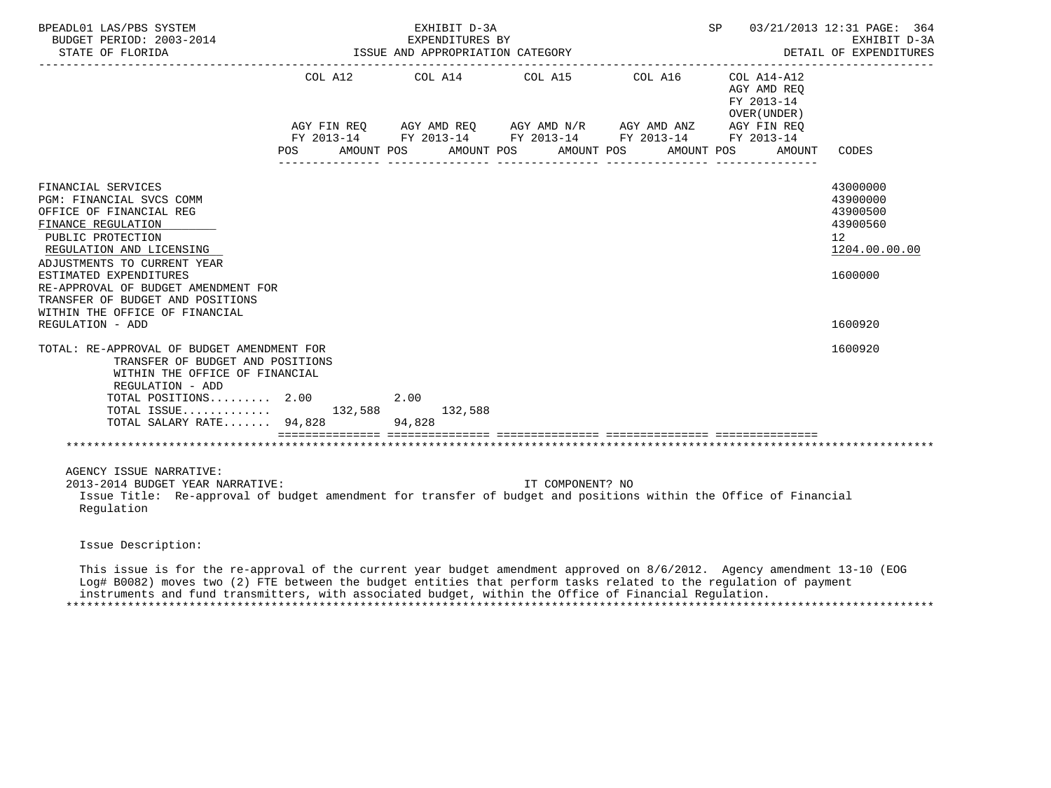BPEADL01 LAS/PBS SYSTEM | EXHIBIT D-3A | SP 03/21/2013 12:31

BUDGET PERIOD: 2003-2014 | EXPENDITURES BY | EXHIBIT D-3A

STATE OF FLORIDA | ISSUE AND APPROPRIATION CATEGORY | DETAIL OF EXPENDITURES

| | COL A12 AGY FIN REQ FY 2013-14 | | COL A14 AGY AMD REQ FY 2013-14 | | COL A15 AGY AMD N/R FY 2013-14 | | COL A16 AGY AMD ANZ FY 2013-14 | | COL A14-A12 AGY AMD REQ FY 2013-14 OVER(UNDER) AGY FIN REQ FY 2013-14 | | CODES |
|---|---|---|---|---|---|---|---|---|---|---|---|
| | POS | AMOUNT | POS | AMOUNT | POS | AMOUNT | POS | AMOUNT | POS | AMOUNT | |
| FINANCIAL SERVICES | | | | | | | | | | | 43000000 |
| PGM: FINANCIAL SVCS COMM | | | | | | | | | | | 43900000 |
| OFFICE OF FINANCIAL REG | | | | | | | | | | | 43900500 |
| FINANCE REGULATION | | | | | | | | | | | 43900560 |
| PUBLIC PROTECTION | | | | | | | | | | | 12 |
| REGULATION AND LICENSING | | | | | | | | | | | 1204.00.00.00 |
| ADJUSTMENTS TO CURRENT YEAR ESTIMATED EXPENDITURES | | | | | | | | | | | 1600000 |
| RE-APPROVAL OF BUDGET AMENDMENT FOR TRANSFER OF BUDGET AND POSITIONS WITHIN THE OFFICE OF FINANCIAL REGULATION - ADD | | | | | | | | | | | 1600920 |
| TOTAL: RE-APPROVAL OF BUDGET AMENDMENT FOR TRANSFER OF BUDGET AND POSITIONS WITHIN THE OFFICE OF FINANCIAL REGULATION - ADD | | | | | | | | | | | 1600920 |
| TOTAL POSITIONS......... | 2.00 | | 2.00 | | | | | | | | |
| TOTAL ISSUE............. | | 132,588 | | 132,588 | | | | | | | |
| TOTAL SALARY RATE....... | 94,828 | | 94,828 | | | | | | | | |

AGENCY ISSUE NARRATIVE:

2013-2014 BUDGET YEAR NARRATIVE: IT COMPONENT? NO

Issue Title: Re-approval of budget amendment for transfer of budget and positions within the Office of Financial Regulation

Issue Description:

This issue is for the re-approval of the current year budget amendment approved on 8/6/2012. Agency amendment 13-10 (EOG Log# B0082) moves two (2) FTE between the budget entities that perform tasks related to the regulation of payment instruments and fund transmitters, with associated budget, within the Office of Financial Regulation.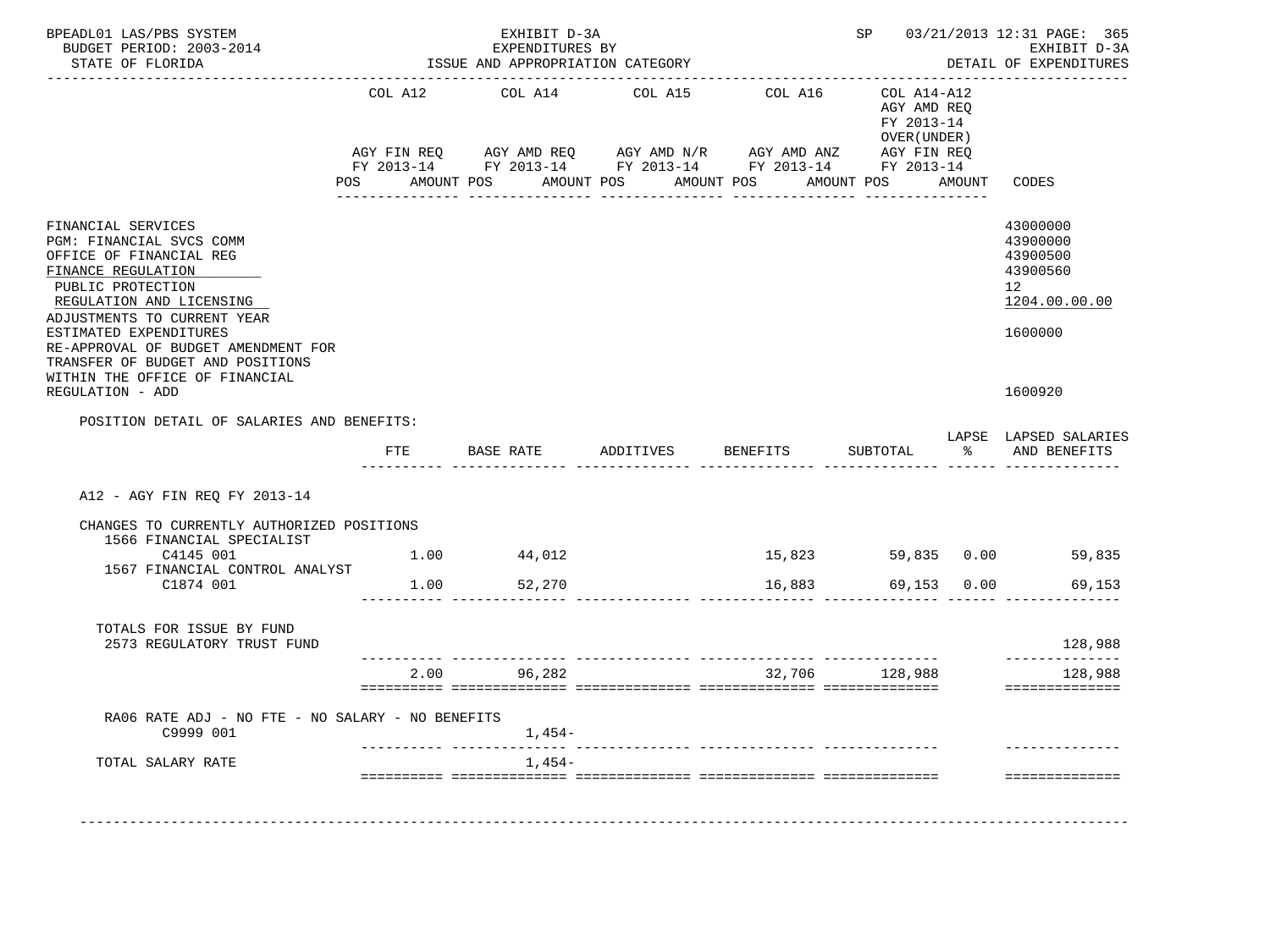BPEADL01 LAS/PBS SYSTEM — EXHIBIT D-3A — SP 03/21/2013 12:31 PAGE: 365
BUDGET PERIOD: 2003-2014 — EXPENDITURES BY — EXHIBIT D-3A
STATE OF FLORIDA — ISSUE AND APPROPRIATION CATEGORY — DETAIL OF EXPENDITURES

| | COL A12 AGY FIN REQ FY 2013-14 POS AMOUNT | COL A14 AGY AMD REQ FY 2013-14 POS AMOUNT | COL A15 AGY AMD N/R FY 2013-14 POS AMOUNT | COL A16 AGY AMD ANZ FY 2013-14 POS AMOUNT | COL A14-A12 AGY AMD REQ FY 2013-14 OVER(UNDER) AGY FIN REQ FY 2013-14 POS AMOUNT | CODES |
|---|---|---|---|---|---|---|
| FINANCIAL SERVICES | | | | | | 43000000 |
| PGM: FINANCIAL SVCS COMM | | | | | | 43900000 |
| OFFICE OF FINANCIAL REG | | | | | | 43900500 |
| FINANCE REGULATION | | | | | | 43900560 |
| PUBLIC PROTECTION | | | | | | 12 |
| REGULATION AND LICENSING | | | | | | 1204.00.00.00 |
| ADJUSTMENTS TO CURRENT YEAR ESTIMATED EXPENDITURES | | | | | | 1600000 |
| RE-APPROVAL OF BUDGET AMENDMENT FOR TRANSFER OF BUDGET AND POSITIONS WITHIN THE OFFICE OF FINANCIAL REGULATION - ADD | | | | | | 1600920 |

POSITION DETAIL OF SALARIES AND BENEFITS:

| | FTE | BASE RATE | ADDITIVES | BENEFITS | SUBTOTAL | LAPSE % | LAPSED SALARIES AND BENEFITS |
|---|---|---|---|---|---|---|---|
| A12 - AGY FIN REQ FY 2013-14 | | | | | | | |
| CHANGES TO CURRENTLY AUTHORIZED POSITIONS | | | | | | | |
| 1566 FINANCIAL SPECIALIST C4145 001 | 1.00 | 44,012 | | 15,823 | 59,835 | 0.00 | 59,835 |
| 1567 FINANCIAL CONTROL ANALYST C1874 001 | 1.00 | 52,270 | | 16,883 | 69,153 | 0.00 | 69,153 |
| TOTALS FOR ISSUE BY FUND | | | | | | | |
| 2573 REGULATORY TRUST FUND | | | | | | | 128,988 |
| | 2.00 | 96,282 | | 32,706 | 128,988 | | 128,988 |
| RA06 RATE ADJ - NO FTE - NO SALARY - NO BENEFITS C9999 001 | | 1,454- | | | | | |
| TOTAL SALARY RATE | | 1,454- | | | | | |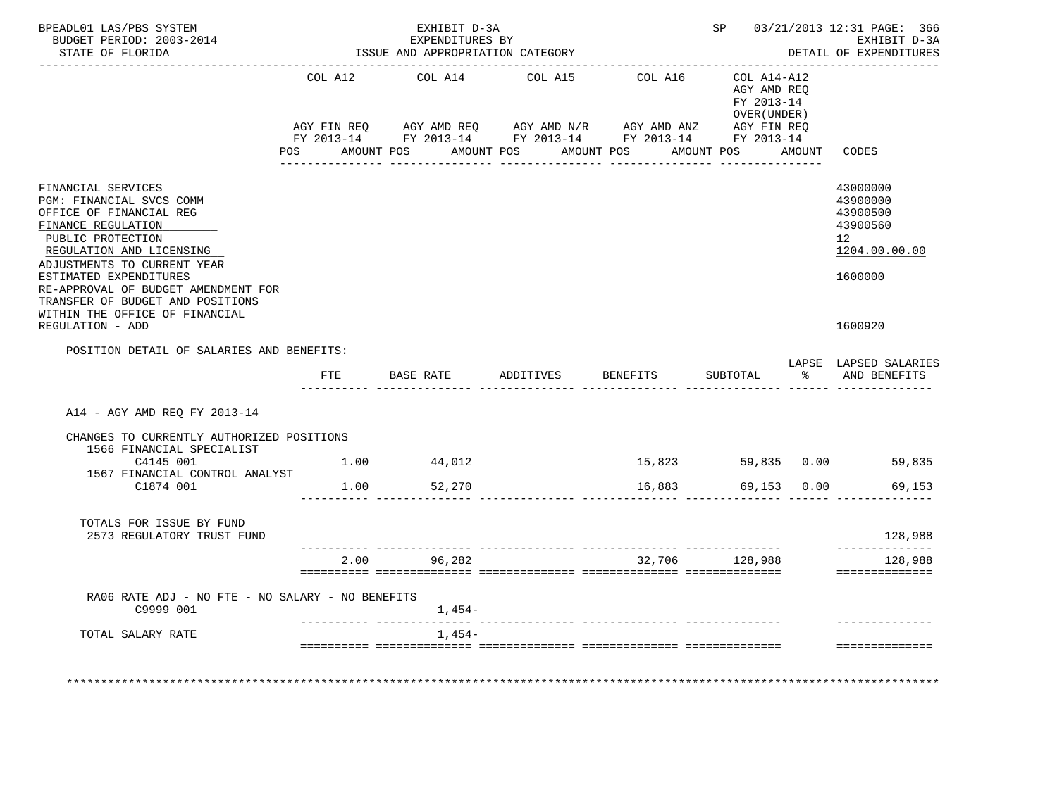BPEADL01 LAS/PBS SYSTEM | EXHIBIT D-3A | SP 03/21/2013 12:31 PAGE: 366
BUDGET PERIOD: 2003-2014 | EXPENDITURES BY | EXHIBIT D-3A
STATE OF FLORIDA | ISSUE AND APPROPRIATION CATEGORY | DETAIL OF EXPENDITURES

| | COL A12 AGY FIN REQ FY 2013-14 POS AMOUNT | COL A14 AGY AMD REQ FY 2013-14 POS AMOUNT | COL A15 AGY AMD N/R FY 2013-14 POS AMOUNT | COL A16 AGY AMD ANZ FY 2013-14 POS AMOUNT | COL A14-A12 AGY AMD REQ FY 2013-14 OVER(UNDER) AGY FIN REQ FY 2013-14 POS AMOUNT | CODES |
|---|---|---|---|---|---|---|
| FINANCIAL SERVICES | | | | | | 43000000 |
| PGM: FINANCIAL SVCS COMM | | | | | | 43900000 |
| OFFICE OF FINANCIAL REG | | | | | | 43900500 |
| FINANCE REGULATION | | | | | | 43900560 |
| PUBLIC PROTECTION | | | | | | 12 |
| REGULATION AND LICENSING | | | | | | 1204.00.00.00 |
| ADJUSTMENTS TO CURRENT YEAR ESTIMATED EXPENDITURES | | | | | | 1600000 |
| RE-APPROVAL OF BUDGET AMENDMENT FOR TRANSFER OF BUDGET AND POSITIONS WITHIN THE OFFICE OF FINANCIAL REGULATION - ADD | | | | | | 1600920 |

POSITION DETAIL OF SALARIES AND BENEFITS:

| | FTE | BASE RATE | ADDITIVES | BENEFITS | SUBTOTAL | LAPSE % | LAPSED SALARIES AND BENEFITS |
|---|---|---|---|---|---|---|---|
| A14 - AGY AMD REQ FY 2013-14 | | | | | | | |
| CHANGES TO CURRENTLY AUTHORIZED POSITIONS | | | | | | | |
| 1566 FINANCIAL SPECIALIST C4145 001 | 1.00 | 44,012 | | 15,823 | 59,835 | 0.00 | 59,835 |
| 1567 FINANCIAL CONTROL ANALYST C1874 001 | 1.00 | 52,270 | | 16,883 | 69,153 | 0.00 | 69,153 |
| TOTALS FOR ISSUE BY FUND | | | | | | | |
| 2573 REGULATORY TRUST FUND | | | | | | | 128,988 |
| | 2.00 | 96,282 | | 32,706 | 128,988 | | 128,988 |
| RA06 RATE ADJ - NO FTE - NO SALARY - NO BENEFITS C9999 001 | | 1,454- | | | | | |
| TOTAL SALARY RATE | | 1,454- | | | | | |

********************************************************************************************************************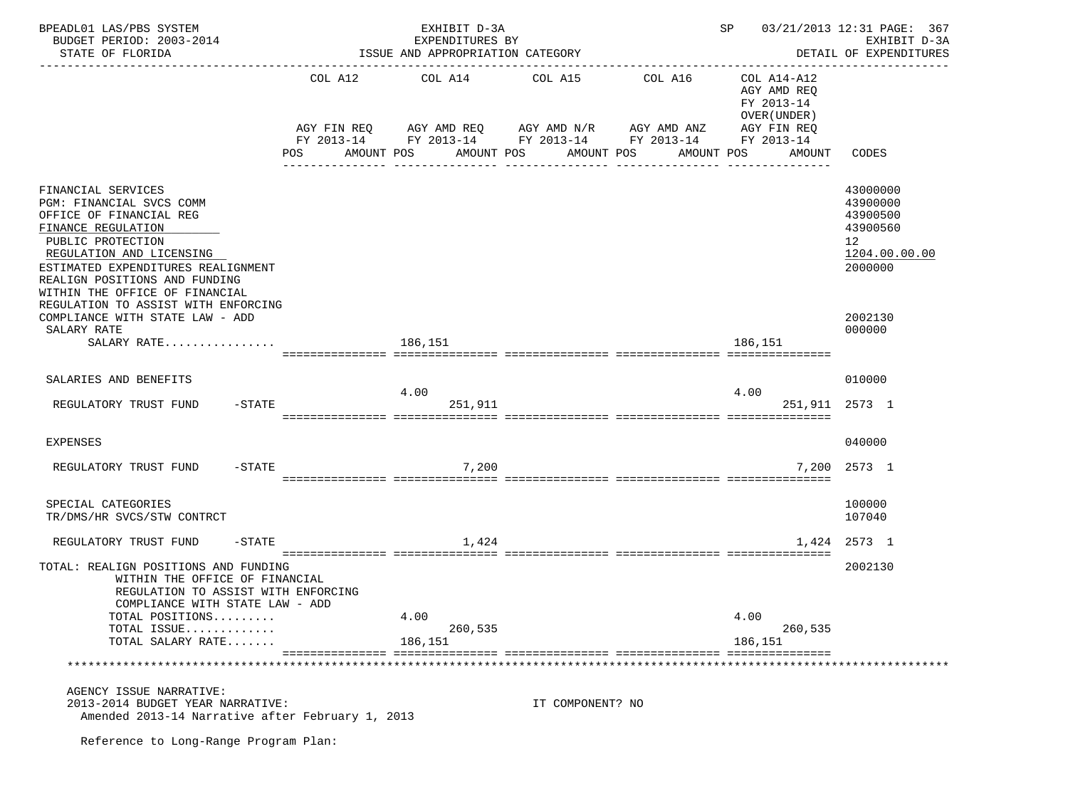BPEADL01 LAS/PBS SYSTEM — EXHIBIT D-3A — EXPENDITURES BY ISSUE AND APPROPRIATION CATEGORY — SP 03/21/2013 12:31 PAGE: 367
BUDGET PERIOD: 2003-2014 — EXHIBIT D-3A
STATE OF FLORIDA — DETAIL OF EXPENDITURES

| | COL A12 AGY FIN REQ FY 2013-14 POS AMOUNT | COL A14 AGY AMD REQ FY 2013-14 POS AMOUNT | COL A15 AGY AMD N/R FY 2013-14 POS AMOUNT | COL A16 AGY AMD ANZ FY 2013-14 POS AMOUNT | COL A14-A12 AGY AMD REQ FY 2013-14 OVER(UNDER) AGY FIN REQ FY 2013-14 POS AMOUNT | CODES |
|---|---|---|---|---|---|---|
| FINANCIAL SERVICES | | | | | | 43000000 |
| PGM: FINANCIAL SVCS COMM | | | | | | 43900000 |
| OFFICE OF FINANCIAL REG | | | | | | 43900500 |
| FINANCE REGULATION | | | | | | 43900560 |
| PUBLIC PROTECTION | | | | | | 12 |
| REGULATION AND LICENSING | | | | | | 1204.00.00.00 |
| ESTIMATED EXPENDITURES REALIGNMENT | | | | | | 2000000 |
| REALIGN POSITIONS AND FUNDING WITHIN THE OFFICE OF FINANCIAL REGULATION TO ASSIST WITH ENFORCING COMPLIANCE WITH STATE LAW - ADD | | | | | | 2002130 |
| SALARY RATE | | | | | | 000000 |
| SALARY RATE................ | | 186,151 | | | 186,151 | |
| SALARIES AND BENEFITS | | | | | | 010000 |
| REGULATORY TRUST FUND -STATE | | 4.00 251,911 | | | 4.00 251,911 | 2573 1 |
| EXPENSES | | | | | | 040000 |
| REGULATORY TRUST FUND -STATE | | 7,200 | | | 7,200 | 2573 1 |
| SPECIAL CATEGORIES | | | | | | 100000 |
| TR/DMS/HR SVCS/STW CONTRCT | | | | | | 107040 |
| REGULATORY TRUST FUND -STATE | | 1,424 | | | 1,424 | 2573 1 |
| TOTAL: REALIGN POSITIONS AND FUNDING WITHIN THE OFFICE OF FINANCIAL REGULATION TO ASSIST WITH ENFORCING COMPLIANCE WITH STATE LAW - ADD | | | | | | 2002130 |
| TOTAL POSITIONS......... | | 4.00 | | | 4.00 | |
| TOTAL ISSUE............. | | 260,535 | | | 260,535 | |
| TOTAL SALARY RATE....... | | 186,151 | | | 186,151 | |

AGENCY ISSUE NARRATIVE:
2013-2014 BUDGET YEAR NARRATIVE: IT COMPONENT? NO
Amended 2013-14 Narrative after February 1, 2013

Reference to Long-Range Program Plan: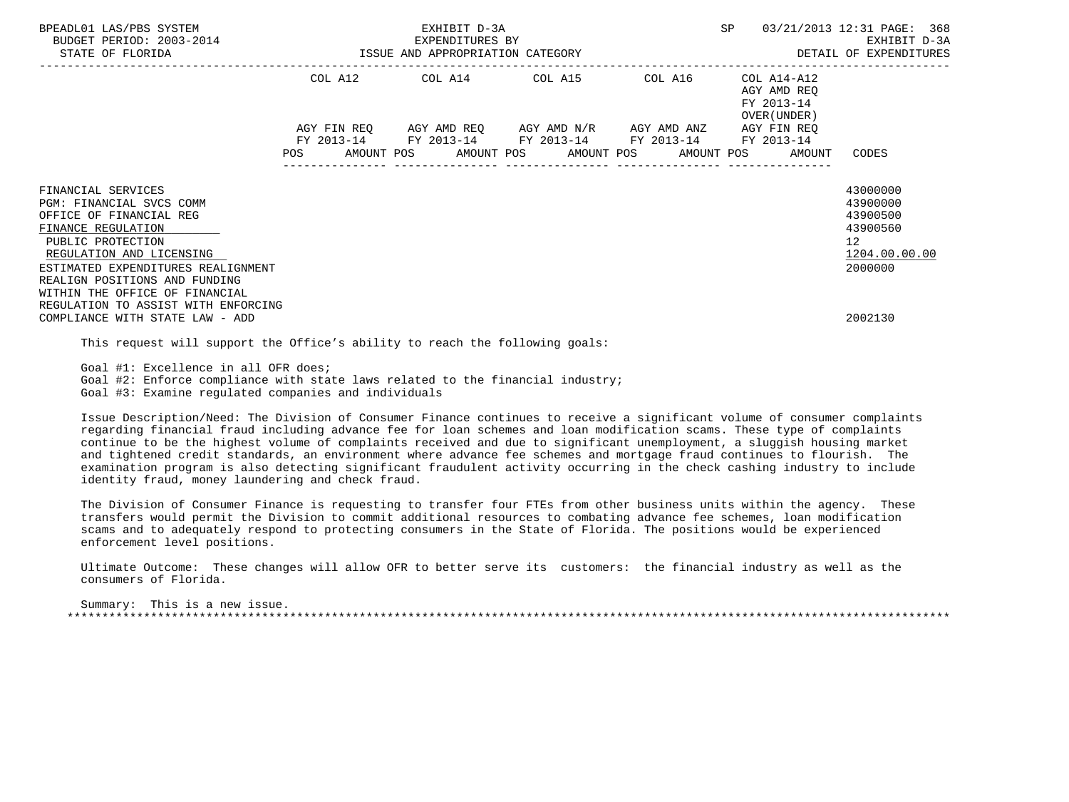| | COL A12 | COL A14 | COL A15 | COL A16 | COL A14-A12 AGY AMD REQ FY 2013-14 OVER(UNDER) | |
|---|---|---|---|---|---|---|
| | AGY FIN REQ FY 2013-14 | AGY AMD REQ FY 2013-14 | AGY AMD N/R FY 2013-14 | AGY AMD ANZ FY 2013-14 | AGY FIN REQ FY 2013-14 | |
| | POS AMOUNT | POS AMOUNT | POS AMOUNT | POS AMOUNT | POS AMOUNT | CODES |
| FINANCIAL SERVICES | | | | | | 43000000 |
| PGM: FINANCIAL SVCS COMM | | | | | | 43900000 |
| OFFICE OF FINANCIAL REG | | | | | | 43900500 |
| FINANCE REGULATION | | | | | | 43900560 |
| PUBLIC PROTECTION | | | | | | 12 |
| REGULATION AND LICENSING | | | | | | 1204.00.00.00 |
| ESTIMATED EXPENDITURES REALIGNMENT | | | | | | 2000000 |
| REALIGN POSITIONS AND FUNDING WITHIN THE OFFICE OF FINANCIAL REGULATION TO ASSIST WITH ENFORCING COMPLIANCE WITH STATE LAW - ADD | | | | | | 2002130 |

This request will support the Office's ability to reach the following goals:

Goal #1: Excellence in all OFR does;
Goal #2: Enforce compliance with state laws related to the financial industry;
Goal #3: Examine regulated companies and individuals

Issue Description/Need: The Division of Consumer Finance continues to receive a significant volume of consumer complaints regarding financial fraud including advance fee for loan schemes and loan modification scams. These type of complaints continue to be the highest volume of complaints received and due to significant unemployment, a sluggish housing market and tightened credit standards, an environment where advance fee schemes and mortgage fraud continues to flourish. The examination program is also detecting significant fraudulent activity occurring in the check cashing industry to include identity fraud, money laundering and check fraud.

The Division of Consumer Finance is requesting to transfer four FTEs from other business units within the agency. These transfers would permit the Division to commit additional resources to combating advance fee schemes, loan modification scams and to adequately respond to protecting consumers in the State of Florida. The positions would be experienced enforcement level positions.

Ultimate Outcome: These changes will allow OFR to better serve its customers: the financial industry as well as the consumers of Florida.

Summary: This is a new issue.

*******************************************************************************************************************************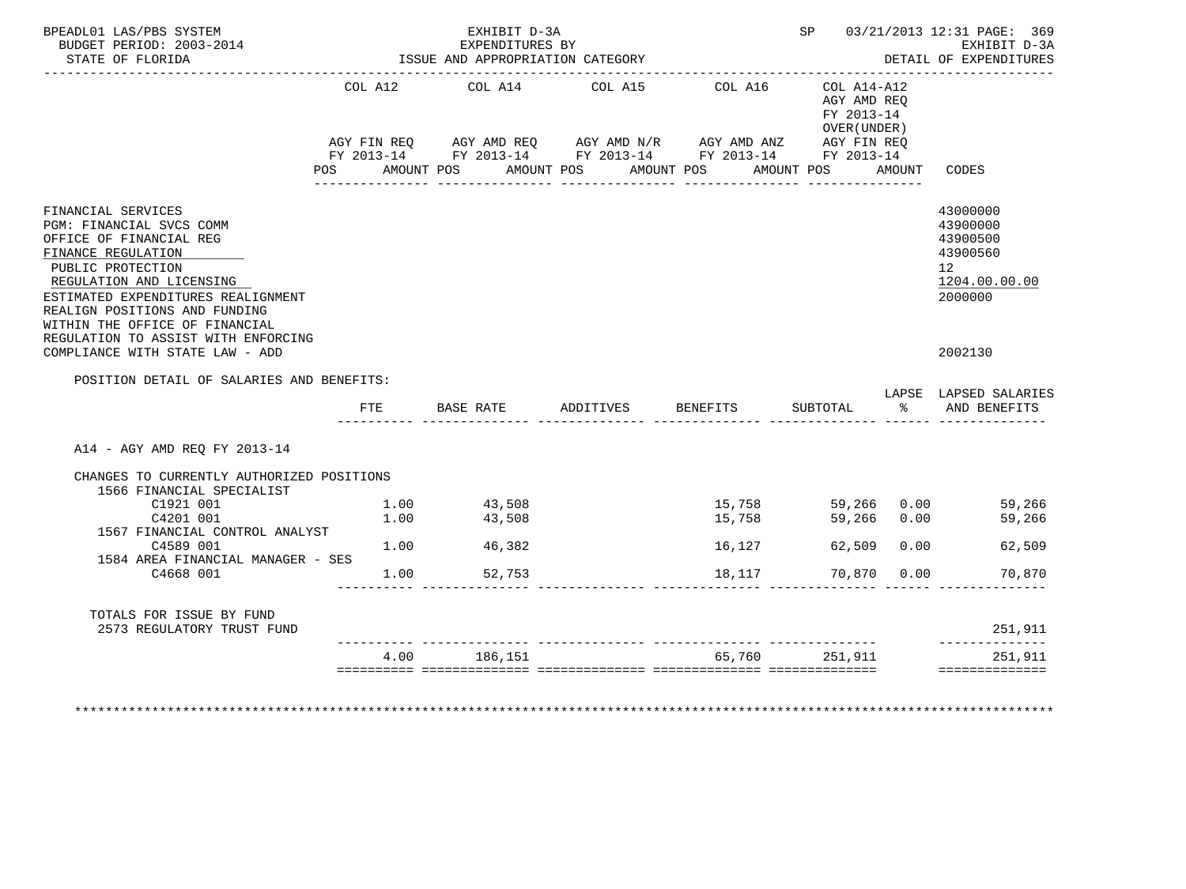BPEADL01 LAS/PBS SYSTEM
BUDGET PERIOD: 2003-2014
STATE OF FLORIDA

EXHIBIT D-3A
EXPENDITURES BY
ISSUE AND APPROPRIATION CATEGORY

SP 03/21/2013 12:31 PAGE: 369
EXHIBIT D-3A
DETAIL OF EXPENDITURES

| | COL A12 AGY FIN REQ FY 2013-14 POS AMOUNT | COL A14 AGY AMD REQ FY 2013-14 POS AMOUNT | COL A15 AGY AMD N/R FY 2013-14 POS AMOUNT | COL A16 AGY AMD ANZ FY 2013-14 POS AMOUNT | COL A14-A12 AGY AMD REQ FY 2013-14 OVER(UNDER) AGY FIN REQ FY 2013-14 POS AMOUNT | CODES |
|---|---|---|---|---|---|---|
| FINANCIAL SERVICES | | | | | | 43000000 |
| PGM: FINANCIAL SVCS COMM | | | | | | 43900000 |
| OFFICE OF FINANCIAL REG | | | | | | 43900500 |
| FINANCE REGULATION | | | | | | 43900560 |
| PUBLIC PROTECTION | | | | | | 12 |
| REGULATION AND LICENSING | | | | | | 1204.00.00.00 |
| ESTIMATED EXPENDITURES REALIGNMENT | | | | | | 2000000 |
| REALIGN POSITIONS AND FUNDING WITHIN THE OFFICE OF FINANCIAL REGULATION TO ASSIST WITH ENFORCING COMPLIANCE WITH STATE LAW - ADD | | | | | | 2002130 |

POSITION DETAIL OF SALARIES AND BENEFITS:

| | FTE | BASE RATE | ADDITIVES | BENEFITS | SUBTOTAL | LAPSE % | LAPSED SALARIES AND BENEFITS |
|---|---|---|---|---|---|---|---|
| A14 - AGY AMD REQ FY 2013-14 | | | | | | | |
| CHANGES TO CURRENTLY AUTHORIZED POSITIONS | | | | | | | |
| 1566 FINANCIAL SPECIALIST | | | | | | | |
| C1921 001 | 1.00 | 43,508 | | 15,758 | 59,266 | 0.00 | 59,266 |
| C4201 001 | 1.00 | 43,508 | | 15,758 | 59,266 | 0.00 | 59,266 |
| 1567 FINANCIAL CONTROL ANALYST | | | | | | | |
| C4589 001 | 1.00 | 46,382 | | 16,127 | 62,509 | 0.00 | 62,509 |
| 1584 AREA FINANCIAL MANAGER - SES | | | | | | | |
| C4668 001 | 1.00 | 52,753 | | 18,117 | 70,870 | 0.00 | 70,870 |
| TOTALS FOR ISSUE BY FUND | | | | | | | |
| 2573 REGULATORY TRUST FUND | | | | | | | 251,911 |
| | 4.00 | 186,151 | | 65,760 | 251,911 | | 251,911 |

********************************************************************************************************************************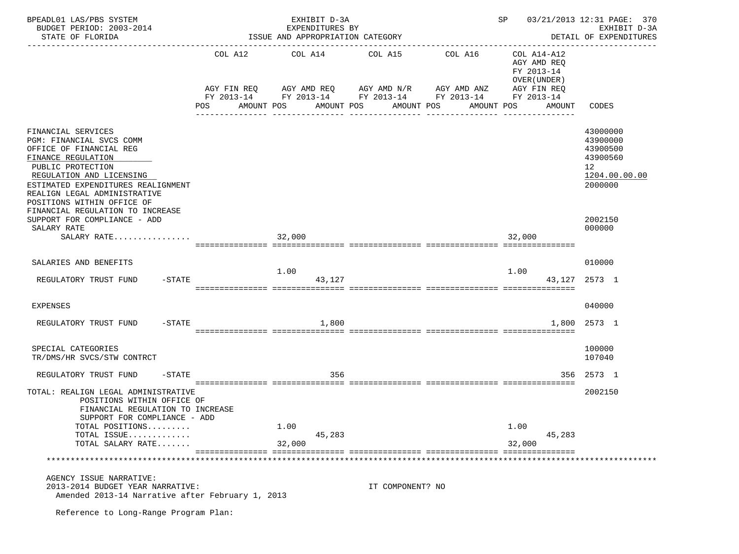BPEADL01 LAS/PBS SYSTEM — EXHIBIT D-3A — EXPENDITURES BY ISSUE AND APPROPRIATION CATEGORY
BUDGET PERIOD: 2003-2014 — STATE OF FLORIDA
SP 03/21/2013 12:31 — EXHIBIT D-3A — DETAIL OF EXPENDITURES

| | COL A12 AGY FIN REQ FY 2013-14 POS | AMOUNT | COL A14 AGY AMD REQ FY 2013-14 POS | AMOUNT | COL A15 AGY AMD N/R FY 2013-14 POS | AMOUNT | COL A16 AGY AMD ANZ FY 2013-14 POS | AMOUNT | COL A14-A12 AGY AMD REQ FY 2013-14 OVER(UNDER) AGY FIN REQ FY 2013-14 POS | AMOUNT | CODES |
|---|---|---|---|---|---|---|---|---|---|---|---|
| FINANCIAL SERVICES | | | | | | | | | | | 43000000 |
| PGM: FINANCIAL SVCS COMM | | | | | | | | | | | 43900000 |
| OFFICE OF FINANCIAL REG | | | | | | | | | | | 43900500 |
| FINANCE REGULATION | | | | | | | | | | | 43900560 |
| PUBLIC PROTECTION | | | | | | | | | | | 12 |
| REGULATION AND LICENSING | | | | | | | | | | | 1204.00.00.00 |
| ESTIMATED EXPENDITURES REALIGNMENT | | | | | | | | | | | 2000000 |
| REALIGN LEGAL ADMINISTRATIVE POSITIONS WITHIN OFFICE OF FINANCIAL REGULATION TO INCREASE SUPPORT FOR COMPLIANCE - ADD | | | | | | | | | | | 2002150 |
| SALARY RATE | | | | | | | | | | | 000000 |
| SALARY RATE................ | | | | 32,000 | | | | | | 32,000 | |
| SALARIES AND BENEFITS | | | | | | | | | | | 010000 |
| REGULATORY TRUST FUND -STATE | | | 1.00 | 43,127 | | | | | 1.00 | 43,127 | 2573 1 |
| EXPENSES | | | | | | | | | | | 040000 |
| REGULATORY TRUST FUND -STATE | | | | 1,800 | | | | | | 1,800 | 2573 1 |
| SPECIAL CATEGORIES | | | | | | | | | | | 100000 |
| TR/DMS/HR SVCS/STW CONTRCT | | | | | | | | | | | 107040 |
| REGULATORY TRUST FUND -STATE | | | | 356 | | | | | | 356 | 2573 1 |
| TOTAL: REALIGN LEGAL ADMINISTRATIVE POSITIONS WITHIN OFFICE OF FINANCIAL REGULATION TO INCREASE SUPPORT FOR COMPLIANCE - ADD | | | | | | | | | | | 2002150 |
| TOTAL POSITIONS......... | | | 1.00 | | | | | | 1.00 | | |
| TOTAL ISSUE............. | | | | 45,283 | | | | | | 45,283 | |
| TOTAL SALARY RATE....... | | | | 32,000 | | | | | | 32,000 | |

AGENCY ISSUE NARRATIVE:
2013-2014 BUDGET YEAR NARRATIVE: IT COMPONENT? NO
Amended 2013-14 Narrative after February 1, 2013

Reference to Long-Range Program Plan: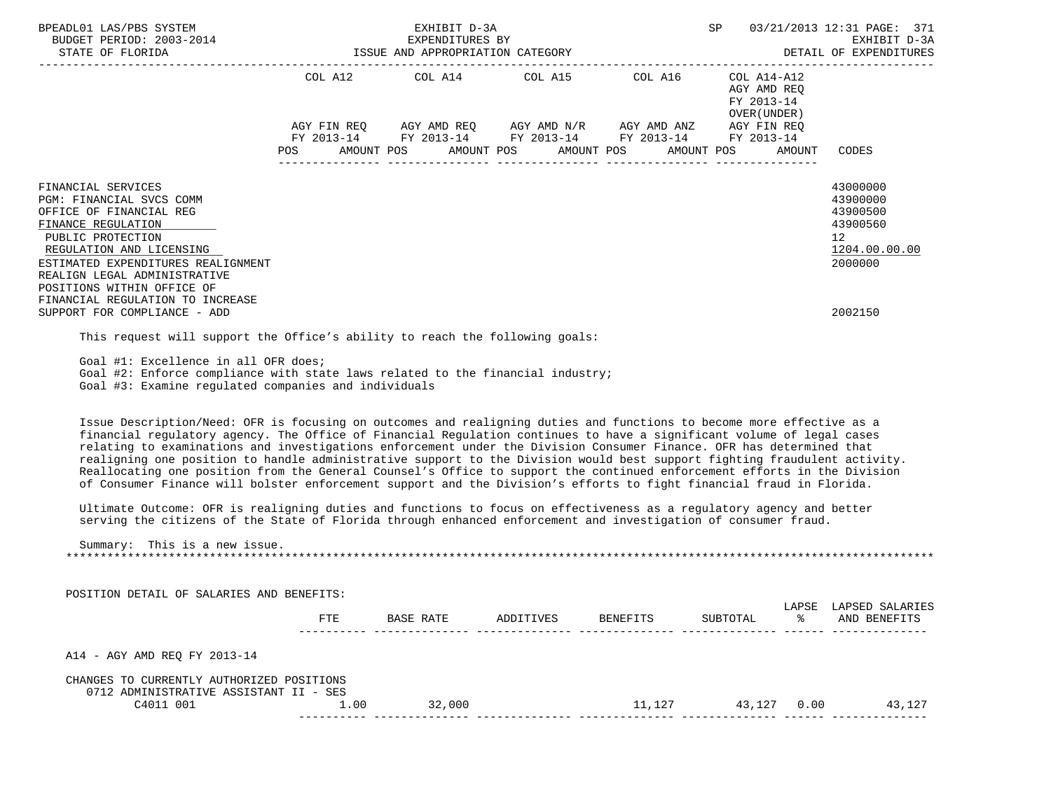| | COL A12 | COL A14 | COL A15 | COL A16 | COL A14-A12 AGY AMD REQ FY 2013-14 OVER(UNDER) | |
|---|---|---|---|---|---|---|
| | AGY FIN REQ FY 2013-14 | AGY AMD REQ FY 2013-14 | AGY AMD N/R FY 2013-14 | AGY AMD ANZ FY 2013-14 | AGY FIN REQ FY 2013-14 | |
| | POS AMOUNT | POS AMOUNT | POS AMOUNT | POS AMOUNT | POS AMOUNT | CODES |

FINANCIAL SERVICES — 43000000
PGM: FINANCIAL SVCS COMM — 43900000
OFFICE OF FINANCIAL REG — 43900500
FINANCE REGULATION — 43900560
PUBLIC PROTECTION — 12
REGULATION AND LICENSING — 1204.00.00.00
ESTIMATED EXPENDITURES REALIGNMENT — 2000000
REALIGN LEGAL ADMINISTRATIVE POSITIONS WITHIN OFFICE OF FINANCIAL REGULATION TO INCREASE SUPPORT FOR COMPLIANCE - ADD — 2002150

This request will support the Office's ability to reach the following goals:

Goal #1: Excellence in all OFR does;
Goal #2: Enforce compliance with state laws related to the financial industry;
Goal #3: Examine regulated companies and individuals

Issue Description/Need: OFR is focusing on outcomes and realigning duties and functions to become more effective as a financial regulatory agency. The Office of Financial Regulation continues to have a significant volume of legal cases relating to examinations and investigations enforcement under the Division Consumer Finance. OFR has determined that realigning one position to handle administrative support to the Division would best support fighting fraudulent activity. Reallocating one position from the General Counsel's Office to support the continued enforcement efforts in the Division of Consumer Finance will bolster enforcement support and the Division's efforts to fight financial fraud in Florida.

Ultimate Outcome: OFR is realigning duties and functions to focus on effectiveness as a regulatory agency and better serving the citizens of the State of Florida through enhanced enforcement and investigation of consumer fraud.

Summary: This is a new issue.

*******************************************************************************************************************

POSITION DETAIL OF SALARIES AND BENEFITS:

| | FTE | BASE RATE | ADDITIVES | BENEFITS | SUBTOTAL | LAPSE % | LAPSED SALARIES AND BENEFITS |
|---|---|---|---|---|---|---|---|
| A14 - AGY AMD REQ FY 2013-14 | | | | | | | |
| CHANGES TO CURRENTLY AUTHORIZED POSITIONS | | | | | | | |
| 0712 ADMINISTRATIVE ASSISTANT II - SES | | | | | | | |
| C4011 001 | 1.00 | 32,000 | | 11,127 | 43,127 | 0.00 | 43,127 |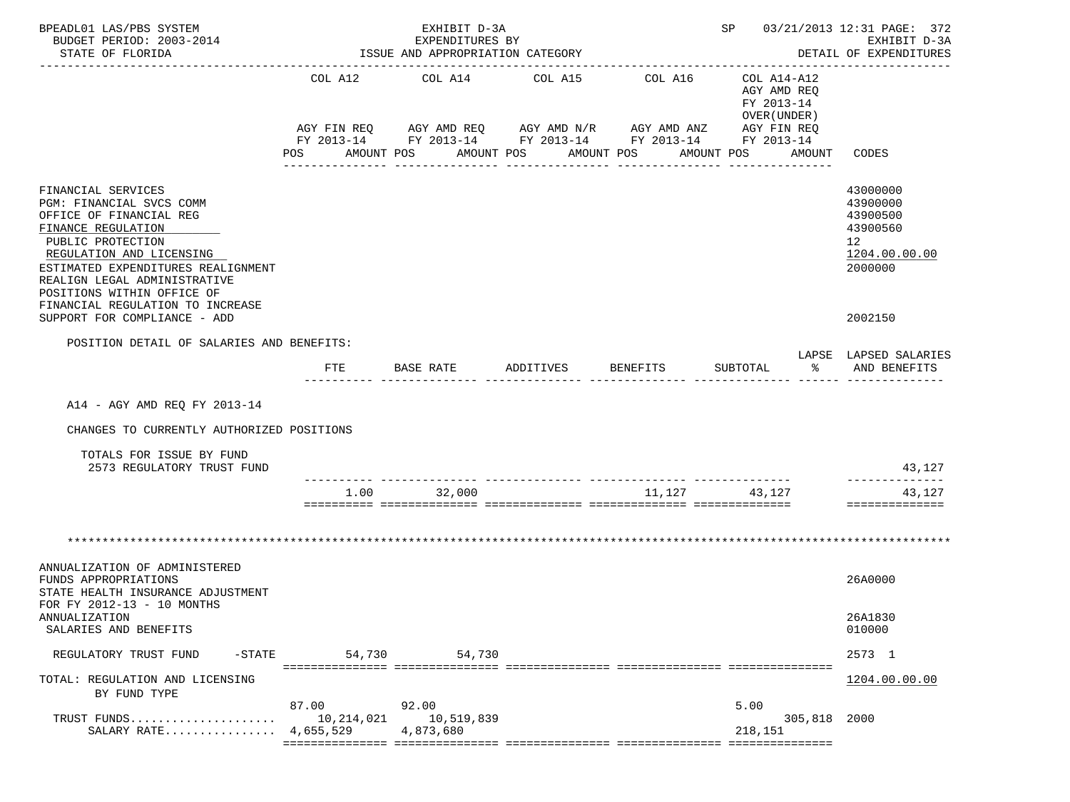BPEADL01 LAS/PBS SYSTEM — EXHIBIT D-3A — EXPENDITURES BY ISSUE AND APPROPRIATION CATEGORY
BUDGET PERIOD: 2003-2014 — STATE OF FLORIDA — SP 03/21/2013 12:31 PAGE: 372 — EXHIBIT D-3A DETAIL OF EXPENDITURES

| | COL A12 AGY FIN REQ FY 2013-14 POS AMOUNT | COL A14 AGY AMD REQ FY 2013-14 POS AMOUNT | COL A15 AGY AMD N/R FY 2013-14 POS AMOUNT | COL A16 AGY AMD ANZ FY 2013-14 POS AMOUNT | COL A14-A12 AGY AMD REQ FY 2013-14 OVER(UNDER) AGY FIN REQ FY 2013-14 POS AMOUNT | CODES |
|---|---|---|---|---|---|---|
| FINANCIAL SERVICES | | | | | | 43000000 |
| PGM: FINANCIAL SVCS COMM | | | | | | 43900000 |
| OFFICE OF FINANCIAL REG | | | | | | 43900500 |
| FINANCE REGULATION | | | | | | 43900560 |
| PUBLIC PROTECTION | | | | | | 12 |
| REGULATION AND LICENSING | | | | | | 1204.00.00.00 |
| ESTIMATED EXPENDITURES REALIGNMENT | | | | | | 2000000 |
| REALIGN LEGAL ADMINISTRATIVE POSITIONS WITHIN OFFICE OF FINANCIAL REGULATION TO INCREASE SUPPORT FOR COMPLIANCE - ADD | | | | | | 2002150 |

POSITION DETAIL OF SALARIES AND BENEFITS:

| | FTE | BASE RATE | ADDITIVES | BENEFITS | SUBTOTAL | LAPSE % | LAPSED SALARIES AND BENEFITS |
|---|---|---|---|---|---|---|---|
| A14 - AGY AMD REQ FY 2013-14 | | | | | | | |
| CHANGES TO CURRENTLY AUTHORIZED POSITIONS | | | | | | | |
| TOTALS FOR ISSUE BY FUND | | | | | | | |
| 2573 REGULATORY TRUST FUND | | | | | | | 43,127 |
| | 1.00 | 32,000 | | 11,127 | 43,127 | | 43,127 |

********************************************************************************

| | COL A12 | COL A14 | COL A15 | COL A16 | COL A14-A12 | CODES |
|---|---|---|---|---|---|---|
| ANNUALIZATION OF ADMINISTERED FUNDS APPROPRIATIONS | | | | | | 26A0000 |
| STATE HEALTH INSURANCE ADJUSTMENT FOR FY 2012-13 - 10 MONTHS ANNUALIZATION | | | | | | 26A1830 |
| SALARIES AND BENEFITS | | | | | | 010000 |
| REGULATORY TRUST FUND -STATE | 54,730 | 54,730 | | | | 2573 1 |
| TOTAL: REGULATION AND LICENSING | | | | | | 1204.00.00.00 |
| BY FUND TYPE | | | | | | |
| TRUST FUNDS | 87.00 10,214,021 | 92.00 10,519,839 | | | 5.00 305,818 | 2000 |
| SALARY RATE | 4,655,529 | 4,873,680 | | | 218,151 | |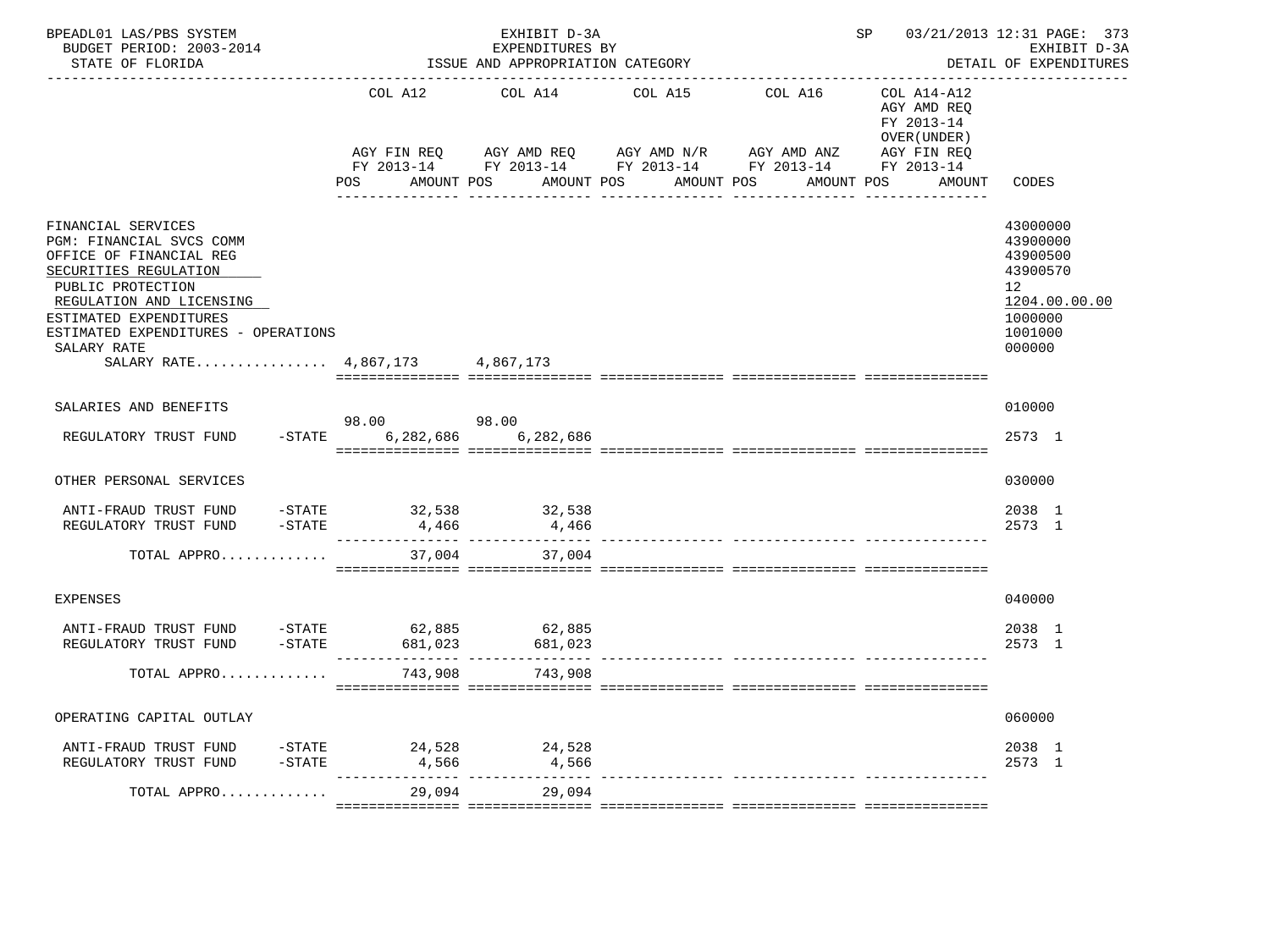BPEADL01 LAS/PBS SYSTEM — EXHIBIT D-3A — EXPENDITURES BY ISSUE AND APPROPRIATION CATEGORY — SP 03/21/2013 12:31 PAGE: 373
BUDGET PERIOD: 2003-2014 — EXHIBIT D-3A
STATE OF FLORIDA — DETAIL OF EXPENDITURES

| | COL A12 AGY FIN REQ FY 2013-14 POS AMOUNT | COL A14 AGY AMD REQ FY 2013-14 POS AMOUNT | COL A15 AGY AMD N/R FY 2013-14 POS AMOUNT | COL A16 AGY AMD ANZ FY 2013-14 POS AMOUNT | COL A14-A12 AGY AMD REQ FY 2013-14 OVER(UNDER) AGY FIN REQ FY 2013-14 POS AMOUNT | CODES |
|---|---|---|---|---|---|---|
| FINANCIAL SERVICES | | | | | | 43000000 |
| PGM: FINANCIAL SVCS COMM | | | | | | 43900000 |
| OFFICE OF FINANCIAL REG | | | | | | 43900500 |
| SECURITIES REGULATION | | | | | | 43900570 |
| PUBLIC PROTECTION | | | | | | 12 |
| REGULATION AND LICENSING | | | | | | 1204.00.00.00 |
| ESTIMATED EXPENDITURES | | | | | | 1000000 |
| ESTIMATED EXPENDITURES - OPERATIONS | | | | | | 1001000 |
| SALARY RATE | | | | | | 000000 |
| SALARY RATE................ | 4,867,173 | 4,867,173 | | | | |
| SALARIES AND BENEFITS | | | | | | 010000 |
| | 98.00 | 98.00 | | | | |
| REGULATORY TRUST FUND -STATE | 6,282,686 | 6,282,686 | | | | 2573 1 |
| OTHER PERSONAL SERVICES | | | | | | 030000 |
| ANTI-FRAUD TRUST FUND -STATE | 32,538 | 32,538 | | | | 2038 1 |
| REGULATORY TRUST FUND -STATE | 4,466 | 4,466 | | | | 2573 1 |
| TOTAL APPRO............ | 37,004 | 37,004 | | | | |
| EXPENSES | | | | | | 040000 |
| ANTI-FRAUD TRUST FUND -STATE | 62,885 | 62,885 | | | | 2038 1 |
| REGULATORY TRUST FUND -STATE | 681,023 | 681,023 | | | | 2573 1 |
| TOTAL APPRO............ | 743,908 | 743,908 | | | | |
| OPERATING CAPITAL OUTLAY | | | | | | 060000 |
| ANTI-FRAUD TRUST FUND -STATE | 24,528 | 24,528 | | | | 2038 1 |
| REGULATORY TRUST FUND -STATE | 4,566 | 4,566 | | | | 2573 1 |
| TOTAL APPRO............ | 29,094 | 29,094 | | | | |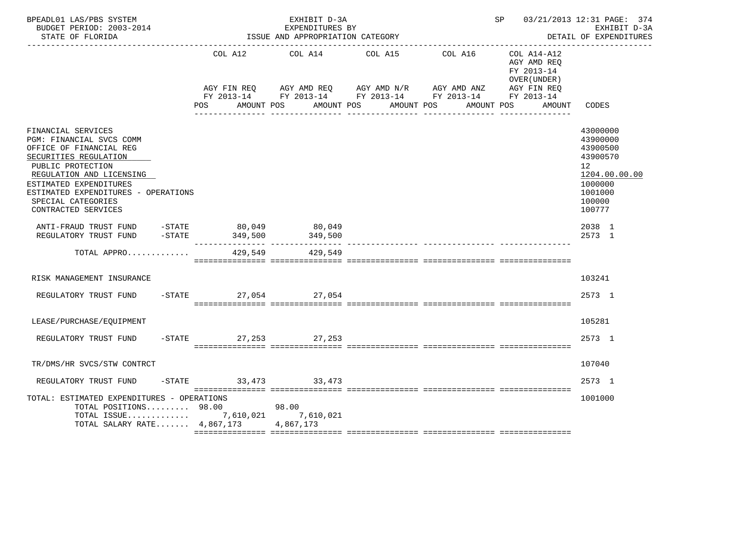BPEADL01 LAS/PBS SYSTEM — EXHIBIT D-3A — EXPENDITURES BY ISSUE AND APPROPRIATION CATEGORY — SP 03/21/2013 12:31 PAGE: 374
BUDGET PERIOD: 2003-2014 — EXHIBIT D-3A
STATE OF FLORIDA — DETAIL OF EXPENDITURES

| | COL A12 AGY FIN REQ FY 2013-14 POS AMOUNT | COL A14 AGY AMD REQ FY 2013-14 POS AMOUNT | COL A15 AGY AMD N/R FY 2013-14 POS AMOUNT | COL A16 AGY AMD ANZ FY 2013-14 POS AMOUNT | COL A14-A12 AGY AMD REQ FY 2013-14 OVER(UNDER) AGY FIN REQ FY 2013-14 POS AMOUNT | CODES |
|---|---|---|---|---|---|---|
| FINANCIAL SERVICES | | | | | | 43000000 |
| PGM: FINANCIAL SVCS COMM | | | | | | 43900000 |
| OFFICE OF FINANCIAL REG | | | | | | 43900500 |
| SECURITIES REGULATION | | | | | | 43900570 |
| PUBLIC PROTECTION | | | | | | 12 |
| REGULATION AND LICENSING | | | | | | 1204.00.00.00 |
| ESTIMATED EXPENDITURES | | | | | | 1000000 |
| ESTIMATED EXPENDITURES - OPERATIONS | | | | | | 1001000 |
| SPECIAL CATEGORIES | | | | | | 100000 |
| CONTRACTED SERVICES | | | | | | 100777 |
| ANTI-FRAUD TRUST FUND -STATE | 80,049 | 80,049 | | | | 2038 1 |
| REGULATORY TRUST FUND -STATE | 349,500 | 349,500 | | | | 2573 1 |
| TOTAL APPRO............ | 429,549 | 429,549 | | | | |
| RISK MANAGEMENT INSURANCE | | | | | | 103241 |
| REGULATORY TRUST FUND -STATE | 27,054 | 27,054 | | | | 2573 1 |
| LEASE/PURCHASE/EQUIPMENT | | | | | | 105281 |
| REGULATORY TRUST FUND -STATE | 27,253 | 27,253 | | | | 2573 1 |
| TR/DMS/HR SVCS/STW CONTRCT | | | | | | 107040 |
| REGULATORY TRUST FUND -STATE | 33,473 | 33,473 | | | | 2573 1 |
| TOTAL: ESTIMATED EXPENDITURES - OPERATIONS | | | | | | 1001000 |
| TOTAL POSITIONS......... | 98.00 | 98.00 | | | | |
| TOTAL ISSUE............ | 7,610,021 | 7,610,021 | | | | |
| TOTAL SALARY RATE....... | 4,867,173 | 4,867,173 | | | | |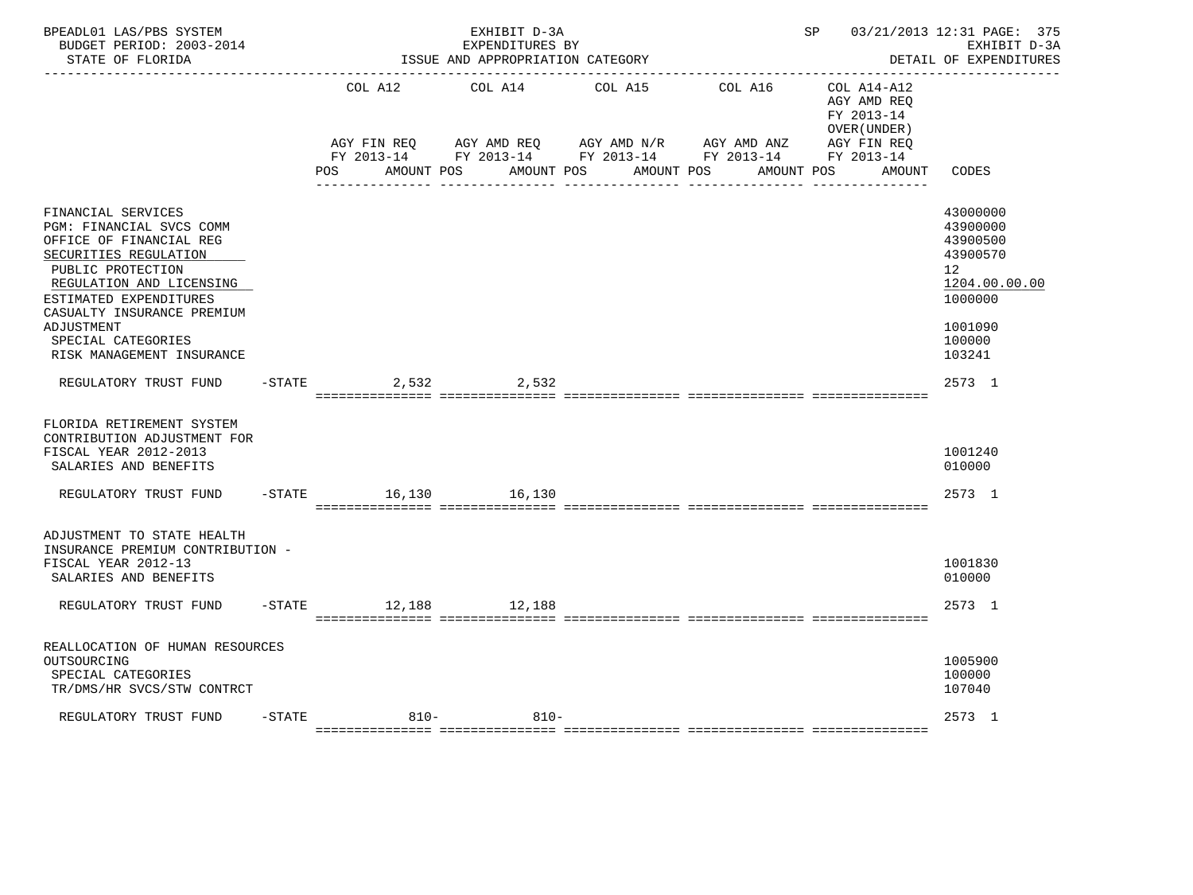| | | COL A12 | COL A14 | COL A15 | COL A16 | COL A14-A12 | |
|---|---|---|---|---|---|---|---|
| | | AGY FIN REQ FY 2013-14 | AGY AMD REQ FY 2013-14 | AGY AMD N/R FY 2013-14 | AGY AMD ANZ FY 2013-14 | AGY AMD REQ FY 2013-14 OVER(UNDER) AGY FIN REQ FY 2013-14 | |
| | | POS AMOUNT | POS AMOUNT | POS AMOUNT | POS AMOUNT | POS AMOUNT | CODES |
| FINANCIAL SERVICES | | | | | | | 43000000 |
| PGM: FINANCIAL SVCS COMM | | | | | | | 43900000 |
| OFFICE OF FINANCIAL REG | | | | | | | 43900500 |
| SECURITIES REGULATION | | | | | | | 43900570 |
| PUBLIC PROTECTION | | | | | | | 12 |
| REGULATION AND LICENSING | | | | | | | 1204.00.00.00 |
| ESTIMATED EXPENDITURES | | | | | | | 1000000 |
| CASUALTY INSURANCE PREMIUM ADJUSTMENT | | | | | | | 1001090 |
| SPECIAL CATEGORIES | | | | | | | 100000 |
| RISK MANAGEMENT INSURANCE | | | | | | | 103241 |
| REGULATORY TRUST FUND | -STATE | 2,532 | 2,532 | | | | 2573 1 |
| FLORIDA RETIREMENT SYSTEM CONTRIBUTION ADJUSTMENT FOR FISCAL YEAR 2012-2013 | | | | | | | 1001240 |
| SALARIES AND BENEFITS | | | | | | | 010000 |
| REGULATORY TRUST FUND | -STATE | 16,130 | 16,130 | | | | 2573 1 |
| ADJUSTMENT TO STATE HEALTH INSURANCE PREMIUM CONTRIBUTION - FISCAL YEAR 2012-13 | | | | | | | 1001830 |
| SALARIES AND BENEFITS | | | | | | | 010000 |
| REGULATORY TRUST FUND | -STATE | 12,188 | 12,188 | | | | 2573 1 |
| REALLOCATION OF HUMAN RESOURCES OUTSOURCING | | | | | | | 1005900 |
| SPECIAL CATEGORIES | | | | | | | 100000 |
| TR/DMS/HR SVCS/STW CONTRCT | | | | | | | 107040 |
| REGULATORY TRUST FUND | -STATE | 810- | 810- | | | | 2573 1 |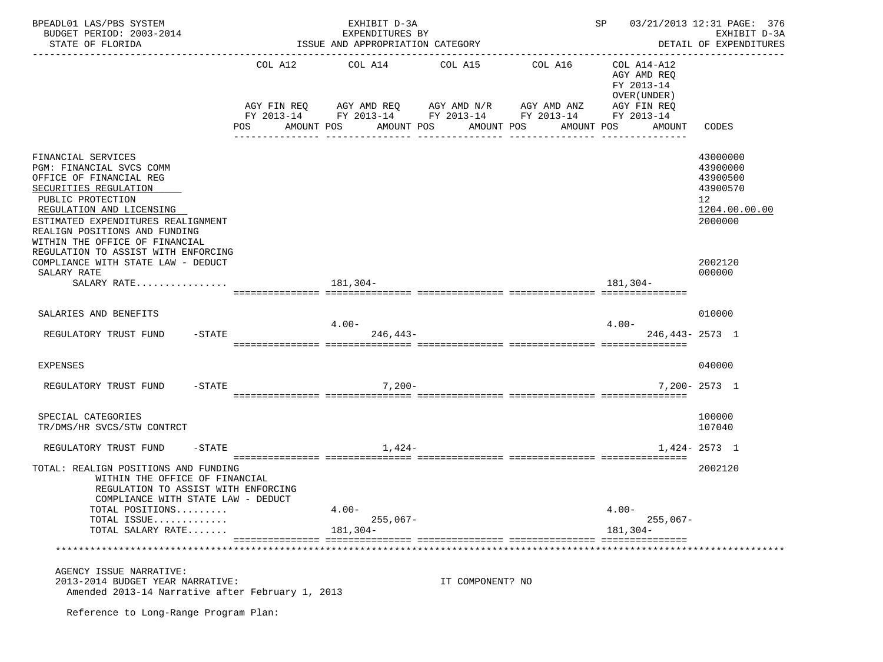BPEADL01 LAS/PBS SYSTEM — EXHIBIT D-3A — EXPENDITURES BY ISSUE AND APPROPRIATION CATEGORY — SP 03/21/2013 12:31

BUDGET PERIOD: 2003-2014 — STATE OF FLORIDA — EXHIBIT D-3A DETAIL OF EXPENDITURES

| | COL A12 AGY FIN REQ FY 2013-14 POS AMOUNT | COL A14 AGY AMD REQ FY 2013-14 POS AMOUNT | COL A15 AGY AMD N/R FY 2013-14 POS AMOUNT | COL A16 AGY AMD ANZ FY 2013-14 POS AMOUNT | COL A14-A12 AGY AMD REQ FY 2013-14 OVER(UNDER) AGY FIN REQ FY 2013-14 POS AMOUNT | CODES |
|---|---|---|---|---|---|---|
| FINANCIAL SERVICES | | | | | | 43000000 |
| PGM: FINANCIAL SVCS COMM | | | | | | 43900000 |
| OFFICE OF FINANCIAL REG | | | | | | 43900500 |
| SECURITIES REGULATION | | | | | | 43900570 |
| PUBLIC PROTECTION | | | | | | 12 |
| REGULATION AND LICENSING | | | | | | 1204.00.00.00 |
| ESTIMATED EXPENDITURES REALIGNMENT | | | | | | 2000000 |
| REALIGN POSITIONS AND FUNDING WITHIN THE OFFICE OF FINANCIAL REGULATION TO ASSIST WITH ENFORCING COMPLIANCE WITH STATE LAW - DEDUCT | | | | | | 2002120 |
| SALARY RATE | | | | | | 000000 |
| SALARY RATE................ | | 181,304- | | | 181,304- | |
| SALARIES AND BENEFITS | | | | | | 010000 |
| REGULATORY TRUST FUND -STATE | | 4.00- 246,443- | | | 4.00- 246,443- | 2573 1 |
| EXPENSES | | | | | | 040000 |
| REGULATORY TRUST FUND -STATE | | 7,200- | | | 7,200- | 2573 1 |
| SPECIAL CATEGORIES | | | | | | 100000 |
| TR/DMS/HR SVCS/STW CONTRCT | | | | | | 107040 |
| REGULATORY TRUST FUND -STATE | | 1,424- | | | 1,424- | 2573 1 |
| TOTAL: REALIGN POSITIONS AND FUNDING WITHIN THE OFFICE OF FINANCIAL REGULATION TO ASSIST WITH ENFORCING COMPLIANCE WITH STATE LAW - DEDUCT | | | | | | 2002120 |
| TOTAL POSITIONS......... | | 4.00- | | | 4.00- | |
| TOTAL ISSUE............. | | 255,067- | | | 255,067- | |
| TOTAL SALARY RATE....... | | 181,304- | | | 181,304- | |

AGENCY ISSUE NARRATIVE:

2013-2014 BUDGET YEAR NARRATIVE: IT COMPONENT? NO

Amended 2013-14 Narrative after February 1, 2013

Reference to Long-Range Program Plan: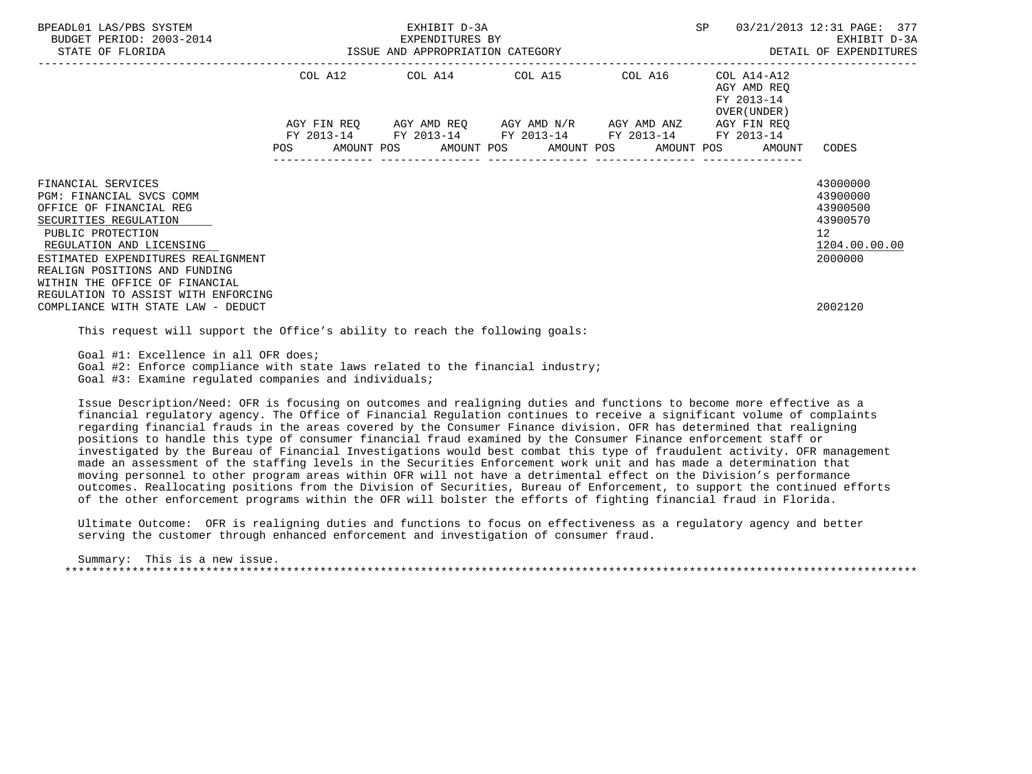| | COL A12 | | COL A14 | | COL A15 | | COL A16 | | COL A14-A12 AGY AMD REQ FY 2013-14 OVER(UNDER) | | |
|---|---|---|---|---|---|---|---|---|---|---|---|
| | AGY FIN REQ FY 2013-14 | | AGY AMD REQ FY 2013-14 | | AGY AMD N/R FY 2013-14 | | AGY AMD ANZ FY 2013-14 | | AGY FIN REQ FY 2013-14 | | |
| | POS | AMOUNT | POS | AMOUNT | POS | AMOUNT | POS | AMOUNT | POS | AMOUNT | CODES |
| FINANCIAL SERVICES | | | | | | | | | | | 43000000 |
| PGM: FINANCIAL SVCS COMM | | | | | | | | | | | 43900000 |
| OFFICE OF FINANCIAL REG | | | | | | | | | | | 43900500 |
| SECURITIES REGULATION | | | | | | | | | | | 43900570 |
| PUBLIC PROTECTION | | | | | | | | | | | 12 |
| REGULATION AND LICENSING | | | | | | | | | | | 1204.00.00.00 |
| ESTIMATED EXPENDITURES REALIGNMENT | | | | | | | | | | | 2000000 |
| REALIGN POSITIONS AND FUNDING WITHIN THE OFFICE OF FINANCIAL REGULATION TO ASSIST WITH ENFORCING COMPLIANCE WITH STATE LAW - DEDUCT | | | | | | | | | | | 2002120 |

This request will support the Office's ability to reach the following goals:

Goal #1: Excellence in all OFR does;
Goal #2: Enforce compliance with state laws related to the financial industry;
Goal #3: Examine regulated companies and individuals;

Issue Description/Need: OFR is focusing on outcomes and realigning duties and functions to become more effective as a financial regulatory agency. The Office of Financial Regulation continues to receive a significant volume of complaints regarding financial frauds in the areas covered by the Consumer Finance division. OFR has determined that realigning positions to handle this type of consumer financial fraud examined by the Consumer Finance enforcement staff or investigated by the Bureau of Financial Investigations would best combat this type of fraudulent activity. OFR management made an assessment of the staffing levels in the Securities Enforcement work unit and has made a determination that moving personnel to other program areas within OFR will not have a detrimental effect on the Division's performance outcomes. Reallocating positions from the Division of Securities, Bureau of Enforcement, to support the continued efforts of the other enforcement programs within the OFR will bolster the efforts of fighting financial fraud in Florida.

Ultimate Outcome: OFR is realigning duties and functions to focus on effectiveness as a regulatory agency and better serving the customer through enhanced enforcement and investigation of consumer fraud.

Summary: This is a new issue.

*******************************************************************************************************************************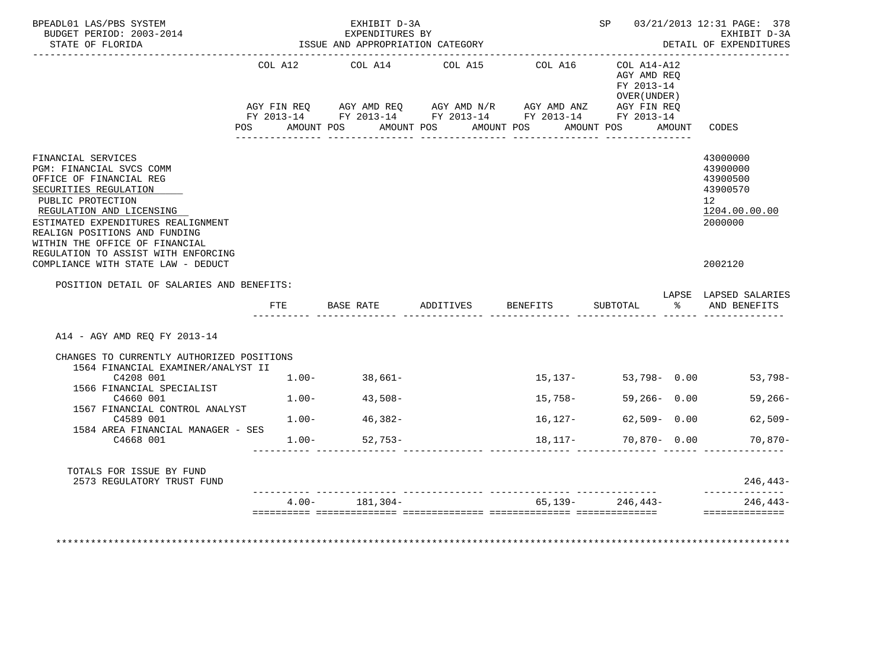BPEADL01 LAS/PBS SYSTEM | EXHIBIT D-3A | SP 03/21/2013 12:31
BUDGET PERIOD: 2003-2014 | EXPENDITURES BY | EXHIBIT D-3A
STATE OF FLORIDA | ISSUE AND APPROPRIATION CATEGORY | DETAIL OF EXPENDITURES

| | COL A12 AGY FIN REQ FY 2013-14 POS AMOUNT | COL A14 AGY AMD REQ FY 2013-14 POS AMOUNT | COL A15 AGY AMD N/R FY 2013-14 POS AMOUNT | COL A16 AGY AMD ANZ FY 2013-14 POS AMOUNT | COL A14-A12 AGY AMD REQ FY 2013-14 OVER(UNDER) AGY FIN REQ FY 2013-14 POS AMOUNT | CODES |
|---|---|---|---|---|---|---|
| FINANCIAL SERVICES | | | | | | 43000000 |
| PGM: FINANCIAL SVCS COMM | | | | | | 43900000 |
| OFFICE OF FINANCIAL REG | | | | | | 43900500 |
| SECURITIES REGULATION | | | | | | 43900570 |
| PUBLIC PROTECTION | | | | | | 12 |
| REGULATION AND LICENSING | | | | | | 1204.00.00.00 |
| ESTIMATED EXPENDITURES REALIGNMENT | | | | | | 2000000 |
| REALIGN POSITIONS AND FUNDING WITHIN THE OFFICE OF FINANCIAL REGULATION TO ASSIST WITH ENFORCING COMPLIANCE WITH STATE LAW - DEDUCT | | | | | | 2002120 |

POSITION DETAIL OF SALARIES AND BENEFITS:

| | FTE | BASE RATE | ADDITIVES | BENEFITS | SUBTOTAL | LAPSE % | LAPSED SALARIES AND BENEFITS |
|---|---|---|---|---|---|---|---|
| A14 - AGY AMD REQ FY 2013-14 | | | | | | | |
| CHANGES TO CURRENTLY AUTHORIZED POSITIONS | | | | | | | |
| 1564 FINANCIAL EXAMINER/ANALYST II C4208 001 | 1.00- | 38,661- | | 15,137- | 53,798- | 0.00 | 53,798- |
| 1566 FINANCIAL SPECIALIST C4660 001 | 1.00- | 43,508- | | 15,758- | 59,266- | 0.00 | 59,266- |
| 1567 FINANCIAL CONTROL ANALYST C4589 001 | 1.00- | 46,382- | | 16,127- | 62,509- | 0.00 | 62,509- |
| 1584 AREA FINANCIAL MANAGER - SES C4668 001 | 1.00- | 52,753- | | 18,117- | 70,870- | 0.00 | 70,870- |
| TOTALS FOR ISSUE BY FUND | | | | | | | |
| 2573 REGULATORY TRUST FUND | | | | | | | 246,443- |
| | 4.00- | 181,304- | | 65,139- | 246,443- | | 246,443- |

************************************************************************************************************************************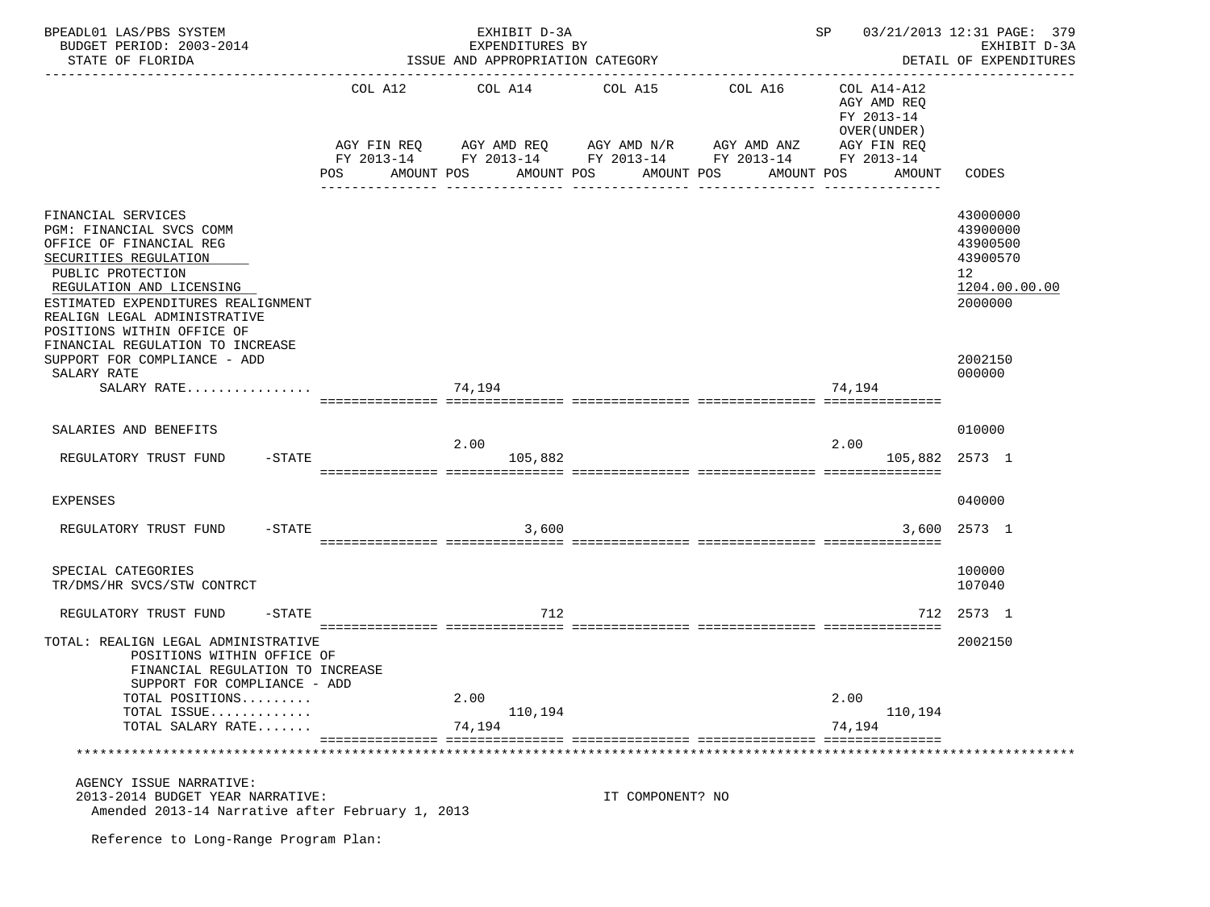BPEADL01 LAS/PBS SYSTEM | EXHIBIT D-3A | SP 03/21/2013 12:31 PAGE: 379
BUDGET PERIOD: 2003-2014 | EXPENDITURES BY | EXHIBIT D-3A
STATE OF FLORIDA | ISSUE AND APPROPRIATION CATEGORY | DETAIL OF EXPENDITURES

| | COL A12 AGY FIN REQ FY 2013-14 POS AMOUNT | COL A14 AGY AMD REQ FY 2013-14 POS AMOUNT | COL A15 AGY AMD N/R FY 2013-14 POS AMOUNT | COL A16 AGY AMD ANZ FY 2013-14 POS AMOUNT | COL A14-A12 AGY AMD REQ FY 2013-14 OVER(UNDER) AGY FIN REQ FY 2013-14 POS AMOUNT | CODES |
|---|---|---|---|---|---|---|
| FINANCIAL SERVICES | | | | | | 43000000 |
| PGM: FINANCIAL SVCS COMM | | | | | | 43900000 |
| OFFICE OF FINANCIAL REG | | | | | | 43900500 |
| SECURITIES REGULATION | | | | | | 43900570 |
| PUBLIC PROTECTION | | | | | | 12 |
| REGULATION AND LICENSING | | | | | | 1204.00.00.00 |
| ESTIMATED EXPENDITURES REALIGNMENT | | | | | | 2000000 |
| REALIGN LEGAL ADMINISTRATIVE POSITIONS WITHIN OFFICE OF FINANCIAL REGULATION TO INCREASE SUPPORT FOR COMPLIANCE - ADD | | | | | | 2002150 |
| SALARY RATE | | | | | | 000000 |
| SALARY RATE................ | | 74,194 | | | 74,194 | |
| SALARIES AND BENEFITS | | | | | | 010000 |
| REGULATORY TRUST FUND -STATE | | 2.00 105,882 | | | 2.00 105,882 | 2573 1 |
| EXPENSES | | | | | | 040000 |
| REGULATORY TRUST FUND -STATE | | 3,600 | | | 3,600 | 2573 1 |
| SPECIAL CATEGORIES | | | | | | 100000 |
| TR/DMS/HR SVCS/STW CONTRCT | | | | | | 107040 |
| REGULATORY TRUST FUND -STATE | | 712 | | | 712 | 2573 1 |
| TOTAL: REALIGN LEGAL ADMINISTRATIVE POSITIONS WITHIN OFFICE OF FINANCIAL REGULATION TO INCREASE SUPPORT FOR COMPLIANCE - ADD | | | | | | 2002150 |
| TOTAL POSITIONS......... | | 2.00 | | | 2.00 | |
| TOTAL ISSUE............. | | 110,194 | | | 110,194 | |
| TOTAL SALARY RATE....... | | 74,194 | | | 74,194 | |

AGENCY ISSUE NARRATIVE:
2013-2014 BUDGET YEAR NARRATIVE: IT COMPONENT? NO
Amended 2013-14 Narrative after February 1, 2013

Reference to Long-Range Program Plan: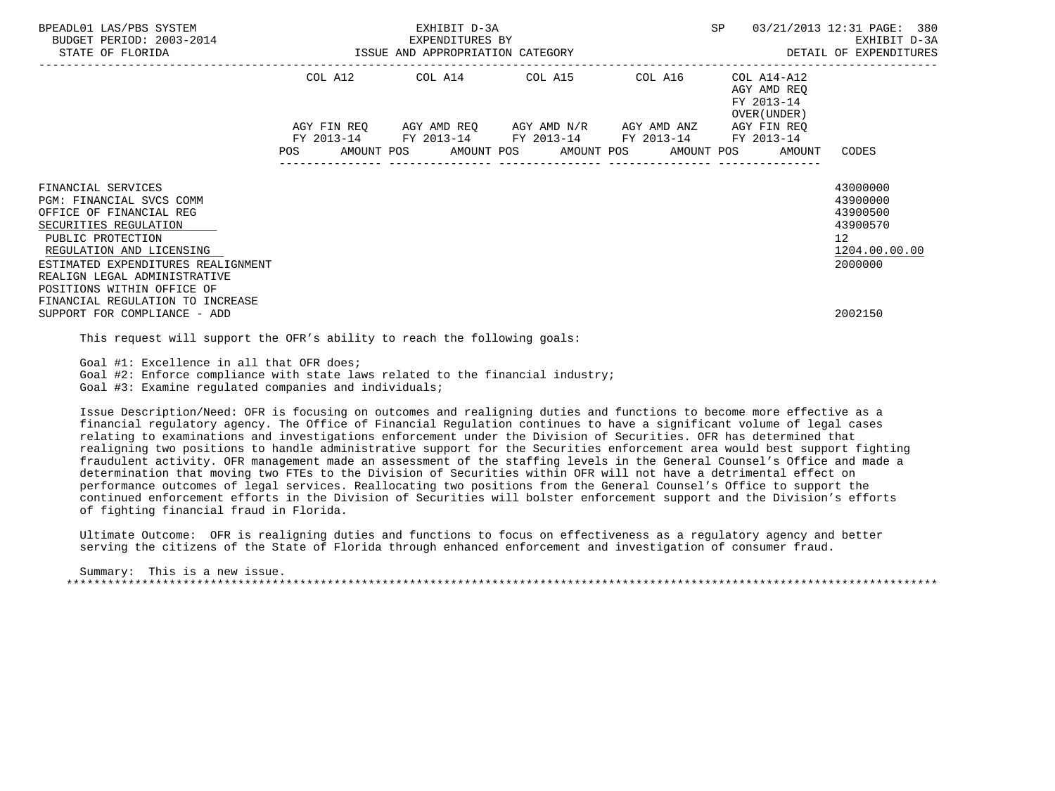| | COL A12 | | COL A14 | | COL A15 | | COL A16 | | COL A14-A12 AGY AMD REQ FY 2013-14 OVER(UNDER) | |
|---|---|---|---|---|---|---|---|---|---|---|
| | AGY FIN REQ FY 2013-14 | | AGY AMD REQ FY 2013-14 | | AGY AMD N/R FY 2013-14 | | AGY AMD ANZ FY 2013-14 | | AGY FIN REQ FY 2013-14 | |
| | POS | AMOUNT | POS | AMOUNT | POS | AMOUNT | POS | AMOUNT | POS | AMOUNT | CODES |
| FINANCIAL SERVICES | | | | | | | | | | | 43000000 |
| PGM: FINANCIAL SVCS COMM | | | | | | | | | | | 43900000 |
| OFFICE OF FINANCIAL REG | | | | | | | | | | | 43900500 |
| SECURITIES REGULATION | | | | | | | | | | | 43900570 |
| PUBLIC PROTECTION | | | | | | | | | | | 12 |
| REGULATION AND LICENSING | | | | | | | | | | | 1204.00.00.00 |
| ESTIMATED EXPENDITURES REALIGNMENT | | | | | | | | | | | 2000000 |
| REALIGN LEGAL ADMINISTRATIVE POSITIONS WITHIN OFFICE OF FINANCIAL REGULATION TO INCREASE SUPPORT FOR COMPLIANCE - ADD | | | | | | | | | | | 2002150 |

This request will support the OFR's ability to reach the following goals:

Goal #1: Excellence in all that OFR does;
Goal #2: Enforce compliance with state laws related to the financial industry;
Goal #3: Examine regulated companies and individuals;

Issue Description/Need: OFR is focusing on outcomes and realigning duties and functions to become more effective as a financial regulatory agency. The Office of Financial Regulation continues to have a significant volume of legal cases relating to examinations and investigations enforcement under the Division of Securities. OFR has determined that realigning two positions to handle administrative support for the Securities enforcement area would best support fighting fraudulent activity. OFR management made an assessment of the staffing levels in the General Counsel's Office and made a determination that moving two FTEs to the Division of Securities within OFR will not have a detrimental effect on performance outcomes of legal services. Reallocating two positions from the General Counsel's Office to support the continued enforcement efforts in the Division of Securities will bolster enforcement support and the Division's efforts of fighting financial fraud in Florida.

Ultimate Outcome: OFR is realigning duties and functions to focus on effectiveness as a regulatory agency and better serving the citizens of the State of Florida through enhanced enforcement and investigation of consumer fraud.

Summary: This is a new issue.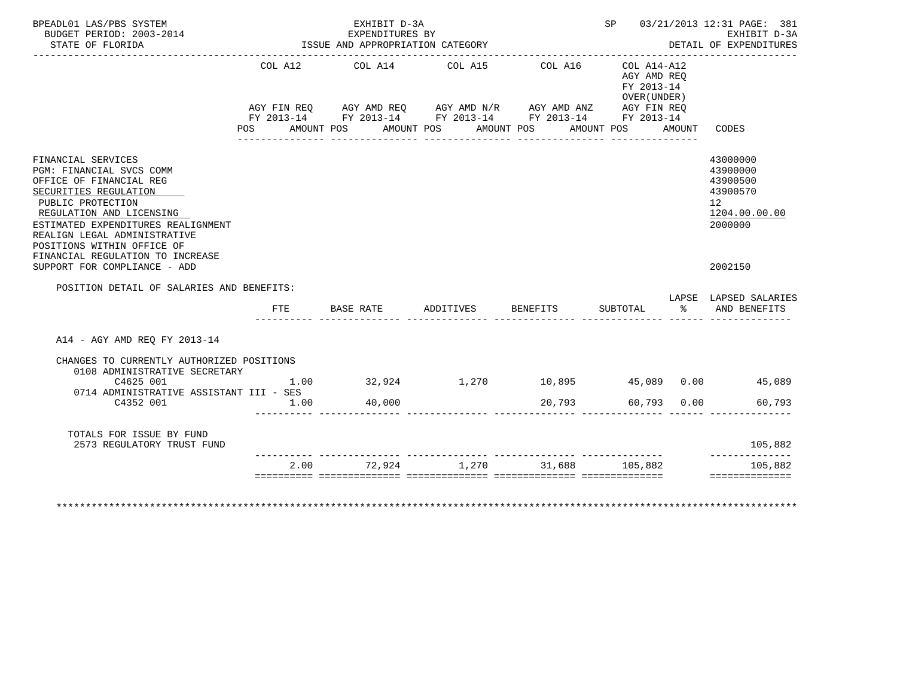BPEADL01 LAS/PBS SYSTEM — EXHIBIT D-3A — SP 03/21/2013 12:31 PAGE: 381
BUDGET PERIOD: 2003-2014 — EXPENDITURES BY — EXHIBIT D-3A
STATE OF FLORIDA — ISSUE AND APPROPRIATION CATEGORY — DETAIL OF EXPENDITURES

| | COL A12 AGY FIN REQ FY 2013-14 POS AMOUNT | COL A14 AGY AMD REQ FY 2013-14 POS AMOUNT | COL A15 AGY AMD N/R FY 2013-14 POS AMOUNT | COL A16 AGY AMD ANZ FY 2013-14 POS AMOUNT | COL A14-A12 AGY AMD REQ FY 2013-14 OVER(UNDER) AGY FIN REQ FY 2013-14 POS AMOUNT | CODES |
|---|---|---|---|---|---|---|
| FINANCIAL SERVICES | | | | | | 43000000 |
| PGM: FINANCIAL SVCS COMM | | | | | | 43900000 |
| OFFICE OF FINANCIAL REG | | | | | | 43900500 |
| SECURITIES REGULATION | | | | | | 43900570 |
| PUBLIC PROTECTION | | | | | | 12 |
| REGULATION AND LICENSING | | | | | | 1204.00.00.00 |
| ESTIMATED EXPENDITURES REALIGNMENT | | | | | | 2000000 |
| REALIGN LEGAL ADMINISTRATIVE POSITIONS WITHIN OFFICE OF FINANCIAL REGULATION TO INCREASE SUPPORT FOR COMPLIANCE - ADD | | | | | | 2002150 |

POSITION DETAIL OF SALARIES AND BENEFITS:

| | FTE | BASE RATE | ADDITIVES | BENEFITS | SUBTOTAL | LAPSE % | LAPSED SALARIES AND BENEFITS |
|---|---|---|---|---|---|---|---|
| A14 - AGY AMD REQ FY 2013-14 | | | | | | | |
| CHANGES TO CURRENTLY AUTHORIZED POSITIONS | | | | | | | |
| 0108 ADMINISTRATIVE SECRETARY C4625 001 | 1.00 | 32,924 | 1,270 | 10,895 | 45,089 | 0.00 | 45,089 |
| 0714 ADMINISTRATIVE ASSISTANT III - SES C4352 001 | 1.00 | 40,000 | | 20,793 | 60,793 | 0.00 | 60,793 |
| TOTALS FOR ISSUE BY FUND | | | | | | | |
| 2573 REGULATORY TRUST FUND | | | | | | | 105,882 |
| | 2.00 | 72,924 | 1,270 | 31,688 | 105,882 | | 105,882 |

*******************************************************************************************************************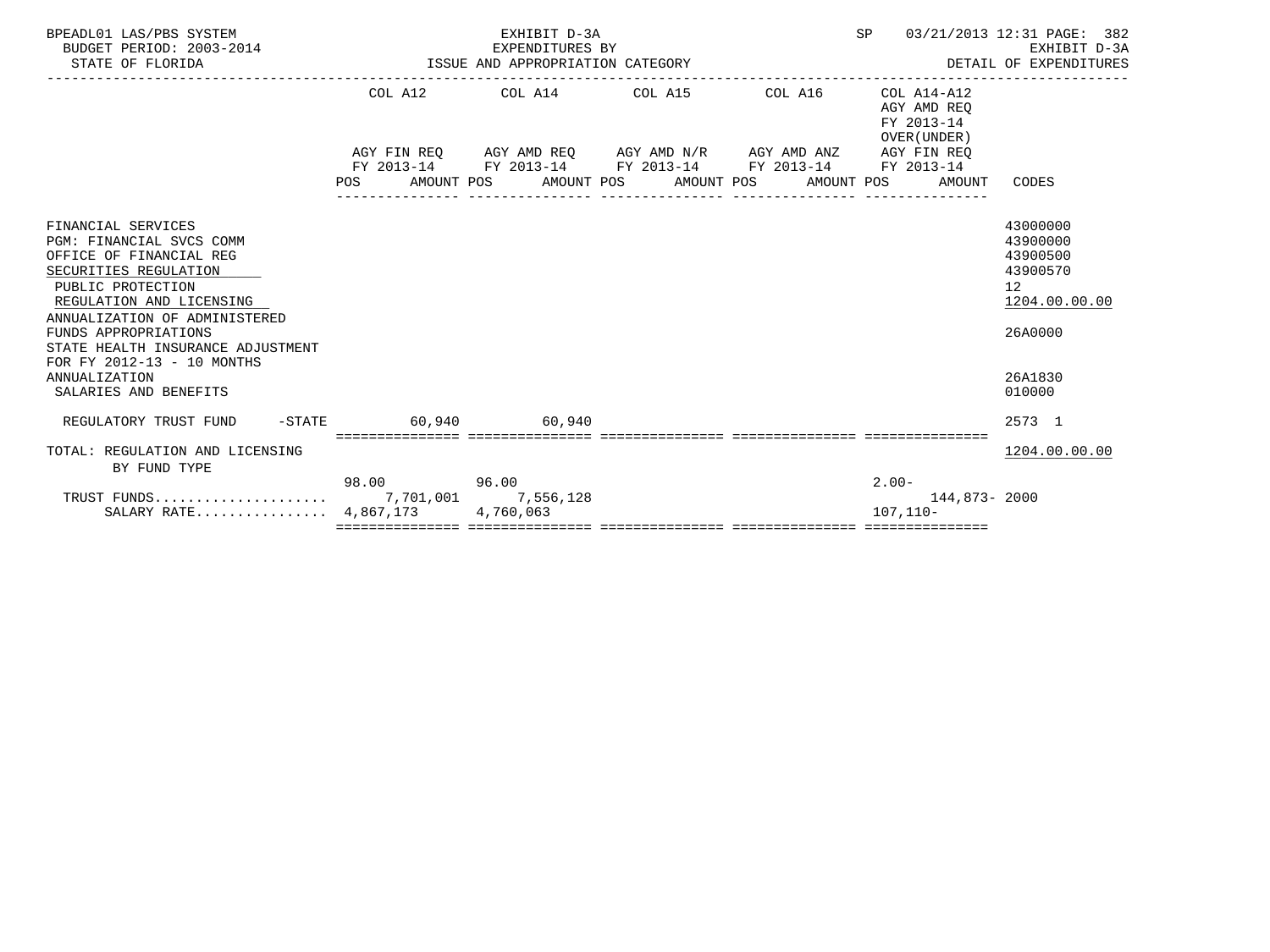BPEADL01 LAS/PBS SYSTEM — EXHIBIT D-3A — SP 03/21/2013 12:31 PAGE: 382
BUDGET PERIOD: 2003-2014 — EXPENDITURES BY — EXHIBIT D-3A
STATE OF FLORIDA — ISSUE AND APPROPRIATION CATEGORY — DETAIL OF EXPENDITURES

| | COL A12 AGY FIN REQ FY 2013-14 POS AMOUNT | COL A14 AGY AMD REQ FY 2013-14 POS AMOUNT | COL A15 AGY AMD N/R FY 2013-14 POS AMOUNT | COL A16 AGY AMD ANZ FY 2013-14 POS AMOUNT | COL A14-A12 AGY AMD REQ FY 2013-14 OVER(UNDER) AGY FIN REQ FY 2013-14 POS AMOUNT | CODES |
|---|---|---|---|---|---|---|
| FINANCIAL SERVICES | | | | | | 43000000 |
| PGM: FINANCIAL SVCS COMM | | | | | | 43900000 |
| OFFICE OF FINANCIAL REG | | | | | | 43900500 |
| SECURITIES REGULATION | | | | | | 43900570 |
| PUBLIC PROTECTION | | | | | | 12 |
| REGULATION AND LICENSING | | | | | | 1204.00.00.00 |
| ANNUALIZATION OF ADMINISTERED FUNDS APPROPRIATIONS | | | | | | 26A0000 |
| STATE HEALTH INSURANCE ADJUSTMENT FOR FY 2012-13 - 10 MONTHS ANNUALIZATION | | | | | | 26A1830 |
| SALARIES AND BENEFITS | | | | | | 010000 |
| REGULATORY TRUST FUND -STATE | 60,940 | 60,940 | | | | 2573 1 |
| TOTAL: REGULATION AND LICENSING | | | | | | 1204.00.00.00 |
| BY FUND TYPE | | | | | | |
| | 98.00 | 96.00 | | | 2.00- | |
| TRUST FUNDS | 7,701,001 | 7,556,128 | | | 144,873- | 2000 |
| SALARY RATE | 4,867,173 | 4,760,063 | | | 107,110- | |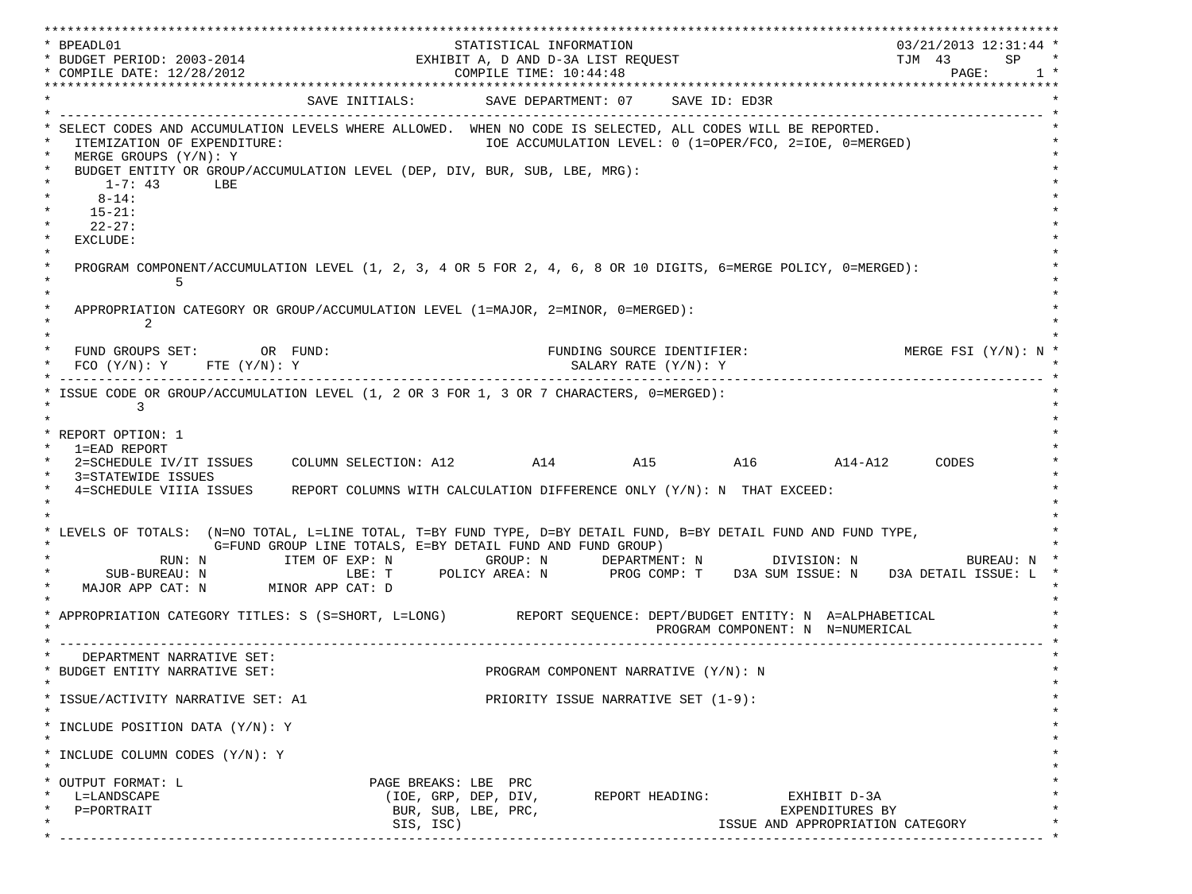```
*******************************************************************************************************************************
* BPEADL01                                          STATISTICAL INFORMATION                               03/21/2013 12:31:44 *
* BUDGET PERIOD: 2003-2014                      EXHIBIT A, D AND D-3A LIST REQUEST                       TJM 43       SP     *
* COMPILE DATE: 12/28/2012                           COMPILE TIME: 10:44:48                                          PAGE:      1 *
*******************************************************************************************************************************
*                                  SAVE INITIALS:         SAVE DEPARTMENT: 07     SAVE ID: ED3R                                 *
* ----------------------------------------------------------------------------------------------------------------------------- *
* SELECT CODES AND ACCUMULATION LEVELS WHERE ALLOWED.  WHEN NO CODE IS SELECTED, ALL CODES WILL BE REPORTED.                    *
*   ITEMIZATION OF EXPENDITURE:                         IOE ACCUMULATION LEVEL: 0 (1=OPER/FCO, 2=IOE, 0=MERGED)                 *
*   MERGE GROUPS (Y/N): Y                                                                                                       *
*   BUDGET ENTITY OR GROUP/ACCUMULATION LEVEL (DEP, DIV, BUR, SUB, LBE, MRG):                                                   *
*       1-7: 43       LBE                                                                                                       *
*      8-14:                                                                                                                    *
*     15-21:                                                                                                                    *
*     22-27:                                                                                                                    *
*   EXCLUDE:                                                                                                                    *
*                                                                                                                               *
*   PROGRAM COMPONENT/ACCUMULATION LEVEL (1, 2, 3, 4 OR 5 FOR 2, 4, 6, 8 OR 10 DIGITS, 6=MERGE POLICY, 0=MERGED):               *
*               5                                                                                                               *
*                                                                                                                               *
*   APPROPRIATION CATEGORY OR GROUP/ACCUMULATION LEVEL (1=MAJOR, 2=MINOR, 0=MERGED):                                            *
*           2                                                                                                                   *
*                                                                                                                               *
*   FUND GROUPS SET:        OR  FUND:                               FUNDING SOURCE IDENTIFIER:                MERGE FSI (Y/N): N *
*   FCO (Y/N): Y     FTE (Y/N): Y                                     SALARY RATE (Y/N): Y                                      *
* ----------------------------------------------------------------------------------------------------------------------------- *
* ISSUE CODE OR GROUP/ACCUMULATION LEVEL (1, 2 OR 3 FOR 1, 3 OR 7 CHARACTERS, 0=MERGED):                                        *
*          3                                                                                                                    *
*                                                                                                                               *
* REPORT OPTION: 1                                                                                                              *
*   1=EAD REPORT                                                                                                                *
*   2=SCHEDULE IV/IT ISSUES     COLUMN SELECTION: A12          A14          A15          A16          A14-A12      CODES        *
*   3=STATEWIDE ISSUES                                                                                                          *
*   4=SCHEDULE VIIIA ISSUES     REPORT COLUMNS WITH CALCULATION DIFFERENCE ONLY (Y/N): N  THAT EXCEED:                          *
*                                                                                                                               *
*                                                                                                                               *
* LEVELS OF TOTALS:  (N=NO TOTAL, L=LINE TOTAL, T=BY FUND TYPE, D=BY DETAIL FUND, B=BY DETAIL FUND AND FUND TYPE,               *
*                    G=FUND GROUP LINE TOTALS, E=BY DETAIL FUND AND FUND GROUP)                                                 *
*             RUN: N          ITEM OF EXP: N            GROUP: N       DEPARTMENT: N         DIVISION: N             BUREAU: N *
*       SUB-BUREAU: N                 LBE: T      POLICY AREA: N       PROG COMP: T    D3A SUM ISSUE: N    D3A DETAIL ISSUE: L *
*    MAJOR APP CAT: N       MINOR APP CAT: D                                                                                    *
*                                                                                                                               *
* APPROPRIATION CATEGORY TITLES: S (S=SHORT, L=LONG)         REPORT SEQUENCE: DEPT/BUDGET ENTITY: N  A=ALPHABETICAL             *
*                                                                             PROGRAM COMPONENT: N  N=NUMERICAL                 *
* ----------------------------------------------------------------------------------------------------------------------------- *
*    DEPARTMENT NARRATIVE SET:                                                                                                  *
* BUDGET ENTITY NARRATIVE SET:                          PROGRAM COMPONENT NARRATIVE (Y/N): N                                    *
*                                                                                                                               *
* ISSUE/ACTIVITY NARRATIVE SET: A1                      PRIORITY ISSUE NARRATIVE SET (1-9):                                     *
*                                                                                                                               *
* INCLUDE POSITION DATA (Y/N): Y                                                                                                *
*                                                                                                                               *
* INCLUDE COLUMN CODES (Y/N): Y                                                                                                 *
*                                                                                                                               *
* OUTPUT FORMAT: L                        PAGE BREAKS: LBE  PRC                                                                 *
*   L=LANDSCAPE                            (IOE, GRP, DEP, DIV,       REPORT HEADING:          EXHIBIT D-3A                     *
*   P=PORTRAIT                              BUR, SUB, LBE, PRC,                               EXPENDITURES BY                   *
*                                           SIS, ISC)                               ISSUE AND APPROPRIATION CATEGORY            *
* ----------------------------------------------------------------------------------------------------------------------------- *
```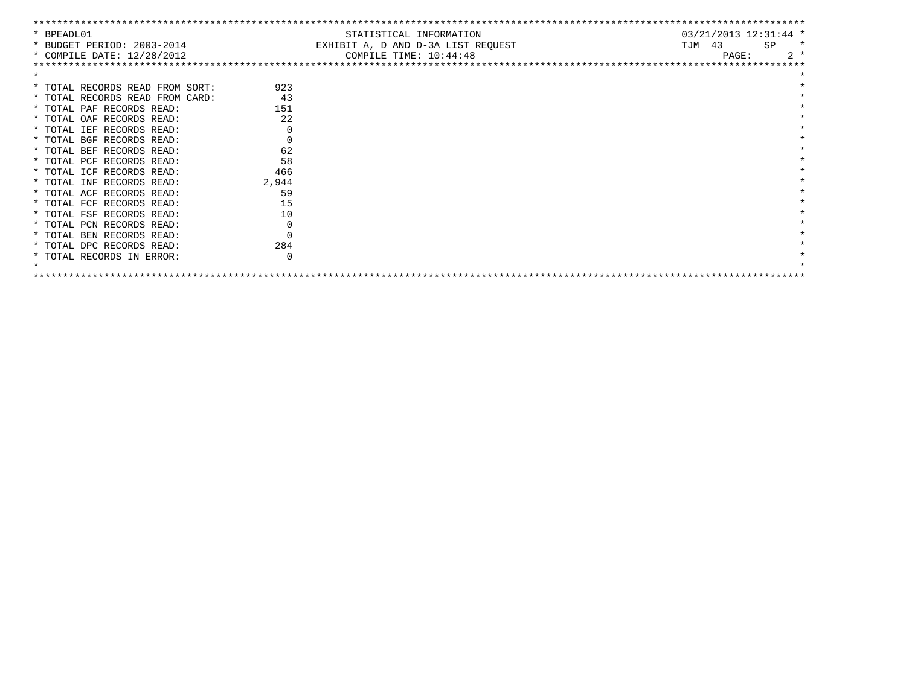```
*************************************************************************************************************************************
* BPEADL01                                          STATISTICAL INFORMATION                                       03/21/2013 12:31:44 *
* BUDGET PERIOD: 2003-2014                     EXHIBIT A, D AND D-3A LIST REQUEST                                 TJM  43       SP    *
* COMPILE DATE: 12/28/2012                           COMPILE TIME: 10:44:48                                                PAGE:     2 *
*************************************************************************************************************************************
*                                                                                                                                   *
* TOTAL RECORDS READ FROM SORT:         923                                                                                         *
* TOTAL RECORDS READ FROM CARD:           43                                                                                         *
* TOTAL PAF RECORDS READ:               151                                                                                         *
* TOTAL OAF RECORDS READ:                22                                                                                         *
* TOTAL IEF RECORDS READ:                 0                                                                                         *
* TOTAL BGF RECORDS READ:                 0                                                                                         *
* TOTAL BEF RECORDS READ:                62                                                                                         *
* TOTAL PCF RECORDS READ:                58                                                                                         *
* TOTAL ICF RECORDS READ:               466                                                                                         *
* TOTAL INF RECORDS READ:             2,944                                                                                         *
* TOTAL ACF RECORDS READ:                59                                                                                         *
* TOTAL FCF RECORDS READ:                15                                                                                         *
* TOTAL FSF RECORDS READ:                10                                                                                         *
* TOTAL PCN RECORDS READ:                 0                                                                                         *
* TOTAL BEN RECORDS READ:                 0                                                                                         *
* TOTAL DPC RECORDS READ:               284                                                                                         *
* TOTAL RECORDS IN ERROR:                 0                                                                                         *
*                                                                                                                                   *
*************************************************************************************************************************************
```